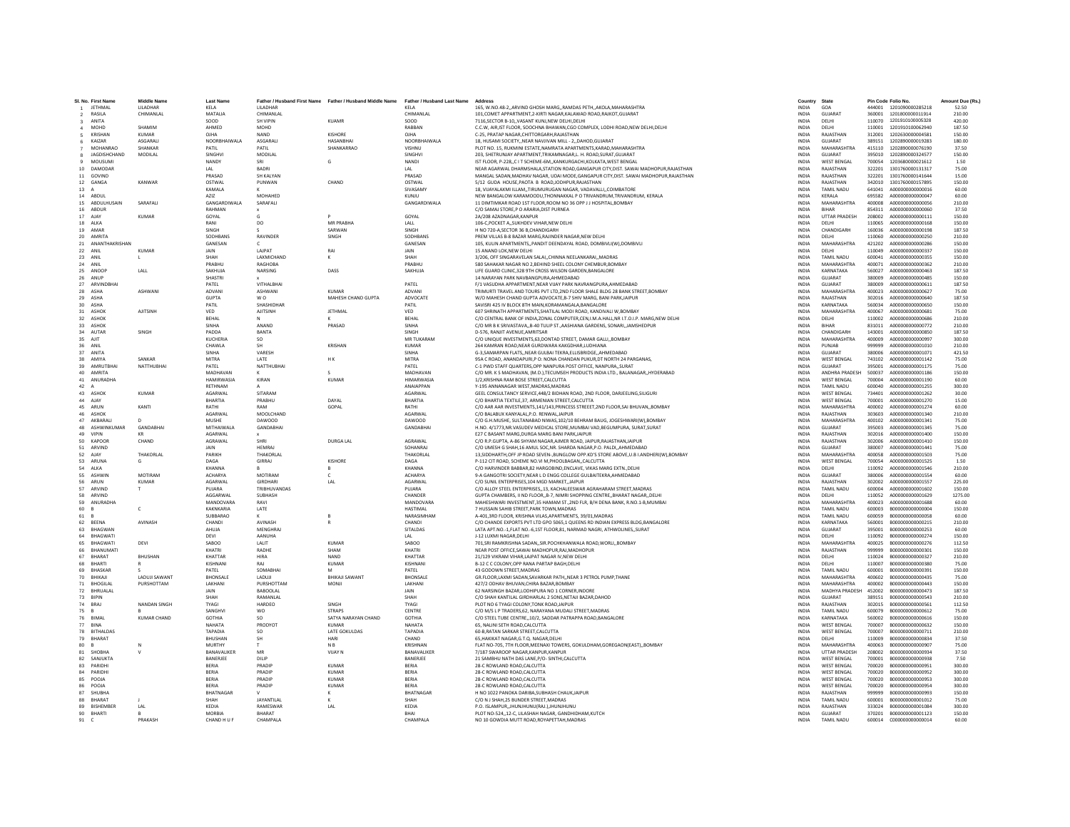| Sl. No. | First Name | Middle Name | Last Name | Father / Husband First Name | Father / Husband Middle Name | Father / Husband Last Name | Address | Country | State | Pin Code | Folio No. | Amount Due (Rs.) |
|---|---|---|---|---|---|---|---|---|---|---|---|---|
| 1 | JETHMAL | LILADHAR | KELA | LILADHAR | | KELA | 165, W.NO.48-2,,ARVIND GHOSH MARG,,RAMDAS PETH,,AKOLA,MAHARASHTRA | INDIA | GOA | 444001 | 1201090000285218 | 52.50 |
| 2 | RASILA | CHIMANLAL | MATALIA | CHIMANLAL | | CHIMANLAL | 101,COMET APPARTMENT,2-KIRTI NAGAR,KALAWAD ROAD,RAJKOT,GUJARAT | INDIA | GUJARAT | 360001 | 1201800000011914 | 210.00 |
| 3 | ANITA | | SOOD | SH VIPIN | KUAMR | SOOD | 7116,SECTOR B-10,,VASANT KUNJ,NEW DELHI,DELHI | INDIA | DELHI | 110070 | 1201910100005328 | 420.00 |
| 4 | MOHD | SHAMIM | AHMED | MOHD | | RABBAN | C.C.W, AIR,IST FLOOR, SOOCHNA BHAWAN,CGO COMPLEX, LODHI ROAD,NEW DELHI,DELHI | INDIA | DELHI | 110001 | 1201910100062940 | 187.50 |
| 5 | KRISHAN | KUMAR | OJHA | NAND | KISHORE | OJHA | C-25, PRATAP NAGAR,CHITTORGARH,RAJASTHAN | INDIA | RAJASTHAN | 312001 | 1202630000004581 | 150.00 |
| 6 | KAIZAR | ASGARALI | NOORBHAIWALA | ASGARALI | HASANBHAI | NOORBHAIWALA | 18, HUSAMI SOCIETY,,NEAR NAVJIVAN MILL - 2,,DAHOD,GUJARAT | INDIA | GUJARAT | 389151 | 1202890000019283 | 180.00 |
| 7 | MOHANRAO | SHANKAR | PATIL | PATIL | SHANKARRAO | VISHNU | PLOT NO. 15, RUKMINI ESTATE,NAMRATA APARTMENTS,KARAD,MAHARASHTRA | INDIA | MAHARASHTRA | 415110 | 1202890000076190 | 37.50 |
| 8 | JAGDISHCHAND | MODILAL | SINGHVI | MODILAL | | SINGHVI | 203, SHETRUNJAY APARTMENT,TRIKAMNAGAR,L. H. ROAD,SURAT,GUJARAT | INDIA | GUJARAT | 395010 | 1202890000324577 | 150.00 |
| 9 | MOUSUMI | | NANDY | SRI | G | NANDI | IST FLOOR, P-228,,C I T SCHEME-6M,,KANKURGACHI,KOLKATA,WEST BENGAL | INDIA | WEST BENGAL | 700054 | 1203680000021612 | 1.50 |
| 10 | DAMODAR | | LAL | BADRI | | LAL | NEAR AGARWAL DHARMSHALA,STATION ROAD,GANGAPUR CITY,DIST. SAWAI MADHOPUR,RAJASTHAN | INDIA | RAJASTHAN | 322201 | 1301760000131317 | 75.00 |
| 11 | GOVIND | | PRASAD | SH KALYAN | | PRASAD | MANGAL SADAN,MADHAV NAGAR, UDAI MODE,GANGAPUR CITY,DIST. SAWAI MADHOPUR,RAJASTHAN | INDIA | RAJASTHAN | 322201 | 1301760000141644 | 15.00 |
| 12 | GANGA | KANWAR | OSTWAL | PUNWAN | CHAND | OSTWAL | 5/12 GUDA HOUSE,PAOTA B ROAD,JODHPUR,RAJASTHAN | INDIA | RAJASTHAN | 342010 | 1301760000157895 | 150.00 |
| 13 | A | | KAMALA | K | | SIVASAMY | 18, VIJAYALAXMI ILLAM,,TIRUMURUGAN NAGAR, VADAVALLI,,COIMBATORE | INDIA | TAMIL NADU | 641041 | A000000000000016 | 60.00 |
| 14 | ABDUL | | AZIZ | MOHAHED | | KUNJU | NEW BANGALOW KARAMOODU,THONNAKKAL P O TRIVANDRUM,TRIVANDRUM, KERALA | INDIA | KERALA | 695582 | A000000000000047 | 60.00 |
| 15 | ABDULHUSAIN | SARAFALI | GANGARDIWALA | SARAFALI | | GANGARDIWALA | 11 DIMTIMKAR ROAD 1ST FLOOR,ROOM NO 36 OPP J J HOSPITAL,BOMBAY | INDIA | MAHARASHTRA | 400008 | A000000000000056 | 210.00 |
| 16 | ABDUR | | RAHMAN | x | | | C/O SAMAJ STORE,P O ARARIA,DIST PURNEA | INDIA | BIHAR | 854311 | A000000000000060 | 37.50 |
| 17 | AJAY | KUMAR | GOYAL | G | P | GOYAL | 2A/208 AZADNAGAR,KANPUR | INDIA | UTTAR PRADESH | 208002 | A000000000000111 | 150.00 |
| 18 | ALKA | | RANI | DO | MR PRABHA | LALL | 106-C,POCKET A,,SUKHDEV VIHAR,NEW DELHI | INDIA | DELHI | 110065 | A000000000000168 | 150.00 |
| 19 | AMAR | | SINGH | S | SARWAN | SINGH | H NO 720-A,SECTOR 36 B,CHANDIGARH | INDIA | CHANDIGARH | 160036 | A000000000000198 | 187.50 |
| 20 | AMRITA | | SODHBANS | RAVINDER | SINGH | SODHBANS | PREM VILLAS B-8 BAZAR MARG,RAJINDER NAGAR,NEW DELHI | INDIA | DELHI | 110060 | A000000000000250 | 210.00 |
| 21 | ANANTHAKRISHAN | | GANESAN | C | | GANESAN | 105, KULIN APARTMENTS,,PANDIT DEENDAYAL ROAD, DOMBIVLI(W),DOMBIVLI | INDIA | MAHARASHTRA | 421202 | A000000000000286 | 150.00 |
| 22 | ANIL | KUMAR | JAIN | LAJPAT | RAI | JAIN | 15 ANAND LOK,NEW DELHI | INDIA | DELHI | 110049 | A000000000000337 | 150.00 |
| 23 | ANIL | L | SHAH | LAXMICHAND | K | SHAH | 3/206, OFF SINGARAVELAN SALAI,,CHINNA NEELANKARAI,,MADRAS | INDIA | TAMIL NADU | 600041 | A000000000000355 | 150.00 |
| 24 | ANIL | | PRABHU | RAGHOBA | | PRABHU | 580 SAHAKAR NAGAR NO 2,BEHIND SHEEL COLONY CHEMBUR,BOMBAY | INDIA | MAHARASHTRA | 400071 | A000000000000362 | 210.00 |
| 25 | ANOOP | LALL | SAKHUJA | NARSING | DASS | SAKHUJA | LIFE GUARD CLINIC,328 9TH CROSS WILSON GARDEN,BANGALORE | INDIA | KARNATAKA | 560027 | A000000000000463 | 187.50 |
| 26 | ANUP | | SHASTRI | x | | | 14 NARAYAN PARK NAVBANGPURA,AHMEDABAD | INDIA | GUJARAT | 380009 | A000000000000485 | 150.00 |
| 27 | ARVINDBHAI | | PATEL | VITHALBHAI | | PATEL | F/1 VASUDHA APPARTMENT,NEAR VIJAY PARK NAVRANGPURA,AHMEDABAD | INDIA | GUJARAT | 380009 | A000000000000611 | 187.50 |
| 28 | ASHA | ASHWANI | ADVANI | ASHWANI | KUMAR | ADVANI | TRIMURTI TRAVEL AND TOURS PVT LTD,2ND FLOOR SHALE BLDG 28 BANK STREET,BOMBAY | INDIA | MAHARASHTRA | 400023 | A000000000000627 | 75.00 |
| 29 | ASHA | | GUPTA | W O | MAHESH CHAND GUPTA | ADVOCATE | W/O MAHESH CHAND GUPTA ADVOCATE,B-7 SHIV MARG, BANI PARK,JAIPUR | INDIA | RAJASTHAN | 302016 | A000000000000640 | 187.50 |
| 30 | ASHA | | PATIL | SHASHIDHAR | | PATIL | SAVISRI 425 IV BLOCK 8TH MAIN,KORAMANGALA,BANGALORE | INDIA | KARNATAKA | 560034 | A000000000000650 | 150.00 |
| 31 | ASHOK | AJITSINH | VED | AJITSINH | JETHMAL | VED | 607 SHRINATH APPARTMENTS,SHATILAL MODI ROAD, KANDIVALI W,,BOMBAY | INDIA | MAHARASHTRA | 400067 | A000000000000681 | 75.00 |
| 32 | ASHOK | | BEHAL | N | K | BEHAL | C/O CENTRAL BANK OF INDIA,ZONAL COMPUTER,CEN,I.M.A.HALL,NR I.T.O.I.P. MARG,NEW DELHI | INDIA | DELHI | 110002 | A000000000000686 | 210.00 |
| 33 | ASHOK | | SINHA | ANAND | PRASAD | SINHA | C/O MR B K SRIVASTAVA,,B-40 TULIP ST.,AASHIANA GARDENS, SONARI,,JAMSHEDPUR | INDIA | BIHAR | 831011 | A000000000000772 | 210.00 |
| 34 | AUTAR | SINGH | PADDA | BANTA | | SINGH | D-576, RANJIT AVENUE,AMRITSAR | INDIA | CHANDIGARH | 143001 | A000000000000850 | 187.50 |
| 35 | AJIT | | KUCHERIA | SO | | MR TUKARAM | C/O UNIQUE INVESTMENTS,63,DONTAD STREET, DAMAR GALLI,,BOMBAY | INDIA | MAHARASHTRA | 400009 | A000000000000997 | 300.00 |
| 36 | ANIL | | CHAWLA | SH | KRISHAN | KUMAR | 264 KAMRAN ROAD,NEAR GURDWARA KAKGDHAR,LUDHIANA | INDIA | PUNJAB | 999999 | A000000000001010 | 210.00 |
| 37 | ANITA | | SINHA | VARESH | | SINHA | G-3,SAMARPAN FLATS,,NEAR GULBAI TEKRA,ELLISBRIDGE,,AHMEDABAD | INDIA | GUJARAT | 380006 | A000000000001071 | 421.50 |
| 38 | AMIYA | SANKAR | MITRA | LATE | H K | MITRA | 95A C ROAD, ANANDAPURI,P O: NONA CHANDAN PUKUR,DT NORTH 24 PARGANAS, | INDIA | WEST BENGAL | 743102 | A000000000001142 | 75.00 |
| 39 | AMRUTBHAI | NATTHUBHAI | PATEL | NATTHUBHAI | | PATEL | C-1 PWD STAFF QUARTERS,OPP NANPURA POST OFFICE, NANPURA,,SURAT | INDIA | GUJARAT | 395001 | A000000000001175 | 75.00 |
| 40 | AMRITA | | MADHAVAN | K | S | MADHAVAN | C/O MR. K S MADHAVAN, (M.D.),TECUMSEH PRODUCTS INDIA LTD., BALANAGAR,,HYDERABAD | INDIA | ANDHRA PRADESH | 500037 | A000000000001186 | 150.00 |
| 41 | ANURADHA | | HAMIRWASIA | KIRAN | KUMAR | HIMARWASIA | 1/2,KRISHNA RAM BOSE STREET,CALCUTTA | INDIA | WEST BENGAL | 700004 | A000000000001190 | 60.00 |
| 42 | A | | RETHNAM | A | | ANAIAPPAN | Y-195 ANNANAGAR WEST,MADRAS,MADRAS | INDIA | TAMIL NADU | 600040 | A000000000001255 | 300.00 |
| 43 | ASHOK | KUMAR | AGARWAL | SITARAM | | AGARWAL | GEEL CONSULTANCY SERVICE,448/2 BIDHAN ROAD, 2ND FLOOR, DARJEELING,SILIGURI | INDIA | WEST BENGAL | 734401 | A000000000001262 | 30.00 |
| 44 | AJAY | | BHARTIA | PRABHU | DAYAL | BHARTIA | C/O BHARTIA TEXTILE,37, ARMENIAN STREET,CALCUTTA | INDIA | WEST BENGAL | 700001 | A000000000001270 | 15.00 |
| 45 | ARUN | KANTI | RATHI | RAM | GOPAL | RATHI | C/O AAR AAR INVESTMENTS,141/143,PRINCESS STREET,2ND FLOOR,SAI BHUVAN,,BOMBAY | INDIA | MAHARASHTRA | 400002 | A000000000001274 | 60.00 |
| 46 | ASHOK | | AGARWAL | MOOLCHAND | | AGARWAL | C/O BALABUX KANYALAL,P.O. RENWAL,,JAIPUR | INDIA | RAJASTHAN | 303603 | A000000000001340 | 210.00 |
| 47 | AKBARALI | D | MUSHE | DAWOOD | | DAWOOD | C/O G.H.MUSHE, SULTANABAD NIWAS,102/10 BEHRAM BAUG, JOGESHWARI(W),BOMBAY | INDIA | MAHARASHTRA | 400102 | A000000000001341 | 75.00 |
| 48 | ASHWINKUMAR | GANDABHAI | MITHAIWALA | GANDABHAI | | GANDABHAI | H.NO. 4/1773,NR.VASUDEV MEDICAL STORE,MUMBAI VAD,BEGUMPURA, SURAT,SURAT | INDIA | GUJARAT | 395003 | A000000000001345 | 75.00 |
| 49 | VIPIN | KR | AGARWAL | x | | | E27 C BASANT MARG,DURGA MARG BANI PARK,JAIPUR | INDIA | RAJASTHAN | 302016 | A000000000001400 | 150.00 |
| 50 | KAPOOR | CHAND | AGRAWAL | SHRI | DURGA LAL | AGRAWAL | C/O R.P.GUPTA, A-86 SHYAM NAGAR,AJMER ROAD, JAIPUR,RAJASTHAN,JAIPUR | INDIA | RAJASTHAN | 302006 | A000000000001410 | 150.00 |
| 51 | ARVIND | | JAIN | HEMRAJ | | SOHANRAJ | C/O UMESH G SHAH,16 AMUL SOC,NR. SHARDA NAGAR,P.O. PALDI,,AHMEDABAD | INDIA | GUJARAT | 380007 | A000000000001441 | 75.00 |
| 52 | AJAY | THAKORLAL | PARIKH | THAKORLAL | | THAKORLAL | 13,SIDDHARTH,OFF JP ROAD SEVEN-,BUNGLOW OPP.KD'S STORE ABOVE,U.B I.ANDHERI(W),BOMBAY | INDIA | MAHARASHTRA | 400058 | A000000000001503 | 75.00 |
| 53 | ARUNA | G | DAGA | GIRRAJ | KISHORE | DAGA | P-112 CIT ROAD, SCHEME NO.VI M,PHOOLBAGAN,,CALCUTTA | INDIA | WEST BENGAL | 700054 | A000000000001525 | 1.50 |
| 54 | ALKA | | KHANNA | B | B | KHANNA | C/O HARVINDER BABBAR,82 HARGOBIND,ENCLAVE, VIKAS MARG EXTN.,DELHI | INDIA | DELHI | 110092 | A000000000001546 | 210.00 |
| 55 | ASHWIN | MOTIRAM | ACHARYA | MOTIRAM | C | ACHARYA | 9-A GANGOTRI SOCIETY,NEAR L D ENGG COLLEGE GULBAITEKRA,AHMEDABAD | INDIA | GUJARAT | 380006 | A000000000001554 | 60.00 |
| 56 | ARUN | KUMAR | AGARWAL | GIRDHARI | LAL | AGARWAL | C/O SUNIL ENTERPRISES,104 MGD MARKET,,JAIPUR | INDIA | RAJASTHAN | 302002 | A000000000001557 | 225.00 |
| 57 | ARVIND | T | PUJARA | TRIBHUVANDAS | | PUJARA | C/O ALLOY STEEL ENTERPRISES,,13, KACHALEESWAR AGRAHARAM STREET,MADRAS | INDIA | TAMIL NADU | 600004 | A000000000001602 | 150.00 |
| 58 | ARVIND | | AGGARWAL | SUBHASH | | CHANDER | GUPTA CHAMBERS, II ND FLOOR,,B-7, NIMRI SHOPPING CENTRE,,BHARAT NAGAR,,DELHI | INDIA | DELHI | 110052 | A000000000001629 | 1275.00 |
| 59 | ANURADHA | | MANDOVARA | RAVI | | MANDOVARA | MAHESHWARI INVESTMENT,35 HAMAM ST.,2ND FLR, B/H DENA BANK, R.NO.1-8,MUMBAI | INDIA | MAHARASHTRA | 400023 | A000000000001688 | 60.00 |
| 60 | B | C | KAKNKARIA | LATE | | HASTIMAL | 7 HUSSAIN SAHIB STREET,PARK TOWN,MADRAS | INDIA | TAMIL NADU | 600003 | B000000000000004 | 150.00 |
| 61 | B | | SUBBARAO | K | B | NARASIMHAM | A-401,3RD FLOOR, KRISHNA VILAS,APARTMENTS, 39/01,MADRAS | INDIA | TAMIL NADU | 600059 | B000000000000058 | 60.00 |
| 62 | BEENA | AVINASH | CHANDI | AVINASH | R | CHANDI | C/O CHANDE EXPORTS PVT LTD GPO 5065,1 QUEENS RD INDIAN EXPRESS BLDG,BANGALORE | INDIA | KARNATAKA | 560001 | B000000000000215 | 210.00 |
| 63 | BHAGWAN | | AHUJA | MENGHRAJ | | SITALDAS | LATA APT.NO.-1,FLAT NO.-6,1ST FLOOR,81, NARMAD NAGRI, ATHWOLINES,,SURAT | INDIA | GUJARAT | 395001 | B000000000000253 | 60.00 |
| 64 | BHAGWATI | | DEVI | AANUHA | | LAL | J-12 LUXMI NAGAR,DELHI | INDIA | DELHI | 110092 | B000000000000274 | 150.00 |
| 65 | BHAGWATI | DEVI | SABOO | LALIT | KUMAR | SABOO | 701,SRI RAMKRISHNA SADAN,,SIR.POCHKHANWALA ROAD,WORLI,,BOMBAY | INDIA | MAHARASHTRA | 400025 | B000000000000276 | 112.50 |
| 66 | BHANUMATI | | KHATRI | RADHE | SHAM | KHATRI | NEAR POST OFFICE,SAWAI MADHOPUR,RAJ,MADHOPUR | INDIA | RAJASTHAN | 999999 | B000000000000301 | 150.00 |
| 67 | BHARAT | BHUSHAN | KHATTAR | HIRA | NAND | KHATTAR | 21/129 VIKRAM VIHAR,LAJPAT NAGAR IV,NEW DELHI | INDIA | DELHI | 110024 | B000000000000327 | 210.00 |
| 68 | BHARTI | R | KISHNANI | RAJ | KUMAR | KISHNANI | B-12 C C COLONY,OPP RANA PARTAP BAGH,DELHI | INDIA | DELHI | 110007 | B000000000000380 | 75.00 |
| 69 | BHASKAR | S | PATEL | SOMABHAI | M | PATEL | 43 GODOWN STREET,MADRAS | INDIA | TAMIL NADU | 600001 | B000000000000391 | 150.00 |
| 70 | BHIKAJI | LADUJI SAWANT | BHONSALE | LADUJI | BHIKAJI SAWANT | BHONSALE | GR.FLOOR,LAXMI SADAN,SAVARKAR PATH,,NEAR 3 PETROL PUMP,THANE | INDIA | MAHARASHTRA | 400602 | B000000000000435 | 75.00 |
| 71 | BHOGILAL | PURSHOTTAM | LAKHANI | PURSHOTTAM | MONJI | LAKHANI | 427/2 ODHAV BHUVAN,CHIRA BAZAR,BOMBAY | INDIA | MAHARASHTRA | 400002 | B000000000000443 | 150.00 |
| 72 | BHRIJALAL | | JAIN | BABOOLAL | | JAIN | 62 NARSINGH BAZAR,LODHIPURA NO 1 CORNER,INDORE | INDIA | MADHYA PRADESH | 452002 | B000000000000473 | 187.50 |
| 73 | BIPIN | | SHAH | RAMANLAL | | SHAH | C/O SHAH KANTILAL GIRDHARLAL 2 SONS,NETAJI BAZAR,DAHOD | INDIA | GUJARAT | 389151 | B000000000000543 | 210.00 |
| 74 | BRAJ | NANDAN SINGH | TYAGI | HARDEO | SINGH | TYAGI | PLOT NO 6 TYAGI COLONY,TONK ROAD,JAIPUR | INDIA | RAJASTHAN | 302015 | B000000000000561 | 112.50 |
| 75 | B | B | SANGHVI | WO | STRAPS | CENTRE | C/O M/S L P TRADERS,62, NARAYANA MUDALI STREET,MADRAS | INDIA | TAMIL NADU | 600079 | B000000000000612 | 75.00 |
| 76 | BIMAL | KUMAR CHAND | GOTHIA | SO | SATYA NARAYAN CHAND | GOTHIA | C/O STEEL TUBE CENTRE,,10/2, SADDAR PATRAPPA ROAD,BANGALORE | INDIA | KARNATAKA | 560002 | B000000000000616 | 150.00 |
| 77 | BINA | | NAHATA | PRODYOT | KUMAR | NAHATA | 65, NALINI SETH ROAD,CALCUTTA | INDIA | WEST BENGAL | 700007 | B000000000000632 | 150.00 |
| 78 | BITHALDAS | | TAPADIA | SO | LATE GOKULDAS | TAPADIA | 60-B,RATAN SARKAR STREET,CALCUTTA | INDIA | WEST BENGAL | 700007 | B000000000000711 | 210.00 |
| 79 | BHARAT | | BHUSHAN | SH | HARI | CHAND | 65,HAKIKAT NAGAR,G.T.Q. NAGAR,DELHI | INDIA | DELHI | 110009 | B000000000000834 | 37.50 |
| 80 | B | N | MURTHY | T | N B | KRISHNAN | FLAT NO-705, 7TH FLOOR,MEENAXI TOWERS, GOKULDHAM,GOREGAON(EAST),,BOMBAY | INDIA | MAHARASHTRA | 400063 | B000000000000907 | 75.00 |
| 81 | SHOBHA | V | BANAVALIKER | MR | VIJAY N | BANAVALIKER | 7/187,SWAROOP NAGAR,KANPUR,KANPUR | INDIA | UTTAR PRADESH | 208002 | B000000000000934 | 37.50 |
| 82 | SANJUKTA | | BANERJEE | DILIP | | BANERJEE | 21 SAMBHU NATH DAS LANE,P/O- SINTHI,CALCUTTA | INDIA | WEST BENGAL | 700001 | B000000000000938 | 7.50 |
| 83 | PARIDHI | | BERIA | PRADIP | KUMAR | BERIA | 28-C ROWLAND ROAD,CALCUTTA | INDIA | WEST BENGAL | 700020 | B000000000000951 | 300.00 |
| 84 | PARIDHI | | BERIA | PRADIP | KUMAR | BERIA | 28-C ROWLAND ROAD,CALCUTTA | INDIA | WEST BENGAL | 700020 | B000000000000952 | 300.00 |
| 85 | POOJA | | BERIA | PRADIP | KUMAR | BERIA | 28-C ROWLAND ROAD,CALCUTTA | INDIA | WEST BENGAL | 700020 | B000000000000953 | 300.00 |
| 86 | POOJA | | BERIA | PRADIP | KUMAR | BERIA | 28-C ROWLAND ROAD,CALCUTTA | INDIA | WEST BENGAL | 700020 | B000000000000954 | 300.00 |
| 87 | SHUBHA | | BHATNAGAR | V | K | BHATNAGAR | H NO 1022 PANOKA DARIBA,SUBHASH CHAUK,JAIPUR | INDIA | RAJASTHAN | 999999 | B000000000000993 | 150.00 |
| 88 | BHARAT | J | SHAH | JAYANTILAL | K | SHAH | C/O N J SHAH,25 BUNDER STREET,MADRAS | INDIA | TAMIL NADU | 600001 | B000000000001012 | 75.00 |
| 89 | BISHEMBER | LAL | KEDIA | RAMESWAR | LAL | KEDIA | P.O. ISLAMPUR,,JHUNJHUNU(RAJ.),JHUNJHUNU | INDIA | RAJASTHAN | 333024 | B000000000001084 | 300.00 |
| 90 | BHARTI | B | MORBIA | BHARAT | | BHAI | PLOT NO-524,,12-C, LILASHAH NAGAR, GANDHIDHAM,KUTCH | INDIA | GUJARAT | 370201 | B000000000001123 | 150.00 |
| 91 | C | PRAKASH | CHAND H U F | CHAMPALA | | CHAMPALA | NO 10 GOWDIA MUTT ROAD,ROYAPETTAH,MADRAS | INDIA | TAMIL NADU | 600014 | C000000000000014 | 60.00 |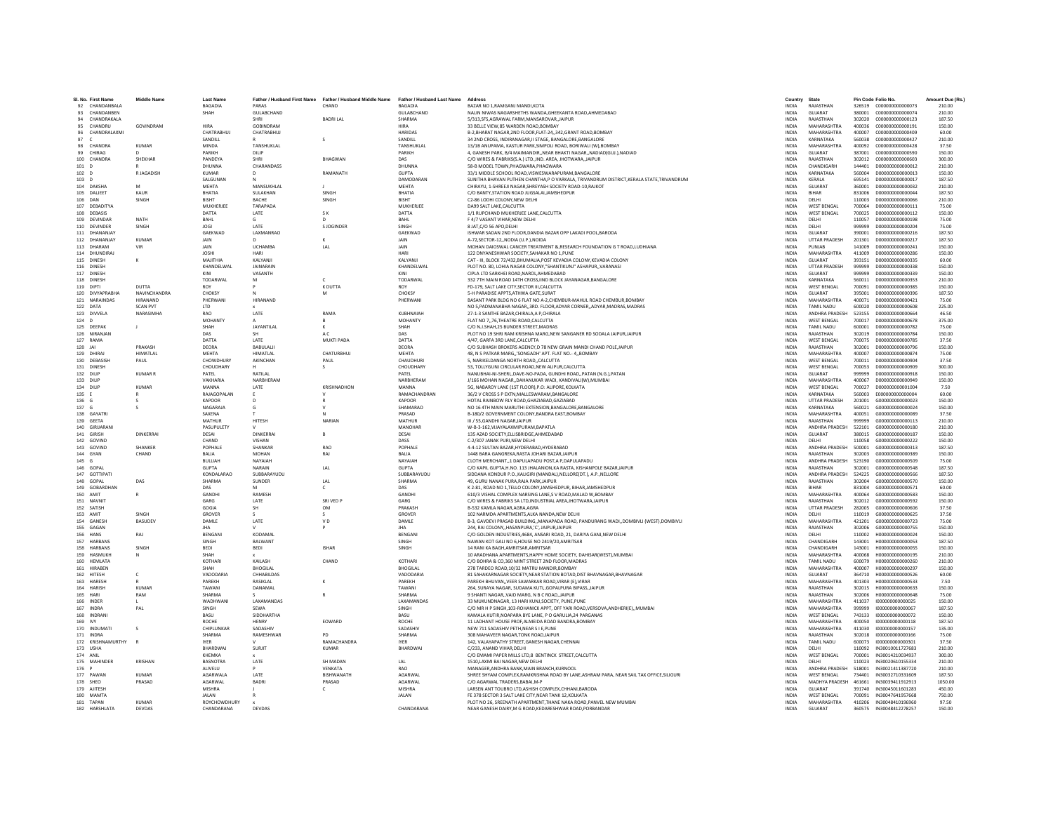| Sl. No. | First Name | Middle Name | Last Name | Father / Husband First Name | Father / Husband Middle Name | Father / Husband Last Name | Address | Country | State | Pin Code | Folio No. | Amount Due (Rs.) |
|---|---|---|---|---|---|---|---|---|---|---|---|---|
| 92 | CHANDANBALA | | BAGADIA | PARAS | CHAND | BAGADIA | BAZAR NO 1,RAMGANJ MANDI,KOTA | INDIA | RAJASTHAN | 326519 | C000000000000073 | 210.00 |
| 93 | CHANDANBEN | | SHAH | GULABCHAND | | GULABCHAND | NAUN NIWAS NAGARSHETHS WANDA,GHEEKANTA ROAD,AHMEDABAD | INDIA | GUJARAT | 380001 | C000000000000074 | 210.00 |
| 94 | CHANDRAKALA | | | SHRI | BADRI LAL | SHARMA | 5/313,SFS,AGRAWAL FARM,MANSAROVAR,,JAIPUR | INDIA | RAJASTHAN | 302020 | C000000000000123 | 187.50 |
| 95 | CHANDRU | GOVINDRAM | HIRA | GOBINDRAM | | HIRA | 33 BELLE VIEW,85 WARDEN ROAD,BOMBAY | INDIA | MAHARASHTRA | 400036 | C000000000000191 | 150.00 |
| 96 | CHANDRALAXMI | | CHATRABHUJ | CHATRABHUJ | | HARIDAS | B-2,BHARAT NAGAR,2ND FLOOR,FLAT-24,,342,GRANT ROAD,BOMBAY | INDIA | MAHARASHTRA | 400007 | C000000000000409 | 60.00 |
| 97 | C | | SANDILL | R | S | SANDILL | 34 2ND CROSS, INDIRANAGAR,II STAGE, BANGALORE,BANGALORE | INDIA | KARNATAKA | 560038 | C000000000000424 | 210.00 |
| 98 | CHANDRA | KUMAR | MINDA | TANSHUKLAL | | TANSHUKLAL | 13/18 ANUPAMA, KASTUR PARK,SIMPOLI ROAD, BORIWALI (W),BOMBAY | INDIA | MAHARASHTRA | 400092 | C000000000000428 | 37.50 |
| 99 | CHIRAG | D | PARIKH | DILIP | | PARIKH | 4, GANESH PARK, B/4 MAIMANDIR,,NEAR BHAKTI NAGAR,,NADIAD(GUJ.),NADIAD | INDIA | GUJARAT | 387001 | C000000000000590 | 150.00 |
| 100 | CHANDRA | SHEKHAR | PANDEYA | SHRI | BHAGWAN | DAS | C/O WIRES & FABRIKS(S.A.) LTD.,IND. AREA, JHOTWARA,,JAIPUR | INDIA | RAJASTHAN | 302012 | C000000000000603 | 300.00 |
| 101 | D | R | DHUNNA | CHARANDASS | | DHUNNA | 58-B MODEL TOWN,PHAGWARA,PHAGWARA | INDIA | CHANDIGARH | 144401 | D000000000000012 | 210.00 |
| 102 | D | R JAGADISH | KUMAR | D | RAMANATH | GUPTA | 33/1 MIDDLE SCHOOL ROAD,VISWESWARAPURAM,BANGALORE | INDIA | KARNATAKA | 560004 | D000000000000013 | 150.00 |
| 103 | D | | SALGUNAN | N | | DAMODARAN | SUNITHA BHAVAN PUTHEN CHANTHA,P O VARKALA, TRIVANDRUM DISTRICT,KERALA STATE,TRIVANDRUM | INDIA | KERALA | 695141 | D000000000000017 | 187.50 |
| 104 | DAKSHA | M | MEHTA | MANSUKHLAL | J | MEHTA | CHIRAYU, 1-SHREEJI NAGAR,SHREYASH SOCIETY ROAD-10,RAJKOT | INDIA | GUJARAT | 360001 | D000000000000032 | 210.00 |
| 105 | DALJEET | KAUR | BHATIA | SULAKHAN | SINGH | BHATIA | C/O BANTY,STATION ROAD JUGSALAI,JAMSHEDPUR | INDIA | BIHAR | 831006 | D000000000000044 | 187.50 |
| 106 | DAN | SINGH | BISHT | BACHE | SINGH | BISHT | C2-86 LODHI COLONY,NEW DELHI | INDIA | DELHI | 110003 | D000000000000066 | 210.00 |
| 107 | DEBADITYA | | MUKHERJEE | TARAPADA | | MUKHERJEE | DA99 SALT LAKE,CALCUTTA | INDIA | WEST BENGAL | 700064 | D000000000000111 | 75.00 |
| 108 | DEBASIS | | DATTA | LATE | S K | DATTA | 1/1 RUPCHAND MUKHERJEE LANE,CALCUTTA | INDIA | WEST BENGAL | 700025 | D000000000000112 | 150.00 |
| 109 | DEVINDAR | NATH | BAHL | G | D | BAHL | F 4/7 VASANT VIHAR,NEW DELHI | INDIA | DELHI | 110057 | D000000000000198 | 75.00 |
| 110 | DEVINDER | SINGH | JOGI | LATE | S JOGINDER | SINGH | 8 JAT,C/O 56 APO,DELHI | INDIA | DELHI | 999999 | D000000000000204 | 75.00 |
| 111 | DHANANJAY | | GAEKWAD | LAXMANRAO | | GAEKWAD | ISHWAR SADAN 2ND FLOOR,DANDIA BAZAR OPP LAKADI POOL,BARODA | INDIA | GUJARAT | 390001 | D000000000000216 | 187.50 |
| 112 | DHANANJAY | KUMAR | JAIN | D | K | JAIN | A-72,SECTOR-12,,NODIA (U.P.),NOIDA | INDIA | UTTAR PRADESH | 201301 | D000000000000217 | 187.50 |
| 113 | DHARAM | VIR | JAIN | UCHAMBA | LAL | JAIN | MOHAN DAIOSWAL CANCER TREATMENT &,RESEARCH FOUNDATION G T ROAD,LUDHIANA | INDIA | PUNJAB | 141009 | D000000000000241 | 150.00 |
| 114 | DHUNDIRAJ | | JOSHI | HARI | | HARI | 122 DNYANESHWAR SOCIETY,SAHAKAR NO 1,PUNE | INDIA | MAHARASHTRA | 411009 | D000000000000286 | 150.00 |
| 115 | DINESH | K | MAJITHIA | KALYANJI | | KALYANJI | CAT - III, BLOCK 72/432,BHUMALIA,POST KEVADIA COLONY,KEVADIA COLONY | INDIA | GUJARAT | 393151 | D000000000000335 | 60.00 |
| 116 | DINESH | | KHANDELWAL | JAINARAIN | | KHANDELWAL | PLOT NO. 80, LOHIA NAGAR COLONY,"SHANTIKUNJ" ASHAPUR,,VARANASI | INDIA | UTTAR PRADESH | 999999 | D000000000000338 | 150.00 |
| 117 | DINESH | | KINI | VASANTH | | KINI | CIPLA LTD SARKHEI ROAD,NAROL,AHMEDABAD | INDIA | GUJARAT | 999999 | D000000000000339 | 150.00 |
| 118 | DINESH | | TODARWAL | M | C | TODARWAL | 332 7TH MAIN ROAD 14TH CROSS,IIND BLOCK JAYANAGAR,BANGALORE | INDIA | KARNATAKA | 560011 | D000000000000353 | 210.00 |
| 119 | DIPTI | DUTTA | ROY | P | K DUTTA | ROY | FD-179, SALT LAKE CITY,SECTOR III,CALCUTTA | INDIA | WEST BENGAL | 700091 | D000000000000385 | 150.00 |
| 120 | DIVYAPRABHA | NAVINCHANDRA | CHOKSY | N | M | CHOKSY | 5-H PARADISE APPTS,ATHWA GATE,SURAT | INDIA | GUJARAT | 395001 | D000000000000396 | 187.50 |
| 121 | NARAINDAS | HIRANAND | PHERWANI | HIRANAND | | PHERWANI | BASANT PARK BLDG NO 6 FLAT NO A-2,CHEMBUR-MAHUL ROAD CHEMBUR,BOMBAY | INDIA | MAHARASHTRA | 400071 | D000000000000421 | 75.00 |
| 122 | DATA | SCAN PVT | LTD | x | | | NO 5,PADMANABHA NAGAR,,3RD. FLOOR,ADYAR CORNER,,ADYAR,MADRAS,MADRAS | INDIA | TAMIL NADU | 600020 | D000000000000608 | 225.00 |
| 123 | DIVVELA | NARASIMHA | RAO | LATE | RAMA | KUBHNAIAH | 27-1-3 SANTHE BAZAR,CHIRALA,A P,CHIRALA | INDIA | ANDHRA PRADESH | 523155 | D000000000000664 | 46.50 |
| 124 | D | | MOHANTY | A | B | MOHANTY | FLAT NO 7,,76,THEATRE ROAD,CALCUTTA | INDIA | WEST BENGAL | 700017 | D000000000000678 | 375.00 |
| 125 | DEEPAK | J | SHAH | JAYANTILAL | K | SHAH | C/O N.J.SHAH,25 BUNDER STREET,MADRAS | INDIA | TAMIL NADU | 600001 | D000000000000782 | 75.00 |
| 126 | NIRANJAN | | DAS | SH | A C | DAS | PLOT NO 19 SHRI RAM KRISHNA MARG,NEW SANGANER RD SODALA JAIPUR,JAIPUR | INDIA | RAJASTHAN | 302019 | D000000000000784 | 150.00 |
| 127 | RAMA | | DATTA | LATE | MUKTI PADA | DATTA | 4/47, GARFA 3RD LANE,CALCUTTA | INDIA | WEST BENGAL | 700075 | D000000000000785 | 37.50 |
| 128 | JAI | PRAKASH | DEORA | BABULALJI | | DEORA | C/O SUBHASH BROKERS AGENCY,D 78 NEW GRAIN MANDI CHAND POLE,JAIPUR | INDIA | RAJASTHAN | 302001 | D000000000000796 | 150.00 |
| 129 | DHIRAJ | HIMATLAL | MEHTA | HIMATLAL | CHATURBHUJ | MEHTA | 48, N S PATKAR MARG,,"SONGADH" APT. FLAT NO.- 4,,BOMBAY | INDIA | MAHARASHTRA | 400007 | D000000000000874 | 75.00 |
| 130 | DEBASISH | PAUL | CHOWDHURY | AKINCHAN | PAUL | CHAUDHURI | 5, NARIKELDANGA NORTH ROAD,,CALCUTTA | INDIA | WEST BENGAL | 700011 | D000000000000904 | 37.50 |
| 131 | DINESH | | CHOUDHARY | H | S | CHOUDHARY | 53, TOLLYGUNJ CIRCULAR ROAD,NEW ALIPUR,CALCUTTA | INDIA | WEST BENGAL | 700053 | D000000000000909 | 300.00 |
| 132 | DILIP | KUMAR R | PATEL | RATILAL | | PATEL | NANUBHAI-NI-SHERI,,DAVE-NO-PADA, GUNDHI ROAD,,PATAN (N.G.),PATAN | INDIA | GUJARAT | 999999 | D000000000000918 | 150.00 |
| 133 | DILIP | | VAKHARIA | NARBHERAM | | NARBHERAM | J/166 MOHAN NAGAR,,DAHANUKAR WADI, KANDIVALI(W),MUMBAI | INDIA | MAHARASHTRA | 400067 | D000000000000949 | 150.00 |
| 134 | DILIP | KUMAR | MANNA | LATE | KRISHNADHON | MANNA | 5G, NABAROY LANE (1ST FLOOR),P.O: ALIPORE,KOLKATA | INDIA | WEST BENGAL | 700027 | D000000000001004 | 7.50 |
| 135 | E | R | RAJAGOPALAN | E | V | RAMACHANDRAN | 36/2 V CROSS S P EXTN,MALLESWARAM,BANGALORE | INDIA | KARNATAKA | 560003 | E000000000000004 | 60.00 |
| 136 | G | S | KAPOOR | D | R | KAPOOR | HOTAL RAINBOW RLY ROAD,GHAZIABAD,GAZIABAD | INDIA | UTTAR PRADESH | 201001 | G000000000000023 | 150.00 |
| 137 | G | S | NAGARAJA | G | V | SHAMARAO | NO 16 4TH MAIN MARUTHI EXTENSION,BANGALORE,BANGALORE | INDIA | KARNATAKA | 560021 | G000000000000024 | 150.00 |
| 138 | GAYATRI | | SAXENA | T | N | PRASAD | B-180/2 GOVERNMENT COLONY,BANDRA EAST,BOMBAY | INDIA | MAHARASHTRA | 400051 | G000000000000089 | 37.50 |
| 139 | GEETA | | MATHUR | HITESH | NARIAN | MATHUR | III / 55,GANDHI NAGAR,JAIPUR | INDIA | RAJASTHAN | 999999 | G000000000000113 | 210.00 |
| 140 | GIRIJARANI | | PASUPULETY | V | | MANOHAR | W-8-3-162,VIJAYALAXMIPURAM,BAPATLA | INDIA | ANDHRA PRADESH | 522101 | G000000000000180 | 210.00 |
| 141 | GIRISH | DINKERRAI | DESAI | DINKERRAI | B | DESAI | 135 AZAD SOCIETY,ELLISBRIDGE,AHMEDABAD | INDIA | GUJARAT | 380015 | G000000000000187 | 150.00 |
| 142 | GOVIND | | CHAND | VISHAN | | DASS | C-2/307 JANAK PURI,NEW DELHI | INDIA | DELHI | 110058 | G000000000000222 | 150.00 |
| 143 | GOVIND | SHANKER | POPHALE | SHANKAR | RAO | POPHALE | 4-4-12 SULTAN BAZAR,HYDERABAD,HYDERABAD | INDIA | ANDHRA PRADESH | 500001 | G000000000000313 | 187.50 |
| 144 | GYAN | CHAND | BALIA | MOHAN | RAJ | BALIA | 1448 BARA GANGREKA,RASTA JOHARI BAZAR,JAIPUR | INDIA | RAJASTHAN | 302003 | G000000000000389 | 150.00 |
| 145 | G | | BULLIAH | NAYAIAH | | NAYAIAH | CLOTH MERCHANT,,1 DAPULAPADU POST,A P,DAPULAPADU | INDIA | ANDHRA PRADESH | 523190 | G000000000000509 | 75.00 |
| 146 | GOPAL | | GUPTA | NARAIN | LAL | GUPTA | C/O KAPIL GUPTA,H.NO. 113 JHALANION,KA RASTA, KISHANPOLE BAZAR,JAIPUR | INDIA | RAJASTHAN | 302001 | G000000000000548 | 187.50 |
| 147 | GOTTIPATI | | KONDALARAO | SUBBARAYUDU | | SUBBARAYUDU | SIDDANA KONDUR P.O.,KALIGIRI (MANDAL),NELLORE(DT.), A.P.,NELLORE | INDIA | ANDHRA PRADESH | 524225 | G000000000000566 | 187.50 |
| 148 | GOPAL | DAS | SHARMA | SUNDER | LAL | SHARMA | 49, GURU NANAK PURA,RAJA PARK,JAIPUR | INDIA | RAJASTHAN | 302004 | G000000000000570 | 150.00 |
| 149 | GOBARDHAN | | DAS | M | C | DAS | K 2-81, ROAD NO 1,TELLO COLONY,JAMSHEDPUR, BIHAR,JAMSHEDPUR | INDIA | BIHAR | 831004 | G000000000000571 | 60.00 |
| 150 | AMIT | R | GANDHI | RAMESH | | GANDHI | 610/3 VISHAL COMPLEX NARSING LANE,S V ROAD,MALAD W,BOMBAY | INDIA | MAHARASHTRA | 400064 | G000000000000583 | 150.00 |
| 151 | NAVNIT | | GARG | LATE | SRI VED P | GARG | C/O WIRES & FABRIKS SA LTD,INDUSTRIAL AREA,JHOTWARA,JAIPUR | INDIA | RAJASTHAN | 302012 | G000000000000592 | 150.00 |
| 152 | SATISH | | GOGIA | SH | OM | PRAKASH | B-532 KAMLA NAGAR,AGRA,AGRA | INDIA | UTTAR PRADESH | 282005 | G000000000000606 | 37.50 |
| 153 | AMIT | SINGH | GROVER | S | S | GROVER | 102 NARMDA APARTMENTS,ALKA NANDA,NEW DELHI | INDIA | DELHI | 110019 | G000000000000625 | 37.50 |
| 154 | GANESH | BASUDEV | DAMLE | LATE | V D | DAMLE | B-3, GAVDEVI PRASAD BUILDING,,MANAPADA ROAD, PANDURANG WADI,,DOMBIVLI (WEST),DOMBIVLI | INDIA | MAHARASHTRA | 421201 | G000000000000723 | 75.00 |
| 155 | GAGAN | | JHA | V | P | JHA | 244, RAI COLONY,,HASANPURA,'C', JAIPUR,JAIPUR | INDIA | RAJASTHAN | 302006 | G000000000000755 | 150.00 |
| 156 | HANS | RAJ | BENGANI | KODAMAL | | BENGANI | C/O GOLDEN INDUSTRIES,4684, ANSARI ROAD, 21, DARIYA GANJ,NEW DELHI | INDIA | DELHI | 110002 | H000000000000024 | 150.00 |
| 157 | HARBANS | | SINGH | BALWANT | | SINGH | NAWAN KOT GALI NO 6,HOUSE NO 2419/20,AMRITSAR | INDIA | CHANDIGARH | 143001 | H000000000000053 | 187.50 |
| 158 | HARBANS | SINGH | BEDI | BEDI | ISHAR | SINGH | 14 RANI KA BAGH,AMRITSAR,AMRITSAR | INDIA | CHANDIGARH | 143001 | H000000000000055 | 150.00 |
| 159 | HASMUKH | N | SHAH | x | | | 10 ARADHANA APARTMENTS,HAPPY HOME SOCIETY, DAHISAR(WEST),MUMBAI | INDIA | MAHARASHTRA | 400068 | H000000000000195 | 210.00 |
| 160 | HEMLATA | | KOTHARI | KAILASH | CHAND | KOTHARI | C/O BOHRA & CO,360 MINT STREET 2ND FLOOR,MADRAS | INDIA | TAMIL NADU | 600079 | H000000000000260 | 210.00 |
| 161 | HIRABEN | | SHAH | BHOGILAL | | BHOGILAL | 278 TARDEO ROAD,10/32 MATRU MANDIR,BOMBAY | INDIA | MAHARASHTRA | 400007 | H000000000000297 | 150.00 |
| 162 | HITESH | C | VADODARIA | CHHABILDAS | | VADODARIA | 81 SAHAKARNAGAR SOCIETY,NEAR STATION BOTAD,DIST BHAVNAGAR,BHAVNAGAR | INDIA | GUJARAT | 364710 | H000000000000526 | 60.00 |
| 163 | HARESH | R | PAREKH | RASIKLAL | K | PAREKH | PAREKH BHUVAN,,VEER SAWARKAR ROAD,VIRAR (E),VIRAR | INDIA | MAHARASHTRA | 401303 | H000000000000533 | 7.50 |
| 164 | HARISH | KUMAR | TAWANI | DANAMAL | | TAWANI | 264, SURAYA NAGAR, SUDAMA KUTI,,GOPALPURA BIPASS,,JAIPUR | INDIA | RAJASTHAN | 302015 | H000000000000633 | 150.00 |
| 165 | HARI | RAM | SHARMA | S | R | SHARMA | 9 SHANTI NAGAR,,VAID MARG, N B C ROAD,,JAIPUR | INDIA | RAJASTHAN | 302006 | H000000000000648 | 75.00 |
| 166 | INDER | L | WADHWANI | LAXAMANDAS | | LAXAMANDAS | 33 MUKUNDNAGAR, 13 HARI KUNJ,SOCIETY, PUNE,PUNE | INDIA | MAHARASHTRA | 411037 | I000000000000025 | 150.00 |
| 167 | INDRA | PAL | SINGH | SEWA | | SINGH | C/O MR H P SINGH,103-ROHANICK APPT, OFF YARI ROAD,VERSOVA,ANDHERI(E),,MUMBAI | INDIA | MAHARASHTRA | 999999 | I000000000000067 | 187.50 |
| 168 | INDRANI | | BASU | SIDDHARTHA | | BASU | KAMALA KUTIR,NOAPARA BYE LANE, P O GARULIA,24 PARGANAS | INDIA | WEST BENGAL | 743133 | I000000000000072 | 150.00 |
| 169 | IVY | | ROCHE | HENRY | EDWARD | ROCHE | 11 LADHANT HOUSE PROF,ALMEIDA ROAD BANDRA,BOMBAY | INDIA | MAHARASHTRA | 400050 | I000000000000118 | 187.50 |
| 170 | INDUMATI | S | CHIPLUNKAR | SADASHIV | | SADASHIV | NEW 711 SADASHIV PETH,NEAR S I E,PUNE | INDIA | MAHARASHTRA | 411030 | I000000000000157 | 135.00 |
| 171 | INDRA | | SHARMA | RAMESHWAR | PD | SHARMA | 308 MAHAVEER NAGAR,TONK ROAD,JAIPUR | INDIA | RAJASTHAN | 302018 | I000000000000166 | 75.00 |
| 172 | KRISHNAMURTHY | R | IYER | V | RAMACHANDRA | IYER | 142, VALAYAPATHY STREET,GANESH NAGAR,CHENNAI | INDIA | TAMIL NADU | 600073 | I000000000000301 | 37.50 |
| 173 | USHA | | BHARDWAJ | SURJIT | KUMAR | BHARDWAJ | C/233, ANAND VIHAR,DELHI | INDIA | DELHI | 110092 | IN30010011772683 | 210.00 |
| 174 | ANIL | | KHEMKA | x | | | C/O EMAMI PAPER MILLS LTD,8 BENTINCK STREET,CALCUTTA | INDIA | WEST BENGAL | 700001 | IN30014210034937 | 300.00 |
| 175 | MAHINDER | KRISHAN | BASNOTRA | LATE | SH MADAN | LAL | 1510,LAXMI BAI NAGAR,NEW DELHI | INDIA | DELHI | 110023 | IN30020610155334 | 210.00 |
| 176 | P | | ALIVELU | P | VENKATA | RAO | MANAGER,ANDHRA BANK,MAIN BRANCH,KURNOOL | INDIA | ANDHRA PRADESH | 518001 | IN30021411387720 | 210.00 |
| 177 | PAWAN | KUMAR | AGARWALA | LATE | BISHWANATH | AGARWAL | SHREE SHYAM COMPLEX,RAMKRISHNA ROAD BY LANE,ASHRAM PARA, NEAR SAIL TAX OFFICE,SILIGURI | INDIA | WEST BENGAL | 734401 | IN30032710331609 | 187.50 |
| 178 | SHEO | PRASAD | AGARWAL | BADRI | PRASAD | AGARWAL | C/O AGARWAL TRADERS,BABAI,M-P | INDIA | MADHYA PRADESH | 461661 | IN30039411912913 | 1050.00 |
| 179 | AJITESH | | MISHRA | J | C | MISHRA | LARSEN ANT TOUBRO LTD,ASHISH COMPLEX,CHHANI,BARODA | INDIA | GUJARAT | 391740 | IN30045011601283 | 450.00 |
| 180 | MAMTA | | JALAN | R | | JALAN | FE 378 SECTOR 3 SALT LAKE CITY,NEAR TANK 12,KOLKATA | INDIA | WEST BENGAL | 700091 | IN30047641957668 | 750.00 |
| 181 | TAPAN | KUMAR | ROYCHOWDHURY | x | | | PLOT NO 26, SREENATH APARTMENT,THANE NAKA ROAD,PANVEL NEW MUMBAI | INDIA | MAHARASHTRA | 410206 | IN30048410196960 | 97.50 |
| 182 | HARSHLATA | DEVDAS | CHANDARANA | DEVDAS | | CHANDARANA | NEAR GANESH DAIRY,M G ROAD,KEDARESHWAR ROAD,PORBANDAR | INDIA | GUJARAT | 360575 | IN30048412278257 | 150.00 |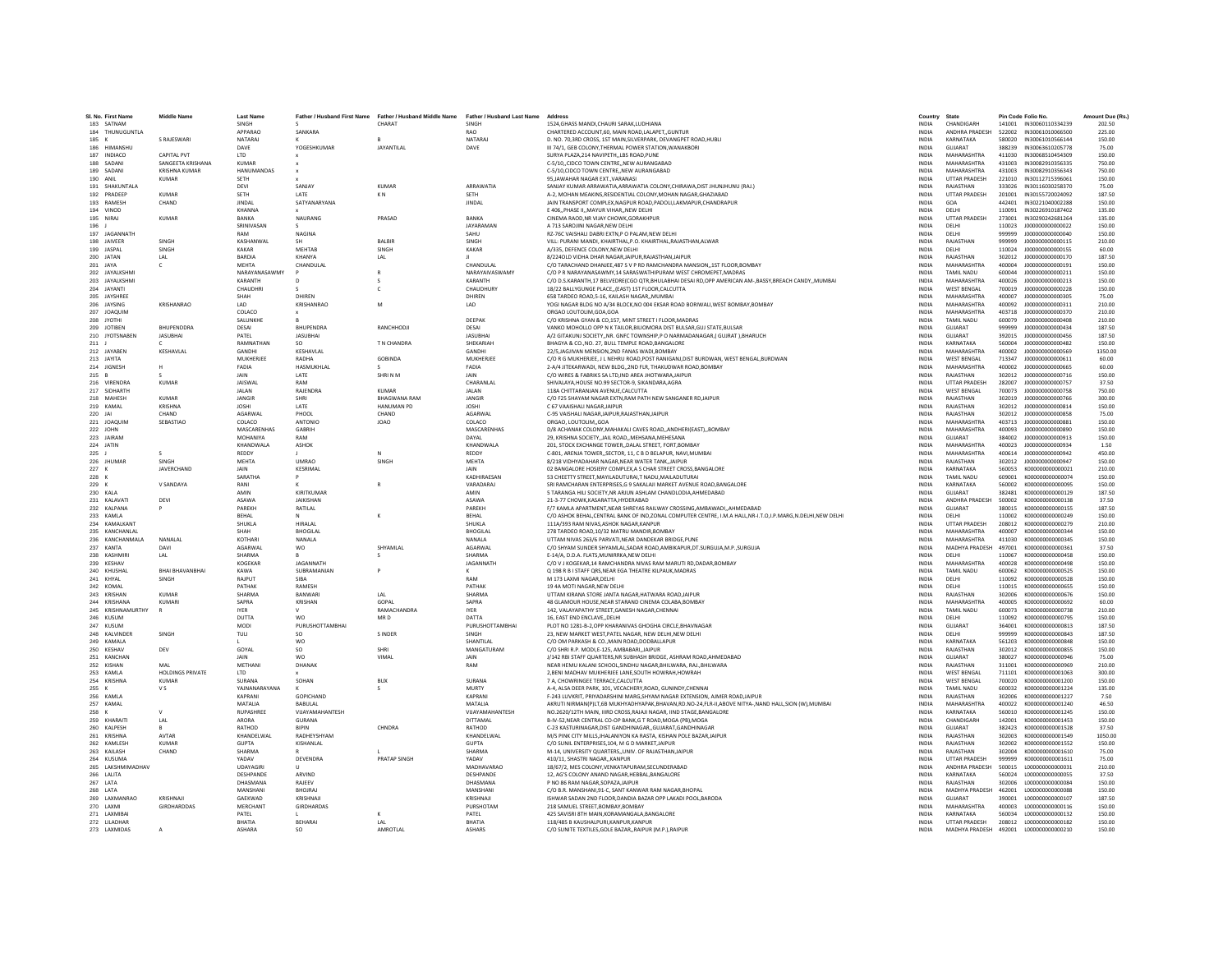| Sl. No. | First Name | Middle Name | Last Name | Father / Husband First Name | Father / Husband Middle Name | Father / Husband Last Name | Address | Country | State | Pin Code | Folio No. | Amount Due (Rs.) |
|---|---|---|---|---|---|---|---|---|---|---|---|---|
| 183 | SATNAM | | SINGH | S | CHARAT | SINGH | 1524,GHASS MANDI,CHAURI SARAK,LUDHIANA | INDIA | CHANDIGARH | 141001 | IN30060110334239 | 202.50 |
| 184 | THUNUGUNTLA | | APPARAO | SANKARA | | RAO | CHARTERED ACCOUNT,60, MAIN ROAD,LALAPET,,GUNTUR | INDIA | ANDHRA PRADESH | 522002 | IN30061010066500 | 225.00 |
| 185 | K | S RAJESWARI | NATARAJ | K | B | NATARAJ | D. NO. 70,3RD CROSS, 1ST MAIN,SILVERPARK, DEVANGPET ROAD,HUBLI | INDIA | KARNATAKA | 580020 | IN30061010566144 | 150.00 |
| 186 | HIMANSHU | | DAVE | YOGESHKUMAR | JAYANTILAL | DAVE | III 74/1, GEB COLONY,THERMAL POWER STATION,WANAKBORI | INDIA | GUJARAT | 388239 | IN30063610205778 | 75.00 |
| 187 | INDIACO | CAPITAL PVT | LTD | x | | | SURYA PLAZA,214 NAVIPETH,,LBS ROAD,PUNE | INDIA | MAHARASHTRA | 411030 | IN30068510454309 | 150.00 |
| 188 | SADANI | SANGEETA KRISHANA | KUMAR | x | | | C-5/10,,CIDCO TOWN CENTRE,,NEW AURANGABAD | INDIA | MAHARASHTRA | 431003 | IN30082910356335 | 750.00 |
| 189 | SADANI | KRISHNA KUMAR | HANUMANDAS | x | | | C-5/10,CIDCO TOWN CENTRE,,NEW AURANGABAD | INDIA | MAHARASHTRA | 431003 | IN30082910356343 | 750.00 |
| 190 | ANIL | KUMAR | SETH | x | | | 95,JAWAHAR NAGAR EXT.,VARANASI | INDIA | UTTAR PRADESH | 221010 | IN30112715396061 | 150.00 |
| 191 | SHAKUNTALA | | DEVI | SANJAY | KUMAR | ARRAWATIA | SANJAY KUMAR ARRAWATIA,ARRAWATIA COLONY,CHIRAWA,DIST JHUNJHUNU (RAJ.) | INDIA | RAJASTHAN | 333026 | IN30116030258370 | 75.00 |
| 192 | PRADEEP | KUMAR | SETH | LATE | K N | SETH | A-2, MOHAN MEAKINS,RESIDENTIAL COLONY,MOHAN NAGAR,GHAZIABAD | INDIA | UTTAR PRADESH | 201001 | IN30155720024092 | 187.50 |
| 193 | RAMESH | CHAND | JINDAL | SATYANARYANA | | JINDAL | JAIN TRANSPORT COMPLEX,NAGPUR ROAD,PADOLI,LAKMAPUR,CHANDRAPUR | INDIA | GOA | 442401 | IN30221040002288 | 150.00 |
| 194 | VINOD | | KHANNA | x | | | E 406,,PHASE II,,MAYUR VIHAR,,NEW DELHI | INDIA | DELHI | 110091 | IN30226910187402 | 135.00 |
| 195 | NIRAJ | KUMAR | BANKA | NAURANG | PRASAD | BANKA | CINEMA RAOD,NR VIJAY CHOWK,GORAKHPUR | INDIA | UTTAR PRADESH | 273001 | IN30290242681264 | 135.00 |
| 196 | J | | SRINIVASAN | S | | JAYARAMAN | A 713 SAROJINI NAGAR,NEW DELHI | INDIA | DELHI | 110023 | J000000000000022 | 150.00 |
| 197 | JAGANNATH | | RAM | NAGINA | | SAHU | RZ-76C VAISHALI DABRI EXTN,P O PALAM,NEW DELHI | INDIA | DELHI | 999999 | J000000000000040 | 150.00 |
| 198 | JAIVEER | SINGH | KASHANWAL | SH | BALBIR | SINGH | VILL: PURANI MANDI, KHAIRTHAL,P.O. KHAIRTHAL,RAJASTHAN,ALWAR | INDIA | RAJASTHAN | 999999 | J000000000000115 | 210.00 |
| 199 | JASPAL | SINGH | KAKAR | MEHTAB | SINGH | KAKAR | A/335, DEFENCE COLONY,NEW DELHI | INDIA | DELHI | 110024 | J000000000000155 | 60.00 |
| 200 | JATAN | LAL | BARDIA | KHANYA | LAL | JI | 8/224OLD VIDHA DHAR NAGAR,JAIPUR,RAJASTHAN,JAIPUR | INDIA | RAJASTHAN | 302012 | J000000000000170 | 187.50 |
| 201 | JAYA | C | MEHTA | CHANDULAL | | CHANDULAL | C/O TARACHAND DHANJEE,487 S V P RD RAMCHANDRA MANSION,,1ST FLOOR,BOMBAY | INDIA | MAHARASHTRA | 400004 | J000000000000191 | 150.00 |
| 202 | JAYALKSHMI | | NARAYANASAWMY | P | R | NARAYAVASWAMY | C/O P R NARAYANASAWMY,14 SARASWATHIPURAM WEST CHROMEPET,MADRAS | INDIA | TAMIL NADU | 600044 | J000000000000211 | 150.00 |
| 203 | JAYALKSHMI | | KARANTH | D | S | KARANTH | C/O D.S.KARANTH,17 BELVEDRE(CGO QTR,BHULABHAI DESAI RD,OPP AMERICAN AM-,BASSY,BREACH CANDY,,MUMBAI | INDIA | MAHARASHTRA | 400026 | J000000000000213 | 150.00 |
| 204 | JAYANTI | | CHAUDHRI | S | C | CHAUDHURY | 18/22 BALLYGUNGE PLACE,,(EAST) 1ST FLOOR,CALCUTTA | INDIA | WEST BENGAL | 700019 | J000000000000228 | 150.00 |
| 205 | JAYSHREE | | SHAH | DHIREN | | DHIREN | 658 TARDEO ROAD,5-16, KAILASH NAGAR,,MUMBAI | INDIA | MAHARASHTRA | 400007 | J000000000000305 | 75.00 |
| 206 | JAYSING | KRISHANRAO | LAD | KRISHANRAO | M | LAD | YOGI NAGAR BLDG NO A/34 BLOCK,NO 004 EKSAR ROAD BORIWALI,WEST BOMBAY,BOMBAY | INDIA | MAHARASHTRA | 400092 | J000000000000311 | 210.00 |
| 207 | JOAQUIM | | COLACO | x | | | ORGAO LOUTOLIM,GOA,GOA | INDIA | MAHARASHTRA | 403718 | J000000000000370 | 210.00 |
| 208 | JYOTHI | | SALUNKHE | B | | DEEPAK | C/O KRISHNA GYAN & CO,157, MINT STREET I FLOOR,MADRAS | INDIA | TAMIL NADU | 600079 | J000000000000408 | 210.00 |
| 209 | JOTIBEN | BHUPENDRA | DESAI | BHUPENDRA | RANCHHODJI | DESAI | VANKO MOHOLLO OPP N K TAILOR,BILIOMORA DIST BULSAR,GUJ STATE,BULSAR | INDIA | GUJARAT | 999999 | J000000000000434 | 187.50 |
| 210 | JYOTSNABEN | JASUBHAI | PATEL | JASUBHAI | | JASUBHAI | A/2 GITAKUNJ SOCIETY,,NR. GNFC TOWNSHIP,P O NARMADANAGAR,( GUJRAT ),BHARUCH | INDIA | GUJARAT | 392015 | J000000000000456 | 187.50 |
| 211 | J | C | RAMNATHAN | SO | T N CHANDRA | SHEKARIAH | BHAGYA & CO.,NO. 27, BULL TEMPLE ROAD,BANGALORE | INDIA | KARNATAKA | 560004 | J000000000000482 | 150.00 |
| 212 | JAYABEN | KESHAVLAL | GANDHI | KESHAVLAL | | GANDHI | 22/5,JAGJIVAN MENSION,2ND FANAS WADI,BOMBAY | INDIA | MAHARASHTRA | 400002 | J000000000000569 | 1350.00 |
| 213 | JAYITA | | MUKHERJEE | RADHA | GOBINDA | MUKHERJEE | C/O R G MUKHERJEE,,J L NEHRU ROAD,POST RANIGANJ,DIST BURDWAN, WEST BENGAL,BURDWAN | INDIA | WEST BENGAL | 713347 | J000000000000611 | 60.00 |
| 214 | JIGNESH | H | FADIA | HASMUKHLAL | S | FADIA | 2-A/4 JITEKARWADI, NEW BLDG,,2ND FLR, THAKURWAR ROAD,BOMBAY | INDIA | MAHARASHTRA | 400002 | J000000000000665 | 60.00 |
| 215 | B | S | JAIN | LATE | SHRI N M | JAIN | C/O WIRES & FABRIKS SA LTD,IND AREA JHOTWARA,JAIPUR | INDIA | RAJASTHAN | 302012 | J000000000000716 | 150.00 |
| 216 | VIRENDRA | KUMAR | JAISWAL | RAM | | CHARANLAL | SHIVALAYA,HOUSE NO.99 SECTOR-9, SIKANDARA,AGRA | INDIA | UTTAR PRADESH | 282007 | J000000000000757 | 37.50 |
| 217 | SIDHARTH | | JALAN | RAJENDRA | KUMAR | JALAN | 118A CHITTARANJAN AVENUE,CALCUTTA | INDIA | WEST BENGAL | 700073 | J000000000000758 | 750.00 |
| 218 | MAHESH | KUMAR | JANGIR | SHRI | BHAGWANA RAM | JANGIR | C/O F25 SHAYAM NAGAR EXTN,RAM PATH NEW SANGANER RD,JAIPUR | INDIA | RAJASTHAN | 302019 | J000000000000766 | 300.00 |
| 219 | KAMAL | KRISHNA | JOSHI | LATE | HANUMAN PD | JOSHI | C 67 VAAISHALI NAGAR,JAIPUR | INDIA | RAJASTHAN | 302012 | J000000000000814 | 150.00 |
| 220 | JAI | CHAND | AGARWAL | PHOOL | CHAND | AGARWAL | C-95 VAISHALI NAGAR,JAIPUR,RAJASTHAN,JAIPUR | INDIA | RAJASTHAN | 302012 | J000000000000858 | 75.00 |
| 221 | JOAQUIM | SEBASTIAO | COLACO | ANTONIO | JOAO | COLACO | ORGAO, LOUTOLIM,,GOA | INDIA | MAHARASHTRA | 403713 | J000000000000881 | 150.00 |
| 222 | JOHN | | MASCARENHAS | GABRIH | | MASCARENHAS | D/8 ACHANAK COLONY,MAHAKALI CAVES ROAD,,ANDHERI(EAST),,BOMBAY | INDIA | MAHARASHTRA | 400093 | J000000000000890 | 150.00 |
| 223 | JAIRAM | | MOHANIYA | RAM | | DAYAL | 29, KRISHNA SOCIETY,,JAIL ROAD,,MEHSANA,MEHESANA | INDIA | GUJARAT | 384002 | J000000000000913 | 150.00 |
| 224 | JATIN | | KHANDWALA | ASHOK | | KHANDWALA | 201, STOCK EXCHANGE TOWER,,DALAL STREET, FORT,BOMBAY | INDIA | MAHARASHTRA | 400023 | J000000000000934 | 1.50 |
| 225 | J | S | REDDY | J | N | REDDY | C-801, ARENJA TOWER,,SECTOR, 11, C B D BELAPUR, NAVI,MUMBAI | INDIA | MAHARASHTRA | 400614 | J000000000000942 | 450.00 |
| 226 | JHUMAR | SINGH | MEHTA | UMRAO | SINGH | MEHTA | 8/218 VIDHYADAHAR NAGAR,NEAR WATER TANK,,JAIPUR | INDIA | RAJASTHAN | 302012 | J000000000000947 | 150.00 |
| 227 | K | JAVERCHAND | JAIN | KESRIMAL | | JAIN | 02 BANGALORE HOSIERY COMPLEX,A S CHAR STREET CROSS,BANGALORE | INDIA | KARNATAKA | 560053 | K000000000000021 | 210.00 |
| 228 | K | | SARATHA | P | | KADHIRAESAN | 53 CHEETTY STREET,MAYILADUTURAI,T NADU,MAILADUTURAI | INDIA | TAMIL NADU | 609001 | K000000000000074 | 150.00 |
| 229 | K | V SANDAYA | RANI | K | R | VARADARAJ | SRI RAMCHARAN ENTERPRISES,G 9 SAKALAJI MARKET AVENUE ROAD,BANGALORE | INDIA | KARNATAKA | 560002 | K000000000000095 | 150.00 |
| 230 | KALA | | AMIN | KIRITKUMAR | | AMIN | 5 TARANGA HILI SOCIETY,NR ARJUN ASHLAM CHANDLODIA,AHMEDABAD | INDIA | GUJARAT | 382481 | K000000000000129 | 187.50 |
| 231 | KALAVATI | DEVI | ASAWA | JAIKISHAN | | ASAWA | 21-3-77 CHOWK,KASARATTA,HYDERABAD | INDIA | ANDHRA PRADESH | 500002 | K000000000000138 | 37.50 |
| 232 | KALPANA | P | PAREKH | RATILAL | | PAREKH | F/7 KAMLA APARTMENT,NEAR SHREYAS RAILWAY CROSSING,AMBAWADI,,AHMEDABAD | INDIA | GUJARAT | 380015 | K000000000000155 | 187.50 |
| 233 | KAMLA | | BEHAL | N | K | BEHAL | C/O ASHOK BEHAL,CENTRAL BANK OF IND,ZONAL COMPUTER CENTRE, I.M.A HALL,NR-I.T.O,I.P.MARG,N.DELHI,NEW DELHI | INDIA | DELHI | 110002 | K000000000000249 | 150.00 |
| 234 | KAMALKANT | | SHUKLA | HIRALAL | | SHUKLA | 111A/393 RAM NIVAS,ASHOK NAGAR,KANPUR | INDIA | UTTAR PRADESH | 208012 | K000000000000279 | 210.00 |
| 235 | KANCHANLAL | | SHAH | BHOGILAL | | BHOGILAL | 278 TARDEO ROAD,10/32 MATRU MANDIR,BOMBAY | INDIA | MAHARASHTRA | 400007 | K000000000000344 | 150.00 |
| 236 | KANCHANMALA | NANALAL | KOTHARI | NANALA | | NANALA | UTTAM NIVAS 263/6 PARVATI,NEAR DANDEKAR BRIDGE,PUNE | INDIA | MAHARASHTRA | 411030 | K000000000000345 | 150.00 |
| 237 | KANTA | DAVI | AGARWAL | WO | SHYAMLAL | AGARWAL | C/O SHYAM SUNDER SHYAMLAL,SADAR ROAD,AMBIKAPUR,DT.SURGUJA,M.P.,SURGUJA | INDIA | MADHYA PRADESH | 497001 | K000000000000361 | 37.50 |
| 238 | KASHMIRI | LAL | SHARMA | B | S | SHARMA | E-14/A, D.D.A. FLATS,MUNIRRKA,NEW DELHI | INDIA | DELHI | 110067 | K000000000000458 | 150.00 |
| 239 | KESHAV | | KOGEKAR | JAGANNATH | | JAGANNATH | C/O V J KOGEKAR,14 RAMCHANDRA NIVAS RAM MARUTI RD,DADAR,BOMBAY | INDIA | MAHARASHTRA | 400028 | K000000000000498 | 150.00 |
| 240 | KHUSHAL | BHAI BHAVANBHAI | KAWA | SUBRAMANIAN | P | K | Q 198 R B I STAFF QRS,NEAR EGA THEATRE KILPAUK,MADRAS | INDIA | TAMIL NADU | 600062 | K000000000000525 | 150.00 |
| 241 | KHYAL | SINGH | RAJPUT | SIBA | | RAM | M 173 LAXMI NAGAR,DELHI | INDIA | DELHI | 110092 | K000000000000528 | 150.00 |
| 242 | KOMAL | | PATHAK | RAMESH | | PATHAK | 19 4A MOTI NAGAR,NEW DELHI | INDIA | DELHI | 110015 | K000000000000555 | 150.00 |
| 243 | KRISHAN | KUMAR | SHARMA | BANWARI | LAL | SHARMA | UTTAM KIRANA STORE JANTA NAGAR,HATWARA ROAD,JAIPUR | INDIA | RAJASTHAN | 302006 | K000000000000676 | 150.00 |
| 244 | KRISHANA | KUMARI | SAPRA | KRISHAN | GOPAL | SAPRA | 48 GLAMOUR HOUSE,NEAR STARAND CINEMA COLABA,BOMBAY | INDIA | MAHARASHTRA | 400005 | K000000000000692 | 60.00 |
| 245 | KRISHNAMURTHY | R | IYER | V | RAMACHANDRA | IYER | 142, VALAYAPATHY STREET,GANESH NAGAR,CHENNAI | INDIA | TAMIL NADU | 600073 | K000000000000738 | 210.00 |
| 246 | KUSUM | | DUTTA | WO | MR D | DATTA | 16, EAST END ENCLAVE,,DELHI | INDIA | DELHI | 110092 | K000000000000795 | 150.00 |
| 247 | KUSUM | | MODI | PURUSHOTTAMBHAI | | PURUSHOTTAMBHAI | PLOT NO 1281-8-2,OPP KHARANIVAS GHOGHA CIRCLE,BHAVNAGAR | INDIA | GUJARAT | 364001 | K000000000000813 | 187.50 |
| 248 | KALVINDER | SINGH | TULI | SO | S INDER | SINGH | 23, NEW MARKET WEST,PATEL NAGAR, NEW DELHI,NEW DELHI | INDIA | DELHI | 999999 | K000000000000843 | 187.50 |
| 249 | KAMALA | | L | WO | | SHANTILAL | C/O OM PARKASH & CO.,MAIN ROAD,DODBALLAPUR | INDIA | KARNATAKA | 561203 | K000000000000848 | 150.00 |
| 250 | KESHAV | DEV | GOYAL | SO | SHRI | MANGATURAM | C/O SHRI R.P. MODI,E-125, AMBABARI,,JAIPUR | INDIA | RAJASTHAN | 302012 | K000000000000855 | 150.00 |
| 251 | KANCHAN | | JAIN | WO | VIMAL | JAIN | J/142 RBI STAFF QUARTERS,NR SUBHASH BRIDGE, ASHRAM ROAD,AHMEDABAD | INDIA | GUJARAT | 380027 | K000000000000946 | 75.00 |
| 252 | KISHAN | MAL | METHANI | DHANAK | | RAM | NEAR HEMU KALANI SCHOOL,SINDHU NAGAR,BHILWARA, RAJ.,BHILWARA | INDIA | RAJASTHAN | 311001 | K000000000000969 | 210.00 |
| 253 | KAMLA | HOLDINGS PRIVATE | LTD | x | | | 2,BENI MADHAV MUKHERJEE LANE,SOUTH HOWRAH,HOWRAH | INDIA | WEST BENGAL | 711101 | K000000000001063 | 300.00 |
| 254 | KRISHNA | KUMAR | SURANA | SOHAN | BUX | SURANA | 7 A, CHOWRINGEE TERRACE,CALCUTTA | INDIA | WEST BENGAL | 700020 | K000000000001200 | 150.00 |
| 255 | K | V S | YAJNANARAYANA | K | S | MURTY | A-4, ALSA DEER PARK, 101, VECACHERY,ROAD, GUNINDY,CHENNAI | INDIA | TAMIL NADU | 600032 | K000000000001224 | 135.00 |
| 256 | KAMLA | | KAPRANI | GOPICHAND | | KAPRANI | F-243 LUVKRIT, PRIYADARSHINI MARG,SHYAM NAGAR EXTENSION, AJMER ROAD,JAIPUR | INDIA | RAJASTHAN | 302006 | K000000000001227 | 7.50 |
| 257 | KAMAL | | MATALIA | BABULAL | | MATALIA | AKRUTI NIRMAN(P)LT,6B MUKHYADHYAPAK,BHAVAN,RD.NO-24,FLR-II,ABOVE NITYA-,NAND HALL,SION (W),MUMBAI | INDIA | MAHARASHTRA | 400022 | K000000000001240 | 46.50 |
| 258 | K | V | RUPASHREE | VIJAYAMAHANTESH | | VIJAYAMAHANTESH | NO.2620/12TH MAIN, IIIRD CROSS,RAJAJI NAGAR, IIND STAGE,BANGALORE | INDIA | KARNATAKA | 560010 | K000000000001245 | 150.00 |
| 259 | KHARAITI | LAL | ARORA | GURANA | | DITTAMAL | B-IV-52,NEAR CENTRAL CO-OP BANK,G T ROAD,MOGA (PB),MOGA | INDIA | CHANDIGARH | 142001 | K000000000001453 | 150.00 |
| 260 | KALPESH | B | RATHOD | BIPIN | CHNDRA | RATHOD | C-23 KASTURINAGAR,DIST GANDHINAGAR,,GUJARAT,GANDHINAGAR | INDIA | GUJARAT | 382423 | K000000000001528 | 37.50 |
| 261 | KRISHNA | AVTAR | KHANDELWAL | RADHEYSHYAM | | KHANDELWAL | M/S PINK CITY MILLS,JHALANIYON KA RASTA, KISHAN POLE BAZAR,JAIPUR | INDIA | RAJASTHAN | 302003 | K000000000001549 | 1050.00 |
| 262 | KAMLESH | KUMAR | GUPTA | KISHANLAL | | GUPTA | C/O SUNIL ENTERPRISES,104, M G D MARKET,JAIPUR | INDIA | RAJASTHAN | 302002 | K000000000001552 | 150.00 |
| 263 | KAILASH | CHAND | SHARMA | R | L | SHARMA | M-14, UNIVERSITY QUARTERS,,UNIV. OF RAJASTHAN,JAIPUR | INDIA | RAJASTHAN | 302004 | K000000000001610 | 75.00 |
| 264 | KUSUMA | | YADAV | DEVENDRA | PRATAP SINGH | YADAV | 410/11, SHASTRI NAGAR,,KANPUR | INDIA | UTTAR PRADESH | 999999 | K000000000001611 | 75.00 |
| 265 | LAKSHMIMADHAV | | UDAYAGIRI | U | | MADHAVARAO | 18/67/2, MES COLONY,VENKATAPURAM,SECUNDERABAD | INDIA | ANDHRA PRADESH | 500015 | L000000000000031 | 210.00 |
| 266 | LALITA | | DESHPANDE | ARVIND | | DESHPANDE | 12, AG'S COLONY ANAND NAGAR,HEBBAL,BANGALORE | INDIA | KARNATAKA | 560024 | L000000000000055 | 37.50 |
| 267 | LATA | | DHASMANA | RAJEEV | | DHASMANA | P NO 86 RAM NAGAR,SOPAZA,JAIPUR | INDIA | RAJASTHAN | 302006 | L000000000000084 | 150.00 |
| 268 | LATA | | MANSHANI | BHOJRAJ | | MANSHANI | C/O B.R. MANSHANI,91-C, SANT KANWAR RAM NAGAR,BHOPAL | INDIA | MADHYA PRADESH | 462001 | L000000000000088 | 150.00 |
| 269 | LAXMANRAO | KRISHNAJI | GAEKWAD | KRISHNAJI | | KRISHNAJI | ISHWAR SADAN 2ND FLOOR,DANDIA BAZAR OPP LAKADI POOL,BARODA | INDIA | GUJARAT | 390001 | L000000000000107 | 187.50 |
| 270 | LAXMI | GIRDHARDDAS | MERCHANT | GIRDHARDAS | | PURSHOTAM | 218 SAMUEL STREET,BOMBAY,BOMBAY | INDIA | MAHARASHTRA | 400003 | L000000000000116 | 150.00 |
| 271 | LAXMIBAI | | PATEL | L | K | PATEL | 425 SAVISRI 8TH MAIN,KORAMANGALA,BANGALORE | INDIA | KARNATAKA | 560034 | L000000000000132 | 150.00 |
| 272 | LILADHAR | | BHATIA | BEHARAI | LAL | BHATIA | 118/485 B KAUSHALPURI,KANPUR,KANPUR | INDIA | UTTAR PRADESH | 208012 | L000000000000182 | 150.00 |
| 273 | LAXMIDAS | A | ASHARA | SO | AMROTLAL | ASHARS | C/O SUNITE TEXTILES,GOLE BAZAR,,RAIPUR (M.P.),RAIPUR | INDIA | MADHYA PRADESH | 492001 | L000000000000210 | 150.00 |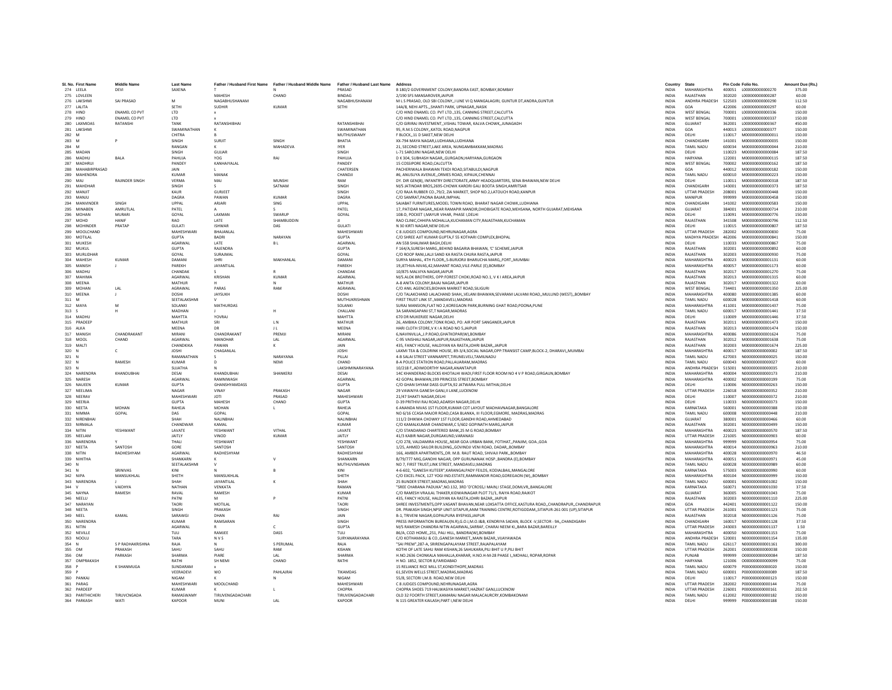| Sl. No. | First Name | Middle Name | Last Name | Father / Husband First Name | Father / Husband Middle Name | Father / Husband Last Name | Address | Country | State | Pin Code | Folio No. | Amount Due (Rs.) |
|---|---|---|---|---|---|---|---|---|---|---|---|---|
| 274 | LEELA | DEVI | SAXENA | T | N | PRASAD | B 180/2 GOVERNMENT COLONY,BANDRA EAST, BOMBAY,BOMBAY | INDIA | MAHARASHTRA | 400051 | L000000000000270 | 375.00 |
| 275 | LOVLEEN | | | MAHESH | CHAND | BINDAG | 2/190 SFS MANSAROVER,JAIPUR | INDIA | RAJASTHAN | 302020 | L000000000000287 | 60.00 |
| 276 | LAKSHMI | SAI PRASAD | M | NAGABHUSHANAM | | NAGABHUSHANAM | M L S PRASAD, OLD SBI COLONY,,I LINE VI Q MANGALAGIRI, GUNTUR DT,ANDRA,GUNTUR | INDIA | ANDHRA PRADESH | 522503 | L000000000000290 | 112.50 |
| 277 | LALITA | | SETHI | SUDHIR | KUMAR | SETHI | 14A/8, NEHI APTS.,,SHANTI PARK, UPNAGAR,,NASIK | INDIA | GOA | 422006 | L000000000000297 | 60.00 |
| 278 | HIND | ENAMEL CO PVT | LTD | x | | | C/O HIND ENAMEL CO. PVT LTD.,135, CANNING STREET,CALCUTTA | INDIA | WEST BENGAL | 700001 | L000000000000336 | 150.00 |
| 279 | HIND | ENAMEL CO PVT | LTD | x | | | C/O HIND ENAMEL CO. PVT LTD.,135, CANNING STREET,CALCUTTA | INDIA | WEST BENGAL | 700001 | L000000000000337 | 150.00 |
| 280 | LAXMIDAS | RATANSHI | TANK | RATANSHIBHAI | | RATANSHIBHAI | C/O GIRIRAJ INVESTMENT,,VISHAL TOWAR, KALVA CHOWK,,JUNAGADH | INDIA | GUJARAT | 362001 | L000000000000367 | 450.00 |
| 281 | LAKSHMI | | SWAMINATHAN | K | | SWAMINATHAN | 95, R.M.S COLONY,,KATOL ROAD,NAGPUR | INDIA | GOA | 440013 | L000000000000377 | 150.00 |
| 282 | M | | CHITRA | B | | MUTHUSWAMY | F BLOCK,,11 D SAKET,NEW DELHI | INDIA | DELHI | 110017 | M000000000000011 | 150.00 |
| 283 | M | P | SINGH | SURJIT | SINGH | BHATIA | XX-794 MAYA NAGAR,LUDHIANA,LUDHIANA | INDIA | CHANDIGARH | 141001 | M000000000000035 | 150.00 |
| 284 | M | | RANGAN | K | MAHADEVA | IYER | 21, SECOND STREET,LAKE AREA, NUNGAMBAKKAM,MADRAS | INDIA | TAMIL NADU | 600034 | M000000000000044 | 210.00 |
| 285 | MADAN | | SINGH | GUJJAR | | SINGH | L-71 SAROJINI NAGAR,NEW DELHI | INDIA | DELHI | 110023 | M000000000000084 | 187.50 |
| 286 | MADHU | BALA | PAHUJA | YOG | RAJ | PAHUJA | D K 304, SUBHASH NAGAR,,GURGAON,HARYANA,GURGAON | INDIA | HARYANA | 122001 | M000000000000115 | 187.50 |
| 287 | MADHRUI | | PANDEY | KANHAIYALAL | | PANDEY | 15 COSSIPORE ROAD,CALCUTTA | INDIA | WEST BENGAL | 700002 | M000000000000162 | 187.50 |
| 288 | MAHABIRPRASAD | | JAIN | L | | CHATERSEN | PACHERIWALA BHAWAN TEKDI ROAD,SITABULDI,NAGPUR | INDIA | GOA | 440012 | M000000000000182 | 150.00 |
| 289 | MAHENDRA | | KUMAR | MANAK | | CHANDJI | #6, ANUSUYA AVENUE,,ORMES ROAD, KIPAUK,CHENNAI | INDIA | TAMIL NADU | 600010 | M000000000000223 | 150.00 |
| 290 | MAJ | RAJINDER SINGH | VERMA | MAJ | MUNSHI | RAM | DY. DIR GEN(B), INFANTRY DIRECTORATE,ARMY HEADQUARTERS, SENA BHAWAN,NEW DELHI | INDIA | DELHI | 110011 | M000000000000318 | 187.50 |
| 291 | MAHDHAR | | SINGH | S | SATNAM | SINGH | M/S JATINDAR BROS,2695-CHOWK KARORI GALI BOOTA SINGH,AMRITSAR | INDIA | CHANDIGARH | 143001 | M000000000000373 | 187.50 |
| 292 | MANJIT | | KAUR | GURJEET | | SINGH | C/O RAJA RUBBER CO.,79/2, ZIA MARKET, SHOP NO.2,LATOUCH ROAD,KANPUR | INDIA | UTTAR PRADESH | 208001 | M000000000000448 | 150.00 |
| 293 | MANJU | | DAGRA | PAWAN | KUMAR | DAGRA | C/O SAMRAT,PAONA BAJAR,IMPHAL | INDIA | MANIPUR | 999999 | M000000000000458 | 150.00 |
| 294 | MANVINDER | SINGH | UPPAL | ARJARI | SING | UPPAL | SAJABAT FURNITURES,MODEL TOWN ROAD, BHARAT NAGAR CHOWK,LUDHIANA | INDIA | CHANDIGARH | 141002 | M000000000000583 | 150.00 |
| 295 | MINABEN | AMRUTLAL | PATEL | A | S | PATEL | 17, PATIDAR NAGAR,,NEAR RAMAPIR MANDIR,DHOBIGATE ROAD,MEHSANA, NORTH GUJARAT,MEHSANA | INDIA | GUJARAT | 384001 | M000000000000714 | 210.00 |
| 296 | MOHAN | MURARI | GOYAL | LAXMAN | SWARUP | GOYAL | 108-D, POCKET I,MAYUR VIHAR, PHASE I,DELHI | INDIA | DELHI | 110091 | M000000000000776 | 150.00 |
| 297 | MOHD | HANIF | RAO | LATE | SHAMBUDDIN | JI | RAO CLINIC,CHHIPA MOHALLA,KUCHAMAN CITY,RAJASTHAN,KUCHAMAN | INDIA | RAJASTHAN | 341508 | M000000000000796 | 112.50 |
| 298 | MOHINDER | PRATAP | GULATI | ISHWAR | DAS | GULATI | N 30 KIRTI NAGAR,NEW DELHI | INDIA | DELHI | 110015 | M000000000000807 | 187.50 |
| 299 | MOOLCHAND | | MAHESHWARI | BHAJANLAL | | MAHESHWARI | C 8 JUDGES COMPOUND,NEHRUNAGAR,AGRA | INDIA | UTTAR PRADESH | 282002 | M000000000000830 | 75.00 |
| 300 | MOTILAL | | GUPTA | BADRI | NARAYAN | GUPTA | C/O SHREE AJIT KUMAR GUPTA,F 55 KOTHARI COMPLEX,BHOPAL | INDIA | MADHYA PRADESH | 462006 | M000000000000841 | 150.00 |
| 301 | MUKESH | | AGARWAL | LATE | B L | AGARWAL | AN 55B SHALIMAR BAGH,DELHI | INDIA | DELHI | 110033 | M000000000000867 | 75.00 |
| 302 | MUKUL | | GUPTA | RAJENDRA | | GUPTA | F 164/A,SURESH MARG,,BEHIND BAGARIA BHAWAN, 'C' SCHEME,JAIPUR | INDIA | RAJASTHAN | 302001 | M000000000000892 | 60.00 |
| 303 | MURLIDHAR | | GOYAL | SURAJMAL | | GOYAL | C/O ROOP RANI,LALJI SAND KA RASTA CHURA RASTA,JAIPUR | INDIA | RAJASTHAN | 302003 | M000000000000930 | 75.00 |
| 304 | MAHESH | KUMAR | DAMANI | SHRI | MAKHANLAL | DAMANI | SURYA MAHAL, 4TH FLOOR,,5-BURJORJI BHARUCHA MARG,,FORT,,MUMBAI | INDIA | MAHARASHTRA | 400023 | M000000000001131 | 60.00 |
| 305 | MANISH | J | PAREKH | JAYANTILAL | | PAREKH | 19,JETHVA-NIVAS,42,MAHANT ROAD,VILE-PARLE (E),BOMBAY | INDIA | MAHARASHTRA | 400057 | M000000000001173 | 60.00 |
| 306 | MADHU | | CHANDAK | S | R | CHANDAK | 10/875 MALVIYA NAGAR,JAIPUR | INDIA | RAJASTHAN | 302017 | M000000000001270 | 75.00 |
| 307 | MAHIMA | | AGARWAL | KRISHAN | KUMAR | AGARWAL | M/S ALOK BROTHERS, OPP:FOREST CHOKI,ROAD NO.1, V K I AREA,JAIPUR | INDIA | RAJASTHAN | 302013 | M000000000001315 | 60.00 |
| 308 | MEENA | | MATHUR | H | N | MATHUR | A-8 ANITA COLONY,BAJAJ NAGAR,JAIPUR | INDIA | RAJASTHAN | 302017 | M000000000001322 | 60.00 |
| 309 | MOHAN | LAL | AGRAWAL | PARAS | RAM | AGRAWAL | C/O ANIL AGENCIES,BIDHAN MARKET ROAD,SILIGURI | INDIA | WEST BENGAL | 734401 | M000000000001350 | 225.00 |
| 310 | MEENA | J | DOSHI | JAYSUKH | | DOSHI | C/O TALAKCHAND LALACHAND SHAH,,VELANI BHAWAN,SEVARAM LALVANI ROAD,,MULUND (WEST),,BOMBAY | INDIA | MAHARASHTRA | 400080 | M000000000001385 | 60.00 |
| 311 | M | | SEETALAKSHMI | V | | MUTHUKRISHNAN | FIRST TRUST LINK ST.,MANDAVELI,MADRAS | INDIA | TAMIL NADU | 600028 | M000000000001418 | 60.00 |
| 312 | MAYA | M | SOLANKI | MATHURDAS | | SOLANKI | SURAJ MANSION,FLAT NO 2,KOREGAON PARK,BURNING GHAT ROAD,POONA,PUNE | INDIA | MAHARASHTRA | 411001 | M000000000001437 | 75.00 |
| 313 | S | H | MADHAN | J | H | CHALLANI | 3A SARANGAPANI ST,T NAGAR,MADRAS | INDIA | TAMIL NADU | 600017 | M000000000001441 | 37.50 |
| 314 | MADHU | | MAHTTA | YOVRAJ | | MAHTTA | 670 DR MUKERJEE NAGAR,DELHI | INDIA | DELHI | 110009 | M000000000001446 | 37.50 |
| 315 | PRADEEP | | MATHUR | SRI | L N | MATHUR | 26, AMBIKA COLONY,TONK ROAD, PO: AIR PORT SANGANER,JAIPUR | INDIA | RAJASTHAN | 302011 | M000000000001473 | 150.00 |
| 316 | ALKA | | MEENA | DR | J L | MEENA | HARI CLOTH STORE,V K I A ROAD NO 5,JAIPUR | INDIA | RAJASTHAN | 302013 | M000000000001474 | 150.00 |
| 317 | MANISH | CHANDRAKANT | MIRANI | CHANDRAKANT | PREMJI | MIRANI | 6,NAVINVILLA,,J.P.ROAD,GHATKOPAR(W),BOMBAY | INDIA | MAHARASHTRA | 400086 | M000000000001624 | 75.00 |
| 318 | MOOL | CHAND | AGARWAL | MANOHAR | LAL | AGARWAL | C-95 VAISHALI NAGAR,JAIPUR,RAJASTHAN,JAIPUR | INDIA | RAJASTHAN | 302012 | M000000000001638 | 75.00 |
| 319 | MALTI | | CHANDKIKA | PAWAN | K | JAIN | 435, FANCY HOUSE, HALDIYAN KA RASTA,JOHRI BAZAR,,JAIPUR | INDIA | RAJASTHAN | 302003 | M000000000001674 | 225.00 |
| 320 | N | C | JOSHI | CHAGANLAL | | JOSHI | LAXMI TEA & COLDRINK HOUSE, 89-3/4,SOCIAL NAGAR,OPP:TRANSIST CAMP,BLOCK-2, DHARAVI,,MUMBAI | INDIA | MAHARASHTRA | 400017 | N000000000000002 | 187.50 |
| 321 | N | | RAMANATHAN | S | NARAYANA | PILLAI | 4-B SALAI STREET VANNARPET,TIRUNELVELI,TAMILNADU | INDIA | TAMIL NADU | 627003 | N000000000000025 | 150.00 |
| 322 | N | RAMESH | KUMAR | D | NEMI | CHAND | 8-A POLICE STATIION ROAD,PALLAVARAM,MADRAS | INDIA | TAMIL NADU | 600043 | N000000000000027 | 60.00 |
| 323 | N | | SUJATHA | N | | LAKSHMINARAYANA | 10/218 F,,ADIMOORTHY NAGAR,ANANTAPUR | INDIA | ANDHRA PRADESH | 515001 | N000000000000035 | 210.00 |
| 324 | NARENDRA | KHANDUBHAI | DESAI | KHANDUBHAI | SHANKERJI | DESAI | 14C KHANDERAO BLOCKS KHOTALHI WADI,FIRST FLOOR ROOM NO 4 V P ROAD,GIRGAUN,BOMBAY | INDIA | MAHARASHTRA | 400004 | N000000000000173 | 210.00 |
| 325 | NARESH | | AGARWAL | RAMNIWASH | | AGARWAL | 42 GOPAL BHAWAN,199 PRINCESS STREET,BOMBAY | INDIA | MAHARASHTRA | 400002 | N000000000000199 | 75.00 |
| 326 | NAUEEN | KUMAR | GUPTA | GHANSHYAMDASS | | GUPTA | C/O GHAN SHYAM DASS GUPTA,92 JATWARA PULL MITHAI,DELHI | INDIA | DELHI | 110006 | N000000000000263 | 150.00 |
| 327 | NEELIMA | | NAGAR | VINAY | PRAKASH | NAGAR | 29 VAWAIYA GANESH GANJ,II LANE,LUCKNOW | INDIA | UTTAR PRADESH | 226018 | N000000000000352 | 210.00 |
| 328 | NEERAV | | MAHESHWARI | JOTI | PRASAD | MAHESHWARI | 21/47 SHAKTI NAGAR,DELHI | INDIA | DELHI | 110007 | N000000000000372 | 210.00 |
| 329 | NEERJA | | GUPTA | MAHESH | CHAND | GUPTA | D-39 PRITHIVI RAJ ROAD,ADARSH NAGAR,DELHI | INDIA | DELHI | 110033 | N000000000000373 | 150.00 |
| 330 | NEETA | MOHAN | RAHEJA | MOHAN | L | RAHEJA | 6 ANANDA NIVAS 1ST FLOOR,KUMAR COT LAYOUT MADHAVNAGAR,BANGALORE | INDIA | KARNATAKA | 560001 | N000000000000388 | 150.00 |
| 331 | NIMMA | GOPAL | DAS | GOPAL | | GOPAL | NO 6/16 CCASA MAJOR ROAD,CASA BLANKA, III FLOOR,EGMORE, MADRAS,MADRAS | INDIA | TAMIL NADU | 600008 | N000000000000448 | 210.00 |
| 332 | NIRENBHAI | | SHAH | NALINBHAI | | NALINBHAI | 111/2 DHIKWA CHOWKY 1ST FLOOR,GANDHI ROAD,AHMEDABAD | INDIA | GUJARAT | 380001 | N000000000000466 | 60.00 |
| 333 | NIRMALA | | CHANDWAR | KAMAL | | KUMAR | C/O KAMALKUMAR CHANDWAR,C 5/602 GOPINATH MARG,JAIPUR | INDIA | RAJASTHAN | 302001 | N000000000000499 | 150.00 |
| 334 | NITIN | YESHWANT | LAVATE | YESHWANT | VITHAL | LAVATE | C/O STANDARAD CHARTERED BANK,25 M G ROAD,BOMBAY | INDIA | MAHARASHTRA | 400023 | N000000000000570 | 187.50 |
| 335 | NEELAM | | JAITLY | VINOD | KUMAR | JAITLY | 41/3 KABIR NAGAR,DURGAKUND,VARANASI | INDIA | UTTAR PRADESH | 221005 | N000000000000903 | 60.00 |
| 336 | NARENDRA | Y | THALI | YESHWANT | | YESHWANT | C/O 278, VALDAMIRA HOUSE,,NEAR GOA URBAN BANK, FOTIHAT,,PANJIM, GOA.,GOA | INDIA | MAHARASHTRA | 999999 | N000000000000954 | 75.00 |
| 337 | NEETA | SANTOSH | GORE | SANTOSH | | SANTOSH | 1/25, AHMED SAILOR BUILDING,,GOVINDJI VENI ROAD, DADAR,,BOMBAY | INDIA | MAHARASHTRA | 400014 | N000000000000963 | 210.00 |
| 338 | NITIN | RADHESHYAM | AGARWAL | RADHESHYAM | | RADHESHYAM | 166, AMBER APARTMENTS,,DR. M.B. RAUT ROAD, SHIVAJI PARK,,BOMBAY | INDIA | MAHARASHTRA | 400028 | N000000000000970 | 46.50 |
| 339 | NIHITHA | | SHANKARN | K | V | SHANKARN | B/79/777 MIG,GANDHI NAGAR, OPP GURUNANAK HOSP.,BANDRA (E),BOMBAY | INDIA | MAHARASHTRA | 400051 | N000000000000971 | 45.00 |
| 340 | N | | SEETALAKSHMI | V | | MUTHUVNSHNAN | NO 7, FIRST TRUST,LINK STREET, MANDAVELI,MADRAS | INDIA | TAMIL NADU | 600028 | N000000000000989 | 60.00 |
| 341 | N | SRINIVAS | KINI | N | B | KINI | 4-6-602, "GANESH KUTEER",KARANGALPADY FEILDS, KODIALBAIL,MANGALORE | INDIA | KARNATAKA | 575003 | N000000000000990 | 60.00 |
| 342 | NIPA | MANSUKHLAL | SHETH | MANSUKHLAL | | SHETH | C/O EXCEL PACK, 127 YOGI IND.ESTATE,RAMMANDIR ROAD,GOREGAON (W),,BOMBAY | INDIA | MAHARASHTRA | 400104 | N000000000000999 | 150.00 |
| 343 | NARENDRA | J | SHAH | JAYANTILAL | K | SHAH | 25 BUNDER STREET,MADRAS,MADRAS | INDIA | TAMIL NADU | 600001 | N000000000001002 | 150.00 |
| 344 | V | VAIDHYA | NATHAN | VENKATA | | RAMAN | "SREE CHARANA PADUKA",NO.132, 3RD 'D'CROSS,I MAIN,I STAGE,DOMLVR,,BANGALORE | INDIA | KARNATAKA | 560071 | N000000000001030 | 37.50 |
| 345 | NAYNA | RAMESH | RAVAL | RAMESH | | KUMAR | C/O RAMESH VRAJLAL THAKER,KIDWAINAGAR PLOT 71/1, RAIYA ROAD,RAJKOT | INDIA | GUJARAT | 360005 | N000000000001043 | 75.00 |
| 346 | NEELU | | PATNI | M | P | PATNI | 435, FANCY HOUSE, HALDIYAN KA RASTA,JOHRI BAZAR,,JAIPUR | INDIA | RAJASTHAN | 302003 | N000000000001110 | 225.00 |
| 347 | NARAYAN | | TAORI | MOTILAL | | TAORI | SHREE INVESTMENTS,OPP.VASANT BHAVAN,NEAR LOKSATTA OFFICE,KASTURA ROAD,,CHANDRAPUR,,CHANDRAPUR | INDIA | GOA | 442401 | N000000000001122 | 150.00 |
| 348 | NEETA | | SINGH | PRAKASH | | SINGH | DR. PRAKASH SINGH,NPSP UNIT:SITAPUR,ANM TRAINING CENTRE,ROTIGODAM,,SITAPUR-261 001 (UP),SITAPUR | INDIA | UTTAR PRADESH | 261001 | N000000000001123 | 75.00 |
| 349 | NEEL | KAMAL | SARAWGI | DHAN | RAJ | JAIN | B-1, TRIVENI NAGAR,GOPALPURA BYEPASS,JAIPUR | INDIA | RAJASTHAN | 302018 | N000000000001126 | 75.00 |
| 350 | NARENDRA | | KUMAR | RAMSARAN | | SINGH | PRESS INFORMATION BUREAU(N.R),G.O.I,M.O.I&B, KENDRIYA SADAN, BLOCK -V,SECTOR - 9A,,CHANDIGARH | INDIA | CHANDIGARH | 160017 | N000000000001128 | 37.50 |
| 351 | NITIN | | AGARWAL | R | C | GUPTA | M/S RAMESH CHANDRA NITIN AGARWAL,SARRAF, CHARAI NEEM KI,,BARA BAZAR,BAREILLY | INDIA | UTTAR PRADESH | 243003 | N000000000001137 | 1.50 |
| 352 | NEVILLE | | TULI | RAMJEE | DASS | TULI | 86/A, COZI HOME,,251, PALI HILL, BANDRA(W),BOMBAY | INDIA | MAHARASHTRA | 400050 | N000000000001153 | 150.00 |
| 353 | NOOLU | | TARA | N V S | | SURYANARAYANA | C/O KOTHAMASU & CO.,GANESH MARKET,,MAIN BAZAR,,VIJAYAWADA | INDIA | ANDHRA PRADESH | 520001 | N000000000001154 | 135.00 |
| 354 | N | S P RADHAKRISHNA | RAJA | N | S PERUMAL | RAJA | "SAI PREM",287-A, SRIRENGAPALAYAM STREET,RAJAPALAYAM | INDIA | TAMIL NADU | 626117 | N000000000001161 | 300.00 |
| 355 | OM | PRAKASH | SAHU | SAHU | RAM | KISHAN | KOTHI OF LATE SAHU RAM KISHAN,26 SAHUKARA,PILI BHIT U P,PILI BHIT | INDIA | UTTAR PRADESH | 262001 | O000000000000038 | 150.00 |
| 356 | OM | PARKASH | SHARMA | PIARE | LAL | SHARMA | H.NO.2636 CHONKALA MAHALLA,KHARAR, H.NO.H-M-28 PHASE I,,MOHALI, ROPAR,ROPAR | INDIA | PUNJAB | 999999 | O000000000000084 | 187.50 |
| 357 | OMPRAKASH | | RATHI | SH NEMI | CHAND | RATHI | H NO. 1852, SECTOR 8,FARIDABAD | INDIA | HARYANA | 121006 | O000000000000099 | 75.00 |
| 358 | P | K SHANMUGA | SUNDARAM | x | | | 15 RELIANCE RICE MILL ST,KONDITHOPE,MADRAS | INDIA | TAMIL NADU | 600079 | P000000000000020 | 150.00 |
| 359 | P | | VEERADEVI | WO | PAHLAIRAI | TIKAMDAS | 61,SEVEN WELLS STREET,MADRAS,MADRAS | INDIA | TAMIL NADU | 600001 | P000000000000089 | 187.50 |
| 360 | PANKAJ | | NIGAM | K | N | NIGAM | 55/8, SECTORI I,M.B. ROAD,NEW DELHI | INDIA | DELHI | 110017 | P000000000000123 | 150.00 |
| 361 | PARAG | | MAHESHWARI | MOOLCHAND | | MAHESHWARI | C 8 JUDGES COMPOUND,NEHRUNAGAR,AGRA | INDIA | UTTAR PRADESH | 282002 | P000000000000144 | 75.00 |
| 362 | PARDEEP | | KUMAR | K | L | CHOPRA | CHOPRA SHOES 719 HALWASIYA MARKET,HAZRAT GANJ,LUCKNOW | INDIA | UTTAR PRADESH | 226001 | P000000000000161 | 202.50 |
| 363 | PARITHICHERI | TIRUVCNGADA | RAMASWAMY | TIRUVENGADACHARI | | TIRUVENGADACHARI | OLD 32 FOORTH STREET,KAMARAJ NAGAR MALACAURCRY,KOMBAKONAM | INDIA | TAMIL NADU | 612002 | P000000000000182 | 150.00 |
| 364 | PARKASH | WATI | KAPOOR | MUNI | LAL | KAPOOR | N 115 GREATER KAILASH,PART I,NEW DELHI | INDIA | DELHI | 999999 | P000000000000188 | 150.00 |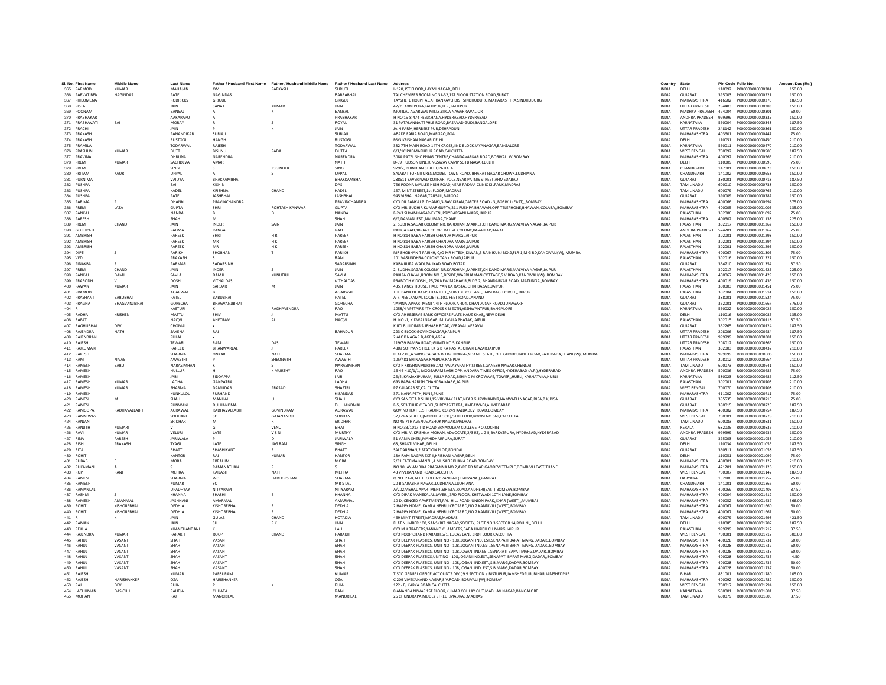| Sl. No. | First Name | Middle Name | Last Name | Father / Husband First Name | Father / Husband Middle Name | Father / Husband Last Name | Address | Country | State | Pin Code | Folio No. | Amount Due (Rs.) |
|---|---|---|---|---|---|---|---|---|---|---|---|---|
| 365 | PARMOD | KUMAR | MAHAJAN | OM | PARKASH | SHRUTI | L-120, IST FLOOR,,LAXMI NAGAR,,DELHI | INDIA | DELHI | 110092 | P000000000000204 | 150.00 |
| 366 | PARVATIBEN | NAGINDAS | PATEL | NAGINDAS | | BABRABHAI | TAJ CHEMBER ROOM NO 31-32,1ST FLOOR STATION ROAD,SURAT | INDIA | GUJARAT | 395003 | P000000000000221 | 150.00 |
| 367 | PHILOMENA | | RODRICKS | GRIGUL | | GRIGUL | TAYSHETE HOSPITAL,AT KANKAVLI DIST SINDHUDURG,MAHARASHTRA,SINDHUDURG | INDIA | MAHARASHTRA | 416602 | P000000000000276 | 187.50 |
| 368 | PISTA | | JAIN | SANAT | KUMAR | JAIN | 42/2 LAXMIPURA,LALITPUR,U.P.,LALITPUR | INDIA | UTTAR PRADESH | 284403 | P000000000000283 | 150.00 |
| 369 | POONAM | | BANSAL | A | K | BANSAL | MOTILAL AGARWAL MILLS,BIRLA NAGAR,GWALIOR | INDIA | MADHYA PRADESH | 474004 | P000000000000301 | 60.00 |
| 370 | PRABHAKAR | | AAKARAPU | A | | PRABHAKAR | H NO 15-8-474 FEELKHANA,HYDERABAD,HYDERABAD | INDIA | ANDHRA PRADESH | 999999 | P000000000000335 | 150.00 |
| 371 | PRABHAVATI | BAI | MORAY | R | S | ROYAL | 31 PATALANNA TEPHLE ROAD,BASAVAD GUDI,BANGALORE | INDIA | KARNATAKA | 560004 | P000000000000343 | 187.50 |
| 372 | PRACHI | | JAIN | P | K | JAIN | JAIN FARM,HERBERT PUR,DEHRADUN | INDIA | UTTAR PRADESH | 248142 | P000000000000361 | 150.00 |
| 373 | PRAKASH | | PANANDIKAR | SURAJI | | SURAJI | ABADE FARIA ROAD,MARGAO,GOA | INDIA | MAHARASHTRA | 403601 | P000000000000447 | 75.00 |
| 374 | PRAKASH | | RUSTOGI | HANGH | | RUSTOGI | F6/3 KRISHAN NAGAR,DELHI | INDIA | DELHI | 110051 | P000000000000450 | 210.00 |
| 375 | PRAMILA | | TODARWAL | RAJESH | | TODARWAL | 332 7TH MAIN ROAD 14TH CROSS,IIND BLOCK JAYANAGAR,BANGALORE | INDIA | KARNATAKA | 560011 | P000000000000470 | 210.00 |
| 376 | PRASHUN | KUMAR | DUTT | BISHNU | PADA | DUTTA | 6/1/1C PADMAPUKUR ROAD,CALCUTTA | INDIA | WEST BENGAL | 700092 | P000000000000500 | 187.50 |
| 377 | PRAVINA | | DHRUNA | NARENDRA | | NARENDRA | 308A PATEL SHOPPING CENTRE,CHANDAVARKAR ROAD,BORIVALI W,BOMBAY | INDIA | MAHARASHTRA | 400092 | P000000000000566 | 210.00 |
| 378 | PREM | KUMAR | SACHDEVA | AMAR | | NATH | D-59 HUDSON LINE,KINGSWAY CAMP SGTB NAGAR,DELHI | INDIA | DELHI | 110009 | P000000000000596 | 75.00 |
| 379 | PREM | | SINGH | S | JOGINDER | SINGH | 979/2, BHINDIAN STREET,PATIALA | INDIA | CHANDIGARH | 147001 | P000000000000623 | 150.00 |
| 380 | PRITAM | KAUR | UPPAL | A | S | UPPAL | SAJABAT FURNITURES,MODEL TOWN ROAD, BHARAT NAGAR CHOWK,LUDHIANA | INDIA | CHANDIGARH | 141002 | P000000000000653 | 150.00 |
| 381 | PURNIMA | | VAIDYA | BHAKKAMBHAI | | BHAKKAMBHAI | 288611 ZAVERIWAD KOTHARI POLE,NEAR PATNIS STREET,AHMEDABAD | INDIA | GUJARAT | 380001 | P000000000000713 | 187.50 |
| 382 | PUSHPA | | BAI | KISHIN | | DAS | 756 POONA MALLEE HIGH ROAD,NEAR PADMA CLINIC KILPAUK,MADRAS | INDIA | TAMIL NADU | 600010 | P000000000000738 | 150.00 |
| 383 | PUSHPA | | KADEL | KRISHNA | CHAND | KADEL | 157, MINT STREET,1st FLOOR,MADRAS | INDIA | TAMIL NADU | 600079 | P000000000000765 | 210.00 |
| 384 | PUSHPA | | PATEL | JASHBHAI | | JASHBHAI | 945 VISHAL NAGAR,TARSALI,BARODA | INDIA | GUJARAT | 390009 | P000000000000782 | 150.00 |
| 385 | PARIMAL | P | DHANKI | PRAVINCHANDRA | | PRAVINCHANDRA | C/O DR.PANKAJ P. DHANKI,3-RAVIKIRAN,CARTER ROAD - 3,,BORIVLI (EAST),,BOMBAY | INDIA | MAHARASHTRA | 400066 | P000000000000994 | 375.00 |
| 386 | PREM | LATA | GUPTA | SHRI | ROHTASH KANWAR | GUPTA | C/O MR. SUDHIR KUMAR GUPTA,211 PUSHPA BHAWAN,OPP TELEPHONE,BHAWAN, COLABA,,BOMBAY | INDIA | MAHARASHTRA | 400005 | P000000000001005 | 135.00 |
| 387 | PANKAJ | | NANDA | B | D | NANDA | F-243 SHYAMNAGAR-EXTN,,PRIYDARSANI MARG,JAIPUR | INDIA | RAJASTHAN | 302006 | P000000000001097 | 75.00 |
| 388 | PARESH | | SHAH | M | | SHAH | 6/9,DAMANI EST.,NAUPADA,THANE | INDIA | MAHARASHTRA | 400602 | P000000000001138 | 225.00 |
| 389 | PREM | CHAND | JAIN | INDER | SAIN | JAIN | 2, SUDHA SAGAR COLONY,NR. KARDHANI,MARKET,CHIDAND MARG,MALVIYA NAGAR,JAIPUR | INDIA | RAJASTHAN | 302017 | P000000000001262 | 150.00 |
| 390 | GOTTIPATI | | PADMA | RANGA | | RAO | RANGA RAO,10-34-2 CO OPERATIVE COLONY,KAVALI AP,KAVALI | INDIA | ANDHRA PRADESH | 524201 | P000000000001267 | 75.00 |
| 391 | AMBRISH | | PAREEK | SHRI | H R | PAREEK | H NO 814 BABA HARISH CHANDR MARG,JAIPUR | INDIA | RAJASTHAN | 302001 | P000000000001293 | 150.00 |
| 392 | AMBRISH | | PAREEK | MR | H K | PAREEK | H NO 814 BABA HARISH CHANDRA MARG,JAIPUR | INDIA | RAJASTHAN | 302001 | P000000000001294 | 150.00 |
| 393 | AMBRISH | | PAREEK | MR | H K | PAREEK | H NO 814 BABA HARISH CHANDRA MARG,JAIPUR | INDIA | RAJASTHAN | 302001 | P000000000001295 | 150.00 |
| 394 | DIPTI | S | PARIKH | SHOBHAN | T | PARIKH | MR SHOBHAN T PARIKH, C/O MR HITESH,DIWAN,S RAJNIKUNJ NO.2,FLR-1,M G RD,KANDIVALI(W),,MUMBAI | INDIA | MAHARASHTRA | 400067 | P000000000001305 | 75.00 |
| 395 | VED | | PRAKASH | S | | RAM | 101 VASUNDHRA COLONY TANK ROAD,JAIPUR | INDIA | RAJASTHAN | 302016 | P000000000001327 | 150.00 |
| 396 | PINAKBA | S | PARMAR | SADARSINH | | SADARSINH | KABA RUPA WADI,PALIYAD ROAD,BOTAD | INDIA | GUJARAT | 364710 | P000000000001354 | 37.50 |
| 397 | PREM | CHAND | JAIN | INDER | S | JAIN | 2, SUDHA SAGAR COLONY, NR.KARDHANI,MARKET,CHIDAND MARG,MALVIYA NAGAR,JAIPUR | INDIA | RAJASTHAN | 302017 | P000000000001425 | 225.00 |
| 398 | PANKAJ | DAMJI | SAVLA | DAMJI | KUNUERJI | SAVLA | PAKIZA CHAWL,ROOM NO.3,BESIDE,WARDHAMAN COTTAGE,S.V.ROAD,KANDIVALI(W),,BOMBAY | INDIA | MAHARASHTRA | 400067 | P000000000001429 | 150.00 |
| 399 | PRABODH | V | DOSHI | VITHALDAS | | VITHALDAS | PRABODH V DOSHI, 25/26 NEW MAHAVIR,BLDG 2, BHANDARKAR ROAD, MATUNGA,,BOMBAY | INDIA | MAHARASHTRA | 400019 | P000000000001436 | 150.00 |
| 400 | PAWAN | KUMAR | JAIN | SARDAR | M | JAIN | 435, FANCY HOUSE, HALDIYAN KA RASTA,JOHRI BAZAR,,JAIPUR | INDIA | RAJASTHAN | 300003 | P000000000001451 | 75.00 |
| 401 | PRAMOD | | AGARWAL | B | L | AGARWAL | THE BANK OF RAJASTHAN LTD.,,SUBODH COLLAGE, RAM BAGH CIRCLE,,JAIPUR | INDIA | RAJASTHAN | 302004 | P000000000001514 | 150.00 |
| 402 | PRASHANT | BABUBHAI | PATEL | BABUBHAI | | PATEL | A-7, NEELKAMAL SOCIETY,,100, FEET ROAD,,ANAND | INDIA | GUJARAT | 388001 | P000000000001524 | 75.00 |
| 403 | PRAGNA | BHAGVANJIBHAI | GORECHA | BHAGVANJIBHAI | | GORECHA | 'JAMNA APPARTMENT', 4TH FLOOR,A-404, DHANDUSAR ROAD,JUNAGARH | INDIA | GUJARAT | 362001 | P000000000001667 | 375.00 |
| 404 | R | | KASTURI | K | RAGHAVENDRA | RAO | 1058/4 VPSTAIRS 4TH CROSS K N EXTN,YESHWANTPUR,BANGALORE | INDIA | KARNATAKA | 560022 | R000000000000026 | 150.00 |
| 405 | RADHA | KRISHEN | MATTU | SHIV | JI | MATTU | C/O A9 RESERVE BANK OFFICERS FLATS,HAUZ KHAS,,NEW DELHI | INDIA | DELHI | 110016 | R000000000000085 | 135.00 |
| 406 | RAFAT | | NAQVI | AHETRAM | ALI | NAQVI | H. NO.-1, KIDWAI NAGAR,IMLIWALA PHATAK,JAIPUR | INDIA | RAJASTHAN | 302015 | R000000000000118 | 37.50 |
| 407 | RAGHUBHAI | DEVI | CHOMAL | x | | | KIRTI BUILDING SUBHASH ROAD,VERAVAL,VERAVAL | INDIA | GUJARAT | 362265 | R000000000000124 | 187.50 |
| 408 | RAJENDRA | NATH | SAXENA | RAJ | | BAHADUR | 223 C BLOCK,GOVINDNAGAR,KANPUR | INDIA | UTTAR PRADESH | 208006 | R000000000000284 | 187.50 |
| 409 | RAJENDRAN | | PILLAI | x | | | 2 ALOK NAGAR B,AGRA,AGRA | INDIA | UTTAR PRADESH | 999999 | R000000000000301 | 150.00 |
| 410 | RAJESH | | TEWARI | RAM | DAS | TEWARI | 119/59 BAMBA ROAD,GUMTI NO 5,KANPUR | INDIA | UTTAR PRADESH | 208012 | R000000000000365 | 150.00 |
| 411 | RAJKUMARI | | PAREEK | BHANWARLAL | JI | PAREEK | 4809 SOTIYAN STREET,K G B KA RASTA JOHARI BAZAR,JAIPUR | INDIA | RAJASTHAN | 302003 | R000000000000437 | 210.00 |
| 412 | RAKESH | | SHARMA | ONKAR | NATH | SHARMA | FLAT-503,A WING,CARARA BLDG,HIRANA-,NDANI ESTATE, OFF GHODBUNDER ROAD,PATLIPADA,THANE(W),,MUMBAI | INDIA | MAHARASHTRA | 999999 | R000000000000506 | 150.00 |
| 413 | RAM | NIVAS | AWASTHI | PT | SHEONATH | AWASTHI | 105/481 SRI NAGAR,KANPUR,KANPUR | INDIA | UTTAR PRADESH | 208012 | R000000000000564 | 210.00 |
| 414 | RAMESH | BABU | NARASIMHAN | K | S | NARASIMHAN | C/O R KRISHNAMURTHY,142, VALAYAPATHY STREET,GANESH NAGAR,CHENNAI | INDIA | TAMIL NADU | 600073 | R000000000000641 | 150.00 |
| 415 | RAMESH | | HULLUR | H | K MURTHY | RAO | 16-44-410/1/1, MOOSARAMBAGH,OPP. ANDARA TIMES OFFICE,HYDERABAD (A.P.),HYDERABAD | INDIA | ANDHRA PRADESH | 500036 | R000000000000685 | 75.00 |
| 416 | RAMESH | | JABI | SIDDAPPA | | JABI | 25/4, KAMAXIPURAM, SULLA ROAD,BEHIND MICROWAVE, TOWER,,HUBLI, KARNATAKA,HUBLI | INDIA | KARNATAKA | 580023 | R000000000000686 | 112.50 |
| 417 | RAMESH | KUMAR | LADHA | GANPATRAI | | LADHA | 693 BABA HARISH CHANDRA MARG,JAIPUR | INDIA | RAJASTHAN | 302001 | R000000000000703 | 210.00 |
| 418 | RAMESH | KUMAR | SHARMA | DAMUDAR | PRASAD | SHASTRI | P7 KALAKAR ST,CALCUTTA | INDIA | WEST BENGAL | 700070 | R000000000000708 | 210.00 |
| 419 | RAMESH | | KUNKULOL | FURHAND | | KISANDAS | 371 NANA PETH,PUNE,PUNE | INDIA | MAHARASHTRA | 411002 | R000000000000711 | 75.00 |
| 420 | RAMESH | M | SHAH | MANILAL | U | SHAH | C/O SANGITA R SHAH,15,VIRVIJAY FLAT,NEAR GURVMANDIR,NAMVATH NAGAR,DISA,B.K,DISA | INDIA | GUJARAT | 385535 | R000000000000715 | 75.00 |
| 421 | RAMESH | | PUNWANI | DULHANDMAL | | DULHANDMAL | F-5, 503 TULIP CITADEL,SHREYAS TEKRA, AMBAWADI,AHMEDABAD | INDIA | GUJARAT | 380015 | R000000000000725 | 187.50 |
| 422 | RAMGOPA | RADHAVALLABH | AGRAWAL | RADHAVALLABH | GOVINDRAM | AGRAWAL | GOVIND TEXTILES TRADING CO,249 KALBADEVI ROAD,BOMBAY | INDIA | MAHARASHTRA | 400002 | R000000000000754 | 187.50 |
| 423 | RAMNIWAS | | SODHANI | SO | GAJANANDJI | SODHANI | 32,EZRA STREET,(NORTH BLOCK ),5TH FLOOR,ROOM NO.569,CALCUTTA | INDIA | WEST BENGAL | 700001 | R000000000000778 | 210.00 |
| 424 | RANJANI | | SRIDHAR | M | R | SRIDHAR | NO 45 7TH AVENUE,ASHOK NAGAR,MADRAS | INDIA | TAMIL NADU | 600083 | R000000000000831 | 150.00 |
| 425 | RANJITH | KUMARI | V | G | VENU | BHAT | H NO 33/1017 T D ROAD,ERNAKULAM COLLEGE P O,COCHIN | INDIA | KERALA | 682035 | R000000000000836 | 210.00 |
| 426 | RAVI | KUMAR | VELURI | LATE | V S N | MURTHY | C/O MR. V. KRISHNA MOHAN, ADVOCATE,2/3 RT, LIG II,BARKATPURA, HYDRABAD,HYDERABAD | INDIA | ANDHRA PRADESH | 999999 | R000000000000936 | 150.00 |
| 427 | RINA | PARESH | JARIWALA | P | D | JARIWALA | 51 VANIA SHERI,MAHIDHARPURA,SURAT | INDIA | GUJARAT | 395003 | R000000000001053 | 210.00 |
| 428 | RISHI | PRAKASH | TYAGI | LATE | JAG RAM | SINGH | 63, SHAKTI VIHAR,,DELHI | INDIA | DELHI | 110034 | R000000000001055 | 187.50 |
| 429 | RITA | | BHATT | SHASHIKANT | R | BHATT | SAI DARSHAN,2 STATION PLOT,GONDAL | INDIA | GUJARAT | 360311 | R000000000001058 | 187.50 |
| 430 | ROHIT | | KANTOR | RAJ | KUMAR | KANTOR | 13A RAM NAGAR EXT II,KRISHAN NAGAR,DELHI | INDIA | DELHI | 110051 | R000000000001099 | 75.00 |
| 431 | RUBAB | E | MORA | EBRAHIM | | MORA | 2/31 FATEMA MANZIL,4 MUSAFIRKHANA ROAD,BOMBAY | INDIA | MAHARASHTRA | 400001 | R000000000001122 | 210.00 |
| 432 | RUKAMANI | A | S | RAMANATHAN | P | S | NO 10 JAY AMBIKA PRASANNA NO 2,AYRE RD NEAR GAODEVI TEMPLE,DOMBIVLI EAST,THANE | INDIA | MAHARASHTRA | 421201 | R000000000001126 | 150.00 |
| 433 | RUP | RANI | MEHRA | KAILASH | NATH | MEHRA | 43 VIVEKANAND ROAD,CALCUTTA | INDIA | WEST BENGAL | 700007 | R000000000001142 | 187.50 |
| 434 | RAMESH | | SHARMA | WO | HARI KRISHAN | SHARMA | Q.NO. 21-B, N.F.L. COLONY,PANIPAT ( HARYANA ),PANIPAT | INDIA | HARYANA | 132106 | R000000000001252 | 75.00 |
| 435 | RAMESH | | KUMAR | SO | | MR S LAL | 20-B SARABHA NAGAR,,LUDHIANA,LUDHIANA | INDIA | CHANDIGARH | 141001 | R000000000001366 | 60.00 |
| 436 | RAMANLAL | | UPADHYAY | NITYARAM | | NITYARAM | A/202,VISHAL APARTMENT,SIR M.V.ROAD,ANDHERI(EAST),BOMBAY,BOMBAY | INDIA | MAHARASHTRA | 400069 | R000000000001403 | 37.50 |
| 437 | RASHMI | S | KHANNA | SHASHI | B | KHANNA | C/O DIPAK MANEKALAL JAVERI,,3RD FLOOR, KHETWADI 10TH LANE,BOMBAY | INDIA | MAHARASHTRA | 400004 | R000000000001612 | 150.00 |
| 438 | RAMESH | AMANMAL | JASHNANI | AMARMAL | | AMARMAL | 10-D, CENCED APARTMENT,PALI HILL ROAD, UNION PARK,,KHAR (WEST),,MUMBAI | INDIA | MAHARASHTRA | 400052 | R000000000001637 | 366.00 |
| 439 | ROHIT | KISHOREBHAI | DEDHIA | KISHOREBHAI | R | DEDHIA | 2 HAPPY HOME, KAMLA NEHRU CROSS RD,NO.2 KANDIVILI (WEST),BOMBAY | INDIA | MAHARASHTRA | 400067 | R000000000001660 | 60.00 |
| 440 | ROHIT | KISHOREBHAI | DEDHIA | KISHOREBHAI | R | DEDHIA | 2 HAPPY HOME, KAMLA NEHRU CROSS RD,NO.2 KANDIVILI (WEST),BOMBAY | INDIA | MAHARASHTRA | 400067 | R000000000001661 | 60.00 |
| 441 | R | K | JAIN | GULAB | CHAND | KOTADIA | 469 MINT STREET,MADRAS,MADRAS | INDIA | TAMIL NADU | 600079 | R000000000001693 | 421.50 |
| 442 | RAMAN | | JAIN | SH | R K | JAIN | FLAT NUMBER 100, SANSKRIT NAGAR,SOCIETY, PLOT NO.3 SECTOR 14,ROHINI,,DELHI | INDIA | DELHI | 110085 | R000000000001707 | 187.50 |
| 443 | REKHA | | KHANCHANDANI | K | | LALL | C/O M K TRADERS,1ANAND CHAMBERS,BABA HARISH CH.MARG,JAIPUR | INDIA | RAJASTHAN | 999999 | R000000000001712 | 37.50 |
| 444 | RAJENDRA | KUMAR | PARAKH | ROOP | CHAND | PARAKH | C/O ROOP CHAND PARAKH,5/1, LUCAS LANE 3RD FLOOR,CALCUTTA | INDIA | WEST BENGAL | 700001 | R000000000001717 | 300.00 |
| 445 | RAHUL | VASANT | SHAH | VASANT | | SHAH | C/O DEEPAK PLASTICS, UNIT NO - 108,,JOGANI IND. EST.SENAPATI BAPAT MARG,DADAR,,BOMBAY | INDIA | MAHARASHTRA | 400028 | R000000000001731 | 60.00 |
| 446 | RAHUL | VASANT | SHAH | VASANT | | SHAH | C/O DEEPAK PLASTICS, UNIT NO - 108,,JOGANI IND.EST.,SENAPATI BAPAT MARG,DADAR,,BOMBAY | INDIA | MAHARASHTRA | 400028 | R000000000001732 | 60.00 |
| 447 | RAHUL | VASANT | SHAH | VASANT | | SHAH | C/O DEEPAK PLASTICS, UNIT NO - 108,JOGANI IND.EST.,SENAPATI BAPAT MARG,DADAR,,BOMBAY | INDIA | MAHARASHTRA | 400028 | R000000000001733 | 60.00 |
| 448 | RAHUL | VASANT | SHAH | VASANT | | SHAH | C/O DEEPAK PLASTICS,UNIT NO - 108,JOGANI IND.EST.,SENAPATI BAPAT MARG,DADAR,,BOMBAY | INDIA | MAHARASHTRA | 400028 | R000000000001735 | 4.50 |
| 449 | RAHUL | VASANT | SHAH | VASANT | | SHAH | C/O DEEPAK PLASTICS, UNIT NO - 108,JOGANI IND.EST.,S.B.MARG,DADAR,BOMBAY | INDIA | MAHARASHTRA | 400028 | R000000000001736 | 60.00 |
| 450 | RAHUL | VASANT | SHAH | VASANT | | SHAH | C/O DEEPAK PLASTICS, UNIT NO - 108,JOGANI IND. EST,S.B.MARG,DADAR,BOMBAY | INDIA | MAHARASHTRA | 400028 | R000000000001737 | 60.00 |
| 451 | RAJESH | | KUMAR | PARSURAM | | KUMAR | TISCO GENREL OFFICE,ACCOUNTS DIV,( 9.9 SECTION ), BISTUPUR,JAMSHEDPUR, BIHAR,JAMSHEDPUR | INDIA | BIHAR | 831001 | R000000000001780 | 105.00 |
| 452 | RAJESH | HARISHANKER | OZA | HARISHANKER | | OZA | C 209 VIVEKANAND NAGAR,S.V.ROAD, BORIVALI (W),BOMBAY | INDIA | MAHARASHTRA | 400092 | R000000000001782 | 150.00 |
| 453 | RAJ | DEVI | RUIA | P | K | RUIA | 122 - B, KARYA ROAD,CALCUTTA | INDIA | WEST BENGAL | 700017 | R000000000001794 | 150.00 |
| 454 | LACHHMAN | DAS CHH | RAHEJA | CHHATA | | RAM | 8 ANANDA NIWAS 1ST FLOOR,KUMAR COL LAY OUT,MADHAV NAGAR,BANGALORE | INDIA | KARNATAKA | 560001 | R000000000001801 | 37.50 |
| 455 | MOHAN | | RAJ | MANORILAL | | MANORILAL | 26 CHUNDRAPA MUDLY STREET,MADRAS,MADRAS | INDIA | TAMIL NADU | 600079 | R000000000001803 | 37.50 |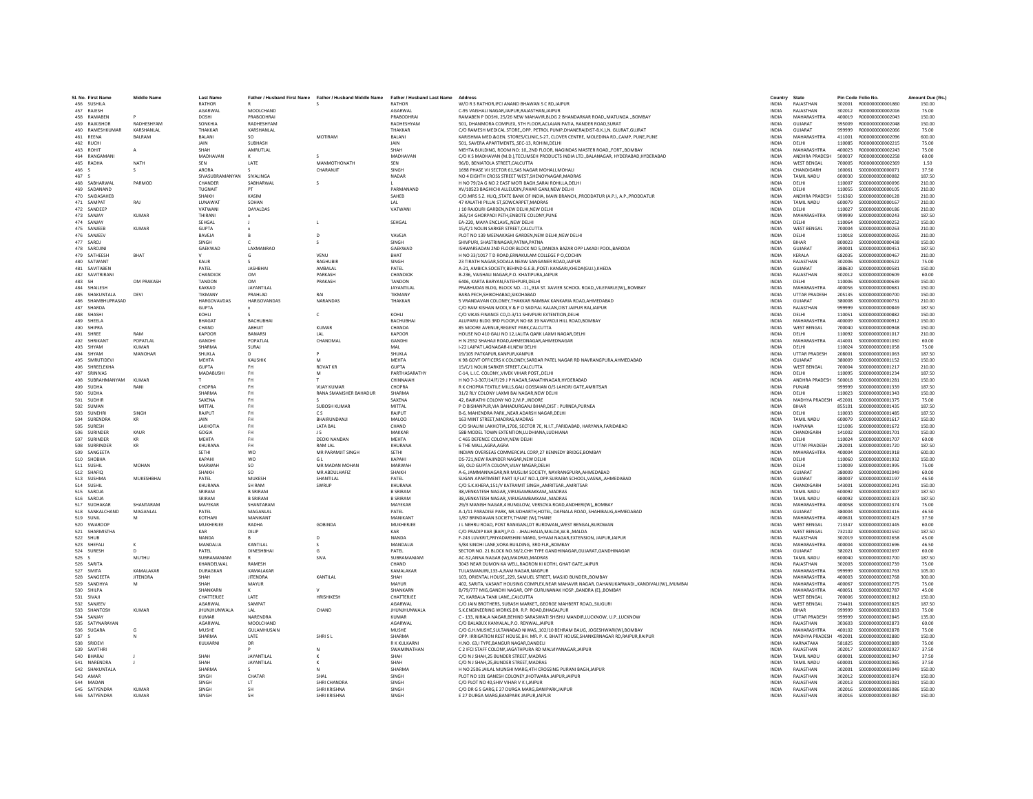| Sl. No. | First Name | Middle Name | Last Name | Father / Husband First Name | Father / Husband Middle Name | Father / Husband Last Name | Address | Country | State | Pin Code | Folio No. | Amount Due (Rs.) |
|---|---|---|---|---|---|---|---|---|---|---|---|---|
| 456 | SUSHILA | | RATHOR | R | S | RATHOR | W/O R S RATHOR,IFCI ANAND BHAWAN S C RD,JAIPUR | INDIA | RAJASTHAN | 302001 | R000000000001860 | 150.00 |
| 457 | RAJESH | | AGARWAL | MOOLCHAND | | AGARWAL | C-95 VAISHALI NAGAR,JAIPUR,RAJASTHAN,JAIPUR | INDIA | RAJASTHAN | 302012 | R000000000002016 | 75.00 |
| 458 | RAMABEN | P | DOSHI | PRABODHRAI | | PRABODHRAI | RAMABEN P DOSHI, 25/26 NEW MAHAVIR,BLDG 2 BHANDARKAR ROAD,,MATUNGA ,,BOMBAY | INDIA | MAHARASHTRA | 400019 | R000000000002043 | 150.00 |
| 459 | RAJKISHOR | RADHESHYAM | SONKHIA | RADHESHYAM | | RADHESHYAM | 501, DHANMORA COMPLEX, 5TH FLOOR,ACJAJAN PATIA, RANDER ROAD,SURAT | INDIA | GUJARAT | 395009 | R000000000002048 | 150.00 |
| 460 | RAMESHKUMAR | KARSHANLAL | THAKKAR | KARSHANLAL | | THAKKAR | C/O RAMESH MEDICAL STORE,,OPP. PETROL PUMP,DHANERA(DIST-B.K.),N. GUJRAT,GUJRAT | INDIA | GUJARAT | 999999 | R000000000002066 | 75.00 |
| 461 | REENA | BALRAM | BALANI | SO | MOTIRAM | BALANI | KARISHMA MED.&GEN. STORES/CLINIC,S-27, CLOVER CENTRE, MOLEDINA RD.,CAMP, PUNE,PUNE | INDIA | MAHARASHTRA | 411001 | R000000000002096 | 600.00 |
| 462 | RUCHI | | JAIN | SUBHASH | | JAIN | 501, SAVERA APARTMENTS,,SEC-13, ROHINI,DELHI | INDIA | DELHI | 110085 | R000000000002215 | 75.00 |
| 463 | ROHIT | A | SHAH | AMRUTLAL | | SHAH | MEHTA BUILDING, ROOM NO: 10,,2ND FLOOR, NAGINDAS MASTER ROAD,,FORT,,BOMBAY | INDIA | MAHARASHTRA | 400023 | R000000000002243 | 75.00 |
| 464 | RANGAMANI | | MADHAVAN | K | S | MADHAVAN | C/O K S MADHAVAN (M.D.),TECUMSEH PRODUCTS INDIA LTD.,BALANAGAR, HYDERABAD,HYDERABAD | INDIA | ANDHRA PRADESH | 500037 | R000000000002258 | 60.00 |
| 465 | RADHA | NATH | SEN | LATE | MANMOTHONATH | SEN | 96/D, BENIATOLA STREET,CALCUTTA | INDIA | WEST BENGAL | 700005 | R000000000002369 | 1.50 |
| 466 | S | S | ARORA | S | CHARANJIT | SINGH | 1698 PHASE VII SECTOR 61,SAS NAGAR MOHALI,MOHALI | INDIA | CHANDIGARH | 160061 | S000000000000071 | 37.50 |
| 467 | S | | SIVASUBRAMANYAN | SIVALINGA | | NADAR | NO 4 EIGHTH CROSS STREET WEST,SHENOYNAGAR,MADRAS | INDIA | TAMIL NADU | 600030 | S000000000000082 | 187.50 |
| 468 | SABHARWAL | PARMOD | CHANDER | SABHARWAL | S | L | H NO 79/2A G NO 2 EAST MOTI BAGH,SARAI ROHILLA,DELHI | INDIA | DELHI | 110007 | S000000000000096 | 210.00 |
| 469 | SADANAND | | TUGNAIT | PT | | PARMANAND | XV/10523 BAGHICHI ALLEUDIN,PAHAR GANJ,NEW DELHI | INDIA | DELHI | 110055 | S000000000000105 | 210.00 |
| 470 | SAIDASAHEB | | SHAIKH | KASIM | | SAHEB | C/O.MRS S.Z. HUQ,,STATE BANK OF INDIA, MAIN BRANCH,,PRODDATUR (A.P.), A.P.,PRODDATUR | INDIA | ANDHRA PRADESH | 516360 | S000000000000128 | 210.00 |
| 471 | SAMPAT | RAJ | LUNAWAT | SOHAN | | LAL | 47 KALATHI PILLAI ST,SOWCARPET,MADRAS | INDIA | TAMIL NADU | 600079 | S000000000000167 | 210.00 |
| 472 | SANDEEP | | VATWANI | DAYALDAS | | VATWANI | J 10 RAJOURI GARDEN,NEW DELHI,NEW DELHI | INDIA | DELHI | 110027 | S000000000000186 | 210.00 |
| 473 | SANJAY | KUMAR | THIRANI | x | | | 365/14 GHORPADI PETH,ENBOTE COLONY,PUNE | INDIA | MAHARASHTRA | 999999 | S000000000000243 | 187.50 |
| 474 | SANJAY | | SEHGAL | J | L | SEHGAL | EA-220, MAYA ENCLAVE,,NEW DELHI | INDIA | DELHI | 110064 | S000000000000252 | 150.00 |
| 475 | SANJEEB | KUMAR | GUPTA | x | | | 15/C/1 NOLIN SARKER STREET,CALCUTTA | INDIA | WEST BENGAL | 700004 | S000000000000263 | 210.00 |
| 476 | SANJEEV | | BAVEJA | B | D | VAVEJA | PLOT NO 139 MEENAKASHI GARDEN,NEW DELHI,NEW DELHI | INDIA | DELHI | 110018 | S000000000000265 | 210.00 |
| 477 | SAROJ | | SINGH | C | S | SINGH | SHIVPURI, SHASTRINAGAR,PATNA,PATNA | INDIA | BIHAR | 800023 | S000000000000438 | 150.00 |
| 478 | SAROJINI | | GAEKWAD | LAXMANRAO | | GAEKWAD | ISHWARSADAN 2ND FLOOR BLOCK NO 5,DANDIA BAZAR OPP LAKADI POOL,BARODA | INDIA | GUJARAT | 390001 | S000000000000451 | 187.50 |
| 479 | SATHEESH | BHAT | V | G | VENU | BHAT | H NO 33/1017 T D ROAD,ERNAKULAM COLLEGE P O,COCHIN | INDIA | KERALA | 682035 | S000000000000467 | 210.00 |
| 480 | SATWANT | | KAUR | S | RAGHUBIR | SINGH | 23 TIRATH NAGAR,SODALA NEAW SANGANER ROAD,JAIPUR | INDIA | RAJASTHAN | 302006 | S000000000000522 | 75.00 |
| 481 | SAVITABEN | | PATEL | JASHBHAI | AMBALAL | PATEL | A-21, AMBICA SOCIETY,BEHIND G.E.B.,POST: KANSARI,KHEDA(GUJ.),KHEDA | INDIA | GUJARAT | 388630 | S000000000000581 | 150.00 |
| 482 | SAVITRIRANI | | CHANDIOK | OM | PARKASH | CHANDIOK | B-236, VAISHALI NAGAR,P.O. KHATIPURA,JAIPUR | INDIA | RAJASTHAN | 302012 | S000000000000609 | 60.00 |
| 483 | SH | OM PRAKASH | TANDON | OM | PRAKASH | TANDON | 6406, KARTA BARYAN,FATEHPURI,DELHI | INDIA | DELHI | 110006 | S000000000000639 | 150.00 |
| 484 | SHAILESH | | KAKKAD | JAYANTILAL | | JAYANTILAL | PRABHUDAS BLDG, BLOCK NO. -11,,91A ST. XAVIER SCHOOL ROAD,,VILEPARLE(W),,BOMBAY | INDIA | MAHARASHTRA | 400056 | S000000000000681 | 150.00 |
| 485 | SHAKUNTALA | DEVI | TIKMANY | PRAHLAD | RAI | TIKMANY | BARA PECH,SHIKOHABAD,SIKOHABAD | INDIA | UTTAR PRADESH | 205135 | S000000000000700 | 150.00 |
| 486 | SHAMBHUPRASAD | | HARGOVAVDAS | HARGOVANDAS | NARANDAS | THAKKAR | 5 VRANDAVAN COLONEY,THAKKAR RAMBAK KANKARIA ROAD,AHMEDABAD | INDIA | GUJARAT | 380008 | S000000000000731 | 210.00 |
| 487 | SHARDA | | GUPTA | x | | | C/O RAM KISHAN MODI,V & P O SADIYAL KALAN,DIST JAIPUR RAJ,JAIPUR | INDIA | RAJASTHAN | 999999 | S000000000000849 | 187.50 |
| 488 | SHASHI | | KOHLI | S | C | KOHLI | C/O VIKAS FINANCE CO,D-3/11 SHIVPURI EXTENTION,DELHI | INDIA | DELHI | 110051 | S000000000000882 | 150.00 |
| 489 | SHEELA | | BHAGAT | BACHUBHAI | | BACHUBHAI | ALUPARU BLDG 3RD FLOOR,R NO 68 19 NAVROJI HILL ROAD,BOMBAY | INDIA | MAHARASHTRA | 400009 | S000000000000912 | 150.00 |
| 490 | SHIPRA | | CHAND | ABHIJIT | KUMAR | CHANDA | 85 MOORE AVENUE,REGENT PARK,CALCUTTA | INDIA | WEST BENGAL | 700040 | S000000000000948 | 150.00 |
| 491 | SHREE | RAM | KAPOOR | BANARSI | LAL | KAPOOR | HOUSE NO 410 GALI NO 12,LALITA QARK LAXMI NAGAR,DELHI | INDIA | DELHI | 110092 | S000000000001017 | 210.00 |
| 492 | SHRIKANT | POPATLAL | GANDHI | POPATLAL | CHANDMAL | GANDHI | H N 2552 SHAHAJI ROAD,AHMEDNAGAR,AHMEDNAGAR | INDIA | MAHARASHTRA | 414001 | S000000000001030 | 60.00 |
| 493 | SHYAM | KUMAR | SHARMA | SURAJ | | MAL | I-22 LAJPAT LAGNAGAR-III,NEW DELHI | INDIA | DELHI | 110024 | S000000000001058 | 75.00 |
| 494 | SHYAM | MANOHAR | SHUKLA | D | P | SHUKLA | 19/105 PATKAPUR,KANPUR,KANPUR | INDIA | UTTAR PRADESH | 208001 | S000000000001063 | 187.50 |
| 495 | SMRUTIDEVI | | MEHTA | KAUSHIK | M | MEHTA | K 98 GOVT OFFICERS K COLONEY,SARDAR PATEL NAGAR RD NAVRANGPURA,AHMEDABAD | INDIA | GUJARAT | 380009 | S000000000001152 | 150.00 |
| 496 | SHREELEKHA | | GUPTA | FH | ROVAT KR | GUPTA | 15/C/1 NOLIN SARKER STREET,CALCUTTA | INDIA | WEST BENGAL | 700004 | S000000000001217 | 210.00 |
| 497 | SRINIVAS | | MADABUSHI | FH | M | PARTHASARATHY | C-14, L.I.C. COLONY,,VIVEK VIHAR POST,,DELHI | INDIA | DELHI | 110095 | S000000000001234 | 187.50 |
| 498 | SUBRAHMANYAM | KUMAR | T | FH | T | CHINNAIAH | H NO 7-1-307/14/F/29 J P NAGAR,SANATHNAGAR,HYDERABAD | INDIA | ANDHRA PRADESH | 500018 | S000000000001281 | 150.00 |
| 499 | SUDHA | RANI | CHOPRA | FH | VIJAY KUMAR | CHOPRA | R K CHOPRA TEXTILE MILLS,GALI GOSSAIAN O/S LAHORI GATE,AMRITSAR | INDIA | PUNJAB | 999999 | S000000000001339 | 187.50 |
| 500 | SUDHA | | SHARMA | FH | RANA SMAMSHER BAHADUR | SHARMA | 31/2 RLY COLONY LAXMI BAI NAGAR,NEW DELHI | INDIA | DELHI | 110023 | S000000000001343 | 150.00 |
| 501 | SUDHIR | | SAXENA | FH | S | SAXENA | 42, BAIRATHI COLONY NO 2,M.P.,INDORE | INDIA | MADHYA PRADESH | 452001 | S000000000001375 | 75.00 |
| 502 | SUMAN | | MITTAL | FH | SUBOSH KUMAR | MITTAL | P O BISHANPUR,VIA BAHADURGANJ BIHAR,DIST : PURNEA,PURNEA | INDIA | BIHAR | 855101 | S000000000001435 | 187.50 |
| 503 | SUNEHRI | SINGH | RAJPUT | FH | C S | RAJPUT | B-6, MAHENDRA PARK,,NEAR ADARSH NAGAR,DELHI | INDIA | DELHI | 110033 | S000000000001485 | 187.50 |
| 504 | SURENDRA | KR | JAIN | FH | BHAIRUNDANJI | MALOO | 163 MINT STREET,MADRAS,MADRAS | INDIA | TAMIL NADU | 600079 | S000000000001617 | 150.00 |
| 505 | SURESH | | LAKHOTIA | FH | LATA BAL | CHAND | C/O SHALINI LAKHOTIA,1706, SECTOR 7E, N.I.T.,FARIDABAD, HARYANA,FARIDABAD | INDIA | HARYANA | 121006 | S000000000001672 | 150.00 |
| 506 | SURINDER | KAUR | GOGIA | FH | J S | MAKKAR | 588 MODEL TOWN EXTENTION,LUDHIANA,LUDHIANA | INDIA | CHANDIGARH | 141002 | S000000000001701 | 150.00 |
| 507 | SURINDER | KR | MEHTA | FH | DEOKI NANDAN | MEHTA | C 465 DEFENCE COLONY,NEW DELHI | INDIA | DELHI | 110024 | S000000000001707 | 60.00 |
| 508 | SURRINDER | KR | KHURANA | FH | RAM LAL | KHURANA | 6 THE MALL,AGRA,AGRA | INDIA | UTTAR PRADESH | 282001 | S000000000001720 | 187.50 |
| 509 | SANGEETA | | SETHI | WO | MR PARAMJIT SINGH | SETHI | INDIAN OVERSEAS COMMERCIAL CORP,27 KENNEDY BRIDGE,BOMBAY | INDIA | MAHARASHTRA | 400004 | S000000000001918 | 600.00 |
| 510 | SHOBHA | | KAPAHI | WO | G L | KAPAHI | DS-721,NEW RAJINDER NAGAR,NEW DELHI | INDIA | DELHI | 110060 | S000000000001932 | 150.00 |
| 511 | SUSHIL | MOHAN | MARWAH | SO | MR MADAN MOHAN | MARWAH | 69, OLD GUPTA COLONY,VIJAY NAGAR,DELHI | INDIA | DELHI | 110009 | S000000000001995 | 75.00 |
| 512 | SHAFIQ | | SHAIKH | SO | MR ABDULHAFIZ | SHAIKH | A-6, JAMMANNAGAR,NR MUSLIM SOCIETY, NAVRANGPURA,AHMEDABAD | INDIA | GUJARAT | 380009 | S000000000002049 | 60.00 |
| 513 | SUSHMA | MUKESHBHAI | PATEL | MUKESH | SHANTILAL | PATEL | SUGAN APARTMENT PART II,FLAT NO.1,OPP.SURAJBA SCHOOL,VASNA,,AHMEDABAD | INDIA | GUJARAT | 380007 | S000000000002197 | 46.50 |
| 514 | SUSHIL | | KHURANA | SH RAM | SWRUP | KHURANA | C/O S.K.KHERA,151/V KATRAMIT SINGH,,AMRITSAR,,AMRITSAR | INDIA | CHANDIGARH | 143001 | S000000000002241 | 150.00 |
| 515 | SAROJA | | SRIRAM | B SRIRAM | | B SRIRAM | 38,VENKATESH NAGAR,,VIRUGAMBAKKAM,,MADRAS | INDIA | TAMIL NADU | 600092 | S000000000002307 | 187.50 |
| 516 | SAROJA | | SRIRAM | B SRIRAM | | B SRIRAM | 38,VENKATESH NAGAR,,VIRUGAMBAKKAM,,MADRAS | INDIA | TAMIL NADU | 600092 | S000000000002323 | 187.50 |
| 517 | SUDHAKAR | SHANTARAM | MAYEKAR | SHANTARAM | | MAYEKAR | 29/3 MANISH NAGAR,4 BUNGLOW, VERSOVA ROAD,ANDHERI(W),,BOMBAY | INDIA | MAHARASHTRA | 400058 | S000000000002374 | 75.00 |
| 518 | SANKALCHAND | MAGANLAL | PATEL | MAGANLAL | | PATEL | A-1/11 PARADISE PARK, NR.SIDHARTH,HOTEL, DAFNALA ROAD, SHAHIBAUG,AHMEDABAD | INDIA | GUJARAT | 380004 | S000000000002416 | 46.50 |
| 519 | SUNIL | M | KOTHARI | MANIKANT | | MANIKANT | 1/87 BRINDAVAN SOCIETY,THANE (W),THANE | INDIA | MAHARASHTRA | 400601 | S000000000002423 | 37.50 |
| 520 | SWAROOP | | MUKHERJEE | RADHA | GOBINDA | MUKHERJEE | J L NEHRU ROAD, POST RANIGANJ,DT BURDWAN,,WEST BENGAL,BURDWAN | INDIA | WEST BENGAL | 713347 | S000000000002445 | 60.00 |
| 521 | SHARMISTHA | | KAR | DILIP | | KAR | C/O PRADIP KAR (BAPI),P.O. - JHALJHALIA,MALDA,W.B.,MALDA | INDIA | WEST BENGAL | 732102 | S000000000002550 | 187.50 |
| 522 | SHUB | | NANDA | B | D | NANDA | F-243 LUVKRIT,PRIYADARSHINI MARG, SHYAM NAGAR,EXTENSION, JAIPUR,JAIPUR | INDIA | RAJASTHAN | 302019 | S000000000002658 | 45.00 |
| 523 | SHEFALI | K | MANDALIA | KANTILAL | S | MANDALIA | 5/84 SINDHI LANE,VORA BUILDING, 3RD FLR,,BOMBAY | INDIA | MAHARASHTRA | 400004 | S000000000002696 | 46.50 |
| 524 | SURESH | D | PATEL | DINESHBHAI | G | PATEL | SECTOR NO. 21 BLOCK NO.36/2,CHH TYPE GANDHINAGAR,GUJARAT,GANDHINAGAR | INDIA | GUJARAT | 382021 | S000000000002697 | 60.00 |
| 525 | S | MUTHU | SUBRAMANIAM | R | SIVA | SUBRAMANIAM | AC-52,ANNA NAGAR (W),MADRAS,MADRAS | INDIA | TAMIL NADU | 600040 | S000000000002700 | 187.50 |
| 526 | SARITA | | KHANDELWAL | RAMESH | | CHAND | 3043 NEAR DUMON KA WELL,RAGRON KI KOTHI, GHAT GATE,JAIPUR | INDIA | RAJASTHAN | 302003 | S000000000002739 | 75.00 |
| 527 | SMITA | KAMALAKAR | DURAGKAR | KAMALAKAR | | KAMALAKAR | TULASMANJIRI,133-A,RAM NAGAR,NAGPUR | INDIA | MAHARASHTRA | 999999 | S000000000002763 | 105.00 |
| 528 | SANGEETA | JITENDRA | SHAH | JITENDRA | KANTILAL | SHAH | 103, ORIENTAL HOUSE,,229, SAMUEL STREET, MASJID BUNDER,,BOMBAY | INDIA | MAHARASHTRA | 400003 | S000000000002768 | 300.00 |
| 529 | SANDHYA | M | SHAH | MAYUR | | MAYUR | 402, SARITA, VASANT HOUSING COMPLEX,NEAR MAHAVIR NAGAR, DAHANUKARWADI,,KANDIVALI(W),,MUMBAI | INDIA | MAHARASHTRA | 400067 | S000000000002775 | 75.00 |
| 530 | SHILPA | | SHANKARN | K | V | SHANKARN | B/79/777 MIG,GANDHI NAGAR, OPP GURUNANAK HOSP.,BANDRA (E),,BOMBAY | INDIA | MAHARASHTRA | 400051 | S000000000002787 | 45.00 |
| 531 | SIVAJI | | CHATTERJEE | LATE | HRISHIKESH | CHATTERJEE | 7C, KARBALA TANK LANE,,CALCUTTA | INDIA | WEST BENGAL | 700006 | S000000000002812 | 150.00 |
| 532 | SANJEEV | | AGARWAL | SAMPAT | | AGARWAL | C/O JAIN BROTHERS, SUBASH MARKET,,GEORGE MAHBERT ROAD,,SILIGURI | INDIA | WEST BENGAL | 734401 | S000000000002825 | 187.50 |
| 533 | SHANTOSH | KUMAR | JHUNJHUNWALA | LAL | CHAND | JHUNJHUNWALA | S.K.ENGINEERING WORKS,DR. R.P. ROAD,BHAGALPUR | INDIA | BIHAR | 999999 | S000000000002833 | 75.00 |
| 534 | SANJAY | | KUMAR | NARENDRA | | KUMAR | C - 133, NIRALA NAGAR,BEHIND SARASWATI SHISHU MANDIR,LUCKNOW, U.P.,LUCKNOW | INDIA | UTTAR PRADESH | 999999 | S000000000002845 | 135.00 |
| 535 | SATYNARAYAN | | AGARWAL | MOOLCHAND | | AGARWAL | C/O BALABUX KANYALAL,P.O. RENWAL,JAIPUR | INDIA | RAJASTHAN | 303603 | S000000000002873 | 60.00 |
| 536 | SUGARA | G | MUSHE | GULAMHUSAIN | | MUSHE | C/O G.H.MUSHE,SULTANABAD NIWAS,,102/10 BEHRAM BAUG, JOGESHWARI(W),BOMBAY | INDIA | MAHARASHTRA | 400102 | S000000000002878 | 75.00 |
| 537 | S | N | SHARMA | LATE | SHRI S L | SHARMA | OPP. IRRIGATION REST HOUSE,BH. MR. P. K. BHATT HOUSE,SHANKERNAGAR RD,RAIPUR,RAIPUR | INDIA | MADHYA PRADESH | 492001 | S000000000002880 | 150.00 |
| 538 | SRIDEVI | | KULKARNI | DR | | R K KULKARNI | H.NO. 63,I TYPE,BANGUR NAGAR,DANDELI | INDIA | KARNATAKA | 581825 | S000000000002889 | 75.00 |
| 539 | SAVITHRI | | | P | N | SWAMINATHAN | C 2 IFCI STAFF COLONY,JAGATHPURA RD MALVIYANAGAR,JAIPUR | INDIA | RAJASTHAN | 302017 | S000000000002927 | 37.50 |
| 540 | BHARAJ | J | SHAH | JAYANTILAL | K | SHAH | C/O N J SHAH,25 BUNDER STREET,MADRAS | INDIA | TAMIL NADU | 600001 | S000000000002947 | 37.50 |
| 541 | NARENDRA | J | SHAH | JAYANTILAL | K | SHAH | C/O N J SHAH,25,BUNDER STREET,MADRAS | INDIA | TAMIL NADU | 600001 | S000000000002985 | 37.50 |
| 542 | SHAKUNTALA | | SHARMA | S | N | SHARMA | H NO 2506 JAILAL MUNSHI MARG,4TH CROSSING PURANI BAGH,JAIPUR | INDIA | RAJASTHAN | 302001 | S000000000003049 | 150.00 |
| 543 | AMAR | | SINGH | CHATAR | SHAL | SINGH | PLOT NO 101 GANESH COLONEY,JHOTWARA JAIPUR,JAIPUR | INDIA | RAJASTHAN | 302012 | S000000000003074 | 150.00 |
| 544 | MADAN | | SINGH | LT | SHRI CHANDRA | SINGH | C/O PLOT NO 40,SHIV VIHAR V K I,JAIPUR | INDIA | RAJASTHAN | 302013 | S000000000003081 | 150.00 |
| 545 | SATYENDRA | KUMAR | SINGH | SH | SHRI KRISHNA | SINGH | C/O DR G S GARG,E 27 DURGA MARG,BANIPARK,JAIPUR | INDIA | RAJASTHAN | 302016 | S000000000003086 | 150.00 |
| 546 | SATYENDRA | KUMAR | SINGH | SH | SHRI KRISHNA | SINGH | E 27 DURGA MARG,BANIPARK JAIPUR,JAIPUR | INDIA | RAJASTHAN | 302016 | S000000000003087 | 150.00 |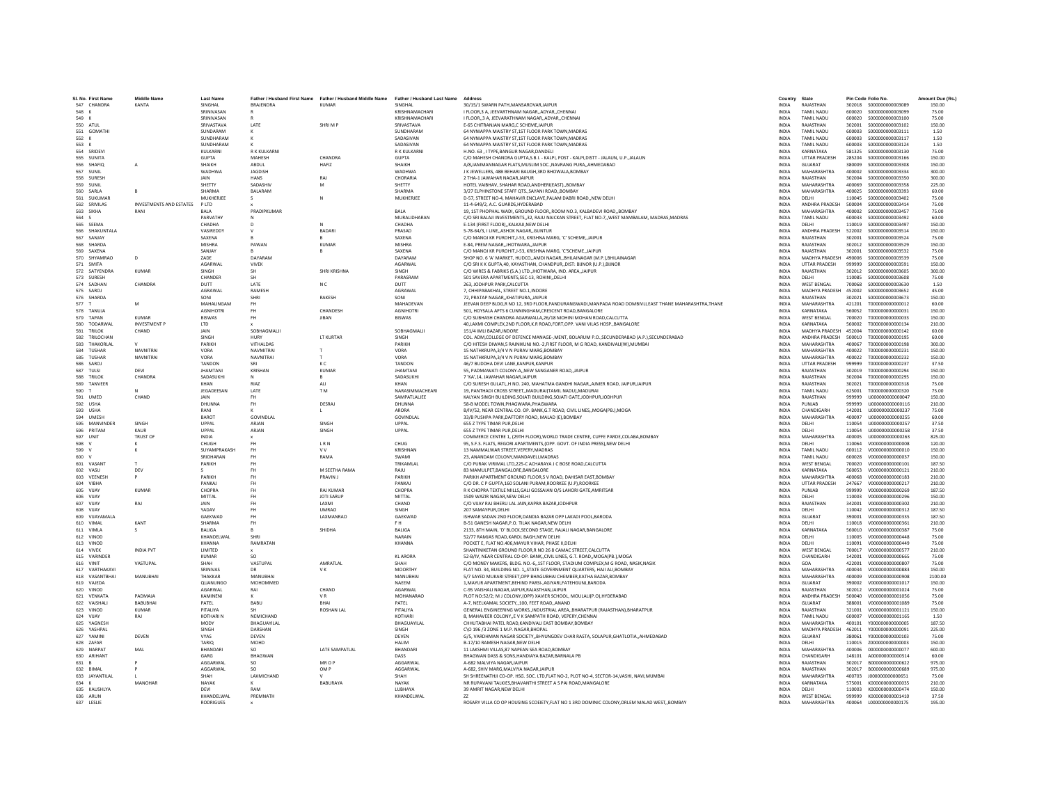| Sl. No. | First Name | Middle Name | Last Name | Father / Husband First Name | Father / Husband Middle Name | Father / Husband Last Name | Address | Country | State | Pin Code | Folio No. | Amount Due (Rs.) |
|---|---|---|---|---|---|---|---|---|---|---|---|---|
| 547 | CHANDRA | KANTA | SINGHAL | BRAJENDRA | KUMAR | SINGHAL | 30/15/1 SWARN PATH,MANSAROVAR,JAIPUR | INDIA | RAJASTHAN | 302018 | S000000000003089 | 150.00 |
| 548 | K | | SRINIVASAN | R | | KRISHNAMACHARI | I FLOOR,3 A, JEEVARTHNAM NAGAR,,ADYAR,,CHENNAI | INDIA | TAMIL NADU | 600020 | S000000000003099 | 75.00 |
| 549 | K | | SRINIVASAN | R | | KRISHNAMACHARI | I FLOOR,,3 A, JEEVARATHNAM NAGAR,,ADYAR,,CHENNAI | INDIA | TAMIL NADU | 600020 | S000000000003100 | 75.00 |
| 550 | ATUL | | SRIVASTAVA | LATE | SHRI M P | SRIVASTAVA | E-65 CHITRANJAN MARG,C SCHEME,JAIPUR | INDIA | RAJASTHAN | 302001 | S000000000003102 | 150.00 |
| 551 | GOMATHI | | SUNDARAM | K | | SUNDHARAM | 64 NYNIAPPA MAISTRY ST,1ST FLOOR PARK TOWN,MADRAS | INDIA | TAMIL NADU | 600003 | S000000000003111 | 1.50 |
| 552 | K | | SUNDHARAM | K | | SADASIVAN | 64 NYNIAPPA MAISTRY ST,1ST FLOOR PARK TOWN,MADRAS | INDIA | TAMIL NADU | 600003 | S000000000003117 | 1.50 |
| 553 | K | | SUNDHARAM | K | | SADASIVAN | 64 NYNIAPPA MAISTRY ST,1ST FLOOR PARK TOWN,MADRAS | INDIA | TAMIL NADU | 600003 | S000000000003124 | 1.50 |
| 554 | SRIDEVI | | KULKARNI | R K KULKARNI | | R K KULKARNI | H.NO. 63 , I TYPE,BANGUR NAGAR,DANDELI | INDIA | KARNATAKA | 581325 | S000000000003130 | 75.00 |
| 555 | SUNITA | | GUPTA | MAHESH | CHANDRA | GUPTA | C/O MAHESH CHANDRA GUPTA,S.B.I. - KALPI, POST - KALPI,DISTT - JALAUN, U.P.,JALAUN | INDIA | UTTAR PRADESH | 285204 | S000000000003166 | 150.00 |
| 556 | SHAFIQ | A | SHAIKH | ABDUL | HAFIZ | SHAIKH | A/8,JAMMANNAGAR FLATS,MUSLIM SOC.,NAVRANG PURA,,AHMEDABAD | INDIA | GUJARAT | 380009 | S000000000003308 | 150.00 |
| 557 | SUNIL | | WADHWA | JAGDISH | | WADHWA | J K JEWELLERS, 48B BEHARI BAUGH,3RD BHOWALA,BOMBAY | INDIA | MAHARASHTRA | 400002 | S000000000003334 | 300.00 |
| 558 | SURESH | | JAIN | HANS | RAJ | CHORARIA | 2 THA-1 JAWAHAR NAGAR,JAIPUR | INDIA | RAJASTHAN | 302004 | S000000000003350 | 300.00 |
| 559 | SUNIL | | SHETTY | SADASHIV | M | SHETTY | HOTEL VAIBHAV, SHAHAR ROAD,ANDHERI(EAST),,BOMBAY | INDIA | MAHARASHTRA | 400069 | S000000000003358 | 225.00 |
| 560 | SARLA | B | SHARMA | BALARAM | | SHARMA | 3/27 ELPHINSTONE STAFF QTS.,SAYANI ROAD,,BOMBAY | INDIA | MAHARASHTRA | 400025 | S000000000003393 | 60.00 |
| 561 | SUKUMAR | | MUKHERJEE | S | N | MUKHERJEE | D-57, STREET NO-4, MAHAVIR ENCLAVE,PALAM DABRI ROAD,,NEW DELHI | INDIA | DELHI | 110045 | S000000000003402 | 75.00 |
| 562 | SRIVILAS | INVESTMENTS AND ESTATES | P LTD | x | | | 11-4-649/2, A.C. GUARDS,HYDERABAD | INDIA | ANDHRA PRADESH | 500004 | S000000000003414 | 75.00 |
| 563 | SIKHA | RANI | BALA | PRADIPKUMAR | | BALA | 19, 1ST PHOPHAL WADI, GROUND FLOOR,,ROOM NO.3, KALBADEVI ROAD,,BOMBAY | INDIA | MAHARASHTRA | 400002 | S000000000003457 | 75.00 |
| 564 | S | | PARVATHY | N | | MURALIDHARAN | C/O SRI BALAJI INVESTMENTS,,32, RAJU NAICKAN STREET, FLAT NO-7,,WEST MAMBALAM, MADRAS,MADRAS | INDIA | TAMIL NADU | 600033 | S000000000003492 | 60.00 |
| 565 | SEEMA | | CHADHA | D | N | CHADHA | E-134 (FIRST FLOOR),,KALKAJI,NEW DELHI | INDIA | DELHI | 110019 | S000000000003497 | 150.00 |
| 566 | SHAKUNTALA | | VASIREDDY | V | BADARI | PRASAD | 5-78-64/3, I LINE,,ASHOK NAGAR,,GUNTUR | INDIA | ANDHRA PRADESH | 522002 | S000000000003514 | 150.00 |
| 567 | SANJAY | | SAXENA | B | B | SAXENA | C/O MANOJ KR PUROHIT,J-53, KRISHNA MARG, 'C' SCHEME,,JAIPUR | INDIA | RAJASTHAN | 302001 | S000000000003524 | 75.00 |
| 568 | SHARDA | | MISHRA | PAWAN | KUMAR | MISHRA | E-84, PREM NAGAR,,JHOTWARA,,JAIPUR | INDIA | RAJASTHAN | 302012 | S000000000003529 | 150.00 |
| 569 | SAXENA | | SANJAY | B | B | SAXENA | C/O MANOJ KR PUROHIT,J-53, KRISHNA MARG, 'C'SCHEME,,JAIPUR | INDIA | RAJASTHAN | 302001 | S000000000003532 | 75.00 |
| 570 | SHYAMRAO | D | ZADE | DAYARAM | | DAYARAM | SHOP NO. 6 'A' MARKET, HUDCO,,AMDI NAGAR,,BHILAINAGAR (M.P.),BHILAINAGAR | INDIA | MADHYA PRADESH | 490006 | S000000000003539 | 75.00 |
| 571 | SMITA | | AGARWAL | VIVEK | | AGARWAL | C/O SRI K K GUPTA,40, KAYASTHAN, CHANDPUR,,DIST: BIJNOR (U.P.),BIJNOR | INDIA | UTTAR PRADESH | 999999 | S000000000003591 | 150.00 |
| 572 | SATYENDRA | KUMAR | SINGH | SH | SHRI KRISHNA | SINGH | C/O WIRES & FABRIKS (S.A.) LTD.,,JHOTWARA, IND. AREA,,JAIPUR | INDIA | RAJASTHAN | 302012 | S000000000003605 | 300.00 |
| 573 | SURESH | | CHANDER | SH | | PARASRAM | 501 SAVERA APARTMENTS,SEC-13, ROHINI,,DELHI | INDIA | DELHI | 110085 | S000000000003608 | 75.00 |
| 574 | SADHAN | CHANDRA | DUTT | LATE | N C | DUTT | 263, JODHPUR PARK,CALCUTTA | INDIA | WEST BENGAL | 700068 | S000000000003630 | 1.50 |
| 575 | SAROJ | | AGRAWAL | RAMESH | | AGRAWAL | 7, CHHIPABAKHAL, STREET NO.1,,INDORE | INDIA | MADHYA PRADESH | 452002 | S000000000003652 | 45.00 |
| 576 | SHARDA | | SONI | SHRI | RAKESH | SONI | 72, PRATAP NAGAR,,KHATIPURA,,JAIPUR | INDIA | RAJASTHAN | 302021 | S000000000003673 | 150.00 |
| 577 | T | M | MAHALINGAM | FH | | MAHADEVAN | JEEVAN DEEP BLDG,R NO 12, 3RD FLOOR,PANDURANGWADI,MANPADA ROAD DOMBIVLI,EAST THANE MAHARASHTRA,THANE | INDIA | MAHARASHTRA | 421201 | T000000000000012 | 60.00 |
| 578 | TANUJA | | AGNIHOTRI | FH | CHANDESH | AGNIHOTRI | 501, HOYSALA APTS 6 CUNNINGHAM,CRESCENT ROAD,BANGALORE | INDIA | KARNATAKA | 560052 | T000000000000031 | 150.00 |
| 579 | TAPAN | KUMAR | BISWAS | FH | JIBAN | BISWAS | C/O SUBHASH CHANDRA AGARWALLA,26/18 MOHINI MOHAN ROAD,CALCUTTA | INDIA | WEST BENGAL | 700020 | T000000000000033 | 150.00 |
| 580 | TODARWAL | INVESTMENT P | LTD | x | | | 40,LAXMI COMPLEX,2ND FLOOR,K.R ROAD,FORT,OPP. VANI VILAS HOSP.,BANGALORE | INDIA | KARNATAKA | 560002 | T000000000000134 | 210.00 |
| 581 | TRILOK | CHAND | JAIN | SOBHAGMALJI | | SOBHAGMALJI | 151/4 IMLI BAZAR,INDORE | INDIA | MADHYA PRADESH | 452004 | T000000000000142 | 60.00 |
| 582 | TRILOCHAN | | SINGH | HURY | LT KURTAR | SINGH | COL. ADM,COLLEGE OF DEFENCE MANAGE-,MENT, BOLARUM P.O.,SECUNDERABAD (A.P.),SECUNDERABAD | INDIA | ANDHRA PRADESH | 500010 | T000000000000195 | 60.00 |
| 583 | THAKORLAL | V | PARIKH | VITHALDAS | | PARIKH | C/O HITESH DIWAN,5 RAJNIKUNJ NO.-2,FIRST FLOOR, M G ROAD, KANDIVALI(W),MUMBAI | INDIA | MAHARASHTRA | 400067 | T000000000000198 | 300.00 |
| 584 | TUSHAR | NAVNITRAI | VORA | NAVNITRAI | T | VORA | 15 NATHKRUPA,3/4 V N PURAV MARG,BOMBAY | INDIA | MAHARASHTRA | 400022 | T000000000000231 | 150.00 |
| 585 | TUSHAR | NAVNITRAI | VORA | NAVNITRAI | T | VORA | 15 NATHKRUPA,3/4 V N PURAV MARG,BOMBAY | INDIA | MAHARASHTRA | 400022 | T000000000000232 | 150.00 |
| 586 | SAROJ | | TANDON | SRI | K C | TANDON | 46/7 BUDDHA DEVI LANE,KANPUR,KANPUR | INDIA | UTTAR PRADESH | 999999 | T000000000000237 | 37.50 |
| 587 | TULSI | DEVI | JHAMTANI | KRISHAN | KUMAR | JHAMTANI | 55, PADMAWATI COLONY-A,,NEW SANGANER ROAD,,JAIPUR | INDIA | RAJASTHAN | 302019 | T000000000000294 | 150.00 |
| 588 | TRILOK | CHANDRA | SADASUKHI | N | B | SADASUKHI | 7 'KA',14, JAWAHAR NAGAR,JAIPUR | INDIA | RAJASTHAN | 302004 | T000000000000295 | 150.00 |
| 589 | TANVEER | | KHAN | RIAZ | ALI | KHAN | C/O SURESH GULATI,,H NO. 240, MAHATMA GANDHI NAGAR,,AJMER ROAD, JAIPUR,JAIPUR | INDIA | RAJASTHAN | 302021 | T000000000000318 | 75.00 |
| 590 | T | N | JEGADEESAN | LATE | T M | NARASIMMACHEARI | 19, PANTHADI CROSS STREET,,MADURAI(TAMIL NADU),MADURAI | INDIA | TAMIL NADU | 625001 | T000000000000320 | 75.00 |
| 591 | UMED | CHAND | JAIN | FH | | SAMPATLALJEE | KALYAN SINGH BUILDING,SOJATI BUILDING,SOJATI GATE,JODHPUR,JODHPUR | INDIA | RAJASTHAN | 999999 | U000000000000047 | 150.00 |
| 592 | USHA | | DHUNNA | FH | DESRAJ | DHUNNA | 58-B MODEL TOWN,PHAGWARA,PHAGWARA | INDIA | PUNJAB | 999999 | U000000000000116 | 210.00 |
| 593 | USHA | | RANI | K | L | ARORA | B/IV/52, NEAR CENTRAL CO. OP. BANK,G.T ROAD, CIVIL LINES,,MOGA(PB.),MOGA | INDIA | CHANDIGARH | 142001 | U000000000000237 | 75.00 |
| 594 | UMESH | | BAROT | GOVINDLAL | | GOVINDLAL | 33/B PUSHPA PARK,DAFTORY ROAD, MALAD (E),BOMBAY | INDIA | MAHARASHTRA | 400097 | U000000000000255 | 60.00 |
| 595 | MANVINDER | SINGH | UPPAL | ARJAN | SINGH | UPPAL | 655 Z TYPE TIMAR PUR,DELHI | INDIA | DELHI | 110054 | U000000000000257 | 37.50 |
| 596 | PRITAM | KAUR | UPPAL | ARJAN | SINGH | UPPAL | 655 Z TYPE TIMAR PUR,DELHI | INDIA | DELHI | 110054 | U000000000000258 | 37.50 |
| 597 | UNIT | TRUST OF | INDIA | x | | | COMMERCE CENTRE 1, (29TH FLOOR),WORLD TRADE CENTRE, CUFFE PARDE,COLABA,BOMBAY | INDIA | MAHARASHTRA | 400005 | U000000000000263 | 825.00 |
| 598 | V | K | CHUGH | FH | L R N | CHUG | 95, S.F.S. FLATS, REGORI APARTMENTS,(OPP. GOVT. OF INDIA PRESS),NEW DELHI | INDIA | DELHI | 110064 | V000000000000008 | 120.00 |
| 599 | V | K | SUYAMPRAKASH | FH | V V | KRISHNAN | 13 NAMMALWAR STREET,VEPERY,MADRAS | INDIA | TAMIL NADU | 600112 | V000000000000010 | 150.00 |
| 600 | V | | SRIDHARAN | FH | RAMA | SWAMI | 23, ANANDAM COLONY,MANDAVELI,MADRAS | INDIA | TAMIL NADU | 600028 | V000000000000037 | 150.00 |
| 601 | VASANT | T | PARIKH | FH | | TRIKAMLAL | C/O PURAK VIRIMAL LTD,225-C ACHARAYA J C BOSE ROAD,CALCUTTA | INDIA | WEST BENGAL | 700020 | V000000000000101 | 187.50 |
| 602 | VASU | DEV | S | FH | M SEETHA RAMA | RAJU | 83 MAMULPET,BANGALORE,BANGALORE | INDIA | KARNATAKA | 560053 | V000000000000121 | 210.00 |
| 603 | VEENESH | P | PARIKH | FH | PRAVIN J | PARIKH | PARIKH APARTMENT GROUND FLOOR,S V ROAD, DAHISAR EAST,BOMBAY | INDIA | MAHARASHTRA | 400068 | V000000000000183 | 210.00 |
| 604 | VIBHA | | PANKAJ | FH | | PANKAJ | C/O DR. C P GUPTA,160 SOLANI PURAM,ROORKEE (U.P),ROORKEE | INDIA | UTTAR PRADESH | 247667 | V000000000000217 | 210.00 |
| 605 | VIJAY | KUMAR | CHOPRA | FH | RAI KUMAR | CHOPRA | R K CHOPRA TEXTILE MILLS,GALI GOSSAIAN O/S LAHORI GATE,AMRITSAR | INDIA | PUNJAB | 999999 | V000000000000269 | 187.50 |
| 606 | VIJAY | | MITTAL | FH | JOTI SARUP | MITTAL | 1509 WAZIR NAGAR,NEW DELHI | INDIA | DELHI | 110003 | V000000000000296 | 150.00 |
| 607 | VIJAY | RAJ | JAIN | FH | LAXMI | CHAND | C/O VIJAY RAJ BHERU LAL JAIN,KAPRA BAZAR,JODHPUR | INDIA | RAJASTHAN | 342001 | V000000000000302 | 210.00 |
| 608 | VIJAY | | YADAV | FH | UMRAO | SINGH | 207 SAMAYPUR,DELHI | INDIA | DELHI | 110042 | V000000000000312 | 187.50 |
| 609 | VIJAYAMALA | | GAEKWAD | FH | LAXMANRAO | GAEKWAD | ISHWAR SADAN 2ND FLOOR,DANDIA BAZAR OPP LAKADI POOL,BARODA | INDIA | GUJARAT | 390001 | V000000000000335 | 187.50 |
| 610 | VIMAL | KANT | SHARMA | FH | | F H | B-51 GANESH NAGAR,P.O. TILAK NAGAR,NEW DELHI | INDIA | DELHI | 110018 | V000000000000361 | 210.00 |
| 611 | VIMLA | S | BALIGA | B | SHIDHA | BALIGA | 2133, 8TH MAIN, 'D' BLOCK,SECOND STAGE, RAJALI NAGAR,BANGALORE | INDIA | KARNATAKA | 560010 | V000000000000387 | 75.00 |
| 612 | VINOD | | KHANDELWAL | SHRI | | NARAIN | 52/77 RAMJAS ROAD,KAROL BAGH,NEW DELHI | INDIA | DELHI | 110005 | V000000000000448 | 75.00 |
| 613 | VINOD | | KHANNA | RAMRATAN | | KHANNA | POCKET E, FLAT NO.406,MAYUR VIHAR, PHASE II,DELHI | INDIA | DELHI | 110091 | V000000000000449 | 75.00 |
| 614 | VIVEK | INDIA PVT | LIMITED | x | | | SHANTINIKETAN GROUND FLOOR,R NO 26 8 CAMAC STREET,CALCUTTA | INDIA | WEST BENGAL | 700017 | V000000000000577 | 210.00 |
| 615 | VARINDER | | KUMAR | SO | | KL ARORA | 52-B/IV, NEAR CENTRAL CO-OP. BANK,,CIVIL LINES, G.T. ROAD,,MOGA(PB.),MOGA | INDIA | CHANDIGARH | 142001 | V000000000000665 | 75.00 |
| 616 | VINIT | VASTUPAL | SHAH | VASTUPAL | AMRATLAL | SHAH | C/O MONEY MAKERS, BLDG. NO.-6,,1ST FLOOR, STADIUM COMPLEX,M G ROAD, NASIK,NASIK | INDIA | GOA | 422001 | V000000000000807 | 75.00 |
| 617 | VARTHAKAVI | | SRINIVAS | DR | V K | MOORTHY | FLAT NO. 34, BUILDING NO. 1,,STATE GOVERNMENT QUARTERS, HAJI ALI,BOMBAY | INDIA | MAHARASHTRA | 400034 | V000000000000883 | 150.00 |
| 618 | VASANTBHAI | MANUBHAI | THAKKAR | MANUBHAI | | MANUBHAI | 5/7 SAYED MUKARI STREET,OPP BHAGUBHAI CHEMBER,KATHA BAZAR,BOMBAY | INDIA | MAHARASHTRA | 400009 | V000000000000908 | 2100.00 |
| 619 | VAJEDA | | QUANUNGO | MOHOMMED | | NAEEM | 1,MAYUR APARTMENT,BEHIND PARSI-,AGIYARI,FATEHGUNJ,BARODA | INDIA | GUJARAT | 390002 | V000000000001017 | 150.00 |
| 620 | VINOD | | AGARWAL | RAI | CHAND | AGARWAL | C-95 VAISHALI NAGAR,JAIPUR,RAJASTHAN,JAIPUR | INDIA | RAJASTHAN | 302012 | V000000000001024 | 75.00 |
| 621 | VENKATA | PADMAJA | KAMINENI | K | V R | MOHANARAO | PLOT NO:52/2; M J COLONY,(OPP) XAVIER SCHOOL, MOULALI(P.O),HYDERABAD | INDIA | ANDHRA PRADESH | 500040 | V000000000001056 | 75.00 |
| 622 | VAISHALI | BABUBHAI | PATEL | BABU | BHAI | PATEL | A-7, NEELKAMAL SOCIETY,,100, FEET ROAD,,ANAND | INDIA | GUJARAT | 388001 | V000000000001089 | 75.00 |
| 623 | VINOD | KUMAR | PITALIYA | SH | ROSHAN LAL | PITALIYA | GENERAL ENGINEERING WORKS,,INDUSTRIAL AREA,,BHARATPUR (RAJASTHAN),BHARATPUR | INDIA | RAJASTHAN | 321001 | V000000000001121 | 150.00 |
| 624 | VIJAY | RAJ | KOTHARI N | NEMICHAND | | KOTHARI | 8, MAHAVEER COLONY,,E V K SAMPATH ROAD, VEPERY,CHENNAI | INDIA | TAMIL NADU | 600007 | V000000000001165 | 1.50 |
| 625 | YAGNESH | | MODY | BHAGUAYILAL | | BHAGUAYILAL | CHHUTABHAI PATEL ROAD,KANDIVALI EAST BOMBAY,BOMBAY | INDIA | MAHARASHTRA | 400101 | Y000000000000005 | 187.50 |
| 626 | YASHPAL | | SINGH | DARSHAN | | SINGH | C\O 196 /3 ZONE 1 M.P. NAGAR,BHOPAL | INDIA | MADHYA PRADESH | 462011 | Y000000000000091 | 225.00 |
| 627 | YAMINI | DEVEN | VYAS | DEVEN | | DEVEN | G/5, VARDHMAN NAGAR SOCIETY,,BHYUNGDEV CHAR RASTA, SOLAPUR,GHATLOTIA,,AHMEDABAD | INDIA | GUJARAT | 380061 | Y000000000000103 | 75.00 |
| 628 | ZAFAR | | TARIQ | MOHD | | HASAN | B-17/10 RAMESH NAGAR,NEW DELHI | INDIA | DELHI | 110015 | Z000000000000003 | 150.00 |
| 629 | NARPAT | MAL | BHANDARI | SO | LATE SAMPATLAL | BHANDARI | 11 LAKSHMI VILLAS,87 NAPEAN SEA ROAD,BOMBAY | INDIA | MAHARASHTRA | 400006 | 0000000000000077 | 600.00 |
| 630 | ARIHANT | | GARG | BHAGWAN | | DASS | BHAGWAN DASS & SONS,HANDIAYA BAZAR,BARNALA PB | INDIA | CHANDIGARH | 148101 | A000000000000514 | 60.00 |
| 631 | B | P | AGGARWAL | SO | MR O P | AGGARWAL | A-682 MALVIYA NAGAR,JAIPUR | INDIA | RAJASTHAN | 302017 | B000000000000622 | 975.00 |
| 632 | BIMAL | P | AGGARWAL | SO | OM P | AGGARWAL | A-682, SHIV MARG,MALVIYA NAGAR,JAIPUR | INDIA | RAJASTHAN | 302017 | B000000000000689 | 975.00 |
| 633 | JAYANTILAL | L | SHAH | LAXMICHAND | V | SHAH | SH SHREENATHJI CO-OP. HSG. SOC. LTD,FLAT NO-2, PLOT NO-4, SECTOR-14,VASHI, NAVI,MUMBAI | INDIA | MAHARASHTRA | 400703 | J000000000000651 | 75.00 |
| 634 | K | MANOHAR | NAYAK | K | BABURAYA | NAYAK | NR RUPAVANI TALKIES,BHAVANTHI STREET A S PAI ROAD,MANGALORE | INDIA | KARNATAKA | 575001 | K000000000000035 | 210.00 |
| 635 | KAUSHLYA | | DEVI | RAM | | LUBHAYA | 39 AMRIT NAGAR,NEW DELHI | INDIA | DELHI | 110003 | K000000000000474 | 150.00 |
| 636 | ARUN | | KHANDELWAL | PREMNATH | | KHANDELWAL | ZZ | INDIA | WEST BENGAL | 999999 | K000000000001410 | 37.50 |
| 637 | LESLIE | | RODRIGUES | x | | | ROSARY VILLA CO OP HOUSING SCOEIETY,FLAT NO 1 3RD DOMINIC COLONY,ORLEM MALAD WEST,,BOMBAY | INDIA | MAHARASHTRA | 400064 | L000000000000175 | 195.00 |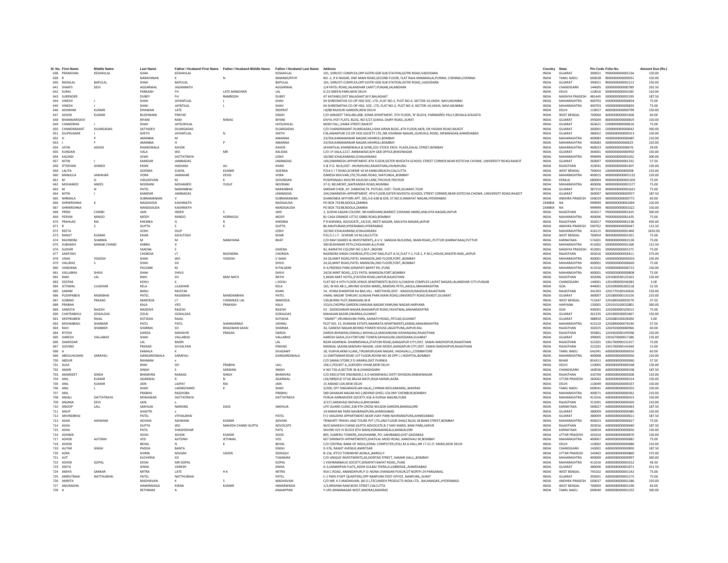| Sl. No. | First Name | Middle Name | Last Name | Father / Husband First Name | Father / Husband Middle Name | Father / Husband Last Name | Address | Country | State | Pin Code | Folio No. | Amount Due (Rs.) |
|---|---|---|---|---|---|---|---|---|---|---|---|---|
| 638 | PRANJIVAN | KESHAVLAL | SHAH | KESHAVLAL | | KESHAVLAL | 101, SHRUSTI COMPLEX,OPP:GOTRI GEB SUB STATION,GOTRI ROAD,VADODARA | INDIA | GUJARAT | 390021 | P000000000001534 | 150.00 |
| 639 | R | | NARAYANAN | K | N | RAMAMURTHY | NO.-1, R K NAGAR, IIND MAIN ROAD,SECOND FLOOR, FLAT RAJA ANNAMALAI,PURAM, CHENNAI,CHENNAI | INDIA | TAMIL NADU | 600028 | R000000000000031 | 150.00 |
| 640 | RASIKLAL | BAPULAL | SHAH | BAPULAL | | BAPULAL | 101, SHRUSTI COMPLEX,OPP:GOTRI GEB SUB STATION,GOTRI ROAD,,VADODARA | INDIA | GUJARAT | 390021 | R000000000002112 | 150.00 |
| 641 | SHANTI | DEVI | AGGARWAL | JAGANNATH | | AGGARWAL | 1/4 PATEL ROAD,JALANDHAR CANTT,PUNJAB,JALANDHAR | INDIA | CHANDIGARH | 144005 | S000000000000789 | 202.50 |
| 642 | SURAJ | | PARKASH | FH | LATE MANOHAR | LAL | D-23 GREEN PARK,NEW DELHI | INDIA | DELHI | 110016 | S000000000001585 | 210.00 |
| 643 | SURENDER | | DUBEY | FH | RAMBODH | DUBEY | AT KATANGI,DIST BALAGHAT,M P,BALAGHAT | INDIA | MADHYA PRADESH | 481445 | S000000000001599 | 187.50 |
| 644 | VINESH | J | SHAH | JAYANTILAL | L | SHAH | SH SHREENATHJI CO-OP HSG SOC. LTD.,FLAT NO-2, PLOT NO-4, SECTOR-14,VASHI, NAVI,MUMBAI | INDIA | MAHARASHTRA | 400703 | V000000000000834 | 75.00 |
| 645 | VINESH | J | SHAH | JAYNTILAL | L | SHAH | SH SHREENATHJI CO-OP HSG. SOC. LTD.,FLAT NO-2, PLOT NO-4, SECTOR-14,VASHI, NAVI,MUMBAI | INDIA | MAHARASHTRA | 400703 | V000000000000835 | 75.00 |
| 646 | ASHWANI | KUMAR | DHAWAN | LATE | | INDERJIT | J 8/88 RAJOURI GARDEN,NEW DELHI | INDIA | DELHI | 110027 | A000000000000799 | 150.00 |
| 647 | ASHOK | KUMAR | BUDHWANI | PRATAP | | SINGH | C/O SANGEET TAHLANI,608, SOMA APARTMENT, 5TH FLOOR,,'N' BLOCK, PARNASREE PALLY,BEHALA,KOLKATA | INDIA | WEST BENGAL | 700060 | A000000000001606 | 60.00 |
| 648 | BHANWARIDEVI | | BIYANI | RAM | NIWAS | BIYANI | DIVYA JYOT FLATS, BLDG, NO E/27,SUMUL DAIRY ROAD,,SURAT | INDIA | GUJARAT | 395004 | B000000000000819 | 150.00 |
| 649 | CHANDRIKA | J | SHAH | JAYSUKHLAL | | JAYSUKHLAL | MODI FALI,,VANIA STREET,RAJKOT | INDIA | GUJARAT | 363621 | C000000000000616 | 75.00 |
| 650 | CHANDRAKANT | DUARGADAS | SATYADEV | DUARGADAS | | DUARGADAS | C/O CHANDRAKANT DUARGADAS,USHA KIRAN BLDG.,4TH FLOOR,44/B, DR.YAGNIK ROAD,RAJKOT | INDIA | GUJARAT | 360001 | C000000000000642 | 300.00 |
| 651 | DILIPKUMAR | J | SHETH | JAYANTILAL | N | SHETH | F/8,JANAKPURI CO.OP.HOS.SOCIETY LTD.,NR.VISHRAM NAGAR,,GURUKUL ROAD, MEMNAGAR,AHMEDABAD | INDIA | GUJARAT | 380052 | D000000000000313 | 150.00 |
| 652 | H | P | AMANNA | M | | AMANNA | 23/354,KANNAMWAR NAGAR,VIKHROLI,BOMBAY | INDIA | MAHARASHTRA | 400083 | H000000000000487 | 210.00 |
| 653 | J | F | AMANNA | H | P | AMANNA | 23/354,KANNAMWAR NAGAR,VIKHROLI,BOMBAY | INDIA | MAHARASHTRA | 400083 | J000000000000625 | 210.00 |
| 654 | JATIN | ASHOK | KHANDWALA | ASHOK | | ASHOK | JAYANTILAL KHANDWALA & SONS,2O1 STOCK EXCH. PLAZA,DALAL STREET,BOMBAY | INDIA | MAHARASHTRA | 400023 | J000000000000676 | 39.00 |
| 655 | KUNDAN | | VALA | WO | MR | KALIDAS | C/O I.P.VALA,1217, AMBAWADI,B/H GEB OFFICE,BHAVNAGAR | INDIA | GUJARAT | 364001 | K000000000000950 | 150.00 |
| 656 | KALINDI | | JOSHI | DATTATRAYA | | JOSHI | 10/360 ICHALKARANJI,ICHALKARANJI | INDIA | MAHARASHTRA | 999999 | K000000000001052 | 300.00 |
| 657 | NITIN | J | KAMDAR | JAMNADAS | | JAMNADAS | 104,DWARKESH-APPARTMENT,4TH FLOOR,SISTER NIVEDITA SCHOOL STREET CORNER,NEAR KOTECHA CHOWK, UNIVERSITY ROAD,RAJKOT | INDIA | GUJARAT | 360007 | K000000000001332 | 37.50 |
| 658 | IFTEKHAR | AHMED | KHAN | HASHAM | ALI | KHAN | V & P.O. NUA,DIST- JHUNJHUNU,RAJASTHAN,JHUNJHUNU | INDIA | RAJASTHAN | 333041 | K000000000001407 | 150.00 |
| 659 | LALITA | | GOENKA | SUSHIL | KUMAR | GOENKA | P214 C I T ROAD,SCHEME VII M KANKURGACHI,CALCUTTA | INDIA | WEST BENGAL | 700054 | L000000000000058 | 210.00 |
| 660 | MANJULA | JAWAHAR | VORA | JAWAHAR | DEVSI | VORA | GANESH BHUVAN,270,TELANG ROAD, MATUNGA,,BOMBAY | INDIA | MAHARASHTRA | 400015 | M000000000001132 | 150.00 |
| 661 | M | G | VASUDEVAN | M | K | GOVINDAN | PUSHPANJALI XXIV/49 DILKUSH LANE,TRICHUR,TRICHUR | INDIA | KERALA | 680004 | M000000000001203 | 75.00 |
| 662 | MOHAMED | ANEES | NOORANI | MOHAMED | YUSUF | NOORANI | 37-D, BELMONT,,NAPEANSEA ROAD,MUMBAI | INDIA | MAHARASHTRA | 400006 | M000000000001577 | 75.00 |
| 663 | M | N | PATEL | NARANBHAI | | NARANBHAI | SARDAR CHOK, AT. DABHOW,TK. POTLAD, DIST: TIJUR,GUJARAT,TIJUR | INDIA | GUJARAT | 387210 | M000000000001631 | 75.00 |
| 664 | NITIN | J | KAMDAR | JAMNADAS | | JAMNADAS | 104,DWARKESH-APPARTMENT, 4TH FLOOR,SISTER NIVEDITA SCHOOL STREET CORNER,NEAR KOTECHA CHOWK, UNIVERSITY ROAD,RAJKOT | INDIA | GUJARAT | 360007 | N000000000000557 | 187.50 |
| 665 | NIRMALA | | SUBRAMANIAN | V | | SUBRAMANIAN | GHARONDA MYTHIRI APT. 305,3-6-638 & 639, ST.NO.9,HIMAYAT NAGAR,HYDERABAD | INDIA | ANDHRA PRADESH | 500029 | N000000000000772 | 60.00 |
| 666 | SHRIKRISHNA | K | NADGAUDA | KASHINATH | | NADGAUDA | PO BOX 73198,NDOLA,ZAMBIA | ZAMBIA | NA | 999999 | N000000000001004 | 150.00 |
| 667 | SHRIKRISHNA | | NANDGAUDA | KASHINATH | | NANDGAUDA | PO BOX 73198,NDOLA,ZAMBIA | ZAMBIA | NA | 999999 | N000000000001022 | 150.00 |
| 668 | PREM | CHAND | JAIN | INDER | S | JAIN | 2, SUDHA SAGAR COLONY, NR.KARDHANI,MARKET,CHIDAND MARG,MALVIYA NAGAR,JAIPUR | INDIA | RAJASTHAN | 302017 | P000000000001425 | 300.00 |
| 669 | PERVIN | MINOO | MODY | MINOO | HORMUSJI | MODY | 81 CASA GRANDE LITTLE GIBBS ROAD,BOMBAY | INDIA | MAHARASHTRA | 400006 | P000000000001435 | 75.00 |
| 670 | PRAHLAD | RAI | KHEMKA | G | R | KHEMKA | P R KHEMKA, ADVOCATE,,14/155, NEETI NAGAR, MALVIYA NAGAR,JAIPUR | INDIA | RAJASTHAN | 302017 | P000000000001538 | 450.00 |
| 671 | R | S | GUPTA | S | K | GUPTA | 86 ANUPURAM,HYDERABAD,HYDERABAD | INDIA | ANDHRA PRADESH | 500762 | R000000000000047 | 112.50 |
| 672 | REETA | | JOSHI | DILIP | | JOSHI | 10/360 ICHALKARANJI,ICHALKARANJI | INDIA | MAHARASHTRA | 416115 | R000000000001460 | 1650.00 |
| 673 | RANJIT | KUMAR | DHAR | ASHUTOSH | | DHAR | P31/1 C.I.T. SCHEME VII M,CALCUTTA | INDIA | WEST BENGAL | 700054 | R000000000001921 | 75.00 |
| 674 | RAVINDRA | SHARMA | M | M | NARAYANA | BHAT | C/O RAVI SHARES & INVESTMENTS,,K.V.V. SANGHA BUILDING, MAIN ROAD,,PUTTUR (KARNATAKA),PUTTUR | INDIA | KARNATAKA | 574201 | R000000000002128 | 75.00 |
| 675 | SUBHASH | MANAK CHAND | KABRA | X | | | 390 BUDHWAR PETH,CHOLKHAN ALI,PUNE | INDIA | MAHARASHTRA | 411002 | S000000000001268 | 112.50 |
| 676 | SUDHIR | | SAXENA | S | | SAXENA | 42, BAIRATHI COLONY NO 2,M.P.,INDORE | INDIA | MADHYA PRADESH | 452001 | S000000000001375 | 75.00 |
| 677 | SANTOSH | | CHORDIA | LT | RAJENDRA | CHORDIA | RAJENDRA SINGH CHORDIA,RTD.CHIF ENG,PLOT A-51,FLAT F-1, FLR-1, P.M.C,HOUSE,SHASTRI NGR,,JAIPUR | INDIA | RAJASTHAN | 302016 | S000000000003411 | 375.00 |
| 678 | USHA | YOGESH | SHAH | WO | YOGESH | V SHAH | 24-26,MINT ROAD,PATEL MANSION,2ND FLOOR,FORT,,BOMBAY | INDIA | MAHARASHTRA | 400001 | U000000000000203 | 150.00 |
| 679 | VALLBHJI | S | SHAH | SO | | SHIVJI | 24,26,MINT ROAD,PATEL MANSION,2ND FLOOR,FORT,,BOMBAY | INDIA | MAHARASHTRA | 400001 | V000000000000669 | 75.00 |
| 680 | VANDANA | | PALSANE | M | | N PALSANE | D-4,FRIENDS PARK,SENAPATI BAPAT RD.,PUNE | INDIA | MAHARASHTRA | 411016 | V000000000000722 | 150.00 |
| 681 | VALLABHJI | SHIVJI | SHAH | SHIVJI | | SHIVJI | 24/26 MINT ROAD,,2/21 PATEL MANSION,FORT,BOMBAY | INDIA | MAHARASHTRA | 400001 | V000000000000808 | 75.00 |
| 682 | RAM | LAL | RAHI | SH | RAM NATH | RATHI | 5,NEAR AMIT HOTEL,STATION ROAD,JAIPUR,RAJASTHAN | INDIA | RAJASTHAN | 302006 | 1201060500125263 | 150.00 |
| 683 | DEEPAK | | KOHLI | K | | L KOHLI | FLAT NO 4 IVTH FLOOR,VENUS APARTMENTS BLOCK A,CHADHA COMPLEX LAJPAT NAGAR,JALANDHAR CITY,PUNJAB | INDIA | CHANDIGARH | 144001 | 1201090000246383 | 3.00 |
| 684 | JETHMAL | LILADHAR | KELA | LILADHAR | | KELA | 165, W.NO.48-2,,ARVIND GHOSH MARG,,RAMDAS PETH,,AKOLA,MAHARASHTRA | INDIA | GOA | 444001 | 1201090000285218 | 52.50 |
| 685 | SAMIM | | BANU | MUSTAK | | KHAN | 14 , KYAM KHANIYON KA BAS,VILL - MEETHRDI,DIST - NAGOUR,NAGOUR,RAJASTAHN | INDIA | RAJASTHAN | 341303 | 1201770100143626 | 150.00 |
| 686 | PUSHPABEN | RASIKBHAI | PATEL | RASIKBHAI | MANDANBHAI | PATEL | VIMAL NAGAR 'DHRUNI',GUNJAN PARK MAIN ROAD,UNIVERSITY ROAD,RAJKOT,GUJARAT | INDIA | GUJARAT | 360007 | 1201800000133156 | 210.00 |
| 687 | GOBIND | PRASAD | MARODIA | LT | CHIRANJEE LAL | MARODIA | 130,BURNS PLOT,RANIGANJ,W.B | INDIA | WEST BENGAL | 713347 | 1201890300003579 | 37.50 |
| 688 | PRABHA | | KALA | VED | PRAKASH | KALA | 153/A,CHOPRA GARDEN,YAMUNA NAGAR,YAMUNA NAGAR,HARYANA | INDIA | HARYANA | 135001 | 1201910100032801 | 300.00 |
| 689 | SANGITA | RAJESH | NAGDIVE | RAJESH | | RAJESH | 53 - SIDDESHWAR NAGAR,WAGHAPUR ROAD,YAVATMAL,MAHARASHTRA | INDIA | GOA | 445001 | 1202000000105013 | 75.00 |
| 690 | CHATRABHUJ | GOKALDAS | ZOLAI | GOKALDAS | | GOKALDAS | MAHAJAN BAZAR,DWARKA,GUJARAT | INDIA | GUJARAT | 361335 | 1202400500003467 | 150.00 |
| 691 | DEEPIKABEN | RAJAL | KOTADIA | RAJAL | | KOTADIA | ''ANANT'',VRUNDAVAN PARK,,SAINATH ROAD,,PETLAD,GUJARAT | INDIA | GUJARAT | 388450 | 1202680100028300 | 3.00 |
| 692 | MOHANRAO | SHANKAR | PATIL | PATIL | SHANKARRAO | VISHNU | PLOT NO. 15, RUKMINI ESTATE,NAMRATA APARTMENTS,KARAD,MAHARASHTRA | INDIA | MAHARASHTRA | 415110 | 1202890000076190 | 37.50 |
| 693 | RAVI | SHANKER | SHARMA | SH | BHAGWAN SAHAI | SHARMA | 34, GANESH NAGAR,BEHIND POWER HOUSE,JAGATPURA,JAIPUR,RAJ. | INDIA | RAJASTHAN | 302025 | 1202920000080966 | 60.00 |
| 694 | RITESH | | DARDA | MAHAVIR | PRASAD | DARDA | DARDA BHAWAN,OSWALLI MOHALLA,MADANGANJ KISHANGANJ,RAJASTHAN | INDIA | RAJASTHAN | 305801 | 1203450000199598 | 150.00 |
| 695 | HARESH | VALLABHJI | SHAH | VALLABHJI | | VALLABHJI | HARESH GADA,314 FORTUNE TOWER,SAYAJIGUNJ,VADODARA,GUJARAT | INDIA | GUJARAT | 390005 | 1301670000017186 | 135.00 |
| 696 | DAMODAR | | LAL | BADRI | | LAL | NEAR AGARWAL DHARMSHALA,STATION ROAD,GANGAPUR CITY,DIST. SAWAI MADHOPUR,RAJASTHAN | INDIA | RAJASTHAN | 322201 | 1301760000131317 | 75.00 |
| 697 | GOVIND | | PRASAD | SH KALYAN | | PRASAD | MANGAL SADAN,MADHAV NAGAR, UDAI MODE,GANGAPUR CITY,DIST. SAWAI MADHOPUR,RAJASTHAN | INDIA | RAJASTHAN | 322201 | 1301760000141644 | 15.00 |
| 698 | A | | KAMALA | K | | SIVASAMY | 18, VIJAYALAXMI ILLAM,,TIRUMURUGAN NAGAR, VADAVALLI,,COIMBATORE | INDIA | TAMIL NADU | 641041 | A000000000000016 | 60.00 |
| 699 | ABDULHUSAIN | SARAFALI | GANGARDIWALA | SARAFALI | | GANGARDIWALA | 11 DIMTIMKAR ROAD 1ST FLOOR,ROOM NO 36 OPP J J HOSPITAL,BOMBAY | INDIA | MAHARASHTRA | 400008 | A000000000000056 | 210.00 |
| 700 | ABDUR | | RAHMAN | x | | | C/O SAMAJ STORE,P O ARARIA,DIST PURNEA | INDIA | BIHAR | 854311 | A000000000000060 | 37.50 |
| 701 | ALKA | | RANI | DO | PRABHA | LALL | 106-C,POCKET A,,SUKHDEV VIHAR,NEW DELHI | INDIA | DELHI | 110065 | A000000000000168 | 150.00 |
| 702 | AMAR | | SINGH | S | SARWAN | SINGH | H NO 720-A,SECTOR 36 B,CHANDIGARH | INDIA | CHANDIGARH | 160036 | A000000000000198 | 187.50 |
| 703 | AMARJEET | SINGH | BHAMVRA | RAMJAS | SINGH | BHAMVRA | C/O EXECUTIVE ENGINEER,C A D MOMEWALI DISTY DIVISION,SRIBIJENAGAR | INDIA | RAJASTHAN | 335704 | A000000000000206 | 210.00 |
| 704 | ANIL | KUMAR | AGARWAL | R | N | AGARWAL | L26/389(OLD 3714) BALKA BASTI,RAJA MANDI,AGRA | INDIA | UTTAR PRADESH | 282002 | A000000000000314 | 150.00 |
| 705 | ANIL | KUMAR | JAIN | LAJPAT | RAI | JAIN | 15 ANAND LOK,NEW DELHI | INDIA | DELHI | 110049 | A000000000000337 | 150.00 |
| 706 | ANIL | L | SHAH | LAXMICHAND | K | SHAH | 3/206, OFF SINGARAVELAN SALAI,,CHINNA NEELANKARAI,,MADRAS | INDIA | TAMIL NADU | 600041 | A000000000000355 | 150.00 |
| 707 | ANIL | | PRABHU | RAGHOBA | | PRABHU | 580 SAHAKAR NAGAR NO 2,BEHIND SHEEL COLONY CHEMBUR,BOMBAY | INDIA | MAHARASHTRA | 400071 | A000000000000362 | 210.00 |
| 708 | ANJALI | DATTATRAYA | NEWASKAR | DATTATRAYA | | DATTATRAYA | PURUA KARMAVEER SOCIETY,416-A DURGA NAGAR,PUNE | INDIA | MAHARASHTRA | 411016 | A000000000000415 | 150.00 |
| 709 | ANJANA | DEVI | JAIN | x | | | 3/127,SARAVAGI MOHALLA,BHILWARA | INDIA | RAJASTHAN | 311001 | A000000000000420 | 210.00 |
| 710 | ANOOP | LALL | SAKHUJA | NARSING | DASS | SAKHUJA | LIFE GUARD CLINIC,328 9TH CROSS WILSON GARDEN,BANGALORE | INDIA | KARNATAKA | 560027 | A000000000000463 | 187.50 |
| 711 | ANUP | | SHASTRI | x | | | 14 NARAYAN PARK NAVBANGPURA,AHMEDABAD | INDIA | GUJARAT | 380009 | A000000000000485 | 150.00 |
| 712 | ARVINDBHAI | | PATEL | VITHALBHAI | | PATEL | F/1 VASUDHA APPARTMENT,NEAR VIJAY PARK NAVRANGPURA,AHMEDABAD | INDIA | GUJARAT | 380009 | A000000000000611 | 187.50 |
| 713 | ASHA | ASHWANI | ADVANI | ASHWANI | KUMAR | ADVANI | TRIMURTI TRAVEL AND TOURS PVT LTD,2ND FLOOR SHALE BLDG 28 BANK STREET,BOMBAY | INDIA | MAHARASHTRA | 400023 | A000000000000627 | 75.00 |
| 714 | ASHA | | GUPTA | WO | MAHESH CHAND GUPTA | ADVOCATE | W/O MAHESH CHAND GUPTA ADVOCATE,B-7 SHIV MARG, BANI PARK,JAIPUR | INDIA | RAJASTHAN | 302016 | A000000000000640 | 187.50 |
| 715 | ASHA | | PATIL | SHASHIDHAR | | PATIL | SAVISRI 425 IV BLOCK 8TH MAIN,KORAMANGALA,BANGALORE | INDIA | KARNATAKA | 560034 | A000000000000650 | 150.00 |
| 716 | ASHIMA | | SOOD | ASHOK | KUMAR | SOOD | 805, SUMERU TOWERS,,KAUSHAMBI, PO: SAHIBABAD,DIST GAZIABAD | INDIA | UTTAR PRADESH | 201010 | A000000000000670 | 150.00 |
| 717 | ASHOK | AJITSINH | VED | AJITSINH | JETHMAL | VED | 607 SHRINATH APPARTMENTS,SHATILAL MODI ROAD, KANDIVALI W,BOMBAY | INDIA | MAHARASHTRA | 400067 | A000000000000681 | 75.00 |
| 718 | ASHOK | | BEHAL | N | K | BEHAL | C/O CENTRAL BANK OF INDIA,ZONAL COMPUTER,CEN,I.M.A.HALL,NR I.T.O.I.P. MARG,NEW DELHI | INDIA | DELHI | 110002 | A000000000000686 | 210.00 |
| 719 | AUTAR | SINGH | PADDA | BANTA | | SINGH | D-576, RANJIT AVENUE,AMRITSAR | INDIA | CHANDIGARH | 143001 | A000000000000850 | 187.50 |
| 720 | AZRA | | SHIRIN | MUQIM | UDDIN | SIDDIQUI | B-116, IFFCO TOWNSHIP,AONLA,,BAREILLY | INDIA | UTTAR PRADESH | 243403 | A000000000000869 | 375.00 |
| 721 | AJIT | | KUCHERIA | SO | | TUKARAM | C/O UNIQUE INVESTMENTS,63,DONTAD STREET, DAMAR GALLI,,BOMBAY | INDIA | MAHARASHTRA | 400009 | A000000000000997 | 300.00 |
| 722 | ASHOK | GOPAL | DESAI | MR GOPAL | | GOPAL | 1 VISHRAMBAUG SOCIETY,SENAPATI BAPAT ROAD,,PUNE | INDIA | MAHARASHTRA | 411016 | A000000000001012 | 46.50 |
| 723 | ANITA | | SINHA | VARESH | | SINHA | G-3,SAMARPAN FLATS,,NEAR GULBAI TEKRA,ELLISBRIDGE,,AHMEDABAD | INDIA | GUJARAT | 380006 | A000000000001071 | 421.50 |
| 724 | AMIYA | SANKAR | MITRA | LATE | H K | MITRA | 95A C ROAD, ANANDAPURI,P O: NONA CHANDAN PUKUR,DT NORTH 24 PARGANAS, | INDIA | WEST BENGAL | 743102 | A000000000001142 | 75.00 |
| 725 | AMRUTBHAI | NATTHUBHAI | PATEL | NATTHUBHAI | | PATEL | C-1 PWD STAFF QUARTERS,OPP NANPURA POST OFFICE, NANPURA,,SURAT | INDIA | GUJARAT | 395001 | A000000000001175 | 75.00 |
| 726 | AMRITA | | MADHAVAN | K | S | MADHAVAN | C/O MR. K S MADHAVAN, (M.D.),TECUMSEH PRODUCTS INDIA LTD., BALANAGAR,,HYDERABAD | INDIA | ANDHRA PRADESH | 500037 | A000000000001186 | 150.00 |
| 727 | ANURADHA | | HAMIRWASIA | KIRAN | KUMAR | HIMARWASIA | 1/2,KRISHNA RAM BOSE STREET,CALCUTTA | INDIA | WEST BENGAL | 700004 | A000000000001190 | 60.00 |
| 728 | A | | RETHNAM | A | | ANAIAPPAN | Y-195 ANNANAGAR WEST,MADRAS,MADRAS | INDIA | TAMIL NADU | 600040 | A000000000001255 | 300.00 |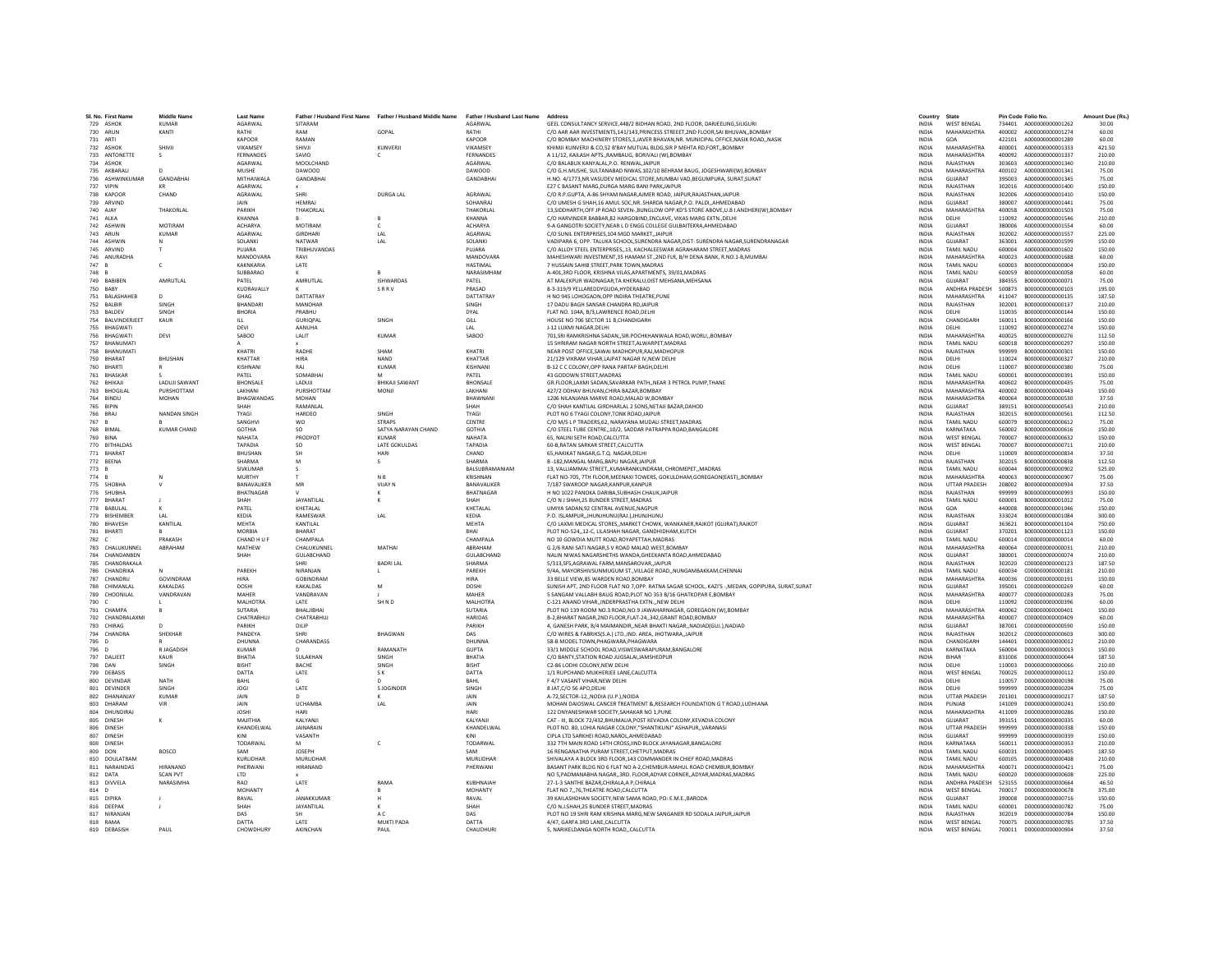| Sl. No. | First Name | Middle Name | Last Name | Father / Husband First Name | Father / Husband Middle Name | Father / Husband Last Name | Address | Country | State | Pin Code | Folio No. | Amount Due (Rs.) |
|---|---|---|---|---|---|---|---|---|---|---|---|---|
| 729 | ASHOK | KUMAR | AGARWAL | SITARAM | | AGARWAL | GEEL CONSULTANCY SERVICE,448/2 BIDHAN ROAD, 2ND FLOOR, DARJEELING,SILIGURI | INDIA | WEST BENGAL | 734401 | A000000000001262 | 30.00 |
| 730 | ARUN | KANTI | RATHI | RAM | GOPAL | RATHI | C/O AAR AAR INVESTMENTS,141/143,PRINCESS STREEET,2ND FLOOR,SAI BHUVAN,,BOMBAY | INDIA | MAHARASHTRA | 400002 | A000000000001274 | 60.00 |
| 731 | ARTI | | KAPOOR | RAMAN | | KAPOOR | C/O BOMBAY MACHINERY STORES,1,JAVER BHAVAN,NR. MUNICIPAL OFFICE,NASIK ROAD,,NASIK | INDIA | GOA | 422101 | A000000000001289 | 60.00 |
| 732 | ASHOK | SHIVJI | VIKAMSEY | SHIVJI | KUNVERJI | VIKAMSEY | KHIMJI KUNVERJI & CO,52 B'BAY MUTUAL BLDG,SIR P MEHTA RD,FORT,,BOMBAY | INDIA | MAHARASHTRA | 400001 | A000000000001333 | 421.50 |
| 733 | ANTONETTE | S | FERNANDES | SAVIO | C | FERNANDES | A 11/12, KAILASH APTS.,RAMBAUG, BORIVALI (W),BOMBAY | INDIA | MAHARASHTRA | 400092 | A000000000001337 | 210.00 |
| 734 | ASHOK | | AGARWAL | MOOLCHAND | | AGARWAL | C/O BALABUX KANYALAL,P.O. RENWAL,JAIPUR | INDIA | RAJASTHAN | 303603 | A000000000001340 | 210.00 |
| 735 | AKBARALI | D | MUSHE | DAWOOD | | DAWOOD | C/O G.H.MUSHE, SULTANABAD NIWAS,102/10 BEHRAM BAUG, JOGESHWARI(W),BOMBAY | INDIA | MAHARASHTRA | 400102 | A000000000001341 | 75.00 |
| 736 | ASHWINKUMAR | GANDABHAI | MITHAIWALA | GANDABHAI | | GANDABHAI | H.NO. 4/1773,NR.VASUDEV MEDICAL STORE,MUMBAI VAD,BEGUMPURA, SURAT,SURAT | INDIA | GUJARAT | 395003 | A000000000001345 | 75.00 |
| 737 | VIPIN | KR | AGARWAL | x | | | E27 C BASANT MARG,DURGA MARG BANI PARK,JAIPUR | INDIA | RAJASTHAN | 302016 | A000000000001400 | 150.00 |
| 738 | KAPOOR | CHAND | AGRAWAL | SHRI | DURGA LAL | AGRAWAL | C/O R.P.GUPTA, A-86 SHYAM NAGAR,AJMER ROAD, JAIPUR,RAJASTHAN,JAIPUR | INDIA | RAJASTHAN | 302006 | A000000000001410 | 150.00 |
| 739 | ARVIND | | JAIN | HEMRAJ | | SOHANRAJ | C/O UMESH G SHAH,16 AMUL SOC,NR. SHARDA NAGAR,P.O. PALDI,,AHMEDABAD | INDIA | GUJARAT | 380007 | A000000000001441 | 75.00 |
| 740 | AJAY | THAKORLAL | PARIKH | THAKORLAL | | THAKORLAL | 13,SIDDHARTH,OFF JP ROAD SEVEN.,BUNGLOW OPP.KD'S STORE ABOVE,U.B I.ANDHERI(W),BOMBAY | INDIA | MAHARASHTRA | 400058 | A000000000001503 | 75.00 |
| 741 | ALKA | | KHANNA | B | B | KHANNA | C/O HARVINDER BABBAR,82 HARGOBIND,ENCLAVE, VIKAS MARG EXTN.,DELHI | INDIA | DELHI | 110092 | A000000000001546 | 210.00 |
| 742 | ASHWIN | MOTIRAM | ACHARYA | MOTIRAM | C | ACHARYA | 9-A GANGOTRI SOCIETY,NEAR L D ENGG COLLEGE GULBAITEKRA,AHMEDABAD | INDIA | GUJARAT | 380006 | A000000000001554 | 60.00 |
| 743 | ARUN | KUMAR | AGARWAL | GIRDHARI | LAL | AGARWAL | C/O SUNIL ENTERPRISES,104 MGD MARKET,,JAIPUR | INDIA | RAJASTHAN | 302002 | A000000000001557 | 225.00 |
| 744 | ASHWIN | N | SOLANKI | NATWAR | LAL | SOLANKI | VADIPARA 6, OPP. TALUKA SCHOOL,SURENDRA NAGAR,DIST: SURENDRA NAGAR,SURENDRANAGAR | INDIA | GUJARAT | 363001 | A000000000001599 | 150.00 |
| 745 | ARVIND | T | PUJARA | TRIBHUVANDAS | | PUJARA | C/O ALLOY STEEL ENTERPRISES,,13, KACHALEESWAR AGRAHARAM STREET,MADRAS | INDIA | TAMIL NADU | 600004 | A000000000001602 | 150.00 |
| 746 | ANURADHA | | MANDOVARA | RAVI | | MANDOVARA | MAHESHWARI INVESTMENT,35 HAMAM ST.,2ND FLR, B/H DENA BANK, R.NO.1-8,MUMBAI | INDIA | MAHARASHTRA | 400023 | A000000000001688 | 60.00 |
| 747 | B | C | KAKNKARIA | LATE | | HASTIMAL | 7 HUSSAIN SAHIB STREET,PARK TOWN,MADRAS | INDIA | TAMIL NADU | 600003 | B000000000000004 | 150.00 |
| 748 | B | | SUBBARAO | K | B | NARASIMHAM | A-401,3RD FLOOR, KRISHNA VILAS,APARTMENTS, 39/01,MADRAS | INDIA | TAMIL NADU | 600059 | B000000000000058 | 60.00 |
| 749 | BABIBEN | AMRUTLAL | PATEL | AMRUTLAL | ISHWARDAS | PATEL | AT MALEKPUR WADNAGAR,TA KHERALU,DIST MEHSANA,MEHSANA | INDIA | GUJARAT | 384355 | B000000000000071 | 75.00 |
| 750 | BABY | | KUDRAVALLY | K | S R R V | PRASAD | 8-3-319/9 YELLAREDDYGUDA,HYDERABAD | INDIA | ANDHRA PRADESH | 500873 | B000000000000103 | 195.00 |
| 751 | BALASHAHEB | D | GHAG | DATTATRAY | | DATTATRAY | H NO 945 LOHOGAON,OPP INDIRA THEATRE,PUNE | INDIA | MAHARASHTRA | 411047 | B000000000000135 | 187.50 |
| 752 | BALBIR | SINGH | BHANDARI | MANOHAR | | SINGH | 17 DADU BAGH SANSAR CHANDRA RD,JAIPUR | INDIA | RAJASTHAN | 302001 | B000000000000137 | 210.00 |
| 753 | BALDEV | SINGH | BHORIA | PRABHU | | DYAL | FLAT NO. 104A, B/3,LAWRENCE ROAD,DELHI | INDIA | DELHI | 110035 | B000000000000144 | 150.00 |
| 754 | BALVINDERJEET | KAUR | ILL | GURIQPAL | SINGH | GILL | HOUSE NO 706 SECTOR 11 B,CHANDIGARH | INDIA | CHANDIGARH | 160011 | B000000000000166 | 150.00 |
| 755 | BHAGWATI | | DEVI | AANUHA | | LAL | J-12 LUXMI NAGAR,DELHI | INDIA | DELHI | 110092 | B000000000000274 | 150.00 |
| 756 | BHAGWATI | DEVI | SABOO | LALIT | KUMAR | SABOO | 701,SRI RAMKRISHNA SADAN,,SIR.POCHKHANWALA ROAD,WORLI,,BOMBAY | INDIA | MAHARASHTRA | 400025 | B000000000000276 | 112.50 |
| 757 | BHANUMATI | | A | x | | | 15 SHRIRAM NAGAR NORTH STREET,ALWARPET,MADRAS | INDIA | TAMIL NADU | 600018 | B000000000000297 | 150.00 |
| 758 | BHANUMATI | | KHATRI | RADHE | SHAM | KHATRI | NEAR POST OFFICE,SAWAI MADHOPUR,RAJ,MADHOPUR | INDIA | RAJASTHAN | 999999 | B000000000000301 | 150.00 |
| 759 | BHARAT | BHUSHAN | KHATTAR | HIRA | NAND | KHATTAR | 21/129 VIKRAM VIHAR,LAJPAT NAGAR IV,NEW DELHI | INDIA | DELHI | 110024 | B000000000000327 | 210.00 |
| 760 | BHARTI | R | KISHNANI | RAJ | KUMAR | KISHNANI | B-12 C C COLONY,OPP RANA PARTAP BAGH,DELHI | INDIA | DELHI | 110007 | B000000000000380 | 75.00 |
| 761 | BHASKAR | S | PATEL | SOMABHAI | M | PATEL | 43 GODOWN STREET,MADRAS | INDIA | TAMIL NADU | 600001 | B000000000000391 | 150.00 |
| 762 | BHIKAJI | LADUJI SAWANT | BHONSALE | LADUJI | BHIKAJI SAWANT | BHONSALE | GR.FLOOR,LAXMI SADAN,SAVARKAR PATH,,NEAR 3 PETROL PUMP,THANE | INDIA | MAHARASHTRA | 400602 | B000000000000435 | 75.00 |
| 763 | BHOGILAL | PURSHOTTAM | LAKHANI | PURSHOTTAM | MONJI | LAKHANI | 427/2 ODHAV BHUVAN,CHIRA BAZAR,BOMBAY | INDIA | MAHARASHTRA | 400002 | B000000000000443 | 150.00 |
| 764 | BINDU | MOHAN | BHAGWANDAS | MOHAN | | BHAWNANI | 1206 NILANJANA MARVE ROAD,MALAD W,BOMBAY | INDIA | MAHARASHTRA | 400064 | B000000000000530 | 37.50 |
| 765 | BIPIN | | SHAH | RAMANLAL | | SHAH | C/O SHAH KANTILAL GIRDHARLAL 2 SONS,NETAJI BAZAR,DAHOD | INDIA | GUJARAT | 389151 | B000000000000543 | 210.00 |
| 766 | BRAJ | NANDAN SINGH | TYAGI | HARDEO | SINGH | TYAGI | PLOT NO 6 TYAGI COLONY,TONK ROAD,JAIPUR | INDIA | RAJASTHAN | 302015 | B000000000000561 | 112.50 |
| 767 | B | B | SANGHVI | WO | STRAPS | CENTRE | C/O M/S L P TRADERS,62, NARAYANA MUDALI STREET,MADRAS | INDIA | TAMIL NADU | 600079 | B000000000000612 | 75.00 |
| 768 | BIMAL | KUMAR CHAND | GOTHIA | SO | SATYA NARAYAN CHAND | GOTHIA | C/O STEEL TUBE CENTRE,,10/2, SADDAR PATRAPPA ROAD,BANGALORE | INDIA | KARNATAKA | 560002 | B000000000000616 | 150.00 |
| 769 | BINA | | NAHATA | PRODYOT | KUMAR | NAHATA | 65, NALINI SETH ROAD,CALCUTTA | INDIA | WEST BENGAL | 700007 | B000000000000632 | 150.00 |
| 770 | BITHALDAS | | TAPADIA | SO | LATE GOKULDAS | TAPADIA | 60-B,RATAN SARKAR STREET,CALCUTTA | INDIA | WEST BENGAL | 700007 | B000000000000711 | 210.00 |
| 771 | BHARAT | | BHUSHAN | SH | HARI | CHAND | 65,HAKIKAT NAGAR,G.T.Q. NAGAR,DELHI | INDIA | DELHI | 110009 | B000000000000834 | 37.50 |
| 772 | BEENA | | SHARMA | M | S | SHARMA | B -182,MANGAL MARG,BAPU NAGAR,JAIPUR | INDIA | RAJASTHAN | 302015 | B000000000000838 | 112.50 |
| 773 | B | | SIVKUMAR | S | | BALSUBRAMANIAM | 13, VALLIAMMAI STREET,,KUMARANKUNDRAM, CHROMEPET,,MADRAS | INDIA | TAMIL NADU | 600044 | B000000000000902 | 525.00 |
| 774 | B | N | MURTHY | T | N B | KRISHNAN | FLAT NO-705, 7TH FLOOR,MEENAXI TOWERS, GOKULDHAM,GOREGAON(EAST),,BOMBAY | INDIA | MAHARASHTRA | 400063 | B000000000000907 | 75.00 |
| 775 | SHOBHA | V | BANAVALIKER | MR | VIJAY N | BANAVALIKER | 7/187 SWAROOP NAGAR,KANPUR,KANPUR | INDIA | UTTAR PRADESH | 208002 | B000000000000934 | 37.50 |
| 776 | SHUBHA | | BHATNAGAR | V | K | BHATNAGAR | H NO 1022 PANOKA DARIBA,SUBHASH CHAUK,JAIPUR | INDIA | RAJASTHAN | 999999 | B000000000000993 | 150.00 |
| 777 | BHARAT | J | SHAH | JAYANTILAL | K | SHAH | C/O N J SHAH,25 BUNDER STREET,MADRAS | INDIA | TAMIL NADU | 600001 | B000000000001012 | 75.00 |
| 778 | BABULAL | K | PATEL | KHETALAL | | KHETALAL | UMIYA SADAN,92 CENTRAL AVENUE,NAGPUR | INDIA | GOA | 440008 | B000000000001046 | 150.00 |
| 779 | BISHEMBER | LAL | KEDIA | RAMESWAR | LAL | KEDIA | P.O. ISLAMPUR,,JHUNJHUNU(RAJ.),JHUNJHUNU | INDIA | RAJASTHAN | 333024 | B000000000001084 | 300.00 |
| 780 | BHAVESH | KANTILAL | MEHTA | KANTILAL | | MEHTA | C/O LAXMI MEDICAL STORES,,MARKET CHOWK, WANKANER,RAJKOT (GUJRAT),RAJKOT | INDIA | GUJARAT | 363621 | B000000000001104 | 750.00 |
| 781 | BHARTI | B | MORBIA | BHARAT | | BHAI | PLOT NO-524,,12-C, LILASHAH NAGAR, GANDHIDHAM,KUTCH | INDIA | GUJARAT | 370201 | B000000000001123 | 150.00 |
| 782 | C | PRAKASH | CHAND H U F | CHAMPALA | | CHAMPALA | NO 10 GOWDIA MUTT ROAD,ROYAPETTAH,MADRAS | INDIA | TAMIL NADU | 600014 | C000000000000014 | 60.00 |
| 783 | CHALUKUNNEL | ABRAHAM | MATHEW | CHALUKUNNEL | MATHAI | ABRAHAM | G 2/6 RANI SATI NAGAR,S V ROAD MALAD WEST,BOMBAY | INDIA | MAHARASHTRA | 400064 | C000000000000031 | 210.00 |
| 784 | CHANDANBEN | | SHAH | GULABCHAND | | GULABCHAND | NALIN NIWAS NAGARSHETHS WANDA,GHEEKANTA ROAD,AHMEDABAD | INDIA | GUJARAT | 380001 | C000000000000074 | 210.00 |
| 785 | CHANDRAKALA | | | SHRI | BADRI LAL | SHARMA | 5/313,SFS,AGRAWAL FARM,MANSAROVAR,,JAIPUR | INDIA | RAJASTHAN | 302020 | C000000000000123 | 187.50 |
| 786 | CHANDRIKA | N | PAREKH | NIRANJAN | L | PAREKH | 9/4A, MAYORSHIVSUNMUGUM ST.,VILLAGE ROAD,,NUNGAMBAKKAM,CHENNAI | INDIA | TAMIL NADU | 600034 | C000000000000181 | 210.00 |
| 787 | CHANDRU | GOVINDRAM | HIRA | GOBINDRAM | | HIRA | 33 BELLE VIEW,85 WARDEN ROAD,BOMBAY | INDIA | MAHARASHTRA | 400036 | C000000000000191 | 150.00 |
| 788 | CHIMANLAL | KAKALDAS | DOSHI | KAKALDAS | M | DOSHI | SUNISH APT, 2ND FLOOR FLAT NO 7,OPP. RATNA SAGAR SCHOOL, KAZI'S -,MEDAN, GOPIPURA, SURAT,SURAT | INDIA | GUJARAT | 395001 | C000000000000269 | 60.00 |
| 789 | CHOONILAL | VANDRAVAN | MAHER | VANDRAVAN | J | MAHER | 5 SANGAM VALLABH BAUG ROAD,PLOT NO 353 B/16 GHATKOPAR E,BOMBAY | INDIA | MAHARASHTRA | 400077 | C000000000000283 | 75.00 |
| 790 | C | L | MALHOTRA | LATE | SH N D | MALHOTRA | C-121 ANAND VIHAR,,INDERPRASTHA EXTN.,,NEW DELHI | INDIA | DELHI | 110092 | C000000000000396 | 60.00 |
| 791 | CHAMPA | B | SUTARIA | BHALJIBHAI | | SUTARIA | PLOT NO 139 ROOM NO.3 ROAD,NO.9 JAWAHARNAGAR, GOREGAON (W),BOMBAY | INDIA | MAHARASHTRA | 400062 | C000000000000401 | 150.00 |
| 792 | CHANDRALAXMI | | CHATRABHUJ | CHATRABHUJ | | HARIDAS | B-2,BHARAT NAGAR,2ND FLOOR,FLAT-24,,342,GRANT ROAD,BOMBAY | INDIA | MAHARASHTRA | 400007 | C000000000000409 | 60.00 |
| 793 | CHIRAG | D | PARIKH | DILIP | | PARIKH | 4, GANESH PARK, B/4 MAIMANDIR,,NEAR BHAKTI NAGAR,,NADIAD(GUJ.),NADIAD | INDIA | GUJARAT | 387001 | C000000000000590 | 150.00 |
| 794 | CHANDRA | SHEKHAR | PANDEYA | SHRI | BHAGWAN | DAS | C/O WIRES & FABRIKS(S.A.) LTD.,IND. AREA, JHOTWARA,,JAIPUR | INDIA | RAJASTHAN | 302012 | C000000000000603 | 300.00 |
| 795 | D | R | DHUNNA | CHARANDASS | | DHUNNA | 58-B MODEL TOWN,PHAGWARA,PHAGWARA | INDIA | CHANDIGARH | 144401 | D000000000000012 | 210.00 |
| 796 | D | R JAGADISH | KUMAR | D | RAMANATH | GUPTA | 33/1 MIDDLE SCHOOL ROAD,VISWESWARAPURAM,BANGALORE | INDIA | KARNATAKA | 560004 | D000000000000013 | 150.00 |
| 797 | DALJEET | KAUR | BHATIA | SULAKHAN | SINGH | BHATIA | C/O BANTY,STATION ROAD JUGSALAI,JAMSHEDPUR | INDIA | BIHAR | 831006 | D000000000000044 | 187.50 |
| 798 | DAN | SINGH | BISHT | BACHE | SINGH | BISHT | C2-86 LODHI COLONY,NEW DELHI | INDIA | DELHI | 110003 | D000000000000066 | 210.00 |
| 799 | DEBASIS | | DATTA | LATE | S K | DATTA | 1/1 RUPCHAND MUKHERJEE LANE,CALCUTTA | INDIA | WEST BENGAL | 700025 | D000000000000112 | 150.00 |
| 800 | DEVINDAR | NATH | BAHL | G | D | BAHL | F 4/7 VASANT VIHAR,NEW DELHI | INDIA | DELHI | 110057 | D000000000000198 | 75.00 |
| 801 | DEVINDER | SINGH | JOGI | LATE | S JOGINDER | SINGH | 8 JAT,C/O 56 APO,DELHI | INDIA | DELHI | 999999 | D000000000000204 | 75.00 |
| 802 | DHANANJAY | KUMAR | JAIN | D | K | JAIN | A-72,SECTOR-12,,NODIA (U.P.),NOIDA | INDIA | UTTAR PRADESH | 201301 | D000000000000217 | 187.50 |
| 803 | DHARAM | VIR | JAIN | UCHAMBA | LAL | JAIN | MOHAN DAIOSWAL CANCER TREATMENT &,RESEARCH FOUNDATION G T ROAD,LUDHIANA | INDIA | PUNJAB | 141009 | D000000000000241 | 150.00 |
| 804 | DHUNDIRAJ | | JOSHI | HARI | | HARI | 122 DNYANESHWAR SOCIETY,SAHAKAR NO 1,PUNE | INDIA | MAHARASHTRA | 411009 | D000000000000286 | 150.00 |
| 805 | DINESH | K | MAJITHIA | KALYANJI | | KALYANJI | CAT - III, BLOCK 72/432,BHUMALIA,POST KEVADIA COLONY,KEVADIA COLONY | INDIA | GUJARAT | 393151 | D000000000000335 | 60.00 |
| 806 | DINESH | | KHANDELWAL | JAINARAIN | | KHANDELWAL | PLOT NO. 80, LOHIA NAGAR COLONY,"SHANTIKUNJ" ASHAPUR,,VARANASI | INDIA | UTTAR PRADESH | 999999 | D000000000000338 | 150.00 |
| 807 | DINESH | | KINI | VASANTH | | KINI | CIPLA LTD SARKHEJ ROAD,NAROL,AHMEDABAD | INDIA | GUJARAT | 999999 | D000000000000339 | 150.00 |
| 808 | DINESH | | TODARWAL | M | C | TODARWAL | 332 7TH MAIN ROAD 14TH CROSS,IIND BLOCK JAYANAGAR,BANGALORE | INDIA | KARNATAKA | 560011 | D000000000000353 | 210.00 |
| 809 | DON | BOSCO | SAM | JOSEPH | | SAM | 16 RENGANATHA PURAM STREET,CHETPUT,MADRAS | INDIA | TAMIL NADU | 600031 | D000000000000405 | 187.50 |
| 810 | DOULATRAM | | KURUDHAR | MURLIDHAR | | MURLIDHAR | SHIVALAYA A BLOCK 3RD FLOOR,143 COMMANDER IN CHIEF ROAD,MADRAS | INDIA | TAMIL NADU | 600105 | D000000000000408 | 210.00 |
| 811 | NARAINDAS | HIRANAND | PHERWANI | HIRANAND | | PHERWANI | BASANT PARK BLDG NO 6 FLAT NO A-2,CHEMBUR-MAHUL ROAD CHEMBUR,BOMBAY | INDIA | MAHARASHTRA | 400071 | D000000000000421 | 75.00 |
| 812 | DATA | SCAN PVT | LTD | x | | | NO 5,PADMANABHA NAGAR,,3RD. FLOOR,ADYAR CORNER,,ADYAR,MADRAS,MADRAS | INDIA | TAMIL NADU | 600020 | D000000000000608 | 225.00 |
| 813 | DIVVELA | NARASIMHA | RAO | LATE | RAMA | KUBHNAIAH | 27-1-3 SANTHE BAZAR,CHIRALA,A P,CHIRALA | INDIA | ANDHRA PRADESH | 523155 | D000000000000664 | 46.50 |
| 814 | D | | MOHANTY | A | B | MOHANTY | FLAT NO 7,,76,THEATRE ROAD,CALCUTTA | INDIA | WEST BENGAL | 700017 | D000000000000678 | 375.00 |
| 815 | DIPIKA | J | RAVAL | JANAKKUMAR | H | RAVAL | 39 KAILASHDHAN SOCIETY,NEW SAMA ROAD, PO: E.M.E.,BARODA | INDIA | GUJARAT | 390008 | D000000000000716 | 150.00 |
| 816 | DEEPAK | J | SHAH | JAYANTILAL | K | SHAH | C/O N.J.SHAH,25 BUNDER STREET,MADRAS | INDIA | TAMIL NADU | 600001 | D000000000000782 | 75.00 |
| 817 | NIRANJAN | | DAS | SH | A C | DAS | PLOT NO 19 SHRI RAM KRISHNA MARG,NEW SANGANER RD SODALA JAIPUR,JAIPUR | INDIA | RAJASTHAN | 302019 | D000000000000784 | 150.00 |
| 818 | RAMA | | DATTA | LATE | MUKTI PADA | DATTA | 4/47, GARFA 3RD LANE,CALCUTTA | INDIA | WEST BENGAL | 700075 | D000000000000785 | 37.50 |
| 819 | DEBASISH | PAUL | CHOWDHURY | AKINCHAN | PAUL | CHAUDHURI | 5, NARIKELDANGA NORTH ROAD,,CALCUTTA | INDIA | WEST BENGAL | 700011 | D000000000000904 | 37.50 |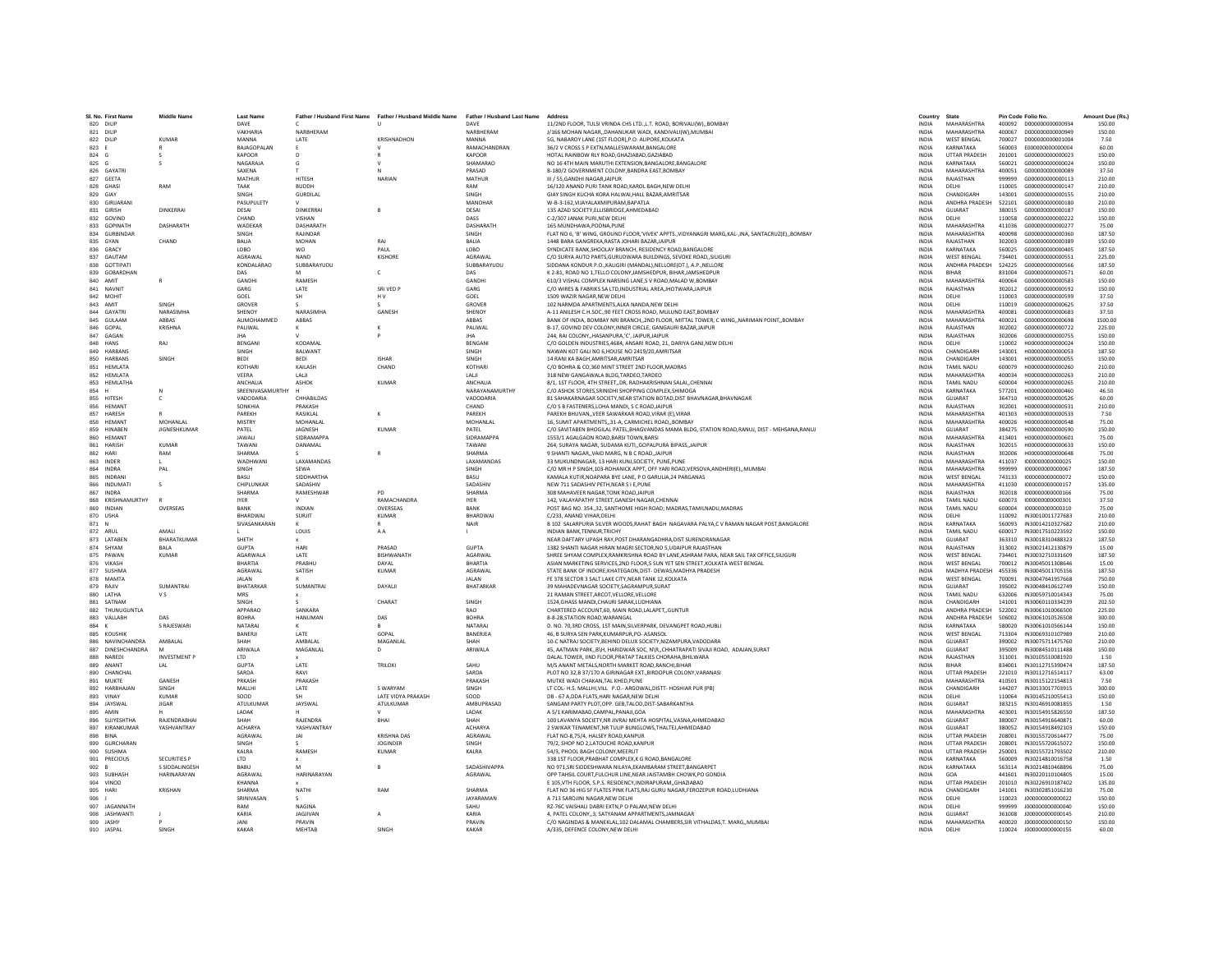| Sl. No. | First Name | Middle Name | Last Name | Father / Husband First Name | Father / Husband Middle Name | Father / Husband Last Name | Address | Country | State | Pin Code | Folio No. | Amount Due (Rs.) |
|---|---|---|---|---|---|---|---|---|---|---|---|---|
| 820 | DILIP | | DAVE | C | U | DAVE | 11/2ND FLOOR, TULSI VRINDA CHS LTD.,L.T. ROAD, BORIVALI(W),,BOMBAY | INDIA | MAHARASHTRA | 400092 | D000000000000934 | 150.00 |
| 821 | DILIP | | VAKHARIA | NARBHERAM | | NARBHERAM | J/166 MOHAN NAGAR,,DAHANUKAR WADI, KANDIVALI(W),MUMBAI | INDIA | MAHARASHTRA | 400067 | D000000000000949 | 150.00 |
| 822 | DILIP | KUMAR | MANNA | LATE | KRISHNADHON | MANNA | 5G, NABAROY LANE (1ST FLOOR),P.O: ALIPORE,KOLKATA | INDIA | WEST BENGAL | 700027 | D000000000001004 | 7.50 |
| 823 | E | R | RAJAGOPALAN | E | V | RAMACHANDRAN | 36/2 V CROSS S P EXTN,MALLESWARAM,BANGALORE | INDIA | KARNATAKA | 560003 | E000000000000004 | 60.00 |
| 824 | G | S | KAPOOR | D | R | KAPOOR | HOTAL RAINBOW RLY ROAD,GHAZIABAD,GAZIABAD | INDIA | UTTAR PRADESH | 201001 | G000000000000023 | 150.00 |
| 825 | G | S | NAGARAJA | G | V | SHAMARAO | NO 16 4TH MAIN MARUTHI EXTENSION,BANGALORE,BANGALORE | INDIA | KARNATAKA | 560021 | G000000000000024 | 150.00 |
| 826 | GAYATRI | | SAXENA | T | N | PRASAD | B-180/2 GOVERNMENT COLONY,BANDRA EAST,BOMBAY | INDIA | MAHARASHTRA | 400051 | G000000000000089 | 37.50 |
| 827 | GEETA | | MATHUR | HITESH | NARIAN | MATHUR | III / 55,GANDHI NAGAR,JAIPUR | INDIA | RAJASTHAN | 999999 | G000000000000113 | 210.00 |
| 828 | GHASI | RAM | TAAK | BUDDH | | RAM | 16/120 ANAND PURI TANK ROAD,KAROL BAGH,NEW DELHI | INDIA | DELHI | 110005 | G000000000000147 | 210.00 |
| 829 | GIAY | | SINGH | GURDILAL | | SINGH | GIAY SINGH KUCHA KORA HALWAI,HALL BAZAR,AMRITSAR | INDIA | CHANDIGARH | 143001 | G000000000000155 | 210.00 |
| 830 | GIRIJARANI | | PASUPULETY | V | | MANOHAR | W-8-3-162,VIJAYALAXMIPURAM,BAPATLA | INDIA | ANDHRA PRADESH | 522101 | G000000000000180 | 210.00 |
| 831 | GIRISH | DINKERRAI | DESAI | DINKERRAI | B | DESAI | 135 AZAD SOCIETY,ELLISBRIDGE,AHMEDABAD | INDIA | GUJARAT | 380015 | G000000000000187 | 150.00 |
| 832 | GOVIND | | CHAND | VISHAN | | DASS | C-2/307 JANAK PURI,NEW DELHI | INDIA | DELHI | 110058 | G000000000000222 | 150.00 |
| 833 | GOPINATH | DASHARATH | WADEKAR | DASHARATH | | DASHARATH | 165 MUNDHAWA,POONA,PUNE | INDIA | MAHARASHTRA | 411036 | G000000000000277 | 75.00 |
| 834 | GURBINDAR | | SINGH | RAJINDAR | | SINGH | FLAT NO 6, 'B' WING, GROUND FLOOR,'VIVEK' APPTS.,VIDYANAGRI MARG,KAL-,INA, SANTACRUZ(E),,BOMBAY | INDIA | MAHARASHTRA | 400098 | G000000000000360 | 187.50 |
| 835 | GYAN | CHAND | BALIA | MOHAN | RAJ | BALIA | 1448 BABA GANGREKA,RASTA JOHARI BAZAR,JAIPUR | INDIA | RAJASTHAN | 302003 | G000000000000389 | 150.00 |
| 836 | GRACY | | LOBO | WO | PAUL | LOBO | SYNDICATE BANK,SHOOLAY BRANCH, RESIDENCY ROAD,BANGALORE | INDIA | KARNATAKA | 560025 | G000000000000405 | 187.50 |
| 837 | GAUTAM | | AGRAWAL | NAND | KISHORE | AGRAWAL | C/O SURYA AUTO PARTS,GURUDWARA BUILDINGS, SEVOKE ROAD,,SILIGURI | INDIA | WEST BENGAL | 734401 | G000000000000551 | 225.00 |
| 838 | GOTTIPATI | | KONDALARAO | SUBBARAYUDU | | SUBBARAYUDU | SIDDANA KONDUR P.O.,KALIGIRI (MANDAL),NELLORE(DT.), A.P.,NELLORE | INDIA | ANDHRA PRADESH | 524225 | G000000000000566 | 187.50 |
| 839 | GOBARDHAN | | DAS | M | C | DAS | K 2-81, ROAD NO 1,TELLO COLONY,JAMSHEDPUR, BIHAR,JAMSHEDPUR | INDIA | BIHAR | 831004 | G000000000000571 | 60.00 |
| 840 | AMIT | R | GANDHI | RAMESH | | GANDHI | 610/3 VISHAL COMPLEX NARSING LANE,S V ROAD,MALAD W,BOMBAY | INDIA | MAHARASHTRA | 400064 | G000000000000583 | 150.00 |
| 841 | NAVNIT | | GARG | LATE | SRI VED P | GARG | C/O WIRES & FABRIKS SA LTD,INDUSTRIAL AREA,JHOTWARA,JAIPUR | INDIA | RAJASTHAN | 302012 | G000000000000592 | 150.00 |
| 842 | MOHIT | | GOEL | SH | H V | GOEL | 1509 WAZIR NAGAR,NEW DELHI | INDIA | DELHI | 110003 | G000000000000599 | 37.50 |
| 843 | AMIT | SINGH | GROVER | S | S | GROVER | 102 NARMDA APARTMENTS,ALKA NANDA,NEW DELHI | INDIA | DELHI | 110019 | G000000000000625 | 37.50 |
| 844 | GAYATRI | NARASIMHA | SHENOY | NARASIMHA | GANESH | SHENOY | A-11 ANILESH C.H.SOC.,90 FEET CROSS ROAD, MULUND EAST,BOMBAY | INDIA | MAHARASHTRA | 400081 | G000000000000683 | 37.50 |
| 845 | GULAAM | ABBAS | ALIMOHAMMED | ABBAS | | ABBAS | BANK OF INDIA, BOMBAY NRI BRANCH,,2ND FLOOR, MITTAL TOWER, C WING,,NARIMAN POINT,,BOMBAY | INDIA | MAHARASHTRA | 400021 | G000000000000698 | 1500.00 |
| 846 | GOPAL | KRISHNA | PALIWAL | K | K | PALIWAL | B-17, GOVIND DEV COLONY,INNER CIRCLE, GANGAURI BAZAR,JAIPUR | INDIA | RAJASTHAN | 302002 | G000000000000722 | 225.00 |
| 847 | GAGAN | | JHA | V | P | JHA | 244, RAI COLONY,,HASANPURA,'C', JAIPUR,JAIPUR | INDIA | RAJASTHAN | 302006 | G000000000000755 | 150.00 |
| 848 | HANS | RAJ | BENGANI | KODAMAL | | BENGANI | C/O GOLDEN INDUSTRIES,4684, ANSARI ROAD, 21, DARIYA GANJ,NEW DELHI | INDIA | DELHI | 110002 | H000000000000024 | 150.00 |
| 849 | HARBANS | | SINGH | BALWANT | | SINGH | NAWAN KOT GALI NO 6,HOUSE NO 2419/20,AMRITSAR | INDIA | CHANDIGARH | 143001 | H000000000000053 | 187.50 |
| 850 | HARBANS | SINGH | BEDI | BEDI | ISHAR | SINGH | 14 RANI KA BAGH,AMRITSAR,AMRITSAR | INDIA | CHANDIGARH | 143001 | H000000000000055 | 150.00 |
| 851 | HEMLATA | | KOTHARI | KAILASH | CHAND | KOTHARI | C/O BOHRA & CO,360 MINT STREET 2ND FLOOR,MADRAS | INDIA | TAMIL NADU | 600079 | H000000000000260 | 210.00 |
| 852 | HEMLATA | | VEERA | LALJI | | LALJI | 318 NEW GANGAWALA BLDG,TARDEO,TARDEO | INDIA | MAHARASHTRA | 400034 | H000000000000263 | 210.00 |
| 853 | HEMLATHA | | ANCHALIA | ASHOK | KUMAR | ANCHALIA | 8/1, 1ST FLOOR, 4TH STREET,,DR, RADHAKRISHNAN SALAI,,CHENNAI | INDIA | TAMIL NADU | 600004 | H000000000000265 | 210.00 |
| 854 | H | N | SREENIVASAMURTHY | H | | NARAYANAMURTHY | C/O ASHOK STORES,SRINIDHI SHOPPING COMPLEX,SHIMOGA | INDIA | KARNATAKA | 577201 | H000000000000460 | 46.50 |
| 855 | HITESH | C | VADODARIA | CHHABILDAS | | VADODARIA | 81 SAHAKARNAGAR SOCIETY,NEAR STATION BOTAD,DIST BHAVNAGAR,BHAVNAGAR | INDIA | GUJARAT | 364710 | H000000000000526 | 60.00 |
| 856 | HEMANT | | SONKHIA | PRAKASH | | CHAND | C/O S B FASTENERS,LOHA MANDI, S C ROAD,JAIPUR | INDIA | RAJASTHAN | 302001 | H000000000000531 | 210.00 |
| 857 | HARESH | R | PAREKH | RASIKLAL | K | PAREKH | PAREKH BHUVAN,,VEER SAWARKAR ROAD,VIRAR (E),VIRAR | INDIA | MAHARASHTRA | 401303 | H000000000000533 | 7.50 |
| 858 | HEMANT | MOHANLAL | MISTRY | MOHANLAL | | MOHANLAL | 16, SUMIT APARTMENTS,,31-A, CARMICHEL ROAD,,BOMBAY | INDIA | MAHARASHTRA | 400026 | H000000000000548 | 75.00 |
| 859 | HINABEN | JIGNESHKUMAR | PATEL | JAGNESH | KUMAR | PATEL | C/O SAVITABEN BHOGILAL PATEL,BHAGVANDAS MAMA BLDG, STATION ROAD,RANUJ, DIST - MEHSANA,RANUJ | INDIA | GUJARAT | 384275 | H000000000000590 | 150.00 |
| 860 | HEMANT | | JAWALI | SIDRAMAPPA | | SIDRAMAPPA | 1553/1 AGALGAON ROAD,BARSI TOWN,BARSI | INDIA | MAHARASHTRA | 413401 | H000000000000601 | 75.00 |
| 861 | HARISH | KUMAR | TAWANI | DANAMAL | | TAWANI | 264, SURAYA NAGAR, SUDAMA KUTI,,GOPALPURA BIPASS,,JAIPUR | INDIA | RAJASTHAN | 302015 | H000000000000633 | 150.00 |
| 862 | HARI | RAM | SHARMA | S | R | SHARMA | 9 SHANTI NAGAR,,VAID MARG, N B C ROAD,,JAIPUR | INDIA | RAJASTHAN | 302006 | H000000000000648 | 75.00 |
| 863 | INDER | L | WADHWANI | LAXAMANDAS | | LAXAMANDAS | 33 MUKUNDNAGAR, 13 HARI KUNJ,SOCIETY, PUNE,PUNE | INDIA | MAHARASHTRA | 411037 | I000000000000025 | 150.00 |
| 864 | INDRA | PAL | SINGH | SEWA | | SINGH | C/O MR H P SINGH,103-ROHANICK APPT, OFF YARI ROAD,VERSOVA,ANDHERI(E),,MUMBAI | INDIA | MAHARASHTRA | 999999 | I000000000000067 | 187.50 |
| 865 | INDRANI | | BASU | SIDDHARTHA | | BASU | KAMALA KUTIR,NOAPARA BYE LANE, P O GARULIA,24 PARGANAS | INDIA | WEST BENGAL | 743133 | I000000000000072 | 150.00 |
| 866 | INDUMATI | S | CHIPLUNKAR | SADASHIV | | SADASHIV | NEW 711 SADASHIV PETH,NEAR S I E,PUNE | INDIA | MAHARASHTRA | 411030 | I000000000000157 | 135.00 |
| 867 | INDRA | | SHARMA | RAMESHWAR | PD | SHARMA | 308 MAHAVEER NAGAR,TONK ROAD,JAIPUR | INDIA | RAJASTHAN | 302018 | I000000000000166 | 75.00 |
| 868 | KRISHNAMURTHY | R | IYER | V | RAMACHANDRA | IYER | 142, VALAYAPATHY STREET,GANESH NAGAR,CHENNAI | INDIA | TAMIL NADU | 600073 | I000000000000301 | 37.50 |
| 869 | INDIAN | OVERSEAS | BANK | INDIAN | OVERSEAS | BANK | POST BAG NO. 354.,32, SANTHOME HIGH ROAD; MADRAS,TAMILNADU,MADRAS | INDIA | TAMIL NADU | 600004 | I000000000000310 | 75.00 |
| 870 | USHA | | BHARDWAJ | SURJIT | KUMAR | BHARDWAJ | C/233, ANAND VIHAR,DELHI | INDIA | DELHI | 110092 | IN30010011727683 | 210.00 |
| 871 | N | | SIVASANKARAN | K | R | NAIR | B 102 SALARPURIA SILVER WOODS,RAHAT BAGH NAGAVARA PALYA,C V RAMAN NAGAR POST,BANGALORE | INDIA | KARNATAKA | 560093 | IN30014210327682 | 210.00 |
| 872 | ARUL | AMALI | L | LOUIS | A A | I | INDIAN BANK,TENNUR,TRICHY | INDIA | TAMIL NADU | 620017 | IN30017510223592 | 150.00 |
| 873 | LATABEN | BHARATKUMAR | SHETH | x | | | NEAR DAFTARY UPASH RAY,POST DHARANGADHRA,DIST SURENDRANAGAR | INDIA | GUJARAT | 363310 | IN30018310488323 | 187.50 |
| 874 | SHYAM | BALA | GUPTA | HARI | PRASAD | GUPTA | 1382 SHANTI NAGAR HIRAN MAGRI SECTOR,NO 5,UDAIPUR RAJASTHAN | INDIA | RAJASTHAN | 313002 | IN30021412130879 | 15.00 |
| 875 | PAWAN | KUMAR | AGARWALA | LATE | BISHWANATH | AGARWAL | SHREE SHYAM COMPLEX,RAMKRISHNA ROAD BY LANE,ASHRAM PARA, NEAR SAIL TAX OFFICE,SILIGURI | INDIA | WEST BENGAL | 734401 | IN30032710331609 | 187.50 |
| 876 | VIKASH | | BHARTIA | PRABHU | DAYAL | BHARTIA | ASIAN MARKETING SERVICES,2ND FLOOR,5 SUN YET SEN STREET,KOLKATA WEST BENGAL | INDIA | WEST BENGAL | 700012 | IN30045011308646 | 15.00 |
| 877 | SUSHMA | | AGRAWAL | SATISH | KUMAR | AGRAWAL | STATE BANK OF INDORE,KHATEGAON,DIST- DEWAS,MADHYA PRADESH | INDIA | MADHYA PRADESH | 455336 | IN30045011705156 | 187.50 |
| 878 | MAMTA | | JALAN | R | | JALAN | FE 378 SECTOR 3 SALT LAKE CITY,NEAR TANK 12,KOLKATA | INDIA | WEST BENGAL | 700091 | IN30047641957668 | 750.00 |
| 879 | RAJIV | SUMANTRAI | BHATARKAR | SUMANTRAI | DAYALJI | BHATARKAR | 39 MAHADEVNAGAR SOCIETY,SAGRAMPUR,SURAT | INDIA | GUJARAT | 395002 | IN30048410612749 | 150.00 |
| 880 | LATHA | V S | MRS | x | | | 21 RAMAN STREET,ARCOT,VELLORE,VELLORE | INDIA | TAMIL NADU | 632006 | IN30059710014343 | 75.00 |
| 881 | SATNAM | | SINGH | S | CHARAT | SINGH | 1524,GHASS MANDI,CHAURI SARAK,LUDHIANA | INDIA | CHANDIGARH | 141001 | IN30060110334239 | 202.50 |
| 882 | THUNUGUNTLA | | APPARAO | SANKARA | | RAO | CHARTERED ACCOUNT,60, MAIN ROAD,LALAPET,,GUNTUR | INDIA | ANDHRA PRADESH | 522002 | IN30061010066500 | 225.00 |
| 883 | VALLABH | DAS | BOHRA | HANUMAN | DAS | BOHRA | 8-8-28,STATION ROAD,WARANGAL | INDIA | ANDHRA PRADESH | 506002 | IN30061010526508 | 300.00 |
| 884 | K | S RAJESWARI | NATARAJ | K | B | NATARAJ | D. NO. 70,3RD CROSS, 1ST MAIN,SILVERPARK, DEVANGPET ROAD,HUBLI | INDIA | KARNATAKA | 580020 | IN30061010566144 | 150.00 |
| 885 | KOUSHIK | | BANERJI | LATE | GOPAL | BANERJEA | 46, B SURYA SEN PARK,KUMARPUR,PO- ASANSOL | INDIA | WEST BENGAL | 713304 | IN30069310107989 | 210.00 |
| 886 | NAVINCHANDRA | AMBALAL | SHAH | AMBALAL | MAGANLAL | SHAH | 10-C NATRAJ SOCIETY,BEHIND DELUX SOCIETY,NIZAMPURA,VADODARA | INDIA | GUJARAT | 390002 | IN30075711475760 | 210.00 |
| 887 | DINESHCHANDRA | M | ARIWALA | MAGANLAL | D | ARIWALA | 45, AATMAN PARK,,B\H, HARIDWAR SOC, N\R,,CHHATRAPATI SIVAJI ROAD, ADAJAN,SURAT | INDIA | GUJARAT | 395009 | IN30084510111488 | 150.00 |
| 888 | NAREDI | INVESTMENT P | LTD | x | | | DALAL TOWER, IIND FLOOR,PRATAP TALKIES CHORAHA,BHILWARA | INDIA | RAJASTHAN | 311001 | IN30105510081920 | 1.50 |
| 889 | ANANT | LAL | GUPTA | LATE | TRILOKI | SAHU | M/S ANANT METALS,NORTH MARKET ROAD,RANCHI,BIHAR | INDIA | BIHAR | 834001 | IN30112715390474 | 187.50 |
| 890 | CHANCHAL | | SARDA | RAVI | | SARDA | PLOT NO 32,B 37/170 A GIRINAGAR EXT.,BIRDOPUR COLONY,VARANASI | INDIA | UTTAR PRADESH | 221010 | IN30112716514117 | 63.00 |
| 891 | MUKTE | GANESH | PRKASH | PRAKASH | | PRAKASH | MUTKE WADI CHAKAN,TAL KHED,PUNE | INDIA | MAHARASHTRA | 410501 | IN30115122154813 | 7.50 |
| 892 | HARBHAJAN | SINGH | MALLHI | LATE | S WARYAM | SINGH | LT COL- H.S. MALLHI,VILL. P.O.- ARGOWAL,DISTT- HOSHIAR PUR (PB) | INDIA | CHANDIGARH | 144207 | IN30133017703915 | 300.00 |
| 893 | VINAY | KUMAR | SOOD | SH | LATE VIDYA PRAKASH | SOOD | DB - 67 A,DDA FLATS,HARI NAGAR,NEW DELHI | INDIA | DELHI | 110064 | IN30145210055413 | 150.00 |
| 894 | JAYSWAL | JIGAR | ATULKUMAR | JAYSWAL | ATULKUMAR | AMBUPRASAD | SANGAM PARTY PLOT,OPP. GEB,TALOD,DIST-SABARKANTHA | INDIA | GUJARAT | 383215 | IN30146910081855 | 1.50 |
| 895 | AMIN | H | LADAK | H | V | LADAK | A 5/1 KARIMABAD,CAMPAL,PANAJI,GOA | INDIA | MAHARASHTRA | 403001 | IN30154915826550 | 187.50 |
| 896 | SUJYESHTHA | RAJENDRABHAI | SHAH | RAJENDRA | BHAI | SHAH | 100 LAVANYA SOCIETY,NR JIVRAJ MEHTA HOSPITAL,VASNA,AHMEDABAD | INDIA | GUJARAT | 380007 | IN30154916640871 | 60.00 |
| 897 | KIRANKUMAR | YASHVANTRAY | ACHARYA | YASHVANTRAY | | ACHARYA | 2 SWIKAR TENAMENT,NR TULIP BUNGLOWS,THALTEJ,AHMEDABAD | INDIA | GUJARAT | 380052 | IN30154918492103 | 150.00 |
| 898 | BINA | | AGRAWAL | JAI | KRISHNA DAS | AGRAWAL | FLAT NO-8,75/4, HALSEY ROAD,KANPUR | INDIA | UTTAR PRADESH | 208001 | IN30155720614477 | 75.00 |
| 899 | GURCHARAN | | SINGH | S | JOGINDER | SINGH | 79/2, SHOP NO 2,LATOUCHE ROAD,KANPUR | INDIA | UTTAR PRADESH | 208001 | IN30155720615072 | 150.00 |
| 900 | SUSHMA | | KALRA | RAMESH | KUMAR | KALRA | 54/3, PHOOL BAGH COLONY,MEERUT | INDIA | UTTAR PRADESH | 250001 | IN30155721793502 | 210.00 |
| 901 | PRECIOUS | SECURITIES P | LTD | x | | | 338 1ST FLOOR,PRABHAT COMPLEX,K G ROAD,BANGALORE | INDIA | KARNATAKA | 560009 | IN30214810016758 | 1.50 |
| 902 | B | S SIDDALINGESH | BABU | M | B | SADASHIVAPPA | NO 971,SRI SIDDESHWARA NILAYA,EKAMBARAM STREET,BANGARPET | INDIA | KARNATAKA | 563114 | IN30214810468896 | 75.00 |
| 903 | SUBHASH | HARINARAYAN | AGRAWAL | HARINARAYAN | | AGRAWAL | OPP TAHSIL COURT,FULCHUR LINE,NEAR JAISTAMBH CHOWK,PO GONDIA | INDIA | GOA | 441601 | IN30220110104805 | 15.00 |
| 904 | VINOD | | KHANNA | x | | | E 105,VTH FLOOR, S.P.S. RESIDENCY,INDIRAPURAM,,GHAZIABAD | INDIA | UTTAR PRADESH | 201010 | IN30226910187402 | 135.00 |
| 905 | HARI | KRISHAN | SHARMA | NATHI | RAM | SHARMA | FLAT NO 36 HIG SF FLATES PINK FLATS,RAJ GURU NAGAR,FEROZEPUR ROAD,LUDHIANA | INDIA | CHANDIGARH | 141001 | IN30302851016230 | 75.00 |
| 906 | J | | SRINIVASAN | S | | JAYARAMAN | A 713 SAROJINI NAGAR,NEW DELHI | INDIA | DELHI | 110023 | J000000000000022 | 150.00 |
| 907 | JAGANNATH | | RAM | NAGINA | | SAHU | RZ-76C VAISHALI DABRI EXTN,P O PALAM,NEW DELHI | INDIA | DELHI | 999999 | J000000000000040 | 150.00 |
| 908 | JASHWANTI | J | KARIA | JAGJIVAN | A | KARIA | 4, PATEL COLONY,,3, SATYANAM APPARTMENTS,JAMNAGAR | INDIA | GUJARAT | 361008 | J000000000000145 | 210.00 |
| 909 | JASHY | P | JANI | PRAVIN | | PRAVIN | C/O NAGINDAS & MANEKLAL,102 DALAMAL CHAMBERS,SIR VITHALDAS,T. MARG,,MUMBAI | INDIA | MAHARASHTRA | 400020 | J000000000000150 | 150.00 |
| 910 | JASPAL | SINGH | KAKAR | MEHTAB | SINGH | KAKAR | A/335, DEFENCE COLONY,NEW DELHI | INDIA | DELHI | 110024 | J000000000000155 | 60.00 |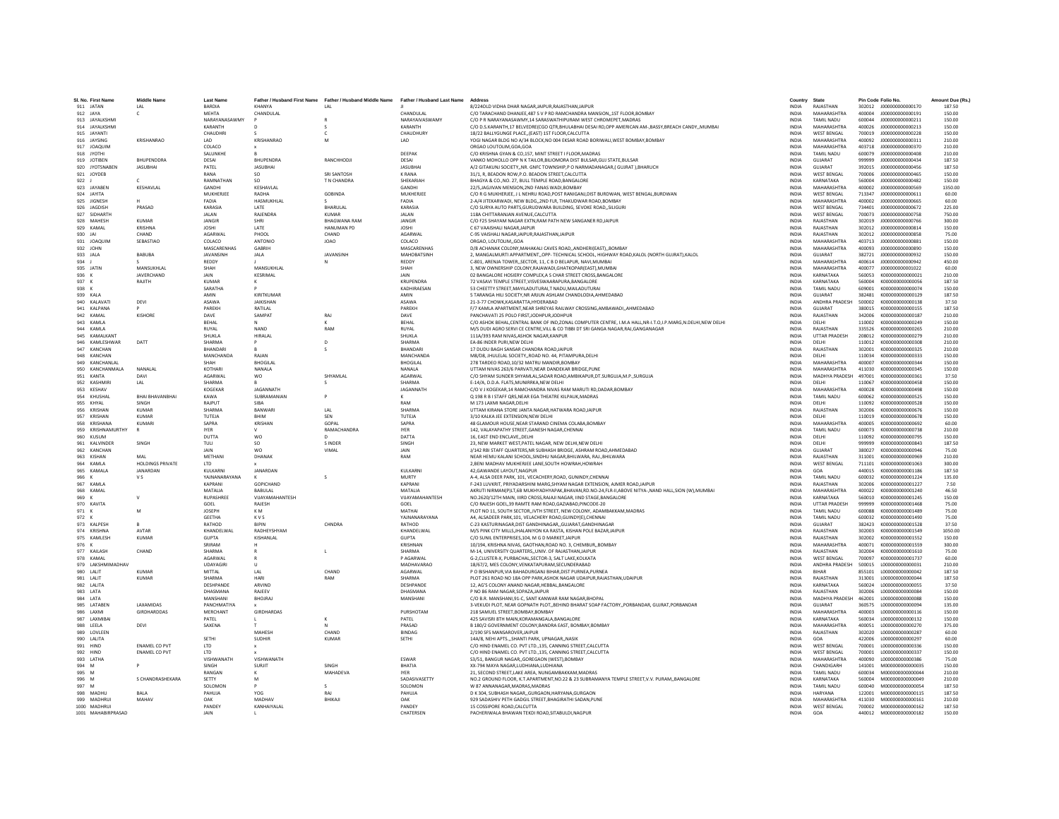| Sl. No. | First Name | Middle Name | Last Name | Father / Husband First Name | Father / Husband Middle Name | Father / Husband Last Name | Address | Country | State | Pin Code | Folio No. | Amount Due (Rs.) |
|---|---|---|---|---|---|---|---|---|---|---|---|---|
| 911 | JATAN | LAL | BARDIA | KHANYA | LAL | JI | 8/224OLD VIDHA DHAR NAGAR,JAIPUR,RAJASTHAN,JAIPUR | INDIA | RAJASTHAN | 302012 | J000000000000170 | 187.50 |
| 912 | JAYA | C | MEHTA | CHANDULAL | | CHANDULAL | C/O TARACHAND DHANJEE,487 S V P RD RAMCHANDRA MANSION,,1ST FLOOR,BOMBAY | INDIA | MAHARASHTRA | 400004 | J000000000000191 | 150.00 |
| 913 | JAYALKSHMI | | NARAYANASAWMY | P | R | NARAYAINASWAMY | C/O P R NARAYANASAWMY,14 SARASWATHIPURAM WEST CHROMEPET,MADRAS | INDIA | TAMIL NADU | 600044 | J000000000000211 | 150.00 |
| 914 | JAYALKSHMI | | KARANTH | D | S | KARANTH | C/O D.S.KARANTH,17 BELVEDRE(CGO QTR,BHULABHAI DESAI RD,OPP AMERICAN AM-,BASSY,BREACH CANDY,,MUMBAI | INDIA | MAHARASHTRA | 400026 | J000000000000213 | 150.00 |
| 915 | JAYANTI | | CHAUDHRI | S | C | CHAUDHURY | 18/22 BALLYGUNGE PLACE,,(EAST) 1ST FLOOR,CALCUTTA | INDIA | WEST BENGAL | 700019 | J000000000000228 | 150.00 |
| 916 | JAYSING | KRISHANRAO | LAD | KRISHANRAO | M | LAD | YOGI NAGAR BLDG NO A/34 BLOCK,NO 004 EKSAR ROAD BORIWALI,WEST BOMBAY,BOMBAY | INDIA | MAHARASHTRA | 400092 | J000000000000311 | 210.00 |
| 917 | JOAQUIM | | COLACO | x | | | ORGAO LOUTOLIM,GOA,GOA | INDIA | MAHARASHTRA | 403718 | J000000000000370 | 210.00 |
| 918 | JYOTHI | | SALUNKHE | B | | DEEPAK | C/O KRISHNA GYAN & CO,157, MINT STREET I FLOOR,MADRAS | INDIA | TAMIL NADU | 600079 | J000000000000408 | 210.00 |
| 919 | JOTIBEN | BHUPENDDRA | DESAI | BHUPENDRA | RANCHHODJI | DESAI | VANKO MOHOLLO OPP N K TAILOR,BILIOMORA DIST BULSAR,GUJ STATE,BULSAR | INDIA | GUJARAT | 999999 | J000000000000434 | 187.50 |
| 920 | JYOTSNABEN | JASUBHAI | PATEL | JASUBHAI | | JASUBHAI | A/2 GITAKUNJ SOCIETY,,NR. GNFC TOWNSHIP,P O NARMADANAGAR,( GUJRAT ),BHARUCH | INDIA | GUJARAT | 392015 | J000000000000456 | 187.50 |
| 921 | JOYDEB | | RANA | SO | SRI SANTOSH | K RANA | 31/1, R, BEADON ROW,P.O. BEADON STREET,CALCUTTA | INDIA | WEST BENGAL | 700006 | J000000000000465 | 150.00 |
| 922 | J | C | RAMNATHAN | SO | T N CHANDRA | SHEKARIAH | BHAGYA & CO.,NO. 27, BULL TEMPLE ROAD,BANGALORE | INDIA | KARNATAKA | 560004 | J000000000000482 | 150.00 |
| 923 | JAYABEN | KESHAVLAL | GANDHI | KESHAVLAL | | GANDHI | 22/5,JAGJIVAN MENSION,2ND FANAS WADI,BOMBAY | INDIA | MAHARASHTRA | 400002 | J000000000000569 | 1350.00 |
| 924 | JAYITA | | MUKHERJEE | RADHA | GOBINDA | MUKHERJEE | C/O R G MUKHERJEE, J L NEHRU ROAD,POST RANIGANJ,DIST BURDWAN, WEST BENGAL,BURDWAN | INDIA | WEST BENGAL | 713347 | J000000000000611 | 60.00 |
| 925 | JIGNESH | H | FADIA | HASMUKHLAL | S | FADIA | 2-A/4 JITEKARWADI, NEW BLDG,,2ND FLR, THAKUDWAR ROAD,BOMBAY | INDIA | MAHARASHTRA | 400002 | J000000000000665 | 60.00 |
| 926 | JAGDISH | PRASAD | KARASIA | LATE | BHARULAL | KARASIA | C/O SURYA AUTO PARTS,GURUDWARA BUILDING, SEVOKE ROAD,,SILIGURI | INDIA | WEST BENGAL | 734401 | J000000000000672 | 225.00 |
| 927 | SIDHARTH | | JALAN | RAJENDRA | KUMAR | JALAN | 118A CHITTARANJAN AVENUE,CALCUTTA | INDIA | WEST BENGAL | 700073 | J000000000000758 | 750.00 |
| 928 | MAHESH | KUMAR | JANGIR | SHRI | BHAGWANA RAM | JANGIR | C/O F25 SHAYAM NAGAR EXTN,RAM PATH NEW SANGANER RD,JAIPUR | INDIA | RAJASTHAN | 302019 | J000000000000766 | 300.00 |
| 929 | KAMAL | KRISHNA | JOSHI | LATE | HANUMAN PD | JOSHI | C 67 VAAISHALI NAGAR,JAIPUR | INDIA | RAJASTHAN | 302012 | J000000000000814 | 150.00 |
| 930 | JAI | CHAND | AGARWAL | PHOOL | CHAND | AGARWAL | C-95 VAISHALI NAGAR,JAIPUR,RAJASTHAN,JAIPUR | INDIA | RAJASTHAN | 302012 | J000000000000858 | 75.00 |
| 931 | JOAQUIM | SEBASTIAO | COLACO | ANTONIO | JOAO | COLACO | ORGAO, LOUTOLIM,,GOA | INDIA | MAHARASHTRA | 403713 | J000000000000881 | 150.00 |
| 932 | JOHN | | MASCARENHAS | GABRIH | | MASCARENHAS | D/8 ACHANAK COLONY,MAHAKALI CAVES ROAD,,ANDHERI(EAST),,BOMBAY | INDIA | MAHARASHTRA | 400093 | J000000000000890 | 150.00 |
| 933 | JALA | BABUBA | JAVANSINH | JALA | JAVANSINH | MAHOBATSINH | 2, MANGALMURTI APPARTMENT,,OPP- TECHNICAL SCHOOL, HIGHWAY ROAD,KALOL (NORTH GUJRAT),KALOL | INDIA | GUJARAT | 382721 | J000000000000932 | 150.00 |
| 934 | J | S | REDDY | J | N | REDDY | C-801, ARENJA TOWER,,SECTOR 11, C B D BELAPUR, NAVI,MUMBAI | INDIA | MAHARASHTRA | 400614 | J000000000000942 | 450.00 |
| 935 | JATIN | MANSUKHLAL | SHAH | MANSUKHLAL | | SHAH | 3, NEW OWNERSHIP COLONY,RAJAWADI,GHATKOPAR(EAST),MUMBAI | INDIA | MAHARASHTRA | 400077 | J000000000001022 | 60.00 |
| 936 | K | JAVERCHAND | JAIN | KESRIMAL | | JAIN | 02 BANGALORE HOSIERY COMPLEX,A S CHAR STREET CROSS,BANGALORE | INDIA | KARNATAKA | 560053 | K000000000000021 | 210.00 |
| 937 | K | RAJITH | KUMAR | K | | KRUPENDRA | 72 VASAVI TEMPLE STREET,VISVESWARAPURA,BANGALORE | INDIA | KARNATAKA | 560004 | K000000000000056 | 187.50 |
| 938 | K | | SARATHA | P | | KADHIRAESAN | 53 CHEETTY STREET,MAYILADUTURAI,T NADU,MAILADUTURAI | INDIA | TAMIL NADU | 609001 | K000000000000074 | 150.00 |
| 939 | KALA | | AMIN | KIRITKUMAR | | AMIN | 5 TARANGA HILI SOCIETY,NR ARJUN ASHLAM CHANDLODIA,AHMEDABAD | INDIA | GUJARAT | 382481 | K000000000000129 | 187.50 |
| 940 | KALAVATI | DEVI | ASAWA | JAIKISHAN | | ASAWA | 21-3-77 CHOWK,KASARATTA,HYDERABAD | INDIA | ANDHRA PRADESH | 500002 | K000000000000138 | 37.50 |
| 941 | KALPANA | P | PAREKH | RATILAL | | PAREKH | F/7 KAMLA APARTMENT,NEAR SHREYAS RAILWAY CROSSING,AMBAWADI,,AHMEDABAD | INDIA | GUJARAT | 380015 | K000000000000155 | 187.50 |
| 942 | KAMAL | KISHORE | DAVE | SAMPAT | RAJ | DAVE | PANCHAVATI 25 POLO FIRST,JODHPUR,JODHPUR | INDIA | RAJASTHAN | 342006 | K000000000000187 | 210.00 |
| 943 | KAMLA | | BEHAL | N | K | BEHAL | C/O ASHOK BEHAL,CENTRAL BANK OF IND,ZONAL COMPUTER CENTRE, I.M.A HALL,NR-I.T.O,I.P. MARG,N.DELHI,NEW DELHI | INDIA | DELHI | 110002 | K000000000000249 | 150.00 |
| 944 | KAMLA | | RUYAL | NAND | RAM | RUYAL | M/S DUDI AGRO SERVI CE CENTRE,VILL & CO TIBBI DT SRI GANGA NAGAR,RAJ,GANGANAGAR | INDIA | RAJASTHAN | 335526 | K000000000000265 | 210.00 |
| 945 | KAMALKANT | | SHUKLA | HIRALAL | | SHUKLA | 111A/393 RAM NIVAS,ASHOK NAGAR,KANPUR | INDIA | UTTAR PRADESH | 208012 | K000000000000279 | 210.00 |
| 946 | KAMLESHWAR | DATT | SHARMA | P | D | SHARMA | EA-86 INDER PURI,NEW DELHI | INDIA | DELHI | 110012 | K000000000000308 | 210.00 |
| 947 | KANCHAN | | BHANDARI | B | S | BHANDARI | 17 DUDU BAGH SANSAR CHANDRA ROAD,JAIPUR | INDIA | RAJASTHAN | 302001 | K000000000000325 | 210.00 |
| 948 | KANCHAN | | MANCHANDA | RAJAN | | MANCHANDA | MB/D8, JHULELAL SOCIETY,,ROAD NO. 44, PITAMPURA,DELHI | INDIA | DELHI | 110034 | K000000000000333 | 150.00 |
| 949 | KANCHANLAL | | SHAH | BHOGILAL | | BHOGILAL | 278 TARDEO ROAD,10/32 MATRU MANDIR,BOMBAY | INDIA | MAHARASHTRA | 400007 | K000000000000344 | 150.00 |
| 950 | KANCHANMALA | NANALAL | KOTHARI | NANALA | | NANALA | UTTAM NIVAS 263/6 PARVATI,NEAR DANDEKAR BRIDGE,PUNE | INDIA | MAHARASHTRA | 411030 | K000000000000345 | 150.00 |
| 951 | KANTA | DAVI | AGARWAL | WO | SHYAMLAL | AGARWAL | C/O SHYAM SUNDER SHYAMLAL,SADAR ROAD,AMBIKAPUR,DT.SURGUJA,M.P.,SURGUJA | INDIA | MADHYA PRADESH | 497001 | K000000000000361 | 37.50 |
| 952 | KASHMIRI | LAL | SHARMA | B | S | SHARMA | E-14/A, D.D.A. FLATS,MUNIRRKA,NEW DELHI | INDIA | DELHI | 110067 | K000000000000458 | 150.00 |
| 953 | KESHAV | | KOGEKAR | JAGANNATH | | JAGANNATH | C/O V J KOGEKAR,14 RAMCHANDRA NIVAS RAM MARUTI RD,DADAR,BOMBAY | INDIA | MAHARASHTRA | 400028 | K000000000000498 | 150.00 |
| 954 | KHUSHAL | BHAI BHAVANBHAI | KAWA | SUBRAMANIAN | P | K | Q 198 R B I STAFF QRS,NEAR EGA THEATRE KILPAUK,MADRAS | INDIA | TAMIL NADU | 600062 | K000000000000525 | 150.00 |
| 955 | KHYAL | SINGH | RAJPUT | SIBA | | RAM | M 173 LAXMI NAGAR,DELHI | INDIA | DELHI | 110092 | K000000000000528 | 150.00 |
| 956 | KRISHAN | KUMAR | SHARMA | BANWARI | LAL | SHARMA | UTTAM KIRANA STORE JANTA NAGAR,HATWARA ROAD,JAIPUR | INDIA | RAJASTHAN | 302006 | K000000000000676 | 150.00 |
| 957 | KRISHAN | KUMAR | TUTEJA | BHIM | SEN | TUTEJA | 3/10 KALKA JEE EXTENSION,NEW DELHI | INDIA | DELHI | 110019 | K000000000000678 | 150.00 |
| 958 | KRISHANA | KUMARI | SAPRA | KRISHAN | GOPAL | SAPRA | 48 GLAMOUR HOUSE,NEAR STARAND CINEMA COLABA,BOMBAY | INDIA | MAHARASHTRA | 400005 | K000000000000692 | 60.00 |
| 959 | KRISHNAMURTHY | R | IYER | V | RAMACHANDRA | IYER | 142, VALAYAPATHY STREET,GANESH NAGAR,CHENNAI | INDIA | TAMIL NADU | 600073 | K000000000000738 | 210.00 |
| 960 | KUSUM | | DUTTA | WO | D | DATTA | 16, EAST END ENCLAVE,,DELHI | INDIA | DELHI | 110092 | K000000000000795 | 150.00 |
| 961 | KALVINDER | SINGH | TULI | SO | S INDER | SINGH | 23, NEW MARKET WEST,PATEL NAGAR, NEW DELHI,NEW DELHI | INDIA | DELHI | 999999 | K000000000000843 | 187.50 |
| 962 | KANCHAN | | JAIN | WO | VIMAL | JAIN | J/142 RBI STAFF QUARTERS,NR SUBHASH BRIDGE, ASHRAM ROAD,AHMEDABAD | INDIA | GUJARAT | 380027 | K000000000000946 | 75.00 |
| 963 | KISHAN | MAL | METHANI | DHANAK | | RAM | NEAR HEMU KALANI SCHOOL,SINDHU NAGAR,BHILWARA, RAJ.,BHILWARA | INDIA | RAJASTHAN | 311001 | K000000000000969 | 210.00 |
| 964 | KAMLA | HOLDINGS PRIVATE | LTD | x | | | 2,BENI MADHAV MUKHERJEE LANE,SOUTH HOWRAH,HOWRAH | INDIA | WEST BENGAL | 711101 | K000000000001063 | 300.00 |
| 965 | KAMALA | JANARDAN | KULKARNI | JANARDAN | | KULKARNI | 42,GAWANDE LAYOUT,NAGPUR | INDIA | GOA | 440015 | K000000000001186 | 187.50 |
| 966 | K | V S | YAJNANARAYANA | K | S | MURTY | A-4, ALSA DEER PARK, 101, VECACHERY,ROAD, GUNINDY,CHENNAI | INDIA | TAMIL NADU | 600032 | K000000000001224 | 135.00 |
| 967 | KAMLA | | KAPRANI | GOPICHAND | | KAPRANI | F-243 LUVKRIT, PRIYADARSHINI MARG,SHYAM NAGAR EXTENSION, AJMER ROAD,JAIPUR | INDIA | RAJASTHAN | 302006 | K000000000001227 | 7.50 |
| 968 | KAMAL | | MATALIA | BABULAL | | MATALIA | AKRUTI NIRMAN(P)LT,6B MUKHYADHYAPAK,BHAVAN,RD.NO-24,FLR-II,ABOVE NITYA-,NAND HALL,SION (W),MUMBAI | INDIA | MAHARASHTRA | 400022 | K000000000001240 | 46.50 |
| 969 | K | V | RUPASHREE | VIJAYAMAHANTESH | | VIJAYAMAHANTESH | NO.2620/12TH MAIN, IIIRD CROSS,RAJAJI NAGAR, IIND STAGE,BANGALORE | INDIA | KARNATAKA | 560010 | K000000000001245 | 150.00 |
| 970 | KAVITA | | GOEL | RAJESH | | GOEL | C/O RAJESH GOEL,39 RAMTE RAM ROAD,GAZIABAD,PINCODE-20 | INDIA | UTTAR PRADESH | 999999 | K000000000001468 | 75.00 |
| 971 | K | M | JOSEPH | K M | | MATHAI | PLOT NO 11, SOUTH SECTOR,,IVTH STREET, NEW COLONY, ADAMBAKKAM,MADRAS | INDIA | TAMIL NADU | 600088 | K000000000001489 | 75.00 |
| 972 | K | | GEETHA | K V S | | YAJNANARAYANA | A4, ALSADEER PARK,101, VELACHERY ROAD,GUINDY(E),CHENNAI | INDIA | TAMIL NADU | 600032 | K000000000001490 | 75.00 |
| 973 | KALPESH | B | RATHOD | BIPIN | CHNDRA | RATHOD | C-23 KASTURINAGAR,DIST GANDHINAGAR,,GUJARAT,GANDHINAGAR | INDIA | GUJARAT | 382423 | K000000000001528 | 37.50 |
| 974 | KRISHNA | AVTAR | KHANDELWAL | RADHEYSHYAM | | KHANDELWAL | M/S PINK CITY MILLS,JHALANIYON KA RASTA, KISHAN POLE BAZAR,JAIPUR | INDIA | RAJASTHAN | 302003 | K000000000001549 | 1050.00 |
| 975 | KAMLESH | KUMAR | GUPTA | KISHANLAL | | GUPTA | C/O SUNIL ENTERPRISES,104, M G D MARKET,JAIPUR | INDIA | RAJASTHAN | 302002 | K000000000001552 | 150.00 |
| 976 | K | | SRIRAM | H | | KRISHNAN | 10/194, KRISHNA NIVAS, GAOTHAN,ROAD NO. 3, CHEMBUR,,BOMBAY | INDIA | MAHARASHTRA | 400071 | K000000000001559 | 300.00 |
| 977 | KAILASH | CHAND | SHARMA | R | L | SHARMA | M-14, UNIVERSITY QUARTERS,,UNIV. OF RAJASTHAN,JAIPUR | INDIA | RAJASTHAN | 302004 | K000000000001610 | 75.00 |
| 978 | KAMAL | | AGARWAL | R | | P AGARWAL | G-2,CLUSTER-X, PURBACHAL,SECTOR-3, SALT LAKE,KOLKATA | INDIA | WEST BENGAL | 700097 | K000000000001737 | 60.00 |
| 979 | LAKSHMIMADHAV | | UDAYAGIRI | U | | MADHAVARAO | 18/67/2, MES COLONY,VENKATAPURAM,SECUNDERABAD | INDIA | ANDHRA PRADESH | 500015 | L000000000000031 | 210.00 |
| 980 | LALIT | KUMAR | MITTAL | LAL | CHAND | AGARWAL | P O BISHANPUR,VIA BAHADURGANJ BIHAR,DIST PURNEA,PURNEA | INDIA | BIHAR | 855101 | L000000000000042 | 187.50 |
| 981 | LALIT | KUMAR | SHARMA | HARI | RAM | SHARMA | PLOT 261 ROAD NO 18A OPP PARK,ASHOK NAGAR UDAIPUR,RAJASTHAN,UDAIPUR | INDIA | RAJASTHAN | 313001 | L000000000000044 | 187.50 |
| 982 | LALITA | | DESHPANDE | ARVIND | | DESHPANDE | 12, AG'S COLONY ANAND NAGAR,HEBBAL,BANGALORE | INDIA | KARNATAKA | 560024 | L000000000000055 | 37.50 |
| 983 | LATA | | DHASMANA | RAJEEV | | DHASMANA | P NO 86 RAM NAGAR,SOPAZA,JAIPUR | INDIA | RAJASTHAN | 302006 | L000000000000084 | 150.00 |
| 984 | LATA | | MANSHANI | BHOJRAJ | | MANSHANI | C/O B.R. MANSHANI,91-C, SANT KANWAR RAM NAGAR,BHOPAL | INDIA | MADHYA PRADESH | 462001 | L000000000000088 | 150.00 |
| 985 | LATABEN | LAXAMIDAS | PANCHMATIYA | x | | | 3-VEKUDI PLOT, NEAR GOPNATH PLOT,,BEHIND BHARAT SOAP FACTORY,,PORBANDAR, GUJRAT,PORBANDAR | INDIA | GUJARAT | 360575 | L000000000000094 | 135.00 |
| 986 | LAXMI | GIRDHARDDAS | MERCHANT | GIRDHARDAS | | PURSHOTAM | 218 SAMUEL STREET,BOMBAY,BOMBAY | INDIA | MAHARASHTRA | 400003 | L000000000000116 | 150.00 |
| 987 | LAXMIBAI | | PATEL | L | K | PATEL | 425 SAVISRI 8TH MAIN,KORAMANGALA,BANGALORE | INDIA | KARNATAKA | 560034 | L000000000000132 | 150.00 |
| 988 | LEELA | DEVI | SAXENA | T | N | PRASAD | B 180/2 GOVERNMENT COLONY,BANDRA EAST, BOMBAY,BOMBAY | INDIA | MAHARASHTRA | 400051 | L000000000000270 | 375.00 |
| 989 | LOVLEEN | | | MAHESH | CHAND | BINDAG | 2/190 SFS MANSAROVER,JAIPUR | INDIA | RAJASTHAN | 302020 | L000000000000287 | 60.00 |
| 990 | LALITA | | SETHI | SUDHIR | KUMAR | SETHI | 14A/8, NEHI APTS.,,SHANTI PARK, UPNAGAR,,NASIK | INDIA | GOA | 422006 | L000000000000297 | 60.00 |
| 991 | HIND | ENAMEL CO PVT | LTD | x | | | C/O HIND ENAMEL CO. PVT LTD.,135, CANNING STREET,CALCUTTA | INDIA | WEST BENGAL | 700001 | L000000000000336 | 150.00 |
| 992 | HIND | ENAMEL CO PVT | LTD | x | | | C/O HIND ENAMEL CO. PVT LTD.,135, CANNING STREET,CALCUTTA | INDIA | WEST BENGAL | 700001 | L000000000000337 | 150.00 |
| 993 | LATHA | | VISHWANATH | VISHWANATH | | ESWAR | 53/51, BANGUR NAGAR,,GOREGAON (WEST),BOMBAY | INDIA | MAHARASHTRA | 400090 | L000000000000386 | 75.00 |
| 994 | M | P | SINGH | SURJIT | SINGH | BHATIA | XX-794 MAYA NAGAR,LUDHIANA,LUDHIANA | INDIA | CHANDIGARH | 141001 | M000000000000035 | 150.00 |
| 995 | M | | RANGAN | K | MAHADEVA | IYER | 21, SECOND STREET,LAKE AREA, NUNGAMBAKKAM,MADRAS | INDIA | TAMIL NADU | 600034 | M000000000000044 | 210.00 |
| 996 | M | S CHANDRASHEKARA | SETTY | M | | SADASIVASETTY | NO.2 GROUND FLOOR, K.T.APARTMENT,NO.22 & 23 SUBRAMANYA TEMPLE STREET,V.V. PURAM,,BANGALORE | INDIA | KARNATAKA | 560004 | M000000000000049 | 210.00 |
| 997 | M | | SOLOMON | P | S | SOLOMON | W 87 ANNANAGAR,MADRAS,MADRAS | INDIA | TAMIL NADU | 600040 | M000000000000054 | 187.50 |
| 998 | MADHU | BALA | PAHUJA | YOG | RAJ | PAHUJA | D K 304, SUBHASH NAGAR,,GURGAON,HARYANA,GURGAON | INDIA | HARYANA | 122001 | M000000000000115 | 187.50 |
| 999 | MADHRUI | MAHAV | OAK | MADHAV | BHIKAJI | OAK | 929 SADASHIV PETH GADGIL STREET,BHAGIRATHI SADAN,PUNE | INDIA | MAHARASHTRA | 411030 | M000000000000161 | 210.00 |
| 1000 | MADHRUI | | PANDEY | KANHAIYALAL | | PANDEY | 15 COSSIPORE ROAD,CALCUTTA | INDIA | WEST BENGAL | 700002 | M000000000000162 | 187.50 |
| 1001 | MAHABIRPRASAD | | JAIN | L | | CHATERSEN | PACHERIWALA BHAWAN TEKDI ROAD,SITABULDI,NAGPUR | INDIA | GOA | 440012 | M000000000000182 | 150.00 |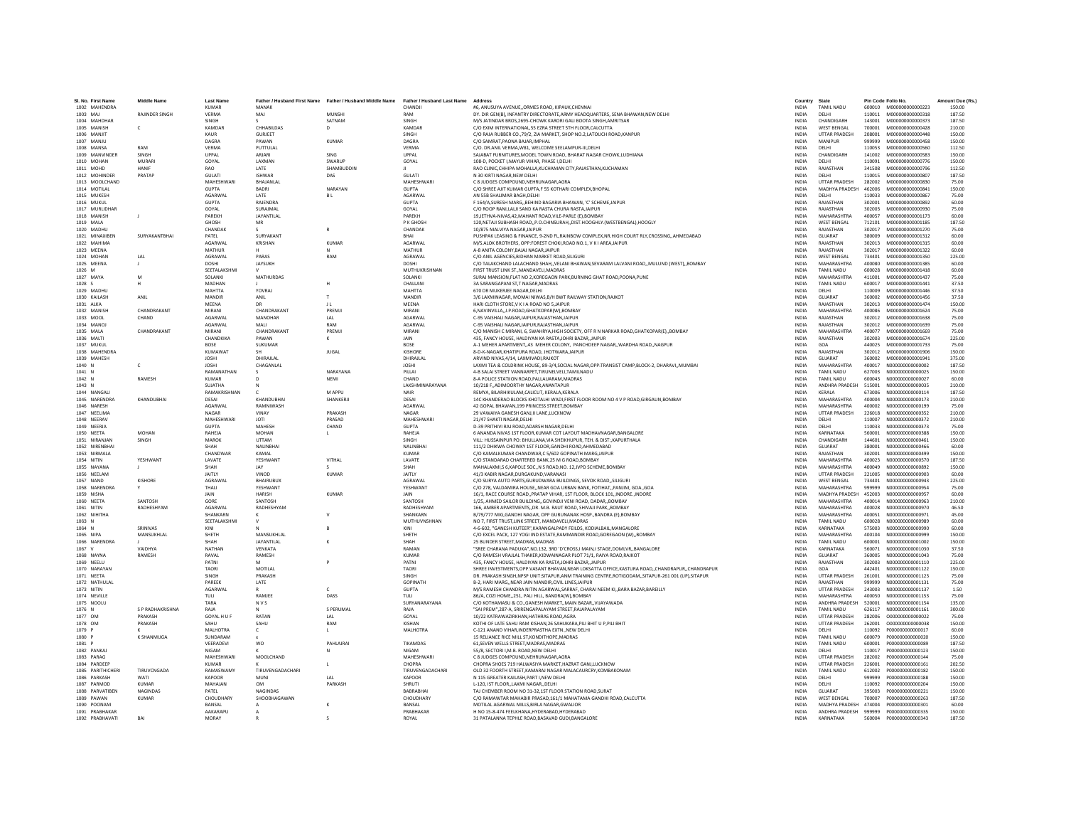| Sl. No. | First Name | Middle Name | Last Name | Father / Husband First Name | Father / Husband Middle Name | Father / Husband Last Name | Address | Country | State | Pin Code | Folio No. | Amount Due (Rs.) |
|---|---|---|---|---|---|---|---|---|---|---|---|---|
| 1002 | MAHENDRA | | KUMAR | MANAK | | CHANDJI | #6, ANUSUYA AVENUE,,ORMES ROAD, KIPAUK,CHENNAI | INDIA | TAMIL NADU | 600010 | M000000000000223 | 150.00 |
| 1003 | MAJ | RAJINDER SINGH | VERMA | MAJ | MUNSHI | RAM | DY. DIR GEN(B), INFANTRY DIRECTORATE,ARMY HEADQUARTERS, SENA BHAWAN,NEW DELHI | INDIA | DELHI | 110011 | M000000000000318 | 187.50 |
| 1004 | MAHDHAR | | SINGH | S | SATNAM | SINGH | M/S JATINDAR BROS,2695-CHOWK KARORI GALI BOOTA SINGH,AMRITSAR | INDIA | CHANDIGARH | 143001 | M000000000000373 | 187.50 |
| 1005 | MANISH | C | KAMDAR | CHHABILDAS | D | KAMDAR | C/O EXIM INTERNATIONAL,55 EZRA STREET 5TH FLOOR,CALCUTTA | INDIA | WEST BENGAL | 700001 | M000000000000428 | 210.00 |
| 1006 | MANJIT | | KAUR | GURJEET | | SINGH | C/O RAJA RUBBER CO.,79/2, ZIA MARKET, SHOP NO.2,LATOUCH ROAD,KANPUR | INDIA | UTTAR PRADESH | 208001 | M000000000000448 | 150.00 |
| 1007 | MANJU | | DAGRA | PAWAN | KUMAR | DAGRA | C/O SAMRAT,PAONA BAJAR,IMPHAL | INDIA | MANIPUR | 999999 | M000000000000458 | 150.00 |
| 1008 | MANSA | RAM | VERMA | PUTTULAL | | VERMA | C/O. DR.ANIL VERMA,W81, WELCOME SEELAMPUR-III,DELHI | INDIA | DELHI | 110053 | M000000000000560 | 112.50 |
| 1009 | MANVINDER | SINGH | UPPAL | ARJARI | SING | UPPAL | SAJABAT FURNITURES,MODEL TOWN ROAD, BHARAT NAGAR CHOWK,LUDHIANA | INDIA | CHANDIGARH | 141002 | M000000000000583 | 150.00 |
| 1010 | MOHAN | MURARI | GOYAL | LAXMAN | SWARUP | GOYAL | 108-D, POCKET I,MAYUR VIHAR, PHASE I,DELHI | INDIA | DELHI | 110091 | M000000000000776 | 150.00 |
| 1011 | MOHD | HANIF | RAO | LATE | SHAMBUDDIN | JI | RAO CLINIC,CHHIPA MOHALLA,KUCHAMAN CITY,RAJASTHAN,KUCHAMAN | INDIA | RAJASTHAN | 341508 | M000000000000796 | 112.50 |
| 1012 | MOHINDER | PRATAP | GULATI | ISHWAR | DAS | GULATI | N 30 KIRTI NAGAR,NEW DELHI | INDIA | DELHI | 110015 | M000000000000807 | 187.50 |
| 1013 | MOOLCHAND | | MAHESHWARI | BHAJANLAL | | MAHESHWARI | C 8 JUDGES COMPOUND,NEHRUNAGAR,AGRA | INDIA | UTTAR PRADESH | 282002 | M000000000000830 | 75.00 |
| 1014 | MOTILAL | | GUPTA | BADRI | NARAYAN | GUPTA | C/O SHREE AJIT KUMAR GUPTA,F 55 KOTHARI COMPLEX,BHOPAL | INDIA | MADHYA PRADESH | 462006 | M000000000000841 | 150.00 |
| 1015 | MUKESH | | AGARWAL | LATE | B L | AGARWAL | AN 55B SHALIMAR BAGH,DELHI | INDIA | DELHI | 110033 | M000000000000867 | 75.00 |
| 1016 | MUKUL | | GUPTA | RAJENDRA | | GUPTA | F 164/A,SURESH MARG,,BEHIND BAGARIA BHAWAN, 'C' SCHEME,JAIPUR | INDIA | RAJASTHAN | 302001 | M000000000000892 | 60.00 |
| 1017 | MURLIDHAR | | GOYAL | SURAJMAL | | GOYAL | C/O ROOP RANI,LALJI SAND KA RASTA CHURA RASTA,JAIPUR | INDIA | RAJASTHAN | 302003 | M000000000000930 | 75.00 |
| 1018 | MANISH | J | PAREKH | JAYANTILAL | | PAREKH | 19,JETHVA-NIVAS,42,MAHANT ROAD,VILE-PARLE (E),BOMBAY | INDIA | MAHARASHTRA | 400057 | M000000000001173 | 60.00 |
| 1019 | MALA | | GHOSH | MR | | P K GHOSH | 120,NETAJI SUBHASH ROAD,,P.O.CHINSURAH,,DIST.HOOGHLY.(WESTBENGAL),HOOGLY | INDIA | WEST BENGAL | 712101 | M000000000001185 | 187.50 |
| 1020 | MADHU | | CHANDAK | S | R | CHANDAK | 10/875 MALVIYA NAGAR,JAIPUR | INDIA | RAJASTHAN | 302017 | M000000000001270 | 75.00 |
| 1021 | MINAXIBEN | SURYAKANTBHAI | PATEL | SURYAKANT | | BHAI | PUSHPAK LEASING & FINANCE, 9-2ND FL,RAINBOW COMPLEX,NR.HIGH COURT RLY,CROSSING,,AHMEDABAD | INDIA | GUJARAT | 380009 | M000000000001312 | 60.00 |
| 1022 | MAHIMA | | AGARWAL | KRISHAN | KUMAR | AGARWAL | M/S.ALOK BROTHERS, OPP:FOREST CHOKI,ROAD NO.1, V K I AREA,JAIPUR | INDIA | RAJASTHAN | 302013 | M000000000001315 | 60.00 |
| 1023 | MEENA | | MATHUR | H | N | MATHUR | A-8 ANITA COLONY,BAJAJ NAGAR,JAIPUR | INDIA | RAJASTHAN | 302017 | M000000000001322 | 60.00 |
| 1024 | MOHAN | LAL | AGRAWAL | PARAS | RAM | AGRAWAL | C/O ANIL AGENCIES,BIDHAN MARKET ROAD,SILIGURI | INDIA | WEST BENGAL | 734401 | M000000000001350 | 225.00 |
| 1025 | MEENA | J | DOSHI | JAYSUKH | | DOSHI | C/O TALAKCHAND LALACHAND SHAH,,VELANI BHAWAN,SEVARAM LALVANI ROAD,,MULUND (WEST),,BOMBAY | INDIA | MAHARASHTRA | 400080 | M000000000001385 | 60.00 |
| 1026 | M | | SEETALAKSHMI | V | | MUTHUKRISHNAN | FIRST TRUST LINK ST.,MANDAVELI,MADRAS | INDIA | TAMIL NADU | 600028 | M000000000001418 | 60.00 |
| 1027 | MAYA | M | SOLANKI | MATHURDAS | | SOLANKI | SURAJ MANSION,FLAT NO 2,KOREGAON PARK,BURNING GHAT ROAD,POONA,PUNE | INDIA | MAHARASHTRA | 411001 | M000000000001437 | 75.00 |
| 1028 | S | H | MADHAN | J | H | CHALLANI | 3A SARANGAPANI ST,T NAGAR,MADRAS | INDIA | TAMIL NADU | 600017 | M000000000001441 | 37.50 |
| 1029 | MADHU | | MAHTTA | YOVRAJ | | MAHTTA | 670 DR MUKERJEE NAGAR,DELHI | INDIA | DELHI | 110009 | M000000000001446 | 37.50 |
| 1030 | KAILASH | ANIL | MANDIR | ANIL | T | MANDIR | 3/6 LAXMINAGAR, MOMAI NIWAS,B/H BWT RAILWAY STATION,RAJKOT | INDIA | GUJARAT | 360002 | M000000000001456 | 37.50 |
| 1031 | ALKA | | MEENA | DR | J L | MEENA | HARI CLOTH STORE,V K I A ROAD NO 5,JAIPUR | INDIA | RAJASTHAN | 302013 | M000000000001474 | 150.00 |
| 1032 | MANISH | CHANDRAKANT | MIRANI | CHANDRAKANT | PREMJI | MIRANI | 6,NAVINVILLA,,J.P.ROAD,GHATKOPAR(W),BOMBAY | INDIA | MAHARASHTRA | 400086 | M000000000001624 | 75.00 |
| 1033 | MOOL | CHAND | AGARWAL | MANOHAR | LAL | AGARWAL | C-95 VAISHALI NAGAR,JAIPUR,RAJASTHAN,JAIPUR | INDIA | RAJASTHAN | 302012 | M000000000001638 | 75.00 |
| 1034 | MANOJ | | AGARWAL | MALI | RAM | AGARWAL | C-95 VAISHALI NAGAR,JAIPUR,RAJASTHAN,JAIPUR | INDIA | RAJASTHAN | 302012 | M000000000001639 | 75.00 |
| 1035 | MALA | CHANDRAKANT | MIRANI | CHANDRAKANT | PREMJI | MIRANI | C/O MANISH C MIRANI, 6, SWAHRYA,HIGH SOCIETY, OFF R N NARKAR ROAD,GHATKOPAR(E),,BOMBAY | INDIA | MAHARASHTRA | 400077 | M000000000001669 | 75.00 |
| 1036 | MALTI | | CHANDKIKA | PAWAN | K | JAIN | 435, FANCY HOUSE, HALDIYAN KA RASTA,JOHRI BAZAR,,JAIPUR | INDIA | RAJASTHAN | 302003 | M000000000001674 | 225.00 |
| 1037 | MUKUL | | BOSE | SUKUMAR | | BOSE | A-1 MEHER APARTMENT,,43 MEHER COLONY, PANCHDEEP NAGAR,,WARDHA ROAD,,NAGPUR | INDIA | GOA | 440025 | M000000000001733 | 75.00 |
| 1038 | MAHENDRA | | KUMAWAT | SH | JUGAL | KISHORE | 8-D-K-NAGAR,KHATIPURA ROAD, JHOTWARA,JAIPUR | INDIA | RAJASTHAN | 302012 | M000000000001906 | 150.00 |
| 1039 | MAHESH | | JOSHI | DHIRAJLAL | | DHIRAJLAL | ARVIND NIVAS,4/14, LAXMIVADI,RAJKOT | INDIA | GUJARAT | 360002 | M000000000001941 | 375.00 |
| 1040 | N | C | JOSHI | CHAGANLAL | | JOSHI | LAXMI TEA & COLDRINK HOUSE, 89-3/4,SOCIAL NAGAR,OPP:TRANSIST CAMP,BLOCK-2, DHARAVI,,MUMBAI | INDIA | MAHARASHTRA | 400017 | N000000000000002 | 187.50 |
| 1041 | N | | RAMANATHAN | S | NARAYANA | PILLAI | 4-B SALAI STREET VANNARPET,TIRUNELVELI,TAMILNADU | INDIA | TAMIL NADU | 627003 | N000000000000025 | 150.00 |
| 1042 | N | RAMESH | KUMAR | D | NEMI | CHAND | 8-A POLICE STATIION ROAD,PALLAUARAM,MADRAS | INDIA | TAMIL NADU | 600043 | N000000000000027 | 60.00 |
| 1043 | N | | SUJATHA | N | | LAKSHMINARAYANA | 10/218 F.,ADIMOORTHY NAGAR,ANANTAPUR | INDIA | ANDHRA PRADESH | 515001 | N000000000000035 | 210.00 |
| 1044 | NANGALI | | RAMAKRISHNAN | C | M APPU | NAIR | REMYA, BILARHIKULAM,CALICUT, KERALA,KERALA | INDIA | KERALA | 673006 | N000000000000114 | 187.50 |
| 1045 | NARENDRA | KHANDUBHAI | DESAI | KHANDUBHAI | SHANKERJI | DESAI | 14C KHANDERAO BLOCKS KHOTALHI WADI,FIRST FLOOR ROOM NO 4 V P ROAD,GIRGAUN,BOMBAY | INDIA | MAHARASHTRA | 400004 | N000000000000173 | 210.00 |
| 1046 | NARESH | | AGARWAL | RAMNIWASH | | AGARWAL | 42 GOPAL BHAWAN,199 PRINCESS STREET,BOMBAY | INDIA | MAHARASHTRA | 400002 | N000000000000199 | 75.00 |
| 1047 | NEELIMA | | NAGAR | VINAY | PRAKASH | NAGAR | 29 VAWAIYA GANESH GANJ,II LANE,LUCKNOW | INDIA | UTTAR PRADESH | 226018 | N000000000000352 | 210.00 |
| 1048 | NEERAV | | MAHESHWARI | JOTI | PRASAD | MAHESHWARI | 21/47 SHAKTI NAGAR,DELHI | INDIA | DELHI | 110007 | N000000000000372 | 210.00 |
| 1049 | NEERJA | | GUPTA | MAHESH | CHAND | GUPTA | D-39 PRITHIVI RAJ ROAD,ADARSH NAGAR,DELHI | INDIA | DELHI | 110033 | N000000000000373 | 75.00 |
| 1050 | NEETA | MOHAN | RAHEJA | MOHAN | L | RAHEJA | 6 ANANDA NIVAS 1ST FLOOR,KUMAR COT LAYOUT MADHAVNAGAR,BANGALORE | INDIA | KARNATAKA | 560001 | N000000000000388 | 150.00 |
| 1051 | NIRANJAN | SINGH | MAROK | UTTAM | | SINGH | VILL: HUSSAINPUR PO: BHULLANA,VIA SHEIKHUPUR, TEH. & DIST.,KAPURTHALA | INDIA | CHANDIGARH | 144601 | N000000000000461 | 150.00 |
| 1052 | NIRENBHAI | | SHAH | NALINBHAI | | NALINBHAI | 111/2 DHIKWA CHOWKY 1ST FLOOR,GANDHI ROAD,AHMEDABAD | INDIA | GUJARAT | 380001 | N000000000000466 | 60.00 |
| 1053 | NIRMALA | | CHANDWAR | KAMAL | | KUMAR | C/O KAMALKUMAR CHANDWAR,C 5/602 GOPINATH MARG,JAIPUR | INDIA | RAJASTHAN | 302001 | N000000000000499 | 150.00 |
| 1054 | NITIN | YESHWANT | LAVATE | YESHWANT | VITHAL | LAVATE | C/O STANDARAD CHARTERED BANK,25 M G ROAD,BOMBAY | INDIA | MAHARASHTRA | 400023 | N000000000000570 | 187.50 |
| 1055 | NAYANA | J | SHAH | JAY | S | SHAH | MAHALAXMI,S 6,KAPOLE SOC.,N S ROAD,NO. 12,JVPD SCHEME,BOMBAY | INDIA | MAHARASHTRA | 400049 | N000000000000892 | 150.00 |
| 1056 | NEELAM | | JAITLY | VINOD | KUMAR | JAITLY | 41/3 KABIR NAGAR,DURGAKUND,VARANASI | INDIA | UTTAR PRADESH | 221005 | N000000000000903 | 60.00 |
| 1057 | NAND | KISHORE | AGRAWAL | BHAIRUBUX | | AGRAWAL | C/O SURYA AUTO PARTS,GURUDWARA BUILDINGS, SEVOK ROAD,,SILIGURI | INDIA | WEST BENGAL | 734401 | N000000000000943 | 225.00 |
| 1058 | NARENDRA | Y | THALI | YESHWANT | | YESHWANT | C/O 278, VALDAMIRA HOUSE,,NEAR GOA URBAN BANK, FOTIHAT,,PANJIM, GOA.,GOA | INDIA | MAHARASHTRA | 999999 | N000000000000954 | 75.00 |
| 1059 | NISHA | | JAIN | HARISH | KUMAR | JAIN | 16/1, RACE COURSE ROAD,,PRATAP VIHAR, 1ST FLOOR, BLOCK 101,,INDORE.,INDORE | INDIA | MADHYA PRADESH | 452003 | N000000000000957 | 60.00 |
| 1060 | NEETA | SANTOSH | GORE | SANTOSH | | SANTOSH | 1/25, AHMED SAILOR BUILDING,,GOVINDJI VENI ROAD, DADAR,,BOMBAY | INDIA | MAHARASHTRA | 400014 | N000000000000963 | 210.00 |
| 1061 | NITIN | RADHESHYAM | AGARWAL | RADHESHYAM | | RADHESHYAM | 166, AMBER APARTMENTS,,DR. M.B. RAUT ROAD, SHIVAJI PARK,,BOMBAY | INDIA | MAHARASHTRA | 400028 | N000000000000970 | 46.50 |
| 1062 | NIHITHA | | SHANKARN | K | V | SHANKARN | B/79/777 MIG,GANDHI NAGAR, OPP GURUNANAK HOSP.,BANDRA (E),BOMBAY | INDIA | MAHARASHTRA | 400051 | N000000000000971 | 45.00 |
| 1063 | N | | SEETALAKSHMI | V | | MUTHUVNSHNAN | NO 7, FIRST TRUST,LINK STREET, MANDAVELI,MADRAS | INDIA | TAMIL NADU | 600028 | N000000000000989 | 60.00 |
| 1064 | N | SRINIVAS | KINI | N | B | KINI | 4-6-602, "GANESH KUTEER",KARANGALPADY FEILDS, KODIALBAIL,MANGALORE | INDIA | KARNATAKA | 575003 | N000000000000990 | 60.00 |
| 1065 | NIPA | MANSUKHLAL | SHETH | MANSUKHLAL | | SHETH | C/O EXCEL PACK, 127 YOGI IND.ESTATE,RAMMANDIR ROAD,GOREGAON (W),,BOMBAY | INDIA | MAHARASHTRA | 400104 | N000000000000999 | 150.00 |
| 1066 | NARENDRA | J | SHAH | JAYANTILAL | K | SHAH | 25 BUNDER STREET,MADRAS,MADRAS | INDIA | TAMIL NADU | 600001 | N000000000001002 | 150.00 |
| 1067 | V | VAIDHYA | NATHAN | VENKATA | | RAMAN | "SREE CHARANA PADUKA",NO.132, 3RD 'D'CROSS,I MAIN,I STAGE,DOMLVR,,BANGALORE | INDIA | KARNATAKA | 560071 | N000000000001030 | 37.50 |
| 1068 | NAYNA | RAMESH | RAVAL | RAMESH | | KUMAR | C/O RAMESH VRAJLAL THAKER,KIDWAINAGAR PLOT 71/1, RAIYA ROAD,RAJKOT | INDIA | GUJARAT | 360005 | N000000000001043 | 75.00 |
| 1069 | NEELU | | PATNI | M | P | PATNI | 435, FANCY HOUSE, HALDIYAN KA RASTA,JOHRI BAZAR,,JAIPUR | INDIA | RAJASTHAN | 302003 | N000000000001110 | 225.00 |
| 1070 | NARAYAN | | TAORI | MOTILAL | | TAORI | SHREE INVESTMENTS,OPP.VASANT BHAVAN,NEAR LOKSATTA OFFICE,KASTURA ROAD,,CHANDRAPUR,,CHANDRAPUR | INDIA | GOA | 442401 | N000000000001122 | 150.00 |
| 1071 | NEETA | | SINGH | PRAKASH | | SINGH | DR. PRAKASH SINGH,NPSP UNIT-SITAPUR,ANM TRAINING CENTRE,ROTIGODAM,,SITAPUR-261 001 (UP),SITAPUR | INDIA | UTTAR PRADESH | 261001 | N000000000001123 | 75.00 |
| 1072 | NATHULAL | | PAREEK | LATE | | GOPINATH | B-2, HARI MARG,,NEAR JAIN MANDIR,CIVIL LINES,JAIPUR | INDIA | RAJASTHAN | 999999 | N000000000001131 | 75.00 |
| 1073 | NITIN | | AGARWAL | R | C | GUPTA | M/S RAMESH CHANDRA NITIN AGARWAL,SARRAF, CHARAI NEEM KI,,BARA BAZAR,BAREILLY | INDIA | UTTAR PRADESH | 243003 | N000000000001137 | 1.50 |
| 1074 | NEVILLE | | TULI | RAMJEE | DASS | TULI | 86/A, COZI HOME,,251, PALI HILL, BANDRA(W),BOMBAY | INDIA | MAHARASHTRA | 400050 | N000000000001153 | 75.00 |
| 1075 | NOOLU | | TARA | N V S | | SURYANARAYANA | C/O KOTHAMASU & CO.,GANESH MARKET,,MAIN BAZAR,,VIJAYAWADA | INDIA | ANDHRA PRADESH | 520001 | N000000000001154 | 135.00 |
| 1076 | N | S P RADHAKRISHNA | RAJA | N | S PERUMAL | RAJA | "SAI PREM",287-A, SRIRENGAPALAYAM STREET,RAJAPALAYAM | INDIA | TAMIL NADU | 626117 | N000000000001161 | 300.00 |
| 1077 | OM | PRAKASH | GOYAL H U F | RATAN | LAL | GOYAL | 10/22 KATRAWAZIRKHAN,HATHRAS ROAD,AGRA | INDIA | UTTAR PRADESH | 282006 | O000000000000022 | 75.00 |
| 1078 | OM | PRAKASH | SAHU | SAHU | RAM | KISHAN | KOTHI OF LATE SAHU RAM KISHAN,26 SAHUKARA,PILI BHIT U P,PILI BHIT | INDIA | UTTAR PRADESH | 262001 | O000000000000038 | 150.00 |
| 1079 | P | K | MALHOTRA | C | L | MALHOTRA | C-121 ANAND VIHAR,INDERPRASTHA EXTN.,NEW DELHI | INDIA | DELHI | 110092 | P000000000000017 | 60.00 |
| 1080 | P | K SHANMUGA | SUNDARAM | x | | | 15 RELIANCE RICE MILL ST,KONDITHOPE,MADRAS | INDIA | TAMIL NADU | 600079 | P000000000000020 | 150.00 |
| 1081 | P | | VEERADEVI | WO | PAHLAJRAI | TIKAMDAS | 61,SEVEN WELLS STREET,MADRAS,MADRAS | INDIA | TAMIL NADU | 600001 | P000000000000089 | 187.50 |
| 1082 | PANKAJ | | NIGAM | K | N | NIGAM | 55/8, SECTORI I,M.B. ROAD,NEW DELHI | INDIA | DELHI | 110017 | P000000000000123 | 150.00 |
| 1083 | PARAG | | MAHESHWARI | MOOLCHAND | | MAHESHWARI | C 8 JUDGES COMPOUND,NEHRUNAGAR,AGRA | INDIA | UTTAR PRADESH | 282002 | P000000000000144 | 75.00 |
| 1084 | PARDEEP | | KUMAR | K | L | CHOPRA | CHOPRA SHOES 719 HALWASIYA MARKET,HAZRAT GANJ,LUCKNOW | INDIA | UTTAR PRADESH | 226001 | P000000000000161 | 202.50 |
| 1085 | PARITHICHERI | TIRUVCNGADA | RAMASWAMY | TIRUVENGADACHARI | | TIRUVENGADACHARI | OLD 32 FOORTH STREET,KAMARAJ NAGAR MALACAURCRY,KOMBAKONAM | INDIA | TAMIL NADU | 612002 | P000000000000182 | 150.00 |
| 1086 | PARKASH | WATI | KAPOOR | MUNI | LAL | KAPOOR | N 115 GREATER KAILASH,PART I,NEW DELHI | INDIA | DELHI | 999999 | P000000000000188 | 150.00 |
| 1087 | PARMOD | KUMAR | MAHAJAN | OM | PARKASH | SHRUTI | L-120, IST FLOOR,,LAXMI NAGAR,,DELHI | INDIA | DELHI | 110092 | P000000000000204 | 150.00 |
| 1088 | PARVATIBEN | NAGINDAS | PATEL | NAGINDAS | | BABRABHAI | TAJ CHEMBER ROOM NO 31-32,1ST FLOOR STATION ROAD,SURAT | INDIA | GUJARAT | 395003 | P000000000000221 | 150.00 |
| 1089 | PAWAN | KUMAR | CHOUDHARY | SHOOBHAGAWAN | | CHOUDHARY | C/O RAMAWTAR MAHABIR PRASAD,161/1 MAHATAMA GANDHI ROAD,CALCUTTA | INDIA | WEST BENGAL | 700007 | P000000000000263 | 187.50 |
| 1090 | POONAM | | BANSAL | A | K | BANSAL | MOTILAL AGARWAL MILLS,BIRLA NAGAR,GWALIOR | INDIA | MADHYA PRADESH | 474004 | P000000000000301 | 60.00 |
| 1091 | PRABHAKAR | | AAKARAPU | A | | PRABHAKAR | H NO 15-8-474 FEELKHANA,HYDERABAD,HYDERABAD | INDIA | ANDHRA PRADESH | 999999 | P000000000000335 | 150.00 |
| 1092 | PRABHAVATI | BAI | MORAY | R | S | ROYAL | 31 PATALANNA TEPHLE ROAD,BASAVAD GUDI,BANGALORE | INDIA | KARNATAKA | 560004 | P000000000000343 | 187.50 |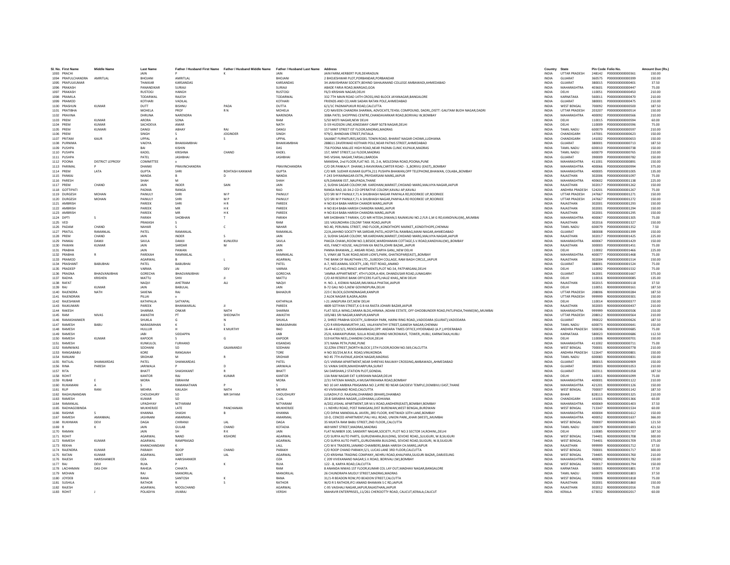| Sl. No. | First Name | Middle Name | Last Name | Father / Husband First Name | Father / Husband Middle Name | Father / Husband Last Name | Address | Country | State | Pin Code | Folio No. | Amount Due (Rs.) |
|---|---|---|---|---|---|---|---|---|---|---|---|---|
| 1093 | PRACHI | | JAIN | P | K | JAIN | JAIN FARM,HERBERT PUR,DEHRADUN | INDIA | UTTAR PRADESH | 248142 | P000000000000361 | 150.00 |
| 1094 | PRAFULCHANDRA | AMRITLAL | BHOJANI | AMRITLAL | | BHOJANI | 2 BHOJESHWAR PLOT,PORBANDAR,PORBANDAR | INDIA | GUJARAT | 360575 | P000000000000399 | 150.00 |
| 1095 | PRAFULKUMAR | | THAKKAR | KARSANDAS | | KARSANDAS | 34 JANVISHRAM SOCIETY,BEHIND SAHAJANAND COLLEGE AMBAWADI,AHMEDABAD | INDIA | GUJARAT | 380015 | P000000000000401 | 37.50 |
| 1096 | PRAKASH | | PANANDIKAR | SURIAJI | | SURIAJI | ABADE FARIA ROAD,MARGAO,GOA | INDIA | MAHARASHTRA | 403601 | P000000000000447 | 75.00 |
| 1097 | PRAKASH | | RUSTOGI | HANGH | | RUSTOGI | F6/3 KRISHAN NAGAR,DELHI | INDIA | DELHI | 110051 | P000000000000450 | 210.00 |
| 1098 | PRAMILA | | TODARWAL | RAJESH | | TODARWAL | 332 7TH MAIN ROAD 14TH CROSS,IIND BLOCK JAYANAGAR,BANGALORE | INDIA | KARNATAKA | 560011 | P000000000000470 | 210.00 |
| 1099 | PRAMOD | | KOTHARI | VADILAL | | KOTHARI | FRIENDS AND CO,HARI SADAN RATAN POLE,AHMEDABAD | INDIA | GUJARAT | 380001 | P000000000000475 | 210.00 |
| 1100 | PRASHUN | KUMAR | DUTT | BISHNU | PADA | DUTTA | 6/1/1C PADMAPUKUR ROAD,CALCUTTA | INDIA | WEST BENGAL | 700092 | P000000000000500 | 187.50 |
| 1101 | PRATIBHA | | MOHELA | PROF | R N | MOHELA | C/O NAVEEN CHANDRA SHARMA, ADVOCATE,TEHSIL COMPOUND, DADRI,,DISTT: GAUTAM BUDH NAGAR,DADRI | INDIA | UTTAR PRADESH | 203207 | P000000000000514 | 150.00 |
| 1102 | PRAVINA | | DHRUNA | NARENDRA | | NARENDRA | 308A PATEL SHOPPING CENTRE,CHANDAVARKAR ROAD,BORIVALI W,BOMBAY | INDIA | MAHARASHTRA | 400092 | P000000000000566 | 210.00 |
| 1103 | PREM | KUMAR | ARORA | SONA | | RAM | 5/50 MOTI NAGAR,NEW DELHI | INDIA | DELHI | 110015 | P000000000000594 | 60.00 |
| 1104 | PREM | KUMAR | SACHDEVA | AMAR | | NATH | D-59 HUDSON LINE,KINGSWAY CAMP SGTB NAGAR,DELHI | INDIA | DELHI | 110009 | P000000000000596 | 75.00 |
| 1105 | PREM | KUMARI | DANGI | ABHAY | RAJ | DANGI | 157 MINT STREET IST FLOOR,MADRAS,MADRAS | INDIA | TAMIL NADU | 600079 | P000000000000597 | 210.00 |
| 1106 | PREM | | SINGH | S | JOGINDER | SINGH | 979/2, BHINDIAN STREET,PATIALA | INDIA | CHANDIGARH | 147001 | P000000000000623 | 150.00 |
| 1107 | PRITAM | KAUR | UPPAL | A | S | UPPAL | SAJABAT FURNITURES,MODEL TOWN ROAD, BHARAT NAGAR CHOWK,LUDHIANA | INDIA | CHANDIGARH | 141002 | P000000000000653 | 150.00 |
| 1108 | PURNIMA | | VAIDYA | BHAKKAMBHAI | | BHAKKAMBHAI | 288611 ZAVERIWAD KOTHARI POLE,NEAR PATNIS STREET,AHMEDABAD | INDIA | GUJARAT | 380001 | P000000000000713 | 187.50 |
| 1109 | PUSHPA | | BAI | KISHIN | | DAS | 756 POONA MALLEE HIGH ROAD,NEAR PADMA CLINIC KILPAUK,MADRAS | INDIA | TAMIL NADU | 600010 | P000000000000738 | 150.00 |
| 1110 | PUSHPA | | KADEL | KRISHNA | CHAND | KADEL | 157, MINT STREET,1st FLOOR,MADRAS | INDIA | TAMIL NADU | 600079 | P000000000000765 | 210.00 |
| 1111 | PUSHPA | | PATEL | JASHBHAI | | JASHBHAI | 945 VISHAL NAGAR,TARSALI,BARODA | INDIA | GUJARAT | 390009 | P000000000000782 | 150.00 |
| 1112 | POONA | DISTRICT LEPROSY | COMMITTEE | x | | | MANISHA, 2nd FLOOR,FLAT NO. 35, 2-A, MOLEDINA ROAD,POONA,PUNE | INDIA | MAHARASHTRA | 411001 | P000000000000891 | 150.00 |
| 1113 | PARIMAL | P | DHANKI | PRAVINCHANDRA | | PRAVINCHANDRA | C/O DR.PANKAJ P. DHANKI,3-RAVIKIRAN,CARTER ROAD - 3,,BORIVLI (EAST),,BOMBAY | INDIA | MAHARASHTRA | 400066 | P000000000000994 | 375.00 |
| 1114 | PREM | LATA | GUPTA | SHRI | ROHTASH KANWAR | GUPTA | C/O MR. SUDHIR KUMAR GUPTA,211 PUSHPA BHAWAN,OPP TELEPHONE,BHAWAN, COLABA,,BOMBAY | INDIA | MAHARASHTRA | 400005 | P000000000001005 | 135.00 |
| 1115 | PANKAJ | | NANDA | B | D | NANDA | F-243 SHYAMNAGAR-EXTN,,PRIYDARSANI MARG,JAIPUR | INDIA | RAJASTHAN | 302006 | P000000000001097 | 75.00 |
| 1116 | PARESH | | SHAH | M | | SHAH | 6/9,DAMANI EST.,NAUPADA,THANE | INDIA | MAHARASHTRA | 400602 | P000000000001138 | 225.00 |
| 1117 | PREM | CHAND | JAIN | INDER | SAIN | JAIN | 2, SUDHA SAGAR COLONY,NR. KARDHANI,MARKET,CHIDAND MARG,MALVIYA NAGAR,JAIPUR | INDIA | RAJASTHAN | 302017 | P000000000001262 | 150.00 |
| 1118 | GOTTIPATI | | PADMA | RANGA | | RAO | RANGA RAO,10-34-2 CO OPERATIVE COLONY,KAVALI AP,KAVALI | INDIA | ANDHRA PRADESH | 524201 | P000000000001267 | 75.00 |
| 1119 | DURGESH | MOHAN | PAINULY | SHRI | M P | PAINULY | S/O SRI M P PAINULY,71 A SHUBHASH NAGAR PANYALA RD,ROORKEE UP,ROORKEE | INDIA | UTTAR PRADESH | 247667 | P000000000001271 | 150.00 |
| 1120 | DURGESH | MOHAN | PAINULY | SHRI | M P | PAINULY | S/O SRI M P PAINULY,71 A SHUBHASH NAGAR,PANYALA RD ROORKEE UP,ROORKEE | INDIA | UTTAR PRADESH | 247667 | P000000000001272 | 150.00 |
| 1121 | AMBRISH | | PAREEK | SHRI | H R | PAREEK | H NO 814 BABA HARISH CHANDR MARG,JAIPUR | INDIA | RAJASTHAN | 302001 | P000000000001293 | 150.00 |
| 1122 | AMBRISH | | PAREEK | MR | H K | PAREEK | H NO 814 BABA HARISH CHANDRA MARG,JAIPUR | INDIA | RAJASTHAN | 302001 | P000000000001294 | 150.00 |
| 1123 | AMBRISH | | PAREEK | MR | H K | PAREEK | H NO 814 BABA HARISH CHANDRA MARG,JAIPUR | INDIA | RAJASTHAN | 302001 | P000000000001295 | 150.00 |
| 1124 | DIPTI | S | PARIKH | SHOBHAN | T | PARIKH | MR SHOBHAN T PARIKH, C/O MR HITESH,DIWAN,5 RAJNIKUNJ NO.2,FLR-1,M G RD,KANDIVALI(W),,MUMBAI | INDIA | MAHARASHTRA | 400067 | P000000000001305 | 75.00 |
| 1125 | VED | | PRAKASH | S | | RAM | 101 VASUNDHRA COLONY TANK ROAD,JAIPUR | INDIA | RAJASTHAN | 302016 | P000000000001327 | 150.00 |
| 1126 | PADAM | CHAND | NAHAR | S | C | NAHAR | NO.40, PERUMAL STREET, IIND FLOOR,,KONDITHOPE MARKET,,KONDITHOPE,CHENNAI | INDIA | TAMIL NADU | 600079 | P000000000001352 | 7.50 |
| 1127 | PRATUL | RAMANLAL | PATEL | RAMANLAL | | RAMANLAL | 22/A,JAIHIND SOCIETY NR.SARDAR,PATEL,HOSPITAL RAMBAG,MANI NAGAR,AHMEDABAD | INDIA | GUJARAT | 380008 | P000000000001399 | 150.00 |
| 1128 | PREM | CHAND | JAIN | INDER | S | JAIN | 2, SUDHA SAGAR COLONY, NR.KARDHANI,MARKET,CHIDAND MARG,MALVIYA NAGAR,JAIPUR | INDIA | RAJASTHAN | 302017 | P000000000001425 | 225.00 |
| 1129 | PANKAJ | DAMJI | SAVLA | DAMJI | KUNUERJI | SAVLA | PAKIZA CHAWL,ROOM NO.3,BESIDE,WARDHAMAN COTTAGE,S.V.ROAD,KANDIVALI(W),,BOMBAY | INDIA | MAHARASHTRA | 400067 | P000000000001429 | 150.00 |
| 1130 | PAWAN | KUMAR | JAIN | SARDAR | M | JAIN | 435, FANCY HOUSE, HALDIYAN KA RASTA,JOHRI BAZAR,,JAIPUR | INDIA | RAJASTHAN | 300003 | P000000000001451 | 75.00 |
| 1131 | PRABHA | | JAIN | PAWAN | | JAIN | PANNA BHAWAN,,2, ANSARI ROAD, DARYA GANJ,,NEW DELHI | INDIA | DELHI | 110002 | P000000000001466 | 225.00 |
| 1132 | PRABHA | R | PAREKAH | RAMNIKLAL | | RAMNIKLAL | 5, VINAY,68 TILAK ROAD,NEAR LION'S,PARK, GHATKOPAR(EAST),,BOMBAY | INDIA | MAHARASHTRA | 400077 | P000000000001468 | 75.00 |
| 1133 | PRAMOD | | AGARWAL | B | L | AGARWAL | THE BANK OF RAJASTHAN LTD.,,SUBODH COLLAGE, RAM BAGH CIRCLE,,JAIPUR | INDIA | RAJASTHAN | 302004 | P000000000001514 | 150.00 |
| 1134 | PRASHANT | BABUBHAI | PATEL | BABUBHAI | | PATEL | A-7, NEELKAMAL SOCIETY,,100, FEET ROAD,,ANAND | INDIA | GUJARAT | 388001 | P000000000001524 | 75.00 |
| 1135 | PRADEEP | | VARMA | JAI | DEV | VARMA | FLAT NO.C-403,PRINCE APARTMENTS,PLOT NO.54, PATPARGANJ,DELHI | INDIA | DELHI | 110092 | P000000000001532 | 75.00 |
| 1136 | PRAGNA | BHAGVANJIBHAI | GORECHA | BHAGVANJIBHAI | | GORECHA | 'JAMNA APPARTMENT', 4TH FLOOR,A-404, DHANDUSAR ROAD,JUNAGARH | INDIA | GUJARAT | 362001 | P000000000001667 | 375.00 |
| 1137 | RADHA | KRISHEN | MATTU | SHIV | JI | MATTU | C/O A9 RESERVE BANK OFFICERS FLATS,HAUZ KHAS,,NEW DELHI | INDIA | DELHI | 110016 | R000000000000085 | 135.00 |
| 1138 | RAFAT | | NAQVI | AHETRAM | ALI | NAQVI | H. NO.-1, KIDWAI NAGAR,IMLIWALA PHATAK,JAIPUR | INDIA | RAJASTHAN | 302015 | R000000000000118 | 37.50 |
| 1139 | RAJ | KUMAR | JAIN | BABULAL | | JAIN | B-72 GALI NO-5,NEW GOVINDPURA,DELHI | INDIA | DELHI | 110051 | R000000000000161 | 187.50 |
| 1140 | RAJENDRA | NATH | SAXENA | RAJ | | BAHADUR | 223 C BLOCK,GOVINDNAGAR,KANPUR | INDIA | UTTAR PRADESH | 208006 | R000000000000284 | 187.50 |
| 1141 | RAJENDRAN | | PILLAI | x | | | 2 ALOK NAGAR B,AGRA,AGRA | INDIA | UTTAR PRADESH | 999999 | R000000000000301 | 150.00 |
| 1142 | RAJESHWAR | | KATHPALIA | SATYAPAL | | KATHPALIA | I-21 JANGPURA EXT,NEW DELHI | INDIA | DELHI | 110014 | R000000000000377 | 150.00 |
| 1143 | RAJKUMARI | | PAREEK | BHANWARLAL | JI | PAREEK | 4809 SOTIYAN STREET,K G B KA RASTA JOHARI BAZAR,JAIPUR | INDIA | RAJASTHAN | 302003 | R000000000000437 | 210.00 |
| 1144 | RAKESH | | SHARMA | ONKAR | NATH | SHARMA | FLAT-503,A WING,CARARA BLDG,HIRANA-,NDANI ESTATE, OFF GHODBUNDER ROAD,PATLIPADA,THANE(W),,MUMBAI | INDIA | MAHARASHTRA | 999999 | R000000000000506 | 150.00 |
| 1145 | RAM | NIVAS | AWASTHI | PT | SHEONATH | AWASTHI | 105/481 SRI NAGAR,KANPUR,KANPUR | INDIA | UTTAR PRADESH | 208012 | R000000000000564 | 210.00 |
| 1146 | RAMASHANKER | | SHUKLA | G | N | SHUKLA | 2, SHREE PRABHA SOCIETY,,SUBHASH PARK, HARNI RING ROAD,,VADODARA (GUJRAT),VADODARA | INDIA | GUJARAT | 390022 | R000000000000626 | 187.50 |
| 1147 | RAMESH | BABU | NARASIMHAN | K | S | NARASIMHAN | C/O R KRISHNAMURTHY,142, VALAYAPATHY STREET,GANESH NAGAR,CHENNAI | INDIA | TAMIL NADU | 600073 | R000000000000641 | 150.00 |
| 1148 | RAMESH | | HULLUR | H | K MURTHY | RAO | 16-44-410/1/1, MOOSARAMBAGH,OPP. ANDARA TIMES OFFICE,HYDERABAD (A.P.),HYDERABAD | INDIA | ANDHRA PRADESH | 500036 | R000000000000685 | 75.00 |
| 1149 | RAMESH | | JABI | SIDDAPPA | | JABI | 25/4, KAMAXIPURAM, SULLA ROAD,BEHIND MICROWAVE, TOWER,,HUBLI, KARNATAKA,HUBLI | INDIA | KARNATAKA | 580023 | R000000000000686 | 112.50 |
| 1150 | RAMESH | KUMAR | KAPOOR | S | G | KAPOOR | 519 KATRA NEEL,CHANDNI CHOUK,DELHI | INDIA | DELHI | 110006 | R000000000000701 | 150.00 |
| 1151 | RAMESH | | KUNKULOL | FURHAND | | KISANDAS | 371 NANA PETH,PUNE,PUNE | INDIA | MAHARASHTRA | 411002 | R000000000000711 | 75.00 |
| 1152 | RAMNIWAS | | SODHANI | SO | GAJANANDJI | SODHANI | 32,EZRA STREET,(NORTH BLOCK ),5TH FLOOR,ROOM NO.569,CALCUTTA | INDIA | WEST BENGAL | 700001 | R000000000000778 | 210.00 |
| 1153 | RANGABABU | | KORE | RANGAIAH | | TORE | H NO 30/254,M.R.K. ROAD,VINUKONDA | INDIA | ANDHRA PRADESH | 522647 | R000000000000801 | 150.00 |
| 1154 | RANJANI | | SRIDHAR | M | R | SRIDHAR | NO 45 7TH AVENUE,ASHOK NAGAR,MADRAS | INDIA | TAMIL NADU | 600083 | R000000000000831 | 150.00 |
| 1155 | RATILAL | SHANKARDAS | PATEL | SHANKARDAS | | PATEL | O/1 VIKRAM APARTMENT,NEAR SHREYAS RAILWAY CROSSING,AMBAWADI,,AHMEDABAD | INDIA | GUJARAT | 380015 | R000000000000909 | 150.00 |
| 1156 | RINA | PARESH | JARIWALA | P | D | JARIWALA | 51 VANIA SHERI,MAHIDHARPURA,SURAT | INDIA | GUJARAT | 395003 | R000000000001053 | 210.00 |
| 1157 | RITA | | BHATT | SHASHIKANT | R | BHATT | SAI DARSHAN,2 STATION PLOT,GONDAL | INDIA | GUJARAT | 360311 | R000000000001058 | 187.50 |
| 1158 | ROHIT | | KANTOR | RAJ | KUMAR | KANTOR | 13A RAM NAGAR EXT II,KRISHAN NAGAR,DELHI | INDIA | DELHI | 110051 | R000000000001099 | 75.00 |
| 1159 | RUBAB | E | MORA | EBRAHIM | | MORA | 2/31 FATEMA MANZIL,4 MUSAFIRKHANA ROAD,BOMBAY | INDIA | MAHARASHTRA | 400001 | R000000000001122 | 210.00 |
| 1160 | RUKAMANI | A | S | RAMANATHAN | P | S | NO 10 JAY AMBIKA PRASANNA NO 2,AYRE RD NEAR GAODEVI TEMPLE,DOMBIVLI EAST,THANE | INDIA | MAHARASHTRA | 421201 | R000000000001126 | 150.00 |
| 1161 | RUP | RANI | MEHRA | KAILASH | NATH | MEHRA | 43 VIVEKANAND ROAD,CALCUTTA | INDIA | WEST BENGAL | 700007 | R000000000001142 | 187.50 |
| 1162 | RAGHUNANDAN | | CHOUDHURY | SO | MR SHYAM | CHOUDHURY | LUSADIH,P.O. RAJGANJ,DHANBAD (BIHAR),DHANBAD | INDIA | BIHAR | 828113 | R000000000001325 | 210.00 |
| 1163 | RAMESH | | KUMAR | SO | | S LAL | 20-B SARABHA NAGAR,,LUDHIANA,LUDHIANA | INDIA | CHANDIGARH | 141001 | R000000000001366 | 60.00 |
| 1164 | RAMANLAL | | UPADHYAY | NITYARAM | | NITYARAM | A/202,VISHAL APARTMENT,SIR M.V.ROAD,ANDHERI(EAST),BOMBAY,BOMBAY | INDIA | MAHARASHTRA | 400069 | R000000000001403 | 37.50 |
| 1165 | RADHAGOBINDA | | MUKHERJEE | LATE | PANCHANAN | MUKHERJEE | J L NEHRU ROAD, POST RANIGANJ,DIST BURDWAN,WEST BENGAL,BURDWAN | INDIA | WEST BENGAL | 713347 | R000000000001534 | 60.00 |
| 1166 | RASHMI | S | KHANNA | SHASHI | B | KHANNA | C/O DIPAK MANEKALAL JAVERI,,3RD FLOOR, KHETWADI 10TH LANE,BOMBAY | INDIA | MAHARASHTRA | 400004 | R000000000001612 | 150.00 |
| 1167 | RAMESH | AMANMAL | JASHNANI | AMARMAL | | AMARMAL | 10-D, CENCED APARTMENT,PALI HILL ROAD, UNION PARK,,KHAR (WEST),,MUMBAI | INDIA | MAHARASHTRA | 400052 | R000000000001637 | 366.00 |
| 1168 | RUKHMAN | DEVI | DAGA | CHIRANJI | LAL | DAGA | 35 MUKTA RAM BABU STREET,2ND FLOOR,,CALCUTTA | INDIA | WEST BENGAL | 700007 | R000000000001665 | 121.50 |
| 1169 | R | K | JAIN | GULAB | CHAND | KOTADIA | 469 MINT STREET,MADRAS,MADRAS | INDIA | TAMIL NADU | 600079 | R000000000001693 | 421.50 |
| 1170 | RAMAN | | JAIN | SH | R K | JAIN | FLAT NUMBER 100, SANSKRIT NAGAR,SOCIETY, PLOT NO.3 SECTOR 14,ROHINI,,DELHI | INDIA | DELHI | 110085 | R000000000001707 | 187.50 |
| 1171 | ROHIT | | AGARWAL | NAND | KISHORE | AGARWAL | C/O SURYA AUTO PARTS, GURUDWARA,BUILDING, SEVOKE ROAD,,SILIGURI, W.B,SILIGURI | INDIA | WEST BENGAL | 734401 | R000000000001708 | 300.00 |
| 1172 | RAMESH | KUMAR | AGARWAL | RAMPRASAD | | AGARWAL | C/O SURYA AUTO PARTS,,GURUDWARA BUILDING, SEVOKE ROAD,SILIGURI, W.B,SILIGURI | INDIA | WEST BENGAL | 734401 | R000000000001709 | 375.00 |
| 1173 | REKHA | | KHANCHANDANI | K | | LALL | C/O M K TRADERS,1ANAND CHAMBERS,BABA HARISH CH.MARG,JAIPUR | INDIA | RAJASTHAN | 999999 | R000000000001712 | 37.50 |
| 1174 | RAJENDRA | KUMAR | PARAKH | ROOP | CHAND | PARAKH | C/O ROOP CHAND PARAKH,5/1, LUCAS LANE 3RD FLOOR,CALCUTTA | INDIA | WEST BENGAL | 700001 | R000000000001717 | 300.00 |
| 1175 | RATAN | KUMAR | AGARWAL | SANT | LAL | AGARWAL | C/O KRISHNA TRADING COMPANY,,NEHRU ROAD,KHALPARA,SILIGURI BAZAR,,DARJEELING | INDIA | WEST BENGAL | 734405 | R000000000001760 | 210.00 |
| 1176 | RAJESH | HARISHANKER | OZA | HARISHANKER | | OZA | C 209 VIVEKANAND NAGAR,S.V.ROAD, BORIVALI (W),BOMBAY | INDIA | MAHARASHTRA | 400092 | R000000000001782 | 150.00 |
| 1177 | RAJ | DEVI | RUIA | P | K | RUIA | 122 - B, KARYA ROAD,CALCUTTA | INDIA | WEST BENGAL | 700017 | R000000000001794 | 150.00 |
| 1178 | LACHHMAN | DAS CHH | RAHEJA | CHHATA | | RAM | 8 ANANDA NIWAS 1ST FLOOR,KUMAR COL LAY OUT,MADHAV NAGAR,BANGALORE | INDIA | KARNATAKA | 560001 | R000000000001801 | 37.50 |
| 1179 | MOHAN | | RAJ | MANORILAL | | MANORILAL | 26 CHUNDRAPA MUDLY STREET,MADRAS,MADRAS | INDIA | TAMIL NADU | 600079 | R000000000001803 | 37.50 |
| 1180 | JOYDEB | | RANA | SANTOSH | K | RANA | 31/1-R BEADON ROW,PO BEADON STREET,CALCUTTA | INDIA | WEST BENGAL | 700006 | R000000000001818 | 75.00 |
| 1181 | SUSHILA | | RATHOR | R | S | RATHOR | W/O R S RATHOR,IFCI ANAND BHAWAN S C RD,JAIPUR | INDIA | RAJASTHAN | 302001 | R000000000001860 | 150.00 |
| 1182 | RAJESH | | AGARWAL | MOOLCHAND | | AGARWAL | C-95 VAISHALI NAGAR,JAIPUR,RAJASTHAN,JAIPUR | INDIA | RAJASTHAN | 302012 | R000000000002016 | 75.00 |
| 1183 | ROHIT | J | POLADIYA | JIVARAJ | | VERSHI | MAHAVIR ENTERPRISES,,11/261 CHEROOTTY ROAD, CALICUT,KERALA,CALICUT | INDIA | KERALA | 673032 | R000000000002017 | 60.00 |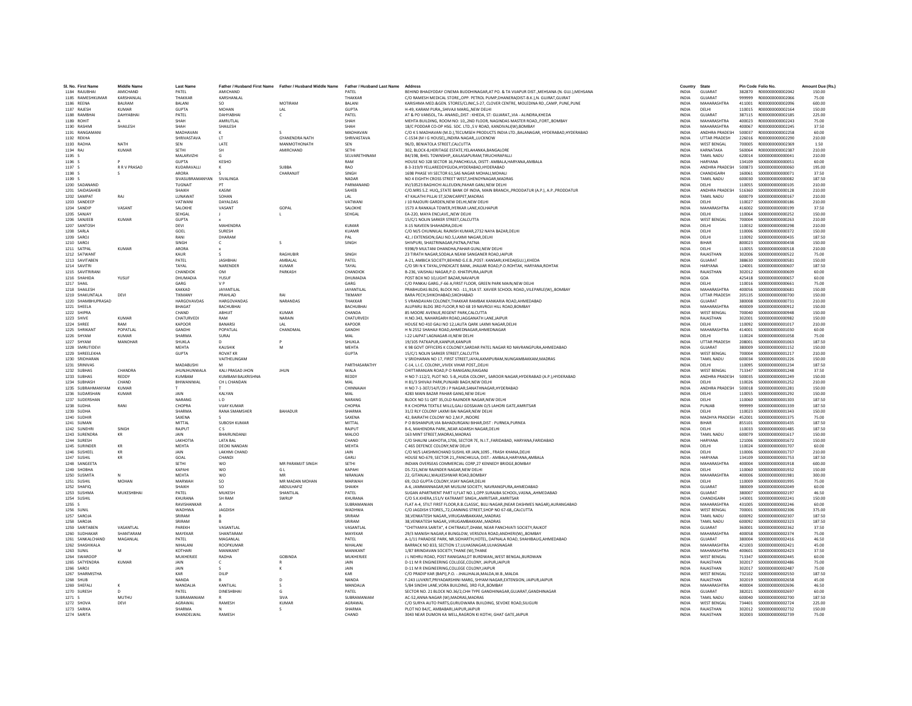| Sl. No. | First Name | Middle Name | Last Name | Father / Husband First Name | Father / Husband Middle Name | Father / Husband Last Name | Address | Country | State | Pin Code | Folio No. | Amount Due (Rs.) |
|---|---|---|---|---|---|---|---|---|---|---|---|---|
| 1184 | RAJUBHAI | AMICHAND | PATEL | AMICHAND | | PATEL | BEHIND BHAGYODAY CINEMA BUDDHINAGAR,AT PO. & TA VIJAPUR DIST.,MEHSANA (N. GUJ.),MEHSANA | INDIA | GUJARAT | 382870 | R000000000002042 | 150.00 |
| 1185 | RAMESHKUMAR | KARSHANLAL | THAKKAR | KARSHANLAL | | THAKKAR | C/O RAMESH MEDICAL STORE,,OPP. PETROL PUMP,DHANERA(DIST-B.K.),N. GUJRAT,GUJRAT | INDIA | GUJARAT | 999999 | R000000000002066 | 75.00 |
| 1186 | REENA | BALRAM | BALANI | SO | MOTIRAM | BALANI | KARISHMA MED.&GEN. STORES/CLINIC,S-27, CLOVER CENTRE, MOLEDINA RD.,CAMP, PUNE,PUNE | INDIA | MAHARASHTRA | 411001 | R000000000002096 | 600.00 |
| 1187 | RAJESH | KUMAR | GUPTA | MOHAN | LAL | GUPTA | H-49, KARAM PURA,,SHIVAJI MARG,,NEW DELHI | INDIA | DELHI | 110015 | R000000000002164 | 150.00 |
| 1188 | RAMBHAI | DAHYABHAI | PATEL | DAHYABHAI | C | PATEL | AT & PO VANSOL, TA- ANAND,,DIST : KHEDA, ST: GUJARAT,,VIA - ALINDRA,KHEDA | INDIA | GUJARAT | 387115 | R000000000002185 | 225.00 |
| 1189 | ROHIT | A | SHAH | AMRUTLAL | | SHAH | MEHTA BUILDING, ROOM NO: 10,,2ND FLOOR, NAGINDAS MASTER ROAD,,FORT,,BOMBAY | INDIA | MAHARASHTRA | 400023 | R000000000002243 | 75.00 |
| 1190 | RASHMI | SHAILESH | SHAH | SHAILESH | | SHAH | 18/C PODDAR CO-OP HSG. SOC. LTD.,S V ROAD, KANDIVALI(W),BOMBAY | INDIA | MAHARASHTRA | 400067 | R000000000002245 | 37.50 |
| 1191 | RANGAMANI | | MADHAVAN | K | S | MADHAVAN | C/O K S MADHAVAN (M.D.),TECUMSEH PRODUCTS INDIA LTD.,BALANAGAR, HYDERABAD,HYDERABAD | INDIA | ANDHRA PRADESH | 500037 | R000000000002258 | 60.00 |
| 1192 | REKHA | | SHRIVASTAVA | LT | GYANENDRA NATH | SHRIVASTAVA | C-1534 (M I G HOUSE),,INDIRA NAGAR,,LUCKNOW | INDIA | UTTAR PRADESH | 226016 | R000000000002290 | 210.00 |
| 1193 | RADHA | NATH | SEN | LATE | MANMOTHONATH | SEN | 96/D, BENIATOLA STREET,CALCUTTA | INDIA | WEST BENGAL | 700005 | R000000000002369 | 1.50 |
| 1194 | RAJ | KUMAR | SETHI | SH | AMIRCHAND | SETHI | 302, BLOCK-B,HERITAGE ESTATE,YELAHANKA,BANGALORE | INDIA | KARNATAKA | 560064 | R000000000002387 | 210.00 |
| 1195 | S | | MALARVIZHI | G | | SELVARETHINAM | 84/198, BHEL TOWNSHIP,,KAILASAPURAM,TIRUCHIRAPALLI | INDIA | TAMIL NADU | 620014 | S000000000000041 | 210.00 |
| 1196 | S | P | GUPTA | KESHO | | RAM | HOUSE NO 328 SECTOR 16,PANCHKULA, DISTT: AMBALA,HARYANA,AMBALA | INDIA | HARYANA | 134109 | S000000000000051 | 60.00 |
| 1197 | S | R R V PRASAD | KUDARAVALLI | K | SUBBA | RAO | 8-3-319/9 YELLAREDDYGUDA,HYDERABAD,HYDERABAD | INDIA | ANDHRA PRADESH | 500873 | S000000000000060 | 195.00 |
| 1198 | S | S | ARORA | S | CHARANJIT | SINGH | 1698 PHASE VII SECTOR 61,SAS NAGAR MOHALI,MOHALI | INDIA | CHANDIGARH | 160061 | S000000000000071 | 37.50 |
| 1199 | S | | SIVASUBRAMANYAN | SIVALINGA | | NADAR | NO 4 EIGHTH CROSS STREET WEST,SHENOYNAGAR,MADRAS | INDIA | TAMIL NADU | 600030 | S000000000000082 | 187.50 |
| 1200 | SADANAND | | TUGNAIT | PT | | PARMANAND | XV/10523 BAGHICHI ALLEUDIN,PAHAR GANJ,NEW DELHI | INDIA | DELHI | 110055 | S000000000000105 | 210.00 |
| 1201 | SAIDASAHEB | | SHAIKH | KASIM | | SAHEB | C/O.MRS S.F. HUQ,,STATE BANK OF INDIA, MAIN BRANCH,,PRODDATUR (A.P.), A.P.,PRODDATUR | INDIA | ANDHRA PRADESH | 516360 | S000000000000128 | 210.00 |
| 1202 | SAMPAT | RAJ | LUNAWAT | SOHAN | | LAL | 47 KALATHI PILLAI ST,SOWCARPET,MADRAS | INDIA | TAMIL NADU | 600079 | S000000000000167 | 210.00 |
| 1203 | SANDEEP | | VATWANI | DAYALDAS | | VATWANI | J 10 RAJOURI GARDEN,NEW DELHI,NEW DELHI | INDIA | DELHI | 110027 | S000000000000186 | 210.00 |
| 1204 | SANDIP | VASANT | SALOKHE | VASANT | GOPAL | SALOKHE | 1573 A RANKALA TOWER,IYERKAR LANE,KOLHAPUR | INDIA | MAHARASHTRA | 416002 | S000000000000199 | 37.50 |
| 1205 | SANJAY | | SEHGAL | J | L | SEHGAL | EA-220, MAYA ENCLAVE,,NEW DELHI | INDIA | DELHI | 110064 | S000000000000252 | 150.00 |
| 1206 | SANJEEB | KUMAR | GUPTA | x | | | 15/C/1 NOLIN SARKER STREET,CALCUTTA | INDIA | WEST BENGAL | 700004 | S000000000000263 | 210.00 |
| 1207 | SANTOSH | | DEVI | MAHENDRA | | KUMAR | X-15 NAVEEN SHAHADRA,DELHI | INDIA | DELHI | 110032 | S000000000000298 | 210.00 |
| 1208 | SARLA | | GOEL | SURESH | | KUAMR | C/O M/S CHUNNILAL RAJNISH KUMAR,2732 NAYA BAZAR,DELHI | INDIA | DELHI | 110006 | S000000000000372 | 150.00 |
| 1209 | SAROJ | | RANI | DHARAM | | PAL | 42, J EXTENSION,GALI NO.5,LAXMI NAGAR,DELHI | INDIA | DELHI | 110092 | S000000000000435 | 187.50 |
| 1210 | SAROJ | | SINGH | C | S | SINGH | SHIVPURI, SHASTRINAGAR,PATNA,PATNA | INDIA | BIHAR | 800023 | S000000000000438 | 150.00 |
| 1211 | SATPAL | KUMAR | ARORA | x | | | 9398/9 MULTANI DHANDHA,PAHAR GUNJ,NEW DELHI | INDIA | DELHI | 110055 | S000000000000518 | 210.00 |
| 1212 | SATWANT | | KAUR | S | RAGHUBIR | SINGH | 23 TIRATH NAGAR,SODALA NEAW SANGANER ROAD,JAIPUR | INDIA | RAJASTHAN | 302006 | S000000000000522 | 75.00 |
| 1213 | SAVITABEN | | PATEL | JASHBHAI | AMBALAL | PATEL | A-21, AMBICA SOCIETY,BEHIND G.E.B.,POST: KANSARI,KHEDA(GUJ.),KHEDA | INDIA | GUJARAT | 388630 | S000000000000581 | 150.00 |
| 1214 | SAVITRI | | TAYAL | NARENDER | KUMAR | TAYAL | C/O SRI N K TAYAL,SYNDICATE BANK, JHAJJAR ROAD,P.O.ROHTAK, HARYANA,ROHTAK | INDIA | HARYANA | 124001 | S000000000000607 | 187.50 |
| 1215 | SAVITRIRANI | | CHANDIOK | OM | PARKASH | CHANDIOK | B-236, VAISHALI NAGAR,P.O. KHATIPURA,JAIPUR | INDIA | RAJASTHAN | 302012 | S000000000000609 | 60.00 |
| 1216 | SHAHIDA | YUSUF | DHUMADIA | YUSUF | | DHUMADIA | POST BOX NO 10,LIGHT BAZAR,NAVAPUR | INDIA | GOA | 425418 | S000000000000657 | 60.00 |
| 1217 | SHAIL | | GARG | V P | | GARG | C/O PANKAJ GARG,,F-66 A,FIRST FLOOR, GREEN PARK MAIN,NEW DELHI | INDIA | DELHI | 110016 | S000000000000661 | 75.00 |
| 1218 | SHAILESH | | KAKKAD | JAYANTILAL | | JAYANTILAL | PRABHUDAS BLDG, BLOCK NO. -11,,91A ST. XAVIER SCHOOL ROAD,,VILEPARLE(W),,BOMBAY | INDIA | MAHARASHTRA | 400056 | S000000000000681 | 150.00 |
| 1219 | SHAKUNTALA | DEVI | TIKMANY | PRAHLAD | RAI | TIKMANY | BARA PECH,SHIKOHABAD,SIKOHABAD | INDIA | UTTAR PRADESH | 205135 | S000000000000700 | 150.00 |
| 1220 | SHAMBHUPRASAD | | HARGOVAVDAS | HARGOVANDAS | NARANDAS | THAKKAR | 5 VRANDAVAN COLONEY,THAKKAR RAMBAK KANKARIA ROAD,AHMEDABAD | INDIA | GUJARAT | 380008 | S000000000000731 | 210.00 |
| 1221 | SHEELA | | BHAGAT | BACHUBHAI | | BACHUBHAI | ALUPARU BLDG 3RD FLOOR,R NO 68 19 NAVROJI HILL ROAD,BOMBAY | INDIA | MAHARASHTRA | 400009 | S000000000000912 | 150.00 |
| 1222 | SHIPRA | | CHAND | ABHIJIT | KUMAR | CHANDA | 85 MOORE AVENUE,REGENT PARK,CALCUTTA | INDIA | WEST BENGAL | 700040 | S000000000000948 | 150.00 |
| 1223 | SHIVE | KUMAR | CHATURVEDI | RAM | NARAIN | CHATURVEDI | H.NO.343, NAHARGARH ROAD,JAGGANATH LANE,JAIPUR | INDIA | RAJASTHAN | 302001 | S000000000000982 | 150.00 |
| 1224 | SHREE | RAM | KAPOOR | BANARSI | LAL | KAPOOR | HOUSE NO 410 GALI NO 12,LALITA QARK LAXMI NAGAR,DELHI | INDIA | DELHI | 110092 | S000000000001017 | 210.00 |
| 1225 | SHRIKANT | POPATLAL | GANDHI | POPATLAL | CHANDMAL | GANDHI | H N 2552 SHAHAJI ROAD,AHMEDNAGAR,AHMEDNAGAR | INDIA | MAHARASHTRA | 414001 | S000000000001030 | 60.00 |
| 1226 | SHYAM | KUMAR | SHARMA | SURAJ | | MAL | I-22 LAJPAT LAGNAGAR-III,NEW DELHI | INDIA | DELHI | 110024 | S000000000001058 | 75.00 |
| 1227 | SHYAM | MANOHAR | SHUKLA | D | P | SHUKLA | 19/105 PATKAPUR,KANPUR,KANPUR | INDIA | UTTAR PRADESH | 208001 | S000000000001063 | 187.50 |
| 1228 | SMRUTIDEVI | | MEHTA | KAUSHIK | M | MEHTA | K 98 GOVT OFFICERS K COLONEY,SARDAR PATEL NAGAR RD NAVRANGPURA,AHMEDABAD | INDIA | GUJARAT | 380009 | S000000000001152 | 150.00 |
| 1229 | SHREELEKHA | | GUPTA | ROVAT KR | | GUPTA | 15/C/1 NOLIN SARKER STREET,CALCUTTA | INDIA | WEST BENGAL | 700004 | S000000000001217 | 210.00 |
| 1230 | SRIDHARAN | | | VAITHELINGAM | | | V SRIDHARAN NO 17, FIRST STREET,JAYALAXMIPURAM,NUNGAMBAKKAM,MADRAS | INDIA | TAMIL NADU | 600034 | S000000000001226 | 150.00 |
| 1231 | SRINIVAS | | MADABUSHI | M | | PARTHASARATHY | C-14, L.I.C. COLONY,,VIVEK VIHAR POST,,DELHI | INDIA | DELHI | 110095 | S000000000001234 | 187.50 |
| 1232 | SUBHAS | CHANDRA | JHUNJHUNWALA | KALI PRASAD JHON | JHUN | WALA | CHITTARANJAN ROAD,P O RANIGANJ,RAIGANJ | INDIA | WEST BENGAL | 713347 | S000000000001248 | 37.50 |
| 1233 | SUBHAS | REDDY | KUMBAM | KUMBAM BALKRISHNA | | REDDY | H NO 7-112/2, PLOT NO. 5-B,,HUDA COLONY,, SAROOR NAGAR,HYDERABAD (A.P.),HYDERABAD | INDIA | ANDHRA PRADESH | 500035 | S000000000001249 | 150.00 |
| 1234 | SUBHASH | CHAND | BHIWANIWAL | CH L CHANDAN | | MAL | H 81/3 SHIVAJI PARK,PUNJABI BAGH,NEW DELHI | INDIA | DELHI | 110026 | S000000000001252 | 210.00 |
| 1235 | SUBRAHMANYAM | KUMAR | T | T | | CHINNAIAH | H NO 7-1-307/14/F/29 J P NAGAR,SANATHNAGAR,HYDERABAD | INDIA | ANDHRA PRADESH | 500018 | S000000000001281 | 150.00 |
| 1236 | SUDARSHAN | KUMAR | JAIN | KALYAN | | MAL | 4283 MAIN BAZAR PAHAR GANG,NEW DELHI | INDIA | DELHI | 110055 | S000000000001292 | 150.00 |
| 1237 | SUDERSHAN | | NARANG | L D | | NARANG | BLOCK NO 51 QRT 35,OLD RAJINDER NAGAR,NEW DELHI | INDIA | DELHI | 110060 | S000000000001303 | 187.50 |
| 1238 | SUDHA | RANI | CHOPRA | VIJAY KUMAR | | CHOPRA | R K CHOPRA TEXTILE MILLS,GALI GOSSAIAN O/S LAHORI GATE,AMRITSAR | INDIA | PUNJAB | 999999 | S000000000001339 | 187.50 |
| 1239 | SUDHA | | SHARMA | RANA SMAMSHER | BAHADUR | SHARMA | 31/2 RLY COLONY LAXMI BAI NAGAR,NEW DELHI | INDIA | DELHI | 110023 | S000000000001343 | 150.00 |
| 1240 | SUDHIR | | SAXENA | S | | SAXENA | 42, BAIRATHI COLONY NO 2,M.P.,INDORE | INDIA | MADHYA PRADESH | 452001 | S000000000001375 | 75.00 |
| 1241 | SUMAN | | MITTAL | SUBOSH KUMAR | | MITTAL | P O BISHANPUR,VIA BAHADURGANJ BIHAR,DIST : PURNEA,PURNEA | INDIA | BIHAR | 855101 | S000000000001435 | 187.50 |
| 1242 | SUNEHRI | SINGH | RAJPUT | C S | | RAJPUT | B-6, MAHENDRA PARK,,NEAR ADARSH NAGAR,DELHI | INDIA | DELHI | 110033 | S000000000001485 | 187.50 |
| 1243 | SURENDRA | KR | JAIN | BHAIRUNDANJI | | MALOO | 163 MINT STREET,MADRAS,MADRAS | INDIA | TAMIL NADU | 600079 | S000000000001617 | 150.00 |
| 1244 | SURESH | | LAKHOTIA | LATA BAL | | CHAND | C/O SHALINI LAKHOTIA,1706, SECTOR 7E, N.I.T.,FARIDABAD, HARYANA,FARIDABAD | INDIA | HARYANA | 121006 | S000000000001672 | 150.00 |
| 1245 | SURINDER | KR | MEHTA | DEOKI NANDAN | | MEHTA | C 465 DEFENCE COLONY,NEW DELHI | INDIA | DELHI | 110024 | S000000000001707 | 60.00 |
| 1246 | SUSHEEL | KR | JAIN | LAKHMI CHAND | | JAIN | C/O M/S LAKSHMICHAND SUSHIL KR JAIN,1095 , FRASH KHANA,DELHI | INDIA | DELHI | 110006 | S000000000001737 | 210.00 |
| 1247 | SUSHIL | KR | GOAL | CHANDI | | GARLI | HOUSE NO-679, SECTOR 21,,PANCHKULA, DIST.- AMBALA,HARYANA,AMBALA | INDIA | HARYANA | 134109 | S000000000001753 | 187.50 |
| 1248 | SANGEETA | | SETHI | WO | MR PARAMJIT SINGH | SETHI | INDIAN OVERSEAS COMMERCIAL CORP,27 KENNEDY BRIDGE,BOMBAY | INDIA | MAHARASHTRA | 400004 | S000000000001918 | 600.00 |
| 1249 | SHOBHA | | KAPAHI | WO | G L | KAPAHI | DS-721,NEW RAJINDER NAGAR,NEW DELHI | INDIA | DELHI | 110060 | S000000000001932 | 150.00 |
| 1250 | SUSMITA | N | MEHTA | WO | MR | NIRANJAN | 22, GITANJALI,WALKESHWAR ROAD,BOMBAY | INDIA | MAHARASHTRA | 400006 | S000000000001981 | 300.00 |
| 1251 | SUSHIL | MOHAN | MARWAH | SO | MR MADAN MOHAN | MARWAH | 69, OLD GUPTA COLONY,VIJAY NAGAR,DELHI | INDIA | DELHI | 110009 | S000000000001995 | 75.00 |
| 1252 | SHAFIQ | | SHAIKH | SO | ABDULHAFIZ | SHAIKH | A-6, JAMMANNAGAR,NR MUSLIM SOCIETY, NAVRANGPURA,AHMEDABAD | INDIA | GUJARAT | 380009 | S000000000002049 | 60.00 |
| 1253 | SUSHMA | MUKESHBHAI | PATEL | MUKESH | SHANTILAL | PATEL | SUGAN APARTMENT PART II,FLAT NO.1,OPP.SURAJBA SCHOOL,VASNA,,AHMEDABAD | INDIA | GUJARAT | 380007 | S000000000002197 | 46.50 |
| 1254 | SUSHIL | | KHURANA | SH RAM | SWRUP | KHURANA | C/O S.K.KHERA,151/V KATRAMIT SINGH,,AMRITSAR.,AMRITSAR | INDIA | CHANDIGARH | 143001 | S000000000002241 | 150.00 |
| 1255 | S | | RAVISHANKAR | A | | SUBRAMANIAN | FLAT A-4, STILT FIRST FLOOR,R.B.CLASSIC, BIJLI NAGAR,(NEAR DASHMES NAGAR),AURANGABAD | INDIA | MAHARASHTRA | 431005 | S000000000002246 | 60.00 |
| 1256 | SUNIL | | WADHWA | JAGDISH | | WADHWA | C/O JAGDISH STORES,,72,CANNING STREET,SHOP NO 67-68,,CALCUTTA | INDIA | WEST BENGAL | 700001 | S000000000002306 | 375.00 |
| 1257 | SAROJA | | SRIRAM | B | | SRIRAM | 38,VENKATESH NAGAR,,VIRUGAMBAKKAM,,MADRAS | INDIA | TAMIL NADU | 600092 | S000000000002307 | 187.50 |
| 1258 | SAROJA | | SRIRAM | B | | SRIRAM | 38,VENKATESH NAGAR,,VIRUGAMBAKKAM,,MADRAS | INDIA | TAMIL NADU | 600092 | S000000000002323 | 187.50 |
| 1259 | SARITABEN | VASANTLAL | PAREKH | VASANTLAL | | VASANTLAL | "CHITYANYA SARITA", 4 CHITRAKUT,DHAM, NEAR PANCHVATI SOCIETY,RAJKOT | INDIA | GUJARAT | 360001 | S000000000002362 | 37.50 |
| 1260 | SUDHAKAR | SHANTARAM | MAYEKAR | SHANTARAM | | MAYEKAR | 29/3 MANISH NAGAR,4 BUNGLOW, VERSOVA ROAD,ANDHERI(W),,BOMBAY | INDIA | MAHARASHTRA | 400058 | S000000000002374 | 75.00 |
| 1261 | SANKALCHAND | MAGANLAL | PATEL | MAGANLAL | | PATEL | A-1/11 PARADISE PARK, NR.SIDHARTH,HOTEL, DAFNALA ROAD, SHAHIBAUG,AHMEDABAD | INDIA | GUJARAT | 380004 | S000000000002416 | 46.50 |
| 1262 | SHASHIKALA | | NIHALANI | ROOPKUMAR | | NIHALANI | BARRACK NO 833, SECTION 17,ULHASNAGAR,ULHASNAGAR | INDIA | MAHARASHTRA | 421003 | S000000000002421 | 45.00 |
| 1263 | SUNIL | M | KOTHARI | MANIKANT | | MANIKANT | 1/87 BRINDAVAN SOCIETY,THANE (W),THANE | INDIA | MAHARASHTRA | 400601 | S000000000002423 | 37.50 |
| 1264 | SWAROOP | | MUKHERJEE | RADHA | GOBINDA | MUKHERJEE | J L NEHRU ROAD, POST RANIGANJ,DT BURDWAN,,WEST BENGAL,BURDWAN | INDIA | WEST BENGAL | 713347 | S000000000002445 | 60.00 |
| 1265 | SATYENDRA | KUMAR | JAIN | C | R | JAIN | D-11 M R ENGINEERING COLLEGE,COLONY, JAIPUR,JAIPUR | INDIA | RAJASTHAN | 302017 | S000000000002486 | 75.00 |
| 1266 | SAROJ | | JAIN | S | K | JAIN | D-11 M R ENGINEERING,COLLEGE COLONY,JAIPUR | INDIA | RAJASTHAN | 302017 | S000000000002487 | 75.00 |
| 1267 | SHARMISTHA | | KAR | DILIP | | KAR | C/O PRADIP KAR (BAPI),P.O. - JHALJHALIA,MALDA,W.B.,MALDA | INDIA | WEST BENGAL | 732102 | S000000000002550 | 187.50 |
| 1268 | SHUB | | NANDA | B | D | NANDA | F-243 LUVKRIT,PRIYADARSHINI MARG, SHYAM NAGAR,EXTENSION, JAIPUR,JAIPUR | INDIA | RAJASTHAN | 302019 | S000000000002658 | 45.00 |
| 1269 | SHEFALI | K | MANDALIA | KANTILAL | S | MANDALIA | 5/84 SINDHI LANE,VORA BUILDING, 3RD FLR,,BOMBAY | INDIA | MAHARASHTRA | 400004 | S000000000002696 | 46.50 |
| 1270 | SURESH | D | PATEL | DINESHBHAI | G | PATEL | SECTOR NO. 21 BLOCK NO.36/2,CHH TYPE GANDHINAGAR,GUJARAT,GANDHINAGAR | INDIA | GUJARAT | 382021 | S000000000002697 | 60.00 |
| 1271 | S | MUTHU | SUBRAMANIAM | R | SIVA | SUBRAMANIAM | AC-52,ANNA NAGAR (W),MADRAS,MADRAS | INDIA | TAMIL NADU | 600040 | S000000000002700 | 187.50 |
| 1272 | SHOVA | DEVI | AGRAWAL | RAMESH | KUMAR | AGRAWAL | C/O SURYA AUTO PARTS,GURUDWARA BUILDING, SEVOKE ROAD,SILIGURI | INDIA | WEST BENGAL | 734401 | S000000000002724 | 225.00 |
| 1273 | SARIKA | | SHARMA | N | S | SHARMA | PLOT NO 84/C, AMBABARI,JAIPUR,JAIPUR | INDIA | RAJASTHAN | 302012 | S000000000002732 | 150.00 |
| 1274 | SARITA | | KHANDELWAL | RAMESH | | CHAND | 3043 NEAR DUMON KA WELL,RAGRON KI KOTHI, GHAT GATE,JAIPUR | INDIA | RAJASTHAN | 302003 | S000000000002739 | 75.00 |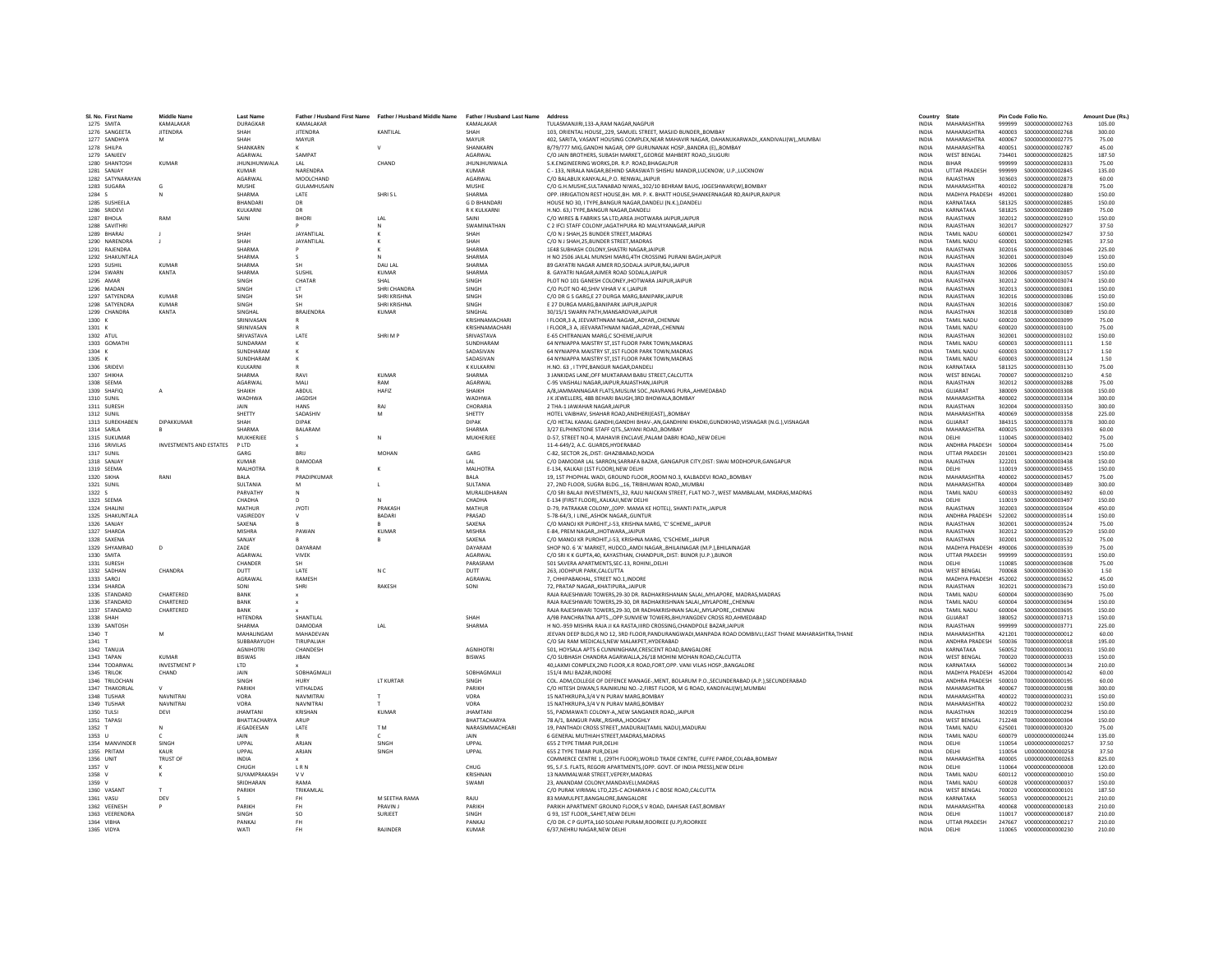| Sl. No. | First Name | Middle Name | Last Name | Father / Husband First Name | Father / Husband Middle Name | Father / Husband Last Name | Address | Country | State | Pin Code | Folio No. | Amount Due (Rs.) |
|---|---|---|---|---|---|---|---|---|---|---|---|---|
| 1275 | SMITA | KAMALAKAR | DURAGKAR | KAMALAKAR | | KAMALAKAR | TULASMANJIRI,133-A,RAM NAGAR,NAGPUR | INDIA | MAHARASHTRA | 999999 | S000000000002763 | 105.00 |
| 1276 | SANGEETA | JITENDRA | SHAH | JITENDRA | KANTILAL | SHAH | 103, ORIENTAL HOUSE,,229, SAMUEL STREET, MASJID BUNDER,,BOMBAY | INDIA | MAHARASHTRA | 400003 | S000000000002768 | 300.00 |
| 1277 | SANDHYA | M | SHAH | MAYUR | | MAYUR | 402, SARITA, VASANT HOUSING COMPLEX,NEAR MAHAVIR NAGAR, DAHANUKARWADI,,KANDIVALI(W),,MUMBAI | INDIA | MAHARASHTRA | 400067 | S000000000002775 | 75.00 |
| 1278 | SHILPA | | SHANKARN | K | V | SHANKARN | B/79/777 MIG,GANDHI NAGAR, OPP GURUNANAK HOSP.,BANDRA (E),,BOMBAY | INDIA | MAHARASHTRA | 400051 | S000000000002787 | 45.00 |
| 1279 | SANJEEV | | AGARWAL | SAMPAT | | AGARWAL | C/O JAIN BROTHERS, SUBASH MARKET,,GEORGE MAHBERT ROAD,,SILIGURI | INDIA | WEST BENGAL | 734401 | S000000000002825 | 187.50 |
| 1280 | SHANTOSH | KUMAR | JHUNJHUNWALA | LAL | CHAND | JHUNJHUNWALA | S.K.ENGINEERING WORKS,DR. R.P. ROAD,BHAGALPUR | INDIA | BIHAR | 999999 | S000000000002833 | 75.00 |
| 1281 | SANJAY | | KUMAR | NARENDRA | | KUMAR | C - 133, NIRALA NAGAR,BEHIND SARASWATI SHISHU MANDIR,LUCKNOW, U.P.,LUCKNOW | INDIA | UTTAR PRADESH | 999999 | S000000000002845 | 135.00 |
| 1282 | SATYNARAYAN | | AGARWAL | MOOLCHAND | | AGARWAL | C/O BALABUX KANYALAL,P.O. RENWAL,JAIPUR | INDIA | RAJASTHAN | 303603 | S000000000002873 | 60.00 |
| 1283 | SUGARA | G | MUSHE | GULAMHUSAIN | | MUSHE | C/O G.H.MUSHE,SULTANABAD NIWAS,,102/10 BEHRAM BAUG, JOGESHWARI(W),BOMBAY | INDIA | MAHARASHTRA | 400102 | S000000000002878 | 75.00 |
| 1284 | S | N | SHARMA | LATE | SHRI S L | SHARMA | OPP. IRRIGATION REST HOUSE,BH. MR. P. K. BHATT HOUSE,SHANKERNAGAR RD,RAIPUR,RAIPUR | INDIA | MADHYA PRADESH | 492001 | S000000000002880 | 150.00 |
| 1285 | SUSHEELA | | BHANDARI | DR | | G D BHANDARI | HOUSE NO 30, I TYPE,BANGUR NAGAR,DANDELI (N.K.),DANDELI | INDIA | KARNATAKA | 581325 | S000000000002885 | 150.00 |
| 1286 | SRIDEVI | | KULKARNI | DR | | R K KULKARNI | H.NO. 63,I TYPE,BANGUR NAGAR,DANDELI | INDIA | KARNATAKA | 581825 | S000000000002889 | 75.00 |
| 1287 | BHOLA | RAM | SAINI | BHORI | LAL | SAINI | C/O WIRES & FABRIKS SA LTD,AREA JHOTWARA JAIPUR,JAIPUR | INDIA | RAJASTHAN | 302012 | S000000000002910 | 150.00 |
| 1288 | SAVITHRI | | | P | N | SWAMINATHAN | C 2 IFCI STAFF COLONY,JAGATHPURA RD MALVIYANAGAR,JAIPUR | INDIA | RAJASTHAN | 302017 | S000000000002927 | 37.50 |
| 1289 | BHARAJ | J | SHAH | JAYANTILAL | K | SHAH | C/O N J SHAH,25 BUNDER STREET,MADRAS | INDIA | TAMIL NADU | 600001 | S000000000002947 | 37.50 |
| 1290 | NARENDRA | J | SHAH | JAYANTILAL | K | SHAH | C/O N J SHAH,25,BUNDER STREET,MADRAS | INDIA | TAMIL NADU | 600001 | S000000000002985 | 37.50 |
| 1291 | RAJENDRA | | SHARMA | P | K | SHARMA | 1E48 SUBHASH COLONY,SHASTRI NAGAR,JAIPUR | INDIA | RAJASTHAN | 302016 | S000000000003046 | 225.00 |
| 1292 | SHAKUNTALA | | SHARMA | S | N | SHARMA | H NO 2506 JAILAL MUNSHI MARG,4TH CROSSING PURANI BAGH,JAIPUR | INDIA | RAJASTHAN | 302001 | S000000000003049 | 150.00 |
| 1293 | SUSHIL | KUMAR | SHARMA | SH | DAU LAL | SHARMA | 89 GAYATRI NAGAR AJMER RD,SODALA JAIPUR,RAJ,JAIPUR | INDIA | RAJASTHAN | 302006 | S000000000003055 | 150.00 |
| 1294 | SWARN | KANTA | SHARMA | SUSHIL | KUMAR | SHARMA | 8. GAYATRI NAGAR,AJMER ROAD SODALA,JAIPUR | INDIA | RAJASTHAN | 302006 | S000000000003057 | 150.00 |
| 1295 | AMAR | | SINGH | CHATAR | SHAL | SINGH | PLOT NO 101 GANESH COLONEY,JHOTWARA JAIPUR,JAIPUR | INDIA | RAJASTHAN | 302012 | S000000000003074 | 150.00 |
| 1296 | MADAN | | SINGH | LT | SHRI CHANDRA | SINGH | C/O PLOT NO 40,SHIV VIHAR V K I,JAIPUR | INDIA | RAJASTHAN | 302013 | S000000000003081 | 150.00 |
| 1297 | SATYENDRA | KUMAR | SINGH | SH | SHRI KRISHNA | SINGH | C/O DR G S GARG,E 27 DURGA MARG,BANIPARK,JAIPUR | INDIA | RAJASTHAN | 302016 | S000000000003086 | 150.00 |
| 1298 | SATYENDRA | KUMAR | SINGH | SH | SHRI KRISHNA | SINGH | E 27 DURGA MARG,BANIPARK JAIPUR,JAIPUR | INDIA | RAJASTHAN | 302016 | S000000000003087 | 150.00 |
| 1299 | CHANDRA | KANTA | SINGHAL | BRAJENDRA | KUMAR | SINGHAL | 30/15/1 SWARN PATH,MANSAROVAR,JAIPUR | INDIA | RAJASTHAN | 302018 | S000000000003089 | 150.00 |
| 1300 | K | | SRINIVASAN | R | | KRISHNAMACHARI | I FLOOR,3 A, JEEVARTHNAM NAGAR,,ADYAR,,CHENNAI | INDIA | TAMIL NADU | 600020 | S000000000003099 | 75.00 |
| 1301 | K | | SRINIVASAN | R | | KRISHNAMACHARI | I FLOOR,,3 A, JEEVARATHNAM NAGAR,,ADYAR,,CHENNAI | INDIA | TAMIL NADU | 600020 | S000000000003100 | 75.00 |
| 1302 | ATUL | | SRIVASTAVA | LATE | SHRI M P | SRIVASTAVA | E-65 CHITRANJAN MARG,C SCHEME,JAIPUR | INDIA | RAJASTHAN | 302001 | S000000000003102 | 150.00 |
| 1303 | GOMATHI | | SUNDHARAM | K | | SUNDHARAM | 64 NYNIAPPA MAISTRY ST,1ST FLOOR PARK TOWN,MADRAS | INDIA | TAMIL NADU | 600003 | S000000000003111 | 1.50 |
| 1304 | K | | SUNDHARAM | K | | SADASIVAN | 64 NYNIAPPA MAISTRY ST,1ST FLOOR PARK TOWN,MADRAS | INDIA | TAMIL NADU | 600003 | S000000000003117 | 1.50 |
| 1305 | K | | SUNDHARAM | K | | SADASIVAN | 64 NYNIAPPA MAISTRY ST,1ST FLOOR PARK TOWN,MADRAS | INDIA | TAMIL NADU | 600003 | S000000000003124 | 1.50 |
| 1306 | SRIDEVI | | KULKARNI | R | | K KULKARNI | H.NO. 63 , I TYPE,BANGUR NAGAR,DANDELI | INDIA | KARNATAKA | 581325 | S000000000003130 | 75.00 |
| 1307 | SHIKHA | | SHARMA | RAVI | KUMAR | SHARMA | 3 JANKIDAS LANE,OFF MUKTARAM BABU STREET,CALCUTTA | INDIA | WEST BENGAL | 700007 | S000000000003210 | 4.50 |
| 1308 | SEEMA | | AGARWAL | MALI | RAM | AGARWAL | C-95 VAISHALI NAGAR,JAIPUR,RAJASTHAN,JAIPUR | INDIA | RAJASTHAN | 302012 | S000000000003288 | 75.00 |
| 1309 | SHAFIQ | A | SHAIKH | ABDUL | HAFIZ | SHAIKH | A/8,JAMMANNAGAR FLATS,MUSLIM SOC.,NAVRANG PURA,,AHMEDABAD | INDIA | GUJARAT | 380009 | S000000000003308 | 150.00 |
| 1310 | SUNIL | | WADHWA | JAGDISH | | WADHWA | J K JEWELLERS, 48B BEHARI BAUGH,3RD BHOWALA,BOMBAY | INDIA | MAHARASHTRA | 400002 | S000000000003334 | 300.00 |
| 1311 | SURESH | | JAIN | HANS | RAJ | CHORARIA | 2 THA-1 JAWAHAR NAGAR,JAIPUR | INDIA | RAJASTHAN | 302004 | S000000000003350 | 300.00 |
| 1312 | SUNIL | | SHETTY | SADASHIV | M | SHETTY | HOTEL VAIBHAV, SHAHAR ROAD,ANDHERI(EAST),,BOMBAY | INDIA | MAHARASHTRA | 400069 | S000000000003358 | 225.00 |
| 1313 | SUREKHABEN | DIPAKKUMAR | SHAH | DIPAK | | DIPAK | C/O HETAL KAMAL GANDHI,GANDHI BHAV-,AN,GANDHINI KHADKI,GUNDIKHAD,VISNAGAR (N.G.),VISNAGAR | INDIA | GUJARAT | 384315 | S000000000003378 | 300.00 |
| 1314 | SARLA | B | SHARMA | BALARAM | | SHARMA | 3/27 ELPHINSTONE STAFF QTS,,SAYANI ROAD,,BOMBAY | INDIA | MAHARASHTRA | 400025 | S000000000003393 | 60.00 |
| 1315 | SUKUMAR | | MUKHERJEE | S | N | MUKHERJEE | D-57, STREET NO-4, MAHAVIR ENCLAVE,PALAM DABRI ROAD,,NEW DELHI | INDIA | DELHI | 110045 | S000000000003402 | 75.00 |
| 1316 | SRIVILAS | INVESTMENTS AND ESTATES | P LTD | x | | | 11-4-649/2, A.C. GUARDS,HYDERABAD | INDIA | ANDHRA PRADESH | 500004 | S000000000003414 | 75.00 |
| 1317 | SUNIL | | GARG | BRIJ | MOHAN | GARG | C-82, SECTOR 26,,DIST: GHAZIABAD,NOIDA | INDIA | UTTAR PRADESH | 201001 | S000000000003423 | 150.00 |
| 1318 | SANJAY | | KUMAR | DAMODAR | | LAL | C/O DAMODAR LAL SARRON,SARRAFA BAZAR, GANGAPUR CITY,DIST: SWAI MODHOPUR,GANGAPUR | INDIA | RAJASTHAN | 322201 | S000000000003438 | 150.00 |
| 1319 | SEEMA | | MALHOTRA | R | K | MALHOTRA | E-134, KALKAJI (1ST FLOOR),NEW DELHI | INDIA | DELHI | 110019 | S000000000003455 | 150.00 |
| 1320 | SIKHA | RANI | BALA | PRADIPKUMAR | | BALA | 19, 1ST PHOPHAL WADI, GROUND FLOOR,,ROOM NO.3, KALBADEVI ROAD,,BOMBAY | INDIA | MAHARASHTRA | 400002 | S000000000003457 | 75.00 |
| 1321 | SUNIL | | SULTANIA | M | L | SULTANIA | 27, 2ND FLOOR, SUGRA BLDG.,,16, TRIBHUWAN ROAD,,MUMBAI | INDIA | MAHARASHTRA | 400004 | S000000000003489 | 300.00 |
| 1322 | S | | PARVATHY | N | | MURALIDHARAN | C/O SRI BALAJI INVESTMENTS,,32, RAJU NAICKAN STREET, FLAT NO-7,,WEST MAMBALAM, MADRAS,MADRAS | INDIA | TAMIL NADU | 600033 | S000000000003492 | 60.00 |
| 1323 | SEEMA | | CHADHA | D | N | CHADHA | E-134 (FIRST FLOOR),,KALKAJI,NEW DELHI | INDIA | DELHI | 110019 | S000000000003497 | 150.00 |
| 1324 | SHALINI | | MATHUR | JYOTI | PRAKASH | MATHUR | D-79, PATRAKAR COLONY,,(OPP. MAMA KE HOTEL), SHANTI PATH,,JAIPUR | INDIA | RAJASTHAN | 302003 | S000000000003504 | 450.00 |
| 1325 | SHAKUNTALA | | VASIREDDY | V | BADARI | PRASAD | 5-78-64/3, I LINE,,ASHOK NAGAR,,GUNTUR | INDIA | ANDHRA PRADESH | 522002 | S000000000003514 | 150.00 |
| 1326 | SANJAY | | SAXENA | B | B | SAXENA | C/O MANOJ KR PUROHIT,J-53, KRISHNA MARG, 'C' SCHEME,,JAIPUR | INDIA | RAJASTHAN | 302001 | S000000000003524 | 75.00 |
| 1327 | SHARDA | | MISHRA | PAWAN | KUMAR | MISHRA | E-84, PREM NAGAR,,JHOTWARA,,JAIPUR | INDIA | RAJASTHAN | 302012 | S000000000003529 | 150.00 |
| 1328 | SAXENA | | SANJAY | B | B | SAXENA | C/O MANOJ KR PUROHIT,J-53, KRISHNA MARG, 'C'SCHEME,,JAIPUR | INDIA | RAJASTHAN | 302001 | S000000000003532 | 75.00 |
| 1329 | SHYAMRAO | D | ZADE | DAYARAM | | DAYARAM | SHOP NO. 6 'A' MARKET, HUDCO,,AMDI NAGAR,,BHILAINAGAR (M.P.),BHILAINAGAR | INDIA | MADHYA PRADESH | 490006 | S000000000003539 | 75.00 |
| 1330 | SMITA | | AGARWAL | VIVEK | | AGARWAL | C/O SRI K K GUPTA,40, KAYASTHAN, CHANDPUR,,DIST: BIJNOR (U.P.),BIJNOR | INDIA | UTTAR PRADESH | 999999 | S000000000003591 | 150.00 |
| 1331 | SURESH | | CHANDER | SH | | PARASRAM | 501 SAVERA APARTMENTS,SEC-13, ROHINI,,DELHI | INDIA | DELHI | 110085 | S000000000003608 | 75.00 |
| 1332 | SADHAN | CHANDRA | DUTT | LATE | N C | DUTT | 263, JODHPUR PARK,CALCUTTA | INDIA | WEST BENGAL | 700068 | S000000000003630 | 1.50 |
| 1333 | SAROJ | | AGRAWAL | RAMESH | | AGRAWAL | 7, CHHIPABAKHAL, STREET NO.1,INDORE | INDIA | MADHYA PRADESH | 452002 | S000000000003652 | 45.00 |
| 1334 | SHARDA | | SONI | SHRI | RAKESH | SONI | 72, PRATAP NAGAR,,KHATIPURA,,JAIPUR | INDIA | RAJASTHAN | 302021 | S000000000003673 | 150.00 |
| 1335 | STANDARD | CHARTERED | BANK | x | | | RAJA RAJESHWARI TOWERS,29-30 DR. RADHAKRISHANAN SALAI,,MYLAPORE, MADRAS,MADRAS | INDIA | TAMIL NADU | 600004 | S000000000003690 | 75.00 |
| 1336 | STANDARD | CHARTERED | BANK | x | | | RAJA RAJESHWARI TOWERS,29-30, DR RADHAKRISHNAN SALAI,,MYLAPORE,,CHENNAI | INDIA | TAMIL NADU | 600004 | S000000000003694 | 150.00 |
| 1337 | STANDARD | CHARTERED | BANK | x | | | RAJA RAJESWHARI TOWERS,29-30, DR RADHAKRISHNAN SALAI,,MYLAPORE,,CHENNAI | INDIA | TAMIL NADU | 600004 | S000000000003695 | 150.00 |
| 1338 | SHAH | | HITENDRA | SHANTILAL | | SHAH | A/9B PANCHRATNA APTS.,,OPP.SUNVIEW TOWERS,BHUYANGDEV CROSS RD,AHMEDABAD | INDIA | GUJARAT | 380052 | S000000000003713 | 150.00 |
| 1339 | SANTOSH | | SHARMA | DAMODAR | LAL | SHARMA | H NO.-959 MISHRA RAJA JI KA RASTA,IIIRD CROSSING,CHANDPOLE BAZAR,JAIPUR | INDIA | RAJASTHAN | 999999 | S000000000003771 | 225.00 |
| 1340 | T | M | MAHALINGAM | MAHADEVAN | | | JEEVAN DEEP BLDG,R NO 12, 3RD FLOOR,PANDURANGWADI,MANPADA ROAD DOMBIVLI,EAST THANE MAHARASHTRA,THANE | INDIA | MAHARASHTRA | 421201 | T000000000000012 | 60.00 |
| 1341 | T | | SUBBARAYUDH | TIRUPALIAH | | | C/O SAI RAM MEDICALS,NEW MALAKPET,HYDERABAD | INDIA | ANDHRA PRADESH | 500036 | T000000000000018 | 195.00 |
| 1342 | TANUJA | | AGNIHOTRI | CHANDESH | | AGNIHOTRI | 501, HOYSALA APTS 6 CUNNINGHAM,CRESCENT ROAD,BANGALORE | INDIA | KARNATAKA | 560052 | T000000000000031 | 150.00 |
| 1343 | TAPAN | KUMAR | BISWAS | JIBAN | | BISWAS | C/O SUBHASH CHANDRA AGARWALLA,26/18 MOHINI MOHAN ROAD,CALCUTTA | INDIA | WEST BENGAL | 700020 | T000000000000033 | 150.00 |
| 1344 | TODARWAL | INVESTMENT P | LTD | x | | | 40,LAXMI COMPLEX,2ND FLOOR,K.R ROAD,FORT,OPP. VANI VILAS HOSP.,BANGALORE | INDIA | KARNATAKA | 560002 | T000000000000134 | 210.00 |
| 1345 | TRILOK | CHAND | JAIN | SOBHAGMALJI | | SOBHAGMALJI | 151/4 IMLI BAZAR,INDORE | INDIA | MADHYA PRADESH | 452004 | T000000000000142 | 60.00 |
| 1346 | TRILOCHAN | | SINGH | HURY | LT KURTAR | SINGH | COL. ADM,COLLEGE OF DEFENCE MANAGE-,MENT, BOLARUM P.O.,SECUNDERABAD (A.P.),SECUNDERABAD | INDIA | ANDHRA PRADESH | 500010 | T000000000000195 | 60.00 |
| 1347 | THAKORLAL | V | PARIKH | VITHALDAS | | PARIKH | C/O HITESH DIWAN,5 RAJNIKUNJ NO.-2,FIRST FLOOR, M G ROAD, KANDIVALI(W),MUMBAI | INDIA | MAHARASHTRA | 400067 | T000000000000198 | 300.00 |
| 1348 | TUSHAR | NAVNITRAI | VORA | NAVNITRAI | T | VORA | 15 NATHKRUPA,3/4 V N PURAV MARG,BOMBAY | INDIA | MAHARASHTRA | 400022 | T000000000000231 | 150.00 |
| 1349 | TUSHAR | NAVNITRAI | VORA | NAVNITRAI | T | VORA | 15 NATHKRUPA,3/4 V N PURAV MARG,BOMBAY | INDIA | MAHARASHTRA | 400022 | T000000000000232 | 150.00 |
| 1350 | TULSI | DEVI | JHAMTANI | KRISHAN | KUMAR | JHAMTANI | 55, PADMAWATI COLONY-A,,NEW SANGANER ROAD,,JAIPUR | INDIA | RAJASTHAN | 302019 | T000000000000294 | 150.00 |
| 1351 | TAPASI | | BHATTACHARYA | ARUP | | BHATTACHARYA | 78 A/1, BANGUR PARK,,RISHRA,,HOOGHLY | INDIA | WEST BENGAL | 712248 | T000000000000304 | 150.00 |
| 1352 | T | N | JEGADEESAN | LATE | T M | NARASIMMACHEARI | 19, PANTHADI CROSS STREET,,MADURAI(TAMIL NADU),MADURAI | INDIA | TAMIL NADU | 625001 | T000000000000320 | 75.00 |
| 1353 | U | C | JAIN | R | C | JAIN | 6 GENERAL MUTHIAH STREET,MADRAS,MADRAS | INDIA | TAMIL NADU | 600079 | U000000000000244 | 135.00 |
| 1354 | MANVINDER | SINGH | UPPAL | ARJAN | SINGH | UPPAL | 655 Z TYPE TIMAR PUR,DELHI | INDIA | DELHI | 110054 | U000000000000257 | 37.50 |
| 1355 | PRITAM | KAUR | UPPAL | ARJAN | SINGH | UPPAL | 655 Z TYPE TIMAR PUR,DELHI | INDIA | DELHI | 110054 | U000000000000258 | 37.50 |
| 1356 | UNIT | TRUST OF | INDIA | x | | | COMMERCE CENTRE 1, (29TH FLOOR),WORLD TRADE CENTRE, CUFFE PARDE,COLABA,BOMBAY | INDIA | MAHARASHTRA | 400005 | U000000000000263 | 825.00 |
| 1357 | V | K | CHUGH | L R N | | CHUG | 95, S.F.S. FLATS, REGORI APARTMENTS,(OPP. GOVT. OF INDIA PRESS),NEW DELHI | INDIA | DELHI | 110064 | V000000000000008 | 120.00 |
| 1358 | V | K | SUYAMPRAKASH | V V | | KRISHNAN | 13 NAMMALWAR STREET,VEPERY,MADRAS | INDIA | TAMIL NADU | 600112 | V000000000000010 | 150.00 |
| 1359 | V | | SRIDHARAN | RAMA | | SWAMI | 23, ANANDAM COLONY,MANDAVELI,MADRAS | INDIA | TAMIL NADU | 600028 | V000000000000037 | 150.00 |
| 1360 | VASANT | T | PARIKH | TRIKAMLAL | | | C/O PURAK VIRIMAL LTD,225-C ACHARAYA J C BOSE ROAD,CALCUTTA | INDIA | WEST BENGAL | 700020 | V000000000000101 | 187.50 |
| 1361 | VASU | DEV | S | FH | M SEETHA RAMA | RAJU | 83 MAMULPET,BANGALORE,BANGALORE | INDIA | KARNATAKA | 560053 | V000000000000121 | 210.00 |
| 1362 | VEENESH | P | PARIKH | FH | PRAVIN J | PARIKH | PARIKH APARTMENT GROUND FLOOR,S V ROAD, DAHISAR EAST,BOMBAY | INDIA | MAHARASHTRA | 400068 | V000000000000183 | 210.00 |
| 1363 | VEERENDRA | | SINGH | SO | SURJEET | SINGH | G 93, 1ST FLOOR,,SAHET,NEW DELHI | INDIA | DELHI | 110017 | V000000000000187 | 210.00 |
| 1364 | VIBHA | | PANKAJ | FH | | PANKAJ | C/O DR. C P GUPTA,160 SOLANI PURAM,ROORKEE (U.P.),ROORKEE | INDIA | UTTAR PRADESH | 247667 | V000000000000217 | 210.00 |
| 1365 | VIDYA | | WATI | FH | RAJINDER | KUMAR | 6/37,NEHRU NAGAR,NEW DELHI | INDIA | DELHI | 110065 | V000000000000230 | 210.00 |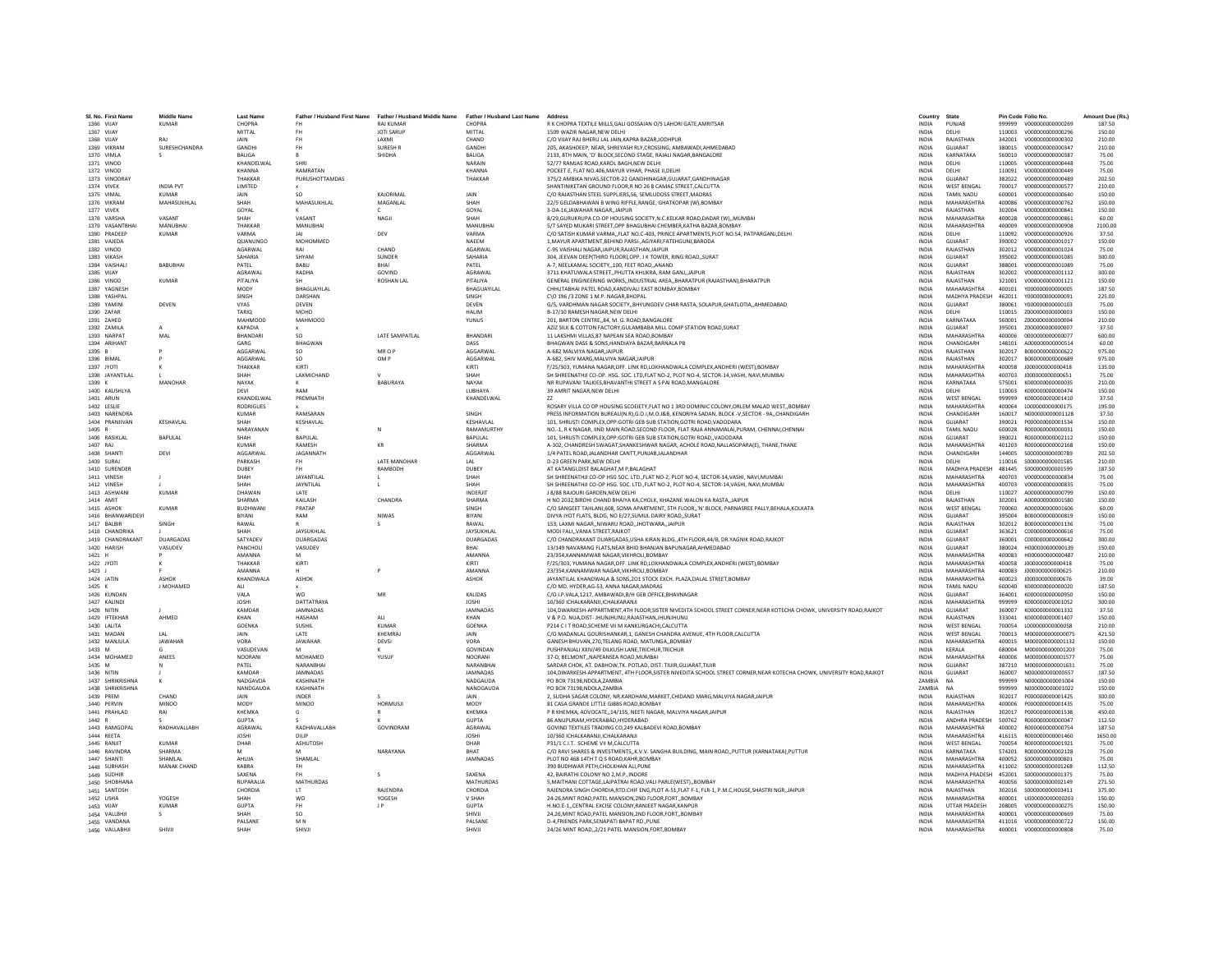| Sl. No. | First Name | Middle Name | Last Name | Father / Husband First Name | Father / Husband Middle Name | Father / Husband Last Name | Address | Country | State | Pin Code | Folio No. | Amount Due (Rs.) |
|---|---|---|---|---|---|---|---|---|---|---|---|---|
| 1366 | VIJAY | KUMAR | CHOPRA | FH | RAJ KUMAR | CHOPRA | R K CHOPRA TEXTILE MILLS,GALI GOSSAIAN O/S LAHORI GATE,AMRITSAR | INDIA | PUNJAB | 999999 | V000000000000269 | 187.50 |
| 1367 | VIJAY | | MITTAL | FH | JOTI SARUP | MITTAL | 1509 WAZIR NAGAR,NEW DELHI | INDIA | DELHI | 110003 | V000000000000296 | 150.00 |
| 1368 | VIJAY | RAJ | JAIN | FH | LAXMI | CHAND | C/O VIJAY RAJ BHERU LAL JAIN,KAPRA BAZAR,JODHPUR | INDIA | RAJASTHAN | 342001 | V000000000000302 | 210.00 |
| 1369 | VIKRAM | SURESHCHANDRA | GANDHI | FH | SURESH R | GANDHI | 205, AKASHDEEP, NEAR, SHREYASH RLY,CROSSING, AMBAWADI,AHMEDABAD | INDIA | GUJARAT | 380015 | V000000000000347 | 210.00 |
| 1370 | VIMLA | S | BALIGA | B | SHIDHA | BALIGA | 2133, 8TH MAIN, 'D' BLOCK,SECOND STAGE, RAJALI NAGAR,BANGALORE | INDIA | KARNATAKA | 560010 | V000000000000387 | 75.00 |
| 1371 | VINOD | | KHANDELWAL | SHRI | | NARAIN | 52/77 RAMJAS ROAD,KAROL BAGH,NEW DELHI | INDIA | DELHI | 110005 | V000000000000448 | 75.00 |
| 1372 | VINOD | | KHANNA | RAMRATAN | | KHANNA | POCKET E, FLAT NO.406,MAYUR VIHAR, PHASE II,DELHI | INDIA | DELHI | 110091 | V000000000000449 | 75.00 |
| 1373 | VINODRAY | | THAKKAR | PURUSHOTTAMDAS | | THAKKAR | 375/2 AMBIKA NIVAS,SECTOR-22 GANDHINAGAR,GUJARAT,GANDHINAGAR | INDIA | GUJARAT | 382022 | V000000000000489 | 202.50 |
| 1374 | VIVEK | INDIA PVT | LIMITED | x | | | SHANTINIKETAN GROUND FLOOR,R NO 26 8 CAMAC STREET,CALCUTTA | INDIA | WEST BENGAL | 700017 | V000000000000577 | 210.00 |
| 1375 | VIMAL | KUMAR | JAIN | SO | KAJORIMAL | JAIN | C/O RAJASTHAN STEEL SUPPLIERS,56, SEMLUDOSS STREET,MADRAS | INDIA | TAMIL NADU | 600001 | V000000000000640 | 150.00 |
| 1376 | VIKRAM | MAHASUKHLAL | SHAH | MAHASUKHLAL | MAGANLAL | SHAH | 22/5 GELDABHAWAN B WING RIFFLE,RANGE, GHATKOPAR (W),BOMBAY | INDIA | MAHARASHTRA | 400086 | V000000000000762 | 150.00 |
| 1377 | VIVEK | | GOYAL | K | C | GOYAL | 3-DA-16,JAWAHAR NAGAR,,JAIPUR | INDIA | RAJASTHAN | 302004 | V000000000000841 | 150.00 |
| 1378 | VARSHA | VASANT | SHAH | VASANT | NAGJI | SHAH | 8/29,GURUKRUPA CO-OP HOUSING SOCIETY,N.C.KELKAR ROAD,DADAR (W),,MUMBAI | INDIA | MAHARASHTRA | 400028 | V000000000000861 | 60.00 |
| 1379 | VASANTBHAI | MANUBHAI | THAKKAR | MANUBHAI | | MANUBHAI | 5/7 SAYED MUKARI STREET,OPP BHAGUBHAI CHEMBER,KATHA BAZAR,BOMBAY | INDIA | MAHARASHTRA | 400009 | V000000000000908 | 2100.00 |
| 1380 | PRADEEP | KUMAR | VARMA | JAI | DEV | VARMA | C/O SATISH KUMAR VARMA,,FLAT NO.C-403, PRINCE APPARTMENTS,PLOT NO.54, PATPARGANJ,DELHI | INDIA | DELHI | 110092 | V000000000000926 | 37.50 |
| 1381 | VAJEDA | | QUANUNGO | MOHOMMED | | NAEEM | 1,MAYUR APARTMENT,BEHIND PARSI-,AGIYARI,FATEHGUNJ,BARODA | INDIA | GUJARAT | 390002 | V000000000001017 | 150.00 |
| 1382 | VINOD | | AGARWAL | RAI | CHAND | AGARWAL | C-95 VAISHALI NAGAR,JAIPUR,RAJASTHAN,JAIPUR | INDIA | RAJASTHAN | 302012 | V000000000001024 | 75.00 |
| 1383 | VIKASH | | SAHARIA | SHYAM | SUNDER | SAHARIA | 304, JEEVAN DEEP(THIRD FLOOR),OPP. J K TOWER, RING ROAD,,SURAT | INDIA | GUJARAT | 395002 | V000000000001085 | 300.00 |
| 1384 | VAISHALI | BABUBHAI | PATEL | BABU | BHAI | PATEL | A-7, NEELKAMAL SOCIETY,,100, FEET ROAD,,ANAND | INDIA | GUJARAT | 388001 | V000000000001089 | 75.00 |
| 1385 | VIJAY | | AGRAWAL | RADHA | GOVIND | AGRAWAL | 3711 KHATUWALA STREET,,PHUTTA KHUKRA, RAM GANJ,,JAIPUR | INDIA | RAJASTHAN | 302002 | V000000000001112 | 300.00 |
| 1386 | VINOD | KUMAR | PITALIYA | SH | ROSHAN LAL | PITALIYA | GENERAL ENGINEERING WORKS,,INDUSTRIAL AREA,,BHARATPUR (RAJASTHAN),BHARATPUR | INDIA | RAJASTHAN | 321001 | V000000000001121 | 150.00 |
| 1387 | YAGNESH | | MODY | BHAGUAYILAL | | BHAGUAYILAL | CHHUTABHAI PATEL ROAD,KANDIVALI EAST BOMBAY,BOMBAY | INDIA | MAHARASHTRA | 400101 | Y000000000000005 | 187.50 |
| 1388 | YASHPAL | | SINGH | DARSHAN | | SINGH | C\O 196 /3 ZONE 1 M.P. NAGAR,BHOPAL | INDIA | MADHYA PRADESH | 462011 | Y000000000000091 | 225.00 |
| 1389 | YAMINI | DEVEN | VYAS | DEVEN | | DEVEN | G/5, VARDHMAN NAGAR SOCIETY,,BHYUNGDEV CHAR RASTA, SOLAPUR,GHATLOTIA,,AHMEDABAD | INDIA | GUJARAT | 380061 | Y000000000000103 | 75.00 |
| 1390 | ZAFAR | | TARIQ | MOHD | | HALIM | B-17/10 RAMESH NAGAR,NEW DELHI | INDIA | DELHI | 110015 | Z000000000000003 | 150.00 |
| 1391 | ZAHED | | MAHMOOD | MAHMOOD | | YUNUS | 201, BARTON CENTRE,,84, M. G. ROAD,BANGALORE | INDIA | KARNATAKA | 560001 | Z000000000000004 | 210.00 |
| 1392 | ZAMILA | A | KAPADIA | x | | | AZIZ SILK & COTTON FACTORY,GULAMBABA MILL COMP STATION ROAD,SURAT | INDIA | GUJARAT | 395001 | Z000000000000007 | 37.50 |
| 1393 | NARPAT | MAL | BHANDARI | SO | LATE SAMPATLAL | BHANDARI | 11 LAKSHMI VILLAS,87 NAPEAN SEA ROAD,BOMBAY | INDIA | MAHARASHTRA | 400006 | 0000000000000077 | 600.00 |
| 1394 | ARIHANT | | GARG | BHAGWAN | | DASS | BHAGWAN DASS & SONS,HANDIAYA BAZAR,BARNALA PB | INDIA | CHANDIGARH | 148101 | A000000000000514 | 60.00 |
| 1395 | B | P | AGGARWAL | SO | MR O P | AGGARWAL | A-682 MALVIYA NAGAR,JAIPUR | INDIA | RAJASTHAN | 302017 | B000000000000622 | 975.00 |
| 1396 | BIMAL | P | AGGARWAL | SO | OM P | AGGARWAL | A-682, SHIV MARG,MALVIYA NAGAR,JAIPUR | INDIA | RAJASTHAN | 302017 | B000000000000689 | 975.00 |
| 1397 | JYOTI | K | THAKKAR | KIRTI | | KIRTI | F/25/303, YUMANA NAGAR,OFF. LINK RD,LOKHANDWALA COMPLEX,ANDHERI (WEST),BOMBAY | INDIA | MAHARASHTRA | 400058 | J000000000000418 | 135.00 |
| 1398 | JAYANTILAL | L | SHAH | LAXMICHAND | V | SHAH | SH SHREENATHJI CO-OP. HSG. SOC. LTD,FLAT NO-2, PLOT NO-4, SECTOR-14,VASHI, NAVI,MUMBAI | INDIA | MAHARASHTRA | 400703 | J000000000000651 | 75.00 |
| 1399 | K | MANOHAR | NAYAK | K | BABURAYA | NAYAK | NR RUPAVANI TALKIES,BHAVANTHI STREET A S PAI ROAD,MANGALORE | INDIA | KARNATAKA | 575001 | K000000000000035 | 210.00 |
| 1400 | KAUSHLYA | | DEVI | RAM | | LUBHAYA | 39 AMRIT NAGAR,NEW DELHI | INDIA | DELHI | 110003 | K000000000000474 | 150.00 |
| 1401 | ARUN | | KHANDELWAL | PREMNATH | | KHANDELWAL | ZZ | INDIA | WEST BENGAL | 999999 | K000000000001410 | 37.50 |
| 1402 | LESLIE | | RODRIGUES | x | | | ROSARY VILLA CO OP HOUSING SCOEIETY,FLAT NO 1 3RD DOMINIC COLONY,ORLEM MALAD WEST,,BOMBAY | INDIA | MAHARASHTRA | 400064 | L000000000000175 | 195.00 |
| 1403 | NARENDRA | | KUMAR | RAMSARAN | | SINGH | PRESS INFORMATION BUREAU(N.R),G.O.I,M.O.I&B, KENDRIYA SADAN, BLOCK -V,SECTOR - 9A,,CHANDIGARH | INDIA | CHANDIGARH | 160017 | N000000000001128 | 37.50 |
| 1404 | PRANJIVAN | KESHAVLAL | SHAH | KESHAVLAL | | KESHAVLAL | 101, SHRUSTI COMPLEX,OPP:GOTRI GEB SUB STATION,GOTRI ROAD,VADODARA | INDIA | GUJARAT | 390021 | P000000000001534 | 150.00 |
| 1405 | R | | NARAYANAN | K | N | RAMAMURTHY | NO.-1, R K NAGAR, IIND MAIN ROAD,SECOND FLOOR, FLAT RAJA ANNAMALAI,PURAM, CHENNAI,CHENNAI | INDIA | TAMIL NADU | 600028 | R000000000000031 | 150.00 |
| 1406 | RASIKLAL | BAPULAL | SHAH | BAPULAL | | BAPULAL | 101, SHRUSTI COMPLEX,OPP:GOTRI GEB SUB STATION,GOTRI ROAD,,VADODARA | INDIA | GUJARAT | 390021 | R000000000002112 | 150.00 |
| 1407 | RAJ | | KUMAR | RAMESH | KR | SHARMA | A-302, CHANDRESH SWAGAT,SHANKESHWAR NAGAR, ACHOLE ROAD,NALLASOPARA(E), THANE,THANE | INDIA | MAHARASHTRA | 401203 | R000000000002168 | 150.00 |
| 1408 | SHANTI | DEVI | AGGARWAL | JAGANNATH | | AGGARWAL | 1/4 PATEL ROAD,JALANDHAR CANTT,PUNJAB,JALANDHAR | INDIA | CHANDIGARH | 144005 | S000000000000789 | 202.50 |
| 1409 | SURAJ | | PARKASH | FH | LATE MANOHAR | LAL | D-23 GREEN PARK,NEW DELHI | INDIA | DELHI | 110016 | S000000000001585 | 210.00 |
| 1410 | SURENDER | | DUBEY | FH | RAMBODH | DUBEY | AT KATANGI,DIST BALAGHAT,M P,BALAGHAT | INDIA | MADHYA PRADESH | 481445 | S000000000001599 | 187.50 |
| 1411 | VINESH | J | SHAH | JAYANTILAL | L | SHAH | SH SHREENATHJI CO-OP HSG SOC. LTD.,FLAT NO-2, PLOT NO-4, SECTOR-14,VASHI, NAVI,MUMBAI | INDIA | MAHARASHTRA | 400703 | V000000000000834 | 75.00 |
| 1412 | VINESH | J | SHAH | JAYNTILAL | L | SHAH | SH SHREENATHJI CO-OP HSG. SOC. LTD.,FLAT NO-2, PLOT NO-4, SECTOR-14,VASHI, NAVI,MUMBAI | INDIA | MAHARASHTRA | 400703 | V000000000000835 | 75.00 |
| 1413 | ASHWANI | KUMAR | DHAWAN | LATE | | INDERJIT | J 8/88 RAJOURI GARDEN,NEW DELHI | INDIA | DELHI | 110027 | A000000000000799 | 150.00 |
| 1414 | AMIT | | SHARMA | KAILASH | CHANDRA | SHARMA | H NO 2032,BIRDHI CHAND BHAIYA KA,CHOLK, KHAZANE WALON KA RASTA,,JAIPUR | INDIA | RAJASTHAN | 302001 | A000000000001580 | 150.00 |
| 1415 | ASHOK | KUMAR | BUDHWANI | PRATAP | | SINGH | C/O SANGEET TAHLANI,608, SOMA APARTMENT, 5TH FLOOR,,'N' BLOCK, PARNASREE PALLY,BEHALA,KOLKATA | INDIA | WEST BENGAL | 700060 | A000000000001606 | 60.00 |
| 1416 | BHANWARIDEVI | | BIYANI | RAM | NIWAS | BIYANI | DIVYA JYOT FLATS, BLDG, NO E/27,SUMUL DAIRY ROAD,,SURAT | INDIA | GUJARAT | 395004 | B000000000000819 | 150.00 |
| 1417 | BALBIR | SINGH | RAWAL | R | S | RAWAL | 153, LAXMI NAGAR,,NIWARU ROAD,,JHOTWARA,,JAIPUR | INDIA | RAJASTHAN | 302012 | B000000000001136 | 75.00 |
| 1418 | CHANDRIKA | J | SHAH | JAYSUKHLAL | | JAYSUKHLAL | MODI FALI,,VANIA STREET,RAJKOT | INDIA | GUJARAT | 363621 | C000000000000616 | 75.00 |
| 1419 | CHANDRAKANT | DUARGADAS | SATYADEV | DUARGADAS | | DUARGADAS | C/O CHANDRAKANT DUARGADAS,USHA KIRAN BLDG.,4TH FLOOR,44/B, DR.YAGNIK ROAD,RAJKOT | INDIA | GUJARAT | 360001 | C000000000000642 | 300.00 |
| 1420 | HARISH | VASUDEV | PANCHOLI | VASUDEV | | BHAI | 13/149 NAVARANG FLATS,NEAR BHID BHANJAN BAPUNAGAR,AHMEDABAD | INDIA | GUJARAT | 380024 | H000000000000139 | 150.00 |
| 1421 | H | P | AMANNA | M | | AMANNA | 23/354,KANNAMWAR NAGAR,VIKHROLI,BOMBAY | INDIA | MAHARASHTRA | 400083 | H000000000000487 | 210.00 |
| 1422 | JYOTI | K | THAKKAR | KIRTI | | KIRTI | F/25/303, YUMANA NAGAR,OFF. LINK RD,LOKHANDWALA COMPLEX,ANDHERI (WEST),BOMBAY | INDIA | MAHARASHTRA | 400058 | J000000000000418 | 75.00 |
| 1423 | J | F | AMANNA | H | P | AMANNA | 23/354,KANNAMWAR NAGAR,VIKHROLI,BOMBAY | INDIA | MAHARASHTRA | 400083 | J000000000000625 | 210.00 |
| 1424 | JATIN | ASHOK | KHANDWALA | ASHOK | | ASHOK | JAYANTILAL KHANDWALA & SONS,2O1 STOCK EXCH. PLAZA,DALAL STREET,BOMBAY | INDIA | MAHARASHTRA | 400023 | J000000000000676 | 39.00 |
| 1425 | K | J MOHAMED | ALI | x | | | C/O MD. HYDER,AG-53, ANNA NAGAR,MADRAS | INDIA | TAMIL NADU | 600040 | K000000000000020 | 187.50 |
| 1426 | KUNDAN | | VALA | WO | MR | KALIDAS | C/O I.P.VALA,1217, AMBAWADI,B/H GEB OFFICE,BHAVNAGAR | INDIA | GUJARAT | 364001 | K000000000000950 | 150.00 |
| 1427 | KALINDI | | JOSHI | DATTATRAYA | | JOSHI | 10/360 ICHALKARANJI,ICHALKARANJI | INDIA | MAHARASHTRA | 999999 | K000000000001052 | 300.00 |
| 1428 | NITIN | J | KAMDAR | JAMNADAS | | JAMNADAS | 104,DWARKESH-APPARTMENT,4TH FLOOR,SISTER NIVEDITA SCHOOL STREET CORNER,NEAR KOTECHA CHOWK, UNIVERSITY ROAD,RAJKOT | INDIA | GUJARAT | 360007 | K000000000001332 | 37.50 |
| 1429 | IFTEKHAR | AHMED | KHAN | HASHAM | ALI | KHAN | V & P.O. NUA,DIST- JHUNJHUNU,RAJASTHAN,JHUNJHUNU | INDIA | RAJASTHAN | 333041 | K000000000001407 | 150.00 |
| 1430 | LALITA | | GOENKA | SUSHIL | KUMAR | GOENKA | P214 C I T ROAD,SCHEME VII M KANKURGACHI,CALCUTTA | INDIA | WEST BENGAL | 700054 | L000000000000058 | 210.00 |
| 1431 | MADAN | LAL | JAIN | LATE | KHEMRAJ | JAIN | C/O MADANLAL GOURISHANKAR,1, GANESH CHANDRA AVENUE, 4TH FLOOR,CALCUTTA | INDIA | WEST BENGAL | 700013 | M000000000000075 | 421.50 |
| 1432 | MANJULA | JAWAHAR | VORA | JAWAHAR | DEVSI | VORA | GANESH BHUVAN,270,TELANG ROAD, MATUNGA,,BOMBAY | INDIA | MAHARASHTRA | 400015 | M000000000001132 | 150.00 |
| 1433 | M | G | VASUDEVAN | M | K | GOVINDAN | PUSHPANJALI XXIV/49 DILKUSH LANE,TRICHUR,TRICHUR | INDIA | KERALA | 680004 | M000000000001203 | 75.00 |
| 1434 | MOHAMED | ANEES | NOORANI | MOHAMED | YUSUF | NOORANI | 37-D, BELMONT,,NAPEANSEA ROAD,MUMBAI | INDIA | MAHARASHTRA | 400006 | M000000000001577 | 75.00 |
| 1435 | M | N | PATEL | NARANBHAI | | NARANBHAI | SARDAR CHOK, AT. DABHOW,TK. POTLAD, DIST: TIJIR,GUJARAT,TIJIR | INDIA | GUJARAT | 387210 | M000000000001631 | 75.00 |
| 1436 | NITIN | J | KAMDAR | JAMNADAS | | JAMNADAS | 104,DWARKESH-APPARTMENT, 4TH FLOOR,SISTER NIVEDITA SCHOOL STREET CORNER,NEAR KOTECHA CHOWK, UNIVERSITY ROAD,RAJKOT | INDIA | GUJARAT | 360007 | N000000000000557 | 187.50 |
| 1437 | SHRIKRISHNA | K | NADGAVDA | KASHINATH | | NADGAUDA | PO BOX 73198,NDOLA,ZAMBIA | ZAMBIA | NA | 999999 | N000000000001004 | 150.00 |
| 1438 | SHRIKRISHNA | | NANDGAUDA | KASHINATH | | NANDGAUDA | PO BOX 73198,NDOLA,ZAMBIA | ZAMBIA | NA | 999999 | N000000000001022 | 150.00 |
| 1439 | PREM | CHAND | JAIN | INDER | S | JAIN | 2, SUDHA SAGAR COLONY, NR.KARDHANI,MARKET,CHIDAND MARG,MALVIYA NAGAR,JAIPUR | INDIA | RAJASTHAN | 302017 | P000000000001425 | 300.00 |
| 1440 | PERVIN | MINOO | MODY | MINOO | HORMUSJI | MODY | 81 CASA GRANDE LITTLE GIBBS ROAD,BOMBAY | INDIA | MAHARASHTRA | 400006 | P000000000001435 | 75.00 |
| 1441 | PRAHLAD | RAI | KHEMKA | G | R | KHEMKA | P R KHEMKA, ADVOCATE,,14/155, NEETI NAGAR, MALVIYA NAGAR,JAIPUR | INDIA | RAJASTHAN | 302017 | P000000000001538 | 450.00 |
| 1442 | R | S | GUPTA | S | K | GUPTA | 86 ANUPURAM,HYDERABAD,HYDERABAD | INDIA | ANDHRA PRADESH | 500762 | R000000000000047 | 112.50 |
| 1443 | RAMGOPAL | RADHAVALLABH | AGRAWAL | RADHAVALLABH | GOVINDRAM | AGRAWAL | GOVIND TEXTILES TRADING CO,249 KALBADEVI ROAD,BOMBAY | INDIA | MAHARASHTRA | 400002 | R000000000000754 | 187.50 |
| 1444 | REETA | | JOSHI | DILIP | | JOSHI | 10/360 ICHALKARANJI,ICHALKARANJI | INDIA | MAHARASHTRA | 416115 | R000000000001460 | 1650.00 |
| 1445 | RANJIT | KUMAR | DHAR | ASHUTOSH | | DHAR | P31/1 C.I.T. SCHEME VII M,CALCUTTA | INDIA | WEST BENGAL | 700054 | R000000000001921 | 75.00 |
| 1446 | RAVINDRA | SHARMA | M | M | NARAYANA | BHAT | C/O RAVI SHARES & INVESTMENTS,,K.V.V. SANGHA BUILDING, MAIN ROAD,,PUTTUR (KARNATAKA),PUTTUR | INDIA | KARNATAKA | 574201 | R000000000002128 | 75.00 |
| 1447 | SHANTI | SHAMLAL | AHUJA | SHAMLAL | | JAMNADAS | PLOT NO 468 14TH T Q S ROAD,KAHR,BOMBAY | INDIA | MAHARASHTRA | 400052 | S000000000000801 | 75.00 |
| 1448 | SUBHASH | MANAK CHAND | KABRA | FH | | | 390 BUDHWAR PETH,CHOLKHAN ALI,PUNE | INDIA | MAHARASHTRA | 411002 | S000000000001268 | 112.50 |
| 1449 | SUDHIR | | SAXENA | FH | S | SAXENA | 42, BAIRATHI COLONY NO 2,M.P.,INDORE | INDIA | MADHYA PRADESH | 452001 | S000000000001375 | 75.00 |
| 1450 | SHOBHANA | | RUPARALIA | MATHURDAS | | MATHURDAS | 5,MAITHANI COTTAGE,LAJPATRAI ROAD,VALI PARLE(WEST),,BOMBAY | INDIA | MAHARASHTRA | 400056 | S000000000002149 | 271.50 |
| 1451 | SANTOSH | | CHORDIA | LT | RAJENDRA | CHORDIA | RAJENDRA SINGH CHORDIA,RTD.CHF ENG,PLOT A-51,FLAT F-1, FLR-1, P.M.C,HOUSE,SHASTRI NGR,,JAIPUR | INDIA | RAJASTHAN | 302016 | S000000000003411 | 375.00 |
| 1452 | USHA | YOGESH | SHAH | WO | YOGESH | V SHAH | 24-26,MINT ROAD,PATEL MANSION,2ND FLOOR,FORT,,BOMBAY | INDIA | MAHARASHTRA | 400001 | U000000000000203 | 150.00 |
| 1453 | VIJAY | KUMAR | GUPTA | FH | J P | GUPTA | H.NO.E-1,,CENTRAL EXCISE COLONY,RANJEET NAGAR,KANPUR | INDIA | UTTAR PRADESH | 208005 | V000000000000275 | 150.00 |
| 1454 | VALLBHJI | S | SHAH | SO | | SHIVJI | 24,26,MINT ROAD,PATEL MANSION,2ND FLOOR,FORT,,BOMBAY | INDIA | MAHARASHTRA | 400001 | V000000000000669 | 75.00 |
| 1455 | VANDANA | | PALSANE | M N | | PALSANE | D-4,FRIENDS PARK,SENAPATI BAPAT RD.,PUNE | INDIA | MAHARASHTRA | 411016 | V000000000000722 | 150.00 |
| 1456 | VALLABHJI | SHIVJI | SHAH | SHIVJI | | SHIVJI | 24/26 MINT ROAD,,2/21 PATEL MANSION,FORT,BOMBAY | INDIA | MAHARASHTRA | 400001 | V000000000000808 | 75.00 |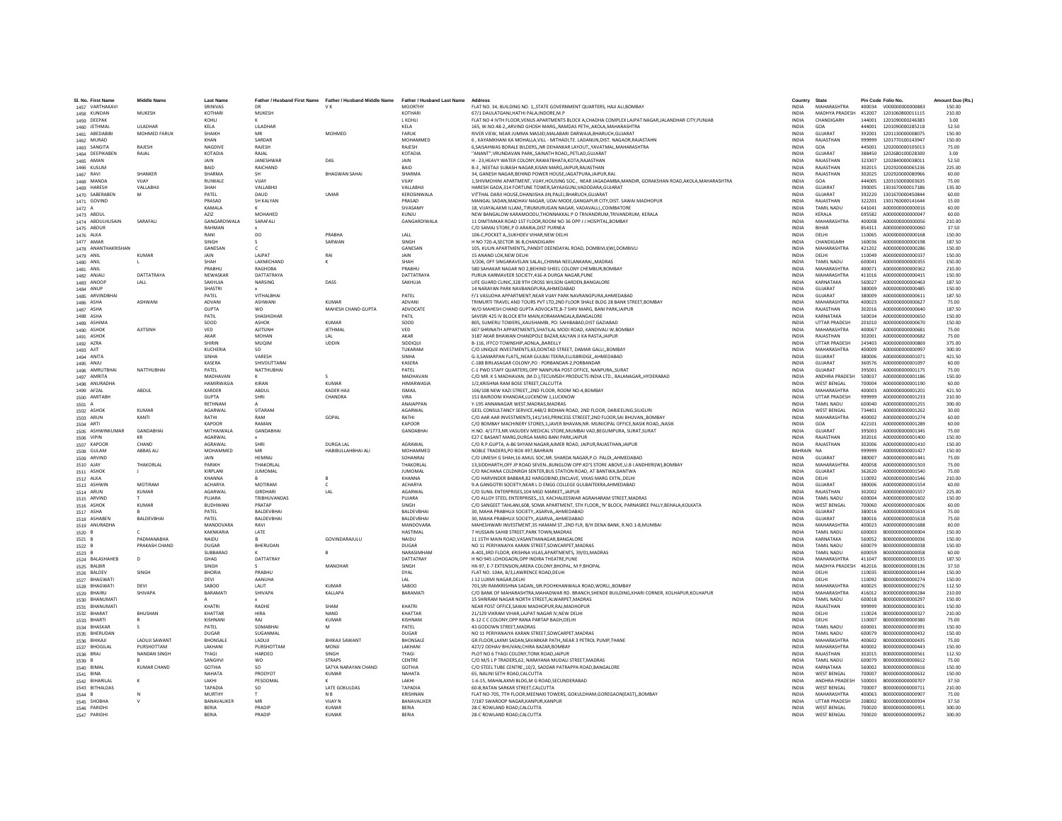| Sl. No. | First Name | Middle Name | Last Name | Father / Husband First Name | Father / Husband Middle Name | Father / Husband Last Name | Address | Country | State | Pin Code | Folio No. | Amount Due (Rs.) |
|---|---|---|---|---|---|---|---|---|---|---|---|---|
| 1457 | VARTHAKAVI | | SRINIVAS | DR | V K | MOORTHY | FLAT NO. 34, BUILDING NO. 1,,STATE GOVERNMENT QUARTERS, HAJI ALI,BOMBAY | INDIA | MAHARASHTRA | 400034 | V000000000000883 | 150.00 |
| 1458 | KUNDAN | MUKESH | KOTHARI | MUKESH | | KOTHARI | 67/1 DAULATGANJ,HATHI PALA,INDORE,M.P | INDIA | MADHYA PRADESH | 452007 | 1201060800011115 | 210.00 |
| 1459 | DEEPAK | | KOHLI | K | | L KOHLI | FLAT NO 4 IVTH FLOOR,VENUS APARTMENTS BLOCK A,CHADHA COMPLEX LAJPAT NAGAR,JALANDHAR CITY,PUNJAB | INDIA | CHANDIGARH | 144001 | 1201090000246383 | 3.00 |
| 1460 | JETHMAL | LILADHAR | KELA | LILADHAR | | KELA | 165, W.NO.48-2,,ARVIND GHOSH MARG,,RAMDAS PETH,,AKOLA,MAHARASHTRA | INDIA | GOA | 444001 | 1201090000285218 | 52.50 |
| 1461 | ABEDABIBI | MOHMED FARUK | SHAIKH | MR | MOHMED | FARUK | RIVER VIEW, NEAR JUMMA MASJID,MALABARI DARWAJA,BHARUCH,GUJARAT | INDIA | GUJARAT | 392001 | 1201130000008075 | 150.00 |
| 1462 | MURAD | | KHAN | SARDAR | | MOHAMMED | 6 , KAYAMKHANI KA MOHALLA,VILL. - MITHADI,TE. LADANUN,DIST. NAGAOR,RAJASTAHN | INDIA | RAJASTHAN | 999999 | 1201770100143947 | 150.00 |
| 1463 | SANGITA | RAJESH | NAGDIVE | RAJESH | | RAJESH | 6,SAISAHWAS BORALE BILDERS,,NR DEHANKAR LAYOUT,,YAVATMAL,MAHARASHTRA | INDIA | GOA | 445001 | 1202000000105013 | 75.00 |
| 1464 | DEEPIKABEN | RAJAL | KOTADIA | RAJAL | | KOTADIA | "ANANT",VRUNDAVAN PARK,,SAINATH ROAD,,PETLAD,GUJARAT | INDIA | GUJARAT | 388450 | 1202680100028300 | 3.00 |
| 1465 | AMAN | | JAIN | JANESHWAR | DAS | JAIN | H - 23,HEAVY WATER COLONY,RAWATBHATA,KOTA,RAJASTHAN | INDIA | RAJASTHAN | 323307 | 1202840000038011 | 52.50 |
| 1466 | KUSUM | | BAID | RAICHAND | | BAID | B-3 , NEETAJI SUBASH NAGAR,KISAN MARG,JAIPUR,RAJASTHAN | INDIA | RAJASTHAN | 302015 | 1202920000065236 | 225.00 |
| 1467 | RAVI | SHANKER | SHARMA | SH | BHAGWAN SAHAI | SHARMA | 34, GANESH NAGAR,BEHIND POWER HOUSE,JAGATPURA,JAIPUR,RAJ. | INDIA | RAJASTHAN | 302025 | 1202920000080966 | 60.00 |
| 1468 | MANDA | VIJAY | RUIWALE | VIJAY | | VIJAY | 1,SHIVMOHINI APARTMENT, VIJAY,HOUSING SOC., NEAR JAGADAMBA,MANDIR, GORAKSHAN ROAD,AKOLA,MAHARASHTRA | INDIA | GOA | 444005 | 1203150000003635 | 75.00 |
| 1469 | HARESH | VALLABHJI | SHAH | VALLABHJI | | VALLABHJI | HARESH GADA,314 FORTUNE TOWER,SAYAJIGUNJ,VADODARA,GUJARAT | INDIA | GUJARAT | 390005 | 1301670000017186 | 135.00 |
| 1470 | SABERABEN | M | PATEL | DAUD | UMAR | KEROSINWALA | VITTHAL DARJI HOUSE,DHANJISHA JIN,PALEJ,BHARUCH,GUJARAT | INDIA | GUJARAT | 392220 | 1301670000450844 | 60.00 |
| 1471 | GOVIND | | PRASAD | SH KALYAN | | PRASAD | MANGAL SADAN,MADHAV NAGAR, UDAI MODE,GANGAPUR CITY,DIST. SAWAI MADHOPUR | INDIA | RAJASTHAN | 322201 | 1301760000141644 | 15.00 |
| 1472 | A | | KAMALA | K | | SIVASAMY | 18, VIJAYALAXMI ILLAM,,TIRUMURUGAN NAGAR, VADAVALLI,,COIMBATORE | INDIA | TAMIL NADU | 641041 | A000000000000016 | 60.00 |
| 1473 | ABDUL | | AZIZ | MOHAHED | | KUNJU | NEW BANGALOW KARAMOODU,THONNAKKAL P O TRIVANDRUM,TRIVANDRUM, KERALA | INDIA | KERALA | 695582 | A000000000000047 | 60.00 |
| 1474 | ABDULHUSAIN | SARAFALI | GANGARDIWALA | SARAFALI | | GANGARDIWALA | 11 DIMTIMKAR ROAD 1ST FLOOR,ROOM NO 36 OPP J J HOSPITAL,BOMBAY | INDIA | MAHARASHTRA | 400008 | A000000000000056 | 210.00 |
| 1475 | ABDUR | | RAHMAN | x | | | C/O SAMAJ STORE,P O ARARIA,DIST PURNEA | INDIA | BIHAR | 854311 | A000000000000060 | 37.50 |
| 1476 | ALKA | | RANI | DO | PRABHA | LALL | 106-C,POCKET A,,SUKHDEV VIHAR,NEW DELHI | INDIA | DELHI | 110065 | A000000000000168 | 150.00 |
| 1477 | AMAR | | SINGH | S | SARWAN | SINGH | H NO 720-A,SECTOR 36 B,CHANDIGARH | INDIA | CHANDIGARH | 160036 | A000000000000198 | 187.50 |
| 1478 | ANANTHAKRISHAN | | GANESAN | C | | GANESAN | 105, KULIN APARTMENTS,,PANDIT DEENDAYAL ROAD, DOMBIVLI(W),DOMBIVLI | INDIA | MAHARASHTRA | 421202 | A000000000000286 | 150.00 |
| 1479 | ANIL | KUMAR | JAIN | LAJPAT | RAI | JAIN | 15 ANAND LOK,NEW DELHI | INDIA | DELHI | 110049 | A000000000000337 | 150.00 |
| 1480 | ANIL | L | SHAH | LAXMICHAND | K | SHAH | 3/206, OFF SINGARAVELAN SALAI,,CHINNA NEELANKARAI,,MADRAS | INDIA | TAMIL NADU | 600041 | A000000000000355 | 150.00 |
| 1481 | ANIL | | PRABHU | RAGHOBA | | PRABHU | 580 SAHAKAR NAGAR NO 2,BEHIND SHEEL COLONY CHEMBUR,BOMBAY | INDIA | MAHARASHTRA | 400071 | A000000000000362 | 210.00 |
| 1482 | ANJALI | DATTATRAYA | NEWASKAR | DATTATRAYA | | DATTATRAYA | PURUA KARMAVEER SOCIETY,416-A DURGA NAGAR,PUNE | INDIA | MAHARASHTRA | 411016 | A000000000000415 | 150.00 |
| 1483 | ANOOP | LALL | SAKHUJA | NARSING | DASS | SAKHUJA | LIFE GUARD CLINIC,328 9TH CROSS WILSON GARDEN,BANGALORE | INDIA | KARNATAKA | 560027 | A000000000000463 | 187.50 |
| 1484 | ANUP | | SHASTRI | x | | | 14 NARAYAN PARK NAVBANGPURA,AHMEDABAD | INDIA | GUJARAT | 380009 | A000000000000485 | 150.00 |
| 1485 | ARVINDBHAI | | PATEL | VITHALBHAI | | PATEL | F/1 VASUDHA APPARTMENT,NEAR VIJAY PARK NAVRANGPURA,AHMEDABAD | INDIA | GUJARAT | 380009 | A000000000000611 | 187.50 |
| 1486 | ASHA | ASHWANI | ADVANI | ASHWANI | KUMAR | ADVANI | TRIMURTI TRAVEL AND TOURS PVT LTD,2ND FLOOR SHALE BLDG 28 BANK STREET,BOMBAY | INDIA | MAHARASHTRA | 400023 | A000000000000627 | 75.00 |
| 1487 | ASHA | | GUPTA | WO | MAHESH CHAND GUPTA | ADVOCATE | W/O MAHESH CHAND GUPTA ADVOCATE,B-7 SHIV MARG, BANI PARK,JAIPUR | INDIA | RAJASTHAN | 302016 | A000000000000640 | 187.50 |
| 1488 | ASHA | | PATIL | SHASHIDHAR | | PATIL | SAVISRI 425 IV BLOCK 8TH MAIN,KORAMANGALA,BANGALORE | INDIA | KARNATAKA | 560034 | A000000000000650 | 150.00 |
| 1489 | ASHIMA | | SOOD | ASHOK | KUMAR | SOOD | 805, SUMERU TOWERS,,KAUSHAMBI, PO: SAHIBABAD,DIST GAZIABAD | INDIA | UTTAR PRADESH | 201010 | A000000000000670 | 150.00 |
| 1490 | ASHOK | AJITSINH | VED | AJITSINH | JETHMAL | VED | 607 SHRINATH APPARTMENTS,SHATILAL MODI ROAD, KANDIVALI W,BOMBAY | INDIA | MAHARASHTRA | 400067 | A000000000000681 | 75.00 |
| 1491 | ASHOK | | AKAR | MOHAN | LAL | AKAR | 3187 AKAR BHAWAN CHANDPOLE BAZAR,KALYAN JI KA RASTA,JAIPUR | INDIA | RAJASTHAN | 302001 | A000000000000682 | 75.00 |
| 1492 | AZRA | | SHIRIN | MUQIM | UDDIN | SIDDIQUI | B-116, IFFCO TOWNSHIP,AONLA,,BAREILLY | INDIA | UTTAR PRADESH | 243403 | A000000000000869 | 375.00 |
| 1493 | AJIT | | KUCHERIA | SO | | TUKARAM | C/O UNIQUE INVESTMENTS,63,DONTAD STREET, DAMAR GALLI,,BOMBAY | INDIA | MAHARASHTRA | 400009 | A000000000000997 | 300.00 |
| 1494 | ANITA | | SINHA | VARESH | | SINHA | G-3,SAMARPAN FLATS,,NEAR GULBAI TEKRA,ELLISBRIDGE,,AHMEDABAD | INDIA | GUJARAT | 380006 | A000000000001071 | 421.50 |
| 1495 | ANJU | | KASERA | SHIVDUTTARAI | | KASERA | C-188 BIRLASAGAR COLONY,PO : PORBANDAR-2,PORBANDAR | INDIA | GUJARAT | 360576 | A000000000001097 | 60.00 |
| 1496 | AMRUTBHAI | NATTHUBHAI | PATEL | NATTHUBHAI | | PATEL | C-1 PWD STAFF QUARTERS,OPP NANPURA POST OFFICE, NANPURA,,SURAT | INDIA | GUJARAT | 395001 | A000000000001175 | 75.00 |
| 1497 | AMRITA | | MADHAVAN | K | S | MADHAVAN | C/O MR. K S MADHAVAN, (M.D.),TECUMSEH PRODUCTS INDIA LTD., BALANAGAR,,HYDERABAD | INDIA | ANDHRA PRADESH | 500037 | A000000000001186 | 150.00 |
| 1498 | ANURADHA | | HAMIRWASIA | KIRAN | KUMAR | HIMARWASIA | 1/2,KRISHNA RAM BOSE STREET,CALCUTTA | INDIA | WEST BENGAL | 700004 | A000000000001190 | 60.00 |
| 1499 | AFZAL | ABDUL | KARDER | ABDUL | KADER HAJI | ISMAIL | 106/108 NEW KAZI STREET,,2ND FLOOR, ROOM NO-4,BOMBAY | INDIA | MAHARASHTRA | 400003 | A000000000001201 | 421.50 |
| 1500 | AMITABH | | GUPTA | SHRI | CHANDRA | VIRA | 151 BAIROONI KHANDAK,LUCKNOW 1,LUCKNOW | INDIA | UTTAR PRADESH | 999999 | A000000000001233 | 210.00 |
| 1501 | A | | RETHNAM | A | | ANAIAPPAN | Y-195 ANNANAGAR WEST,MADRAS,MADRAS | INDIA | TAMIL NADU | 600040 | A000000000001255 | 300.00 |
| 1502 | ASHOK | KUMAR | AGARWAL | SITARAM | | AGARWAL | GEEL CONSULTANCY SERVICE,448/2 BIDHAN ROAD, 2ND FLOOR, DARJEELING,SILIGURI | INDIA | WEST BENGAL | 734401 | A000000000001262 | 30.00 |
| 1503 | ARUN | KANTI | RATHI | RAM | GOPAL | RATHI | C/O AAR AAR INVESTMENTS,141/143,PRINCESS STREEET,2ND FLOOR,SAI BHUVAN,,BOMBAY | INDIA | MAHARASHTRA | 400002 | A000000000001274 | 60.00 |
| 1504 | ARTI | | KAPOOR | RAMAN | | KAPOOR | C/O BOMBAY MACHINERY STORES,1,JAVER BHAVAN,NR. MUNICIPAL OFFICE,NASIK ROAD,,NASIK | INDIA | GOA | 422101 | A000000000001289 | 60.00 |
| 1505 | ASHWINKUMAR | GANDABHAI | MITHAIWALA | GANDABHAI | | GANDABHAI | H.NO. 4/1773,NR.VASUDEV MEDICAL STORE,MUMBAI VAD,BEGUMPURA, SURAT,SURAT | INDIA | GUJARAT | 395003 | A000000000001345 | 75.00 |
| 1506 | VIPIN | KR | AGARWAL | x | | | E27 C BASANT MARG,DURGA MARG BANI PARK,JAIPUR | INDIA | RAJASTHAN | 302016 | A000000000001400 | 150.00 |
| 1507 | KAPOOR | CHAND | AGRAWAL | SHRI | DURGA LAL | AGRAWAL | C/O R.P.GUPTA, A-86 SHYAM NAGAR,AJMER ROAD, JAIPUR,RAJASTHAN,JAIPUR | INDIA | RAJASTHAN | 302006 | A000000000001410 | 150.00 |
| 1508 | GULAM | ABBAS ALI | MOHAMMED | MR | HABIBULLAHBHAI ALI | MOHAMMED | NOBLE TRADERS,PO BOX 497,BAHRAIN | BAHRAIN | NA | 999999 | A000000000001427 | 150.00 |
| 1509 | ARVIND | | JAIN | HEMRAJ | | SOHANRAJ | C/O UMESH G SHAH,16 AMUL SOC,NR. SHARDA NAGAR,P.O. PALDI,,AHMEDABAD | INDIA | GUJARAT | 380007 | A000000000001461 | 75.00 |
| 1510 | AJAY | THAKORLAL | PARIKH | THAKORLAL | | THAKORLAL | 13,SIDDHARTH,OFF JP ROAD SEVEN-,BUNGLOW OPP.KD'S STORE ABOVE,U.B.I.ANDHERI(W),BOMBAY | INDIA | MAHARASHTRA | 400058 | A000000000001503 | 75.00 |
| 1511 | ASHOK | J | KIRPLANI | JUMOMAL | | JUMOMAL | C/O RACHANA COLDNRGH SENTER,BUS STATION ROAD, AT BANTWA,BANTWA | INDIA | GUJARAT | 362620 | A000000000001540 | 75.00 |
| 1512 | ALKA | | KHANNA | B | B | KHANNA | C/O HARVINDER BABBAR,82 HARGOBIND,ENCLAVE, VIKAS MARG EXTN.,DELHI | INDIA | DELHI | 110092 | A000000000001546 | 210.00 |
| 1513 | ASHWIN | MOTIRAM | ACHARYA | MOTIRAM | C | ACHARYA | 9-A GANGOTRI SOCIETY,NEAR L D ENGG COLLEGE GULBAITEKRA,AHMEDABAD | INDIA | GUJARAT | 380006 | A000000000001554 | 60.00 |
| 1514 | ARUN | KUMAR | AGARWAL | GIRDHARI | LAL | AGARWAL | C/O SUNIL ENTERPRISES,104 MGD MARKET,,JAIPUR | INDIA | RAJASTHAN | 302002 | A000000000001557 | 225.00 |
| 1515 | ARVIND | T | PUJARA | TRIBHUVANDAS | | PUJARA | C/O ALLOY STEEL ENTERPRISES,,13, KACHALEESWAR AGRAHARAM STREET,MADRAS | INDIA | TAMIL NADU | 600004 | A000000000001602 | 150.00 |
| 1516 | ASHOK | KUMAR | BUDHWANI | PRATAP | | SINGH | C/O SANGEET TAHLANI,608, SOMA APARTMENT, 5TH FLOOR,,'N' BLOCK, PARNASREE PALLY,BEHALA,KOLKATA | INDIA | WEST BENGAL | 700060 | A000000000001606 | 60.00 |
| 1517 | ASHA | B | PATEL | BALDEVBHAI | | BALDEVBHAI | 30, MAHA PRABHUJI SOCIETY,,ASARVA,,AHMEDABAD | INDIA | GUJARAT | 380016 | A000000000001614 | 75.00 |
| 1518 | ASHABEN | BALDEVBHAI | PATEL | BALDEVBHAI | | BALDEVBHAI | 30, MAHA PRABHUJI SOCIETY,,ASARVA,,AHMEDABAD | INDIA | GUJARAT | 380016 | A000000000001618 | 75.00 |
| 1519 | ANURADHA | | MANDOVARA | RAVI | | MANDOVARA | MAHESHWARI INVESTMENT,35 HAMAM ST.,2ND FLR, B/H DENA BANK, R.NO.1-B,MUMBAI | INDIA | MAHARASHTRA | 400023 | A000000000001688 | 60.00 |
| 1520 | B | C | KAKNKARIA | LATE | | HASTIMAL | 7 HUSSAIN SAHIB STREET,PARK TOWN,MADRAS | INDIA | TAMIL NADU | 600003 | B000000000000004 | 150.00 |
| 1521 | B | PADMANABHA | NAIDU | B | GOVINDARAJULU | NAIDU | 11 15TH MAIN ROAD,VASANTHANAGAR,BANGALORE | INDIA | KARNATAKA | 560052 | B000000000000036 | 150.00 |
| 1522 | B | PRAKASH CHAND | DUGAR | BHERUDAN | | DUGAR | NO 11 PERIYANAIYA KARAN STREET,SOWCARPET,MADRAS | INDIA | TAMIL NADU | 600079 | B000000000000038 | 150.00 |
| 1523 | B | | SUBBARAO | K | B | NARASIMHAM | A-401,3RD FLOOR, KRISHNA VILAS,APARTMENTS, 39/01,MADRAS | INDIA | TAMIL NADU | 600059 | B000000000000058 | 60.00 |
| 1524 | BALASHAHEB | D | GHAG | DATTATRAY | | DATTATRAY | H NO 945 LOHOGAON,OPP INDIRA THEATRE,PUNE | INDIA | MAHARASHTRA | 411047 | B000000000000135 | 187.50 |
| 1525 | BALBIR | | SINGH | S | MANOHAR | SINGH | HX-97, E-7 EXTENSION,ARERA COLONY,BHOPAL, M P,BHOPAL | INDIA | MADHYA PRADESH | 462016 | B000000000000136 | 37.50 |
| 1526 | BALDEV | SINGH | BHORIA | PRABHU | | DYAL | FLAT NO. 104A, B/3,LAWRENCE ROAD,DELHI | INDIA | DELHI | 110035 | B000000000000144 | 150.00 |
| 1527 | BHAGWATI | | DEVI | AANUHA | | LAL | J-12 LUXMI NAGAR,DELHI | INDIA | DELHI | 110092 | B000000000000274 | 150.00 |
| 1528 | BHAGWATI | DEVI | SABOO | LALIT | KUMAR | SABOO | 701,SRI RAMKRISHNA SADAN,,SIR.POCHKHANWALA ROAD,WORLI,,BOMBAY | INDIA | MAHARASHTRA | 400025 | B000000000000276 | 112.50 |
| 1529 | BHAIRU | SHIVAPA | BARAMATI | SHIVAPA | KALLAPA | BARAMATI | C/O BANK OF MAHARASHTRA,MAHADWAR RD. BRANCH,SHENDE BUILDING,KHARI CORNER, KOLHAPUR,KOLHAPUR | INDIA | MAHARASHTRA | 416012 | B000000000000284 | 210.00 |
| 1530 | BHANUMATI | | A | x | | | 15 SHRIRAM NAGAR NORTH STREET,ALWARPET,MADRAS | INDIA | TAMIL NADU | 600018 | B000000000000297 | 150.00 |
| 1531 | BHANUMATI | | KHATRI | RADHE | SHAM | KHATRI | NEAR POST OFFICE,SAWAI MADHOPUR,RAJ,MADHOPUR | INDIA | RAJASTHAN | 999999 | B000000000000301 | 150.00 |
| 1532 | BHARAT | BHUSHAN | KHATTAR | HIRA | NAND | KHATTAR | 21/129 VIKRAM VIHAR,LAJPAT NAGAR IV,NEW DELHI | INDIA | DELHI | 110024 | B000000000000327 | 210.00 |
| 1533 | BHARTI | R | KISHNANI | RAJ | KUMAR | KISHNANI | B-12 C C COLONY,OPP RANA PARTAP BAGH,DELHI | INDIA | DELHI | 110007 | B000000000000380 | 75.00 |
| 1534 | BHASKAR | S | PATEL | SOMABHAI | M | PATEL | 43 GODOWN STREET,MADRAS | INDIA | TAMIL NADU | 600001 | B000000000000391 | 150.00 |
| 1535 | BHERUDAN | | DUGAR | SUGANMAL | | DUGAR | NO 11 PERIYANAIYA KARAN STREET,SOWCARPET,MADRAS | INDIA | TAMIL NADU | 600079 | B000000000000432 | 150.00 |
| 1536 | BHIKAJI | LADUJI SAWANT | BHONSALE | LADUJI | BHIKAJI SAWANT | BHONSALE | GR.FLOOR,LAXMI SADAN,SAVARKAR PATH,,NEAR 3 PETROL PUMP,THANE | INDIA | MAHARASHTRA | 400602 | B000000000000435 | 75.00 |
| 1537 | BHOGILAL | PURSHOTTAM | LAKHANI | PURSHOTTAM | MONJI | LAKHANI | 427/2 ODHAV BHUVAN,CHIRA BAZAR,BOMBAY | INDIA | MAHARASHTRA | 400002 | B000000000000443 | 150.00 |
| 1538 | BRAJ | NANDAN SINGH | TYAGI | HARDEO | SINGH | TYAGI | PLOT NO 6 TYAGI COLONY,TONK ROAD,JAIPUR | INDIA | RAJASTHAN | 302015 | B000000000000561 | 112.50 |
| 1539 | B | B | SANGHVI | WO | STRAPS | CENTRE | C/O M/S L P TRADERS,62, NARAYANA MUDALI STREET,MADRAS | INDIA | TAMIL NADU | 600079 | B000000000000612 | 75.00 |
| 1540 | BIMAL | KUMAR CHAND | GOTHIA | SO | SATYA NARAYAN CHAND | GOTHIA | C/O STEEL TUBE CENTRE,,10/2, SADDAR PATRAPPA ROAD,BANGALORE | INDIA | KARNATAKA | 560002 | B000000000000616 | 150.00 |
| 1541 | BINA | | NAHATA | PRODYOT | KUMAR | NAHATA | 65, NALINI SETH ROAD,CALCUTTA | INDIA | WEST BENGAL | 700007 | B000000000000632 | 150.00 |
| 1542 | BIHARILAL | K | LAKHI | PESOOMAL | K | LAKHI | 1-6-15, MAHALAXMI BLDG,M G ROAD,SECUNDERABAD | INDIA | ANDHRA PRADESH | 500003 | B000000000000707 | 37.50 |
| 1543 | BITHALDAS | | TAPADIA | SO | LATE GOKULDAS | TAPADIA | 60-B,RATAN SARKAR STREET,CALCUTTA | INDIA | WEST BENGAL | 700007 | B000000000000711 | 210.00 |
| 1544 | B | N | MURTHY | T | N B | KRISHNAN | FLAT NO-705, 7TH FLOOR,MEENAXI TOWERS, GOKULDHAM,GOREGAON(EAST),,BOMBAY | INDIA | MAHARASHTRA | 400063 | B000000000000907 | 75.00 |
| 1545 | SHOBHA | V | BANAVALIKER | MR | VIJAY N | BANAVALIKER | 7/187 SWAROOP NAGAR,KANPUR,KANPUR | INDIA | UTTAR PRADESH | 208002 | B000000000000934 | 37.50 |
| 1546 | PARIDHI | | BERIA | PRADIP | KUMAR | BERIA | 28-C ROWLAND ROAD,CALCUTTA | INDIA | WEST BENGAL | 700020 | B000000000000951 | 300.00 |
| 1547 | PARIDHI | | BERIA | PRADIP | KUMAR | BERIA | 28-C ROWLAND ROAD,CALCUTTA | INDIA | WEST BENGAL | 700020 | B000000000000952 | 300.00 |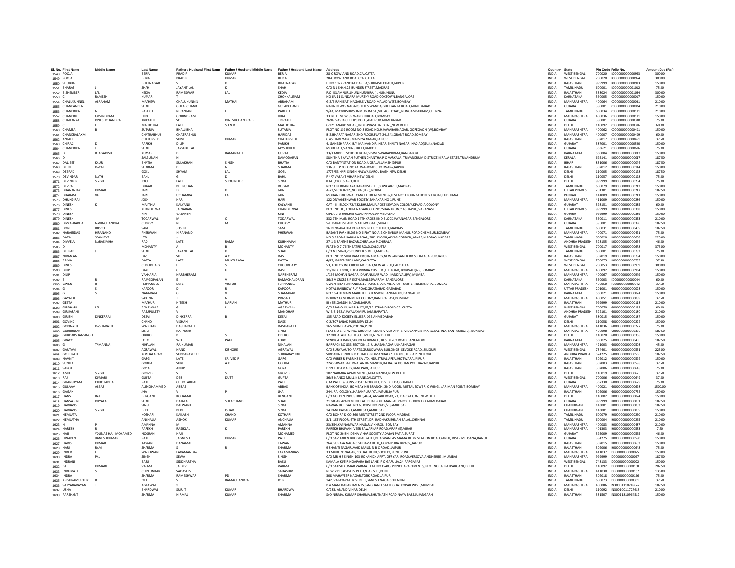| Sl. No. | First Name | Middle Name | Last Name | Father / Husband First Name | Father / Husband Middle Name | Father / Husband Last Name | Address | Country | State | Pin Code | Folio No. | Amount Due (Rs.) |
|---|---|---|---|---|---|---|---|---|---|---|---|---|
| 1548 | POOJA | | BERIA | PRADIP | KUMAR | BERIA | 28-C ROWLAND ROAD,CALCUTTA | INDIA | WEST BENGAL | 700020 | B000000000000953 | 300.00 |
| 1549 | POOJA | | BERIA | PRADIP | KUMAR | BERIA | 28-C ROWLAND ROAD,CALCUTTA | INDIA | WEST BENGAL | 700020 | B000000000000954 | 300.00 |
| 1550 | SHUBHA | | BHATNAGAR | V | K | BHATNAGAR | H NO 1022 PANDKA DARIBA,SUBHASH CHAUK,JAIPUR | INDIA | RAJASTHAN | 999999 | B000000000000993 | 150.00 |
| 1551 | BHARAT | J | SHAH | JAYANTILAL | K | SHAH | C/O N J SHAH,25 BUNDER STREET,MADRAS | INDIA | TAMIL NADU | 600001 | B000000000001012 | 75.00 |
| 1552 | BISHEMBER | LAL | KEDIA | RAMESWAR | LAL | KEDIA | P.O. ISLAMPUR,,JHUNJHUNU(RAJ.),JHUNJHUNU | INDIA | RAJASTHAN | 333024 | B000000000001084 | 300.00 |
| 1553 | C | RAMESH | KUMAR | T | | CHOKKALINAM | NO 6A 11 SUNDARA MURTHY ROAD,COXTOWN,BANGALORE | INDIA | KARNATAKA | 560005 | C000000000000017 | 150.00 |
| 1554 | CHALUKUNNEL | ABRAHAM | MATHEW | CHALUKUNNEL | MATHAI | ABRAHAM | G 2/6 RANI SATI NAGAR,S V ROAD MALAD WEST,BOMBAY | INDIA | MAHARASHTRA | 400064 | C000000000000031 | 210.00 |
| 1555 | CHANDANBEN | | SHAH | GULABCHAND | | GULABCHAND | NALIN NIWAS NAGARSHETHS WANDA,GHEEKANTA ROAD,AHMEDABAD | INDIA | GUJARAT | 380001 | C000000000000074 | 210.00 |
| 1556 | CHANDRIKA | N | PAREKH | NIRANJAN | L | PAREKH | 9/4A, MAYORSHIVSUNMUGUM ST.,VILLAGE ROAD,,NUNGAMBAKKAM,CHENNAI | INDIA | TAMIL NADU | 600034 | C000000000000181 | 210.00 |
| 1557 | CHANDRU | GOVINDRAM | HIRA | GOBINDRAM | | HIRA | 33 BELLE VIEW,85 WARDEN ROAD,BOMBAY | INDIA | MAHARASHTRA | 400036 | C000000000000191 | 150.00 |
| 1558 | CHAITANYA | DINESHCHANDRA | TRIPATHI | SO | DINESHCHANDRA B | TRIPATHI | 2694, VASTA CHELJI'S POLE,SHAHPUR,AHMEDABAD | INDIA | GUJARAT | 380001 | C000000000000330 | 75.00 |
| 1559 | C | L | MALHOTRA | LATE | SH N D | MALHOTRA | C-121 ANAND VIHAR,,INDERPRASTHA EXTN.,,NEW DELHI | INDIA | DELHI | 110092 | C000000000000396 | 60.00 |
| 1560 | CHAMPA | B | SUTARIA | BHALJIBHAI | | SUTARIA | PLOT NO 139 ROOM NO.3 ROAD,NO.9 JAWAHARNAGAR, GOREGAON (W),BOMBAY | INDIA | MAHARASHTRA | 400062 | C000000000000401 | 150.00 |
| 1561 | CHANDRALAXMI | | CHATRABHUJ | CHATRABHUJ | | HARIDAS | B-2,BHARAT NAGAR,2ND FLOOR,FLAT-24,,342,GRANT ROAD,BOMBAY | INDIA | MAHARASHTRA | 400007 | C000000000000409 | 60.00 |
| 1562 | ANJALI | | CHATURVEDI | SHIVE | KUMAR | CHATURVEDI | C 45 HARI MARG,MALVIYA NAGAR,JAIPUR | INDIA | RAJASTHAN | 302017 | C000000000000461 | 37.50 |
| 1563 | CHIRAG | D | PARIKH | DILIP | | PARIKH | 4, GANESH PARK, B/4 MAIMANDIR,,NEAR BHAKTI NAGAR,,NADIAD(GUJ.),NADIAD | INDIA | GUJARAT | 387001 | C000000000000590 | 150.00 |
| 1564 | CHANDRIKA | J | SHAH | JAYSUKHLAL | | JAYSUKHLAL | MODI FALI,,VANIA STREET,RAJKOT | INDIA | GUJARAT | 363621 | C000000000000616 | 75.00 |
| 1565 | D | R JAGADISH | KUMAR | D | RAMANATH | GUPTA | 33/1 MIDDLE SCHOOL ROAD,VISWESWARAPURAM,BANGALORE | INDIA | KARNATAKA | 560004 | D000000000000013 | 150.00 |
| 1566 | D | | SALGUNAN | N | | DAMODARAN | SUNITHA BHAVAN PUTHEN CHANTHA,P O VARKALA, TRIVANDRUM DISTRICT,KERALA STATE,TRIVANDRUM | INDIA | KERALA | 695141 | D000000000000017 | 187.50 |
| 1567 | DALJEET | KAUR | BHATIA | SULAKHAN | SINGH | BHATIA | C/O BANTY,STATION ROAD JUGSALAI,JAMSHEDPUR | INDIA | BIHAR | 831006 | D000000000000044 | 187.50 |
| 1568 | DEEN | DAYAL | SHARMA | D | N | SHARMA | 136 SHILP COLONY,KALWA- ROAD JHOTWARA,JAIPUR | INDIA | RAJASTHAN | 302012 | D000000000000114 | 150.00 |
| 1569 | DEEPAK | | GOEL | SHYAM | LAL | GOEL | 1775/53 HARI SINGH NALWA,KAROL BAGH,NEW DELHI | INDIA | DELHI | 110005 | D000000000000128 | 187.50 |
| 1570 | DEVINDAR | NATH | BAHL | G | D | BAHL | F 4/7 VASANT VIHAR,NEW DELHI | INDIA | DELHI | 110057 | D000000000000198 | 75.00 |
| 1571 | DEVINDER | SINGH | JOGI | LATE | S JOGINDER | SINGH | 8 JAT,C/O 56 APO,DELHI | INDIA | DELHI | 999999 | D000000000000204 | 75.00 |
| 1572 | DEVRAJ | | DUGAR | BHERUDAN | | DUGAR | NO 11 PERIYANIAYA KARAN STREET,SOWCARPET,MADRAS | INDIA | TAMIL NADU | 600079 | D000000000000212 | 150.00 |
| 1573 | DHANANJAY | KUMAR | JAIN | D | K | JAIN | A-72,SECTOR-12,,NOIDA (U.P.),NOIDA | INDIA | UTTAR PRADESH | 201301 | D000000000000217 | 187.50 |
| 1574 | DHARAM | VIR | JAIN | UCHAMBA | LAL | JAIN | MOHAN DAIOSWAL CANCER TREATMENT &,RESEARCH FOUNDATION G T ROAD,LUDHIANA | INDIA | PUNJAB | 141009 | D000000000000241 | 150.00 |
| 1575 | DHUNDIRAJ | | JOSHI | HARI | | HARI | 122 DNYANESHWAR SOCIETY,SAHAKAR NO 1,PUNE | INDIA | MAHARASHTRA | 411009 | D000000000000286 | 150.00 |
| 1576 | DINESH | K | MAJITHIA | KALYANJI | | KALYANJI | CAT - III, BLOCK 72/432,BHUMALIA,POST KEVADIA COLONY,KEVADIA COLONY | INDIA | GUJARAT | 393151 | D000000000000335 | 60.00 |
| 1577 | DINESH | | KHANDELWAL | JAINARAIN | | KHANDELWAL | PLOT NO. 80, LOHIA NAGAR COLONY,"SHANTIKUNJ" ASHAPUR,,VARANASI | INDIA | UTTAR PRADESH | 999999 | D000000000000338 | 150.00 |
| 1578 | DINESH | | KINI | VASANTH | | KINI | CIPLA LTD SARKHEI ROAD,NAROL,AHMEDABAD | INDIA | GUJARAT | 999999 | D000000000000339 | 150.00 |
| 1579 | DINESH | | TODARWAL | M | C | TODARWAL | 332 7TH MAIN ROAD 14TH CROSS,IIND BLOCK JAYANAGAR,BANGALORE | INDIA | KARNATAKA | 560011 | D000000000000353 | 210.00 |
| 1580 | DIVYAPRABHA | NAVINCHANDRA | CHOKSY | N | M | CHOKSY | 5-H PARADISE APPTS,ATHWA GATE,SURAT | INDIA | GUJARAT | 395001 | D000000000000396 | 187.50 |
| 1581 | DON | BOSCO | SAM | JOSEPH | | SAM | 16 RENGANATHA PURAM STREET,CHETPUT,MADRAS | INDIA | TAMIL NADU | 600031 | D000000000000405 | 187.50 |
| 1582 | NARAINDAS | HIRANAND | PHERWANI | HIRANAND | | PHERWANI | BASANT PARK BLDG NO 6 FLAT NO A-2,CHEMBUR-MAHUL ROAD CHEMBUR,BOMBAY | INDIA | MAHARASHTRA | 400071 | D000000000000421 | 75.00 |
| 1583 | DATA | SCAN PVT | LTD | x | | | NO 5,PADMANABHA NAGAR,,3RD. FLOOR,ADYAR CORNER,,ADYAR,MADRAS,MADRAS | INDIA | TAMIL NADU | 600020 | D000000000000608 | 225.00 |
| 1584 | DIVVELA | NARASIMHA | RAO | LATE | RAMA | KUBHNAIAH | 27-1-3 SANTHE BAZAR,CHIRALA,A P,CHIRALA | INDIA | ANDHRA PRADESH | 523155 | D000000000000664 | 46.50 |
| 1585 | D | | MOHANTY | A | B | MOHANTY | FLAT NO 7,,76,THEATRE ROAD,CALCUTTA | INDIA | WEST BENGAL | 700017 | D000000000000678 | 375.00 |
| 1586 | DEEPAK | J | SHAH | JAYANTILAL | K | SHAH | C/O N.J.SHAH,25 BUNDER STREET,MADRAS | INDIA | TAMIL NADU | 600001 | D000000000000782 | 75.00 |
| 1587 | NIRANJAN | | DAS | SH | A C | DAS | PLOT NO 19 SHRI RAM KRISHNA MARG,NEW SANGANER RD SODALA JAIPUR,JAIPUR | INDIA | RAJASTHAN | 302019 | D000000000000784 | 150.00 |
| 1588 | RAMA | | DATTA | LATE | MUKTI PADA | DATTA | 4/47, GARFA 3RD LANE,CALCUTTA | INDIA | WEST BENGAL | 700075 | D000000000000785 | 37.50 |
| 1589 | DINESH | | CHOUDHARY | H | S | CHOUDHARY | 53, TOLLYGUNJ CIRCULAR ROAD,NEW ALIPUR,CALCUTTA | INDIA | WEST BENGAL | 700053 | D000000000000909 | 300.00 |
| 1590 | DILIP | | DAVE | C | U | DAVE | 11/2ND FLOOR, TULSI VRINDA CHS LTD.,L.T. ROAD, BORIVALI(W),,BOMBAY | INDIA | MAHARASHTRA | 400092 | D000000000000934 | 150.00 |
| 1591 | DILIP | | VAKHARIA | NARBHERAM | | NARBHERAM | J/166 MOHAN NAGAR,,DAHANUKAR WADI, KANDIVALI(W),MUMBAI | INDIA | MAHARASHTRA | 400067 | D000000000000949 | 150.00 |
| 1592 | E | R | RAJAGOPALAN | E | V | RAMACHANDRAN | 36/2 V CROSS S P EXTN,MALLESWARAM,BANGALORE | INDIA | KARNATAKA | 560003 | E000000000000004 | 60.00 |
| 1593 | GWEN | R | FERNANDES | LATE | VICTOR | FERNANDES | GWEN RITA FERNANDES,15 RAJAN NEVIC VILLA, OFF CARTER RD,BANDRA,,BOMBAY | INDIA | MAHARASHTRA | 400050 | F000000000000042 | 37.50 |
| 1594 | G | S | KAPOOR | D | R | KAPOOR | HOTAL RAINBOW RLY ROAD,GHAZIABAD,GAZIABAD | INDIA | UTTAR PRADESH | 201001 | G000000000000023 | 150.00 |
| 1595 | G | S | NAGARAJA | G | V | SHAMARAO | NO 16 4TH MAIN MARUTHI EXTENSION,BANGALORE,BANGALORE | INDIA | KARNATAKA | 560021 | G000000000000024 | 150.00 |
| 1596 | GAYATRI | | SAXENA | T | N | PRASAD | B-180/2 GOVERNMENT COLONY,BANDRA EAST,BOMBAY | INDIA | MAHARASHTRA | 400051 | G000000000000089 | 37.50 |
| 1597 | GEETA | | MATHUR | HITESH | NARIAN | MATHUR | III / 55,GANDHI NAGAR,JAIPUR | INDIA | RAJASTHAN | 999999 | G000000000000113 | 210.00 |
| 1598 | GIRDHARI | LAL | AGARWALA | G | L | AGARWALA | C/O MANOJ KUMAR & CO,52/3A STRAND ROAD,CALCUTTA | INDIA | WEST BENGAL | 700070 | G000000000000165 | 60.00 |
| 1599 | GIRIJARANI | | PASUPULETY | V | | MANOHAR | W-B-3-162,VIJAYALAXMIPURAM,BAPATLA | INDIA | ANDHRA PRADESH | 522101 | G000000000000180 | 210.00 |
| 1600 | GIRISH | DINKERRAI | DESAI | DINKERRAI | B | DESAI | 135 AZAD SOCIETY,ELLISBRIDGE,AHMEDABAD | INDIA | GUJARAT | 380015 | G000000000000187 | 150.00 |
| 1601 | GOVIND | | CHAND | VISHAN | | DASS | C-2/307 JANAK PURI,NEW DELHI | INDIA | DELHI | 110058 | G000000000000222 | 150.00 |
| 1602 | GOPINATH | DASHARATH | WADEKAR | DASHARATH | | DASHARATH | 165 MUNDHAWA,POONA,PUNE | INDIA | MAHARASHTRA | 411036 | G000000000000277 | 75.00 |
| 1603 | GURBINDAR | | SINGH | RAJINDAR | | SINGH | FLAT NO 6, 'B' WING, GROUND FLOOR,'VIVEK' APPTS.,VIDYANAGRI MARG,KAL-,INA, SANTACRUZ(E),,BOMBAY | INDIA | MAHARASHTRA | 400098 | G000000000000360 | 187.50 |
| 1604 | GURDARSHANSINGH | | OBEROI | P | S | OBEROI | 32 OKHALA PHASE II SCHEME III,NEW DELHI | INDIA | DELHI | 110020 | G000000000000368 | 150.00 |
| 1605 | GRACY | | LOBO | WO | PAUL | LOBO | SYNDICATE BANK,SHOOLAY BRANCH, RESIDENCY ROAD,BANGALORE | INDIA | KARNATAKA | 560025 | G000000000000405 | 187.50 |
| 1606 | G | TAMANNA | NIHALANI | RAJKUMAR | | NIHALANI | BARRACK NO 833,SECTION 17, ULHASANAGAR,ULHASNAGAR | INDIA | MAHARASHTRA | 421003 | G000000000000503 | 45.00 |
| 1607 | GAUTAM | | AGRAWAL | NAND | KISHORE | AGRAWAL | C/O SURYA AUTO PARTS,GURUDWARA BUILDINGS, SEVOKE ROAD,,SILIGURI | INDIA | WEST BENGAL | 734401 | G000000000000551 | 225.00 |
| 1608 | GOTTIPATI | | KONDALARAO | SUBBARAYUDU | | SUBBARAYUDU | SIDDANA KONDUR P.O.,KALIGIRI (MANDAL),NELLORE(DT.), A.P.,NELLORE | INDIA | ANDHRA PRADESH | 524225 | G000000000000566 | 187.50 |
| 1609 | NAVNIT | | GARG | LATE | SRI VED P | GARG | C/O WIRES & FABRIKS SA LTD,INDUSTRIAL AREA,JHOTWARA,JAIPUR | INDIA | RAJASTHAN | 302012 | G000000000000592 | 150.00 |
| 1610 | SUNITA | | GODHA | SHRI | A K | GODHA | 2245 SIWAR BAKLIWALAN KA MANDIR,KA RASTA KISHAN POLE BAZAR,JAIPUR | INDIA | RAJASTHAN | 302003 | G000000000000598 | 37.50 |
| 1611 | SAROJ | | GOYAL | ANUP | | GOYAL | D 99 TULSI MARG,BANI PARK,JAIPUR | INDIA | RAJASTHAN | 302006 | G000000000000618 | 75.00 |
| 1612 | AMIT | SINGH | GROVER | S | S | GROVER | 102 NARMDA APARTMENTS,ALKA NANDA,NEW DELHI | INDIA | DELHI | 110019 | G000000000000625 | 37.50 |
| 1613 | RAJ | KUMARI | GUPTA | DEB | DUTT | GUPTA | 36/B NANDO MULLIK LANE,CALCUTTA | INDIA | WEST BENGAL | 700006 | G000000000000649 | 37.50 |
| 1614 | GHANSHYAM | CHHOTABHAI | PATEL | CHHOTABHAI | | PATEL | C M PATEL & SONS,POST : MOHOLEL, DIST KHEDA,GUJARAT | INDIA | GUJARAT | 367330 | G000000000000679 | 75.00 |
| 1615 | GULAAM | ABBAS | ALIMOHAMMED | ABBAS | | ABBAS | BANK OF INDIA, BOMBAY NRI BRANCH,,2ND FLOOR, MITTAL TOWER, C WING,,NARIMAN POINT,,BOMBAY | INDIA | MAHARASHTRA | 400021 | G000000000000698 | 1500.00 |
| 1616 | GAGAN | | JHA | V | P | JHA | 244, RAI COLONY,,HASANPURA,'C', JAIPUR,JAIPUR | INDIA | RAJASTHAN | 302006 | G000000000000755 | 150.00 |
| 1617 | HANS | RAJ | BENGANI | KODAMAL | | BENGANI | C/O GOLDEN INDUSTRIES,4684, ANSARI ROAD, 21, DARIYA GANJ,NEW DELHI | INDIA | DELHI | 110002 | H000000000000024 | 150.00 |
| 1618 | HANSABEN | DUYALAL | SHAH | DAJALAL | SULACHAND | SHAH | 21 GIGAR APARTMENT LALUBHAI POLE,MANGAL PARCKH S KHOCHO,AHMEDABAD | INDIA | GUJARAT | 999999 | H000000000000031 | 187.50 |
| 1619 | HARBANS | | SINGH | BALWANT | | SINGH | NAWAN KOT GALI NO 6,HOUSE NO 2419/20,AMRITSAR | INDIA | CHANDIGARH | 143001 | H000000000000053 | 187.50 |
| 1620 | HARBANS | SINGH | BEDI | BEDI | ISHAR | SINGH | 14 RANI KA BAGH,AMRITSAR,AMRITSAR | INDIA | CHANDIGARH | 143001 | H000000000000055 | 150.00 |
| 1621 | HEMLATA | | KOTHARI | KAILASH | CHAND | KOTHARI | C/O BOHRA & CO,360 MINT STREET 2ND FLOOR,MADRAS | INDIA | TAMIL NADU | 600079 | H000000000000260 | 210.00 |
| 1622 | HEMLATHA | | ANCHALIA | ASHOK | KUMAR | ANCHALIA | 8/1, 1ST FLOOR, 4TH STREET,,DR. RADHAKRISHNAN SALAI,,CHENNAI | INDIA | TAMIL NADU | 600004 | H000000000000265 | 210.00 |
| 1623 | H | P | AMANNA | M | | AMANNA | 23/354,KANNAMWAR NAGAR,VIKHROLI,BOMBAY | INDIA | MAHARASHTRA | 400083 | H000000000000487 | 210.00 |
| 1624 | HARESH | R | PAREKH | RASIKLAL | K | PAREKH | PAREKH BHUVAN,,VEER SAWARKAR ROAD,VIRAR (E),VIRAR | INDIA | MAHARASHTRA | 401303 | H000000000000533 | 7.50 |
| 1625 | HAJI | YOUNAS HAJI MOHAMED | NOORANI | HAJI | | MOHAMED | PLOT NO 20,BH. DENA VIHAR SOCIETY,ADAJAN PATIA,SURAT | INDIA | GUJARAT | 395009 | H000000000000565 | 46.50 |
| 1626 | HINABEN | JIGNESHKUMAR | PATEL | JAGNESH | KUMAR | PATEL | C/O SAVITABEN BHOGILAL PATEL,BHAGVANDAS MAMA BLDG, STATION ROAD,RANUJ, DIST - MEHSANA,RANUJ | INDIA | GUJARAT | 384275 | H000000000000590 | 150.00 |
| 1627 | HARISH | KUMAR | TAWANI | DANAMAL | | TAWANI | 264, SURAYA NAGAR, SUDAMA KUTI,,GOPALPURA BIPASS,,JAIPUR | INDIA | RAJASTHAN | 302015 | H000000000000633 | 150.00 |
| 1628 | HARI | RAM | SHARMA | S | R | SHARMA | 9 SHANTI NAGAR,,VAID MARG, N B C ROAD,,JAIPUR | INDIA | RAJASTHAN | 302006 | H000000000000648 | 75.00 |
| 1629 | INDER | L | WADHWANI | LAXAMANDAS | | LAXAMANDAS | 33 MUKUNDNAGAR, 13 HARI KUNJ,SOCIETY, PUNE,PUNE | INDIA | MAHARASHTRA | 411037 | I000000000000025 | 150.00 |
| 1630 | INDRA | PAL | SINGH | SEWA | | SINGH | C/O MR H P SINGH,103-ROHANICK APPT, OFF YARI ROAD,VERSOVA,ANDHERI(E),,MUMBAI | INDIA | MAHARASHTRA | 999999 | I000000000000067 | 187.50 |
| 1631 | INDRANI | | BASU | SIDDHARTHA | | BASU | KAMALA KUTIR,NOAPARA BYE LANE, P O GARULIA,24 PARGANAS | INDIA | WEST BENGAL | 743133 | I000000000000072 | 150.00 |
| 1632 | ISH | KUMARI | VARMA | JAIDEV | | VARMA | C/O SATISH KUMAR VARMA,,FLAT NO.C-403, PRINCE APARTMENTS,,PLOT NO.54, PATPARGANJ,,DELHI | INDIA | DELHI | 110092 | I000000000000108 | 202.50 |
| 1633 | INDUMATI | S | CHIPLUNKAR | SADASHIV | | SADASHIV | NEW 711 SADASHIV PETH,NEAR S I E,PUNE | INDIA | MAHARASHTRA | 411030 | I000000000000157 | 135.00 |
| 1634 | INDRA | | SHARMA | RAMESHWAR | PD | SHARMA | 308 MAHAVEER NAGAR,TONK ROAD,JAIPUR | INDIA | RAJASTHAN | 302018 | I000000000000166 | 75.00 |
| 1635 | KRISHNAMURTHY | R | IYER | V | RAMACHANDRA | IYER | 142, VALAYAPATHY STREET,GANESH NAGAR,CHENNAI | INDIA | TAMIL NADU | 600073 | I000000000000301 | 37.50 |
| 1636 | SATYANARAYAN | T | AGRAWAL | x | | | B 4 MANEK APARTMENTS,SANGHANI ESTATE,GHATKOPAR WEST,MUMBAI | INDIA | MAHARASHTRA | 400086 | IN30001110249642 | 187.50 |
| 1637 | USHA | | BHARDWAJ | SURJIT | KUMAR | BHARDWAJ | C/233, ANAND VIHAR,DELHI | INDIA | DELHI | 110092 | IN30010011727683 | 210.00 |
| 1638 | PARSHANT | | SHARMA | NIRMAL | KUMAR | SHARMA | S/O NIRMAL KUMAR SHARMA,BHUTNATH ROAD,NAYA BASS,SUJANGARH | INDIA | RAJASTHAN | 331507 | IN30011810964582 | 150.00 |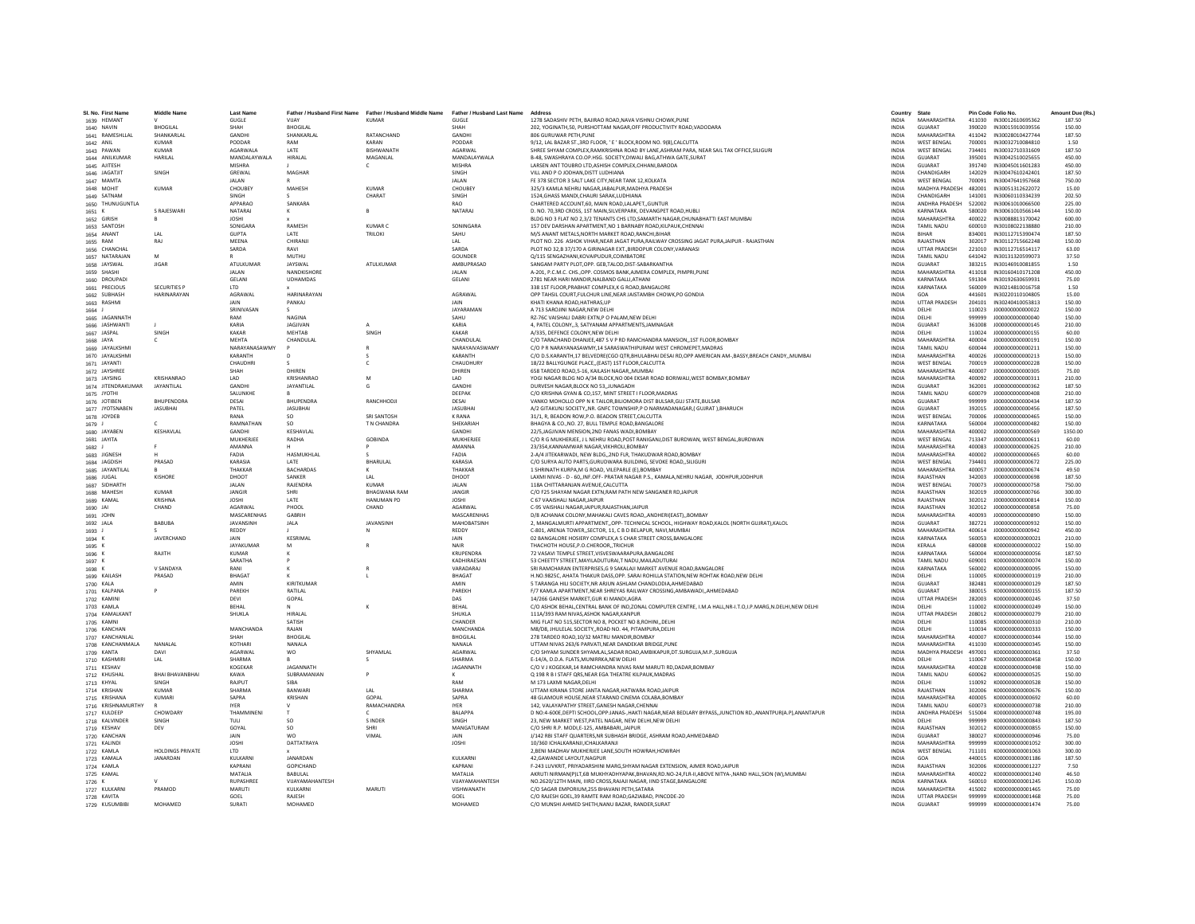| Sl. No. | First Name | Middle Name | Last Name | Father / Husband First Name | Father / Husband Middle Name | Father / Husband Last Name | Address | Country | State | Pin Code | Folio No. | Amount Due (Rs.) |
|---|---|---|---|---|---|---|---|---|---|---|---|---|
| 1639 | HEMANT | V | GUGLE | VIJAY | KUMAR | GUGLE | 1278 SADASHIV PETH, BAJIRAO ROAD,NAVA VISHNU CHOWK,PUNE | INDIA | MAHARASHTRA | 411030 | IN30012610695362 | 187.50 |
| 1640 | NAVIN | BHOGILAL | SHAH | BHOGILAL | | SHAH | 202, YOGINATH,50, PURSHOTTAM NAGAR,OFF PRODUCTIVITY ROAD,VADODARA | INDIA | GUJARAT | 390020 | IN30015910039556 | 150.00 |
| 1641 | RAMESHLLAL | SHANKARLAL | GANDHI | SHANKARLAL | RATANCHAND | GANDHI | 806 GURUWAR PETH,PUNE | INDIA | MAHARASHTRA | 411042 | IN30028010427744 | 187.50 |
| 1642 | ANIL | KUMAR | PODDAR | RAM | KARAN | PODDAR | 9/12, LAL BAZAR ST.,3RD FLOOR, ' E ' BLOCK,ROOM NO. 9(B),CALCUTTA | INDIA | WEST BENGAL | 700001 | IN30032710084810 | 1.50 |
| 1643 | PAWAN | KUMAR | AGARWALA | LATE | BISHWANATH | AGARWAL | SHREE SHYAM COMPLEX,RAMKRISHNA ROAD BY LANE,ASHRAM PARA, NEAR SAIL TAX OFFICE,SILIGURI | INDIA | WEST BENGAL | 734401 | IN30032710331609 | 187.50 |
| 1644 | ANILKUMAR | HARILAL | MANDALAYWALA | HIRALAL | MAGANLAL | MANDALAYWALA | B-48, SWASHRAYA CO.OP.HSG. SOCIETY,DIWALI BAG,ATHWA GATE,SURAT | INDIA | GUJARAT | 395001 | IN30042510025655 | 450.00 |
| 1645 | AJITESH | | MISHRA | J | C | MISHRA | LARSEN ANT TOUBRO LTD,ASHISH COMPLEX,CHHANI,BARODA | INDIA | GUJARAT | 391740 | IN30045011601283 | 450.00 |
| 1646 | JAGATJIT | SINGH | GREWAL | MAGHAR | | SINGH | VILL AND P O JODHAN,DISTT LUDHIANA | INDIA | CHANDIGARH | 142029 | IN30047610242401 | 187.50 |
| 1647 | MAMTA | | JALAN | R | | JALAN | FE 378 SECTOR 3 SALT LAKE CITY,NEAR TANK 12,KOLKATA | INDIA | WEST BENGAL | 700091 | IN30047641957668 | 750.00 |
| 1648 | MOHIT | KUMAR | CHOUBEY | MAHESH | KUMAR | CHOUBEY | 325/3 KAMLA NEHRU NAGAR,JABALPUR,MADHYA PRADESH | INDIA | MADHYA PRADESH | 482001 | IN30051312622072 | 15.00 |
| 1649 | SATNAM | | SINGH | S | CHARAT | SINGH | 1524,GHASS MANDI,CHAURI SARAK,LUDHIANA | INDIA | CHANDIGARH | 141001 | IN30060110334239 | 202.50 |
| 1650 | THUNUGUNTLA | | APPARAO | SANKARA | | RAO | CHARTERED ACCOUNT,60, MAIN ROAD,LALAPET,,GUNTUR | INDIA | ANDHRA PRADESH | 522002 | IN30061010066500 | 225.00 |
| 1651 | K | S RAJESWARI | NATARAJ | K | B | NATARAJ | D. NO. 70,3RD CROSS, 1ST MAIN,SILVERPARK, DEVANGPET ROAD,HUBLI | INDIA | KARNATAKA | 580020 | IN30061010566144 | 150.00 |
| 1652 | GIRISH | B | JOSHI | | | | BLDG NO 3 FLAT NO 2,3/2 TENANTS CHS LTD,SAMARTH NAGAR,CHUNABHATTI EAST MUMBAI | INDIA | MAHARASHTRA | 400022 | IN30088813170042 | 600.00 |
| 1653 | SANTOSH | | SONIGARA | RAMESH | KUMAR C | SONINGARA | 157 DEV DARSHAN APARTMENT,NO 1 BARNABY ROAD,KILPAUK,CHENNAI | INDIA | TAMIL NADU | 600010 | IN30108022138880 | 210.00 |
| 1654 | ANANT | LAL | GUPTA | LATE | TRILOKI | SAHU | M/S ANANT METALS,NORTH MARKET ROAD,RANCHI,BIHAR | INDIA | BIHAR | 834001 | IN30112715390474 | 187.50 |
| 1655 | RAM | RAJ | MEENA | CHIRANJI | | LAL | PLOT NO. 226 ASHOK VIHAR,NEAR JAGAT PURA,RAILWAY CROSSING JAGAT PURA,JAIPUR - RAJASTHAN | INDIA | RAJASTHAN | 302017 | IN30112715662248 | 150.00 |
| 1656 | CHANCHAL | | SARDA | RAVI | | SARDA | PLOT NO 32,B 37/170 A GIRINAGAR EXT.,BIRDOPUR COLONY,VARANASI | INDIA | UTTAR PRADESH | 221010 | IN30112716514117 | 63.00 |
| 1657 | NATARAJAN | M | R | MUTHU | | GOUNDER | Q/115 SENGAZHANI,KOVAIPUDUR,COIMBATORE | INDIA | TAMIL NADU | 641042 | IN30131320599073 | 37.50 |
| 1658 | JAYSWAL | JIGAR | ATULKUMAR | JAYSWAL | ATULKUMAR | AMBUPRASAD | SANGAM PARTY PLOT,OPP. GEB,TALOD,DIST-SABARKANTHA | INDIA | GUJARAT | 383215 | IN30146910081855 | 1.50 |
| 1659 | SHASHI | | JALAN | NANDKISHORE | | JALAN | A-201, P.C.M.C. CHS.,OPP. COSMOS BANK,AJMERA COMPLEX, PIMPRI,PUNE | INDIA | MAHARASHTRA | 411018 | IN30160410171208 | 450.00 |
| 1660 | DROUPADI | | GELANI | UDHAMDAS | | GELANI | 2781 NEAR HARI MANDIR,NALBAND GALLI,ATHANI | INDIA | KARNATAKA | 591304 | IN30192630659931 | 75.00 |
| 1661 | PRECIOUS | SECURITIES P | LTD | x | | | 338 1ST FLOOR,PRABHAT COMPLEX,K G ROAD,BANGALORE | INDIA | KARNATAKA | 560009 | IN30214810016758 | 1.50 |
| 1662 | SUBHASH | HARINARAYAN | AGRAWAL | HARINARAYAN | | AGRAWAL | OPP TAHSIL COURT,FULCHUR LINE,NEAR JAISTAMBH CHOWK,PO GONDIA | INDIA | GOA | 441601 | IN30220110104805 | 15.00 |
| 1663 | RASHMI | | JAIN | PANKAJ | | JAIN | KHATI KHANA ROAD,HATHRAS,UP | INDIA | UTTAR PRADESH | 204101 | IN30240410053813 | 150.00 |
| 1664 | J | | SRINIVASAN | S | | JAYARAMAN | A 713 SAROJINI NAGAR,NEW DELHI | INDIA | DELHI | 110023 | J000000000000022 | 150.00 |
| 1665 | JAGANNATH | | RAM | NAGINA | | SAHU | RZ-76C VAISHALI DABRI EXTN,P O PALAM,NEW DELHI | INDIA | DELHI | 999999 | J000000000000040 | 150.00 |
| 1666 | JASHWANTI | J | KARIA | JAGJIVAN | A | KARIA | 4, PATEL COLONY,,3, SATYANAM APPARTMENTS,JAMNAGAR | INDIA | GUJARAT | 361008 | J000000000000145 | 210.00 |
| 1667 | JASPAL | SINGH | KAKAR | MEHTAB | SINGH | KAKAR | A/335, DEFENCE COLONY,NEW DELHI | INDIA | DELHI | 110024 | J000000000000155 | 60.00 |
| 1668 | JAYA | C | MEHTA | CHANDULAL | | CHANDULAL | C/O TARACHAND DHANJEE,487 S V P RD RAMCHANDRA MANSION,,1ST FLOOR,BOMBAY | INDIA | MAHARASHTRA | 400004 | J000000000000191 | 150.00 |
| 1669 | JAYALKSHMI | | NARAYANASAWMY | P | R | NARAYAIVASWAMY | C/O P R NARAYANASAWMY,14 SARASWATHIPURAM WEST CHROMEPET,MADRAS | INDIA | TAMIL NADU | 600044 | J000000000000211 | 150.00 |
| 1670 | JAYALKSHMI | | KARANTH | D | S | KARANTH | C/O D.S.KARANTH,17 BELVEDRE(CGO QTR,BHULABHAI DESAI RD,OPP AMERICAN AM-,BASSY,BREACH CANDY,,MUMBAI | INDIA | MAHARASHTRA | 400026 | J000000000000213 | 150.00 |
| 1671 | JAYANTI | | CHAUDHRI | S | C | CHAUDHURY | 18/22 BALLYGUNGE PLACE,,(EAST) 1ST FLOOR,CALCUTTA | INDIA | WEST BENGAL | 700019 | J000000000000228 | 150.00 |
| 1672 | JAYSHREE | | SHAH | DHIREN | | DHIREN | 658 TARDEO ROAD,5-16, KAILASH NAGAR,,MUMBAI | INDIA | MAHARASHTRA | 400007 | J000000000000305 | 75.00 |
| 1673 | JAYSING | KRISHANRAO | LAD | KRISHANRAO | M | LAD | YOGI NAGAR BLDG NO A/34 BLOCK,NO 004 EKSAR ROAD BORIWALI,WEST BOMBAY,BOMBAY | INDIA | MAHARASHTRA | 400092 | J000000000000311 | 210.00 |
| 1674 | JITENDRAKUMAR | JAYANTILAL | GANDHI | JAYANTILAL | G | GANDHI | DURVESH NAGAR,BLOCK NO 53,,JUNAGADH | INDIA | GUJARAT | 362001 | J000000000000362 | 187.50 |
| 1675 | JYOTHI | | SALUNKHE | B | | DEEPAK | C/O KRISHNA GYAN & CO,157, MINT STREET I FLOOR,MADRAS | INDIA | TAMIL NADU | 600079 | J000000000000408 | 210.00 |
| 1676 | JOTIBEN | BHUPENDRA | DESAI | BHUPENDRA | RANCHHODJI | DESAI | VANKO MOHOLLO OPP N K TAILOR,BILIOMORA DIST BULSAR,GUJ STATE,BULSAR | INDIA | GUJARAT | 999999 | J000000000000434 | 187.50 |
| 1677 | JYOTSNABEN | JASUBHAI | PATEL | JASUBHAI | | JASUBHAI | A/2 GITAKUNJ SOCIETY,,NR. GNFC TOWNSHIP,P O NARMADANAGAR,( GUJRAT ),BHARUCH | INDIA | GUJARAT | 392015 | J000000000000456 | 187.50 |
| 1678 | JOYDEB | | RANA | SO | SRI SANTOSH | K RANA | 31/1, R, BEADON ROW,P.O. BEADON STREET,CALCUTTA | INDIA | WEST BENGAL | 700006 | J000000000000465 | 150.00 |
| 1679 | J | C | RAMNATHAN | SO | T N CHANDRA | SHEKARIAH | BHAGYA & CO.,NO. 27, BULL TEMPLE ROAD,BANGALORE | INDIA | KARNATAKA | 560004 | J000000000000482 | 150.00 |
| 1680 | JAYABEN | KESHAVLAL | GANDHI | KESHAVLAL | | GANDHI | 22/5,JAGJIVAN MENSION,2ND FANAS WADI,BOMBAY | INDIA | MAHARASHTRA | 400002 | J000000000000569 | 1350.00 |
| 1681 | JAYITA | | MUKHERJEE | RADHA | GOBINDA | MUKHERJEE | C/O R G MUKHERJEE, J L NEHRU ROAD,POST RANIGANJ,DIST BURDWAN, WEST BENGAL,BURDWAN | INDIA | WEST BENGAL | 713347 | J000000000000611 | 60.00 |
| 1682 | J | F | AMANNA | H | P | AMANNA | 23/354,KANNAMWAR NAGAR,VIKHROLI,BOMBAY | INDIA | MAHARASHTRA | 400083 | J000000000000625 | 210.00 |
| 1683 | JIGNESH | H | FADIA | HASMUKHLAL | S | FADIA | 2-A/4 JITEKARWADI, NEW BLDG,,2ND FLR, THAKUDWAR ROAD,BOMBAY | INDIA | MAHARASHTRA | 400002 | J000000000000665 | 60.00 |
| 1684 | JAGDISH | PRASAD | KARASIA | LATE | BHARULAL | KARASIA | C/O SURYA AUTO PARTS,GURUDWARA BUILDING, SEVOKE ROAD,,SILIGURI | INDIA | WEST BENGAL | 734401 | J000000000000672 | 225.00 |
| 1685 | JAYANTILAL | B | THAKKAR | BACHARDAS | K | THAKKAR | 1 SHRINATH KURPA,M G ROAD, VILEPARLE (E),BOMBAY | INDIA | MAHARASHTRA | 400057 | J000000000000674 | 49.50 |
| 1686 | JUGAL | KISHORE | DHOOT | SANKER | LAL | DHOOT | LAXMI NIVAS - D - 60,,INF.OFF- PRATAR NAGAR P.S., KAMALA,NEHRU NAGAR, JODHPUR,JODHPUR | INDIA | RAJASTHAN | 342003 | J000000000000698 | 187.50 |
| 1687 | SIDHARTH | | JALAN | RAJENDRA | KUMAR | JALAN | 118A CHITTARANJAN AVENUE,CALCUTTA | INDIA | WEST BENGAL | 700073 | J000000000000758 | 750.00 |
| 1688 | MAHESH | KUMAR | JANGIR | SHRI | BHAGWANA RAM | JANGIR | C/O F25 SHAYAM NAGAR EXTN,RAM PATH NEW SANGANER RD,JAIPUR | INDIA | RAJASTHAN | 302019 | J000000000000766 | 300.00 |
| 1689 | KAMAL | KRISHNA | JOSHI | LATE | HANUMAN PD | JOSHI | C 67 VAAISHALI NAGAR,JAIPUR | INDIA | RAJASTHAN | 302012 | J000000000000814 | 150.00 |
| 1690 | JAI | CHAND | AGARWAL | PHOOL | CHAND | AGARWAL | C-95 VAISHALI NAGAR,JAIPUR,RAJASTHAN,JAIPUR | INDIA | RAJASTHAN | 302012 | J000000000000858 | 75.00 |
| 1691 | JOHN | | MASCARENHAS | GABRIH | | MASCARENHAS | D/8 ACHANAK COLONY,MAHAKALI CAVES ROAD,,ANDHERI(EAST),,BOMBAY | INDIA | MAHARASHTRA | 400093 | J000000000000890 | 150.00 |
| 1692 | JALA | BABUBA | JAVANSINH | JALA | JAVANSINH | MAHOBATSINH | 2, MANGALMURTI APPARTMENT,,OPP- TECHNICAL SCHOOL, HIGHWAY ROAD,KALOL (NORTH GUJRAT),KALOL | INDIA | GUJARAT | 382721 | J000000000000932 | 150.00 |
| 1693 | J | S | REDDY | J | N | REDDY | C-801, ARENJA TOWER,,SECTOR, 11, C B D BELAPUR, NAVI,MUMBAI | INDIA | MAHARASHTRA | 400614 | J000000000000942 | 450.00 |
| 1694 | K | JAVERCHAND | JAIN | KESRIMAL | | JAIN | 02 BANGALORE HOSIERY COMPLEX,A S CHAR STREET CROSS,BANGALORE | INDIA | KARNATAKA | 560053 | K000000000000021 | 210.00 |
| 1695 | K | | JAYAKUMAR | M | R | NAIR | THACHOTH HOUSE,P.O.CHEROOR,,TRICHUR | INDIA | KERALA | 680008 | K000000000000022 | 150.00 |
| 1696 | K | RAJITH | KUMAR | K | | KRUPENDRA | 72 VASAVI TEMPLE STREET,VISVESWAARAPURA,BANGALORE | INDIA | KARNATAKA | 560004 | K000000000000056 | 187.50 |
| 1697 | K | | SARATHA | P | | KADHIRAESAN | 53 CHEETTY STREET,MAYILADUTURAI,T NADU,MAILADUTURAI | INDIA | TAMIL NADU | 609001 | K000000000000074 | 150.00 |
| 1698 | K | V SANDAYA | RANI | K | R | VARADARAJ | SRI RAMCHARAN ENTERPRISES,G 9 SAKALAJI MARKET AVENUE ROAD,BANGALORE | INDIA | KARNATAKA | 560002 | K000000000000095 | 150.00 |
| 1699 | KAILASH | PRASAD | BHAGAT | K | L | BHAGAT | H.NO.9825C, AHATA THAKUR DASS,OPP. SARAI ROHILLA STATION,NEW ROHTAK ROAD,NEW DELHI | INDIA | DELHI | 110005 | K000000000000119 | 210.00 |
| 1700 | KALA | | AMIN | KIRITKUMAR | | AMIN | 5 TARANGA HILI SOCIETY,NR ARJUN ASHLAM CHANDLODIA,AHMEDABAD | INDIA | GUJARAT | 382481 | K000000000000129 | 187.50 |
| 1701 | KALPANA | P | PAREKH | RATILAL | | PAREKH | F/7 KAMLA APARTMENT,NEAR SHREYAS RAILWAY CROSSING,AMBAWADI,,AHMEDABAD | INDIA | GUJARAT | 380015 | K000000000000155 | 187.50 |
| 1702 | KAMINI | | DEVI | GOPAL | | DAS | 14/266 GANESH MARKET,GUR KI MANDI,AGRA | INDIA | UTTAR PRADESH | 282003 | K000000000000245 | 37.50 |
| 1703 | KAMLA | | BEHAL | N | K | BEHAL | C/O ASHOK BEHAL,CENTRAL BANK OF IND,ZONAL COMPUTER CENTRE, I.M.A HALL,NR-I.T.O,I.P.MARG,N.DELHI,NEW DELHI | INDIA | DELHI | 110002 | K000000000000249 | 150.00 |
| 1704 | KAMALKANT | | SHUKLA | HIRALAL | | SHUKLA | 111A/393 RAM NIVAS,ASHOK NAGAR,KANPUR | INDIA | UTTAR PRADESH | 208012 | K000000000000279 | 210.00 |
| 1705 | KAMNI | | | SATISH | | CHANDER | MIG FLAT NO 515,SECTOR NO 8, POCKET NO 8,ROHINI,,DELHI | INDIA | DELHI | 110085 | K000000000000310 | 210.00 |
| 1706 | KANCHAN | | MANCHANDA | RAJAN | | MANCHANDA | MB/08, JHULELAL SOCIETY,,ROAD NO. 44, PITAMPURA,DELHI | INDIA | DELHI | 110034 | K000000000000333 | 150.00 |
| 1707 | KANCHANLAL | | SHAH | BHOGILAL | | BHOGILAL | 278 TARDEO ROAD,10/32 MATRU MANDIR,BOMBAY | INDIA | MAHARASHTRA | 400007 | K000000000000344 | 150.00 |
| 1708 | KANCHANMALA | NANALAL | KOTHARI | NANALA | | NANALA | UTTAM NIVAS 263/6 PARVATI,NEAR DANDEKAR BRIDGE,PUNE | INDIA | MAHARASHTRA | 411030 | K000000000000345 | 150.00 |
| 1709 | KANTA | DAVI | AGARWAL | WO | SHYAMLAL | AGARWAL | C/O SHYAM SUNDER SHYAMLAL,SADAR ROAD,AMBIKAPUR,DT.SURGUJA,M.P.,SURGUJA | INDIA | MADHYA PRADESH | 497001 | K000000000000361 | 37.50 |
| 1710 | KASHMIRI | LAL | SHARMA | B | S | SHARMA | E-14/A, D.D.A. FLATS,MUNIRRKA,NEW DELHI | INDIA | DELHI | 110067 | K000000000000458 | 150.00 |
| 1711 | KESHAV | | KOGEKAR | JAGANNATH | | JAGANNATH | C/O V J KOGEKAR,14 RAMCHANDRA NIVAS RAM MARUTI RD,DADAR,BOMBAY | INDIA | MAHARASHTRA | 400028 | K000000000000498 | 150.00 |
| 1712 | KHUSHAL | BHAI BHAVANBHAI | KAWA | SUBRAMANIAN | P | K | Q 198 R B I STAFF QRS,NEAR EGA THEATRE KILPAUK,MADRAS | INDIA | TAMIL NADU | 600062 | K000000000000525 | 150.00 |
| 1713 | KHYAL | SINGH | RAJPUT | SIBA | | RAM | M 173 LAXMI NAGAR,DELHI | INDIA | DELHI | 110092 | K000000000000528 | 150.00 |
| 1714 | KRISHAN | KUMAR | SHARMA | BANWARI | LAL | SHARMA | UTTAM KIRANA STORE JANTA NAGAR,HATWARA ROAD,JAIPUR | INDIA | RAJASTHAN | 302006 | K000000000000676 | 150.00 |
| 1715 | KRISHANA | KUMARI | SAPRA | KRISHAN | GOPAL | SAPRA | 48 GLAMOUR HOUSE,NEAR STARAND CINEMA COLABA,BOMBAY | INDIA | MAHARASHTRA | 400005 | K000000000000692 | 60.00 |
| 1716 | KRISHNAMURTHY | R | IYER | V | RAMACHANDRA | IYER | 142, VALAYAPATHY STREET,GANESH NAGAR,CHENNAI | INDIA | TAMIL NADU | 600073 | K000000000000738 | 210.00 |
| 1717 | KULDEEP | CHOWDARY | THAMMINENI | T | C | BALAPPA | D NO:4-600E,DEPTI SCHOOL,OPP:JANAS-,HAKTI NAGAR,NEAR BEDLARY BYPASS,,JUNCTION RD.,ANANTPUR(A.P),ANANTAPUR | INDIA | ANDHRA PRADESH | 515004 | K000000000000748 | 195.00 |
| 1718 | KALVINDER | SINGH | TULI | SO | S INDER | SINGH | 23, NEW MARKET WEST,PATEL NAGAR, NEW DELHI,NEW DELHI | INDIA | DELHI | 999999 | K000000000000843 | 187.50 |
| 1719 | KESHAV | DEV | GOYAL | SO | SHRI | MANGATURAM | C/O SHRI R.P. MODI,E-125, AMBABARI,,JAIPUR | INDIA | RAJASTHAN | 302012 | K000000000000855 | 150.00 |
| 1720 | KANCHAN | | JAIN | WO | VIMAL | JAIN | J/142 RBI STAFF QUARTERS,NR SUBHASH BRIDGE, ASHRAM ROAD,AHMEDABAD | INDIA | GUJARAT | 380027 | K000000000000946 | 75.00 |
| 1721 | KALINDI | | JOSHI | DATTATRAYA | | JOSHI | 10/360 ICHALKARANJI,ICHALKARANJI | INDIA | MAHARASHTRA | 999999 | K000000000001052 | 300.00 |
| 1722 | KAMLA | HOLDINGS PRIVATE | LTD | x | | | 2,BENI MADHAV MUKHERJEE LANE,SOUTH HOWRAH,HOWRAH | INDIA | WEST BENGAL | 711101 | K000000000001063 | 300.00 |
| 1723 | KAMALA | JANARDAN | KULKARNI | JANARDAN | | KULKARNI | 42,GAWANDE LAYOUT,NAGPUR | INDIA | GOA | 440015 | K000000000001186 | 187.50 |
| 1724 | KAMLA | | KAPRANI | GOPICHAND | | KAPRANI | F-243 LUVKRIT, PRIYADARSHINI MARG,SHYAM NAGAR EXTENSION, AJMER ROAD,JAIPUR | INDIA | RAJASTHAN | 302006 | K000000000001227 | 7.50 |
| 1725 | KAMAL | | MATALIA | BABULAL | | MATALIA | AKRUTI NIRMAN(P)LT,6B MUKHYADHYAPAK,BHAVAN,RD.NO-24,FLR-II,ABOVE NITYA-,NAND HALL,SION (W),MUMBAI | INDIA | MAHARASHTRA | 400022 | K000000000001240 | 46.50 |
| 1726 | K | V | RUPASHREE | VIJAYAMAHANTESH | | VIJAYAMAHANTESH | NO.2620/12TH MAIN, IIIRD CROSS,RAJAJI NAGAR, IIND STAGE,BANGALORE | INDIA | KARNATAKA | 560010 | K000000000001245 | 150.00 |
| 1727 | KULKARNI | PRAMOD | MARUTI | KULKARNI | MARUTI | VISHWANATH | C/O SAGAR EMPORIUM,255 BHAVANI PETH,SATARA | INDIA | MAHARASHTRA | 415002 | K000000000001465 | 75.00 |
| 1728 | KAVITA | | GOEL | RAJESH | | GOEL | C/O RAJESH GOEL,39 RAMTE RAM ROAD,GAZIABAD, PINCODE-20 | INDIA | UTTAR PRADESH | 999999 | K000000000001468 | 75.00 |
| 1729 | KUSUMBIBI | MOHAMED | SURATI | MOHAMED | | MOHAMED | C/O MUNSHI AHMED SHETH,NANU BAZAR, RANDER,SURAT | INDIA | GUJARAT | 999999 | K000000000001474 | 75.00 |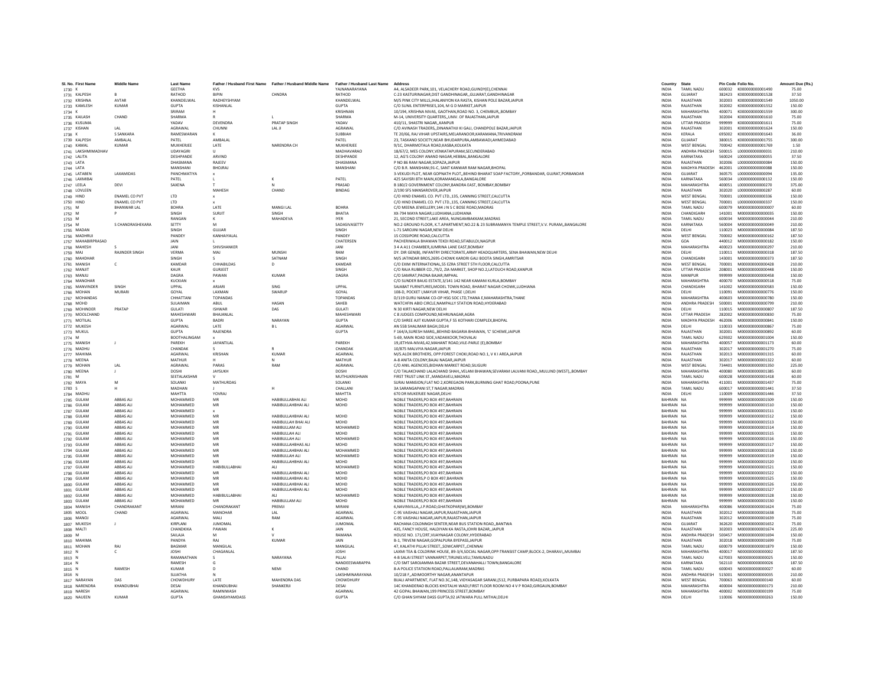| Sl. No. | First Name | Middle Name | Last Name | Father / Husband First Name | Father / Husband Middle Name | Father / Husband Last Name | Address | Country | State | Pin Code | Folio No. | Amount Due (Rs.) |
|---|---|---|---|---|---|---|---|---|---|---|---|---|
| 1730 | K | | GEETHA | KVS | | YAJNANARAYANA | A4, ALSADEER PARK,101, VELACHERY ROAD,GUINDY(E),CHENNAI | INDIA | TAMIL NADU | 600032 | K000000000001490 | 75.00 |
| 1731 | KALPESH | B | RATHOD | BIPIN | CHNDRA | RATHOD | C-23 KASTURINAGAR,DIST GANDHINAGAR,,GUJARAT,GANDHINAGAR | INDIA | GUJARAT | 382423 | K000000000001528 | 37.50 |
| 1732 | KRISHNA | AVTAR | KHANDELWAL | RADHEYSHYAM | | KHANDELWAL | M/S PINK CITY MILLS,JHALANIYON KA RASTA, KISHAN POLE BAZAR,JAIPUR | INDIA | RAJASTHAN | 302003 | K000000000001549 | 1050.00 |
| 1733 | KAMLESH | KUMAR | GUPTA | KISHANLAL | | GUPTA | C/O SUNIL ENTERPRISES,104, M G D MARKET,JAIPUR | INDIA | RAJASTHAN | 302002 | K000000000001552 | 150.00 |
| 1734 | K | | SRIRAM | H | | KRISHNAN | 10/194, KRISHNA NIVAS, GAOTHAN,ROAD NO. 3, CHEMBUR,,BOMBAY | INDIA | MAHARASHTRA | 400071 | K000000000001559 | 300.00 |
| 1735 | KAILASH | CHAND | SHARMA | R | L | SHARMA | M-14, UNIVERSITY QUARTERS,,UNIV. OF RAJASTHAN,JAIPUR | INDIA | RAJASTHAN | 302004 | K000000000001610 | 75.00 |
| 1736 | KUSUMA | | YADAV | DEVENDRA | PRATAP SINGH | YADAV | 410/11, SHASTRI NAGAR,,KANPUR | INDIA | UTTAR PRADESH | 999999 | K000000000001611 | 75.00 |
| 1737 | KISHAN | LAL | AGRAWAL | CHUNNI | LAL JI | AGRAWAL | C/O AVINASH TRADERS,,DINANATHJI KI GALI, CHANDPOLE BAZAR,JAIPUR | INDIA | RAJASTHAN | 302001 | K000000000001624 | 150.00 |
| 1738 | K | S SANKARA | RAMESWARAN | K | | SUBBIAH | TE 20/66, RAJ VIHAR UPSTAIRS,MELARANOOR,KARAMANA,TRIVANDRAM | INDIA | KERALA | 695002 | K000000000001643 | 36.00 |
| 1739 | KALPESH | AMBALAL | PATEL | AMBALAL | | PATEL | 23, TASKAND SOCIETY,NEAR BHUDARPURA,AMBAWADI,AHMEDABAD | INDIA | GUJARAT | 380015 | K000000000001755 | 300.00 |
| 1740 | KAMAL | KUMAR | MUKHERJEE | LATE | NARENDRA CH | MUKHERJEE | 9/1C, DHARMOTALA ROAD,KASBA,KOLKATA | INDIA | WEST BENGAL | 700042 | K000000000001769 | 1.50 |
| 1741 | LAKSHMIMADHAV | | UDAYAGIRI | U | | MADHAVARAO | 18/67/2, MES COLONY,VENKATAPURAM,SECUNDERABAD | INDIA | ANDHRA PRADESH | 500015 | L000000000000031 | 210.00 |
| 1742 | LALITA | | DESHPANDE | ARVIND | | DESHPANDE | 12, AG'S COLONY ANAND NAGAR,HEBBAL,BANGALORE | INDIA | KARNATAKA | 560024 | L000000000000055 | 37.50 |
| 1743 | LATA | | DHASMANA | RAJEEV | | DHASMANA | P NO 86 RAM NAGAR,SOPAZA,JAIPUR | INDIA | RAJASTHAN | 302006 | L000000000000084 | 150.00 |
| 1744 | LATA | | MANSHANI | BHOJRAJ | | MANSHANI | C/O B.R. MANSHANI,91-C, SANT KANWAR RAM NAGAR,BHOPAL | INDIA | MADHYA PRADESH | 462001 | L000000000000088 | 150.00 |
| 1745 | LATABEN | LAXAMIDAS | PANCHMATIYA | x | | | 3-VEKUDI PLOT, NEAR GOPNATH PLOT,,BEHIND BHARAT SOAP FACTORY,,PORBANDAR, GUJRAT,PORBANDAR | INDIA | GUJARAT | 360575 | L000000000000094 | 135.00 |
| 1746 | LAXMIBAI | | PATEL | L | K | PATEL | 425 SAVISRI 8TH MAIN,KORAMANGALA,BANGALORE | INDIA | KARNATAKA | 560034 | L000000000000132 | 150.00 |
| 1747 | LEELA | DEVI | SAXENA | T | N | PRASAD | B 180/2 GOVERNMENT COLONY,BANDRA EAST, BOMBAY,BOMBAY | INDIA | MAHARASHTRA | 400051 | L000000000000270 | 375.00 |
| 1748 | LOVLEEN | | | MAHESH | CHAND | BINDAG | 2/190 SFS MANSAROVER,JAIPUR | INDIA | RAJASTHAN | 302020 | L000000000000287 | 60.00 |
| 1749 | HIND | ENAMEL CO PVT | LTD | x | | | C/O HIND ENAMEL CO. PVT LTD.,135, CANNING STREET,CALCUTTA | INDIA | WEST BENGAL | 700001 | L000000000000336 | 150.00 |
| 1750 | HIND | ENAMEL CO PVT | LTD | x | | | C/O HIND ENAMEL CO. PVT LTD.,135, CANNING STREET,CALCUTTA | INDIA | WEST BENGAL | 700001 | L000000000000337 | 150.00 |
| 1751 | M | BHANWAR LAL | BOHRA | LATE | MANGI LAL | BOHRA | C/O MEENA JEWELLERY,144 J N S C BOSE ROAD,MADRAS | INDIA | TAMIL NADU | 600079 | M000000000000007 | 60.00 |
| 1752 | M | P | SINGH | SURJIT | SINGH | BHATIA | XX-794 MAYA NAGAR,LUDHIANA,LUDHIANA | INDIA | CHANDIGARH | 141001 | M000000000000035 | 150.00 |
| 1753 | M | | RANGAN | K | MAHADEVA | IYER | 21, SECOND STREET,LAKE AREA, NUNGAMBAKKAM,MADRAS | INDIA | TAMIL NADU | 600034 | M000000000000044 | 210.00 |
| 1754 | M | S CHANDRASHEKARA | SETTY | M | | SADASIVASETTY | NO.2 GROUND FLOOR, K.T.APARTMENT,NO.22 & 23 SUBRAMANYA TEMPLE STREET,V.V. PURAM,,BANGALORE | INDIA | KARNATAKA | 560004 | M000000000000049 | 210.00 |
| 1755 | MADAN | | SINGH | GUJJAR | | SINGH | L-71 SAROJINI NAGAR,NEW DELHI | INDIA | DELHI | 110023 | M000000000000084 | 187.50 |
| 1756 | MADHRUJ | | PANDEY | KANHAIYALAL | | PANDEY | 15 COSSIPORE ROAD,CALCUTTA | INDIA | WEST BENGAL | 700002 | M000000000000162 | 187.50 |
| 1757 | MAHABIRPRASAD | | JAIN | L | | CHATERSEN | PACHERIWALA BHAWAN TEKDI ROAD,SITABULDI,NAGPUR | INDIA | GOA | 440012 | M000000000000182 | 150.00 |
| 1758 | MAHESH | S | JANI | SHIVSHANKER | | JANI | 3 4 A A11 CHAMBER,JUMRINA LANE EAST,BOMBAY | INDIA | MAHARASHTRA | 400023 | M000000000000297 | 210.00 |
| 1759 | MAJ | RAJINDER SINGH | VERMA | MAJ | MUNSHI | RAM | DY. DIR GEN(B), INFANTRY DIRECTORATE,ARMY HEADQUARTERS, SENA BHAWAN,NEW DELHI | INDIA | DELHI | 110011 | M000000000000318 | 187.50 |
| 1760 | MAHDHAR | | SINGH | S | SATNAM | SINGH | M/S JATINDAR BROS,2695-CHOWK KARORI GALI BOOTA SINGH,AMRITSAR | INDIA | CHANDIGARH | 143001 | M000000000000373 | 187.50 |
| 1761 | MANISH | C | KAMDAR | CHHABILDAS | D | KAMDAR | C/O EXIM INTERNATIONAL,55 EZRA STREET 5TH FLOOR,CALCUTTA | INDIA | WEST BENGAL | 700001 | M000000000000428 | 210.00 |
| 1762 | MANJIT | | KAUR | GURJEET | | SINGH | C/O RAJA RUBBER CO.,79/2, ZIA MARKET, SHOP NO.2,LATOUCH ROAD,KANPUR | INDIA | UTTAR PRADESH | 208001 | M000000000000448 | 150.00 |
| 1763 | MANJU | | DAGRA | PAWAN | KUMAR | DAGRA | C/O SAMRAT,PAONA BAJAR,IMPHAL | INDIA | MANIPUR | 999999 | M000000000000458 | 150.00 |
| 1764 | MANOHAR | | KUCKIAN | x | | | C/O SUNDER BAUG ESTATE,3/141 142 NEAR KAMANI KURLA,BOMBAY | INDIA | MAHARASHTRA | 400070 | M000000000000518 | 75.00 |
| 1765 | MANVINDER | SINGH | UPPAL | ARJARI | SING | UPPAL | SAJABAT FURNITURES,MODEL TOWN ROAD, BHARAT NAGAR CHOWK,LUDHIANA | INDIA | CHANDIGARH | 141002 | M000000000000583 | 150.00 |
| 1766 | MOHAN | MURARI | GOYAL | LAXMAN | SWARUP | GOYAL | 108-D, POCKET I,MAYUR VIHAR, PHASE I,DELHI | INDIA | DELHI | 110091 | M000000000000776 | 150.00 |
| 1767 | MOHANDAS | | CHHATTANI | TOPANDAS | | TOPANDAS | D/119 GURU NANAK CO-OP HSG SOC LTD,THANA E,MAHARASHTRA,THANE | INDIA | MAHARASHTRA | 400603 | M000000000000780 | 150.00 |
| 1768 | MOHD | | SULAIMAN | ABUL | HASAN | SAHEB | WATCHFIN ABID CIRCLE,NAMPALLY STATION ROAD,HYDERABAD | INDIA | ANDHRA PRADESH | 500001 | M000000000000799 | 210.00 |
| 1769 | MOHINDER | PRATAP | GULATI | ISHWAR | DAS | GULATI | N 30 KIRTI NAGAR,NEW DELHI | INDIA | DELHI | 110015 | M000000000000807 | 187.50 |
| 1770 | MOOLCHAND | | MAHESHWARI | BHAJANLAL | | MAHESHWARI | C 8 JUDGES COMPOUND,NEHRUNAGAR,AGRA | INDIA | UTTAR PRADESH | 282002 | M000000000000830 | 75.00 |
| 1771 | MOTILAL | | GUPTA | BADRI | NARAYAN | GUPTA | C/O SHREE AJIT KUMAR GUPTA,F 55 KOTHARI COMPLEX,BHOPAL | INDIA | MADHYA PRADESH | 462006 | M000000000000841 | 150.00 |
| 1772 | MUKESH | | AGARWAL | LATE | B L | AGARWAL | AN 55B SHALIMAR BAGH,DELHI | INDIA | DELHI | 110033 | M000000000000867 | 75.00 |
| 1773 | MUKUL | | GUPTA | RAJENDRA | | GUPTA | F 164/A,SURESH MARG,,BEHIND BAGARIA BHAWAN, 'C' SCHEME,JAIPUR | INDIA | RAJASTHAN | 302001 | M000000000000892 | 60.00 |
| 1774 | M | | BOOTHALINGAM | x | | | 5-69, MAIN ROAD SIDE,VADAKKOOR,THOVALAI | INDIA | TAMIL NADU | 629302 | M000000000001004 | 150.00 |
| 1775 | MANISH | J | PAREKH | JAYANTILAL | | PAREKH | 19,JETHVA-NIVAS,42,MAHANT ROAD,VILE-PARLE (E),BOMBAY | INDIA | MAHARASHTRA | 400057 | M000000000001173 | 60.00 |
| 1776 | MADHU | | CHANDAK | S | R | CHANDAK | 10/875 MALVIYA NAGAR,JAIPUR | INDIA | RAJASTHAN | 302017 | M000000000001270 | 75.00 |
| 1777 | MAHIMA | | AGARWAL | KRISHAN | KUMAR | AGARWAL | M/S.ALOK BROTHERS, OPP:FOREST CHOKI,ROAD NO.1, V K I AREA,JAIPUR | INDIA | RAJASTHAN | 302013 | M000000000001315 | 60.00 |
| 1778 | MEENA | | MATHUR | H | N | MATHUR | A-8 ANITA COLONY,BAJAJ NAGAR,JAIPUR | INDIA | RAJASTHAN | 302017 | M000000000001322 | 60.00 |
| 1779 | MOHAN | LAL | AGRAWAL | PARAS | RAM | AGRAWAL | C/O ANIL AGENCIES,BIDHAN MARKET ROAD,SILIGURI | INDIA | WEST BENGAL | 734401 | M000000000001350 | 225.00 |
| 1780 | MEENA | J | DOSHI | JAYSUKH | | DOSHI | C/O TALAKCHAND LALACHAND SHAH,,VELANI BHAWAN,SEVARAM LALVANI ROAD,,MULUND (WEST),,BOMBAY | INDIA | MAHARASHTRA | 400080 | M000000000001385 | 60.00 |
| 1781 | M | | SEETALAKSHMI | V | | MUTHUKRISHNAN | FIRST TRUST LINK ST.,MANDAVELI,MADRAS | INDIA | TAMIL NADU | 600028 | M000000000001418 | 60.00 |
| 1782 | MAYA | M | SOLANKI | MATHURDAS | | SOLANKI | SURAJ MANSION,FLAT NO 2,KOREGAON PARK,BURNING GHAT ROAD,POONA,PUNE | INDIA | MAHARASHTRA | 411001 | M000000000001437 | 75.00 |
| 1783 | S | H | MADHAN | J | H | CHALLANI | 3A SARANGAPANI ST,T NAGAR,MADRAS | INDIA | TAMIL NADU | 600017 | M000000000001441 | 37.50 |
| 1784 | MADHU | | MAHTTA | YOVRAJ | | MAHTTA | 670 DR MUKERJEE NAGAR,DELHI | INDIA | DELHI | 110009 | M000000000001446 | 37.50 |
| 1785 | GULAM | ABBAS ALI | MOHAMMED | MR | HABIBULLABHAI ALI | MOHD | NOBLE TRADERS,PO BOX 497,BAHRAIN | BAHRAIN | NA | 999999 | M000000000001509 | 150.00 |
| 1786 | GULAM | ABBAS ALI | MOHAMMED | MR | HABIBULLAHBHAI ALI | MOHD | NOBLE TRADERS,PO BOX 497,BAHRAIN | BAHRAIN | NA | 999999 | M000000000001510 | 150.00 |
| 1787 | GULAM | ABBAS ALI | MOHAMMED | x | | | NOBLE TRADERS,PO BOX 497,BAHRAIN | BAHRAIN | NA | 999999 | M000000000001511 | 150.00 |
| 1788 | GULAM | ABBAS ALI | MOHAMMED | MR | HABIBULLAHBHAI ALI | MOHD | NOBLE TRADERS,PO BOX 497,BAHRAIN | BAHRAIN | NA | 999999 | M000000000001512 | 150.00 |
| 1789 | GULAM | ABBAS ALI | MOHAMMED | MR | HABIBULLAH BHAI ALI | MOHD | NOBLE TRADERS,PO BOX 497,BAHRAIN | BAHRAIN | NA | 999999 | M000000000001513 | 150.00 |
| 1790 | GULAM | ABBAS ALI | MOHAMMED | MR | HABIBULLAM ALI | MOHAMMED | NOBLE TRADERS,PO BOX 497,BAHRAIN | BAHRAIN | NA | 999999 | M000000000001514 | 150.00 |
| 1791 | GULAM | ABBAS ALI | MOHAMMED | MR | HABIBULLAH ALI | MOHD | NOBLE TRADERS,PO BOX 497,BAHRAIN | BAHRAIN | NA | 999999 | M000000000001515 | 150.00 |
| 1792 | GULAM | ABBAS ALI | MOHAMMED | MR | HABIBULLAH ALI | MOHAMMED | NOBLE TRADERS,PO BOX 497,BAHRAIN | BAHRAIN | NA | 999999 | M000000000001516 | 150.00 |
| 1793 | GULAM | ABBAS ALI | MOHAMMED | MR | HABIBULLAHBHAS ALI | MOHD | NOBLE TRADERS,PO BOX 497,BAHRAIN | BAHRAIN | NA | 999999 | M000000000001517 | 150.00 |
| 1794 | GULAM | ABBAS ALI | MOHAMMED | MR | HABIBULLAHBHAI ALI | MOHAMMED | NOBLE TRADERS,PO BOX 497,BAHRAIN | BAHRAIN | NA | 999999 | M000000000001518 | 150.00 |
| 1795 | GULAM | ABBAS ALI | MOHAMMED | MR | HABIBULLAH ALI | MOHAMMED | NOBLE TRADERS,PO BOX 497,BAHRAIN | BAHRAIN | NA | 999999 | M000000000001519 | 150.00 |
| 1796 | GULAM | ABBAS ALI | MOHAMMED | MR | HABIBULLAHBHAI ALI | MOHD | NOBLE TRADERS,PO BOX 497,BAHRAIN | BAHRAIN | NA | 999999 | M000000000001520 | 150.00 |
| 1797 | GULAM | ABBAS ALI | MOHAMMED | HABIBULLABHAI | ALI | MOHAMMED | NOBLE TRADERS,PO BOX 497,BAHRAIN | BAHRAIN | NA | 999999 | M000000000001521 | 150.00 |
| 1798 | GULAM | ABBAS ALI | MOHAMMED | MR | HABIBULLAHBHAI ALI | MOHD | NOBLE TRADERS,PO BOX 497,BAHRAIN | BAHRAIN | NA | 999999 | M000000000001522 | 150.00 |
| 1799 | GULAM | ABBAS ALI | MOHAMMED | MR | HABIBULLAHBHAI ALI | MOHD | NOBLE TRADERS,P O BOX 497,BAHRAIN | BAHRAIN | NA | 999999 | M000000000001525 | 150.00 |
| 1800 | GULAM | ABBAS ALI | MOHAMMED | MR | HABIBULLAHBHAI ALI | MOHD | NOBLE TRADERS,PO BOX 497,BAHRAIN | BAHRAIN | NA | 999999 | M000000000001526 | 150.00 |
| 1801 | GULAM | ABBAS ALI | MOHAMMED | MR | HABIBULLAHBHAI ALI | MOHD | NOBLE TRADERS,PO BOX 497,BAHRAIN | BAHRAIN | NA | 999999 | M000000000001527 | 150.00 |
| 1802 | GULAM | ABBAS ALI | MOHAMMED | HABIBULLABHAI | ALI | MOHAMMED | NOBLE TRADERS,PO BOX 497,BAHRAIN | BAHRAIN | NA | 999999 | M000000000001528 | 150.00 |
| 1803 | GULAM | ABBAS ALI | MOHAMMED | MR | HABIBULLAM ALI | MOHD | NOBLE TRADERS,PO BOX 497,BAHRAIN | BAHRAIN | NA | 999999 | M000000000001530 | 150.00 |
| 1804 | MANISH | CHANDRAKANT | MIRANI | CHANDRAKANT | PREMJI | MIRANI | 6,NAVINVILLA,,J.P.ROAD,GHATKOPAR(W),BOMBAY | INDIA | MAHARASHTRA | 400086 | M000000000001624 | 75.00 |
| 1805 | MOOL | CHAND | AGARWAL | MANOHAR | LAL | AGARWAL | C-95 VAISHALI NAGAR,JAIPUR,RAJASTHAN,JAIPUR | INDIA | RAJASTHAN | 302012 | M000000000001638 | 75.00 |
| 1806 | MANOJ | | AGARWAL | MALI | RAM | AGARWAL | C-95 VAISHALI NAGAR,JAIPUR,RAJASTHAN,JAIPUR | INDIA | RAJASTHAN | 302012 | M000000000001639 | 75.00 |
| 1807 | MUKESH | J | KIRPLANI | JUMOMAL | | JUMOMAL | RACHANA COLONNGH SENTER,NEAR BUS STATION ROAD,,BANTWA | INDIA | GUJARAT | 362620 | M000000000001652 | 75.00 |
| 1808 | MALTI | | CHANDKIKA | PAWAN | K | JAIN | 435, FANCY HOUSE, HALDIYAN KA RASTA,JOHRI BAZAR,,JAIPUR | INDIA | RAJASTHAN | 302003 | M000000000001674 | 225.00 |
| 1809 | M | | SAILAJA | M | V | RAMANA | HOUSE NO. 171/2RT,VIJAYNAGAR COLONY,HYDERABAD | INDIA | ANDHRA PRADESH | 500457 | M000000000001694 | 150.00 |
| 1810 | MAHIMA | | PANDYA | RAJ | KUMAR | JAIN | B-1, TRIVENI NAGAR,GOPALPURA BYEPASS,JAIPUR | INDIA | RAJASTHAN | 302018 | M000000000001699 | 75.00 |
| 1811 | MOHAN | RAJ | BAGMAR | MANGILAL | | MANGILAL | 47, KALATHI PILLAI STREET,,SOWCARPET,,CHENNAI | INDIA | TAMIL NADU | 600079 | M000000000001879 | 150.00 |
| 1812 | N | C | JOSHI | CHAGANLAL | | JOSHI | LAXMI TEA & COLDRINK HOUSE, 89-3/4,SOCIAL NAGAR,OPP.TRANSIST CAMP,BLOCK-2, DHARAVI,,MUMBAI | INDIA | MAHARASHTRA | 400017 | N000000000000002 | 187.50 |
| 1813 | N | | RAMANATHAN | S | NARAYANA | PILLAI | 4-B SALAI STREET VANNARPET,TIRUNELVELI,TAMILNADU | INDIA | TAMIL NADU | 627003 | N000000000000025 | 150.00 |
| 1814 | N | | RAMESH | G | | NANDEESWARAPPA | C/O SMT SAROJAMMA BAZAR STREET,DEVANAHALLI TOWN,BANGALORE | INDIA | KARNATAKA | 562110 | N000000000000026 | 187.50 |
| 1815 | N | RAMESH | KUMAR | D | NEMI | CHAND | 8-A POLICE STATIION ROAD,PALLAUARAM,MADRAS | INDIA | TAMIL NADU | 600043 | N000000000000027 | 60.00 |
| 1816 | N | | SUJATHA | N | | LAKSHMINARAYANA | 10/218 F,,ADIMOORTHY NAGAR,ANANTAPUR | INDIA | ANDHRA PRADESH | 515001 | N000000000000035 | 210.00 |
| 1817 | NARAYAN | DAS | CHOWDHURY | LATE | MAHENDRA DAS | CHOWDHURY | BIJALI APARTMENT, FLAT NO.3C,148, VIDYASAGAR SARANI,(512, PURBAPARA ROAD),KOLKATA | INDIA | WEST BENGAL | 700063 | N000000000000140 | 60.00 |
| 1818 | NARENDRA | KHANDUBHAI | DESAI | KHANDUBHAI | SHANKERJI | DESAI | 14C KHANDERAO BLOCKS KHOTALHI WADI,FIRST FLOOR ROOM NO 4 V P ROAD,GIRGAUN,BOMBAY | INDIA | MAHARASHTRA | 400004 | N000000000000173 | 210.00 |
| 1819 | NARESH | | AGARWAL | RAMNIWASH | | AGARWAL | 42 GOPAL BHAWAN,199 PRINCESS STREET,BOMBAY | INDIA | MAHARASHTRA | 400002 | N000000000000199 | 75.00 |
| 1820 | NAUEEN | KUMAR | GUPTA | GHANSHYAMDASS | | GUPTA | C/O GHAN SHYAM DASS GUPTA,92 JATWARA PULL MITHAI,DELHI | INDIA | DELHI | 110006 | N000000000000263 | 150.00 |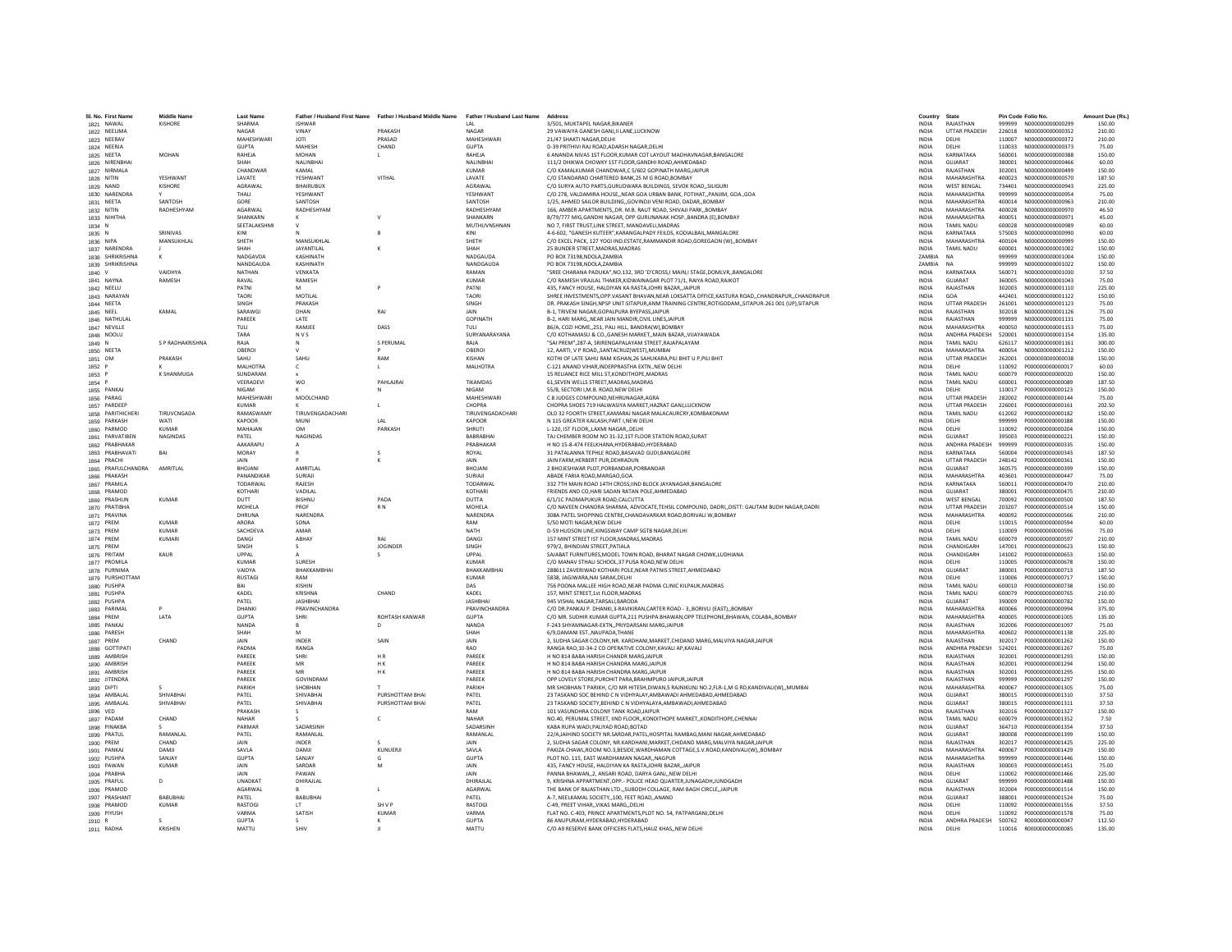| Sl. No. | First Name | Middle Name | Last Name | Father / Husband First Name | Father / Husband Middle Name | Father / Husband Last Name | Address | Country | State | Pin Code | Folio No. | Amount Due (Rs.) |
|---|---|---|---|---|---|---|---|---|---|---|---|---|
| 1821 | NAWAL | KISHORE | SHARMA | ISHWAR | | LAL | 3/501, MUKTAPEL NAGAR,BIKANER | INDIA | RAJASTHAN | 999999 | N000000000000299 | 150.00 |
| 1822 | NEELIMA | | NAGAR | VINAY | PRAKASH | NAGAR | 29 VAWAIYA GANESH GANJ,II LANE,LUCKNOW | INDIA | UTTAR PRADESH | 226018 | N000000000000352 | 210.00 |
| 1823 | NEERAV | | MAHESHWARI | JOTI | PRASAD | MAHESHWARI | 21/47 SHAKTI NAGAR,DELHI | INDIA | DELHI | 110007 | N000000000000372 | 210.00 |
| 1824 | NEERJA | | GUPTA | MAHESH | CHAND | GUPTA | D-39 PRITHIVI RAJ ROAD,ADARSH NAGAR,DELHI | INDIA | DELHI | 110033 | N000000000000373 | 75.00 |
| 1825 | NEETA | MOHAN | RAHEJA | MOHAN | L | RAHEJA | 6 ANANDA NIVAS 1ST FLOOR,KUMAR COT LAYOUT MADHAVNAGAR,BANGALORE | INDIA | KARNATAKA | 560001 | N000000000000388 | 150.00 |
| 1826 | NIRENBHAI | | SHAH | NALINBHAI | | NALINBHAI | 111/2 DHIKWA CHOWKY 1ST FLOOR,GANDHI ROAD,AHMEDABAD | INDIA | GUJARAT | 380001 | N000000000000466 | 60.00 |
| 1827 | NIRMALA | | CHANDWAR | KAMAL | | KUMAR | C/O KAMALKUMAR CHANDWAR,C 5/602 GOPINATH MARG,JAIPUR | INDIA | RAJASTHAN | 302001 | N000000000000499 | 150.00 |
| 1828 | NITIN | YESHWANT | LAVATE | YESHWANT | VITHAL | LAVATE | C/O STANDARAD CHARTERED BANK,25 M G ROAD,BOMBAY | INDIA | MAHARASHTRA | 400023 | N000000000000570 | 187.50 |
| 1829 | NAND | KISHORE | AGRAWAL | BHAIRUBUX | | AGRAWAL | C/O SURYA AUTO PARTS,GURUDWARA BUILDINGS, SEVOK ROAD,,SILIGURI | INDIA | WEST BENGAL | 734401 | N000000000000943 | 225.00 |
| 1830 | NARENDRA | Y | THALI | YESHWANT | | YESHWANT | C/O 278, VALOAMIRA HOUSE,,NEAR GOA URBAN BANK, FOTHAT,,PANJIM, GOA.,GOA | INDIA | MAHARASHTRA | 999999 | N000000000000954 | 75.00 |
| 1831 | NEETA | SANTOSH | GORE | SANTOSH | | SANTOSH | 1/25, AHMED SAILOR BUILDING,,GOVINDJI VENI ROAD, DADAR,,BOMBAY | INDIA | MAHARASHTRA | 400014 | N000000000000963 | 210.00 |
| 1832 | NITIN | RADHESHYAM | AGARWAL | RADHESHYAM | | RADHESHYAM | 166, AMBER APARTMENTS,,DR. M.B. RAUT ROAD, SHIVAJI PARK,,BOMBAY | INDIA | MAHARASHTRA | 400028 | N000000000000970 | 46.50 |
| 1833 | NIHITHA | | SHANKARN | K | V | SHANKARN | B/79/777 MIG,GANDHI NAGAR, OPP GURUNANAK HOSP.,BANDRA (E),BOMBAY | INDIA | MAHARASHTRA | 400051 | N000000000000971 | 45.00 |
| 1834 | N | | SEETALAKSHMI | V | | MUTHUVNSHNAN | NO 7, FIRST TRUST,LINK STREET, MANDAVELI,MADRAS | INDIA | TAMIL NADU | 600028 | N000000000000989 | 60.00 |
| 1835 | N | SRINIVAS | KINI | N | B | KINI | 4-6-602, "GANESH KUTEER",KARANGALPADY FEILDS, KODIALBAIL,MANGALORE | INDIA | KARNATAKA | 575003 | N000000000000990 | 60.00 |
| 1836 | NIPA | MANSUKHLAL | SHETH | MANSUKHLAL | | SHETH | C/O EXCEL PACK, 127 YOGI IND.ESTATE,RAMMANDIR ROAD,GOREGAON (W),,BOMBAY | INDIA | MAHARASHTRA | 400104 | N000000000000999 | 150.00 |
| 1837 | NARENDRA | J | SHAH | JAYANTILAL | K | SHAH | 25 BUNDER STREET,MADRAS,MADRAS | INDIA | TAMIL NADU | 600001 | N000000000001002 | 150.00 |
| 1838 | SHRIKRISHNA | K | NADGAVDA | KASHINATH | | NADGAUDA | PO BOX 73198,NDOLA,ZAMBIA | ZAMBIA | NA | 999999 | N000000000001004 | 150.00 |
| 1839 | SHRIKRISHNA | | NANDGAUDA | KASHINATH | | NANDGAUDA | PO BOX 73198,NDOLA,ZAMBIA | ZAMBIA | NA | 999999 | N000000000001022 | 150.00 |
| 1840 | V | VAIDHYA | NATHAN | VENKATA | | RAMAN | "SREE CHARANA PADUKA",NO.132, 3RD 'D'CROSS,I MAIN,I STAGE,DOMLVR,,BANGALORE | INDIA | KARNATAKA | 560071 | N000000000001030 | 37.50 |
| 1841 | NAYNA | RAMESH | RAVAL | RAMESH | | KUMAR | C/O RAMESH VRAJLAL THAKER,KIDWAINAGAR PLOT 71/1, RAIYA ROAD,RAJKOT | INDIA | GUJARAT | 360005 | N000000000001043 | 75.00 |
| 1842 | NEELU | | PATNI | M | P | PATNI | 435, FANCY HOUSE, HALDIYAN KA RASTA,JOHRI BAZAR,,JAIPUR | INDIA | RAJASTHAN | 302003 | N000000000001110 | 225.00 |
| 1843 | NARAYAN | | TAORI | MOTILAL | | TAORI | SHREE INVESTMENTS,OPP.VASANT BHAVAN,NEAR LOKSATTA OFFICE,KASTURA ROAD,,CHANDRAPUR,,CHANDRAPUR | INDIA | GOA | 442401 | N000000000001122 | 150.00 |
| 1844 | NEETA | | SINGH | PRAKASH | | SINGH | DR. PRAKASH SINGH,NPSP UNIT:SITAPUR,ANM TRAINING CENTRE,ROTIGODAM,,SITAPUR-261 001 (UP),SITAPUR | INDIA | UTTAR PRADESH | 261001 | N000000000001123 | 75.00 |
| 1845 | NEEL | KAMAL | SARAWGI | DHAN | RAJ | JAIN | B-1, TRIVENI NAGAR,GOPALPURA BYEPASS,JAIPUR | INDIA | RAJASTHAN | 302018 | N000000000001126 | 75.00 |
| 1846 | NATHULAL | | PAREEK | LATE | | GOPINATH | B-2, HARI MARG,,NEAR JAIN MANDIR,CIVIL LINES,JAIPUR | INDIA | RAJASTHAN | 999999 | N000000000001131 | 75.00 |
| 1847 | NEVILLE | | TULI | RAMJEE | DASS | TULI | 86/A, COZI HOME,,251, PALI HILL, BANDRA(W),BOMBAY | INDIA | MAHARASHTRA | 400050 | N000000000001153 | 75.00 |
| 1848 | NOOLU | | TARA | N V S | | SURYANARAYANA | C/O KOTHAMASU & CO.,GANESH MARKET,,MAIN BAZAR,,VIJAYAWADA | INDIA | ANDHRA PRADESH | 520001 | N000000000001154 | 135.00 |
| 1849 | N | S P RADHAKRISHNA | RAJA | N | S PERUMAL | RAJA | "SAI PREM",287-A, SRIRENGAPALAYAM STREET,RAJAPALAYAM | INDIA | TAMIL NADU | 626117 | N000000000001161 | 300.00 |
| 1850 | NEETA | | OBEROI | V | P | OBEROI | 12, AARTI, V P ROAD,,SANTACRUZ(WEST),MUMBAI | INDIA | MAHARASHTRA | 400054 | N000000000001212 | 150.00 |
| 1851 | OM | PRAKASH | SAHU | SAHU | RAM | KISHAN | KOTHI OF LATE SAHU RAM KISHAN,26 SAHUKARA,PILI BHIT U P,PILI BHIT | INDIA | UTTAR PRADESH | 262001 | O000000000000038 | 150.00 |
| 1852 | P | K | MALHOTRA | C | L | MALHOTRA | C-121 ANAND VIHAR,INDERPRASTHA EXTN.,NEW DELHI | INDIA | DELHI | 110092 | P000000000000017 | 60.00 |
| 1853 | P | K SHANMUGA | SUNDARAM | x | | | 15 RELIANCE RICE MILL ST,KONDITHOPE,MADRAS | INDIA | TAMIL NADU | 600079 | P000000000000020 | 150.00 |
| 1854 | P | | VEERADEVI | WO | PAHLAJRAI | TIKAMDAS | 61,SEVEN WELLS STREET,MADRAS,MADRAS | INDIA | TAMIL NADU | 600001 | P000000000000089 | 187.50 |
| 1855 | PANKAJ | | NIGAM | K | N | NIGAM | 55/8, SECTORI I,M.B. ROAD,NEW DELHI | INDIA | DELHI | 110017 | P000000000000123 | 150.00 |
| 1856 | PARAG | | MAHESHWARI | MOOLCHAND | | MAHESHWARI | C 8 JUDGES COMPOUND,NEHRUNAGAR,AGRA | INDIA | UTTAR PRADESH | 282002 | P000000000000144 | 75.00 |
| 1857 | PARDEEP | | KUMAR | K | L | CHOPRA | CHOPRA SHOES 719 HALWASIYA MARKET,HAZRAT GANJ,LUCKNOW | INDIA | UTTAR PRADESH | 226001 | P000000000000161 | 202.50 |
| 1858 | PARITHICHERI | TIRUVCNGADA | RAMASWAMY | TIRUVENGADACHARI | | TIRUVENGADACHARI | OLD 32 FOORTH STREET,KAMARAJ NAGAR MALACAURCRY,KOMBAKONAM | INDIA | TAMIL NADU | 612002 | P000000000000182 | 150.00 |
| 1859 | PARKASH | WATI | KAPOOR | MUNI | LAL | KAPOOR | N 115 GREATER KAILASH,PART I,NEW DELHI | INDIA | DELHI | 999999 | P000000000000188 | 150.00 |
| 1860 | PARMOD | KUMAR | MAHAJAN | OM | PARKASH | SHRUTI | L-120, IST FLOOR,,LAXMI NAGAR,,DELHI | INDIA | DELHI | 110092 | P000000000000204 | 150.00 |
| 1861 | PARVATIBEN | NAGINDAS | PATEL | NAGINDAS | | BABRABHAI | TAJ CHEMBER ROOM NO 31-32,1ST FLOOR STATION ROAD,SURAT | INDIA | GUJARAT | 395003 | P000000000000221 | 150.00 |
| 1862 | PRABHAKAR | | AAKARAPU | A | | PRABHAKAR | H NO 15-8-474 FEELKHANA,HYDERABAD,HYDERABAD | INDIA | ANDHRA PRADESH | 999999 | P000000000000335 | 150.00 |
| 1863 | PRABHAVATI | BAI | MORAY | R | S | ROYAL | 31 PATALANNA TEPHLE ROAD,BASAVAD GUDI,BANGALORE | INDIA | KARNATAKA | 560004 | P000000000000343 | 187.50 |
| 1864 | PRACHI | | JAIN | P | K | JAIN | JAIN FARM,HERBERT PUR,DEHRADUN | INDIA | UTTAR PRADESH | 248142 | P000000000000361 | 150.00 |
| 1865 | PRAFULCHANDRA | AMRITLAL | BHOJANI | AMRITLAL | | BHOJANI | 2 BHOJESHWAR PLOT,PORBANDAR,PORBANDAR | INDIA | GUJARAT | 360575 | P000000000000399 | 150.00 |
| 1866 | PRAKASH | | PANANDIKAR | SURIAJI | | SURIAJI | ABADE FARIA ROAD,MARGAO,GOA | INDIA | MAHARASHTRA | 403601 | P000000000000447 | 75.00 |
| 1867 | PRAMILA | | TODARWAL | RAJESH | | TODARWAL | 332 7TH MAIN ROAD 14TH CROSS,IIND BLOCK JAYANAGAR,BANGALORE | INDIA | KARNATAKA | 560011 | P000000000000470 | 210.00 |
| 1868 | PRAMOD | | KOTHARI | VADILAL | | KOTHARI | FRIENDS AND CO,HARI SADAN RATAN POLE,AHMEDABAD | INDIA | GUJARAT | 380001 | P000000000000475 | 210.00 |
| 1869 | PRASHUN | KUMAR | DUTT | BISHNU | PADA | DUTTA | 6/1/1C PADMAPUKUR ROAD,CALCUTTA | INDIA | WEST BENGAL | 700092 | P000000000000500 | 187.50 |
| 1870 | PRATIBHA | | MOHELA | PROF | R N | MOHELA | C/O NAVEEN CHANDRA SHARMA, ADVOCATE,TEHSIL COMPOUND, DADRI,,DISTT: GAUTAM BUDH NAGAR,DADRI | INDIA | UTTAR PRADESH | 203207 | P000000000000514 | 150.00 |
| 1871 | PRAVINA | | DHRUNA | NARENDRA | | NARENDRA | 308A PATEL SHOPPING CENTRE,CHANDAVARKAR ROAD,BORIVALI W,BOMBAY | INDIA | MAHARASHTRA | 400092 | P000000000000566 | 210.00 |
| 1872 | PREM | KUMAR | ARORA | SONA | | RAM | 5/50 MOTI NAGAR,NEW DELHI | INDIA | DELHI | 110015 | P000000000000594 | 60.00 |
| 1873 | PREM | KUMAR | SACHDEVA | AMAR | | NATH | D-59 HUDSON LINE,KINGSWAY CAMP SGTB NAGAR,DELHI | INDIA | DELHI | 110009 | P000000000000596 | 75.00 |
| 1874 | PREM | KUMARI | DANGI | ABHAY | RAJ | DANGI | 157 MINT STREET IST FLOOR,MADRAS,MADRAS | INDIA | TAMIL NADU | 600079 | P000000000000597 | 210.00 |
| 1875 | PREM | | SINGH | S | JOGINDER | SINGH | 979/2, BHINDIAN STREET,PATIALA | INDIA | CHANDIGARH | 147001 | P000000000000623 | 150.00 |
| 1876 | PRITAM | KAUR | UPPAL | A | S | UPPAL | SAJABAT FURNITURES,MODEL TOWN ROAD, BHARAT NAGAR CHOWK,LUDHIANA | INDIA | CHANDIGARH | 141002 | P000000000000653 | 150.00 |
| 1877 | PROMILA | | KUMAR | SURESH | | KUMAR | C/O MANAV STHALI SCHOOL,37 PUSA ROAD,NEW DELHI | INDIA | DELHI | 110005 | P000000000000678 | 150.00 |
| 1878 | PURNIMA | | VAIDYA | BHAKKAMBHAI | | BHAKKAMBHAI | 288611 ZAVERIWAD KOTHARI POLE,NEAR PATNIS STREET,AHMEDABAD | INDIA | GUJARAT | 380001 | P000000000000713 | 187.50 |
| 1879 | PURSHOTTAM | | RUSTAGI | RAM | | KUMAR | 5838, JAGIWARA,NAI SARAK,DELHI | INDIA | DELHI | 110006 | P000000000000717 | 150.00 |
| 1880 | PUSHPA | | BAI | KISHIN | | DAS | 756 POONA MALLEE HIGH ROAD,NEAR PADMA CLINIC KILPAUK,MADRAS | INDIA | TAMIL NADU | 600010 | P000000000000738 | 150.00 |
| 1881 | PUSHPA | | KADEL | KRISHNA | CHAND | KADEL | 157, MINT STREET,1st FLOOR,MADRAS | INDIA | TAMIL NADU | 600079 | P000000000000765 | 210.00 |
| 1882 | PUSHPA | | PATEL | JASHBHAI | | JASHBHAI | 945 VISHAL NAGAR,TARSALI,BARODA | INDIA | GUJARAT | 390009 | P000000000000782 | 150.00 |
| 1883 | PARIMAL | P | DHANKI | PRAVINCHANDRA | | PRAVINCHANDRA | C/O DR.PANKAJ P. DHANKI,3-RAVIKIRAN,CARTER ROAD - 3,,BORIVLI (EAST),,BOMBAY | INDIA | MAHARASHTRA | 400066 | P000000000000994 | 375.00 |
| 1884 | PREM | LATA | GUPTA | SHRI | ROHTASH KANWAR | GUPTA | C/O MR. SUDHIR KUMAR GUPTA,211 PUSHPA BHAWAN,OPP TELEPHONE,BHAWAN, COLABA,,BOMBAY | INDIA | MAHARASHTRA | 400005 | P000000000001005 | 135.00 |
| 1885 | PANKAJ | | NANDA | B | D | NANDA | F-243 SHYAMNAGAR-EXTN,,PRIYDARSANI MARG,JAIPUR | INDIA | RAJASTHAN | 302006 | P000000000001097 | 75.00 |
| 1886 | PARESH | | SHAH | M | | SHAH | 6/9,DAMANI EST.,NAUPADA,THANE | INDIA | MAHARASHTRA | 400602 | P000000000001138 | 225.00 |
| 1887 | PREM | CHAND | JAIN | INDER | SAIN | JAIN | 2, SUDHA SAGAR COLONY,NR. KARDHANI,MARKET,CHIDAND MARG,MALVIYA NAGAR,JAIPUR | INDIA | RAJASTHAN | 302017 | P000000000001262 | 150.00 |
| 1888 | GOTTIPATI | | PADMA | RANGA | | RAO | RANGA RAO,10-34-2 CO OPERATIVE COLONY,KAVALI AP,KAVALI | INDIA | ANDHRA PRADESH | 524201 | P000000000001267 | 75.00 |
| 1889 | AMBRISH | | PAREEK | SHRI | H R | PAREEK | H NO 814 BABA HARISH CHANDR MARG,JAIPUR | INDIA | RAJASTHAN | 302001 | P000000000001293 | 150.00 |
| 1890 | AMBRISH | | PAREEK | MR | H K | PAREEK | H NO 814 BABA HARISH CHANDRA MARG,JAIPUR | INDIA | RAJASTHAN | 302001 | P000000000001294 | 150.00 |
| 1891 | AMBRISH | | PAREEK | MR | H K | PAREEK | H NO 814 BABA HARISH CHANDRA MARG,JAIPUR | INDIA | RAJASTHAN | 302001 | P000000000001295 | 150.00 |
| 1892 | JITENDRA | | PAREEK | GOVINDRAM | | PAREEK | OPP LOVELY STORE,PUROHIT PARA,BRAHMPURO JAIPUR,JAIPUR | INDIA | RAJASTHAN | 999999 | P000000000001297 | 150.00 |
| 1893 | DIPTI | S | PARIKH | SHOBHAN | T | PARIKH | MR SHOBHAN T PARIKH, C/O MR HITESH,DIWAN,5 RAJNIKUNJ NO.2,FLR-1,M G RD,KANDIVALI(W),,MUMBAI | INDIA | MAHARASHTRA | 400067 | P000000000001305 | 75.00 |
| 1894 | AMBALAL | SHIVABHAI | PATEL | SHIVABHAI | PURSHOTTAM BHAI | PATEL | 23 TASKAND SOC BEHIND C N VIDHYALAY,AMBAWADI AHMEDABAD,AHMEDABAD | INDIA | GUJARAT | 380015 | P000000000001310 | 37.50 |
| 1895 | AMBALAL | SHIVABHAI | PATEL | SHIVABHAI | PURSHOTTAM BHAI | PATEL | 23 TASKAND SOCIETY,BEHIND C N VIDHYALAYA,AMBAWADI,AHMEDABAD | INDIA | GUJARAT | 380015 | P000000000001311 | 37.50 |
| 1896 | VED | | PRAKASH | S | | RAM | 101 VASUNDHRA COLONY TANK ROAD,JAIPUR | INDIA | RAJASTHAN | 302016 | P000000000001327 | 150.00 |
| 1897 | PADAM | CHAND | NAHAR | S | C | NAHAR | NO.40, PERUMAL STREET, IIND FLOOR,,KONDITHOPE MARKET,,KONDITHOPE,CHENNAI | INDIA | TAMIL NADU | 600079 | P000000000001352 | 7.50 |
| 1898 | PINAKBA | S | PARMAR | SADARSINH | | SADARSINH | KABA RUPA WADI,PALIYAD ROAD,BOTAD | INDIA | GUJARAT | 364710 | P000000000001354 | 37.50 |
| 1899 | PRATUL | RAMANLAL | PATEL | RAMANLAL | | RAMANLAL | 22/A,JAIHIND SOCIETY NR.SARDAR,PATEL,HOSPITAL RAMBAG,MANI NAGAR,AHMEDABAD | INDIA | GUJARAT | 380008 | P000000000001399 | 150.00 |
| 1900 | PREM | CHAND | JAIN | INDER | S | JAIN | 2, SUDHA SAGAR COLONY, NR.KARDHANI,MARKET,CHIDAND MARG,MALVIYA NAGAR,JAIPUR | INDIA | RAJASTHAN | 302017 | P000000000001425 | 225.00 |
| 1901 | PANKAJ | DAMJI | SAVLA | DAMJI | KUNUERJI | SAVLA | PAKIZA CHAWL,ROOM NO.3,BESIDE,WARDHAMAN COTTAGE,S.V.ROAD,KANDIVALI(W),,BOMBAY | INDIA | MAHARASHTRA | 400067 | P000000000001429 | 150.00 |
| 1902 | PUSHPA | SANJAY | GUPTA | SANJAY | G | GUPTA | PLOT NO. 115, EAST WARDHAMAN NAGAR,,NAGPUR | INDIA | MAHARASHTRA | 999999 | P000000000001446 | 150.00 |
| 1903 | PAWAN | KUMAR | JAIN | SARDAR | M | JAIN | 435, FANCY HOUSE, HALDIYAN KA RASTA,JOHRI BAZAR,,JAIPUR | INDIA | RAJASTHAN | 300003 | P000000000001451 | 75.00 |
| 1904 | PRABHA | | JAIN | PAWAN | | JAIN | PANNA BHAWAN,,2, ANSARI ROAD, DARYA GANJ,,NEW DELHI | INDIA | DELHI | 110002 | P000000000001466 | 225.00 |
| 1905 | PRAFUL | D | LINADKAT | DHIRAJLAL | | DHIRAJLAL | 9, KRISHNA APPARTMENT,OPP.- POLICE HEAD QUARTER,JUNAGADH,JUNDGADH | INDIA | GUJARAT | 999999 | P000000000001488 | 150.00 |
| 1906 | PRAMOD | | AGARWAL | B | L | AGARWAL | THE BANK OF RAJASTHAN LTD.,,SUBODH COLLAGE, RAM BAGH CIRCLE,,JAIPUR | INDIA | RAJASTHAN | 302004 | P000000000001514 | 150.00 |
| 1907 | PRASHANT | BABUBHAI | PATEL | BABUBHAI | | PATEL | A-7, NEELKAMAL SOCIETY,,100, FEET ROAD,,ANAND | INDIA | GUJARAT | 388001 | P000000000001524 | 75.00 |
| 1908 | PRAMOD | KUMAR | RASTOGI | LT | SH V P | RASTOGI | C-49, PREET VIHAR,,VIKAS MARG,,DELHI | INDIA | DELHI | 110092 | P000000000001556 | 37.50 |
| 1909 | PIYUSH | | VARMA | SATISH | KUMAR | VARMA | FLAT NO. C-403, PRINCE APARTMENTS,PLOT NO. 54, PATPARGANJ,DELHI | INDIA | DELHI | 110092 | P000000000001578 | 75.00 |
| 1910 | R | S | GUPTA | S | K | GUPTA | 86 ANUPURAM,HYDERABAD,HYDERABAD | INDIA | ANDHRA PRADESH | 500762 | R000000000000047 | 112.50 |
| 1911 | RADHA | KRISHEN | MATTU | SHIV | JI | MATTU | C/O A9 RESERVE BANK OFFICERS FLATS,HAUZ KHAS,,NEW DELHI | INDIA | DELHI | 110016 | R000000000000085 | 135.00 |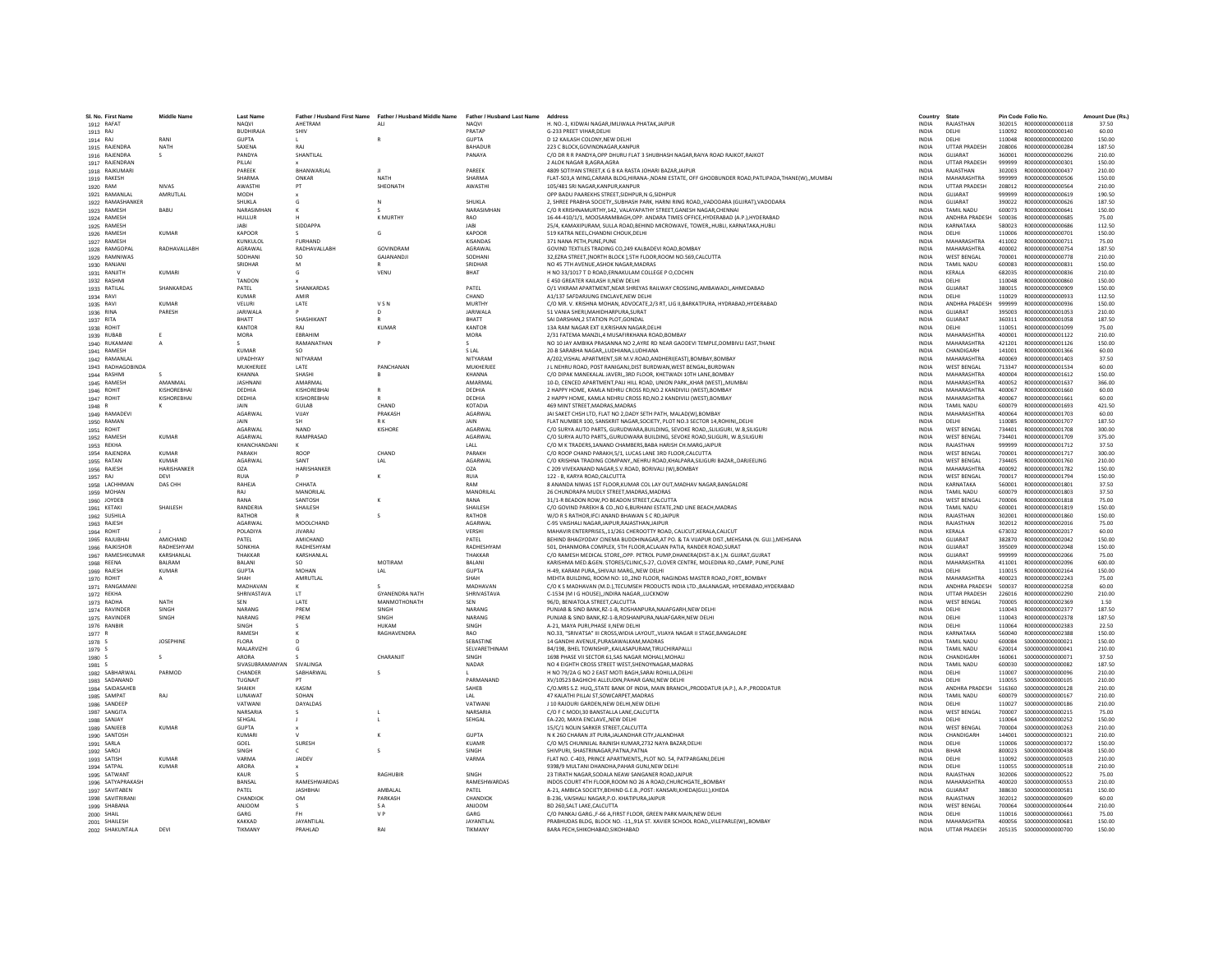| Sl. No. | First Name | Middle Name | Last Name | Father / Husband First Name | Father / Husband Middle Name | Father / Husband Last Name | Address | Country | State | Pin Code | Folio No. | Amount Due (Rs.) |
|---|---|---|---|---|---|---|---|---|---|---|---|---|
| 1912 | RAFAT | | NAQVI | AHETRAM | ALI | NAQVI | H. NO.-1, KIDWAI NAGAR,IMLIWALA PHATAK,JAIPUR | INDIA | RAJASTHAN | 302015 | R000000000000118 | 37.50 |
| 1913 | RAJ | | BUDHIRAJA | SHIV | | PRATAP | G-233 PREET VIHAR,DELHI | INDIA | DELHI | 110092 | R000000000000140 | 60.00 |
| 1914 | RAJ | RANI | GUPTA | L | R | GUPTA | D 12 KAILASH COLONY,NEW DELHI | INDIA | DELHI | 110048 | R000000000000200 | 150.00 |
| 1915 | RAJENDRA | NATH | SAXENA | RAJ | | BAHADUR | 223 C BLOCK,GOVINDNAGAR,KANPUR | INDIA | UTTAR PRADESH | 208006 | R000000000000284 | 187.50 |
| 1916 | RAJENDRA | S | PANDYA | SHANTILAL | | PANAYA | C/O DR R R PANDYA,OPP DHURU FLAT 3 SHUBHASH NAGAR,RAIYA ROAD RAJKOT,RAJKOT | INDIA | GUJARAT | 360001 | R000000000000296 | 210.00 |
| 1917 | RAJENDRAN | | PILLAI | x | | | 2 ALOK NAGAR B,AGRA,AGRA | INDIA | UTTAR PRADESH | 999999 | R000000000000301 | 150.00 |
| 1918 | RAJKUMARI | | PAREEK | BHANWARLAL | JI | PAREEK | 4809 SOTIYAN STREET,K G B KA RASTA JOHARI BAZAR,JAIPUR | INDIA | RAJASTHAN | 302003 | R000000000000437 | 210.00 |
| 1919 | RAKESH | | SHARMA | ONKAR | NATH | SHARMA | FLAT-503,A WING,CARARA BLDG,HIRANA-,NDANI ESTATE, OFF GHODBUNDER ROAD,PATLIPADA,THANE(W),,MUMBAI | INDIA | MAHARASHTRA | 999999 | R000000000000506 | 150.00 |
| 1920 | RAM | NIVAS | AWASTHI | PT | SHEONATH | AWASTHI | 105/481 SRI NAGAR,KANPUR,KANPUR | INDIA | UTTAR PRADESH | 208012 | R000000000000564 | 210.00 |
| 1921 | RAMANLAL | AMRUTLAL | MODH | x | | | OPP BADU PAAREKHS STREET,SIDHPUR,N G,SIDHPUR | INDIA | GUJARAT | 999999 | R000000000000619 | 190.50 |
| 1922 | RAMASHANKER | | SHUKLA | G | N | SHUKLA | 2, SHREE PRABHA SOCIETY,,SUBHASH PARK, HARNI RING ROAD,,VADODARA (GUJRAT),VADODARA | INDIA | GUJARAT | 390022 | R000000000000626 | 187.50 |
| 1923 | RAMESH | BABU | NARASIMHAN | K | S | NARASIMHAN | C/O R KRISHNAMURTHY,142, VALAYAPATHY STREET,GANESH NAGAR,CHENNAI | INDIA | TAMIL NADU | 600073 | R000000000000641 | 150.00 |
| 1924 | RAMESH | | HULLUR | H | K MURTHY | RAO | 16-44-410/1/1, MOOSARAMBAGH,OPP. ANDARA TIMES OFFICE,HYDERABAD (A.P.),HYDERABAD | INDIA | ANDHRA PRADESH | 500036 | R000000000000685 | 75.00 |
| 1925 | RAMESH | | JABI | SIDDAPPA | | JABI | 25/4, KAMAXIPURAM, SULLA ROAD,BEHIND MICROWAVE, TOWER,,HUBLI, KARNATAKA,HUBLI | INDIA | KARNATAKA | 580023 | R000000000000686 | 112.50 |
| 1926 | RAMESH | KUMAR | KAPOOR | S | G | KAPOOR | 519 KATRA NEEL,CHANDNI CHOUK,DELHI | INDIA | DELHI | 110006 | R000000000000701 | 150.00 |
| 1927 | RAMESH | | KUNKULOL | FURHAND | | KISANDAS | 371 NANA PETH,PUNE,PUNE | INDIA | MAHARASHTRA | 411002 | R000000000000711 | 75.00 |
| 1928 | RAMGOPAL | RADHAVALLABH | AGRAWAL | RADHAVALLABH | GOVINDRAM | AGRAWAL | GOVIND TEXTILES TRADING CO,249 KALBADEVI ROAD,BOMBAY | INDIA | MAHARASHTRA | 400002 | R000000000000754 | 187.50 |
| 1929 | RAMNIWAS | | SODHANI | SO | GAJANANDJI | SODHANI | 32,EZRA STREET,(NORTH BLOCK ),5TH FLOOR,ROOM NO.569,CALCUTTA | INDIA | WEST BENGAL | 700001 | R000000000000778 | 210.00 |
| 1930 | RANJANI | | SRIDHAR | M | R | SRIDHAR | NO 45 7TH AVENUE,ASHOK NAGAR,MADRAS | INDIA | TAMIL NADU | 600083 | R000000000000831 | 150.00 |
| 1931 | RANJITH | KUMARI | V | G | VENU | BHAT | H NO 33/1017 T D ROAD,ERNAKULAM COLLEGE P O,COCHIN | INDIA | KERALA | 682035 | R000000000000836 | 210.00 |
| 1932 | RASHMI | | TANDON | x | | | E 450 GREATER KAILASH II,NEW DELHI | INDIA | DELHI | 110048 | R000000000000860 | 150.00 |
| 1933 | RATILAL | SHANKARDAS | PATEL | SHANKARDAS | | PATEL | O/1 VIKRAM APARTMENT,NEAR SHREYAS RAILWAY CROSSING,AMBAWADI,,AHMEDABAD | INDIA | GUJARAT | 380015 | R000000000000909 | 150.00 |
| 1934 | RAVI | | KUMAR | AMIR | | CHAND | A1/137 SAFDARJUNG ENCLAVE,NEW DELHI | INDIA | DELHI | 110029 | R000000000000933 | 112.50 |
| 1935 | RAVI | KUMAR | VELURI | LATE | V S N | MURTHY | C/O MR. V. KRISHNA MOHAN, ADVOCATE,2/3 RT, LIG II,BARKATPURA, HYDRABAD,HYDERABAD | INDIA | ANDHRA PRADESH | 999999 | R000000000000936 | 150.00 |
| 1936 | RINA | PARESH | JARIWALA | P | D | JARIWALA | 51 VANIA SHERI,MAHIDHARPURA,SURAT | INDIA | GUJARAT | 395003 | R000000000001053 | 210.00 |
| 1937 | RITA | | BHATT | SHASHIKANT | R | BHATT | SAI DARSHAN,2 STATION PLOT,GONDAL | INDIA | GUJARAT | 360311 | R000000000001058 | 187.50 |
| 1938 | ROHIT | | KANTOR | RAJ | KUMAR | KANTOR | 13A RAM NAGAR EXT II,KRISHAN NAGAR,DELHI | INDIA | DELHI | 110051 | R000000000001099 | 75.00 |
| 1939 | RUBAB | E | MORA | EBRAHIM | | MORA | 2/31 FATEMA MANZIL,4 MUSAFIRKHANA ROAD,BOMBAY | INDIA | MAHARASHTRA | 400001 | R000000000001122 | 210.00 |
| 1940 | RUKAMANI | A | S | RAMANATHAN | P | S | NO 10 JAY AMBIKA PRASANNA NO 2,AYRE RD NEAR GAODEVI TEMPLE,DOMBIVLI EAST,THANE | INDIA | MAHARASHTRA | 421201 | R000000000001126 | 150.00 |
| 1941 | RAMESH | | KUMAR | SO | | S LAL | 20-B SARABHA NAGAR,,LUDHIANA,LUDHIANA | INDIA | CHANDIGARH | 141001 | R000000000001366 | 60.00 |
| 1942 | RAMANLAL | | UPADHYAY | NITYARAM | | NITYARAM | A/202,VISHAL APARTMENT,SIR M.V.ROAD,ANDHERI(EAST),BOMBAY,BOMBAY | INDIA | MAHARASHTRA | 400069 | R000000000001403 | 37.50 |
| 1943 | RADHAGOBINDA | | MUKHERJEE | LATE | PANCHANAN | MUKHERJEE | J L NEHRU ROAD, POST RANIGANJ,DIST BURDWAN,WEST BENGAL,BURDWAN | INDIA | WEST BENGAL | 713347 | R000000000001534 | 60.00 |
| 1944 | RASHMI | S | KHANNA | SHASHI | B | KHANNA | C/O DIPAK MANEKALAL JAVERI,,3RD FLOOR, KHETWADI 10TH LANE,BOMBAY | INDIA | MAHARASHTRA | 400004 | R000000000001612 | 150.00 |
| 1945 | RAMESH | AMANMAL | JASHNANI | AMARMAL | | AMARMAL | 10-D, CENCED APARTMENT,PALI HILL ROAD, UNION PARK,,KHAR (WEST),,MUMBAI | INDIA | MAHARASHTRA | 400052 | R000000000001637 | 366.00 |
| 1946 | ROHIT | KISHOREBHAI | DEDHIA | KISHOREBHAI | R | DEDHIA | 2 HAPPY HOME, KAMLA NEHRU CROSS RD,NO.2 KANDIVILI (WEST),BOMBAY | INDIA | MAHARASHTRA | 400067 | R000000000001660 | 60.00 |
| 1947 | ROHIT | KISHOREBHAI | DEDHIA | KISHOREBHAI | R | DEDHIA | 2 HAPPY HOME, KAMLA NEHRU CROSS RD,NO.2 KANDIVILI (WEST),BOMBAY | INDIA | MAHARASHTRA | 400067 | R000000000001661 | 60.00 |
| 1948 | R | K | JAIN | GULAB | CHAND | KOTADIA | 469 MINT STREET,MADRAS,MADRAS | INDIA | TAMIL NADU | 600079 | R000000000001693 | 421.50 |
| 1949 | RAMADEVI | | AGARWAL | VIJAY | PRAKASH | AGARWAL | JAI SAKET CHSH LTD, FLAT NO 2,DADY SETH PATH, MALAD(W),BOMBAY | INDIA | MAHARASHTRA | 400064 | R000000000001703 | 60.00 |
| 1950 | RAMAN | | JAIN | SH | R K | JAIN | FLAT NUMBER 100, SANSKRIT NAGAR,SOCIETY, PLOT NO.3 SECTOR 14,ROHINI,,DELHI | INDIA | DELHI | 110085 | R000000000001707 | 187.50 |
| 1951 | ROHIT | | AGARWAL | NAND | KISHORE | AGARWAL | C/O SURYA AUTO PARTS, GURUDWARA,BUILDING, SEVOKE ROAD,,SILIGURI, W.B,SILIGURI | INDIA | WEST BENGAL | 734401 | R000000000001708 | 300.00 |
| 1952 | RAMESH | KUMAR | AGARWAL | RAMPRASAD | | AGARWAL | C/O SURYA AUTO PARTS,,GURUDWARA BUILDING, SEVOKE ROAD,SILIGURI, W.B,SILIGURI | INDIA | WEST BENGAL | 734401 | R000000000001709 | 375.00 |
| 1953 | REKHA | | KHANCHANDANI | K | | LALL | C/O M K TRADERS,1ANAND CHAMBERS,BABA HARISH CH.MARG,JAIPUR | INDIA | RAJASTHAN | 999999 | R000000000001712 | 37.50 |
| 1954 | RAJENDRA | KUMAR | PARAKH | ROOP | CHAND | PARAKH | C/O ROOP CHAND PARAKH,5/1, LUCAS LANE 3RD FLOOR,CALCUTTA | INDIA | WEST BENGAL | 700001 | R000000000001717 | 300.00 |
| 1955 | RATAN | KUMAR | AGARWAL | SANT | LAL | AGARWAL | C/O KRISHNA TRADING COMPANY,,NEHRU ROAD,KHALPARA,SILIGURI BAZAR,,DARJEELING | INDIA | WEST BENGAL | 734405 | R000000000001760 | 210.00 |
| 1956 | RAJESH | HARISHANKER | OZA | HARISHANKER | | OZA | C 209 VIVEKANAND NAGAR,S.V.ROAD, BORIVALI (W),BOMBAY | INDIA | MAHARASHTRA | 400092 | R000000000001782 | 150.00 |
| 1957 | RAJ | DEVI | RUIA | P | K | RUIA | 122 - B, KARYA ROAD,CALCUTTA | INDIA | WEST BENGAL | 700017 | R000000000001794 | 150.00 |
| 1958 | LACHHMAN | DAS CHH | RAHEJA | CHHATA | | RAM | 8 ANANDA NIWAS 1ST FLOOR,KUMAR COL LAY OUT,MADHAV NAGAR,BANGALORE | INDIA | KARNATAKA | 560001 | R000000000001801 | 37.50 |
| 1959 | MOHAN | | RAJ | MANORILAL | | MANORILAL | 26 CHUNDRAPA MUDLY STREET,MADRAS,MADRAS | INDIA | TAMIL NADU | 600079 | R000000000001803 | 37.50 |
| 1960 | JOYDEB | | RANA | SANTOSH | K | RANA | 31/1-R BEADON ROW,PO BEADON STREET,CALCUTTA | INDIA | WEST BENGAL | 700006 | R000000000001818 | 75.00 |
| 1961 | KETAKI | SHAILESH | RANDERIA | SHAILESH | | SHAILESH | C/O GOVIND PAREKH & CO.,NO 6,BURHANI ESTATE,2ND LINE BEACH,MADRAS | INDIA | TAMIL NADU | 600001 | R000000000001819 | 150.00 |
| 1962 | SUSHILA | | RATHOR | R | S | RATHOR | W/O R S RATHOR,IFCI ANAND BHAWAN S C RD,JAIPUR | INDIA | RAJASTHAN | 302001 | R000000000001860 | 150.00 |
| 1963 | RAJESH | | AGARWAL | MOOLCHAND | | AGARWAL | C-95 VAISHALI NAGAR,JAIPUR,RAJASTHAN,JAIPUR | INDIA | RAJASTHAN | 302012 | R000000000002016 | 75.00 |
| 1964 | ROHIT | J | POLADIYA | JIVARAJ | | VERSHI | MAHAVIR ENTERPRISES,,11/261 CHEROOTTY ROAD, CALICUT,KERALA,CALICUT | INDIA | KERALA | 673032 | R000000000002017 | 60.00 |
| 1965 | RAJUBHAI | AMICHAND | PATEL | AMICHAND | | PATEL | BEHIND BHAGYODAY CINEMA BUDDHINAGAR,AT PO. & TA VIJAPUR DIST.,MEHSANA (N. GUJ.),MEHSANA | INDIA | GUJARAT | 382870 | R000000000002042 | 150.00 |
| 1966 | RAJKISHOR | RADHESHYAM | SONKHIA | RADHESHYAM | | RADHESHYAM | 501, DHANMORA COMPLEX, 5TH FLOOR,ACLAJAN PATIA, RANDER ROAD,SURAT | INDIA | GUJARAT | 395009 | R000000000002048 | 150.00 |
| 1967 | RAMESHKUMAR | KARSHANLAL | THAKKAR | KARSHANLAL | | THAKKAR | C/O RAMESH MEDICAL STORE,,OPP. PETROL PUMP,DHANERA(DIST-B.K.),N. GUJRAT,GUJRAT | INDIA | GUJARAT | 999999 | R000000000002066 | 75.00 |
| 1968 | REENA | BALRAM | BALANI | SO | MOTIRAM | BALANI | KARISHMA MED.&GEN. STORES/CLINIC,S-27, CLOVER CENTRE, MOLEDINA RD.,CAMP, PUNE,PUNE | INDIA | MAHARASHTRA | 411001 | R000000000002096 | 600.00 |
| 1969 | RAJESH | KUMAR | GUPTA | MOHAN | LAL | GUPTA | H-49, KARAM PURA,,SHIVAJI MARG,,NEW DELHI | INDIA | DELHI | 110015 | R000000000002164 | 150.00 |
| 1970 | ROHIT | A | SHAH | AMRUTLAL | | SHAH | MEHTA BUILDING, ROOM NO: 10,,2ND FLOOR, NAGINDAS MASTER ROAD,,FORT,,BOMBAY | INDIA | MAHARASHTRA | 400023 | R000000000002243 | 75.00 |
| 1971 | RANGAMANI | | MADHAVAN | K | S | MADHAVAN | C/O K S MADHAVAN (M.D.),TECUMSEH PRODUCTS INDIA LTD.,BALANAGAR, HYDERABAD,HYDERABAD | INDIA | ANDHRA PRADESH | 500037 | R000000000002258 | 60.00 |
| 1972 | REKHA | | SHRIVASTAVA | LT | GYANENDRA NATH | SHRIVASTAVA | C-1534 (M I G HOUSE),,INDIRA NAGAR,,LUCKNOW | INDIA | UTTAR PRADESH | 226016 | R000000000002290 | 210.00 |
| 1973 | RADHA | NATH | SEN | LATE | MANMOTHONATH | SEN | 96/D, BENIATOLA STREET,CALCUTTA | INDIA | WEST BENGAL | 700005 | R000000000002369 | 1.50 |
| 1974 | RAVINDER | SINGH | NARANG | PREM | SINGH | NARANG | PUNJAB & SIND BANK,RZ-1-B, ROSHANPURA,NAJAFGARH,NEW DELHI | INDIA | DELHI | 110043 | R000000000002377 | 187.50 |
| 1975 | RAVINDER | SINGH | NARANG | PREM | SINGH | NARANG | PUNJAB & SIND BANK,RZ-1-B,ROSHANPURA,NAJAFGARH,NEW DELHI | INDIA | DELHI | 110043 | R000000000002378 | 187.50 |
| 1976 | RANBIR | | SINGH | S | HUKAM | SINGH | A-21, MAYA PURI,PHASE II,NEW DELHI | INDIA | DELHI | 110064 | R000000000002383 | 22.50 |
| 1977 | R | | RAMESH | K | RAGHAVENDRA | RAO | NO.33, "SRIVATSA" III CROSS,WIDIA LAYOUT,,VIJAYA NAGAR II STAGE,BANGALORE | INDIA | KARNATAKA | 560040 | R000000000002388 | 150.00 |
| 1978 | S | JOSEPHINE | FLORA | D | | SEBASTINE | 14 GANDHI AVENUE,PURASAWALKAM,MADRAS | INDIA | TAMIL NADU | 600084 | S000000000000021 | 150.00 |
| 1979 | S | | MALARVIZHI | G | | SELVARETHINAM | B4/198, BHEL TOWNSHIP,,KAILASAPURAM,TIRUCHIRAPALLI | INDIA | TAMIL NADU | 620014 | S000000000000041 | 210.00 |
| 1980 | S | S | ARORA | S | CHARANJIT | SINGH | 1698 PHASE VII SECTOR 61,SAS NAGAR MOHALI,MOHALI | INDIA | CHANDIGARH | 160061 | S000000000000071 | 37.50 |
| 1981 | S | | SIVASUBRAMANYAN | SIVALINGA | | NADAR | NO 4 EIGHTH CROSS STREET WEST,SHENOYNAGAR,MADRAS | INDIA | TAMIL NADU | 600030 | S000000000000082 | 187.50 |
| 1982 | SABHARWAL | PARMOD | CHANDER | SABHARWAL | S | L | H NO 79/2A G NO 2 EAST MOTI BAGH,SARAI ROHILLA,DELHI | INDIA | DELHI | 110007 | S000000000000096 | 210.00 |
| 1983 | SADANAND | | TUGNAIT | PT | | PARMANAND | XV/10523 BAGHICHI ALLEUDIN,PAHAR GANJ,NEW DELHI | INDIA | DELHI | 110055 | S000000000000105 | 210.00 |
| 1984 | SAIDASAHEB | | SHAIKH | KASIM | | SAHEB | C/0.MRS S.Z. HUQ,,STATE BANK OF INDIA, MAIN BRANCH,,PRODDATUR (A.P.), A.P.,PRODDATUR | INDIA | ANDHRA PRADESH | 516360 | S000000000000128 | 210.00 |
| 1985 | SAMPAT | RAJ | LUNAWAT | SOHAN | | LAL | 47 KALATHI PILLAI ST,SOWCARPET,MADRAS | INDIA | TAMIL NADU | 600079 | S000000000000167 | 210.00 |
| 1986 | SANDEEP | | VATWANI | DAYALDAS | | VATWANI | J 10 RAJOURI GARDEN,NEW DELHI,NEW DELHI | INDIA | DELHI | 110027 | S000000000000186 | 210.00 |
| 1987 | SANGITA | | NARSARIA | S | L | NARSARIA | C/O F C MODI,30 BANSTALLA LANE,CALCUTTA | INDIA | WEST BENGAL | 700007 | S000000000000215 | 75.00 |
| 1988 | SANJAY | | SEHGAL | J | L | SEHGAL | EA-220, MAYA ENCLAVE,,NEW DELHI | INDIA | DELHI | 110064 | S000000000000252 | 150.00 |
| 1989 | SANJEEB | KUMAR | GUPTA | x | | | 15/C/1 NOLIN SARKER STREET,CALCUTTA | INDIA | WEST BENGAL | 700004 | S000000000000263 | 210.00 |
| 1990 | SANTOSH | | KUMARI | V | K | GUPTA | N K 260 CHARAN JIT PURA,JALANDHAR CITY,JALANDHAR | INDIA | CHANDIGARH | 144001 | S000000000000321 | 210.00 |
| 1991 | SARLA | | GOEL | SURESH | | KUAMR | C/O M/S CHUNNILAL RAJNISH KUMAR,2732 NAYA BAZAR,DELHI | INDIA | DELHI | 110006 | S000000000000372 | 150.00 |
| 1992 | SAROJ | | SINGH | C | S | SINGH | SHIVPURI, SHASTRINAGAR,PATNA,PATNA | INDIA | BIHAR | 800023 | S000000000000438 | 150.00 |
| 1993 | SATISH | KUMAR | VARMA | JAIDEV | | VARMA | FLAT NO. C-403, PRINCE APARTMENTS,,PLOT NO. 54, PATPARGANJ,DELHI | INDIA | DELHI | 110092 | S000000000000503 | 210.00 |
| 1994 | SATPAL | KUMAR | ARORA | x | | | 9398/9 MULTANI DHANDHA,PAHAR GUNJ,NEW DELHI | INDIA | DELHI | 110055 | S000000000000518 | 210.00 |
| 1995 | SATWANT | | KAUR | S | RAGHUBIR | SINGH | 23 TIRATH NAGAR,SODALA NEAW SANGANER ROAD,JAIPUR | INDIA | RAJASTHAN | 302006 | S000000000000522 | 75.00 |
| 1996 | SATYAPRAKASH | | BANSAL | RAMESHWARDAS | | RAMESHWARDAS | INDOS COURT 4TH FLOOR,ROOM NO 26 A ROAD,CHURCHGATE,,BOMBAY | INDIA | MAHARASHTRA | 400020 | S000000000000553 | 210.00 |
| 1997 | SAVITABEN | | PATEL | JASHBHAI | AMBALAL | PATEL | A-21, AMBICA SOCIETY,BEHIND G.E.B.,POST: KANSARI,KHEDA(GUJ.),KHEDA | INDIA | GUJARAT | 388630 | S000000000000581 | 150.00 |
| 1998 | SAVITRIRANI | | CHANDIOK | OM | PARKASH | CHANDIOK | B-236, VAISHALI NAGAR,P.O. KHATIPURA,JAIPUR | INDIA | RAJASTHAN | 302012 | S000000000000609 | 60.00 |
| 1999 | SHABANA | | ANJOOM | S | S A | ANJOOM | 8D 260,SALT LAKE,CALCUTTA | INDIA | WEST BENGAL | 700064 | S000000000000644 | 210.00 |
| 2000 | SHAIL | | GARG | FH | V P | GARG | C/O PANKAJ GARG,,F-66 A,FIRST FLOOR, GREEN PARK MAIN,NEW DELHI | INDIA | DELHI | 110016 | S000000000000661 | 75.00 |
| 2001 | SHAILESH | | KAKKAD | JAYANTILAL | | JAYANTILAL | PRABHUDAS BLDG, BLOCK NO. -11,,91A ST. XAVIER SCHOOL ROAD,,VILEPARLE(W),,BOMBAY | INDIA | MAHARASHTRA | 400056 | S000000000000681 | 150.00 |
| 2002 | SHAKUNTALA | DEVI | TIKMANY | PRAHLAD | RAI | TIKMANY | BARA PECH,SHIKOHABAD,SIKOHABAD | INDIA | UTTAR PRADESH | 205135 | S000000000000700 | 150.00 |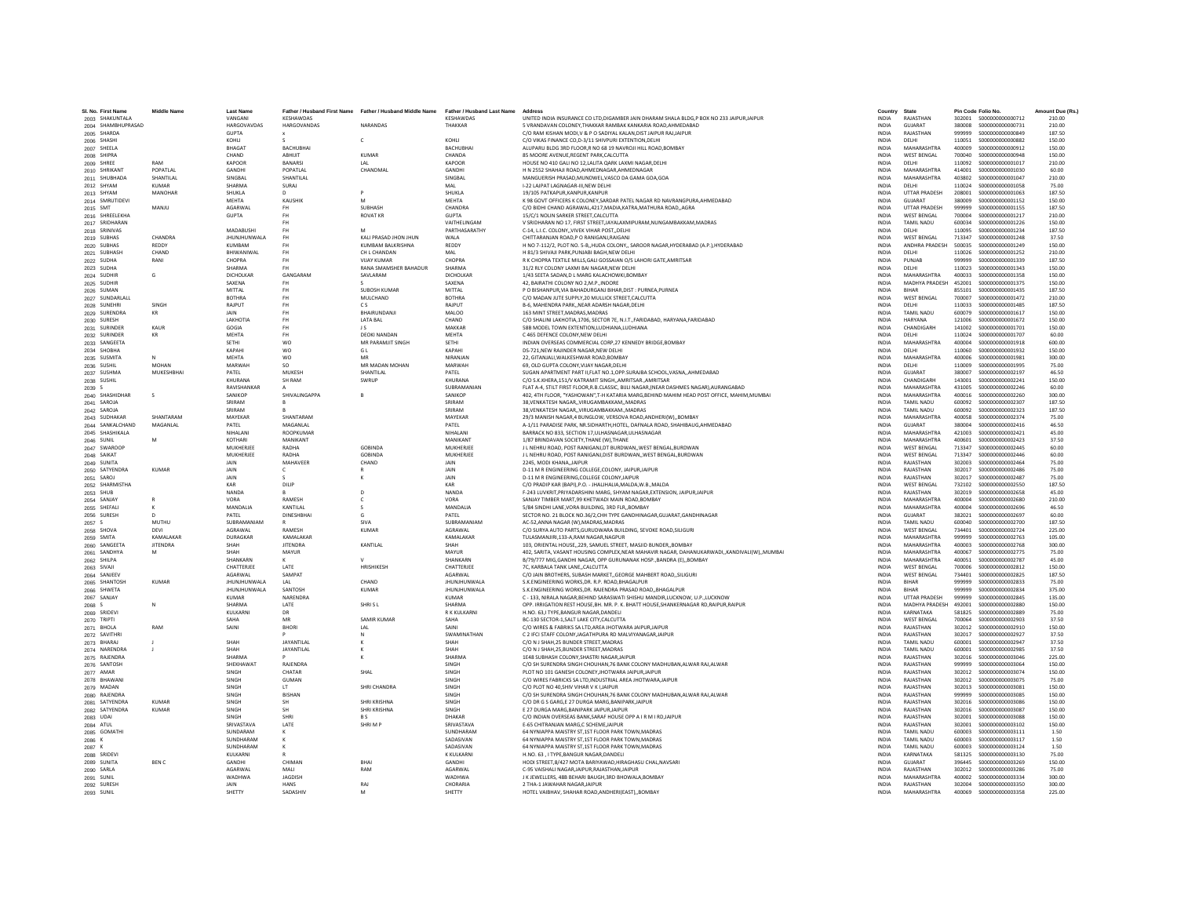| Sl. No. | First Name | Middle Name | Last Name | Father / Husband First Name | Father / Husband Middle Name | Father / Husband Last Name | Address | Country | State | Pin Code | Folio No. | Amount Due (Rs.) |
|---|---|---|---|---|---|---|---|---|---|---|---|---|
| 2003 | SHAKUNTALA | | VANGANI | KESHAWDAS | | KESHAWDAS | UNITED INDIA INSURANCE CO LTD,DIGAMBER JAIN DHARAM SHALA BLDG,P BOX NO 233 JAIPUR,JAIPUR | INDIA | RAJASTHAN | 302001 | S000000000000712 | 210.00 |
| 2004 | SHAMBHUPRASAD | | HARGOVANDAS | HARGOVANDAS | NARANDAS | THAKKAR | 5 VRANDAVAN COLONEY,THAKKAR RAMBAK KANKARIA ROAD,AHMEDABAD | INDIA | GUJARAT | 380008 | S000000000000731 | 210.00 |
| 2005 | SHARDA | | GUPTA | x | | | C/O RAM KISHAN MODI,V & P O SADIYAL KALAN,DIST JAIPUR RAJ,JAIPUR | INDIA | RAJASTHAN | 999999 | S000000000000849 | 187.50 |
| 2006 | SHASHI | | KOHLI | S | C | KOHLI | C/O VIKAS FINANCE CO,D-3/11 SHIVPURI EXTENTION,DELHI | INDIA | DELHI | 110051 | S000000000000882 | 150.00 |
| 2007 | SHEELA | | BHAGAT | BACHUBHAI | | BACHUBHAI | ALUPARU BLDG 3RD FLOOR,R NO 68 19 NAVROJI HILL ROAD,BOMBAY | INDIA | MAHARASHTRA | 400009 | S000000000000912 | 150.00 |
| 2008 | SHIPRA | | CHAND | ABHIJIT | KUMAR | CHANDA | 85 MOORE AVENUE,REGENT PARK,CALCUTTA | INDIA | WEST BENGAL | 700040 | S000000000000948 | 150.00 |
| 2009 | SHREE | RAM | KAPOOR | BANARSI | LAL | KAPOOR | HOUSE NO 410 GALI NO 12,LALITA QARK LAXMI NAGAR,DELHI | INDIA | DELHI | 110092 | S000000000001017 | 210.00 |
| 2010 | SHRIKANT | POPATLAL | GANDHI | POPATLAL | CHANDMAL | GANDHI | H N 2552 SHAHAJI ROAD,AHMEDNAGAR,AHMEDNAGAR | INDIA | MAHARASHTRA | 414001 | S000000000001030 | 60.00 |
| 2011 | SHUBHADA | SHANTILAL | SINGBAL | SHANTILAL | | SINGBAL | MANGUERISH PRASAD,MUNDWEL,VASCO DA GAMA GOA,GOA | INDIA | MAHARASHTRA | 403802 | S000000000001047 | 210.00 |
| 2012 | SHYAM | KUMAR | SHARMA | SURAJ | | MAL | I-22 LAJPAT LAGNAGAR-III,NEW DELHI | INDIA | DELHI | 110024 | S000000000001058 | 75.00 |
| 2013 | SHYAM | MANOHAR | SHUKLA | D | P | SHUKLA | 19/105 PATKAPUR,KANPUR,KANPUR | INDIA | UTTAR PRADESH | 208001 | S000000000001063 | 187.50 |
| 2014 | SMRUTIDEVI | | MEHTA | KAUSHIK | M | MEHTA | K 98 GOVT OFFICERS K COLONEY,SARDAR PATEL NAGAR RD NAVRANGPURA,AHMEDABAD | INDIA | GUJARAT | 380009 | S000000000001152 | 150.00 |
| 2015 | SMT | MANJU | AGARWAL | FH | SUBHASH | CHANDRA | C/O BIDHI CHAND AGRAWAL,4217,MADIA,KATRA,MATHURA ROAD,,AGRA | INDIA | UTTAR PRADESH | 999999 | S000000000001155 | 187.50 |
| 2016 | SHREELEKHA | | GUPTA | FH | ROVAT KR | GUPTA | 15/C/1 NOLIN SARKER STREET,CALCUTTA | INDIA | WEST BENGAL | 700004 | S000000000001217 | 210.00 |
| 2017 | SRIDHARAN | | | FH | | VAITHELINGAM | V SRIDHARAN NO 17, FIRST STREET,JAYALAXMIPURAM,NUNGAMBAKKAM,MADRAS | INDIA | TAMIL NADU | 600034 | S000000000001226 | 150.00 |
| 2018 | SRINIVAS | | MADABUSHI | FH | M | PARTHASARATHY | C-14, L.I.C. COLONY,,VIVEK VIHAR POST,,DELHI | INDIA | DELHI | 110095 | S000000000001234 | 187.50 |
| 2019 | SUBHAS | CHANDRA | JHUNJHUNWALA | FH | KALI PRASAD JHON JHUN | WALA | CHITTARANJAN ROAD,P O RANIGANJ,RAIGANJ | INDIA | WEST BENGAL | 713347 | S000000000001248 | 37.50 |
| 2020 | SUBHAS | REDDY | KUMBAM | FH | KUMBAM BALKRISHNA | REDDY | H NO 7-112/2, PLOT NO. 5-B,,HUDA COLONY,, SAROOR NAGAR,HYDERABAD (A.P.),HYDERABAD | INDIA | ANDHRA PRADESH | 500035 | S000000000001249 | 150.00 |
| 2021 | SUBHASH | CHAND | BHIWANIWAL | FH | CH L CHANDAN | MAL | H 81/3 SHIVAJI PARK,PUNJABI BAGH,NEW DELHI | INDIA | DELHI | 110026 | S000000000001252 | 210.00 |
| 2022 | SUDHA | RANI | CHOPRA | FH | VIJAY KUMAR | CHOPRA | R K CHOPRA TEXTILE MILLS,GALI GOSSAIAN O/S LAHORI GATE,AMRITSAR | INDIA | PUNJAB | 999999 | S000000000001339 | 187.50 |
| 2023 | SUDHA | | SHARMA | FH | RANA SMAMSHER BAHADUR | SHARMA | 31/2 RLY COLONY LAXMI BAI NAGAR,NEW DELHI | INDIA | DELHI | 110023 | S000000000001343 | 150.00 |
| 2024 | SUDHIR | G | DICHOLKAR | GANGARAM | SAVLARAM | DICHOLKAR | 1/43 SEETA SADAN,D L MARG KALACHOWKI,BOMBAY | INDIA | MAHARASHTRA | 400033 | S000000000001358 | 150.00 |
| 2025 | SUDHIR | | SAXENA | FH | S | SAXENA | 42, BAIRATHI COLONY NO 2,M.P.,INDORE | INDIA | MADHYA PRADESH | 452001 | S000000000001375 | 150.00 |
| 2026 | SUMAN | | MITTAL | FH | SUBOSH KUMAR | MITTAL | P O BISHANPUR,VIA BAHADURGANJ BIHAR,DIST : PURNEA,PURNEA | INDIA | BIHAR | 855101 | S000000000001435 | 187.50 |
| 2027 | SUNDARLALL | | BOTHRA | FH | MULCHAND | BOTHRA | C/O MADAN JUTE SUPPLY,20 MULLICK STREET,CALCUTTA | INDIA | WEST BENGAL | 700007 | S000000000001472 | 210.00 |
| 2028 | SUNEHRI | SINGH | RAJPUT | FH | C S | RAJPUT | B-6, MAHENDRA PARK,,NEAR ADARSH NAGAR,DELHI | INDIA | DELHI | 110033 | S000000000001485 | 187.50 |
| 2029 | SURENDRA | KR | JAIN | FH | BHAIRUNDANJI | MALOO | 163 MINT STREET,MADRAS,MADRAS | INDIA | TAMIL NADU | 600079 | S000000000001617 | 150.00 |
| 2030 | SURESH | | LAKHOTIA | FH | LATA BAL | CHAND | C/O SHALINI LAKHOTIA,1706, SECTOR 7E, N.I.T.,FARIDABAD, HARYANA,FARIDABAD | INDIA | HARYANA | 121006 | S000000000001672 | 150.00 |
| 2031 | SURINDER | KAUR | GOGIA | FH | J S | MAKKAR | 588 MODEL TOWN EXTENTION,LUDHIANA,LUDHIANA | INDIA | CHANDIGARH | 141002 | S000000000001701 | 150.00 |
| 2032 | SURINDER | KR | MEHTA | FH | DEOKI NANDAN | MEHTA | C 465 DEFENCE COLONY,NEW DELHI | INDIA | DELHI | 110024 | S000000000001707 | 60.00 |
| 2033 | SANGEETA | | SETHI | WO | MR PARAMJIT SINGH | SETHI | INDIAN OVERSEAS COMMERCIAL CORP,27 KENNEDY BRIDGE,BOMBAY | INDIA | MAHARASHTRA | 400004 | S000000000001918 | 600.00 |
| 2034 | SHOBHA | | KAPAHI | WO | G L | KAPAHI | DS-721,NEW RAJINDER NAGAR,NEW DELHI | INDIA | DELHI | 110060 | S000000000001932 | 150.00 |
| 2035 | SUSMITA | N | MEHTA | WO | MR | NIRANJAN | 22, GITANJALI,WALKESHWAR ROAD,BOMBAY | INDIA | MAHARASHTRA | 400006 | S000000000001981 | 300.00 |
| 2036 | SUSHIL | MOHAN | MARWAH | SO | MR MADAN MOHAN | MARWAH | 69, OLD GUPTA COLONY,VIJAY NAGAR,DELHI | INDIA | DELHI | 110009 | S000000000001995 | 75.00 |
| 2037 | SUSHMA | MUKESHBHAI | PATEL | MUKESH | SHANTILAL | PATEL | SUGAN APARTMENT PART II,FLAT NO.1,OPP.SURAJBA SCHOOL,VASNA,,AHMEDABAD | INDIA | GUJARAT | 380007 | S000000000002197 | 46.50 |
| 2038 | SUSHIL | | KHURANA | SH RAM | SWRUP | KHURANA | C/O S.K.KHERA,151/V KATRAMIT SINGH,,AMRITSAR.,AMRITSAR | INDIA | CHANDIGARH | 143001 | S000000000002241 | 150.00 |
| 2039 | S | | RAVISHANKAR | A | | SUBRAMANIAN | FLAT A-4, STILT FIRST FLOOR,R.B.CLASSIC, BILLI NAGAR,(NEAR DASHMES NAGAR),AURANGABAD | INDIA | MAHARASHTRA | 431005 | S000000000002246 | 60.00 |
| 2040 | SHASHIDHAR | S | SANIKOP | SHIVALINGAPPA | B | SANIKOP | 402, 4TH FLOOR, "YASHOWAN",T-H KATARIA MARG,BEHIND MAHIM HEAD POST OFFICE, MAHIM,MUMBAI | INDIA | MAHARASHTRA | 400016 | S000000000002260 | 300.00 |
| 2041 | SAROJA | | SRIRAM | B | | SRIRAM | 38,VENKATESH NAGAR,,VIRUGAMBAKKAM,,MADRAS | INDIA | TAMIL NADU | 600092 | S000000000002307 | 187.50 |
| 2042 | SAROJA | | SRIRAM | B | | SRIRAM | 38,VENKATESH NAGAR,,VIRUGAMBAKKAM,,MADRAS | INDIA | TAMIL NADU | 600092 | S000000000002323 | 187.50 |
| 2043 | SUDHAKAR | SHANTARAM | MAYEKAR | SHANTARAM | | MAYEKAR | 29/3 MANISH NAGAR,4 BUNGLOW, VERSOVA ROAD,ANDHERI(W),,BOMBAY | INDIA | MAHARASHTRA | 400058 | S000000000002374 | 75.00 |
| 2044 | SANKALCHAND | MAGANLAL | PATEL | MAGANLAL | | PATEL | A-1/11 PARADISE PARK, NR.SIDHARTH,HOTEL, DAFNALA ROAD, SHAHIBAUG,AHMEDABAD | INDIA | GUJARAT | 380004 | S000000000002416 | 46.50 |
| 2045 | SHASHIKALA | | NIHALANI | ROOPKUMAR | | NIHALANI | BARRACK NO 833, SECTION 17,ULHASNAGAR,ULHASNAGAR | INDIA | MAHARASHTRA | 421003 | S000000000002421 | 45.00 |
| 2046 | SUNIL | M | KOTHARI | MANIKANT | | MANIKANT | 1/87 BRINDAVAN SOCIETY,THANE (W),THANE | INDIA | MAHARASHTRA | 400601 | S000000000002423 | 37.50 |
| 2047 | SWAROOP | | MUKHERJEE | RADHA | GOBINDA | MUKHERJEE | J L NEHRU ROAD, POST RANIGANJ,DT BURDWAN,,WEST BENGAL,BURDWAN | INDIA | WEST BENGAL | 713347 | S000000000002445 | 60.00 |
| 2048 | SAIKAT | | MUKHERJEE | RADHA | GOBINDA | MUKHERJEE | J L NEHRU ROAD, POST RANIGANJ,DIST BURDWAN,,WEST BENGAL,BURDWAN | INDIA | WEST BENGAL | 713347 | S000000000002446 | 60.00 |
| 2049 | SUNITA | | JAIN | MAHAVEER | CHAND | JAIN | 2245, MODI KHANA,,JAIPUR | INDIA | RAJASTHAN | 302003 | S000000000002464 | 75.00 |
| 2050 | SATYENDRA | KUMAR | JAIN | C | R | JAIN | D-11 M R ENGINEERING COLLEGE,COLONY, JAIPUR,JAIPUR | INDIA | RAJASTHAN | 302017 | S000000000002486 | 75.00 |
| 2051 | SAROJ | | JAIN | S | K | JAIN | D-11 M R ENGINEERING,COLLEGE COLONY,JAIPUR | INDIA | RAJASTHAN | 302017 | S000000000002487 | 75.00 |
| 2052 | SHARMISTHA | | KAR | DILIP | | KAR | C/O PRADIP KAR (BAPI),P.O. - JHALJHALIA,MALDA,W.B.,MALDA | INDIA | WEST BENGAL | 732102 | S000000000002550 | 187.50 |
| 2053 | SHUB | | NANDA | B | D | NANDA | F-243 LUVKRIT,PRIYADARSHINI MARG, SHYAM NAGAR,EXTENSION, JAIPUR,JAIPUR | INDIA | RAJASTHAN | 302019 | S000000000002658 | 45.00 |
| 2054 | SANJAY | R | VORA | RAMESH | C | VORA | SANJAY TIMBER MART,99 KHETWADI MAIN ROAD,BOMBAY | INDIA | MAHARASHTRA | 400004 | S000000000002680 | 210.00 |
| 2055 | SHEFALI | K | MANDALIA | KANTILAL | S | MANDALIA | 5/84 SINDHI LANE,VORA BUILDING, 3RD FLR,,BOMBAY | INDIA | MAHARASHTRA | 400004 | S000000000002696 | 46.50 |
| 2056 | SURESH | D | PATEL | DINESHBHAI | G | PATEL | SECTOR NO. 21 BLOCK NO.36/2,CHH TYPE GANDHINAGAR,GUJARAT,GANDHINAGAR | INDIA | GUJARAT | 382021 | S000000000002697 | 60.00 |
| 2057 | S | MUTHU | SUBRAMANIAM | R | SIVA | SUBRAMANIAM | AC-52,ANNA NAGAR (W),MADRAS,MADRAS | INDIA | TAMIL NADU | 600040 | S000000000002700 | 187.50 |
| 2058 | SHOVA | DEVI | AGRAWAL | RAMESH | KUMAR | AGRAWAL | C/O SURYA AUTO PARTS,GURUDWARA BUILDING, SEVOKE ROAD,SILIGURI | INDIA | WEST BENGAL | 734401 | S000000000002724 | 225.00 |
| 2059 | SMITA | KAMALAKAR | DURAGKAR | KAMALAKAR | | KAMALAKAR | TULASMANJIRI,133-A,RAM NAGAR,NAGPUR | INDIA | MAHARASHTRA | 999999 | S000000000002763 | 105.00 |
| 2060 | SANGEETA | JITENDRA | SHAH | JITENDRA | KANTILAL | SHAH | 103, ORIENTAL HOUSE,,229, SAMUEL STREET, MASJID BUNDER,,BOMBAY | INDIA | MAHARASHTRA | 400003 | S000000000002768 | 300.00 |
| 2061 | SANDHYA | M | SHAH | MAYUR | | MAYUR | 402, SARITA, VASANT HOUSING COMPLEX,NEAR MAHAVIR NAGAR, DAHANUKARWADI,,KANDIVALI(W),,MUMBAI | INDIA | MAHARASHTRA | 400067 | S000000000002775 | 75.00 |
| 2062 | SHILPA | | SHANKARN | K | V | SHANKARN | B/79/777 MIG,GANDHI NAGAR, OPP GURUNANAK HOSP.,BANDRA (E),,BOMBAY | INDIA | MAHARASHTRA | 400051 | S000000000002787 | 45.00 |
| 2063 | SIVAJI | | CHATTERJEE | LATE | HRISHIKESH | CHATTERJEE | 7C, KARBALA TANK LANE,,CALCUTTA | INDIA | WEST BENGAL | 700006 | S000000000002812 | 150.00 |
| 2064 | SANJEEV | | AGARWAL | SAMPAT | | AGARWAL | C/O JAIN BROTHERS, SUBASH MARKET,,GEORGE MAHBERT ROAD,,SILIGURI | INDIA | WEST BENGAL | 734401 | S000000000002825 | 187.50 |
| 2065 | SHANTOSH | KUMAR | JHUNJHUNWALA | LAL | CHAND | JHUNJHUNWALA | S.K.ENGINEERING WORKS,DR. R.P. ROAD,BHAGALPUR | INDIA | BIHAR | 999999 | S000000000002833 | 75.00 |
| 2066 | SHWETA | | JHUNJHUNWALA | SANTOSH | KUMAR | JHUNJHUNWALA | S.K.ENGINEERING WORKS,DR. RAJENDRA PRASAD ROAD,,BHAGALPUR | INDIA | BIHAR | 999999 | S000000000002834 | 375.00 |
| 2067 | SANJAY | | KUMAR | NARENDRA | | KUMAR | C - 133, NIRALA NAGAR,BEHIND SARASWATI SHISHU MANDIR,LUCKNOW, U.P.,LUCKNOW | INDIA | UTTAR PRADESH | 999999 | S000000000002845 | 135.00 |
| 2068 | S | N | SHARMA | LATE | SHRI S L | SHARMA | OPP. IRRIGATION REST HOUSE,BH. MR. P. K. BHATT HOUSE,SHANKERNAGAR RD,RAIPUR,RAIPUR | INDIA | MADHYA PRADESH | 492001 | S000000000002880 | 150.00 |
| 2069 | SRIDEVI | | KULKARNI | DR | | R K KULKARNI | H.NO. 63,I TYPE,BANGUR NAGAR,DANDELI | INDIA | KARNATAKA | 581825 | S000000000002889 | 75.00 |
| 2070 | TRIPTI | | SAHA | MR | SAMIR KUMAR | SAHA | BC-130 SECTOR-1,SALT LAKE CITY,CALCUTTA | INDIA | WEST BENGAL | 700064 | S000000000002903 | 37.50 |
| 2071 | BHOLA | RAM | SAINI | BHORI | LAL | SAINI | C/O WIRES & FABRIKS SA LTD,AREA JHOTWARA JAIPUR,JAIPUR | INDIA | RAJASTHAN | 302012 | S000000000002910 | 150.00 |
| 2072 | SAVITHRI | | | | N | SWAMINATHAN | C 2 IFCI STAFF COLONY,JAGATHPURA RD MALVIYANAGAR,JAIPUR | INDIA | RAJASTHAN | 302017 | S000000000002927 | 37.50 |
| 2073 | BHARAJ | J | SHAH | JAYANTILAL | K | SHAH | C/O N J SHAH,25 BUNDER STREET,MADRAS | INDIA | TAMIL NADU | 600001 | S000000000002947 | 37.50 |
| 2074 | NARENDRA | J | SHAH | JAYANTILAL | K | SHAH | C/O N J SHAH,25,BUNDER STREET,MADRAS | INDIA | TAMIL NADU | 600001 | S000000000002985 | 37.50 |
| 2075 | RAJENDRA | | SHARMA | P | K | SHARMA | 1E48 SUBHASH COLONY,SHASTRI NAGAR,JAIPUR | INDIA | RAJASTHAN | 302016 | S000000000003046 | 225.00 |
| 2076 | SANTOSH | | SHEKHAWAT | RAJENDRA | | SINGH | C/O SH SURENDRA SINGH CHOUHAN,76 BANK COLONY MADHUBAN,ALWAR RAJ,ALWAR | INDIA | RAJASTHAN | 999999 | S000000000003064 | 150.00 |
| 2077 | AMAR | | SINGH | CHATAR | SHAL | SINGH | PLOT NO 101 GANESH COLONEY,JHOTWARA JAIPUR,JAIPUR | INDIA | RAJASTHAN | 302012 | S000000000003074 | 150.00 |
| 2078 | BHAWANI | | SINGH | GUMAN | | SINGH | C/O WIRES FABRICKS SA LTD,INDUSTRIAL AREA JHOTWARA,JAIPUR | INDIA | RAJASTHAN | 302012 | S000000000003075 | 75.00 |
| 2079 | MADAN | | SINGH | LT | SHRI CHANDRA | SINGH | C/O PLOT NO 40,SHIV VIHAR V K I,JAIPUR | INDIA | RAJASTHAN | 302013 | S000000000003081 | 150.00 |
| 2080 | RAJENDRA | | SINGH | BISHAN | | SINGH | C/O SH SURENDRA SINGH CHOUHAN,76 BANK COLONY MADHUBAN,ALWAR RAJ,ALWAR | INDIA | RAJASTHAN | 999999 | S000000000003085 | 150.00 |
| 2081 | SATYENDRA | KUMAR | SINGH | SH | SHRI KRISHNA | SINGH | C/O DR G S GARG,E 27 DURGA MARG,BANIPARK,JAIPUR | INDIA | RAJASTHAN | 302016 | S000000000003086 | 150.00 |
| 2082 | SATYENDRA | KUMAR | SINGH | SH | SHRI KRISHNA | SINGH | E 27 DURGA MARG,BANIPARK JAIPUR,JAIPUR | INDIA | RAJASTHAN | 302016 | S000000000003087 | 150.00 |
| 2083 | UDAI | | SINGH | SHRI | B S | DHAKAR | C/O INDIAN OVERSEAS BANK,SARAF HOUSE OPP A I R M I RD,JAIPUR | INDIA | RAJASTHAN | 302001 | S000000000003088 | 150.00 |
| 2084 | ATUL | | SRIVASTAVA | LATE | SHRI M P | SRIVASTAVA | E-65 CHITRANJAN MARG,C SCHEME,JAIPUR | INDIA | RAJASTHAN | 302001 | S000000000003102 | 150.00 |
| 2085 | GOMATHI | | SUNDARAM | K | | SUNDHARAM | 64 NYNIAPPA MAISTRY ST,1ST FLOOR PARK TOWN,MADRAS | INDIA | TAMIL NADU | 600003 | S000000000003111 | 1.50 |
| 2086 | K | | SUNDHARAM | K | | SADASIVAN | 64 NYNIAPPA MAISTRY ST,1ST FLOOR PARK TOWN,MADRAS | INDIA | TAMIL NADU | 600003 | S000000000003117 | 1.50 |
| 2087 | K | | SUNDHARAM | K | | SADASIVAN | 64 NYNIAPPA MAISTRY ST,1ST FLOOR PARK TOWN,MADRAS | INDIA | TAMIL NADU | 600003 | S000000000003124 | 1.50 |
| 2088 | SRIDEVI | | KULKARNI | R | | K KULKARNI | H.NO. 63 , I TYPE,BANGUR NAGAR,DANDELI | INDIA | KARNATAKA | 581325 | S000000000003130 | 75.00 |
| 2089 | SUNITA | BEN C | GANDHI | CHIMAN | BHAI | GANDHI | HODI STREET,8/427 MOTA BARIYAWAD,HIRAGHASU CHAL,NAVSARI | INDIA | GUJARAT | 396445 | S000000000003269 | 150.00 |
| 2090 | SARLA | | AGARWAL | MALI | RAM | AGARWAL | C-95 VAISHALI NAGAR,JAIPUR,RAJASTHAN,JAIPUR | INDIA | RAJASTHAN | 302012 | S000000000003286 | 75.00 |
| 2091 | SUNIL | | WADHWA | JAGDISH | | WADHWA | J K JEWELLERS, 48B BEHARI BAUGH,3RD BHOWALA,BOMBAY | INDIA | MAHARASHTRA | 400002 | S000000000003334 | 300.00 |
| 2092 | SURESH | | JAIN | HANS | RAJ | CHORARIA | 2 THA-1 JAWAHAR NAGAR,JAIPUR | INDIA | RAJASTHAN | 302004 | S000000000003350 | 300.00 |
| 2093 | SUNIL | | SHETTY | SADASHIV | M | SHETTY | HOTEL VAIBHAV, SHAHAR ROAD,ANDHERI(EAST),,BOMBAY | INDIA | MAHARASHTRA | 400069 | S000000000003358 | 225.00 |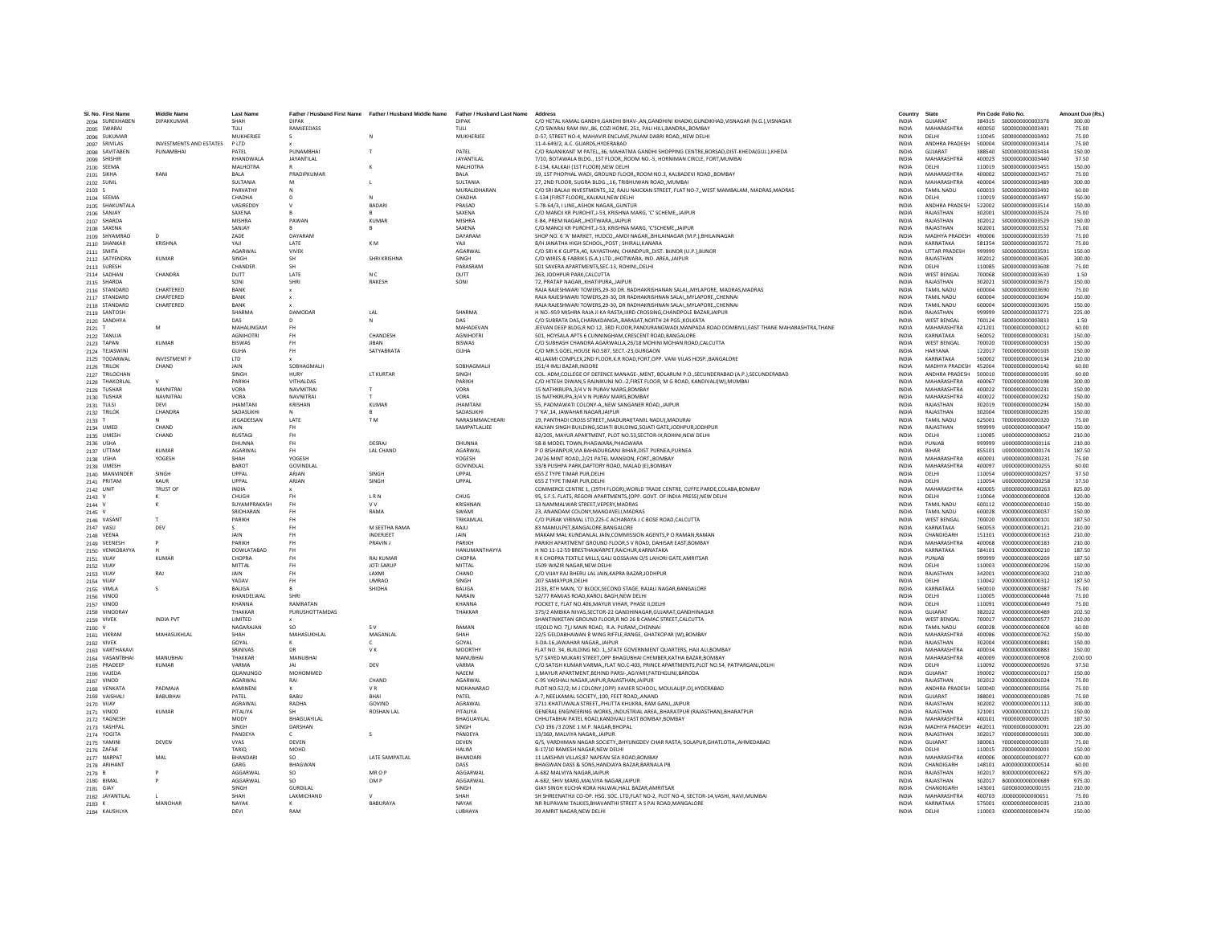| Sl. No. | First Name | Middle Name | Last Name | Father / Husband First Name | Father / Husband Middle Name | Father / Husband Last Name | Address | Country | State | Pin Code | Folio No. | Amount Due (Rs.) |
|---|---|---|---|---|---|---|---|---|---|---|---|---|
| 2094 | SUREKHABEN | DIPAKKUMAR | SHAH | DIPAK | | DIPAK | C/O HETAL KAMAL GANDHI,GANDHI BHAV-,AN,GANDHINI KHADKI,GUNDIKHAD,VISNAGAR (N.G.),VISNAGAR | INDIA | GUJARAT | 384315 | S000000000003378 | 300.00 |
| 2095 | SWARAJ | | TULI | RAMJEEDASS | | TULI | C/O SWARAJ RAM INV.,86, COZI HOME, 251, PALI HILL,BANDRA,,BOMBAY | INDIA | MAHARASHTRA | 400050 | S000000000003401 | 75.00 |
| 2096 | SUKUMAR | | MUKHERJEE | S | N | MUKHERJEE | D-57, STREET NO-4, MAHAVIR ENCLAVE,PALAM DABRI ROAD,,NEW DELHI | INDIA | DELHI | 110045 | S000000000003402 | 75.00 |
| 2097 | SRIVILAS | INVESTMENTS AND ESTATES | P LTD | x | | | 11-4-649/2, A.C. GUARDS,HYDERABAD | INDIA | ANDHRA PRADESH | 500004 | S000000000003414 | 75.00 |
| 2098 | SAVITABEN | PUNAMBHAI | PATEL | PUNAMBHAI | T | PATEL | C/O RAJANIKANT M PATEL,,36, MAHATMA GANDHI SHOPPING CENTRE,BORSAD,DIST-KHEDA(GUJ.),KHEDA | INDIA | GUJARAT | 388540 | S000000000003434 | 150.00 |
| 2099 | SHISHIR | | KHANDWALA | JAYANTILAL | | JAYANTILAL | 7/10, BOTAWALA BLDG., 1ST FLOOR,,ROOM NO.-5, HORNIMAN CIRCLE, FORT,MUMBAI | INDIA | MAHARASHTRA | 400023 | S000000000003440 | 37.50 |
| 2100 | SEEMA | | MALHOTRA | R | K | MALHOTRA | E-134, KALKAJI (1ST FLOOR),NEW DELHI | INDIA | DELHI | 110019 | S000000000003455 | 150.00 |
| 2101 | SIKHA | RANI | BALA | PRADIPKUMAR | | BALA | 19, 1ST PHOPHAL WADI, GROUND FLOOR,,ROOM NO.3, KALBADEVI ROAD,,BOMBAY | INDIA | MAHARASHTRA | 400002 | S000000000003457 | 75.00 |
| 2102 | SUNIL | | SULTANIA | M | L | SULTANIA | 27, 2ND FLOOR, SUGRA BLDG.,,16, TRIBHUWAN ROAD,,MUMBAI | INDIA | MAHARASHTRA | 400004 | S000000000003489 | 300.00 |
| 2103 | S | | PARVATHY | N | | MURALIDHARAN | C/O SRI BALAJI INVESTMENTS,,32, RAJU NAICKAN STREET, FLAT NO-7,,WEST MAMBALAM, MADRAS,MADRAS | INDIA | TAMIL NADU | 600033 | S000000000003492 | 60.00 |
| 2104 | SEEMA | | CHADHA | D | N | CHADHA | E-134 (FIRST FLOOR),,KALKAJI,NEW DELHI | INDIA | DELHI | 110019 | S000000000003497 | 150.00 |
| 2105 | SHAKUNTALA | | VASIREDDY | V | BADARI | PRASAD | 5-78-64/3, I LINE,,ASHOK NAGAR,,GUNTUR | INDIA | ANDHRA PRADESH | 522002 | S000000000003514 | 150.00 |
| 2106 | SANJAY | | SAXENA | B | B | SAXENA | C/O MANOJ KR PUROHIT,J-53, KRISHNA MARG, 'C' SCHEME,,JAIPUR | INDIA | RAJASTHAN | 302001 | S000000000003524 | 75.00 |
| 2107 | SHARDA | | MISHRA | PAWAN | KUMAR | MISHRA | E-84, PREM NAGAR,,JHOTWARA,,JAIPUR | INDIA | RAJASTHAN | 302012 | S000000000003529 | 150.00 |
| 2108 | SAXENA | | SANJAY | B | B | SAXENA | C/O MANOJ KR PUROHIT,J-53, KRISHNA MARG, 'C'SCHEME,,JAIPUR | INDIA | RAJASTHAN | 302001 | S000000000003532 | 75.00 |
| 2109 | SHYAMRAO | D | ZADE | DAYARAM | | DAYARAM | SHOP NO. 6 'A' MARKET, HUDCO,,AMDI NAGAR,,BHILAINAGAR (M.P.),BHILAINAGAR | INDIA | MADHYA PRADESH | 490006 | S000000000003539 | 75.00 |
| 2110 | SHANKAR | KRISHNA | YAJI | LATE | K M | YAJI | B/H JANATHA HIGH SCHOOL,,POST ; SHIRALI,KANARA | INDIA | KARNATAKA | 581354 | S000000000003572 | 75.00 |
| 2111 | SMITA | | AGARWAL | VIVEK | | AGARWAL | C/O SRI K K GUPTA,40, KAYASTHAN, CHANDPUR,,DIST: BIJNOR (U.P.),BIJNOR | INDIA | UTTAR PRADESH | 999999 | S000000000003591 | 150.00 |
| 2112 | SATYENDRA | KUMAR | SINGH | SH | SHRI KRISHNA | SINGH | C/O WIRES & FABRIKS (S.A.) LTD.,,JHOTWARA, IND. AREA,,JAIPUR | INDIA | RAJASTHAN | 302012 | S000000000003605 | 300.00 |
| 2113 | SURESH | | CHANDER | SH | | PARASRAM | 501 SAVERA APARTMENTS,SEC-13, ROHINI,,DELHI | INDIA | DELHI | 110085 | S000000000003608 | 75.00 |
| 2114 | SADHAN | CHANDRA | DUTT | LATE | N C | DUTT | 263, JODHPUR PARK,CALCUTTA | INDIA | WEST BENGAL | 700068 | S000000000003630 | 1.50 |
| 2115 | SHARDA | | SONI | SHRI | RAKESH | SONI | 72, PRATAP NAGAR,,KHATIPURA,,JAIPUR | INDIA | RAJASTHAN | 302021 | S000000000003673 | 150.00 |
| 2116 | STANDARD | CHARTERED | BANK | x | | | RAJA RAJESHWARI TOWERS,29-30 DR. RADHAKRISHANAN SALAI,,MYLAPORE, MADRAS,MADRAS | INDIA | TAMIL NADU | 600004 | S000000000003690 | 75.00 |
| 2117 | STANDARD | CHARTERED | BANK | x | | | RAJA RAJESHWARI TOWERS,29-30, DR RADHAKRISHNAN SALAI,,MYLAPORE,,CHENNAI | INDIA | TAMIL NADU | 600004 | S000000000003694 | 150.00 |
| 2118 | STANDARD | CHARTERED | BANK | x | | | RAJA RAJESHWARI TOWERS,29-30, DR RADHAKRISHNAN SALAI,,MYLAPORE,,CHENNAI | INDIA | TAMIL NADU | 600004 | S000000000003695 | 150.00 |
| 2119 | SANTOSH | | SHARMA | DAMODAR | LAL | SHARMA | H NO.-959 MISHRA RAJA JI KA RASTA,JIRD CROSSING,CHANDPOLE BAZAR,JAIPUR | INDIA | RAJASTHAN | 999999 | S000000000003771 | 225.00 |
| 2120 | SANDHYA | | DAS | D | N | DAS | C/O SUBRATA DAS,CHARAKDANGA,,BARASAT,NORTH 24 PGS.,KOLKATA | INDIA | WEST BENGAL | 700124 | S000000000003833 | 1.50 |
| 2121 | T | M | MAHALINGAM | FH | | MAHADEVAN | JEEVAN DEEP BLDG,R NO 12, 3RD FLOOR,PANDURANGWADI,MANPADA ROAD DOMBIVLI,EAST THANE MAHARASHTRA,THANE | INDIA | MAHARASHTRA | 421201 | T000000000000012 | 60.00 |
| 2122 | TANUJA | | AGNIHOTRI | FH | CHANDESH | AGNIHOTRI | 501, HOYSALA APTS 6 CUNNINGHAM,CRESCENT ROAD,BANGALORE | INDIA | KARNATAKA | 560052 | T000000000000031 | 150.00 |
| 2123 | TAPAN | KUMAR | BISWAS | FH | JIBAN | BISWAS | C/O SUBHASH CHANDRA AGARWALLA,26/18 MOHINI MOHAN ROAD,CALCUTTA | INDIA | WEST BENGAL | 700020 | T000000000000033 | 150.00 |
| 2124 | TEJASWINI | | GUHA | FH | SATYABRATA | GUHA | C/O MR.S.GOEL,HOUSE NO.587, SECT.-23,GURGAON | INDIA | HARYANA | 122017 | T000000000000103 | 150.00 |
| 2125 | TODARWAL | INVESTMENT P | LTD | x | | | 40,LAXMI COMPLEX,2ND FLOOR,K.R ROAD,FORT,OPP. VANI VILAS HOSP.,BANGALORE | INDIA | KARNATAKA | 560002 | T000000000000134 | 210.00 |
| 2126 | TRILOK | CHAND | JAIN | SOBHAGMALJI | | SOBHAGMALJI | 151/4 IMLI BAZAR,INDORE | INDIA | MADHYA PRADESH | 452004 | T000000000000142 | 60.00 |
| 2127 | TRILOCHAN | | SINGH | HURY | LT KURTAR | SINGH | COL. ADM,COLLEGE OF DEFENCE MANAGE-,MENT, BOLARUM P.O.,SECUNDERABAD (A.P.),SECUNDERABAD | INDIA | ANDHRA PRADESH | 500010 | T000000000000195 | 60.00 |
| 2128 | THAKORLAL | V | PARIKH | VITHALDAS | | PARIKH | C/O HITESH DIWAN,5 RAJNIKUNJ NO.-2,FIRST FLOOR, M G ROAD, KANDIVALI(W),MUMBAI | INDIA | MAHARASHTRA | 400067 | T000000000000198 | 300.00 |
| 2129 | TUSHAR | NAVNITRAI | VORA | NAVMITRAI | T | VORA | 15 NATHKRUPA,3/4 V N PURAV MARG,BOMBAY | INDIA | MAHARASHTRA | 400022 | T000000000000231 | 150.00 |
| 2130 | TUSHAR | NAVNITRAI | VORA | NAVNITRAI | T | VORA | 15 NATHKRUPA,3/4 V N PURAV MARG,BOMBAY | INDIA | MAHARASHTRA | 400022 | T000000000000232 | 150.00 |
| 2131 | TULSI | DEVI | JHAMTANI | KRISHAN | KUMAR | JHAMTANI | 55, PADMAWATI COLONY-A,,NEW SANGANER ROAD,,JAIPUR | INDIA | RAJASTHAN | 302019 | T000000000000294 | 150.00 |
| 2132 | TRILOK | CHANDRA | SADASUKHI | N | B | SADASUKHI | 7 'KA',14, JAWAHAR NAGAR,JAIPUR | INDIA | RAJASTHAN | 302004 | T000000000000295 | 150.00 |
| 2133 | T | N | JEGADEESAN | LATE | T M | NARASIMMACHEARI | 19, PANTHADI CROSS STREET,,MADURAI(TAMIL NADU),MADURAI | INDIA | TAMIL NADU | 625001 | T000000000000320 | 75.00 |
| 2134 | UMED | CHAND | JAIN | FH | | SAMPATLALJEE | KALYAN SINGH BUILDING,SOJATI BUILDING,SOJATI GATE,JODHPUR,JODHPUR | INDIA | RAJASTHAN | 999999 | U000000000000047 | 150.00 |
| 2135 | UMESH | CHAND | RUSTAGI | FH | | | B2/205, MAYUR APARTMENT, PLOT NO.53,SECTOR-IX,ROHINI,NEW DELHI | INDIA | DELHI | 110085 | U000000000000052 | 210.00 |
| 2136 | USHA | | DHUNNA | FH | DESRAJ | DHUNNA | 58-B MODEL TOWN,PHAGWARA,PHAGWARA | INDIA | PUNJAB | 999999 | U000000000000116 | 210.00 |
| 2137 | UTTAM | KUMAR | AGARWAL | FH | LAL CHAND | AGARWAL | P O BISHANPUR,VIA BAHADURGANJ BIHAR,DIST PURNEA,PURNEA | INDIA | BIHAR | 855101 | U000000000000174 | 187.50 |
| 2138 | USHA | YOGESH | SHAH | YOGESH | | YOGESH | 24/26 MINT ROAD,,2/21 PATEL MANSION, FORT,,BOMBAY | INDIA | MAHARASHTRA | 400001 | U000000000000231 | 75.00 |
| 2139 | UMESH | | BAROT | GOVINDLAL | | GOVINDLAL | 33/B PUSHPA PARK,DAFTORY ROAD, MALAD (E),BOMBAY | INDIA | MAHARASHTRA | 400097 | U000000000000255 | 60.00 |
| 2140 | MANVINDER | SINGH | UPPAL | ARJAN | SINGH | UPPAL | 655 Z TYPE TIMAR PUR,DELHI | INDIA | DELHI | 110054 | U000000000000257 | 37.50 |
| 2141 | PRITAM | KAUR | UPPAL | ARJAN | SINGH | UPPAL | 655 Z TYPE TIMAR PUR,DELHI | INDIA | DELHI | 110054 | U000000000000258 | 37.50 |
| 2142 | UNIT | TRUST OF | INDIA | x | | | COMMERCE CENTRE 1, (29TH FLOOR),WORLD TRADE CENTRE, CUFFE PARDE,COLABA,BOMBAY | INDIA | MAHARASHTRA | 400005 | U000000000000263 | 825.00 |
| 2143 | V | K | CHUGH | FH | L R N | CHUG | 95, S.F.S. FLATS, REGORI APARTMENTS,(OPP. GOVT. OF INDIA PRESS),NEW DELHI | INDIA | DELHI | 110064 | V000000000000008 | 120.00 |
| 2144 | V | K | SUYAMPRAKASH | FH | V V | KRISHNAN | 13 NAMMALWAR STREET,VEPERY,MADRAS | INDIA | TAMIL NADU | 600112 | V000000000000010 | 150.00 |
| 2145 | V | | SRIDHARAN | FH | RAMA | SWAMI | 23, ANANDAM COLONY,MANDAVELI,MADRAS | INDIA | TAMIL NADU | 600028 | V000000000000037 | 150.00 |
| 2146 | VASANT | T | PARIKH | FH | | TRIKAMLAL | C/O PURAK VIRIMAL LTD,225-C ACHARAYA J C BOSE ROAD,CALCUTTA | INDIA | WEST BENGAL | 700020 | V000000000000101 | 187.50 |
| 2147 | VASU | DEV | S | FH | M SEETHA RAMA | RAJU | 83 MAMULPET,BANGALORE,BANGALORE | INDIA | KARNATAKA | 560053 | V000000000000121 | 210.00 |
| 2148 | VEENA | | JAIN | FH | INDERJEET | JAIN | MAKAM MAL KUNDANLAL JAIN,COMMISSION AGENTS,P O RAMAN,RAMAN | INDIA | CHANDIGARH | 151301 | V000000000000163 | 210.00 |
| 2149 | VEENESH | P | PARIKH | FH | PRAVIN J | PARIKH | PARIKH APARTMENT GROUND FLOOR,S V ROAD, DAHISAR EAST,BOMBAY | INDIA | MAHARASHTRA | 400068 | V000000000000183 | 210.00 |
| 2150 | VENKOBAYYA | H | DOWLATABAD | FH | | HANUMANTHAYYA | H NO 11-12-59 BRESTHAWARPET,RAICHUR,KARNATAKA | INDIA | KARNATAKA | 584101 | V000000000000210 | 187.50 |
| 2151 | VIJAY | KUMAR | CHOPRA | FH | RAJ KUMAR | CHOPRA | R K CHOPRA TEXTILE MILLS,GALI GOSSAIAN O/S LAHORI GATE,AMRITSAR | INDIA | PUNJAB | 999999 | V000000000000269 | 187.50 |
| 2152 | VIJAY | | MITTAL | FH | JOTI SARUP | MITTAL | 1509 WAZIR NAGAR,NEW DELHI | INDIA | DELHI | 110003 | V000000000000296 | 150.00 |
| 2153 | VIJAY | RAJ | JAIN | FH | LAXMI | CHAND | C/O VIJAY RAJ BHERU LAL JAIN,KAPRA BAZAR,JODHPUR | INDIA | RAJASTHAN | 342001 | V000000000000302 | 210.00 |
| 2154 | VIJAY | | YADAV | FH | UMRAO | SINGH | 207 SAMAYPUR,DELHI | INDIA | DELHI | 110042 | V000000000000312 | 187.50 |
| 2155 | VIMLA | S | BALIGA | B | SHIDHA | BALIGA | 2133, 8TH MAIN, 'D' BLOCK,SECOND STAGE, RAJALI NAGAR,BANGALORE | INDIA | KARNATAKA | 560010 | V000000000000387 | 75.00 |
| 2156 | VINOD | | KHANDELWAL | SHRI | | NARAIN | 52/77 RAMJAS ROAD,KAROL BAGH,NEW DELHI | INDIA | DELHI | 110005 | V000000000000448 | 75.00 |
| 2157 | VINOD | | KHANNA | RAMRATAN | | KHANNA | POCKET E, FLAT NO.406,MAYUR VIHAR, PHASE II,DELHI | INDIA | DELHI | 110091 | V000000000000449 | 75.00 |
| 2158 | VINODRAY | | THAKKAR | PURUSHOTTAMDAS | | THAKKAR | 375/2 AMBIKA NIVAS,SECTOR-22 GANDHINAGAR,GUJARAT,GANDHINAGAR | INDIA | GUJARAT | 382022 | V000000000000489 | 202.50 |
| 2159 | VIVEK | INDIA PVT | LIMITED | x | | | SHANTINIKETAN GROUND FLOOR,R NO 26 8 CAMAC STREET,CALCUTTA | INDIA | WEST BENGAL | 700017 | V000000000000577 | 210.00 |
| 2160 | V | | NAGARAJAN | SO | S V | RAMAN | 15(OLD NO. 7),I MAIN ROAD, R.A. PURAM,,CHENNAI | INDIA | TAMIL NADU | 600028 | V000000000000608 | 60.00 |
| 2161 | VIKRAM | MAHASUKHLAL | SHAH | MAHASUKHLAL | MAGANLAL | SHAH | 22/5 GELDABHAWAN B WING RIFFLE,RANGE, GHATKOPAR (W),BOMBAY | INDIA | MAHARASHTRA | 400086 | V000000000000762 | 150.00 |
| 2162 | VIVEK | | GOYAL | K | C | GOYAL | 3-DA-16,JAWAHAR NAGAR,,JAIPUR | INDIA | RAJASTHAN | 302004 | V000000000000841 | 150.00 |
| 2163 | VARTHAKAVI | | SRINIVAS | DR | V K | MOORTHY | FLAT NO. 34, BUILDING NO. 1,,STATE GOVERNMENT QUARTERS, HAJI ALI,BOMBAY | INDIA | MAHARASHTRA | 400034 | V000000000000883 | 150.00 |
| 2164 | VASANTBHAI | MANUBHAI | THAKKAR | MANUBHAI | | MANUBHAI | 5/7 SAYED MUKARI STREET,OPP BHAGUBHAI CHEMBER,KATHA BAZAR,BOMBAY | INDIA | MAHARASHTRA | 400009 | V000000000000908 | 2100.00 |
| 2165 | PRADEEP | KUMAR | VARMA | JAI | DEV | VARMA | C/O SATISH KUMAR VARMA,,FLAT NO.C-403, PRINCE APARTMENTS,PLOT NO.54, PATPARGANJ,DELHI | INDIA | DELHI | 110092 | V000000000000926 | 37.50 |
| 2166 | VAJEDA | | QUANUNGO | MOHOMMED | | NAEEM | 1,MAYUR APARTMENT,BEHIND PARSI-,AGIYARI,FATEHGUNJ,BARODA | INDIA | GUJARAT | 390002 | V000000000001017 | 150.00 |
| 2167 | VINOD | | AGARWAL | RAI | CHAND | AGARWAL | C-95 VAISHALI NAGAR,JAIPUR,RAJASTHAN,JAIPUR | INDIA | RAJASTHAN | 302012 | V000000000001024 | 75.00 |
| 2168 | VENKATA | PADMAJA | KAMINENI | K | V R | MOHANARAO | PLOT NO:52/2; M J COLONY,(OPP) XAVIER SCHOOL, MOULALI(P.O),HYDERABAD | INDIA | ANDHRA PRADESH | 500040 | V000000000001056 | 75.00 |
| 2169 | VAISHALI | BABUBHAI | PATEL | BABU | BHAI | PATEL | A-7, NEELKAMAL SOCIETY,,100, FEET ROAD,,ANAND | INDIA | GUJARAT | 388001 | V000000000001089 | 75.00 |
| 2170 | VIJAY | | AGRAWAL | RADHA | GOVIND | AGRAWAL | 3711 KHATUWALA STREET,,PHUTTA KHUKRA, RAM GANJ,,JAIPUR | INDIA | RAJASTHAN | 302002 | V000000000001112 | 300.00 |
| 2171 | VINOD | KUMAR | PITALIYA | SH | ROSHAN LAL | PITALIYA | GENERAL ENGINEERING WORKS,,INDUSTRIAL AREA,,BHARATPUR (RAJASTHAN),BHARATPUR | INDIA | RAJASTHAN | 321001 | V000000000001121 | 150.00 |
| 2172 | YAGNESH | | MODY | BHAGUAYILAL | | BHAGUAYILAL | CHHUTABHAI PATEL ROAD,KANDIVALI EAST BOMBAY,BOMBAY | INDIA | MAHARASHTRA | 400101 | Y000000000000005 | 187.50 |
| 2173 | YASHPAL | | SINGH | DARSHAN | | SINGH | C\O 196 /3 ZONE 1 M.P. NAGAR,BHOPAL | INDIA | MADHYA PRADESH | 462011 | Y000000000000091 | 225.00 |
| 2174 | YOGITA | | PANDEYA | C | S | PANDEYA | 13/360, MALVIYA NAGAR,,JAIPUR | INDIA | RAJASTHAN | 302017 | Y000000000000101 | 300.00 |
| 2175 | YAMINI | DEVEN | VYAS | DEVEN | | DEVEN | G/5, VARDHMAN NAGAR SOCIETY,,BHYUNGDEV CHAR RASTA, SOLAPUR,GHATLOTIA,,AHMEDABAD | INDIA | GUJARAT | 380061 | Y000000000000103 | 75.00 |
| 2176 | ZAFAR | | TARIQ | MOHD | | HALIM | B-17/10 RAMESH NAGAR,NEW DELHI | INDIA | DELHI | 110015 | Z000000000000003 | 150.00 |
| 2177 | NARPAT | MAL | BHANDARI | SO | LATE SAMPATLAL | BHANDARI | 11 LAKSHMI VILLAS,87 NAPEAN SEA ROAD,BOMBAY | INDIA | MAHARASHTRA | 400006 | 0000000000000077 | 600.00 |
| 2178 | ARIHANT | | GARG | BHAGWAN | | DASS | BHAGWAN DASS & SONS,HANDIAYA BAZAR,BARNALA PB | INDIA | CHANDIGARH | 148101 | A000000000000514 | 60.00 |
| 2179 | B | P | AGGARWAL | SO | MR O P | AGGARWAL | A-682 MALVIYA NAGAR,JAIPUR | INDIA | RAJASTHAN | 302017 | B000000000000622 | 975.00 |
| 2180 | BIMAL | P | AGGARWAL | SO | OM P | AGGARWAL | A-682, SHIV MARG,MALVIYA NAGAR,JAIPUR | INDIA | RAJASTHAN | 302017 | B000000000000689 | 975.00 |
| 2181 | GIAY | | SINGH | GURDILAL | | SINGH | GIAY SINGH KUCHA KORA HALWAI,HALL BAZAR,AMRITSAR | INDIA | CHANDIGARH | 143001 | G000000000000155 | 210.00 |
| 2182 | JAYANTILAL | L | SHAH | LAXMICHAND | V | SHAH | SH SHREENATHJI CO-OP. HSG. SOC. LTD,FLAT NO-2, PLOT NO-4, SECTOR-14,VASHI, NAVI,MUMBAI | INDIA | MAHARASHTRA | 400703 | J000000000000651 | 75.00 |
| 2183 | K | MANOHAR | NAYAK | K | BABURAYA | NAYAK | NR RUPAVANI TALKIES,BHAVANTHI STREET A S PAI ROAD,MANGALORE | INDIA | KARNATAKA | 575001 | K000000000000035 | 210.00 |
| 2184 | KAUSHLYA | | DEVI | RAM | | LUBHAYA | 39 AMRIT NAGAR,NEW DELHI | INDIA | DELHI | 110003 | K000000000000474 | 150.00 |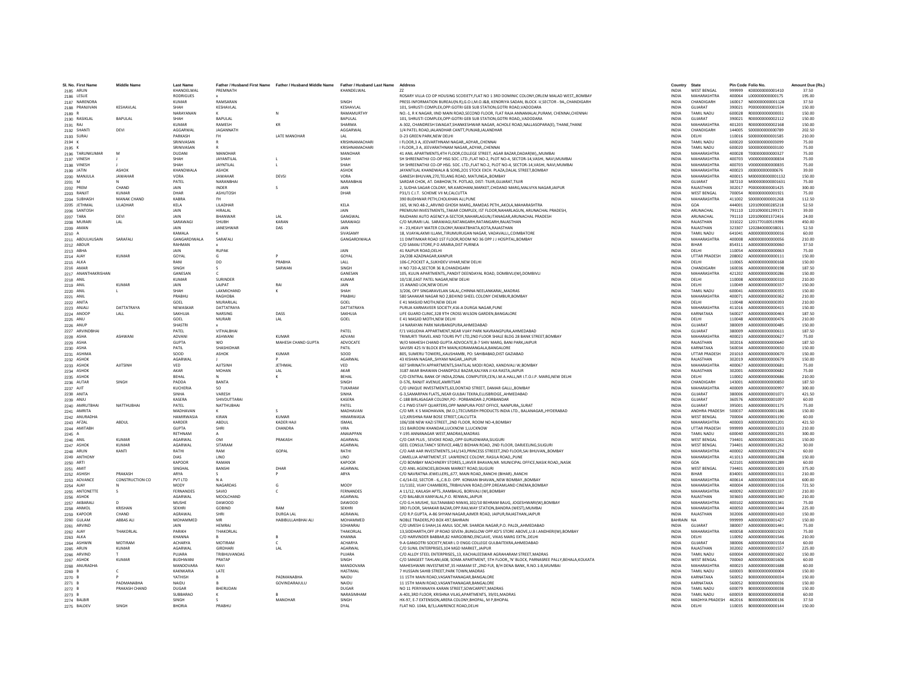| Sl. No. | First Name | Middle Name | Last Name | Father / Husband First Name | Father / Husband Middle Name | Father / Husband Last Name | Address | Country | State | Pin Code | Folio No. | Amount Due (Rs.) |
|---|---|---|---|---|---|---|---|---|---|---|---|---|
| 2185 | ARUN | | KHANDELWAL | PREMNATH | | KHANDELWAL | ZZ | INDIA | WEST BENGAL | 999999 | K000000000001410 | 37.50 |
| 2186 | LESLIE | | RODRIGUES | x | | | ROSARY VILLA CO OP HOUSING SCOEIETY,FLAT NO 1 3RD DOMINIC COLONY,ORLEM MALAD WEST,,BOMBAY | INDIA | MAHARASHTRA | 400064 | L000000000000175 | 195.00 |
| 2187 | NARENDRA | | KUMAR | RAMSARAN | | SINGH | PRESS INFORMATION BUREAU(N.R),G.O.I,M.O.I&B, KENDRIYA SADAN, BLOCK -V,SECTOR - 9A,,CHANDIGARH | INDIA | CHANDIGARH | 160017 | N000000000001128 | 37.50 |
| 2188 | PRANJIVAN | KESHAVLAL | SHAH | KESHAVLAL | | KESHAVLAL | 101, SHRUSTI COMPLEX,OPP:GOTRI GEB SUB STATION,GOTRI ROAD,VADODARA | INDIA | GUJARAT | 390021 | P000000000001534 | 150.00 |
| 2189 | R | | NARAYANAN | K | N | RAMAMURTHY | NO.-1, R K NAGAR, IIND MAIN ROAD,SECOND FLOOR, FLAT RAJA ANNAMALAI,PURAM, CHENNAI,CHENNAI | INDIA | TAMIL NADU | 600028 | R000000000000031 | 150.00 |
| 2190 | RASIKLAL | BAPULAL | SHAH | BAPULAL | | BAPULAL | 101, SHRUSTI COMPLEX,OPP:GOTRI GEB SUB STATION,GOTRI ROAD,,VADODARA | INDIA | GUJARAT | 390021 | R000000000002112 | 150.00 |
| 2191 | RAJ | | KUMAR | RAMESH | KR | SHARMA | A-302, CHANDRESH SWAGAT,SHANKESHWAR NAGAR, ACHOLE ROAD,NALLASOPARA(E), THANE,THANE | INDIA | MAHARASHTRA | 401203 | R000000000002168 | 150.00 |
| 2192 | SHANTI | DEVI | AGGARWAL | JAGANNATH | | AGGARWAL | 1/4 PATEL ROAD,JALANDHAR CANTT,PUNJAB,JALANDHAR | INDIA | CHANDIGARH | 144005 | S000000000000789 | 202.50 |
| 2193 | SURAJ | | PARKASH | FH | LATE MANOHAR | LAL | D-23 GREEN PARK,NEW DELHI | INDIA | DELHI | 110016 | S000000000001585 | 210.00 |
| 2194 | K | | SRINIVASAN | R | | KRISHNAMACHARI | I FLOOR,3 A, JEEVARTHNAM NAGAR,,ADYAR,,CHENNAI | INDIA | TAMIL NADU | 600020 | S000000000003099 | 75.00 |
| 2195 | K | | SRINIVASAN | R | | KRISHNAMACHARI | I FLOOR,,3 A, JEEVARATHNAM NAGAR,,ADYAR,,CHENNAI | INDIA | TAMIL NADU | 600020 | S000000000003100 | 75.00 |
| 2196 | TARUNKUMAR | M | DUDANI | MANOHAR | | MANOHAR | 41 ANIL APARTMENTS,4TH FLOOR,COLLEGE STREET, AGAR BAZAR,DADAR(W),,MUMBAI | INDIA | MAHARASHTRA | 400028 | T000000000000327 | 75.00 |
| 2197 | VINESH | J | SHAH | JAYANTILAL | L | SHAH | SH SHREENATHJI CO-OP HSG SOC. LTD.,FLAT NO-2, PLOT NO-4, SECTOR-14,VASHI, NAVI,MUMBAI | INDIA | MAHARASHTRA | 400703 | V000000000000834 | 75.00 |
| 2198 | VINESH | J | SHAH | JAYNTILAL | L | SHAH | SH SHREENATHJI CO-OP HSG. SOC. LTD.,FLAT NO-2, PLOT NO-4, SECTOR-14,VASHI, NAVI,MUMBAI | INDIA | MAHARASHTRA | 400703 | V000000000000835 | 75.00 |
| 2199 | JATIN | ASHOK | KHANDWALA | ASHOK | | ASHOK | JAYANTILAL KHANDWALA & SONS,2O1 STOCK EXCH. PLAZA,DALAL STREET,BOMBAY | INDIA | MAHARASHTRA | 400023 | J000000000000676 | 39.00 |
| 2200 | MANJULA | JAWAHAR | VORA | JAWAHAR | DEVSI | VORA | GANESH BHUVAN,270,TELANG ROAD, MATUNGA,,BOMBAY | INDIA | MAHARASHTRA | 400015 | M000000000001132 | 150.00 |
| 2201 | M | N | PATEL | NARANBHAI | | NARANBHAI | SARDAR CHOK, AT. DABHOW,TK. POTLAD, DIST: TIJUR,GUJARAT,TIJUR | INDIA | GUJARAT | 387210 | M000000000001631 | 75.00 |
| 2202 | PREM | CHAND | JAIN | INDER | S | JAIN | 2, SUDHA SAGAR COLONY, NR.KARDHANI,MARKET,CHIDAND MARG,MALVIYA NAGAR,JAIPUR | INDIA | RAJASTHAN | 302017 | P000000000001425 | 300.00 |
| 2203 | RANJIT | KUMAR | DHAR | ASHUTOSH | | DHAR | P31/1 C.I.T. SCHEME VII M,CALCUTTA | INDIA | WEST BENGAL | 700054 | R000000000001921 | 75.00 |
| 2204 | SUBHASH | MANAK CHAND | KABRA | FH | | | 390 BUDHWAR PETH,CHOLKHAN ALI,PUNE | INDIA | MAHARASHTRA | 411002 | S000000000001268 | 112.50 |
| 2205 | JETHMAL | LILADHAR | KELA | LILADHAR | | KELA | 165, W.NO.48-2,,ARVIND GHOSH MARG,,RAMDAS PETH,,AKOLA,MAHARASHTRA | INDIA | GOA | 444001 | 1201090000285218 | 52.50 |
| 2206 | SANTOSH | | JAIN | HIRALAL | | JAIN | PREMIUM INVESTMENTS,,TAKAR COMPLEX, IST FLOOR,NAHARLAGUN, ARUNACHAL PRADESH, | INDIA | ARUNACHAL | 791110 | 1201090001299171 | 39.00 |
| 2207 | TARA | DEVI | JAIN | BHANWAR | LAL | GANGWAL | RAJDHANI AUTO AGENCY,A-SECTOR,NAHARLAGUN,ITANAGAR,ARUNACHAL PRADESH | INDIA | ARUNACHAL | 791110 | 1201090001372416 | 24.00 |
| 2208 | MURARI | LAL | SARAWAGI | SHUBH | KARAN | SARAWAGI | C/O MURARI LAL SARAWAGI,RATANGARH,RATANGARH,RAJASTHAN | INDIA | RAJASTHAN | 331022 | 1201770100519396 | 450.00 |
| 2209 | AMAN | | JAIN | JANESHWAR | DAS | JAIN | H - 23,HEAVY WATER COLONY,RAWATBHATA,KOTA,RAJASTHAN | INDIA | RAJASTHAN | 323307 | 1202840000038011 | 52.50 |
| 2210 | A | | KAMALA | K | | SIVASAMY | 18, VIJAYALAXMI ILLAM,,TIRUMURUGAN NAGAR, VADAVALLI,,COIMBATORE | INDIA | TAMIL NADU | 641041 | A000000000000016 | 60.00 |
| 2211 | ABDULHUSAIN | SARAFALI | GANGARDIWALA | SARAFALI | | GANGARDIWALA | 11 DIMTIMKAR ROAD 1ST FLOOR,ROOM NO 36 OPP J J HOSPITAL,BOMBAY | INDIA | MAHARASHTRA | 400008 | A000000000000056 | 210.00 |
| 2212 | ABDUR | | RAHMAN | x | | | C/O SAMAJ STORE,P O ARARIA,DIST PURNEA | INDIA | BIHAR | 854311 | A000000000000060 | 37.50 |
| 2213 | ABHA | | JAIN | RUPAK | | JAIN | 41 RAJPUR ROAD,DELHI | INDIA | DELHI | 110054 | A000000000000063 | 75.00 |
| 2214 | AJAY | KUMAR | GOYAL | G | P | GOYAL | 2A/208 AZADNAGAR,KANPUR | INDIA | UTTAR PRADESH | 208002 | A000000000000111 | 150.00 |
| 2215 | ALKA | | RANI | DO | PRABHA | LALL | 106-C,POCKET A,,SUKHDEV VIHAR,NEW DELHI | INDIA | DELHI | 110065 | A000000000000168 | 150.00 |
| 2216 | AMAR | | SINGH | S | SARWAN | SINGH | H NO 720-A,SECTOR 36 B,CHANDIGARH | INDIA | CHANDIGARH | 160036 | A000000000000198 | 187.50 |
| 2217 | ANANTHAKRISHAN | | GANESAN | C | | GANESAN | 105, KULIN APARTMENTS,,PANDIT DEENDAYAL ROAD, DOMBIVLI(W),DOMBIVLI | INDIA | MAHARASHTRA | 421202 | A000000000000286 | 150.00 |
| 2218 | ANIL | | KUMAR | SURINDER | | KUMAR | 10/13E,EAST PATEL NAGAR,NEW DELHI | INDIA | DELHI | 110008 | A000000000000310 | 210.00 |
| 2219 | ANIL | KUMAR | JAIN | LAJPAT | RAI | JAIN | 15 ANAND LOK,NEW DELHI | INDIA | DELHI | 110049 | A000000000000337 | 150.00 |
| 2220 | ANIL | L | SHAH | LAXMICHAND | K | SHAH | 3/206, OFF SINGARAVELAN SALAI,,CHINNA NEELANKARAI,,MADRAS | INDIA | TAMIL NADU | 600041 | A000000000000355 | 150.00 |
| 2221 | ANIL | | PRABHU | RAGHOBA | | PRABHU | 580 SAHAKAR NAGAR NO 2,BEHIND SHEEL COLONY CHEMBUR,BOMBAY | INDIA | MAHARASHTRA | 400071 | A000000000000362 | 210.00 |
| 2222 | ANITA | | GOEL | MURARILAL | | GOEL | E 41 MASJID MOTH,NEW DELHI | INDIA | DELHI | 110048 | A000000000000393 | 210.00 |
| 2223 | ANJALI | DATTATRAYA | NEWASKAR | DATTATRAYA | | DATTATRAYA | PURUA KARMAVEER SOCIETY,416-A DURGA NAGAR,PUNE | INDIA | MAHARASHTRA | 411016 | A000000000000415 | 150.00 |
| 2224 | ANOOP | LALL | SAKHUJA | NARSING | DASS | SAKHUJA | LIFE GUARD CLINIC,328 9TH CROSS WILSON GARDEN,BANGALORE | INDIA | KARNATAKA | 560027 | A000000000000463 | 187.50 |
| 2225 | ANU | | GOEL | MURARI | LAL | GOEL | E 41 MASJID MOTH,NEW DELHI | INDIA | DELHI | 110048 | A000000000000476 | 210.00 |
| 2226 | ANUP | | SHASTRI | x | | | 14 NARAYAN PARK NAVBANGPURA,AHMEDABAD | INDIA | GUJARAT | 380009 | A000000000000485 | 150.00 |
| 2227 | ARVINDBHAI | | PATEL | VITHALBHAI | | PATEL | F/1 VASUDHA APPARTMENT,NEAR VIJAY PARK NAVRANGPURA,AHMEDABAD | INDIA | GUJARAT | 380009 | A000000000000611 | 187.50 |
| 2228 | ASHA | ASHWANI | ADVANI | ASHWANI | KUMAR | ADVANI | TRIMURTI TRAVEL AND TOURS PVT LTD,2ND FLOOR SHALE BLDG 28 BANK STREET,BOMBAY | INDIA | MAHARASHTRA | 400023 | A000000000000627 | 75.00 |
| 2229 | ASHA | | GUPTA | WO | MAHESH CHAND GUPTA | ADVOCATE | W/O MAHESH CHAND GUPTA ADVOCATE,B-7 SHIV MARG, BANI PARK,JAIPUR | INDIA | RAJASTHAN | 302016 | A000000000000640 | 187.50 |
| 2230 | ASHA | | PATIL | SHASHIDHAR | | PATIL | SAVISRI 425 IV BLOCK 8TH MAIN,KORAMANGALA,BANGALORE | INDIA | KARNATAKA | 560034 | A000000000000650 | 150.00 |
| 2231 | ASHIMA | | SOOD | ASHOK | KUMAR | SOOD | 805, SUMERU TOWERS,,KAUSHAMBI, PO: SAHIBABAD,DIST GAZIABAD | INDIA | UTTAR PRADESH | 201010 | A000000000000670 | 150.00 |
| 2232 | ASHOK | | AGARWAL | J | P | AGARWAL | 43 KISHAN NAGAR,,SHYAM NAGAR,,JAIPUR | INDIA | RAJASTHAN | 302019 | A000000000000679 | 150.00 |
| 2233 | ASHOK | AJITSINH | VED | AJITSINH | JETHMAL | VED | 607 SHRINATH APPARTMENTS,SHATILAL MODI ROAD, KANDIVALI W,BOMBAY | INDIA | MAHARASHTRA | 400067 | A000000000000681 | 75.00 |
| 2234 | ASHOK | | AKAR | MOHAN | LAL | AKAR | 3187 AKAR BHAWAN CHANDPOLE BAZAR,KALYAN JI KA RASTA,JAIPUR | INDIA | RAJASTHAN | 302001 | A000000000000682 | 75.00 |
| 2235 | ASHOK | | BEHAL | N | K | BEHAL | C/O CENTRAL BANK OF INDIA,ZONAL COMPUTER,CEN,I.M.A.HALL,NR I.T.O.I.P. MARG,NEW DELHI | INDIA | DELHI | 110002 | A000000000000686 | 210.00 |
| 2236 | AUTAR | SINGH | PADDA | BANTA | | SINGH | D-576, RANJIT AVENUE,AMRITSAR | INDIA | CHANDIGARH | 143001 | A000000000000850 | 187.50 |
| 2237 | AJIT | | KUCHERIA | SO | | TUKARAM | C/O UNIQUE INVESTMENTS,63,DONTAD STREET, DAMAR GALLI,,BOMBAY | INDIA | MAHARASHTRA | 400009 | A000000000000997 | 300.00 |
| 2238 | ANITA | | SINHA | VARESH | | SINHA | G-3,SAMARPAN FLATS,,NEAR GULBAI TEKRA,ELLISBRIDGE,,AHMEDABAD | INDIA | GUJARAT | 380006 | A000000000001071 | 421.50 |
| 2239 | ANJU | | KASERA | SHIVDUTTARAI | | KASERA | C-188 BIRLASAGAR COLONY,PO : PORBANDAR-2,PORBANDAR | INDIA | GUJARAT | 360576 | A000000000001097 | 60.00 |
| 2240 | AMRUTBHAI | NATTHUBHAI | PATEL | NATTHUBHAI | | PATEL | C-1 PWD STAFF QUARTERS,OPP NANPURA POST OFFICE, NANPURA,,SURAT | INDIA | GUJARAT | 395001 | A000000000001175 | 75.00 |
| 2241 | AMRITA | | MADHAVAN | K | S | MADHAVAN | C/O MR. K S MADHAVAN, (M.D.),TECUMSEH PRODUCTS INDIA LTD., BALANAGAR,,HYDERABAD | INDIA | ANDHRA PRADESH | 500037 | A000000000001186 | 150.00 |
| 2242 | ANURADHA | | HAMIRWASIA | KIRAN | KUMAR | HIMARWASIA | 1/2,KRISHNA RAM BOSE STREET,CALCUTTA | INDIA | WEST BENGAL | 700004 | A000000000001190 | 60.00 |
| 2243 | AFZAL | ABDUL | KARDER | ABDUL | KADER HAJI | ISMAIL | 106/108 NEW KAZI STREET,,2ND FLOOR, ROOM NO-4,BOMBAY | INDIA | MAHARASHTRA | 400003 | A000000000001201 | 421.50 |
| 2244 | AMITABH | | GUPTA | SHRI | CHANDRA | VIRA | 151 BAIROONI KHANDAK,LUCKNOW 1,LUCKNOW | INDIA | UTTAR PRADESH | 999999 | A000000000001233 | 210.00 |
| 2245 | A | | RETHNAM | A | | ANAIAPPAN | Y-195 ANNANAGAR WEST,MADRAS,MADRAS | INDIA | TAMIL NADU | 600040 | A000000000001255 | 300.00 |
| 2246 | ANIL | KUMAR | AGARWAL | OM | PRAKASH | AGARWAL | C/O CAR PLUS , SEVOKE ROAD,,OPP GURUDWARA,SILIGURI | INDIA | WEST BENGAL | 734401 | A000000000001261 | 150.00 |
| 2247 | ASHOK | KUMAR | AGARWAL | SITARAM | | AGARWAL | GEEL CONSULTANCY SERVICE,448/2 BIDHAN ROAD, 2ND FLOOR, DARJEELING,SILIGURI | INDIA | WEST BENGAL | 734401 | A000000000001262 | 30.00 |
| 2248 | ARUN | KANTI | RATHI | RAM | GOPAL | RATHI | C/O AAR AAR INVESTMENTS,141/143,PRINCESS STREET,2ND FLOOR,SAI BHUVAN,,BOMBAY | INDIA | MAHARASHTRA | 400002 | A000000000001274 | 60.00 |
| 2249 | ANTHONY | | DIAS | LINO | | LINO | CAMELLIA APARTMENT,ST. LAWRENCE COLONY, RASILA ROAD,,PUNE | INDIA | MAHARASHTRA | 411013 | A000000000001288 | 150.00 |
| 2250 | ARTI | | KAPOOR | RAMAN | | KAPOOR | C/O BOMBAY MACHINERY STORES,1,JAVER BHAVAN,NR. MUNICIPAL OFFICE,NASIK ROAD,,NASIK | INDIA | GOA | 422101 | A000000000001289 | 60.00 |
| 2251 | AMIT | | SINGHAL | BANSHI | DHAR | AGARWAL | C/O ANIL AGENCIES,BIDHAN MARKET ROAD,SILIGURI | INDIA | WEST BENGAL | 734401 | A000000000001303 | 375.00 |
| 2252 | ASHISH | PRAKASH | ARYA | S | P | ARYA | C/O NAVRATNA JEWELLERS,,677, MAIN ROAD,,RANCHI (BIHAR),,RANCHI | INDIA | BIHAR | 834001 | A000000000001311 | 210.00 |
| 2253 | ADVANCE | CONSTRUCTION CO | PVT LTD | N A | | | C-6/14-02, SECTOR - 6,,C.B.D. OPP. KONKAN BHAVAN,,NEW BOMBAY,,BOMBAY | INDIA | MAHARASHTRA | 400614 | A000000000001314 | 600.00 |
| 2254 | AJAY | N | MODY | NAGARDAS | G | MODY | 11/1102, VIJAY CHAMBERS,,TRIBHUVAN ROAD,OPP.DREAMLAND CINEMA,BOMBAY | INDIA | MAHARASHTRA | 400004 | A000000000001316 | 721.50 |
| 2255 | ANTONETTE | S | FERNANDES | SAVIO | C | FERNANDES | A 11/12, KAILASH APTS.,RAMBAUG, BORIVALI (W),BOMBAY | INDIA | MAHARASHTRA | 400092 | A000000000001337 | 210.00 |
| 2256 | ASHOK | | AGARWAL | MOOLCHAND | | AGARWAL | C/O BALABUX KANYALAL,P.O. RENWAL,JAIPUR | INDIA | RAJASTHAN | 303603 | A000000000001340 | 210.00 |
| 2257 | AKBARALI | D | MUSHE | DAWOOD | | DAWOOD | C/O G.H.MUSHE, SULTANABAD NIWAS,102/10 BEHRAM BAUG, JOGESHWARI(W),BOMBAY | INDIA | MAHARASHTRA | 400102 | A000000000001341 | 75.00 |
| 2258 | ANMOL | KRISHAN | SEKHRI | GOBIND | RAM | SEKHRI | 3RD FLOOR, SAHAKAR BAZAR,OPP.RAILWAY STATION,BANDRA (WEST),MUMBAI | INDIA | MAHARASHTRA | 400050 | A000000000001344 | 225.00 |
| 2259 | KAPOOR | CHAND | AGRAWAL | SHRI | DURGA LAL | AGRAWAL | C/O R.P.GUPTA, A-86 SHYAM NAGAR,AJMER ROAD, JAIPUR,RAJASTHAN,JAIPUR | INDIA | RAJASTHAN | 302006 | A000000000001410 | 150.00 |
| 2260 | GULAM | ABBAS ALI | MOHAMMED | MR | HABIBULLAHBHAI ALI | MOHAMMED | NOBLE TRADERS,PO BOX 497,BAHRAIN | BAHRAIN | NA | 999999 | A000000000001427 | 150.00 |
| 2261 | ARVIND | | JAIN | HEMRAJ | | SOHANRAJ | C/O UMESH G SHAH,16 AMUL SOC,NR. SHARDA NAGAR,P.O. PALDI,,AHMEDABAD | INDIA | GUJARAT | 380007 | A000000000001441 | 75.00 |
| 2262 | AJAY | THAKORLAL | PARIKH | THAKORLAL | | THAKORLAL | 13,SIDDHARTH,OFF JP ROAD SEVEN-,BUNGLOW OPP.KD'S STORE ABOVE,U.B I.ANDHERI(W),BOMBAY | INDIA | MAHARASHTRA | 400058 | A000000000001503 | 75.00 |
| 2263 | ALKA | | KHANNA | B | B | KHANNA | C/O HARVINDER BABBAR,82 HARGOBIND,ENCLAVE, VIKAS MARG EXTN.,DELHI | INDIA | DELHI | 110092 | A000000000001546 | 210.00 |
| 2264 | ASHWIN | MOTIRAM | ACHARYA | MOTIRAM | C | ACHARYA | 9-A GANGOTRI SOCIETY,NEAR L D ENGG COLLEGE GULBAITEKRA,AHMEDABAD | INDIA | GUJARAT | 380006 | A000000000001554 | 60.00 |
| 2265 | ARUN | KUMAR | AGARWAL | GIRDHARI | LAL | AGARWAL | C/O SUNIL ENTERPRISES,104 MGD MARKET,,JAIPUR | INDIA | RAJASTHAN | 302002 | A000000000001557 | 225.00 |
| 2266 | ARVIND | T | PUJARA | TRIBHUVANDAS | | PUJARA | C/O ALLOY STEEL ENTERPRISES,,13, KACHALEESWAR AGRAHARAM STREET,MADRAS | INDIA | TAMIL NADU | 600004 | A000000000001602 | 150.00 |
| 2267 | ASHOK | KUMAR | BUDHWANI | PRATAP | | SINGH | C/O SANGEET TAHLANI,608, SOMA APARTMENT, 5TH FLOOR,,'N' BLOCK, PARNASREE PALLY,BEHALA,KOLKATA | INDIA | WEST BENGAL | 700060 | A000000000001606 | 60.00 |
| 2268 | ANURADHA | | MANDOVARA | RAVI | | MANDOVARA | MAHESHWARI INVESTMENT,35 HAMAM ST.,2ND FLR, B/H DENA BANK, R.NO.1-8,MUMBAI | INDIA | MAHARASHTRA | 400023 | A000000000001688 | 60.00 |
| 2269 | B | C | KAKNKARIA | LATE | | HASTIMAL | 7 HUSSAIN SAHIB STREET,PARK TOWN,MADRAS | INDIA | TAMIL NADU | 600003 | B000000000000004 | 150.00 |
| 2270 | B | P | YATHISH | B | PADMANABHA | NAIDU | 11 15TH MAIN ROAD,VASANTHANAGAR,BANGALORE | INDIA | KARNATAKA | 560052 | B000000000000034 | 150.00 |
| 2271 | B | PADMANABHA | NAIDU | B | GOVINDARAJULU | NAIDU | 11 15TH MAIN ROAD,VASANTHANAGAR,BANGALORE | INDIA | KARNATAKA | 560052 | B000000000000036 | 150.00 |
| 2272 | B | PRAKASH CHAND | DUGAR | BHERUDAN | | DUGAR | NO 11 PERIYANAIYA KARAN STREET,SOWCARPET,MADRAS | INDIA | TAMIL NADU | 600079 | B000000000000038 | 150.00 |
| 2273 | B | | SUBBARAO | K | B | NARASIMHAM | A-401,3RD FLOOR, KRISHNA VILAS,APARTMENTS, 39/01,MADRAS | INDIA | TAMIL NADU | 600059 | B000000000000058 | 60.00 |
| 2274 | BALBIR | | SINGH | S | MANOHAR | SINGH | HX-97, E-7 EXTENSION,ARERA COLONY,BHOPAL, M P,BHOPAL | INDIA | MADHYA PRADESH | 462016 | B000000000000136 | 37.50 |
| 2275 | BALDEV | SINGH | BHORIA | PRABHU | | DYAL | FLAT NO. 104A, B/3,LAWRENCE ROAD,DELHI | INDIA | DELHI | 110035 | B000000000000144 | 150.00 |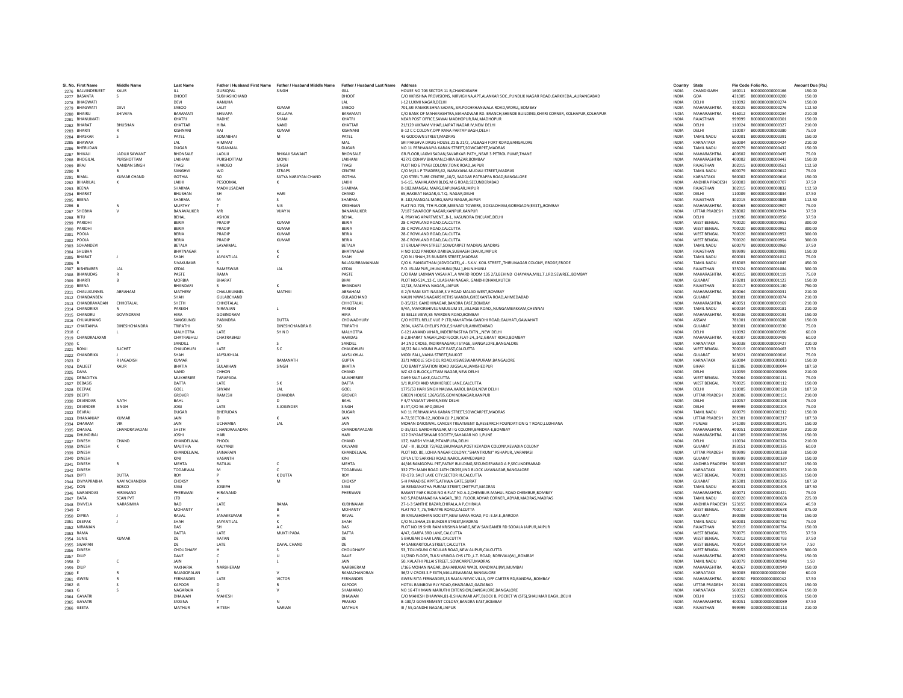| Sl. No. | First Name | Middle Name | Last Name | Father / Husband First Name | Father / Husband Middle Name | Father / Husband Last Name | Address | Country | State | Pin Code | Folio No. | Amount Due (Rs.) |
|---|---|---|---|---|---|---|---|---|---|---|---|---|
| 2276 | BALVINDERJEET | KAUR | ILL | GURIQPAL | SINGH | GILL | HOUSE NO 706 SECTOR 11 B,CHANDIGARH | INDIA | CHANDIGARH | 160011 | B000000000000166 | 150.00 |
| 2277 | BASANTA | S | DHOOT | SUBHASHCHAND | | DHOOT | C/O KKRISHNA PROVISIONS, NIRVIGHNA,APT,ALANKAR SOC.,PUNDLIK NAGAR ROAD,GARKHEDA,,AURANGABAD | INDIA | GOA | 431005 | B000000000000200 | 150.00 |
| 2278 | BHAGWATI | | DEVI | AANUHA | | LAL | J-12 LUXMI NAGAR,DELHI | INDIA | DELHI | 110092 | B000000000000274 | 150.00 |
| 2279 | BHAGWATI | DEVI | SABOO | LALIT | KUMAR | SABOO | 701,SRI RAMKRISHNA SADAN,,SIR.POCHKHANWALA ROAD,WORLI,,BOMBAY | INDIA | MAHARASHTRA | 400025 | B000000000000276 | 112.50 |
| 2280 | BHAIRU | SHIVAPA | BARAMATI | SHIVAPA | KALLAPA | BARAMATI | C/O BANK OF MAHARASHTRA,MAHADWAR RD. BRANCH,SHENDE BUILDING,KHARI CORNER, KOLHAPUR,KOLHAPUR | INDIA | MAHARASHTRA | 416012 | B000000000000284 | 210.00 |
| 2281 | BHANUMATI | | KHATRI | RADHE | SHAM | KHATRI | NEAR POST OFFICE,SAWAI MADHOPUR,RAJ,MADHOPUR | INDIA | RAJASTHAN | 999999 | B000000000000301 | 150.00 |
| 2282 | BHARAT | BHUSHAN | KHATTAR | HIRA | NAND | KHATTAR | 21/129 VIKRAM VIHAR,LAJPAT NAGAR IV,NEW DELHI | INDIA | DELHI | 110024 | B000000000000327 | 210.00 |
| 2283 | BHARTI | R | KISHNANI | RAJ | KUMAR | KISHNANI | B-12 C C COLONY,OPP RANA PARTAP BAGH,DELHI | INDIA | DELHI | 110007 | B000000000000380 | 75.00 |
| 2284 | BHASKAR | S | PATEL | SOMABHAI | M | PATEL | 43 GODOWN STREET,MADRAS | INDIA | TAMIL NADU | 600001 | B000000000000391 | 150.00 |
| 2285 | BHAWAR | | LAL | HIMMAT | | MAL | SRI PARSHVA DRUG HOUSE,21 & 21/2, LALBAGH FORT ROAD,BANGALORE | INDIA | KARNATAKA | 560004 | B000000000000424 | 210.00 |
| 2286 | BHERUDAN | | DUGAR | SUGANMAL | | DUGAR | NO 11 PERIYANAIYA KARAN STREET,SOWCARPET,MADRAS | INDIA | TAMIL NADU | 600079 | B000000000000432 | 150.00 |
| 2287 | BHIKAJI | LADUJI SAWANT | BHONSALE | LADUJI | BHIKAJI SAWANT | BHONSALE | GR.FLOOR,LAXMI SADAN,SAVARKAR PATH,,NEAR 3 PETROL PUMP,THANE | INDIA | MAHARASHTRA | 400602 | B000000000000435 | 75.00 |
| 2288 | BHOGILAL | PURSHOTTAM | LAKHANI | PURSHOTTAM | MONJI | LAKHANI | 427/2 ODHAV BHUVAN,CHIRA BAZAR,BOMBAY | INDIA | MAHARASHTRA | 400002 | B000000000000443 | 150.00 |
| 2289 | BRAJ | NANDAN SINGH | TYAGI | HARDEO | SINGH | TYAGI | PLOT NO 6 TYAGI COLONY,TONK ROAD,JAIPUR | INDIA | RAJASTHAN | 302015 | B000000000000561 | 112.50 |
| 2290 | B | B | SANGHVI | WO | STRAPS | CENTRE | C/O M/S L P TRADERS,62, NARAYANA MUDALI STREET,MADRAS | INDIA | TAMIL NADU | 600079 | B000000000000612 | 75.00 |
| 2291 | BIMAL | KUMAR CHAND | GOTHIA | SO | SATYA NARAYAN CHAND | GOTHIA | C/O STEEL TUBE CENTRE,,10/2, SADDAR PATRAPPA ROAD,BANGALORE | INDIA | KARNATAKA | 560002 | B000000000000616 | 150.00 |
| 2292 | BIHARILAL | K | LAKHI | PESOOMAL | K | LAKHI | 1-6-15, MAHALAXMI BLDG,M G ROAD,SECUNDERABAD | INDIA | ANDHRA PRADESH | 500003 | B000000000000707 | 37.50 |
| 2293 | BEENA | | SHARMA | MADHUSADAN | | SHARMA | B-182,MANGAL MARG,BAPUNAGAR,JAIPUR | INDIA | RAJASTHAN | 302015 | B000000000000832 | 112.50 |
| 2294 | BHARAT | | BHUSHAN | SH | HARI | CHAND | 65,HAKIKAT NAGAR,G.T.Q. NAGAR,DELHI | INDIA | DELHI | 110009 | B000000000000834 | 37.50 |
| 2295 | BEENA | | SHARMA | M | S | SHARMA | B -182,MANGAL MARG,BAPU NAGAR,JAIPUR | INDIA | RAJASTHAN | 302015 | B000000000000838 | 112.50 |
| 2296 | B | N | MURTHY | T | N B | KRISHNAN | FLAT NO-705, 7TH FLOOR,MEENAXI TOWERS, GOKULDHAM,GOREGAON(EAST),,BOMBAY | INDIA | MAHARASHTRA | 400063 | B000000000000907 | 75.00 |
| 2297 | SHOBHA | V | BANAVALIKER | MR | VIJAY N | BANAVALIKER | 7/187 SWAROOP NAGAR,KANPUR,KANPUR | INDIA | UTTAR PRADESH | 208002 | B000000000000934 | 37.50 |
| 2298 | RITU | | BEHAL | ASHOK | | BEHAL | 4, PRAYAG APARTMENT,,B-1, VASUNDRA ENCLAVE,DELHI | INDIA | DELHI | 110096 | B000000000000950 | 37.50 |
| 2299 | PARIDHI | | BERIA | PRADIP | KUMAR | BERIA | 28-C ROWLAND ROAD,CALCUTTA | INDIA | WEST BENGAL | 700020 | B000000000000951 | 300.00 |
| 2300 | PARIDHI | | BERIA | PRADIP | KUMAR | BERIA | 28-C ROWLAND ROAD,CALCUTTA | INDIA | WEST BENGAL | 700020 | B000000000000952 | 300.00 |
| 2301 | POOJA | | BERIA | PRADIP | KUMAR | BERIA | 28-C ROWLAND ROAD,CALCUTTA | INDIA | WEST BENGAL | 700020 | B000000000000953 | 300.00 |
| 2302 | POOJA | | BERIA | PRADIP | KUMAR | BERIA | 28-C ROWLAND ROAD,CALCUTTA | INDIA | WEST BENGAL | 700020 | B000000000000954 | 300.00 |
| 2303 | SOHANDEVI | | BETALA | SAYARMAL | | BETALA | 17 ERULAPPAN STREET,SOWCARPET MADRAS,MADRAS | INDIA | TAMIL NADU | 600079 | B000000000000960 | 37.50 |
| 2304 | SHUBHA | | BHATNAGAR | V | K | BHATNAGAR | H NO 1022 PANDKA DARIBA,SUBHASH CHAUK,JAIPUR | INDIA | RAJASTHAN | 999999 | B000000000000993 | 150.00 |
| 2305 | BHARAT | J | SHAH | JAYANTILAL | K | SHAH | C/O N J SHAH,25 BUNDER STREET,MADRAS | INDIA | TAMIL NADU | 600001 | B000000000001012 | 75.00 |
| 2306 | B | | SIVAKUMAR | S | | BALASUBRAMANIAN | C/O K. RANGATHAN (ADVOCATE),,4 - S.K.V. KOIL STREET,,THIRUNAGAR COLONY, ERODE,ERODE | INDIA | TAMIL NADU | 638003 | B000000000001045 | 450.00 |
| 2307 | BISHEMBER | LAL | KEDIA | RAMESWAR | LAL | KEDIA | P.O. ISLAMPUR,,JHUNJHUNU(RAJ.),JHUNJHUNU | INDIA | RAJASTHAN | 333024 | B000000000001084 | 300.00 |
| 2308 | BHANUDAS | R | PASTE | RAMA | | PASTE | C/O RAM LAXMAN VASAHAT,,A WARD ROOM 135 2/3,BEHIND CHAYANA,MILL,T.J.RD.SEWREE,,BOMBAY | INDIA | MAHARASHTRA | 400015 | B000000000001119 | 75.00 |
| 2309 | BHARTI | B | MORBIA | BHARAT | | BHAI | PLOT NO-524,,12-C, LILASHAH NAGAR, GANDHIDHAM,KUTCH | INDIA | GUJARAT | 370201 | B000000000001123 | 150.00 |
| 2310 | BEENA | | BHANDARI | S | K | BHANDARI | 12/18, MALVIYA NAGAR,,JAIPUR | INDIA | RAJASTHAN | 302017 | B000000000001130 | 750.00 |
| 2311 | CHALUKUNNEL | ABRAHAM | MATHEW | CHALUKUNNEL | MATHAI | ABRAHAM | G 2/6 RANI SATI NAGAR,S V ROAD MALAD WEST,BOMBAY | INDIA | MAHARASHTRA | 400064 | C000000000000031 | 210.00 |
| 2312 | CHANDANBEN | | SHAH | GULABCHAND | | GULABCHAND | NALIN NIWAS NAGARSHETHS WANDA,GHEEKANTA ROAD,AHMEDABAD | INDIA | GUJARAT | 380001 | C000000000000074 | 210.00 |
| 2313 | CHANDRAVADAN | CHHOTALAL | SHETH | CHHOTALAL | | CHHOTALAL | D-35/321 GANDHINAGAR,BANDRA EAST,BOMBAY | INDIA | MAHARASHTRA | 400051 | C000000000000169 | 210.00 |
| 2314 | CHANDRIKA | N | PAREKH | NIRANJAN | L | PAREKH | 9/4A, MAYORSHIVSUNMUGUM ST.,VILLAGE ROAD,,NUNGAMBAKKAM,CHENNAI | INDIA | TAMIL NADU | 600034 | C000000000000181 | 210.00 |
| 2315 | CHANDRU | GOVINDRAM | HIRA | GOBINDRAM | | HIRA | 33 BELLE VIEW,85 WARDEN ROAD,BOMBAY | INDIA | MAHARASHTRA | 400036 | C000000000000191 | 150.00 |
| 2316 | CHUAUHANG | | SANGKUNGI | PABINDRA | DUTTA | CHOWADHURY | C/O HOTEL BELLE VUE P LTD,MAHATMA GANDHI ROAD,GAUHATI,GAWAHATI | INDIA | ASSAM | 781001 | C000000000000288 | 150.00 |
| 2317 | CHAITANYA | DINESHCHANDRA | TRIPATHI | SO | DINESHCHANDRA B | TRIPATHI | 2694, VASTA CHELJI'S POLE,SHAHPUR,AHMEDABAD | INDIA | GUJARAT | 380001 | C000000000000330 | 75.00 |
| 2318 | C | L | MALHOTRA | LATE | SH N D | MALHOTRA | C-121 ANAND VIHAR,,INDERPRASTHA EXTN.,,NEW DELHI | INDIA | DELHI | 110092 | C000000000000396 | 60.00 |
| 2319 | CHANDRALAXMI | | CHATRABHUJ | CHATRABHUJ | | HARIDAS | B-2,BHARAT NAGAR,2ND FLOOR,FLAT-24,,342,GRANT ROAD,BOMBAY | INDIA | MAHARASHTRA | 400007 | C000000000000409 | 60.00 |
| 2320 | C | | SANDILL | R | S | SANDILL | 34 2ND CROSS, INDIRANAGAR,II STAGE, BANGALORE,BANGALORE | INDIA | KARNATAKA | 560038 | C000000000000427 | 210.00 |
| 2321 | RONJI | SUCHET | CHAUDHURI | LATE | S C | CHAUDHURI | 18/22 BALLYGUNJ PLACE EAST,CALCUTTA | INDIA | WEST BENGAL | 700019 | C000000000000463 | 37.50 |
| 2322 | CHANDRIKA | J | SHAH | JAYSUKHLAL | | JAYSUKHLAL | MODI FALI,,VANIA STREET,RAJKOT | INDIA | GUJARAT | 363621 | C000000000000616 | 75.00 |
| 2323 | D | R JAGADISH | KUMAR | D | RAMANATH | GUPTA | 33/1 MIDDLE SCHOOL ROAD,VISWESWARAPURAM,BANGALORE | INDIA | KARNATAKA | 560004 | D000000000000013 | 150.00 |
| 2324 | DALJEET | KAUR | BHATIA | SULAKHAN | SINGH | BHATIA | C/O BANTY,STATION ROAD JUGSALAI,JAMSHEDPUR | INDIA | BIHAR | 831006 | D000000000000044 | 187.50 |
| 2325 | DAYA | | NAND | CHHON | | CHAND | WZ 42 G BLOCK,UTTAM NAGAR,NEW DELHI | INDIA | DELHI | 110059 | D000000000000096 | 210.00 |
| 2326 | DEBADITYA | | MUKHERJEE | TARAPADA | | MUKHERJEE | DA99 SALT LAKE,CALCUTTA | INDIA | WEST BENGAL | 700064 | D000000000000111 | 75.00 |
| 2327 | DEBASIS | | DATTA | LATE | S K | DATTA | 1/1 RUPCHAND MUKHERJEE LANE,CALCUTTA | INDIA | WEST BENGAL | 700025 | D000000000000112 | 150.00 |
| 2328 | DEEPAK | | GOEL | SHYAM | LAL | GOEL | 1775/53 HARI SINGH NALWA,KAROL BAGH,NEW DELHI | INDIA | DELHI | 110005 | D000000000000128 | 187.50 |
| 2329 | DEEPTI | | GROVER | RAMESH | CHANDRA | GROVER | GREEN HOUSE 126/G/85,GOVINDNAGAR,KANPUR | INDIA | UTTAR PRADESH | 208006 | D000000000000151 | 210.00 |
| 2330 | DEVINDAR | NATH | BAHL | G | D | BAHL | F 4/7 VASANT VIHAR,NEW DELHI | INDIA | DELHI | 110057 | D000000000000198 | 75.00 |
| 2331 | DEVINDER | SINGH | JOGI | LATE | S JOGINDER | SINGH | 8 JAT,C/O 56 APO,DELHI | INDIA | DELHI | 999999 | D000000000000204 | 75.00 |
| 2332 | DEVRAJ | | DUGAR | BHERUDAN | | DUGAR | NO 11 PERIYANIAYA KARAN STREET,SOWCARPET,MADRAS | INDIA | TAMIL NADU | 600079 | D000000000000212 | 150.00 |
| 2333 | DHANANJAY | KUMAR | JAIN | D | K | JAIN | A-72,SECTOR-12,,NODIA (U.P.),NOIDA | INDIA | UTTAR PRADESH | 201301 | D000000000000217 | 187.50 |
| 2334 | DHARAM | VIR | JAIN | UCHAMBA | LAL | JAIN | MOHAN DAIOSWAL CANCER TREATMENT &,RESEARCH FOUNDATION G T ROAD,LUDHIANA | INDIA | PUNJAB | 141009 | D000000000000241 | 150.00 |
| 2335 | DHAVAL | CHANDRAVADAN | SHETH | CHANDRAVADAN | | CHANDRAVADAN | D-35/321 GANDHINAGAR,M I G COLONY,BANDRA-E,BOMBAY | INDIA | MAHARASHTRA | 400051 | D000000000000259 | 210.00 |
| 2336 | DHUNDIRAJ | | JOSHI | HARI | | HARI | 122 DNYANESHWAR SOCIETY,SAHAKAR NO 1,PUNE | INDIA | MAHARASHTRA | 411009 | D000000000000286 | 150.00 |
| 2337 | DINESH | CHAND | KHANDELWAL | PHOOL | | CHAND | 137, HARSH VIHAR,PITAMPURA,DELHI | INDIA | DELHI | 110034 | D000000000000324 | 210.00 |
| 2338 | DINESH | K | MAJITHIA | KALYANJI | | KALYANJI | CAT - III, BLOCK 72/432,BHUMALIA,POST KEVADIA COLONY,KEVADIA COLONY | INDIA | GUJARAT | 393151 | D000000000000335 | 60.00 |
| 2339 | DINESH | | KHANDELWAL | JAINARAIN | | KHANDELWAL | PLOT NO. 80, LOHIA NAGAR COLONY,"SHANTIKUNJ" ASHAPUR,,VARANASI | INDIA | UTTAR PRADESH | 999999 | D000000000000338 | 150.00 |
| 2340 | DINESH | | KINI | VASANTH | | KINI | CIPLA LTD SARKHEI ROAD,NAROL,AHMEDABAD | INDIA | GUJARAT | 999999 | D000000000000339 | 150.00 |
| 2341 | DINESH | R | MEHTA | RATILAL | C | MEHTA | 44/46 RAMGOPAL PET,PATNY BUILDING,SECUNDERABAD A P,SECUNDERABAD | INDIA | ANDHRA PRADESH | 500003 | D000000000000347 | 150.00 |
| 2342 | DINESH | | TODARWAL | M | C | TODARWAL | 332 7TH MAIN ROAD 14TH CROSS,IIND BLOCK JAYANAGAR,BANGALORE | INDIA | KARNATAKA | 560011 | D000000000000353 | 210.00 |
| 2343 | DIPTI | DUTTA | ROY | P | K DUTTA | ROY | FD-179, SALT LAKE CITY,SECTOR III,CALCUTTA | INDIA | WEST BENGAL | 700091 | D000000000000385 | 150.00 |
| 2344 | DIVYAPRABHA | NAVINCHANDRA | CHOKSY | N | M | CHOKSY | 5-H PARADISE APPTS,ATHWA GATE,SURAT | INDIA | GUJARAT | 395001 | D000000000000396 | 187.50 |
| 2345 | DON | BOSCO | SAM | JOSEPH | | SAM | 16 RENGANATHA PURAM STREET,CHETPUT,MADRAS | INDIA | TAMIL NADU | 600031 | D000000000000405 | 187.50 |
| 2346 | NARAINDAS | HIRANAND | PHERWANI | HIRANAND | | PHERWANI | BASANT PARK BLDG NO 6 FLAT NO A-2,CHEMBUR-MAHUL ROAD CHEMBUR,BOMBAY | INDIA | MAHARASHTRA | 400071 | D000000000000421 | 75.00 |
| 2347 | DATA | SCAN PVT | LTD | x | | | NO 5,PADMANABHA NAGAR,,3RD. FLOOR,ADYAR CORNER,,ADYAR,MADRAS,MADRAS | INDIA | TAMIL NADU | 600020 | D000000000000608 | 225.00 |
| 2348 | DIVVELA | NARASIMHA | RAO | LATE | RAMA | KUBHNAIAH | 27-1-3 SANTHE BAZAR,CHIRALA,A P,CHIRALA | INDIA | ANDHRA PRADESH | 523155 | D000000000000664 | 46.50 |
| 2349 | D | | MOHANTY | A | B | MOHANTY | FLAT NO 7,,76,THEATRE ROAD,CALCUTTA | INDIA | WEST BENGAL | 700017 | D000000000000678 | 375.00 |
| 2350 | DIPIKA | J | RAVAL | JANAKKUMAR | H | RAVAL | 39 KAILASHDHAN SOCIETY,NEW SAMA ROAD, PO: E.M.E.,BARODA | INDIA | GUJARAT | 390008 | D000000000000716 | 150.00 |
| 2351 | DEEPAK | J | SHAH | JAYANTILAL | K | SHAH | C/O N.J.SHAH,25 BUNDER STREET,MADRAS | INDIA | TAMIL NADU | 600001 | D000000000000782 | 75.00 |
| 2352 | NIRANJAN | | DAS | SH | A C | DAS | PLOT NO 19 SHRI RAM KRISHNA MARG,NEW SANGANER RD SODALA JAIPUR,JAIPUR | INDIA | RAJASTHAN | 302019 | D000000000000784 | 150.00 |
| 2353 | RAMA | | DATTA | LATE | MUKTI PADA | DATTA | 4/47, GARFA 3RD LANE,CALCUTTA | INDIA | WEST BENGAL | 700075 | D000000000000785 | 37.50 |
| 2354 | SUNIL | KUMAR | DE | RATAN | | DE | 5 BHUBAN DHAR LANE,CALCUTTA | INDIA | WEST BENGAL | 700012 | D000000000000793 | 37.50 |
| 2355 | SWAPAN | | DE | LATE | DAYAL CHAND | DE | 44 SANKARITOLA STREET,CALCUTTA | INDIA | WEST BENGAL | 700014 | D000000000000794 | 7.50 |
| 2356 | DINESH | | CHOUDHARY | H | S | CHOUDHARY | 53, TOLLYGUNJ CIRCULAR ROAD,NEW ALIPUR,CALCUTTA | INDIA | WEST BENGAL | 700053 | D000000000000909 | 300.00 |
| 2357 | DILIP | | DAVE | C | U | DAVE | 11/2ND FLOOR, TULSI VRINDA CHS LTD.,L.T. ROAD, BORIVALI(W),,BOMBAY | INDIA | MAHARASHTRA | 400092 | D000000000000934 | 150.00 |
| 2358 | D | C | JAIN | J | L | JAIN | 50, KALATHI PILLAI STREET,,SOWCARPET,MADRAS | INDIA | TAMIL NADU | 600079 | D000000000000948 | 1.50 |
| 2359 | DILIP | | VAKHARIA | NARBHERAM | | NARBHERAM | J/166 MOHAN NAGAR,,DAHANUKAR WADI, KANDIVALI(W),MUMBAI | INDIA | MAHARASHTRA | 400067 | D000000000000949 | 150.00 |
| 2360 | E | R | RAJAGOPALAN | E | V | RAMACHANDRAN | 36/2 V CROSS S P EXTN,MALLESWARAM,BANGALORE | INDIA | KARNATAKA | 560003 | E000000000000004 | 60.00 |
| 2361 | GWEN | R | FERNANDES | LATE | VICTOR | FERNANDES | GWEN RITA FERNANDES,15 RAJAN NEVIC VILLA, OFF CARTER RD,BANDRA,,BOMBAY | INDIA | MAHARASHTRA | 400050 | F000000000000042 | 37.50 |
| 2362 | G | S | KAPOOR | D | R | KAPOOR | HOTAL RAINBOW RLY ROAD,GHAZIABAD,GAZIABAD | INDIA | UTTAR PRADESH | 201001 | G000000000000023 | 150.00 |
| 2363 | G | S | NAGARAJA | G | V | SHAMARAO | NO 16 4TH MAIN MARUTHI EXTENSION,BANGALORE,BANGALORE | INDIA | KARNATAKA | 560021 | G000000000000024 | 150.00 |
| 2364 | GAYATRI | | DHAWAN | MAHESH | | DHAWAN | C/O MAHESH DHAWAN,81-B,SHALIMAR APT,BLOCK B, POCKET W (SFS),SHALIMAR BAGH,,DELHI | INDIA | DELHI | 110052 | G000000000000086 | 150.00 |
| 2365 | GAYATRI | | SAXENA | T | N | PRASAD | B-180/2 GOVERNMENT COLONY,BANDRA EAST,BOMBAY | INDIA | MAHARASHTRA | 400051 | G000000000000089 | 37.50 |
| 2366 | GEETA | | MATHUR | HITESH | NARIAN | MATHUR | III / 55,GANDHI NAGAR,JAIPUR | INDIA | RAJASTHAN | 999999 | G000000000000113 | 210.00 |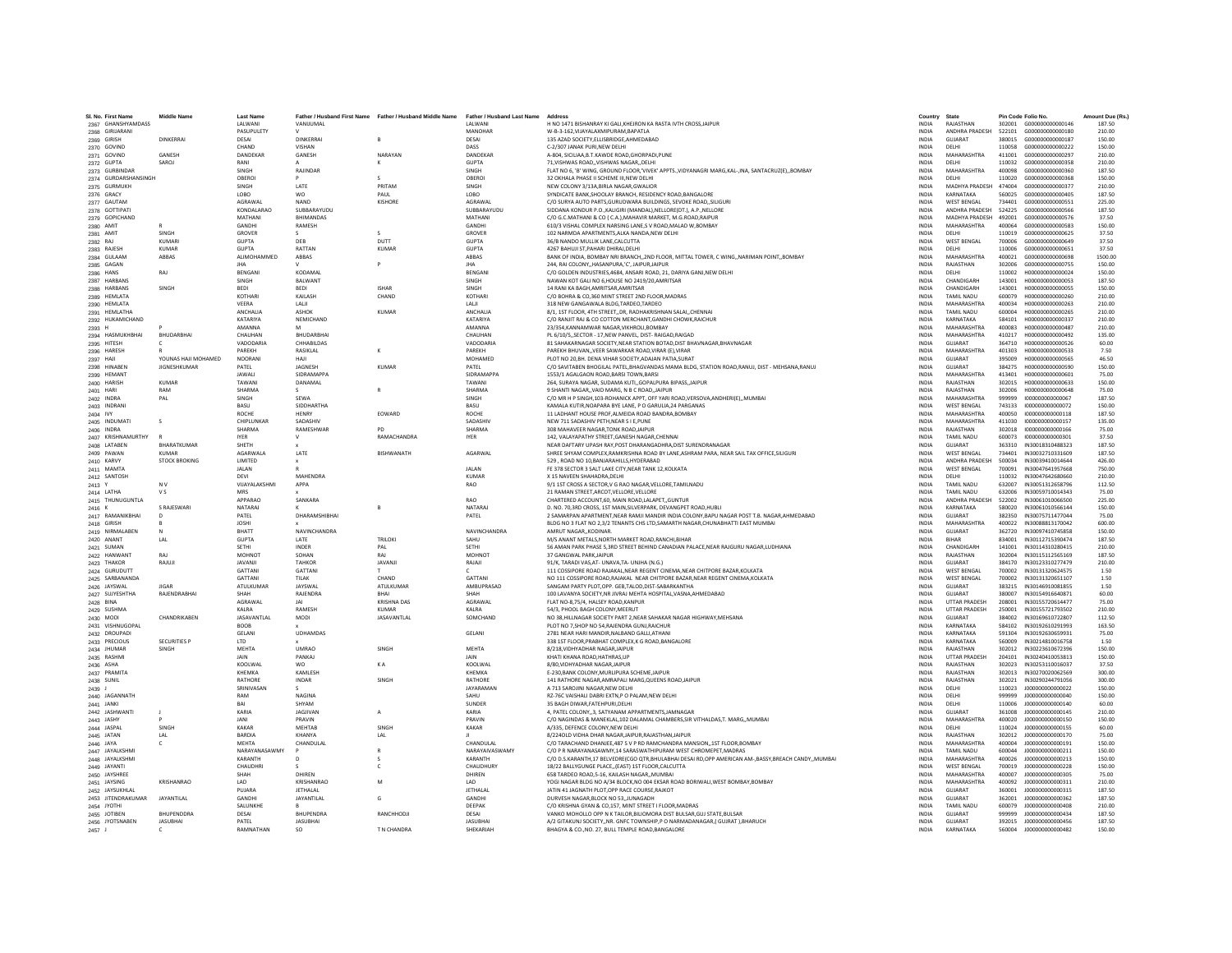| Sl. No. | First Name | Middle Name | Last Name | Father / Husband First Name | Father / Husband Middle Name | Father / Husband Last Name | Address | Country | State | Pin Code | Folio No. | Amount Due (Rs.) |
|---|---|---|---|---|---|---|---|---|---|---|---|---|
| 2367 | GHANSHYAMDASS | | LALWANI | VANJUMAL | | LALWANI | H NO 1471 BISHANRAY KI GALI,KHEJRON KA RASTA IVTH CROSS,JAIPUR | INDIA | RAJASTHAN | 302001 | G000000000000146 | 187.50 |
| 2368 | GIRIJARANI | | PASUPULETY | V | | MANOHAR | W-8-3-162,VIJAYALAXMIPURAM,BAPATLA | INDIA | ANDHRA PRADESH | 522101 | G000000000000180 | 210.00 |
| 2369 | GIRISH | DINKERRAI | DESAI | DINKERRAI | B | DESAI | 135 AZAD SOCIETY,ELLISBRIDGE,AHMEDABAD | INDIA | GUJARAT | 380015 | G000000000000187 | 150.00 |
| 2370 | GOVIND | | CHAND | VISHAN | | DASS | C-2/307 JANAK PURI,NEW DELHI | INDIA | DELHI | 110058 | G000000000000222 | 150.00 |
| 2371 | GOVIND | GANESH | DANDEKAR | GANESH | NARAYAN | DANDEKAR | A-804, SICILIAA,B.T.KAWDE ROAD,GHORPADI,PUNE | INDIA | MAHARASHTRA | 411001 | G000000000000297 | 210.00 |
| 2372 | GUPTA | SAROJ | RANI | A | K | GUPTA | 71,VISHWAS ROAD,,VISHWAS NAGAR,,DELHI | INDIA | DELHI | 110032 | G000000000000358 | 210.00 |
| 2373 | GURBINDAR | | SINGH | RAJINDAR | | SINGH | FLAT NO 6, 'B' WING, GROUND FLOOR,'VIVEK' APPTS.,VIDYANAGRI MARG,KAL-,INA, SANTACRUZ(E),,BOMBAY | INDIA | MAHARASHTRA | 400098 | G000000000000360 | 187.50 |
| 2374 | GURDARSHANSINGH | | OBEROI | P | S | OBEROI | 32 OKHALA PHASE II SCHEME III,NEW DELHI | INDIA | DELHI | 110020 | G000000000000368 | 150.00 |
| 2375 | GURMUKH | | SINGH | LATE | PRITAM | SINGH | NEW COLONY 3/13A,BIRLA NAGAR,GWALIOR | INDIA | MADHYA PRADESH | 474004 | G000000000000377 | 210.00 |
| 2376 | GRACY | | LOBO | WO | PAUL | LOBO | SYNDICATE BANK,SHOOLAY BRANCH, RESIDENCY ROAD,BANGALORE | INDIA | KARNATAKA | 560025 | G000000000000405 | 187.50 |
| 2377 | GAUTAM | | AGRAWAL | NAND | KISHORE | AGRAWAL | C/O SURYA AUTO PARTS,GURUDWARA BUILDINGS, SEVOKE ROAD,,SILIGURI | INDIA | WEST BENGAL | 734401 | G000000000000551 | 225.00 |
| 2378 | GOTTIPATI | | KONDALARAO | SUBBARAYUDU | | SUBBARAYUDU | SIDDANA KONDUR P.O.,KALIGIRI (MANDAL),NELLORE(DT.), A.P.,NELLORE | INDIA | ANDHRA PRADESH | 524225 | G000000000000566 | 187.50 |
| 2379 | GOPICHAND | | MATHANI | BHIMANDAS | | MATHANI | C/O G.C.MATHANI & CO ( C.A.),MAHAVIR MARKET, M.G.ROAD,RAIPUR | INDIA | MADHYA PRADESH | 492001 | G000000000000576 | 37.50 |
| 2380 | AMIT | R | GANDHI | RAMESH | | GANDHI | 610/3 VISHAL COMPLEX NARSING LANE,S V ROAD,MALAD W,BOMBAY | INDIA | MAHARASHTRA | 400064 | G000000000000583 | 150.00 |
| 2381 | AMIT | SINGH | GROVER | S | S | GROVER | 102 NARMDA APARTMENTS,ALKA NANDA,NEW DELHI | INDIA | DELHI | 110019 | G000000000000625 | 37.50 |
| 2382 | RAJ | KUMARI | GUPTA | DEB | DUTT | GUPTA | 36/B NANDO MULLIK LANE,CALCUTTA | INDIA | WEST BENGAL | 700006 | G000000000000649 | 37.50 |
| 2383 | RAJESH | KUMAR | GUPTA | RATTAN | KUMAR | GUPTA | 4267 BAHUJI ST,PAHARI DHIRAJ,DELHI | INDIA | DELHI | 110006 | G000000000000651 | 37.50 |
| 2384 | GULAAM | ABBAS | ALIMOHAMMED | ABBAS | | ABBAS | BANK OF INDIA, BOMBAY NRI BRANCH,,2ND FLOOR, MITTAL TOWER, C WING,,NARIMAN POINT,,BOMBAY | INDIA | MAHARASHTRA | 400021 | G000000000000698 | 1500.00 |
| 2385 | GAGAN | | JHA | V | P | JHA | 244, RAI COLONY,,HASANPURA,'C', JAIPUR,JAIPUR | INDIA | RAJASTHAN | 302006 | G000000000000755 | 150.00 |
| 2386 | HANS | RAJ | BENGANI | KODAMAL | | BENGANI | C/O GOLDEN INDUSTRIES,4684, ANSARI ROAD, 21, DARIYA GANJ,NEW DELHI | INDIA | DELHI | 110002 | H000000000000024 | 150.00 |
| 2387 | HARBANS | | SINGH | BALWANT | | SINGH | NAWAN KOT GALI NO 6,HOUSE NO 2419/20,AMRITSAR | INDIA | CHANDIGARH | 143001 | H000000000000053 | 187.50 |
| 2388 | HARBANS | SINGH | BEDI | BEDI | ISHAR | SINGH | 14 RANI KA BAGH,AMRITSAR,AMRITSAR | INDIA | CHANDIGARH | 143001 | H000000000000055 | 150.00 |
| 2389 | HEMLATA | | KOTHARI | KAILASH | CHAND | KOTHARI | C/O BOHRA & CO,360 MINT STREET 2ND FLOOR,MADRAS | INDIA | TAMIL NADU | 600079 | H000000000000260 | 210.00 |
| 2390 | HEMLATA | | VEERA | LALJI | | LALJI | 318 NEW GANGAWALA BLDG,TARDEO,TARDEO | INDIA | MAHARASHTRA | 400034 | H000000000000263 | 210.00 |
| 2391 | HEMLATHA | | ANCHALIA | ASHOK | KUMAR | ANCHALIA | 8/1, 1ST FLOOR, 4TH STREET,,DR. RADHAKRISHNAN SALAI,,CHENNAI | INDIA | TAMIL NADU | 600004 | H000000000000265 | 210.00 |
| 2392 | HUKAMICHAND | | KATARIYA | NEMICHAND | | KATARIYA | C/O RANJIT RAJ & CO COTTON MERCHANT,GANDHI CHOWK,RAICHUR | INDIA | KARNATAKA | 584101 | H000000000000337 | 210.00 |
| 2393 | H | P | AMANNA | M | | AMANNA | 23/354,KANNAMWAR NAGAR,VIKHROLI,BOMBAY | INDIA | MAHARASHTRA | 400083 | H000000000000487 | 210.00 |
| 2394 | HASMUKHBHAI | BHUDARBHAI | CHAUHAN | BHUDARBHAI | | CHAUHAN | PL 6/10/5,,SECTOR - 17,NEW PANVEL, DIST- RAIGAD,RAIGAD | INDIA | MAHARASHTRA | 410217 | H000000000000492 | 135.00 |
| 2395 | HITESH | C | VADODARIA | CHHABILDAS | | VADODARIA | 81 SAHAKARNAGAR SOCIETY,NEAR STATION BOTAD,DIST BHAVNAGAR,BHAVNAGAR | INDIA | GUJARAT | 364710 | H000000000000526 | 60.00 |
| 2396 | HARESH | R | PAREKH | RASIKLAL | K | PAREKH | PAREKH BHUVAN,,VEER SAWARKAR ROAD,VIRAR (E),VIRAR | INDIA | MAHARASHTRA | 401303 | H000000000000533 | 7.50 |
| 2397 | HAJI | YOUNAS HAJI MOHAMED | NOORANI | HAJI | | MOHAMED | PLOT NO 20,BH. DENA VIHAR SOCIETY,ADAJAN PATIA,SURAT | INDIA | GUJARAT | 395009 | H000000000000565 | 46.50 |
| 2398 | HINABEN | JIGNESHKUMAR | PATEL | JAGNESH | KUMAR | PATEL | C/O SAVITABEN BHOGILAL PATEL,BHAGVANDAS MAMA BLDG, STATION ROAD,RANUJ, DIST - MEHSANA,RANUJ | INDIA | GUJARAT | 384275 | H000000000000590 | 150.00 |
| 2399 | HEMANT | | JAWALI | SIDRAMAPPA | | SIDRAMAPPA | 1553/1 AGALGAON ROAD,BARSI TOWN,BARSI | INDIA | MAHARASHTRA | 413401 | H000000000000601 | 75.00 |
| 2400 | HARISH | KUMAR | TAWANI | DANAMAL | | TAWANI | 264, SURAYA NAGAR, SUDAMA KUTI,,GOPALPURA BIPASS,,JAIPUR | INDIA | RAJASTHAN | 302015 | H000000000000633 | 150.00 |
| 2401 | HARI | RAM | SHARMA | S | R | SHARMA | 9 SHANTI NAGAR,, VAID MARG, N B C ROAD,,JAIPUR | INDIA | RAJASTHAN | 302006 | H000000000000648 | 75.00 |
| 2402 | INDRA | PAL | SINGH | SEWA | | SINGH | C/O MR H P SINGH,103-ROHANICK APPT, OFF YARI ROAD,VERSOVA,ANDHERI(E),,MUMBAI | INDIA | MAHARASHTRA | 999999 | I000000000000067 | 187.50 |
| 2403 | INDRANI | | BASU | SIDDHARTHA | | BASU | KAMALA KUTIR,NOAPARA BYE LANE, P O GARULIA,24 PARGANAS | INDIA | WEST BENGAL | 743133 | I000000000000072 | 150.00 |
| 2404 | IVY | | ROCHE | HENRY | EOWARD | ROCHE | 11 LADHANT HOUSE PROF,ALMEIDA ROAD BANDRA,BOMBAY | INDIA | MAHARASHTRA | 400050 | I000000000000118 | 187.50 |
| 2405 | INDUMATI | S | CHIPLUNKAR | SADASHIV | | SADASHIV | NEW 711 SADASHIV PETH,NEAR S I E,PUNE | INDIA | MAHARASHTRA | 411030 | I000000000000157 | 135.00 |
| 2406 | INDRA | | SHARMA | RAMESHWAR | PD | SHARMA | 308 MAHAVEER NAGAR,TONK ROAD,JAIPUR | INDIA | RAJASTHAN | 302018 | I000000000000166 | 75.00 |
| 2407 | KRISHNAMURTHY | R | IYER | V | RAMACHANDRA | IYER | 142, VALAYAPATHY STREET,GANESH NAGAR,CHENNAI | INDIA | TAMIL NADU | 600073 | I000000000000301 | 37.50 |
| 2408 | LATABEN | BHARATKUMAR | SHETH | x | | | NEAR DAFTARY UPASH RAY,POST DHARANGADHRA,DIST SURENDRANAGAR | INDIA | GUJARAT | 363310 | IN30018310488323 | 187.50 |
| 2409 | PAWAN | KUMAR | AGARWALA | LATE | BISHWANATH | AGARWAL | SHREE SHYAM COMPLEX,RAMKRISHNA ROAD BY LANE,ASHRAM PARA, NEAR SAIL TAX OFFICE,SILIGURI | INDIA | WEST BENGAL | 734401 | IN30032710331609 | 187.50 |
| 2410 | KARVY | STOCK BROKING | LIMITED | x | | | 529 , ROAD NO 10,BANJARAHILLS,HYDERABAD | INDIA | ANDHRA PRADESH | 500034 | IN30039410014644 | 426.00 |
| 2411 | MAMTA | | JALAN | R | | JALAN | FE 378 SECTOR 3 SALT LAKE CITY,NEAR TANK 12,KOLKATA | INDIA | WEST BENGAL | 700091 | IN30047641957668 | 750.00 |
| 2412 | SANTOSH | | DEVI | MAHENDRA | | KUMAR | X 15 NAVEEN SHAHADRA,DELHI | INDIA | DELHI | 110032 | IN30047642680660 | 210.00 |
| 2413 | Y | N V | VIJAYALAKSHMI | APPA | | RAO | 9/1 1ST CROSS A SECTOR,V G RAO NAGAR,VELLORE,TAMILNADU | INDIA | TAMIL NADU | 632007 | IN30051312658796 | 112.50 |
| 2414 | LATHA | V S | MRS | x | | | 21 RAMAN STREET,ARCOT,VELLORE,VELLORE | INDIA | TAMIL NADU | 632006 | IN30059710014343 | 75.00 |
| 2415 | THUNUGUNTLA | | APPARAO | SANKARA | | RAO | CHARTERED ACCOUNT,60, MAIN ROAD,LALAPET,,GUNTUR | INDIA | ANDHRA PRADESH | 522002 | IN30061010066500 | 225.00 |
| 2416 | K | S RAJESWARI | NATARAJ | K | B | NATARAJ | D. NO. 70,3RD CROSS, 1ST MAIN,SILVERPARK, DEVANGPET ROAD,HUBLI | INDIA | KARNATAKA | 580020 | IN30061010566144 | 150.00 |
| 2417 | RAMANIKBHAI | D | PATEL | DHARAMSHIBHAI | | PATEL | 2 SAMARPAN APARTMENT,NEAR RAMJI MANDIR INDIA COLONY,BAPU NAGAR POST T.B. NAGAR,AHMEDABAD | INDIA | GUJARAT | 382350 | IN30075711477044 | 75.00 |
| 2418 | GIRISH | B | JOSHI | x | | | BLDG NO 3 FLAT NO 2,3/2 TENANTS CHS LTD,SAMARTH NAGAR,CHUNABHATTI EAST MUMBAI | INDIA | MAHARASHTRA | 400022 | IN30088813170042 | 600.00 |
| 2419 | NIRMALABEN | N | BHATT | NAVINCHANDRA | | NAVINCHANDRA | AMRUT NAGAR,,KODINAR. | INDIA | GUJARAT | 362720 | IN30097410745858 | 150.00 |
| 2420 | ANANT | LAL | GUPTA | LATE | TRILOKI | SAHU | M/S ANANT METALS,NORTH MARKET ROAD,RANCHI,BIHAR | INDIA | BIHAR | 834001 | IN30112715390474 | 187.50 |
| 2421 | SUMAN | | SETHI | INDER | PAL | SETHI | 56 AMAN PARK PHASE 5,3RD STREET BEHIND CANADIAN PALACE,NEAR RAJGURU NAGAR,LUDHIANA | INDIA | CHANDIGARH | 141001 | IN30114310280415 | 210.00 |
| 2422 | HANWANT | RAJ | MOHNOT | SOHAN | RAJ | MOHNOT | 37 GANGWAL PARK,JAIPUR | INDIA | RAJASTHAN | 302004 | IN30115112565169 | 187.50 |
| 2423 | THAKOR | RAJUJI | JAVANJI | TAHKOR | JAVANJI | RAJAJI | 91/K, TARADI VAS,AT- UNAVA,TA- UNJHA (N.G.) | INDIA | GUJARAT | 384170 | IN30123310277479 | 210.00 |
| 2424 | GURUDUTT | | GATTANI | GATTANI | T | C | 111 COSSIPORE ROAD RAJAKAL,NEAR REGENT CINEMA,NEAR CHITPORE BAZAR,KOLKATA | INDIA | WEST BENGAL | 700002 | IN30131320624575 | 1.50 |
| 2425 | SARBANANDA | | GATTANI | TILAK | CHAND | GATTANI | NO 111 COSSIPORE ROAD,RAJAKAL NEAR CHITPORE BAZAR,NEAR REGENT CINEMA,KOLKATA | INDIA | WEST BENGAL | 700002 | IN30131320651107 | 1.50 |
| 2426 | JAYSWAL | JIGAR | ATULKUMAR | JAYSWAL | ATULKUMAR | AMBUPRASAD | SANGAM PARTY PLOT,OPP. GEB,TALOD,DIST-SABARKANTHA | INDIA | GUJARAT | 383215 | IN30146910081855 | 1.50 |
| 2427 | SUJYESHTHA | RAJENDRABHAI | SHAH | RAJENDRA | BHAI | SHAH | 100 LAVANYA SOCIETY,NR JIVRAJ MEHTA HOSPITAL,VASNA,AHMEDABAD | INDIA | GUJARAT | 380007 | IN30154916640871 | 60.00 |
| 2428 | BINA | | AGRAWAL | JAI | KRISHNA DAS | AGRAWAL | FLAT NO-8,75/4, HALSEY ROAD,KANPUR | INDIA | UTTAR PRADESH | 208001 | IN30155720614477 | 75.00 |
| 2429 | SUSHMA | | KALRA | RAMESH | KUMAR | KALRA | 54/3, PHOOL BAGH COLONY,MEERUT | INDIA | UTTAR PRADESH | 250001 | IN30155721793502 | 210.00 |
| 2430 | MODI | CHANDRIKABEN | JASAVANTLAL | MODI | JASAVANTLAL | SOMCHAND | NO 38,HILLNAGAR SOCIETY PART 2,NEAR SAHAKAR NAGAR HIGHWAY,MEHSANA | INDIA | GUJARAT | 384002 | IN30169610722807 | 112.50 |
| 2431 | VISHNUGOPAL | | BOOB | x | | | PLOT NO 7,SHOP NO 54,RAJENDRA GUNJ,RAICHUR | INDIA | KARNATAKA | 584102 | IN30192610291993 | 163.50 |
| 2432 | DROUPADI | | GELANI | UDHAMDAS | | GELANI | 2781 NEAR HARI MANDIR,NALBAND GALLI,ATHANI | INDIA | KARNATAKA | 591304 | IN30192630659931 | 75.00 |
| 2433 | PRECIOUS | SECURITIES P | LTD | x | | | 338 1ST FLOOR,PRABHAT COMPLEX,K G ROAD,BANGALORE | INDIA | KARNATAKA | 560009 | IN30214810016758 | 1.50 |
| 2434 | JHUMAR | SINGH | MEHTA | UMRAO | SINGH | MEHTA | 8/218,VIDHYADHAR NAGAR,JAIPUR | INDIA | RAJASTHAN | 302012 | IN30223610672396 | 150.00 |
| 2435 | RASHMI | | JAIN | PANKAJ | | JAIN | KHATI KHANA ROAD,HATHRAS,UP | INDIA | UTTAR PRADESH | 204101 | IN30240410053813 | 150.00 |
| 2436 | ASHA | | KOOLWAL | WO | K A | KOOLWAL | 8/80,VIDHYADHAR NAGAR,JAIPUR | INDIA | RAJASTHAN | 302023 | IN30253110016037 | 37.50 |
| 2437 | PRAMITA | | KHEMKA | KAMLESH | | KHEMKA | E-230,BANK COLONY,MURLIPURA SCHEME,JAIPUR | INDIA | RAJASTHAN | 302013 | IN30270020062569 | 300.00 |
| 2438 | SUNIL | | RATHORE | INDAR | SINGH | RATHORE | 141 RATHORE NAGAR,AMRAPALI MARG,QUEENS ROAD,JAIPUR | INDIA | RAJASTHAN | 302021 | IN30290244791056 | 300.00 |
| 2439 | J | | SRINIVASAN | S | | JAYARAMAN | A 713 SAROJINI NAGAR,NEW DELHI | INDIA | DELHI | 110023 | J000000000000022 | 150.00 |
| 2440 | JAGANNATH | | RAM | NAGINA | | SAHU | RZ-76C VAISHALI DABRI EXTN,P O PALAM,NEW DELHI | INDIA | DELHI | 999999 | J000000000000040 | 150.00 |
| 2441 | JANKI | | BAI | SHYAM | | SUNDER | 35 BAGH DIWAR,FATEHPURI,DELHI | INDIA | DELHI | 110006 | J000000000000140 | 60.00 |
| 2442 | JASHWANTI | J | KARIA | JAGJIVAN | A | KARIA | 4, PATEL COLONY,,3, SATYANAM APPARTMENTS,JAMNAGAR | INDIA | GUJARAT | 361008 | J000000000000145 | 210.00 |
| 2443 | JASHY | P | JANI | PRAVIN | | PRAVIN | C/O NAGINDAS & MANEKLAL,102 DALAMAL CHAMBERS,SIR VITHALDAS,T. MARG,,MUMBAI | INDIA | MAHARASHTRA | 400020 | J000000000000150 | 150.00 |
| 2444 | JASPAL | SINGH | KAKAR | MEHTAB | SINGH | KAKAR | A/335, DEFENCE COLONY,NEW DELHI | INDIA | DELHI | 110024 | J000000000000155 | 60.00 |
| 2445 | JATAN | LAL | BARDIA | KHANYA | LAL | JI | 8/224OLD VIDHA DHAR NAGAR,JAIPUR,RAJASTHAN,JAIPUR | INDIA | RAJASTHAN | 302012 | J000000000000170 | 75.00 |
| 2446 | JAYA | C | MEHTA | CHANDULAL | | CHANDULAL | C/O TARACHAND DHANJEE,487 S V P RD RAMCHANDRA MANSION,,1ST FLOOR,BOMBAY | INDIA | MAHARASHTRA | 400004 | J000000000000191 | 150.00 |
| 2447 | JAYALKSHMI | | NARAYANASAWMY | P | R | NARAYAIVASWAMY | C/O P R NARAYANASAWMY,14 SARASWATHIPURAM WEST CHROMEPET,MADRAS | INDIA | TAMIL NADU | 600044 | J000000000000211 | 150.00 |
| 2448 | JAYALKSHMI | | KARANTH | D | S | KARANTH | C/O D.S.KARANTH,17 BELVEDRE(CGO QTR,BHULABHAI DESAI RD,OPP AMERICAN AM-,BASSY,BREACH CANDY,,MUMBAI | INDIA | MAHARASHTRA | 400026 | J000000000000213 | 150.00 |
| 2449 | JAYANTI | | CHAUDHRI | S | C | CHAUDHURY | 18/22 BALLYGUNGE PLACE,,(EAST) 1ST FLOOR,CALCUTTA | INDIA | WEST BENGAL | 700019 | J000000000000228 | 150.00 |
| 2450 | JAYSHREE | | SHAH | DHIREN | | DHIREN | 658 TARDEO ROAD,5-16, KAILASH NAGAR,,MUMBAI | INDIA | MAHARASHTRA | 400007 | J000000000000305 | 75.00 |
| 2451 | JAYSING | KRISHANRAO | LAD | KRISHANRAO | M | LAD | YOGI NAGAR BLDG NO A/34 BLOCK,NO 004 EKSAR ROAD BORIWALI,WEST BOMBAY,BOMBAY | INDIA | MAHARASHTRA | 400092 | J000000000000311 | 210.00 |
| 2452 | JAYSUKHLAL | | PUJARA | JETHALAL | | JETHALAL | JATIN 41 JAGNATH PLOT,OPP RACE COURSE,RAJKOT | INDIA | GUJARAT | 360001 | J000000000000315 | 187.50 |
| 2453 | JITENDRAKUMAR | JAYANTILAL | GANDHI | JAYANTILAL | G | GANDHI | DURVESH NAGAR,BLOCK NO 53,,JUNAGADH | INDIA | GUJARAT | 362001 | J000000000000362 | 187.50 |
| 2454 | JYOTHI | | SALUNKHE | B | | DEEPAK | C/O KRISHNA GYAN & CO,157, MINT STREET I FLOOR,MADRAS | INDIA | TAMIL NADU | 600079 | J000000000000408 | 210.00 |
| 2455 | JOTIBEN | BHUPENDRA | DESAI | BHUPENDRA | RANCHHODJI | DESAI | VANKO MOHOLLO OPP N K TAILOR,BILIOMORA DIST BULSAR,GUJ STATE,BULSAR | INDIA | GUJARAT | 999999 | J000000000000434 | 187.50 |
| 2456 | JYOTSNABEN | JASUBHAI | PATEL | JASUBHAI | | JASUBHAI | A/2 GITAKUNJ SOCIETY,,NR. GNFC TOWNSHIP,P O NARMADANAGAR,( GUJRAT ),BHARUCH | INDIA | GUJARAT | 392015 | J000000000000456 | 187.50 |
| 2457 | J | C | RAMNATHAN | SO | T N CHANDRA | SHEKARIAH | BHAGYA & CO.,NO. 27, BULL TEMPLE ROAD,BANGALORE | INDIA | KARNATAKA | 560004 | J000000000000482 | 150.00 |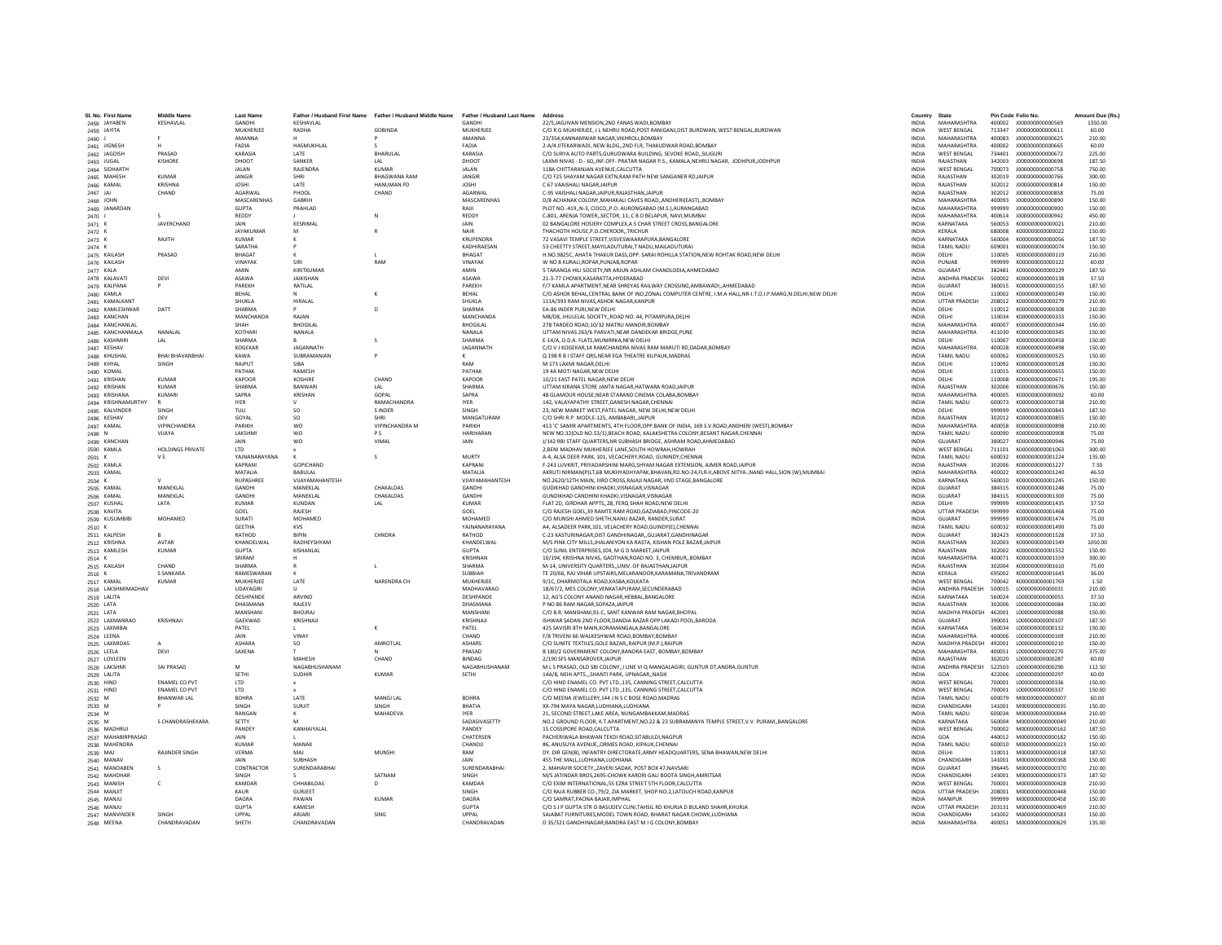| Sl. No. | First Name | Middle Name | Last Name | Father / Husband First Name | Father / Husband Middle Name | Father / Husband Last Name | Address | Country | State | Pin Code | Folio No. | Amount Due (Rs.) |
|---|---|---|---|---|---|---|---|---|---|---|---|---|
| 2458 | JAYABEN | KESHAVLAL | GANDHI | KESHAVLAL | | GANDHI | 22/5,JAGJIVAN MENSION,2ND FANAS WADI,BOMBAY | INDIA | MAHARASHTRA | 400002 | J000000000000569 | 1350.00 |
| 2459 | JAYITA | | MUKHERJEE | RADHA | GOBINDA | MUKHERJEE | C/O R G MUKHERJEE,,J L NEHRU ROAD,POST RANIGANJ,DIST BURDWAN, WEST BENGAL,BURDWAN | INDIA | WEST BENGAL | 713347 | J000000000000611 | 60.00 |
| 2460 | J | F | AMANNA | H | P | AMANNA | 23/354,KANNAMWAR NAGAR,VIKHROLI,BOMBAY | INDIA | MAHARASHTRA | 400083 | J000000000000625 | 210.00 |
| 2461 | JIGNESH | H | FADIA | HASMUKHLAL | S | FADIA | 2-A/4 JITEKARWADI, NEW BLDG,,2ND FLR, THAKUDWAR ROAD,BOMBAY | INDIA | MAHARASHTRA | 400002 | J000000000000665 | 60.00 |
| 2462 | JAGDISH | PRASAD | KARASIA | LATE | BHARULAL | KARASIA | C/O SURYA AUTO PARTS,GURUDWARA BUILDING, SEVOKE ROAD,,SILIGURI | INDIA | WEST BENGAL | 734401 | J000000000000672 | 225.00 |
| 2463 | JUGAL | KISHORE | DHOOT | SANKER | LAL | DHOOT | LAXMI NIVAS - D - 60,,INF.OFF- PRATAR NAGAR P.S., KAMALA,NEHRU NAGAR, JODHPUR,JODHPUR | INDIA | RAJASTHAN | 342003 | J000000000000698 | 187.50 |
| 2464 | SIDHARTH | | JALAN | RAJENDRA | KUMAR | JALAN | 118A CHITTARANJAN AVENUE,CALCUTTA | INDIA | WEST BENGAL | 700073 | J000000000000758 | 750.00 |
| 2465 | MAHESH | KUMAR | JANGIR | SHRI | BHAGWANA RAM | JANGIR | C/O F25 SHAYAM NAGAR EXTN,RAM PATH NEW SANGANER RD,JAIPUR | INDIA | RAJASTHAN | 302019 | J000000000000766 | 300.00 |
| 2466 | KAMAL | KRISHNA | JOSHI | LATE | HANUMAN PD | JOSHI | C 67 VAAISHALI NAGAR,JAIPUR | INDIA | RAJASTHAN | 302012 | J000000000000814 | 150.00 |
| 2467 | JAI | CHAND | AGARWAL | PHOOL | CHAND | AGARWAL | C-95 VAISHALI NAGAR,JAIPUR,RAJASTHAN,JAIPUR | INDIA | RAJASTHAN | 302012 | J000000000000858 | 75.00 |
| 2468 | JOHN | | MASCARENHAS | GABRIH | | MASCARENHAS | D/8 ACHANAK COLONY,MAHAKALI CAVES ROAD,,ANDHERI(EAST),,BOMBAY | INDIA | MAHARASHTRA | 400093 | J000000000000890 | 150.00 |
| 2469 | JANARDAN | | GUPTA | PRAHLAD | | RAJJI | PLOT NO.-419,,N-3, CIDCO,,P.O. AURONGABAD (M.S.),AURANGABAD | INDIA | MAHARASHTRA | 999999 | J000000000000900 | 150.00 |
| 2470 | J | S | REDDY | J | N | REDDY | C-801, ARENJA TOWER,,SECTOR, 11, C B D BELAPUR, NAVI,MUMBAI | INDIA | MAHARASHTRA | 400614 | J000000000000942 | 450.00 |
| 2471 | K | JAVERCHAND | JAIN | KESRIMAL | | JAIN | 02 BANGALORE HOSIERY COMPLEX,A S CHAR STREET CROSS,BANGALORE | INDIA | KARNATAKA | 560053 | K000000000000021 | 210.00 |
| 2472 | K | | JAYAKUMAR | M | R | NAIR | THACHOTH HOUSE,P.O.CHEROOR,,TRICHUR | INDIA | KERALA | 680008 | K000000000000022 | 150.00 |
| 2473 | K | RAJITH | KUMAR | K | | KRUPENDRA | 72 VASAVI TEMPLE STREET,VISVESWARAPURA,BANGALORE | INDIA | KARNATAKA | 560004 | K000000000000056 | 187.50 |
| 2474 | K | | SARATHA | P | | KADHIRAESAN | 53 CHEETTY STREET,MAYILADUTURAI,T NADU,MAILADUTURAI | INDIA | TAMIL NADU | 609001 | K000000000000074 | 150.00 |
| 2475 | KAILASH | PRASAD | BHAGAT | K | L | BHAGAT | H.NO.9825C, AHATA THAKUR DASS,OPP. SARAI ROHILLA STATION,NEW ROHTAK ROAD,NEW DELHI | INDIA | DELHI | 110005 | K000000000000119 | 210.00 |
| 2476 | KAILASH | | VINAYAK | SIRI | RAM | VINAYAK | W NO 8 KURALI,ROPAR,PUNJAB,ROPAR | INDIA | PUNJAB | 999999 | K000000000000122 | 60.00 |
| 2477 | KALA | | AMIN | KIRITKUMAR | | AMIN | 5 TARANGA HILI SOCIETY,NR ARJUN ASHLAM CHANDLODIA,AHMEDABAD | INDIA | GUJARAT | 382481 | K000000000000129 | 187.50 |
| 2478 | KALAVATI | DEVI | ASAWA | JAIKISHAN | | ASAWA | 21-3-77 CHOWK,KASARATTA,HYDERABAD | INDIA | ANDHRA PRADESH | 500002 | K000000000000138 | 37.50 |
| 2479 | KALPANA | P | PAREKH | RATILAL | | PAREKH | F/7 KAMLA APARTMENT,NEAR SHREYAS RAILWAY CROSSING,AMBAWADI,,AHMEDABAD | INDIA | GUJARAT | 380015 | K000000000000155 | 187.50 |
| 2480 | KAMLA | | BEHAL | N | K | BEHAL | C/O ASHOK BEHAL,CENTRAL BANK OF IND,ZONAL COMPUTER CENTRE, I.M.A HALL,NR-I.T.O,I.P.MARG,N.DELHI,NEW DELHI | INDIA | DELHI | 110002 | K000000000000249 | 150.00 |
| 2481 | KAMALKANT | | SHUKLA | HIRALAL | | SHUKLA | 111A/393 RAM NIVAS,ASHOK NAGAR,KANPUR | INDIA | UTTAR PRADESH | 208012 | K000000000000279 | 210.00 |
| 2482 | KAMLESHWAR | DATT | SHARMA | P | D | SHARMA | EA-86 INDER PURI,NEW DELHI | INDIA | DELHI | 110012 | K000000000000308 | 210.00 |
| 2483 | KANCHAN | | MANCHANDA | RAJAN | | MANCHANDA | MB/D8, JHULELAL SOCIETY,,ROAD NO. 44, PITAMPURA,DELHI | INDIA | DELHI | 110034 | K000000000000333 | 150.00 |
| 2484 | KANCHANLAL | | SHAH | BHOGILAL | | BHOGILAL | 278 TARDEO ROAD,10/32 MATRU MANDIR,BOMBAY | INDIA | MAHARASHTRA | 400007 | K000000000000344 | 150.00 |
| 2485 | KANCHANMALA | NANALAL | KOTHARI | NANALA | | NANALA | UTTAM NIVAS 263/6 PARVATI,NEAR DANDEKAR BRIDGE,PUNE | INDIA | MAHARASHTRA | 411030 | K000000000000345 | 150.00 |
| 2486 | KASHMIRI | LAL | SHARMA | B | S | SHARMA | E-14/A, D.D.A. FLATS,MUNIRRKA,NEW DELHI | INDIA | DELHI | 110067 | K000000000000458 | 150.00 |
| 2487 | KESHAV | | KOGEKAR | JAGANNATH | | JAGANNATH | C/O V J KOGEKAR,14 RAMCHANDRA NIVAS RAM MARUTI RD,DADAR,BOMBAY | INDIA | MAHARASHTRA | 400028 | K000000000000498 | 150.00 |
| 2488 | KHUSHAL | BHAI BHAVANBHAI | KAWA | SUBRAMANIAN | P | K | Q 198 R B I STAFF QRS,NEAR EGA THEATRE KILPAUK,MADRAS | INDIA | TAMIL NADU | 600062 | K000000000000525 | 150.00 |
| 2489 | KHYAL | SINGH | RAJPUT | SIBA | | RAM | M 173 LAXMI NAGAR,DELHI | INDIA | DELHI | 110092 | K000000000000528 | 150.00 |
| 2490 | KOMAL | | PATHAK | RAMESH | | PATHAK | 19 4A MOTI NAGAR,NEW DELHI | INDIA | DELHI | 110015 | K000000000000655 | 150.00 |
| 2491 | KRISHAN | KUMAR | KAPOOR | KOSHIRE | CHAND | KAPOOR | 10/21 EAST PATEL NAGAR,NEW DELHI | INDIA | DELHI | 110008 | K000000000000671 | 195.00 |
| 2492 | KRISHAN | KUMAR | SHARMA | BANWARI | LAL | SHARMA | UTTAM KIRANA STORE JANTA NAGAR,HATWARA ROAD,JAIPUR | INDIA | RAJASTHAN | 302006 | K000000000000676 | 150.00 |
| 2493 | KRISHANA | KUMARI | SAPRA | KRISHAN | GOPAL | SAPRA | 48 GLAMOUR HOUSE,NEAR STARAND CINEMA COLABA,BOMBAY | INDIA | MAHARASHTRA | 400005 | K000000000000692 | 60.00 |
| 2494 | KRISHNAMURTHY | R | IYER | V | RAMACHANDRA | IYER | 142, VALAYAPATHY STREET,GANESH NAGAR,CHENNAI | INDIA | TAMIL NADU | 600073 | K000000000000738 | 210.00 |
| 2495 | KALVINDER | SINGH | TULI | SO | S INDER | SINGH | 23, NEW MARKET WEST,PATEL NAGAR, NEW DELHI,NEW DELHI | INDIA | DELHI | 999999 | K000000000000843 | 187.50 |
| 2496 | KESHAV | DEV | GOYAL | SO | SHRI | MANGATURAM | C/O SHRI R.P. MODI,E-125, AMBABARI,,JAIPUR | INDIA | RAJASTHAN | 302012 | K000000000000855 | 150.00 |
| 2497 | KAMAL | VIPINCHANDRA | PARIKH | WO | VIPINCHANDRA M | PARIKH | 413 'C' SAMIR APARTMENTS, 4TH FLOOR,OPP.BANK OF INDIA, 169 S.V.ROAD,ANDHERI (WEST),BOMBAY | INDIA | MAHARASHTRA | 400058 | K000000000000898 | 210.00 |
| 2498 | N | VIJAYA | LAKSHMI | WO | P S | HARIHARAN | NEW NO.32(OLD NO.53/1),BEACH ROAD, KALAKSHETRA COLONY,BESANT NAGAR,CHENNAI | INDIA | TAMIL NADU | 600090 | K000000000000908 | 75.00 |
| 2499 | KANCHAN | | JAIN | WO | VIMAL | JAIN | J/142 RBI STAFF QUARTERS,NR SUBHASH BRIDGE, ASHRAM ROAD,AHMEDABAD | INDIA | GUJARAT | 380027 | K000000000000946 | 75.00 |
| 2500 | KAMLA | HOLDINGS PRIVATE | LTD | x | | | 2,BENI MADHAV MUKHERJEE LANE,SOUTH HOWRAH,HOWRAH | INDIA | WEST BENGAL | 711101 | K000000000001063 | 300.00 |
| 2501 | K | V S | YAJNANARAYANA | K | S | MURTY | A-4, ALSA DEER PARK,101, VECACHERY,ROAD, GUNINDY,CHENNAI | INDIA | TAMIL NADU | 600032 | K000000000001224 | 135.00 |
| 2502 | KAMLA | | KAPRANI | GOPICHAND | | KAPRANI | F-243 LUVKRIT, PRIYADARSHINI MARG,SHYAM NAGAR EXTENSION, AJMER ROAD,JAIPUR | INDIA | RAJASTHAN | 302006 | K000000000001227 | 7.50 |
| 2503 | KAMAL | | MATALIA | BABULAL | | MATALIA | AKRUTI NIRMAN(P)LT,6B MUKHYADHYAPAK,BHAVAN,RD.NO-24,FLR-II,ABOVE NITYA-,NAND HALL,SION (W),MUMBAI | INDIA | MAHARASHTRA | 400022 | K000000000001240 | 46.50 |
| 2504 | K | V | RUPASHREE | VIJAYAMAHANTESH | | VIJAYAMAHANTESH | NO.2620/12TH MAIN, IIIRD CROSS,RAJAJI NAGAR, IIND STAGE,BANGALORE | INDIA | KARNATAKA | 560010 | K000000000001245 | 150.00 |
| 2505 | KAMAL | MANEKLAL | GANDHI | MANEKLAL | CHAKALDAS | GANDHI | GUDIKHAD GANDHINI KHADKI,VISNAGAR,VISNAGAR | INDIA | GUJARAT | 384315 | K000000000001248 | 75.00 |
| 2506 | KAMAL | MANEKLAL | GANDHI | MANEKLAL | CHAKALDAS | GANDHI | GUNDIKHAD CANDHINI KHADKI,VISNAGAR,VISNAGAR | INDIA | GUJARAT | 384315 | K000000000001300 | 75.00 |
| 2507 | KUSHAL | LATA | KUMAR | KUNDAN | LAL | KUMAR | FLAT 2D, GIRDHAR APPTS,,28, FEROJ SHAH ROAD,NEW DELHI | INDIA | DELHI | 999999 | K000000000001435 | 37.50 |
| 2508 | KAVITA | | GOEL | RAJESH | | GOEL | C/O RAJESH GOEL,39 RAMTE RAM ROAD,GAZIABAD,PINCODE-20 | INDIA | UTTAR PRADESH | 999999 | K000000000001468 | 75.00 |
| 2509 | KUSUMBIBI | MOHAMED | SURATI | MOHAMED | | MOHAMED | C/O MUNSHI AHMED SHETH,NANU BAZAR, RANDER,SURAT | INDIA | GUJARAT | 999999 | K000000000001474 | 75.00 |
| 2510 | K | | GEETHA | KVS | | YAJNANARAYANA | A4, ALSADEER PARK,101, VELACHERY ROAD,GUINDY(E),CHENNAI | INDIA | TAMIL NADU | 600032 | K000000000001490 | 75.00 |
| 2511 | KALPESH | B | RATHOD | BIPIN | CHNDRA | RATHOD | C-23 KASTURINAGAR,DIST GANDHINAGAR,,GUJARAT,GANDHINAGAR | INDIA | GUJARAT | 382423 | K000000000001528 | 37.50 |
| 2512 | KRISHNA | AVTAR | KHANDELWAL | RADHEYSHYAM | | KHANDELWAL | M/S PINK CITY MILLS,JHALANIYON KA RASTA, KISHAN POLE BAZAR,JAIPUR | INDIA | RAJASTHAN | 302003 | K000000000001549 | 1050.00 |
| 2513 | KAMLESH | KUMAR | GUPTA | KISHANLAL | | GUPTA | C/O SUNIL ENTERPRISES,104, M G D MARKET,JAIPUR | INDIA | RAJASTHAN | 302002 | K000000000001552 | 150.00 |
| 2514 | K | | SRIRAM | H | | KRISHNAN | 10/194, KRISHNA NIVAS, GAOTHAN,ROAD NO. 3, CHEMBUR,,BOMBAY | INDIA | MAHARASHTRA | 400071 | K000000000001559 | 300.00 |
| 2515 | KAILASH | CHAND | SHARMA | R | L | SHARMA | M-14, UNIVERSITY QUARTERS,,UNIV. OF RAJASTHAN,JAIPUR | INDIA | RAJASTHAN | 302004 | K000000000001610 | 75.00 |
| 2516 | K | S SANKARA | RAMESWARAN | K | | SUBBIAH | TE 20/66, RAJ VIHAR UPSTAIRS,MELARANOOR,KARAMANA,TRIVANDRAM | INDIA | KERALA | 695002 | K000000000001643 | 36.00 |
| 2517 | KAMAL | KUMAR | MUKHERJEE | LATE | NARENDRA CH | MUKHERJEE | 9/1C, DHARMOTALA ROAD,KASBA,KOLKATA | INDIA | WEST BENGAL | 700042 | K000000000001769 | 1.50 |
| 2518 | LAKSHMIMADHAV | | UDAYAGIRI | U | | MADHAVARAO | 18/67/2, MES COLONY,VENKATAPURAM,SECUNDERABAD | INDIA | ANDHRA PRADESH | 500015 | L000000000000031 | 210.00 |
| 2519 | LALITA | | DESHPANDE | ARVIND | | DESHPANDE | 12, AG'S COLONY ANAND NAGAR,HEBBAL,BANGALORE | INDIA | KARNATAKA | 560024 | L000000000000055 | 37.50 |
| 2520 | LATA | | DHASMANA | RAJEEV | | DHASMANA | P NO 86 RAM NAGAR,SOPAZA,JAIPUR | INDIA | RAJASTHAN | 302006 | L000000000000084 | 150.00 |
| 2521 | LATA | | MANSHANI | BHOJRAJ | | MANSHANI | C/O B.R. MANSHANI,91-C, SANT KANWAR RAM NAGAR,BHOPAL | INDIA | MADHYA PRADESH | 462001 | L000000000000088 | 150.00 |
| 2522 | LAXMANRAO | KRISHNAJI | GAEKWAD | KRISHNAJI | | KRISHNAJI | ISHWAR SADAN 2ND FLOOR,DANDIA BAZAR OPP LAKADI POOL,BARODA | INDIA | GUJARAT | 390001 | L000000000000107 | 187.50 |
| 2523 | LAXMIBAI | | PATEL | L | K | PATEL | 425 SAVISRI 8TH MAIN,KORAMANGALA,BANGALORE | INDIA | KARNATAKA | 560034 | L000000000000132 | 150.00 |
| 2524 | LEENA | | JAIN | VINAY | | CHAND | F/8 TRIVENI 66 WALKESHWAR ROAD,BOMBAY,BOMBAY | INDIA | MAHARASHTRA | 400006 | L000000000000169 | 210.00 |
| 2525 | LAXMIDAS | A | ASHARA | SO | AMROTLAL | ASHARS | C/O SUNITE TEXTILES,GOLE BAZAR,,RAIPUR (M.P.),RAIPUR | INDIA | MADHYA PRADESH | 492001 | L000000000000210 | 150.00 |
| 2526 | LEELA | DEVI | SAXENA | T | N | PRASAD | B 180/2 GOVERNMENT COLONY,BANDRA EAST, BOMBAY,BOMBAY | INDIA | MAHARASHTRA | 400051 | L000000000000270 | 375.00 |
| 2527 | LOVLEEN | | | MAHESH | CHAND | BINDAG | 2/190 SFS MANSAROVER,JAIPUR | INDIA | RAJASTHAN | 302020 | L000000000000287 | 60.00 |
| 2528 | LAKSHMI | SAI PRASAD | M | NAGABHUSHANAM | | NAGABHUSHANAM | M L S PRASAD, OLD SBI COLONY,,I LINE VI Q MANGALAGIRI, GUNTUR DT,ANDRA,GUNTUR | INDIA | ANDHRA PRADESH | 522503 | L000000000000290 | 112.50 |
| 2529 | LALITA | | SETHI | SUDHIR | KUMAR | SETHI | 14A/8, NEHI APTS.,,SHANTI PARK, UPNAGAR,,NASIK | INDIA | GOA | 422006 | L000000000000297 | 60.00 |
| 2530 | HIND | ENAMEL CO PVT | LTD | x | | | C/O HIND ENAMEL CO. PVT LTD.,135, CANNING STREET,CALCUTTA | INDIA | WEST BENGAL | 700001 | L000000000000336 | 150.00 |
| 2531 | HIND | ENAMEL CO PVT | LTD | x | | | C/O HIND ENAMEL CO. PVT LTD.,135, CANNING STREET,CALCUTTA | INDIA | WEST BENGAL | 700001 | L000000000000337 | 150.00 |
| 2532 | M | BHANWAR LAL | BOHRA | LATE | MANGI LAL | BOHRA | C/O MEENA JEWELLERY,144 J N S C BOSE ROAD,MADRAS | INDIA | TAMIL NADU | 600079 | M000000000000007 | 60.00 |
| 2533 | M | P | SINGH | SURJIT | SINGH | BHATIA | XX-794 MAYA NAGAR,LUDHIANA,LUDHIANA | INDIA | CHANDIGARH | 141001 | M000000000000035 | 150.00 |
| 2534 | M | | RANGAN | K | MAHADEVA | IYER | 21, SECOND STREET,LAKE AREA, NUNGAMBAKKAM,MADRAS | INDIA | TAMIL NADU | 600034 | M000000000000044 | 210.00 |
| 2535 | M | S CHANDRASHEKARA | SETTY | M | | SADASIVASETTY | NO.2 GROUND FLOOR, K.T.APARTMENT,NO.22 & 23 SUBRAMANYA TEMPLE STREET,V.V. PURAM,,BANGALORE | INDIA | KARNATAKA | 560004 | M000000000000049 | 210.00 |
| 2536 | MADHRUI | | PANDEY | KANHAIYALAL | | PANDEY | 15 COSSIPORE ROAD,CALCUTTA | INDIA | WEST BENGAL | 700002 | M000000000000162 | 187.50 |
| 2537 | MAHABIRPRASAD | | JAIN | L | | CHATERSEN | PACHERIWALA BHAWAN TEKDI ROAD,SITABULDI,NAGPUR | INDIA | GOA | 440012 | M000000000000182 | 150.00 |
| 2538 | MAHENDRA | | KUMAR | MANAK | | CHANDJI | #6, ANUSUYA AVENUE,,ORMES ROAD, KIPAUK,CHENNAI | INDIA | TAMIL NADU | 600010 | M000000000000223 | 150.00 |
| 2539 | MAJ | RAJINDER SINGH | VERMA | MAJ | MUNSHI | RAM | DY. DIR GEN(B), INFANTRY DIRECTORATE,ARMY HEADQUARTERS, SENA BHAWAN,NEW DELHI | INDIA | DELHI | 110011 | M000000000000318 | 187.50 |
| 2540 | MANAV | | JAIN | SUBHASH | | JAIN | 455 THE MALL,LUDHIANA,LUDHIANA | INDIA | CHANDIGARH | 141001 | M000000000000368 | 150.00 |
| 2541 | MANDABEN | S | CONTRACTOR | SURENDARABHAI | | SURENDARABHAI | 2, MAHAVIR SOCIETY,,ZAVERI SADAK, POST BOX 47,NAVSARI | INDIA | GUJARAT | 396445 | M000000000000370 | 210.00 |
| 2542 | MAHDHAR | | SINGH | S | SATNAM | SINGH | M/S JATINDAR BROS,2695-CHOWK KARORI GALI BOOTA SINGH,AMRITSAR | INDIA | CHANDIGARH | 143001 | M000000000000373 | 187.50 |
| 2543 | MANISH | C | KAMDAR | CHHABILDAS | D | KAMDAR | C/O EXIM INTERNATIONAL,55 EZRA STREET 5TH FLOOR,CALCUTTA | INDIA | WEST BENGAL | 700001 | M000000000000428 | 210.00 |
| 2544 | MANJIT | | KAUR | GURJEET | | SINGH | C/O RAJA RUBBER CO.,79/2, ZIA MARKET, SHOP NO.2,LATOUCH ROAD,KANPUR | INDIA | UTTAR PRADESH | 208001 | M000000000000448 | 150.00 |
| 2545 | MANJU | | DAGRA | PAWAN | KUMAR | DAGRA | C/O SAMRAT,PAONA BAJAR,IMPHAL | INDIA | MANIPUR | 999999 | M000000000000458 | 150.00 |
| 2546 | MANJU | | GUPTA | KAMESH | | GUPTA | C/O S J P GUPTA STR O BASUDEV CLINI,TAHSIL RD KHURJA D BULAND SHAHR,KHURJA | INDIA | UTTAR PRADESH | 203131 | M000000000000469 | 210.00 |
| 2547 | MANVINDER | SINGH | UPPAL | ARJARI | SING | UPPAL | SAJABAT FURNITURES,MODEL TOWN ROAD, BHARAT NAGAR CHOWK,LUDHIANA | INDIA | CHANDIGARH | 141002 | M000000000000583 | 150.00 |
| 2548 | MEENA | CHANDRAVADAN | SHETH | CHANDRAVADAN | | CHANDRAVADAN | D 35/321 GANDHINAGAR,BANDRA EAST M I G COLONY,BOMBAY | INDIA | MAHARASHTRA | 400051 | M000000000000629 | 135.00 |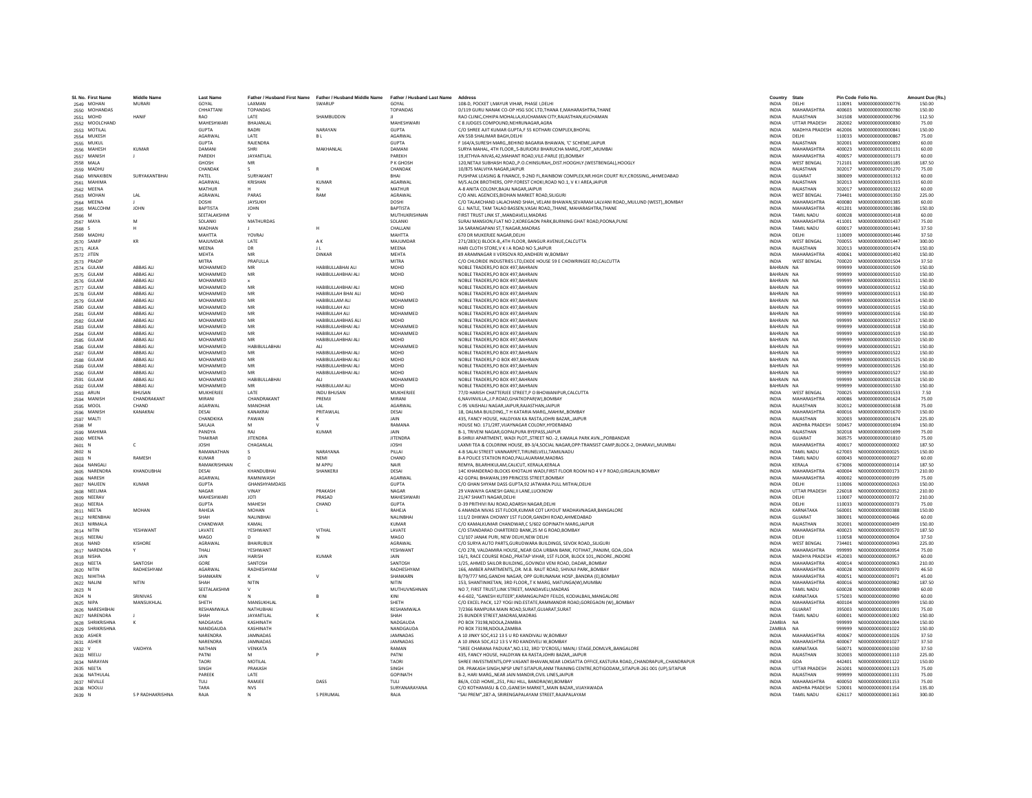| Sl. No. | First Name | Middle Name | Last Name | Father / Husband First Name | Father / Husband Middle Name | Father / Husband Last Name | Address | Country | State | Pin Code | Folio No. | Amount Due (Rs.) |
|---|---|---|---|---|---|---|---|---|---|---|---|---|
| 2549 | MOHAN | MURARI | GOYAL | LAXMAN | SWARUP | GOYAL | 108-D, POCKET I,MAYUR VIHAR, PHASE I,DELHI | INDIA | DELHI | 110091 | M000000000000776 | 150.00 |
| 2550 | MOHANDAS | | CHHATTANI | TOPANDAS | | TOPANDAS | D/119 GURU NANAK CO-OP HSG SOC LTD,THANE E,MAHARASHTRA,THANE | INDIA | MAHARASHTRA | 400603 | M000000000000780 | 150.00 |
| 2551 | MOHD | HANIF | RAO | LATE | SHAMBUDDIN | JI | RAO CLINIC,CHHIPA MOHALLA,KUCHAMAN CITY,RAJASTHAN,KUCHAMAN | INDIA | RAJASTHAN | 341508 | M000000000000796 | 112.50 |
| 2552 | MOOLCHAND | | MAHESHWARI | BHAJANLAL | | MAHESHWARI | C 8 JUDGES COMPOUND,NEHRUNAGAR,AGRA | INDIA | UTTAR PRADESH | 282002 | M000000000000830 | 75.00 |
| 2553 | MOTILAL | | GUPTA | BADRI | NARAYAN | GUPTA | C/O SHREE AJIT KUMAR GUPTA,F 55 KOTHARI COMPLEX,BHOPAL | INDIA | MADHYA PRADESH | 462006 | M000000000000841 | 150.00 |
| 2554 | MUKESH | | AGARWAL | LATE | B L | AGARWAL | AN 55B SHALIMAR BAGH,DELHI | INDIA | DELHI | 110033 | M000000000000867 | 75.00 |
| 2555 | MUKUL | | GUPTA | RAJENDRA | | GUPTA | F 164/A,SURESH MARG,,BEHIND BAGARIA BHAWAN, 'C' SCHEME,JAIPUR | INDIA | RAJASTHAN | 302001 | M000000000000892 | 60.00 |
| 2556 | MAHESH | KUMAR | DAMANI | SHRI | MAKHANLAL | DAMANI | SURYA MAHAL, 4TH FLOOR,,5-BURJORJI BHARUCHA MARG,,FORT,,MUMBAI | INDIA | MAHARASHTRA | 400023 | M000000000001131 | 60.00 |
| 2557 | MANISH | J | PAREKH | JAYANTILAL | | PAREKH | 19,JETHVA-NIVAS,42,MAHANT ROAD,VILE-PARLE (E),BOMBAY | INDIA | MAHARASHTRA | 400057 | M000000000001173 | 60.00 |
| 2558 | MALA | | GHOSH | MR | | P K GHOSH | 120,NETAJI SUBHASH ROAD,,P.O.CHINSURAH,,DIST.HOOGHLY.(WESTBENGAL),HOOGLY | INDIA | WEST BENGAL | 712101 | M000000000001185 | 187.50 |
| 2559 | MADHU | | CHANDAK | S | R | CHANDAK | 10/875 MALVIYA NAGAR,JAIPUR | INDIA | RAJASTHAN | 302017 | M000000000001270 | 75.00 |
| 2560 | MINAXIBEN | SURYAKANTBHAI | PATEL | SURYAKANT | | BHAI | PUSHPAK LEASING & FINANCE, 9-2ND FL,RAINBOW COMPLEX,NR.HIGH COURT RLY,CROSSING,,AHMEDABAD | INDIA | GUJARAT | 380009 | M000000000001312 | 60.00 |
| 2561 | MAHIMA | | AGARWAL | KRISHAN | KUMAR | AGARWAL | M/S.ALOK BROTHERS, OPP:FOREST CHOKI,ROAD NO.1, V K I AREA,JAIPUR | INDIA | RAJASTHAN | 302013 | M000000000001315 | 60.00 |
| 2562 | MEENA | | MATHUR | H | N | MATHUR | A-8 ANITA COLONY,BAJAJ NAGAR,JAIPUR | INDIA | RAJASTHAN | 302017 | M000000000001322 | 60.00 |
| 2563 | MOHAN | LAL | AGRAWAL | PARAS | RAM | AGRAWAL | C/O ANIL AGENCIES,BIDHAN MARKET ROAD,SILIGURI | INDIA | WEST BENGAL | 734401 | M000000000001350 | 225.00 |
| 2564 | MEENA | J | DOSHI | JAYSUKH | | DOSHI | C/O TALAKCHAND LALACHAND SHAH,,VELANI BHAWAN,SEVARAM LALVANI ROAD,,MULUND (WEST),,BOMBAY | INDIA | MAHARASHTRA | 400080 | M000000000001385 | 60.00 |
| 2565 | MALCOHM | JOHN | BAPTISTA | JOHN | | BAPTISTA | G.J. NATLE, TAM TALAO BASSEN,VASAI ROAD,,THANE, MAHARASHTRA,THANE | INDIA | MAHARASHTRA | 401201 | M000000000001386 | 150.00 |
| 2566 | M | | SEETALAKSHMI | V | | MUTHUKRISHNAN | FIRST TRUST LINK ST.,MANDAVELI,MADRAS | INDIA | TAMIL NADU | 600028 | M000000000001418 | 60.00 |
| 2567 | MAYA | M | SOLANKI | MATHURDAS | | SOLANKI | SURAJ MANSION,FLAT NO 2,KOREGAON PARK,BURNING GHAT ROAD,POONA,PUNE | INDIA | MAHARASHTRA | 411001 | M000000000001437 | 75.00 |
| 2568 | S | H | MADHAN | J | H | CHALLANI | 3A SARANGAPANI ST,T NAGAR,MADRAS | INDIA | TAMIL NADU | 600017 | M000000000001441 | 37.50 |
| 2569 | MADHU | | MAHTTA | YOVRAJ | | MAHTTA | 670 DR MUKERJEE NAGAR,DELHI | INDIA | DELHI | 110009 | M000000000001446 | 37.50 |
| 2570 | SAMIP | KR | MAJUMDAR | LATE | A K | MAJUMDAR | 271/283(1) BLOCK-B,,4TH FLOOR, BANGUR AVENUE,CALCUTTA | INDIA | WEST BENGAL | 700055 | M000000000001447 | 300.00 |
| 2571 | ALKA | | MEENA | DR | J L | MEENA | HARI CLOTH STORE,V K I A ROAD NO 5,JAIPUR | INDIA | RAJASTHAN | 302013 | M000000000001474 | 150.00 |
| 2572 | JITEN | | MEHTA | MR | DINKAR | MEHTA | 89 ARAMNAGAR II VERSOVA RD,ANDHERI W,BOMBAY | INDIA | MAHARASHTRA | 400061 | M000000000001492 | 150.00 |
| 2573 | PRADIP | | MITRA | PRAFULLA | | MITRA | C/O CHLORIDE INDUSTRIES LTD,EXIDE HOUSE 59 E CHOWRINGEE RD,CALCUTTA | INDIA | WEST BENGAL | 700020 | M000000000001504 | 37.50 |
| 2574 | GULAM | ABBAS ALI | MOHAMMED | MR | HABIBULLABHAI ALI | MOHD | NOBLE TRADERS,PO BOX 497,BAHRAIN | BAHRAIN | NA | 999999 | M000000000001509 | 150.00 |
| 2575 | GULAM | ABBAS ALI | MOHAMMED | MR | HABIBULLAHBHAI ALI | MOHD | NOBLE TRADERS,PO BOX 497,BAHRAIN | BAHRAIN | NA | 999999 | M000000000001510 | 150.00 |
| 2576 | GULAM | ABBAS ALI | MOHAMMED | x | | | NOBLE TRADERS,PO BOX 497,BAHRAIN | BAHRAIN | NA | 999999 | M000000000001511 | 150.00 |
| 2577 | GULAM | ABBAS ALI | MOHAMMED | MR | HABIBULLAHBHAI ALI | MOHD | NOBLE TRADERS,PO BOX 497,BAHRAIN | BAHRAIN | NA | 999999 | M000000000001512 | 150.00 |
| 2578 | GULAM | ABBAS ALI | MOHAMMED | MR | HABIBULLAH BHAI ALI | MOHD | NOBLE TRADERS,PO BOX 497,BAHRAIN | BAHRAIN | NA | 999999 | M000000000001513 | 150.00 |
| 2579 | GULAM | ABBAS ALI | MOHAMMED | MR | HABIBULLAH ALI | MOHAMMED | NOBLE TRADERS,PO BOX 497,BAHRAIN | BAHRAIN | NA | 999999 | M000000000001514 | 150.00 |
| 2580 | GULAM | ABBAS ALI | MOHAMMED | MR | HABIBULLAH ALI | MOHD | NOBLE TRADERS,PO BOX 497,BAHRAIN | BAHRAIN | NA | 999999 | M000000000001515 | 150.00 |
| 2581 | GULAM | ABBAS ALI | MOHAMMED | MR | HABIBULLAH ALI | MOHAMMED | NOBLE TRADERS,PO BOX 497,BAHRAIN | BAHRAIN | NA | 999999 | M000000000001516 | 150.00 |
| 2582 | GULAM | ABBAS ALI | MOHAMMED | MR | HABIBULLAHBHAS ALI | MOHD | NOBLE TRADERS,PO BOX 497,BAHRAIN | BAHRAIN | NA | 999999 | M000000000001517 | 150.00 |
| 2583 | GULAM | ABBAS ALI | MOHAMMED | MR | HABIBULLAHBHAI ALI | MOHAMMED | NOBLE TRADERS,PO BOX 497,BAHRAIN | BAHRAIN | NA | 999999 | M000000000001518 | 150.00 |
| 2584 | GULAM | ABBAS ALI | MOHAMMED | MR | HABIBULLAH ALI | MOHAMMED | NOBLE TRADERS,PO BOX 497,BAHRAIN | BAHRAIN | NA | 999999 | M000000000001519 | 150.00 |
| 2585 | GULAM | ABBAS ALI | MOHAMMED | MR | HABIBULLAHBHAI ALI | MOHD | NOBLE TRADERS,PO BOX 497,BAHRAIN | BAHRAIN | NA | 999999 | M000000000001520 | 150.00 |
| 2586 | GULAM | ABBAS ALI | MOHAMMED | HABIBULLABHAI | ALI | MOHAMMED | NOBLE TRADERS,PO BOX 497,BAHRAIN | BAHRAIN | NA | 999999 | M000000000001521 | 150.00 |
| 2587 | GULAM | ABBAS ALI | MOHAMMED | MR | HABIBULLAHBHAI ALI | MOHD | NOBLE TRADERS,PO BOX 497,BAHRAIN | BAHRAIN | NA | 999999 | M000000000001522 | 150.00 |
| 2588 | GULAM | ABBAS ALI | MOHAMMED | MR | HABIBULLAHBHAI ALI | MOHD | NOBLE TRADERS,P O BOX 497,BAHRAIN | BAHRAIN | NA | 999999 | M000000000001525 | 150.00 |
| 2589 | GULAM | ABBAS ALI | MOHAMMED | MR | HABIBULLAHBHAI ALI | MOHD | NOBLE TRADERS,PO BOX 497,BAHRAIN | BAHRAIN | NA | 999999 | M000000000001526 | 150.00 |
| 2590 | GULAM | ABBAS ALI | MOHAMMED | MR | HABIBULLAHBHAI ALI | MOHD | NOBLE TRADERS,PO BOX 497,BAHRAIN | BAHRAIN | NA | 999999 | M000000000001527 | 150.00 |
| 2591 | GULAM | ABBAS ALI | MOHAMMED | HABIBULLABHAI | ALI | MOHAMMED | NOBLE TRADERS,PO BOX 497,BAHRAIN | BAHRAIN | NA | 999999 | M000000000001528 | 150.00 |
| 2592 | GULAM | ABBAS ALI | MOHAMMED | MR | HABIBULLAH ALI | MOHD | NOBLE TRADERS,PO BOX 497,BAHRAIN | BAHRAIN | NA | 999999 | M000000000001530 | 150.00 |
| 2593 | ARUN | BHUSAN | MUKHERJEE | LATE | INDU BHUSAN | MUKHERJEE | 77/D HARISH CHATTERJEE STREET,P O BHOWANIPUR,CALCUTTA | INDIA | WEST BENGAL | 700025 | M000000000001533 | 7.50 |
| 2594 | MANISH | CHANDRAKANT | MIRANI | CHANDRAKANT | PREMJI | MIRANI | 6,NAVINVILLA,,J.P.ROAD,GHATKOPAR(W),BOMBAY | INDIA | MAHARASHTRA | 400086 | M000000000001624 | 75.00 |
| 2595 | MOOL | CHAND | AGARWAL | MANOHAR | LAL | AGARWAL | C-95 VAISHALI NAGAR,JAIPUR,RAJASTHAN,JAIPUR | INDIA | RAJASTHAN | 302012 | M000000000001638 | 75.00 |
| 2596 | MANISH | KANAKRAI | DESAI | KANAKRAI | PRITAWLAL | DESAI | 18, DALMIA BUILDING,,T H KATARIA MARG,,MAHIM,,BOMBAY | INDIA | MAHARASHTRA | 400016 | M000000000001670 | 150.00 |
| 2597 | MALTI | | CHANDKIKA | PAWAN | K | JAIN | 435, FANCY HOUSE, HALDIYAN KA RASTA,JOHRI BAZAR,,JAIPUR | INDIA | RAJASTHAN | 302003 | M000000000001674 | 225.00 |
| 2598 | M | | SAILAJA | M | V | RAMANA | HOUSE NO. 171/2RT,VIJAYNAGAR COLONY,HYDERABAD | INDIA | ANDHRA PRADESH | 500457 | M000000000001694 | 150.00 |
| 2599 | MAHIMA | | PANDYA | RAJ | KUMAR | JAIN | B-1, TRIVENI NAGAR,GOPALPURA BYEPASS,JAIPUR | INDIA | RAJASTHAN | 302018 | M000000000001699 | 75.00 |
| 2600 | MEENA | | THAKRAR | JITENDRA | | JITENDRA | 8-SHRIJI APARTMENT, WADI PLOT,,STREET NO.-2, KAMALA PARK AVN.,,PORBANDAR | INDIA | GUJARAT | 360575 | M000000000001810 | 75.00 |
| 2601 | N | C | JOSHI | CHAGANLAL | | JOSHI | LAXMI TEA & COLDRINK HOUSE, 89-3/4,SOCIAL NAGAR,OPP:TRANSIST CAMP,BLOCK-2, DHARAVI,,MUMBAI | INDIA | MAHARASHTRA | 400017 | N000000000000002 | 187.50 |
| 2602 | N | | RAMANATHAN | S | NARAYANA | PILLAI | 4-8 SALAI STREET VANNARPET,TIRUNELVELI,TAMILNADU | INDIA | TAMIL NADU | 627003 | N000000000000025 | 150.00 |
| 2603 | N | RAMESH | KUMAR | D | NEMI | CHAND | 8-A POLICE STATIION ROAD,PALLAUARAM,MADRAS | INDIA | TAMIL NADU | 600043 | N000000000000027 | 60.00 |
| 2604 | NANGALI | | RAMAKRISHNAN | C | M APPU | NAIR | REMYA, BILARHIKULAM,CALICUT, KERALA,KERALA | INDIA | KERALA | 673006 | N000000000000114 | 187.50 |
| 2605 | NARENDRA | KHANDUBHAI | DESAI | KHANDUBHAI | SHANKERJI | DESAI | 14C KHANDERAO BLOCKS KHOTALHI WADI,FIRST FLOOR ROOM NO 4 V P ROAD,GIRGAUN,BOMBAY | INDIA | MAHARASHTRA | 400004 | N000000000000173 | 210.00 |
| 2606 | NARESH | | AGARWAL | RAMNIWASH | | AGARWAL | 42 GOPAL BHAWAN,199 PRINCESS STREET,BOMBAY | INDIA | MAHARASHTRA | 400002 | N000000000000199 | 75.00 |
| 2607 | NAUEEN | KUMAR | GUPTA | GHANSHYAMDASS | | GUPTA | C/O GHAN SHYAM DASS GUPTA,92 JATWARA PULL MITHAI,DELHI | INDIA | DELHI | 110006 | N000000000000263 | 150.00 |
| 2608 | NEELIMA | | NAGAR | VINAY | PRAKASH | NAGAR | 29 VAWAIYA GANESH GANJ,II LANE,LUCKNOW | INDIA | UTTAR PRADESH | 226018 | N000000000000352 | 210.00 |
| 2609 | NEERAV | | MAHESHWARI | JOTI | PRASAD | MAHESHWARI | 21/47 SHAKTI NAGAR,DELHI | INDIA | DELHI | 110007 | N000000000000372 | 210.00 |
| 2610 | NEERJA | | GUPTA | MAHESH | CHAND | GUPTA | D-39 PRITHIVI RAJ ROAD,ADARSH NAGAR,DELHI | INDIA | DELHI | 110033 | N000000000000373 | 75.00 |
| 2611 | NEETA | MOHAN | RAHEJA | MOHAN | L | RAHEJA | 6 ANANDA NIVAS 1ST FLOOR,KUMAR COT LAYOUT MADHAVNAGAR,BANGALORE | INDIA | KARNATAKA | 560001 | N000000000000388 | 150.00 |
| 2612 | NIRENBHAI | | SHAH | NALINBHAI | | NALINBHAI | 111/2 DHIKWA CHOWKY 1ST FLOOR,GANDHI ROAD,AHMEDABAD | INDIA | GUJARAT | 380001 | N000000000000466 | 60.00 |
| 2613 | NIRMALA | | KUMAR | KAMAL | | KUMAR | C/O KAMALKUMAR CHANDWAR,C 5/602 GOPINATH MARG,JAIPUR | INDIA | RAJASTHAN | 302001 | N000000000000499 | 150.00 |
| 2614 | NITIN | YESHWANT | LAVATE | YESHWANT | VITHAL | LAVATE | C/O STANDARAD CHARTERED BANK,25 M G ROAD,BOMBAY | INDIA | MAHARASHTRA | 400023 | N000000000000570 | 187.50 |
| 2615 | NEERAJ | | MAGO | D | N | MAGO | C1/107 JANAK PURI, NEW DELHI,NEW DELHI | INDIA | DELHI | 110058 | N000000000000904 | 37.50 |
| 2616 | NAND | KISHORE | AGRAWAL | BHAIRUBUX | | AGRAWAL | C/O SURYA AUTO PARTS,GURUDWARA BUILDINGS, SEVOK ROAD,,SILIGURI | INDIA | WEST BENGAL | 734401 | N000000000000943 | 225.00 |
| 2617 | NARENDRA | Y | THALI | YESHWANT | | YESHWANT | C/O 278, VALDAMIRA HOUSE,,NEAR GOA URBAN BANK, FOTIHAT,,PANJIM, GOA.,GOA | INDIA | MAHARASHTRA | 999999 | N000000000000954 | 75.00 |
| 2618 | NISHA | | JAIN | HARISH | KUMAR | JAIN | 16/1, RACE COURSE ROAD,,PRATAP VIHAR, 1ST FLOOR, BLOCK 101,,INDORE.,INDORE | INDIA | MADHYA PRADESH | 452003 | N000000000000957 | 60.00 |
| 2619 | NEETA | SANTOSH | GORE | SANTOSH | | SANTOSH | 1/25, AHMED SAILOR BUILDING,,GOVINDJI VENI ROAD, DADAR,,BOMBAY | INDIA | MAHARASHTRA | 400014 | N000000000000963 | 210.00 |
| 2620 | NITIN | RADHESHYAM | AGARWAL | RADHESHYAM | | RADHESHYAM | 166, AMBER APARTMENTS,,DR. M.B. RAUT ROAD, SHIVAJI PARK,,BOMBAY | INDIA | MAHARASHTRA | 400028 | N000000000000970 | 46.50 |
| 2621 | NIHITHA | | SHANKARN | K | V | SHANKARN | B/79/777 MIG,GANDHI NAGAR, OPP GURUNANAK HOSP.,BANDRA (E),BOMBAY | INDIA | MAHARASHTRA | 400051 | N000000000000971 | 45.00 |
| 2622 | NALINI | NITIN | SHAH | NITIN | | NITIN | 153, SHANTINIKETAN, 3RD FLOOR,,T K MARG, MATUNGA(W),MUMBAI | INDIA | MAHARASHTRA | 400016 | N000000000000982 | 187.50 |
| 2623 | N | | SEETALAKSHMI | V | | MUTHUVNSHNAN | NO 7, FIRST TRUST,LINK STREET, MANDAVELI,MADRAS | INDIA | TAMIL NADU | 600028 | N000000000000989 | 60.00 |
| 2624 | N | SRINIVAS | KINI | N | B | KINI | 4-6-602, "GANESH KUTEER",KARANGALPADY FEILDS, KODIALBAIL,MANGALORE | INDIA | KARNATAKA | 575003 | N000000000000990 | 60.00 |
| 2625 | NIPA | MANSUKHLAL | SHETH | MANSUKHLAL | | SHETH | C/O EXCEL PACK, 127 YOGI IND.ESTATE,RAMMANDIR ROAD,GOREGAON (W),,BOMBAY | INDIA | MAHARASHTRA | 400104 | N000000000000999 | 150.00 |
| 2626 | NARESHBHAI | | RESHAMWALA | NATHUBHAI | | RESHAMWALA | 7/2366 RAMPURA MAIN ROAD,SURAT,GUJARAT,SURAT | INDIA | GUJARAT | 395003 | N000000000001001 | 75.00 |
| 2627 | NARENDRA | J | SHAH | JAYANTILAL | K | SHAH | 25 BUNDER STREET,MADRAS,MADRAS | INDIA | TAMIL NADU | 600001 | N000000000001002 | 150.00 |
| 2628 | SHRIKRISHNA | K | NADGAVDA | KASHINATH | | NADGAUDA | PO BOX 73198,NDOLA,ZAMBIA | ZAMBIA | NA | 999999 | N000000000001004 | 150.00 |
| 2629 | SHRIKRISHNA | | NANDGAUDA | KASHINATH | | NANDGAUDA | PO BOX 73198,NDOLA,ZAMBIA | ZAMBIA | NA | 999999 | N000000000001022 | 150.00 |
| 2630 | ASHER | | NARENDRA | JAMNADAS | | JAMNADAS | A 10 JINKY SOC,412 13 S V RD KANDIVALI W,BOMBAY | INDIA | MAHARASHTRA | 400067 | N000000000001026 | 37.50 |
| 2631 | ASHER | | NARENDRA | JAMNADAS | | JAMNADAS | A 10 JINKA SOC,412 13 S V RD KANDIVELI W,BOMBAY | INDIA | MAHARASHTRA | 400067 | N000000000001027 | 37.50 |
| 2632 | V | VAIDHYA | NATHAN | VENKATA | | RAMAN | "SREE CHARANA PADUKA",NO.132, 3RD 'D'CROSS,I MAIN,I STAGE,DOMLVR,,BANGALORE | INDIA | KARNATAKA | 560071 | N000000000001030 | 37.50 |
| 2633 | NEELU | | PATNI | M | P | PATNI | 435, FANCY HOUSE, HALDIYAN KA RASTA,JOHRI BAZAR,,JAIPUR | INDIA | RAJASTHAN | 302003 | N000000000001110 | 225.00 |
| 2634 | NARAYAN | | TAORI | MOTILAL | | TAORI | SHREE INVESTMENTS,OPP.VASANT BHAVAN,NEAR LOKSATTA OFFICE,KASTURA ROAD,,CHANDRAPUR,,CHANDRAPUR | INDIA | GOA | 442401 | N000000000001122 | 150.00 |
| 2635 | NEETA | | SINGH | PRAKASH | | SINGH | DR. PRAKASH SINGH,NPSP UNIT:SITAPUR,ANM TRAINING CENTRE,ROTIGODAM,,SITAPUR-261 001 (UP),SITAPUR | INDIA | UTTAR PRADESH | 261001 | N000000000001123 | 75.00 |
| 2636 | NATHULAL | | PAREEK | LATE | | GOPINATH | B-2, HARI MARG,,NEAR JAIN MANDIR,CIVIL LINES,JAIPUR | INDIA | RAJASTHAN | 999999 | N000000000001131 | 75.00 |
| 2637 | NEVILLE | | TULI | RAMJEE | DASS | TULI | 86/A, COZI HOME,,251, PALI HILL, BANDRA(W),BOMBAY | INDIA | MAHARASHTRA | 400050 | N000000000001153 | 75.00 |
| 2638 | NOOLU | | TARA | NVS | | SURYANARAYANA | C/O KOTHAMASU & CO.,GANESH MARKET,,MAIN BAZAR,,VIJAYAWADA | INDIA | ANDHRA PRADESH | 520001 | N000000000001154 | 135.00 |
| 2639 | N | S P RADHAKRISHNA | RAJA | N | S PERUMAL | RAJA | "SAI PREM",287-A, SRIRENGAPALAYAM STREET,RAJAPALAYAM | INDIA | TAMIL NADU | 626117 | N000000000001161 | 300.00 |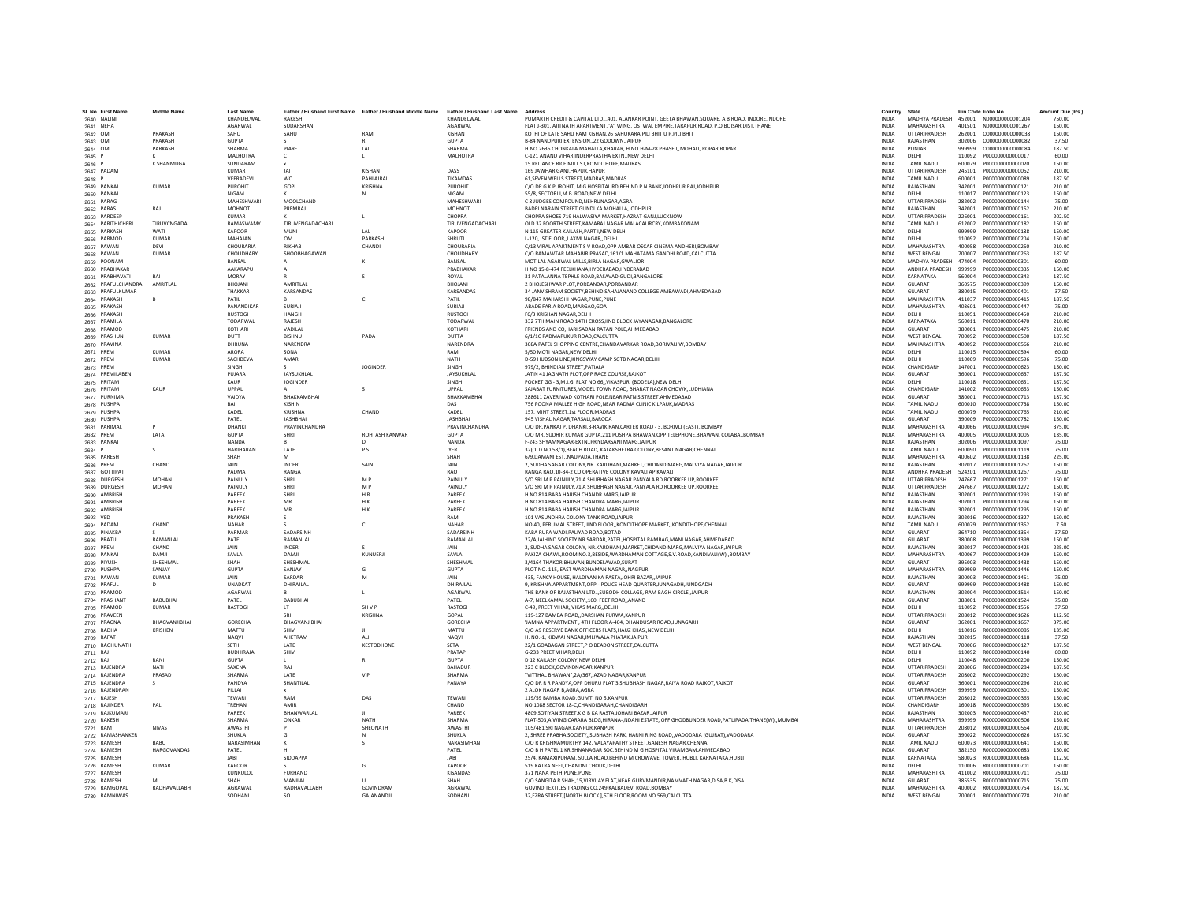| Sl. No. | First Name | Middle Name | Last Name | Father / Husband First Name | Father / Husband Middle Name | Father / Husband Last Name | Address | Country | State | Pin Code | Folio No. | Amount Due (Rs.) |
|---|---|---|---|---|---|---|---|---|---|---|---|---|
| 2640 | NALINI | | KHANDELWAL | RAKESH | | KHANDELWAL | PUMARTH CREDIT & CAPITAL LTD.,,401, ALANKAR POINT, GEETA BHAWAN,SQUARE, A B ROAD, INDORE,INDORE | INDIA | MADHYA PRADESH | 452001 | N000000000001204 | 750.00 |
| 2641 | NEHA | | AGARWAL | SUDARSHAN | | AGARWAL | FLAT J-301, AJITNATH APARTMENT,"A" WING, OSTWAL EMPIRE,TARAPUR ROAD, P.O.BOISAR,DIST.THANE | INDIA | MAHARASHTRA | 401501 | N000000000001267 | 150.00 |
| 2642 | OM | PRAKASH | SAHU | SAHU | RAM | KISHAN | KOTHI OF LATE SAHU RAM KISHAN,26 SAHUKARA,PILI BHIT U P,PILI BHIT | INDIA | UTTAR PRADESH | 262001 | O000000000000038 | 150.00 |
| 2643 | OM | PRAKASH | GUPTA | S | R | GUPTA | B-84 NANDPURI EXTENSION,,22 GODOWN,JAIPUR | INDIA | RAJASTHAN | 302006 | O000000000000082 | 37.50 |
| 2644 | OM | PARKASH | SHARMA | PIARE | LAL | SHARMA | H.NO.2636 CHONKALA MAHALLA,KHARAR, H.NO.H-M-28 PHASE I,,MOHALI, ROPAR,ROPAR | INDIA | PUNJAB | 999999 | O000000000000084 | 187.50 |
| 2645 | P | K | MALHOTRA | C | L | MALHOTRA | C-121 ANAND VIHAR,INDERPRASTHA EXTN.,NEW DELHI | INDIA | DELHI | 110092 | P000000000000017 | 60.00 |
| 2646 | P | K SHANMUGA | SUNDARAM | x | | | 15 RELIANCE RICE MILL ST,KONDITHOPE,MADRAS | INDIA | TAMIL NADU | 600079 | P000000000000020 | 150.00 |
| 2647 | PADAM | | KUMAR | JAI | KISHAN | DASS | 169 JAWHAR GANJ,HAPUR,HAPUR | INDIA | UTTAR PRADESH | 245101 | P000000000000052 | 210.00 |
| 2648 | P | | VEERADEVI | WO | PAHLAJRAI | TIKAMDAS | 61,SEVEN WELLS STREET,MADRAS,MADRAS | INDIA | TAMIL NADU | 600001 | P000000000000089 | 187.50 |
| 2649 | PANKAJ | KUMAR | PUROHIT | GOPI | KRISHNA | PUROHIT | C/O DR G K PUROHIT, M G HOSPITAL RD,BEHIND P N BANK,JODHPUR RAJ,JODHPUR | INDIA | RAJASTHAN | 342001 | P000000000000121 | 210.00 |
| 2650 | PANKAJ | | NIGAM | K | N | NIGAM | 55/8, SECTOR I,M.B. ROAD,NEW DELHI | INDIA | DELHI | 110017 | P000000000000123 | 150.00 |
| 2651 | PARAG | | MAHESHWARI | MOOLCHAND | | MAHESHWARI | C 8 JUDGES COMPOUND,NEHRUNAGAR,AGRA | INDIA | UTTAR PRADESH | 282002 | P000000000000144 | 75.00 |
| 2652 | PARAS | RAJ | MOHNOT | PREMRAJ | | MOHNOT | BADRI NARAIN STREET,GUNDI KA MOHALLA,JODHPUR | INDIA | RAJASTHAN | 342001 | P000000000000152 | 210.00 |
| 2653 | PARDEEP | | KUMAR | K | L | CHOPRA | CHOPRA SHOES 719 HALWASIYA MARKET,HAZRAT GANJ,LUCKNOW | INDIA | UTTAR PRADESH | 226001 | P000000000000161 | 202.50 |
| 2654 | PARITHICHERI | TIRUVCNGADA | RAMASWAMY | TIRUVENGADACHARI | | TIRUVENGADACHARI | OLD 32 FOORTH STREET,KAMARAJ NAGAR MALACAURCRY,KOMBAKONAM | INDIA | TAMIL NADU | 612002 | P000000000000182 | 150.00 |
| 2655 | PARKASH | WATI | KAPOOR | MUNI | LAL | KAPOOR | N 115 GREATER KAILASH,PART I,NEW DELHI | INDIA | DELHI | 999999 | P000000000000188 | 150.00 |
| 2656 | PARMOD | KUMAR | MAHAJAN | OM | PARKASH | SHRUTI | L-120, IST FLOOR,,LAXMI NAGAR,,DELHI | INDIA | DELHI | 110092 | P000000000000204 | 150.00 |
| 2657 | PAWAN | DEVI | CHOURARIA | RIKHAB | CHANDI | CHOURARIA | C/13 VIRAL APARTMENT S V ROAD,OPP AMBAR OSCAR CINEMA ANDHERI,BOMBAY | INDIA | MAHARASHTRA | 400058 | P000000000000250 | 210.00 |
| 2658 | PAWAN | KUMAR | CHOUDHARY | SHOOBHAGAWAN | | CHOUDHARY | C/O RAMAWTAR MAHABIR PRASAD,161/1 MAHATAMA GANDHI ROAD,CALCUTTA | INDIA | WEST BENGAL | 700007 | P000000000000263 | 187.50 |
| 2659 | POONAM | | BANSAL | A | K | BANSAL | MOTILAL AGARWAL MILLS,BIRLA NAGAR,GWALIOR | INDIA | MADHYA PRADESH | 474004 | P000000000000301 | 60.00 |
| 2660 | PRABHAKAR | | AAKARAPU | A | | PRABHAKAR | H NO 15-8-474 FEELKHANA,HYDERABAD,HYDERABAD | INDIA | ANDHRA PRADESH | 999999 | P000000000000335 | 150.00 |
| 2661 | PRABHAVATI | BAI | MORAY | R | S | ROYAL | 31 PATALANNA TEPHLE ROAD,BASAVAD GUDI,BANGALORE | INDIA | KARNATAKA | 560004 | P000000000000343 | 187.50 |
| 2662 | PRAFULCHANDRA | AMRITLAL | BHOJANI | AMRITLAL | | BHOJANI | 2 BHOJESHWAR PLOT,PORBANDAR,PORBANDAR | INDIA | GUJARAT | 360575 | P000000000000399 | 150.00 |
| 2663 | PRAFULKUMAR | | THAKKAR | KARSANDAS | | KARSANDAS | 34 JANVISHRAM SOCIETY,BEHIND SAHAJANAND COLLEGE AMBAWADI,AHMEDABAD | INDIA | GUJARAT | 380015 | P000000000000401 | 37.50 |
| 2664 | PRAKASH | B | PATIL | B | C | PATIL | 98/847 MAHARSHI NAGAR,PUNE,PUNE | INDIA | MAHARASHTRA | 411037 | P000000000000415 | 187.50 |
| 2665 | PRAKASH | | PANANDIKAR | SURJAJI | | SURJAJI | ABADE FARIA ROAD,MARGAO,GOA | INDIA | MAHARASHTRA | 403601 | P000000000000447 | 75.00 |
| 2666 | PRAKASH | | RUSTOGI | HANGH | | RUSTOGI | F6/3 KRISHAN NAGAR,DELHI | INDIA | DELHI | 110051 | P000000000000450 | 210.00 |
| 2667 | PRAMILA | | TODARWAL | RAJESH | | TODARWAL | 332 7TH MAIN ROAD 14TH CROSS,IIND BLOCK JAYANAGAR,BANGALORE | INDIA | KARNATAKA | 560011 | P000000000000470 | 210.00 |
| 2668 | PRAMOD | | KOTHARI | VADILAL | | KOTHARI | FRIENDS AND CO,HARI SADAN RATAN POLE,AHMEDABAD | INDIA | GUJARAT | 380001 | P000000000000475 | 210.00 |
| 2669 | PRASHUN | KUMAR | DUTT | BISHNU | PADA | DUTTA | 6/1/1C PADMAPUKUR ROAD,CALCUTTA | INDIA | WEST BENGAL | 700092 | P000000000000500 | 187.50 |
| 2670 | PRAVINA | | DHRUNA | NARENDRA | | NARENDRA | 308A PATEL SHOPPING CENTRE,CHANDAVARKAR ROAD,BORIVALI W,BOMBAY | INDIA | MAHARASHTRA | 400092 | P000000000000566 | 210.00 |
| 2671 | PREM | KUMAR | ARORA | SONA | | NATH | 5/50 MOTI NAGAR,NEW DELHI | INDIA | DELHI | 110015 | P000000000000594 | 60.00 |
| 2672 | PREM | KUMAR | SACHDEVA | AMAR | | NATH | D-59 HUDSON LINE,KINGSWAY CAMP SGTB NAGAR,DELHI | INDIA | DELHI | 110009 | P000000000000596 | 75.00 |
| 2673 | PREM | | SINGH | S | JOGINDER | SINGH | 979/2, BHINDIAN STREET,PATIALA | INDIA | CHANDIGARH | 147001 | P000000000000623 | 150.00 |
| 2674 | PREMILABEN | | PUJARA | JAYSUKHLAL | | JAYSUKHLAL | JATIN 41 JAGNATH PLOT,OPP RACE COURSE,RAJKOT | INDIA | GUJARAT | 360001 | P000000000000637 | 187.50 |
| 2675 | PRITAM | | KAUR | JOGINDER | | SINGH | POCKET GG - 3,M.I.G. FLAT NO 66,,VIKASPURI (BODELA),NEW DELHI | INDIA | DELHI | 110018 | P000000000000651 | 187.50 |
| 2676 | PRITAM | KAUR | UPPAL | A | S | UPPAL | SAJABAT FURNITURES,MODEL TOWN ROAD, BHARAT NAGAR CHOWK,LUDHIANA | INDIA | CHANDIGARH | 141002 | P000000000000653 | 150.00 |
| 2677 | PURNIMA | | VAIDYA | BHAKKAMBHAI | | BHAKKAMBHAI | 288611 ZAVERIWAD KOTHARI POLE,NEAR PATNIS STREET,AHMEDABAD | INDIA | GUJARAT | 380001 | P000000000000713 | 187.50 |
| 2678 | PUSHPA | | BAI | KISHIN | | DAS | 756 POONA MALLEE HIGH ROAD,NEAR PADMA CLINIC KILPAUK,MADRAS | INDIA | TAMIL NADU | 600010 | P000000000000738 | 150.00 |
| 2679 | PUSHPA | | KADEL | KRISHNA | CHAND | KADEL | 157, MINT STREET,1st FLOOR,MADRAS | INDIA | TAMIL NADU | 600079 | P000000000000765 | 210.00 |
| 2680 | PUSHPA | | PATEL | JASHBHAI | | JASHBHAI | 945 VISHAL NAGAR,TARSALI,BARODA | INDIA | GUJARAT | 390009 | P000000000000782 | 150.00 |
| 2681 | PARIMAL | P | DHANKI | PRAVINCHANDRA | | PRAVINCHANDRA | C/O DR.PANKAJ P. DHANKI,3-RAVIKIRAN,CARTER ROAD - 3,,BORIVLI (EAST),,BOMBAY | INDIA | MAHARASHTRA | 400066 | P000000000000994 | 375.00 |
| 2682 | PREM | LATA | GUPTA | SHRI | ROHTASH KANWAR | GUPTA | C/O MR. SUDHIR KUMAR GUPTA,211 PUSHPA BHAWAN,OPP TELEPHONE,BHAWAN, COLABA,,BOMBAY | INDIA | MAHARASHTRA | 400005 | P000000000001005 | 135.00 |
| 2683 | PANKAJ | | NANDA | B | D | NANDA | F-243 SHYAMNAGAR-EXTN,,PRIYDARSANI MARG,JAIPUR | INDIA | RAJASTHAN | 302006 | P000000000001097 | 75.00 |
| 2684 | P | S | HARIHARAN | LATE | P S | IYER | 32(OLD NO.53/1),BEACH ROAD, KALAKSHETRA COLONY,BESANT NAGAR,CHENNAI | INDIA | TAMIL NADU | 600090 | P000000000001119 | 75.00 |
| 2685 | PARESH | | SHAH | M | | SHAH | 6/9,DAMANI EST.,NAUPADA,THANE | INDIA | MAHARASHTRA | 400602 | P000000000001138 | 225.00 |
| 2686 | PREM | CHAND | JAIN | INDER | SAIN | JAIN | 2, SUDHA SAGAR COLONY,NR. KARDHANI,MARKET,CHIDAND MARG,MALVIYA NAGAR,JAIPUR | INDIA | RAJASTHAN | 302017 | P000000000001262 | 150.00 |
| 2687 | GOTTIPATI | | PADMA | RANGA | | RAO | RANGA RAO,10-34-2 CO OPERATIVE COLONY,KAVALI AP,KAVALI | INDIA | ANDHRA PRADESH | 524201 | P000000000001267 | 75.00 |
| 2688 | DURGESH | MOHAN | PAINULY | SHRI | M P | PAINULY | S/O SRI M P PAINULY,71 A SHUBHASH NAGAR PANYALA RD,ROORKEE UP,ROORKEE | INDIA | UTTAR PRADESH | 247667 | P000000000001271 | 150.00 |
| 2689 | DURGESH | MOHAN | PAINULY | SHRI | M P | PAINULY | S/O SRI M P PAINULY,71 A SHUBHASH NAGAR,PANYALA RD ROORKEE UP,ROORKEE | INDIA | UTTAR PRADESH | 247667 | P000000000001272 | 150.00 |
| 2690 | AMBRISH | | PAREEK | SHRI | H R | PAREEK | H NO 814 BABA HARISH CHANDR MARG,JAIPUR | INDIA | RAJASTHAN | 302001 | P000000000001293 | 150.00 |
| 2691 | AMBRISH | | PAREEK | MR | H K | PAREEK | H NO 814 BABA HARISH CHANDRA MARG,JAIPUR | INDIA | RAJASTHAN | 302001 | P000000000001294 | 150.00 |
| 2692 | AMBRISH | | PAREEK | MR | H K | PAREEK | H NO 814 BABA HARISH CHANDRA MARG,JAIPUR | INDIA | RAJASTHAN | 302001 | P000000000001295 | 150.00 |
| 2693 | VED | | PRAKASH | S | | RAM | 101 VASUNDHRA COLONY TANK ROAD,JAIPUR | INDIA | RAJASTHAN | 302016 | P000000000001327 | 150.00 |
| 2694 | PADAM | CHAND | NAHAR | S | C | NAHAR | NO.40, PERUMAL STREET, IIND FLOOR,,KONDITHOPE MARKET,,KONDITHOPE,CHENNAI | INDIA | TAMIL NADU | 600079 | P000000000001352 | 7.50 |
| 2695 | PINAKBA | S | PARMAR | SADARSINH | | SADARSINH | KABA RUPA WADI,PALIYAD ROAD,BOTAD | INDIA | GUJARAT | 364710 | P000000000001354 | 37.50 |
| 2696 | PRATUL | RAMANLAL | PATEL | RAMANLAL | | RAMANLAL | 22/A,JAIHIND SOCIETY NR.SARDAR,PATEL,HOSPITAL RAMBAG,MANI NAGAR,AHMEDABAD | INDIA | GUJARAT | 380008 | P000000000001399 | 150.00 |
| 2697 | PREM | CHAND | JAIN | INDER | S | JAIN | 2, SUDHA SAGAR COLONY,NR.KARDHANI,MARKET,CHIDAND MARG,MALVIYA NAGAR,JAIPUR | INDIA | RAJASTHAN | 302017 | P000000000001425 | 225.00 |
| 2698 | PANKAJ | DAMJI | SAVLA | DAMJI | KUNUERJI | SAVLA | PAKIZA CHAWL,ROOM NO.3,BESIDE,WARDHAMAN COTTAGE,S.V.ROAD,KANDIVALI(W),,BOMBAY | INDIA | MAHARASHTRA | 400067 | P000000000001429 | 150.00 |
| 2699 | PIYUSH | SHESHMAL | SHAH | SHESHMAL | | SHESHMAL | 3/4164 THAKOR BHUVAN,BUNDELAWAD,SURAT | INDIA | GUJARAT | 395003 | P000000000001438 | 150.00 |
| 2700 | PUSHPA | SANJAY | GUPTA | SANJAY | G | GUPTA | PLOT NO. 115, EAST WARDHAMAN NAGAR,,NAGPUR | INDIA | MAHARASHTRA | 999999 | P000000000001446 | 150.00 |
| 2701 | PAWAN | KUMAR | JAIN | SARDAR | M | JAIN | 435, FANCY HOUSE, HALDIYAN KA RASTA,JOHRI BAZAR,,JAIPUR | INDIA | RAJASTHAN | 300003 | P000000000001451 | 75.00 |
| 2702 | PRAFUL | D | UNADKAT | DHIRAJLAL | | DHIRAJLAL | 9, KRISHNA APPARTMENT,OPP.- POLICE HEAD QUARTER,JUNAGADH,JUNDGADH | INDIA | GUJARAT | 999999 | P000000000001488 | 150.00 |
| 2703 | PRAMOD | | AGARWAL | B | L | AGARWAL | THE BANK OF RAJASTHAN LTD.,,SUBODH COLLAGE, RAM BAGH CIRCLE,,JAIPUR | INDIA | RAJASTHAN | 302004 | P000000000001514 | 150.00 |
| 2704 | PRASHANT | BABUBHAI | PATEL | BABUBHAI | | PATEL | A-7, NEELKAMAL SOCIETY,,100, FEET ROAD,,ANAND | INDIA | GUJARAT | 388001 | P000000000001524 | 75.00 |
| 2705 | PRAMOD | KUMAR | RASTOGI | LT | SH V P | RASTOGI | C-49, PREET VIHAR,,VIKAS MARG,,DELHI | INDIA | DELHI | 110092 | P000000000001556 | 37.50 |
| 2706 | PRAVEEN | | | SRI | KRISHNA | GOPAL | 119-127 BAMBA ROAD,,DARSHAN PURWA,KANPUR | INDIA | UTTAR PRADESH | 208012 | P000000000001626 | 112.50 |
| 2707 | PRAGNA | BHAGVANJIBHAI | GORECHA | BHAGVANJIBHAI | | GORECHA | 'JAMNA APPARTMENT', 4TH FLOOR,A-404, DHANDUSAR ROAD,JUNAGARH | INDIA | GUJARAT | 362001 | P000000000001667 | 375.00 |
| 2708 | RADHA | KRISHEN | MATTU | SHIV | JI | MATTU | C/O A9 RESERVE BANK OFFICERS FLATS,HAUZ KHAS,,NEW DELHI | INDIA | DELHI | 110016 | R000000000000085 | 135.00 |
| 2709 | RAFAT | | NAQVI | AHETRAM | ALI | NAQVI | H. NO.-1, KIDWAI NAGAR,IMLIWALA PHATAK,JAIPUR | INDIA | RAJASTHAN | 302015 | R000000000000118 | 37.50 |
| 2710 | RAGHUNATH | | SETH | LATE | KESTODHONE | SETA | 22/1 GOABAGAN STREET,P O BEADON STREET,CALCUTTA | INDIA | WEST BENGAL | 700006 | R000000000000127 | 187.50 |
| 2711 | RAJ | | BUDHIRAJA | SHIV | | PRATAP | G-233 PREET VIHAR,DELHI | INDIA | DELHI | 110092 | R000000000000140 | 60.00 |
| 2712 | RAJ | RANI | GUPTA | L | R | GUPTA | D 12 KAILASH COLONY,NEW DELHI | INDIA | DELHI | 110048 | R000000000000200 | 150.00 |
| 2713 | RAJENDRA | NATH | SAXENA | RAJ | | BAHADUR | 223 C BLOCK,GOVINDNAGAR,KANPUR | INDIA | UTTAR PRADESH | 208006 | R000000000000284 | 187.50 |
| 2714 | RAJENDRA | PRASAD | SHARMA | LATE | V P | SHARMA | "VITTHAL BHAWAN",2A/367, AZAD NAGAR,KANPUR | INDIA | UTTAR PRADESH | 208002 | R000000000000292 | 150.00 |
| 2715 | RAJENDRA | S | PANDYA | SHANTILAL | | PANAYA | C/O DR R R PANDYA,OPP DHURU FLAT 3 SHUBHASH NAGAR,RAIYA ROAD RAJKOT,RAJKOT | INDIA | GUJARAT | 360001 | R000000000000296 | 210.00 |
| 2716 | RAJENDRAN | | PILLAI | x | | | 2 ALOK NAGAR B,AGRA,AGRA | INDIA | UTTAR PRADESH | 999999 | R000000000000301 | 150.00 |
| 2717 | RAJESH | | TEWARI | RAM | DAS | TEWARI | 119/59 BAMBA ROAD,GUMTI NO 5,KANPUR | INDIA | UTTAR PRADESH | 208012 | R000000000000365 | 150.00 |
| 2718 | RAJINDER | PAL | TREHAN | AMIR | | CHAND | NO 1088 SECTOR 18-C,CHANDIGARH,CHANDIGARH | INDIA | CHANDIGARH | 160018 | R000000000000395 | 150.00 |
| 2719 | RAJKUMARI | | PAREEK | BHANWARLAL | JI | PAREEK | 4809 SOTIYAN STREET,K G B KA RASTA JOHARI BAZAR,JAIPUR | INDIA | RAJASTHAN | 302003 | R000000000000437 | 210.00 |
| 2720 | RAKESH | | SHARMA | ONKAR | NATH | SHARMA | FLAT-503,A WING,CARARA BLDG,HIRANA-,NDANI ESTATE, OFF GHODBUNDER ROAD,PATLIPADA,THANE(W),,MUMBAI | INDIA | MAHARASHTRA | 999999 | R000000000000506 | 150.00 |
| 2721 | RAM | NIVAS | AWASTHI | PT | SHEONATH | AWASTHI | 105/481 SRI NAGAR,KANPUR,KANPUR | INDIA | UTTAR PRADESH | 208012 | R000000000000564 | 210.00 |
| 2722 | RAMASHANKER | | SHUKLA | G | N | SHUKLA | 2, SHREE PRABHA SOCIETY,,SUBHASH PARK, HARNI RING ROAD,,VADODARA (GUJRAT),VADODARA | INDIA | GUJARAT | 390022 | R000000000000626 | 187.50 |
| 2723 | RAMESH | BABU | NARASIMHAN | K | S | NARASIMHAN | C/O R KRISHNAMURTHY,142, VALAYAPATHY STREET,GANESH NAGAR,CHENNAI | INDIA | TAMIL NADU | 600073 | R000000000000641 | 150.00 |
| 2724 | RAMESH | HARGOVANDAS | PATEL | H | | PATEL | C/O B H PATEL 1 KRISHNANAGAR SOC,BEHIND M G HOSPITAL VIRAMGAM,AHMEDABAD | INDIA | GUJARAT | 382150 | R000000000000683 | 150.00 |
| 2725 | RAMESH | | JABI | SIDDAPPA | | JABI | 25/4, KAMAXIPURAM, SULLA ROAD,BEHIND MICROWAVE, TOWER,,HUBLI, KARNATAKA,HUBLI | INDIA | KARNATAKA | 580023 | R000000000000686 | 112.50 |
| 2726 | RAMESH | KUMAR | KAPOOR | S | G | KAPOOR | 519 KATRA NEEL,CHANDNI CHOUK,DELHI | INDIA | DELHI | 110006 | R000000000000701 | 150.00 |
| 2727 | RAMESH | | KUNKULOL | FURHAND | | KISANDAS | 371 NANA PETH,PUNE,PUNE | INDIA | MAHARASHTRA | 411002 | R000000000000711 | 75.00 |
| 2728 | RAMESH | M | SHAH | MANILAL | U | SHAH | C/O SANGITA R SHAH,15,VIRVIJAY FLAT,NEAR GURVMANDIR,NAMVATH NAGAR,DISA,B.K,DISA | INDIA | GUJARAT | 385535 | R000000000000715 | 75.00 |
| 2729 | RAMGOPAL | RADHAVALLABH | AGRAWAL | RADHAVALLABH | GOVINDRAM | AGRAWAL | GOVIND TEXTILES TRADING CO,249 KALBADEVI ROAD,BOMBAY | INDIA | MAHARASHTRA | 400002 | R000000000000754 | 187.50 |
| 2730 | RAMNIWAS | | SODHANI | SO | GAJANANDJI | SODHANI | 32,EZRA STREET,[NORTH BLOCK ],5TH FLOOR,ROOM NO.569,CALCUTTA | INDIA | WEST BENGAL | 700001 | R000000000000778 | 210.00 |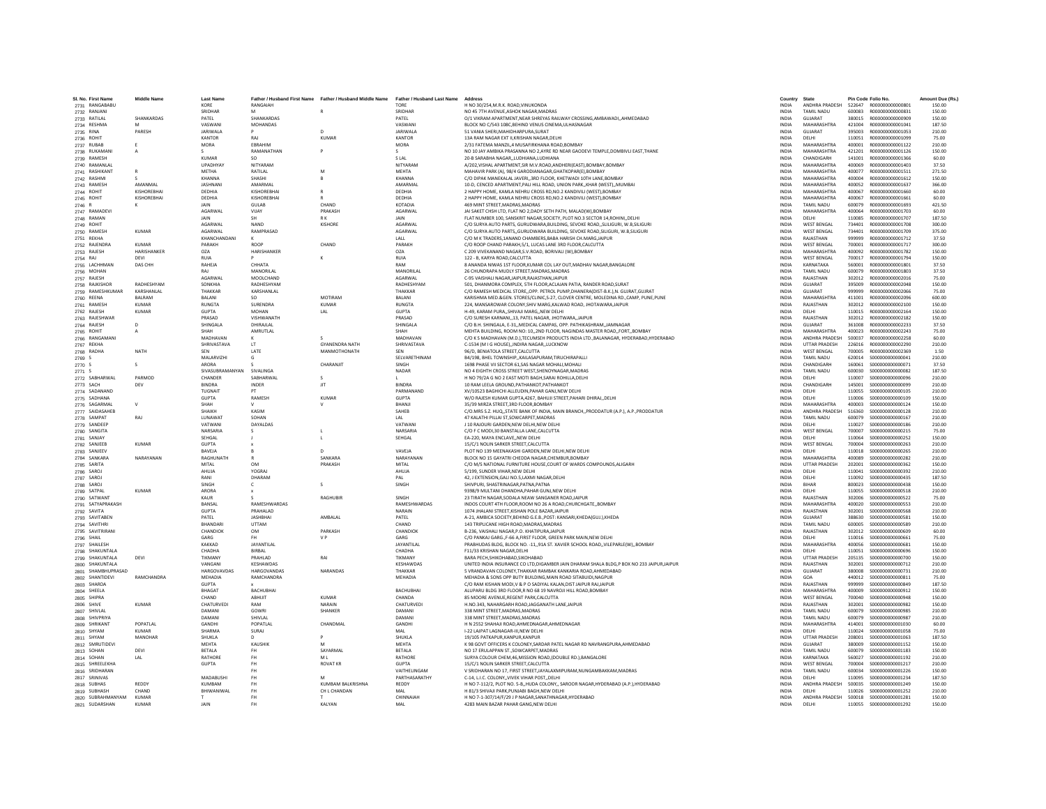| Sl. No. | First Name | Middle Name | Last Name | Father / Husband First Name | Father / Husband Middle Name | Father / Husband Last Name | Address | Country | State | Pin Code | Folio No. | Amount Due (Rs.) |
|---|---|---|---|---|---|---|---|---|---|---|---|---|
| 2731 | RANGABABU | | KORE | RANGAIAH | | TORE | H NO 30/254,M.R.K. ROAD,VINUKONDA | INDIA | ANDHRA PRADESH | 522647 | R000000000000801 | 150.00 |
| 2732 | RANJANI | | SRIDHAR | M | R | SRIDHAR | NO 45 7TH AVENUE,ASHOK NAGAR,MADRAS | INDIA | TAMIL NADU | 600083 | R000000000000831 | 150.00 |
| 2733 | RATILAL | SHANKARDAS | PATEL | SHANKARDAS | | PATEL | O/1 VIKRAM APARTMENT,NEAR SHREYAS RAILWAY CROSSING,AMBAWADI,,AHMEDABAD | INDIA | GUJARAT | 380015 | R000000000000909 | 150.00 |
| 2734 | RESHMA | M | VASWANI | MOHANDAS | | VASWANI | BLOCK NO C/543 108C,BEHIND VENUS CINEMA,ULHASNAGAR | INDIA | MAHARASHTRA | 421004 | R000000000001041 | 187.50 |
| 2735 | RINA | PARESH | JARIWALA | P | D | JARIWALA | 51 VANIA SHERI,MAHIDHARPURA,SURAT | INDIA | GUJARAT | 395003 | R000000000001053 | 210.00 |
| 2736 | ROHIT | | KANTOR | RAJ | KUMAR | KANTOR | 13A RAM NAGAR EXT II,KRISHAN NAGAR,DELHI | INDIA | DELHI | 110051 | R000000000001099 | 75.00 |
| 2737 | RUBAB | E | MORA | EBRAHIM | | MORA | 2/31 FATEMA MANZIL,4 MUSAFIRKHANA ROAD,BOMBAY | INDIA | MAHARASHTRA | 400001 | R000000000001122 | 210.00 |
| 2738 | RUKAMANI | A | S | RAMANATHAN | P | S | NO 10 JAY AMBIKA PRASANNA NO 2,AYRE RD NEAR GAODEVI TEMPLE,DOMBIVLI EAST,THANE | INDIA | MAHARASHTRA | 421201 | R000000000001126 | 150.00 |
| 2739 | RAMESH | | KUMAR | SO | | S LAL | 20-B SARABHA NAGAR,,LUDHIANA,LUDHIANA | INDIA | CHANDIGARH | 141001 | R000000000001366 | 60.00 |
| 2740 | RAMANLAL | | UPADHYAY | NITYARAM | | NITYARAM | A/202,VISHAL APARTMENT,SIR M.V.ROAD,ANDHERI(EAST),BOMBAY,BOMBAY | INDIA | MAHARASHTRA | 400069 | R000000000001403 | 37.50 |
| 2741 | RASHIKANT | R | METHA | RATILAL | M | MEHTA | MAHAVIR PARK (A), 98/4 GARODIANAGAR,GHATKOPAR(E),BOMBAY | INDIA | MAHARASHTRA | 400077 | R000000000001511 | 271.50 |
| 2742 | RASHMI | S | KHANNA | SHASHI | B | KHANNA | C/O DIPAK MANEKALAL JAVERI,,3RD FLOOR, KHETWADI 10TH LANE,BOMBAY | INDIA | MAHARASHTRA | 400004 | R000000000001612 | 150.00 |
| 2743 | RAMESH | AMANMAL | JASHNANI | AMARMAL | | AMARMAL | 10-D, CENCED APARTMENT,PALI HILL ROAD, UNION PARK,,KHAR (WEST),,MUMBAI | INDIA | MAHARASHTRA | 400052 | R000000000001637 | 366.00 |
| 2744 | ROHIT | KISHOREBHAI | DEDHIA | KISHOREBHAI | R | DEDHIA | 2 HAPPY HOME, KAMLA NEHRU CROSS RD,NO.2 KANDIVILI (WEST),BOMBAY | INDIA | MAHARASHTRA | 400067 | R000000000001660 | 60.00 |
| 2745 | ROHIT | KISHOREBHAI | DEDHIA | KISHOREBHAI | R | DEDHIA | 2 HAPPY HOME, KAMLA NEHRU CROSS RD,NO.2 KANDIVILI (WEST),BOMBAY | INDIA | MAHARASHTRA | 400067 | R000000000001661 | 60.00 |
| 2746 | R | K | JAIN | GULAB | CHAND | KOTADIA | 469 MINT STREET,MADRAS,MADRAS | INDIA | TAMIL NADU | 600079 | R000000000001693 | 421.50 |
| 2747 | RAMADEVI | | AGARWAL | VIJAY | PRAKASH | AGARWAL | JAI SAKET CHSH LTD, FLAT NO 2,DADY SETH PATH, MALAD(W),BOMBAY | INDIA | MAHARASHTRA | 400064 | R000000000001703 | 60.00 |
| 2748 | RAMAN | | JAIN | SH | R K | JAIN | FLAT NUMBER 100, SANSKRIT NAGAR,SOCIETY, PLOT NO.3 SECTOR 14,ROHINI,,DELHI | INDIA | DELHI | 110085 | R000000000001707 | 187.50 |
| 2749 | ROHIT | | AGARWAL | NAND | KISHORE | AGARWAL | C/O SURYA AUTO PARTS, GURUDWARA,BUILDING, SEVOKE ROAD,,SILIGURI, W.B,SILIGURI | INDIA | WEST BENGAL | 734401 | R000000000001708 | 300.00 |
| 2750 | RAMESH | KUMAR | AGARWAL | RAMPRASAD | | AGARWAL | C/O SURYA AUTO PARTS,,GURUDWARA BUILDING, SEVOKE ROAD,SILIGURI, W.B,SILIGURI | INDIA | WEST BENGAL | 734401 | R000000000001709 | 375.00 |
| 2751 | REKHA | | KHANCHANDANI | K | | LALL | C/O M K TRADERS,1ANAND CHAMBERS,BABA HARISH CH.MARG,JAIPUR | INDIA | RAJASTHAN | 999999 | R000000000001712 | 37.50 |
| 2752 | RAJENDRA | KUMAR | PARAKH | ROOP | CHAND | PARAKH | C/O ROOP CHAND PARAKH,5/1, LUCAS LANE 3RD FLOOR,CALCUTTA | INDIA | WEST BENGAL | 700001 | R000000000001717 | 300.00 |
| 2753 | RAJESH | HARISHANKER | OZA | HARISHANKER | | OZA | C 209 VIVEKANAND NAGAR,S.V.ROAD, BORIVALI (W),BOMBAY | INDIA | MAHARASHTRA | 400092 | R000000000001782 | 150.00 |
| 2754 | RAJ | DEVI | RUIA | P | K | RUIA | 122 - B, KARYA ROAD,CALCUTTA | INDIA | WEST BENGAL | 700017 | R000000000001794 | 150.00 |
| 2755 | LACHHMAN | DAS CHH | RAHEJA | CHHATA | | RAM | 8 ANANDA NIWAS 1ST FLOOR,KUMAR COL LAY OUT,MADHAV NAGAR,BANGALORE | INDIA | KARNATAKA | 560001 | R000000000001801 | 37.50 |
| 2756 | MOHAN | | RAJ | MANORILAL | | MANORILAL | 26 CHUNDRAPA MUDLY STREET,MADRAS,MADRAS | INDIA | TAMIL NADU | 600079 | R000000000001803 | 37.50 |
| 2757 | RAJESH | | AGARWAL | MOOLCHAND | | AGARWAL | C-95 VAISHALI NAGAR,JAIPUR,RAJASTHAN,JAIPUR | INDIA | RAJASTHAN | 302012 | R000000000002016 | 75.00 |
| 2758 | RAJKISHOR | RADHESHYAM | SONKHIA | RADHESHYAM | | RADHESHYAM | 501, DHANMORA COMPLEX, 5TH FLOOR,ACJAIAN PATIA, RANDER ROAD,SURAT | INDIA | GUJARAT | 395009 | R000000000002048 | 150.00 |
| 2759 | RAMESHKUMAR | KARSHANLAL | THAKKAR | KARSHANLAL | | THAKKAR | C/O RAMESH MEDICAL STORE,,OPP. PETROL PUMP,DHANERA(DIST-B.K.),N. GUJRAT,GUJRAT | INDIA | GUJARAT | 999999 | R000000000002066 | 75.00 |
| 2760 | REENA | BALRAM | BALANI | SO | MOTIRAM | BALANI | KARISHMA MED.&GEN. STORES/CLINIC,S-27, CLOVER CENTRE, MOLEDINA RD.,CAMP, PUNE,PUNE | INDIA | MAHARASHTRA | 411001 | R000000000002096 | 600.00 |
| 2761 | RAMESH | KUMAR | RUNGTA | SURENDRA | KUMAR | RUNGTA | 224, MANSAROWAR COLONY,SHIV MARG,KALWAD ROAD, JHOTAWARA,JAIPUR | INDIA | RAJASTHAN | 302012 | R000000000002100 | 150.00 |
| 2762 | RAJESH | KUMAR | GUPTA | MOHAN | LAL | GUPTA | H-49, KARAM PURA,,SHIVAJI MARG,,NEW DELHI | INDIA | DELHI | 110015 | R000000000002164 | 150.00 |
| 2763 | RAJESHWAR | | PRASAD | VISHWANATH | | PRASAD | C/O SURESH KARNANI,,13, PATEL NAGAR, JHOTWARA,,JAIPUR | INDIA | RAJASTHAN | 302012 | R000000000002182 | 150.00 |
| 2764 | RAJESH | D | SHINGALA | DHIRAJLAL | | SHINGALA | C/O B.H. SHINGALA, E-31,,MEDICAL CAMPAS, OPP. PATHIKASHRAM,,JAMNAGAR | INDIA | GUJARAT | 361008 | R000000000002233 | 37.50 |
| 2765 | ROHIT | A | SHAH | AMRUTLAL | | SHAH | MEHTA BUILDING, ROOM NO: 10,,2ND FLOOR, NAGINDAS MASTER ROAD,,FORT,,BOMBAY | INDIA | MAHARASHTRA | 400023 | R000000000002243 | 75.00 |
| 2766 | RANGAMANI | | MADHAVAN | K | S | MADHAVAN | C/O K S MADHAVAN (M.D.),TECUMSEH PRODUCTS INDIA LTD.,BALANAGAR, HYDERABAD,HYDERABAD | INDIA | ANDHRA PRADESH | 500037 | R000000000002258 | 60.00 |
| 2767 | REKHA | | SHRIVASTAVA | LT | GYANENDRA NATH | SHRIVASTAVA | C-1534 (M I G HOUSE),,INDIRA NAGAR,,LUCKNOW | INDIA | UTTAR PRADESH | 226016 | R000000000002290 | 210.00 |
| 2768 | RADHA | NATH | SEN | LATE | MANMOTHONATH | SEN | 96/D, BENIATOLA STREET,CALCUTTA | INDIA | WEST BENGAL | 700005 | R000000000002369 | 1.50 |
| 2769 | S | | MALARVIZHI | G | | SELVARETHINAM | B4/198, BHEL TOWNSHIP,,KAILASAPURAM,TIRUCHIRAPALLI | INDIA | TAMIL NADU | 620014 | S000000000000041 | 210.00 |
| 2770 | S | S | ARORA | S | CHARANJIT | SINGH | 1698 PHASE VII SECTOR 61,SAS NAGAR MOHALI,MOHALI | INDIA | CHANDIGARH | 160061 | S000000000000071 | 37.50 |
| 2771 | S | | SIVASUBRAMANYAN | SIVALINGA | | NADAR | NO 4 EIGHTH CROSS STREET WEST,SHENOYNAGAR,MADRAS | INDIA | TAMIL NADU | 600030 | S000000000000082 | 187.50 |
| 2772 | SABHARWAL | PARMOD | CHANDER | SABHARWAL | S | L | H NO 79/2A G NO 2 EAST MOTI BAGH,SARAI ROHILLA,DELHI | INDIA | DELHI | 110007 | S000000000000096 | 210.00 |
| 2773 | SACH | DEV | BINDRA | INDER | JIT | BINDRA | 10 RAM LEELA GROUND,PATHANKOT,PATHANKOT | INDIA | CHANDIGARH | 145001 | S000000000000099 | 210.00 |
| 2774 | SADANAND | | TUGNAIT | PT | | PARMANAND | XV/10523 BAGHICHI ALLEUDIN,PAHAR GANJ,NEW DELHI | INDIA | DELHI | 110055 | S000000000000105 | 210.00 |
| 2775 | SADHANA | | GUPTA | RAMESH | KUMAR | GUPTA | W/O RAJESH KUMAR GUPTA,4267, BAHUJI STREET,PAHARI DHIRAJ,,DELHI | INDIA | DELHI | 110006 | S000000000000109 | 150.00 |
| 2776 | SAGARMAL | V | SHAH | V | V | BHANJI | 35/39 MIRZA STREET,3RD FLOOR,BOMBAY | INDIA | MAHARASHTRA | 400003 | S000000000000124 | 150.00 |
| 2777 | SAIDASAHEB | | SHAIKH | KASIM | | SAHEB | C/O.MRS S.Z. HUQ,,STATE BANK OF INDIA, MAIN BRANCH,,PRODDATUR (A.P.), A.P.,PRODDATUR | INDIA | ANDHRA PRADESH | 516360 | S000000000000128 | 210.00 |
| 2778 | SAMPAT | RAJ | LUNAWAT | SOHAN | | LAL | 47 KALATHI PILLAI ST,SOWCARPET,MADRAS | INDIA | TAMIL NADU | 600079 | S000000000000167 | 210.00 |
| 2779 | SANDEEP | | VATWANI | DAYALDAS | | VATWANI | J 10 RAJOURI GARDEN,NEW DELHI,NEW DELHI | INDIA | DELHI | 110027 | S000000000000186 | 210.00 |
| 2780 | SANGITA | | NARSARIA | S | L | NARSARIA | C/O F C MODI,30 BANSTALLA LANE,CALCUTTA | INDIA | WEST BENGAL | 700007 | S000000000000215 | 75.00 |
| 2781 | SANJAY | | SEHGAL | J | L | SEHGAL | EA-220, MAYA ENCLAVE,,NEW DELHI | INDIA | DELHI | 110064 | S000000000000252 | 150.00 |
| 2782 | SANJEEB | KUMAR | GUPTA | x | | | 15/C/1 NOLIN SARKER STREET,CALCUTTA | INDIA | WEST BENGAL | 700004 | S000000000000263 | 210.00 |
| 2783 | SANJEEV | | BAVEJA | B | D | VAVEJA | PLOT NO 139 MEENAKASHI GARDEN,NEW DELHI,NEW DELHI | INDIA | DELHI | 110018 | S000000000000265 | 210.00 |
| 2784 | SANKARA | NARAYANAN | RAGHUNATH | R | SANKARA | NARAYANAN | BLOCK NO 15 GAYATRI CHEDDA NAGAR,CHEMBUR,BOMBAY | INDIA | MAHARASHTRA | 400089 | S000000000000282 | 210.00 |
| 2785 | SARITA | | MITAL | OM | PRAKASH | MITAL | C/O M/S NATIONAL FURNITURE HOUSE,COURT OF WARDS COMPOUNDS,ALIGARH | INDIA | UTTAR PRADESH | 202001 | S000000000000362 | 150.00 |
| 2786 | SAROJ | | AHUJA | YOGRAJ | | AHUJA | 5/199, SUNDER VIHAR,NEW DELHI | INDIA | DELHI | 110041 | S000000000000392 | 210.00 |
| 2787 | SAROJ | | RANI | DHARAM | | PAL | 42, J EXTENSION,GALI NO.5,LAXMI NAGAR,DELHI | INDIA | DELHI | 110092 | S000000000000435 | 187.50 |
| 2788 | SAROJ | | SINGH | C | S | SINGH | SHIVPURI, SHASTRINAGAR,PATNA,PATNA | INDIA | BIHAR | 800023 | S000000000000438 | 150.00 |
| 2789 | SATPAL | KUMAR | ARORA | x | | | 9398/9 MULTANI DHANDHA,PAHAR GUNJ,NEW DELHI | INDIA | DELHI | 110055 | S000000000000518 | 210.00 |
| 2790 | SATWANT | | KAUR | S | RAGHUBIR | SINGH | 23 TIRATH NAGAR,SODALA NEAW SANGANER ROAD,JAIPUR | INDIA | RAJASTHAN | 302006 | S000000000000522 | 75.00 |
| 2791 | SATYAPRAKASH | | BANSAL | RAMESHWARDAS | | RAMESHWARDAS | INDOS COURT 4TH FLOOR,ROOM NO 26 A ROAD,CHURCHGATE,,BOMBAY | INDIA | MAHARASHTRA | 400020 | S000000000000553 | 210.00 |
| 2792 | SAVITA | | GUPTA | PRAHALAD | | NARAIN | 1074 JHALANI STREET,KISHAN POLE BAZAR,JAIPUR | INDIA | RAJASTHAN | 302001 | S000000000000568 | 210.00 |
| 2793 | SAVITABEN | | PATEL | JASHBHAI | AMBALAL | PATEL | A-21, AMBICA SOCIETY,BEHIND G.E.B.,POST: KANSARI,KHEDA(GUJ.),KHEDA | INDIA | GUJARAT | 388630 | S000000000000581 | 150.00 |
| 2794 | SAVITHRI | | BHANDARI | UTTAM | | CHAND | 143 TRIPLICANE HIGH ROAD,MADRAS,MADRAS | INDIA | TAMIL NADU | 600005 | S000000000000589 | 210.00 |
| 2795 | SAVITRIRANI | | CHANDIOK | OM | PARKASH | CHANDIOK | B-236, VAISHALI NAGAR,P.O. KHATIPURA,JAIPUR | INDIA | RAJASTHAN | 302012 | S000000000000609 | 60.00 |
| 2796 | SHAIL | | GARG | FH | V P | GARG | C/O PANKAJ GARG,,F-66 A,FIRST FLOOR, GREEN PARK MAIN,NEW DELHI | INDIA | DELHI | 110016 | S000000000000661 | 75.00 |
| 2797 | SHAILESH | | KAKKAD | JAYANTILAL | | JAYANTILAL | PRABHUDAS BLDG, BLOCK NO. -11,,91A ST. XAVIER SCHOOL ROAD,,VILEPARLE(W),,BOMBAY | INDIA | MAHARASHTRA | 400056 | S000000000000681 | 150.00 |
| 2798 | SHAKUNTALA | | CHADHA | BIRBAL | | CHADHA | F11/33 KRISHAN NAGAR,DELHI | INDIA | DELHI | 110051 | S000000000000696 | 150.00 |
| 2799 | SHAKUNTALA | DEVI | TIKMANY | PRAHLAD | RAI | TIKMANY | BARA PECH,SHIKOHABAD,SIKOHABAD | INDIA | UTTAR PRADESH | 205135 | S000000000000700 | 150.00 |
| 2800 | SHAKUNTALA | | VANGANI | KESHAWDAS | | KESHAWDAS | UNITED INDIA INSURANCE CO LTD,DIGAMBER JAIN DHARAM SHALA BLDG,P BOX NO 233 JAIPUR,JAIPUR | INDIA | RAJASTHAN | 302001 | S000000000000712 | 210.00 |
| 2801 | SHAMBHUPRASAD | | HARGOVAVDAS | HARGOVANDAS | NARANDAS | THAKKAR | 5 VRANDAVAN COLONEY,THAKKAR RAMBAK KANKARIA ROAD,AHMEDABAD | INDIA | GUJARAT | 380008 | S000000000000731 | 210.00 |
| 2802 | SHANTIDEVI | RAMCHANDRA | MEHADIA | RAMCHANDRA | | MEHADIA | MEHADIA & SONS OPP BUTY BUILDING,MAIN ROAD SITABUIDI,NAGPUR | INDIA | GOA | 440012 | S000000000000811 | 75.00 |
| 2803 | SHARDA | | GUPTA | x | | | C/O RAM KISHAN MODI,V & P O SADIYAL KALAN,DIST JAIPUR RAJ,JAIPUR | INDIA | RAJASTHAN | 999999 | S000000000000849 | 187.50 |
| 2804 | SHEELA | | BHAGAT | BACHUBHAI | | BACHUBHAI | ALUPARU BLDG 3RD FLOOR,R NO 68 19 NAVROJI HILL ROAD,BOMBAY | INDIA | MAHARASHTRA | 400009 | S000000000000912 | 150.00 |
| 2805 | SHIPRA | | CHAND | ABHIJIT | KUMAR | CHANDA | 85 MOORE AVENUE,REGENT PARK,CALCUTTA | INDIA | WEST BENGAL | 700040 | S000000000000948 | 150.00 |
| 2806 | SHIVE | KUMAR | CHATURVEDI | RAM | NARAIN | CHATURVEDI | H.NO.343, NAHARGARH ROAD,JAGGANATH LANE,JAIPUR | INDIA | RAJASTHAN | 302001 | S000000000000982 | 150.00 |
| 2807 | SHIVLAL | | DAMANI | GOWRI | SHANKER | DAMANI | 338 MINT STREET,MADRAS,MADRAS | INDIA | TAMIL NADU | 600079 | S000000000000985 | 210.00 |
| 2808 | SHIVPRIYA | | DAMANI | SHIVLAL | | DAMANI | 338 MINT STREET,MADRAS,MADRAS | INDIA | TAMIL NADU | 600079 | S000000000000987 | 210.00 |
| 2809 | SHRIKANT | POPATLAL | GANDHI | POPATLAL | CHANDMAL | GANDHI | H N 2552 SHAHAJI ROAD,AHMEDNAGAR,AHMEDNAGAR | INDIA | MAHARASHTRA | 414001 | S000000000001030 | 60.00 |
| 2810 | SHYAM | KUMAR | SHARMA | SURAJ | | MAL | I-22 LAJPAT LAGNAGAR-III,NEW DELHI | INDIA | DELHI | 110024 | S000000000001058 | 75.00 |
| 2811 | SHYAM | MANOHAR | SHUKLA | D | P | SHUKLA | 19/105 PATKAPUR,KANPUR,KANPUR | INDIA | UTTAR PRADESH | 208001 | S000000000001063 | 187.50 |
| 2812 | SMRUTIDEVI | | MEHTA | KAUSHIK | M | MEHTA | K 98 GOVT OFFICERS K COLONEY,SARDAR PATEL NAGAR RD NAVRANGPURA,AHMEDABAD | INDIA | GUJARAT | 380009 | S000000000001152 | 150.00 |
| 2813 | SOHAN | DEVI | BETALA | FH | SAYARMAL | BETALA | NO 17 ERULAPPAN ST.,SOWCARPET,MADRAS | INDIA | TAMIL NADU | 600079 | S000000000001183 | 150.00 |
| 2814 | SOHAN | LAL | RATHORE | FH | M L | RATHORE | SURYA COLOUR CHEM,46,MISSION ROAD,(DOUBLE RD.),BANGALORE | INDIA | KARNATAKA | 560027 | S000000000001192 | 210.00 |
| 2815 | SHREELEKHA | | GUPTA | FH | ROVAT KR | GUPTA | 15/C/1 NOLIN SARKER STREET,CALCUTTA | INDIA | WEST BENGAL | 700004 | S000000000001217 | 210.00 |
| 2816 | SRIDHARAN | | | FH | | VAITHELINGAM | V SRIDHARAN NO 17, FIRST STREET,JAYALAXMIPURAM,NUNGAMBAKKAM,MADRAS | INDIA | TAMIL NADU | 600034 | S000000000001226 | 150.00 |
| 2817 | SRINIVAS | | MADABUSHI | FH | M | PARTHASARATHY | C-14, L.I.C. COLONY,,VIVEK VIHAR POST,,DELHI | INDIA | DELHI | 110095 | S000000000001234 | 187.50 |
| 2818 | SUBHAS | REDDY | KUMBAM | FH | KUMBAM BALKRISHNA | REDDY | H NO 7-112/2, PLOT NO. 5-B,,HUDA COLONY,, SAROOR NAGAR,HYDERABAD (A.P.),HYDERABAD | INDIA | ANDHRA PRADESH | 500035 | S000000000001249 | 150.00 |
| 2819 | SUBHASH | CHAND | BHIWANIWAL | FH | CH L CHANDAN | MAL | H 81/3 SHIVAJI PARK,PUNJABI BAGH,NEW DELHI | INDIA | DELHI | 110026 | S000000000001252 | 210.00 |
| 2820 | SUBRAHMANYAM | KUMAR | T | FH | T | CHINNAIAH | H NO 7-1-307/14/F/29 J P NAGAR,SANATHNAGAR,HYDERABAD | INDIA | ANDHRA PRADESH | 500018 | S000000000001281 | 150.00 |
| 2821 | SUDARSHAN | KUMAR | JAIN | FH | KALYAN | MAL | 4283 MAIN BAZAR PAHAR GANG,NEW DELHI | INDIA | DELHI | 110055 | S000000000001292 | 150.00 |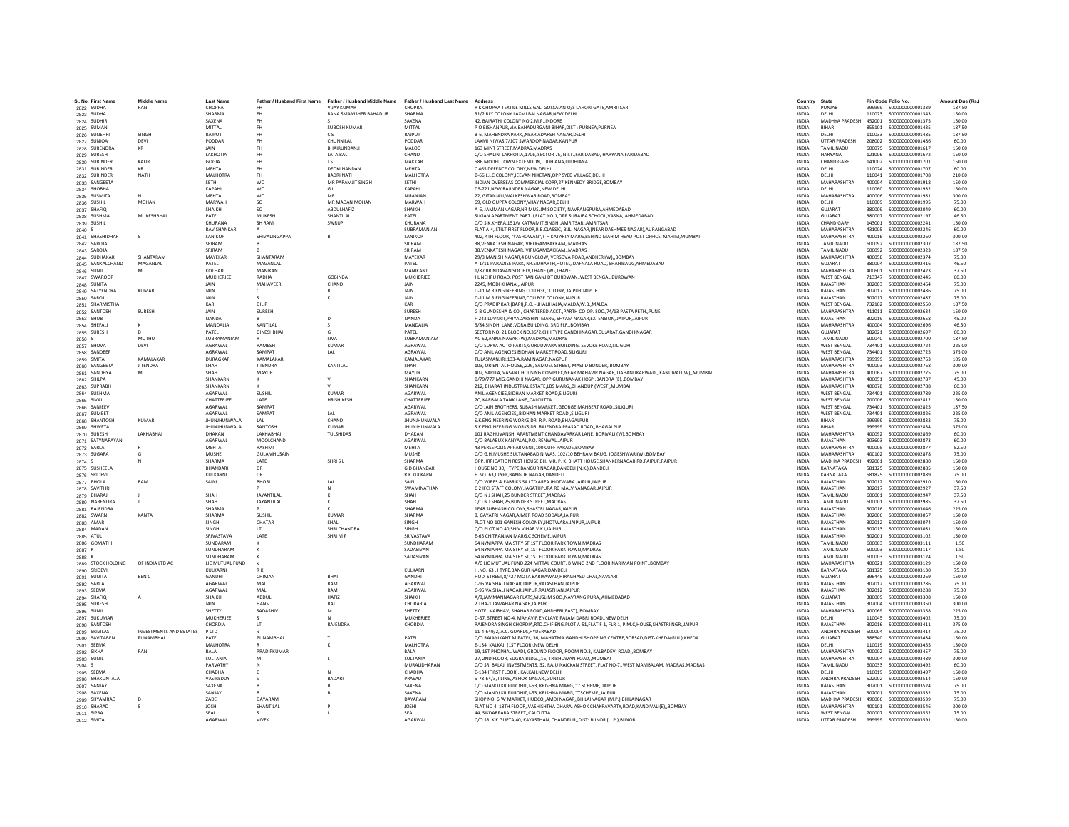| Sl. No. | First Name | Middle Name | Last Name | Father / Husband First Name | Father / Husband Middle Name | Father / Husband Last Name | Address | Country | State | Pin Code | Folio No. | Amount Due (Rs.) |
|---|---|---|---|---|---|---|---|---|---|---|---|---|
| 2822 | SUDHA | RANI | CHOPRA | FH | VIJAY KUMAR | CHOPRA | R K CHOPRA TEXTILE MILLS,GALI GOSSAIAN O/S LAHORI GATE,AMRITSAR | INDIA | PUNJAB | 999999 | S000000000001339 | 187.50 |
| 2823 | SUDHA | | SHARMA | FH | RANA SMAMSHER BAHADUR | SHARMA | 31/2 RLY COLONY LAXMI BAI NAGAR,NEW DELHI | INDIA | DELHI | 110023 | S000000000001343 | 150.00 |
| 2824 | SUDHIR | | SAXENA | FH | S | SAXENA | 42, BAIRATHI COLONY NO 2,M.P.,INDORE | INDIA | MADHYA PRADESH | 452001 | S000000000001375 | 150.00 |
| 2825 | SUMAN | | MITTAL | FH | SUBOSH KUMAR | MITTAL | P O BISHANPUR,VIA BAHADURGANJ BIHAR,DIST : PURNEA,PURNEA | INDIA | BIHAR | 855101 | S000000000001435 | 187.50 |
| 2826 | SUNEHRI | SINGH | RAJPUT | FH | C S | RAJPUT | B-6, MAHENDRA PARK,,NEAR ADARSH NAGAR,DELHI | INDIA | DELHI | 110033 | S000000000001485 | 187.50 |
| 2827 | SUNIOA | DEVI | PODDAR | FH | CHUNNILAL | PODDAR | LAXMI NIWAS,7/107 SWAROOP NAGAR,KANPUR | INDIA | UTTAR PRADESH | 208002 | S000000000001486 | 60.00 |
| 2828 | SURENDRA | KR | JAIN | FH | BHAIRUNDANJI | MALOO | 163 MINT STREET,MADRAS,MADRAS | INDIA | TAMIL NADU | 600079 | S000000000001617 | 150.00 |
| 2829 | SURESH | | LAKHOTIA | FH | LATA BAL | CHAND | C/O SHALINI LAKHOTIA,1706, SECTOR 7E, N.I.T.,FARIDABAD, HARYANA,FARIDABAD | INDIA | HARYANA | 121006 | S000000000001672 | 150.00 |
| 2830 | SURINDER | KAUR | GOGIA | FH | J S | MAKKAR | 58B MODEL TOWN EXTENTION,LUDHIANA,LUDHIANA | INDIA | CHANDIGARH | 141002 | S000000000001701 | 150.00 |
| 2831 | SURINDER | KR | MEHTA | FH | DEOKI NANDAN | MEHTA | C 465 DEFENCE COLONY,NEW DELHI | INDIA | DELHI | 110024 | S000000000001707 | 60.00 |
| 2832 | SURINDER | NATH | MALHOTRA | FH | BADRI NATH | MALHOTRA | B-66,L.I.C.COLONY,JEEVAN NIKETAN,OPP SYED VILLAGE,DELHI | INDIA | DELHI | 110041 | S000000000001708 | 210.00 |
| 2833 | SANGEETA | | SETHI | WO | MR PARAMJIT SINGH | SETHI | INDIAN OVERSEAS COMMERCIAL CORP,27 KENNEDY BRIDGE,BOMBAY | INDIA | MAHARASHTRA | 400004 | S000000000001918 | 150.00 |
| 2834 | SHOBHA | | KAPAHI | WO | G L | KAPAHI | DS-721,NEW RAJINDER NAGAR,NEW DELHI | INDIA | DELHI | 110060 | S000000000001932 | 150.00 |
| 2835 | SUSMITA | N | MEHTA | WO | MR | NIRANJAN | 22, GITANJALI,WALKESHWAR ROAD,BOMBAY | INDIA | MAHARASHTRA | 400006 | S000000000001981 | 300.00 |
| 2836 | SUSHIL | MOHAN | MARWAH | SO | MR MADAN MOHAN | MARWAH | 69, OLD GUPTA COLONY,VIJAY NAGAR,DELHI | INDIA | DELHI | 110009 | S000000000001995 | 75.00 |
| 2837 | SHAFIQ | | SHAIKH | SO | ABDULHAFIZ | SHAIKH | A-6, JAMMANNAGAR,NR MUSLIM SOCIETY, NAVRANGPURA,AHMEDABAD | INDIA | GUJARAT | 380009 | S000000000002049 | 60.00 |
| 2838 | SUSHMA | MUKESHBHAI | PATEL | MUKESH | SHANTILAL | PATEL | SUGAN APARTMENT PART II,FLAT NO.1,OPP.SURAIBA SCHOOL,VASNA,,AHMEDABAD | INDIA | GUJARAT | 380007 | S000000000002197 | 46.50 |
| 2839 | SUSHIL | | KHURANA | SH RAM | SWRUP | KHURANA | C/O S.K.KHERA,151/V KATRAMIT SINGH,,AMRITSAR.,AMRITSAR | INDIA | CHANDIGARH | 143001 | S000000000002241 | 150.00 |
| 2840 | S | | RAVISHANKAR | A | | SUBRAMANIAN | FLAT A-4, STILT FIRST FLOOR,R.B.CLASSIC, BIJLI NAGAR,(NEAR DASHMES NAGAR),AURANGABAD | INDIA | MAHARASHTRA | 431005 | S000000000002246 | 60.00 |
| 2841 | SHASHIDHAR | S | SANIKOP | SHIVALINGAPPA | B | SANIKOP | 402, 4TH FLOOR, "YASHOWAN",T-H KATARIA MARG,BEHIND MAHIM HEAD POST OFFICE, MAHIM,MUMBAI | INDIA | MAHARASHTRA | 400016 | S000000000002260 | 300.00 |
| 2842 | SAROJA | | SRIRAM | B | | SRIRAM | 38,VENKATESH NAGAR,,VIRUGAMBAKKAM,,MADRAS | INDIA | TAMIL NADU | 600092 | S000000000002307 | 187.50 |
| 2843 | SAROJA | | SRIRAM | B | | SRIRAM | 38,VENKATESH NAGAR,,VIRUGAMBAKKAM,,MADRAS | INDIA | TAMIL NADU | 600092 | S000000000002323 | 187.50 |
| 2844 | SUDHAKAR | SHANTARAM | MAYEKAR | SHANTARAM | | MAYEKAR | 29/3 MANISH NAGAR,4 BUNGLOW, VERSOVA ROAD,ANDHERI(W),,BOMBAY | INDIA | MAHARASHTRA | 400058 | S000000000002374 | 75.00 |
| 2845 | SANKALCHAND | MAGANLAL | PATEL | MAGANLAL | | PATEL | A-1/11 PARADISE PARK, NR.SIDHARTH,HOTEL, DAFNALA ROAD, SHAHIBAUG,AHMEDABAD | INDIA | GUJARAT | 380004 | S000000000002416 | 46.50 |
| 2846 | SUNIL | M | KOTHARI | MANIKANT | | MANIKANT | 1/87 BRINDAVAN SOCIETY,THANE (W),THANE | INDIA | MAHARASHTRA | 400601 | S000000000002423 | 37.50 |
| 2847 | SWAROOP | | MUKHERJEE | RADHA | GOBINDA | MUKHERJEE | J L NEHRU ROAD, POST RANIGANJ,DT BURDWAN,,WEST BENGAL,BURDWAN | INDIA | WEST BENGAL | 713347 | S000000000002445 | 60.00 |
| 2848 | SUNITA | | JAIN | MAHAVEER | CHAND | JAIN | 2245, MODI KHANA,,JAIPUR | INDIA | RAJASTHAN | 302003 | S000000000002464 | 75.00 |
| 2849 | SATYENDRA | KUMAR | JAIN | C | R | JAIN | D-11 M R ENGINEERING COLLEGE,COLONY, JAIPUR,JAIPUR | INDIA | RAJASTHAN | 302017 | S000000000002486 | 75.00 |
| 2850 | SAROJ | | JAIN | S | K | JAIN | D-11 M R ENGINEERING,COLLEGE COLONY,JAIPUR | INDIA | RAJASTHAN | 302017 | S000000000002487 | 75.00 |
| 2851 | SHARMISTHA | | KAR | DILIP | | KAR | C/O PRADIP KAR (BAPI),P.O. - JHALJHALIA,MALDA,W.B.,MALDA | INDIA | WEST BENGAL | 732102 | S000000000002550 | 187.50 |
| 2852 | SANTOSH | SURESH | JAIN | SURESH | | SURESH | G B GUNDESHA & CO., CHARTERED ACCT.,PARTH CO-OP. SOC.,74/13 PASTA PETH,,PUNE | INDIA | MAHARASHTRA | 411011 | S000000000002634 | 150.00 |
| 2853 | SHUB | | NANDA | B | D | NANDA | F-243 LUVKRIT,PRIYADARSHINI MARG, SHYAM NAGAR,EXTENSION, JAIPUR,JAIPUR | INDIA | RAJASTHAN | 302019 | S000000000002658 | 45.00 |
| 2854 | SHEFALI | K | MANDALIA | KANTILAL | S | MANDALIA | 5/84 SINDHI LANE,VORA BUILDING, 3RD FLR,,BOMBAY | INDIA | MAHARASHTRA | 400004 | S000000000002696 | 46.50 |
| 2855 | SURESH | D | PATEL | DINESHBHAI | G | PATEL | SECTOR NO. 21 BLOCK NO.36/2,CHH TYPE GANDHINAGAR,GUJARAT,GANDHINAGAR | INDIA | GUJARAT | 382021 | S000000000002697 | 60.00 |
| 2856 | S | MUTHU | SUBRAMANIAM | R | SIVA | SUBRAMANIAM | AC-52,ANNA NAGAR (W),MADRAS,MADRAS | INDIA | TAMIL NADU | 600040 | S000000000002700 | 187.50 |
| 2857 | SHOVA | DEVI | AGRAWAL | RAMESH | KUMAR | AGRAWAL | C/O SURYA AUTO PARTS,GURUDWARA BUILDING, SEVOKE ROAD,SILIGURI | INDIA | WEST BENGAL | 734401 | S000000000002724 | 225.00 |
| 2858 | SANDEEP | | AGRAWAL | SAMPAT | LAL | AGRAWAL | C/O ANIL AGENCIES,BIDHAN MARKET ROAD,SILIGURI | INDIA | WEST BENGAL | 734401 | S000000000002725 | 375.00 |
| 2859 | SMITA | KAMALAKAR | DURAGKAR | KAMALAKAR | | KAMALAKAR | TULASMANJIRI,133-A,RAM NAGAR,NAGPUR | INDIA | MAHARASHTRA | 999999 | S000000000002763 | 105.00 |
| 2860 | SANGEETA | JITENDRA | SHAH | JITENDRA | KANTILAL | SHAH | 103, ORIENTAL HOUSE,,229, SAMUEL STREET, MASJID BUNDER,,BOMBAY | INDIA | MAHARASHTRA | 400003 | S000000000002768 | 300.00 |
| 2861 | SANDHYA | M | SHAH | MAYUR | | MAYUR | 402, SARITA, VASANT HOUSING COMPLEX,NEAR MAHAVIR NAGAR, DAHANUKARWADI,,KANDIVALI(W),,MUMBAI | INDIA | MAHARASHTRA | 400067 | S000000000002775 | 75.00 |
| 2862 | SHILPA | | SHANKARN | K | V | SHANKARN | B/79/777 MIG,GANDHI NAGAR, OPP GURUNANAK HOSP.,BANDRA (E),,BOMBAY | INDIA | MAHARASHTRA | 400051 | S000000000002787 | 45.00 |
| 2863 | SUPRABH | | SHANKARN | K | V | SHANKARN | 212, BHARAT INDUSTRIAL ESTATE,LBS MARG,,BHANDUP (WEST),MUMBAI | INDIA | MAHARASHTRA | 400078 | S000000000002788 | 60.00 |
| 2864 | SUSHMA | | AGARWAL | SUSHIL | KUMAR | AGARWAL | ANIL AGENCIES,BIDHAN MARKET ROAD,SILIGURI | INDIA | WEST BENGAL | 734401 | S000000000002789 | 225.00 |
| 2865 | SIVAJI | | CHATTERJEE | LATE | HRISHIKESH | CHATTERJEE | 7C, KARBALA TANK LANE,,CALCUTTA | INDIA | WEST BENGAL | 700006 | S000000000002812 | 150.00 |
| 2866 | SANGEEV | | AGARWAL | SAMPAT | | AGARWAL | C/O JAIN BROTHERS, SUBASH MARKET,,GEORGE MAHBERT ROAD,,SILIGURI | INDIA | WEST BENGAL | 734401 | S000000000002825 | 187.50 |
| 2867 | SUMEET | | AGRAWAL | SAMPAT | LAL | AGRAWAL | C/O ANIL AGENCIES,,BIDHAN MARKET ROAD,,SILIGURI | INDIA | WEST BENGAL | 734401 | S000000000002826 | 225.00 |
| 2868 | SHANTOSH | KUMAR | JHUNJHUNWALA | LAL | CHAND | JHUNJHUNWALA | S.K.ENGINEERING WORKS,DR. R.P. ROAD,BHAGALPUR | INDIA | BIHAR | 999999 | S000000000002833 | 75.00 |
| 2869 | SHWETA | | JHUNJHUNWALA | SANTOSH | KUMAR | JHUNJHUNWALA | S.K.ENGINEERING WORKS,DR. RAJENDRA PRASAD ROAD,,BHAGALPUR | INDIA | BIHAR | 999999 | S000000000002834 | 375.00 |
| 2870 | SURESH | LAKHABHAI | DHAKAN | LAKHABHAI | TULSHIDAS | DHAKAN | 101 RAGHUVANSHI APARTMENT,CHANDAVARKAR LANE, BORIVALI (W),BOMBAY | INDIA | MAHARASHTRA | 400092 | S000000000002869 | 60.00 |
| 2871 | SATYNARAYAN | | AGARWAL | MOOLCHAND | | AGARWAL | C/O BALABUX KANYALAL,P.O. RENWAL,JAIPUR | INDIA | RAJASTHAN | 303603 | S000000000002873 | 60.00 |
| 2872 | SARLA | R | MEHTA | RASHMI | | MEHTA | 43 PERSEPOLIS APPARMENT,100 CUFF PARADE,BOMBAY | INDIA | MAHARASHTRA | 400005 | S000000000002877 | 52.50 |
| 2873 | SUGARA | G | MUSHE | GULAMHUSAIN | | MUSHE | C/O G.H.MUSHE,SULTANABAD NIWAS,,102/10 BEHRAM BAUG, JOGESHWARI(W),BOMBAY | INDIA | MAHARASHTRA | 400102 | S000000000002878 | 75.00 |
| 2874 | S | N | SHARMA | LATE | SHRI S L | SHARMA | OPP. IRRIGATION REST HOUSE,BH. MR. P. K. BHATT HOUSE,SHANKERNAGAR RD,RAIPUR,RAIPUR | INDIA | MADHYA PRADESH | 492001 | S000000000002880 | 150.00 |
| 2875 | SUSHEELA | | BHANDARI | DR | | G D BHANDARI | HOUSE NO 30, I TYPE,BANGUR NAGAR,DANDELI (N.K.),DANDELI | INDIA | KARNATAKA | 581325 | S000000000002885 | 150.00 |
| 2876 | SRIDEVI | | KULKARNI | DR | | R K KULKARNI | H.NO. 63,I TYPE,BANGUR NAGAR,DANDELI | INDIA | KARNATAKA | 581825 | S000000000002889 | 75.00 |
| 2877 | BHOLA | RAM | SAINI | BHORI | LAL | SAINI | C/O WIRES & FABRIKS SA LTD,AREA JHOTWARA JAIPUR,JAIPUR | INDIA | RAJASTHAN | 302012 | S000000000002910 | 150.00 |
| 2878 | SAVITHRI | | | P | N | SWAMINATHAN | C 2 IFCI STAFF COLONY,JAGATHPURA RD MALVIYANAGAR,JAIPUR | INDIA | RAJASTHAN | 302017 | S000000000002927 | 37.50 |
| 2879 | BHARAJ | J | SHAH | JAYANTILAL | K | SHAH | C/O N J SHAH,25 BUNDER STREET,MADRAS | INDIA | TAMIL NADU | 600001 | S000000000002947 | 37.50 |
| 2880 | NARENDRA | J | SHAH | JAYANTILAL | K | SHAH | C/O N J SHAH,25,BUNDER STREET,MADRAS | INDIA | TAMIL NADU | 600001 | S000000000002985 | 37.50 |
| 2881 | RAJENDRA | | SHARMA | P | K | SHARMA | 1E48 SUBHASH COLONY,SHASTRI NAGAR,JAIPUR | INDIA | RAJASTHAN | 302016 | S000000000003046 | 225.00 |
| 2882 | SWARN | KANTA | SHARMA | SUSHIL | KUMAR | SHARMA | 8. GAYATRI NAGAR,AJMER ROAD SODALA,JAIPUR | INDIA | RAJASTHAN | 302006 | S000000000003057 | 150.00 |
| 2883 | AMAR | | SINGH | CHATAR | SHAL | SINGH | PLOT NO 101 GANESH COLONEY,JHOTWARA JAIPUR,JAIPUR | INDIA | RAJASTHAN | 302012 | S000000000003074 | 150.00 |
| 2884 | MADAN | | SINGH | LT | SHRI CHANDRA | SINGH | C/O PLOT NO 40,SHIV VIHAR V K I,JAIPUR | INDIA | RAJASTHAN | 302013 | S000000000003081 | 150.00 |
| 2885 | ATUL | | SRIVASTAVA | LATE | SHRI M P | SRIVASTAVA | E-65 CHITRANJAN MARG,C SCHEME,JAIPUR | INDIA | RAJASTHAN | 302001 | S000000000003102 | 150.00 |
| 2886 | GOMATHI | | SUNDARAM | K | | SUNDHARAM | 64 NYNIAPPA MAISTRY ST,1ST FLOOR PARK TOWN,MADRAS | INDIA | TAMIL NADU | 600003 | S000000000003111 | 1.50 |
| 2887 | K | | SUNDHARAM | K | | SADASIVAN | 64 NYNIAPPA MAISTRY ST,1ST FLOOR PARK TOWN,MADRAS | INDIA | TAMIL NADU | 600003 | S000000000003117 | 1.50 |
| 2888 | K | | SUNDHARAM | K | | SADASIVAN | 64 NYNIAPPA MAISTRY ST,1ST FLOOR PARK TOWN,MADRAS | INDIA | TAMIL NADU | 600003 | S000000000003124 | 1.50 |
| 2889 | STOCK HOLDING | OF INDIA LTD AC | LIC MUTUAL FUND | x | | | A/C LIC MUTUAL FUND,224 MITTAL COURT, B WING 2ND FLOOR,NARIMAN POINT,,BOMBAY | INDIA | MAHARASHTRA | 400021 | S000000000003129 | 150.00 |
| 2890 | SRIDEVI | | KULKARNI | R K | | KULKARNI | H.NO. 63 , I TYPE,BANGUR NAGAR,DANDELI | INDIA | KARNATAKA | 581325 | S000000000003130 | 75.00 |
| 2891 | SUNITA | BEN C | GANDHI | CHIMAN | BHAI | GANDHI | HODI STREET,8/427 MOTA BARIYAWAD,HIRAGHASU CHAL,NAVSARI | INDIA | GUJARAT | 396445 | S000000000003269 | 150.00 |
| 2892 | SARLA | | AGARWAL | MALI | RAM | AGARWAL | C-95 VAISHALI NAGAR,JAIPUR,RAJASTHAN,JAIPUR | INDIA | RAJASTHAN | 302012 | S000000000003286 | 75.00 |
| 2893 | SEEMA | | AGARWAL | MALI | RAM | AGARWAL | C-95 VAISHALI NAGAR,JAIPUR,RAJASTHAN,JAIPUR | INDIA | RAJASTHAN | 302012 | S000000000003288 | 75.00 |
| 2894 | SHAFIQ | A | SHAIKH | ABDUL | HAFIZ | SHAIKH | A/8,JAMMANNAGAR FLATS,MUSLIM SOC.,NAVRANG PURA,,AHMEDABAD | INDIA | GUJARAT | 380009 | S000000000003338 | 150.00 |
| 2895 | SURESH | | JAIN | HANS | RAJ | CHORARIA | 2 THA-1 JAWAHAR NAGAR,JAIPUR | INDIA | RAJASTHAN | 302004 | S000000000003350 | 300.00 |
| 2896 | SUNIL | | SHETTY | SADASHIV | M | SHETTY | HOTEL VAIBHAV, SHAHAR ROAD,ANDHERI(EAST),,BOMBAY | INDIA | MAHARASHTRA | 400069 | S000000000003358 | 225.00 |
| 2897 | SUKUMAR | | MUKHERJEE | S | N | MUKHERJEE | D-57, STREET NO-4, MAHAVIR ENCLAVE,PALAM DABRI ROAD,,NEW DELHI | INDIA | DELHI | 110045 | S000000000003402 | 75.00 |
| 2898 | SANTOSH | | CHORDIA | LT | RAJENDRA | CHORDIA | RAJENDRA SINGH CHORDIA,RTD.CHF ENG,PLOT A-51,FLAT F-1, FLR-1, P.M.C.HOUSE,SHASTRI NGR,,JAIPUR | INDIA | RAJASTHAN | 302016 | S000000000003411 | 375.00 |
| 2899 | SRIVILAS | INVESTMENTS AND ESTATES | P LTD | x | | | 11-4-649/2, A.C. GUARDS,HYDERABAD | INDIA | ANDHRA PRADESH | 500004 | S000000000003414 | 75.00 |
| 2900 | SAVITABEN | PUNAMBHAI | PATEL | PUNAMBHAI | T | PATEL | C/O RAJANIKANT M PATEL,,36, MAHATMA GANDHI SHOPPING CENTRE,BORSAD,DIST-KHEDA(GUJ.),KHEDA | INDIA | GUJARAT | 388540 | S000000000003434 | 150.00 |
| 2901 | SEEMA | | MALHOTRA | R | K | MALHOTRA | E-134, KALKAJI (1ST FLOOR),NEW DELHI | INDIA | DELHI | 110019 | S000000000003455 | 150.00 |
| 2902 | SIKHA | RANI | BALA | PRADIPKUMAR | | BALA | 19, 1ST PHOPHAL WADI, GROUND FLOOR,,ROOM NO.3, KALBADEVI ROAD,,BOMBAY | INDIA | MAHARASHTRA | 400002 | S000000000003457 | 75.00 |
| 2903 | SUNIL | | SULTANIA | MI | L | SULTANIA | 27, 2ND FLOOR, SUGRA BLDG.,,16, TRIBHUWAN ROAD,,MUMBAI | INDIA | MAHARASHTRA | 400004 | S000000000003489 | 300.00 |
| 2904 | S | | PARVATHY | N | | MURALIDHARAN | C/O SRI BALAJI INVESTMENTS,,32, RAJU NAICKAN STREET, FLAT NO-7,,WEST MAMBALAM, MADRAS,MADRAS | INDIA | TAMIL NADU | 600033 | S000000000003492 | 60.00 |
| 2905 | SEEMA | | CHADHA | D | N | CHADHA | E-134 (FIRST FLOOR),,KALKAJI,NEW DELHI | INDIA | DELHI | 110019 | S000000000003497 | 150.00 |
| 2906 | SHAKUNTALA | | VASIREDDY | V | BADARI | PRASAD | 5-78-64/3, I LINE,,ASHOK NAGAR,,GUNTUR | INDIA | ANDHRA PRADESH | 522002 | S000000000003514 | 150.00 |
| 2907 | SANJAY | | SAXENA | B | B | SAXENA | C/O MANOJ KR PUROHIT,J-53, KRISHNA MARG, 'C' SCHEME,,JAIPUR | INDIA | RAJASTHAN | 302001 | S000000000003524 | 75.00 |
| 2908 | SAXENA | | SANJAY | B | B | SAXENA | C/O MANOJ KR PUROHIT,J-53, KRISHNA MARG, 'C'SCHEME,,JAIPUR | INDIA | RAJASTHAN | 302001 | S000000000003532 | 75.00 |
| 2909 | SHYAMRAO | D | ZADE | DAYARAM | | DAYARAM | SHOP NO. 6 'A' MARKET, HUDCO,,AMDI NAGAR,,BHILAINAGAR (M.P.),BHILAINAGAR | INDIA | MADHYA PRADESH | 490006 | S000000000003539 | 75.00 |
| 2910 | SHARAD | S | JOSHI | SHANTILAL | P | JOSHI | FLAT NO 4, 18TH FLOOR,,VASHISHTHA DHARA, ASHOK CHAKRAVARTY,ROAD,KANDIVALI(E),,BOMBAY | INDIA | MAHARASHTRA | 400101 | S000000000003546 | 300.00 |
| 2911 | SIPRA | | SEAL | S | L | SEAL | 44, SIKDARPARA STREET,,CALCUTTA | INDIA | WEST BENGAL | 700007 | S000000000003552 | 75.00 |
| 2912 | SMITA | | AGARWAL | VIVEK | | AGARWAL | C/O SRI K K GUPTA,40, KAYASTHAN, CHANDPUR,,DIST: BIJNOR (U.P.),BIJNOR | INDIA | UTTAR PRADESH | 999999 | S000000000003591 | 150.00 |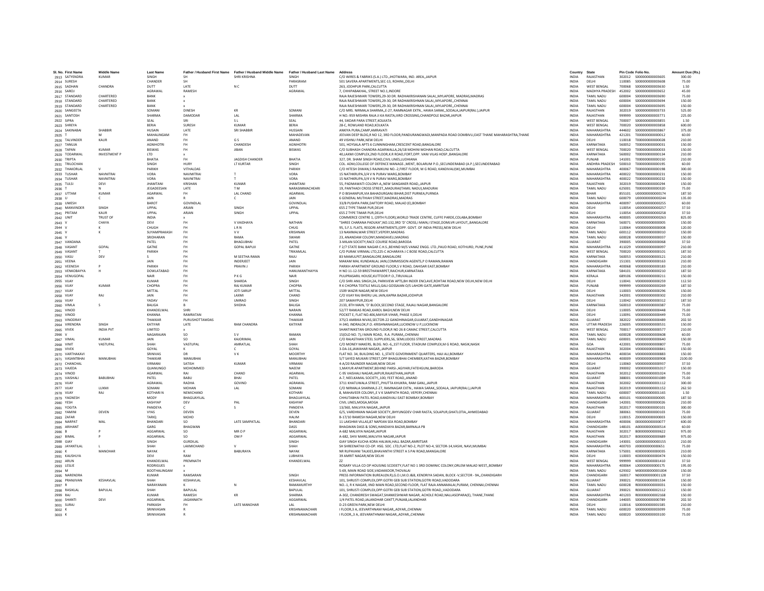| Sl. No. | First Name | Middle Name | Last Name | Father / Husband First Name | Father / Husband Middle Name | Father / Husband Last Name | Address | Country | State | Pin Code | Folio No. | Amount Due (Rs.) |
|---|---|---|---|---|---|---|---|---|---|---|---|---|
| 2913 | SATYENDRA | KUMAR | SINGH | SH | SHRI KRISHNA | SINGH | C/O WIRES & FABRIKS (S.A.) LTD.,JHOTWARA, IND. AREA,,JAIPUR | INDIA | RAJASTHAN | 302012 | S000000000003605 | 300.00 |
| 2914 | SURESH | | CHANDER | SH | | PARASRAM | 501 SAVERA APARTMENTS,SEC-13, ROHINI,,DELHI | INDIA | DELHI | 110085 | S000000000003608 | 75.00 |
| 2915 | SADHAN | CHANDRA | DUTT | LATE | N C | DUTT | 263, JODHPUR PARK,CALCUTTA | INDIA | WEST BENGAL | 700068 | S000000000003630 | 1.50 |
| 2916 | SAROJ | | AGRAWAL | RAMESH | | AGRAWAL | 7, CHHIPABAKHAL, STREET NO.1,INDORE | INDIA | MADHYA PRADESH | 452002 | S000000000003652 | 45.00 |
| 2917 | STANDARD | CHARTERED | BANK | x | | | RAJA RAJESHWARI TOWERS,29-30 DR. RADHAKRISHANAN SALAI,,MYLAPORE, MADRAS,MADRAS | INDIA | TAMIL NADU | 600004 | S000000000003690 | 75.00 |
| 2918 | STANDARD | CHARTERED | BANK | x | | | RAJA RAJESHWARI TOWERS,29-30, DR RADHAKRISHNAN SALAI,,MYLAPORE,,CHENNAI | INDIA | TAMIL NADU | 600004 | S000000000003694 | 150.00 |
| 2919 | STANDARD | CHARTERED | BANK | x | | | RAJA RAJESHWARI TOWERS,29-30, DR RADHAKRISHNAN SALAI,,MYLAPORE,,CHENNAI | INDIA | TAMIL NADU | 600004 | S000000000003695 | 150.00 |
| 2920 | SANGEETA | | SOMANI | DINESH | KR | SOMANI | C/O MRS. NIRMALA SHARMA,,E-27, RAMNAGAR EXTN., HAWA SARAK,,SODALA,JAIPUR(RAJ.),JAIPUR | INDIA | RAJASTHAN | 302019 | S000000000003733 | 525.00 |
| 2921 | SANTOSH | | SHARMA | DAMODAR | LAL | SHARMA | H NO.-959 MISHRA RAJA JI KA RASTA,IIIRD CROSSING,CHANDPOLE BAZAR,JAIPUR | INDIA | RAJASTHAN | 999999 | S000000000003771 | 225.00 |
| 2922 | SIPRA | | SEAL | SRI | S L | SEAL | 44, SIKDAR PARA STREET,KOLKATA | INDIA | WEST BENGAL | 700007 | S000000000003855 | 1.50 |
| 2923 | SHREYA | | BERIA | SURESH | KUMAR | BERIA | 28-C, ROWLAND ROAD,KOLKATA | INDIA | WEST BENGAL | 700020 | S000000000003858 | 600.00 |
| 2924 | SAKINABAI | SHABBIR | HUSAIN | LATE | SRI SHABBIR | HUSSAIN | ANKIYA PURA,CAMP,AMRAVATI | INDIA | MAHARASHTRA | 444602 | S000000000003867 | 375.00 |
| 2925 | T | M | MAHALINGAM | FH | | MAHADEVAN | JEEVAN DEEP BLDG,R NO 12, 3RD FLOOR,PANDURANGWADI,MANPADA ROAD DOMBIVLI,EAST THANE MAHARASHTRA,THANE | INDIA | MAHARASHTRA | 421201 | T000000000000012 | 60.00 |
| 2926 | TALVINDER | KAUR | ANAND | FH | G S | ANAND | 49 VISHNU PARK,NEW DELHI | INDIA | DELHI | 110018 | T000000000000028 | 210.00 |
| 2927 | TANUJA | | AGNIHOTRI | FH | CHANDESH | AGNIHOTRI | 501, HOYSALA APTS 6 CUNNINGHAM,CRESCENT ROAD,BANGALORE | INDIA | KARNATAKA | 560052 | T000000000000031 | 150.00 |
| 2928 | TAPAN | KUMAR | BISWAS | FH | JIBAN | BISWAS | C/O SUBHASH CHANDRA AGARWALLA,26/18 MOHINI MOHAN ROAD,CALCUTTA | INDIA | WEST BENGAL | 700020 | T000000000000033 | 150.00 |
| 2929 | TODARWAL | INVESTMENT P | LTD | x | | | 40,LAXMI COMPLEX,2ND FLOOR,K.R ROAD,FORT,OPP. VANI VILAS HOSP.,BANGALORE | INDIA | KARNATAKA | 560002 | T000000000000134 | 210.00 |
| 2930 | TRIPTA | | BHATIA | FH | JAGDISH CHANDER | BHATIA | 327, DR. SHAM SINGH ROAD,CIVIL LINES,LUDHIANA | INDIA | PUNJAB | 141001 | T000000000000150 | 210.00 |
| 2931 | TRILOCHAN | | SINGH | HURY | LT KURTAR | SINGH | COL. ADM,COLLEGE OF DEFENCE MANAGE-.MENT, BOLARUM P.O.,SECUNDERABAD (A.P.),SECUNDERABAD | INDIA | ANDHRA PRADESH | 500010 | T000000000000195 | 60.00 |
| 2932 | THAKORLAL | V | PARIKH | VITHALDAS | | PARIKH | C/O HITESH DIWAN,5 RAJNIKUNJ NO.-2,FIRST FLOOR, M G ROAD, KANDIVALI(W),MUMBAI | INDIA | MAHARASHTRA | 400067 | T000000000000198 | 300.00 |
| 2933 | TUSHAR | NAVNITRAI | VORA | NAVNITRAI | T | VORA | 15 NATHKRUPA,3/4 V N PURAV MARG,BOMBAY | INDIA | MAHARASHTRA | 400022 | T000000000000231 | 150.00 |
| 2934 | TUSHAR | NAVNITRAI | VORA | NAVNITRAI | T | VORA | 15 NATHKRUPA,3/4 V N PURAV MARG,BOMBAY | INDIA | MAHARASHTRA | 400022 | T000000000000232 | 150.00 |
| 2935 | TULSI | DEVI | JHAMTANI | KRISHAN | KUMAR | JHAMTANI | 55, PADMAWATI COLONY-A,,NEW SANGANER ROAD,,JAIPUR | INDIA | RAJASTHAN | 302019 | T000000000000294 | 150.00 |
| 2936 | T | N | JEGADEESAN | LATE | T M | NARASIMMACHEARI | 19, PANTHADI CROSS STREET,,MADURAI(TAMIL NADU),MADURAI | INDIA | TAMIL NADU | 625001 | T000000000000320 | 75.00 |
| 2937 | UTTAM | KUMAR | AGARWAL | FH | LAL CHAND | AGARWAL | P O BISHANPUR,VIA BAHADURGANJ BIHAR,DIST PURNEA,PURNEA | INDIA | BIHAR | 855101 | U000000000000174 | 187.50 |
| 2938 | U | C | JAIN | R | C | JAIN | 6 GENERAL MUTHIAH STREET,MADRAS,MADRAS | INDIA | TAMIL NADU | 600079 | U000000000000244 | 135.00 |
| 2939 | UMESH | | BAROT | GOVINDLAL | | GOVINDLAL | 33/B PUSHPA PARK,DAFTORY ROAD, MALAD (E),BOMBAY | INDIA | MAHARASHTRA | 400097 | U000000000000255 | 60.00 |
| 2940 | MANVINDER | SINGH | UPPAL | ARJAN | SINGH | UPPAL | 655 Z TYPE TIMAR PUR,DELHI | INDIA | DELHI | 110054 | U000000000000257 | 37.50 |
| 2941 | PRITAM | KAUR | UPPAL | ARJAN | SINGH | UPPAL | 655 Z TYPE TIMAR PUR,DELHI | INDIA | DELHI | 110054 | U000000000000258 | 37.50 |
| 2942 | UNIT | TRUST OF | INDIA | x | | | COMMERCE CENTRE 1, (29TH FLOOR),WORLD TRADE CENTRE, CUFFE PARDE,COLABA,BOMBAY | INDIA | MAHARASHTRA | 400005 | U000000000000263 | 825.00 |
| 2943 | V | CHAYA | DEVI | FH | V VAIDHAYA | NATHAN | "SHREE CHARANA PADUKA",NO.132,3RD 'D' CROSS,I MAIN,I STAGE,DOMLVR LAYOUT,,BANGALORE | INDIA | KARNATAKA | 560071 | V000000000000005 | 150.00 |
| 2944 | V | K | CHUGH | FH | L R N | CHUG | 95, S.F.S. FLATS, REGORI APARTMENTS,(OPP. GOVT. OF INDIA PRESS),NEW DELHI | INDIA | DELHI | 110064 | V000000000000008 | 120.00 |
| 2945 | V | K | SUYAMPRAKASH | FH | V V | KRISHNAN | 13 NAMMALWAR STREET,VEPERY,MADRAS | INDIA | TAMIL NADU | 600112 | V000000000000010 | 150.00 |
| 2946 | V | | SRIDHARAN | FH | RAMA | SWAMI | 23, ANANDAM COLONY,MANDAVELI,MADRAS | INDIA | TAMIL NADU | 600028 | V000000000000037 | 150.00 |
| 2947 | VANDANA | | PATEL | FH | BHAGUBHAI | PATEL | 3-MILAN SOCIETY,RACE COURSE ROAD,BARODA | INDIA | GUJARAT | 390005 | V000000000000068 | 37.50 |
| 2948 | VASANT | GOPAL | GATNE | FH | GOPAL BAPUJI | GATNE | F 2/7 STATE BANK NAGAR C.H.S.,BEHIND M/S VANAZ ENGG. LTD.,PAUD ROAD, KOTHURD, PUNE,PUNE | INDIA | MAHARASHTRA | 411029 | V000000000000097 | 210.00 |
| 2949 | VASANT | T | PARIKH | FH | | TRIKAMLAL | C/O PURAK VIRIMAL LTD,225-C ACHARAYA J C BOSE ROAD,CALCUTTA | INDIA | WEST BENGAL | 700020 | V000000000000101 | 187.50 |
| 2950 | VASU | DEV | S | FH | M SEETHA RAMA | RAJU | 83 MAMULPET,BANGALORE,BANGALORE | INDIA | KARNATAKA | 560053 | V000000000000121 | 210.00 |
| 2951 | VEENA | | JAIN | FH | INDERJEET | JAIN | MAKAM MAL KUNDANLAL JAIN,COMMISSION AGENTS,P O RAMAN,RAMAN | INDIA | CHANDIGARH | 151301 | V000000000000163 | 210.00 |
| 2952 | VEENESH | P | PARIKH | FH | PRAVIN J | PARIKH | PARIKH APARTMENT GROUND FLOOR,S V ROAD, DAHISAR EAST,BOMBAY | INDIA | MAHARASHTRA | 400068 | V000000000000183 | 210.00 |
| 2953 | VENKOBAYYA | H | DOWLATABAD | FH | | HANUMANTHAYYA | H NO 11-12-59 BRESTHAWARPET,RAICHUR,KARNATAKA | INDIA | KARNATAKA | 584101 | V000000000000210 | 187.50 |
| 2954 | VENUGOPAL | | NAIR | FH | P K G | NAIR | PULIPRASARIL HOUSE,KUTTOOR P.O.,TIRUVALLA | INDIA | KERALA | 689106 | V000000000000211 | 150.00 |
| 2955 | VIJAY | | KUMAR | FH | SHARDA | SINGH | C/O SHRI ANIL SINGH,2A, PARKVIEW APTS,BH INDER ENCLAVE,ROHTAK ROAD,NEW DELHI,NEW DELHI | INDIA | DELHI | 110041 | V000000000000259 | 112.50 |
| 2956 | VIJAY | KUMAR | CHOPRA | FH | RAJ KUMAR | CHOPRA | R K CHOPRA TEXTILE MILLS,GALI GOSSAIAN O/S LAHORI GATE,AMRITSAR | INDIA | PUNJAB | 999999 | V000000000000269 | 187.50 |
| 2957 | VIJAY | | MITTAL | FH | JOTI SARUP | MITTAL | 1509 WAZIR NAGAR,NEW DELHI | INDIA | DELHI | 110003 | V000000000000296 | 150.00 |
| 2958 | VIJAY | RAJ | JAIN | FH | LAXMI | CHAND | C/O VIJAY RAJ BHERU LAL JAIN,KAPRA BAZAR,JODHPUR | INDIA | RAJASTHAN | 342001 | V000000000000302 | 210.00 |
| 2959 | VIJAY | | YADAV | FH | UMRAO | SINGH | 207 SAMAYPUR,DELHI | INDIA | DELHI | 110042 | V000000000000312 | 187.50 |
| 2960 | VIMLA | S | BALIGA | B | SHIDHA | BALIGA | 2133, 8TH MAIN, 'D' BLOCK,SECOND STAGE, RAJALI NAGAR,BANGALORE | INDIA | KARNATAKA | 560010 | V000000000000387 | 75.00 |
| 2961 | VINOD | | KHANDELWAL | SHRI | | NARAIN | 52/77 RAMJAS ROAD,KAROL BAGH,NEW DELHI | INDIA | DELHI | 110005 | V000000000000448 | 75.00 |
| 2962 | VINOD | | KHANNA | RAMRATAN | | KHANNA | POCKET E, FLAT NO.406,MAYUR VIHAR, PHASE II,DELHI | INDIA | DELHI | 110091 | V000000000000449 | 75.00 |
| 2963 | VINODRAY | | THAKKAR | PURUSHOTTAMDAS | | THAKKAR | 375/2 AMBIKA NIVAS,SECTOR-22 GANDHINAGAR,GUJARAT,GANDHINAGAR | INDIA | GUJARAT | 382022 | V000000000000489 | 202.50 |
| 2964 | VIRENDRA | SINGH | KATIYAR | LATE | RAM CHANDRA | KATIYAR | H-340, INDRALOK,P.O.-KRISHNANAGAR,LUCKNOW U P,LUCKNOW | INDIA | UTTAR PRADESH | 226005 | V000000000000531 | 150.00 |
| 2965 | VIVEK | INDIA PVT | LIMITED | x | | | SHANTINIKETAN GROUND FLOOR,R NO 26 8 CAMAC STREET,CALCUTTA | INDIA | WEST BENGAL | 700017 | V000000000000577 | 210.00 |
| 2966 | V | | NAGARAJAN | SO | S V | RAMAN | 15(OLD NO. 7),I MAIN ROAD, R.A. PURAM,,CHENNAI | INDIA | TAMIL NADU | 600028 | V000000000000608 | 60.00 |
| 2967 | VIMAL | KUMAR | JAIN | SO | KAJORIMAL | JAIN | C/O RAJASTHAN STEEL SUPPLIERS,56, SEMLUDOSS STREET,MADRAS | INDIA | TAMIL NADU | 600001 | V000000000000640 | 150.00 |
| 2968 | VINIT | VASTUPAL | SHAH | VASTUPAL | AMRATLAL | SHAH | C/O MONEY MAKERS, BLDG. NO.-6,,1ST FLOOR, STADIUM COMPLEX,M G ROAD, NASIK,NASIK | INDIA | GOA | 422001 | V000000000000807 | 75.00 |
| 2969 | VIVEK | | GOYAL | K | C | GOYAL | 3-DA-16,JAWAHAR NAGAR,,JAIPUR | INDIA | RAJASTHAN | 302004 | V000000000000841 | 150.00 |
| 2970 | VARTHAKAVI | | SRINIVAS | DR | V K | MOORTHY | FLAT NO. 34, BUILDING NO. 1,,STATE GOVERNMENT QUARTERS, HAJI ALI,BOMBAY | INDIA | MAHARASHTRA | 400034 | V000000000000883 | 150.00 |
| 2971 | VASANTBHAI | MANUBHAI | THAKKAR | MANUBHAI | | MANUBHAI | 5/7 SAYED MUKARI STREET,OPP BHAGUBHAI CHEMBER,KATHA BAZAR,BOMBAY | INDIA | MAHARASHTRA | 400009 | V000000000000908 | 2100.00 |
| 2972 | CHANCHAL | | VIRMANI | SATISH | KUMAR | VIRMANI | 4-A/20 RAJINDER NAGAR,NEW DELHI | INDIA | DELHI | 110060 | V000000000000937 | 37.50 |
| 2973 | VAJEDA | | QUANUNGO | MOHOMMED | | NAEEM | 1,MAYUR APARTMENT,BEHIND PARSI-.AGIYARI,FATEHGUNJ,BARODA | INDIA | GUJARAT | 390002 | V000000000001017 | 150.00 |
| 2974 | VINOD | | AGARWAL | RAI | CHAND | AGARWAL | C-95 VAISHALI NAGAR,JAIPUR,RAJASTHAN,JAIPUR | INDIA | RAJASTHAN | 302012 | V000000000001024 | 75.00 |
| 2975 | VAISHALI | BABUBHAI | PATEL | BABU | BHAI | PATEL | A-7, NEELKAMAL SOCIETY,,100, FEET ROAD,,ANAND | INDIA | GUJARAT | 388001 | V000000000001089 | 75.00 |
| 2976 | VIJAY | | AGRAWAL | RADHA | GOVIND | AGRAWAL | 3711 KHATUWALA STREET,,PHUTTA KHUKRA, RAM GANJ,,JAIPUR | INDIA | RAJASTHAN | 302002 | V000000000001112 | 300.00 |
| 2977 | VIJAY | LUXMI | SOMANI | MOHAN | LAL | SOMANI | C/O NIRMALA SHARMA,E-27, RAMNAGAR EXTN., HAWA SARAK,,SODALA, JAIPUR(RAJ.),JAIPUR | INDIA | RAJASTHAN | 302019 | V000000000001152 | 262.50 |
| 2978 | VIJAY | RAJ | KOTHARI N | NEMICHAND | | KOTHARI | 8, MAHAVEER COLONY,,E V K SAMPATH ROAD, VEPERY,CHENNAI | INDIA | TAMIL NADU | 600007 | V000000000001165 | 1.50 |
| 2979 | YAGNESH | | MODY | BHAGUAYILAL | | BHAGUAYILAL | CHHUTABHAI PATEL ROAD,KANDIVALI EAST BOMBAY,BOMBAY | INDIA | MAHARASHTRA | 400101 | Y000000000000005 | 187.50 |
| 2980 | YESH | | KASHYAP | DEV | PAL | KASHYAP | CIVIL LINES,MOGA,MOGA | INDIA | CHANDIGARH | 142001 | Y000000000000026 | 210.00 |
| 2981 | YOGITA | | PANDEYA | C | S | PANDEYA | 13/360, MALVIYA NAGAR,,JAIPUR | INDIA | RAJASTHAN | 302017 | Y000000000000101 | 300.00 |
| 2982 | YAMINI | DEVEN | VYAS | DEVEN | | DEVEN | G/5, VARDHMAN NAGAR SOCIETY,,BHYUNGDEV CHAR RASTA, SOLAPUR,GHATLOTIA,,AHMEDABAD | INDIA | GUJARAT | 380061 | Y000000000000103 | 75.00 |
| 2983 | ZAFAR | | TARIQ | MOHD | | HALIM | B-17/10 RAMESH NAGAR,NEW DELHI | INDIA | DELHI | 110015 | Z000000000000003 | 150.00 |
| 2984 | NARPAT | MAL | BHANDARI | SO | LATE SAMPATLAL | BHANDARI | 11 LAKSHMI VILLAS,87 NAPEAN SEA ROAD,BOMBAY | INDIA | MAHARASHTRA | 400006 | 0000000000000077 | 600.00 |
| 2985 | ARIHANT | | GARG | BHAGWAN | | DASS | BHAGWAN DASS & SONS,HANDIAYA BAZAR,BARNALA PB | INDIA | CHANDIGARH | 148101 | A000000000000514 | 60.00 |
| 2986 | B | P | AGGARWAL | SO | MR O P | AGGARWAL | A-682 MALVIYA NAGAR,JAIPUR | INDIA | RAJASTHAN | 302017 | B000000000000622 | 975.00 |
| 2987 | BIMAL | P | AGGARWAL | SO | OM P | AGGARWAL | A-682, SHIV MARG,MALVIYA NAGAR,JAIPUR | INDIA | RAJASTHAN | 302017 | B000000000000689 | 975.00 |
| 2988 | GIAY | | SINGH | GURDILAL | | SINGH | GIAY SINGH KUCHA KORA HALWAI,HALL BAZAR,AMRITSAR | INDIA | CHANDIGARH | 143001 | G000000000000155 | 210.00 |
| 2989 | JAYANTILAL | L | SHAH | LAXMICHAND | V | SHAH | SH SHREENATHJI CO-OP. HSG. SOC. LTD,FLAT NO-2, PLOT NO-4, SECTOR-14,VASHI, NAVI,MUMBAI | INDIA | MAHARASHTRA | 400703 | J000000000000651 | 75.00 |
| 2990 | K | MANOHAR | NAYAK | K | BABURAYA | NAYAK | NR RUPAVANI TALKIES,BHAVANTHI STREET A S PAI ROAD,MANGALORE | INDIA | KARNATAKA | 575001 | K000000000000035 | 210.00 |
| 2991 | KAUSHLYA | | DEVI | RAM | | LUBHAYA | 39 AMRIT NAGAR,NEW DELHI | INDIA | DELHI | 110003 | K000000000000474 | 150.00 |
| 2992 | ARUN | | KHANDELWAL | PREMNATH | | KHANDELWAL | ZZ | INDIA | WEST BENGAL | 999999 | K000000000001410 | 37.50 |
| 2993 | LESLIE | | RODRIGUES | x | | | ROSARY VILLA CO OP HOUSING SCOEIETY,FLAT NO 1 3RD DOMINIC COLONY,ORLEM MALAD WEST,,BOMBAY | INDIA | MAHARASHTRA | 400064 | L000000000000175 | 195.00 |
| 2994 | M | | BOOTHALINGAM | x | | | S-69, MAIN ROAD SIDE,VADAKKOOR,THOVALAI | INDIA | TAMIL NADU | 629302 | M000000000001004 | 150.00 |
| 2995 | NARENDRA | | KUMAR | RAMSARAN | | SINGH | PRESS INFORMATION BUREAU(N.R),G.O.I,M.O.I&B, KENDRIYA SADAN, BLOCK -V,SECTOR - 9A,,CHANDIGARH | INDIA | CHANDIGARH | 160017 | N000000000001128 | 37.50 |
| 2996 | PRANJIVAN | KESHAVLAL | SHAH | KESHAVLAL | | KESHAVLAL | 101, SHRUSTI COMPLEX,OPP:GOTRI GEB SUB STATION,GOTRI ROAD,VADODARA | INDIA | GUJARAT | 390021 | P000000000001534 | 150.00 |
| 2997 | R | | NARAYANAN | K | N | RAMAMURTHY | NO.-1, R K NAGAR, IIND MAIN ROAD,SECOND FLOOR, FLAT RAJA ANNAMALAI,PURAM, CHENNAI,CHENNAI | INDIA | TAMIL NADU | 600028 | R000000000000031 | 150.00 |
| 2998 | RASIKLAL | BAPULAL | SHAH | BAPULAL | | BAPULAL | 101, SHRUSTI COMPLEX,OPP:GOTRI GEB SUB STATION,GOTRI ROAD,,VADODARA | INDIA | GUJARAT | 390021 | R000000000002112 | 150.00 |
| 2999 | RAJ | | KUMAR | RAMESH | KR | SHARMA | A-302, CHANDRESH SWAGAT,SHANKESHWAR NAGAR, ACHOLE ROAD,NALLASOPARA(E), THANE,THANE | INDIA | MAHARASHTRA | 401203 | R000000000002168 | 150.00 |
| 3000 | SHANTI | DEVI | AGGARWAL | JAGANNATH | | AGGARWAL | 1/4 PATEL ROAD,JALANDHAR CANTT,PUNJAB,JALANDHAR | INDIA | CHANDIGARH | 144005 | S000000000000789 | 202.50 |
| 3001 | SURAJ | | PARKASH | FH | LATE MANOHAR | LAL | D-23 GREEN PARK,NEW DELHI | INDIA | DELHI | 110016 | S000000000001585 | 210.00 |
| 3002 | K | | SRINIVASAN | R | | KRISHNAMACHARI | I FLOOR,3 A, JEEVARTHNAM NAGAR,,ADYAR,,CHENNAI | INDIA | TAMIL NADU | 600020 | S000000000003099 | 75.00 |
| 3003 | K | | SRINIVASAN | R | | KRISHNAMACHARI | I FLOOR,,3 A, JEEVARATHNAM NAGAR,,ADYAR,,CHENNAI | INDIA | TAMIL NADU | 600020 | S000000000003100 | 75.00 |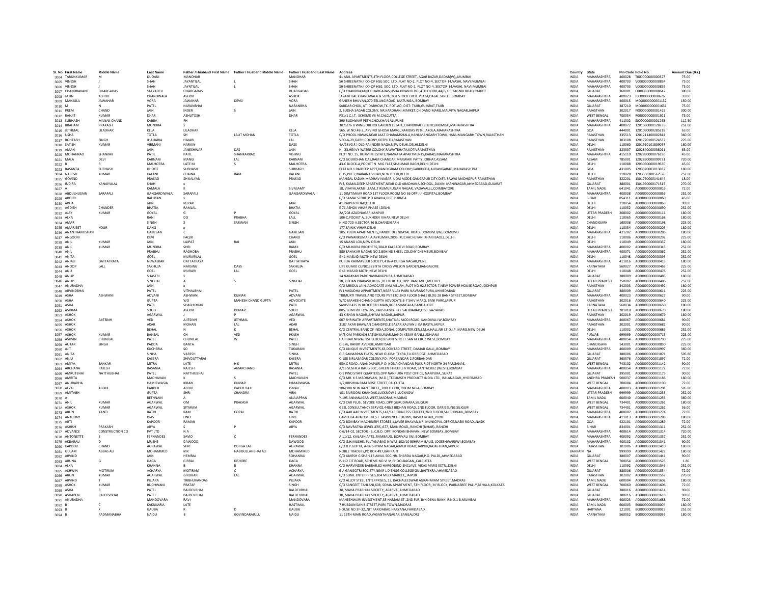| Sl. No. | First Name | Middle Name | Last Name | Father / Husband First Name | Father / Husband Middle Name | Father / Husband Last Name | Address | Country | State | Pin Code | Folio No. | Amount Due (Rs.) |
|---|---|---|---|---|---|---|---|---|---|---|---|---|
| 3004 | TARUNKUMAR | M | DUDANI | MANOHAR | | MANOHAR | 41 ANIL APARTMENTS,4TH FLOOR,COLLEGE STREET, AGAR BAZAR,DADAR(W),,MUMBAI | INDIA | MAHARASHTRA | 400028 | T000000000000327 | 75.00 |
| 3005 | VINESH | J | SHAH | JAYANTILAL | L | SHAH | SH SHREENATHJI CO-OP HSG SOC. LTD.,FLAT NO-2, PLOT NO-4, SECTOR-14,VASHI, NAVI,MUMBAI | INDIA | MAHARASHTRA | 400703 | V000000000000834 | 75.00 |
| 3006 | VINESH | J | SHAH | JAYNTILAL | L | SHAH | SH SHREENATHJI CO-OP HSG. SOC. LTD.,FLAT NO-2, PLOT NO-4, SECTOR-14,VASHI, NAVI,MUMBAI | INDIA | MAHARASHTRA | 400703 | V000000000000835 | 75.00 |
| 3007 | CHANDRAKANT | DUARGADAS | SATYADEV | DUARGADAS | | DUARGADAS | C/O CHANDRAKANT DUARGADAS,USHA KIRAN BLDG.,4TH FLOOR,44/B, DR.YAGNIK ROAD,RAJKOT | INDIA | GUJARAT | 360001 | C000000000000642 | 300.00 |
| 3008 | JATIN | ASHOK | KHANDWALA | ASHOK | | ASHOK | JAYANTILAL KHANDWALA & SONS,2O1 STOCK EXCH. PLAZA,DALAL STREET,BOMBAY | INDIA | MAHARASHTRA | 400023 | J000000000000676 | 39.00 |
| 3009 | MANJULA | JAWAHAR | VORA | JAWAHAR | DEVSI | VORA | GANESH BHUVAN,270,TELANG ROAD, MATUNGA,,BOMBAY | INDIA | MAHARASHTRA | 400015 | M000000000001132 | 150.00 |
| 3010 | M | N | PATEL | NARANBHAI | | NARANBHAI | SARDAR CHOK, AT. DABHOW,TK. POTLAD, DIST.:TIUIR,GUJARAT,TIUIR | INDIA | GUJARAT | 387210 | M000000000001631 | 75.00 |
| 3011 | PREM | CHAND | JAIN | INDER | S | JAIN | 2, SUDHA SAGAR COLONY, NR.KARDHANI,MARKET,CHIDAND MARG,MALVIYA NAGAR,JAIPUR | INDIA | RAJASTHAN | 302017 | P000000000001425 | 300.00 |
| 3012 | RANJIT | KUMAR | DHAR | ASHUTOSH | | DHAR | P31/1 C.I.T. SCHEME VII M,CALCUTTA | INDIA | WEST BENGAL | 700054 | R000000000001921 | 75.00 |
| 3013 | SUBHASH | MANAK CHAND | KABRA | FH | | | 390 BUDHWAR PETH,CHOLKHAN ALI,PUNE | INDIA | MAHARASHTRA | 411002 | S000000000001268 | 112.50 |
| 3014 | BRAHAM | PRAKASH | MUNDRA | x | | | 3075/76 B WING,OBEROI GARDEN ESTATE,CHANDIVALI STUTIO,MUMBAI,MAHARASHTRA | INDIA | MAHARASHTRA | 400072 | 1201060000128735 | 252.00 |
| 3015 | JETHMAL | LILADHAR | KELA | LILADHAR | | KELA | 165, W.NO.48-2,,ARVIND GHOSH MARG,,RAMDAS PETH,,AKOLA,MAHARASHTRA | INDIA | GOA | 444001 | 1201090000285218 | 63.00 |
| 3016 | USHA | | TOTLA | SH | LALIT MOHAN | TOTLA | C/O PHOOL NIWAS,NEAR JAAT DHARAMSHALA,HANUMANGARH TOWN,HANUMANGARH TOWN,RAJASTHAN | INDIA | RAJASTHAN | 335513 | 1201211400002814 | 360.00 |
| 3017 | ROHTASH | SINGH | JHAJJARIA | HAJARI | | LAL | VPO-A-29,GARH COLONY,KOTPUTLI,RAJASTHAN | INDIA | RAJASTHAN | 303108 | 1201770100524537 | 225.00 |
| 3018 | SATISH | KUMAR | VIRMANI | NARAIN | | DASS | 4A/28 (G.F.) OLD RAJINDER NAGA,NEW DELHI,DELHI,DELHI | INDIA | DELHI | 110060 | 1201910101809057 | 180.00 |
| 3019 | AMAN | | JAIN | JANESHWAR | DAS | JAIN | H - 23,HEAVY WATER COLONY,RAWATBHATA,KOTA,RAJASTHAN | INDIA | RAJASTHAN | 323307 | 1202840000038011 | 63.00 |
| 3020 | MOHANRAO | SHANKAR | PATIL | PATIL | SHANKARRAO | VISHNU | PLOT NO. 15, RUKMINI ESTATE,NAMRATA APARTMENTS,KARAD,MAHARASHTRA | INDIA | MAHARASHTRA | 415110 | 1202890000076190 | 45.00 |
| 3021 | MALA | DEVI | KARNANI | MANGI | LAL | KARNANI | C/O GOURDHAN DAS,RAM CHANDAR,MARWARI PATTY,JORHAT,ASSAM | INDIA | ASSAM | 785001 | 1202890000099731 | 720.00 |
| 3022 | B | R | MALHOTRA | LATE M | S | MALHOTRA | 43-C BLOCK-A,POCKET N MIG FLAT,SHALIMAR BAGH,DELHI,DELHI | INDIA | DELHI | 110088 | 1203090000019630 | 45.00 |
| 3023 | BASANTA | SUBHASH | DHOOT | SUBHASH | | SUBHASH | FLAT NO 1 RAJDEEP APPT,NANDIGRAM COLONY,GARKHEDA,AURANGABAD,MAHARASHTRA | INDIA | GOA | 431005 | 1203320003013882 | 180.00 |
| 3024 | NARESH | KUMAR | KALANI | CHAINA | RAM | KALANI | G 15,PKT 2,NARAINA VIHAR,NEW DELHI,DELHI | INDIA | DELHI | 110028 | 1203350300562576 | 252.00 |
| 3025 | GOVIND | | PRASAD | SH KALYAN | | PRASAD | MANGAL SADAN,MADHAV NAGAR, UDAI MODE,GANGAPUR CITY,DIST. SAWAI MADHOPUR,RAJASTHAN | INDIA | RAJASTHAN | 322201 | 1301760000141644 | 18.00 |
| 3026 | INDIRA | KANAIYALAL | SHAH | x | | | F/3, KAMALDEEP APPARTMENT,NEAR OLD ARADHANA SCHOOL,,DAXINI MANINAGAR,,AHMEDABAD,GUJARAT | INDIA | GUJARAT | 380001 | 1301990000171515 | 270.00 |
| 3027 | A | | KAMALA | K | | SIVASAMY | 18, VIJAYALAXMI ILLAM,,TIRUMURUGAN NAGAR, VADAVALLI,,COIMBATORE | INDIA | TAMIL NADU | 641041 | A000000000000016 | 72.00 |
| 3028 | ABDULHUSAIN | SARAFALI | GANGARDIWALA | SARAFALI | | GANGARDIWALA | 11 DIMTIMKAR ROAD 1ST FLOOR,ROOM NO 36 OPP J J HOSPITAL,BOMBAY | INDIA | MAHARASHTRA | 400008 | A000000000000056 | 252.00 |
| 3029 | ABDUR | | RAHMAN | x | | | C/O SAMAJ STORE,P O ARARIA,DIST PURNEA | INDIA | BIHAR | 854311 | A000000000000060 | 45.00 |
| 3030 | ABHA | | JAIN | RUPAK | | JAIN | 41 RAJPUR ROAD,DELHI | INDIA | DELHI | 110054 | A000000000000063 | 90.00 |
| 3031 | AGDISH | CHANDER | BHATIA | RAMLAL | | BHATIA | E 71 ASHOK VIHAR,PHASE I,DELHI | INDIA | DELHI | 110052 | A000000000000090 | 252.00 |
| 3032 | AJAY | KUMAR | GOYAL | G | P | GOYAL | 2A/208 AZADNAGAR,KANPUR | INDIA | UTTAR PRADESH | 208002 | A000000000000111 | 180.00 |
| 3033 | ALKA | | RANI | DO | PRABHA | LALL | 106-C,POCKET A,,SUKHDEV VIHAR,NEW DELHI | INDIA | DELHI | 110065 | A000000000000168 | 180.00 |
| 3034 | AMAR | | SINGH | S | SARWAN | SINGH | H NO 720-A,SECTOR 36 B,CHANDIGARH | INDIA | CHANDIGARH | 160036 | A000000000000198 | 225.00 |
| 3035 | AMARJEET | KOUR | DANG | x | | | 177,SAINIK VIHAR,DELHI | INDIA | DELHI | 110034 | A000000000000205 | 180.00 |
| 3036 | ANANTHAKRISHAN | | GANESAN | C | | GANESAN | 105, KULIN APARTMENTS,,PANDIT DEENDAYAL ROAD, DOMBIVLI(W),DOMBIVLI | INDIA | MAHARASHTRA | 421202 | A000000000000286 | 180.00 |
| 3037 | ANGOORI | | DEVI | FAQIR | | CHAND | C/O PAWANKUMAR AJAYKUMAR,2006, KUCHACHETAN, KHARI BAOLI,,DELHI | INDIA | DELHI | 110006 | A000000000000292 | 225.00 |
| 3038 | ANIL | KUMAR | JAIN | LAJPAT | RAI | JAIN | 15 ANAND LOK,NEW DELHI | INDIA | DELHI | 110049 | A000000000000337 | 180.00 |
| 3039 | ANIL | KUMAR | MUNDRA | SHRI | | RAMJI | C/O MUNDRA BROTHERS,384-B KALBADEVI ROAD,BOMBAY | INDIA | MAHARASHTRA | 400002 | A000000000000343 | 252.00 |
| 3040 | ANIL | | PRABHU | RAGHOBA | | PRABHU | 580 SAHAKAR NAGAR NO 2,BEHIND SHEEL COLONY CHEMBUR,BOMBAY | INDIA | MAHARASHTRA | 400071 | A000000000000362 | 252.00 |
| 3041 | ANITA | | GOEL | MURARILAL | | GOEL | E 41 MASJID MOTH,NEW DELHI | INDIA | DELHI | 110048 | A000000000000393 | 252.00 |
| 3042 | ANJALI | DATTATRAYA | NEWASKAR | DATTATRAYA | | DATTATRAYA | PURUA KARMAVEER SOCIETY,416-A DURGA NAGAR,PUNE | INDIA | MAHARASHTRA | 411016 | A000000000000415 | 180.00 |
| 3043 | ANOOP | LALL | SAKHUJA | NARSING | DASS | SAKHUJA | LIFE GUARD CLINIC,328 9TH CROSS WILSON GARDEN,BANGALORE | INDIA | KARNATAKA | 560027 | A000000000000463 | 225.00 |
| 3044 | ANU | | GOEL | MURARI | LAL | GOEL | E 41 MASJID MOTH,NEW DELHI | INDIA | DELHI | 110048 | A000000000000476 | 252.00 |
| 3045 | ANUP | | SHASTRI | x | | | 14 NARAYAN PARK NAVBANGPURA,AHMEDABAD | INDIA | GUJARAT | 380009 | A000000000000485 | 180.00 |
| 3046 | ANUP | | SINGHAL | A | S | SINGHAL | 18, KISHAN PRAKASH BLDG.,DELHI ROAD, OPP. RANI MILL,MEERUT | INDIA | UTTAR PRADESH | 250002 | A000000000000486 | 252.00 |
| 3047 | ANURADHA | | JAIN | x | | | C/O MRIDUL JAIN, ADVOCATE ANU-VILLAH,,PLOT NO-92,SECTOR-7,NEW POWER HOUSE ROAD,JODHPUR | INDIA | RAJASTHAN | 342003 | A000000000000492 | 180.00 |
| 3048 | ARVINDBHAI | | PATEL | VITHALBHAI | | PATEL | F/1 VASUDHA APPARTMENT,NEAR VIJAY PARK NAVRANGPURA,AHMEDABAD | INDIA | GUJARAT | 380009 | A000000000000611 | 225.00 |
| 3049 | ASHA | ASHWANI | ADVANI | ASHWANI | KUMAR | ADVANI | TRIMURTI TRAVEL AND TOURS PVT LTD,2ND FLOOR SHALE BLDG 28 BANK STREET,BOMBAY | INDIA | MAHARASHTRA | 400023 | A000000000000627 | 90.00 |
| 3050 | ASHA | | GUPTA | WO | MAHESH CHAND GUPTA | ADVOCATE | W/O MAHESH CHAND GUPTA ADVOCATE,B-7 SHIV MARG, BANI PARK,JAIPUR | INDIA | RAJASTHAN | 302016 | A000000000000640 | 225.00 |
| 3051 | ASHA | | PATIL | SHASHIDHAR | | PATIL | SAVISRI 425 IV BLOCK 8TH MAIN,KORAMANGALA,BANGALORE | INDIA | KARNATAKA | 560034 | A000000000000650 | 180.00 |
| 3052 | ASHIMA | | SOOD | ASHOK | KUMAR | SOOD | 805, SUMERU TOWERS,,KAUSHAMBI, PO: SAHIBABAD,DIST GAZIABAD | INDIA | UTTAR PRADESH | 201010 | A000000000000670 | 180.00 |
| 3053 | ASHOK | | AGARWAL | J | P | AGARWAL | 43 KISHAN NAGAR,,SHYAM NAGAR,,JAIPUR | INDIA | RAJASTHAN | 302019 | A000000000000679 | 180.00 |
| 3054 | ASHOK | AJITSINH | VED | AJITSINH | JETHMAL | VED | 607 SHRINATH APPARTMENTS,SHATILAL MODI ROAD, KANDIVALI W,BOMBAY | INDIA | MAHARASHTRA | 400067 | A000000000000681 | 90.00 |
| 3055 | ASHOK | | AKAR | MOHAN | LAL | AKAR | 3187 AKAR BHAWAN CHANDPOLE BAZAR,KALYAN JI KA RASTA,JAIPUR | INDIA | RAJASTHAN | 302001 | A000000000000682 | 90.00 |
| 3056 | ASHOK | | BEHAL | N | K | BEHAL | C/O CENTRAL BANK OF INDIA,ZONAL COMPUTER,CEN,I.M.A.HALL,NR I.T.O.I.P. MARG,NEW DELHI | INDIA | DELHI | 110002 | A000000000000686 | 252.00 |
| 3057 | ASHOK | KUMAR | BANSAL | CH | VED | PKASH | M/S OM PARKASH SATISH KUMAR,MANDI KESAR GANJ,LUDHIANA | INDIA | PUNJAB | 999999 | A000000000000715 | 225.00 |
| 3058 | ASHVIN | CHUNILAL | PATEL | CHUNILAL | W | PATEL | HARIHAR NIWAS 1ST FLOOR,BESANT STREET SANTA CRUZ WEST,BOMBAY | INDIA | MAHARASHTRA | 400054 | A000000000000790 | 225.00 |
| 3059 | AUTAR | SINGH | PADDA | BANTA | | SINGH | D-576, RANJIT AVENUE,AMRITSAR | INDIA | CHANDIGARH | 143001 | A000000000000850 | 225.00 |
| 3060 | AJIT | | KUCHERIA | SO | | TUKARAM | C/O UNIQUE INVESTMENTS,63,DONTAD STREET, DAMAR GALLI,,BOMBAY | INDIA | MAHARASHTRA | 400009 | A000000000000997 | 360.00 |
| 3061 | ANITA | | SINHA | VARESH | | SINHA | G-3,SAMARPAN FLATS,,NEAR GULBAI TEKRA,ELLISBRIDGE,,AHMEDABAD | INDIA | GUJARAT | 380006 | A000000000001071 | 505.80 |
| 3062 | ANJU | | KASERA | SHIVDUTTARAI | | KASERA | C-188 BIRLASAGAR COLONY,PO : PORBANDAR-2,PORBANDAR | INDIA | GUJARAT | 360576 | A000000000001097 | 72.00 |
| 3063 | AMIYA | SANKAR | MITRA | LATE | H K | MITRA | 95A C ROAD, ANANDAPURI,P O: NONA CHANDAN PUKUR,DT NORTH 24 PARGANAS, | INDIA | WEST BENGAL | 743102 | A000000000001142 | 90.00 |
| 3064 | ARCHANA | RAJESH | RASANIA | RAJESH | AMARCHAND | RASANIA | A/16 SUSHILA BAUG SOC, GREEN STREET,S V ROAD, SANTACRUZ (WEST),BOMBAY | INDIA | MAHARASHTRA | 400054 | A000000000001172 | 72.00 |
| 3065 | AMRUTBHAI | NATTHUBHAI | PATEL | NATTHUBHAI | | PATEL | C-1 PWD STAFF QUARTERS,OPP NANPURA POST OFFICE, NANPURA,,SURAT | INDIA | GUJARAT | 395001 | A000000000001175 | 90.00 |
| 3066 | AMRITA | | MADHAVAN | K | S | MADHAVAN | C/O MR. K S MADHAVAN, (M.D.),TECUMSEH PRODUCTS INDIA LTD., BALANAGAR,,HYDERABAD | INDIA | ANDHRA PRADESH | 500037 | A000000000001186 | 180.00 |
| 3067 | ANURADHA | | HAMIRWASIA | KIRAN | KUMAR | HIMARWASIA | 1/2,KRISHNA RAM BOSE STREET,,CALCUTTA | INDIA | WEST BENGAL | 700004 | A000000000001190 | 72.00 |
| 3068 | AFZAL | ABDUL | KARDER | ABDUL | KADER HAJI | ISMAIL | 106/108 NEW KAZI STREET,,2ND FLOOR, ROOM NO-4,BOMBAY | INDIA | MAHARASHTRA | 400003 | A000000000001201 | 505.80 |
| 3069 | AMITABH | | GUPTA | SHRI | CHANDRA | VIRA | 151 BAIROONI KHANDAK,LUCKNOW 1,LUCKNOW | INDIA | UTTAR PRADESH | 999999 | A000000000001233 | 252.00 |
| 3070 | A | | RETHNAM | A | | ANAIAPPAN | Y-195 ANNANAGAR WEST,MADRAS,MADRAS | INDIA | TAMIL NADU | 600040 | A000000000001255 | 360.00 |
| 3071 | ANIL | KUMAR | AGARWAL | OM | PRAKASH | AGARWAL | C/O CAR PLUS , SEVOKE ROAD,,OPP GURUDWARA,SILIGURI | INDIA | WEST BENGAL | 734401 | A000000000001261 | 180.00 |
| 3072 | ASHOK | KUMAR | AGARWAL | SITARAM | | AGARWAL | GEEL CONSULTANCY SERVICE,448/2 BIDHAN ROAD, 2ND FLOOR, DARJEELING,SILIGURI | INDIA | WEST BENGAL | 734401 | A000000000001262 | 36.00 |
| 3073 | ARUN | KANTI | RATHI | RAM | GOPAL | RATHI | C/O AAR AAR INVESTMENTS,141/143,PRINCESS STREET,2ND FLOOR,SAI BHUVAN,,BOMBAY | INDIA | MAHARASHTRA | 400002 | A000000000001274 | 72.00 |
| 3074 | ANTHONY | | DIAS | LINO | | LINO | CAMELLIA APARTMENT,ST. LAWRENCE COLONY, RASILA ROAD,,PUNE | INDIA | MAHARASHTRA | 411013 | A000000000001288 | 180.00 |
| 3075 | ARTI | | KAPOOR | RAMAN | | KAPOOR | C/O BOMBAY MACHINERY STORES,1,JAVER BHAVAN,NR. MUNICIPAL OFFICE,NASIK ROAD,,NASIK | INDIA | GOA | 422101 | A000000000001289 | 72.00 |
| 3076 | ASHISH | PRAKASH | ARYA | S | P | ARYA | C/O NAVRATNA JEWELLERS,,677, MAIN ROAD,,RANCHI (BIHAR),,RANCHI | INDIA | BIHAR | 834001 | A000000000001311 | 252.00 |
| 3077 | ADVANCE | CONSTRUCTION CO | PVT LTD | N A | | | C-6/14-02, SECTOR - 6,,C.B.D. OPP. KONKAN BHAVAN,,NEW BOMBAY,,BOMBAY | INDIA | MAHARASHTRA | 400614 | A000000000001314 | 720.00 |
| 3078 | ANTONETTE | S | FERNANDES | SAVIO | C | FERNANDES | A 11/12, KAILASH APTS.,RAMBAUG, BORIVALI (W),BOMBAY | INDIA | MAHARASHTRA | 400092 | A000000000001337 | 252.00 |
| 3079 | AKBARALI | D | MUSHE | DAWOOD | | DAWOOD | C/O G.H.MUSHE, SULTANABAD NIWAS,102/10 BEHRAM BAUG, JOGESHWARI(W),BOMBAY | INDIA | MAHARASHTRA | 400102 | A000000000001341 | 90.00 |
| 3080 | KAPOOR | CHAND | AGRAWAL | SHRI | DURGA LAL | AGRAWAL | C/O R.P.GUPTA, A-86 SHYAM NAGAR,AJMER ROAD, JAIPUR,RAJASTHAN,JAIPUR | INDIA | RAJASTHAN | 302006 | A000000000001410 | 180.00 |
| 3081 | GULAM | ABBAS ALI | MOHAMMED | MR | HABIBULLAHBHAI ALI | MOHAMMED | NOBLE TRADERS,PO BOX 497,BAHRAIN | BAHRAIN | NA | 999999 | A000000000001427 | 180.00 |
| 3082 | ARVIND | | JAIN | HEMRAJ | | SOHANRAJ | C/O UMESH G SHAH,16 AMUL SOC,NR. SHARDA NAGAR,P.O. PALDI,,AHMEDABAD | INDIA | GUJARAT | 380007 | A000000000001441 | 90.00 |
| 3083 | ARUNA | G | DAGA | GIRRAJ | KISHORE | DAGA | P-112 CIT ROAD, SCHEME NO.VI M,PHOOLBAGAN,,CALCUTTA | INDIA | WEST BENGAL | 700054 | A000000000001525 | 1.80 |
| 3084 | ALKA | | KHANNA | B | B | KHANNA | C/O HARVINDER BABBAR,82 HARGOBIND,ENCLAVE, VIKAS MARG EXTN.,DELHI | INDIA | DELHI | 110092 | A000000000001546 | 252.00 |
| 3085 | ASHWIN | MOTIRAM | ACHARYA | MOTIRAM | C | ACHARYA | 9-A GANGOTRI SOCIETY,NEAR L D ENGG COLLEGE GULBAITEKRA,AHMEDABAD | INDIA | GUJARAT | 380006 | A000000000001554 | 72.00 |
| 3086 | ARUN | KUMAR | AGARWAL | GIRDHARI | LAL | AGARWAL | C/O SUNIL ENTERPRISES,104 MGD MARKET,,JAIPUR | INDIA | RAJASTHAN | 302002 | A000000000001557 | 270.00 |
| 3087 | ARVIND | T | PUJARA | TRIBHUVANDAS | | PUJARA | C/O ALLOY STEEL ENTERPRISES,,13, KACHALEESWAR AGRAHARAM STREET,MADRAS | INDIA | TAMIL NADU | 600004 | A000000000001602 | 180.00 |
| 3088 | ASHOK | KUMAR | BUDHWANI | PRATAP | | SINGH | C/O SANGEET TAHLANI,608, SOMA APARTMENT, 5TH FLOOR,,'N' BLOCK, PARNASREE PALLY,BEHALA,KOLKATA | INDIA | WEST BENGAL | 700060 | A000000000001606 | 72.00 |
| 3089 | ASHA | B | PATEL | BALDEVBHAI | | BALDEVBHAI | 30, MAHA PRABHUJI SOCIETY,,ASARVA,,AHMEDABAD | INDIA | GUJARAT | 380016 | A000000000001614 | 90.00 |
| 3090 | ASHABEN | BALDEVBHAI | PATEL | BALDEVBHAI | | BALDEVBHAI | 30, MAHA PRABHUJI SOCIETY,,ASARVA,,AHMEDABAD | INDIA | GUJARAT | 380016 | A000000000001618 | 90.00 |
| 3091 | ANURADHA | | MANDOVARA | RAVI | | MANDOVARA | MAHESHWARI INVESTMENT,35 HAMAM ST.,2ND FLR, B/H DENA BANK, R.NO.1-B,MUMBAI | INDIA | MAHARASHTRA | 400023 | A000000000001688 | 72.00 |
| 3092 | B | C | KAKNKARIA | LATE | | HASTIMAL | 7 HUSSAIN SAHIB STREET,PARK TOWN,MADRAS | INDIA | TAMIL NADU | 600003 | B000000000000004 | 180.00 |
| 3093 | B | K | GAUBA | R | D | GAUBA | HOUSE NO 3F-32,,NIT FARIDABAD,HARYANA,FARIDABAD | INDIA | HARYANA | 121001 | B000000000000015 | 252.00 |
| 3094 | B | PADMANABHA | NAIDU | B | GOVINDARAJULU | NAIDU | 11 15TH MAIN ROAD,VASANTHANAGAR,BANGALORE | INDIA | KARNATAKA | 560052 | B000000000000036 | 180.00 |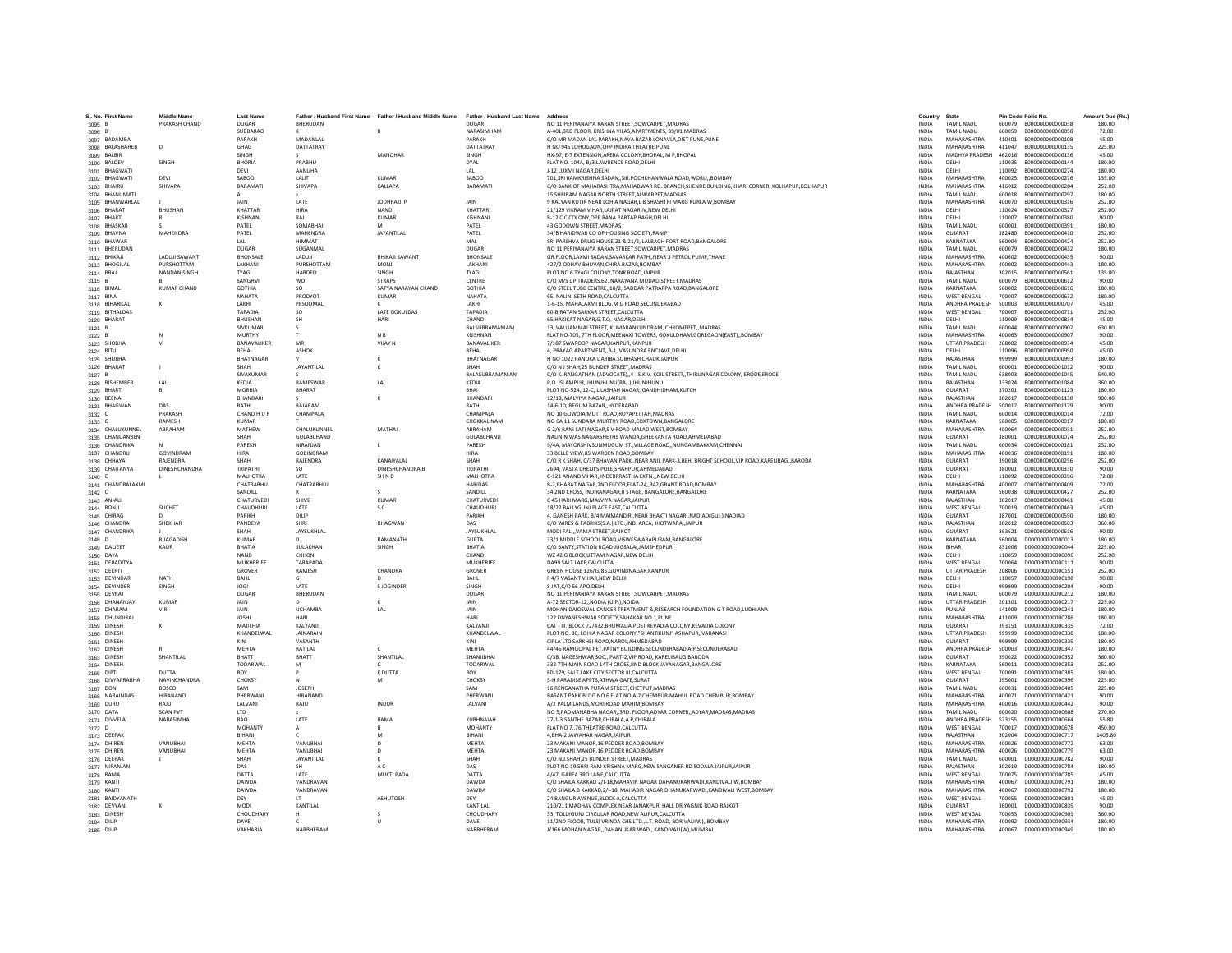| Sl. No. | First Name | Middle Name | Last Name | Father / Husband First Name | Father / Husband Middle Name | Father / Husband Last Name | Address | Country | State | Pin Code | Folio No. | Amount Due (Rs.) |
|---|---|---|---|---|---|---|---|---|---|---|---|---|
| 3095 | B | PRAKASH CHAND | DUGAR | BHERUDAN | | DUGAR | NO 11 PERIYANAIYA KARAN STREET,SOWCARPET,MADRAS | INDIA | TAMIL NADU | 600079 | B000000000000038 | 180.00 |
| 3096 | B | | SUBBARAO | K | B | NARASIMHAM | A-401,3RD FLOOR, KRISHNA VILAS,APARTMENTS, 39/01,MADRAS | INDIA | TAMIL NADU | 600059 | B000000000000058 | 72.00 |
| 3097 | BADAMBAI | | PARAKH | MADANLAL | | PARAKH | C/O MR MADAN LAL PARAKH,NAVA BAZAR LONAVLA,DIST PUNE,PUNE | INDIA | MAHARASHTRA | 410401 | B000000000000108 | 45.00 |
| 3098 | BALASHAHEB | D | GHAG | DATTATRAY | | DATTATRAY | H NO 945 LOHOGAON,OPP INDIRA THEATRE,PUNE | INDIA | MAHARASHTRA | 411047 | B000000000000135 | 225.00 |
| 3099 | BALBIR | | SINGH | S | MANOHAR | SINGH | HX-97, E-7 EXTENSION,ARERA COLONY,BHOPAL, M P,BHOPAL | INDIA | MADHYA PRADESH | 462016 | B000000000000136 | 45.00 |
| 3100 | BALDEV | SINGH | BHORIA | PRABHU | | DYAL | FLAT NO. 104A, B/3,LAWRENCE ROAD,DELHI | INDIA | DELHI | 110035 | B000000000000144 | 180.00 |
| 3101 | BHAGWATI | | DEVI | AANUHA | | LAL | J-12 LUXMI NAGAR,DELHI | INDIA | DELHI | 110092 | B000000000000274 | 180.00 |
| 3102 | BHAGWATI | DEVI | SABOO | LALIT | KUMAR | SABOO | 701,SRI RAMKRISHNA SADAN,,SIR.POCHKHANWALA ROAD,WORLI,,BOMBAY | INDIA | MAHARASHTRA | 400025 | B000000000000276 | 135.00 |
| 3103 | BHAIRU | SHIVAPA | BARAMATI | SHIVAPA | KALLAPA | BARAMATI | C/O BANK OF MAHARASHTRA,MAHADWAR RD. BRANCH,SHENDE BUILDING,KHARI CORNER, KOLHAPUR,KOLHAPUR | INDIA | MAHARASHTRA | 416012 | B000000000000284 | 252.00 |
| 3104 | BHANUMATI | | A | x | | | 15 SHRIRAM NAGAR NORTH STREET,ALWARPET,MADRAS | INDIA | TAMIL NADU | 600018 | B000000000000297 | 180.00 |
| 3105 | BHANWARLAL | J | JAIN | LATE | JODHRAJJI P | JAIN | 9 KALYAN KUTIR NEAR LOHIA NAGAR,L B SHASHTRI MARG KURLA W,BOMBAY | INDIA | MAHARASHTRA | 400070 | B000000000000316 | 252.00 |
| 3106 | BHARAT | BHUSHAN | KHATTAR | HIRA | NAND | KHATTAR | 21/129 VIKRAM VIHAR,LAJPAT NAGAR IV,NEW DELHI | INDIA | DELHI | 110024 | B000000000000327 | 252.00 |
| 3107 | BHARTI | R | KISHNANI | RAJ | KUMAR | KISHNANI | B-12 C C COLONY,OPP RANA PARTAP BAGH,DELHI | INDIA | DELHI | 110007 | B000000000000380 | 90.00 |
| 3108 | BHASKAR | S | PATEL | SOMABHAI | M | PATEL | 43 GODOWN STREET,MADRAS | INDIA | TAMIL NADU | 600001 | B000000000000391 | 180.00 |
| 3109 | BHAVNA | MAHENDRA | PATEL | MAHENDRA | JAYANTILAL | PATEL | 34/B HARIDWAR CO OP HOUSING SOCIETY,RANIP | INDIA | GUJARAT | 382480 | B000000000000410 | 252.00 |
| 3110 | BHAWAR | | LAL | HIMMAT | | MAL | SRI PARSHVA DRUG HOUSE,21 & 21/2, LALBAGH FORT ROAD,BANGALORE | INDIA | KARNATAKA | 560004 | B000000000000424 | 252.00 |
| 3111 | BHERUDAN | | DUGAR | SUGANMAL | | DUGAR | NO 11 PERIYANAIYA KARAN STREET,SOWCARPET,MADRAS | INDIA | TAMIL NADU | 600079 | B000000000000432 | 180.00 |
| 3112 | BHIKAJI | LADUJI SAWANT | BHONSALE | LADUJI | BHIKAJI SAWANT | BHONSALE | GR.FLOOR,LAXMI SADAN,SAVARKAR PATH,,NEAR 3 PETROL PUMP,THANE | INDIA | MAHARASHTRA | 400602 | B000000000000435 | 90.00 |
| 3113 | BHOGILAL | PURSHOTTAM | LAKHANI | PURSHOTTAM | MONJI | LAKHANI | 427/2 ODHAV BHUVAN,CHIRA BAZAR,BOMBAY | INDIA | MAHARASHTRA | 400002 | B000000000000443 | 180.00 |
| 3114 | BRAJ | NANDAN SINGH | TYAGI | HARDEO | SINGH | TYAGI | PLOT NO 6 TYAGI COLONY,TONK ROAD,JAIPUR | INDIA | RAJASTHAN | 302015 | B000000000000561 | 135.00 |
| 3115 | B | B | SANGHVI | WO | STRAPS | CENTRE | C/O M/S L P TRADERS,62, NARAYANA MUDALI STREET,MADRAS | INDIA | TAMIL NADU | 600079 | B000000000000612 | 90.00 |
| 3116 | BIMAL | KUMAR CHAND | GOTHIA | SO | SATYA NARAYAN CHAND | GOTHIA | C/O STEEL TUBE CENTRE,,10/2, SADDAR PATRAPPA ROAD,BANGALORE | INDIA | KARNATAKA | 560002 | B000000000000616 | 180.00 |
| 3117 | BINA | | NAHATA | PRODYOT | KUMAR | NAHATA | 65, NALINI SETH ROAD,CALCUTTA | INDIA | WEST BENGAL | 700007 | B000000000000632 | 180.00 |
| 3118 | BIHARILAL | K | LAKHI | PESOOMAL | K | LAKHI | 1-6-15, MAHALAXMI BLDG,M G ROAD,SECUNDERABAD | INDIA | ANDHRA PRADESH | 500003 | B000000000000707 | 45.00 |
| 3119 | BITHALDAS | | TAPADIA | SO | LATE GOKULDAS | TAPADIA | 60-B,RATAN SARKAR STREET,CALCUTTA | INDIA | WEST BENGAL | 700007 | B000000000000711 | 252.00 |
| 3120 | BHARAT | | BHUSHAN | SH | HARI | CHAND | 65,HAKIKAT NAGAR,G.T.Q. NAGAR,DELHI | INDIA | DELHI | 110009 | B000000000000834 | 45.00 |
| 3121 | B | | SIVKUMAR | S | | BALSUBRAMANIAM | 13, VALLIAMMAI STREET,,KUMARANKUNDRAM, CHROMEPET,,MADRAS | INDIA | TAMIL NADU | 600044 | B000000000000902 | 630.00 |
| 3122 | B | N | MURTHY | T | N B | KRISHNAN | FLAT NO-705, 7TH FLOOR,MEENAXI TOWERS, GOKULDHAM,GOREGAON(EAST),,BOMBAY | INDIA | MAHARASHTRA | 400063 | B000000000000907 | 90.00 |
| 3123 | SHOBHA | V | BANAVALIKER | MR | VIJAY N | BANAVALIKER | 7/187 SWAROOP NAGAR,KANPUR,KANPUR | INDIA | UTTAR PRADESH | 208002 | B000000000000934 | 45.00 |
| 3124 | RITU | | BEHAL | ASHOK | | BEHAL | 4, PRAYAG APARTMENT,,B-1, VASUNDRA ENCLAVE,DELHI | INDIA | DELHI | 110096 | B000000000000950 | 45.00 |
| 3125 | SHUBHA | | BHATNAGAR | V | K | BHATNAGAR | H NO 1022 PANOKA DARIBA,SUBHASH CHAUK,JAIPUR | INDIA | RAJASTHAN | 999999 | B000000000000993 | 180.00 |
| 3126 | BHARAT | J | SHAH | JAYANTILAL | K | SHAH | C/O N J SHAH,25 BUNDER STREET,MADRAS | INDIA | TAMIL NADU | 600001 | B000000000001012 | 90.00 |
| 3127 | B | | SIVAKUMAR | S | | BALASUBRAMANIAN | C/O K. RANGATHAN (ADVOCATE),,4 - S.K.V. KOIL STREET,,THIRUNAGAR COLONY, ERODE,ERODE | INDIA | TAMIL NADU | 638003 | B000000000001045 | 540.00 |
| 3128 | BISHEMBER | LAL | KEDIA | RAMESWAR | LAL | KEDIA | P.O. ISLAMPUR,,JHUNJHUNU(RAJ.),JHUNJHUNU | INDIA | RAJASTHAN | 333024 | B000000000001084 | 360.00 |
| 3129 | BHARTI | B | MORBIA | BHARAT | | BHAI | PLOT NO-524,,12-C, LILASHAH NAGAR, GANDHIDHAM,KUTCH | INDIA | GUJARAT | 370201 | B000000000001123 | 180.00 |
| 3130 | BEENA | | BHANDARI | S | K | BHANDARI | 12/18, MALVIYA NAGAR,,JAIPUR | INDIA | RAJASTHAN | 302017 | B000000000001130 | 900.00 |
| 3131 | BHAGWAN | DAS | RATHI | RAJARAM | | RATHI | 14-6-10, BEGUM BAZAR,,HYDERABAD | INDIA | ANDHRA PRADESH | 500012 | B000000000001179 | 90.00 |
| 3132 | C | PRAKASH | CHAND H U F | CHAMPALA | | CHAMPALA | NO 10 GOWDIA MUTT ROAD,ROYAPETTAH,MADRAS | INDIA | TAMIL NADU | 600014 | C000000000000014 | 72.00 |
| 3133 | C | RAMESH | KUMAR | T | | CHOKKALINAM | NO 6A 11 SUNDARA MURTHY ROAD,COXTOWN,BANGALORE | INDIA | KARNATAKA | 560005 | C000000000000017 | 180.00 |
| 3134 | CHALUKUNNEL | ABRAHAM | MATHEW | CHALUKUNNEL | MATHAI | ABRAHAM | G 2/6 RANI SATI NAGAR,S V ROAD MALAD WEST,BOMBAY | INDIA | MAHARASHTRA | 400064 | C000000000000031 | 252.00 |
| 3135 | CHANDANBEN | | SHAH | GULABCHAND | | GULABCHAND | NALIN NIWAS NAGARSHETHS WANDA,GHEEKANTA ROAD,AHMEDABAD | INDIA | GUJARAT | 380001 | C000000000000074 | 252.00 |
| 3136 | CHANDRIKA | N | PAREKH | NIRANJAN | L | PAREKH | 9/4A, MAYORSHIVSUNMUGUM ST.,VILLAGE ROAD,,NUNGAMBAKKAM,CHENNAI | INDIA | TAMIL NADU | 600034 | C000000000000181 | 252.00 |
| 3137 | CHANDRU | GOVINDRAM | HIRA | GOBINDRAM | | HIRA | 33 BELLE VIEW,85 WARDEN ROAD,BOMBAY | INDIA | MAHARASHTRA | 400036 | C000000000000191 | 180.00 |
| 3138 | CHHAYA | RAJENDRA | SHAH | RAJENDRA | KANAIYALAL | SHAH | C/O R K SHAH, C/37 BHAVAN PARK,,NEAR ANIL PARK-3,BEH. BRIGHT SCHOOL,VIP ROAD,KARELIBAG,,BARODA | INDIA | GUJARAT | 390018 | C000000000000256 | 252.00 |
| 3139 | CHAITANYA | DINESHCHANDRA | TRIPATHI | SO | DINESHCHANDRA B | TRIPATHI | 2694, VASTA CHELJI'S POLE,SHAHPUR,AHMEDABAD | INDIA | GUJARAT | 380001 | C000000000000330 | 90.00 |
| 3140 | C | L | MALHOTRA | LATE | SH N D | MALHOTRA | C-121 ANAND VIHAR,,INDERPRASTHA EXTN.,,NEW DELHI | INDIA | DELHI | 110092 | C000000000000396 | 72.00 |
| 3141 | CHANDRALAXMI | | CHATRABHUJ | CHATRABHUJ | | HARIDAS | B-2,BHARAT NAGAR,2ND FLOOR,FLAT-24,,342,GRANT ROAD,BOMBAY | INDIA | MAHARASHTRA | 400007 | C000000000000409 | 72.00 |
| 3142 | C | | SANDILL | R | S | SANDILL | 34 2ND CROSS, INDIRANAGAR,II STAGE, BANGALORE,BANGALORE | INDIA | KARNATAKA | 560038 | C000000000000427 | 252.00 |
| 3143 | ANJALI | | CHATURVEDI | SHIVE | KUMAR | CHATURVEDI | C 45 HARI MARG,MALVIYA NAGAR,JAIPUR | INDIA | RAJASTHAN | 302017 | C000000000000461 | 45.00 |
| 3144 | RONJI | SUCHET | CHAUDHURI | LATE | S C | CHAUDHURI | 18/22 BALLYGUNJ PLACE EAST,CALCUTTA | INDIA | WEST BENGAL | 700019 | C000000000000463 | 45.00 |
| 3145 | CHIRAG | D | PARIKH | DILIP | | PARIKH | 4, GANESH PARK, B/4 MAIMANDIR,,NEAR BHAKTI NAGAR,,NADIAD(GUJ.),NADIAD | INDIA | GUJARAT | 387001 | C000000000000590 | 180.00 |
| 3146 | CHANDRA | SHEKHAR | PANDEYA | SHRI | BHAGWAN | DAS | C/O WIRES & FABRIKS(S.A.) LTD.,IND. AREA, JHOTWARA,,JAIPUR | INDIA | RAJASTHAN | 302012 | C000000000000603 | 360.00 |
| 3147 | CHANDRIKA | J | SHAH | JAYSUKHLAL | | JAYSUKHLAL | MODI FALI,,VANIA STREET,RAJKOT | INDIA | GUJARAT | 363621 | C000000000000616 | 90.00 |
| 3148 | D | R JAGADISH | KUMAR | D | RAMANATH | GUPTA | 33/1 MIDDLE SCHOOL ROAD,VISWESWARAPURAM,BANGALORE | INDIA | KARNATAKA | 560004 | D000000000000013 | 180.00 |
| 3149 | DALJEET | KAUR | BHATIA | SULAKHAN | SINGH | BHATIA | C/O BANTY,STATION ROAD JUGSALAI,JAMSHEDPUR | INDIA | BIHAR | 831006 | D000000000000044 | 225.00 |
| 3150 | DAYA | | NAND | CHHON | | CHAND | WZ 42 G BLOCK,UTTAM NAGAR,NEW DELHI | INDIA | DELHI | 110059 | D000000000000096 | 252.00 |
| 3151 | DEBADITYA | | MUKHERJEE | TARAPADA | | MUKHERJEE | DA99 SALT LAKE,CALCUTTA | INDIA | WEST BENGAL | 700064 | D000000000000111 | 90.00 |
| 3152 | DEEPTI | | GROVER | RAMESH | CHANDRA | GROVER | GREEN HOUSE 126/G/85,GOVINDNAGAR,KANPUR | INDIA | UTTAR PRADESH | 208006 | D000000000000151 | 252.00 |
| 3153 | DEVINDAR | NATH | BAHL | G | D | BAHL | F 4/7 VASANT VIHAR,NEW DELHI | INDIA | DELHI | 110057 | D000000000000198 | 90.00 |
| 3154 | DEVINDER | SINGH | JOGI | LATE | S JOGINDER | SINGH | 8 JAT,C/O 56 APO,DELHI | INDIA | DELHI | 999999 | D000000000000204 | 90.00 |
| 3155 | DEVRAJ | | DUGAR | BHERUDAN | | DUGAR | NO 11 PERIYANAIYA KARAN STREET,SOWCARPET,MADRAS | INDIA | TAMIL NADU | 600079 | D000000000000212 | 180.00 |
| 3156 | DHANANJAY | KUMAR | JAIN | D | K | JAIN | A-72,SECTOR-12,,NODIA (U.P.),NOIDA | INDIA | UTTAR PRADESH | 201301 | D000000000000217 | 225.00 |
| 3157 | DHARAM | VIR | JAIN | UCHAMBA | LAL | JAIN | MOHAN DAIOSWAL CANCER TREATMENT & RESEARCH FOUNDATION G T ROAD,LUDHIANA | INDIA | PUNJAB | 141009 | D000000000000241 | 180.00 |
| 3158 | DHUNDIRAJ | | JOSHI | HARI | | HARI | 122 DNYANESHWAR SOCIETY,SAHAKAR NO 1,PUNE | INDIA | MAHARASHTRA | 411009 | D000000000000286 | 180.00 |
| 3159 | DINESH | K | MAJITHIA | KALYANJI | | KALYANJI | CAT - III, BLOCK 72/432,BHUMALIA,POST KEVADIA COLONY,KEVADIA COLONY | INDIA | GUJARAT | 393151 | D000000000000335 | 72.00 |
| 3160 | DINESH | | KHANDELWAL | JAINARAIN | | KHANDELWAL | PLOT NO. 80, LOHIA NAGAR COLONY,"SHANTIKUNJ" ASHAPUR,,VARANASI | INDIA | UTTAR PRADESH | 999999 | D000000000000338 | 180.00 |
| 3161 | DINESH | | KINI | VASANTH | | KINI | CIPLA LTD SARKHEJ ROAD,NAROL,AHMEDABAD | INDIA | GUJARAT | 999999 | D000000000000339 | 180.00 |
| 3162 | DINESH | R | MEHTA | RATILAL | C | MEHTA | 44/46 RAMGOPAL PET,PATNY BUILDING,SECUNDERABAD A P,SECUNDERABAD | INDIA | ANDHRA PRADESH | 500003 | D000000000000347 | 180.00 |
| 3163 | DINESH | SHANTILAL | BHATT | BHATT | SHANTILAL | SHANJIBHAI | C/38, NAGESHWAR SOC., PART-2,VIP ROAD, KARELIBAUG,BARODA | INDIA | GUJARAT | 390022 | D000000000000352 | 360.00 |
| 3164 | DINESH | | TODARWAL | M | C | TODARWAL | 332 7TH MAIN ROAD 14TH CROSS,IIND BLOCK JAYANAGAR,BANGALORE | INDIA | KARNATAKA | 560011 | D000000000000353 | 252.00 |
| 3165 | DIPTI | DUTTA | ROY | P | K DUTTA | ROY | FD-179, SALT LAKE CITY,SECTOR III,CALCUTTA | INDIA | WEST BENGAL | 700091 | D000000000000385 | 180.00 |
| 3166 | DIVYAPRABHA | NAVINCHANDRA | CHOKSY | N | M | CHOKSY | 5-H PARADISE APPTS,ATHWA GATE,SURAT | INDIA | GUJARAT | 395001 | D000000000000396 | 225.00 |
| 3167 | DON | BOSCO | SAM | JOSEPH | | SAM | 16 RENGANATHA PURAM STREET,CHETPUT,MADRAS | INDIA | TAMIL NADU | 600031 | D000000000000405 | 225.00 |
| 3168 | NARAINDAS | HIRANAND | PHERWANI | HIRANAND | | PHERWANI | BASANT PARK BLDG NO 6 FLAT NO A-2,CHEMBUR-MAHUL ROAD CHEMBUR,BOMBAY | INDIA | MAHARASHTRA | 400071 | D000000000000421 | 90.00 |
| 3169 | DURU | RAJU | LALVANI | RAJU | INDUR | LALVANI | A/2 PALM LANDS,MORI ROAD MAHIM,BOMBAY | INDIA | MAHARASHTRA | 400016 | D000000000000442 | 90.00 |
| 3170 | DATA | SCAN PVT | LTD | x | | | NO 5,PADMANABHA NAGAR,,3RD. FLOOR,ADYAR CORNER,,ADYAR,MADRAS,MADRAS | INDIA | TAMIL NADU | 600020 | D000000000000608 | 270.00 |
| 3171 | DIVVELA | NARASIMHA | RAO | LATE | RAMA | KUBHNAIAH | 27-1-3 SANTHE BAZAR,CHIRALA,A P,CHIRALA | INDIA | ANDHRA PRADESH | 523155 | D000000000000664 | 55.80 |
| 3172 | D | | MOHANTY | A | B | MOHANTY | FLAT NO 7,,76,THEATRE ROAD,CALCUTTA | INDIA | WEST BENGAL | 700017 | D000000000000678 | 450.00 |
| 3173 | DEEPAK | | BIHANI | C | M | BIHANI | 4,BHA-2 JAWAHAR NAGAR,JAIPUR | INDIA | RAJASTHAN | 302004 | D000000000000717 | 1405.80 |
| 3174 | DHIREN | VANUBHAI | MEHTA | VANUBHAI | D | MEHTA | 23 MAKANI MANOR,16 PEDDER ROAD,BOMBAY | INDIA | MAHARASHTRA | 400026 | D000000000000772 | 63.00 |
| 3175 | DHIREN | VANUBHAI | MEHTA | VANUBHAI | D | MEHTA | 23 MAKANI MANOR,16 PEDDER ROAD,BOMBAY | INDIA | MAHARASHTRA | 400026 | D000000000000779 | 63.00 |
| 3176 | DEEPAK | J | SHAH | JAYANTILAL | K | SHAH | C/O N.J.SHAH,25 BUNDER STREET,MADRAS | INDIA | TAMIL NADU | 600001 | D000000000000782 | 90.00 |
| 3177 | NIRANJAN | | DAS | SH | A C | DAS | PLOT NO 19 SHRI RAM KRISHNA MARG,NEW SANGANER RD SODALA JAIPUR,JAIPUR | INDIA | RAJASTHAN | 302019 | D000000000000784 | 180.00 |
| 3178 | RAMA | | DATTA | LATE | MUKTI PADA | DATTA | 4/47, GARFA 3RD LANE,CALCUTTA | INDIA | WEST BENGAL | 700075 | D000000000000785 | 45.00 |
| 3179 | KANTI | | DAWDA | VANDRAVAN | | DAWDA | C/O SHAILA KAKKAD 2/I-18,MAHAVIR NAGAR DAHANUKARWADI,KANDIVALI W,BOMBAY | INDIA | MAHARASHTRA | 400067 | D000000000000791 | 180.00 |
| 3180 | KANTI | | DAWDA | VANDRAVAN | | DAWDA | C/O SHAILA B KAKKAD,2/I-18, MAHABIR NAGAR DHANUKARWADI,KANDIVALI WEST,BOMBAY | INDIA | MAHARASHTRA | 400067 | D000000000000792 | 180.00 |
| 3181 | BAIDYANATH | | DEY | LT | ASHUTOSH | DEY | 24 BANGUR AVENUE,BLOCK A,CALCUTTA | INDIA | WEST BENGAL | 700055 | D000000000000801 | 45.00 |
| 3182 | DEVYANI | K | MODI | KANTILAL | | KANTILAL | 210/211 MADHAV COMPLEX,NEAR JANAKPURI HALL DR.YAGNIK ROAD,RAJKOT | INDIA | GUJARAT | 360001 | D000000000000839 | 90.00 |
| 3183 | DINESH | | CHOUDHARY | H | S | CHOUDHARY | 53, TOLLYGUNJ CIRCULAR ROAD,NEW ALIPUR,CALCUTTA | INDIA | WEST BENGAL | 700053 | D000000000000909 | 360.00 |
| 3184 | DILIP | | DAVE | C | U | DAVE | 11/2ND FLOOR, TULSI VRINDA CHS LTD.,L.T. ROAD, BORIVALI(W),,BOMBAY | INDIA | MAHARASHTRA | 400092 | D000000000000934 | 180.00 |
| 3185 | DILIP | | VAKHARIA | NARBHERAM | | NARBHERAM | J/166 MOHAN NAGAR,,DAHANUKAR WADI, KANDIVALI(W),MUMBAI | INDIA | MAHARASHTRA | 400067 | D000000000000949 | 180.00 |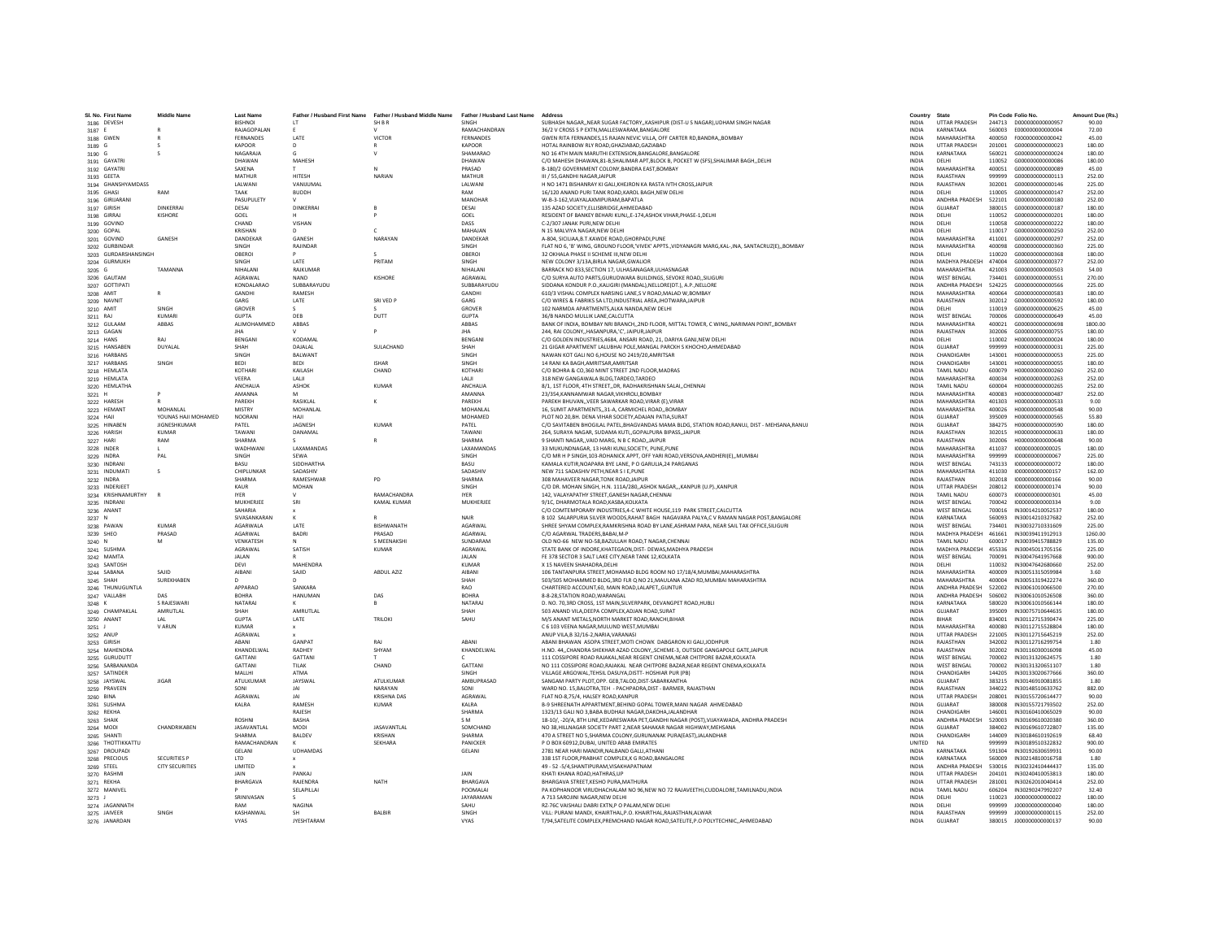| Sl. No. | First Name | Middle Name | Last Name | Father / Husband First Name | Father / Husband Middle Name | Father / Husband Last Name | Address | Country | State | Pin Code | Folio No. | Amount Due (Rs.) |
|---|---|---|---|---|---|---|---|---|---|---|---|---|
| 3186 | DEVESH | | BISHNOI | LT | SH B R | SINGH | SUBHASH NAGAR,,NEAR SUGAR FACTORY,,KASHIPUR (DIST-U S NAGAR),UDHAM SINGH NAGAR | INDIA | UTTAR PRADESH | 244713 | D000000000000957 | 90.00 |
| 3187 | E | R | RAJAGOPALAN | E | V | RAMACHANDRAN | 36/2 V CROSS S P EXTN,MALLESWARAM,BANGALORE | INDIA | KARNATAKA | 560003 | E000000000000004 | 72.00 |
| 3188 | GWEN | R | FERNANDES | LATE | VICTOR | FERNANDES | GWEN RITA FERNANDES,15 RAJAN NEVIC VILLA, OFF CARTER RD,BANDRA,,BOMBAY | INDIA | MAHARASHTRA | 400050 | F000000000000042 | 45.00 |
| 3189 | G | S | KAPOOR | D | R | KAPOOR | HOTAL RAINBOW RLY ROAD,GHAZIABAD,GAZIABAD | INDIA | UTTAR PRADESH | 201001 | G000000000000023 | 180.00 |
| 3190 | G | S | NAGARAJA | G | V | SHAMARAO | NO 16 4TH MAIN MARUTHI EXTENSION,BANGALORE,BANGALORE | INDIA | KARNATAKA | 560021 | G000000000000024 | 180.00 |
| 3191 | GAYATRI | | DHAWAN | MAHESH | | DHAWAN | C/O MAHESH DHAWAN,81-B,SHALIMAR APT,BLOCK B, POCKET W (SFS),SHALIMAR BAGH,,DELHI | INDIA | DELHI | 110052 | G000000000000086 | 180.00 |
| 3192 | GAYATRI | | SAXENA | T | N | PRASAD | B-180/2 GOVERNMENT COLONY,BANDRA EAST,BOMBAY | INDIA | MAHARASHTRA | 400051 | G000000000000089 | 45.00 |
| 3193 | GEETA | | MATHUR | HITESH | NARIAN | MATHUR | III / 55,GANDHI NAGAR,JAIPUR | INDIA | RAJASTHAN | 999999 | G000000000000113 | 252.00 |
| 3194 | GHANSHYAMDASS | | LALWANI | VANJUMAL | | LALWANI | H NO 1471 BISHANRAY KI GALI,KHEIRON KA RASTA IVTH CROSS,JAIPUR | INDIA | RAJASTHAN | 302001 | G000000000000146 | 225.00 |
| 3195 | GHASI | RAM | TAAK | BUDDH | | RAM | 16/120 ANAND PURI TANK ROAD,KAROL BAGH,NEW DELHI | INDIA | DELHI | 110005 | G000000000000147 | 252.00 |
| 3196 | GIRIJARANI | | PASUPULETY | V | | MANOHAR | W-B-3-162,VIJAYALAXMIPURAM,BAPATLA | INDIA | ANDHRA PRADESH | 522101 | G000000000000180 | 252.00 |
| 3197 | GIRISH | DINKERRAI | DESAI | DINKERRAI | B | DESAI | 135 AZAD SOCIETY,ELLISBRIDGE,AHMEDABAD | INDIA | GUJARAT | 380015 | G000000000000187 | 180.00 |
| 3198 | GIRRAJ | KISHORE | GOEL | H | P | GOEL | RESIDENT OF BANKEY BEHARI KUNJ,,E-174,ASHOK VIHAR,PHASE-1,DELHI | INDIA | DELHI | 110052 | G000000000000201 | 180.00 |
| 3199 | GOVIND | | CHAND | VISHAN | | DASS | C-2/307 JANAK PURI,NEW DELHI | INDIA | DELHI | 110058 | G000000000000222 | 180.00 |
| 3200 | GOPAL | | KRISHAN | D | C | MAHAJAN | N 15 MALVIYA NAGAR,NEW DELHI | INDIA | DELHI | 110017 | G000000000000250 | 252.00 |
| 3201 | GOVIND | GANESH | DANDEKAR | GANESH | NARAYAN | DANDEKAR | A-804, SICILIAA,B.T.KAWDE ROAD,GHORPADI,PUNE | INDIA | MAHARASHTRA | 411001 | G000000000000297 | 252.00 |
| 3202 | GURBINDAR | | SINGH | RAJINDAR | | SINGH | FLAT NO 6, 'B' WING, GROUND FLOOR,'VIVEK' APPTS.,VIDYANAGRI MARG,KAL-,INA, SANTACRUZ(E),,BOMBAY | INDIA | MAHARASHTRA | 400098 | G000000000000360 | 225.00 |
| 3203 | GURDARSHANSINGH | | OBEROI | P | S | OBEROI | 32 OKHALA PHASE II SCHEME III,NEW DELHI | INDIA | DELHI | 110020 | G000000000000368 | 180.00 |
| 3204 | GURMUKH | | SINGH | LATE | PRITAM | SINGH | NEW COLONY 3/13A,BIRLA NAGAR,GWALIOR | INDIA | MADHYA PRADESH | 474004 | G000000000000377 | 252.00 |
| 3205 | G | TAMANNA | NIHALANI | RAJKUMAR | | NIHALANI | BARRACK NO 833,SECTION 17, ULHASNAGAR,ULHASNAGAR | INDIA | MAHARASHTRA | 421003 | G000000000000503 | 54.00 |
| 3206 | GAUTAM | | AGRAWAL | NAND | KISHORE | AGRAWAL | C/O SURYA AUTO PARTS,GURUDWARA BUILDINGS, SEVOKE ROAD,,SILIGURI | INDIA | WEST BENGAL | 734401 | G000000000000551 | 270.00 |
| 3207 | GOTTIPATI | | KONDALARAO | SUBBARAYUDU | | SUBBARAYUDU | SIDDANA KONDUR P.O.,KALIGIRI (MANDAL),NELLORE(DT.), A.P.,NELLORE | INDIA | ANDHRA PRADESH | 524225 | G000000000000566 | 225.00 |
| 3208 | AMIT | R | GANDHI | RAMESH | | GANDHI | 610/3 VISHAL COMPLEX NARSING LANE,S V ROAD,MALAD W,BOMBAY | INDIA | MAHARASHTRA | 400064 | G000000000000583 | 180.00 |
| 3209 | NAVNIT | | GARG | LATE | SRI VED P | GARG | C/O WIRES & FABRIKS SA LTD,INDUSTRIAL AREA,JHOTWARA,JAIPUR | INDIA | RAJASTHAN | 302012 | G000000000000592 | 180.00 |
| 3210 | AMIT | SINGH | GROVER | S | S | GROVER | 102 NARMDA APARTMENTS,ALKA NANDA,NEW DELHI | INDIA | DELHI | 110019 | G000000000000625 | 45.00 |
| 3211 | RAJ | KUMARI | GUPTA | DEB | | DUTT | 36/B NANDO MULLIK LANE,CALCUTTA | INDIA | WEST BENGAL | 700006 | G000000000000649 | 45.00 |
| 3212 | GULAAM | ABBAS | ALIMOHAMMED | ABBAS | | ABBAS | BANK OF INDIA, BOMBAY NRI BRANCH,,2ND FLOOR, MITTAL TOWER, C WING,,NARIMAN POINT,,BOMBAY | INDIA | MAHARASHTRA | 400021 | G000000000000698 | 1800.00 |
| 3213 | GAGAN | | JHA | V | P | JHA | 244, RAI COLONY,,HASANPURA,'C', JAIPUR,JAIPUR | INDIA | RAJASTHAN | 302006 | G000000000000755 | 180.00 |
| 3214 | HANS | RAJ | BENGANI | KODAMAL | | BENGANI | C/O GOLDEN INDUSTRIES,4684, ANSARI ROAD, 21, DARIYA GANJ,NEW DELHI | INDIA | DELHI | 110002 | H000000000000024 | 180.00 |
| 3215 | HANSABEN | DUYALAL | SHAH | DAJALAL | SULACHAND | SHAH | 21 GIGAR APARTMENT LALUBHAI POLE,MANGAL PARCKH S KHOCHO,AHMEDABAD | INDIA | GUJARAT | 999999 | H000000000000031 | 225.00 |
| 3216 | HARBANS | | SINGH | BALWANT | | SINGH | NAWAN KOT GALI NO 6,HOUSE NO 2419/20,AMRITSAR | INDIA | CHANDIGARH | 143001 | H000000000000053 | 225.00 |
| 3217 | HARBANS | SINGH | BEDI | BEDI | ISHAR | SINGH | 14 RANI KA BAGH,AMRITSAR,AMRITSAR | INDIA | CHANDIGARH | 143001 | H000000000000055 | 180.00 |
| 3218 | HEMLATA | | KOTHARI | KAILASH | CHAND | KOTHARI | C/O BOHRA & CO,360 MINT STREET 2ND FLOOR,MADRAS | INDIA | TAMIL NADU | 600079 | H000000000000260 | 252.00 |
| 3219 | HEMLATA | | VEERA | LALJI | | LALJI | 318 NEW GANGAWALA BLDG,TARDEO,TARDEO | INDIA | MAHARASHTRA | 400034 | H000000000000263 | 252.00 |
| 3220 | HEMLATHA | | ANCHALIA | ASHOK | KUMAR | ANCHALIA | 8/1, 1ST FLOOR, 4TH STREET,,DR. RADHAKRISHNAN SALAI,,CHENNAI | INDIA | TAMIL NADU | 600004 | H000000000000265 | 252.00 |
| 3221 | H | P | AMANNA | M | | AMANNA | 23/354,KANNAMWAR NAGAR,VIKHROLI,BOMBAY | INDIA | MAHARASHTRA | 400083 | H000000000000487 | 252.00 |
| 3222 | HARESH | R | PAREKH | RASIKLAL | K | PAREKH | PAREKH BHUVAN,,VEER SAWARKAR ROAD,VIRAR (E),VIRAR | INDIA | MAHARASHTRA | 401303 | H000000000000533 | 9.00 |
| 3223 | HEMANT | MOHANLAL | MISTRY | MOHANLAL | | MOHANLAL | 16, SUMIT APARTMENTS,,31-A, CARMICHEL ROAD,,BOMBAY | INDIA | MAHARASHTRA | 400026 | H000000000000548 | 90.00 |
| 3224 | HAJI | YOUNAS HAJI MOHAMED | NOORANI | HAJI | | MOHAMED | PLOT NO 20,BH. DENA VIHAR SOCIETY,ADAJAN PATIA,SURAT | INDIA | GUJARAT | 395009 | H000000000000565 | 55.80 |
| 3225 | HINABEN | JIGNESHKUMAR | PATEL | JAGNESH | KUMAR | PATEL | C/O SAVITABEN BHOGILAL PATEL,BHAGVANDAS MAMA BLDG, STATION ROAD,RANUJ, DIST - MEHSANA,RANUJ | INDIA | GUJARAT | 384275 | H000000000000590 | 180.00 |
| 3226 | HARISH | KUMAR | TAWANI | DANAMAL | | TAWANI | 264, SURAYA NAGAR, SUDAMA KUTI,,GOPALPURA BIPASS,,JAIPUR | INDIA | RAJASTHAN | 302015 | H000000000000633 | 180.00 |
| 3227 | HARI | RAM | SHARMA | S | R | SHARMA | 9 SHANTI NAGAR,,VAID MARG, N B C ROAD,,JAIPUR | INDIA | RAJASTHAN | 302006 | H000000000000648 | 90.00 |
| 3228 | INDER | L | WADHWANI | LAXAMANDAS | | LAXAMANDAS | 33 MUKUNDNAGAR, 13 HARI KUNJ,SOCIETY, PUNE,PUNE | INDIA | MAHARASHTRA | 411037 | I000000000000025 | 180.00 |
| 3229 | INDRA | PAL | SINGH | SEWA | | SINGH | C/O MR H P SINGH,103-ROHANICK APPT, OFF YARI ROAD,VERSOVA,ANDHERI(E),,MUMBAI | INDIA | MAHARASHTRA | 999999 | I000000000000067 | 225.00 |
| 3230 | INDRANI | | BASU | SIDDHARTHA | | BASU | KAMALA KUTIR,NOAPARA BYE LANE, P O GARULIA,24 PARGANAS | INDIA | WEST BENGAL | 743133 | I000000000000072 | 180.00 |
| 3231 | INDUMATI | S | CHIPLUNKAR | SADASHIV | | SADASHIV | NEW 711 SADASHIV PETH,NEAR S I E,PUNE | INDIA | MAHARASHTRA | 411030 | I000000000000157 | 162.00 |
| 3232 | INDRA | | SHARMA | RAMESHWAR | PD | SHARMA | 308 MAHAVEER NAGAR,TONK ROAD,JAIPUR | INDIA | RAJASTHAN | 302018 | I000000000000166 | 90.00 |
| 3233 | INDERJEET | | KAUR | MOHAN | | SINGH | C/O DR. MOHAN SINGH, H.N. 111A/280,,ASHOK NAGAR,,,KANPUR (U.P).,KANPUR | INDIA | UTTAR PRADESH | 208012 | I000000000000174 | 90.00 |
| 3234 | KRISHNAMURTHY | R | IYER | V | RAMACHANDRA | IYER | 142, VALAYAPATHY STREET,GANESH NAGAR,CHENNAI | INDIA | TAMIL NADU | 600073 | I000000000000301 | 45.00 |
| 3235 | INDRANI | | MUKHERJEE | SRI | KAMAL KUMAR | MUKHERJEE | 9/1C, DHARMOTALA ROAD,KASBA,KOLKATA | INDIA | WEST BENGAL | 700042 | I000000000000334 | 9.00 |
| 3236 | ANANT | | SAHARIA | x | | | C/O COMTEMPORARY INDUSTRIES,4-C WHITE HOUSE,119 PARK STREET,CALCUTTA | INDIA | WEST BENGAL | 700016 | IN30014210052537 | 180.00 |
| 3237 | N | | SIVASANKARAN | K | R | NAIR | B 102 SALARPURIA SILVER WOODS,RAHAT BAGH NAGAVARA PALYA,C V RAMAN NAGAR POST,BANGALORE | INDIA | KARNATAKA | 560093 | IN30014210327682 | 252.00 |
| 3238 | PAWAN | KUMAR | AGARWALA | LATE | BISHWANATH | AGARWAL | SHREE SHYAM COMPLEX,RAMKRISHNA ROAD BY LANE,ASHRAM PARA, NEAR SAIL TAX OFFICE,SILIGURI | INDIA | WEST BENGAL | 734401 | IN30032710331609 | 225.00 |
| 3239 | SHEO | PRASAD | AGARWAL | BADRI | PRASAD | AGARWAL | C/O AGARWAL TRADERS,BABAI,M-P | INDIA | MADHYA PRADESH | 461661 | IN30039411912913 | 1260.00 |
| 3240 | N | M | VENKATESH | N | S MEENAKSHI | SUNDARAM | OLD NO-66 NEW NO-58,BAZULLAH ROAD,T NAGAR,CHENNAI | INDIA | TAMIL NADU | 600017 | IN30039415788829 | 135.00 |
| 3241 | SUSHMA | | AGRAWAL | SATISH | KUMAR | AGRAWAL | STATE BANK OF INDORE,KHATEGAON,DIST- DEWAS,MADHYA PRADESH | INDIA | MADHYA PRADESH | 455336 | IN30045011705156 | 225.00 |
| 3242 | MAMTA | | JALAN | R | | JALAN | FE 378 SECTOR 3 SALT LAKE CITY,NEAR TANK 12,KOLKATA | INDIA | WEST BENGAL | 700091 | IN30047641957668 | 900.00 |
| 3243 | SANTOSH | | DEVI | MAHENDRA | | KUMAR | X 15 NAVEEN SHAHADRA,DELHI | INDIA | DELHI | 110032 | IN30047642680660 | 252.00 |
| 3244 | SABANA | SAJID | AIBANI | SAJID | ABDUL AZIZ | AIBANI | 106 TANTANPURA STREET,MOHAMAD BLDG ROOM NO 17/18/4,MUMBAI,MAHARASHTRA | INDIA | MAHARASHTRA | 400009 | IN30051315059984 | 3.60 |
| 3245 | SHAH | SUREKHABEN | D | D | | SHAH | 503/505 MOHAMMED BLDG,3RD FLR Q NO 21,MAULANA AZAD RD,MUMBAI MAHARASHTRA | INDIA | MAHARASHTRA | 400004 | IN30051319422274 | 360.00 |
| 3246 | THUNUGUNTLA | | APPARAO | SANKARA | | RAO | CHARTERED ACCOUNT,60, MAIN ROAD,LALAPET,,GUNTUR | INDIA | ANDHRA PRADESH | 522002 | IN30061010066500 | 270.00 |
| 3247 | VALLABH | DAS | BOHRA | HANUMAN | DAS | BOHRA | 8-8-28,STATION ROAD,WARANGAL | INDIA | ANDHRA PRADESH | 506002 | IN30061010526508 | 360.00 |
| 3248 | K | S RAJESWARI | NATARAJ | K | B | NATARAJ | D. NO. 70,3RD CROSS, 1ST MAIN,SILVERPARK, DEVANGPET ROAD,HUBLI | INDIA | KARNATAKA | 580020 | IN30061010566144 | 180.00 |
| 3249 | CHAMPAKLAL | AMRUTLAL | SHAH | AMRUTLAL | | SHAH | 503 ANAND VILA,DEEPA COMPLEX,ADJAN ROAD,SURAT | INDIA | GUJARAT | 395009 | IN30075710644635 | 180.00 |
| 3250 | ANANT | LAL | GUPTA | LATE | TRILOKI | SAHU | M/S ANANT METALS,NORTH MARKET ROAD,RANCHI,BIHAR | INDIA | BIHAR | 834001 | IN30112715390474 | 225.00 |
| 3251 | J | V ARUN | KUMAR | x | | | C 6 103 VEENA NAGAR,MULUND WEST,MUMBAI | INDIA | MAHARASHTRA | 400080 | IN30112715528804 | 180.00 |
| 3252 | ANUP | | AGRAWAL | x | | | ANUP VILA,B 32/16-2,NARIA,VARANASI | INDIA | UTTAR PRADESH | 221005 | IN30112715645219 | 252.00 |
| 3253 | GIRISH | | ABANI | GANPAT | RAJ | ABANI | ABANI BHAWAN ASOPA STREET,MOTI CHOWK DABGARON KI GALI,JODHPUR | INDIA | RAJASTHAN | 342002 | IN30112716299754 | 1.80 |
| 3254 | MAHENDRA | | KHANDELWAL | RADHEY | SHYAM | KHANDELWAL | H.NO. 44,,CHANDRA SHEKHAR AZAD COLONY,,SCHEME-3, OUTSIDE GANGAPOLE GATE,JAIPUR | INDIA | RAJASTHAN | 302002 | IN30116030016098 | 45.00 |
| 3255 | GURUDUTT | | GATTANI | GATTANI | T | C | 111 COSSIPORE ROAD RAJAKAL,NEAR REGENT CINEMA,NEAR CHITPORE BAZAR,KOLKATA | INDIA | WEST BENGAL | 700002 | IN30131320624575 | 1.80 |
| 3256 | SARBANANDA | | GATTANI | TILAK | CHAND | GATTANI | NO 111 COSSIPORE ROAD,RAJAKAL NEAR CHITPORE BAZAR,NEAR REGENT CINEMA,KOLKATA | INDIA | WEST BENGAL | 700002 | IN30131320651107 | 1.80 |
| 3257 | SATINDER | | MALLHI | ATMA | | SINGH | VILLAGE ARGOWAL,TEHSIL DASUYA,DISTT- HOSHIAR PUR (PB) | INDIA | CHANDIGARH | 144205 | IN30133020677666 | 360.00 |
| 3258 | JAYSWAL | JIGAR | ATULKUMAR | JAYSWAL | ATULKUMAR | AMBUPRASAD | SANGAM PARTY PLOT,OPP. GEB,TALOD,DIST-SABARKANTHA | INDIA | GUJARAT | 383215 | IN30146910081855 | 1.80 |
| 3259 | PRAVEEN | | SONI | JAI | NARAYAN | SONI | WARD NO. 15,BALOTRA,TEH - PACHPADRA,DIST - BARMER, RAJASTHAN | INDIA | RAJASTHAN | 344022 | IN30148510633762 | 882.00 |
| 3260 | BINA | | AGRAWAL | JAI | KRISHNA DAS | AGRAWAL | FLAT NO-8,75/4, HALSEY ROAD,KANPUR | INDIA | UTTAR PRADESH | 208001 | IN30155720614477 | 90.00 |
| 3261 | SUSHMA | | KALRA | RAMESH | KUMAR | KALRA | B-9 SHREENATH APPARTMENT,BEHIND GOPAL TOWER,MANI NAGAR AHMEDABAD | INDIA | GUJARAT | 380008 | IN30155721793502 | 252.00 |
| 3262 | REKHA | | | RAJESH | | SHARMA | 1323/13 GALI NO 3,BABA BUDHAJI NAGAR,DAKOHA,JALANDHAR | INDIA | CHANDIGARH | 146001 | IN30160410065029 | 90.00 |
| 3263 | SHAIK | | ROSHNI | BASHA | | S M | 18-10/, -20/A, 8TH LNE,KEDARESWARA PET,GANDHI NAGAR (POST),VIJAYAWADA, ANDHRA PRADESH | INDIA | ANDHRA PRADESH | 520003 | IN30169610020380 | 360.00 |
| 3264 | MODI | CHANDRIKABEN | JASAVANTLAL | MODI | JASAVANTLAL | SOMCHAND | NO 38,HILLNAGAR SOCIETY PART 2,NEAR SAHAKAR NAGAR HIGHWAY,MEHSANA | INDIA | GUJARAT | 384002 | IN30169610722807 | 135.00 |
| 3265 | SHANTI | | SHARMA | BALDEV | KRISHAN | SHARMA | 470 A STREET NO 5,SHARMA COLONY,GURUNANAK PURA(EAST),JALANDHAR | INDIA | CHANDIGARH | 144009 | IN30184610192619 | 68.40 |
| 3266 | THOTTIKKATTU | | RAMACHANDRAN | K | SEKHARA | PANICKER | P O BOX 60912,DUBAI, UNITED ARAB EMIRATES | UNITED | NA | 999999 | IN30189510322832 | 900.00 |
| 3267 | DROUPADI | | GELANI | UDHAMDAS | | GELANI | 2781 NEAR HARI MANDIR,NALBAND GALLI,ATHANI | INDIA | KARNATAKA | 591304 | IN30192630659931 | 90.00 |
| 3268 | PRECIOUS | SECURITIES P | LTD | x | | | 338 1ST FLOOR,PRABHAT COMPLEX,K G ROAD,BANGALORE | INDIA | KARNATAKA | 560009 | IN30214810016758 | 1.80 |
| 3269 | STEEL | CITY SECURITIES | LIMITED | x | | | 49 - 52 -5/4,SHANTIPURAM,VISAKHAPATNAM | INDIA | ANDHRA PRADESH | 530016 | IN30232410444437 | 135.00 |
| 3270 | RASHMI | | JAIN | PANKAJ | | JAIN | KHATI KHANA ROAD,HATHRAS,UP | INDIA | UTTAR PRADESH | 204101 | IN30240410053813 | 180.00 |
| 3271 | REKHA | | BHARGAVA | RAJENDRA | NATH | BHARGAVA | BHARGAVA STREET,KESHO PURA,MATHURA | INDIA | UTTAR PRADESH | 281001 | IN30262010040414 | 252.00 |
| 3272 | MANIVEL | | P | SELAPILLAI | | POOMALAI | PA KOPHANOOR VIRUDHACHALAM NO 96,NEW NO 72 RAJAVEETHI,CUDDALORE,TAMILNADU,INDIA | INDIA | TAMIL NADU | 606204 | IN30290247992207 | 32.40 |
| 3273 | J | | SRINIVASAN | S | | JAYARAMAN | A 713 SAROJINI NAGAR,NEW DELHI | INDIA | DELHI | 110023 | J000000000000022 | 180.00 |
| 3274 | JAGANNATH | | RAM | NAGINA | | SAHU | RZ-76C VAISHALI DABRI EXTN,P O PALAM,NEW DELHI | INDIA | DELHI | 999999 | J000000000000040 | 180.00 |
| 3275 | JAIVEER | SINGH | KASHANWAL | SH | BALBIR | SINGH | VILL: PURANI MANDI, KHAIRTHAL,P.O. KHAIRTHAL,RAJASTHAN,ALWAR | INDIA | RAJASTHAN | 999999 | J000000000000115 | 252.00 |
| 3276 | JANARDAN | | VYAS | JYESHTARAM | | VYAS | T/94,SATELITE COMPLEX,PREMCHAND NAGAR ROAD,SATELITE,P.O POLYTECHNIC,,AHMEDABAD | INDIA | GUJARAT | 380015 | J000000000000137 | 90.00 |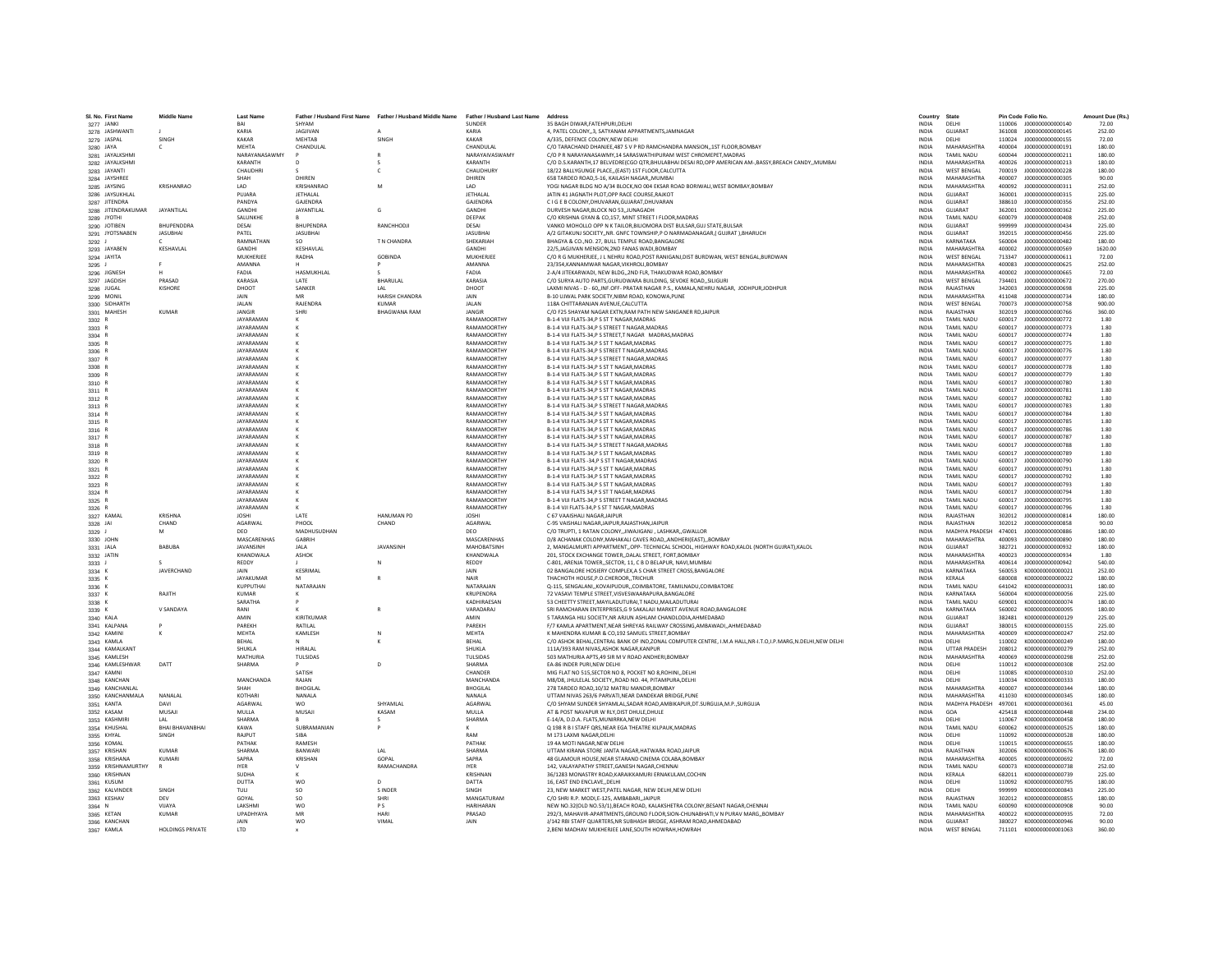| Sl. No. | First Name | Middle Name | Last Name | Father / Husband First Name | Father / Husband Middle Name | Father / Husband Last Name | Address | Country | State | Pin Code | Folio No. | Amount Due (Rs.) |
|---|---|---|---|---|---|---|---|---|---|---|---|---|
| 3277 | JANKI | | BAI | SHYAM | | SUNDER | 35 BAGH DIWAR,FATEHPURI,DELHI | INDIA | DELHI | 110006 | J000000000000140 | 72.00 |
| 3278 | JASHWANTI | J | KARIA | JAGJIVAN | A | KARIA | 4, PATEL COLONY,,3, SATYANAM APPARTMENTS,JAMNAGAR | INDIA | GUJARAT | 361008 | J000000000000145 | 252.00 |
| 3279 | JASPAL | SINGH | KAKAR | MEHTAB | SINGH | KAKAR | A/335, DEFENCE COLONY,NEW DELHI | INDIA | DELHI | 110024 | J000000000000155 | 72.00 |
| 3280 | JAYA | C | MEHTA | CHANDULAL | | CHANDULAL | C/O TARACHAND DHANJEE,487 S V P RD RAMCHANDRA MANSION,,1ST FLOOR,BOMBAY | INDIA | MAHARASHTRA | 400004 | J000000000000191 | 180.00 |
| 3281 | JAYALKSHMI | | NARAYANASAWMY | P | R | NARAYAIVASWAMY | C/O P R NARAYANASAWMY,14 SARASWATHIPURAM WEST CHROMEPET,MADRAS | INDIA | TAMIL NADU | 600044 | J000000000000211 | 180.00 |
| 3282 | JAYALKSHMI | | KARANTH | D | S | KARANTH | C/O D.S.KARANTH,17 BELVEDRE(CGO QTR,BHULABHAI DESAI RD,OPP AMERICAN AM-,BASSY,BREACH CANDY,,MUMBAI | INDIA | MAHARASHTRA | 400026 | J000000000000213 | 180.00 |
| 3283 | JAYANTI | | CHAUDHRI | S | C | CHAUDHURY | 18/22 BALLYGUNGE PLACE,,(EAST) 1ST FLOOR,CALCUTTA | INDIA | WEST BENGAL | 700019 | J000000000000228 | 180.00 |
| 3284 | JAYSHREE | | SHAH | DHIREN | | DHIREN | 658 TARDEO ROAD,5-16, KAILASH NAGAR,,MUMBAI | INDIA | MAHARASHTRA | 400007 | J000000000000305 | 90.00 |
| 3285 | JAYSING | KRISHANRAO | LAD | KRISHANRAO | M | LAD | YOGI NAGAR BLDG NO A/34 BLOCK,NO 004 EKSAR ROAD BORIWALI,WEST BOMBAY,BOMBAY | INDIA | MAHARASHTRA | 400092 | J000000000000311 | 252.00 |
| 3286 | JAYSUKHLAL | | PUJARA | JETHALAL | | JETHALAL | JATIN 41 JAGNATH PLOT,OPP RACE COURSE,RAJKOT | INDIA | GUJARAT | 360001 | J000000000000315 | 225.00 |
| 3287 | JITENDRA | | PANDYA | GAJENDRA | | GAJENDRA | C I G E B COLONY,DHUVARAN,GUJARAT,DHUVARAN | INDIA | GUJARAT | 388610 | J000000000000356 | 252.00 |
| 3288 | JITENDRAKUMAR | JAYANTILAL | GANDHI | JAYANTILAL | G | GANDHI | DURVESH NAGAR,BLOCK NO 53,,JUNAGADH | INDIA | GUJARAT | 362001 | J000000000000362 | 225.00 |
| 3289 | JYOTHI | | SALUNKHE | B | | DEEPAK | C/O KRISHNA GYAN & CO,157, MINT STREET I FLOOR,MADRAS | INDIA | TAMIL NADU | 600079 | J000000000000408 | 252.00 |
| 3290 | JOTIBEN | BHUPENDRA | DESAI | BHUPENDRA | RANCHHODJI | DESAI | VANKO MOHOLLO OPP N K TAILOR,BILIOMORA DIST BULSAR,GUJ STATE,BULSAR | INDIA | GUJARAT | 999999 | J000000000000434 | 225.00 |
| 3291 | JYOTSNABEN | JASUBHAI | PATEL | JASUBHAI | | JASUBHAI | A/2 GITAKUNJ SOCIETY,,NR. GNFC TOWNSHIP,P O NARMADANAGAR,( GUJRAT ),BHARUCH | INDIA | GUJARAT | 392015 | J000000000000456 | 225.00 |
| 3292 | J | C | RAMNATHAN | SO | T N CHANDRA | SHEKARIAH | BHAGYA & CO.,NO. 27, BULL TEMPLE ROAD,BANGALORE | INDIA | KARNATAKA | 560004 | J000000000000482 | 180.00 |
| 3293 | JAYABEN | KESHAVLAL | GANDHI | KESHAVLAL | | GANDHI | 22/5,JAGJIVAN MENSION,2ND FANAS WADI,BOMBAY | INDIA | MAHARASHTRA | 400002 | J000000000000569 | 1620.00 |
| 3294 | JAYITA | | MUKHERJEE | RADHA | GOBINDA | MUKHERJEE | C/O R G MUKHERJEE, J L NEHRU ROAD,POST RANIGANJ,DIST BURDWAN, WEST BENGAL,BURDWAN | INDIA | WEST BENGAL | 713347 | J000000000000611 | 72.00 |
| 3295 | J | F | AMANNA | H | P | AMANNA | 23/354,KANNAMWAR NAGAR,VIKHROLI,BOMBAY | INDIA | MAHARASHTRA | 400083 | J000000000000625 | 252.00 |
| 3296 | JIGNESH | H | FADIA | HASMUKHLAL | S | FADIA | 2-A/4 JITEKARWADI, NEW BLDG,,2ND FLR, THAKUDWAR ROAD,BOMBAY | INDIA | MAHARASHTRA | 400002 | J000000000000665 | 72.00 |
| 3297 | JAGDISH | PRASAD | KARASIA | LATE | BHARULAL | KARASIA | C/O SURYA AUTO PARTS,GURUDWARA BUILDING, SEVOKE ROAD,,SILIGURI | INDIA | WEST BENGAL | 734401 | J000000000000672 | 270.00 |
| 3298 | JUGAL | KISHORE | DHOOT | SANKER | LAL | DHOOT | LAXMI NIVAS - D - 60,,INF.OFF- PRATAR NAGAR P.S., KAMALA,NEHRU NAGAR, JODHPUR,JODHPUR | INDIA | RAJASTHAN | 342003 | J000000000000698 | 225.00 |
| 3299 | MONIL | | JAIN | MR | HARISH CHANDRA | JAIN | B-10 UJWAL PARK SOCIETY,NIBM ROAD, KONDWA,PUNE | INDIA | MAHARASHTRA | 411048 | J000000000000734 | 180.00 |
| 3300 | SIDHARTH | | JALAN | RAJENDRA | KUMAR | JALAN | 118A CHITTARANJAN AVENUE,CALCUTTA | INDIA | WEST BENGAL | 700073 | J000000000000758 | 900.00 |
| 3301 | MAHESH | KUMAR | JANGIR | SHRI | BHAGWANA RAM | JANGIR | C/O F25 SHAYAM NAGAR EXTN,RAM PATH NEW SANGANER RD,JAIPUR | INDIA | RAJASTHAN | 302019 | J000000000000766 | 360.00 |
| 3302 | R | | JAYARAMAN | K | | RAMAMOORTHY | B-1-4 VIJI FLATS-34,P S ST T NAGAR,MADRAS | INDIA | TAMIL NADU | 600017 | J000000000000772 | 1.80 |
| 3303 | R | | JAYARAMAN | K | | RAMAMOORTHY | B-1-4 VIJI FLATS-34,P S STREET T NAGAR,MADRAS | INDIA | TAMIL NADU | 600017 | J000000000000773 | 1.80 |
| 3304 | R | | JAYARAMAN | K | | RAMAMOORTHY | B-1-4 VIJI FLATS-34,P S STREET,T NAGAR MADRAS,MADRAS | INDIA | TAMIL NADU | 600017 | J000000000000774 | 1.80 |
| 3305 | R | | JAYARAMAN | K | | RAMAMOORTHY | B-1-4 VIJI FLATS-34,P S ST T NAGAR,MADRAS | INDIA | TAMIL NADU | 600017 | J000000000000775 | 1.80 |
| 3306 | R | | JAYARAMAN | K | | RAMAMOORTHY | B-1-4 VIJI FLATS-34,P S STREET T NAGAR,MADRAS | INDIA | TAMIL NADU | 600017 | J000000000000776 | 1.80 |
| 3307 | R | | JAYARAMAN | K | | RAMAMOORTHY | B-1-4 VIJI FLATS-34,P S STREET T NAGAR,MADRAS | INDIA | TAMIL NADU | 600017 | J000000000000777 | 1.80 |
| 3308 | R | | JAYARAMAN | K | | RAMAMOORTHY | B-1-4 VIJI FLATS-34,P S ST T NAGAR,MADRAS | INDIA | TAMIL NADU | 600017 | J000000000000778 | 1.80 |
| 3309 | R | | JAYARAMAN | K | | RAMAMOORTHY | B-1-4 VIJI FLATS-34,P S ST T NAGAR,MADRAS | INDIA | TAMIL NADU | 600017 | J000000000000779 | 1.80 |
| 3310 | R | | JAYARAMAN | K | | RAMAMOORTHY | B-1-4 VIJI FLATS-34,P S ST T NAGAR,MADRAS | INDIA | TAMIL NADU | 600017 | J000000000000780 | 1.80 |
| 3311 | R | | JAYARAMAN | K | | RAMAMOORTHY | B-1-4 VIJI FLATS-34,P S ST T NAGAR,MADRAS | INDIA | TAMIL NADU | 600017 | J000000000000781 | 1.80 |
| 3312 | R | | JAYARAMAN | K | | RAMAMOORTHY | B-1-4 VIJI FLATS-34,P S ST T NAGAR,MADRAS | INDIA | TAMIL NADU | 600017 | J000000000000782 | 1.80 |
| 3313 | R | | JAYARAMAN | K | | RAMAMOORTHY | B-1-4 VIJI FLATS-34,P S STREET T NAGAR,MADRAS | INDIA | TAMIL NADU | 600017 | J000000000000783 | 1.80 |
| 3314 | R | | JAYARAMAN | K | | RAMAMOORTHY | B-1-4 VIJI FLATS-34,P S ST T NAGAR,MADRAS | INDIA | TAMIL NADU | 600017 | J000000000000784 | 1.80 |
| 3315 | R | | JAYARAMAN | K | | RAMAMOORTHY | B-1-4 VIJI FLATS-34,P S ST T NAGAR,MADRAS | INDIA | TAMIL NADU | 600017 | J000000000000785 | 1.80 |
| 3316 | R | | JAYARAMAN | K | | RAMAMOORTHY | B-1-4 VIJI FLATS-34,P S ST T NAGAR,MADRAS | INDIA | TAMIL NADU | 600017 | J000000000000786 | 1.80 |
| 3317 | R | | JAYARAMAN | K | | RAMAMOORTHY | B-1-4 VIJI FLATS-34,P S ST T NAGAR,MADRAS | INDIA | TAMIL NADU | 600017 | J000000000000787 | 1.80 |
| 3318 | R | | JAYARAMAN | K | | RAMAMOORTHY | B-1-4 VIJI FLATS-34,P S STREET T NAGAR,MADRAS | INDIA | TAMIL NADU | 600017 | J000000000000788 | 1.80 |
| 3319 | R | | JAYARAMAN | K | | RAMAMOORTHY | B-1-4 VIJI FLATS-34,P S ST T NAGAR,MADRAS | INDIA | TAMIL NADU | 600017 | J000000000000789 | 1.80 |
| 3320 | R | | JAYARAMAN | K | | RAMAMOORTHY | B-1-4 VIJI FLATS -34,P S ST T NAGAR,MADRAS | INDIA | TAMIL NADU | 600017 | J000000000000790 | 1.80 |
| 3321 | R | | JAYARAMAN | K | | RAMAMOORTHY | B-1-4 VIJI FLATS-34,P S ST T NAGAR,MADRAS | INDIA | TAMIL NADU | 600017 | J000000000000791 | 1.80 |
| 3322 | R | | JAYARAMAN | K | | RAMAMOORTHY | B-1-4 VIJI FLATS-34,P S ST T NAGAR,MADRAS | INDIA | TAMIL NADU | 600017 | J000000000000792 | 1.80 |
| 3323 | R | | JAYARAMAN | K | | RAMAMOORTHY | B-1-4 VIJI FLATS-34,P S ST T NAGAR,MADRAS | INDIA | TAMIL NADU | 600017 | J000000000000793 | 1.80 |
| 3324 | R | | JAYARAMAN | K | | RAMAMOORTHY | B-1-4 VIJI FLATS 34,P S ST T NAGAR,MADRAS | INDIA | TAMIL NADU | 600017 | J000000000000794 | 1.80 |
| 3325 | R | | JAYARAMAN | K | | RAMAMOORTHY | B-1-4 VIJI FLATS-34,P S STREET T NAGAR,MADRAS | INDIA | TAMIL NADU | 600017 | J000000000000795 | 1.80 |
| 3326 | R | | JAYARAMAN | K | | RAMAMOORTHY | B-1-4 VIJI FLATS-34,P S ST T NAGAR,MADRAS | INDIA | TAMIL NADU | 600017 | J000000000000796 | 1.80 |
| 3327 | KAMAL | KRISHNA | JOSHI | LATE | HANUMAN PD | JOSHI | C 67 VAAISHALI NAGAR,JAIPUR | INDIA | RAJASTHAN | 302012 | J000000000000814 | 180.00 |
| 3328 | JAI | CHAND | AGARWAL | PHOOL | CHAND | AGARWAL | C-95 VAISHALI NAGAR,JAIPUR,RAJASTHAN,JAIPUR | INDIA | RAJASTHAN | 302012 | J000000000000858 | 90.00 |
| 3329 | J | M | DEO | MADHUSUDHAN | | DEO | C/O TRUPTI, 1 RATAN COLONY,,JIWAJIGANJ , LASHKAR,,GWALLOR | INDIA | MADHYA PRADESH | 474001 | J000000000000886 | 180.00 |
| 3330 | JOHN | | MASCARENHAS | GABRIH | | MASCARENHAS | D/8 ACHANAK COLONY,MAHAKALI CAVES ROAD,,ANDHERI(EAST),,BOMBAY | INDIA | MAHARASHTRA | 400093 | J000000000000890 | 180.00 |
| 3331 | JALA | BABUBA | JAVANSINH | JALA | JAVANSINH | MAHOBATSINH | 2, MANGALMURTI APPARTMENT,,OPP- TECHNICAL SCHOOL, HIGHWAY ROAD,KALOL (NORTH GUJRAT),KALOL | INDIA | GUJARAT | 382721 | J000000000000932 | 180.00 |
| 3332 | JATIN | | KHANDWALA | ASHOK | | KHANDWALA | 201, STOCK EXCHANGE TOWER,,DALAL STREET, FORT,BOMBAY | INDIA | MAHARASHTRA | 400023 | J000000000000934 | 1.80 |
| 3333 | J | S | REDDY | J | N | REDDY | C-801, ARENJA TOWER,,SECTOR, 11, C B D BELAPUR, NAVI,MUMBAI | INDIA | MAHARASHTRA | 400614 | J000000000000942 | 540.00 |
| 3334 | K | JAVERCHAND | JAIN | KESRIMAL | | JAIN | 02 BANGALORE HOSIERY COMPLEX,A S CHAR STREET CROSS,BANGALORE | INDIA | KARNATAKA | 560053 | K000000000000021 | 252.00 |
| 3335 | K | | JAYAKUMAR | M | R | NAIR | THACHOTH HOUSE,P.O.CHEROOR,,TRICHUR | INDIA | KERALA | 680008 | K000000000000022 | 180.00 |
| 3336 | K | | KUPPUTHAI | NATARAJAN | | NATARAJAN | Q-115, SENGALANI,,KOVAIPUDUR,,COIMBATORE, TAMILNADU,COIMBATORE | INDIA | TAMIL NADU | 641042 | K000000000000031 | 180.00 |
| 3337 | K | RAJITH | KUMAR | K | | KRUPENDRA | 72 VASAVI TEMPLE STREET,VISVESWAARAPURA,BANGALORE | INDIA | KARNATAKA | 560004 | K000000000000056 | 225.00 |
| 3338 | K | | SARATHA | P | | KADHIRAESAN | 53 CHEETTY STREET,MAYILADUTURAI,T NADU,MAILADUTURAI | INDIA | TAMIL NADU | 609001 | K000000000000074 | 180.00 |
| 3339 | K | V SANDAYA | RANI | K | R | VARADARAJ | SRI RAMCHARAN ENTERPRISES,G 9 SAKALAJI MARKET AVENUE ROAD,BANGALORE | INDIA | KARNATAKA | 560002 | K000000000000095 | 180.00 |
| 3340 | KALA | | AMIN | KIRITKUMAR | | AMIN | 5 TARANGA HILI SOCIETY,NR ARJUN ASHLAM CHANDLODIA,AHMEDABAD | INDIA | GUJARAT | 382481 | K000000000000129 | 225.00 |
| 3341 | KALPANA | P | PAREKH | RATILAL | | PAREKH | F/7 KAMLA APARTMENT,NEAR SHREYAS RAILWAY CROSSING,AMBAWADI,,AHMEDABAD | INDIA | GUJARAT | 380015 | K000000000000155 | 225.00 |
| 3342 | KAMINI | K | MEHTA | KAMLESH | N | MEHTA | K MAHENDRA KUMAR & CO,192 SAMUEL STREET,BOMBAY | INDIA | MAHARASHTRA | 400009 | K000000000000247 | 252.00 |
| 3343 | KAMLA | | BEHAL | N | K | BEHAL | C/O ASHOK BEHAL,CENTRAL BANK OF IND,ZONAL COMPUTER CENTRE, I.M.A HALL,NR-I.T.O,I.P.MARG,N.DELHI,NEW DELHI | INDIA | DELHI | 110002 | K000000000000249 | 180.00 |
| 3344 | KAMALKANT | | SHUKLA | HIRALAL | | SHUKLA | 111A/393 RAM NIVAS,ASHOK NAGAR,KANPUR | INDIA | UTTAR PRADESH | 208012 | K000000000000279 | 252.00 |
| 3345 | KAMLESH | | MATHURIA | TULSIDAS | | TULSIDAS | 503 MATHURIA APTS,49 SIR M V ROAD ANDHERI,BOMBAY | INDIA | MAHARASHTRA | 400069 | K000000000000298 | 252.00 |
| 3346 | KAMLESHWAR | DATT | SHARMA | P | D | SHARMA | EA-86 INDER PURI,NEW DELHI | INDIA | DELHI | 110012 | K000000000000308 | 252.00 |
| 3347 | KAMNI | | | SATISH | | CHANDER | MIG FLAT NO 515,SECTOR NO 8, POCKET NO 8,ROHINI,,DELHI | INDIA | DELHI | 110085 | K000000000000310 | 252.00 |
| 3348 | KANCHAN | | MANCHANDA | RAJAN | | MANCHANDA | MB/D8, JHULELAL SOCIETY,,ROAD NO. 44, PITAMPURA,DELHI | INDIA | DELHI | 110034 | K000000000000333 | 180.00 |
| 3349 | KANCHANLAL | | SHAH | BHOGILAL | | BHOGILAL | 278 TARDEO ROAD,10/32 MATRU MANDIR,BOMBAY | INDIA | MAHARASHTRA | 400007 | K000000000000344 | 180.00 |
| 3350 | KANCHANMALA | NANALAL | KOTHARI | NANALA | | NANALA | UTTAM NIVAS 263/6 PARVATI,NEAR DANDEKAR BRIDGE,PUNE | INDIA | MAHARASHTRA | 411030 | K000000000000345 | 180.00 |
| 3351 | KANTA | DAVI | AGARWAL | WO | SHYAMLAL | AGARWAL | C/O SHYAM SUNDER SHYAMLAL,SADAR ROAD,AMBIKAPUR,DT.SURGUJA,M.P.,SURGUJA | INDIA | MADHYA PRADESH | 497001 | K000000000000361 | 45.00 |
| 3352 | KASAM | MUSAJI | MULLA | MUSAJI | KASAM | MULLA | AT & POST NAVAPUR W RLY,DIST DHULE,DHULE | INDIA | GOA | 425418 | K000000000000448 | 234.00 |
| 3353 | KASHMIRI | LAL | SHARMA | B | S | SHARMA | E-14/A, D.D.A. FLATS,MUNIRRKA,NEW DELHI | INDIA | DELHI | 110067 | K000000000000458 | 180.00 |
| 3354 | KHUSHAL | BHAI BHAVANBHAI | KAWA | SUBRAMANIAN | P | K | Q 198 R B I STAFF QRS,NEAR EGA THEATRE KILPAUK,MADRAS | INDIA | TAMIL NADU | 600062 | K000000000000525 | 180.00 |
| 3355 | KHYAL | SINGH | RAJPUT | SIBA | | RAM | M 173 LAXMI NAGAR,DELHI | INDIA | DELHI | 110092 | K000000000000528 | 180.00 |
| 3356 | KOMAL | | PATHAK | RAMESH | | PATHAK | 19 4A MOTI NAGAR,NEW DELHI | INDIA | DELHI | 110015 | K000000000000655 | 180.00 |
| 3357 | KRISHAN | KUMAR | SHARMA | BANWARI | LAL | SHARMA | UTTAM KIRANA STORE JANTA NAGAR,HATWARA ROAD,JAIPUR | INDIA | RAJASTHAN | 302006 | K000000000000676 | 180.00 |
| 3358 | KRISHANA | KUMARI | SAPRA | KRISHAN | GOPAL | SAPRA | 48 GLAMOUR HOUSE,NEAR STARAND CINEMA COLABA,BOMBAY | INDIA | MAHARASHTRA | 400005 | K000000000000692 | 72.00 |
| 3359 | KRISHNAMURTHY | R | IYER | V | RAMACHANDRA | IYER | 142, VALAYAPATHY STREET,GANESH NAGAR,CHENNAI | INDIA | TAMIL NADU | 600073 | K000000000000738 | 252.00 |
| 3360 | KRISHNAN | | SUDHA | K | | KRISHNAN | 36/1283 MONASTRY ROAD,KARAIKKAMURI ERNAKULAM,COCHIN | INDIA | KERALA | 682011 | K000000000000739 | 225.00 |
| 3361 | KUSUM | | DUTTA | WO | D | DATTA | 16, EAST END ENCLAVE,,DELHI | INDIA | DELHI | 110092 | K000000000000795 | 180.00 |
| 3362 | KALVINDER | SINGH | TULI | SO | S INDER | SINGH | 23, NEW MARKET WEST,PATEL NAGAR, NEW DELHI,NEW DELHI | INDIA | DELHI | 999999 | K000000000000843 | 225.00 |
| 3363 | KESHAV | DEV | GOYAL | SO | SHRI | MANGATURAM | C/O SHRI R.P. MODI,E-125, AMBABARI,,JAIPUR | INDIA | RAJASTHAN | 302012 | K000000000000855 | 180.00 |
| 3364 | N | VIJAYA | LAKSHMI | WO | P S | HARIHARAN | NEW NO.32(OLD NO.53/1),BEACH ROAD, KALAKSHETRA COLONY,BESANT NAGAR,CHENNAI | INDIA | TAMIL NADU | 600090 | K000000000000908 | 90.00 |
| 3365 | KETAN | KUMAR | UPADHYAYA | MR | HARI | PRASAD | 292/3, MAHAVIR-APARTMENTS,GROUND FLOOR,SION-CHUNABHATI,V N PURAV MARG,,BOMBAY | INDIA | MAHARASHTRA | 400022 | K000000000000935 | 72.00 |
| 3366 | KANCHAN | | JAIN | WO | VIMAL | JAIN | J/142 RBI STAFF QUARTERS,NR SUBHASH BRIDGE, ASHRAM ROAD,AHMEDABAD | INDIA | GUJARAT | 380027 | K000000000000946 | 90.00 |
| 3367 | KAMLA | HOLDINGS PRIVATE | LTD | x | | | 2,BENI MADHAV MUKHERJEE LANE,SOUTH HOWRAH,HOWRAH | INDIA | WEST BENGAL | 711101 | K000000000001063 | 360.00 |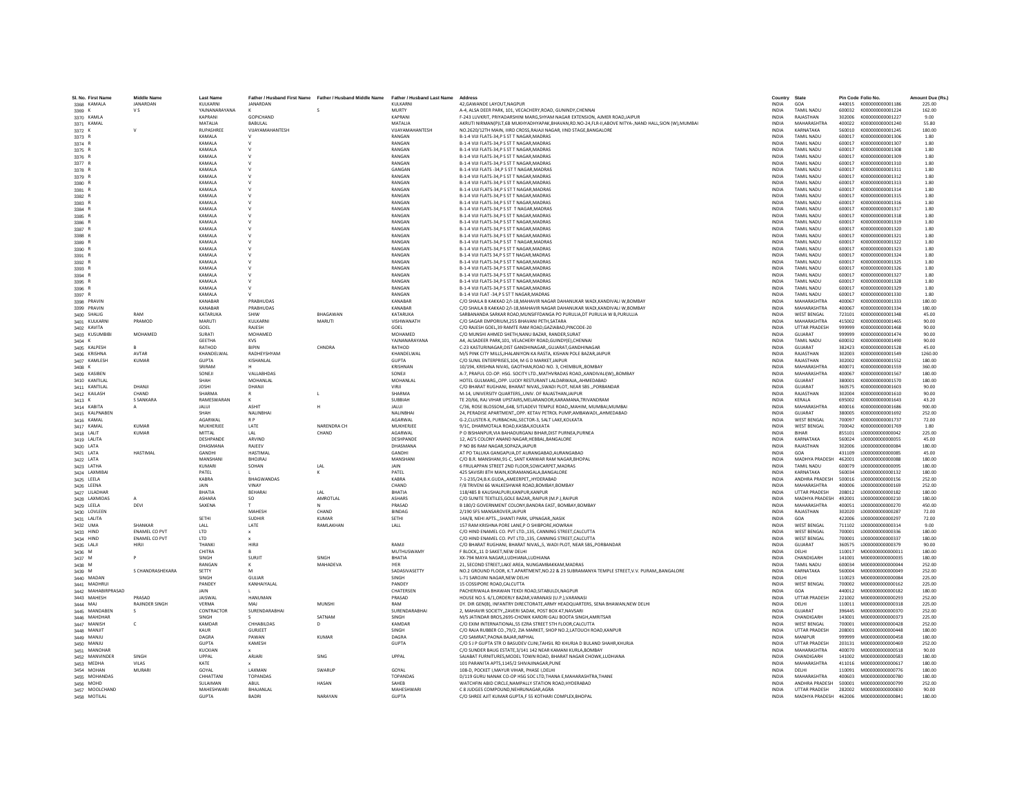| Sl. No. | First Name | Middle Name | Last Name | Father / Husband First Name | Father / Husband Middle Name | Father / Husband Last Name | Address | Country | State | Pin Code | Folio No. | Amount Due (Rs.) |
|---|---|---|---|---|---|---|---|---|---|---|---|---|
| 3368 | KAMALA | JANARDAN | KULKARNI | JANARDAN | | KULKARNI | 42,GAWANDE LAYOUT,NAGPUR | INDIA | GOA | 440015 | K000000000001186 | 225.00 |
| 3369 | K | V S | YAJNANARAYANA | K | S | MURTY | A-4, ALSA DEER PARK, 101, VECACHERY,ROAD, GUNINDY,CHENNAI | INDIA | TAMIL NADU | 600032 | K000000000001224 | 162.00 |
| 3370 | KAMLA | | KAPRANI | GOPICHAND | | KAPRANI | F-243 LUVKRIT, PRIYADARSHINI MARG,SHYAM NAGAR EXTENSION, AJMER ROAD,JAIPUR | INDIA | RAJASTHAN | 302006 | K000000000001227 | 9.00 |
| 3371 | KAMAL | | MATALIA | BABULAL | | MATALIA | AKRUTI NIRMAN(P)LT,6B MUKHYADHYAPAK,BHAVAN,RD.NO-24,FLR-II,ABOVE NITYA-,NAND HALL,SION (W),MUMBAI | INDIA | MAHARASHTRA | 400022 | K000000000001240 | 55.80 |
| 3372 | K | V | RUPASHREE | VIJAYAMAHANTESH | | VIJAYAMAHANTESH | NO.2620/12TH MAIN, IIIRD CROSS,RAJAJI NAGAR, IIND STAGE,BANGALORE | INDIA | KARNATAKA | 560010 | K000000000001245 | 180.00 |
| 3373 | R | | KAMALA | V | | RANGAN | B-1-4 VIJI FLATS-34,P S ST T NAGAR,MADRAS | INDIA | TAMIL NADU | 600017 | K000000000001306 | 1.80 |
| 3374 | R | | KAMALA | V | | RANGAN | B-1-4 VIJI FLATS-34,P S ST T NAGAR,MADRAS | INDIA | TAMIL NADU | 600017 | K000000000001307 | 1.80 |
| 3375 | R | | KAMALA | V | | RANGAN | B-1-4 VIJI FLATS-34,P S ST T NAGAR,MADRAS | INDIA | TAMIL NADU | 600017 | K000000000001308 | 1.80 |
| 3376 | R | | KAMALA | V | | RANGAN | B-1-4 VIJI FLATS-34,P S ST T NAGAR,MADRAS | INDIA | TAMIL NADU | 600017 | K000000000001309 | 1.80 |
| 3377 | R | | KAMALA | V | | RANGAN | B-1-4 VIJI FLATS-34,P S ST T NAGAR,MADRAS | INDIA | TAMIL NADU | 600017 | K000000000001310 | 1.80 |
| 3378 | R | | KAMALA | V | | GANGAN | B-1-4 VIJI FLATS -34,P S ST T NAGAR,MADRAS | INDIA | TAMIL NADU | 600017 | K000000000001311 | 1.80 |
| 3379 | R | | KAMALA | V | | RANGAN | B-1-4 VIJI FLATS-34,P S ST T NAGAR,MADRAS | INDIA | TAMIL NADU | 600017 | K000000000001312 | 1.80 |
| 3380 | R | | KAMALA | V | | RANGAN | B-1-4 VIJI FLATS-34,P S ST T NAGAR,MADRAS | INDIA | TAMIL NADU | 600017 | K000000000001313 | 1.80 |
| 3381 | R | | KAMALA | V | | RANGAN | B-1-4 UIJI FLATS-34,P S ST T NAGAR,MADRAS | INDIA | TAMIL NADU | 600017 | K000000000001314 | 1.80 |
| 3382 | R | | KAMALA | V | | RANGAN | B-1-4 VIJI FLATS-34,P S ST T NAGAR,MADRAS | INDIA | TAMIL NADU | 600017 | K000000000001315 | 1.80 |
| 3383 | R | | KAMALA | V | | RANGAN | B-1-4 VIJI FLATS-34,P S ST T NAGAR,MADRAS | INDIA | TAMIL NADU | 600017 | K000000000001316 | 1.80 |
| 3384 | R | | KAMALA | V | | RANGAN | B-1-4 VIJI FLATS-34,P S ST T NAGAR,MADRAS | INDIA | TAMIL NADU | 600017 | K000000000001317 | 1.80 |
| 3385 | R | | KAMALA | V | | RANGAN | B-1-4 VIJI FLATS-34,P S ST T NAGAR,MADRAS | INDIA | TAMIL NADU | 600017 | K000000000001318 | 1.80 |
| 3386 | R | | KAMALA | V | | RANGAN | B-1-4 VIJI FLATS-34,P S ST T NAGAR,MADRAS | INDIA | TAMIL NADU | 600017 | K000000000001319 | 1.80 |
| 3387 | R | | KAMALA | V | | RANGAN | B-1-4 VIJI FLATS-34,P S ST T NAGAR,MADRAS | INDIA | TAMIL NADU | 600017 | K000000000001320 | 1.80 |
| 3388 | R | | KAMALA | V | | RANGAN | B-1-4 VIJI FLATS-34,P S ST T NAGAR,MADRAS | INDIA | TAMIL NADU | 600017 | K000000000001321 | 1.80 |
| 3389 | R | | KAMALA | V | | RANGAN | B-1-4 VIJI FLATS-34,P S ST T NAGAR,MADRAS | INDIA | TAMIL NADU | 600017 | K000000000001322 | 1.80 |
| 3390 | R | | KAMALA | V | | RANGAN | B-1-4 VIJI FLATS-34,P S ST T NAGAR,MADRAS | INDIA | TAMIL NADU | 600017 | K000000000001323 | 1.80 |
| 3391 | R | | KAMALA | V | | RANGAN | B-1-4 VIJI FLATS 34,P S ST T NAGAR,MADRAS | INDIA | TAMIL NADU | 600017 | K000000000001324 | 1.80 |
| 3392 | R | | KAMALA | V | | RANGAN | B-1-4 VIJI FLATS-34,P S ST T NAGAR,MADRAS | INDIA | TAMIL NADU | 600017 | K000000000001325 | 1.80 |
| 3393 | R | | KAMALA | V | | RANGAN | B-1-4 VIJI FLATS-34,P S ST T NAGAR,MADRAS | INDIA | TAMIL NADU | 600017 | K000000000001326 | 1.80 |
| 3394 | R | | KAMALA | V | | RANGAN | B-1-4 VIJI FLATS-34,P S ST T NAGAR,MADRAS | INDIA | TAMIL NADU | 600017 | K000000000001327 | 1.80 |
| 3395 | R | | KAMALA | V | | RANGAN | B-1-4 VIJI FLATS-34,P S ST T NAGAR,MADRAS | INDIA | TAMIL NADU | 600017 | K000000000001328 | 1.80 |
| 3396 | R | | KAMALA | V | | RANGAN | B-1-4 VIJI FLATS-34,P S ST T NAGAR,MADRAS | INDIA | TAMIL NADU | 600017 | K000000000001329 | 1.80 |
| 3397 | R | | KAMALA | V | | RANGAN | B-1-4 VIJI FLAT -34,P S ST T NAGAR,MADRAS | INDIA | TAMIL NADU | 600017 | K000000000001330 | 1.80 |
| 3398 | PRAVIN | | KANABAR | PRABHUDAS | | KANABAR | C/O SHAILA B KAKKAD 2/I-18,MAHAVIR NAGAR DAHANUKAR WADI,KANDIVALI W,BOMBAY | INDIA | MAHARASHTRA | 400067 | K000000000001333 | 180.00 |
| 3399 | PRAVIN | | KANABAR | PRABHUDAS | | KANABAR | C/O SHAILA B KAKKAD 2/I-18,MAHAVIR NAGAR DAHANUKAR WADI,KANDIVALI W,BOMBAY | INDIA | MAHARASHTRA | 400067 | K000000000001334 | 180.00 |
| 3400 | SHALIG | RAM | KATARUKA | SHIW | BHAGAWAN | KATARUKA | SARBANANDA SARKAR ROAD,MUNSIFFDANGA PO PURULIA,DT PURULIA W B,PURULIA | INDIA | WEST BENGAL | 723101 | K000000000001348 | 45.00 |
| 3401 | KULKARNI | PRAMOD | MARUTI | KULKARNI | MARUTI | VISHWANATH | C/O SAGAR EMPORIUM,255 BHAVANI PETH,SATARA | INDIA | MAHARASHTRA | 415002 | K000000000001465 | 90.00 |
| 3402 | KAVITA | | GOEL | RAJESH | | GOEL | C/O RAJESH GOEL,39 RAMTE RAM ROAD,GAZIABAD,PINCODE-20 | INDIA | UTTAR PRADESH | 999999 | K000000000001468 | 90.00 |
| 3403 | KUSUMBIBI | MOHAMED | SURATI | MOHAMED | | MOHAMED | C/O MUNSHI AHMED SHETH,NANU BAZAR, RANDER,SURAT | INDIA | GUJARAT | 999999 | K000000000001474 | 90.00 |
| 3404 | K | | GEETHA | KVS | | YAJNANARAYANA | A4, ALSADEER PARK,101, VELACHERY ROAD,GUINDY(E),CHENNAI | INDIA | TAMIL NADU | 600032 | K000000000001490 | 90.00 |
| 3405 | KALPESH | B | RATHOD | BIPIN | CHNDRA | RATHOD | C-23 KASTURINAGAR,DIST GANDHINAGAR,,GUJARAT,GANDHINAGAR | INDIA | GUJARAT | 382423 | K000000000001528 | 45.00 |
| 3406 | KRISHNA | AVTAR | KHANDELWAL | RADHEYSHYAM | | KHANDELWAL | M/S PINK CITY MILLS,JHALANIYON KA RASTA, KISHAN POLE BAZAR,JAIPUR | INDIA | RAJASTHAN | 302003 | K000000000001549 | 1260.00 |
| 3407 | KAMLESH | KUMAR | GUPTA | KISHANLAL | | GUPTA | C/O SUNIL ENTERPRISES,104, M G D MARKET,JAIPUR | INDIA | RAJASTHAN | 302002 | K000000000001552 | 180.00 |
| 3408 | K | | SRIRAM | H | | KRISHNAN | 10/194, KRISHNA NIVAS, GAOTHAN,ROAD NO. 3, CHEMBUR,,BOMBAY | INDIA | MAHARASHTRA | 400071 | K000000000001559 | 360.00 |
| 3409 | KASIBEN | | SONEJI | VALLABHDAS | | SONEJI | A-7, PRAFUL CO-OP. HSG. SOCITY LTD.,MATHVRADAS ROAD,,KANDIVALI(W),,BOMBAY | INDIA | MAHARASHTRA | 400067 | K000000000001567 | 180.00 |
| 3410 | KANTILAL | | SHAH | MOHANLAL | | MOHANLAL | HOTEL GULMARG,,OPP. LUCKY RESTURANT LALDARWAJA,,AHMEDABAD | INDIA | GUJARAT | 380001 | K000000000001570 | 180.00 |
| 3411 | KANTILAL | DHANJI | JOSHI | DHANJI | | VIRJI | C/O BHARAT RUGHANI, BHARAT NIVAS,,SWADI PLOT, NEAR SBS ,,PORBANDAR | INDIA | GUJARAT | 360575 | K000000000001603 | 90.00 |
| 3412 | KAILASH | CHAND | SHARMA | R | L | SHARMA | M-14, UNIVERSITY QUARTERS,,UNIV. OF RAJASTHAN,JAIPUR | INDIA | RAJASTHAN | 302004 | K000000000001610 | 90.00 |
| 3413 | K | S SANKARA | RAMESWARAN | K | | SUBBIAH | TE 20/66, RAJ VIHAR UPSTAIRS,MELARANOOR,KARAMANA,TRIVANDRAM | INDIA | KERALA | 695002 | K000000000001643 | 43.20 |
| 3414 | KABITA | A | JALUI | ASHIT | H | JALUI | C/36, ROSE BLOSSOM,,64B, SITLADEVI TEMPLE ROAD,,MAHIM, MUMBAI,MUMBAI | INDIA | MAHARASHTRA | 400016 | K000000000001686 | 900.00 |
| 3415 | KALPNABEN | | SHAH | NALINBHAI | | NALINBHAI | 24, PERADISE APARTMENT,,OPP. KETAV PETROL PUMP,AMBAWADI,,AHMEDABAD | INDIA | GUJARAT | 380005 | K000000000001692 | 252.00 |
| 3416 | KAMAL | | AGARWAL | R P | | AGARWAL | G-2,CLUSTER-X, PURBACHAL,SECTOR-3, SALT LAKE,KOLKATA | INDIA | WEST BENGAL | 700097 | K000000000001737 | 72.00 |
| 3417 | KAMAL | KUMAR | MUKHERJEE | LATE | NARENDRA CH | MUKHERJEE | 9/1C, DHARMOTALA ROAD,KASBA,KOLKATA | INDIA | WEST BENGAL | 700042 | K000000000001769 | 1.80 |
| 3418 | LALIT | KUMAR | MITTAL | LAL | CHAND | AGARWAL | P O BISHANPUR,VIA BAHADURGANJ BIHAR,DIST PURNEA,PURNEA | INDIA | BIHAR | 855101 | L000000000000042 | 225.00 |
| 3419 | LALITA | | DESHPANDE | ARVIND | | DESHPANDE | 12, AG'S COLONY ANAND NAGAR,HEBBAL,BANGALORE | INDIA | KARNATAKA | 560024 | L000000000000055 | 45.00 |
| 3420 | LATA | | DHASMANA | RAJEEV | | DHASMANA | P NO 86 RAM NAGAR,SOPAZA,JAIPUR | INDIA | RAJASTHAN | 302006 | L000000000000084 | 180.00 |
| 3421 | LATA | HASTIMAL | GANDHI | HASTIMAL | | GANDHI | AT PO TALUKA GANGAPUA,DT AURANGABAD,AURANGABAD | INDIA | GOA | 431109 | L000000000000085 | 45.00 |
| 3422 | LATA | | MANSHANI | BHOJRAJ | | MANSHANI | C/O B.R. MANSHANI,91-C, SANT KANWAR RAM NAGAR,BHOPAL | INDIA | MADHYA PRADESH | 462001 | L000000000000088 | 180.00 |
| 3423 | LATHA | | KUMARI | SOHAN | LAL | JAIN | 6 FRULAPPAN STREET 2ND FLOOR,SOWCARPET,MADRAS | INDIA | TAMIL NADU | 600079 | L000000000000095 | 180.00 |
| 3424 | LAXMIBAI | | PATEL | L | K | PATEL | 425 SAVISRI 8TH MAIN,KORAMANGALA,BANGALORE | INDIA | KARNATAKA | 560034 | L000000000000132 | 180.00 |
| 3425 | LEELA | | KABRA | BHAGWANDAS | | KABRA | 7-1-235/24,B.K.GUDA,,AMEERPET,,HYDERABAD | INDIA | ANDHRA PRADESH | 500016 | L000000000000156 | 252.00 |
| 3426 | LEENA | | JAIN | VINAY | | CHAND | F/8 TRIVENI 66 WALKESHWAR ROAD,BOMBAY,BOMBAY | INDIA | MAHARASHTRA | 400006 | L000000000000169 | 252.00 |
| 3427 | LILADHAR | | BHATIA | BEHARAI | LAL | BHATIA | 118/485 B KAUSHALPURI,KANPUR,KANPUR | INDIA | UTTAR PRADESH | 208012 | L000000000000182 | 180.00 |
| 3428 | LAXMIDAS | A | ASHARA | SO | AMROTLAL | ASHARS | C/O SUNITE TEXTILES,GOLE BAZAR,,RAIPUR (M.P.),RAIPUR | INDIA | MADHYA PRADESH | 492001 | L000000000000210 | 180.00 |
| 3429 | LEELA | DEVI | SAXENA | T | N | PRASAD | B 180/2 GOVERNMENT COLONY,BANDRA EAST, BOMBAY,BOMBAY | INDIA | MAHARASHTRA | 400051 | L000000000000270 | 450.00 |
| 3430 | LOVLEEN | | | MAHESH | CHAND | BINDAG | 2/190 SFS MANSAROVER,JAIPUR | INDIA | RAJASTHAN | 302020 | L000000000000287 | 72.00 |
| 3431 | LALITA | | SETHI | SUDHIR | KUMAR | SETHI | 14A/8, NEHI APTS.,,SHANTI PARK, UPNAGAR,,NASIK | INDIA | GOA | 422006 | L000000000000297 | 72.00 |
| 3432 | UMA | SHANKAR | LALL | LATE | RAMLAKHAN | LALL | 157 RAM KRISHNA PORE LANE,P O SHIBPORE,HOWRAH | INDIA | WEST BENGAL | 711102 | L000000000000314 | 9.00 |
| 3433 | HIND | ENAMEL CO PVT | LTD | x | | | C/O HIND ENAMEL CO. PVT LTD.,135, CANNING STREET,CALCUTTA | INDIA | WEST BENGAL | 700001 | L000000000000336 | 180.00 |
| 3434 | HIND | ENAMEL CO PVT | LTD | x | | | C/O HIND ENAMEL CO. PVT LTD.,135, CANNING STREET,CALCUTTA | INDIA | WEST BENGAL | 700001 | L000000000000337 | 180.00 |
| 3435 | LALJI | HIRJI | THANKI | HIRJI | | RAMJI | C/O BHARAT RUGHANI, BHARAT NIVAS,,S, WADI PLOT, NEAR SBS,,PORBANDAR | INDIA | GUJARAT | 360575 | L000000000000379 | 90.00 |
| 3436 | M | | CHITRA | B | | MUTHUSWAMY | F BLOCK,,11 D SAKET,NEW DELHI | INDIA | DELHI | 110017 | M000000000000011 | 180.00 |
| 3437 | M | P | SINGH | SURJIT | SINGH | BHATIA | XX-794 MAYA NAGAR,LUDHIANA,LUDHIANA | INDIA | CHANDIGARH | 141001 | M000000000000035 | 180.00 |
| 3438 | M | | RANGAN | K | MAHADEVA | IYER | 21, SECOND STREET,LAKE AREA, NUNGAMBAKKAM,MADRAS | INDIA | TAMIL NADU | 600034 | M000000000000044 | 252.00 |
| 3439 | M | S CHANDRASHEKARA | SETTY | M | | SADASIVASETTY | NO.2 GROUND FLOOR, K.T.APARTMENT,NO.22 & 23 SUBRAMANYA TEMPLE STREET,V.V. PURAM,,BANGALORE | INDIA | KARNATAKA | 560004 | M000000000000049 | 252.00 |
| 3440 | MADAN | | SINGH | GUJJAR | | SINGH | L-71 SAROJINI NAGAR,NEW DELHI | INDIA | DELHI | 110023 | M000000000000084 | 225.00 |
| 3441 | MADHRUJI | | PANDEY | KANHAIYALAL | | PANDEY | 15 COSSIPORE ROAD,CALCUTTA | INDIA | WEST BENGAL | 700002 | M000000000000162 | 225.00 |
| 3442 | MAHABIRPRASAD | | JAIN | L | | CHATERSEN | PACHERIWALA BHAWAN TEKDI ROAD,SITABULDI,NAGPUR | INDIA | GOA | 440012 | M000000000000182 | 180.00 |
| 3443 | MAHESH | PRASAD | JAISWAL | HANUMAN | | PRASAD | HOUSE NO.S. 6/1,ORDERLY BAZAR,VARANASI (U.P.),VARANASI | INDIA | UTTAR PRADESH | 221002 | M000000000000293 | 252.00 |
| 3444 | MAJ | RAJINDER SINGH | VERMA | MAJ | MUNSHI | RAM | DY. DIR GEN(B), INFANTRY DIRECTORATE,ARMY HEADQUARTERS, SENA BHAWAN,NEW DELHI | INDIA | DELHI | 110011 | M000000000000318 | 225.00 |
| 3445 | MANDABEN | S | CONTRACTOR | SURENDARABHAI | | SURENDARABHAI | 2, MAHAVIR SOCIETY,,ZAVERI SADAK, POST BOX 47,NAVSARI | INDIA | GUJARAT | 396445 | M000000000000370 | 252.00 |
| 3446 | MAHDHAR | | SINGH | S | SATNAM | SINGH | M/S JATINDAR BROS,2695-CHOWK KARORI GALI BOOTA SINGH,AMRITSAR | INDIA | CHANDIGARH | 143001 | M000000000000373 | 225.00 |
| 3447 | MANISH | C | KAMDAR | CHHABILDAS | D | KAMDAR | C/O EXIM INTERNATIONAL,55 EZRA STREET 5TH FLOOR,CALCUTTA | INDIA | WEST BENGAL | 700001 | M000000000000428 | 252.00 |
| 3448 | MANJIT | | KAUR | GURJEET | | SINGH | C/O RAJA RUBBER CO.,79/2, ZIA MARKET, SHOP NO.2,LATOUCH ROAD,KANPUR | INDIA | UTTAR PRADESH | 208001 | M000000000000448 | 180.00 |
| 3449 | MANJU | | DAGRA | PAWAN | KUMAR | DAGRA | C/O SAMRAT,PAONA BAJAR,IMPHAL | INDIA | MANIPUR | 999999 | M000000000000458 | 180.00 |
| 3450 | MANJU | | GUPTA | KAMESH | | GUPTA | C/O S J P GUPTA STR O BASUDEV CLINI,TAHSIL RD KHURJA D BULAND SHAHR,KHURJA | INDIA | UTTAR PRADESH | 203131 | M000000000000469 | 252.00 |
| 3451 | MANOHAR | | KUCKIAN | x | | | C/O SUNDER BAUG ESTATE,3/141 142 NEAR KAMANI KURLA,BOMBAY | INDIA | MAHARASHTRA | 400070 | M000000000000518 | 90.00 |
| 3452 | MANVINDER | SINGH | UPPAL | ARJARI | SING | UPPAL | SAJABAT FURNITURES,MODEL TOWN ROAD, BHARAT NAGAR CHOWK,LUDHIANA | INDIA | CHANDIGARH | 141002 | M000000000000583 | 180.00 |
| 3453 | MEDHA | VILAS | KATE | x | | | 101 PARANITA APTS,1145/2 SHIVAJINAGAR,PUNE | INDIA | MAHARASHTRA | 411016 | M000000000000617 | 180.00 |
| 3454 | MOHAN | MURARI | GOYAL | LAXMAN | SWARUP | GOYAL | 108-D, POCKET I,MAYUR VIHAR, PHASE I,DELHI | INDIA | DELHI | 110091 | M000000000000776 | 180.00 |
| 3455 | MOHANDAS | | CHHATTANI | TOPANDAS | | TOPANDAS | D/119 GURU NANAK CO-OP HSG SOC LTD,THANA E,MAHARASHTRA,THANE | INDIA | MAHARASHTRA | 400603 | M000000000000780 | 180.00 |
| 3456 | MOHD | | SULAIMAN | ABUL | HASAN | SAHEB | WATCHFIN ABID CIRCLE,NAMPALLY STATION ROAD,HYDERABAD | INDIA | ANDHRA PRADESH | 500001 | M000000000000799 | 252.00 |
| 3457 | MOOLCHAND | | MAHESHWARI | BHAJANLAL | | MAHESHWARI | C 8 JUDGES COMPOUND,NEHRUNAGAR,AGRA | INDIA | UTTAR PRADESH | 282002 | M000000000000830 | 90.00 |
| 3458 | MOTILAL | | GUPTA | BADRI | NARAYAN | GUPTA | C/O SHREE AJIT KUMAR GUPTA,F 55 KOTHARI COMPLEX,BHOPAL | INDIA | MADHYA PRADESH | 462006 | M000000000000841 | 180.00 |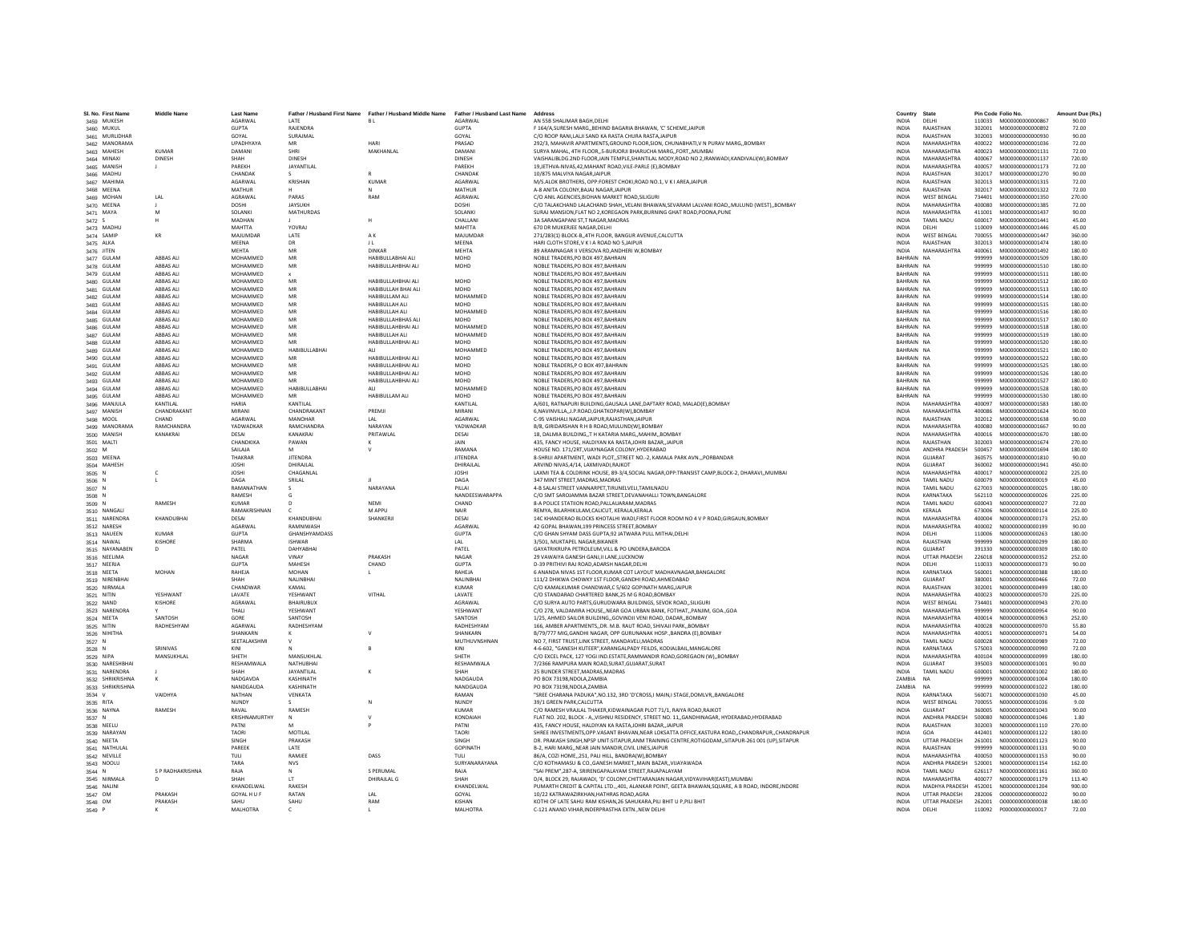| Sl. No. | First Name | Middle Name | Last Name | Father / Husband First Name | Father / Husband Middle Name | Father / Husband Last Name | Address | Country | State | Pin Code | Folio No. | Amount Due (Rs.) |
|---|---|---|---|---|---|---|---|---|---|---|---|---|
| 3459 | MUKESH | | AGARWAL | LATE | B L | AGARWAL | AN 55B SHALIMAR BAGH,DELHI | INDIA | DELHI | 110033 | M000000000000867 | 90.00 |
| 3460 | MUKUL | | GUPTA | RAJENDRA | | GUPTA | F 164/A,SURESH MARG,,BEHIND BAGARIA BHAWAN, 'C' SCHEME,JAIPUR | INDIA | RAJASTHAN | 302001 | M000000000000892 | 72.00 |
| 3461 | MURLIDHAR | | GOYAL | SURAJMAL | | GOYAL | C/O ROOP RANI,LALJI SAND KA RASTA CHURA RASTA,JAIPUR | INDIA | RAJASTHAN | 302003 | M000000000000930 | 90.00 |
| 3462 | MANORAMA | | UPADHYAYA | MR | HARI | PRASAD | 292/3, MAHAVIR APARTMENTS,GROUND FLOOR,SION, CHUNABHATI,V N PURAV MARG,,BOMBAY | INDIA | MAHARASHTRA | 400022 | M000000000001036 | 72.00 |
| 3463 | MAHESH | KUMAR | DAMANI | SHRI | MAKHANLAL | DAMANI | SURYA MAHAL, 4TH FLOOR,,5-BURJORJI BHARUCHA MARG,,FORT,,MUMBAI | INDIA | MAHARASHTRA | 400023 | M000000000001131 | 72.00 |
| 3464 | MINAXI | DINESH | SHAH | DINESH | | DINESH | VAISHALI,BLDG.2ND FLOOR,JAIN TEMPLE,SHANTILAL MODY,ROAD NO 2,IRANWADI,KANDIVALI(W),BOMBAY | INDIA | MAHARASHTRA | 400067 | M000000000001137 | 720.00 |
| 3465 | MANISH | J | PAREKH | JAYANTILAL | | PAREKH | 19,JETHVA-NIVAS,42,MAHANT ROAD,VILE-PARLE (E),BOMBAY | INDIA | MAHARASHTRA | 400057 | M000000000001173 | 72.00 |
| 3466 | MADHU | | CHANDAK | S | R | CHANDAK | 10/875 MALVIYA NAGAR,JAIPUR | INDIA | RAJASTHAN | 302017 | M000000000001270 | 90.00 |
| 3467 | MAHIMA | | AGARWAL | KRISHAN | KUMAR | AGARWAL | M/S.ALOK BROTHERS, OPP:FOREST CHOKI,ROAD NO.1, V K I AREA,JAIPUR | INDIA | RAJASTHAN | 302013 | M000000000001315 | 72.00 |
| 3468 | MEENA | | MATHUR | H | N | MATHUR | A-8 ANITA COLONY,BAJAJ NAGAR,JAIPUR | INDIA | RAJASTHAN | 302017 | M000000000001322 | 72.00 |
| 3469 | MOHAN | LAL | AGRAWAL | PARAS | RAM | AGRAWAL | C/O ANIL AGENCIES,BIDHAN MARKET ROAD,SILIGURI | INDIA | WEST BENGAL | 734401 | M000000000001350 | 270.00 |
| 3470 | MEENA | J | DOSHI | JAYSUKH | | DOSHI | C/O TALAKCHAND LALACHAND SHAH,,VELANI BHAWAN,SEVARAM LALVANI ROAD,,MULUND (WEST),,BOMBAY | INDIA | MAHARASHTRA | 400080 | M000000000001385 | 72.00 |
| 3471 | MAYA | M | SOLANKI | MATHURDAS | | SOLANKI | SURAJ MANSION,FLAT NO 2,KOREGAON PARK,BURNING GHAT ROAD,POONA,PUNE | INDIA | MAHARASHTRA | 411001 | M000000000001437 | 90.00 |
| 3472 | S | H | MADHAN | J | H | CHALLANI | 3A SARANGAPANI ST,T NAGAR,MADRAS | INDIA | TAMIL NADU | 600017 | M000000000001441 | 45.00 |
| 3473 | MADHU | | MAHTTA | YOVRAJ | | MAHTTA | 670 DR MUKERJEE NAGAR,DELHI | INDIA | DELHI | 110009 | M000000000001446 | 45.00 |
| 3474 | SAMIP | KR | MAJUMDAR | LATE | A K | MAJUMDAR | 271/283(1) BLOCK-B,,4TH FLOOR, BANGUR AVENUE,CALCUTTA | INDIA | WEST BENGAL | 700055 | M000000000001447 | 360.00 |
| 3475 | ALKA | | MEENA | DR | J L | MEENA | HARI CLOTH STORE,V K I A ROAD NO 5,JAIPUR | INDIA | RAJASTHAN | 302013 | M000000000001474 | 180.00 |
| 3476 | JITEN | | MEHTA | MR | DINKAR | MEHTA | 89 ARAMNAGAR II VERSOVA RD,ANDHERI W,BOMBAY | INDIA | MAHARASHTRA | 400061 | M000000000001492 | 180.00 |
| 3477 | GULAM | ABBAS ALI | MOHAMMED | MR | HABIBULLABHAI ALI | MOHD | NOBLE TRADERS,PO BOX 497,BAHRAIN | BAHRAIN | NA | 999999 | M000000000001509 | 180.00 |
| 3478 | GULAM | ABBAS ALI | MOHAMMED | MR | HABIBULLAHBHAI ALI | MOHD | NOBLE TRADERS,PO BOX 497,BAHRAIN | BAHRAIN | NA | 999999 | M000000000001510 | 180.00 |
| 3479 | GULAM | ABBAS ALI | MOHAMMED | x | | | NOBLE TRADERS,PO BOX 497,BAHRAIN | BAHRAIN | NA | 999999 | M000000000001511 | 180.00 |
| 3480 | GULAM | ABBAS ALI | MOHAMMED | MR | HABIBULLAHBHAI ALI | MOHD | NOBLE TRADERS,PO BOX 497,BAHRAIN | BAHRAIN | NA | 999999 | M000000000001512 | 180.00 |
| 3481 | GULAM | ABBAS ALI | MOHAMMED | MR | HABIBULLAH BHAI ALI | MOHD | NOBLE TRADERS,PO BOX 497,BAHRAIN | BAHRAIN | NA | 999999 | M000000000001513 | 180.00 |
| 3482 | GULAM | ABBAS ALI | MOHAMMED | MR | HABIBULLAM ALI | MOHAMMED | NOBLE TRADERS,PO BOX 497,BAHRAIN | BAHRAIN | NA | 999999 | M000000000001514 | 180.00 |
| 3483 | GULAM | ABBAS ALI | MOHAMMED | MR | HABIBULLAH ALI | MOHD | NOBLE TRADERS,PO BOX 497,BAHRAIN | BAHRAIN | NA | 999999 | M000000000001515 | 180.00 |
| 3484 | GULAM | ABBAS ALI | MOHAMMED | MR | HABIBULLAH ALI | MOHAMMED | NOBLE TRADERS,PO BOX 497,BAHRAIN | BAHRAIN | NA | 999999 | M000000000001516 | 180.00 |
| 3485 | GULAM | ABBAS ALI | MOHAMMED | MR | HABIBULLAHBHAS ALI | MOHD | NOBLE TRADERS,PO BOX 497,BAHRAIN | BAHRAIN | NA | 999999 | M000000000001517 | 180.00 |
| 3486 | GULAM | ABBAS ALI | MOHAMMED | MR | HABIBULLAHBHAI ALI | MOHAMMED | NOBLE TRADERS,PO BOX 497,BAHRAIN | BAHRAIN | NA | 999999 | M000000000001518 | 180.00 |
| 3487 | GULAM | ABBAS ALI | MOHAMMED | MR | HABIBULLAH ALI | MOHAMMED | NOBLE TRADERS,PO BOX 497,BAHRAIN | BAHRAIN | NA | 999999 | M000000000001519 | 180.00 |
| 3488 | GULAM | ABBAS ALI | MOHAMMED | MR | HABIBULLAHBHAI ALI | MOHD | NOBLE TRADERS,PO BOX 497,BAHRAIN | BAHRAIN | NA | 999999 | M000000000001520 | 180.00 |
| 3489 | GULAM | ABBAS ALI | MOHAMMED | HABIBULLABHAI | ALI | MOHAMMED | NOBLE TRADERS,PO BOX 497,BAHRAIN | BAHRAIN | NA | 999999 | M000000000001521 | 180.00 |
| 3490 | GULAM | ABBAS ALI | MOHAMMED | MR | HABIBULLAHBHAI ALI | MOHD | NOBLE TRADERS,PO BOX 497,BAHRAIN | BAHRAIN | NA | 999999 | M000000000001522 | 180.00 |
| 3491 | GULAM | ABBAS ALI | MOHAMMED | MR | HABIBULLAHBHAI ALI | MOHD | NOBLE TRADERS,P O BOX 497,BAHRAIN | BAHRAIN | NA | 999999 | M000000000001525 | 180.00 |
| 3492 | GULAM | ABBAS ALI | MOHAMMED | MR | HABIBULLAHBHAI ALI | MOHD | NOBLE TRADERS,PO BOX 497,BAHRAIN | BAHRAIN | NA | 999999 | M000000000001526 | 180.00 |
| 3493 | GULAM | ABBAS ALI | MOHAMMED | MR | HABIBULLAHBHAI ALI | MOHD | NOBLE TRADERS,PO BOX 497,BAHRAIN | BAHRAIN | NA | 999999 | M000000000001527 | 180.00 |
| 3494 | GULAM | ABBAS ALI | MOHAMMED | HABIBULLABHAI | ALI | MOHAMMED | NOBLE TRADERS,PO BOX 497,BAHRAIN | BAHRAIN | NA | 999999 | M000000000001528 | 180.00 |
| 3495 | GULAM | ABBAS ALI | MOHAMMED | MR | HABIBULLAM ALI | MOHD | NOBLE TRADERS,PO BOX 497,BAHRAIN | BAHRAIN | NA | 999999 | M000000000001530 | 180.00 |
| 3496 | MANJULA | KANTILAL | HARIA | KANTILAL | | KANTILAL | A/601, RATNAPURI BUILDING,GAUSALA LANE,DAFTARY ROAD, MALAD(E),BOMBAY | INDIA | MAHARASHTRA | 400097 | M000000000001583 | 180.00 |
| 3497 | MANISH | CHANDRAKANT | MIRANI | CHANDRAKANT | PREMJI | MIRANI | 6,NAVINVILLA,,J.P.ROAD,GHATKOPAR(W),BOMBAY | INDIA | MAHARASHTRA | 400086 | M000000000001624 | 90.00 |
| 3498 | MOOL | CHAND | AGARWAL | MANOHAR | LAL | AGARWAL | C-95 VAISHALI NAGAR,JAIPUR,RAJASTHAN,JAIPUR | INDIA | RAJASTHAN | 302012 | M000000000001638 | 90.00 |
| 3499 | MANORAMA | RAMCHANDRA | YADWADKAR | RAMCHANDRA | NARAYAN | YADWADKAR | B/8, GIRIDARSHAN R H B ROAD,MULUND(W),BOMBAY | INDIA | MAHARASHTRA | 400080 | M000000000001667 | 90.00 |
| 3500 | MANISH | KANAKRAI | DESAI | KANAKRAI | PRITAWLAL | DESAI | 18, DALMIA BUILDING,,T H KATARIA MARG,,MAHIM,,BOMBAY | INDIA | MAHARASHTRA | 400016 | M000000000001670 | 180.00 |
| 3501 | MALTI | | CHANDKIKA | PAWAN | K | JAIN | 435, FANCY HOUSE, HALDIYAN KA RASTA,JOHRI BAZAR,,JAIPUR | INDIA | RAJASTHAN | 302003 | M000000000001674 | 270.00 |
| 3502 | M | | SAILAJA | M | V | RAMANA | HOUSE NO. 171/2RT,VIJAYNAGAR COLONY,HYDERABAD | INDIA | ANDHRA PRADESH | 500457 | M000000000001446 | 180.00 |
| 3503 | MEENA | | THAKRAR | JITENDRA | | JITENDRA | 8-SHRIJI APARTMENT, WADI PLOT,,STREET NO.-2, KAMALA PARK AVN.,,PORBANDAR | INDIA | GUJARAT | 360575 | M000000000001810 | 90.00 |
| 3504 | MAHESH | | JOSHI | DHIRAJLAL | | DHIRAJLAL | ARVIND NIVAS,4/14, LAXMIVADI,RAJKOT | INDIA | GUJARAT | 360002 | M000000000001941 | 450.00 |
| 3505 | N | C | JOSHI | CHAGANLAL | | JOSHI | LAXMI TEA & COLDRINK HOUSE, 89-3/4,SOCIAL NAGAR,OPP:TRANSIST CAMP,BLOCK-2, DHARAVI,,MUMBAI | INDIA | MAHARASHTRA | 400017 | N000000000000002 | 225.00 |
| 3506 | N | L | DAGA | SRILAL | JI | DAGA | 347 MINT STREET,MADRAS,MADRAS | INDIA | TAMIL NADU | 600079 | N000000000000019 | 45.00 |
| 3507 | N | | RAMANATHAN | S | NARAYANA | PILLAI | 4-B SALAI STREET VANNARPET,TIRUNELVELI,TAMILNADU | INDIA | TAMIL NADU | 627003 | N000000000000025 | 180.00 |
| 3508 | N | | RAMESH | G | | NANDEESWARAPPA | C/O SMT SAROJAMMA BAZAR STREET,DEVANAHALLI TOWN,BANGALORE | INDIA | KARNATAKA | 562110 | N000000000000026 | 225.00 |
| 3509 | N | RAMESH | KUMAR | D | NEMI | CHAND | 8-A POLICE STATIION ROAD,PALLAVARAM,MADRAS | INDIA | TAMIL NADU | 600043 | N000000000000027 | 72.00 |
| 3510 | NANGALI | | RAMAKRISHNAN | C | M APPU | NAIR | REMYA, BILARHIKULAM,CALICUT, KERALA,KERALA | INDIA | KERALA | 673006 | N000000000000114 | 225.00 |
| 3511 | NARENDRA | KHANDUBHAI | DESAI | KHANDUBHAI | SHANKERJI | DESAI | 14C KHANDERAO BLOCKS KHOTALHI WADI,FIRST FLOOR ROOM NO 4 V P ROAD,GIRGAUN,BOMBAY | INDIA | MAHARASHTRA | 400004 | N000000000000173 | 252.00 |
| 3512 | NARESH | | AGARWAL | RAMNIWASH | | AGARWAL | 42 GOPAL BHAWAN,199 PRINCESS STREET,BOMBAY | INDIA | MAHARASHTRA | 400002 | N000000000000199 | 90.00 |
| 3513 | NAUEEN | KUMAR | GUPTA | GHANSHYAMDASS | | GUPTA | C/O GHAN SHYAM DASS GUPTA,92 JATWARA PULL MITHAI,DELHI | INDIA | DELHI | 110006 | N000000000000263 | 180.00 |
| 3514 | NAWAL | KISHORE | SHARMA | ISHWAR | | LAL | 3/501, MUKTAPEL NAGAR,BIKANER | INDIA | RAJASTHAN | 999999 | N000000000000299 | 180.00 |
| 3515 | NAYANABEN | D | PATEL | DAHYABHAI | | PATEL | GAYATRIKRUPA PETROLEUM,VILL & PO UNDERA,BARODA | INDIA | GUJARAT | 391330 | N000000000000309 | 180.00 |
| 3516 | NEELIMA | | NAGAR | VINAY | PRAKASH | NAGAR | 29 VAWAIYA GANESH GANJ,II LANE,LUCKNOW | INDIA | UTTAR PRADESH | 226018 | N000000000000352 | 252.00 |
| 3517 | NEERJA | | GUPTA | MAHESH | CHAND | GUPTA | D-39 PRITHIVI RAJ ROAD,ADARSH NAGAR,DELHI | INDIA | DELHI | 110033 | N000000000000373 | 90.00 |
| 3518 | NEETA | MOHAN | RAHEJA | MOHAN | L | RAHEJA | 6 ANANDA NIVAS 1ST FLOOR,KUMAR COT LAYOUT MADHAVNAGAR,BANGALORE | INDIA | KARNATAKA | 560001 | N000000000000388 | 180.00 |
| 3519 | NIRENBHAI | | SHAH | NALINBHAI | | NALINBHAI | 111/2 DHIKWA CHOWKY 1ST FLOOR,GANDHI ROAD,AHMEDABAD | INDIA | GUJARAT | 380001 | N000000000000466 | 72.00 |
| 3520 | NIRMALA | | CHANDWAR | KAMAL | | KUMAR | C/O KAMALKUMAR CHANDWAR,C S/602 GOPINATH MARG,JAIPUR | INDIA | RAJASTHAN | 302001 | N000000000000499 | 180.00 |
| 3521 | NITIN | YESHWANT | LAVATE | YESHWANT | VITHAL | LAVATE | C/O STANDARAD CHARTERED BANK,25 M G ROAD,BOMBAY | INDIA | MAHARASHTRA | 400023 | N000000000000570 | 225.00 |
| 3522 | NAND | KISHORE | AGRAWAL | BHAIRUBUX | | AGRAWAL | C/O SURYA AUTO PARTS,GURUDWARA BUILDINGS, SEVOK ROAD,,SILIGURI | INDIA | WEST BENGAL | 734401 | N000000000000943 | 270.00 |
| 3523 | NARENDRA | Y | THALI | YESHWANT | | YESHWANT | C/O 278, VALDAMIRA HOUSE,,NEAR GOA URBAN BANK, FOTIHAT,,PANJIM, GOA.,GOA | INDIA | MAHARASHTRA | 999999 | N000000000000954 | 90.00 |
| 3524 | NEETA | SANTOSH | GORE | SANTOSH | | SANTOSH | 1/25, AHMED SAILOR BUILDING,,GOVINDJI VENI ROAD, DADAR,,BOMBAY | INDIA | MAHARASHTRA | 400014 | N000000000000963 | 252.00 |
| 3525 | NITIN | RADHESHYAM | AGRAWAL | RADHESHYAM | | RADHESHYAM | 166, AMBER APARTMENTS,,DR. M.B. RAUT ROAD, SHIVAJI PARK,,BOMBAY | INDIA | MAHARASHTRA | 400028 | N000000000000970 | 55.80 |
| 3526 | NIHITHA | | SHANKARN | K | V | SHANKARN | B/79/777 MIG,GANDHI NAGAR, OPP GURUNANAK HOSP.,BANDRA (E),BOMBAY | INDIA | MAHARASHTRA | 400051 | N000000000000971 | 54.00 |
| 3527 | N | | SEETALAKSHMI | V | | MUTHUVNSHNAN | NO 7, FIRST TRUST,LINK STREET, MANDAVELI,MADRAS | INDIA | TAMIL NADU | 600028 | N000000000000989 | 72.00 |
| 3528 | N | SRINIVAS | KINI | N | B | KINI | 4-6-602, "GANESH KUTEER",KARANGALPADY FEILDS, KODIALBAIL,MANGALORE | INDIA | KARNATAKA | 575003 | N000000000000990 | 72.00 |
| 3529 | NIPA | MANSUKHLAL | SHETH | MANSUKHLAL | | SHETH | C/O EXCEL PACK, 127 YOGI IND.ESTATE,RAMMANDIR ROAD,GOREGAON (W),,BOMBAY | INDIA | MAHARASHTRA | 400104 | N000000000000999 | 180.00 |
| 3530 | NARESHBHAI | | RESHAMWALA | NATHUBHAI | | RESHAMWALA | 7/2366 RAMPURA MAIN ROAD,SURAT,GUJARAT,SURAT | INDIA | GUJARAT | 395003 | N000000000001001 | 90.00 |
| 3531 | NARENDRA | J | SHAH | JAYANTILAL | K | SHAH | 25 BUNDER STREET,MADRAS,MADRAS | INDIA | TAMIL NADU | 600001 | N000000000001002 | 180.00 |
| 3532 | SHRIKRISHNA | K | NADGAVDA | KASHINATH | | NADGAUDA | PO BOX 73198,NDOLA,ZAMBIA | ZAMBIA | NA | 999999 | N000000000001004 | 180.00 |
| 3533 | SHRIKRISHNA | | NANDGAUDA | KASHINATH | | NANDGAUDA | PO BOX 73198,NDOLA,ZAMBIA | ZAMBIA | NA | 999999 | N000000000001022 | 180.00 |
| 3534 | V | VAIDHYA | NATHAN | VENKATA | | RAMAN | "SREE CHARANA PADUKA",NO.132, 3RD 'D'CROSS,I MAIN,I STAGE,DOMLVR,,BANGALORE | INDIA | KARNATAKA | 560071 | N000000000001030 | 45.00 |
| 3535 | RITA | | NUNDY | S | N | NUNDY | 39/1 GREEN PARK,CALCUTTA | INDIA | WEST BENGAL | 700055 | N000000000001036 | 9.00 |
| 3536 | NAYNA | RAMESH | RAVAL | RAMESH | | KUMAR | C/O RAMESH VRAJLAL THAKER,KIDWAINAGAR PLOT 71/1, RAIYA ROAD,RAJKOT | INDIA | GUJARAT | 360005 | N000000000001043 | 90.00 |
| 3537 | N | | KRISHNAMURTHY | N | V | KONDAIAH | FLAT NO. 202, BLOCK - A,,VISHNU RESIDENCY, STREET NO. 11,,GANDHINAGAR, HYDERABAD,HYDERABAD | INDIA | ANDHRA PRADESH | 500080 | N000000000001046 | 1.80 |
| 3538 | NEELU | | PATNI | M | P | PATNI | 435, FANCY HOUSE, HALDIYAN KA RASTA,JOHRI BAZAR,,JAIPUR | INDIA | RAJASTHAN | 302003 | N000000000001110 | 270.00 |
| 3539 | NARAYAN | | TAORI | MOTILAL | | TAORI | SHREE INVESTMENTS,OPP.VASANT BHAVAN,NEAR LOKSATTA OFFICE,KASTURA ROAD,,CHANDRAPUR,,CHANDRAPUR | INDIA | GOA | 442401 | N000000000001122 | 180.00 |
| 3540 | NEETA | | SINGH | PRAKASH | | SINGH | DR. PRAKASH SINGH,NPSP UNIT:SITAPUR,ANM TRAINING CENTRE,ROTIGODAM,,SITAPUR-261 001 (UP),SITAPUR | INDIA | UTTAR PRADESH | 261001 | N000000000001123 | 90.00 |
| 3541 | NATHULAL | | PAREEK | LATE | | GOPINATH | B-2, HARI MARG,,NEAR JAIN MANDIR,CIVIL LINES,JAIPUR | INDIA | RAJASTHAN | 999999 | N000000000001131 | 90.00 |
| 3542 | NEVILLE | | TULI | RAMJEE | DASS | TULI | 86/A, COZI HOME,,251, PALI HILL, BANDRA(W),BOMBAY | INDIA | MAHARASHTRA | 400050 | N000000000001153 | 90.00 |
| 3543 | NOOLU | | TARA | NVS | | SURYANARAYANA | C/O KOTHAMASU & CO.,GANESH MARKET,,MAIN BAZAR,,VIJAYAWADA | INDIA | ANDHRA PRADESH | 520001 | N000000000001154 | 162.00 |
| 3544 | N | S P RADHAKRISHNA | RAJA | N | S PERUMAL | RAJA | "SAI PREM",287-A, SRIRENGAPALAYAM STREET,RAJAPALAYAM | INDIA | TAMIL NADU | 626117 | N000000000001161 | 360.00 |
| 3545 | NIRMALA | D | SHAH | LT | DHIRAJLAL G | SHAH | D/4, BLOCK 29, RAJAWADI, 'D' COLONY,CHITTARANJAN NAGAR,VIDYAVIHAR(EAST),MUMBAI | INDIA | MAHARASHTRA | 400077 | N000000000001179 | 113.40 |
| 3546 | NALINI | | KHANDELWAL | RAKESH | | KHANDELWAL | PUMARTH CREDIT & CAPITAL LTD.,,401, ALANKAR POINT, GEETA BHAWAN,SQUARE, A B ROAD, INDORE,INDORE | INDIA | MADHYA PRADESH | 452001 | N000000000001204 | 900.00 |
| 3547 | OM | PRAKASH | GOYAL H U F | RATAN | LAL | GOYAL | 10/22 KATRAWAZIRKHAN,HATHRAS ROAD,AGRA | INDIA | UTTAR PRADESH | 282006 | O000000000000022 | 90.00 |
| 3548 | OM | PRAKASH | SAHU | SAHU | RAM | KISHAN | KOTHI OF LATE SAHU RAM KISHAN,26 SAHUKARA,PILI BHIT U P,PILI BHIT | INDIA | UTTAR PRADESH | 262001 | O000000000000038 | 180.00 |
| 3549 | P | K | MALHOTRA | C | L | MALHOTRA | C-121 ANAND VIHAR,INDERPRASTHA EXTN.,NEW DELHI | INDIA | DELHI | 110092 | P000000000000017 | 72.00 |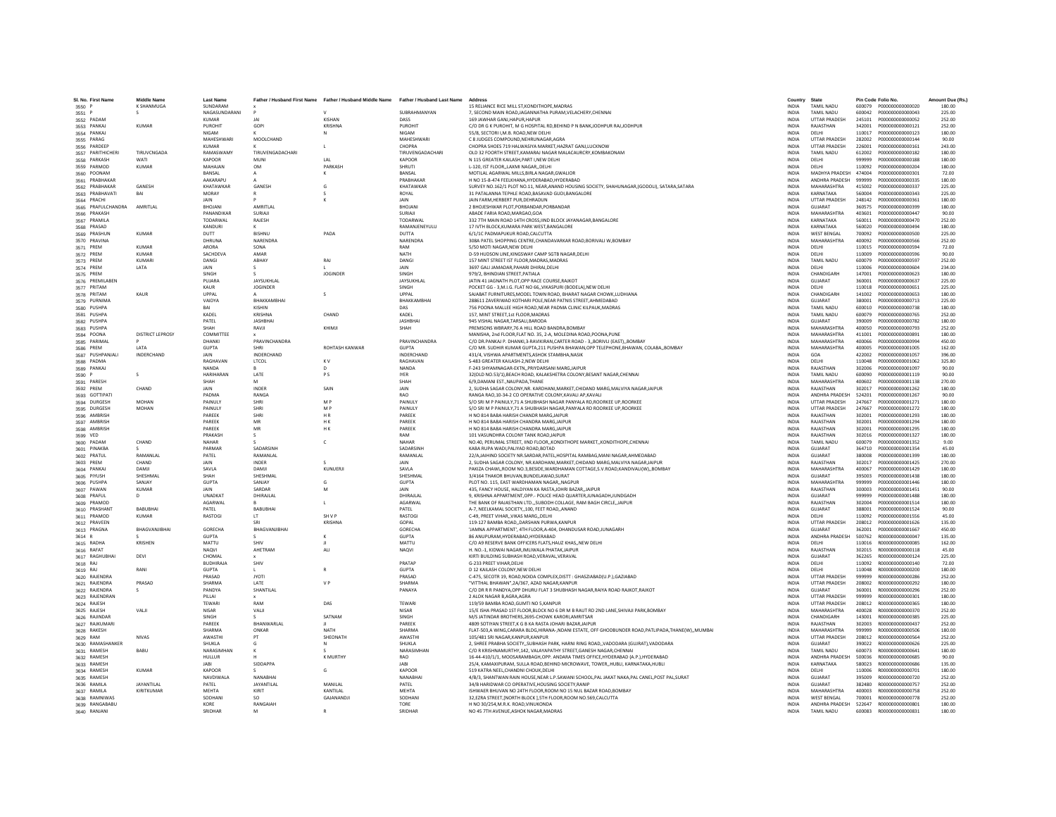| Sl. No. | First Name | Middle Name | Last Name | Father / Husband First Name | Father / Husband Middle Name | Father / Husband Last Name | Address | Country | State | Pin Code | Folio No. | Amount Due (Rs.) |
|---|---|---|---|---|---|---|---|---|---|---|---|---|
| 3550 | P | K SHANMUGA | SUNDARAM | x | | | 15 RELIANCE RICE MILL ST,KONDITHOPE,MADRAS | INDIA | TAMIL NADU | 600079 | P000000000000020 | 180.00 |
| 3551 | P | S | NAGASUNDARANI | P | V | SUBRAHMANYAN | 7, SECOND MAIN ROAD,JAGANNATHA PURAM,VELACHERY,CHENNAI | INDIA | TAMIL NADU | 600042 | P000000000000043 | 225.00 |
| 3552 | PADAM | | KUMAR | JAI | KISHAN | DASS | 169 JAWHAR GANJ,HAPUR,HAPUR | INDIA | UTTAR PRADESH | 245101 | P000000000000052 | 252.00 |
| 3553 | PANKAJ | KUMAR | PUROHIT | GOPI | KRISHNA | PUROHIT | C/O DR G K PUROHIT, M G HOSPITAL RD,BEHIND P N BANK,JODHPUR RAJ,JODHPUR | INDIA | RAJASTHAN | 342001 | P000000000000121 | 252.00 |
| 3554 | PANKAJ | | NIGAM | K | N | NIGAM | 55/8, SECTORI I,M.B. ROAD,NEW DELHI | INDIA | DELHI | 110017 | P000000000000123 | 180.00 |
| 3555 | PARAG | | MAHESHWARI | MOOLCHAND | | MAHESHWARI | C 8 JUDGES COMPOUND,NEHRUNAGAR,AGRA | INDIA | UTTAR PRADESH | 282002 | P000000000000144 | 90.00 |
| 3556 | PARDEEP | | KUMAR | K | L | CHOPRA | CHOPRA SHOES 719 HALWASIYA MARKET,HAZRAT GANJ,LUCKNOW | INDIA | UTTAR PRADESH | 226001 | P000000000000161 | 243.00 |
| 3557 | PARITHICHERI | TIRUVCNGADA | RAMASWAMY | TIRUVENGADACHARI | | TIRUVENGADACHARI | OLD 32 FOORTH STREET,KAMARAJ NAGAR MALACAURCRY,KOMBAKONAM | INDIA | TAMIL NADU | 612002 | P000000000000182 | 180.00 |
| 3558 | PARKASH | WATI | KAPOOR | MUNI | LAL | KAPOOR | N 115 GREATER KAILASH,PART I,NEW DELHI | INDIA | DELHI | 999999 | P000000000000188 | 180.00 |
| 3559 | PARMOD | KUMAR | MAHAJAN | OM | PARKASH | SHRUTI | L-120, IST FLOOR,,LAXMI NAGAR,,DELHI | INDIA | DELHI | 110092 | P000000000000204 | 180.00 |
| 3560 | POONAM | | BANSAL | A | K | BANSAL | MOTILAL AGARWAL MILLS,BIRLA NAGAR,GWALIOR | INDIA | MADHYA PRADESH | 474004 | P000000000000301 | 72.00 |
| 3561 | PRABHAKAR | | AAKARAPU | A | | PRABHAKAR | H NO 15-8-474 FEELKHANA,HYDERABAD,HYDERABAD | INDIA | ANDHRA PRADESH | 999999 | P000000000000335 | 180.00 |
| 3562 | PRABHAKAR | GANESH | KHATAWKAR | GANESH | G | KHATAWKAR | SURVEY NO.162/1 PLOT NO.11, NEAR,ANAND HOUSING SOCIETY, SHAHUNAGAR,(GODOLI), SATARA,SATARA | INDIA | MAHARASHTRA | 415002 | P000000000000337 | 225.00 |
| 3563 | PRABHAVATI | BAI | MORAY | R | S | ROYAL | 31 PATALANNA TEPHLE ROAD,BASAVAD GUDI,BANGALORE | INDIA | KARNATAKA | 560004 | P000000000000343 | 225.00 |
| 3564 | PRACHI | | JAIN | P | K | JAIN | JAIN FARM,HERBERT PUR,DEHRADUN | INDIA | UTTAR PRADESH | 248142 | P000000000000361 | 180.00 |
| 3565 | PRAFULCHANDRA | AMRITLAL | BHOJANI | AMRITLAL | | BHOJANI | 2 BHOJESHWAR PLOT,PORBANDAR,PORBANDAR | INDIA | GUJARAT | 360575 | P000000000000399 | 180.00 |
| 3566 | PRAKASH | | PANANDIKAR | SURIAJI | | SURIAJI | ABADE FARIA ROAD,MARGAO,GOA | INDIA | MAHARASHTRA | 403601 | P000000000000447 | 90.00 |
| 3567 | PRAMILA | | TODARWAL | RAJESH | | TODARWAL | 332 7TH MAIN ROAD 14TH CROSS,IIND BLOCK JAYANAGAR,BANGALORE | INDIA | KARNATAKA | 560011 | P000000000000470 | 252.00 |
| 3568 | PRASAD | | KANDURI | K | | RAMANJENEYULU | 17 IVTH BLOCK,KUMARA PARK WEST,BANGALORE | INDIA | KARNATAKA | 560020 | P000000000000494 | 180.00 |
| 3569 | PRASHUN | KUMAR | DUTT | BISHNU | PADA | DUTTA | 6/1/1C PADMAPUKUR ROAD,CALCUTTA | INDIA | WEST BENGAL | 700092 | P000000000000500 | 225.00 |
| 3570 | PRAVINA | | DHRUNA | NARENDRA | | NARENDRA | 308A PATEL SHOPPING CENTRE,CHANDAVARKAR ROAD,BORIVALI W,BOMBAY | INDIA | MAHARASHTRA | 400092 | P000000000000566 | 252.00 |
| 3571 | PREM | KUMAR | ARORA | SONA | | RAM | 5/50 MOTI NAGAR,NEW DELHI | INDIA | DELHI | 110015 | P000000000000594 | 72.00 |
| 3572 | PREM | KUMAR | SACHDEVA | AMAR | | NATH | D-59 HUDSON LINE,KINGSWAY CAMP SGTB NAGAR,DELHI | INDIA | DELHI | 110009 | P000000000000596 | 90.00 |
| 3573 | PREM | KUMARI | DANGI | ABHAY | RAJ | DANGI | 157 MINT STREET IST FLOOR,MADRAS,MADRAS | INDIA | TAMIL NADU | 600079 | P000000000000597 | 252.00 |
| 3574 | PREM | LATA | JAIN | S | L | JAIN | 3697 GALI JAMADAR,PAHARI DHIRAJ,DELHI | INDIA | DELHI | 110006 | P000000000000604 | 234.00 |
| 3575 | PREM | | SINGH | S | JOGINDER | SINGH | 979/2, BHINDIAN STREET,PATIALA | INDIA | CHANDIGARH | 147001 | P000000000000623 | 180.00 |
| 3576 | PREMILABEN | | PUJARA | JAYSUKHLAL | | JAYSUKHLAL | JATIN 41 JAGNATH PLOT,OPP RACE COURSE,RAJKOT | INDIA | GUJARAT | 360001 | P000000000000637 | 225.00 |
| 3577 | PRITAM | | KAUR | JOGINDER | | SINGH | POCKET GG - 3,M.I.G. FLAT NO 66,,VIKASPURI (BODELA),NEW DELHI | INDIA | DELHI | 110018 | P000000000000651 | 225.00 |
| 3578 | PRITAM | KAUR | UPPAL | A | S | UPPAL | SAJABAT FURNITURES,MODEL TOWN ROAD, BHARAT NAGAR CHOWK,LUDHIANA | INDIA | CHANDIGARH | 141002 | P000000000000653 | 180.00 |
| 3579 | PURNIMA | | VAIDYA | BHAKKAMBHAI | | BHAKKAMBHAI | 288611 ZAVERIWAD KOTHARI POLE,NEAR PATNIS STREET,AHMEDABAD | INDIA | GUJARAT | 380001 | P000000000000713 | 225.00 |
| 3580 | PUSHPA | | BAI | KISHIN | | DAS | 756 POONA MALLEE HIGH ROAD,NEAR PADMA CLINIC KILPAUK,MADRAS | INDIA | TAMIL NADU | 600010 | P000000000000738 | 180.00 |
| 3581 | PUSHPA | | KADEL | KRISHNA | CHAND | KADEL | 157, MINT STREET,1st FLOOR,MADRAS | INDIA | TAMIL NADU | 600079 | P000000000000765 | 252.00 |
| 3582 | PUSHPA | | PATEL | JASHBHAI | | JASHBHAI | 945 VISHAL NAGAR,TARSALI,BARODA | INDIA | GUJARAT | 390009 | P000000000000782 | 180.00 |
| 3583 | PUSHPA | | SHAH | RAVJI | KHIMJI | SHAH | PREMSONS WBRARY,76 A HILL ROAD BANDRA,BOMBAY | INDIA | MAHARASHTRA | 400050 | P000000000000793 | 252.00 |
| 3584 | POONA | DISTRICT LEPROSY | COMMITTEE | x | | | MANISHA, 2nd FLOOR,FLAT NO. 35, 2-A, MOLEDINA ROAD,POONA,PUNE | INDIA | MAHARASHTRA | 411001 | P000000000000891 | 180.00 |
| 3585 | PARIMAL | P | DHANKI | PRAVINCHANDRA | | PRAVINCHANDRA | C/O DR.PANKAJ P. DHANKI,3-RAVIKIRAN,CARTER ROAD - 3,,BORIVLI (EAST),,BOMBAY | INDIA | MAHARASHTRA | 400066 | P000000000000994 | 450.00 |
| 3586 | PREM | LATA | GUPTA | SHRI | ROHTASH KANWAR | GUPTA | C/O MR. SUDHIR KUMAR GUPTA,211 PUSHPA BHAWAN,OPP TELEPHONE,BHAWAN, COLABA,,BOMBAY | INDIA | MAHARASHTRA | 400005 | P000000000001005 | 162.00 |
| 3587 | PUSHPANJALI | INDERCHAND | JAIN | INDERCHAND | | INDERCHAND | 431/4, VISHWA APARTMENTS,ASHOK STAMBHA,NASIK | INDIA | GOA | 422002 | P000000000001057 | 396.00 |
| 3588 | PADMA | | RAGHAVAN | LTCOL | K V | RAGHAVAN | S-483 GREATER KAILASH-2,NEW DELHI | INDIA | DELHI | 110048 | P000000000001062 | 325.80 |
| 3589 | PANKAJ | | NANDA | B | D | NANDA | F-243 SHYAMNAGAR-EXTN,,PRIYDARSANI MARG,JAIPUR | INDIA | RAJASTHAN | 302006 | P000000000001097 | 90.00 |
| 3590 | P | S | HARIHARAN | LATE | P S | IYER | 32(OLD NO.53/1),BEACH ROAD, KALAKSHETRA COLONY,BESANT NAGAR,CHENNAI | INDIA | TAMIL NADU | 600090 | P000000000001119 | 90.00 |
| 3591 | PARESH | | SHAH | M | | SHAH | 6/9,DAMANI EST.,NAUPADA,THANE | INDIA | MAHARASHTRA | 400602 | P000000000001138 | 270.00 |
| 3592 | PREM | CHAND | JAIN | INDER | SAIN | JAIN | 2, SUDHA SAGAR COLONY,NR. KARDHANI,MARKET,CHIDAND MARG,MALVIYA NAGAR,JAIPUR | INDIA | RAJASTHAN | 302017 | P000000000001262 | 180.00 |
| 3593 | GOTTIPATI | | PADMA | RANGA | | RAO | RANGA RAO,10-34-2 CO OPERATIVE COLONY,KAVALI AP,KAVALI | INDIA | ANDHRA PRADESH | 524201 | P000000000001267 | 90.00 |
| 3594 | DURGESH | MOHAN | PAINULY | SHRI | M P | PAINULY | S/O SRI M P PAINULY,71 A SHUBHASH NAGAR PANYALA RD,ROORKEE UP,ROORKEE | INDIA | UTTAR PRADESH | 247667 | P000000000001271 | 180.00 |
| 3595 | DURGESH | MOHAN | PAINULY | SHRI | M P | PAINULY | S/O SRI M P PAINULY,71 A SHUBHASH NAGAR,PANYALA RD ROORKEE,ROORKEE | INDIA | UTTAR PRADESH | 247667 | P000000000001272 | 180.00 |
| 3596 | AMBRISH | | PAREEK | SHRI | H R | PAREEK | H NO 814 BABA HARISH CHANDR MARG,JAIPUR | INDIA | RAJASTHAN | 302001 | P000000000001293 | 180.00 |
| 3597 | AMBRISH | | PAREEK | MR | H K | PAREEK | H NO 814 BABA HARISH CHANDRA MARG,JAIPUR | INDIA | RAJASTHAN | 302001 | P000000000001294 | 180.00 |
| 3598 | AMBRISH | | PAREEK | MR | H K | PAREEK | H NO 814 BABA HARISH CHANDRA MARG,JAIPUR | INDIA | RAJASTHAN | 302001 | P000000000001295 | 180.00 |
| 3599 | VED | | PRAKASH | S | | RAM | 101 VASUNDHRA COLONY TANK ROAD,JAIPUR | INDIA | RAJASTHAN | 302016 | P000000000001327 | 180.00 |
| 3600 | PADAM | CHAND | NAHAR | S | C | NAHAR | NO.40, PERUMAL STREET, IIND FLOOR,,KONDITHOPE MARKET,,KONDITHOPE,CHENNAI | INDIA | TAMIL NADU | 600079 | P000000000001352 | 9.00 |
| 3601 | PINAKBA | S | PARMAR | SADARSINH | | SADARSINH | KABA RUPA WADI,PALIYAD ROAD,BOTAD | INDIA | GUJARAT | 364710 | P000000000001354 | 45.00 |
| 3602 | PRATUL | RAMANLAL | PATEL | RAMANLAL | | RAMANLAL | 22/A,JAIHIND SOCIETY NR.SARDAR,PATEL,HOSPITAL RAMBAG,MANI NAGAR,AHMEDABAD | INDIA | GUJARAT | 380008 | P000000000001399 | 180.00 |
| 3603 | PREM | CHAND | JAIN | INDER | S | JAIN | 2, SUDHA SAGAR COLONY, NR.KARDHANI,MARKET,CHIDAND MARG,MALVIYA NAGAR,JAIPUR | INDIA | RAJASTHAN | 302017 | P000000000001425 | 270.00 |
| 3604 | PANKAJ | DAMJI | SAVLA | DAMJI | KUNUERJI | SAVLA | PAKIZA CHAWL,ROOM NO.3,BESIDE,WARDHAMAN COTTAGE,S.V.ROAD,KANDIVALI(W),,BOMBAY | INDIA | MAHARASHTRA | 400067 | P000000000001429 | 180.00 |
| 3605 | PIYUSH | SHESHMAL | SHAH | SHESHMAL | | SHESHMAL | 3/4164 THAKOR BHUVAN,BUNDELAWAD,SURAT | INDIA | GUJARAT | 395003 | P000000000001438 | 180.00 |
| 3606 | PUSHPA | SANJAY | GUPTA | SANJAY | G | GUPTA | PLOT NO. 115, EAST WARDHAMAN NAGAR,,NAGPUR | INDIA | MAHARASHTRA | 999999 | P000000000001446 | 180.00 |
| 3607 | PAWAN | KUMAR | JAIN | SARDAR | M | JAIN | 435, FANCY HOUSE, HALDIYAN KA RASTA,JOHRI BAZAR,,JAIPUR | INDIA | RAJASTHAN | 300003 | P000000000001451 | 90.00 |
| 3608 | PRAFUL | D | UNADKAT | DHIRAJLAL | | DHIRAJLAL | 9, KRISHNA APPARTMENT,OPP.- POLICE HEAD QUARTER,JUNAGADH,JUNDGADH | INDIA | GUJARAT | 999999 | P000000000001488 | 180.00 |
| 3609 | PRAMOD | | AGARWAL | B | L | AGARWAL | THE BANK OF RAJASTHAN LTD.,,SUBODH COLLAGE, RAM BAGH CIRCLE,,JAIPUR | INDIA | RAJASTHAN | 302004 | P000000000001514 | 180.00 |
| 3610 | PRASHANT | BABUBHAI | PATEL | BABUBHAI | | PATEL | A-7, NEELKAMAL SOCIETY,,100, FEET ROAD,,ANAND | INDIA | GUJARAT | 388001 | P000000000001524 | 90.00 |
| 3611 | PRAMOD | KUMAR | RASTOGI | LT | SH V P | RASTOGI | C-49, PREET VIHAR,,VIKAS MARG,,DELHI | INDIA | DELHI | 110092 | P000000000001556 | 45.00 |
| 3612 | PRAVEEN | | | SRI | KRISHNA | GOPAL | 119-127 BAMBA ROAD,,DARSHAN PURWA,KANPUR | INDIA | UTTAR PRADESH | 208012 | P000000000001626 | 135.00 |
| 3613 | PRAGNA | BHAGVANJIBHAI | GORECHA | BHAGVANJIBHAI | | GORECHA | 'JAMNA APPARTMENT', 4TH FLOOR,A-404, DHANDUSAR ROAD,JUNAGARH | INDIA | GUJARAT | 362001 | P000000000001667 | 450.00 |
| 3614 | R | S | GUPTA | S | K | GUPTA | 86 ANUPURAM,HYDERABAD,HYDERABAD | INDIA | ANDHRA PRADESH | 500762 | R000000000000047 | 135.00 |
| 3615 | RADHA | KRISHEN | MATTU | SHIV | JI | MATTU | C/O A9 RESERVE BANK OFFICERS FLATS,HAUZ KHAS,,NEW DELHI | INDIA | DELHI | 110016 | R000000000000085 | 162.00 |
| 3616 | RAFAT | | NAQVI | AHETRAM | ALI | NAQVI | H. NO.-1, KIDWAI NAGAR,IMLIWALA PHATAK,JAIPUR | INDIA | RAJASTHAN | 302015 | R000000000000118 | 45.00 |
| 3617 | RAGHUBHAI | DEVI | CHOMAL | x | | | KIRTI BUILDING SUBHASH ROAD,VERAVAL,VERAVAL | INDIA | GUJARAT | 362265 | R000000000000124 | 225.00 |
| 3618 | RAJ | | BUDHIRAJA | SHIV | | PRATAP | G-233 PREET VIHAR,DELHI | INDIA | DELHI | 110092 | R000000000000140 | 72.00 |
| 3619 | RAJ | RANI | GUPTA | L | R | GUPTA | D 12 KAILASH COLONY,NEW DELHI | INDIA | DELHI | 110048 | R000000000000200 | 180.00 |
| 3620 | RAJENDRA | | PRASAD | JYOTI | | PRASAD | C-475, SECOTR 19, ROAD,NOIDA COMPLEX,DISTT : GHASZIABAD(U.P.),GAZIABAD | INDIA | UTTAR PRADESH | 999999 | R000000000000286 | 252.00 |
| 3621 | RAJENDRA | PRASAD | SHARMA | LATE | V P | SHARMA | "VITTHAL BHAWAN",2A/367, AZAD NAGAR,KANPUR | INDIA | UTTAR PRADESH | 208002 | R000000000000292 | 180.00 |
| 3622 | RAJENDRA | S | PANDYA | SHANTILAL | | PANAYA | C/O DR R R PANDYA,OPP DHURU FLAT 3 SHUBHASH NAGAR,RAIYA ROAD RAJKOT,RAJKOT | INDIA | GUJARAT | 360001 | R000000000000296 | 252.00 |
| 3623 | RAJENDRAN | | PILLAI | x | | | 2 ALOK NAGAR 8,AGRA,AGRA | INDIA | UTTAR PRADESH | 999999 | R000000000000301 | 180.00 |
| 3624 | RAJESH | | TEWARI | RAM | DAS | TEWARI | 119/59 BAMBA ROAD,GUMTI NO 5,KANPUR | INDIA | UTTAR PRADESH | 208012 | R000000000000365 | 180.00 |
| 3625 | RAJESH | VALJI | NISAR | VALJI | | NISAR | 15/E ISHA PRASAD 1ST FLOOR,BLOCK NO 6 DR M B RAUT RD 2ND LANE,SHIVAJI PARK,BOMBAY | INDIA | MAHARASHTRA | 400028 | R000000000000370 | 252.00 |
| 3626 | RAJINDAR | | SINGH | S | SATNAM | SINGH | M/S JATINDAR BROTHERS,2695-CHOWK KARORI,AMRITSAR | INDIA | CHANDIGARH | 143001 | R000000000000385 | 225.00 |
| 3627 | RAJKUMARI | | PAREEK | BHANWARLAL | JI | PAREEK | 4809 SOTIYAN STREET,K G B KA RASTA JOHARI BAZAR,JAIPUR | INDIA | RAJASTHAN | 302003 | R000000000000437 | 252.00 |
| 3628 | RAKESH | | SHARMA | ONKAR | NATH | SHARMA | FLAT-503,A WING,CARARA BLDG,HIRANA-,NDANI ESTATE, OFF GHODBUNDER ROAD,PATLIPADA,THANE(W),,MUMBAI | INDIA | MAHARASHTRA | 999999 | R000000000000506 | 180.00 |
| 3629 | RAM | NIVAS | AWASTHI | PT | SHEONATH | AWASTHI | 105/481 SRI NAGAR,KANPUR,KANPUR | INDIA | UTTAR PRADESH | 208012 | R000000000000564 | 252.00 |
| 3630 | RAMASHANKER | | SHUKLA | G | N | SHUKLA | 2, SHREE PRABHA SOCIETY,,SUBHASH PARK, HARNI RING ROAD,,VADODARA (GUJRAT),VADODARA | INDIA | GUJARAT | 390022 | R000000000000626 | 225.00 |
| 3631 | RAMESH | BABU | NARASIMHAN | K | S | NARASIMHAN | C/O R KRISHNAMURTHY,142, VALAYAPATHY STREET,GANESH NAGAR,CHENNAI | INDIA | TAMIL NADU | 600073 | R000000000000641 | 180.00 |
| 3632 | RAMESH | | HULLUR | H | K MURTHY | RAO | 16-44-410/1/1, MOOSARAMBAGH,OPP. ANDARA TIMES OFFICE,HYDERABAD (A.P.),HYDERABAD | INDIA | ANDHRA PRADESH | 500036 | R000000000000685 | 90.00 |
| 3633 | RAMESH | | JABI | SIDDAPPA | | JABI | 25/4, KAMAXIPURAM, SULLA ROAD,BEHIND MICROWAVE, TOWER,,HUBLI, KARNATAKA,HUBLI | INDIA | KARNATAKA | 580023 | R000000000000686 | 135.00 |
| 3634 | RAMESH | KUMAR | KAPOOR | S | G | KAPOOR | 519 KATRA NEEL,CHANDNI CHOUK,DELHI | INDIA | DELHI | 110006 | R000000000000701 | 180.00 |
| 3635 | RAMESH | | NAVDIWALA | NANABHAI | | NANABHAI | 4/B/3, SHANTWAN RAIN HOUSE,NEAR L.P.SAWANI SCHOOL,PAL JAKAT NAKA,PAL CANEL,POST PAL,SURAT | INDIA | GUJARAT | 395009 | R000000000000720 | 252.00 |
| 3636 | RAMILA | JAYANTILAL | PATEL | JAYANTILAL | MANILAL | PATEL | 34/B HARIDWAR CO OPERATIVE,HOUSING SOCIETY,RANIP | INDIA | GUJARAT | 382480 | R000000000000757 | 252.00 |
| 3637 | RAMILA | KIRITKUMAR | MEHTA | KIRIT | KANTILAL | MEHTA | ISHWAER BHUVAN NO 24TH FLOOR,ROOM NO 15 NUL BAZAR ROAD,BOMBAY | INDIA | MAHARASHTRA | 400003 | R000000000000758 | 252.00 |
| 3638 | RAMNIWAS | | SODHANI | SO | GAJANANDJI | SODHANI | 32,EZRA STREET,[NORTH BLOCK ],5TH FLOOR,ROOM NO.569,CALCUTTA | INDIA | WEST BENGAL | 700001 | R000000000000778 | 252.00 |
| 3639 | RANGABABU | | KORE | RANGAIAH | | TORE | H NO 30/254,M.R.K. ROAD,VINUKONDA | INDIA | ANDHRA PRADESH | 522647 | R000000000000801 | 180.00 |
| 3640 | RANJANI | | SRIDHAR | M | R | SRIDHAR | NO 45 7TH AVENUE,ASHOK NAGAR,MADRAS | INDIA | TAMIL NADU | 600083 | R000000000000831 | 180.00 |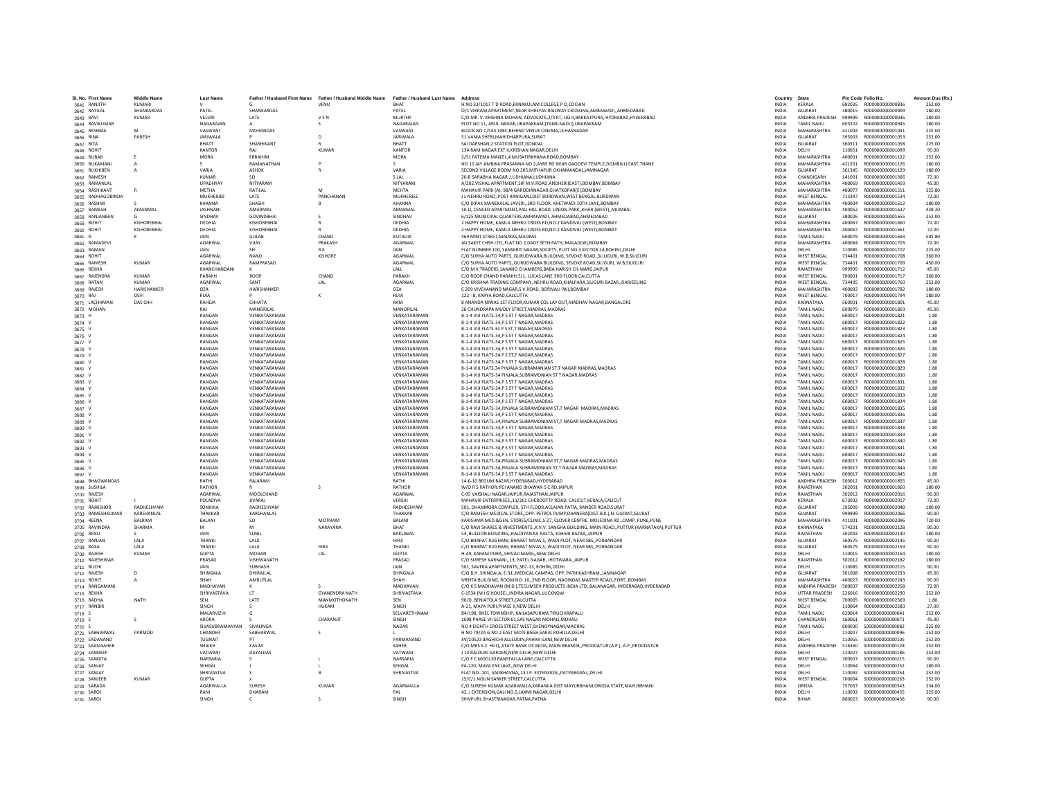| Sl. No. | First Name | Middle Name | Last Name | Father / Husband First Name | Father / Husband Middle Name | Father / Husband Last Name | Address | Country | State | Pin Code | Folio No. | Amount Due (Rs.) |
|---|---|---|---|---|---|---|---|---|---|---|---|---|
| 3641 | RANJITH | KUMARI | V | G | VENU | BHAT | H NO 33/1017 T D ROAD,ERNAKULAM COLLEGE P O,COCHIN | INDIA | KERALA | 682035 | R000000000000836 | 252.00 |
| 3642 | RATILAL | SHANKARDAS | PATEL | SHANKARDAS | | PATEL | O/1 VIKRAM APARTMENT,NEAR SHREYAS RAILWAY CROSSING,AMBAWADI,,AHMEDABAD | INDIA | GUJARAT | 380015 | R000000000000909 | 180.00 |
| 3643 | RAVI | KUMAR | VELURI | LATE | V S N | MURTHY | C/O MR. V. KRISHNA MOHAN, ADVOCATE,2/3 RT, LIG II,BARKATPURA, HYDRABAD,HYDERABAD | INDIA | ANDHRA PRADESH | 999999 | R000000000000936 | 180.00 |
| 3644 | RAVIKUMAR | | NAGARAJAN | A | S | NAGARAJAN | PLOT NO 11, ARUL NAGAR,URAPAKKAM,(TAMILNADU),URAPAKKAM | INDIA | TAMIL NADU | 603202 | R000000000000945 | 180.00 |
| 3645 | RESHMA | M | VASWANI | MOHANDAS | | VASWANI | BLOCK NO C/543 108C,BEHIND VENUS CINEMA,ULHASNAGAR | INDIA | MAHARASHTRA | 421004 | R000000000001041 | 225.00 |
| 3646 | RINA | PARESH | JARIWALA | P | D | JARIWALA | 51 VANIA SHERI,MAHIDHARPURA,SURAT | INDIA | GUJARAT | 395003 | R000000000001053 | 252.00 |
| 3647 | RITA | | BHATT | SHASHIKANT | R | BHATT | SAI DARSHAN,2 STATION PLOT,GONDAL | INDIA | GUJARAT | 360311 | R000000000001058 | 225.00 |
| 3648 | ROHIT | | KANTOR | RAJ | KUMAR | KANTOR | 13A RAM NAGAR EXT II,KRISHAN NAGAR,DELHI | INDIA | DELHI | 110051 | R000000000001099 | 90.00 |
| 3649 | RUBAB | E | MORA | EBRAHIM | | MORA | 2/31 FATEMA MANZIL,4 MUSAFIRKHANA ROAD,BOMBAY | INDIA | MAHARASHTRA | 400001 | R000000000001122 | 252.00 |
| 3650 | RUKAMANI | A | S | RAMANATHAN | P | S | NO 10 JAY AMBIKA PRASANNA NO 2,AYRE RD NEAR GAODEVI TEMPLE,DOMBIVLI EAST,THANE | INDIA | MAHARASHTRA | 421201 | R000000000001126 | 180.00 |
| 3651 | RUKHIBEN | A | VARIA | ASHOK | R | VARIA | SECOND VILLAGE ROOM NO 205,MITHAPUR OKHAMANDAL,JAMNAGAR | INDIA | GUJARAT | 361345 | R000000000001129 | 180.00 |
| 3652 | RAMESH | | KUMAR | SO | | S LAL | 20-B SARABHA NAGAR,,LUDHIANA,LUDHIANA | INDIA | CHANDIGARH | 141001 | R000000000001366 | 72.00 |
| 3653 | RAMANLAL | | UPADHYAY | NITYARAM | | NITYARAM | A/202,VISHAL APARTMENT,SIR M.V.ROAD,ANDHERI(EAST),BOMBAY,BOMBAY | INDIA | MAHARASHTRA | 400069 | R000000000001403 | 45.00 |
| 3654 | RASHIKANT | R | METHA | RATILAL | M | MEHTA | MAHAVIR PARK (A), 98/4 GARODIANAGAR,GHATKOPAR(E),BOMBAY | INDIA | MAHARASHTRA | 400077 | R000000000001511 | 325.80 |
| 3655 | RADHAGOBINDA | | MUKHERJEE | LATE | PANCHANAN | MUKHERJEE | J L NEHRU ROAD, POST RANIGANJ,DIST BURDWAN,WEST BENGAL,BURDWAN | INDIA | WEST BENGAL | 713347 | R000000000001534 | 72.00 |
| 3656 | RASHMI | S | KHANNA | SHASHI | B | KHANNA | C/O DIPAK MANEKALAL JAVERI,,3RD FLOOR, KHETWADI 10TH LANE,BOMBAY | INDIA | MAHARASHTRA | 400004 | R000000000001612 | 180.00 |
| 3657 | RAMESH | AMANMAL | JASHNANI | AMARMAL | | AMARMAL | 10-D, CENCED APARTMENT,PALI HILL ROAD, UNION PARK,,KHAR (WEST),,MUMBAI | INDIA | MAHARASHTRA | 400052 | R000000000001637 | 439.20 |
| 3658 | RANJANBEN | G | SINDHAV | GOVINDBHAI | S | SINDHAV | 6/125 MUNCIPAL QUARTERS,AMRAIWADI, AHMEDABAD,AHMEDABAD | INDIA | GUJARAT | 380026 | R000000000001655 | 252.00 |
| 3659 | ROHIT | KISHOREBHAI | DEDHIA | KISHOREBHAI | R | DEDHIA | 2 HAPPY HOME, KAMLA NEHRU CROSS RD,NO.2 KANDIVILI (WEST),BOMBAY | INDIA | MAHARASHTRA | 400067 | R000000000001660 | 72.00 |
| 3660 | ROHIT | KISHOREBHAI | DEDHIA | KISHOREBHAI | R | DEDHIA | 2 HAPPY HOME, KAMLA NEHRU CROSS RD,NO.2 KANDIVILI (WEST),BOMBAY | INDIA | MAHARASHTRA | 400067 | R000000000001661 | 72.00 |
| 3661 | R | K | JAIN | GULAB | CHAND | KOTADIA | 469 MINT STREET,MADRAS,MADRAS | INDIA | TAMIL NADU | 600079 | R000000000001693 | 505.80 |
| 3662 | RAMADEVI | | AGARWAL | VIJAY | PRAKASH | AGARWAL | JAI SAKET CHSH LTD, FLAT NO 2,DADY SETH PATH, MALAD(W),BOMBAY | INDIA | MAHARASHTRA | 400064 | R000000000001703 | 72.00 |
| 3663 | RAMAN | | JAIN | SH | R K | JAIN | FLAT NUMBER 100, SANSKRIT NAGAR,SOCIETY, PLOT NO.3 SECTOR 14,ROHINI,,DELHI | INDIA | DELHI | 110085 | R000000000001707 | 225.00 |
| 3664 | ROHIT | | AGARWAL | NAND | KISHORE | AGARWAL | C/O SURYA AUTO PARTS, GURUDWARA,BUILDING, SEVOKE ROAD,,SILIGURI, W.B,SILIGURI | INDIA | WEST BENGAL | 734401 | R000000000001708 | 360.00 |
| 3665 | RAMESH | KUMAR | AGARWAL | RAMPRASAD | | AGARWAL | C/O SURYA AUTO PARTS,,GURUDWARA BUILDING, SEVOKE ROAD,SILIGURI, W.B,SILIGURI | INDIA | WEST BENGAL | 734401 | R000000000001709 | 450.00 |
| 3666 | REKHA | | KHANCHANDANI | K | | LAL | C/O M K TRADERS,1ANAND CHAMBERS,BABA HARISH CH.MARG,JAIPUR | INDIA | RAJASTHAN | 999999 | R000000000001712 | 45.00 |
| 3667 | RAJENDRA | KUMAR | PARAKH | ROOP | CHAND | PARAKH | C/O ROOP CHAND PARAKH,5/1, LUCAS LANE 3RD FLOOR,CALCUTTA | INDIA | WEST BENGAL | 700001 | R000000000001717 | 360.00 |
| 3668 | RATAN | KUMAR | AGARWAL | SANT | LAL | AGARWAL | C/O KRISHNA TRADING COMPANY,,NEHRU ROAD,KHALPARA,SILIGURI BAZAR,,DARJEELING | INDIA | WEST BENGAL | 734405 | R000000000001760 | 252.00 |
| 3669 | RAJESH | HARISHANKER | OZA | HARISHANKER | | OZA | C 209 VIVEKANAND NAGAR,S.V.ROAD, BORIVALI (W),BOMBAY | INDIA | MAHARASHTRA | 400092 | R000000000001782 | 180.00 |
| 3670 | RAJ | DEVI | RUIA | P | K | RUIA | 122 - B, KARYA ROAD,CALCUTTA | INDIA | WEST BENGAL | 700017 | R000000000001794 | 180.00 |
| 3671 | LACHHMAN | DAS CHH | RAHEJA | CHHATA | | RAM | 8 ANANDA NIWAS 1ST FLOOR,KUMAR COL LAY OUT,MADHAV NAGAR,BANGALORE | INDIA | KARNATAKA | 560001 | R000000000001801 | 45.00 |
| 3672 | MOHAN | | RAJ | MANORILAL | | MANORILAL | 26 CHUNDRAPA MUDLY STREET,MADRAS,MADRAS | INDIA | TAMIL NADU | 600079 | R000000000001803 | 45.00 |
| 3673 | H | | RANGAN | VENKATARAMAN | | VENKATARAMAN | B-1-4 VIJI FLATS-34,P S T T NAGAR,MADRAS | INDIA | TAMIL NADU | 600017 | R000000000001821 | 1.80 |
| 3674 | V | | RANGAN | VENKATARAMAN | | VENKATARAMAN | B-1-4 VIJI FLATS-34,P S T T NAGAR,MADRAS | INDIA | TAMIL NADU | 600017 | R000000000001822 | 1.80 |
| 3675 | V | | RANGAN | VENKATARAMAN | | VENKATARAMAN | B-1-4 VIJI FLATS 34 P S ST,T NAGAR,MADRAS | INDIA | TAMIL NADU | 600017 | R000000000001823 | 1.80 |
| 3676 | V | | RANGAN | VENKATARAMAN | | VENKATARAMAN | B-1-4 VIJI FLATS-34,P S ST,T NAGAR,MADRAS | INDIA | TAMIL NADU | 600017 | R000000000001824 | 1.80 |
| 3677 | V | | RANGAN | VENKATARAMAN | | VENKATARAMAN | B-1-4 VIJI FLATS-34,P S T T NAGAR,MADRAS | INDIA | TAMIL NADU | 600017 | R000000000001825 | 1.80 |
| 3678 | V | | RANGAN | VENKATARAMAN | | VENKATARAMAN | B-1-4 VIJI FLATS-34,P S T T NAGAR,MADRAS | INDIA | TAMIL NADU | 600017 | R000000000001826 | 1.80 |
| 3679 | V | | RANGAN | VENKATARAMAN | | VENKATARAMAN | B-1-4 VIJI FLATS-34,P S ST,T NAGAR,MADRAS | INDIA | TAMIL NADU | 600017 | R000000000001827 | 1.80 |
| 3680 | V | | RANGAN | VENKATARAMAN | | VENKATARAMAN | B-1-4 VIJI FLATS-34,P S T T NAGAR,MADRAS | INDIA | TAMIL NADU | 600017 | R000000000001828 | 1.80 |
| 3681 | V | | RANGAN | VENKATARAMAN | | VENKATARAMAN | B-1-4 VIJI FLATS,34 PINJALA SUBRAMANIAN ST,T NAGAR MADRAS,MADRAS | INDIA | TAMIL NADU | 600017 | R000000000001829 | 1.80 |
| 3682 | V | | RANGAN | VENKATARAMAN | | VENKATARAMAN | B-1-4 VIJI FLATS-34 PINJALA,SUBRAMONIAN ST T NAGAR,MADRAS | INDIA | TAMIL NADU | 600017 | R000000000001830 | 1.80 |
| 3683 | V | | RANGAN | VENKATARAMAN | | VENKATARAMAN | B-1-4 VIJI FLATS-34,P S T T NAGAR,MADRAS | INDIA | TAMIL NADU | 600017 | R000000000001831 | 1.80 |
| 3684 | V | | RANGAN | VENKATARAMAN | | VENKATARAMAN | B-1-4 VIJI FLATS-34,P S T T NAGAR,MADRAS | INDIA | TAMIL NADU | 600017 | R000000000001832 | 1.80 |
| 3685 | V | | RANGAN | VENKATARAMAN | | VENKATARAMAN | B-1-4 VIJI FLATS-34,P S T T NAGAR,MADRAS | INDIA | TAMIL NADU | 600017 | R000000000001833 | 1.80 |
| 3686 | V | | RANGAN | VENKATARAMAN | | VENKATARAMAN | B-1-4 VIJI FLATS-34,P S T T NAGAR,MADRAS | INDIA | TAMIL NADU | 600017 | R000000000001834 | 1.80 |
| 3687 | V | | RANGAN | VENKATARAMAN | | VENKATARAMAN | B-1-4 VIJI FLATS-34,PINJALA SUBRAMONIAM ST,T NAGAR MADRAS,MADRAS | INDIA | TAMIL NADU | 600017 | R000000000001835 | 1.80 |
| 3688 | V | | RANGAN | VENKATARAMAN | | VENKATARAMAN | B-1-4 VIJI FLATS-34,P S T T NAGAR,MADRAS | INDIA | TAMIL NADU | 600017 | R000000000001836 | 1.80 |
| 3689 | V | | RANGAN | VENKATARAMAN | | VENKATARAMAN | B-1-4 VIJI FLATS-34,PINJALA SUBRAMONIAM ST,T NAGAR MADRAS,MADRAS | INDIA | TAMIL NADU | 600017 | R000000000001837 | 1.80 |
| 3690 | V | | RANGAN | VENKATARAMAN | | VENKATARAMAN | B-1-4 VIJI FLATS-34,P S T T NAGAR,MADRAS | INDIA | TAMIL NADU | 600017 | R000000000001838 | 1.80 |
| 3691 | V | | RANGAN | VENKATARAMAN | | VENKATARAMAN | B-1-4 VIJI FLATS-34,P S T T NAGAR,MADRAS | INDIA | TAMIL NADU | 600017 | R000000000001839 | 1.80 |
| 3692 | V | | RANGAN | VENKATARAMAN | | VENKATARAMAN | B-1-4 VIJI FLATS-34,P S T T NAGAR,MADRAS | INDIA | TAMIL NADU | 600017 | R000000000001840 | 1.80 |
| 3693 | V | | RANGAN | VENKATARAMAN | | VENKATARAMAN | B-1-4 VIJI FLATS-34,P S T T NAGAR,MADRAS | INDIA | TAMIL NADU | 600017 | R000000000001841 | 1.80 |
| 3694 | V | | RANGAN | VENKATARAMAN | | VENKATARAMAN | B-1-4 VIJI FLATS-34,P S T T NAGAR,MADRAS | INDIA | TAMIL NADU | 600017 | R000000000001842 | 1.80 |
| 3695 | V | | RANGAN | VENKATARAMAN | | VENKATARAMAN | B-1-4 VIJI FLATS-34,PINJALA SUBRAMONIAM ST,T NAGAR MADRAS,MADRAS | INDIA | TAMIL NADU | 600017 | R000000000001843 | 1.80 |
| 3696 | V | | RANGAN | VENKATARAMAN | | VENKATARAMAN | B-1-4 VIJI FLATS-34,PINJALA SUBRAMONIAM ST,T NAGAR MADRAS,MADRAS | INDIA | TAMIL NADU | 600017 | R000000000001844 | 1.80 |
| 3697 | V | | RANGAN | VENKATARAMAN | | VENKATARAMAN | B-1-4 VIJI FLATS-34,P S T T NAGAR,MADRAS | INDIA | TAMIL NADU | 600017 | R000000000001845 | 1.80 |
| 3698 | BHAGWANDAS | | RATHI | RAJARAM | | RATHI | 14-6-10 BEGUM BAZAR,HYDERABAD,HYDERABAD | INDIA | ANDHRA PRADESH | 500012 | R000000000001855 | 45.00 |
| 3699 | SUSHILA | | RATHOR | R | S | RATHOR | W/O R S RATHOR,IFCI ANAND BHAWAN S C RD,JAIPUR | INDIA | RAJASTHAN | 302001 | R000000000001860 | 180.00 |
| 3700 | RAJESH | | AGARWAL | MOOLCHAND | | AGARWAL | C-95 VAISHALI NAGAR,JAIPUR,RAJASTHAN,JAIPUR | INDIA | RAJASTHAN | 302012 | R000000000002016 | 90.00 |
| 3701 | ROHIT | J | POLADIYA | JIVARAJ | | VERSHI | MAHAVIR ENTERPRISES,,11/261 CHEROOTTY ROAD, CALICUT,KERALA,CALICUT | INDIA | KERALA | 673032 | R000000000002017 | 72.00 |
| 3702 | RAJKISHOR | RADHESHYAM | SONKHIA | RADHESHYAM | | RADHESHYAM | 501, DHANMORA COMPLEX, 5TH FLOOR,ACLAJAN PATIA, RANDER ROAD,SURAT | INDIA | GUJARAT | 395009 | R000000000002048 | 180.00 |
| 3703 | RAMESHKUMAR | KARSHANLAL | THAKKAR | KARSHANLAL | | THAKKAR | C/O RAMESH MEDICAL STORE,,OPP. PETROL PUMP,DHANERA(DIST-B.K.),N. GUJRAT,GUJRAT | INDIA | GUJARAT | 999999 | R000000000002066 | 90.00 |
| 3704 | REENA | BALRAM | BALANI | SO | MOTIRAM | BALANI | KARISHMA MED.&GEN. STORES/CLINIC,S-27, CLOVER CENTRE, MOLEDINA RD.,CAMP, PUNE,PUNE | INDIA | MAHARASHTRA | 411001 | R000000000002096 | 720.00 |
| 3705 | RAVINDRA | SHARMA | M | M | NARAYANA | BHAT | C/O RAVI SHARES & INVESTMENTS,,K.V.V. SANGHA BUILDING, MAIN ROAD,,PUTTUR (KARNATAKA),PUTTUR | INDIA | KARNATAKA | 574201 | R000000000002128 | 90.00 |
| 3706 | RENU | S | JAIN | SUNIL | | BAKLIWAL | 54, BULLION BUILDING,,HALDIYAN KA RASTA, JOHARI BAZAR,,JAIPUR | INDIA | RAJASTHAN | 302003 | R000000000002140 | 180.00 |
| 3707 | RANJAN | LALJI | THANKI | LALJI | | HIRJI | C/O BHARAT RUGHANI, BHARAT NIVAS,5, WADI PLOT, NEAR SBS,,PORBANDAR | INDIA | GUJARAT | 360575 | R000000000002145 | 90.00 |
| 3708 | RAXA | LALJI | THANKI | LALJI | HIRJI | THANKI | C/O BHARAT RUGHANI, BHARAT NIVAS,5, WADI PLOT, NEAR SBS,,PORBANDAR | INDIA | GUJARAT | 360575 | R000000000002159 | 90.00 |
| 3709 | RAJESH | KUMAR | GUPTA | MOHAN | LAL | GUPTA | H-49, KARAM PURA,,SHIVAJI MARG,,NEW DELHI | INDIA | DELHI | 110015 | R000000000002164 | 180.00 |
| 3710 | RAJESHWAR | | PRASAD | VISHWANATH | | PRASAD | C/O SURESH KARNANI,,13, PATEL NAGAR, JHOTWARA,,JAIPUR | INDIA | RAJASTHAN | 302012 | R000000000002182 | 180.00 |
| 3711 | RUCHI | | JAIN | SUBHASH | | JAIN | 501, SAVERA APARTMENTS,,SEC-13, ROHINI,DELHI | INDIA | DELHI | 110085 | R000000000002215 | 90.00 |
| 3712 | RAJESH | D | SHINGALA | DHIRAJLAL | | SHINGALA | C/O B.H. SHINGALA, E-31,,MEDICAL CAMPAS, OPP. PATHIKASHRAM,,JAMNAGAR | INDIA | GUJARAT | 361008 | R000000000002233 | 45.00 |
| 3713 | ROHIT | A | SHAH | AMRUTLAL | | SHAH | MEHTA BUILDING, ROOM NO: 10,,2ND FLOOR, NAGINDAS MASTER ROAD,,FORT,,BOMBAY | INDIA | MAHARASHTRA | 400023 | R000000000002243 | 90.00 |
| 3714 | RANGAMANI | | MADHAVAN | K | S | MADHAVAN | C/O K S MADHAVAN (M.D.),TECUMSEH PRODUCTS INDIA LTD.,BALANAGAR, HYDERABAD,HYDERABAD | INDIA | ANDHRA PRADESH | 500037 | R000000000002258 | 72.00 |
| 3715 | REKHA | | SHRIVASTAVA | LT | GYANENDRA NATH | SHRIVASTAVA | C-1534 (M I G HOUSE),,INDIRA NAGAR,,LUCKNOW | INDIA | UTTAR PRADESH | 226016 | R000000000002290 | 252.00 |
| 3716 | RADHA | NATH | SEN | LATE | MANMOTHONATH | SEN | 96/D, BENIATOLA STREET,CALCUTTA | INDIA | WEST BENGAL | 700005 | R000000000002369 | 1.80 |
| 3717 | RANBIR | | SINGH | S | HUKAM | SINGH | A-21, MAYA PURI,PHASE II,NEW DELHI | INDIA | DELHI | 110064 | R000000000002383 | 27.00 |
| 3718 | S | | MALARVIZHI | G | | SELVARETHINAM | B4/198, BHEL TOWNSHIP,,KAILASAPURAM,TIRUCHIRAPALLI | INDIA | TAMIL NADU | 620014 | S000000000000041 | 252.00 |
| 3719 | S | S | ARORA | S | CHARANJIT | SINGH | 1698 PHASE VII SECTOR 61,SAS NAGAR MOHALI,MOHALI | INDIA | CHANDIGARH | 160061 | S000000000000071 | 45.00 |
| 3720 | S | | SIVASUBRAMANYAN | SIVALINGA | | NADAR | NO 4 EIGHTH CROSS STREET WEST,SHENOYNAGAR,MADRAS | INDIA | TAMIL NADU | 600030 | S000000000000082 | 225.00 |
| 3721 | SABHARWAL | PARMOD | CHANDER | SABHARWAL | S | L | H NO 79/2A G NO 2 EAST MOTI BAGH,SARAI ROHILLA,DELHI | INDIA | DELHI | 110007 | S000000000000096 | 252.00 |
| 3722 | SADANAND | | TUGNAIT | PT | | PARMANAND | XV/10523 BAGHICHI ALLEUDIN,PAHAR GANJ,NEW DELHI | INDIA | DELHI | 110055 | S000000000000105 | 252.00 |
| 3723 | SAIDASAHEB | | SHAIKH | KASIM | | SAHEB | C/O.MRS S.Z. HUQ,,STATE BANK OF INDIA, MAIN BRANCH,,PRODDATUR (A.P.), A.P.,PRODDATUR | INDIA | ANDHRA PRADESH | 516360 | S000000000000128 | 252.00 |
| 3724 | SANDEEP | | VATWANI | DAYALDAS | | VATWANI | J 10 RAJOURI GARDEN,NEW DELHI,NEW DELHI | INDIA | DELHI | 110027 | S000000000000186 | 252.00 |
| 3725 | SANGITA | | NARSARIA | S | L | NARSARIA | C/O F C MODI,30 BANSTALLA LANE,CALCUTTA | INDIA | WEST BENGAL | 700007 | S000000000000215 | 90.00 |
| 3726 | SANJAY | | SEHGAL | J | L | SEHGAL | EA-220, MAYA ENCLAVE,,NEW DELHI | INDIA | DELHI | 110064 | S000000000000252 | 180.00 |
| 3727 | SANJAY | | SHRIVASTVA | S | B | SHRIVASTVA | FLAT NO.-101, SADBHAVNA,,13 I.P. EXTENSION,,PATPARGANJ,,DELHI | INDIA | DELHI | 110092 | S000000000000254 | 252.00 |
| 3728 | SANJEEB | KUMAR | GUPTA | x | | | 15/C/1 NOLIN SARKER STREET,CALCUTTA | INDIA | WEST BENGAL | 700004 | S000000000000263 | 252.00 |
| 3729 | SARADA | | AGARWALLA | SURESH | KUMAR | AGARWALLA | C/O SURESH KUMAR AGARWALLA,KARANJIA DIST MAYURBHANJ,ORISSA STATE,MAYURBHANJ | INDIA | ORISSA | 757037 | S000000000000343 | 234.00 |
| 3730 | SAROJ | | RANI | DHARAM | | PAL | 42, J EXTENSION,GALI NO.5,LAXMI NAGAR,DELHI | INDIA | DELHI | 110092 | S000000000000435 | 225.00 |
| 3731 | SAROJ | | SINGH | C | S | SINGH | SHIVPURI, SHASTRINAGAR,PATNA,PATNA | INDIA | BIHAR | 800023 | S000000000000438 | 90.00 |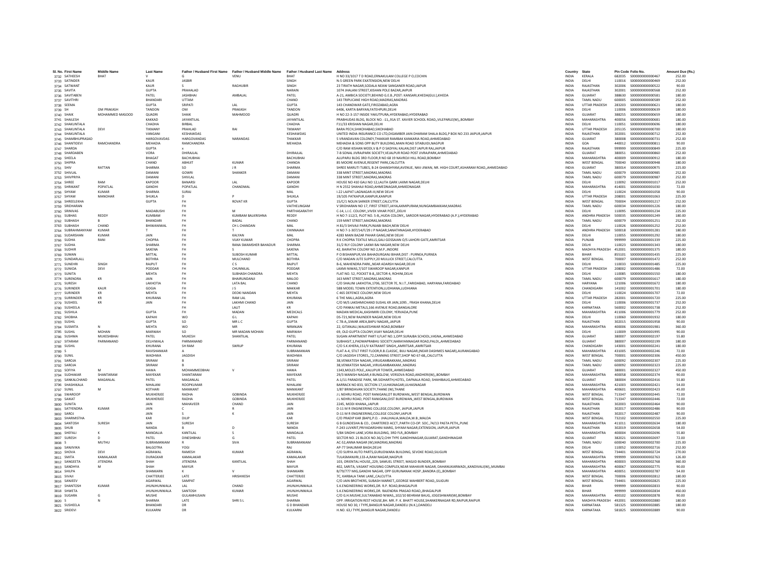| Sl. No. | First Name | Middle Name | Last Name | Father / Husband First Name | Father / Husband Middle Name | Father / Husband Last Name | Address | Country | State | Pin Code | Folio No. | Amount Due (Rs.) |
|---|---|---|---|---|---|---|---|---|---|---|---|---|
| 3732 | SATHEESH | BHAT | V | G | VENU | BHAT | H NO 33/1017 T D ROAD,ERNAKULAM COLLEGE P O,COCHIN | INDIA | KERALA | 682035 | S000000000000467 | 252.00 |
| 3733 | SATINDER | | KAUR | JASBIR | | SINGH | N-5 GREEN PARK EXATENSION,NEW DELHI | INDIA | DELHI | 110016 | S000000000000469 | 252.00 |
| 3734 | SATWANT | | KAUR | S | RAGHUBIR | SINGH | 23 TIRATH NAGAR,SODALA NEAW SANGANER ROAD,JAIPUR | INDIA | RAJASTHAN | 302006 | S000000000000522 | 90.00 |
| 3735 | SAVITA | | GUPTA | PRAHALAD | | NARAIN | 1074 JHALANI STREET,KISHAN POLE BAZAR,JAIPUR | INDIA | RAJASTHAN | 302001 | S000000000000568 | 252.00 |
| 3736 | SAVITABEN | | PATEL | JASHBHAI | AMBALAL | PATEL | A-21, AMBICA SOCIETY,BEHIND G.E.B.,POST: KANSARI,KHEDA(GUJ.),KHEDA | INDIA | GUJARAT | 388630 | S000000000000581 | 180.00 |
| 3737 | SAVITHRI | | BHANDARI | UTTAM | | CHAND | 143 TRIPLICANE HIGH ROAD,MADRAS,MADRAS | INDIA | TAMIL NADU | 600005 | S000000000000589 | 252.00 |
| 3738 | SEEMA | | GUPTA | SRIPATI | LAL | GUPTA | 143 CHANDWAR GATE,FIROZABAD,AGRA | INDIA | UTTAR PRADESH | 283203 | S000000000000621 | 180.00 |
| 3739 | SH | OM PRAKASH | TANDON | OM | PRAKASH | TANDON | 6406, KARTA BARYAN,FATEHPURI,DELHI | INDIA | DELHI | 110006 | S000000000000639 | 180.00 |
| 3740 | SHAIK | MOHAMMED MASOOD | QUADRI | SHAIK | MAHMOOD | QUADRI | H NO 22-3-157 INSIDE YAKUTPURA,HYDERABAD,HYDERABAD | INDIA | GUJARAT | 388255 | S000000000000659 | 180.00 |
| 3741 | SHAILESH | | KAKKAD | JAYANTILAL | | JAYANTILAL | PRABHUDAS BLDG, BLOCK NO. -11,,91A ST. XAVIER SCHOOL ROAD,,VILEPARLE(W),,BOMBAY | INDIA | MAHARASHTRA | 400056 | S000000000000681 | 180.00 |
| 3742 | SHAKUNTALA | | CHADHA | BIRBAL | | CHADHA | F11/33 KRISHAN NAGAR,DELHI | INDIA | DELHI | 110051 | S000000000000696 | 180.00 |
| 3743 | SHAKUNTALA | DEVI | TIKMANY | PRAHLAD | RAI | TIKMANY | BARA PECH,SHIKOHABAD,SIKOHABAD | INDIA | UTTAR PRADESH | 205135 | S000000000000700 | 180.00 |
| 3744 | SHAKUNTALA | | VANGANI | KESHAWDAS | | KESHAWDAS | UNITED INDIA INSURANCE CO LTD,DIGAMBER JAIN DHARAM SHALA BLDG,P BOX NO 233 JAIPUR,JAIPUR | INDIA | RAJASTHAN | 302001 | S000000000000712 | 252.00 |
| 3745 | SHAMBHUPRASAD | | HARGOVAVDAS | HARGOVANDAS | NARANDAS | THAKKAR | 5 VRANDAVAN COLONEY,THAKKAR RAMBAK KANKARIA ROAD,AHMEDABAD | INDIA | GUJARAT | 380008 | S000000000000731 | 252.00 |
| 3746 | SHANTIDEVI | RAMCHANDRA | MEHADIA | RAMCHANDRA | | MEHADIA | MEHADIA & SONS OPP BUTY BUILDING,MAIN ROAD SITABUIDI,NAGPUR | INDIA | GOA | 440012 | S000000000000811 | 90.00 |
| 3747 | SHARDA | | GUPTA | x | | | C/O RAM KISHAN MODI,V & P O SADIYAL KALAN,DIST JAIPUR RAJ,JAIPUR | INDIA | RAJASTHAN | 999999 | S000000000000849 | 225.00 |
| 3748 | SHARDABEN | | VORA | DHIRAJLAL | | DHIRAJLAL | 7-B SONAL JIVRAJPARK SOCIETY,VEJALPUR ROAD POST JIVRAJPARK,AHMEDABAD | INDIA | GUJARAT | 380051 | S000000000000860 | 252.00 |
| 3749 | SHEELA | | BHAGAT | BACHUBHAI | | BACHUBHAI | ALUPARU BLDG 3RD FLOOR,R NO 68 19 NAVROJI HILL ROAD,BOMBAY | INDIA | MAHARASHTRA | 400009 | S000000000000912 | 180.00 |
| 3750 | SHIPRA | | CHAND | ABHIJIT | KUMAR | CHANDA | 85 MOORE AVENUE,REGENT PARK,CALCUTTA | INDIA | WEST BENGAL | 700040 | S000000000000948 | 180.00 |
| 3751 | SHIV | RATTAN | SHARMA | SO | J R | SHARMA | SHREE MARUTI TUBES, B-24 GHANSHYAM,AVENUE, NAV-JIWAN, NR. HIGH COURT,ASHARAM ROAD,,AHMEDABAD | INDIA | GUJARAT | 380014 | S000000000000975 | 225.00 |
| 3752 | SHIVLAL | | DAMANI | GOWRI | SHANKER | DAMANI | 338 MINT STREET,MADRAS,MADRAS | INDIA | TAMIL NADU | 600079 | S000000000000985 | 252.00 |
| 3753 | SHIVPRIYA | | DAMANI | SHIVLAL | | DAMANI | 338 MINT STREET,MADRAS,MADRAS | INDIA | TAMIL NADU | 600079 | S000000000000987 | 252.00 |
| 3754 | SHREE | RAM | KAPOOR | BANARSI | LAL | KAPOOR | HOUSE NO 410 GALI NO 12,LALITA QARK LAXMI NAGAR,DELHI | INDIA | DELHI | 110092 | S000000000001017 | 252.00 |
| 3755 | SHRIKANT | POPATLAL | GANDHI | POPATLAL | CHANDMAL | GANDHI | H N 2552 SHAHAJI ROAD,AHMEDNAGAR,AHMEDNAGAR | INDIA | MAHARASHTRA | 414001 | S000000000001030 | 72.00 |
| 3756 | SHYAM | KUMAR | SHARMA | SURAJ | | MAL | I-22 LAJPAT LAGNAGAR-III,NEW DELHI | INDIA | DELHI | 110024 | S000000000001058 | 90.00 |
| 3757 | SHYAM | MANOHAR | SHUKLA | D | P | SHUKLA | 19/105 PATKAPUR,KANPUR,KANPUR | INDIA | UTTAR PRADESH | 208001 | S000000000001063 | 225.00 |
| 3758 | SHREELEKHA | | GUPTA | FH | ROVAT KR | GUPTA | 15/C/1 NOLIN SARKER STREET,CALCUTTA | INDIA | WEST BENGAL | 700004 | S000000000001217 | 252.00 |
| 3759 | SRIDHARAN | | | FH | | VAITHELINGAM | V SRIDHARAN NO 17, FIRST STREET,JAYALAXMIPURAM,NUNGAMBAKKAM,MADRAS | INDIA | TAMIL NADU | 600034 | S000000000001226 | 180.00 |
| 3760 | SRINIVAS | | MADABUSHI | FH | M | PARTHASARATHY | C-14, L.I.C. COLONY,,VIVEK VIHAR POST,,DELHI | INDIA | DELHI | 110095 | S000000000001234 | 225.00 |
| 3761 | SUBHAS | REDDY | KUMBAM | FH | KUMBAM BALKRISHNA | REDDY | H NO 7-112/2, PLOT NO. 5-B,,HUDA COLONY,, SAROOR NAGAR,HYDERABAD (A.P.),HYDERABAD | INDIA | ANDHRA PRADESH | 500035 | S000000000001249 | 180.00 |
| 3762 | SUBHASH | B | BHANDARI | FH | BADAL | CHAND | 159 MINT STREET,MADRAS,MADRAS | INDIA | TAMIL NADU | 600079 | S000000000001251 | 252.00 |
| 3763 | SUBHASH | CHAND | BHIWANIWAL | FH | CH L CHANDAN | MAL | H 81/3 SHIVAJI PARK,PUNJABI BAGH,NEW DELHI | INDIA | DELHI | 110026 | S000000000001252 | 252.00 |
| 3764 | SUBRAHMANYAM | KUMAR | | FH | T | CHINNAIAH | H NO 7-1-307/14/F/29 J P NAGAR,SANATHNAGAR,HYDERABAD | INDIA | ANDHRA PRADESH | 500018 | S000000000001281 | 180.00 |
| 3765 | SUDARSHAN | KUMAR | JAIN | FH | KALYAN | MAL | 4283 MAIN BAZAR PAHAR GANG,NEW DELHI | INDIA | DELHI | 110055 | S000000000001292 | 180.00 |
| 3766 | SUDHA | RANI | CHOPRA | FH | VIJAY KUMAR | CHOPRA | R K CHOPRA TEXTILE MILLS,GALI GOSSAIAN O/S LAHORI GATE,AMRITSAR | INDIA | PUNJAB | 999999 | S000000000001339 | 225.00 |
| 3767 | SUDHA | | SHARMA | FH | RANA SMAMSHER BAHADUR | SHARMA | 31/2 RLY COLONY LAXMI BAI NAGAR,NEW DELHI | INDIA | DELHI | 110023 | S000000000001343 | 180.00 |
| 3768 | SUDHIR | | SAXENA | FH | S | SAXENA | 42, BAIRATHI COLONY NO 2,M.P.,INDORE | INDIA | MADHYA PRADESH | 452001 | S000000000001375 | 180.00 |
| 3769 | SUMAN | | MITTAL | FH | SUBOSH KUMAR | MITTAL | P O BISHANPUR,VIA BAHADURGANJ BIHAR,DIST : PURNEA,PURNEA | INDIA | BIHAR | 855101 | S000000000001435 | 225.00 |
| 3770 | SUNDARLALL | | BOTHRA | FH | MULCHAND | BOTHRA | C/O MADAN JUTE SUPPLY,20 MULLICK STREET,CALCUTTA | INDIA | WEST BENGAL | 700007 | S000000000001472 | 252.00 |
| 3771 | SUNEHRI | SINGH | RAJPUT | FH | C S | RAJPUT | B-6, MAHENDRA PARK,,NEAR ADARSH NAGAR,DELHI | INDIA | DELHI | 110033 | S000000000001485 | 225.00 |
| 3772 | SUNIDA | DEVI | PODDAR | FH | CHUNNILAL | PODDAR | LAXMI NIWAS,7/107 SWAROOP NAGAR,KANPUR | INDIA | UTTAR PRADESH | 208002 | S000000000001486 | 72.00 |
| 3773 | SUNITA | | MEHTA | FH | SUBHASH CHANDRA | MEHTA | FLAT NO. 52, POCKET B-8,,SECTOR 4, ROHINI,DELHI | INDIA | DELHI | 110085 | S000000000001550 | 180.00 |
| 3774 | SURENDRA | KR | JAIN | FH | BHAIRUNDANJI | MALOO | 163 MINT STREET,MADRAS,MADRAS | INDIA | TAMIL NADU | 600079 | S000000000001617 | 180.00 |
| 3775 | SURESH | | LAKHOTIA | FH | LATA BAL | CHAND | C/O SHALINI LAKHOTIA,1706, SECTOR 7E, N.I.T.,FARIDABAD, HARYANA,FARIDABAD | INDIA | HARYANA | 121006 | S000000000001672 | 180.00 |
| 3776 | SURINDER | KAUR | GOGIA | FH | J S | MAKKAR | 588 MODEL TOWN EXTENTION,LUDHIANA,LUDHIANA | INDIA | CHANDIGARH | 141002 | S000000000001701 | 180.00 |
| 3777 | SURINDER | KR | MEHTA | FH | DEOKI NANDAN | MEHTA | C 465 DEFENCE COLONY,NEW DELHI | INDIA | DELHI | 110024 | S000000000001707 | 72.00 |
| 3778 | SURRINDER | KR | KHURANA | FH | RAM LAL | KHURANA | 6 THE MALL,AGRA,AGRA | INDIA | UTTAR PRADESH | 282001 | S000000000001720 | 225.00 |
| 3779 | SUSHEEL | KR | JAIN | FH | LAKHMI CHAND | JAIN | C/O M/S LAKSHMICHAND SUSHIL KR JAIN,1095 , FRASH KHANA,DELHI | INDIA | DELHI | 110006 | S000000000001737 | 252.00 |
| 3780 | SUSHEELA | | | FH | LALIT | KR | C/O PANKAJ METALS,166 AVENUE ROAD,BANGALORE | INDIA | KARNATAKA | 560002 | S000000000001738 | 252.00 |
| 3781 | SUSHILA | | GUPTA | FH | MADAN | MEDICALS | MADAN MEDICAL,KASHMIRI COLONY, YERVADA,PUNE | INDIA | MAHARASHTRA | 411006 | S000000000001779 | 252.00 |
| 3782 | SHOBHA | | KAPAHI | WO | G L | KAPAHI | DS-721,NEW RAJINDER NAGAR,NEW DELHI | INDIA | DELHI | 110060 | S000000000001932 | 180.00 |
| 3783 | SUSHIL | | GUPTA | SO | MR L C | GUPTA | C 78-A,,SIWAR AREA,BAPU NAGAR,,JAIPUR | INDIA | RAJASTHAN | 302015 | S000000000001958 | 90.00 |
| 3784 | SUSMITA | N | MEHTA | WO | MR | NIRANJAN | 22, GITANJALI,WALKESHWAR ROAD,BOMBAY | INDIA | MAHARASHTRA | 400006 | S000000000001981 | 360.00 |
| 3785 | SUSHIL | MOHAN | MARWAH | SO | MR MADAN MOHAN | MARWAH | 69, OLD GUPTA COLONY,VIJAY NAGAR,DELHI | INDIA | DELHI | 110009 | S000000000001995 | 90.00 |
| 3786 | SUSHMA | MUKESHBHAI | PATEL | MUKESH | SHANTILAL | PATEL | SUGAN APARTMENT PART II,FLAT NO.1,OPP.SURAJBA SCHOOL,VASNA,,AHMEDABAD | INDIA | GUJARAT | 380007 | S000000000002197 | 55.80 |
| 3787 | SITARAM | PARMANAND | DELHIWALA | PARMANAND | | PARMANAND | SUBHASIT,1,PADMAPRABHU SOCIETY,NARAYANNAGAR ROAD,PALDI,,AHMEDABAD | INDIA | GUJARAT | 380007 | S000000000002199 | 180.00 |
| 3788 | SUSHIL | | KHURANA | SH RAM | SWRUP | KHURANA | C/O S.K.KHERA,151/V KATRAMIT SINGH,,AMRITSAR,,AMRITSAR | INDIA | CHANDIGARH | 143001 | S000000000002241 | 180.00 |
| 3789 | S | | RAVISHANKAR | A | | SUBRAMANIAN | FLAT A-4, STILT FIRST FLOOR,R.B.CLASSIC, BIJLI NAGAR,(NEAR DASHMES NAGAR),AURANGABAD | INDIA | MAHARASHTRA | 431005 | S000000000002246 | 72.00 |
| 3790 | SUNIL | | WADHWA | JAGDISH | | WADHWA | C/O JAGDISH STORES,,72,CANNING STREET,SHOP NO 67-68,,CALCUTTA | INDIA | WEST BENGAL | 700001 | S000000000002306 | 450.00 |
| 3791 | SAROJA | | SRIRAM | B | | SRIRAM | 38,VENKATESH NAGAR,,VIRUGAMBAKKAM,,MADRAS | INDIA | TAMIL NADU | 600092 | S000000000002307 | 225.00 |
| 3792 | SAROJA | | SRIRAM | B | | SRIRAM | 38,VENKATESH NAGAR,,VIRUGAMBAKKAM,,MADRAS | INDIA | TAMIL NADU | 600092 | S000000000002323 | 225.00 |
| 3793 | SOFIYA | M | HAWA | MOHAMMEDBHAI | V | HAWA | 1343,MOLES POLE,,KALUPUR TOWER,,AHMEDABAD | INDIA | GUJARAT | 380001 | S000000000002327 | 450.00 |
| 3794 | SUDHAKAR | SHANTARAM | MAYEKAR | SHANTARAM | | MAYEKAR | 29/3 MANISH NAGAR,4 BUNGLOW, VERSOVA ROAD,ANDHERI(W),,BOMBAY | INDIA | MAHARASHTRA | 400058 | S000000000002374 | 90.00 |
| 3795 | SANKALCHAND | MAGANLAL | PATEL | MAGANLAL | | PATEL | A-1/11 PARADISE PARK, NR.SIDHARTH,HOTEL, DAFNALA ROAD, SHAHIBAUG,AHMEDABAD | INDIA | GUJARAT | 380004 | S000000000002416 | 55.80 |
| 3796 | SHASHIKALA | | NIHALANI | ROOPKUMAR | | NIHALANI | BARRACK NO 833, SECTION 17,ULHASNAGAR,ULHASNAGAR | INDIA | MAHARASHTRA | 421003 | S000000000002421 | 54.00 |
| 3797 | SUNIL | M | KOTHARI | MANIKANT | | MANIKANT | 1/87 BRINDAVAN SOCIETY,THANE (W),THANE | INDIA | MAHARASHTRA | 400601 | S000000000002423 | 45.00 |
| 3798 | SWAROOP | | MUKHERJEE | RADHA | GOBINDA | MUKHERJEE | J L NEHRU ROAD, POST RANIGANJ,DT BURDWAN,,WEST BENGAL,BURDWAN | INDIA | WEST BENGAL | 713347 | S000000000002445 | 72.00 |
| 3799 | SAIKAT | | MUKHERJEE | RADHA | GOBINDA | MUKHERJEE | J L NEHRU ROAD, POST RANIGANJ,DIST BURDWAN,,WEST BENGAL,BURDWAN | INDIA | WEST BENGAL | 713347 | S000000000002446 | 72.00 |
| 3800 | SUNITA | | JAIN | MAHAVEER | CHAND | JAIN | 2245, MODI KHANA,,JAIPUR | INDIA | RAJASTHAN | 302003 | S000000000002464 | 90.00 |
| 3801 | SATYENDRA | KUMAR | JAIN | C | R | JAIN | D-11 M R ENGINEERING COLLEGE,COLONY, JAIPUR,JAIPUR | INDIA | RAJASTHAN | 302017 | S000000000002486 | 90.00 |
| 3802 | SAROJ | | JAIN | S | K | JAIN | D-11 M R ENGINEERING,COLLEGE COLONY,JAIPUR | INDIA | RAJASTHAN | 302017 | S000000000002487 | 90.00 |
| 3803 | SHARMISTHA | | KAR | DILIP | | KAR | C/O PRADIP KAR (BAPI),P.O. - JHAUHALIA,MALDA,W.B.,MALDA | INDIA | WEST BENGAL | 732102 | S000000000002550 | 225.00 |
| 3804 | SANTOSH | SURESH | JAIN | SURESH | | SURESH | G B GUNDESHA & CO., CHARTERED ACCT.,PARTH CO-OP. SOC.,74/13 PASTA PETH,,PUNE | INDIA | MAHARASHTRA | 411011 | S000000000002634 | 180.00 |
| 3805 | SHUB | | NANDA | B | D | NANDA | F-243 LUVKRIT,PRIYADARSHINI MARG, SHYAM NAGAR,EXTENSION, JAIPUR,JAIPUR | INDIA | RAJASTHAN | 302019 | S000000000002658 | 54.00 |
| 3806 | SHEFALI | K | MANDALIA | KANTILAL | S | MANDALIA | 5/84 SINDHI LANE,VORA BUILDING, 3RD FLR,,BOMBAY | INDIA | MAHARASHTRA | 400004 | S000000000002696 | 55.80 |
| 3807 | SURESH | D | PATEL | DINESHBHAI | G | PATEL | SECTOR NO. 21 BLOCK NO.36/2,CHH TYPE GANDHINAGAR,GUJARAT,GANDHINAGAR | INDIA | GUJARAT | 382021 | S000000000002697 | 72.00 |
| 3808 | S | MUTHU | SUBRAMANIAM | R | SIVA | SUBRAMANIAM | AC-52,ANNA NAGAR (W),MADRAS,MADRAS | INDIA | TAMIL NADU | 600040 | S000000000002700 | 225.00 |
| 3809 | SANJIVIKA | | BALGOTRA | YOGI | | RAJ | AP-77 SHALIMAR BAGH,DELHI | INDIA | DELHI | 110052 | S000000000002716 | 252.00 |
| 3810 | SHOVA | DEVI | AGRAWAL | RAMESH | KUMAR | AGRAWAL | C/O SURYA AUTO PARTS,GURUDWARA BUILDING, SEVOKE ROAD,SILIGURI | INDIA | WEST BENGAL | 734401 | S000000000002724 | 270.00 |
| 3811 | SMITA | KAMALAKAR | DURAGKAR | KAMALAKAR | | KAMALAKAR | TULASMANJIRI,133-A,RAM NAGAR,NAGPUR | INDIA | MAHARASHTRA | 999999 | S000000000002763 | 126.00 |
| 3812 | SANGEETA | JITENDRA | SHAH | JITENDRA | KANTILAL | SHAH | 103, ORIENTAL HOUSE,,229, SAMUEL STREET, MASJID BUNDER,,BOMBAY | INDIA | MAHARASHTRA | 400003 | S000000000002768 | 360.00 |
| 3813 | SANDHYA | M | SHAH | MAYUR | | MAYUR | 402, SARITA, VASANT HOUSING COMPLEX,NEAR MAHAVIR NAGAR, DAHANUKARWADI,,KANDIVALI(W),,MUMBAI | INDIA | MAHARASHTRA | 400067 | S000000000002775 | 90.00 |
| 3814 | SHILPA | | SHANKARN | K | V | SHANKARN | B/79/777 MIG,GANDHI NAGAR, OPP GURUNANAK HOSP.,BANDRA (E),,BOMBAY | INDIA | MAHARASHTRA | 400051 | S000000000002787 | 54.00 |
| 3815 | SIVAJI | | CHATTERJEE | LATE | HRISHIKESH | CHATTERJEE | 7C, KARBALA TANK LANE,,CALCUTTA | INDIA | WEST BENGAL | 700006 | S000000000002812 | 180.00 |
| 3816 | SANJEEV | | AGARWAL | SAMPAT | | AGARWAL | C/O JAIN BROTHERS, SUBASH MARKET,,GEORGE MAHBERT ROAD,,SILIGURI | INDIA | WEST BENGAL | 734401 | S000000000002825 | 225.00 |
| 3817 | SHANTOSH | KUMAR | JHUNJHUNWALA | LAL | CHAND | JHUNJHUNWALA | S.K.ENGINEERING WORKS,DR. R.P. ROAD,BHAGALPUR | INDIA | BIHAR | 999999 | S000000000002833 | 90.00 |
| 3818 | SHWETA | | JHUNJHUNWALA | SANTOSH | KUMAR | JHUNJHUNWALA | S.K.ENGINEERING WORKS,DR. RAJENDRA PRASAD ROAD,,BHAGALPUR | INDIA | BIHAR | 999999 | S000000000002834 | 450.00 |
| 3819 | SUGARA | G | MUSHE | GULAMHUSAIN | | MUSHE | C/O G.H.MUSHE,SULTANABAD NIWAS,,102/10 BEHRAM BAUG, JOGESHWARI(W),BOMBAY | INDIA | MAHARASHTRA | 400102 | S000000000002878 | 90.00 |
| 3820 | S | N | SHARMA | LATE | SHRI S L | SHARMA | OPP. IRRIGATION REST HOUSE,BH. MR. P. K. BHATT HOUSE,SHANKERNAGAR RD,RAIPUR,RAIPUR | INDIA | MADHYA PRADESH | 492001 | S000000000002880 | 180.00 |
| 3821 | SUSHEELA | | BHANDARI | DR | | G D BHANDARI | HOUSE NO 30, I TYPE,BANGUR NAGAR,DANDELI (N.K.),DANDELI | INDIA | KARNATAKA | 581325 | S000000000002885 | 180.00 |
| 3822 | SRIDEVI | | KULKARNI | DR | | KULKARNI | H.NO. 63,I TYPE,BANGUR NAGAR,DANDELI | INDIA | KARNATAKA | 581825 | S000000000002889 | 90.00 |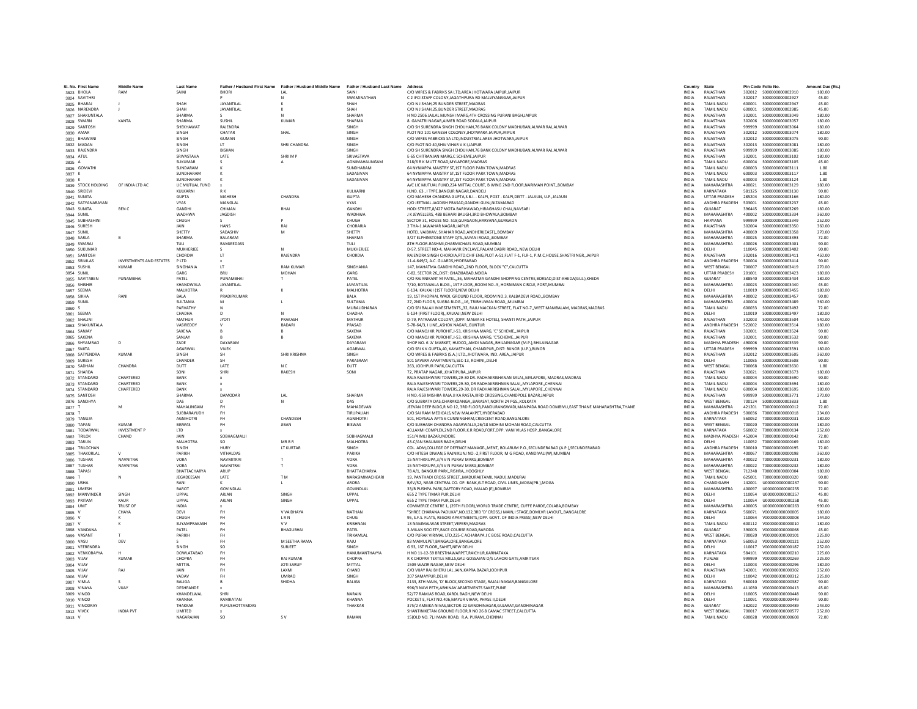| Sl. No. | First Name | Middle Name | Last Name | Father / Husband First Name | Father / Husband Middle Name | Father / Husband Last Name | Address | Country | State | Pin Code | Folio No. | Amount Due (Rs.) |
|---|---|---|---|---|---|---|---|---|---|---|---|---|
| 3823 | BHOLA | RAM | SAINI | BHORI | LAL | SAINI | C/O WIRES & FABRIKS SA LTD,AREA JHOTWARA JAIPUR,JAIPUR | INDIA | RAJASTHAN | 302012 | S000000000002910 | 180.00 |
| 3824 | SAVITHRI | | | P | N | SWAMINATHAN | C 2 IFCI STAFF COLONY,JAGATHPURA RD MALVIYANAGAR,JAIPUR | INDIA | RAJASTHAN | 302017 | S000000000002927 | 45.00 |
| 3825 | BHARAJ | J | SHAH | JAYANTILAL | K | SHAH | C/O N J SHAH,25 BUNDER STREET,MADRAS | INDIA | TAMIL NADU | 600001 | S000000000002947 | 45.00 |
| 3826 | NARENDRA | J | SHAH | JAYANTILAL | K | SHAH | C/O N J SHAH,25,BUNDER STREET,MADRAS | INDIA | TAMIL NADU | 600001 | S000000000002985 | 45.00 |
| 3827 | SHAKUNTALA | | SHARMA | S | N | SHARMA | H NO 2506 JAILAL MUNSHI MARG,4TH CROSSING PURANI BAGH,JAIPUR | INDIA | RAJASTHAN | 302001 | S000000000003049 | 180.00 |
| 3828 | SWARN | KANTA | SHARMA | SUSHIL | KUMAR | SHARMA | 8. GAYATRI NAGAR,AJMER ROAD SODALA,JAIPUR | INDIA | RAJASTHAN | 302006 | S000000000003057 | 180.00 |
| 3829 | SANTOSH | | SHEKHAWAT | RAJENDRA | | SINGH | C/O SH SURENDRA SINGH CHOUHAN,76 BANK COLONY MADHUBAN,ALWAR RAJ,ALWAR | INDIA | RAJASTHAN | 999999 | S000000000003064 | 180.00 |
| 3830 | AMAR | | SINGH | CHATAR | SHAL | SINGH | PLOT NO 101 GANESH COLONEY,JHOTWARA JAIPUR,JAIPUR | INDIA | RAJASTHAN | 302012 | S000000000003074 | 180.00 |
| 3831 | BHAWANI | | SINGH | GUMAN | | SINGH | C/O WIRES FABRICKS SA LTD,INDUSTRIAL AREA JHOTWARA,JAIPUR | INDIA | RAJASTHAN | 302012 | S000000000003075 | 90.00 |
| 3832 | MADAN | | SINGH | LT | SHRI CHANDRA | SINGH | C/O PLOT NO 40,SHIV VIHAR V K I,JAIPUR | INDIA | RAJASTHAN | 302013 | S000000000003081 | 180.00 |
| 3833 | RAJENDRA | | SINGH | BISHAN | | SINGH | C/O SH SURENDRA SINGH CHOUHAN,76 BANK COLONY MADHUBAN,ALWAR RAJ,ALWAR | INDIA | RAJASTHAN | 999999 | S000000000003085 | 180.00 |
| 3834 | ATUL | | SRIVASTAVA | LATE | SHRI M P | SRIVASTAVA | E-65 CHITRANJAN MARG,C SCHEME,JAIPUR | INDIA | RAJASTHAN | 302001 | S000000000003102 | 180.00 |
| 3835 | A | | SUKUMAR | S | A | AGNIMAHALINGAM | 218/6 R K MUTT ROAD,MYLAPORE,MADRAS | INDIA | TAMIL NADU | 600004 | S000000000003105 | 45.00 |
| 3836 | GOMATHI | | SUNDARAM | K | | SUNDHARAM | 64 NYNIAPPA MAISTRY ST,1ST FLOOR PARK TOWN,MADRAS | INDIA | TAMIL NADU | 600003 | S000000000003111 | 1.80 |
| 3837 | K | | SUNDHARAM | K | | SADASIVAN | 64 NYNIAPPA MAISTRY ST,1ST FLOOR PARK TOWN,MADRAS | INDIA | TAMIL NADU | 600003 | S000000000003117 | 1.80 |
| 3838 | K | | SUNDHARAM | K | | SADASIVAN | 64 NYNIAPPA MAISTRY ST,1ST FLOOR PARK TOWN,MADRAS | INDIA | TAMIL NADU | 600003 | S000000000003124 | 1.80 |
| 3839 | STOCK HOLDING | OF INDIA LTD AC | LIC MUTUAL FUND | x | | | A/C LIC MUTUAL FUND,224 MITTAL COURT, B WING 2ND FLOOR,NARIMAN POINT,,BOMBAY | INDIA | MAHARASHTRA | 400021 | S000000000003129 | 180.00 |
| 3840 | SRIDEVI | | KULKARNI | R K | | KULKARNI | H.NO. 63 , I TYPE,BANGUR NAGAR,DANDELI | INDIA | KARNATAKA | 581325 | S000000000003130 | 90.00 |
| 3841 | SUNITA | | GUPTA | MAHESH | CHANDRA | GUPTA | C/O MAHESH CHANDRA GUPTA,S.B.I. - KALPI, POST - KALPI,DISTT - JALAUN, U.P.,JALAUN | INDIA | UTTAR PRADESH | 285204 | S000000000003166 | 180.00 |
| 3842 | SATYANARAYAN | | VYAS | MANGLAL | | VYAS | C/O JEETMAL JAGDISH PRASAD,GANDHI GUNJ,NIZAMABAD | INDIA | ANDHRA PRADESH | 503001 | S000000000003237 | 45.00 |
| 3843 | SUNITA | BEN C | GANDHI | CHIMAN | BHAI | GANDHI | HODI STREET,8/427 MOTA BARIYAWAD,HIRAGHASU CHAL,NAVSARI | INDIA | GUJARAT | 396445 | S000000000003269 | 180.00 |
| 3844 | SUNIL | | WADHWA | JAGDISH | | WADHWA | J K JEWELLERS, 48B BEHARI BAUGH,3RD BHOWALA,BOMBAY | INDIA | MAHARASHTRA | 400002 | S000000000003334 | 360.00 |
| 3845 | SUBHASHINI | | CHUGH | S | P | CHUGH | SECTOR 31, HOUSE NO. 518,GURGAON,HARYANA,GURGAON | INDIA | HARYANA | 999999 | S000000000003349 | 252.00 |
| 3846 | SURESH | | JAIN | HANS | RAJ | CHORARIA | 2 THA-1 JAWAHAR NAGAR,JAIPUR | INDIA | RAJASTHAN | 302004 | S000000000003350 | 360.00 |
| 3847 | SUNIL | | SHETTY | SADASHIV | M | SHETTY | HOTEL VAIBHAV, SHAHAR ROAD,ANDHERI(EAST),,BOMBAY | INDIA | MAHARASHTRA | 400069 | S000000000003358 | 270.00 |
| 3848 | SARLA | B | SHARMA | BALARAM | | SHARMA | 3/27 ELPHINSTONE STAFF QTS.,SAYANI ROAD,,BOMBAY | INDIA | MAHARASHTRA | 400025 | S000000000003393 | 72.00 |
| 3849 | SWARAJ | | TULI | RAMJEEDASS | | TULI | 8TH FLOOR-RASHMI,CHARMICHAEL ROAD,MUMBAI | INDIA | MAHARASHTRA | 400026 | S000000000003401 | 90.00 |
| 3850 | SUKUMAR | | MUKHERJEE | S | N | MUKHERJEE | D-57, STREET NO-4, MAHAVIR ENCLAVE,PALAM DABRI ROAD,,NEW DELHI | INDIA | DELHI | 110045 | S000000000003402 | 90.00 |
| 3851 | SANTOSH | | CHORDIA | LT | RAJENDRA | CHORDIA | RAJENDRA SINGH CHORDIA,RTD.CHIF ENG,PLOT A-51,FLAT F-1, FLR-1, P.M.C,HOUSE,SHASTRI NGR,,JAIPUR | INDIA | RAJASTHAN | 302016 | S000000000003411 | 450.00 |
| 3852 | SRIVILAS | INVESTMENTS AND ESTATES | P LTD | x | | | 11-4-649/2, A.C. GUARDS,HYDERABAD | INDIA | ANDHRA PRADESH | 500004 | S000000000003414 | 90.00 |
| 3853 | SUSHIL | KUMAR | SINGHANIA | LT | RAM KUMAR | SINGHANIA | 147, MAHATMA GANDHI ROAD,,2ND FLOOR, BLOCK "C",CALCUTTA | INDIA | WEST BENGAL | 700007 | S000000000003419 | 270.00 |
| 3854 | SUNIL | | GARG | BRIJ | MOHAN | GARG | C-82, SECTOR 26,,DIST: GHAZIABAD,NOIDA | INDIA | UTTAR PRADESH | 201001 | S000000000003423 | 180.00 |
| 3855 | SAVITABEN | PUNAMBHAI | PATEL | PUNAMBHAI | T | PATEL | C/O RAJANIKANT M PATEL,,36, MAHATMA GANDHI SHOPPING CENTRE,BORSAD,DIST-KHEDA(GUJ.),KHEDA | INDIA | GUJARAT | 388540 | S000000000003434 | 180.00 |
| 3856 | SHISHIR | | KHANDWALA | JAYANTILAL | | JAYANTILAL | 7/10, BOTAWALA BLDG., 1ST FLOOR,,ROOM NO.-5, HORNIMAN CIRCLE, FORT,MUMBAI | INDIA | MAHARASHTRA | 400023 | S000000000003440 | 45.00 |
| 3857 | SEEMA | | MALHOTRA | R | K | MALHOTRA | E-134, KALKAJI (1ST FLOOR),NEW DELHI | INDIA | DELHI | 110019 | S000000000003455 | 180.00 |
| 3858 | SIKHA | RANI | BALA | PRADIPKUMAR | | BALA | 19, 1ST PHOPHAL WADI, GROUND FLOOR,,ROOM NO.3, KALBADEVI ROAD,,BOMBAY | INDIA | MAHARASHTRA | 400002 | S000000000003457 | 90.00 |
| 3859 | SUNIL | | SULTANIA | M | L | SULTANIA | 27, 2ND FLOOR, SUGRA BLDG.,,16, TRIBHUWAN ROAD,,MUMBAI | INDIA | MAHARASHTRA | 400004 | S000000000003489 | 360.00 |
| 3860 | S | | PARVATHY | N | | MURALIDHARAN | C/O SRI BALAJI INVESTMENTS,,32, RAJU NAICKAN STREET, FLAT NO-7,,WEST MAMBALAM, MADRAS,MADRAS | INDIA | TAMIL NADU | 600033 | S000000000003492 | 72.00 |
| 3861 | SEEMA | | CHADHA | D | N | CHADHA | E-134 (FIRST FLOOR),,KALKAJI,NEW DELHI | INDIA | DELHI | 110019 | S000000000003497 | 180.00 |
| 3862 | SHALINI | | MATHUR | JYOTI | PRAKASH | MATHUR | D-79, PATRAKAR COLONY,,(OPP. MAMA KE HOTEL), SHANTI PATH,,JAIPUR | INDIA | RAJASTHAN | 302003 | S000000000003504 | 540.00 |
| 3863 | SHAKUNTALA | | VASIREDDY | V | BADARI | PRASAD | 5-78-64/3, I LINE,,ASHOK NAGAR,,GUNTUR | INDIA | ANDHRA PRADESH | 522002 | S000000000003514 | 180.00 |
| 3864 | SANJAY | | SAXENA | B | B | SAXENA | C/O MANOJ KR PUROHIT,I-53, KRISHNA MARG, 'C' SCHEME,,JAIPUR | INDIA | RAJASTHAN | 302001 | S000000000003524 | 90.00 |
| 3865 | SAXENA | | SANJAY | B | B | SAXENA | C/O MANOJ KR PUROHIT,I-53, KRISHNA MARG, 'C'SCHEME,,JAIPUR | INDIA | RAJASTHAN | 302001 | S000000000003532 | 90.00 |
| 3866 | SHYAMRAO | D | ZADE | DAYARAM | | DAYARAM | SHOP NO. 6 'A' MARKET, HUDCO,,AMDI NAGAR,,BHILAINAGAR (M.P.),BHILAINAGAR | INDIA | MADHYA PRADESH | 490006 | S000000000003539 | 90.00 |
| 3867 | SMITA | | AGARWAL | VIVEK | | AGARWAL | C/O SRI K K GUPTA,40, KAYASTHAN, CHANDPUR,,DIST: BIJNOR (U.P.),BIJNOR | INDIA | UTTAR PRADESH | 999999 | S000000000003591 | 180.00 |
| 3868 | SATYENDRA | KUMAR | SINGH | SH | SHRI KRISHNA | SINGH | C/O WIRES & FABRIKS (S.A.) LTD.,JHOTWARA, IND. AREA,,JAIPUR | INDIA | RAJASTHAN | 302012 | S000000000003605 | 360.00 |
| 3869 | SURESH | | CHANDER | SH | | PARASRAM | 501 SAVERA APARTMENTS,SEC-13, ROHINI,,DELHI | INDIA | DELHI | 110085 | S000000000003608 | 90.00 |
| 3870 | SADHAN | CHANDRA | DUTT | LATE | N C | DUTT | 263, JODHPUR PARK,CALCUTTA | INDIA | WEST BENGAL | 700068 | S000000000003630 | 1.80 |
| 3871 | SHARDA | | SONI | SHRI | RAKESH | SONI | 72, PRATAP NAGAR,,KHATIPURA,,JAIPUR | INDIA | RAJASTHAN | 302021 | S000000000003673 | 180.00 |
| 3872 | STANDARD | CHARTERED | BANK | x | | | RAJA RAJESHWARI TOWERS,29-30 DR. RADHAKRISHANAN SALAI,,MYLAPORE, MADRAS,MADRAS | INDIA | TAMIL NADU | 600004 | S000000000003690 | 90.00 |
| 3873 | STANDARD | CHARTERED | BANK | x | | | RAJA RAJESHWARI TOWERS,29-30, DR RADHAKRISHNAN SALAI,,MYLAPORE,,CHENNAI | INDIA | TAMIL NADU | 600004 | S000000000003694 | 180.00 |
| 3874 | STANDARD | CHARTERED | BANK | x | | | RAJA RAJESHWARI TOWERS,29-30, DR RADHAKRISHNAN SALAI,,MYLAPORE,,CHENNAI | INDIA | TAMIL NADU | 600004 | S000000000003695 | 180.00 |
| 3875 | SANTOSH | | SHARMA | DAMODAR | LAL | SHARMA | H NO.-959 MISHRA RAJA JI KA RASTA,IIRD CROSSING,CHANDPOLE BAZAR,JAIPUR | INDIA | RAJASTHAN | 999999 | S000000000003771 | 270.00 |
| 3876 | SANDHYA | | DAS | D | N | DAS | C/O SUBRATA DAS,CHARAKDANGA,,BARASAT,NORTH 24 PGS.,KOLKATA | INDIA | WEST BENGAL | 700124 | S000000000003833 | 1.80 |
| 3877 | T | M | MAHALINGAM | FH | | MAHADEVAN | JEEVAN DEEP BLDG,R NO 12, 3RD FLOOR,PANDURANGWADI,MANPADA ROAD DOMBIVLI,EAST THANE MAHARASHTRA,THANE | INDIA | MAHARASHTRA | 421201 | T000000000000012 | 72.00 |
| 3878 | T | | SUBBARAYUDH | FH | | TIRUPALIAH | C/O SAI RAM MEDICALS,NEW MALAKPET,HYDERABAD | INDIA | ANDHRA PRADESH | 500036 | T000000000000018 | 234.00 |
| 3879 | TANUJA | | AGNIHOTRI | FH | CHANDESH | AGNIHOTRI | 501, HOYSALA APTS 6 CUNNINGHAM,CRESCENT ROAD,BANGALORE | INDIA | KARNATAKA | 560052 | T000000000000031 | 180.00 |
| 3880 | TAPAN | KUMAR | BISWAS | FH | JIBAN | BISWAS | C/O SUBHASH CHANDRA AGARWALLA,26/18 MOHINI MOHAN ROAD,CALCUTTA | INDIA | WEST BENGAL | 700020 | T000000000000033 | 180.00 |
| 3881 | TODARWAL | INVESTMENT P | LTD | x | | | 40,LAXMI COMPLEX,2ND FLOOR,K.R ROAD,FORT,OPP. VANI VILAS HOSP.,BANGALORE | INDIA | KARNATAKA | 560002 | T000000000000134 | 252.00 |
| 3882 | TRILOK | CHAND | JAIN | SOBHAGMALJI | | SOBHAGMALJI | 151/4 IMLI BAZAR,INDORE | INDIA | MADHYA PRADESH | 452004 | T000000000000142 | 72.00 |
| 3883 | TARUN | | MALHOTRA | SO | MR B R | MALHOTRA | 43-C/AN SHALIMAR BAGH,DELHI | INDIA | DELHI | 110052 | T000000000000169 | 180.00 |
| 3884 | TRILOCHAN | | SINGH | HURY | LT KURTAR | SINGH | COL. ADM,COLLEGE OF DEFENCE MANAGE-,MENT, BOLARUM P.O.,SECUNDERABAD (A.P.),SECUNDERABAD | INDIA | ANDHRA PRADESH | 500010 | T000000000000195 | 72.00 |
| 3885 | THAKORLAL | V | PARIKH | VITHALDAS | | PARIKH | C/O HITESH DIWAN,5 RAJNIKUNJ NO.-2,FIRST FLOOR, M G ROAD, KANDIVALI(W),MUMBAI | INDIA | MAHARASHTRA | 400067 | T000000000000198 | 360.00 |
| 3886 | TUSHAR | NAVNITRAI | VORA | NAVMITRAI | T | VORA | 15 NATHKRUPA,3/4 V N PURAV MARG,BOMBAY | INDIA | MAHARASHTRA | 400022 | T000000000000231 | 180.00 |
| 3887 | TUSHAR | NAVNITRAI | VORA | NAVNITRAI | T | VORA | 15 NATHKRUPA,3/4 V N PURAV MARG,BOMBAY | INDIA | MAHARASHTRA | 400022 | T000000000000232 | 180.00 |
| 3888 | TAPASI | | BHATTACHARYA | ARUP | | BHATTACHARYA | 78 A/1, BANGUR PARK,,RISHRA,,HOOGHLY | INDIA | WEST BENGAL | 712248 | T000000000000304 | 180.00 |
| 3889 | T | N | JEGADEESAN | LATE | T M | NARASIMMACHEARI | 19, PANTHADI CROSS STREET,,MADURAI(TAMIL NADU),MADURAI | INDIA | TAMIL NADU | 625001 | T000000000000320 | 90.00 |
| 3890 | USHA | | RANI | K | L | ARORA | B/IV/52, NEAR CENTRAL CO. OP. BANK,G.T ROAD, CIVIL LINES,,MOGA(PB.),MOGA | INDIA | CHANDIGARH | 142001 | U000000000000237 | 90.00 |
| 3891 | UMESH | | BAROT | GOVINDLAL | | GOVINDLAL | 33/B PUSHPA PARK,DAFTORY ROAD, MALAD (E),BOMBAY | INDIA | MAHARASHTRA | 400097 | U000000000000255 | 72.00 |
| 3892 | MANVINDER | SINGH | UPPAL | ARJAN | SINGH | UPPAL | 655 Z TYPE TIMAR PUR,DELHI | INDIA | DELHI | 110054 | U000000000000257 | 45.00 |
| 3893 | PRITAM | KAUR | UPPAL | ARJAN | SINGH | UPPAL | 655 Z TYPE TIMAR PUR,DELHI | INDIA | DELHI | 110054 | U000000000000258 | 45.00 |
| 3894 | UNIT | TRUST OF | INDIA | x | | | COMMERCE CENTRE 1, (29TH FLOOR),WORLD TRADE CENTRE, CUFFE PARDE,COLABA,BOMBAY | INDIA | MAHARASHTRA | 400005 | U000000000000263 | 990.00 |
| 3895 | V | CHAYA | DEVI | FH | V VAIDHAYA | NATHAN | "SHREE CHARANA PADUKA",NO.132,3RD 'D' CROSS,I MAIN,I STAGE,DOMLVR LAYOUT,,BANGALORE | INDIA | KARNATAKA | 560071 | V000000000000005 | 180.00 |
| 3896 | V | K | CHUGH | FH | L R N | CHUG | 95, S.F.S. FLATS, REGORI APARTMENTS,(OPP. GOVT. OF INDIA PRESS),NEW DELHI | INDIA | DELHI | 110064 | V000000000000008 | 144.00 |
| 3897 | V | K | SUYAMPRAKASH | FH | V V | KRISHNAN | 13 NAMMALWAR STREET,VEPERY,MADRAS | INDIA | TAMIL NADU | 600112 | V000000000000010 | 180.00 |
| 3898 | VANDANA | | PATEL | FH | BHAGUBHAI | PATEL | 3-MILAN SOCIETY,RACE COURSE ROAD,BARODA | INDIA | GUJARAT | 390005 | V000000000000068 | 45.00 |
| 3899 | VASANT | T | PARIKH | FH | | TRIKAMLAL | C/O PURAK VIRIMAL LTD,225-C ACHARAYA J C BOSE ROAD,CALCUTTA | INDIA | WEST BENGAL | 700020 | V000000000000101 | 225.00 |
| 3900 | VASU | DEV | S | FH | M SEETHA RAMA | RAJU | 83 MAMULPET,BANGALORE,BANGALORE | INDIA | KARNATAKA | 560053 | V000000000000121 | 252.00 |
| 3901 | VEERENDRA | | SINGH | SO | SURJEET | SINGH | G 93, 1ST FLOOR,,SAKET,NEW DELHI | INDIA | DELHI | 110017 | V000000000000187 | 252.00 |
| 3902 | VENKOBAYYA | H | DOWLATABAD | FH | | HANUMANTHAYYA | H NO 11-12-59 BRESTHAWARPET,RAICHUR,KARNATAKA | INDIA | KARNATAKA | 584101 | V000000000000210 | 225.00 |
| 3903 | VIJAY | KUMAR | CHOPRA | FH | RAJ KUMAR | CHOPRA | R K CHOPRA TEXTILE MILLS,GALI GOSSAIAN O/S LAHORI GATE,AMRITSAR | INDIA | PUNJAB | 999999 | V000000000000269 | 225.00 |
| 3904 | VIJAY | | MITTAL | FH | JOTI SARUP | MITTAL | 1509 WAZIR NAGAR,NEW DELHI | INDIA | DELHI | 110003 | V000000000000296 | 180.00 |
| 3905 | VIJAY | RAJ | JAIN | FH | LAXMI | CHAND | C/O VIJAY RAJ BHERU LAL JAIN,KAPRA BAZAR,JODHPUR | INDIA | RAJASTHAN | 342001 | V000000000000302 | 252.00 |
| 3906 | VIJAY | | YADAV | FH | UMRAO | SINGH | 207 SAMAYPUR,DELHI | INDIA | DELHI | 110042 | V000000000000312 | 225.00 |
| 3907 | VIMLA | S | BALIGA | B | SHIDHA | BALIGA | 2133, 8TH MAIN, 'D' BLOCK,SECOND STAGE, RAJALI NAGAR,BANGALORE | INDIA | KARNATAKA | 560010 | V000000000000387 | 90.00 |
| 3908 | VINAYA | VIJAY | DESHPANDE | x | | | 996/3 NAVI PETH,ABHINAV APARTMENTS SAKET,PUNE | INDIA | MAHARASHTRA | 411030 | V000000000000413 | 45.00 |
| 3909 | VINOD | | KHANDELWAL | SHRI | | NARAIN | 52/77 RAMJAS ROAD,KAROL BAGH,NEW DELHI | INDIA | DELHI | 110005 | V000000000000448 | 90.00 |
| 3910 | VINOD | | KHANNA | RAMRATAN | | KHANNA | POCKET E, FLAT NO.406,MAYUR VIHAR, PHASE II,DELHI | INDIA | DELHI | 110091 | V000000000000449 | 90.00 |
| 3911 | VINODRAY | | THAKKAR | PURUSHOTTAMDAS | | THAKKAR | 375/2 AMBIKA NIVAS,SECTOR-22 GANDHINAGAR,GUJARAT,GANDHINAGAR | INDIA | GUJARAT | 382022 | V000000000000489 | 243.00 |
| 3912 | VIVEK | INDIA PVT | LIMITED | x | | | SHANTINIKETAN GROUND FLOOR,R NO 26 8 CAMAC STREET,CALCUTTA | INDIA | WEST BENGAL | 700017 | V000000000000577 | 252.00 |
| 3913 | V | | NAGARAJAN | SO | S V | RAMAN | 15(OLD NO. 7),I MAIN ROAD, R.A. PURAM,,CHENNAI | INDIA | TAMIL NADU | 600028 | V000000000000608 | 72.00 |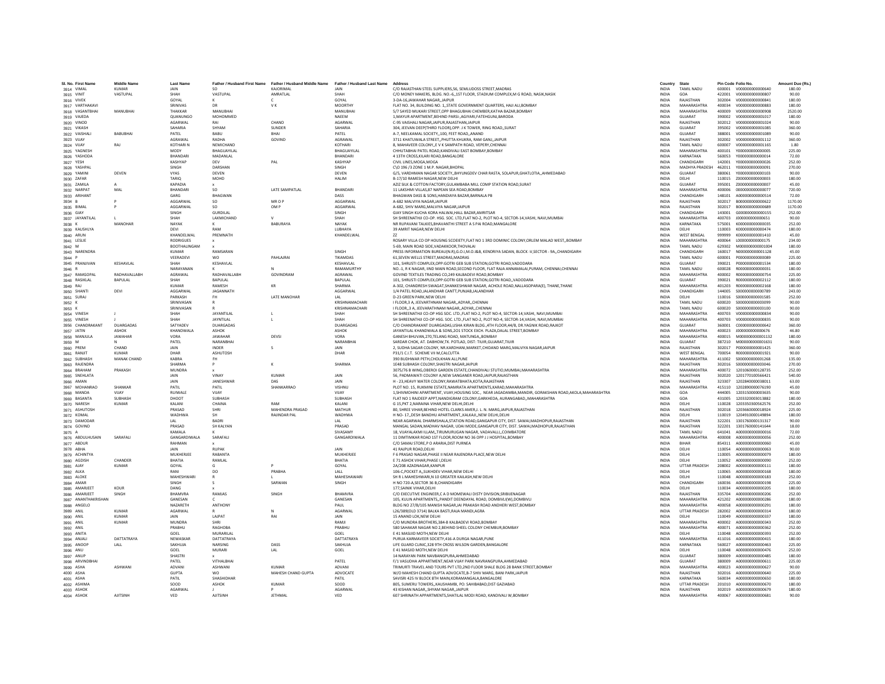| Sl. No. | First Name | Middle Name | Last Name | Father / Husband First Name | Father / Husband Middle Name | Father / Husband Last Name | Address | Country | State | Pin Code | Folio No. | Amount Due (Rs.) |
|---|---|---|---|---|---|---|---|---|---|---|---|---|
| 3914 | VIMAL | KUMAR | JAIN | SO | KAJORIMAL | JAIN | C/O RAJASTHAN STEEL SUPPLIERS,56, SEMLUDOSS STREET,MADRAS | INDIA | TAMIL NADU | 600001 | V000000000000640 | 180.00 |
| 3915 | VINIT | VASTUPAL | SHAH | VASTUPAL | AMRATLAL | SHAH | C/O MONEY MAKERS, BLDG. NO.-6,,1ST FLOOR, STADIUM COMPLEX,M G ROAD, NASIK,NASIK | INDIA | GOA | 422001 | V000000000000807 | 90.00 |
| 3916 | VIVEK | | GOYAL | K | C | GOYAL | 3-DA-16,JAWAHAR NAGAR,,JAIPUR | INDIA | RAJASTHAN | 302004 | V000000000000841 | 180.00 |
| 3917 | VARTHAKAVI | | SRINIVAS | DR | V K | MOORTHY | FLAT NO. 34, BUILDING NO. 1,,STATE GOVERNMENT QUARTERS, HAJI ALI,BOMBAY | INDIA | MAHARASHTRA | 400034 | V000000000000883 | 180.00 |
| 3918 | VASANTBHAI | MANUBHAI | THAKKAR | MANUBHAI | | MANUBHAI | 5/7 SAYED MUKARI STREET,OPP BHAGUBHAI CHEMBER,KATHA BAZAR,BOMBAY | INDIA | MAHARASHTRA | 400009 | V000000000000908 | 2520.00 |
| 3919 | VAJEDA | | QUANUNGO | MOHOMMED | | NAEEM | 1,MAYUR APARTMENT,BEHIND PARSI-,AGIYARI,FATEHGUNJ,BARODA | INDIA | GUJARAT | 390002 | V000000000001017 | 180.00 |
| 3920 | VINOD | | AGARWAL | RAI | CHAND | AGARWAL | C-95 VAISHALI NAGAR,JAIPUR,RAJASTHAN,JAIPUR | INDIA | RAJASTHAN | 302012 | V000000000001024 | 90.00 |
| 3921 | VIKASH | | SAHARIA | SHYAM | SUNDER | SAHARIA | 304, JEEVAN DEEP(THIRD FLOOR),OPP. J K TOWER, RING ROAD,,SURAT | INDIA | GUJARAT | 395002 | V000000000001085 | 360.00 |
| 3922 | VAISHALI | BABUBHAI | PATEL | BABU | BHAI | PATEL | A-7, NEELKAMAL SOCIETY,,100, FEET ROAD,,ANAND | INDIA | GUJARAT | 388001 | V000000000001089 | 90.00 |
| 3923 | VIJAY | | AGRAWAL | RADHA | GOVIND | AGRAWAL | 3711 KHATUWALA STREET,,PHUTTA KHUKRA, RAM GANJ,,JAIPUR | INDIA | RAJASTHAN | 302002 | V000000000001112 | 360.00 |
| 3924 | VIJAY | RAJ | KOTHARI N | NEMICHAND | | KOTHARI | 8, MAHAVEER COLONY,,E V K SAMPATH ROAD, VEPERY,CHENNAI | INDIA | TAMIL NADU | 600007 | V000000000001165 | 1.80 |
| 3925 | YAGNESH | | MODY | BHAGUAYILAL | | BHAGUAYILAL | CHHUTABHAI PATEL ROAD,KANDIVALI EAST BOMBAY,BOMBAY | INDIA | MAHARASHTRA | 400101 | Y000000000000005 | 225.00 |
| 3926 | YASHODA | | BHANDARI | MADANLAL | | BHANDARI | 4 13TH CROSS,KILARI ROAD,BANGALORE | INDIA | KARNATAKA | 560053 | Y000000000000014 | 72.00 |
| 3927 | YESH | | KASHYAP | DEV | PAL | KASHYAP | CIVIL LINES,MOGA,MOGA | INDIA | CHANDIGARH | 142001 | Y000000000000026 | 252.00 |
| 3928 | YASHPAL | | SINGH | DARSHAN | | SINGH | C\O 196 /3 ZONE 1 M.P. NAGAR,BHOPAL | INDIA | MADHYA PRADESH | 462011 | Y000000000000031 | 270.00 |
| 3929 | YAMINI | DEVEN | VYAS | DEVEN | | DEVEN | G/5, VARDHMAN NAGAR SOCIETY,,BHYUNGDEV CHAR RASTA, SOLAPUR,GHATLOTIA,,AHMEDABAD | INDIA | GUJARAT | 380061 | Y000000000000103 | 90.00 |
| 3930 | ZAFAR | | TARIQ | MOHD | | HALIM | B-17/10 RAMESH NAGAR,NEW DELHI | INDIA | DELHI | 110015 | Z000000000000003 | 180.00 |
| 3931 | ZAMILA | A | KAPADIA | x | | | AZIZ SILK & COTTON FACTORY,GULAMBABA MILL COMP STATION ROAD,SURAT | INDIA | GUJARAT | 395001 | Z000000000000007 | 45.00 |
| 3932 | NARPAT | MAL | BHANDARI | SO | LATE SAMPATLAL | BHANDARI | 11 LAKSHMI VILLAS,87 NAPEAN SEA ROAD,BOMBAY | INDIA | MAHARASHTRA | 400006 | 0000000000000077 | 720.00 |
| 3933 | ARIHANT | | GARG | BHAGWAN | | DASS | BHAGWAN DASS & SONS,HANDIAYA BAZAR,BARNALA PB | INDIA | CHANDIGARH | 148101 | A000000000000514 | 72.00 |
| 3934 | B | P | AGGARWAL | SO | MR O P | AGGARWAL | A-682 MALVIYA NAGAR,JAIPUR | INDIA | RAJASTHAN | 302017 | B000000000000622 | 1170.00 |
| 3935 | BIMAL | P | AGGARWAL | SO | OM P | AGGARWAL | A-682, SHIV MARG,MALVIYA NAGAR,JAIPUR | INDIA | RAJASTHAN | 302017 | B000000000000689 | 1170.00 |
| 3936 | GIAY | | SINGH | GURDILAL | | SINGH | GIAY SINGH KUCHA KORA HALWAI,HALL BAZAR,AMRITSAR | INDIA | CHANDIGARH | 143001 | G000000000000155 | 252.00 |
| 3937 | JAYANTILAL | L | SHAH | LAXMICHAND | V | SHAH | SH SHREENATHJI CO-OP. HSG. SOC. LTD,FLAT NO-2, PLOT NO-4, SECTOR-14,VASHI, NAVI,MUMBAI | INDIA | MAHARASHTRA | 400703 | J000000000000651 | 90.00 |
| 3938 | K | MANOHAR | NAYAK | K | BABURAYA | NAYAK | NR RUPAVANI TALKIES,BHAVANTHI STREET A S PAI ROAD,MANGALORE | INDIA | KARNATAKA | 575001 | K000000000000035 | 252.00 |
| 3939 | KAUSHLYA | | DEVI | RAM | | LUBHAYA | 39 AMRIT NAGAR,NEW DELHI | INDIA | DELHI | 110003 | K000000000000474 | 180.00 |
| 3940 | ARUN | | KHANDELWAL | PREMNATH | | KHANDELWAL | ZZ | INDIA | WEST BENGAL | 999999 | K000000000001410 | 45.00 |
| 3941 | LESLIE | | RODRIGUES | x | | | ROSARY VILLA CO OP HOUSING SCOEIETY,FLAT NO 1 3RD DOMINIC COLONY,ORLEM MALAD WEST,,BOMBAY | INDIA | MAHARASHTRA | 400064 | L000000000000175 | 234.00 |
| 3942 | M | | BOOTHALINGAM | x | | | 5-69, MAIN ROAD SIDE,VADAKKOOR,THOVALAI | INDIA | TAMIL NADU | 629302 | M000000000001004 | 180.00 |
| 3943 | NARENDRA | | KUMAR | RAMSARAN | | SINGH | PRESS INFORMATION BUREAU(N.R),G.O.I,M.O.I&B, KENDRIYA SADAN, BLOCK -V,SECTOR - 9A,,CHANDIGARH | INDIA | CHANDIGARH | 160017 | N000000000001128 | 45.00 |
| 3944 | P | | VEERADEVI | WO | PAHLAJRAI | TIKAMDAS | 61,SEVEN WELLS STREET,MADRAS,MADRAS | INDIA | TAMIL NADU | 600001 | P000000000000089 | 225.00 |
| 3945 | PRANJIVAN | KESHAVLAL | SHAH | KESHAVLAL | | KESHAVLAL | 101, SHRUSTI COMPLEX,OPP-GOTRI GEB SUB STATION,GOTRI ROAD,VADODARA | INDIA | GUJARAT | 390021 | P000000000001534 | 180.00 |
| 3946 | R | | NARAYANAN | K | N | RAMAMURTHY | NO.-1, R K NAGAR, IIND MAIN ROAD,SECOND FLOOR, FLAT RAJA ANNAMALAI,PURAM, CHENNAI,CHENNAI | INDIA | TAMIL NADU | 600028 | R000000000000031 | 180.00 |
| 3947 | RAMGOPAL | RADHAVALLABH | AGRAWAL | RADHAVALLABH | GOVINDRAM | AGRAWAL | GOVIND TEXTILES TRADING CO,249 KALBADEVI ROAD,BOMBAY | INDIA | MAHARASHTRA | 400002 | R000000000000754 | 225.00 |
| 3948 | RASIKLAL | BAPULAL | SHAH | BAPULAL | | BAPULAL | 101, SHRUSTI COMPLEX,OPP-GOTRI GEB SUB STATION,GOTRI ROAD,,VADODARA | INDIA | GUJARAT | 390021 | R000000000002112 | 180.00 |
| 3949 | RAJ | | KUMAR | RAMESH | KR | SHARMA | A-302, CHANDRESH SWAGAT,SHANKESHWAR NAGAR, ACHOLE ROAD,NALLASOPARA(E), THANE,THANE | INDIA | MAHARASHTRA | 401203 | R000000000002168 | 180.00 |
| 3950 | SHANTI | DEVI | AGGARWAL | JAGANNATH | | AGGARWAL | 1/4 PATEL ROAD,JALANDHAR CANTT,PUNJAB,JALANDHAR | INDIA | CHANDIGARH | 144005 | S000000000000789 | 243.00 |
| 3951 | SURAJ | | PARKASH | FH | LATE MANOHAR | LAL | D-23 GREEN PARK,NEW DELHI | INDIA | DELHI | 110016 | S000000000001585 | 252.00 |
| 3952 | K | | SRINIVASAN | R | | KRISHNAMACHARI | I FLOOR,3 A, JEEVARTHNAM NAGAR,,ADYAR,,CHENNAI | INDIA | TAMIL NADU | 600020 | S000000000003099 | 90.00 |
| 3953 | K | | SRINIVASAN | R | | KRISHNAMACHARI | I FLOOR,,3 A, JEEVARATHNAM NAGAR,,ADYAR,,CHENNAI | INDIA | TAMIL NADU | 600020 | S000000000003100 | 90.00 |
| 3954 | VINESH | J | SHAH | JAYANTILAL | L | SHAH | SH SHREENATHJI CO-OP HSG SOC. LTD.,FLAT NO-2, PLOT NO-4, SECTOR-14,VASHI, NAVI,MUMBAI | INDIA | MAHARASHTRA | 400703 | V000000000000834 | 90.00 |
| 3955 | VINESH | J | SHAH | JAYNTILAL | L | SHAH | SH SHREENATHJI CO-OP HSG. SOC. LTD.,FLAT NO-2, PLOT NO-4, SECTOR-14,VASHI, NAVI,MUMBAI | INDIA | MAHARASHTRA | 400703 | V000000000000835 | 90.00 |
| 3956 | CHANDRAKANT | DUARGADAS | SATYADEV | DUARGADAS | | DUARGADAS | C/O CHANDRAKANT DUARGADAS,USHA KIRAN BLDG.,4TH FLOOR,44/B, DR.YAGNIK ROAD,RAJKOT | INDIA | GUJARAT | 360001 | C000000000000642 | 360.00 |
| 3957 | JATIN | ASHOK | KHANDWALA | ASHOK | | ASHOK | JAYANTILAL KHANDWALA & SONS,2O1 STOCK EXCH. PLAZA,DALAL STREET,BOMBAY | INDIA | MAHARASHTRA | 400023 | J000000000000676 | 46.80 |
| 3958 | MANJULA | JAWAHAR | VORA | JAWAHAR | DEVSI | VORA | GANESH BHUVAN,270,TELANG ROAD, MATUNGA,,BOMBAY | INDIA | MAHARASHTRA | 400015 | M000000000001132 | 180.00 |
| 3959 | M | N | PATEL | NARANBHAI | | NARANBHAI | SARDAR CHOK, AT. DABHOW,TK. POTLAD, DIST: TIJUR,GUJARAT,TIJUR | INDIA | GUJARAT | 387210 | M000000000001631 | 90.00 |
| 3960 | PREM | CHAND | JAIN | INDER | S | JAIN | 2, SUDHA SAGAR COLONY, NR.KARDHANI,MARKET,CHIDAND MARG,MALVIYA NAGAR,JAIPUR | INDIA | RAJASTHAN | 302017 | P000000000001425 | 360.00 |
| 3961 | RANJIT | KUMAR | DHAR | ASHUTOSH | | DHAR | P31/1 C.I.T. SCHEME VII M,CALCUTTA | INDIA | WEST BENGAL | 700054 | R000000000001921 | 90.00 |
| 3962 | SUBHASH | MANAK CHAND | KABRA | FH | | | 390 BUDHWAR PETH,CHOLKHAN ALI,PUNE | INDIA | MAHARASHTRA | 411002 | S000000000001268 | 135.00 |
| 3963 | RAJENDRA | | SHARMA | P | K | SHARMA | 1E48 SUBHASH COLONY,SHASTRI NAGAR,JAIPUR | INDIA | RAJASTHAN | 302016 | S000000000003046 | 270.00 |
| 3964 | BRAHAM | PRAKASH | MUNDRA | x | | | 3075/76 B WING,OBEROI GARDEN ESTATE,CHANDIVALI STUTIO,MUMBAI,MAHARASHTRA | INDIA | MAHARASHTRA | 400072 | 1201060000128735 | 252.00 |
| 3965 | SNEHLATA | | JAIN | VINAY | KUMAR | JAIN | 56, PADMAWATI COLONY A,NEW SANGANER ROAD,JAIPUR,RAJASTHAN | INDIA | RAJASTHAN | 302020 | 1201770100566421 | 540.00 |
| 3966 | AMAN | | JAIN | JANESHWAR | DAS | JAIN | H - 23,HEAVY WATER COLONY,RAWATBHATA,KOTA,RAJASTHAN | INDIA | RAJASTHAN | 323307 | 1202840000038011 | 63.00 |
| 3967 | MOHANRAO | SHANKAR | PATIL | PATIL | SHANKARRAO | VISHNU | PLOT NO. 15, RUKMINI ESTATE,NAMRATA APARTMENTS,KARAD,MAHARASHTRA | INDIA | MAHARASHTRA | 415110 | 1202890000076190 | 45.00 |
| 3968 | MANDA | VIJAY | RUIWALE | VIJAY | | VIJAY | 1,SHIVMOHINI APARTMENT, VIJAY,HOUSING SOC., NEAR JAGADAMBA,MANDIR, GORAKSHAN ROAD,AKOLA,MAHARASHTRA | INDIA | GOA | 444005 | 1203150000003635 | 90.00 |
| 3969 | BASANTA | SUBHASH | DHOOT | SUBHASH | | SUBHASH | FLAT NO 1 RAJDEEP APPT,NANDIGRAM COLONY,GARKHEDA, AURANGABAD,,MAHARASHTRA | INDIA | GOA | 431005 | 1203320003013882 | 180.00 |
| 3970 | NARESH | KUMAR | KALANI | CHAINA | RAM | KALANI | G 15,PKT 2,NARAINA VIHAR,NEW DELHI,DELHI | INDIA | DELHI | 110028 | 1203350300562576 | 252.00 |
| 3971 | ASHUTOSH | | PRASAD | SHRI | MAHENDRA PRASAD | MATHUR | 80, SHREE VIHAR,BEHIND HOTEL CLARKS AMER,J. L. N. MARG,JAIPUR,RAJASTHAN | INDIA | RAJASTHAN | 302018 | 1203660000018924 | 225.00 |
| 3972 | KOMAL | | WADHWA | SH | RAJINDAR PAL | WADHWA | H NO- 17,,DESH BANDHU APARTMENT,,KALKAJI,,NEW DELHI,DELHI | INDIA | DELHI | 110019 | 1204910000149894 | 180.00 |
| 3973 | DAMODAR | | LAL | BADRI | | LAL | NEAR AGARWAL DHARMSHALA,STATION ROAD,GANGAPUR CITY, DIST. SAWAI,MADHOPUR,RAJASTHAN | INDIA | RAJASTHAN | 322201 | 1301760000131317 | 90.00 |
| 3974 | GOVIND | | PRASAD | SH KALYAN | | PRASAD | MANGAL SADAN,MADHAV NAGAR, UDAI MODE,GANGAPUR CITY, DIST. SAWAI,MADHOPUR,RAJASTHAN | INDIA | RAJASTHAN | 322201 | 1301760000141644 | 18.00 |
| 3975 | A | | KAMALA | K | | SIVASAMY | 18, VIJAYALAXMI ILLAM,,TIRUMURUGAN NAGAR, VADAVALLI,,COIMBATORE | INDIA | TAMIL NADU | 641041 | A000000000000016 | 72.00 |
| 3976 | ABDULHUSAIN | SARAFALI | GANGARDIWALA | SARAFALI | | GANGARDIWALA | 11 DIMTIMKAR ROAD 1ST FLOOR,ROOM NO 36 OPP J J HOSPITAL,BOMBAY | INDIA | MAHARASHTRA | 400008 | A000000000000056 | 252.00 |
| 3977 | ABDUR | | RAHMAN | x | | | C/O SAMAJ STORE,P O ARARIA,DIST PURNEA | INDIA | BIHAR | 854311 | A000000000000060 | 45.00 |
| 3978 | ABHA | | JAIN | RUPAK | | JAIN | 41 RAJPUR ROAD,DELHI | INDIA | DELHI | 110054 | A000000000000063 | 90.00 |
| 3979 | ACHINTYA | | MUKHERJEE | RABANTA | | MUKHERJEE | F 6 PRASAD NAGAR,PHASE II NEAR RAJENDRA PLACE,NEW DELHI | INDIA | DELHI | 110005 | A000000000000079 | 180.00 |
| 3980 | AGDISH | CHANDER | BHATIA | RAMLAL | | BHATIA | E 71 ASHOK VIHAR,PHASE I,DELHI | INDIA | DELHI | 110052 | A000000000000090 | 252.00 |
| 3981 | AJAY | KUMAR | GOYAL | G | P | GOYAL | 2A/208 AZADNAGAR,KANPUR | INDIA | UTTAR PRADESH | 208002 | A000000000000111 | 180.00 |
| 3982 | ALKA | | RANI | DO | PRABHA | LALL | 106-C,POCKET A,,SUKHDEV VIHAR,NEW DELHI | INDIA | DELHI | 110065 | A000000000000168 | 180.00 |
| 3983 | ALOKE | | MAHESHWARI | R | L | MAHESHAWARI | SH R L MAHESHWARI,N 10 GREATER KAILASH,NEW DELHI | INDIA | DELHI | 110048 | A000000000000183 | 252.00 |
| 3984 | AMAR | | SINGH | S | SARWAN | SINGH | H NO 720-A,SECTOR 36 B,CHANDIGARH | INDIA | CHANDIGARH | 160036 | A000000000000198 | 225.00 |
| 3985 | AMARJEET | KOUR | DANG | x | | | 177,SAINIK VIHAR,DELHI | INDIA | DELHI | 110034 | A000000000000205 | 180.00 |
| 3986 | AMARJEET | SINGH | BHAMVRA | RAMJAS | SINGH | BHAMVRA | C/O EXECUTIVE ENGINEER,C A D MOMEWALI DISTY DIVISION,SRIBIJENAGAR | INDIA | RAJASTHAN | 335704 | A000000000000206 | 252.00 |
| 3987 | ANANTHAKRISHAN | | GANESAN | C | | GANESAN | 105, KULIN APARTMENTS,,PANDIT DEENDAYAL ROAD, DOMBIVLI(W),DOMBIVLI | INDIA | MAHARASHTRA | 421202 | A000000000000286 | 180.00 |
| 3988 | ANGELO | | NAZARETH | ANTHONY | | PAUL | BLDG NO 27/B/105 MANISH NAGAR,JAI PRAKASH ROAD ANDHERI WEST,BOMBAY | INDIA | MAHARASHTRA | 400058 | A000000000000291 | 180.00 |
| 3989 | ANIL | KUMAR | AGARWAL | R | N | AGARWAL | L26/389(OLD 3714) BALKA BASTI,RAJA MANDI,AGRA | INDIA | UTTAR PRADESH | 282002 | A000000000000314 | 180.00 |
| 3990 | ANIL | KUMAR | JAIN | LAJPAT | RAI | JAIN | 15 ANAND LOK,NEW DELHI | INDIA | DELHI | 110049 | A000000000000337 | 180.00 |
| 3991 | ANIL | KUMAR | MUNDRA | SHRI | | RAMJI | C/O MUNDRA BROTHERS,384-B KALBADEVI ROAD,BOMBAY | INDIA | MAHARASHTRA | 400002 | A000000000000343 | 252.00 |
| 3992 | ANIL | | PRABHU | RAGHOBA | | PRABHU | 580 SAHAKAR NAGAR NO 2,BEHIND SHEEL COLONY CHEMBUR,BOMBAY | INDIA | MAHARASHTRA | 400071 | A000000000000362 | 252.00 |
| 3993 | ANITA | | GOEL | MURARILAL | | GOEL | E 41 MASJID MOTH,NEW DELHI | INDIA | DELHI | 110048 | A000000000000393 | 252.00 |
| 3994 | ANJALI | DATTATRAYA | NEWASKAR | DATTATRAYA | | DATTATRAYA | PURUA KARMAVEER SOCIETY,416-A DURGA NAGAR,PUNE | INDIA | MAHARASHTRA | 411016 | A000000000000415 | 180.00 |
| 3995 | ANOOP | LALL | SAKHUJA | NARSING | DASS | SAKHUJA | LIFE GUARD CLINIC,328 9TH CROSS WILSON GARDEN,BANGALORE | INDIA | KARNATAKA | 560027 | A000000000000463 | 225.00 |
| 3996 | ANU | | GOEL | MURARI | LAL | GOEL | E 41 MASJID MOTH,NEW DELHI | INDIA | DELHI | 110048 | A000000000000476 | 252.00 |
| 3997 | ANUP | | SHASTRI | x | | | 14 NARAYAN PARK NAVBANGPURA,AHMEDABAD | INDIA | GUJARAT | 380009 | A000000000000485 | 180.00 |
| 3998 | ARVINDBHAI | | PATEL | VITHALBHAI | | PATEL | F/1 VASUDHA APPARTMENT,NEAR VIJAY PARK NAVRANGPURA,AHMEDABAD | INDIA | GUJARAT | 380009 | A000000000000611 | 225.00 |
| 3999 | ASHA | ASHWANI | ADVANI | ASHWANI | KUMAR | ADVANI | TRIMURTI TRAVEL AND TOURS PVT LTD,2ND FLOOR SHALE BLDG 28 BANK STREET,BOMBAY | INDIA | MAHARASHTRA | 400023 | A000000000000627 | 90.00 |
| 4000 | ASHA | | GUPTA | WO | MAHESH CHAND GUPTA | ADVOCATE | W/O MAHESH CHAND GUPTA ADVOCATE,B-7 SHIV MARG, BANI PARK,JAIPUR | INDIA | RAJASTHAN | 302016 | A000000000000640 | 225.00 |
| 4001 | ASHA | | PATIL | SHASHIDHAR | | PATIL | SAVISRI 425 IV BLOCK 8TH MAIN,KORAMANGALA,BANGALORE | INDIA | KARNATAKA | 560034 | A000000000000650 | 180.00 |
| 4002 | ASHIMA | | SOOD | ASHOK | KUMAR | SOOD | 805, SUMERU TOWERS,,KAUSHAMBI, PO: SAHIBABAD,DIST GAZIABAD | INDIA | UTTAR PRADESH | 201010 | A000000000000670 | 180.00 |
| 4003 | ASHOK | | AGARWAL | J | P | AGARWAL | 43 KISHAN NAGAR,,SHYAM NAGAR,,JAIPUR | INDIA | RAJASTHAN | 302019 | A000000000000679 | 180.00 |
| 4004 | ASHOK | AJITSINH | VED | AJITSINH | JETHMAL | VED | 607 SHRINATH APPARTMENTS,SHATILAL MODI ROAD, KANDIVALI W,BOMBAY | INDIA | MAHARASHTRA | 400067 | A000000000000681 | 90.00 |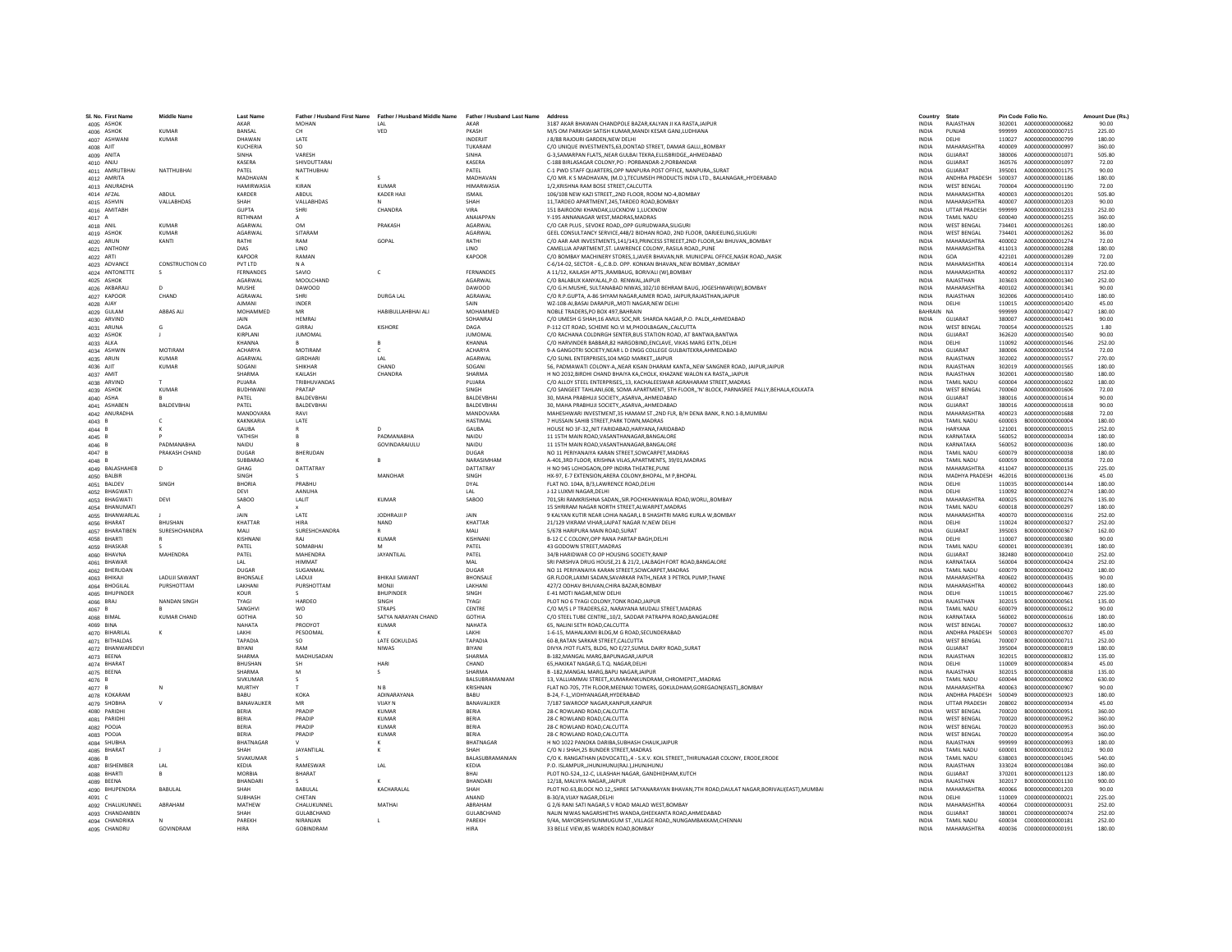| Sl. No. | First Name | Middle Name | Last Name | Father / Husband First Name | Father / Husband Middle Name | Father / Husband Last Name | Address | Country | State | Pin Code | Folio No. | Amount Due (Rs.) |
|---|---|---|---|---|---|---|---|---|---|---|---|---|
| 4005 | ASHOK | | AKAR | MOHAN | LAL | AKAR | 3187 AKAR BHAWAN CHANDPOLE BAZAR,KALYAN JI KA RASTA,JAIPUR | INDIA | RAJASTHAN | 302001 | A000000000000682 | 90.00 |
| 4006 | ASHOK | KUMAR | BANSAL | CH | VED | PKASH | M/S OM PARKASH SATISH KUMAR,MANDI KESAR GANJ,LUDHIANA | INDIA | PUNJAB | 999999 | A000000000000715 | 225.00 |
| 4007 | ASHWANI | KUMAR | DHAWAN | LATE | | INDERJIT | J 8/88 RAJOURI GARDEN,NEW DELHI | INDIA | DELHI | 110027 | A000000000000799 | 180.00 |
| 4008 | AJIT | | KUCHERIA | SO | | TUKARAM | C/O UNIQUE INVESTMENTS,63,DONTAD STREET, DAMAR GALLI,,BOMBAY | INDIA | MAHARASHTRA | 400009 | A000000000000997 | 360.00 |
| 4009 | ANITA | | SINHA | VARESH | | SINHA | G-3,SAMARPAN FLATS,,NEAR GULBAI TEKRA,ELLISBRIDGE,,AHMEDABAD | INDIA | GUJARAT | 380006 | A000000000001071 | 505.80 |
| 4010 | ANJU | | KASERA | SHIVDUTTARAI | | KASERA | C-188 BIRLASAGAR COLONY,PO : PORBANDAR-2,PORBANDAR | INDIA | GUJARAT | 360576 | A000000000001097 | 72.00 |
| 4011 | AMRUTBHAI | NATTHUBHAI | PATEL | NATTHUBHAI | | PATEL | C-1 PWD STAFF QUARTERS,OPP NANPURA POST OFFICE, NANPURA,,SURAT | INDIA | GUJARAT | 395001 | A000000000001175 | 90.00 |
| 4012 | AMRITA | | MADHAVAN | K | S | MADHAVAN | C/O MR. K S MADHAVAN, (M.D.),TECUMSEH PRODUCTS INDIA LTD., BALANAGAR,,HYDERABAD | INDIA | ANDHRA PRADESH | 500037 | A000000000001186 | 180.00 |
| 4013 | ANURADHA | | HAMIRWASIA | KIRAN | KUMAR | HIMARWASIA | 1/2,KRISHNA RAM BOSE STREET,CALCUTTA | INDIA | WEST BENGAL | 700004 | A000000000001190 | 72.00 |
| 4014 | AFZAL | ABDUL | KARDER | ABDUL | KADER HAJI | ISMAIL | 106/108 NEW KAZI STREET,,2ND FLOOR, ROOM NO-4,BOMBAY | INDIA | MAHARASHTRA | 400003 | A000000000001201 | 505.80 |
| 4015 | ASHVIN | VALLABHDAS | SHAH | VALLABHDAS | N | SHAH | 11,TARDEO APARTMENT,245,TARDEO ROAD,BOMBAY | INDIA | MAHARASHTRA | 400007 | A000000000001203 | 90.00 |
| 4016 | AMITABH | | GUPTA | SHRI | CHANDRA | VIRA | 151 BAIROONI KHANDAK,LUCKNOW 1,LUCKNOW | INDIA | UTTAR PRADESH | 999999 | A000000000001233 | 252.00 |
| 4017 | A | | RETHNAM | A | | ANAIAPPAN | Y-195 ANNANAGAR WEST,MADRAS,MADRAS | INDIA | TAMIL NADU | 600040 | A000000000001255 | 360.00 |
| 4018 | ANIL | KUMAR | AGARWAL | OM | PRAKASH | AGARWAL | C/O CAR PLUS , SEVOKE ROAD,,OPP GURUDWARA,SILIGURI | INDIA | WEST BENGAL | 734401 | A000000000001261 | 180.00 |
| 4019 | ASHOK | KUMAR | AGARWAL | SITARAM | | AGARWAL | GEEL CONSULTANCY SERVICE,448/2 BIDHAN ROAD, 2ND FLOOR, DARJEELING,SILIGURI | INDIA | WEST BENGAL | 734401 | A000000000001262 | 36.00 |
| 4020 | ARUN | KANTI | RATHI | RAM | GOPAL | RATHI | C/O AAR AAR INVESTMENTS,141/143,PRINCESS STREEET,2ND FLOOR,SAI BHUVAN,,BOMBAY | INDIA | MAHARASHTRA | 400002 | A000000000001274 | 72.00 |
| 4021 | ANTHONY | | DIAS | LINO | | LINO | CAMELLIA APARTMENT,ST. LAWRENCE COLONY, RASILA ROAD,,PUNE | INDIA | MAHARASHTRA | 411013 | A000000000001288 | 180.00 |
| 4022 | ARTI | | KAPOOR | RAMAN | | KAPOOR | C/O BOMBAY MACHINERY STORES,1,JAVER BHAVAN,NR. MUNICIPAL OFFICE,NASIK ROAD,,NASIK | INDIA | GOA | 422101 | A000000000001289 | 72.00 |
| 4023 | ADVANCE | CONSTRUCTION CO | PVT LTD | N A | | | C-6/14-02, SECTOR - 6,,C.B.D. OPP. KONKAN BHAVAN,,NEW BOMBAY.,BOMBAY | INDIA | MAHARASHTRA | 400614 | A000000000001314 | 720.00 |
| 4024 | ANTONETTE | S | FERNANDES | SAVIO | C | FERNANDES | A 11/12, KAILASH APTS.,RAMBAUG, BORIVALI (W),BOMBAY | INDIA | MAHARASHTRA | 400092 | A000000000001337 | 252.00 |
| 4025 | ASHOK | | AGARWAL | MOOLCHAND | | AGARWAL | C/O BALABUX KANYALAL,P.O. RENWAL,,JAIPUR | INDIA | RAJASTHAN | 303603 | A000000000001340 | 252.00 |
| 4026 | AKBARALI | D | MUSHE | DAWOOD | | DAWOOD | C/O G.H.MUSHE, SULTANABAD NIWAS,102/10 BEHRAM BAUG, JOGESHWARI(W),BOMBAY | INDIA | MAHARASHTRA | 400102 | A000000000001341 | 90.00 |
| 4027 | KAPOOR | CHAND | AGRAWAL | SHRI | DURGA LAL | AGRAWAL | C/O R.P.GUPTA, A-86 SHYAM NAGAR,AJMER ROAD, JAIPUR,RAJASTHAN,JAIPUR | INDIA | RAJASTHAN | 302006 | A000000000001410 | 180.00 |
| 4028 | AJAY | | AJMANI | INDER | | SAIN | WZ-108-AI,BASAI DARAPUR,,MOTI NAGAR,NEW DELHI | INDIA | DELHI | 110015 | A000000000001420 | 45.00 |
| 4029 | GULAM | ABBAS ALI | MOHAMMED | MR | HABIBULLAHBHAI ALI | MOHAMMED | NOBLE TRADERS,PO BOX 497,BAHRAIN | BAHRAIN | NA | 999999 | A000000000001427 | 180.00 |
| 4030 | ARVIND | | JAIN | HEMRAJ | | SOHANRAJ | C/O UMESH G SHAH,16 AMUL SOC,NR. SHARDA NAGAR,P.O. PALDI,,AHMEDABAD | INDIA | GUJARAT | 380007 | A000000000001441 | 90.00 |
| 4031 | ARUNA | G | DAGA | GIRRAJ | KISHORE | DAGA | P-112 CIT ROAD, SCHEME NO.VI M,PHOOLBAGAN,,CALCUTTA | INDIA | WEST BENGAL | 700054 | A000000000001525 | 1.80 |
| 4032 | ASHOK | J | KIRPLANI | JUMOMAL | | JUMOMAL | C/O RACHANA COLDNRGH SENTER,BUS STATION ROAD, AT BANTWA,BANTWA | INDIA | GUJARAT | 362620 | A000000000001540 | 90.00 |
| 4033 | ALKA | | KHANNA | B | B | KHANNA | C/O HARVINDER BABBAR,82 HARGOBIND,ENCLAVE, VIKAS MARG EXTN.,DELHI | INDIA | DELHI | 110092 | A000000000001546 | 252.00 |
| 4034 | ASHWIN | MOTIRAM | ACHARYA | MOTIRAM | C | ACHARYA | 9-A GANGOTRI SOCIETY,NEAR L D ENGG COLLEGE GULBAITEKRA,AHMEDABAD | INDIA | GUJARAT | 380006 | A000000000001554 | 72.00 |
| 4035 | ARUN | KUMAR | AGARWAL | GIRDHARI | LAL | AGARWAL | C/O SUNIL ENTERPRISES,104 MGD MARKET,,JAIPUR | INDIA | RAJASTHAN | 302002 | A000000000001557 | 270.00 |
| 4036 | AJIT | KUMAR | SOGANI | SHIKHAR | CHAND | SOGANI | 56, PADMAWATI COLONY-A,,NEAR KISAN DHARAM KANTA,,NEW SANGNER ROAD, JAIPUR,JAIPUR | INDIA | RAJASTHAN | 302019 | A000000000001565 | 180.00 |
| 4037 | AMIT | | SHARMA | KAILASH | CHANDRA | SHARMA | H NO 2032,BIRDHI CHAND BHAIYA KA,CHOLK, KHAZANE WALON KA RASTA,,JAIPUR | INDIA | RAJASTHAN | 302001 | A000000000001580 | 180.00 |
| 4038 | ARVIND | T | PUJARA | TRIBHUVANDAS | | PUJARA | C/O ALLOY STEEL ENTERPRISES,,13, KACHALEESWAR AGRAHARAM STREET,MADRAS | INDIA | TAMIL NADU | 600004 | A000000000001602 | 180.00 |
| 4039 | ASHOK | KUMAR | BUDHWANI | PRATAP | | SINGH | C/O SANGEET TAHLANI,608, SOMA APARTMENT, 5TH FLOOR,,'N' BLOCK, PARNASREE PALLY,BEHALA,KOLKATA | INDIA | WEST BENGAL | 700060 | A000000000001606 | 72.00 |
| 4040 | ASHA | B | PATEL | BALDEVBHAI | | BALDEVBHAI | 30, MAHA PRABHUJI SOCIETY,,ASARVA,,AHMEDABAD | INDIA | GUJARAT | 380016 | A000000000001614 | 90.00 |
| 4041 | ASHABEN | BALDEVBHAI | PATEL | BALDEVBHAI | | BALDEVBHAI | 30, MAHA PRABHUJI SOCIETY,,ASARVA,,AHMEDABAD | INDIA | GUJARAT | 380016 | A000000000001618 | 90.00 |
| 4042 | ANURADHA | | MANDOVARA | RAVI | | MANDOVARA | MAHESHWARI INVESTMENT,35 HAMAM ST.,2ND FLR, B/H DENA BANK, R.NO.1-B,MUMBAI | INDIA | MAHARASHTRA | 400023 | A000000000001688 | 72.00 |
| 4043 | B | C | KAKNKARIA | LATE | | HASTIMAL | 7 HUSSAIN SAHIB STREET,PARK TOWN,MADRAS | INDIA | TAMIL NADU | 600003 | B000000000000004 | 180.00 |
| 4044 | B | K | GAUBA | R | D | GAUBA | HOUSE NO 3F-32,,NIT FARIDABAD,HARYANA,FARIDABAD | INDIA | HARYANA | 121001 | B000000000000015 | 252.00 |
| 4045 | B | P | YATHISH | B | PADMANABHA | NAIDU | 11 15TH MAIN ROAD,VASANTHANAGAR,BANGALORE | INDIA | KARNATAKA | 560052 | B000000000000034 | 180.00 |
| 4046 | B | PADMANABHA | NAIDU | B | GOVINDARAJULU | NAIDU | 11 15TH MAIN ROAD,VASANTHANAGAR,BANGALORE | INDIA | KARNATAKA | 560052 | B000000000000036 | 180.00 |
| 4047 | B | PRAKASH CHAND | DUGAR | BHERUDAN | | DUGAR | NO 11 PERIYANAIYA KARAN STREET,SOWCARPET,MADRAS | INDIA | TAMIL NADU | 600079 | B000000000000038 | 180.00 |
| 4048 | B | | SUBBARAO | K | B | NARASIMHAM | A-401,3RD FLOOR, KRISHNA VILAS,APARTMENTS, 39/01,MADRAS | INDIA | TAMIL NADU | 600059 | B000000000000058 | 72.00 |
| 4049 | BALASHAHEB | D | GHAG | DATTATRAY | | DATTATRAY | H NO 945 LOHOGAON,OPP INDIRA THEATRE,PUNE | INDIA | MAHARASHTRA | 411047 | B000000000000135 | 225.00 |
| 4050 | BALBIR | | SINGH | S | MANOHAR | SINGH | HX-97, E-7 EXTENSION,ARERA COLONY,BHOPAL, M P,BHOPAL | INDIA | MADHYA PRADESH | 462016 | B000000000000136 | 45.00 |
| 4051 | BALDEV | SINGH | BHORIA | PRABHU | | DYAL | FLAT NO. 104A, B/3,LAWRENCE ROAD,DELHI | INDIA | DELHI | 110035 | B000000000000144 | 180.00 |
| 4052 | BHAGWATI | | DEVI | AANUHA | | LAL | J-12 LUXMI NAGAR,DELHI | INDIA | DELHI | 110092 | B000000000000274 | 180.00 |
| 4053 | BHAGWATI | DEVI | SABOO | LALIT | KUMAR | SABOO | 701,SRI RAMKRISHNA SADAN,,SIR.POCHKHANWALA ROAD,WORLI,,BOMBAY | INDIA | MAHARASHTRA | 400025 | B000000000000276 | 135.00 |
| 4054 | BHANUMATI | | A | x | | | 15 SHRIRAM NAGAR NORTH STREET,ALWARPET,MADRAS | INDIA | TAMIL NADU | 600018 | B000000000000297 | 180.00 |
| 4055 | BHANWARLAL | J | JAIN | LATE | JODHRAJJI P | JAIN | 9 KALYAN KUTIR NEAR LOHIA NAGAR,L B SHASHTRI MARG KURLA W,BOMBAY | INDIA | MAHARASHTRA | 400070 | B000000000000316 | 252.00 |
| 4056 | BHARAT | BHUSHAN | KHATTAR | HIRA | NAND | KHATTAR | 21/129 VIKRAM VIHAR,LAJPAT NAGAR IV,NEW DELHI | INDIA | DELHI | 110024 | B000000000000327 | 252.00 |
| 4057 | BHARATIBEN | SURESHCHANDRA | MALI | SURESHCHANDRA | R | MALI | 5/678 HARIPURA MAIN ROAD,SURAT | INDIA | GUJARAT | 395003 | B000000000000367 | 162.00 |
| 4058 | BHARTI | R | KISHNANI | RAJ | KUMAR | KISHNANI | B-12 C C COLONY,OPP RANA PARTAP BAGH,DELHI | INDIA | DELHI | 110007 | B000000000000380 | 90.00 |
| 4059 | BHASKAR | S | PATEL | SOMABHAI | M | PATEL | 43 GODOWN STREET,MADRAS | INDIA | TAMIL NADU | 600001 | B000000000000391 | 180.00 |
| 4060 | BHAVNA | MAHENDRA | PATEL | MAHENDRA | JAYANTILAL | PATEL | 34/B HARIDWAR CO OP HOUSING SOCIETY,RANIP | INDIA | GUJARAT | 382480 | B000000000000410 | 252.00 |
| 4061 | BHAWAR | | LAL | HIMMAT | | MAL | SRI PARSHVA DRUG HOUSE,21 & 21/2, LALBAGH FORT ROAD,BANGALORE | INDIA | KARNATAKA | 560004 | B000000000000424 | 252.00 |
| 4062 | BHERUDAN | | DUGAR | SUGANMAL | | DUGAR | NO 11 PERIYANAIYA KARAN STREET,SOWCARPET,MADRAS | INDIA | TAMIL NADU | 600079 | B000000000000432 | 180.00 |
| 4063 | BHIKAJI | LADUJI SAWANT | BHONSALE | LADUJI | BHIKAJI SAWANT | BHONSALE | GR.FLOOR,LAXMI SADAN,SAVARKAR PATH,,NEAR 3 PETROL PUMP,THANE | INDIA | MAHARASHTRA | 400602 | B000000000000435 | 90.00 |
| 4064 | BHOGILAL | PURSHOTTAM | LAKHANI | PURSHOTTAM | MONJI | LAKHANI | 427/2 ODHAV BHUVAN,CHIRA BAZAR,BOMBAY | INDIA | MAHARASHTRA | 400002 | B000000000000443 | 180.00 |
| 4065 | BHUPINDER | | KOUR | S | BHUPINDER | SINGH | E-41 MOTI NAGAR,NEW DELHI | INDIA | DELHI | 110015 | B000000000000467 | 225.00 |
| 4066 | BRAJ | NANDAN SINGH | TYAGI | HARDEO | SINGH | TYAGI | PLOT NO 6 TYAGI COLONY,TONK ROAD,JAIPUR | INDIA | RAJASTHAN | 302015 | B000000000000561 | 135.00 |
| 4067 | B | B | SANGHVI | WO | STRAPS | CENTRE | C/O M/S L P TRADERS,62, NARAYANA MUDALI STREET,MADRAS | INDIA | TAMIL NADU | 600079 | B000000000000612 | 90.00 |
| 4068 | BIMAL | KUMAR CHAND | GOTHIA | SO | SATYA NARAYAN CHAND | GOTHIA | C/O STEEL TUBE CENTRE,,10/2, SADDAR PATRAPPA ROAD,BANGALORE | INDIA | KARNATAKA | 560002 | B000000000000616 | 180.00 |
| 4069 | BINA | | NAHATA | PRODYOT | KUMAR | NAHATA | 65, NALINI SETH ROAD,CALCUTTA | INDIA | WEST BENGAL | 700007 | B000000000000632 | 180.00 |
| 4070 | BIHARILAL | K | LAKHI | PESOOMAL | K | LAKHI | 1-6-15, MAHALAXMI BLDG,M G ROAD,SECUNDERABAD | INDIA | ANDHRA PRADESH | 500003 | B000000000000707 | 45.00 |
| 4071 | BITHALDAS | | TAPADIA | SO | LATE GOKULDAS | TAPADIA | 60-B,RATAN SARKAR STREET,CALCUTTA | INDIA | WEST BENGAL | 700007 | B000000000000711 | 252.00 |
| 4072 | BHANWARIDEVI | | BIYANI | RAM | NIWAS | BIYANI | DIVYA JYOT FLATS, BLDG, NO E/27,SUMUL DAIRY ROAD,,SURAT | INDIA | GUJARAT | 395004 | B000000000000819 | 180.00 |
| 4073 | BEENA | | SHARMA | MADHUSADAN | | SHARMA | B-182,MANGAL MARG,BAPUNAGAR,JAIPUR | INDIA | RAJASTHAN | 302015 | B000000000000832 | 135.00 |
| 4074 | BHARAT | | BHUSHAN | SH | HARI | CHAND | 65,HAKIKAT NAGAR,G.T.Q. NAGAR,DELHI | INDIA | DELHI | 110009 | B000000000000834 | 45.00 |
| 4075 | BEENA | | SHARMA | M | S | SHARMA | B -182,MANGAL MARG,BAPU NAGAR,JAIPUR | INDIA | RAJASTHAN | 302015 | B000000000000838 | 135.00 |
| 4076 | B | | SIVKUMAR | S | | BALSUBRAMANIAM | 13, VALLIAMMAI STREET,,KUMARANKUNDRAM, CHROMEPET,,MADRAS | INDIA | TAMIL NADU | 600044 | B000000000000902 | 630.00 |
| 4077 | B | N | MURTHY | T | N B | KRISHNAN | FLAT NO-705, 7TH FLOOR,MEENAXI TOWERS, GOKULDHAM,GOREGAON(EAST),,BOMBAY | INDIA | MAHARASHTRA | 400063 | B000000000000907 | 90.00 |
| 4078 | KOKARAM | | BABU | KOKA | ADINARAYANA | BABU | B-24, F-1,,VIDHYANAGAR,HYDERABAD | INDIA | ANDHRA PRADESH | 500049 | B000000000000923 | 180.00 |
| 4079 | SHOBHA | V | BANAVALIKER | MR | VIJAY N | BANAVALIKER | 7/187 SWAROOP NAGAR,KANPUR,KANPUR | INDIA | UTTAR PRADESH | 208002 | B000000000000934 | 45.00 |
| 4080 | PARIDHI | | BERIA | PRADIP | KUMAR | BERIA | 28-C ROWLAND ROAD,CALCUTTA | INDIA | WEST BENGAL | 700020 | B000000000000951 | 360.00 |
| 4081 | PARIDHI | | BERIA | PRADIP | KUMAR | BERIA | 28-C ROWLAND ROAD,CALCUTTA | INDIA | WEST BENGAL | 700020 | B000000000000952 | 360.00 |
| 4082 | POOJA | | BERIA | PRADIP | KUMAR | BERIA | 28-C ROWLAND ROAD,CALCUTTA | INDIA | WEST BENGAL | 700020 | B000000000000953 | 360.00 |
| 4083 | POOJA | | BERIA | PRADIP | KUMAR | BERIA | 28-C ROWLAND ROAD,CALCUTTA | INDIA | WEST BENGAL | 700020 | B000000000000954 | 360.00 |
| 4084 | SHUBHA | | BHATNAGAR | V | K | BHATNAGAR | H NO 1022 PANOKA DARIBA,SUBHASH CHAUK,JAIPUR | INDIA | RAJASTHAN | 999999 | B000000000000993 | 180.00 |
| 4085 | BHARAT | J | SHAH | JAYANTILAL | K | SHAH | C/O N J SHAH,25 BUNDER STREET,MADRAS | INDIA | TAMIL NADU | 600001 | B000000000001012 | 90.00 |
| 4086 | B | | SIVAKUMAR | S | | BALASUBRAMANIAN | C/O K. RANGATHAN (ADVOCATE),,4 - S.K.V. KOIL STREET,,THIRUNAGAR COLONY, ERODE,ERODE | INDIA | TAMIL NADU | 638003 | B000000000001045 | 540.00 |
| 4087 | BISHEMBER | LAL | KEDIA | RAMESWAR | LAL | KEDIA | P.O. ISLAMPUR,,JHUNJHUNU(RAJ.),JHUNJHUNU | INDIA | RAJASTHAN | 333024 | B000000000001084 | 360.00 |
| 4088 | BHARTI | B | MORBIA | BHARAT | | BHAI | PLOT NO-524,,12-C, LILASHAH NAGAR, GANDHIDHAM,KUTCH | INDIA | GUJARAT | 370201 | B000000000001123 | 180.00 |
| 4089 | BEENA | | BHANDARI | S | K | BHANDARI | 12/18, MALVIYA NAGAR,,JAIPUR | INDIA | RAJASTHAN | 302017 | B000000000001130 | 900.00 |
| 4090 | BHUPENDRA | BABULAL | SHAH | BABULAL | KACHARALAL | SHAH | PLOT NO.63,BLOCK NO.12,,SHREE SATYANARAYAN BHAVAN,7TH ROAD,DAULAT NAGAR,BORIVALI(EAST),MUMBAI | INDIA | MAHARASHTRA | 400066 | B000000000001203 | 90.00 |
| 4091 | C | | SUBHASH | CHETAN | | ANAND | B-30/A,VIJAY NAGAR,DELHI | INDIA | DELHI | 110009 | C000000000000021 | 225.00 |
| 4092 | CHALUKUNNEL | ABRAHAM | MATHEW | CHALUKUNNEL | MATHAI | ABRAHAM | G 2/6 RANI SATI NAGAR,S V ROAD MALAD WEST,BOMBAY | INDIA | MAHARASHTRA | 400064 | C000000000000031 | 252.00 |
| 4093 | CHANDANBEN | | SHAH | GULABCHAND | | GULABCHAND | NALIN NIWAS NAGARSHETHS WANDA,GHEEKANTA ROAD,AHMEDABAD | INDIA | GUJARAT | 380001 | C000000000000074 | 252.00 |
| 4094 | CHANDRIKA | N | PAREKH | NIRANJAN | L | PAREKH | 9/4A, MAYORSHIVSUNMUGUM ST.,VILLAGE ROAD,,NUNGAMBAKKAM,CHENNAI | INDIA | TAMIL NADU | 600034 | C000000000000181 | 252.00 |
| 4095 | CHANDRU | GOVINDRAM | HIRA | GOBINDRAM | | HIRA | 33 BELLE VIEW,85 WARDEN ROAD,BOMBAY | INDIA | MAHARASHTRA | 400036 | C000000000000191 | 180.00 |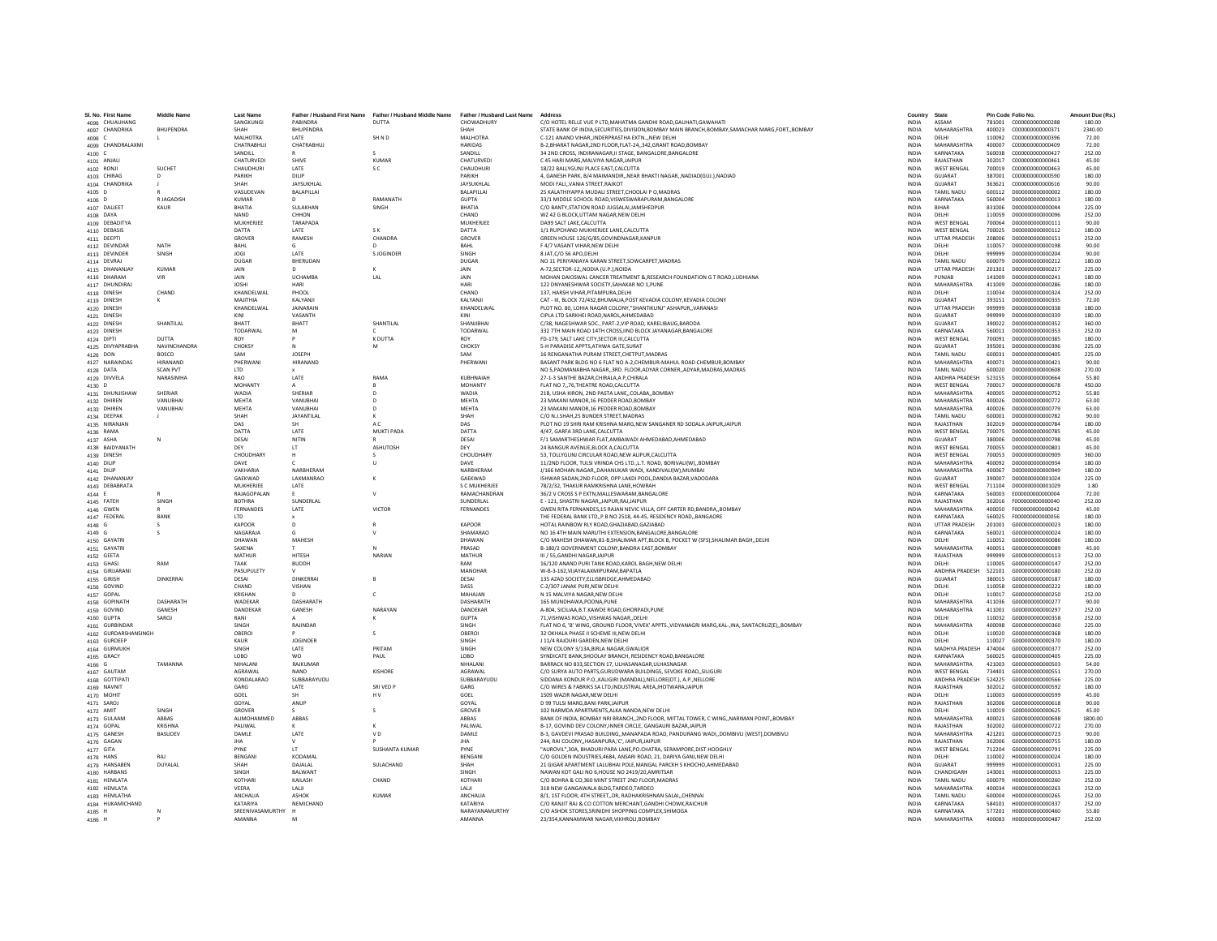| Sl. No. | First Name | Middle Name | Last Name | Father / Husband First Name | Father / Husband Middle Name | Father / Husband Last Name | Address | Country | State | Pin Code | Folio No. | Amount Due (Rs.) |
|---|---|---|---|---|---|---|---|---|---|---|---|---|
| 4096 | CHUAUHANG | | SANGKUNGI | PABINDRA | DUTTA | CHOWADHURY | C/O HOTEL RELLE VUE P LTD,MAHATMA GANDHI ROAD,GAUHATI,GAWAHATI | INDIA | ASSAM | 781001 | C000000000000288 | 180.00 |
| 4097 | CHANDRIKA | BHUPENDRA | SHAH | BHUPENDRA | | SHAH | STATE BANK OF INDIA,SECURITIES,DIVISION,BOMBAY MAIN BRANCH,BOMBAY,SAMACHAR MARG,FORT,,BOMBAY | INDIA | MAHARASHTRA | 400023 | C000000000000371 | 2340.00 |
| 4098 | C | L | MALHOTRA | LATE | SH N D | MALHOTRA | C-121 ANAND VIHAR,,INDERPRASTHA EXTN.,,NEW DELHI | INDIA | DELHI | 110092 | C000000000000396 | 72.00 |
| 4099 | CHANDRALAXMI | | CHATRABHUJ | CHATRABHUJ | | HARIDAS | B-2,BHARAT NAGAR,2ND FLOOR,FLAT-24,,342,GRANT ROAD,BOMBAY | INDIA | MAHARASHTRA | 400007 | C000000000000409 | 72.00 |
| 4100 | C | | SANDILL | R | S | SANDILL | 34 2ND CROSS, INDIRANAGAR,II STAGE, BANGALORE,BANGALORE | INDIA | KARNATAKA | 560038 | C000000000000427 | 252.00 |
| 4101 | ANJALI | | CHATURVEDI | SHIVE | KUMAR | CHATURVEDI | C 45 HARI MARG,MALVIYA NAGAR,JAIPUR | INDIA | RAJASTHAN | 302017 | C000000000000461 | 45.00 |
| 4102 | RONJI | SUCHET | CHAUDHURI | LATE | S C | CHAUDHURI | 18/22 BALLYGUNJ PLACE EAST,CALCUTTA | INDIA | WEST BENGAL | 700019 | C000000000000463 | 45.00 |
| 4103 | CHIRAG | D | PARIKH | DILIP | | PARIKH | 4, GANESH PARK, B/4 MAIMANDIR,,NEAR BHAKTI NAGAR,,NADIAD(GUJ.),NADIAD | INDIA | GUJARAT | 387001 | C000000000000590 | 180.00 |
| 4104 | CHANDRIKA | J | SHAH | JAYSUKHLAL | | JAYSUKHLAL | MODI FALI,,VANIA STREET,RAJKOT | INDIA | GUJARAT | 363621 | C000000000000616 | 90.00 |
| 4105 | D | R | VASUDEVAN | BALAPILLAI | | BALAPILLAI | 25 KALATHIYAPPA MUDALI STREET,CHOOLAI P O,MADRAS | INDIA | TAMIL NADU | 600112 | D000000000000002 | 180.00 |
| 4106 | D | R JAGADISH | KUMAR | D | RAMANATH | GUPTA | 33/1 MIDDLE SCHOOL ROAD,VISWESWARAPURAM,BANGALORE | INDIA | KARNATAKA | 560004 | D000000000000013 | 180.00 |
| 4107 | DALJEET | KAUR | BHATIA | SULAKHAN | SINGH | BHATIA | C/O BANTY,STATION ROAD JUGSALAI,JAMSHEDPUR | INDIA | BIHAR | 831006 | D000000000000044 | 225.00 |
| 4108 | DAYA | | NAND | CHHON | | CHAND | WZ 42 G BLOCK,UTTAM NAGAR,NEW DELHI | INDIA | DELHI | 110059 | D000000000000096 | 252.00 |
| 4109 | DEBADITYA | | MUKHERJEE | TARAPADA | | MUKHERJEE | DA99 SALT LAKE,CALCUTTA | INDIA | WEST BENGAL | 700064 | D000000000000111 | 90.00 |
| 4110 | DEBASIS | | DATTA | LATE | S K | DATTA | 1/1 RUPCHAND MUKHERJEE LANE,CALCUTTA | INDIA | WEST BENGAL | 700025 | D000000000000112 | 180.00 |
| 4111 | DEEPTI | | GROVER | RAMESH | CHANDRA | GROVER | GREEN HOUSE 126/G/85,GOVINDNAGAR,KANPUR | INDIA | UTTAR PRADESH | 208006 | D000000000000151 | 252.00 |
| 4112 | DEVINDAR | NATH | BAHL | G | D | BAHL | F 4/7 VASANT VIHAR,NEW DELHI | INDIA | DELHI | 110057 | D000000000000198 | 90.00 |
| 4113 | DEVINDER | SINGH | JOGI | LATE | S JOGINDER | SINGH | 8 JAT,C/O 56 APO,DELHI | INDIA | DELHI | 999999 | D000000000000204 | 90.00 |
| 4114 | DEVRAJ | | DUGAR | BHERUDAN | | DUGAR | NO 11 PERIYANAIYA KARAN STREET,SOWCARPET,MADRAS | INDIA | TAMIL NADU | 600079 | D000000000000212 | 180.00 |
| 4115 | DHANANJAY | KUMAR | JAIN | D | K | JAIN | A-72,SECTOR-12,,NODIA (U.P.),NOIDA | INDIA | UTTAR PRADESH | 201301 | D000000000000217 | 225.00 |
| 4116 | DHARAM | VIR | JAIN | UCHAMBA | LAL | JAIN | MOHAN DAIOSWAL CANCER TREATMENT &,RESEARCH FOUNDATION G T ROAD,LUDHIANA | INDIA | PUNJAB | 141009 | D000000000000241 | 180.00 |
| 4117 | DHUNDIRAJ | | JOSHI | HARI | | HARI | 122 DNYANESHWAR SOCIETY,SAHAKAR NO 1,PUNE | INDIA | MAHARASHTRA | 411009 | D000000000000286 | 180.00 |
| 4118 | DINESH | CHAND | KHANDELWAL | PHOOL | | CHAND | 137, HARSH VIHAR,PITAMPURA,DELHI | INDIA | DELHI | 110034 | D000000000000324 | 252.00 |
| 4119 | DINESH | K | MAJITHIA | KALYANJI | | KALYANJI | CAT - III, BLOCK 72/432,BHUMALIA,POST KEVADIA COLONY,KEVADIA COLONY | INDIA | GUJARAT | 393151 | D000000000000335 | 72.00 |
| 4120 | DINESH | | KHANDELWAL | JAINARAIN | | KHANDELWAL | PLOT NO. 80, LOHIA NAGAR COLONY,"SHANTIKUNJ" ASHAPUR,,VARANASI | INDIA | UTTAR PRADESH | 999999 | D000000000000338 | 180.00 |
| 4121 | DINESH | | KINI | VASANTH | | KINI | CIPLA LTD SARKHEI ROAD,NAROL,AHMEDABAD | INDIA | GUJARAT | 999999 | D000000000000339 | 180.00 |
| 4122 | DINESH | SHANTILAL | BHATT | BHATT | SHANTILAL | SHANJIBHAI | C/38, NAGESHWAR SOC., PART-2,VIP ROAD, KARELIBAUG,BARODA | INDIA | GUJARAT | 390022 | D000000000000352 | 360.00 |
| 4123 | DINESH | | TODARWAL | M | C | TODARWAL | 332 7TH MAIN ROAD 14TH CROSS,IIND BLOCK JAYANAGAR,BANGALORE | INDIA | KARNATAKA | 560011 | D000000000000353 | 252.00 |
| 4124 | DIPTI | DUTTA | ROY | P | K DUTTA | ROY | FD-179, SALT LAKE CITY,SECTOR III,CALCUTTA | INDIA | WEST BENGAL | 700091 | D000000000000385 | 180.00 |
| 4125 | DIVYAPRABHA | NAVINCHANDRA | CHOKSY | N | M | CHOKSY | 5-H PARADISE APPTS,ATHWA GATE,SURAT | INDIA | GUJARAT | 395001 | D000000000000396 | 225.00 |
| 4126 | DON | BOSCO | SAM | JOSEPH | | SAM | 16 RENGANATHA PURAM STREET,CHETPUT,MADRAS | INDIA | TAMIL NADU | 600031 | D000000000000405 | 225.00 |
| 4127 | NARAINDAS | HIRANAND | PHERWANI | HIRANAND | | PHERWANI | BASANT PARK BLDG NO 6 FLAT NO A-2,CHEMBUR-MAHUL ROAD CHEMBUR,BOMBAY | INDIA | MAHARASHTRA | 400071 | D000000000000421 | 90.00 |
| 4128 | DATA | SCAN PVT | LTD | x | | | NO 5,PADMANABHA NAGAR,,3RD. FLOOR,ADYAR CORNER,,ADYAR,MADRAS,MADRAS | INDIA | TAMIL NADU | 600020 | D000000000000608 | 270.00 |
| 4129 | DIVVELA | NARASIMHA | RAO | LATE | RAMA | KUBHNAIAH | 27-1-3 SANTHE BAZAR,CHIRALA,A P,CHIRALA | INDIA | ANDHRA PRADESH | 523155 | D000000000000664 | 55.80 |
| 4130 | D | | MOHANTY | A | B | MOHANTY | FLAT NO 7,,76,THEATRE ROAD,CALCUTTA | INDIA | WEST BENGAL | 700017 | D000000000000678 | 450.00 |
| 4131 | DHUNJISHAW | SHERIAR | WADIA | SHERIAR | D | WADIA | 21B, USHA KIRON, 2ND PASTA LANE,,COLABA,,BOMBAY | INDIA | MAHARASHTRA | 400005 | D000000000000752 | 55.80 |
| 4132 | DHIREN | VANUBHAI | MEHTA | VANUBHAI | D | MEHTA | 23 MAKANI MANOR,16 PEDDER ROAD,BOMBAY | INDIA | MAHARASHTRA | 400026 | D000000000000772 | 63.00 |
| 4133 | DHIREN | VANUBHAI | MEHTA | VANUBHAI | D | MEHTA | 23 MAKANI MANOR,16 PEDDER ROAD,BOMBAY | INDIA | MAHARASHTRA | 400026 | D000000000000779 | 63.00 |
| 4134 | DEEPAK | J | SHAH | JAYANTILAL | K | SHAH | C/O N.J.SHAH,25 BUNDER STREET,MADRAS | INDIA | TAMIL NADU | 600001 | D000000000000782 | 90.00 |
| 4135 | NIRANJAN | | DAS | SH | A C | DAS | PLOT NO 19 SHRI RAM KRISHNA MARG,NEW SANGANER RD SODALA JAIPUR,JAIPUR | INDIA | RAJASTHAN | 302019 | D000000000000784 | 180.00 |
| 4136 | RAMA | | DATTA | LATE | MUKTI PADA | DATTA | 4/47, GARFA 3RD LANE,CALCUTTA | INDIA | WEST BENGAL | 700075 | D000000000000785 | 45.00 |
| 4137 | ASHA | N | DESAI | NITIN | R | DESAI | F/1 SAMARTHESHWAR FLAT,AMBAWADI AHMEDABAD,AHMEDABAD | INDIA | GUJARAT | 380006 | D000000000000798 | 45.00 |
| 4138 | BAIDYANATH | | DEY | LT | ASHUTOSH | DEY | 24 BANGUR AVENUE,BLOCK A,CALCUTTA | INDIA | WEST BENGAL | 700055 | D000000000000801 | 45.00 |
| 4139 | DINESH | | CHOUDHARY | H | S | CHOUDHARY | 53, TOLLYGUNJ CIRCULAR ROAD,NEW ALIPUR,CALCUTTA | INDIA | WEST BENGAL | 700053 | D000000000000909 | 360.00 |
| 4140 | DILIP | | DAVE | C | U | DAVE | 11/2ND FLOOR, TULSI VRINDA CHS LTD.,L.T. ROAD, BORIVALI(W),,BOMBAY | INDIA | MAHARASHTRA | 400092 | D000000000000934 | 180.00 |
| 4141 | DILIP | | VAKHARIA | NARBHERAM | | NARBHERAM | J/166 MOHAN NAGAR,,DAHANUKAR WADI, KANDIVALI(W),MUMBAI | INDIA | MAHARASHTRA | 400067 | D000000000000949 | 180.00 |
| 4142 | DHANANJAY | | GAEKWAD | LAXMANRAO | K | GAEKWAD | ISHWAR SADAN,2ND FLOOR, OPP.LAKDI POOL,DANDIA BAZAR,VADODARA | INDIA | GUJARAT | 390007 | D000000000001024 | 225.00 |
| 4143 | DEBABRATA | | MUKHERJEE | LATE | | S C MUKHERJEE | 78/2/32, THAKUR RAMKRISHNA LANE,HOWRAH | INDIA | WEST BENGAL | 711104 | D000000000001029 | 1.80 |
| 4144 | E | R | RAJAGOPALAN | E | V | RAMACHANDRAN | 36/2 V CROSS S P EXTN,MALLESWARAM,BANGALORE | INDIA | KARNATAKA | 560003 | E000000000000004 | 72.00 |
| 4145 | FATEH | SINGH | BOTHRA | SUNDERLAL | | SUNDERLAL | E - 121, SHASTRI NAGAR,,JAIPUR,RAJ,JAIPUR | INDIA | RAJASTHAN | 302016 | F000000000000040 | 252.00 |
| 4146 | GWEN | R | FERNANDES | LATE | VICTOR | FERNANDES | GWEN RITA FERNANDES,15 RAJAN NEVIC VILLA, OFF CARTER RD,BANDRA,,BOMBAY | INDIA | MAHARASHTRA | 400050 | F000000000000042 | 45.00 |
| 4147 | FEDERAL | BANK | LTD | x | | | THE FEDERAL BANK LTD.,P B NO 2518, 44-45, RESIDENCY ROAD,,BANGAORE | INDIA | KARNATAKA | 560025 | F000000000000056 | 180.00 |
| 4148 | G | S | KAPOOR | D | R | KAPOOR | HOTAL RAINBOW RLY ROAD,GHAZIABAD,GAZIABAD | INDIA | UTTAR PRADESH | 201001 | G000000000000023 | 180.00 |
| 4149 | G | S | NAGARAJA | G | V | SHAMARAO | NO 16 4TH MAIN MARUTHI EXTENSION,BANGALORE,BANGALORE | INDIA | KARNATAKA | 560021 | G000000000000024 | 180.00 |
| 4150 | GAYATRI | | DHAWAN | MAHESH | | DHAWAN | C/O MAHESH DHAWAN,81-B,SHALIMAR APT,BLOCK B, POCKET W (SFS),SHALIMAR BAGH,,DELHI | INDIA | DELHI | 110052 | G000000000000086 | 180.00 |
| 4151 | GAYATRI | | SAXENA | T | N | PRASAD | B-180/2 GOVERNMENT COLONY,BANDRA EAST,BOMBAY | INDIA | MAHARASHTRA | 400051 | G000000000000089 | 45.00 |
| 4152 | GEETA | | MATHUR | HITESH | NARIAN | MATHUR | III / 55,GANDHI NAGAR,JAIPUR | INDIA | RAJASTHAN | 999999 | G000000000000113 | 252.00 |
| 4153 | GHASI | RAM | TAAK | BUDDH | | RAM | 16/120 ANAND PURI TANK ROAD,KAROL BAGH,NEW DELHI | INDIA | DELHI | 110005 | G000000000000147 | 252.00 |
| 4154 | GIRIJARANI | | PASUPULETY | V | | MANOHAR | W-8-3-162,VIJAYALAXMIPURAM,BAPATLA | INDIA | ANDHRA PRADESH | 522101 | G000000000000180 | 252.00 |
| 4155 | GIRISH | DINKERRAI | DESAI | DINKERRAI | B | DESAI | 135 AZAD SOCIETY,ELLISBRIDGE,AHMEDABAD | INDIA | GUJARAT | 380015 | G000000000000187 | 180.00 |
| 4156 | GOVIND | | CHAND | VISHAN | | DASS | C-2/307 JANAK PURI,NEW DELHI | INDIA | DELHI | 110058 | G000000000000222 | 180.00 |
| 4157 | GOPAL | | KRISHAN | D | C | MAHAJAN | N 15 MALVIYA NAGAR,NEW DELHI | INDIA | DELHI | 110017 | G000000000000250 | 252.00 |
| 4158 | GOPINATH | DASHARATH | WADEKAR | DASHARATH | | DASHARATH | 165 MUNDHAWA,POONA,PUNE | INDIA | MAHARASHTRA | 411036 | G000000000000277 | 90.00 |
| 4159 | GOVIND | GANESH | DANDEKAR | GANESH | NARAYAN | DANDEKAR | A-804, SICILIAA,B.T.KAWDE ROAD,GHORPADI,PUNE | INDIA | MAHARASHTRA | 411001 | G000000000000297 | 252.00 |
| 4160 | GUPTA | SAROJ | RANI | A | K | GUPTA | 71,VISHWAS ROAD,,VISHWAS NAGAR,,DELHI | INDIA | DELHI | 110032 | G000000000000358 | 252.00 |
| 4161 | GURBINDAR | | SINGH | RAJINDAR | | SINGH | FLAT NO 6, 'B' WING, GROUND FLOOR,'VIVEK' APPTS.,VIDYANAGRI MARG,KAL-,INA, SANTACRUZ(E),,BOMBAY | INDIA | MAHARASHTRA | 400098 | G000000000000360 | 225.00 |
| 4162 | GURDARSHANSINGH | | OBEROI | P | S | OBEROI | 32 OKHALA PHASE II SCHEME III,NEW DELHI | INDIA | DELHI | 110020 | G000000000000368 | 180.00 |
| 4163 | GURDEEP | | KAUR | JOGINDER | | SINGH | J 11/4 RAJOURI GARDEN,NEW DELHI | INDIA | DELHI | 110027 | G000000000000370 | 180.00 |
| 4164 | GURMUKH | | SINGH | LATE | PRITAM | SINGH | NEW COLONY 3/13A,BIRLA NAGAR,GWALIOR | INDIA | MADHYA PRADESH | 474004 | G000000000000377 | 252.00 |
| 4165 | GRACY | | LOBO | WO | PAUL | LOBO | SYNDICATE BANK,SHOOLAY BRANCH, RESIDENCY ROAD,BANGALORE | INDIA | KARNATAKA | 560025 | G000000000000405 | 225.00 |
| 4166 | G | TAMANNA | NIHALANI | RAJKUMAR | | NIHALANI | BARRACK NO 833,SECTION 17, ULHASNAGAR,ULHASNAGAR | INDIA | MAHARASHTRA | 421003 | G000000000000503 | 54.00 |
| 4167 | GAUTAM | | AGRAWAL | NAND | KISHORE | AGRAWAL | C/O SURYA AUTO PARTS,GURUDWARA BUILDINGS, SEVOKE ROAD,,SILIGURI | INDIA | WEST BENGAL | 734401 | G000000000000551 | 270.00 |
| 4168 | GOTTIPATI | | KONDALARAO | SUBBARAYUDU | | SUBBARAYUDU | SIDDANA KONDUR P.O.,KALIGIRI (MANDAL),NELLORE(DT.), A.P.,NELLORE | INDIA | ANDHRA PRADESH | 524225 | G000000000000566 | 225.00 |
| 4169 | NAVNIT | | GARG | LATE | SRI VED P | GARG | C/O WIRES & FABRIKS SA LTD,INDUSTRIAL AREA,JHOTWARA,JAIPUR | INDIA | RAJASTHAN | 302012 | G000000000000592 | 180.00 |
| 4170 | MOHIT | | GOEL | SH | H V | GOEL | 1509 WAZIR NAGAR,NEW DELHI | INDIA | DELHI | 110003 | G000000000000599 | 45.00 |
| 4171 | SAROJ | | GOYAL | ANUP | | GOYAL | D 99 TULSI MARG,BANI PARK,JAIPUR | INDIA | RAJASTHAN | 302006 | G000000000000618 | 90.00 |
| 4172 | AMIT | SINGH | GROVER | S | S | GROVER | 102 NARMDA APARTMENTS,ALKA NANDA,NEW DELHI | INDIA | DELHI | 110019 | G000000000000625 | 45.00 |
| 4173 | GULAAM | ABBAS | ALIMOHAMMED | ABBAS | | ABBAS | BANK OF INDIA, BOMBAY NRI BRANCH,,2ND FLOOR, MITTAL TOWER, C WING,,NARIMAN POINT,,BOMBAY | INDIA | MAHARASHTRA | 400021 | G000000000000698 | 1800.00 |
| 4174 | GOPAL | KRISHNA | PALIWAL | K | K | PALIWAL | B-17, GOVIND DEV COLONY,INNER CIRCLE, GANGAURI BAZAR,JAIPUR | INDIA | RAJASTHAN | 302002 | G000000000000722 | 270.00 |
| 4175 | GANESH | BASUDEV | DAMLE | LATE | V D | DAMLE | B-3, GAVDEVI PRASAD BUILDING,,MANAPADA ROAD, PANDURANG WADI,,DOMBIVLI (WEST),DOMBIVLI | INDIA | MAHARASHTRA | 421201 | G000000000000723 | 90.00 |
| 4176 | GAGAN | | JHA | V | P | JHA | 244, RAI COLONY,,HASANPURA,'C', JAIPUR,JAIPUR | INDIA | RAJASTHAN | 302006 | G000000000000755 | 180.00 |
| 4177 | GITA | | PYNE | LT | SUSHANTA KUMAR | PYNE | "AUROVIL",30A, BHADURI PARA LANE,PO.CHATRA, SERAMPORE,DIST.HOOGHLY | INDIA | WEST BENGAL | 712204 | G000000000000791 | 225.00 |
| 4178 | HANS | RAJ | BENGANI | KODAMAL | | BENGANI | C/O GOLDEN INDUSTRIES,4684, ANSARI ROAD, 21, DARIYA GANJ,NEW DELHI | INDIA | DELHI | 110002 | H000000000000024 | 180.00 |
| 4179 | HANSABEN | DUYALAL | SHAH | DAJALAL | SULACHAND | SHAH | 21 GIGAR APARTMENT LALUBHAI POLE,MANGAL PARCKH S KHOCHO,AHMEDABAD | INDIA | GUJARAT | 999999 | H000000000000031 | 225.00 |
| 4180 | HARBANS | | SINGH | BALWANT | | SINGH | NAWAN KOT GALI NO 6,HOUSE NO 2419/20,AMRITSAR | INDIA | CHANDIGARH | 143001 | H000000000000053 | 225.00 |
| 4181 | HEMLATA | | KOTHARI | KAILASH | CHAND | KOTHARI | C/O BOHRA & CO,360 MINT STREET 2ND FLOOR,MADRAS | INDIA | TAMIL NADU | 600079 | H000000000000260 | 252.00 |
| 4182 | HEMLATA | | VEERA | LALJI | | LALJI | 318 NEW GANGAWALA BLDG,TARDEO,TARDEO | INDIA | MAHARASHTRA | 400034 | H000000000000263 | 252.00 |
| 4183 | HEMLATHA | | ANCHALIA | ASHOK | KUMAR | ANCHALIA | 8/1, 1ST FLOOR, 4TH STREET,,DR. RADHAKRISHNAN SALAI,,CHENNAI | INDIA | TAMIL NADU | 600004 | H000000000000265 | 252.00 |
| 4184 | HUKAMICHAND | | KATARIYA | NEMICHAND | | KATARIYA | C/O RANJIT RAJ & CO COTTON MERCHANT,GANDHI CHOWK,RAICHUR | INDIA | KARNATAKA | 584101 | H000000000000337 | 252.00 |
| 4185 | H | N | SREENIVASAMURTHY | H | | NARAYANAMURTHY | C/O ASHOK STORES,SRINIDHI SHOPPING COMPLEX,SHIMOGA | INDIA | KARNATAKA | 577201 | H000000000000460 | 55.80 |
| 4186 | H | P | AMANNA | M | | AMANNA | 23/354,KANNAMWAR NAGAR,VIKHROLI,BOMBAY | INDIA | MAHARASHTRA | 400083 | H000000000000487 | 252.00 |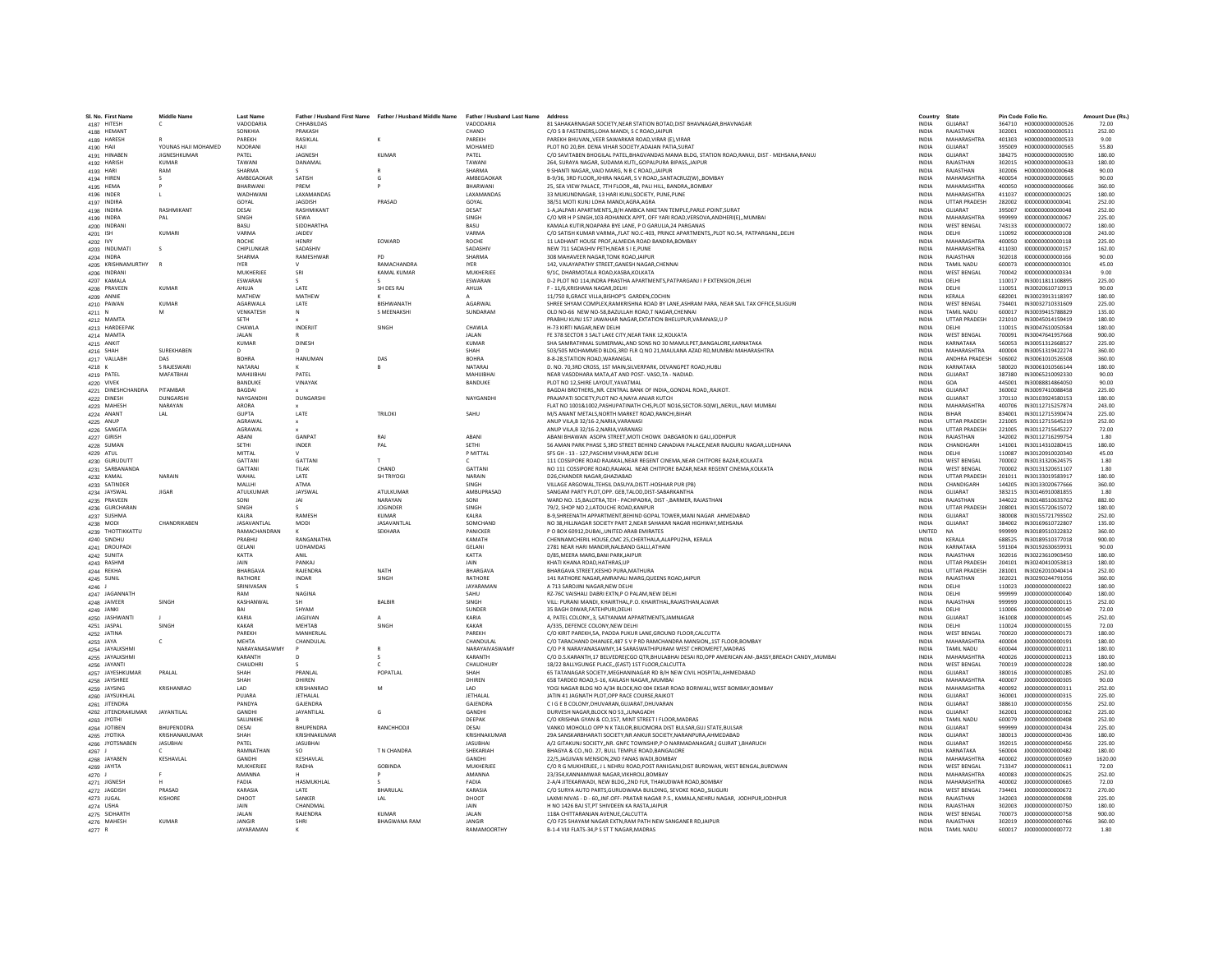| Sl. No. | First Name | Middle Name | Last Name | Father / Husband First Name | Father / Husband Middle Name | Father / Husband Last Name | Address | Country | State | Pin Code | Folio No. | Amount Due (Rs.) |
|---|---|---|---|---|---|---|---|---|---|---|---|---|
| 4187 | HITESH | C | VADODARIA | CHHABILDAS | | VADODARIA | 81 SAHAKARNAGAR SOCIETY,NEAR STATION BOTAD,DIST BHAVNAGAR,BHAVNAGAR | INDIA | GUJARAT | 364710 | H000000000000526 | 72.00 |
| 4188 | HEMANT | | SONKHIA | PRAKASH | | CHAND | C/O S B FASTENERS,LOHA MANDI, S C ROAD,JAIPUR | INDIA | RAJASTHAN | 302001 | H000000000000531 | 252.00 |
| 4189 | HARESH | R | PAREKH | RASIKLAL | K | PAREKH | PAREKH BHUVAN,,VEER SAWARKAR ROAD,VIRAR (E),VIRAR | INDIA | MAHARASHTRA | 401303 | H000000000000533 | 9.00 |
| 4190 | HAJI | YOUNAS HAJI MOHAMED | NOORANI | HAJI | | MOHAMED | PLOT NO 20,BH. DENA VIHAR SOCIETY,ADAJAN PATIA,SURAT | INDIA | GUJARAT | 395009 | H000000000000565 | 55.80 |
| 4191 | HINABEN | JIGNESHKUMAR | PATEL | JAGNESH | KUMAR | PATEL | C/O SAVITABEN BHOGILAL PATEL,BHAGVANDAS MAMA BLDG, STATION ROAD,RANUJ, DIST - MEHSANA,RANUJ | INDIA | GUJARAT | 384275 | H000000000000590 | 180.00 |
| 4192 | HARISH | KUMAR | TAWANI | DANAMAL | | TAWANI | 264, SURAYA NAGAR, SUDAMA KUTI,,GOPALPURA BIPASS,,JAIPUR | INDIA | RAJASTHAN | 302015 | H000000000000633 | 180.00 |
| 4193 | HARI | RAM | SHARMA | S | R | SHARMA | 9 SHANTI NAGAR,,VAID MARG, N B C ROAD,,JAIPUR | INDIA | RAJASTHAN | 302006 | H000000000000648 | 90.00 |
| 4194 | HIREN | S | AMBEGAOKAR | SATISH | G | AMBEGAOKAR | B-9/36, 3RD FLOOR,,KHIRA NAGAR, S V ROAD,,SANTACRUZ(W),,BOMBAY | INDIA | MAHARASHTRA | 400054 | H000000000000665 | 90.00 |
| 4195 | HEMA | P | BHARWANI | PREM | P | BHARWANI | 25, SEA VIEW PALACE, 7TH FLOOR,,48, PALI HILL, BANDRA,,BOMBAY | INDIA | MAHARASHTRA | 400050 | H000000000000666 | 360.00 |
| 4196 | INDER | L | WADHWANI | LAXAMANDAS | | LAXAMANDAS | 33 MUKUNDNAGAR, 13 HARI KUNJ SOCIETY, PUNE,PUNE | INDIA | MAHARASHTRA | 411037 | I000000000000025 | 180.00 |
| 4197 | INDIRA | | GOYAL | JAGDISH | PRASAD | GOYAL | 38/51 MOTI KUNJ LOHA MANDI,AGRA,AGRA | INDIA | UTTAR PRADESH | 282002 | I000000000000041 | 252.00 |
| 4198 | INDIRA | RASHMIKANT | DESAI | RASHMIKANT | | DESAT | 1-A,JALPARI APARTMENTS,,B/H AMBICA NIKETAN TEMPLE,PARLE-POINT,SURAT | INDIA | GUJARAT | 395007 | I000000000000048 | 252.00 |
| 4199 | INDRA | PAL | SINGH | SEWA | | SINGH | C/O MR H P SINGH,103-ROHANICK APPT, OFF YARI ROAD,VERSOVA,ANDHERI(E),,MUMBAI | INDIA | MAHARASHTRA | 999999 | I000000000000067 | 225.00 |
| 4200 | INDRANI | | BASU | SIDDHARTHA | | BASU | KAMALA KUTIR,NOAPARA BYE LANE, P O GARULIA,24 PARGANAS | INDIA | WEST BENGAL | 743133 | I000000000000072 | 180.00 |
| 4201 | ISH | KUMARI | VARMA | JAIDEV | | VARMA | C/O SATISH KUMAR VARMA,,FLAT NO.C-403, PRINCE APARTMENTS,,PLOT NO.54, PATPARGANJ,,DELHI | INDIA | DELHI | 110092 | I000000000000108 | 243.00 |
| 4202 | IVY | | ROCHE | HENRY | EDWARD | ROCHE | 11 LADHANT HOUSE PROF,ALMEIDA ROAD BANDRA,BOMBAY | INDIA | MAHARASHTRA | 400050 | I000000000000118 | 225.00 |
| 4203 | INDUMATI | S | CHIPLUNKAR | SADASHIV | | SADASHIV | NEW 711 SADASHIV PETH,NEAR S I E,PUNE | INDIA | MAHARASHTRA | 411030 | I000000000000157 | 162.00 |
| 4204 | INDRA | | SHARMA | RAMESHWAR | PD | SHARMA | 308 MAHAVEER NAGAR,TONK ROAD,JAIPUR | INDIA | RAJASTHAN | 302018 | I000000000000166 | 90.00 |
| 4205 | KRISHNAMURTHY | R | IYER | V | RAMACHANDRA | IYER | 142, VALAYAPATHY STREET,GANESH NAGAR,CHENNAI | INDIA | TAMIL NADU | 600073 | I000000000000301 | 45.00 |
| 4206 | INDRANI | | MUKHERJEE | SRI | KAMAL KUMAR | MUKHERJEE | 9/1C, DHARMOTALA ROAD,KASBA,KOLKATA | INDIA | WEST BENGAL | 700042 | I000000000000334 | 9.00 |
| 4207 | KAMALA | | ESWARAN | S | S | ESWARAN | D-2 PLOT NO 114,INDRA PRASTHA APARTMENTS,PATPARGANJ I P EXTENSION,DELHI | INDIA | DELHI | 110017 | IN30011811108895 | 225.00 |
| 4208 | PRAVEEN | KUMAR | AHUJA | LATE | SH DES RAJ | AHUJA | F - 11/6,KRISHANA NAGAR,DELHI | INDIA | DELHI | 110051 | IN30020610710913 | 90.00 |
| 4209 | ANNIE | | MATHEW | MATHEW | K | A | 11/750 B,GRACE VILLA,BISHOP'S GARDEN,COCHIN | INDIA | KERALA | 682001 | IN30023913318397 | 180.00 |
| 4210 | PAWAN | KUMAR | AGARWALA | LATE | BISHWANATH | AGARWAL | SHREE SHYAM COMPLEX,RAMKRISHNA ROAD BY LANE,ASHRAM PARA, NEAR SAIL TAX OFFICE,SILIGURI | INDIA | WEST BENGAL | 734401 | IN30032710331609 | 225.00 |
| 4211 | N | M | VENKATESH | N | S MEENAKSHI | SUNDARAM | OLD NO-66 NEW NO-58,BAZULLAH ROAD,T NAGAR,CHENNAI | INDIA | TAMIL NADU | 600017 | IN30039415788829 | 135.00 |
| 4212 | MAMTA | | SETH | x | | | PRABHU KUNJ 157 JAWAHAR NAGAR,EXTATION BHELUPUR,VARANASI,U P | INDIA | UTTAR PRADESH | 221010 | IN30045014159419 | 180.00 |
| 4213 | HARDEEPAK | | CHAWLA | INDERJIT | SINGH | CHAWLA | H-73 KIRTI NAGAR,NEW DELHI | INDIA | DELHI | 110015 | IN30047610050584 | 180.00 |
| 4214 | MAMTA | | JALAN | R | | JALAN | FE 378 SECTOR 3 SALT LAKE CITY,NEAR TANK 12,KOLKATA | INDIA | WEST BENGAL | 700091 | IN30047641957668 | 900.00 |
| 4215 | ANKIT | | KUMAR | DINESH | | KUMAR | SHA SAMRATHMAL SUMERMAL,AND SONS NO 30 MAMULPET,BANGALORE,KARNATAKA | INDIA | KARNATAKA | 560053 | IN30051312668527 | 225.00 |
| 4216 | SHAH | SUREKHABEN | D | D | | SHAH | 503/505 MOHAMMED BLDG,3RD FLR Q NO 21,MAULANA AZAD RD,MUMBAI MAHARASHTRA | INDIA | MAHARASHTRA | 400004 | IN30051319422274 | 360.00 |
| 4217 | VALLABH | DAS | BOHRA | HANUMAN | DAS | BOHRA | 8-8-28,STATION ROAD,WARANGAL | INDIA | ANDHRA PRADESH | 506002 | IN30061010526508 | 360.00 |
| 4218 | K | S RAJESWARI | NATARAJ | K | B | NATARAJ | D. NO. 70,3RD CROSS, 1ST MAIN,SILVERPARK, DEVANGPET ROAD,HUBLI | INDIA | KARNATAKA | 580020 | IN30061010566144 | 180.00 |
| 4219 | PATEL | MAFATBHAI | MAHIJIBHAI | PATEL | | MAHIJIBHAI | NEAR VASODHARA MATA,AT AND POST- VASO,TA - NADIAD. | INDIA | GUJARAT | 387380 | IN30065210092330 | 90.00 |
| 4220 | VIVEK | | BANDUKE | VINAYAK | | BANDUKE | PLOT NO 12,SHIRE LAYOUT,YAVATMAL | INDIA | GOA | 445001 | IN30088814864050 | 90.00 |
| 4221 | DINESHCHANDRA | PITAMBAR | BAGDAI | x | | | BAGDAI BROTHERS,,NR. CENTRAL BANK OF INDIA,,GONDAL ROAD,,RAJKOT. | INDIA | GUJARAT | 360002 | IN30097410088458 | 225.00 |
| 4222 | DINESH | DUNGARSHI | NAYGANDHI | DUNGARSHI | | NAYGANDHI | PRAJAPATI SOCIETY,PLOT NO 4,NAYA ANJAR KUTCH | INDIA | GUJARAT | 370110 | IN30103924580153 | 180.00 |
| 4223 | MAHESH | NARAYAN | ARORA | x | | | FLAT NO 1001&1002,PASHUPATINATH CHS,PLOT NO16,SECTOR-50(W),,NERUL,,NAVI MUMBAI | INDIA | MAHARASHTRA | 400706 | IN30112715257874 | 243.00 |
| 4224 | ANANT | LAL | GUPTA | LATE | TRILOKI | SAHU | M/S ANANT METALS,NORTH MARKET ROAD,RANCHI,BIHAR | INDIA | BIHAR | 834001 | IN30112715390474 | 225.00 |
| 4225 | ANUP | | AGRAWAL | x | | | ANUP VILA,B 32/16-2,NARIA,VARANASI | INDIA | UTTAR PRADESH | 221005 | IN30112715645219 | 252.00 |
| 4226 | SANGITA | | AGRAWAL | x | | | ANUP VILA,B 32/16-2,NARIA,VARANASI | INDIA | UTTAR PRADESH | 221005 | IN30112715645227 | 72.00 |
| 4227 | GIRISH | | ABANI | GANPAT | RAJ | ABANI | ABANI BHAWAN ASOPA STREET,MOTI CHOWK DABGARON KI GALI,JODHPUR | INDIA | RAJASTHAN | 342002 | IN30112716299754 | 1.80 |
| 4228 | SUMAN | | SETHI | INDER | PAL | SETHI | 56 AMAN PARK PHASE 5,3RD STREET BEHIND CANADIAN PALACE,NEAR RAJGURU NAGAR,LUDHIANA | INDIA | CHANDIGARH | 141001 | IN30114310280415 | 180.00 |
| 4229 | ATUL | | MITTAL | V | | P MITTAL | SFS GH - 13 - 127,PASCHIM VIHAR,NEW DELHI | INDIA | DELHI | 110087 | IN30120910020340 | 45.00 |
| 4230 | GURUDUTT | | GATTANI | GATTANI | T | C | 111 COSSIPORE ROAD RAJAKAL,NEAR REGENT CINEMA,NEAR CHITPORE BAZAR,KOLKATA | INDIA | WEST BENGAL | 700002 | IN30131320624575 | 1.80 |
| 4231 | SARBANANDA | | GATTANI | TILAK | CHAND | GATTANI | NO 111 COSSIPORE ROAD,RAJAKAL NEAR CHITPORE BAZAR,NEAR REGENT CINEMA,KOLKATA | INDIA | WEST BENGAL | 700002 | IN30131320651107 | 1.80 |
| 4232 | KAMAL | NARAIN | WAHAL | LATE | SH TRIYOGI | NARAIN | D26,CHANDER NAGAR,GHAZIABAD | INDIA | UTTAR PRADESH | 201011 | IN30133019583917 | 180.00 |
| 4233 | SATINDER | | MALLHI | ATMA | | SINGH | VILLAGE ARGOWAL,TEHSIL DASUYA,DISTT-HOSHIAR PUR (PB) | INDIA | CHANDIGARH | 144205 | IN30133020677666 | 360.00 |
| 4234 | JAYSWAL | JIGAR | ATULKUMAR | JAYSWAL | ATULKUMAR | AMBUPRASAD | SANGAM PARTY PLOT,OPP. GEB,TALOD,DIST-SABARKANTHA | INDIA | GUJARAT | 383215 | IN30146910081855 | 1.80 |
| 4235 | PRAVEEN | | SONI | JAI | NARAYAN | SONI | WARD NO. 15,BALOTRA,TEH - PACHPADRA, DIST - ,BARMER, RAJASTHAN | INDIA | RAJASTHAN | 344022 | IN30148510633762 | 882.00 |
| 4236 | GURCHARAN | | SINGH | S | JOGINDER | SINGH | 79/2, SHOP NO 2,LATOUCHE ROAD,KANPUR | INDIA | UTTAR PRADESH | 208001 | IN30155720615072 | 180.00 |
| 4237 | SUSHMA | | KALRA | RAMESH | KUMAR | KALRA | B-9,SHREENATH APPARTMENT,BEHIND GOPAL TOWER,MANI NAGAR AHMEDABAD | INDIA | GUJARAT | 380008 | IN30155721793502 | 252.00 |
| 4238 | MODI | CHANDRIKABEN | JASAVANTLAL | MODI | JASAVANTLAL | SOMCHAND | NO 38,HILLNAGAR SOCIETY PART 2,NEAR SAHAKAR NAGAR HIGHWAY,MEHSANA | INDIA | GUJARAT | 384002 | IN30169610722807 | 135.00 |
| 4239 | THOTTIKKATTU | | RAMACHANDRAN | K | SEKHARA | PANICKER | P O BOX 60912,DUBAI,,UNITED ARAB EMIRATES | UNITED | NA | 999999 | IN30189510322832 | 360.00 |
| 4240 | SINDHU | | PRABHU | RANGANATHA | | KAMATH | CHENNAMCHERIL HOUSE,CMC 25,CHERTHALA,ALAPPUZHA, KERALA | INDIA | KERALA | 688525 | IN30189510377018 | 900.00 |
| 4241 | DROUPADI | | GELANI | UDHAMDAS | | GELANI | 2781 NEAR HARI MANDIR,NALBAND GALLI,ATHANI | INDIA | KARNATAKA | 591304 | IN30192630659931 | 90.00 |
| 4242 | SUNITA | | KATTA | ANIL | | KATTA | D/85,MEERA MARG,BANI PARK,JAIPUR | INDIA | RAJASTHAN | 302016 | IN30223610903450 | 180.00 |
| 4243 | RASHMI | | JAIN | PANKAJ | | JAIN | KHATI KHANA ROAD,HATHRAS,UP | INDIA | UTTAR PRADESH | 204101 | IN30240410053813 | 180.00 |
| 4244 | REKHA | | BHARGAVA | RAJENDRA | NATH | BHARGAVA | BHARGAVA STREET,KESHO PURA,MATHURA | INDIA | UTTAR PRADESH | 281001 | IN30262010040414 | 252.00 |
| 4245 | SUNIL | | RATHORE | INDAR | SINGH | RATHORE | 141 RATHORE NAGAR,AMRAPALI MARG,QUEENS ROAD,JAIPUR | INDIA | RAJASTHAN | 302021 | IN30290244791056 | 360.00 |
| 4246 | J | | SRINIVASAN | S | | JAYARAMAN | A 713 SAROJINI NAGAR,NEW DELHI | INDIA | DELHI | 110023 | J000000000000022 | 180.00 |
| 4247 | JAGANNATH | | RAM | NAGINA | | SAHU | RZ-76C VAISHALI DABRI EXTN,P O PALAM,NEW DELHI | INDIA | DELHI | 999999 | J000000000000040 | 180.00 |
| 4248 | JAIVEER | SINGH | KASHANWAL | SH | BALBIR | SINGH | VILL: PURANI MANDI, KHAIRTHAL,P.O. KHAIRTHAL,RAJASTHAN,ALWAR | INDIA | RAJASTHAN | 999999 | J000000000000115 | 252.00 |
| 4249 | JANKI | | BAI | SHYAM | | SUNDER | 35 BAGH DIWAR,FATEHPURI,DELHI | INDIA | DELHI | 110006 | J000000000000140 | 72.00 |
| 4250 | JASHWANTI | J | KARIA | JAGJIVAN | A | KARIA | 4, PATEL COLONY,,3, SATYANAM APPARTMENTS,JAMNAGAR | INDIA | GUJARAT | 361008 | J000000000000145 | 252.00 |
| 4251 | JASPAL | SINGH | KAKAR | MEHTAB | SINGH | KAKAR | A/335, DEFENCE COLONY,NEW DELHI | INDIA | DELHI | 110024 | J000000000000155 | 72.00 |
| 4252 | JATINA | | PAREKH | MANHERLAL | | PAREKH | C/O KIRIT PAREKH,5A, PADDA PUKUR LANE,GROUND FLOOR,CALCUTTA | INDIA | WEST BENGAL | 700020 | J000000000000173 | 180.00 |
| 4253 | JAYA | C | MEHTA | CHANDULAL | | CHANDULAL | C/O TARACHAND DHANJEE,487 S V P RD RAMCHANDRA MANSION,,1ST FLOOR,BOMBAY | INDIA | MAHARASHTRA | 400004 | J000000000000191 | 180.00 |
| 4254 | JAYALKSHMI | | NARAYANASAWMY | P | R | NARAYAIVASWAMY | C/O P R NARAYANASAWMY,14 SARASWATHIPURAM WEST CHROMEPET,MADRAS | INDIA | TAMIL NADU | 600044 | J000000000000211 | 180.00 |
| 4255 | JAYALKSHMI | | KARANTH | D | S | KARANTH | C/O D.S.KARANTH,17 BELVEDRE(CGO QTR,BHULABHAI DESAI RD,OPP AMERICAN AM-,BASSY,BREACH CANDY,,MUMBAI | INDIA | MAHARASHTRA | 400026 | J000000000000213 | 180.00 |
| 4256 | JAYANTI | | CHAUDHRI | S | C | CHAUDHURY | 18/22 BALLYGUNGE PLACE,,(EAST) 1ST FLOOR,CALCUTTA | INDIA | WEST BENGAL | 700019 | J000000000000228 | 180.00 |
| 4257 | JAYESHKUMAR | PRALAL | SHAH | PRANLAL | POPATLAL | SHAH | 65 TATANAGAR SOCIETY,MEGHANINAGAR RD B/H NEW CIVIL HOSPITAL,AHMEDABAD | INDIA | GUJARAT | 380016 | J000000000000285 | 252.00 |
| 4258 | JAYSHREE | | SHAH | DHIREN | | DHIREN | 658 TARDEO ROAD,5-16, KAILASH NAGAR,,MUMBAI | INDIA | MAHARASHTRA | 400007 | J000000000000305 | 90.00 |
| 4259 | JAYSING | KRISHANRAO | LAD | KRISHANRAO | M | LAD | YOGI NAGAR BLDG NO A/34 BLOCK,NO 004 EKSAR ROAD BORIWALI,WEST BOMBAY,BOMBAY | INDIA | MAHARASHTRA | 400092 | J000000000000311 | 252.00 |
| 4260 | JAYSUKHLAL | | PUJARA | JETHALAL | | JETHALAL | JATIN 41 JAGNATH PLOT,OPP RACE COURSE,RAJKOT | INDIA | GUJARAT | 360001 | J000000000000315 | 225.00 |
| 4261 | JITENDRA | | PANDYA | GAJENDRA | | GAJENDRA | C I G E B COLONY,DHUVARAN,GUJARAT,DHUVARAN | INDIA | GUJARAT | 388610 | J000000000000356 | 252.00 |
| 4262 | JITENDRAKUMAR | JAYANTILAL | GANDHI | JAYANTILAL | G | GANDHI | DURVESH NAGAR,BLOCK NO 53,,JUNAGADH | INDIA | GUJARAT | 362001 | J000000000000362 | 225.00 |
| 4263 | JYOTHI | | SALUNKHE | B | | DEEPAK | C/O KRISHNA GYAN & CO,157, MINT STREET I FLOOR,MADRAS | INDIA | TAMIL NADU | 600079 | J000000000000408 | 252.00 |
| 4264 | JOTIBEN | BHUPENDRA | DESAI | BHUPENDRA | RANCHHODJI | DESAI | VANKO MOHOLLO OPP N K TAILOR,BILIOMORA DIST BULSAR,GUJ STATE,BULSAR | INDIA | GUJARAT | 999999 | J000000000000434 | 225.00 |
| 4265 | JYOTIKA | KRISHANAKUMAR | SHAH | KRISHNAKUMAR | | KRISHNAKUMAR | 29A SANSKARBHARATI SOCIETY,NR ANKUR SOCIETY,NARANPURA,AHMEDABAD | INDIA | GUJARAT | 380013 | J000000000000436 | 180.00 |
| 4266 | JYOTSNABEN | JASUBHAI | PATEL | JASUBHAI | | JASUBHAI | A/2 GITAKUNJ SOCIETY,,NR. GNFC TOWNSHIP,P O NARMADANAGAR,( GUJRAT ),BHARUCH | INDIA | GUJARAT | 392015 | J000000000000456 | 225.00 |
| 4267 | J | C | RAMNATHAN | SO | T N CHANDRA | SHEKARIAH | BHAGYA & CO.,NO. 27, BULL TEMPLE ROAD,BANGALORE | INDIA | KARNATAKA | 560004 | J000000000000482 | 180.00 |
| 4268 | JAYABEN | KESHAVLAL | GANDHI | KESHAVLAL | | GANDHI | 22/5,JAGJIVAN MENSION,2ND FANAS WADI,BOMBAY | INDIA | MAHARASHTRA | 400002 | J000000000000569 | 1620.00 |
| 4269 | JAYITA | | MUKHERJEE | RADHA | GOBINDA | MUKHERJEE | C/O R G MUKHERJEE, J L NEHRU ROAD,POST RANIGANJ,DIST BURDWAN, WEST BENGAL,BURDWAN | INDIA | WEST BENGAL | 713347 | J000000000000611 | 72.00 |
| 4270 | J | F | AMANNA | H | P | AMANNA | 23/354,KANNAMWAR NAGAR,VIKHROLI,BOMBAY | INDIA | MAHARASHTRA | 400083 | J000000000000625 | 252.00 |
| 4271 | JIGNESH | H | FADIA | HASMUKHLAL | S | FADIA | 2-A/4 JITEKARWADI, NEW BLDG,,2ND FLR, THAKUDWAR ROAD,BOMBAY | INDIA | MAHARASHTRA | 400002 | J000000000000665 | 72.00 |
| 4272 | JAGDISH | PRASAD | KARASIA | LATE | BHARULAL | KARASIA | C/O SURYA AUTO PARTS,GURUDWARA BUILDING, SEVOKE ROAD,,SILIGURI | INDIA | WEST BENGAL | 734401 | J000000000000672 | 270.00 |
| 4273 | JUGAL | KISHORE | DHOOT | SANKER | LAL | DHOOT | LAXMI NIVAS - D - 60,,INF.OFF- PRATAR NAGAR P.S., KAMALA,NEHRU NAGAR, JODHPUR,JODHPUR | INDIA | RAJASTHAN | 342003 | J000000000000698 | 225.00 |
| 4274 | USHA | | JAIN | CHANDMAL | | JAIN | H NO 1426 BAJ ST,PT SHIVDEEN KA RASTA,JAIPUR | INDIA | RAJASTHAN | 302003 | J000000000000750 | 180.00 |
| 4275 | SIDHARTH | | JALAN | RAJENDRA | KUMAR | JALAN | 118A CHITTARANJAN AVENUE,CALCUTTA | INDIA | WEST BENGAL | 700073 | J000000000000758 | 900.00 |
| 4276 | MAHESH | KUMAR | JANGIR | SHRI | BHAGWANA RAM | JANGIR | C/O F25 SHAYAM NAGAR EXTN,RAM PATH NEW SANGANER RD,JAIPUR | INDIA | RAJASTHAN | 302019 | J000000000000766 | 360.00 |
| 4277 | R | | JAYARAMAN | K | | RAMAMOORTHY | B-1-4 VIJI FLATS-34,P S S T NAGAR,MADRAS | INDIA | TAMIL NADU | 600017 | J000000000000772 | 1.80 |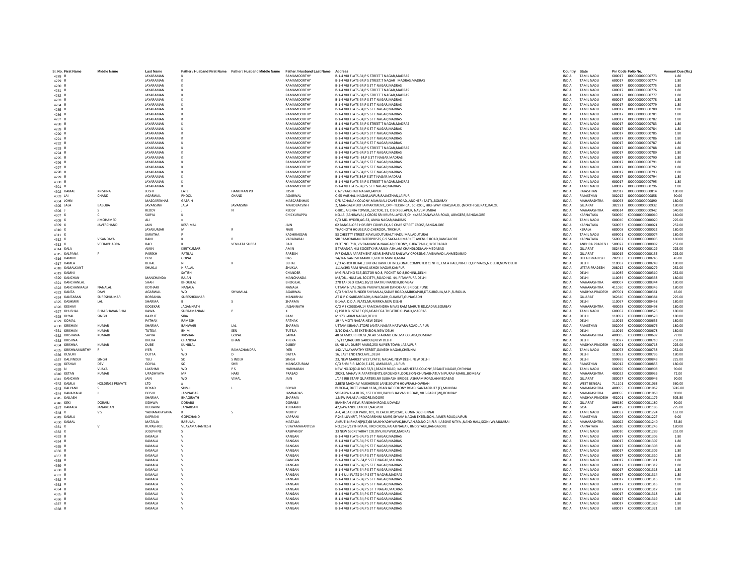| Sl. No. | First Name | Middle Name | Last Name | Father / Husband First Name | Father / Husband Middle Name | Father / Husband Last Name | Address | Country | State | Pin Code | Folio No. | Amount Due (Rs.) |
|---|---|---|---|---|---|---|---|---|---|---|---|---|
| 4278 | R | | JAYARAMAN | K | | RAMAMOORTHY | B-1-4 VIJI FLATS-34,P S STREET T NAGAR,MADRAS | INDIA | TAMIL NADU | 600017 | J000000000000773 | 1.80 |
| 4279 | R | | JAYARAMAN | K | | RAMAMOORTHY | B-1-4 VIJI FLATS-34,P S STREET,T NAGAR MADRAS,MADRAS | INDIA | TAMIL NADU | 600017 | J000000000000774 | 1.80 |
| 4280 | R | | JAYARAMAN | K | | RAMAMOORTHY | B-1-4 VIJI FLATS-34,P S ST T NAGAR,MADRAS | INDIA | TAMIL NADU | 600017 | J000000000000775 | 1.80 |
| 4281 | R | | JAYARAMAN | K | | RAMAMOORTHY | B-1-4 VIJI FLATS-34,P S STREET T NAGAR,MADRAS | INDIA | TAMIL NADU | 600017 | J000000000000776 | 1.80 |
| 4282 | R | | JAYARAMAN | K | | RAMAMOORTHY | B-1-4 VIJI FLATS-34,P S STREET T NAGAR,MADRAS | INDIA | TAMIL NADU | 600017 | J000000000000777 | 1.80 |
| 4283 | R | | JAYARAMAN | K | | RAMAMOORTHY | B-1-4 VIJI FLATS-34,P S ST T NAGAR,MADRAS | INDIA | TAMIL NADU | 600017 | J000000000000778 | 1.80 |
| 4284 | R | | JAYARAMAN | K | | RAMAMOORTHY | B-1-4 VIJI FLATS-34,P S ST T NAGAR,MADRAS | INDIA | TAMIL NADU | 600017 | J000000000000779 | 1.80 |
| 4285 | R | | JAYARAMAN | K | | RAMAMOORTHY | B-1-4 VIJI FLATS-34,P S ST T NAGAR,MADRAS | INDIA | TAMIL NADU | 600017 | J000000000000780 | 1.80 |
| 4286 | R | | JAYARAMAN | K | | RAMAMOORTHY | B-1-4 VIJI FLATS-34,P S ST T NAGAR,MADRAS | INDIA | TAMIL NADU | 600017 | J000000000000781 | 1.80 |
| 4287 | R | | JAYARAMAN | K | | RAMAMOORTHY | B-1-4 VIJI FLATS-34,P S ST T NAGAR,MADRAS | INDIA | TAMIL NADU | 600017 | J000000000000782 | 1.80 |
| 4288 | R | | JAYARAMAN | K | | RAMAMOORTHY | B-1-4 VIJI FLATS-34,P S STREET T NAGAR,MADRAS | INDIA | TAMIL NADU | 600017 | J000000000000783 | 1.80 |
| 4289 | R | | JAYARAMAN | K | | RAMAMOORTHY | B-1-4 VIJI FLATS-34,P S ST T NAGAR,MADRAS | INDIA | TAMIL NADU | 600017 | J000000000000784 | 1.80 |
| 4290 | R | | JAYARAMAN | K | | RAMAMOORTHY | B-1-4 VIJI FLATS-34,P S ST T NAGAR,MADRAS | INDIA | TAMIL NADU | 600017 | J000000000000785 | 1.80 |
| 4291 | R | | JAYARAMAN | K | | RAMAMOORTHY | B-1-4 VIJI FLATS-34,P S ST T NAGAR,MADRAS | INDIA | TAMIL NADU | 600017 | J000000000000786 | 1.80 |
| 4292 | R | | JAYARAMAN | K | | RAMAMOORTHY | B-1-4 VIJI FLATS-34,P S ST T NAGAR,MADRAS | INDIA | TAMIL NADU | 600017 | J000000000000787 | 1.80 |
| 4293 | R | | JAYARAMAN | K | | RAMAMOORTHY | B-1-4 VIJI FLATS-34,P S STREET T NAGAR,MADRAS | INDIA | TAMIL NADU | 600017 | J000000000000788 | 1.80 |
| 4294 | R | | JAYARAMAN | K | | RAMAMOORTHY | B-1-4 VIJI FLATS-34,P S ST T NAGAR,MADRAS | INDIA | TAMIL NADU | 600017 | J000000000000789 | 1.80 |
| 4295 | R | | JAYARAMAN | K | | RAMAMOORTHY | B-1-4 VIJI FLATS -34,P S ST T NAGAR,MADRAS | INDIA | TAMIL NADU | 600017 | J000000000000790 | 1.80 |
| 4296 | R | | JAYARAMAN | K | | RAMAMOORTHY | B-1-4 VIJI FLATS-34,P S ST T NAGAR,MADRAS | INDIA | TAMIL NADU | 600017 | J000000000000791 | 1.80 |
| 4297 | R | | JAYARAMAN | K | | RAMAMOORTHY | B-1-4 VIJI FLATS-34,P S ST T NAGAR,MADRAS | INDIA | TAMIL NADU | 600017 | J000000000000792 | 1.80 |
| 4298 | R | | JAYARAMAN | K | | RAMAMOORTHY | B-1-4 VIJI FLATS-34,P S ST T NAGAR,MADRAS | INDIA | TAMIL NADU | 600017 | J000000000000793 | 1.80 |
| 4299 | R | | JAYARAMAN | K | | RAMAMOORTHY | B-1-4 VIJI FLATS 34,P S ST T NAGAR,MADRAS | INDIA | TAMIL NADU | 600017 | J000000000000794 | 1.80 |
| 4300 | R | | JAYARAMAN | K | | RAMAMOORTHY | B-1-4 VIJI FLATS-34,P S STREET T NAGAR,MADRAS | INDIA | TAMIL NADU | 600017 | J000000000000795 | 1.80 |
| 4301 | R | | JAYARAMAN | K | | RAMAMOORTHY | B-1-4 VJI FLATS-34,P S ST T NAGAR,MADRAS | INDIA | TAMIL NADU | 600017 | J000000000000796 | 1.80 |
| 4302 | KAMAL | KRISHNA | JOSHI | LATE | HANUMAN PD | JOSHI | C 67 VAAISHALI NAGAR,JAIPUR | INDIA | RAJASTHAN | 302012 | J000000000000814 | 180.00 |
| 4303 | JAI | CHAND | AGARWAL | PHOOL | CHAND | AGARWAL | C-95 VAISHALI NAGAR,JAIPUR,RAJASTHAN,JAIPUR | INDIA | RAJASTHAN | 302012 | J000000000000858 | 90.00 |
| 4304 | JOHN | | MASCARENHAS | GABRIH | | MASCARENHAS | D/8 ACHANAK COLONY,MAHAKALI CAVES ROAD,,ANDHERI(EAST),,BOMBAY | INDIA | MAHARASHTRA | 400093 | J000000000000890 | 180.00 |
| 4305 | JALA | BABUBA | JAVANSINH | JALA | JAVANSINH | MAHOBATSINH | 2, MANGALMURTI APPARTMENT,,OPP- TECHNICAL SCHOOL, HIGHWAY ROAD,KALOL (NORTH GUJRAT),KALOL | INDIA | GUJARAT | 382721 | J000000000000932 | 180.00 |
| 4306 | J | S | REDDY | J | N | REDDY | C-801, ARENJA TOWER,,SECTOR, 11, C B D BELAPUR, NAVI,MUMBAI | INDIA | MAHARASHTRA | 400614 | J000000000000942 | 540.00 |
| 4307 | K | C | SURYA | K | | CHICKURAPPA | NO.15 (ABHINAVA),1 CROSS SRI KRUPA LAYOUT,CHIKKABADANAVARA ROAD, ABNGERE,BANGALORE | INDIA | KARNATAKA | 560090 | K000000000000010 | 180.00 |
| 4308 | K | J MOHAMED | ALI | x | | | C/O MD. HYDER,AG-53, ANNA NAGAR,MADRAS | INDIA | TAMIL NADU | 600040 | K000000000000020 | 225.00 |
| 4309 | K | JAVERCHAND | JAIN | KESRIMAL | | JAIN | 02 BANGALORE HOSIERY COMPLEX,A S CHAR STREET CROSS,BANGALORE | INDIA | KARNATAKA | 560053 | K000000000000021 | 252.00 |
| 4310 | K | | JAYAKUMAR | M | R | NAIR | THACHOTH HOUSE,P.O.CHEROOR,,TRICHUR | INDIA | KERALA | 680008 | K000000000000022 | 180.00 |
| 4311 | K | | SARATHA | P | | KADHIRAESAN | 53 CHEETTY STREET,MAYILADUTURAI,T NADU,MAILADUTURAI | INDIA | TAMIL NADU | 609001 | K000000000000074 | 180.00 |
| 4312 | K | V SANDAYA | RANI | K | R | VARADARAJ | SRI RAMCHARAN ENTERPRISES,G 9 SAKALAJI MARKET AVENUE ROAD,BANGALORE | INDIA | KARNATAKA | 560002 | K000000000000095 | 180.00 |
| 4313 | K | VEERABHADRA | RAO | K | VENKATA SUBBA | RAO | PLOT NO. 718, VIVEKANANDA NAAGAR,COLONY, KUKATPALLY,HYDERABAD | INDIA | ANDHRA PRADESH | 500072 | K000000000000097 | 252.00 |
| 4314 | KALA | | AMIN | KIRITKUMAR | | AMIN | 5 TARANGA HILI SOCIETY,NR ARJUN ASHLAM CHANDLODIA,AHMEDABAD | INDIA | GUJARAT | 382481 | K000000000000129 | 225.00 |
| 4315 | KALPANA | P | PAREKH | RATILAL | | PAREKH | F/7 KAMLA APARTMENT,NEAR SHREYAS RAILWAY CROSSING,AMBAWADI,,AHMEDABAD | INDIA | GUJARAT | 380015 | K000000000000155 | 225.00 |
| 4316 | KAMINI | | DEVI | GOPAL | | DAS | 14/266 GANESH MARKET,GUR KI MANDI,AGRA | INDIA | UTTAR PRADESH | 282003 | K000000000000245 | 45.00 |
| 4317 | KAMLA | | BEHAL | N | K | BEHAL | C/O ASHOK BEHAL,CENTRAL BANK OF IND,ZONAL COMPUTER CENTRE, I.M.A HALL,NR-I.T.O,I.P.MARG,N.DELHI,NEW DELHI | INDIA | DELHI | 110002 | K000000000000249 | 180.00 |
| 4318 | KAMALKANT | | SHUKLA | HIRALAL | | SHUKLA | 111A/393 RAM NIVAS,ASHOK NAGAR,KANPUR | INDIA | UTTAR PRADESH | 208012 | K000000000000279 | 252.00 |
| 4319 | KAMNI | | | SATISH | | CHANDER | MIG FLAT NO 515,SECTOR NO 8, POCKET NO 8,ROHINI,,DELHI | INDIA | DELHI | 110085 | K000000000000310 | 252.00 |
| 4320 | KANCHAN | | MANCHANDA | RAJAN | | MANCHANDA | MB/D8, JHULELAL SOCIETY,,ROAD NO. 44, PITAMPURA,DELHI | INDIA | DELHI | 110034 | K000000000000333 | 180.00 |
| 4321 | KANCHANLAL | | SHAH | BHOGILAL | | BHOGILAL | 278 TARDEO ROAD,10/32 MATRU MANDIR,BOMBAY | INDIA | MAHARASHTRA | 400007 | K000000000000344 | 180.00 |
| 4322 | KANCHANMALA | NANALAL | KOTHARI | NANALA | | NANALA | UTTAM NIVAS 263/6 PARVATI,NEAR DANDEKAR BRIDGE,PUNE | INDIA | MAHARASHTRA | 411030 | K000000000000345 | 180.00 |
| 4323 | KANTA | DAVI | AGARWAL | WO | SHYAMLAL | AGARWAL | C/O SHYAM SUNDER SHYAMLAL,SADAR ROAD,AMBIKAPUR,DT.SURGUJA,M.P.,SURGUJA | INDIA | MADHYA PRADESH | 497001 | K000000000000361 | 45.00 |
| 4324 | KANTABAN | SURESHKUMAR | BORSANIA | SURESHKUMAR | | MANJIBHAI | AT & P O SARDARGADH,JUNAGADH,GUJARAT,GUNAGADH | INDIA | GUJARAT | 362640 | K000000000000384 | 225.00 |
| 4325 | KASHMIRI | LAL | SHARMA | B | S | SHARMA | E-14/A, D.D.A. FLATS,MUNIRKA,NEW DELHI | INDIA | DELHI | 110067 | K000000000000458 | 180.00 |
| 4326 | KESHAV | | KOGEKAR | JAGANNATH | | JAGANNATH | C/O V J KOGEKAR,14 RAMCHANDRA NIVAS RAM MARUTI RD,DADAR,BOMBAY | INDIA | MAHARASHTRA | 400028 | K000000000000498 | 180.00 |
| 4327 | KHUSHAL | BHAI BHAVANBHAI | KAWA | SUBRAMANIAN | P | K | Q 198 R B I STAFF QRS,NEAR EGA THEATRE KILPAUK,MADRAS | INDIA | TAMIL NADU | 600062 | K000000000000525 | 180.00 |
| 4328 | KHYAL | SINGH | RAJPUT | SIBA | | RAM | M 173 LAXMI NAGAR,DELHI | INDIA | DELHI | 110092 | K000000000000528 | 180.00 |
| 4329 | KOMAL | | PATHAK | RAMESH | | PATHAK | 19 4A MOTI NAGAR,NEW DELHI | INDIA | DELHI | 110015 | K000000000000655 | 180.00 |
| 4330 | KRISHAN | KUMAR | SHARMA | BANWARI | LAL | SHARMA | UTTAM KIRANA STORE JANTA NAGAR,HATWARA ROAD,JAIPUR | INDIA | RAJASTHAN | 302006 | K000000000000676 | 180.00 |
| 4331 | KRISHAN | KUMAR | TUTEJA | BHIM | SEN | TUTEJA | 3/10 KALKA JEE EXTENSION,NEW DELHI | INDIA | DELHI | 110019 | K000000000000678 | 180.00 |
| 4332 | KRISHANA | KUMARI | SAPRA | KRISHAN | GOPAL | SAPRA | 48 GLAMOUR HOUSE,NEAR STARAND CINEMA COLABA,BOMBAY | INDIA | MAHARASHTRA | 400005 | K000000000000692 | 72.00 |
| 4333 | KRISHNA | | KHERA | CHANDRA | BHAN | KHERA | J 5/137,RAJOURI GARDEN,NEW DELHI | INDIA | DELHI | 110027 | K000000000000710 | 252.00 |
| 4334 | KRISHNA | KUMAR | DUBE | KUNJILAL | | DUBEY | KUNJI LAL DUBEY MARG,250 NAPIER TOWN,JABALPUR | INDIA | MADHYA PRADESH | 482001 | K000000000000713 | 225.00 |
| 4335 | KRISHNAMURTHY | R | IYER | V | RAMACHANDRA | IYER | 142, VALAYAPATHY STREET,GANESH NAGAR,CHENNAI | INDIA | TAMIL NADU | 600073 | K000000000000738 | 252.00 |
| 4336 | KUSUM | | DUTTA | WO | D | DATTA | 16, EAST END ENCLAVE,,DELHI | INDIA | DELHI | 110092 | K000000000000795 | 180.00 |
| 4337 | KALVINDER | SINGH | TULI | SO | S INDER | SINGH | 23, NEW MARKET WEST,PATEL NAGAR, NEW DELHI,NEW DELHI | INDIA | DELHI | 999999 | K000000000000843 | 225.00 |
| 4338 | KESHAV | DEV | GOYAL | SO | SHRI | MANGATURAM | C/O SHRI R.P. MODI,E-125, AMBABARI,,JAIPUR | INDIA | RAJASTHAN | 302012 | K000000000000855 | 180.00 |
| 4339 | N | VIJAYA | LAKSHMI | WO | P S | HARIHARAN | NEW NO.32(OLD NO.53/1),BEACH ROAD, KALAKSHETRA COLONY,BESANT NAGAR,CHENNAI | INDIA | TAMIL NADU | 600090 | K000000000000908 | 90.00 |
| 4340 | KETAN | KUMAR | UPADHYAYA | MR | HARI | PRASAD | 292/3, MAHAVIR-APARTMENTS,GROUND FLOOR,SION-CHUNABHATI,V N PURAV MARG,,BOMBAY | INDIA | MAHARASHTRA | 400022 | K000000000000935 | 72.00 |
| 4341 | KANCHAN | | JAIN | WO | VIMAL | JAIN | J/142 RBI STAFF QUARTERS,NR SUBHASH BRIDGE, ASHRAM ROAD,AHMEDABAD | INDIA | GUJARAT | 380027 | K000000000000946 | 90.00 |
| 4342 | KAMLA | HOLDINGS PRIVATE | LTD | x | | | 2,BENI MADHAV MUKHERJEE LANE,SOUTH HOWRAH,HOWRAH | INDIA | WEST BENGAL | 711101 | K000000000001063 | 360.00 |
| 4343 | KALYANJI | S | BOYAD | SHIVJI | L | BOYAD | BLOCK-4, DUTT VIHAR 11BA,,PRABHAT COLONY ROAD, SANTACRUTZ (E),MUMBAI | INDIA | MAHARASHTRA | 400055 | K000000000001067 | 3745.80 |
| 4344 | KANAIYALAL | J | DOSHI | JAMNADAS | | JAMNADAS | SOPARIWALA BLDG, 1ST FLOOR,BAPUBHAI VASHI ROAD, VILE-PARLE(W),BOMBAY | INDIA | MAHARASHTRA | 400056 | K000000000001068 | 90.00 |
| 4345 | KAILASH | | SHARMA | BHAGIRATH | | SHARMA | 1,NEW PALASIA,INDORE,INDORE | INDIA | MADHYA PRADESH | 452001 | K000000000001179 | 505.80 |
| 4346 | KEKI | DORABJI | SIDHWA | DORABJI | | DORABJI | IRANSHAH VIEW,IRANSHAH ROAD,UDVADA | INDIA | GUJARAT | 396180 | K000000000001180 | 90.00 |
| 4347 | KAMALA | JANARDAN | KULKARNI | JANARDAN | | KULKARNI | 42,GAWANDE LAYOUT,NAGPUR | INDIA | GOA | 440015 | K000000000001186 | 225.00 |
| 4348 | K | V S | YAJNANARAYANA | K | S | MURTY | A-4, ALSA DEER PARK, 101, VECACHERY,ROAD, GUNINDY,CHENNAI | INDIA | TAMIL NADU | 600032 | K000000000001224 | 162.00 |
| 4349 | KAMLA | | KAPRANI | GOPICHAND | | KAPRANI | F-243 LUVKRIT, PRIYADARSHINI MARG,SHYAM NAGAR EXTENSION, AJMER ROAD,JAIPUR | INDIA | RAJASTHAN | 302006 | K000000000001227 | 9.00 |
| 4350 | KAMAL | | MATALIA | BABULAL | | MATALIA | AKRUTI NIRMAN(P)LT,68 MUKHYADHYAPAK,BHAVAN,RD.NO-24,FLR-II,ABOVE NITYA-,NAND HALL,SION (W),MUMBAI | INDIA | MAHARASHTRA | 400022 | K000000000001240 | 55.80 |
| 4351 | K | V | RUPASHREE | VIJAYAMAHANTESH | | VIJAYAMAHANTESH | NO.2620/12TH MAIN, IIIRD CROSS,RAJAJI NAGAR, IIND STAGE,BANGALORE | INDIA | KARNATAKA | 560010 | K000000000001245 | 180.00 |
| 4352 | K | | JOSEPHINE | S | | KASIPANDY | 33 NEW SECRETARIAT COLONY,KILPWUK,MADRAS | INDIA | TAMIL NADU | 600010 | K000000000001289 | 252.00 |
| 4353 | R | | KAMALA | V | | RANGAN | B-1-4 VIJI FLATS-34,P S ST T NAGAR,MADRAS | INDIA | TAMIL NADU | 600017 | K000000000001306 | 1.80 |
| 4354 | R | | KAMALA | V | | RANGAN | B-1-4 VIJI FLATS-34,P S ST T NAGAR,MADRAS | INDIA | TAMIL NADU | 600017 | K000000000001307 | 1.80 |
| 4355 | R | | KAMALA | V | | RANGAN | B-1-4 VIJI FLATS-34,P S ST T NAGAR,MADRAS | INDIA | TAMIL NADU | 600017 | K000000000001308 | 1.80 |
| 4356 | R | | KAMALA | V | | RANGAN | B-1-4 VIJI FLATS-34,P S ST T NAGAR,MADRAS | INDIA | TAMIL NADU | 600017 | K000000000001309 | 1.80 |
| 4357 | R | | KAMALA | V | | RANGAN | B-1-4 VIJI FLATS-34,P S ST T NAGAR,MADRAS | INDIA | TAMIL NADU | 600017 | K000000000001310 | 1.80 |
| 4358 | R | | KAMALA | V | | GANGAN | B-1-4 VIJI FLATS -34,P S ST T NAGAR,MADRAS | INDIA | TAMIL NADU | 600017 | K000000000001311 | 1.80 |
| 4359 | R | | KAMALA | V | | RANGAN | B-1-4 VIJI FLATS-34,P S ST T NAGAR,MADRAS | INDIA | TAMIL NADU | 600017 | K000000000001312 | 1.80 |
| 4360 | R | | KAMALA | V | | RANGAN | B-1-4 VIJI FLATS-34,P S ST T NAGAR,MADRAS | INDIA | TAMIL NADU | 600017 | K000000000001313 | 1.80 |
| 4361 | R | | KAMALA | V | | RANGAN | B-1-4 UIJI FLATS-34,P S ST T NAGAR,MADRAS | INDIA | TAMIL NADU | 600017 | K000000000001314 | 1.80 |
| 4362 | R | | KAMALA | V | | RANGAN | B-1-4 VIJI FLATS-34,P S ST T NAGAR,MADRAS | INDIA | TAMIL NADU | 600017 | K000000000001315 | 1.80 |
| 4363 | R | | KAMALA | V | | RANGAN | B-1-4 VIJI FLATS-34,P S ST T NAGAR,MADRAS | INDIA | TAMIL NADU | 600017 | K000000000001316 | 1.80 |
| 4364 | R | | KAMALA | V | | RANGAN | B-1-4 VIJI FLATS-34,P S ST T NAGAR,MADRAS | INDIA | TAMIL NADU | 600017 | K000000000001317 | 1.80 |
| 4365 | R | | KAMALA | V | | RANGAN | B-1-4 VIJI FLATS-34,P S ST T NAGAR,MADRAS | INDIA | TAMIL NADU | 600017 | K000000000001318 | 1.80 |
| 4366 | R | | KAMALA | V | | RANGAN | B-1-4 VIJI FLATS-34,P S ST T NAGAR,MADRAS | INDIA | TAMIL NADU | 600017 | K000000000001319 | 1.80 |
| 4367 | R | | KAMALA | V | | RANGAN | B-1-4 VIJI FLATS-34,P S ST T NAGAR,MADRAS | INDIA | TAMIL NADU | 600017 | K000000000001320 | 1.80 |
| 4368 | R | | KAMALA | V | | RANGAN | B-1-4 VIJI FLATS-34,P S ST T NAGAR,MADRAS | INDIA | TAMIL NADU | 600017 | K000000000001321 | 1.80 |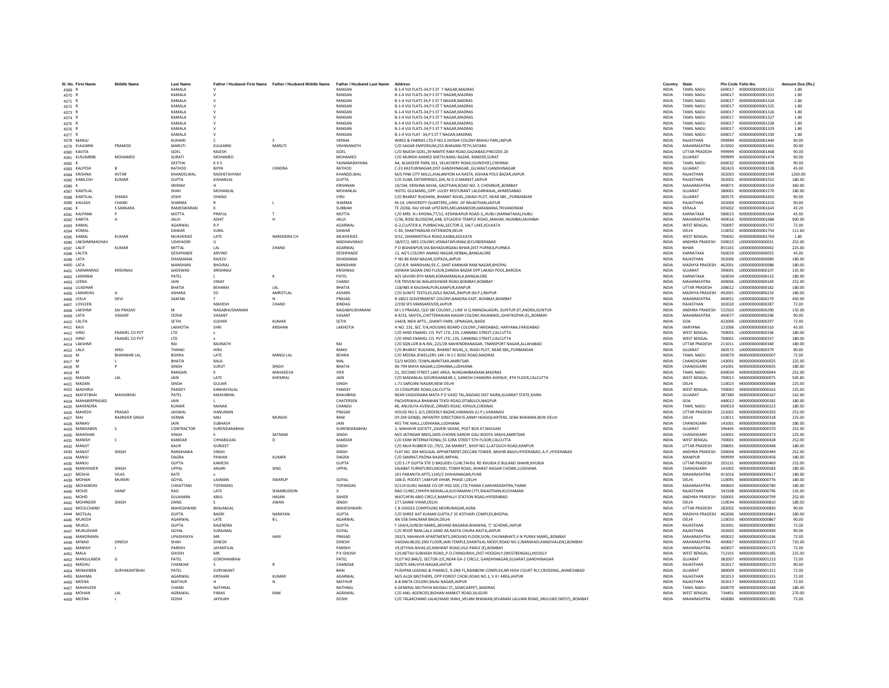| Sl. No. | First Name | Middle Name | Last Name | Father / Husband First Name | Father / Husband Middle Name | Father / Husband Last Name | Address | Country | State | Pin Code | Folio No. | Amount Due (Rs.) |
|---|---|---|---|---|---|---|---|---|---|---|---|---|
| 4369 | R | | KAMALA | V | | RANGAN | B-1-4 VIJI FLATS-34,P S ST T NAGAR,MADRAS | INDIA | TAMIL NADU | 600017 | K000000000001322 | 1.80 |
| 4370 | R | | KAMALA | V | | RANGAN | B-1-4 VIJI FLATS-34,P S ST T NAGAR,MADRAS | INDIA | TAMIL NADU | 600017 | K000000000001323 | 1.80 |
| 4371 | R | | KAMALA | V | | RANGAN | B-1-4 VIJI FLATS 34,P S ST T NAGAR,MADRAS | INDIA | TAMIL NADU | 600017 | K000000000001324 | 1.80 |
| 4372 | R | | KAMALA | V | | RANGAN | B-1-4 VIJI FLATS-34,P S ST T NAGAR,MADRAS | INDIA | TAMIL NADU | 600017 | K000000000001325 | 1.80 |
| 4373 | R | | KAMALA | V | | RANGAN | B-1-4 VIJI FLATS-34,P S ST T NAGAR,MADRAS | INDIA | TAMIL NADU | 600017 | K000000000001326 | 1.80 |
| 4374 | R | | KAMALA | V | | RANGAN | B-1-4 VIJI FLATS-34,P S ST T NAGAR,MADRAS | INDIA | TAMIL NADU | 600017 | K000000000001327 | 1.80 |
| 4375 | R | | KAMALA | V | | RANGAN | B-1-4 VIJI FLATS-34,P S ST T NAGAR,MADRAS | INDIA | TAMIL NADU | 600017 | K000000000001328 | 1.80 |
| 4376 | R | | KAMALA | V | | RANGAN | B-1-4 VIJI FLATS-34,P S ST T NAGAR,MADRAS | INDIA | TAMIL NADU | 600017 | K000000000001329 | 1.80 |
| 4377 | R | | KAMALA | V | | RANGAN | B-1-4 VIJI FLAT -34,P S ST T NAGAR,MADRAS | INDIA | TAMIL NADU | 600017 | K000000000001330 | 1.80 |
| 4378 | MANJU | | KUMARI | C | S | VERMA | WIRES & FABRIKS LTD,P NO 6 JHOSHI COLONY BRAHU PARI,JAIPUR | INDIA | RAJASTHAN | 999999 | K000000000001440 | 90.00 |
| 4379 | KULKARNI | PRAMOD | MARUTI | KULKARNI | MARUTI | VISHWANATH | C/O SAGAR EMPORIUM,255 BHAVANI PETH,SATARA | INDIA | MAHARASHTRA | 415002 | K000000000001465 | 90.00 |
| 4380 | KAVITA | | GOEL | RAJESH | | GOEL | C/O RAJESH GOEL,39 RAMTE RAM ROAD,GAZIABAD,PINCODE-20 | INDIA | UTTAR PRADESH | 999999 | K000000000001468 | 90.00 |
| 4381 | KUSUMBIBI | MOHAMED | SURATI | MOHAMED | | MOHAMED | C/O MUNSHI AHMED SHETH,NANU BAZAR, RANDER,SURAT | INDIA | GUJARAT | 999999 | K000000000001474 | 90.00 |
| 4382 | K | | GEETHA | K V S | | YAJNANARAYANA | A4, ALSADEER PARK,101, VELACHERY ROAD,GUINDY(E),CHENNAI | INDIA | TAMIL NADU | 600032 | K000000000001490 | 90.00 |
| 4383 | KALPESH | B | RATHOD | BIPIN | CHNDRA | RATHOD | C-23 KASTURINAGAR,DIST GANDHINAGAR,,GUJARAT,GANDHINAGAR | INDIA | GUJARAT | 382423 | K000000000001528 | 45.00 |
| 4384 | KRISHNA | AVTAR | KHANDELWAL | RADHEYSHYAM | | KHANDELWAL | M/S PINK CITY MILLS,JHALANIYON KA RASTA, KISHAN POLE BAZAR,JAIPUR | INDIA | RAJASTHAN | 302003 | K000000000001549 | 1260.00 |
| 4385 | KAMLESH | KUMAR | GUPTA | KISHANLAL | | GUPTA | C/O SUNIL ENTERPRISES,104, M G D MARKET,JAIPUR | INDIA | RAJASTHAN | 302002 | K000000000001552 | 180.00 |
| 4386 | K | | SRIRAM | H | | KRISHNAN | 10/194, KRISHNA NIVAS, GAOTHAN,ROAD NO. 3, CHEMBUR,,BOMBAY | INDIA | MAHARASHTRA | 400071 | K000000000001559 | 360.00 |
| 4387 | KANTILAL | | SHAH | MOHANLAL | | MOHANLAL | HOTEL GULMARG,,OPP. LUCKY RESTURANT LALDARWAJA,,AHMEDABAD | INDIA | GUJARAT | 380001 | K000000000001570 | 180.00 |
| 4388 | KANTILAL | DHANJI | JOSHI | DHANJI | | VIRJI | C/O BHARAT RUGHANI, BHARAT NIVAS,,SWADI PLOT, NEAR SBS ,,PORBANDAR | INDIA | GUJARAT | 360575 | K000000000001603 | 90.00 |
| 4389 | KAILASH | CHAND | SHARMA | R | L | SHARMA | M-14, UNIVERSITY QUARTERS,,UNIV. OF RAJASTHAN,JAIPUR | INDIA | RAJASTHAN | 302004 | K000000000001610 | 90.00 |
| 4390 | K | S SANKARA | RAMESWARAN | K | | SUBBIAH | TE 20/66, RAJ VIHAR UPSTAIRS,MELARANOOR,KARAMANA,TRIVANDRAM | INDIA | KERALA | 695002 | K000000000001643 | 43.20 |
| 4391 | KALPANA | P | MOTTA | PRAFUL | T | MOTTA | C/O MRS. N J KHONA,77/12, KESHWAPUR ROAD-3,,HUBLI (KARNATAKA),HUBLI | INDIA | KARNATAKA | 580023 | K000000000001654 | 45.00 |
| 4392 | KABITA | A | JALUI | ASHIT | H | JALUI | C/36, ROSE BLOSSOM,,64B, SITLADEVI TEMPLE ROAD,,MAHIM, MUMBAI,MUMBAI | INDIA | MAHARASHTRA | 400016 | K000000000001686 | 900.00 |
| 4393 | KAMAL | | AGARWAL | R P | | AGARWAL | G-2,CLUSTER-X, PURBACHAL,SECTOR-3, SALT LAKE,KOLKATA | INDIA | WEST BENGAL | 700097 | K000000000001737 | 72.00 |
| 4394 | KOMAL | | DAWAR | SUNIL | | DAWAR | C-30, SHAKTINAGAR EXTENSION,DELHI | INDIA | DELHI | 110052 | K000000000001754 | 111.60 |
| 4395 | KAMAL | KUMAR | MUKHERJEE | LATE | NARENDRA CH | MUKHERJEE | 9/1C, DHARMOTALA ROAD,KASBA,KOLKATA | INDIA | WEST BENGAL | 700042 | K000000000001769 | 1.80 |
| 4396 | LAKSHMIMADHAV | | UDAYAGIRI | U | | MADHAVARAO | 18/67/2, MES COLONY,VENKATAPURAM,SECUNDERABAD | INDIA | ANDHRA PRADESH | 500015 | L000000000000031 | 252.00 |
| 4397 | LALIT | KUMAR | MITTAL | LAL | CHAND | AGARWAL | P O BISHANPUR,VIA BAHADURGANJ BIHAR,DIST PURNEA,PURNEA | INDIA | BIHAR | 855101 | L000000000000042 | 225.00 |
| 4398 | LALITA | | DESHPANDE | ARVIND | | DESHPANDE | 12, AG'S COLONY ANAND NAGAR,HEBBAL,BANGALORE | INDIA | KARNATAKA | 560024 | L000000000000055 | 45.00 |
| 4399 | LATA | | DHASMANA | RAJEEV | | DHASMANA | P NO 86 RAM NAGAR,SOPAZA,JAIPUR | INDIA | RAJASTHAN | 302006 | L000000000000084 | 180.00 |
| 4400 | LATA | | MANSHANI | BHOJRAJ | | MANSHANI | C/O B.R. MANSHANI,91-C, SANT KANWAR RAM NAGAR,BHOPAL | INDIA | MADHYA PRADESH | 462001 | L000000000000088 | 180.00 |
| 4401 | LAXMANRAO | KRISHNAJI | GAEKWAD | KRISHNAJI | | KRISHNAJI | ISHWAR SADAN 2ND FLOOR,DANDIA BAZAR OPP LAKADI POOL,BARODA | INDIA | GUJARAT | 390001 | L000000000000107 | 135.00 |
| 4402 | LAXMIBAI | | PATEL | L | K | PATEL | 425 SAVISRI 8TH MAIN,KORAMANGALA,BANGALORE | INDIA | KARNATAKA | 560034 | L000000000000132 | 180.00 |
| 4403 | LEENA | | JAIN | VINAY | | CHAND | F/8 TRIVENI 66 WALKESHWAR ROAD,BOMBAY,BOMBAY | INDIA | MAHARASHTRA | 400006 | L000000000000169 | 252.00 |
| 4404 | LILADHAR | | BHATIA | BEHARAI | LAL | BHATIA | 118/485 B KAUSHALPURI,KANPUR,KANPUR | INDIA | UTTAR PRADESH | 208012 | L000000000000182 | 180.00 |
| 4405 | LAXMIDAS | A | ASHARA | SO | AMROTLAL | ASHARS | C/O SUNITE TEXTILES,GOLE BAZAR,,RAIPUR (M.P.),RAIPUR | INDIA | MADHYA PRADESH | 492001 | L000000000000210 | 180.00 |
| 4406 | LEELA | DEVI | SAXENA | T | N | PRASAD | B 180/2 GOVERNMENT COLONY,BANDRA EAST, BOMBAY,BOMBAY | INDIA | MAHARASHTRA | 400051 | L000000000000270 | 450.00 |
| 4407 | LOVLEEN | | | MAHESH | CHAND | BINDAG | 2/190 SFS MANSAROVER,JAIPUR | INDIA | RAJASTHAN | 302020 | L000000000000287 | 72.00 |
| 4408 | LAKSHMI | SAI PRASAD | M | NAGABHUSHANAM | | NAGABHUSHANAM | M L S PRASAD, OLD SBI COLONY,,I LINE VI Q MANGALAGIRI, GUNTUR DT,ANDRA,GUNTUR | INDIA | ANDHRA PRADESH | 522503 | L000000000000290 | 135.00 |
| 4409 | LATA | VASANT | DOSHI | VASANT | | VASANT | A 9/33, SAVITA,,CHITTERANJAN NAGAR COLONY,RAJAWADI,,GHATKOPAR (E),,BOMBAY | INDIA | MAHARASHTRA | 400077 | L000000000000296 | 90.00 |
| 4410 | LALITA | | SETHI | SUDHIR | KUMAR | SETHI | 14A/8, NEHI APTS.,,SHANTI PARK, UPNAGAR,,NASIK | INDIA | GOA | 422006 | L000000000000297 | 72.00 |
| 4411 | RAVI | | LAKHOTIA | SHRI | KRISHAN | LAKHOTIA | H NO. 231, SEC 7/A,HOUSING BOARD COLONY,,FARIDABAD, HARYANA,FARIDABAD | INDIA | HARYANA | 121006 | L000000000000310 | 45.00 |
| 4412 | HIND | ENAMEL CO PVT | LTD | x | | | C/O HIND ENAMEL CO. PVT LTD.,135, CANNING STREET,CALCUTTA | INDIA | WEST BENGAL | 700001 | L000000000000336 | 180.00 |
| 4413 | HIND | ENAMEL CO PVT | LTD | x | | | C/O HIND ENAMEL CO. PVT LTD.,135, CANNING STREET,CALCUTTA | INDIA | WEST BENGAL | 700001 | L000000000000337 | 180.00 |
| 4414 | LAKSHMI | | RAI | BAIJNATH | | RAI | C/O SQN.LDR.B.N.RAI,,221/2B MAHENDRANAGAR, TRANSPORT NAGAR,ALLAHABAD | INDIA | UTTAR PRADESH | 211011 | L000000000000340 | 180.00 |
| 4415 | LALJI | HIRJI | THANKI | HIRJI | | RAMJI | C/O BHARAT RUGHANI, BHARAT NIVAS,,S, WADI PLOT, NEAR SBS,,PORBANDAR | INDIA | GUJARAT | 360575 | L000000000000379 | 90.00 |
| 4416 | M | BHANWAR LAL | BOHRA | LATE | MANGI LAL | BOHRA | C/O MEENA JEWELLERY,144 / N S C BOSE ROAD,MADRAS | INDIA | TAMIL NADU | 600079 | M000000000000007 | 72.00 |
| 4417 | M | L | BHATIA | BALA | | MAL | 52/3 MODEL TOWN,AMRITSAR,AMRITSAR | INDIA | CHANDIGARH | 143001 | M000000000000025 | 225.00 |
| 4418 | M | P | SINGH | SURJIT | SINGH | BHATIA | XX-794 MAYA NAGAR,LUDHIANA,LUDHIANA | INDIA | CHANDIGARH | 141001 | M000000000000035 | 180.00 |
| 4419 | M | | RANGAN | K | MAHADEVA | IYER | 21, SECOND STREET,LAKE AREA, NUNGAMBAKKAM,MADRAS | INDIA | TAMIL NADU | 600034 | M000000000000044 | 252.00 |
| 4420 | MADAN | LAL | JAIN | LATE | KHEMRAJ | JAIN | C/O MADANLAL GOURISHANKAR,1, GANESH CHANDRA AVENUE, 4TH FLOOR,CALCUTTA | INDIA | WEST BENGAL | 700013 | M000000000000075 | 505.80 |
| 4421 | MADAN | | SINGH | GUJJAR | | SINGH | L-71 SAROJINI NAGAR,NEW DELHI | INDIA | DELHI | 110023 | M000000000000084 | 225.00 |
| 4422 | MADHRUI | | PANDEY | KANHAIYALAL | | PANDEY | 15 COSSIPORE ROAD,CALCUTTA | INDIA | WEST BENGAL | 700002 | M000000000000162 | 225.00 |
| 4423 | MAFATBHAI | MAHIJIBHAI | PATEL | MAHIJIBHAI | | BHAIJIBHAI | NEAR VASODHARA MATA P O VASO TAL,NADIAD DIST KAIRA,GUJARAT STATE,KAIRA | INDIA | GUJARAT | 387380 | M000000000000167 | 162.00 |
| 4424 | MAHABIRPRASAD | | JAIN | L | | CHATERSEN | PACHERIWALA BHAWAN TEKDI ROAD,SITABULDI,NAGPUR | INDIA | GOA | 440012 | M000000000000182 | 180.00 |
| 4425 | MAHENDRA | | KUMAR | MANAK | | CHANDJI | #6, ANUSUYA AVENUE,,ORMES ROAD, KIPAUK,CHENNAI | INDIA | TAMIL NADU | 600010 | M000000000000223 | 180.00 |
| 4426 | MAHESH | PRASAD | JAISWAL | HANUMAN | | PRASAD | HOUSE NO.S. 6/1,ORDERLY BAZAR,VARANASI (U.P.),VARANASI | INDIA | UTTAR PRADESH | 221002 | M000000000000293 | 252.00 |
| 4427 | MAJ | RAJINDER SINGH | VERMA | MAJ | MUNSHI | RAM | DY.DIR GEN(B), INFANTRY DIRECTORATE,ARMY HEADQUARTERS, SENA BHAWAN,NEW DELHI | INDIA | DELHI | 110011 | M000000000000318 | 225.00 |
| 4428 | MANAV | | JAIN | SUBHASH | | JAIN | 455 THE MALL,LUDHIANA,LUDHIANA | INDIA | CHANDIGARH | 141001 | M000000000000368 | 180.00 |
| 4429 | MANDABEN | S | CONTRACTOR | SURENDARABHAI | | SURENDARABHAI | 2, MAHAVIR SOCIETY,,ZAVERI SADAK, POST BOX 47,NAVSARI | INDIA | GUJARAT | 396445 | M000000000000370 | 252.00 |
| 4430 | MAHDHAR | | SINGH | S | SATNAM | SINGH | M/S JATINDAR BROS,2695-CHOWK KARORI GALI BOOTA SINGH,AMRITSAR | INDIA | CHANDIGARH | 143001 | M000000000000373 | 225.00 |
| 4431 | MANISH | C | KAMDAR | CHHABILDAS | D | KAMDAR | C/O EXIM INTERNATIONAL,55 EZRA STREET 5TH FLOOR,CALCUTTA | INDIA | WEST BENGAL | 700001 | M000000000000428 | 252.00 |
| 4432 | MANJIT | | KAUR | GURJEET | | SINGH | C/O RAJA RUBBER CO.,79/2, ZIA MARKET, SHOP NO.2,LATOUCH ROAD,KANPUR | INDIA | UTTAR PRADESH | 208001 | M000000000000448 | 180.00 |
| 4433 | MANJIT | SINGH | RANDHAWA | SINGH | | SINGH | FLAT NO. 304 MOUGAL APPARTMENT,DECCAN TOWER, BASHIR BAGH,HYDERABAD, A.P.,HYDERABAD | INDIA | ANDHRA PRADESH | 500004 | M000000000000449 | 252.00 |
| 4434 | MANJU | | DAGRA | PAWAN | KUMAR | DAGRA | C/O SAMRAT,PAONA BAJAR,IMPHAL | INDIA | MANIPUR | 999999 | M000000000000458 | 180.00 |
| 4435 | MANJU | | GUPTA | KAMESH | | GUPTA | C/O S J P GUPTA STR O BASUDEV CLINI,TAHSIL RD KHURJA D BULAND SHAHR,KHURJA | INDIA | UTTAR PRADESH | 203131 | M000000000000469 | 252.00 |
| 4436 | MANVINDER | SINGH | UPPAL | ARJARI | SING | UPPAL | SAJABAT FURNITURES,MODEL TOWN ROAD, BHARAT NAGAR CHOWK,LUDHIANA | INDIA | CHANDIGARH | 141002 | M000000000000583 | 180.00 |
| 4437 | MEDHA | VILAS | KATE | x | | | 101 PARANITA APTS,1145/2 SHIVAJINAGAR,PUNE | INDIA | MAHARASHTRA | 411016 | M000000000000617 | 180.00 |
| 4438 | MOHAN | MURARI | GOYAL | LAXMAN | SWARUP | GOYAL | 108-D, POCKET I,MAYUR VIHAR, PHASE I,DELHI | INDIA | DELHI | 110091 | M000000000000776 | 180.00 |
| 4439 | MOHANDAS | | CHHATTANI | TOPANDAS | | TOPANDAS | D/119 GURU NANAK CO-OP HSG SOC LTD,THANA E,MAHARASHTRA,THANE | INDIA | MAHARASHTRA | 400603 | M000000000000780 | 180.00 |
| 4440 | MOHD | HANIF | RAO | LATE | SHAMBUDDIN | JI | RAO CLINIC,CHHIPA MOHALLA,KUCHAMAN CITY,RAJASTHAN,KUCHAMAN | INDIA | RAJASTHAN | 341508 | M000000000000796 | 135.00 |
| 4441 | MOHD | | SULAIMAN | ABUL | HASAN | SAHEB | WATCHFIN ABID CIRCLE,NAMPALLY STATION ROAD,HYDERABAD | INDIA | ANDHRA PRADESH | 500001 | M000000000000799 | 252.00 |
| 4442 | MOHINDER | SINGH | DANG | S | JIWAN | SINGH | 177,SAINIK VIHAR,DELHI | INDIA | DELHI | 110034 | M000000000000810 | 180.00 |
| 4443 | MOOLCHAND | | MAHESHWARI | BHAJANLAL | | MAHESHWARI | C 8 JUDGES COMPOUND,NEHRUNAGAR,AGRA | INDIA | UTTAR PRADESH | 282002 | M000000000000830 | 90.00 |
| 4444 | MOTILAL | | GUPTA | BADRI | NARAYAN | GUPTA | C/O SHREE AJIT KUMAR GUPTA,F 55 KOTHARI COMPLEX,BHOPAL | INDIA | MADHYA PRADESH | 462006 | M000000000000841 | 180.00 |
| 4445 | MUKESH | | AGARWAL | LATE | B L | AGARWAL | AN 55B SHALIMAR BAGH,DELHI | INDIA | DELHI | 110033 | M000000000000867 | 90.00 |
| 4446 | MUKUL | | GUPTA | RAJENDRA | | GUPTA | F 164/A,SURESH MARG,,BEHIND BAGARIA BHAWAN, 'C' SCHEME,JAIPUR | INDIA | RAJASTHAN | 302001 | M000000000000892 | 72.00 |
| 4447 | MURLIDHAR | | GOYAL | SURAJMAL | | GOYAL | C/O ROOP RANI,LALJI SAND KA RASTA CHURA RASTA,JAIPUR | INDIA | RAJASTHAN | 302003 | M000000000000930 | 90.00 |
| 4448 | MANORAMA | | UPADHYAYA | MR | HARI | PRASAD | 292/3, MAHAVIR APARTMENTS,GROUND FLOOR,SION, CHUNABHATI,V N PURAV MARG,,BOMBAY | INDIA | MAHARASHTRA | 400022 | M000000000001036 | 72.00 |
| 4449 | MINAXI | DINESH | SHAH | DINESH | | DINESH | VAISHALIBLDG.2ND FLOOR,JAIN TEMPLE,SHANTILAL MODY,ROAD NO 2,IRANWADI,KANDIVALI(W),BOMBAY | INDIA | MAHARASHTRA | 400067 | M000000000001137 | 720.00 |
| 4450 | MANISH | J | PAREKH | JAYANTILAL | | PAREKH | 19,JETHVA-NIVAS,42,MAHANT ROAD,VILE-PARLE (E),BOMBAY | INDIA | MAHARASHTRA | 400057 | M000000000001173 | 72.00 |
| 4451 | MALA | | GHOSH | MR | | P K GHOSH | 120,NETAJI SUBHASH ROAD,,P.O.CHINSURAH,,DIST.HOOGHLY.(WESTBENGAL),HOOGLY | INDIA | WEST BENGAL | 712101 | M000000000001185 | 225.00 |
| 4452 | MANJULABEN | G | PATEL | GORDHANBHAI | | PATEL | PLOT NO.846/2, SECTOR-2/C,NEAR GH-2 CIRCLE, GANDHINAGAR,GUJARAT,GANDHINAGAR | INDIA | GUJARAT | 382007 | M000000000001213 | 72.00 |
| 4453 | MADHU | | CHANDAK | S | R | CHANDAK | 10/875 MALVIYA NAGAR,JAIPUR | INDIA | RAJASTHAN | 302017 | M000000000001270 | 90.00 |
| 4454 | MINAXIBEN | SURYAKANTBHAI | PATEL | SURYAKANT | | BHAI | PUSHPAK LEASING & FINANCE, 9-2ND FL,RAINBOW COMPLEX,NR.HIGH COURT RLY,CROSSING,,AHMEDABAD | INDIA | GUJARAT | 380009 | M000000000001312 | 72.00 |
| 4455 | MAHIMA | | AGARWAL | KRISHAN | KUMAR | AGARWAL | M/S.ALOK BROTHERS, OPP:FOREST CHOKI,ROAD NO.1, V K I AREA,JAIPUR | INDIA | RAJASTHAN | 302013 | M000000000001315 | 72.00 |
| 4456 | MEENA | | MATHUR | H | N | MATHUR | A-8 ANITA COLONY,BAJAJ NAGAR,JAIPUR | INDIA | RAJASTHAN | 302017 | M000000000001322 | 72.00 |
| 4457 | MAHAVEER | | CHAND | NATHNAL | | NATHNAL | 6 GENERAL MUTHIYA MUDALI ST,,SOWCARPET,,MADRAS | INDIA | TAMIL NADU | 600079 | M000000000001348 | 180.00 |
| 4458 | MOHAN | LAL | AGRAWAL | PARAS | RAM | AGRAWAL | C/O ANIL AGENCIES,BIDHAN MARKET ROAD,SILIGURI | INDIA | WEST BENGAL | 734401 | M000000000001350 | 270.00 |
| 4459 | MEENA | J | DOSHI | JAYSUKH | | DOSHI | C/O TALAKCHAND LALACHAND SHAH,,VELANI BHAWAN,SEVARAM LALVANI ROAD,,MULUND (WEST),,BOMBAY | INDIA | MAHARASHTRA | 400080 | M000000000001385 | 72.00 |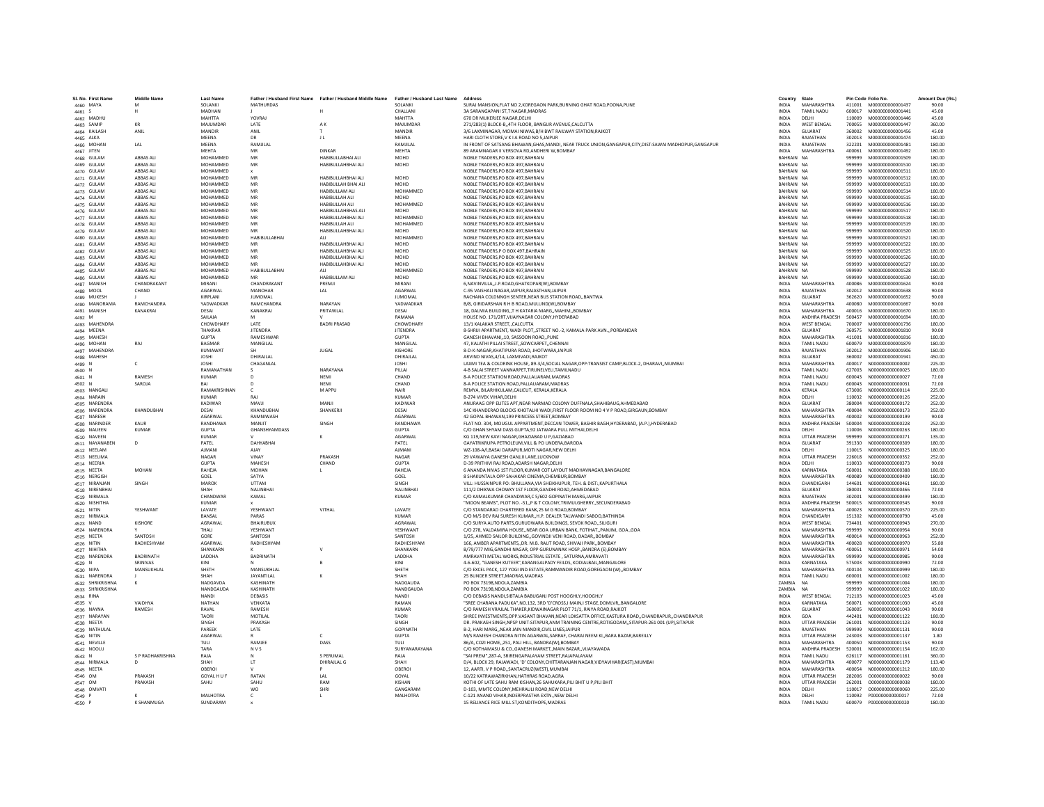| Sl. No. | First Name | Middle Name | Last Name | Father / Husband First Name | Father / Husband Middle Name | Father / Husband Last Name | Address | Country | State | Pin Code | Folio No. | Amount Due (Rs.) |
|---|---|---|---|---|---|---|---|---|---|---|---|---|
| 4460 | MAYA | M | SOLANKI | MATHURDAS | | SOLANKI | SURAJ MANSION,FLAT NO 2,KOREGAON PARK,BURNING GHAT ROAD,POONA,PUNE | INDIA | MAHARASHTRA | 411001 | M000000000001437 | 90.00 |
| 4461 | S | H | MADHAN | J | H | CHALLANI | 3A SARANGAPANI ST,T NAGAR,MADRAS | INDIA | TAMIL NADU | 600017 | M000000000001441 | 45.00 |
| 4462 | MADHU | | MAHTTA | YOVRAJ | | MAHTTA | 670 DR MUKERJEE NAGAR,DELHI | INDIA | DELHI | 110009 | M000000000001446 | 45.00 |
| 4463 | SAMIP | KR | MAJUMDAR | LATE | A K | MAJUMDAR | 271/283(1) BLOCK-B,,4TH FLOOR, BANGUR AVENUE,CALCUTTA | INDIA | WEST BENGAL | 700055 | M000000000001447 | 360.00 |
| 4464 | KAILASH | ANIL | MANDIR | ANIL | T | MANDIR | 3/6 LAXMINAGAR, MOMAI NIWAS,B/H BWT RAILWAY STATION,RAJKOT | INDIA | GUJARAT | 360002 | M000000000001456 | 45.00 |
| 4465 | ALKA | | MEENA | DR | J L | MEENA | HARI CLOTH STORE,V K I A ROAD NO 5,JAIPUR | INDIA | RAJASTHAN | 302013 | M000000000001474 | 180.00 |
| 4466 | MOHAN | LAL | MEENA | RAMJILAL | | RAMJILAL | IN FRONT OF SATSANG BHAWAN,GHAS,MANDI, NEAR TRUCK UNION,GANGAPUR,CITY,DIST:SAWAI MADHOPUR,GANGAPUR | INDIA | RAJASTHAN | 322201 | M000000000001481 | 180.00 |
| 4467 | JITEN | | MEHTA | MR | DINKAR | MEHTA | 89 ARAMNAGAR II VERSOVA RD,ANDHERI W,BOMBAY | INDIA | MAHARASHTRA | 400061 | M000000000001492 | 180.00 |
| 4468 | GULAM | ABBAS ALI | MOHAMMED | MR | HABIBULLABHAI ALI | MOHD | NOBLE TRADERS,PO BOX 497,BAHRAIN | BAHRAIN | NA | 999999 | M000000000001509 | 180.00 |
| 4469 | GULAM | ABBAS ALI | MOHAMMED | MR | HABIBULLAHBHAI ALI | MOHD | NOBLE TRADERS,PO BOX 497,BAHRAIN | BAHRAIN | NA | 999999 | M000000000001510 | 180.00 |
| 4470 | GULAM | ABBAS ALI | MOHAMMED | x | | | NOBLE TRADERS,PO BOX 497,BAHRAIN | BAHRAIN | NA | 999999 | M000000000001511 | 180.00 |
| 4471 | GULAM | ABBAS ALI | MOHAMMED | MR | HABIBULLAHBHAI ALI | MOHD | NOBLE TRADERS,PO BOX 497,BAHRAIN | BAHRAIN | NA | 999999 | M000000000001512 | 180.00 |
| 4472 | GULAM | ABBAS ALI | MOHAMMED | MR | HABIBULLAH BHAI ALI | MOHD | NOBLE TRADERS,PO BOX 497,BAHRAIN | BAHRAIN | NA | 999999 | M000000000001513 | 180.00 |
| 4473 | GULAM | ABBAS ALI | MOHAMMED | MR | HABIBULLAM ALI | MOHAMMED | NOBLE TRADERS,PO BOX 497,BAHRAIN | BAHRAIN | NA | 999999 | M000000000001514 | 180.00 |
| 4474 | GULAM | ABBAS ALI | MOHAMMED | MR | HABIBULLAH ALI | MOHD | NOBLE TRADERS,PO BOX 497,BAHRAIN | BAHRAIN | NA | 999999 | M000000000001515 | 180.00 |
| 4475 | GULAM | ABBAS ALI | MOHAMMED | MR | HABIBULLAH ALI | MOHAMMED | NOBLE TRADERS,PO BOX 497,BAHRAIN | BAHRAIN | NA | 999999 | M000000000001516 | 180.00 |
| 4476 | GULAM | ABBAS ALI | MOHAMMED | MR | HABIBULLAHBHAS ALI | MOHD | NOBLE TRADERS,PO BOX 497,BAHRAIN | BAHRAIN | NA | 999999 | M000000000001517 | 180.00 |
| 4477 | GULAM | ABBAS ALI | MOHAMMED | MR | HABIBULLAHBHAI ALI | MOHAMMED | NOBLE TRADERS,PO BOX 497,BAHRAIN | BAHRAIN | NA | 999999 | M000000000001518 | 180.00 |
| 4478 | GULAM | ABBAS ALI | MOHAMMED | MR | HABIBULLAH ALI | MOHAMMED | NOBLE TRADERS,PO BOX 497,BAHRAIN | BAHRAIN | NA | 999999 | M000000000001519 | 180.00 |
| 4479 | GULAM | ABBAS ALI | MOHAMMED | MR | HABIBULLAHBHAI ALI | MOHD | NOBLE TRADERS,PO BOX 497,BAHRAIN | BAHRAIN | NA | 999999 | M000000000001520 | 180.00 |
| 4480 | GULAM | ABBAS ALI | MOHAMMED | HABIBULLABHAI | ALI | MOHAMMED | NOBLE TRADERS,PO BOX 497,BAHRAIN | BAHRAIN | NA | 999999 | M000000000001521 | 180.00 |
| 4481 | GULAM | ABBAS ALI | MOHAMMED | MR | HABIBULLAHBHAI ALI | MOHD | NOBLE TRADERS,PO BOX 497,BAHRAIN | BAHRAIN | NA | 999999 | M000000000001522 | 180.00 |
| 4482 | GULAM | ABBAS ALI | MOHAMMED | MR | HABIBULLAHBHAI ALI | MOHD | NOBLE TRADERS,P O BOX 497,BAHRAIN | BAHRAIN | NA | 999999 | M000000000001525 | 180.00 |
| 4483 | GULAM | ABBAS ALI | MOHAMMED | MR | HABIBULLAHBHAI ALI | MOHD | NOBLE TRADERS,PO BOX 497,BAHRAIN | BAHRAIN | NA | 999999 | M000000000001526 | 180.00 |
| 4484 | GULAM | ABBAS ALI | MOHAMMED | MR | HABIBULLAHBHAI ALI | MOHD | NOBLE TRADERS,PO BOX 497,BAHRAIN | BAHRAIN | NA | 999999 | M000000000001527 | 180.00 |
| 4485 | GULAM | ABBAS ALI | MOHAMMED | HABIBULLABHAI | ALI | MOHAMMED | NOBLE TRADERS,PO BOX 497,BAHRAIN | BAHRAIN | NA | 999999 | M000000000001528 | 180.00 |
| 4486 | GULAM | ABBAS ALI | MOHAMMED | MR | HABIBULLAM ALI | MOHD | NOBLE TRADERS,PO BOX 497,BAHRAIN | BAHRAIN | NA | 999999 | M000000000001530 | 180.00 |
| 4487 | MANISH | CHANDRAKANT | MIRANI | CHANDRAKANT | PREMJI | MIRANI | 6,NAVINVILLA,,J.P.ROAD,GHATKOPAR(W),BOMBAY | INDIA | MAHARASHTRA | 400086 | M000000000001624 | 90.00 |
| 4488 | MOOL | CHAND | AGARWAL | MANOHAR | LAL | AGARWAL | C-95 VAISHALI NAGAR,JAIPUR,RAJASTHAN,JAIPUR | INDIA | RAJASTHAN | 302012 | M000000000001638 | 90.00 |
| 4489 | MUKESH | J | KIRPLANI | JUMOMAL | | JUMOMAL | RACHANA COLONNGH SENTER,NEAR BUS STATION ROAD,,BANTWA | INDIA | GUJARAT | 362620 | M000000000001652 | 90.00 |
| 4490 | MANORAMA | RAMCHANDRA | YADWADKAR | RAMCHANDRA | NARAYAN | YADWADKAR | B/8, GIRIDARSHAN R H B ROAD,MULUND(W),BOMBAY | INDIA | MAHARASHTRA | 400080 | M000000000001667 | 90.00 |
| 4491 | MANISH | KANAKRAI | DESAI | KANAKRAI | PRITAWLAL | DESAI | 18, DALMIA BUILDING,,T H KATARIA MARG,,MAHIM,,BOMBAY | INDIA | MAHARASHTRA | 400016 | M000000000001670 | 180.00 |
| 4492 | M | | SAILAJA | M | V | RAMANA | HOUSE NO. 171/2RT,VIJAYNAGAR COLONY,HYDERABAD | INDIA | ANDHRA PRADESH | 500457 | M000000000001694 | 180.00 |
| 4493 | MAHENDRA | | CHOWDHARY | LATE | BADRI PRASAD | CHOWDHARY | 13/1 KALAKAR STREET,,CALCUTTA | INDIA | WEST BENGAL | 700007 | M000000000001736 | 180.00 |
| 4494 | MEENA | | THAKRAR | JITENDRA | | JITENDRA | 8-SHRIJI APARTMENT, WADI PLOT,,STREET NO.-2, KAMALA PARK AVN.,,PORBANDAR | INDIA | GUJARAT | 360575 | M000000000001810 | 90.00 |
| 4495 | MAHESH | | GUPTA | RAMESHWAR | | GUPTA | GANESH BHAVANI,,10, SASSOON ROAD,,PUNE | INDIA | MAHARASHTRA | 411001 | M000000000001816 | 180.00 |
| 4496 | MOHAN | RAJ | BAGMAR | MANGILAL | | MANGILAL | 47, KALATHI PILLAI STREET,,SOWCARPET,,CHENNAI | INDIA | TAMIL NADU | 600079 | M000000000001879 | 180.00 |
| 4497 | MAHENDRA | | KUMAWAT | SH | JUGAL | KISHORE | 8-D-K-NAGAR,KHATIPURA ROAD, JHOTWARA,JAIPUR | INDIA | RAJASTHAN | 302012 | M000000000001906 | 180.00 |
| 4498 | MAHESH | | JOSHI | DHIRAJLAL | | DHIRAJLAL | ARVIND NIVAS,4/14, LAXMIVADI,RAJKOT | INDIA | GUJARAT | 360002 | M000000000001941 | 450.00 |
| 4499 | N | C | JOSHI | CHAGANLAL | | JOSHI | LAXMI TEA & COLDRINK HOUSE, 89-3/4,SOCIAL NAGAR,OPP.TRANSIST CAMP,BLOCK-2, DHARAVI,,MUMBAI | INDIA | MAHARASHTRA | 400017 | N000000000000002 | 225.00 |
| 4500 | N | | RAMANATHAN | S | NARAYANA | PILLAI | 4-B SALAI STREET VANNARPET,TIRUNELVELI,TAMILNADU | INDIA | TAMIL NADU | 627003 | N000000000000025 | 180.00 |
| 4501 | N | RAMESH | KUMAR | D | NEMI | CHAND | 8-A POLICE STATIION ROAD,PALLAUARAM,MADRAS | INDIA | TAMIL NADU | 600043 | N000000000000027 | 72.00 |
| 4502 | N | SAROJA | BAI | D | NEMI | CHAND | 8-A POLICE STATION ROAD,PALLAUARAM,MADRAS | INDIA | TAMIL NADU | 600043 | N000000000000031 | 72.00 |
| 4503 | NANGALI | | RAMAKRISHNAN | C | M APPU | NAIR | REMYA, BILARHIKULAM,CALICUT, KERALA,KERALA | INDIA | KERALA | 673006 | N000000000000114 | 225.00 |
| 4504 | NARAIN | | KUMAR | RAJ | | KUMAR | B-274 VIVEK VIHAR,DELHI | INDIA | DELHI | 110032 | N000000000000126 | 252.00 |
| 4505 | NARENDRA | | KADIWAR | MAVJI | MANJI | KADIWAR | ANURAAG OPP ELITES APT,NEAR NARMAD COLONY DUFFNALA,SHAHIBAUG,AHMEDABAD | INDIA | GUJARAT | 380004 | N000000000000172 | 252.00 |
| 4506 | NARENDRA | KHANDUBHAI | DESAI | KHANDUBHAI | SHANKERJI | DESAI | 14C KHANDERAO BLOCKS KHOTALHI WADI,FIRST FLOOR ROOM NO 4 V P ROAD,GIRGAUN,BOMBAY | INDIA | MAHARASHTRA | 400004 | N000000000000173 | 252.00 |
| 4507 | NARESH | | AGARWAL | RAMNIWASH | | AGARWAL | 42 GOPAL BHAWAN,199 PRINCESS STREET,BOMBAY | INDIA | MAHARASHTRA | 400002 | N000000000000199 | 90.00 |
| 4508 | NARINDER | KAUR | RANDHAWA | MANJIT | SINGH | RANDHAWA | FLAT NO. 304, MOUGUL APPARTMENT,DECCAN TOWER, BASHIR BAGH,HYDERABAD, (A.P.),HYDERABAD | INDIA | ANDHRA PRADESH | 500004 | N000000000000228 | 252.00 |
| 4509 | NAUEEN | KUMAR | GUPTA | GHANSHYAMDASS | | GUPTA | C/O GHAN SHYAM DASS GUPTA,92 JATWARA PULL MITHAI,DELHI | INDIA | DELHI | 110006 | N000000000000263 | 180.00 |
| 4510 | NAVEEN | | KUMAR | V | K | AGARWAL | KG 119,NEW KAVI NAGAR,GHAZIABAD U P,GAZIABAD | INDIA | UTTAR PRADESH | 999999 | N000000000000271 | 135.00 |
| 4511 | NAYANABEN | D | PATEL | DAHYABHAI | | PATEL | GAYATRIKRUPA PETROLEUM,VILL & PO UNDERA,BARODA | INDIA | GUJARAT | 391330 | N000000000000309 | 180.00 |
| 4512 | NEELAM | | AJMANI | AJAY | | AJMANI | WZ-108-A/I,BASAI DARAPUR,MOTI NAGAR,NEW DELHI | INDIA | DELHI | 110015 | N000000000000325 | 180.00 |
| 4513 | NEELIMA | | NAGAR | VINAY | PRAKASH | NAGAR | 29 VAWAIYA GANESH GANJ,II LANE,LUCKNOW | INDIA | UTTAR PRADESH | 226018 | N000000000000352 | 252.00 |
| 4514 | NEERJA | | GUPTA | MAHESH | CHAND | GUPTA | D-39 PRITHIVI RAJ ROAD,ADARSH NAGAR,DELHI | INDIA | DELHI | 110033 | N000000000000373 | 90.00 |
| 4515 | NEETA | MOHAN | RAHEJA | MOHAN | L | RAHEJA | 6 ANANDA NIVAS 1ST FLOOR,KUMAR COT LAYOUT MADHAVNAGAR,BANGALORE | INDIA | KARNATAKA | 560001 | N000000000000388 | 180.00 |
| 4516 | NERGISH | | GOEL | SATYA | | GOEL | 8 SHAKUNTALA OPP SAHAKAR CINEMA,CHEMBUR,BOMBAY | INDIA | MAHARASHTRA | 400089 | N000000000000409 | 180.00 |
| 4517 | NIRANJAN | SINGH | MAROK | UTTAM | | SINGH | VILL: HUSSAINPUR PO: BHULLANA,VIA SHEIKHUPUR, TEH. & DIST:,KAPURTHALA | INDIA | CHANDIGARH | 144601 | N000000000000461 | 180.00 |
| 4518 | NIRENBHAI | | SHAH | NALINBHAI | | NALINBHAI | 111/2 DHIKWA CHOWKY 1ST FLOOR,GANDHI ROAD,AHMEDABAD | INDIA | GUJARAT | 380001 | N000000000000466 | 72.00 |
| 4519 | NIRMALA | | CHANDWAR | KAMAL | | KUMAR | C/O KAMALKUMAR CHANDWAR,C 5/602 GOPINATH MARG,JAIPUR | INDIA | RAJASTHAN | 302001 | N000000000000489 | 180.00 |
| 4520 | NISHITHA | | KUMAR | x | | | "MOON BEAMS", PLOT NO. -51,,P & T COLONY,TRIMULGHERRY,,SECUNDERABAD | INDIA | ANDHRA PRADESH | 500015 | N000000000000545 | 90.00 |
| 4521 | NITIN | YESHWANT | LAVATE | YESHWANT | VITHAL | LAVATE | C/O STANDARAD CHARTERED BANK,25 M G ROAD,BOMBAY | INDIA | MAHARASHTRA | 400023 | N000000000000570 | 225.00 |
| 4522 | NIRMALA | | BANSAL | PARAS | | KUMAR | C/O M/S DEV RAJ SURESH KUMAR,,H.P. DEALER TALWANDI SABOO,BATHINDA | INDIA | CHANDIGARH | 151302 | N000000000000790 | 45.00 |
| 4523 | NAND | KISHORE | AGRAWAL | BHAIRUBUX | | AGRAWAL | C/O SURYA AUTO PARTS,GURUDWARA BUILDINGS, SEVOK ROAD,,SILIGURI | INDIA | WEST BENGAL | 734401 | N000000000000943 | 270.00 |
| 4524 | NARENDRA | Y | THALI | YESHWANT | | YESHWANT | C/O 278, VALDAMIRA HOUSE,,NEAR GOA URBAN BANK, FOTIHAT,,PANJIM, GOA.,GOA | INDIA | MAHARASHTRA | 999999 | N000000000000954 | 90.00 |
| 4525 | NEETA | SANTOSH | GORE | SANTOSH | | SANTOSH | 1/25, AHMED SAILOR BUILDING,,GOVINDJI VENI ROAD, DADAR,,BOMBAY | INDIA | MAHARASHTRA | 400014 | N000000000000963 | 252.00 |
| 4526 | NITIN | RADHESHYAM | AGRAWAL | RADHESHYAM | | RADHESHYAM | 166, AMBER APARTMENTS,,DR. M.B. RAUT ROAD, SHIVAJI PARK,,BOMBAY | INDIA | MAHARASHTRA | 400028 | N000000000000970 | 55.80 |
| 4527 | NIHITHA | | SHANKARN | K | V | SHANKARN | B/79/777 MIG,GANDHI NAGAR, OPP GURUNANAK HOSP.,BANDRA (E),BOMBAY | INDIA | MAHARASHTRA | 400051 | N000000000000971 | 54.00 |
| 4528 | NARENDRA | BADRINATH | LADDHA | BADRINATH | | LADDHA | AMRAVATI METAL WORKS,INDUSTRIAL ESTATE , SATURNA,AMRAVATI | INDIA | MAHARASHTRA | 999999 | N000000000000985 | 90.00 |
| 4529 | N | SRINIVAS | KINI | N | B | KINI | 4-6-602, "GANESH KUTEER",KARANGALPADY FEILDS, KODIALBAIL,MANGALORE | INDIA | KARNATAKA | 575003 | N000000000000990 | 72.00 |
| 4530 | NIPA | MANSUKHLAL | SHETH | MANSUKHLAL | | SHETH | C/O EXCEL PACK, 127 YOGI IND.ESTATE,RAMMANDIR ROAD,GOREGAON (W),,BOMBAY | INDIA | MAHARASHTRA | 400104 | N000000000000999 | 180.00 |
| 4531 | NARENDRA | J | SHAH | JAYANTILAL | K | SHAH | 25 BUNDER STREET,MADRAS,MADRAS | INDIA | TAMIL NADU | 600001 | N000000000001002 | 180.00 |
| 4532 | SHRIKRISHNA | K | NADGAVDA | KASHINATH | | NADGAUDA | PO BOX 73198,NDOLA,ZAMBIA | ZAMBIA | NA | 999999 | N000000000001004 | 180.00 |
| 4533 | SHRIKRISHNA | | NANDGAUDA | KASHINATH | | NANDGAUDA | PO BOX 73198,NDOLA,ZAMBIA | ZAMBIA | NA | 999999 | N000000000001022 | 180.00 |
| 4534 | RINA | | NANDI | DEBASIS | | NANDI | C/O DEBASIS NANDI,SIBTALA BABUGANJ POST HOOGHLY,HOOGHLY | INDIA | WEST BENGAL | 712103 | N000000000001023 | 45.00 |
| 4535 | V | VAIDHYA | NATHAN | VENKATA | | RAMAN | "SREE CHARANA PADUKA",NO.132, 3RD 'D'CROSS,I MAIN,I STAGE,DOMLVR,,BANGALORE | INDIA | KARNATAKA | 560071 | N000000000001030 | 45.00 |
| 4536 | NAYNA | RAMESH | RAVAL | RAMESH | | KUMAR | C/O RAMESH VRAJLAL THAKER,KIDWAINAGAR PLOT 71/1, RAIYA ROAD,RAJKOT | INDIA | GUJARAT | 360005 | N000000000001043 | 90.00 |
| 4537 | NARAYAN | | TAORI | MOTILAL | | TAORI | SHREE INVESTMENTS,OPP.VASANT BHAVAN,NEAR LOKSATTA OFFICE,KASTURA ROAD,,CHANDRAPUR,,CHANDRAPUR | INDIA | GOA | 442401 | N000000000001122 | 180.00 |
| 4538 | NEETA | | SINGH | PRAKASH | | SINGH | DR. PRAKASH SINGH,NPSP UNIT-SITAPUR,ANM TRAINING CENTRE,ROTIGODAM,,SITAPUR-261 001 (UP),SITAPUR | INDIA | UTTAR PRADESH | 261001 | N000000000001123 | 90.00 |
| 4539 | NATHULAL | | PAREEK | LATE | | GOPINATH | B-2, HARI MARG,,NEAR JAIN MANDIR,CIVIL LINES,JAIPUR | INDIA | RAJASTHAN | 999999 | N000000000001131 | 90.00 |
| 4540 | NITIN | | AGARWAL | R | C | GUPTA | M/S RAMESH CHANDRA NITIN AGARWAL,SARRAF, CHARAI NEEM KI,,BARA BAZAR,BAREILLY | INDIA | UTTAR PRADESH | 243003 | N000000000001137 | 1.80 |
| 4541 | NEVILLE | | TULI | RAMJEE | DASS | TULI | 86/A, COZI HOME,,251, PALI HILL,, BANDRA(W),BOMBAY | INDIA | MAHARASHTRA | 400050 | N000000000001153 | 90.00 |
| 4542 | NOOLU | | TARA | N V S | | SURYANARAYANA | C/O KOTHAMASU & CO.,GANESH MARKET,,MAIN BAZAR,,VIJAYAWADA | INDIA | ANDHRA PRADESH | 520001 | N000000000001154 | 162.00 |
| 4543 | N | S P RADHAKRISHNA | RAJA | N | S PERUMAL | RAJA | "SAI PREM",287-A, SRIRENGAPALAYAM STREET,RAJAPALAYAM | INDIA | TAMIL NADU | 626117 | N000000000001161 | 360.00 |
| 4544 | NIRMALA | D | SHAH | LT | DHIRAJLAL G | SHAH | D/4, BLOCK 29, RAJAWADI, 'D' COLONY,CHITTARANJAN NAGAR,VIDYAVIHAR(EAST),MUMBAI | INDIA | MAHARASHTRA | 400077 | N000000000001179 | 113.40 |
| 4545 | NEETA | | OBEROI | V | P | OBEROI | 12, AARTI, V P ROAD,,SANTACRUZ(WEST),MUMBAI | INDIA | MAHARASHTRA | 400054 | N000000000001212 | 180.00 |
| 4546 | OM | PRAKASH | GOYAL H U F | RATAN | LAL | GOYAL | 10/22 KATRAWAZIRKHAN,HATHRAS ROAD,AGRA | INDIA | UTTAR PRADESH | 282006 | O000000000000022 | 90.00 |
| 4547 | OM | PRAKASH | SAHU | SAHU | RAM | KISHAN | KOTHI OF LATE SAHU RAM KISHAN,26 SAHUKARA,PILI BHIT U P,PILI BHIT | INDIA | UTTAR PRADESH | 262001 | O000000000000038 | 180.00 |
| 4548 | OMVATI | | WO | SHRI | | GANGARAM | D-103, MMTC COLONY,MEHRAULI ROAD,NEW DELHI | INDIA | DELHI | 110017 | O000000000000060 | 225.00 |
| 4549 | P | K | MALHOTRA | C | L | MALHOTRA | C-121 ANAND VIHAR,INDERPRASTHA EXTN.,NEW DELHI | INDIA | DELHI | 110092 | P000000000000017 | 72.00 |
| 4550 | P | K SHANMUGA | SUNDARAM | x | | | 15 RELIANCE RICE MILL ST,KONDITHOPE,MADRAS | INDIA | TAMIL NADU | 600079 | P000000000000020 | 180.00 |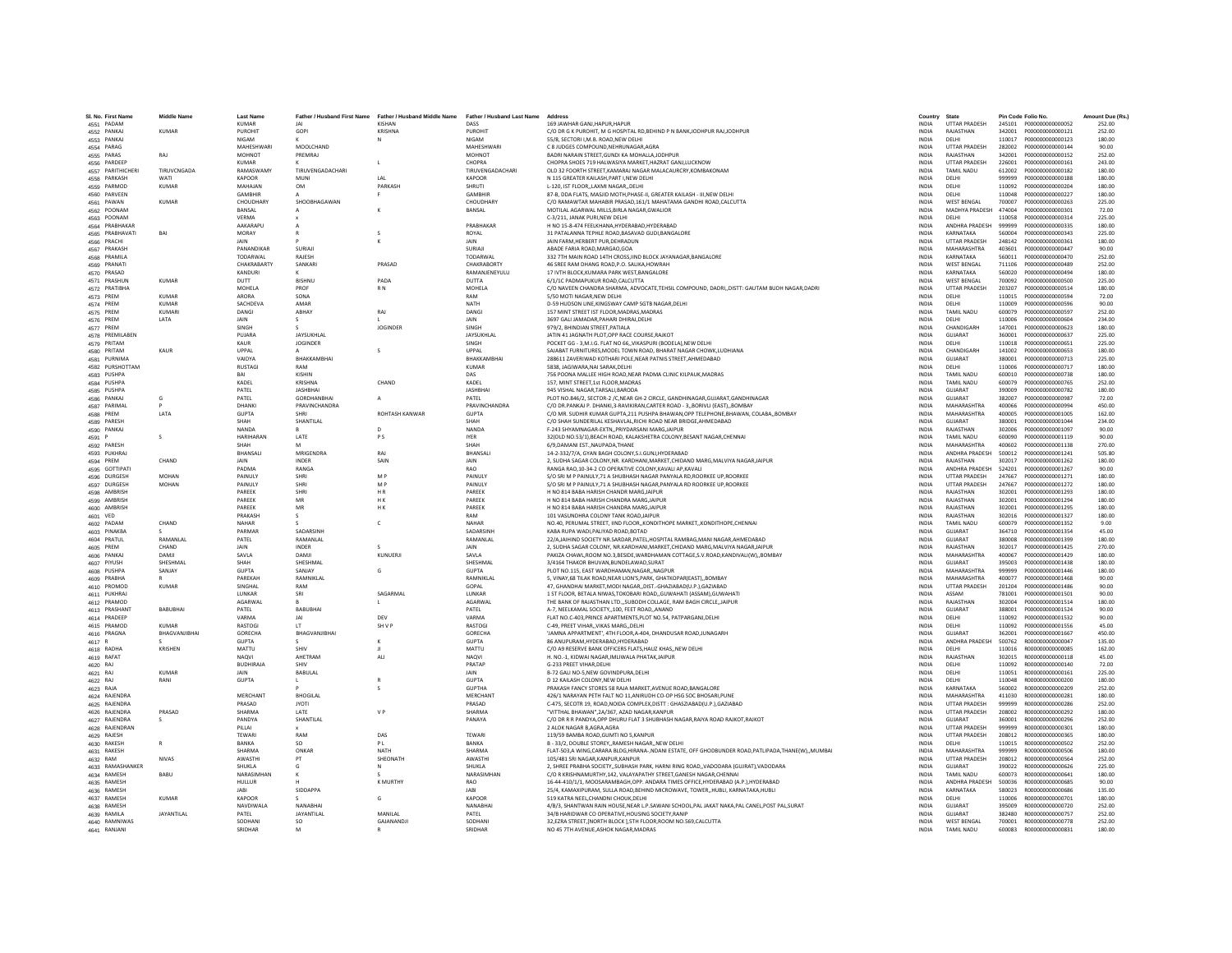| Sl. No. | First Name | Middle Name | Last Name | Father / Husband First Name | Father / Husband Middle Name | Father / Husband Last Name | Address | Country | State | Pin Code | Folio No. | Amount Due (Rs.) |
|---|---|---|---|---|---|---|---|---|---|---|---|---|
| 4551 | PADAM | | KUMAR | JAI | KISHAN | DASS | 169 JAWHAR GANJ,HAPUR,HAPUR | INDIA | UTTAR PRADESH | 245101 | P000000000000052 | 252.00 |
| 4552 | PANKAJ | KUMAR | PUROHIT | GOPI | KRISHNA | PUROHIT | C/O DR G K PUROHIT, M G HOSPITAL RD,BEHIND P N BANK,JODHPUR RAJ,JODHPUR | INDIA | RAJASTHAN | 342001 | P000000000000121 | 252.00 |
| 4553 | PANKAJ | | NIGAM | K | N | NIGAM | 55/8, SECTORI I,M.B. ROAD,NEW DELHI | INDIA | DELHI | 110017 | P000000000000123 | 180.00 |
| 4554 | PARAG | | MAHESHWARI | MOOLCHAND | | MAHESHWARI | C 8 JUDGES COMPOUND,NEHRUNAGAR,AGRA | INDIA | UTTAR PRADESH | 282002 | P000000000000144 | 90.00 |
| 4555 | PARAS | RAJ | MOHNOT | PREMRAJ | | MOHNOT | BADRI NARAIN STREET,GUNDI KA MOHALLA,JODHPUR | INDIA | RAJASTHAN | 342001 | P000000000000152 | 252.00 |
| 4556 | PARDEEP | | KUMAR | K | L | CHOPRA | CHOPRA SHOES 719 HALWASIYA MARKET,HAZRAT GANJ,LUCKNOW | INDIA | UTTAR PRADESH | 226001 | P000000000000161 | 243.00 |
| 4557 | PARITHICHERI | TIRUVCNGADA | RAMASWAMY | TIRUVENGADACHARI | | TIRUVENGADACHARI | OLD 32 FOORTH STREET,KAMARAJ NAGAR MALACAURCRY,KOMBAKONAM | INDIA | TAMIL NADU | 612002 | P000000000000182 | 180.00 |
| 4558 | PARKASH | WATI | KAPOOR | MUNI | LAL | KAPOOR | N 115 GREATER KAILASH,PART I,NEW DELHI | INDIA | DELHI | 999999 | P000000000000188 | 180.00 |
| 4559 | PARMOD | KUMAR | MAHAJAN | OM | PARKASH | SHRUTI | L-120, IST FLOOR,,LAXMI NAGAR,,DELHI | INDIA | DELHI | 110092 | P000000000000204 | 180.00 |
| 4560 | PARVEEN | | GAMBHIR | A | F | GAMBHIR | 87-B, DDA FLATS, MASJID MOTH,PHASE-II, GREATER KAILASH - III,NEW DELHI | INDIA | DELHI | 110048 | P000000000000227 | 180.00 |
| 4561 | PAWAN | KUMAR | CHOUDHARY | SHOOBHAGAWAN | | CHOUDHARY | C/O RAMAWTAR MAHABIR PRASAD,161/1 MAHATAMA GANDHI ROAD,CALCUTTA | INDIA | WEST BENGAL | 700007 | P000000000000263 | 225.00 |
| 4562 | POONAM | | BANSAL | A | K | BANSAL | MOTILAL AGARWAL MILLS,BIRLA NAGAR,GWALIOR | INDIA | MADHYA PRADESH | 474004 | P000000000000301 | 72.00 |
| 4563 | POONAM | | VERMA | x | | | C-3/211, JANAK PURI,NEW DELHI | INDIA | DELHI | 110058 | P000000000000314 | 225.00 |
| 4564 | PRABHAKAR | | AAKARAPU | A | | PRABHAKAR | H NO 15-8-474 FEELKHANA,HYDERABAD,HYDERABAD | INDIA | ANDHRA PRADESH | 999999 | P000000000000335 | 180.00 |
| 4565 | PRABHAVATI | BAI | MORAY | R | S | ROYAL | 31 PATALANNA TEPHLE ROAD,BASAVAD GUDI,BANGALORE | INDIA | KARNATAKA | 560004 | P000000000000343 | 225.00 |
| 4566 | PRACHI | | JAIN | P | K | JAIN | JAIN FARM,HERBERT PUR,DEHRADUN | INDIA | UTTAR PRADESH | 248142 | P000000000000361 | 180.00 |
| 4567 | PRAKASH | | PANANDIKAR | SURIAJI | | SURIAJI | ABADE FARIA ROAD,MARGAO,GOA | INDIA | MAHARASHTRA | 403601 | P000000000000447 | 90.00 |
| 4568 | PRAMILA | | TODARWAL | RAJESH | | TODARWAL | 332 7TH MAIN ROAD 14TH CROSS,IIND BLOCK JAYANAGAR,BANGALORE | INDIA | KARNATAKA | 560011 | P000000000000470 | 252.00 |
| 4569 | PRANATI | | CHAKRABARTY | SANKARI | PRASAD | CHAKRABORTY | 46 SREE RAM DHANG ROAD,P.O. SALIKA,HOWRAH | INDIA | WEST BENGAL | 711106 | P000000000000489 | 252.00 |
| 4570 | PRASAD | | RAMANI | K | | RAMANJENEYULU | 17 IVTH BLOCK,KUMARA PARK WEST,BANGALORE | INDIA | KARNATAKA | 560020 | P000000000000494 | 180.00 |
| 4571 | PRASHUN | KUMAR | DUTT | BISHNU | PADA | DUTTA | 6/1/1C PADMAPUKUR ROAD,CALCUTTA | INDIA | WEST BENGAL | 700092 | P000000000000500 | 225.00 |
| 4572 | PRATIBHA | | MOHELA | PROF | R N | MOHELA | C/O NAVEEN CHANDRA SHARMA, ADVOCATE,TEHSIL COMPOUND, DADRI,,DISTT: GAUTAM BUDH NAGAR,DADRI | INDIA | UTTAR PRADESH | 203207 | P000000000000514 | 180.00 |
| 4573 | PREM | KUMAR | ARORA | SONA | | RAM | 5/50 MOTI NAGAR,NEW DELHI | INDIA | DELHI | 110015 | P000000000000594 | 72.00 |
| 4574 | PREM | KUMAR | SACHDEVA | AMAR | | NATH | D-59 HUDSON LINE,KINGSWAY CAMP SGTB NAGAR,DELHI | INDIA | DELHI | 110009 | P000000000000596 | 90.00 |
| 4575 | PREM | KUMARI | DANGI | ABHAY | RAJ | DANGI | 157 MINT STREET IST FLOOR,MADRAS,MADRAS | INDIA | TAMIL NADU | 600079 | P000000000000597 | 252.00 |
| 4576 | PREM | LATA | JAIN | S | L | JAIN | 3697 GALI JAMADAR,PAHARI DHIRAJ,DELHI | INDIA | DELHI | 110006 | P000000000000604 | 234.00 |
| 4577 | PREM | | SINGH | S | JOGINDER | SINGH | 979/2, BHINDIAN STREET,PATIALA | INDIA | CHANDIGARH | 147001 | P000000000000623 | 180.00 |
| 4578 | PREMILABEN | | PUJARA | JAYSUKHLAL | | JAYSUKHLAL | JATIN 41 JAGNATH PLOT,OPP RACE COURSE,RAJKOT | INDIA | GUJARAT | 360001 | P000000000000637 | 225.00 |
| 4579 | PRITAM | | KAUR | JOGINDER | | SINGH | POCKET GG - 3,M.I.G. FLAT NO 66,,VIKASPURI (BODELA),NEW DELHI | INDIA | DELHI | 110018 | P000000000000651 | 225.00 |
| 4580 | PRITAM | KAUR | UPPAL | A | S | UPPAL | SAJABAT FURNITURES,MODEL TOWN ROAD, BHARAT NAGAR CHOWK,LUDHIANA | INDIA | CHANDIGARH | 141002 | P000000000000653 | 180.00 |
| 4581 | PURNIMA | | VAIDYA | BHAKKAMBHAI | | BHAKKAMBHAI | 288611 ZAVERIWAD KOTHARI POLE,NEAR PATNIS STREET,AHMEDABAD | INDIA | GUJARAT | 380001 | P000000000000713 | 225.00 |
| 4582 | PURSHOTTAM | | RUSTAGI | RAM | | KUMAR | 5838, JAGIWARA,NAI SARAK,DELHI | INDIA | DELHI | 110006 | P000000000000717 | 180.00 |
| 4583 | PUSHPA | | BAI | KISHIN | | DAS | 756 POONA MALLEE HIGH ROAD,NEAR PADMA CLINIC KILPAUK,MADRAS | INDIA | TAMIL NADU | 600010 | P000000000000738 | 180.00 |
| 4584 | PUSHPA | | KADEL | KRISHNA | CHAND | KADEL | 157, MINT STREET,1st FLOOR,MADRAS | INDIA | TAMIL NADU | 600079 | P000000000000765 | 252.00 |
| 4585 | PUSHPA | | PATEL | JASHBHAI | | JASHBHAI | 945 VISHAL NAGAR,TARSALI,BARODA | INDIA | GUJARAT | 390009 | P000000000000782 | 180.00 |
| 4586 | PANKAJ | G | PATEL | GORDHANBHAI | A | PATEL | PLOT NO.846/2, SECTOR-2 /C,NEAR GH-2 CIRCLE, GANDHINAGAR,GUJARAT,GANDHINAGAR | INDIA | GUJARAT | 382007 | P000000000000987 | 72.00 |
| 4587 | PARIMAL | P | DHANKI | PRAVINCHANDRA | | PRAVINCHANDRA | C/O DR.PANKAJ P. DHANKI,3-RAVIKIRAN,CARTER ROAD - 3,,BORIVLI (EAST),,BOMBAY | INDIA | MAHARASHTRA | 400066 | P000000000000994 | 450.00 |
| 4588 | PREM | LATA | GUPTA | SHRI | ROHTASH KANWAR | GUPTA | C/O MR. SUDHIR KUMAR GUPTA,211 PUSHPA BHAWAN,OPP TELEPHONE,BHAWAN, COLABA,,BOMBAY | INDIA | MAHARASHTRA | 400005 | P000000000001005 | 162.00 |
| 4589 | PARESH | | SHAH | SHANTILAL | | SHAH | C/O SHAH SUNDERILAL KESHAVLAL,RICHI ROAD NEAR BRIDGE,AHMEDABAD | INDIA | GUJARAT | 380001 | P000000000001044 | 234.00 |
| 4590 | PANKAJ | | NANDA | B | D | NANDA | F-243 SHYAMNAGAR-EXTN,,PRIYDARSANI MARG,JAIPUR | INDIA | RAJASTHAN | 302006 | P000000000001097 | 90.00 |
| 4591 | P | S | HARIHARAN | LATE | P S | IYER | 32(OLD NO.53/1),BEACH ROAD, KALAKSHETRA COLONY,BESANT NAGAR,CHENNAI | INDIA | TAMIL NADU | 600090 | P000000000001119 | 90.00 |
| 4592 | PARESH | | SHAH | M | | SHAH | 6/9,DAMANI EST.,NAUPADA,THANE | INDIA | MAHARASHTRA | 400602 | P000000000001138 | 270.00 |
| 4593 | PUKHRAJ | | BHANSALI | MRIGENDRA | RAJ | BHANSALI | 14-2-332/7/A, GYAN BAGH COLONY,S.I.GUNJ,HYDERABAD | INDIA | ANDHRA PRADESH | 500012 | P000000000001241 | 505.80 |
| 4594 | PREM | CHAND | JAIN | INDER | SAIN | JAIN | 2, SUDHA SAGAR COLONY,NR. KARDHANI,MARKET,CHIDAND MARG,MALVIYA NAGAR,JAIPUR | INDIA | RAJASTHAN | 302017 | P000000000001262 | 180.00 |
| 4595 | GOTTIPATI | | PADMA | RANGA | | RAO | RANGA RAO,10-34-2 CO OPERATIVE COLONY,KAVALI AP,KAVALI | INDIA | ANDHRA PRADESH | 524201 | P000000000001267 | 90.00 |
| 4596 | DURGESH | MOHAN | PAINULY | SHRI | M P | PAINULY | S/O SRI M P PAINULY,71 A SHUBHASH NAGAR PANYALA RD,ROORKEE UP,ROORKEE | INDIA | UTTAR PRADESH | 247667 | P000000000001271 | 180.00 |
| 4597 | DURGESH | MOHAN | PAINULY | SHRI | M P | PAINULY | S/O SRI M P PAINULY,71 A SHUBHASH NAGAR,PANYALA RD ROORKEE UP,ROORKEE | INDIA | UTTAR PRADESH | 247667 | P000000000001272 | 180.00 |
| 4598 | AMBRISH | | PAREEK | SHRI | H R | PAREEK | H NO 814 BABA HARISH CHANDR MARG,JAIPUR | INDIA | RAJASTHAN | 302001 | P000000000001293 | 180.00 |
| 4599 | AMBRISH | | PAREEK | MR | H K | PAREEK | H NO 814 BABA HARISH CHANDRA MARG,JAIPUR | INDIA | RAJASTHAN | 302001 | P000000000001294 | 180.00 |
| 4600 | AMBRISH | | PAREEK | MR | H K | PAREEK | H NO 814 BABA HARISH CHANDRA MARG,JAIPUR | INDIA | RAJASTHAN | 302001 | P000000000001295 | 180.00 |
| 4601 | VED | | PRAKASH | S | | RAM | 101 VASUNDHRA COLONY TANK ROAD,JAIPUR | INDIA | RAJASTHAN | 302016 | P000000000001327 | 180.00 |
| 4602 | PADAM | CHAND | NAHAR | S | C | NAHAR | NO.40, PERUMAL STREET, IIND FLOOR,,KONDITHOPE MARKET,,KONDITHOPE,CHENNAI | INDIA | TAMIL NADU | 600079 | P000000000001352 | 9.00 |
| 4603 | PINAKBA | S | PARMAR | SADARSINH | | SADARSINH | KABA RUPA WADI,PALIYAD ROAD,BOTAD | INDIA | GUJARAT | 364710 | P000000000001354 | 45.00 |
| 4604 | PRATUL | RAMANLAL | PATEL | RAMANLAL | | RAMANLAL | 22/A,JAIHIND SOCIETY NR.SARDAR,PATEL,HOSPITAL RAMBAG,MANI NAGAR,AHMEDABAD | INDIA | GUJARAT | 380008 | P000000000001399 | 180.00 |
| 4605 | PREM | CHAND | JAIN | INDER | S | JAIN | 2, SUDHA SAGAR COLONY,NR.KARDHANI,MARKET,CHIDAND MARG,MALVIYA NAGAR,JAIPUR | INDIA | RAJASTHAN | 302017 | P000000000001425 | 270.00 |
| 4606 | PANKAJ | DAMJI | SAVLA | DAMJI | KUNUERJI | SAVLA | PAKIZA CHAWL,ROOM NO.3,BESIDE,WARDHAMAN COTTAGE,S.V.ROAD,KANDIVALI(W),,BOMBAY | INDIA | MAHARASHTRA | 400067 | P000000000001429 | 180.00 |
| 4607 | PIYUSH | SHESHMAL | SHAH | SHESHMAL | | SHESHMAL | 3/4164 THAKOR BHUVAN,BUNDELAWAD,SURAT | INDIA | GUJARAT | 395003 | P000000000001438 | 180.00 |
| 4608 | PUSHPA | SANJAY | GUPTA | SANJAY | G | GUPTA | PLOT NO.115, EAST WARDHAMAN,NAGAR,,NAGPUR | INDIA | MAHARASHTRA | 999999 | P000000000001446 | 180.00 |
| 4609 | PRABHA | R | PAREKAH | RAMNIKLAL | | RAMNIKLAL | 5, VINAY,68 TILAK ROAD,NEAR LION'S,PARK, GHATKOPAR(EAST),,BOMBAY | INDIA | MAHARASHTRA | 400077 | P000000000001468 | 90.00 |
| 4610 | PROMOD | KUMAR | SINGHAL | RAM | | GOPAL | 47, GHANDHAI MARKET,MODI NAGAR,,DIST.-GHAZIABAD(U.P.),GAZIABAD | INDIA | UTTAR PRADESH | 201204 | P000000000001486 | 90.00 |
| 4611 | PUKHRAJ | | LUNKAR | SRI | SAGARMAL | LUNKAR | 1 ST FLOOR, BETALA NIWAS,TOKOBARI ROAD,,GUWAHATI (ASSAM),GUWAHATI | INDIA | ASSAM | 781001 | P000000000001501 | 90.00 |
| 4612 | PRAMOD | | AGARWAL | B | L | AGARWAL | THE BANK OF RAJASTHAN LTD.,,SUBODH COLLAGE, RAM BAGH CIRCLE,,JAIPUR | INDIA | RAJASTHAN | 302004 | P000000000001514 | 180.00 |
| 4613 | PRASHANT | BABUBHAI | PATEL | BABUBHAI | | PATEL | A-7, NEELKAMAL SOCIETY,,100, FEET ROAD,,ANAND | INDIA | GUJARAT | 388001 | P000000000001524 | 90.00 |
| 4614 | PRADEEP | | VARMA | JAI | DEV | VARMA | FLAT NO.C-403,PRINCE APARTMENTS,PLOT NO.54, PATPARGANJ,DELHI | INDIA | DELHI | 110092 | P000000000001532 | 90.00 |
| 4615 | PRAMOD | KUMAR | RASTOGI | LT | SH V P | RASTOGI | C-49, PREET VIHAR,,VIKAS MARG,,DELHI | INDIA | DELHI | 110092 | P000000000001556 | 45.00 |
| 4616 | PRAGNA | BHAGVANJIBHAI | GORECHA | BHAGVANJIBHAI | | GORECHA | 'JAMNA APPARTMENT', 4TH FLOOR,A-404, DHANDUSAR ROAD,JUNAGARH | INDIA | GUJARAT | 362001 | P000000000001667 | 450.00 |
| 4617 | R | S | GUPTA | S | K | GUPTA | 86 ANUPURAM,HYDERABAD,HYDERABAD | INDIA | ANDHRA PRADESH | 500762 | R000000000000047 | 135.00 |
| 4618 | RADHA | KRISHEN | MATTU | SHIV | JI | MATTU | C/O A9 RESERVE BANK OFFICERS FLATS,HAUZ KHAS,,NEW DELHI | INDIA | DELHI | 110016 | R000000000000085 | 162.00 |
| 4619 | RAFAT | | NAQVI | AHETRAM | ALI | NAQVI | H. NO.-1, KIDWAI NAGAR,IMLIWALA PHATAK,JAIPUR | INDIA | RAJASTHAN | 302015 | R000000000000118 | 45.00 |
| 4620 | RAJ | | BUDHIRAJA | SHIV | | PRATAP | G-233 PREET VIHAR,DELHI | INDIA | DELHI | 110092 | R000000000000140 | 72.00 |
| 4621 | RAJ | KUMAR | JAIN | BABULAL | | JAIN | B-72 GALI NO-5,NEW GOVINDPURA,DELHI | INDIA | DELHI | 110051 | R000000000000161 | 225.00 |
| 4622 | RAJ | RANI | GUPTA | L | R | GUPTA | D 12 KAILASH COLONY,NEW DELHI | INDIA | DELHI | 110048 | R000000000000200 | 180.00 |
| 4623 | RAJA | | | P | S | GUPTHA | PRAKASH FANCY STORES 58 RAJA MARKET,AVENUE ROAD,BANGALORE | INDIA | KARNATAKA | 560002 | R000000000000209 | 252.00 |
| 4624 | RAJENDRA | | MERCHANT | BHOGILAL | | MERCHANT | 426/1 NARAYAN PETH FALT NO 11,ANIRUDH CO-OP HSG SOC BHOSARI,PUNE | INDIA | MAHARASHTRA | 411030 | R000000000000281 | 180.00 |
| 4625 | RAJENDRA | | PRASAD | JYOTI | | PRASAD | C-475, SECOTR 19, ROAD,NOIDA COMPLEX,DISTT : GHASZIABAD(U.P.),GAZIABAD | INDIA | UTTAR PRADESH | 999999 | R000000000000286 | 252.00 |
| 4626 | RAJENDRA | PRASAD | SHARMA | LATE | V P | SHARMA | "VITTHAL BHAWAN",2A/367, AZAD NAGAR,KANPUR | INDIA | UTTAR PRADESH | 208002 | R000000000000292 | 180.00 |
| 4627 | RAJENDRA | S | PANDYA | SHANTILAL | | PANAYA | C/O DR R R PANDYA,OPP DHURU FLAT 3 SHUBHASH NAGAR,RAIYA ROAD RAJKOT,RAJKOT | INDIA | GUJARAT | 360001 | R000000000000296 | 252.00 |
| 4628 | RAJENDRAN | | PILLAI | x | | | 2 ALOK NAGAR B,AGRA,AGRA | INDIA | UTTAR PRADESH | 999999 | R000000000000301 | 180.00 |
| 4629 | RAJESH | | TEWARI | RAM | DAS | TEWARI | 119/59 BAMBA ROAD,GUMTI NO 5,KANPUR | INDIA | UTTAR PRADESH | 208012 | R000000000000365 | 180.00 |
| 4630 | RAKESH | R | BANKA | SO | P L | BANKA | B - 33/2, DOUBLE STOREY,,RAMESH NAGAR,,NEW DELHI | INDIA | DELHI | 110015 | R000000000000502 | 252.00 |
| 4631 | RAKESH | | SHARMA | ONKAR | NATH | SHARMA | FLAT-503,A WING,CARARA BLDG,HIRANA-,NDANI ESTATE, OFF GHODBUNDER ROAD,PATLIPADA,THANE(W),,MUMBAI | INDIA | MAHARASHTRA | 999999 | R000000000000506 | 180.00 |
| 4632 | RAM | NIVAS | AWASTHI | PT | SHEONATH | AWASTHI | 105/481 SRI NAGAR,KANPUR,KANPUR | INDIA | UTTAR PRADESH | 208012 | R000000000000564 | 252.00 |
| 4633 | RAMASHANKER | | SHUKLA | G | N | SHUKLA | 2, SHREE PRABHA SOCIETY,,SUBHASH PARK, HARNI RING ROAD,,VADODARA (GUJRAT),VADODARA | INDIA | GUJARAT | 390022 | R000000000000626 | 225.00 |
| 4634 | RAMESH | BABU | NARASIMHAN | K | S | NARASIMHAN | C/O R KRISHNAMURTHY,142, VALAYAPATHY STREET,GANESH NAGAR,CHENNAI | INDIA | TAMIL NADU | 600073 | R000000000000641 | 180.00 |
| 4635 | RAMESH | | HULLUR | H | K MURTHY | RAO | 16-44-410/1/1, MOOSARAMBAGH,OPP. ANDARA TIMES OFFICE,HYDERABAD (A.P.),HYDERABAD | INDIA | ANDHRA PRADESH | 500036 | R000000000000685 | 90.00 |
| 4636 | RAMESH | | JABI | SIDDAPPA | | JABI | 25/4, KAMAXIPURAM, SULLA ROAD,BEHIND MICROWAVE, TOWER,,HUBLI, KARNATAKA,HUBLI | INDIA | KARNATAKA | 580023 | R000000000000686 | 135.00 |
| 4637 | RAMESH | KUMAR | KAPOOR | S | G | KAPOOR | 519 KATRA NEEL,CHANDNI CHOUK,DELHI | INDIA | DELHI | 110006 | R000000000000701 | 180.00 |
| 4638 | RAMESH | | NAVDIWALA | NANABHAI | | NANABHAI | 4/B/3, SHANTWAN RAIN HOUSE,NEAR L.P.SAWANI SCHOOL,PAL JAKAT NAKA,PAL CANEL,POST PAL,SURAT | INDIA | GUJARAT | 395009 | R000000000000720 | 252.00 |
| 4639 | RAMILA | JAYANTILAL | PATEL | JAYANTILAL | MANILAL | PATEL | 34/B HARIDWAR CO OPERATIVE,HOUSING SOCIETY,RANIP | INDIA | GUJARAT | 382480 | R000000000000757 | 252.00 |
| 4640 | RAMNIWAS | | SODHANI | SO | GAJANANDJI | SODHANI | 32,EZRA STREET,[NORTH BLOCK ],5TH FLOOR,ROOM NO.569,CALCUTTA | INDIA | WEST BENGAL | 700001 | R000000000000778 | 252.00 |
| 4641 | RANJANI | | SRIDHAR | M | R | SRIDHAR | NO 45 7TH AVENUE,ASHOK NAGAR,MADRAS | INDIA | TAMIL NADU | 600083 | R000000000000831 | 180.00 |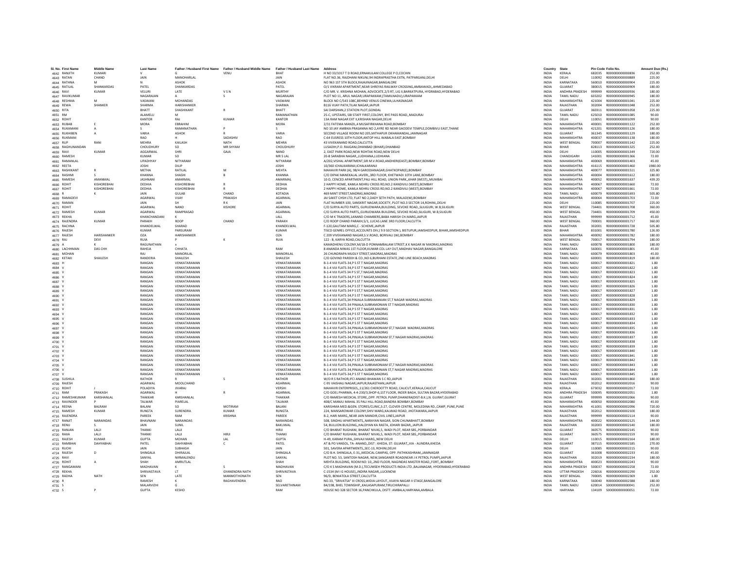| Sl. No. | First Name | Middle Name | Last Name | Father / Husband First Name | Father / Husband Middle Name | Father / Husband Last Name | Address | Country | State | Pin Code | Folio No. | Amount Due (Rs.) |
|---|---|---|---|---|---|---|---|---|---|---|---|---|
| 4642 | RANJITH | KUMARI | V | G | VENU | BHAT | H NO 33/1017 T D ROAD,ERNAKULAM COLLEGE P O,COCHIN | INDIA | KERALA | 682035 | R000000000000836 | 252.00 |
| 4643 | RATAN | CHAND | JAIN | MANOHARLAL | | JAIN | FLAT NO.36, RAJDHANI NIKUNJ,94 INDRAPRASTHA EXTN, PATPARGANJ,DELHI | INDIA | DELHI | 110092 | R000000000000889 | 225.00 |
| 4644 | RATHNA | M | N | ASHOK | | ASHOK | NO 963 1ST 5TH BLOCK,RAJAJINAGAR,BANGALORE | INDIA | KARNATAKA | 560010 | R000000000000904 | 225.00 |
| 4645 | RATILAL | SHANKARDAS | PATEL | SHANKARDAS | | PATEL | O/1 VIKRAM APARTMENT,NEAR SHREYAS RAILWAY CROSSING,AMBAWADI,,AHMEDABAD | INDIA | GUJARAT | 380015 | R000000000000909 | 180.00 |
| 4646 | RAVI | KUMAR | VELURI | LATE | V S N | MURTHY | C/O MR. V. KRISHNA MOHAN, ADVOCATE,2/3 RT, LIG II,BARKATPURA, HYDRABAD,HYDERABAD | INDIA | ANDHRA PRADESH | 999999 | R000000000000936 | 180.00 |
| 4647 | RAVIKUMAR | | NAGARAJAN | A | S | NAGARAJAN | PLOT NO 11, ARUL NAGAR,URAPAKKAM,(TAMILNADU),URAPAKKAM | INDIA | TAMIL NADU | 603202 | R000000000000945 | 180.00 |
| 4648 | RESHMA | M | VASWANI | MOHANDAS | | VASWANI | BLOCK NO C/543 108C,BEHIND VENUS CINEMA,ULHASNAGAR | INDIA | MAHARASHTRA | 421004 | R000000000001041 | 225.00 |
| 4649 | REWA | SHANKER | SHARMA | HARISHANKER | | SHARMA | B116 VIJAY PATH,TILAK NAGAR,JAIPUR | INDIA | RAJASTHAN | 302004 | R000000000001048 | 252.00 |
| 4650 | RITA | | BHATT | SHASHIKANT | R | BHATT | SAI DARSHAN,2 STATION PLOT,GONDAL | INDIA | GUJARAT | 360311 | R000000000001058 | 225.00 |
| 4651 | RM | | ALAMELU | M | | RAMANATHAN | 25-C, UPSTAIRS, SBI STAFF FIRST,COLONY, BYE PASS ROAD,,MADURAI | INDIA | TAMIL NADU | 625010 | R000000000001085 | 90.00 |
| 4652 | ROHIT | | KANTOR | RAJ | KUMAR | KANTOR | 13A RAM NAGAR EXT II,KRISHAN NAGAR,DELHI | INDIA | DELHI | 110051 | R000000000001099 | 90.00 |
| 4653 | RUBAB | E | MORA | EBRAHIM | | MORA | 2/31 FATEMA MANZIL,4 MUSAFIRKHANA ROAD,BOMBAY | INDIA | MAHARASHTRA | 400001 | R000000000001122 | 252.00 |
| 4654 | RUKAMANI | A | S | RAMANATHAN | P | S | NO 10 JAY AMBIKA PRASANNA NO 2,AYRE RD NEAR GAODEVI TEMPLE,DOMBIVLI EAST,THANE | INDIA | MAHARASHTRA | 421201 | R000000000001126 | 180.00 |
| 4655 | RUKHIBEN | A | VARIA | ASHOK | R | VARIA | SECOND VILLAGE ROOM NO 205,MITHAPUR OKHAMANDAL,JAMNAGAR | INDIA | GUJARAT | 361345 | R000000000001129 | 180.00 |
| 4656 | RUKMANI | | RAO | H | SADASHIV | RAO | C-64 EUSRESS 10TH FLOOR,ANTOP HILL WABALA EAST,BOMBAY | INDIA | MAHARASHTRA | 400037 | R000000000001138 | 180.00 |
| 4657 | RUP | RANI | MEHRA | KAILASH | NATH | MEHRA | 43 VIVEKANAND ROAD,CALCUTTA | INDIA | WEST BENGAL | 700007 | R000000000001142 | 225.00 |
| 4658 | RAGHUNANDAN | | CHOUDHURY | SO | MR SHYAM | CHOUDHURY | LUSADIH,P.O. RAJGANJ,DHANBAD (BIHAR),DHANBAD | INDIA | BIHAR | 828113 | R000000000001325 | 252.00 |
| 4659 | RAVI | KUMAR | AGGARWAL | SHRI | GAJA | NAND | 2, EAST PARK ROAD,NEW ROHTAK ROAD,NEW DELHI | INDIA | DELHI | 110005 | R000000000001349 | 720.00 |
| 4660 | RAMESH | | KUMAR | SO | | MR S LAL | 20-B SARABHA NAGAR,,LUDHIANA,LUDHIANA | INDIA | CHANDIGARH | 141001 | R000000000001366 | 72.00 |
| 4661 | RAMANLAL | | UPADHYAY | NITYARAM | | NITYARAM | A/202,VISHAL APARTMENT,SIR M.V.ROAD,ANDHERI(EAST),BOMBAY,BOMBAY | INDIA | MAHARASHTRA | 400069 | R000000000001403 | 45.00 |
| 4662 | REETA | | JOSHI | DILIP | | JOSHI | 10/360 ICHALKARANJI,ICHALKARANJI | INDIA | MAHARASHTRA | 416115 | R000000000001460 | 1980.00 |
| 4663 | RASHIKANT | R | METHA | RATILAL | M | MEHTA | MAHAVIR PARK (A), 98/4 GARODIANAGAR,GHATKOPAR(E),BOMBAY | INDIA | MAHARASHTRA | 400077 | R000000000001511 | 325.80 |
| 4664 | RASHMI | S | KHANNA | SHASHI | B | KHANNA | C/O DIPAK MANEKALAL JAVERI,,3RD FLOOR, KHETWADI 10TH LANE,BOMBAY | INDIA | MAHARASHTRA | 400004 | R000000000001612 | 180.00 |
| 4665 | RAMESH | AMANMAL | JASHNANI | AMARMAL | | AMARMAL | 10-D, CENCED APARTMENT,PALI HILL ROAD, UNION PARK,,KHAR (WEST),,MUMBAI | INDIA | MAHARASHTRA | 400052 | R000000000001637 | 439.20 |
| 4666 | ROHIT | KISHOREBHAI | DEDHIA | KISHOREBHAI | R | DEDHIA | 2 HAPPY HOME, KAMLA NEHRU CROSS RD,NO.2 KANDIVILI (WEST),BOMBAY | INDIA | MAHARASHTRA | 400067 | R000000000001660 | 72.00 |
| 4667 | ROHIT | KISHOREBHAI | DEDHIA | KISHOREBHAI | R | DEDHIA | 2 HAPPY HOME, KAMLA NEHRU CROSS RD,NO.2 KANDIVILI (WEST),BOMBAY | INDIA | MAHARASHTRA | 400067 | R000000000001661 | 72.00 |
| 4668 | R | K | JAIN | GULAB | CHAND | KOTADIA | 469 MINT STREET,MADRAS,MADRAS | INDIA | TAMIL NADU | 600079 | R000000000001693 | 505.80 |
| 4669 | RAMADEVI | | AGARWAL | VIJAY | PRAKASH | AGARWAL | JAI SAKET CHSH LTD, FLAT NO 2,DADY SETH PATH, MALAD(W),BOMBAY | INDIA | MAHARASHTRA | 400064 | R000000000001703 | 72.00 |
| 4670 | RAMAN | | JAIN | SH | R K | JAIN | FLAT NUMBER 100, SANSKRIT NAGAR,SOCIETY, PLOT NO.3 SECTOR 14,ROHINI,,DELHI | INDIA | DELHI | 110085 | R000000000001707 | 225.00 |
| 4671 | ROHIT | | AGARWAL | NAND | KISHORE | AGARWAL | C/O SURYA AUTO PARTS, GURUDWARA,BUILDING, SEVOKE ROAD,,SILIGURI, W.B,SILIGURI | INDIA | WEST BENGAL | 734401 | R000000000001708 | 360.00 |
| 4672 | RAMESH | KUMAR | AGARWAL | RAMPRASAD | | AGARWAL | C/O SURYA AUTO PARTS,,GURUDWARA BUILDING, SEVOKE ROAD,SILIGURI, W.B,SILIGURI | INDIA | WEST BENGAL | 734401 | R000000000001709 | 450.00 |
| 4673 | REKHA | | KHANCHANDANI | K | | LALL | C/O M K TRADERS,1ANAND CHAMBERS,BABA HARISH CH.MARG,JAIPUR | INDIA | RAJASTHAN | 999999 | R000000000001712 | 45.00 |
| 4674 | RAJENDRA | KUMAR | PARAKH | ROOP | CHAND | PARAKH | C/O ROOP CHAND PARAKH,5/1, LUCAS LANE 3RD FLOOR,CALCUTTA | INDIA | WEST BENGAL | 700001 | R000000000001717 | 360.00 |
| 4675 | RACHNA | | KHANDELWAL | SHARAD | | KHANDELWAL | F-120,GAUTAM MARG,C - SCHEME,JAIPUR | INDIA | RAJASTHAN | 302001 | R000000000001728 | 505.80 |
| 4676 | RAJESH | | KUMAR | PARSURAM | | KUMAR | TISCO GENREL OFFICE,ACCOUNTS DIV.( 9.9 SECTION ), BISTUPUR,JAMSHEDPUR, BIHAR,JAMSHEDPUR | INDIA | BIHAR | 831001 | R000000000001780 | 126.00 |
| 4677 | RAJESH | HARISHANKER | OZA | HARISHANKER | | OZA | C 209 VIVEKANAND NAGAR,S.V.ROAD, BORIVALI (W),BOMBAY | INDIA | MAHARASHTRA | 400092 | R000000000001782 | 180.00 |
| 4678 | RAJ | DEVI | RUIA | P | K | RUIA | 122 - B, KARYA ROAD,CALCUTTA | INDIA | WEST BENGAL | 700017 | R000000000001794 | 180.00 |
| 4679 | A | K | RAGUNATHAN | x | | | KAMADHENU COLONY,M/18-D PONNAMBALAM STREET,K K NAGAR W MADRAS,MADRAS | INDIA | TAMIL NADU | 600078 | R000000000001800 | 180.00 |
| 4680 | LACHHMAN | DAS CHH | RAHEJA | CHHATA | | RAM | 8 ANANDA NIWAS 1ST FLOOR,KUMAR COL LAY OUT,MADHAV NAGAR,BANGALORE | INDIA | KARNATAKA | 560001 | R000000000001801 | 45.00 |
| 4681 | MOHAN | | RAJ | MANORILAL | | MANORILAL | 26 CHUNDRAPA MUDLY STREET,MADRAS,MADRAS | INDIA | TAMIL NADU | 600079 | R000000000001803 | 45.00 |
| 4682 | KETAKI | SHAILESH | RANDERIA | SHAILESH | | SHAILESH | C/O GOVIND PAREKH & CO.,NO 6,BURHANI ESTATE,2ND LINE BEACH,MADRAS | INDIA | TAMIL NADU | 600001 | R000000000001819 | 180.00 |
| 4683 | H | | RANGAN | VENKATARAMAN | | VENKATARAMAN | B-1-4 VIJI FLATS-34,P S T T NAGAR,MADRAS | INDIA | TAMIL NADU | 600017 | R000000000001821 | 1.80 |
| 4684 | V | | RANGAN | VENKATARAMAN | | VENKATARAMAN | B-1-4 VIJI FLATS-34,P S T T NAGAR,MADRAS | INDIA | TAMIL NADU | 600017 | R000000000001822 | 1.80 |
| 4685 | V | | RANGAN | VENKATARAMAN | | VENKATARAMAN | B-1-4 VIJI FLATS 34 P S T,T NAGAR,MADRAS | INDIA | TAMIL NADU | 600017 | R000000000001823 | 1.80 |
| 4686 | V | | RANGAN | VENKATARAMAN | | VENKATARAMAN | B-1-4 VIJI FLATS-34,P S T T NAGAR,MADRAS | INDIA | TAMIL NADU | 600017 | R000000000001824 | 1.80 |
| 4687 | V | | RANGAN | VENKATARAMAN | | VENKATARAMAN | B-1-4 VIJI FLATS-34,P S T T NAGAR,MADRAS | INDIA | TAMIL NADU | 600017 | R000000000001825 | 1.80 |
| 4688 | V | | RANGAN | VENKATARAMAN | | VENKATARAMAN | B-1-4 VIJI FLATS-34,P S T T NAGAR,MADRAS | INDIA | TAMIL NADU | 600017 | R000000000001826 | 1.80 |
| 4689 | V | | RANGAN | VENKATARAMAN | | VENKATARAMAN | B-1-4 VIJI FLATS-34,P S T T NAGAR,MADRAS | INDIA | TAMIL NADU | 600017 | R000000000001827 | 1.80 |
| 4690 | V | | RANGAN | VENKATARAMAN | | VENKATARAMAN | B-1-4 VIJI FLATS-34,P S T T NAGAR,MADRAS | INDIA | TAMIL NADU | 600017 | R000000000001828 | 1.80 |
| 4691 | V | | RANGAN | VENKATARAMAN | | VENKATARAMAN | B-1-4 VIJI FLATS,34 PINJALA SUBRAMANIAN ST,T NAGAR MADRAS,MADRAS | INDIA | TAMIL NADU | 600017 | R000000000001829 | 1.80 |
| 4692 | V | | RANGAN | VENKATARAMAN | | VENKATARAMAN | B-1-4 VIJI FLATS-34 PINJALA,SUBRAMONIAN ST T NAGAR,MADRAS | INDIA | TAMIL NADU | 600017 | R000000000001830 | 1.80 |
| 4693 | V | | RANGAN | VENKATARAMAN | | VENKATARAMAN | B-1-4 VIJI FLATS-34,P S T T NAGAR,MADRAS | INDIA | TAMIL NADU | 600017 | R000000000001831 | 1.80 |
| 4694 | V | | RANGAN | VENKATARAMAN | | VENKATARAMAN | B-1-4 VIJI FLATS-34,P S T T NAGAR,MADRAS | INDIA | TAMIL NADU | 600017 | R000000000001832 | 1.80 |
| 4695 | V | | RANGAN | VENKATARAMAN | | VENKATARAMAN | B-1-4 VIJI FLATS-34,P S T T NAGAR,MADRAS | INDIA | TAMIL NADU | 600017 | R000000000001833 | 1.80 |
| 4696 | V | | RANGAN | VENKATARAMAN | | VENKATARAMAN | B-1-4 VIJI FLATS-34,P S T T NAGAR,MADRAS | INDIA | TAMIL NADU | 600017 | R000000000001834 | 1.80 |
| 4697 | V | | RANGAN | VENKATARAMAN | | VENKATARAMAN | B-1-4 VIJI FLATS-34,PINJALA SUBRAMONIAM ST,T NAGAR MADRAS,MADRAS | INDIA | TAMIL NADU | 600017 | R000000000001835 | 1.80 |
| 4698 | V | | RANGAN | VENKATARAMAN | | VENKATARAMAN | B-1-4 VIJI FLATS-34,P S T T NAGAR,MADRAS | INDIA | TAMIL NADU | 600017 | R000000000001836 | 1.80 |
| 4699 | V | | RANGAN | VENKATARAMAN | | VENKATARAMAN | B-1-4 VIJI FLATS-34,PINJALA SUBRAMONIAM ST,T NAGAR MADRAS,MADRAS | INDIA | TAMIL NADU | 600017 | R000000000001837 | 1.80 |
| 4700 | V | | RANGAN | VENKATARAMAN | | VENKATARAMAN | B-1-4 VIJI FLATS-34,P S T T NAGAR,MADRAS | INDIA | TAMIL NADU | 600017 | R000000000001838 | 1.80 |
| 4701 | V | | RANGAN | VENKATARAMAN | | VENKATARAMAN | B-1-4 VIJI FLATS-34,P S T T NAGAR,MADRAS | INDIA | TAMIL NADU | 600017 | R000000000001839 | 1.80 |
| 4702 | V | | RANGAN | VENKATARAMAN | | VENKATARAMAN | B-1-4 VIJI FLATS-34,P S T T NAGAR,MADRAS | INDIA | TAMIL NADU | 600017 | R000000000001840 | 1.80 |
| 4703 | V | | RANGAN | VENKATARAMAN | | VENKATARAMAN | B-1-4 VIJI FLATS-34,P S T T NAGAR,MADRAS | INDIA | TAMIL NADU | 600017 | R000000000001841 | 1.80 |
| 4704 | V | | RANGAN | VENKATARAMAN | | VENKATARAMAN | B-1-4 VIJI FLATS-34,P S T T NAGAR,MADRAS | INDIA | TAMIL NADU | 600017 | R000000000001842 | 1.80 |
| 4705 | V | | RANGAN | VENKATARAMAN | | VENKATARAMAN | B-1-4 VIJI FLATS-34,PINJALA SUBRAMONIAM ST,T NAGAR MADRAS,MADRAS | INDIA | TAMIL NADU | 600017 | R000000000001843 | 1.80 |
| 4706 | V | | RANGAN | VENKATARAMAN | | VENKATARAMAN | B-1-4 VIJI FLATS-34,PINJALA SUBRAMONIAN ST,T NAGAR MADRAS,MADRAS | INDIA | TAMIL NADU | 600017 | R000000000001844 | 1.80 |
| 4707 | V | | RANGAN | VENKATARAMAN | | VENKATARAMAN | B-1-4 VIJI FLATS-34,P S T T NAGAR,MADRAS | INDIA | TAMIL NADU | 600017 | R000000000001845 | 1.80 |
| 4708 | SUSHILA | | RATHOR | R | S | RATHOR | W/O R S RATHOR,IFCI ANAND BHAWAN S C RD,JAIPUR | INDIA | RAJASTHAN | 302001 | R000000000001860 | 180.00 |
| 4709 | RAJESH | | AGARWAL | MOOLCHAND | | AGARWAL | C-95 VAISHALI NAGAR,JAIPUR,RAJASTHAN,JAIPUR | INDIA | RAJASTHAN | 302012 | R000000000002016 | 90.00 |
| 4710 | ROHIT | J | POLADIYA | JIVARAJ | | VERSHI | MAHAVIR ENTERPRISES,,11/261 CHEROOTTY ROAD, CALICUT,KERALA,CALICUT | INDIA | KERALA | 673032 | R000000000002017 | 72.00 |
| 4711 | RAM | PRAKASH | AGARWAL | H | R | AGARWAL | C/O GOEL PHARMA, 4-4-230/3,SHOP-6,1ST FLOOR, INDER BAGH, SULTAN BAZAR,HYDERABAD | INDIA | ANDHRA PRADESH | 500095 | R000000000002051 | 1.80 |
| 4712 | RAMESHKUMAR | KARSHANLAL | THAKKAR | KARSHANLAL | | THAKKAR | C/O RAMESH MEDICAL STORE,,OPP. PETROL PUMP,DHANERA(DIST-B.K.),N. GUJRAT,GUJRAT | INDIA | GUJARAT | 999999 | R000000000002066 | 90.00 |
| 4713 | RAVINDER | P | TALWAR | PIARELAL | | TALWAR | 40B/C MANJU MAHAL 35 PALI HILL ROAD,BANDRA BOMBAY,BOMBAY | INDIA | MAHARASHTRA | 400050 | R000000000002080 | 45.00 |
| 4714 | REENA | BALRAM | BALANI | SO | MOTIRAM | BALANI | KARISHMA MED.&GEN. STORES/CLINIC,S-27, CLOVER CENTRE, MOLEDINA RD.,CAMP, PUNE,PUNE | INDIA | MAHARASHTRA | 411001 | R000000000002096 | 720.00 |
| 4715 | RAMESH | KUMAR | RUNGTA | SURENDRA | KUMAR | RUNGTA | 224, MANSAROWAR COLONY,SHIV MARG,KALWAD ROAD, JHOTAWARA,JAIPUR | INDIA | RAJASTHAN | 302012 | R000000000002100 | 180.00 |
| 4716 | RAJENDRA | | PAREEK | RAM | KRISHNA | PAREEK | B-2, HARI MARG,,NEAR JAIN MANDIR,CIVIL LINES,JAIPUR | INDIA | RAJASTHAN | 999999 | R000000000002114 | 90.00 |
| 4717 | RANJIT | NARAINDAS | BHAVNANI | NARAINDAS | | NARAINDAS | 508, SINDHU APARTMENTS,,NARAYAN NAGAR, SION CHUNABHATT,BOMBAY | INDIA | MAHARASHTRA | 400022 | R000000000002125 | 144.00 |
| 4718 | RENU | S | JAIN | SUNIL | | BAKLIWAL | 54, BULLION BUILDING,,HALDIYAN KA RASTA, JOHARI BAZAR,,JAIPUR | INDIA | RAJASTHAN | 302003 | R000000000002140 | 180.00 |
| 4719 | RANJAN | LALJI | THANKI | LALJI | | HIRJI | C/O BHARAT RUGHANI, BHARAT NIVAS,S, WADI PLOT, NEAR SBS,,PORBANDAR | INDIA | GUJARAT | 360575 | R000000000002145 | 90.00 |
| 4720 | RAXA | LALJI | THANKI | LALJI | HIRJI | THANKI | C/O BHARAT RUGHANI, BHARAT NIVAS,S, WADI PLOT, NEAR SBS,,PORBANDAR | INDIA | GUJARAT | 360575 | R000000000002159 | 90.00 |
| 4721 | RAJESH | KUMAR | GUPTA | MOHAN | LAL | GUPTA | H-49, KARAM PURA,,SHIVAJI MARG,,NEW DELHI | INDIA | DELHI | 110015 | R000000000002164 | 180.00 |
| 4722 | RAMBHAI | DAHYABHAI | PATEL | DAHYABHAI | C | PATEL | AT & PO VANSOL, TA:-ANAND,,DIST : KHEDA, ST: GUJARAT,,VIA - ALINDRA,KHEDA | INDIA | GUJARAT | 387115 | R000000000002185 | 270.00 |
| 4723 | RUCHI | | JAIN | SUBHASH | | JAIN | 501, SAVERA APARTMENTS,,SEC-13, ROHINI,DELHI | INDIA | DELHI | 110085 | R000000000002215 | 90.00 |
| 4724 | RAJESH | D | SHINGALA | DHIRAJLAL | | SHINGALA | C/O B.H. SHINGALA, E-31,,MEDICAL CAMPAS, OPP. PATHIKASHRAM,,JAMNAGAR | INDIA | GUJARAT | 361008 | R000000000002233 | 45.00 |
| 4725 | RAVI | | SANYAL | NIRMALENDU | | SANYAL | PLOT NO. 53, SANTOSH NAGAR, NEW,SANGANER ROAD(NEAR J K PETROL PUMP),JAIPUR | INDIA | RAJASTHAN | 302019 | R000000000002234 | 180.00 |
| 4726 | ROHIT | A | SHAH | AMRUTLAL | | SHAH | MEHTA BUILDING, ROOM NO: 10,,2ND FLOOR, NAGINDAS MASTER ROAD,,FORT,,BOMBAY | INDIA | MAHARASHTRA | 400023 | R000000000002243 | 90.00 |
| 4727 | RANGAMANI | | MADHAVAN | K | S | MADHAVAN | C/O K S MADHAVAN (M.D.),TECUMSEH PRODUCTS INDIA LTD.,BALANAGAR, HYDERABAD,HYDERABAD | INDIA | ANDHRA PRADESH | 500037 | R000000000002258 | 72.00 |
| 4728 | REKHA | | SHRIVASTAVA | LT | GYANENDRA NATH | SHRIVASTAVA | C-1534 (M I G HOUSE),,INDIRA NAGAR,,LUCKNOW | INDIA | UTTAR PRADESH | 226016 | R000000000002290 | 252.00 |
| 4729 | RADHA | NATH | SEN | LATE | MANMOTHONATH | SEN | 96/D, BENIATOLA STREET,CALCUTTA | INDIA | WEST BENGAL | 700005 | R000000000002369 | 1.80 |
| 4730 | R | | RAMESH | K | RAGHAVENDRA | RAO | NO.33, "SRIVATSA" III CROSS,VIDIA LAYOUT,,VIJAYA NAGAR II STAGE,BANGALORE | INDIA | KARNATAKA | 560040 | R000000000002388 | 180.00 |
| 4731 | S | | MALARVIZHI | G | | SELVARETHINAM | B4/198, BHEL TOWNSHIP,,KAILASAPURAM,TIRUCHIRAPALLI | INDIA | TAMIL NADU | 620014 | S000000000000041 | 252.00 |
| 4732 | S | P | GUPTA | KESHO | | RAM | HOUSE NO 328 SECTOR 16,PANCHKULA, DISTT: AMBALA,HARYANA,AMBALA | INDIA | HARYANA | 134109 | S000000000000051 | 72.00 |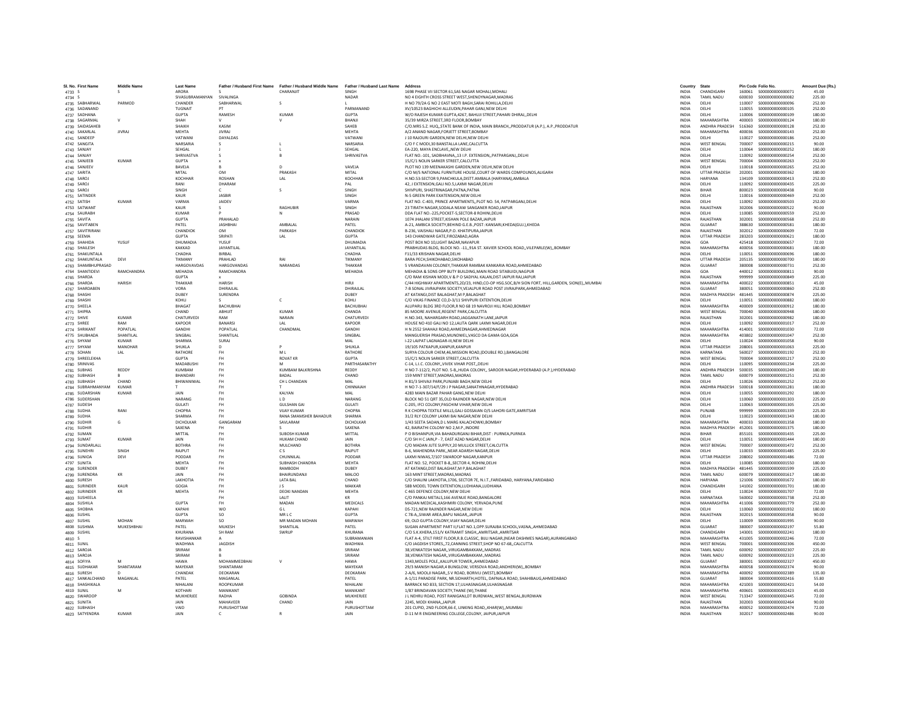| Sl. No. | First Name | Middle Name | Last Name | Father / Husband First Name | Father / Husband Middle Name | Father / Husband Last Name | Address | Country | State | Pin Code | Folio No. | Amount Due (Rs.) |
|---|---|---|---|---|---|---|---|---|---|---|---|---|
| 4733 | S | S | ARORA | S | CHARANJIT | SINGH | 1698 PHASE VII SECTOR 61,SAS NAGAR MOHALI,MOHALI | INDIA | CHANDIGARH | 160061 | S000000000000071 | 45.00 |
| 4734 | S | | SIVASUBRAMANYAN | SIVALINGA | | NADAR | NO 4 EIGHTH CROSS STREET WEST,SHENOYNAGAR,MADRAS | INDIA | TAMIL NADU | 600030 | S000000000000082 | 225.00 |
| 4735 | SABHARWAL | PARMOD | CHANDER | SABHARWAL | S | L | H NO 79/2A G NO 2 EAST MOTI BAGH,SARAI ROHILLA,DELHI | INDIA | DELHI | 110007 | S000000000000096 | 252.00 |
| 4736 | SADANAND | | TUGNAIT | PT | | PARMANAND | XV/10523 BAGHICHI ALLEUDIN,PAHAR GANJ,NEW DELHI | INDIA | DELHI | 110055 | S000000000000105 | 252.00 |
| 4737 | SADHANA | | GUPTA | RAMESH | KUMAR | GUPTA | W/O RAJESH KUMAR GUPTA,4267, BAHUJI STREET,PAHARI DHIRAJ,,DELHI | INDIA | DELHI | 110006 | S000000000000109 | 180.00 |
| 4738 | SAGARMAL | V | SHAH | V | V | BHANJI | 35/39 MIRZA STREET,3RD FLOOR,BOMBAY | INDIA | MAHARASHTRA | 400003 | S000000000000124 | 180.00 |
| 4739 | SAIDASAHEB | | SHAIKH | KASIM | | SAHEB | C/O.MRS S.Z. HUQ,,STATE BANK OF INDIA, MAIN BRANCH,,PRODDATUR (A.P.), A.P.,PRODDATUR | INDIA | ANDHRA PRADESH | 516360 | S000000000000128 | 252.00 |
| 4740 | SAKARLAL | JIVRAJ | MEHTA | JIVRAJ | | MEHTA | A/2 ANAND NAGAR,FORJETT STREET,BOMBAY | INDIA | MAHARASHTRA | 400036 | S000000000000143 | 252.00 |
| 4741 | SANDEEP | | VATWANI | DAYALDAS | | VATWANI | J 10 RAJOURI GARDEN,NEW DELHI,NEW DELHI | INDIA | DELHI | 110027 | S000000000000186 | 252.00 |
| 4742 | SANGITA | | NARSARIA | S | L | NARSARIA | C/O F C MODI,30 BANSTALLA LANE,CALCUTTA | INDIA | WEST BENGAL | 700007 | S000000000000215 | 90.00 |
| 4743 | SANJAY | | SEHGAL | J | L | SEHGAL | EA-220, MAYA ENCLAVE,,NEW DELHI | INDIA | DELHI | 110064 | S000000000000252 | 180.00 |
| 4744 | SANJAY | | SHRIVASTVA | S | B | SHRIVASTVA | FLAT NO.-101, SADBHAVNA,,13 I.P. EXTENSION,,PATPARGANJ,,DELHI | INDIA | DELHI | 110092 | S000000000000254 | 252.00 |
| 4745 | SANJEEB | KUMAR | GUPTA | x | | | 15/C/1 NOLIN SARKER STREET,CALCUTTA | INDIA | WEST BENGAL | 700004 | S000000000000263 | 252.00 |
| 4746 | SANJEEV | | BAVEJA | B | D | VAVEJA | PLOT NO 139 MEENAKASHI GARDEN,NEW DELHI,NEW DELHI | INDIA | DELHI | 110018 | S000000000000265 | 252.00 |
| 4747 | SARITA | | MITAL | OM | PRAKASH | MITAL | C/O M/S NATIONAL FURNITURE HOUSE,COURT OF WARDS COMPOUNDS,ALIGARH | INDIA | UTTAR PRADESH | 202001 | S000000000000362 | 180.00 |
| 4748 | SAROJ | | KOCHHAR | ROSHAN | LAL | KOCHHAR | H.NO.53-SECTOR 9,PANCHKULA,DISTT.AMBALA (HARYANA),AMBALA | INDIA | HARYANA | 134109 | S000000000000413 | 252.00 |
| 4749 | SAROJ | | RANI | DHARAM | | PAL | 42, J EXTENSION,GALI NO.5,LAXMI NAGAR,DELHI | INDIA | DELHI | 110092 | S000000000000435 | 225.00 |
| 4750 | SAROJ | | SINGH | C | S | SINGH | SHIVPURI, SHASTRINAGAR,PATNA,PATNA | INDIA | BIHAR | 800023 | S000000000000438 | 90.00 |
| 4751 | SATINDER | | KAUR | JASBIR | | SINGH | N-S GREEN PARK EXATENSION,NEW DELHI | INDIA | DELHI | 110016 | S000000000000469 | 252.00 |
| 4752 | SATISH | KUMAR | VARMA | JAIDEV | | VARMA | FLAT NO. C-403, PRINCE APARTMENTS,,PLOT NO. 54, PATPARGANJ,DELHI | INDIA | DELHI | 110092 | S000000000000503 | 252.00 |
| 4753 | SATWANT | | KAUR | S | RAGHUBIR | SINGH | 23 TIRATH NAGAR,SODALA NEAW SANGANER ROAD,JAIPUR | INDIA | RAJASTHAN | 302006 | S000000000000522 | 90.00 |
| 4754 | SAURABH | | KUMAR | P | N | PRASAD | DDA FLAT NO.-225,POCKET-5,SECTOR-8 ROHINI,DELHI | INDIA | DELHI | 110085 | S000000000000559 | 252.00 |
| 4755 | SAVITA | | GUPTA | PRAHALAD | | NARAIN | 1074 JHALANI STREET,KISHAN POLE BAZAR,JAIPUR | INDIA | RAJASTHAN | 302001 | S000000000000568 | 252.00 |
| 4756 | SAVITABEN | | PATEL | JASHBHAI | AMBALAL | PATEL | A-21, AMBICA SOCIETY,BEHIND G.E.B.,POST: KANSARI,KHEDA(GUJ.),KHEDA | INDIA | GUJARAT | 388630 | S000000000000581 | 180.00 |
| 4757 | SAVITRIRANI | | CHANDIOK | OM | PARKASH | CHANDIOK | B-236, VAISHALI NAGAR,P.O. KHATIPURA,JAIPUR | INDIA | RAJASTHAN | 302012 | S000000000000609 | 72.00 |
| 4758 | SEEMA | | GUPTA | SRIPATI | LAL | GUPTA | 143 CHANDWAR GATE,FIROZABAD,AGRA | INDIA | UTTAR PRADESH | 283203 | S000000000000621 | 180.00 |
| 4759 | SHAHIDA | YUSUF | DHUMADIA | YUSUF | | DHUMADIA | POST BOX NO 10,LIGHT BAZAR,NAVAPUR | INDIA | GOA | 425418 | S000000000000657 | 72.00 |
| 4760 | SHAILESH | | KAKKAD | JAYANTILAL | | JAYANTILAL | PRABHUDAS BLDG, BLOCK NO. -11,,91A ST. XAVIER SCHOOL ROAD,,VILEPARLE(W),,BOMBAY | INDIA | MAHARASHTRA | 400056 | S000000000000681 | 180.00 |
| 4761 | SHAKUNTALA | | CHADHA | BIRBAL | | CHADHA | F11/33 KRISHAN NAGAR,DELHI | INDIA | DELHI | 110051 | S000000000000696 | 180.00 |
| 4762 | SHAKUNTALA | DEVI | TIKMANY | PRAHLAD | RAI | TIKMANY | BARA PECH,SHIKOHABAD,SIKOHABAD | INDIA | UTTAR PRADESH | 205135 | S000000000000700 | 180.00 |
| 4763 | SHAMBHUPRASAD | | HARGOVAVDAS | HARGOVANDAS | NARANDAS | THAKKAR | 5 VRANDAVAN COLONEY,THAKKAR RAMBAK KANKARIA ROAD,AHMEDABAD | INDIA | GUJARAT | 380008 | S000000000000731 | 252.00 |
| 4764 | SHANTIDEVI | RAMCHANDRA | MEHADIA | RAMCHANDRA | | MEHADIA | MEHADIA & SONS OPP BUTY BUILDING,MAIN ROAD SITABUIDI,NAGPUR | INDIA | GOA | 440012 | S000000000000813 | 90.00 |
| 4765 | SHARDA | | GUPTA | x | | | C/O RAM KISHAN MODI,V & P O SADIYAL KALAN,DIST JAIPUR RAJ,JAIPUR | INDIA | RAJASTHAN | 999999 | S000000000000849 | 225.00 |
| 4766 | SHARDA | HARISH | THAKKAR | HARISH | | HIRJI | C/44 HIGHWAY APARTMENTS,2D/23, HIND,CO-OP HSG.SOC,B/H SION FORT, HILL,GARDEN, SION(E),,MUMBAI | INDIA | MAHARASHTRA | 400022 | S000000000000851 | 45.00 |
| 4767 | SHARDABEN | | VORA | DHIRAJLAL | | DHIRAJLAL | 7-B SONAL JIVRAJPARK SOCIETY,VEJALPUR ROAD POST JIVRAJPARK,AHMEDABAD | INDIA | GUJARAT | 380051 | S000000000000860 | 252.00 |
| 4768 | SHASHI | | DUBEY | SURENDRA | | DUBEY | AT KATANGI,DIST BALAGHAT,M P,BALAGHAT | INDIA | MADHYA PRADESH | 481445 | S000000000000874 | 225.00 |
| 4769 | SHASHI | | KOHLI | S | C | KOHLI | C/O VIKAS FINANCE CO,D-3/11 SHIVPURI EXTENTION,DELHI | INDIA | DELHI | 110051 | S000000000000882 | 180.00 |
| 4770 | SHEELA | | BHAGAT | BACHUBHAI | | BACHUBHAI | ALUPARU BLDG 3RD FLOOR,R NO 68 19 NAVROJI HILL ROAD,BOMBAY | INDIA | MAHARASHTRA | 400009 | S000000000000912 | 180.00 |
| 4771 | SHIPRA | | CHAND | ABHIJIT | KUMAR | CHANDA | 85 MOORE AVENUE,REGENT PARK,CALCUTTA | INDIA | WEST BENGAL | 700040 | S000000000000948 | 180.00 |
| 4772 | SHIVE | KUMAR | CHATURVEDI | RAM | NARAIN | CHATURVEDI | H.NO.343, NAHARGARH ROAD,JAGGANATH LANE,JAIPUR | INDIA | RAJASTHAN | 302001 | S000000000000982 | 180.00 |
| 4773 | SHREE | RAM | KAPOOR | BANARSI | LAL | KAPOOR | HOUSE NO 410 GALI NO 12,LALITA QARK LAXMI NAGAR,DELHI | INDIA | DELHI | 110092 | S000000000001017 | 252.00 |
| 4774 | SHRIKANT | POPATLAL | GANDHI | POPATLAL | CHANDMAL | GANDHI | H N 2552 SHAHAJI ROAD,AHMEDNAGAR,AHMEDNAGAR | INDIA | MAHARASHTRA | 414001 | S000000000001030 | 72.00 |
| 4775 | SHUBHADA | SHANTILAL | SINGBAL | SHANTILAL | | SINGBAL | MANGUERISH PRASAD,MUNDWEL,VASCO DA GAMA GOA,GOA | INDIA | MAHARASHTRA | 403802 | S000000000001047 | 252.00 |
| 4776 | SHYAM | KUMAR | SHARMA | SURAJ | | MAL | I-22 LAJPAT LAGNAGAR-III,NEW DELHI | INDIA | DELHI | 110024 | S000000000001058 | 90.00 |
| 4777 | SHYAM | MANOHAR | SHUKLA | D | P | SHUKLA | 19/105 PATKAPUR,KANPUR,KANPUR | INDIA | UTTAR PRADESH | 208001 | S000000000001063 | 225.00 |
| 4778 | SOHAN | LAL | RATHORE | FH | M L | RATHORE | SURYA COLOUR CHEM,46,MISSION ROAD,(DOUBLE RD.),BANGALORE | INDIA | KARNATAKA | 560027 | S000000000001192 | 252.00 |
| 4779 | SHREELEKHA | | GUPTA | FH | ROVAT KR | GUPTA | 15/C/1 NOLIN SARKER STREET,CALCUTTA | INDIA | WEST BENGAL | 700004 | S000000000001217 | 252.00 |
| 4780 | SRINIVAS | | MADABUSHI | FH | M | PARTHASARATHY | C-14, L.I.C. COLONY,,VIVEK VIHAR POST,,DELHI | INDIA | DELHI | 110095 | S000000000001234 | 225.00 |
| 4781 | SUBHAS | REDDY | KUMBAM | FH | KUMBAM BALKRISHNA | REDDY | H NO 7-112/2, PLOT NO. 5-B,,HUDA COLONY,, SAROOR NAGAR,HYDERABAD (A.P.),HYDERABAD | INDIA | ANDHRA PRADESH | 500035 | S000000000001249 | 180.00 |
| 4782 | SUBHASH | B | BHANDARI | FH | BADAL | CHAND | 159 MINT STREET,MADRAS,MADRAS | INDIA | TAMIL NADU | 600079 | S000000000001251 | 252.00 |
| 4783 | SUBHASH | CHAND | BHIWANIWAL | FH | CH L CHANDAN | MAL | H 81/3 SHIVAJI PARK,PUNJABI BAGH,NEW DELHI | INDIA | DELHI | 110026 | S000000000001252 | 252.00 |
| 4784 | SUBRAHMANYAM | KUMAR | T | FH | T | CHINNAIAH | H NO 7-1-307/14/F/29 J P NAGAR,SANATHNAGAR,HYDERABAD | INDIA | ANDHRA PRADESH | 500018 | S000000000001281 | 180.00 |
| 4785 | SUDARSHAN | KUMAR | JAIN | FH | KALYAN | MAL | 4283 MAIN BAZAR PAHAR GANG,NEW DELHI | INDIA | DELHI | 110055 | S000000000001292 | 180.00 |
| 4786 | SUDERSHAN | | NARANG | FH | L D | NARANG | BLOCK NO 51 QRT 35,OLD RAJINDER NAGAR,NEW DELHI | INDIA | DELHI | 110060 | S000000000001303 | 225.00 |
| 4787 | SUDESH | | GULATI | FH | GULSHAN GAI | GULATI | C-205, IFCI COLONY,PASCHIM VIHAR,NEW DELHI | INDIA | DELHI | 110063 | S000000000001305 | 225.00 |
| 4788 | SUDHA | RANI | CHOPRA | FH | VIJAY KUMAR | CHOPRA | R K CHOPRA TEXTILE MILLS,GALI GOSSAIAN O/S LAHORI GATE,AMRITSAR | INDIA | PUNJAB | 999999 | S000000000001339 | 225.00 |
| 4789 | SUDHA | | SHARMA | FH | RANA SMAMSHER BAHADUR | SHARMA | 31/2 RLY COLONY LAXMI BAI NAGAR,NEW DELHI | INDIA | DELHI | 110023 | S000000000001343 | 180.00 |
| 4790 | SUDHIR | G | DICHOLKAR | GANGARAM | SAVLARAM | DICHOLKAR | 1/43 SEETA SADAN,D L MARG KALACHOWKI,BOMBAY | INDIA | MAHARASHTRA | 400033 | S000000000001358 | 180.00 |
| 4791 | SUDHIR | | SAXENA | FH | S | SAXENA | 42, BAIRATHI COLONY NO 2,M.P.,INDORE | INDIA | MADHYA PRADESH | 452001 | S000000000001375 | 180.00 |
| 4792 | SUMAN | | MITTAL | FH | SUBOSH KUMAR | MITTAL | P O BISHANPUR,VIA BAHADURGANJ BIHAR,DIST : PURNEA,PURNEA | INDIA | BIHAR | 855101 | S000000000001435 | 225.00 |
| 4793 | SUMAT | KUMAR | JAIN | FH | HUKAM CHAND | JAIN | C/O SH H C JAIN,P - 7, EAST AZAD NAGAR,DELHI | INDIA | DELHI | 110051 | S000000000001444 | 180.00 |
| 4794 | SUNDARLALL | | BOTHRA | FH | MULCHAND | BOTHRA | C/O MADAN JUTE SUPPLY,20 MULLICK STREET,CALCUTTA | INDIA | WEST BENGAL | 700007 | S000000000001472 | 252.00 |
| 4795 | SUNEHRI | SINGH | RAJPUT | FH | C S | RAJPUT | B-6, MAHENDRA PARK,,NEAR ADARSH NAGAR,DELHI | INDIA | DELHI | 110033 | S000000000001485 | 225.00 |
| 4796 | SUNIOA | DEVI | PODDAR | FH | CHUNNILAL | PODDAR | LAXMI NIWAS,7/107 SWAROOP NAGAR,KANPUR | INDIA | UTTAR PRADESH | 208002 | S000000000001486 | 72.00 |
| 4797 | SUNITA | | MEHTA | FH | SUBHASH CHANDRA | MEHTA | FLAT NO. 52, POCKET B-8,,SECTOR 4, ROHINI,DELHI | INDIA | DELHI | 110085 | S000000000001550 | 180.00 |
| 4798 | SURENDER | | DUBEY | FH | RAMBODH | DUBEY | AT KATANGI,DIST BALAGHAT,M P,BALAGHAT | INDIA | MADHYA PRADESH | 481445 | S000000000001599 | 225.00 |
| 4799 | SURENDRA | KR | JAIN | FH | BHAIRUNDANJI | MALOO | 163 MINT STREET,MADRAS,MADRAS | INDIA | TAMIL NADU | 600079 | S000000000001617 | 180.00 |
| 4800 | SURESH | | LAKHOTIA | FH | LATA BAL | CHAND | C/O SHALINI LAKHOTIA,1706, SECTOR 7E, N.I.T.,FARIDABAD, HARYANA,FARIDABAD | INDIA | HARYANA | 121006 | S000000000001672 | 180.00 |
| 4801 | SURINDER | KAUR | GOGIA | FH | J S | MAKKAR | 58B MODEL TOWN EXTENTION,LUDHIANA,LUDHIANA | INDIA | CHANDIGARH | 141002 | S000000000001701 | 180.00 |
| 4802 | SURINDER | KR | MEHTA | FH | DEOKI NANDAN | MEHTA | C 465 DEFENCE COLONY,NEW DELHI | INDIA | DELHI | 110024 | S000000000001707 | 72.00 |
| 4803 | SUSHEELA | | | FH | LALIT | KR | C/O PANKAJ METALS,166 AVENUE ROAD,BANGALORE | INDIA | KARNATAKA | 560002 | S000000000001738 | 252.00 |
| 4804 | SUSHILA | | GUPTA | FH | MADAN | MEDICALS | MADAN MEDICAL,KASHMIRI COLONY, YERVADA,PUNE | INDIA | MAHARASHTRA | 411006 | S000000000001779 | 252.00 |
| 4805 | SHOBHA | | KAPAHI | WO | G L | KAPAHI | DS-721,NEW RAJINDER NAGAR,NEW DELHI | INDIA | DELHI | 110060 | S000000000001932 | 180.00 |
| 4806 | SUSHIL | | GUPTA | SO | MR L C | GUPTA | C 78-A,,SIWAR AREA,BAPU NAGAR,,JAIPUR | INDIA | RAJASTHAN | 302015 | S000000000001958 | 90.00 |
| 4807 | SUSHIL | MOHAN | MARWAH | SO | MR MADAN MOHAN | MARWAH | 69, OLD GUPTA COLONY,VIJAY NAGAR,DELHI | INDIA | DELHI | 110009 | S000000000001995 | 90.00 |
| 4808 | SUSHMA | MUKESHBHAI | PATEL | MUKESH | SHANTILAL | PATEL | SUGAN APARTMENT PART II,FLAT NO.1,OPP.SURAJBA SCHOOL,VASNA,,AHMEDABAD | INDIA | GUJARAT | 380007 | S000000000002197 | 55.80 |
| 4809 | SUSHIL | | KHURANA | SH RAM | SWRUP | KHURANA | C/O S.K.KHERA,151/V KATRAMIT SINGH,,AMRITSAR..AMRITSAR | INDIA | CHANDIGARH | 143001 | S000000000002241 | 180.00 |
| 4810 | S | | RAVISHANKAR | A | | SUBRAMANIAN | FLAT A-4, STILT FIRST FLOOR,R.B.CLASSIC, BIJLI NAGAR,(NEAR DASHMES NAGAR),AURANGABAD | INDIA | MAHARASHTRA | 431005 | S000000000002246 | 72.00 |
| 4811 | SUNIL | | WADHWA | JAGDISH | | WADHWA | C/O JAGDISH STORES,,72,CANNING STREET,SHOP NO 67-68,,CALCUTTA | INDIA | WEST BENGAL | 700001 | S000000000002306 | 450.00 |
| 4812 | SAROJA | | SRIRAM | B | | SRIRAM | 38,VENKATESH NAGAR,,VIRUGAMBAKKAM,,MADRAS | INDIA | TAMIL NADU | 600092 | S000000000002307 | 225.00 |
| 4813 | SAROJA | | SRIRAM | B | | SRIRAM | 38,VENKATESH NAGAR,,VIRUGAMBAKKAM,,MADRAS | INDIA | TAMIL NADU | 600092 | S000000000002323 | 225.00 |
| 4814 | SOFIYA | M | HAWA | MOHAMMEDBHAI | V | HAWA | 1343,MOLES POLE,,KALUPUR TOWER,,AHMEDABAD | INDIA | GUJARAT | 380001 | S000000000002327 | 450.00 |
| 4815 | SUDHAKAR | SHANTARAM | MAYEKAR | SHANTARAM | | MAYEKAR | 29/3 MANISH NAGAR,4 BUNGLOW, VERSOVA ROAD,ANDHERI(W),,BOMBAY | INDIA | MAHARASHTRA | 400058 | S000000000002374 | 90.00 |
| 4816 | SURESH | D | CHANDAK | DEOKARAN | | DEOKARAN | 2-A/6, MOOLJI NAGAR,,S V ROAD, BORIVLI (WEST),BOMBAY | INDIA | MAHARASHTRA | 400092 | S000000000002389 | 135.00 |
| 4817 | SANKALCHAND | MAGANLAL | PATEL | MAGANLAL | | PATEL | A-1/11 PARADISE PARK, NR.SIDHARTH,HOTEL, DAFNALA ROAD, SHAHIBAUG,AHMEDABAD | INDIA | GUJARAT | 380004 | S000000000002416 | 55.80 |
| 4818 | SHASHIKALA | | NIHALANI | ROOPKUMAR | | NIHALANI | BARRACK NO 833, SECTION 17,ULHASNAGAR,ULHASNAGAR | INDIA | MAHARASHTRA | 421003 | S000000000002421 | 54.00 |
| 4819 | SUNIL | M | KOTHARI | MANIKANT | | MANIKANT | 1/87 BRINDAVAN SOCIETY,THANE (W),THANE | INDIA | MAHARASHTRA | 400601 | S000000000002423 | 45.00 |
| 4820 | SWAROOP | | MUKHERJEE | RADHA | GOBINDA | MUKHERJEE | J L NEHRU ROAD, POST RANIGANJ,DT BURDWAN,,WEST BENGAL,BURDWAN | INDIA | WEST BENGAL | 713347 | S000000000002445 | 72.00 |
| 4821 | SUNITA | | JAIN | MAHAVEER | CHAND | JAIN | 2245, MODI KHANA,,JAIPUR | INDIA | RAJASTHAN | 302003 | S000000000002464 | 90.00 |
| 4822 | SUBHASH | | VAID | PURUSHOTTAM | | PURUSHOTTAM | 201 CUPID, 2ND FLOOR,66-E, LINKING ROAD,,KHAR(W),,MUMBAI | INDIA | MAHARASHTRA | 400052 | S000000000002474 | 72.00 |
| 4823 | SATYENDRA | KUMAR | JAIN | C | R | JAIN | D-11 M R ENGINEERING COLLEGE,COLONY, JAIPUR,JAIPUR | INDIA | RAJASTHAN | 302017 | S000000000002486 | 90.00 |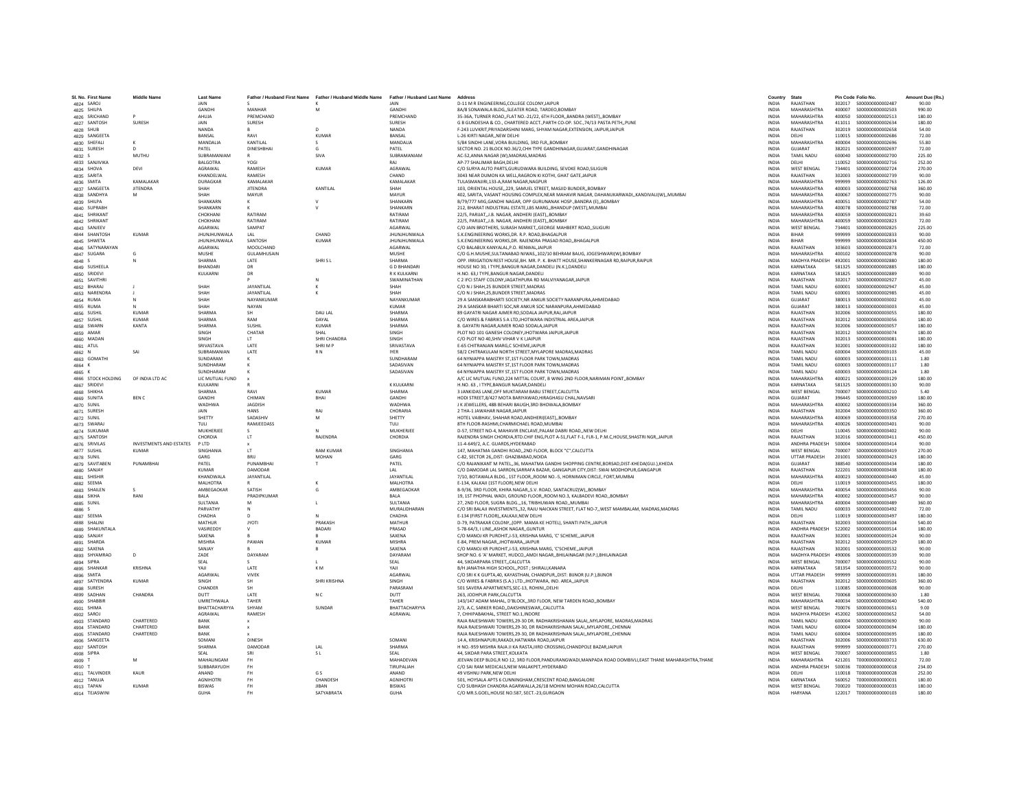| Sl. No. | First Name | Middle Name | Last Name | Father / Husband First Name | Father / Husband Middle Name | Father / Husband Last Name | Address | Country | State | Pin Code | Folio No. | Amount Due (Rs.) |
|---|---|---|---|---|---|---|---|---|---|---|---|---|
| 4824 | SAROJ | | JAIN | S | K | JAIN | D-11 M R ENGINEERING,COLLEGE COLONY,JAIPUR | INDIA | RAJASTHAN | 302017 | S000000000002487 | 90.00 |
| 4825 | SHILPA | | GANDHI | MANHAR | M | GANDHI | 8A/8 SONAWALA BLDG,,SLEATER ROAD, TARDEO,BOMBAY | INDIA | MAHARASHTRA | 400007 | S000000000002503 | 990.00 |
| 4826 | SRICHAND | P | AHUJA | PREMCHAND | | PREMCHAND | 35-36A, TURNER ROAD,,FLAT NO.-21/22, 6TH FLOOR,,BANDRA (WEST),,BOMBAY | INDIA | MAHARASHTRA | 400050 | S000000000002513 | 180.00 |
| 4827 | SANTOSH | SURESH | JAIN | SURESH | | SURESH | G B GUNDESHA & CO., CHARTERED ACCT.,PARTH CO-OP. SOC.,74/13 PASTA PETH,,PUNE | INDIA | MAHARASHTRA | 411011 | S000000000002634 | 180.00 |
| 4828 | SHUB | | NANDA | B | D | NANDA | F-243 LUVKRIT,PRIYADARSHINI MARG, SHYAM NAGAR,EXTENSION, JAIPUR,JAIPUR | INDIA | RAJASTHAN | 302019 | S000000000002658 | 54.00 |
| 4829 | SANGEETA | | BANSAL | RAVI | KUMAR | BANSAL | L-26 KIRTI NAGAR,,NEW DELHI | INDIA | DELHI | 110015 | S000000000002686 | 72.00 |
| 4830 | SHEFALI | K | MANDALIA | KANTILAL | S | MANDALIA | 5/84 SINDHI LANE,VORA BUILDING, 3RD FLR,,BOMBAY | INDIA | MAHARASHTRA | 400004 | S000000000002696 | 55.80 |
| 4831 | SURESH | D | PATEL | DINESHBHAI | G | PATEL | SECTOR NO. 21 BLOCK NO.36/2,CHH TYPE GANDHINAGAR,GUJARAT,GANDHINAGAR | INDIA | GUJARAT | 382021 | S000000000002697 | 72.00 |
| 4832 | S | MUTHU | SUBRAMANIAM | R | SIVA | SUBRAMANIAM | AC-52,ANNA NAGAR (W),MADRAS,MADRAS | INDIA | TAMIL NADU | 600040 | S000000000002700 | 225.00 |
| 4833 | SANJIVIKA | | BALGOTRA | YOGI | | RAJ | AP-77 SHALIMAR BAGH,DELHI | INDIA | DELHI | 110052 | S000000000002716 | 252.00 |
| 4834 | SHOVA | DEVI | AGRAWAL | RAMESH | KUMAR | AGRAWAL | C/O SURYA AUTO PARTS,GURUDWARA BUILDING, SEVOKE ROAD,SILIGURI | INDIA | WEST BENGAL | 734401 | S000000000002724 | 270.00 |
| 4835 | SARITA | | KHANDELWAL | RAMESH | | CHAND | 3043 NEAR DUMON KA WELL,RAGRON KI KOTHI, GHAT GATE,JAIPUR | INDIA | RAJASTHAN | 302003 | S000000000002739 | 90.00 |
| 4836 | SMITA | KAMALAKAR | DURAGKAR | KAMALAKAR | | KAMALAKAR | TULASMANJIRI,133-A,RAM NAGAR,NAGPUR | INDIA | MAHARASHTRA | 999999 | S000000000002763 | 126.00 |
| 4837 | SANGEETA | JITENDRA | SHAH | JITENDRA | KANTILAL | SHAH | 103, ORIENTAL HOUSE,,229, SAMUEL STREET, MASJID BUNDER,,BOMBAY | INDIA | MAHARASHTRA | 400003 | S000000000002768 | 360.00 |
| 4838 | SANDHYA | M | SHAH | MAYUR | | MAYUR | 402, SARITA, VASANT HOUSING COMPLEX,NEAR MAHAVIR NAGAR, DAHANUKARWADI,,KANDIVALI(W),,MUMBAI | INDIA | MAHARASHTRA | 400067 | S000000000002775 | 90.00 |
| 4839 | SHILPA | | SHANKARN | K | V | SHANKARN | B/79/777 MIG,GANDHI NAGAR, OPP GURUNANAK HOSP.,BANDRA (E),,BOMBAY | INDIA | MAHARASHTRA | 400051 | S000000000002787 | 54.00 |
| 4840 | SUPRABH | | SHANKARN | K | V | SHANKARN | 212, BHARAT INDUSTRIAL ESTATE,LBS MARG,,BHANDUP (WEST),MUMBAI | INDIA | MAHARASHTRA | 400078 | S000000000002788 | 72.00 |
| 4841 | SHRIKANT | | CHOKHANI | RATIRAM | | RATIRAM | 22/5, PARIJAT,,J.B. NAGAR, ANDHERI (EAST),,BOMBAY | INDIA | MAHARASHTRA | 400059 | S000000000002821 | 39.60 |
| 4842 | SHRIKANT | | CHOKHANI | RATIRAM | | RATIRAM | 22/5, PARIJAT,,J.B. NAGAR, ANDHERI (EAST),,BOMBAY | INDIA | MAHARASHTRA | 400059 | S000000000002823 | 72.00 |
| 4843 | SANJEEV | | AGARWAL | SAMPAT | | AGARWAL | C/O JAIN BROTHERS, SUBASH MARKET,,GEORGE MAHBERT ROAD,,SILIGURI | INDIA | WEST BENGAL | 734401 | S000000000002825 | 225.00 |
| 4844 | SHANTOSH | KUMAR | JHUNJHUNWALA | LAL | CHAND | JHUNJHUNWALA | S.K.ENGINEERING WORKS,DR. R.P. ROAD,BHAGALPUR | INDIA | BIHAR | 999999 | S000000000002833 | 90.00 |
| 4845 | SHWETA | | JHUNJHUNWALA | SANTOSH | KUMAR | JHUNJHUNWALA | S.K.ENGINEERING WORKS,DR. RAJENDRA PRASAD ROAD,,BHAGALPUR | INDIA | BIHAR | 999999 | S000000000002834 | 450.00 |
| 4846 | SATYNARAYAN | | AGARWAL | MOOLCHAND | | AGARWAL | C/O BALABUX KANYALAL,P.O. RENWAL,JAIPUR | INDIA | RAJASTHAN | 303603 | S000000000002873 | 72.00 |
| 4847 | SUGARA | G | MUSHE | GULAMHUSAIN | | MUSHE | C/O G.H.MUSHE,SULTANABAD NIWAS,,102/10 BEHRAM BAUG, JOGESHWARI(W),BOMBAY | INDIA | MAHARASHTRA | 400102 | S000000000002878 | 90.00 |
| 4848 | S | N | SHARMA | LATE | SHRI S L | SHARMA | OPP. IRRIGATION REST HOUSE,BH. MR. P. K. BHATT HOUSE,SHANKERNAGAR RD,RAIPUR,RAIPUR | INDIA | MADHYA PRADESH | 492001 | S000000000002880 | 180.00 |
| 4849 | SUSHEELA | | BHANDARI | DR | | G D BHANDARI | HOUSE NO 30, I TYPE,BANGUR NAGAR,DANDELI (N.K.),DANDELI | INDIA | KARNATAKA | 581325 | S000000000002885 | 180.00 |
| 4850 | SRIDEVI | | KULKARNI | DR | | R K KULKARNI | H.NO. 63,I TYPE,BANGUR NAGAR,DANDELI | INDIA | KARNATAKA | 581825 | S000000000002889 | 90.00 |
| 4851 | SAVITHRI | | | P | N | SWAMINATHAN | C 2 IFCI STAFF COLONY,JAGATHPURA RD MALVIYANAGAR,JAIPUR | INDIA | RAJASTHAN | 302017 | S000000000002927 | 45.00 |
| 4852 | BHARAJ | J | SHAH | JAYANTILAL | K | SHAH | C/O N J SHAH,25 BUNDER STREET,MADRAS | INDIA | TAMIL NADU | 600001 | S000000000002947 | 45.00 |
| 4853 | NARENDRA | J | SHAH | JAYANTILAL | K | SHAH | C/O N J SHAH,25,BUNDER STREET,MADRAS | INDIA | TAMIL NADU | 600001 | S000000000002985 | 45.00 |
| 4854 | RUMA | N | SHAH | NAYANKUMAR | | NAYANKUMAR | 29 A SANSKARABHARTI SOCIETY,NR ANKUR SOCIETY NARANPURA,AHMEDABAD | INDIA | GUJARAT | 380013 | S000000000003002 | 45.00 |
| 4855 | RUMA | N | SHAH | NAYAN | | KUMAR | 29 A SANSKAR BHARTI SOC,NR ANKUR SOC NARANPURA,AHMEDABAD | INDIA | GUJARAT | 380013 | S000000000003003 | 45.00 |
| 4856 | SUSHIL | KUMAR | SHARMA | SH | DAU LAL | SHARMA | 89 GAYATRI NAGAR AJMER RD,SODALA JAIPUR,RAJ,JAIPUR | INDIA | RAJASTHAN | 302006 | S000000000003055 | 180.00 |
| 4857 | SUSHIL | KUMAR | SHARMA | RAM | DAYAL | SHARMA | C/O WIRES & FABRIKS S A LTD,JHOTWARA INDISTRIAL AREA,JAIPUR | INDIA | RAJASTHAN | 302012 | S000000000003056 | 180.00 |
| 4858 | SWARN | KANTA | SHARMA | SUSHIL | KUMAR | SHARMA | 8. GAYATRI NAGAR,AJMER ROAD SODALA,JAIPUR | INDIA | RAJASTHAN | 302006 | S000000000003057 | 180.00 |
| 4859 | AMAR | | SINGH | CHATAR | SHAL | SINGH | PLOT NO 101 GANESH COLONEY,JHOTWARA JAIPUR,JAIPUR | INDIA | RAJASTHAN | 302012 | S000000000003074 | 180.00 |
| 4860 | MADAN | | SINGH | LT | SHRI CHANDRA | SINGH | C/O PLOT NO 40,SHIV VIHAR V K I,JAIPUR | INDIA | RAJASTHAN | 302013 | S000000000003081 | 180.00 |
| 4861 | ATUL | | SRIVASTAVA | LATE | SHRI M P | SRIVASTAVA | E-65 CHITRANJAN MARG,C SCHEME,JAIPUR | INDIA | RAJASTHAN | 302001 | S000000000003102 | 180.00 |
| 4862 | N | SAI | SUBRAMANIAN | LATE | R N | IYER | 58/2 CHITRAKULAM NORTH STREET,MYLAPORE MADRAS,MADRAS | INDIA | TAMIL NADU | 600004 | S000000000003103 | 45.00 |
| 4863 | GOMATHI | | SUNDARAM | K | | SUNDHARAM | 64 NYNIAPPA MAISTRY ST,1ST FLOOR PARK TOWN,MADRAS | INDIA | TAMIL NADU | 600003 | S000000000003111 | 1.80 |
| 4864 | K | | SUNDHARAM | K | | SADASIVAN | 64 NYNIAPPA MAISTRY ST,1ST FLOOR PARK TOWN,MADRAS | INDIA | TAMIL NADU | 600003 | S000000000003117 | 1.80 |
| 4865 | K | | SUNDHARAM | K | | SADASIVAN | 64 NYNIAPPA MAISTRY ST,1ST FLOOR PARK TOWN,MADRAS | INDIA | TAMIL NADU | 600003 | S000000000003124 | 1.80 |
| 4866 | STOCK HOLDING | OF INDIA LTD AC | LIC MUTUAL FUND | x | | | A/C LIC MUTUAL FUND,224 MITTAL COURT, B WING 2ND FLOOR,NARIMAN POINT,,BOMBAY | INDIA | MAHARASHTRA | 400021 | S000000000003129 | 180.00 |
| 4867 | SRIDEVI | | KULKARNI | R | | K KULKARNI | H.NO. 63 , I TYPE,BANGUR NAGAR,DANDELI | INDIA | KARNATAKA | 581325 | S000000000003130 | 90.00 |
| 4868 | SHIKHA | | SHARMA | RAVI | KUMAR | SHARMA | 3 JANKIDAS LANE,OFF MUKTARAM BABU STREET,CALCUTTA | INDIA | WEST BENGAL | 700007 | S000000000003210 | 5.40 |
| 4869 | SUNITA | BEN C | GANDHI | CHIMAN | BHAI | GANDHI | HODI STREET,8/427 MOTA BARIYAWAD,HIRAGHASU CHAL,NAVSARI | INDIA | GUJARAT | 396445 | S000000000003269 | 180.00 |
| 4870 | SUNIL | | WADHWA | JAGDISH | | WADHWA | J K JEWELLERS, 48B BEHARI BAUGH,3RD BHOWALA,BOMBAY | INDIA | MAHARASHTRA | 400002 | S000000000003334 | 360.00 |
| 4871 | SURESH | | JAIN | HANS | RAJ | CHORARIA | 2 THA-1 JAWAHAR NAGAR,JAIPUR | INDIA | RAJASTHAN | 302004 | S000000000003350 | 360.00 |
| 4872 | SUNIL | | SHETTY | SADASHIV | M | SHETTY | HOTEL VAIBHAV, SHAHAR ROAD,ANDHERI(EAST),,BOMBAY | INDIA | MAHARASHTRA | 400069 | S000000000003358 | 270.00 |
| 4873 | SWARAJ | | TULI | RAMJEEDASS | | TULI | 8TH FLOOR-RASHMI,CHARMICHAEL ROAD,MUMBAI | INDIA | MAHARASHTRA | 400026 | S000000000003401 | 90.00 |
| 4874 | SUKUMAR | | MUKHERJEE | S | N | MUKHERJEE | D-57, STREET NO-4, MAHAVIR ENCLAVE,PALAM DABRI ROAD,,NEW DELHI | INDIA | DELHI | 110045 | S000000000003402 | 90.00 |
| 4875 | SANTOSH | | CHORDIA | LT | RAJENDRA | CHORDIA | RAJENDRA SINGH CHORDIA,RTD.CHF ENG,PLOT A-51,FLAT F-1, FLR-1, P.M.C,HOUSE,SHASTRI NGR,,JAIPUR | INDIA | RAJASTHAN | 302016 | S000000000003411 | 450.00 |
| 4876 | SRIVILAS | INVESTMENTS AND ESTATES | P LTD | x | | | 11-4-649/2, A.C. GUARDS,HYDERABAD | INDIA | ANDHRA PRADESH | 500004 | S000000000003414 | 90.00 |
| 4877 | SUSHIL | KUMAR | SINGHANIA | LT | RAM KUMAR | SINGHANIA | 147, MAHATMA GANDHI ROAD,,2ND FLOOR, BLOCK "C",CALCUTTA | INDIA | WEST BENGAL | 700007 | S000000000003419 | 270.00 |
| 4878 | SUNIL | | GARG | BRIJ | MOHAN | GARG | C-82, SECTOR 26,,DIST: GHAZIABAD,NOIDA | INDIA | UTTAR PRADESH | 201001 | S000000000003423 | 180.00 |
| 4879 | SAVITABEN | PUNAMBHAI | PATEL | PUNAMBHAI | T | PATEL | C/O RAJANIKANT M PATEL,,36, MAHATMA GANDHI SHOPPING CENTRE,BORSAD,DIST-KHEDA(GUJ.),KHEDA | INDIA | GUJARAT | 388540 | S000000000003434 | 180.00 |
| 4880 | SANJAY | | KUMAR | DAMODAR | | LAL | C/O DAMODAR LAL SARRON,SARRAFA BAZAR, GANGAPUR CITY,DIST: SWAI MODHOPUR,GANGAPUR | INDIA | RAJASTHAN | 322201 | S000000000003438 | 180.00 |
| 4881 | SHISHIR | | KHANDWALA | JAYANTILAL | | JAYANTILAL | 7/10, BOTAWALA BLDG., 1ST FLOOR,,ROOM NO.-5, HORNIMAN CIRCLE, FORT,MUMBAI | INDIA | MAHARASHTRA | 400023 | S000000000003440 | 45.00 |
| 4882 | SEEMA | | MALHOTRA | R | K | MALHOTRA | E-134, KALKAJI (1ST FLOOR),NEW DELHI | INDIA | DELHI | 110019 | S000000000003455 | 180.00 |
| 4883 | SHAILEN | S | AMBEGAOKAR | SATISH | G | AMBEGAOKAR | B-9/36, 3RD FLOOR, KHIRA NAGAR,,S.V. ROAD, SANTACRUZ(W),,BOMBAY | INDIA | MAHARASHTRA | 400054 | S000000000003456 | 90.00 |
| 4884 | SIKHA | RANI | BALA | PRADIPKUMAR | | BALA | 19, 1ST PHOPHAL WADI, GROUND FLOOR,,ROOM NO.3, KALBADEVI ROAD,,BOMBAY | INDIA | MAHARASHTRA | 400002 | S000000000003457 | 90.00 |
| 4885 | SUNIL | | SULTANIA | M | L | SULTANIA | 27, 2ND FLOOR, SUGRA BLDG.,,16, TRIBHUWAN ROAD,,MUMBAI | INDIA | MAHARASHTRA | 400004 | S000000000003489 | 360.00 |
| 4886 | S | | PARVATHY | N | | MURALIDHARAN | C/O SRI BALAJI INVESTMENTS,,32, RAJU NAICKAN STREET, FLAT NO-7,,WEST MAMBALAM, MADRAS,MADRAS | INDIA | TAMIL NADU | 600033 | S000000000003492 | 72.00 |
| 4887 | SEEMA | | CHADHA | D | N | CHADHA | E-134 (FIRST FLOOR),,KALKAJI,NEW DELHI | INDIA | DELHI | 110019 | S000000000003497 | 180.00 |
| 4888 | SHALINI | | MATHUR | JYOTI | PRAKASH | MATHUR | D-79, PATRAKAR COLONY,,(OPP. MAMA KE HOTEL), SHANTI PATH,,JAIPUR | INDIA | RAJASTHAN | 302003 | S000000000003504 | 540.00 |
| 4889 | SHAKUNTALA | | VASIREDDY | V | BADARI | PRASAD | 5-78-64/3, I LINE,,ASHOK NAGAR,,GUNTUR | INDIA | ANDHRA PRADESH | 522002 | S000000000003514 | 180.00 |
| 4890 | SANJAY | | SAXENA | B | B | SAXENA | C/O MANOJ KR PUROHIT,J-53, KRISHNA MARG, 'C' SCHEME,,JAIPUR | INDIA | RAJASTHAN | 302001 | S000000000003524 | 90.00 |
| 4891 | SHARDA | | MISHRA | PAWAN | KUMAR | MISHRA | E-84, PREM NAGAR,,JHOTWARA,,JAIPUR | INDIA | RAJASTHAN | 302012 | S000000000003529 | 180.00 |
| 4892 | SAXENA | | SANJAY | B | B | SAXENA | C/O MANOJ KR PUROHIT,J-53, KRISHNA MARG, 'C'SCHEME,,JAIPUR | INDIA | RAJASTHAN | 302001 | S000000000003532 | 90.00 |
| 4893 | SHYAMRAO | D | ZADE | DAYARAM | | DAYARAM | SHOP NO. 6 'A' MARKET, HUDCO,,AMDI NAGAR,,BHILAINAGAR (M.P.),BHILAINAGAR | INDIA | MADHYA PRADESH | 490006 | S000000000003539 | 90.00 |
| 4894 | SIPRA | | SEAL | S | L | SEAL | 44, SIKDARPARA STREET,,CALCUTTA | INDIA | WEST BENGAL | 700007 | S000000000003552 | 90.00 |
| 4895 | SHANKAR | KRISHNA | YAJI | LATE | K M | YAJI | B/H JANATHA HIGH SCHOOL,,POST ; SHIRALI,KANARA | INDIA | KARNATAKA | 581354 | S000000000003572 | 90.00 |
| 4896 | SMITA | | AGARWAL | VIVEK | | AGARWAL | C/O SRI K K GUPTA,40, KAYASTHAN, CHANDPUR,,DIST: BIJNOR (U.P.),BIJNOR | INDIA | UTTAR PRADESH | 999999 | S000000000003591 | 180.00 |
| 4897 | SATYENDRA | KUMAR | SINGH | SH | SHRI KRISHNA | SINGH | C/O WIRES & FABRIKS (S.A.) LTD.,JHOTWARA, IND. AREA,,JAIPUR | INDIA | RAJASTHAN | 302012 | S000000000003605 | 360.00 |
| 4898 | SURESH | | CHANDER | SH | | PARASRAM | 501 SAVERA APARTMENTS,SEC-13, ROHINI,,DELHI | INDIA | DELHI | 110085 | S000000000003608 | 90.00 |
| 4899 | SADHAN | CHANDRA | DUTT | LATE | N C | DUTT | 263, JODHPUR PARK,CALCUTTA | INDIA | WEST BENGAL | 700068 | S000000000003630 | 1.80 |
| 4900 | SHABBIR | | UMRETHWALA | TAHER | | TAHER | 143/147 ADAM MAHAL, D'BLOCK,,3RD FLOOR, NEW TARDEN ROAD,,BOMBAY | INDIA | MAHARASHTRA | 400034 | S000000000003640 | 540.00 |
| 4901 | SHIMA | | BHATTACHARYYA | SHYAM | SUNDAR | BHATTACHARYYA | 2/3, A.C, SARKER ROAD,,DAKSHINESWAR,,CALCUTTA | INDIA | WEST BENGAL | 700076 | S000000000003651 | 9.00 |
| 4902 | SAROJ | | AGRAWAL | RAMESH | | AGRAWAL | 7, CHHIPABAKHAL, STREET NO.1,INDORE | INDIA | MADHYA PRADESH | 452002 | S000000000003652 | 54.00 |
| 4903 | STANDARD | CHARTERED | BANK | x | | | RAJA RAJESHWARI TOWERS,29-30 DR. RADHAKRISHANAN SALAI,,MYLAPORE, MADRAS,MADRAS | INDIA | TAMIL NADU | 600004 | S000000000003690 | 90.00 |
| 4904 | STANDARD | CHARTERED | BANK | x | | | RAJA RAJESHWARI TOWERS,29-30, DR RADHAKRISHNAN SALAI,,MYLAPORE,,CHENNAI | INDIA | TAMIL NADU | 600004 | S000000000003694 | 180.00 |
| 4905 | STANDARD | CHARTERED | BANK | x | | | RAJA RAJESHWARI TOWERS,29-30, DR RADHAKRISHNAN SALAI,,MYLAPORE,,CHENNAI | INDIA | TAMIL NADU | 600004 | S000000000003695 | 180.00 |
| 4906 | SANGEETA | | SOMANI | DINESH | | SOMANI | 14 A, KRISHNAPURI,RAKADI,HATWARA ROAD,JAIPUR | INDIA | RAJASTHAN | 302006 | S000000000003733 | 630.00 |
| 4907 | SANTOSH | | SHARMA | DAMODAR | LAL | SHARMA | H NO.-959 MISHRA RAJA JI KA RASTA,IIRD CROSSING,CHANDPOLE BAZAR,JAIPUR | INDIA | RAJASTHAN | 999999 | S000000000003771 | 270.00 |
| 4908 | SIPRA | | SEAL | SRI | S L | SEAL | 44, SIKDAR PARA STREET,KOLKATA | INDIA | WEST BENGAL | 700007 | S000000000003855 | 1.80 |
| 4909 | T | M | MAHALINGAM | FH | | MAHADEVAN | JEEVAN DEEP BLDG,R NO 12, 3RD FLOOR,PANDURANGWADI,MANPADA ROAD DOMBIVLI,EAST THANE MAHARASHTRA,THANE | INDIA | MAHARASHTRA | 421201 | T000000000000012 | 72.00 |
| 4910 | T | | SUBBARAYUDH | FH | | TIRUPALIAH | C/O SAI RAM MEDICALS,NEW MALAKPET,HYDERABAD | INDIA | ANDHRA PRADESH | 500036 | T000000000000018 | 234.00 |
| 4911 | TALVINDER | KAUR | ANAND | FH | G S | ANAND | 49 VISHNU PARK,NEW DELHI | INDIA | DELHI | 110018 | T000000000000028 | 252.00 |
| 4912 | TANUJA | | AGNIHOTRI | FH | CHANDESH | AGNIHOTRI | 501, HOYSALA APTS 6 CUNNINGHAM,CRESCENT ROAD,BANGALORE | INDIA | KARNATAKA | 560052 | T000000000000031 | 180.00 |
| 4913 | TAPAN | KUMAR | BISWAS | FH | JIBAN | BISWAS | C/O SUBHASH CHANDRA AGARWALLA,26/18 MOHINI MOHAN ROAD,CALCUTTA | INDIA | WEST BENGAL | 700020 | T000000000000033 | 180.00 |
| 4914 | TEJASWINI | | GUHA | FH | SATYABRATA | GUHA | C/O MR.S.GOEL,HOUSE NO.587, SECT.-23,GURGAON | INDIA | HARYANA | 122017 | T000000000000103 | 180.00 |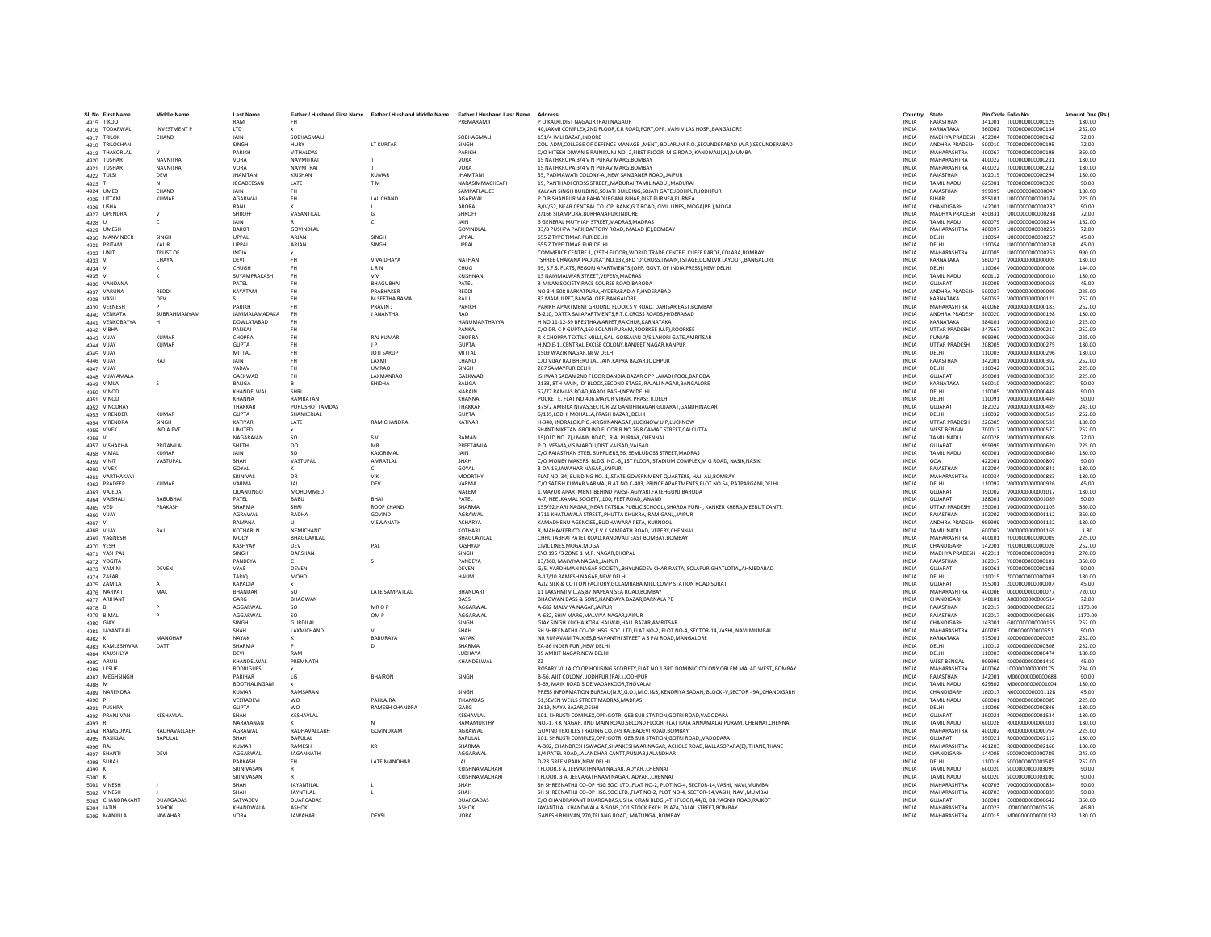| Sl. No. | First Name | Middle Name | Last Name | Father / Husband First Name | Father / Husband Middle Name | Father / Husband Last Name | Address | Country | State | Pin Code | Folio No. | Amount Due (Rs.) |
|---|---|---|---|---|---|---|---|---|---|---|---|---|
| 4915 | TIKOO | | RAM | FH | | PREMARAMJI | P O KALRI,DIST NAGAUR (RAJ),NAGAUR | INDIA | RAJASTHAN | 341001 | T000000000000125 | 180.00 |
| 4916 | TODARWAL | INVESTMENT P | LTD | x | | | 40,LAXMI COMPLEX,2ND FLOOR,K.R ROAD,FORT,OPP. VANI VILAS HOSP.,BANGALORE | INDIA | KARNATAKA | 560002 | T000000000000134 | 252.00 |
| 4917 | TRILOK | CHAND | JAIN | SOBHAGMALJI | | SOBHAGMALJI | 151/4 IMLI BAZAR,INDORE | INDIA | MADHYA PRADESH | 452004 | T000000000000142 | 72.00 |
| 4918 | TRILOCHAN | | SINGH | HURY | LT KURTAR | SINGH | COL. ADM,COLLEGE OF DEFENCE MANAGE-.MENT, BOLARUM P.O.,SECUNDERABAD (A.P.),SECUNDERABAD | INDIA | ANDHRA PRADESH | 500010 | T000000000000195 | 72.00 |
| 4919 | THAKORLAL | V | PARIKH | VITHALDAS | | PARIKH | C/O HITESH DIWAN,5 RAJNIKUNJ NO.-2,FIRST FLOOR, M G ROAD, KANDIVALI(W),MUMBAI | INDIA | MAHARASHTRA | 400067 | T000000000000198 | 360.00 |
| 4920 | TUSHAR | NAVNITRAI | VORA | NAVNITRAI | T | VORA | 15 NATHKRUPA,3/4 V N PURAV MARG,BOMBAY | INDIA | MAHARASHTRA | 400022 | T000000000000231 | 180.00 |
| 4921 | TUSHAR | NAVNITRAI | VORA | NAVNITRAI | T | VORA | 15 NATHKRUPA,3/4 V N PURAV MARG,BOMBAY | INDIA | MAHARASHTRA | 400022 | T000000000000232 | 180.00 |
| 4922 | TULSI | DEVI | JHAMTANI | KRISHAN | KUMAR | JHAMTANI | 55, PADMAWATI COLONY-A,,NEW SANGANER ROAD,,JAIPUR | INDIA | RAJASTHAN | 302019 | T000000000000294 | 180.00 |
| 4923 | T | N | JEGADEESAN | LATE | T M | NARASIMMACHEARI | 19, PANTHADI CROSS STREET,,MADURAI(TAMIL NADU),MADURAI | INDIA | TAMIL NADU | 625001 | T000000000000320 | 90.00 |
| 4924 | UMED | CHAND | JAIN | FH | | SAMPATLALJEE | KALYAN SINGH BUILDING,SOJATI BUILDING,SOJATI GATE,JODHPUR,JODHPUR | INDIA | RAJASTHAN | 999999 | U000000000000047 | 180.00 |
| 4925 | UTTAM | KUMAR | AGARWAL | FH | LAL CHAND | AGARWAL | P O BISHANPUR,VIA BAHADURGANJ BIHAR,DIST PURNEA,PURNEA | INDIA | BIHAR | 855101 | U000000000000174 | 225.00 |
| 4926 | USHA | | RANI | K | L | ARORA | B/IV/52, NEAR CENTRAL CO. OP. BANK,G.T ROAD, CIVIL LINES,,MOGA(PB.),MOGA | INDIA | CHANDIGARH | 142001 | U000000000000237 | 90.00 |
| 4927 | UPENDRA | V | SHROFF | VASANTILAL | G | SHROFF | 2/166 SILAMPURA,BURHANAPUR,INDORE | INDIA | MADHYA PRADESH | 450331 | U000000000000238 | 72.00 |
| 4928 | U | C | JAIN | R | C | JAIN | 6 GENERAL MUTHIAH STREET,MADRAS,MADRAS | INDIA | TAMIL NADU | 600079 | U000000000000244 | 162.00 |
| 4929 | UMESH | | BAROT | GOVINDLAL | | GOVINDLAL | 33/B PUSHPA PARK,DAFTORY ROAD, MALAD (E),BOMBAY | INDIA | MAHARASHTRA | 400097 | U000000000000255 | 72.00 |
| 4930 | MANVINDER | SINGH | UPPAL | ARJAN | SINGH | UPPAL | 655 Z TYPE TIMAR PUR,DELHI | INDIA | DELHI | 110054 | U000000000000257 | 45.00 |
| 4931 | PRITAM | KAUR | UPPAL | ARJAN | SINGH | UPPAL | 655 Z TYPE TIMAR PUR,DELHI | INDIA | DELHI | 110054 | U000000000000258 | 45.00 |
| 4932 | UNIT | TRUST OF | INDIA | x | | | COMMERCE CENTRE 1, (29TH FLOOR),WORLD TRADE CENTRE, CUFFE PARDE,COLABA,BOMBAY | INDIA | MAHARASHTRA | 400005 | U000000000000263 | 990.00 |
| 4933 | V | CHAYA | DEVI | FH | V VAIDHAYA | NATHAN | "SHREE CHARANA PADUKA",NO.132,3RD 'D' CROSS,I MAIN,I STAGE,DOMLVR LAYOUT,,BANGALORE | INDIA | KARNATAKA | 560071 | V000000000000005 | 180.00 |
| 4934 | V | K | CHUGH | FH | L R N | CHUG | 95, S.F.S. FLATS, REGORI APARTMENTS,(OPP. GOVT. OF INDIA PRESS),NEW DELHI | INDIA | DELHI | 110064 | V000000000000008 | 144.00 |
| 4935 | V | K | SUYAMPRAKASH | FH | V V | KRISHNAN | 13 NAMMALWAR STREET,VEPERY,MADRAS | INDIA | TAMIL NADU | 600112 | V000000000000010 | 180.00 |
| 4936 | VANDANA | | PATEL | FH | BHAGUBHAI | PATEL | 3-MILAN SOCIETY,RACE COURSE ROAD,BARODA | INDIA | GUJARAT | 390005 | V000000000000068 | 45.00 |
| 4937 | VARUNA | REDDI | KAYATAM | FH | PRABHAKER | REDDI | NO 3-4-508 BARKATPURA,HYDERABAD,A P,HYDERABAD | INDIA | ANDHRA PRADESH | 500027 | V000000000000095 | 225.00 |
| 4938 | VASU | DEV | S | FH | M SEETHA RAMA | RAJU | 83 MAMULPET,BANGALORE,BANGALORE | INDIA | KARNATAKA | 560053 | V000000000000121 | 252.00 |
| 4939 | VEENESH | P | PARIKH | FH | PRAVIN J | PARIKH | PARIKH APARTMENT GROUND FLOOR,S V ROAD, DAHISAR EAST,BOMBAY | INDIA | MAHARASHTRA | 400068 | V000000000000183 | 252.00 |
| 4940 | VENKATA | SUBRAHMANYAM | JAMMALAMADAKA | FH | J ANANTHA | RAO | B-210, DATTA SAI APARTMENTS,R.T.C.CROSS ROADS,HYDERABAD | INDIA | ANDHRA PRADESH | 500020 | V000000000000198 | 180.00 |
| 4941 | VENKOBAYYA | H | DOWLATABAD | FH | | HANUMANTHAYYA | H NO 11-12-59 BRESTHAWARPET,RAICHUR,KARNATAKA | INDIA | KARNATAKA | 584101 | V000000000000210 | 225.00 |
| 4942 | VIBHA | | PANKAJ | FH | | PANKAJ | C/O DR. C P GUPTA,160 SOLANI PURAM,ROORKEE (U.P),ROORKEE | INDIA | UTTAR PRADESH | 247667 | V000000000000217 | 252.00 |
| 4943 | VIJAY | KUMAR | CHOPRA | FH | RAJ KUMAR | CHOPRA | R K CHOPRA TEXTILE MILLS,GALI GOSSAIAN O/S LAHORI GATE,AMRITSAR | INDIA | PUNJAB | 999999 | V000000000000269 | 225.00 |
| 4944 | VIJAY | KUMAR | GUPTA | FH | J P | GUPTA | H.NO.E-1,,CENTRAL EXCISE COLONY,RANJEET NAGAR,KANPUR | INDIA | UTTAR PRADESH | 208005 | V000000000000275 | 180.00 |
| 4945 | VIJAY | | MITTAL | FH | JOTI SARUP | MITTAL | 1509 WAZIR NAGAR,NEW DELHI | INDIA | DELHI | 110003 | V000000000000296 | 180.00 |
| 4946 | VIJAY | RAJ | JAIN | FH | LAXMI | CHAND | C/O VIJAY RAJ BHERU LAL JAIN,KAPRA BAZAR,JODHPUR | INDIA | RAJASTHAN | 342001 | V000000000000302 | 252.00 |
| 4947 | VIJAY | | YADAV | FH | UMRAO | SINGH | 207 SAMAYPUR,DELHI | INDIA | DELHI | 110042 | V000000000000312 | 225.00 |
| 4948 | VIJAYAMALA | | GAEKWAD | FH | LAXMANRAO | GAEKWAD | ISHWAR SADAN 2ND FLOOR,DANDIA BAZAR OPP LAKADI POOL,BARODA | INDIA | GUJARAT | 390001 | V000000000000335 | 225.00 |
| 4949 | VIMLA | S | BALIGA | B | SHIDHA | BALIGA | 2133, 8TH MAIN, 'D' BLOCK,SECOND STAGE, RAJAJI NAGAR,BANGALORE | INDIA | KARNATAKA | 560010 | V000000000000387 | 90.00 |
| 4950 | VINOD | | KHANDELWAL | SHRI | | NARAIN | 52/77 RAMJAS ROAD,KAROL BAGH,NEW DELHI | INDIA | DELHI | 110005 | V000000000000448 | 90.00 |
| 4951 | VINOD | | KHANNA | RAMRATAN | | KHANNA | POCKET E, FLAT NO.406,MAYUR VIHAR, PHASE II,DELHI | INDIA | DELHI | 110091 | V000000000000449 | 90.00 |
| 4952 | VINODRAY | | THAKKAR | PURUSHOTTAMDAS | | THAKKAR | 375/2 AMBIKA NIVAS,SECTOR-22 GANDHINAGAR,GUJARAT,GANDHINAGAR | INDIA | GUJARAT | 382022 | V000000000000489 | 243.00 |
| 4953 | VIRENDER | KUMAR | GUPTA | SHANKERLAL | | GUPTA | 6/135,LODHI MOHALLA,FRASH BAZAR,,DELHI | INDIA | DELHI | 110032 | V000000000000519 | 252.00 |
| 4954 | VIRENDRA | SINGH | KATIYAR | LATE | RAM CHANDRA | KATIYAR | H-340, INDRALOK,P.O.-KRISHNANAGAR,LUCKNOW U P,LUCKNOW | INDIA | UTTAR PRADESH | 226005 | V000000000000531 | 180.00 |
| 4955 | VIVEK | INDIA PVT | LIMITED | x | | | SHANTINIKETAN GROUND FLOOR,R NO 26 8 CAMAC STREET,CALCUTTA | INDIA | WEST BENGAL | 700017 | V000000000000577 | 252.00 |
| 4956 | V | | NAGARAJAN | SO | S V | RAMAN | 15(OLD NO. 7),I MAIN ROAD, R.A. PURAM,,CHENNAI | INDIA | TAMIL NADU | 600028 | V000000000000608 | 72.00 |
| 4957 | VISHAKHA | PRITAMLAL | SHETH | DO | MR | PREETAMLAL | P.O. VESMA,VIS MAROLI,DIST VALSAD,VALSAD | INDIA | GUJARAT | 999999 | V000000000000620 | 225.00 |
| 4958 | VIMAL | KUMAR | JAIN | SO | KAJORIMAL | JAIN | C/O RAJASTHAN STEEL SUPPLIERS,56, SEMLUDOSS STREET,MADRAS | INDIA | TAMIL NADU | 600001 | V000000000000640 | 180.00 |
| 4959 | VINIT | VASTUPAL | SHAH | VASTUPAL | AMRATLAL | SHAH | C/O MONEY MAKERS, BLDG. NO.-6,,1ST FLOOR, STADIUM COMPLEX,M G ROAD, NASIK,NASIK | INDIA | GOA | 422001 | V000000000000807 | 90.00 |
| 4960 | VIVEK | | GOYAL | K | C | GOYAL | 3-DA-16,JAWAHAR NAGAR,,JAIPUR | INDIA | RAJASTHAN | 302004 | V000000000000841 | 180.00 |
| 4961 | VARTHAKAVI | | SRINIVAS | DR | V K | MOORTHY | FLAT NO. 34, BUILDING NO. 1,,STATE GOVERNMENT QUARTERS, HAJI ALI,BOMBAY | INDIA | MAHARASHTRA | 400034 | V000000000000883 | 180.00 |
| 4962 | PRADEEP | KUMAR | VARMA | JAI | DEV | VARMA | C/O SATISH KUMAR VARMA,,FLAT NO.C-403, PRINCE APARTMENTS,PLOT NO.54, PATPARGANJ,DELHI | INDIA | DELHI | 110092 | V000000000000926 | 45.00 |
| 4963 | VAJEDA | | QUANUNGO | MOHOMMED | | NAEEM | 1,MAYUR APARTMENT,BEHIND PARSI-.AGIYARI,FATEHGUNJ,BARODA | INDIA | GUJARAT | 390002 | V000000000001017 | 180.00 |
| 4964 | VAISHALI | BABUBHAI | PATEL | BABU | BHAI | PATEL | A-7, NEELKAMAL SOCIETY,,100, FEET ROAD,,ANAND | INDIA | GUJARAT | 388001 | V000000000001089 | 90.00 |
| 4965 | VED | PRAKASH | SHARMA | SHRI | ROOP CHAND | SHARMA | 155/92,HARI NAGAR,(NEAR TATSILA PUBLIC SCHOOL),SHARDA PURI-I, KANKER KHERA,MEERUT CANTT. | INDIA | UTTAR PRADESH | 250001 | V000000000001105 | 360.00 |
| 4966 | VIJAY | | AGRAWAL | RADHA | GOVIND | AGRAWAL | 3711 KHATUWALA STREET,,PHUTTA KHUKRA, RAM GANJ,,JAIPUR | INDIA | RAJASTHAN | 302002 | V000000000001112 | 360.00 |
| 4967 | V | | RAMANA | U | VISWANATH | ACHARYA | KAMADHENU AGENCIES,,BUDHAWARA PETA,,KURNOOL | INDIA | ANDHRA PRADESH | 999999 | V000000000001122 | 180.00 |
| 4968 | VIJAY | RAJ | KOTHARI N | NEMICHAND | | KOTHARI | 8, MAHAVEER COLONY,,E V K SAMPATH ROAD, VEPERY,CHENNAI | INDIA | TAMIL NADU | 600007 | V000000000001165 | 1.80 |
| 4969 | YAGNESH | | MODY | BHAGUAYILAL | | BHAGUAYILAL | CHHUTABHAI PATEL ROAD,KANDIVALI EAST BOMBAY,BOMBAY | INDIA | MAHARASHTRA | 400101 | Y000000000000005 | 225.00 |
| 4970 | YESH | | KASHYAP | DEV | PAL | KASHYAP | CIVIL LINES,MOGA,MOGA | INDIA | CHANDIGARH | 142001 | Y000000000000026 | 252.00 |
| 4971 | YASHPAL | | SINGH | DARSHAN | | SINGH | C\O 196 /3 ZONE 1 M.P. NAGAR,BHOPAL | INDIA | MADHYA PRADESH | 462011 | Y000000000000091 | 270.00 |
| 4972 | YOGITA | | PANDEYA | C | S | PANDEYA | 13/360, MALVIYA NAGAR,,JAIPUR | INDIA | RAJASTHAN | 302017 | Y000000000000101 | 360.00 |
| 4973 | YAMINI | DEVEN | VYAS | DEVEN | | DEVEN | G/5, VARDHMAN NAGAR SOCIETY,,BHYUNGDEV CHAR RASTA, SOLAPUR,GHATLOTIA,,AHMEDABAD | INDIA | GUJARAT | 380061 | Y000000000000103 | 90.00 |
| 4974 | ZAFAR | | TARIQ | MOHD | | HALIM | B-17/10 RAMESH NAGAR,NEW DELHI | INDIA | DELHI | 110015 | Z000000000000003 | 180.00 |
| 4975 | ZAMILA | A | KAPADIA | x | | | AZIZ SILK & COTTON FACTORY,GULAMBABA MILL COMP STATION ROAD,SURAT | INDIA | GUJARAT | 395001 | Z000000000000007 | 45.00 |
| 4976 | NARPAT | MAL | BHANDARI | SO | LATE SAMPATLAL | BHANDARI | 11 LAKSHMI VILLAS,87 NAPEAN SEA ROAD,BOMBAY | INDIA | MAHARASHTRA | 400006 | 0000000000000077 | 720.00 |
| 4977 | ARIHANT | | GARG | BHAGWAN | | DASS | BHAGWAN DASS & SONS,HANDIAYA BAZAR,BARNALA PB | INDIA | CHANDIGARH | 148101 | A000000000000514 | 72.00 |
| 4978 | B | P | AGGARWAL | SO | MR O P | AGGARWAL | A-682 MALVIYA NAGAR,JAIPUR | INDIA | RAJASTHAN | 302017 | B000000000000622 | 1170.00 |
| 4979 | BIMAL | P | AGGARWAL | SO | OM P | AGGARWAL | A-682, SHIV MARG,MALVIYA NAGAR,JAIPUR | INDIA | RAJASTHAN | 302017 | B000000000000689 | 1170.00 |
| 4980 | GIAY | | SINGH | GURDILAL | | SINGH | GIAY SINGH KUCHA KORA HALWAI,HALL BAZAR,AMRITSAR | INDIA | CHANDIGARH | 143001 | G000000000000155 | 252.00 |
| 4981 | JAYANTILAL | L | SHAH | LAXMICHAND | V | SHAH | SH SHREENATHJI CO-OP. HSG. SOC. LTD,FLAT NO-2, PLOT NO-4, SECTOR-14,VASHI, NAVI,MUMBAI | INDIA | MAHARASHTRA | 400703 | J000000000000651 | 90.00 |
| 4982 | K | MANOHAR | NAYAK | K | BABURAYA | NAYAK | NR RUPAVANI TALKIES,BHAVANTHI STREET A S PAI ROAD,MANGALORE | INDIA | KARNATAKA | 575001 | K000000000000035 | 252.00 |
| 4983 | KAMLESHWAR | DATT | SHARMA | P | D | SHARMA | EA-86 INDER PURI,NEW DELHI | INDIA | DELHI | 110012 | K000000000003308 | 252.00 |
| 4984 | KAUSHLYA | | DEVI | RAM | | LUBHAYA | 39 AMRIT NAGAR,NEW DELHI | INDIA | DELHI | 110003 | K000000000000474 | 180.00 |
| 4985 | ARUN | | KHANDELWAL | PREMNATH | | KHANDELWAL | ZZ | INDIA | WEST BENGAL | 999999 | K000000000001410 | 45.00 |
| 4986 | LESLIE | | RODRIGUES | x | | | ROSARY VILLA CO OP HOUSING SCOEIETY,FLAT NO 1 3RD DOMINIC COLONY,ORLEM MALAD WEST,,BOMBAY | INDIA | MAHARASHTRA | 400064 | L000000000000175 | 234.00 |
| 4987 | MEGHSINGH | | PARIHAR | LIS | BHAIRON | SINGH | B-56, AJIT COLONY,,JODHPUR (RAJ.),JODHPUR | INDIA | RAJASTHAN | 342001 | M000000000000688 | 90.00 |
| 4988 | M | | BOOTHALINGAM | x | | | 5-69, MAIN ROAD SIDE,VADAKKOOR,THOVALAI | INDIA | TAMIL NADU | 629302 | M000000000001004 | 180.00 |
| 4989 | NARENDRA | | KUMAR | RAMSARAN | | SINGH | PRESS INFORMATION BUREAU(N.R),G.O.I,M.O.I&B, KENDRIYA SADAN, BLOCK -V,SECTOR - 9A,,CHANDIGARH | INDIA | CHANDIGARH | 160017 | N000000000001128 | 45.00 |
| 4990 | P | | VEERADEVI | WO | PAHLAIRAI | TIKAMDAS | 61,SEVEN WELLS STREET,MADRAS,MADRAS | INDIA | TAMIL NADU | 600001 | P000000000000089 | 225.00 |
| 4991 | PUSHPA | | GUPTA | WO | RAMESH CHANDRA | GARG | 2619, NAYA BAZAR,DELHI | INDIA | DELHI | 110006 | P000000000000846 | 180.00 |
| 4992 | PRANJIVAN | KESHAVLAL | SHAH | KESHAVLAL | | KESHAVLAL | 101, SHRUSTI COMPLEX,OPP:GOTRI GEB SUB STATION,GOTRI ROAD,VADODARA | INDIA | GUJARAT | 390021 | P000000000001534 | 180.00 |
| 4993 | R | | NARAYANAN | K | N | RAMAMURTHY | NO.-1, R K NAGAR, IIND MAIN ROAD,SECOND FLOOR, FLAT RAJA ANNAMALAI,PURAM, CHENNAI,CHENNAI | INDIA | TAMIL NADU | 600028 | R000000000000031 | 180.00 |
| 4994 | RAMGOPAL | RADHAVALLABH | AGRAWAL | RADHAVALLABH | GOVINDRAM | AGRAWAL | GOVIND TEXTILES TRADING CO,249 KALBADEVI ROAD,BOMBAY | INDIA | MAHARASHTRA | 400002 | R000000000000754 | 225.00 |
| 4995 | RASIKLAL | BAPULAL | SHAH | BAPULAL | | BAPULAL | 101, SHRUSTI COMPLEX,OPP:GOTRI GEB SUB STATION,GOTRI ROAD,,VADODARA | INDIA | GUJARAT | 390021 | R000000000002112 | 180.00 |
| 4996 | RAJ | | KUMAR | RAMESH | KR | SHARMA | A-302, CHANDRESH SWAGAT,SHANKESHWAR NAGAR, ACHOLE ROAD,NALLASOPARA(E), THANE,THANE | INDIA | MAHARASHTRA | 401203 | R000000000002168 | 180.00 |
| 4997 | SHANTI | DEVI | AGGARWAL | JAGANNATH | | AGGARWAL | 1/4 PATEL ROAD,JALANDHAR CANTT,PUNJAB,JALANDHAR | INDIA | CHANDIGARH | 144005 | S000000000000789 | 243.00 |
| 4998 | SURAJ | | PARKASH | FH | LATE MANOHAR | LAL | D-23 GREEN PARK,NEW DELHI | INDIA | DELHI | 110016 | S000000000001585 | 252.00 |
| 4999 | K | | SRINIVASAN | R | | KRISHNAMACHARI | I FLOOR,3 A, JEEVARTHNAM NAGAR,,ADYAR,,CHENNAI | INDIA | TAMIL NADU | 600020 | S000000000003099 | 90.00 |
| 5000 | K | | SRINIVASAN | R | | KRISHNAMACHARI | I FLOOR,,3 A, JEEVARATHNAM NAGAR,,ADYAR,,CHENNAI | INDIA | TAMIL NADU | 600020 | S000000000003100 | 90.00 |
| 5001 | VINESH | J | SHAH | JAYANTILAL | L | SHAH | SH SHREENATHJI CO-OP HSG SOC. LTD.,FLAT NO-2, PLOT NO-4, SECTOR-14,VASHI, NAVI,MUMBAI | INDIA | MAHARASHTRA | 400703 | V000000000000834 | 90.00 |
| 5002 | VINESH | J | SHAH | JAYNTILAL | L | SHAH | SH SHREENATHJI CO-OP HSG.SOC.LTD.,FLAT NO-2, PLOT NO-4, SECTOR-14,VASHI, NAVI,MUMBAI | INDIA | MAHARASHTRA | 400703 | V000000000000835 | 90.00 |
| 5003 | CHANDRAKANT | DUARGADAS | SATYADEV | DUARGADAS | | DUARGADAS | C/O CHANDRAKANT DUARGADAS,USHA KIRAN BLDG.,4TH FLOOR,44/B, DR.YAGNIK ROAD,RAJKOT | INDIA | GUJARAT | 360001 | C000000000000642 | 360.00 |
| 5004 | JATIN | ASHOK | KHANDWALA | ASHOK | | ASHOK | JAYANTILAL KHANDWALA & SONS,2O1 STOCK EXCH. PLAZA,DALAL STREET,BOMBAY | INDIA | MAHARASHTRA | 400023 | J000000000000676 | 46.80 |
| 5005 | MANJULA | JAWAHAR | VORA | JAWAHAR | DEVSI | VORA | GANESH BHUVAN,270,TELANG ROAD, MATUNGA,,BOMBAY | INDIA | MAHARASHTRA | 400015 | M000000000001132 | 180.00 |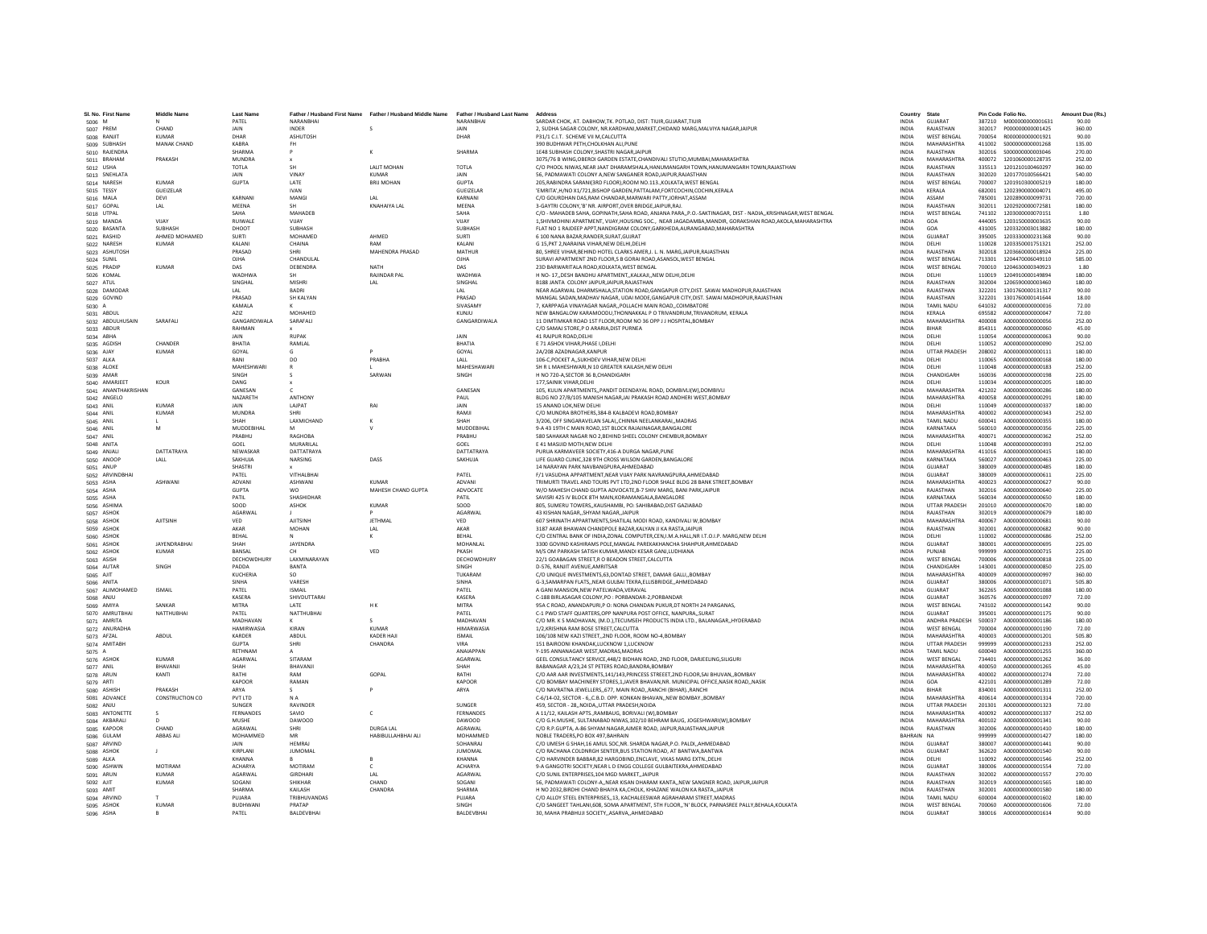| Sl. No. | First Name | Middle Name | Last Name | Father / Husband First Name | Father / Husband Middle Name | Father / Husband Last Name | Address | Country | State | Pin Code | Folio No. | Amount Due (Rs.) |
|---|---|---|---|---|---|---|---|---|---|---|---|---|
| 5006 | M | N | PATEL | NARANBHAI | | NARANBHAI | SARDAR CHOK, AT. DABHOW,TK. POTLAD, DIST: TIJUR,GUJARAT,TIJUR | INDIA | GUJARAT | 387210 | M000000000001631 | 90.00 |
| 5007 | PREM | CHAND | JAIN | INDER | S | JAIN | 2, SUDHA SAGAR COLONY, NR.KARDHANI,MARKET,CHIDAND MARG,MALVIYA NAGAR,JAIPUR | INDIA | RAJASTHAN | 302017 | P000000000001425 | 360.00 |
| 5008 | RANJIT | KUMAR | DHAR | ASHUTOSH | | DHAR | P31/1 C.I.T. SCHEME VII M,CALCUTTA | INDIA | WEST BENGAL | 700054 | R000000000001921 | 90.00 |
| 5009 | SUBHASH | MANAK CHAND | KABRA | FH | | | 390 BUDHWAR PETH,CHOLKHAN ALI,PUNE | INDIA | MAHARASHTRA | 411002 | S000000000001268 | 135.00 |
| 5010 | RAJENDRA | | SHARMA | P | K | SHARMA | 1E48 SUBHASH COLONY,SHASTRI NAGAR,JAIPUR | INDIA | RAJASTHAN | 302016 | S000000000003046 | 270.00 |
| 5011 | BRAHAM | PRAKASH | MUNDRA | x | | | 3075/76 B WING,OBEROI GARDEN ESTATE,CHANDIVALI STUTIO,MUMBAI,MAHARASHTRA | INDIA | MAHARASHTRA | 400072 | 1201060000128735 | 252.00 |
| 5012 | USHA | | TOTLA | SH | LALIT MOHAN | TOTLA | C/O PHOOL NIWAS,NEAR JAAT DHARAMSHALA,HANUMANGARH TOWN,HANUMANGARH TOWN,RAJASTHAN | INDIA | RAJASTHAN | 335513 | 1201210100460297 | 360.00 |
| 5013 | SNEHLATA | | JAIN | VINAY | KUMAR | JAIN | 56, PADMAWATI COLONY A,NEW SANGANER ROAD,JAIPUR,RAJASTHAN | INDIA | RAJASTHAN | 302020 | 1201770100566421 | 540.00 |
| 5014 | NARESH | KUMAR | GUPTA | LATE | BRIJ MOHAN | GUPTA | 205,RABINDRA SARANI(3RD FLOOR),ROOM NO.113.,KOLKATA,WEST BENGAL | INDIA | WEST BENGAL | 700007 | 1201910300005219 | 180.00 |
| 5015 | TESSY | GUEIZELAR | | IVAN | | GUEIZELAR | 'EMRITA',H/NO X1/721,BISHOP GARDEN,PATTALAM,FORTCOCHIN,COCHIN,KERALA | INDIA | KERALA | 682001 | 1202390000004071 | 495.00 |
| 5016 | MALA | DEVI | KARNANI | MANGI | LAL | KARNANI | C/O GOURDHAN DAS,RAM CHANDAR,MARWARI PATTY,JORHAT,ASSAM | INDIA | ASSAM | 785001 | 1202890000099731 | 720.00 |
| 5017 | GOPAL | LAL | MEENA | SH | KNAHAIYA LAL | MEENA | 3-GAYTRI COLONY,'B' NR. AIRPORT,OVER BRIDGE,JAIPUR,RAJ. | INDIA | RAJASTHAN | 302011 | 1202920000072581 | 180.00 |
| 5018 | UTPAL | | SAHA | MAHADEB | | SAHA | C/O - MAHADEB SAHA, GOPINATH,SAHA ROAD, ANJANA PARA,,P.O.-SAKTINAGAR, DIST - NADIA,,KRISHNAGAR,WEST BENGAL | INDIA | WEST BENGAL | 741102 | 1203000000070151 | 1.80 |
| 5019 | MANDA | VIJAY | RUIWALE | VIJAY | | VIJAY | 1,SHIVMOHINI APARTMENT, VIJAY,HOUSING SOC., NEAR JAGADAMBA,MANDIR, GORAKSHAN ROAD,AKOLA,MAHARASHTRA | INDIA | GOA | 444005 | 1203150000003635 | 90.00 |
| 5020 | BASANTA | SUBHASH | DHOOT | SUBHASH | | SUBHASH | FLAT NO 1 RAJDEEP APPT,NANDIGRAM COLONY,GARKHEDA,AURANGABAD,MAHARASHTRA | INDIA | GOA | 431005 | 1203320003013882 | 180.00 |
| 5021 | RASHID | AHMED MOHAMED | SURTI | MOHAMED | AHMED | SURTI | 6 100 NANA BAZAR,RANDER,SURAT,GUJRAT | INDIA | GUJARAT | 395005 | 1203330000231368 | 90.00 |
| 5022 | NARESH | KUMAR | KALANI | CHAINA | RAM | KALANI | G 15,PKT 2,NARAINA VIHAR,NEW DELHI,DELHI | INDIA | DELHI | 110028 | 1203350001751321 | 252.00 |
| 5023 | ASHUTOSH | | PRASAD | SHRI | MAHENDRA PRASAD | MATHUR | 80, SHREE VIHAR,BEHIND HOTEL CLARKS AMER,J. L. N. MARG,JAIPUR,RAJASTHAN | INDIA | RAJASTHAN | 302018 | 1203660000018924 | 225.00 |
| 5024 | SUNIL | | OJHA | CHANDULAL | | OJHA | SURAVI APARTMENT 2ND FLOOR,5 B GORAI ROAD,ASANSOL,WEST BENGAL | INDIA | WEST BENGAL | 713301 | 1204470006049110 | 585.00 |
| 5025 | PRADIP | KUMAR | DAS | DEBENDRA | NATH | DAS | 23D BARWARITALA ROAD,KOLKATA,WEST BENGAL | INDIA | WEST BENGAL | 700010 | 1204630000340923 | 1.80 |
| 5026 | KOMAL | | WADHWA | SH | RAJINDAR PAL | WADHWA | H NO- 17,,DESH BANDHU APARTMENT,,KALKAJI,,NEW DELHI,DELHI | INDIA | DELHI | 110019 | 1204910000149894 | 180.00 |
| 5027 | ATUL | | SINGHAL | MISHRI | LAL | SINGHAL | B188 JANTA COLONY JAIPUR,JAIPUR,RAJASTHAN | INDIA | RAJASTHAN | 302004 | 1206590000003460 | 180.00 |
| 5028 | DAMODAR | | LAL | BADRI | | LAL | NEAR AGARWAL DHARMSHALA,STATION ROAD,GANGAPUR CITY,DIST. SAWAI MADHOPUR,RAJASTHAN | INDIA | RAJASTHAN | 322201 | 1301760000131317 | 90.00 |
| 5029 | GOVIND | | PRASAD | SH KALYAN | | PRASAD | MANGAL SADAN,MADHAV NAGAR, UDAI MODE,GANGAPUR CITY,DIST. SAWAI MADHOPUR,RAJASTHAN | INDIA | RAJASTHAN | 322201 | 1301760000141644 | 18.00 |
| 5030 | A | | KAMALA | K | | SIVASAMY | 7, KARPPAGA VINAYAGAR NAGAR,,POLLACHI MAIN ROAD,,COIMBATORE | INDIA | TAMIL NADU | 641032 | A000000000000016 | 72.00 |
| 5031 | ABDUL | | AZIZ | MOHAHED | | KUNJU | NEW BANGALOW KARAMOODU,THONNAKKAL P O TRIVANDRUM,TRIVANDRUM, KERALA | INDIA | KERALA | 695582 | A000000000000047 | 72.00 |
| 5032 | ABDULHUSAIN | SARAFALI | GANGARDIWALA | SARAFALI | | GANGARDIWALA | 11 DIMTIMKAR ROAD 1ST FLOOR,ROOM NO 36 OPP J J HOSPITAL,BOMBAY | INDIA | MAHARASHTRA | 400008 | A000000000000056 | 252.00 |
| 5033 | ABDUR | | RAHMAN | x | | | C/O SAMAJ STORE,P O ARARIA,DIST PURNEA | INDIA | BIHAR | 854311 | A000000000000060 | 45.00 |
| 5034 | ABHA | | JAIN | RUPAK | | JAIN | 41 RAJPUR ROAD,DELHI | INDIA | DELHI | 110054 | A000000000000063 | 90.00 |
| 5035 | AGDISH | CHANDER | BHATIA | RAMLAL | | BHATIA | E 71 ASHOK VIHAR,PHASE I,DELHI | INDIA | DELHI | 110052 | A000000000000090 | 252.00 |
| 5036 | AJAY | KUMAR | GOYAL | G | P | GOYAL | 2A/208 AZADNAGAR,KANPUR | INDIA | UTTAR PRADESH | 208002 | A000000000000111 | 180.00 |
| 5037 | ALKA | | RANI | DO | PRABHA | LALL | 106-C,POCKET A,,SUKHDEV VIHAR,NEW DELHI | INDIA | DELHI | 110065 | A000000000000168 | 180.00 |
| 5038 | ALOKE | | MAHESHWARI | R | L | MAHESHAWARI | SH R L MAHESHWARI,N 10 GREATER KAILASH,NEW DELHI | INDIA | DELHI | 110048 | A000000000000183 | 252.00 |
| 5039 | AMAR | | SINGH | S | SARWAN | SINGH | H NO 720-A,SECTOR 36 B,CHANDIGARH | INDIA | CHANDIGARH | 160036 | A000000000000198 | 225.00 |
| 5040 | AMARJEET | KOUR | DANG | x | | | 177,SAINIK VIHAR,DELHI | INDIA | DELHI | 110034 | A000000000000205 | 180.00 |
| 5041 | ANANTHAKRISHAN | | GANESAN | C | | GANESAN | 105, KULIN APARTMENTS,,PANDIT DEENDAYAL ROAD, DOMBIVLI(W),DOMBIVLI | INDIA | MAHARASHTRA | 421202 | A000000000000286 | 180.00 |
| 5042 | ANGELO | | NAZARETH | ANTHONY | | PAUL | BLDG NO 27/B/105 MANISH NAGAR,JAI PRAKASH ROAD ANDHERI WEST,BOMBAY | INDIA | MAHARASHTRA | 400058 | A000000000000291 | 180.00 |
| 5043 | ANIL | KUMAR | JAIN | LAJPAT | RAI | JAIN | 15 ANAND LOK,NEW DELHI | INDIA | DELHI | 110049 | A000000000000337 | 180.00 |
| 5044 | ANIL | KUMAR | MUNDRA | SHRI | | RAMJI | C/O MUNDRA BROTHERS,384-B KALBADEVI ROAD,BOMBAY | INDIA | MAHARASHTRA | 400002 | A000000000000343 | 252.00 |
| 5045 | ANIL | L | SHAH | LAXMICHAND | K | SHAH | 3/206, OFF SINGARAVELAN SALAI,,CHINNA NEELANKARAI,,MADRAS | INDIA | TAMIL NADU | 600041 | A000000000000355 | 180.00 |
| 5046 | ANIL | M | MUDDEBIHAL | M | V | MUDDEBIHAL | 9-A 43 19TH C MAIN ROAD,1ST BLOCK RAJAJINAGAR,BANGALORE | INDIA | KARNATAKA | 560010 | A000000000000356 | 225.00 |
| 5047 | ANIL | | PRABHU | RAGHOBA | | PRABHU | 580 SAHAKAR NAGAR NO 2,BEHIND SHEEL COLONY CHEMBUR,BOMBAY | INDIA | MAHARASHTRA | 400071 | A000000000000362 | 252.00 |
| 5048 | ANITA | | GOEL | MURARILAL | | GOEL | E 41 MASJID MOTH,NEW DELHI | INDIA | DELHI | 110048 | A000000000000393 | 252.00 |
| 5049 | ANJALI | DATTATRAYA | NEWASKAR | DATTATRAYA | | DATTATRAYA | PURUA KARMAVEER SOCIETY,416-A DURGA NAGAR,PUNE | INDIA | MAHARASHTRA | 411016 | A000000000000415 | 180.00 |
| 5050 | ANOOP | LALL | SAKHUJA | NARSING | DASS | SAKHUJA | LIFE GUARD CLINIC,328 9TH CROSS WILSON GARDEN,BANGALORE | INDIA | KARNATAKA | 560027 | A000000000000463 | 225.00 |
| 5051 | ANUP | | SHASTRI | x | | | 14 NARAYAN PARK NAVBANGPURA,AHMEDABAD | INDIA | GUJARAT | 380009 | A000000000000485 | 180.00 |
| 5052 | ARVINDBHAI | | PATEL | VITHALBHAI | | PATEL | F/1 VASUDHA APPARTMENT,NEAR VIJAY PARK NAVRANGPURA,AHMEDABAD | INDIA | GUJARAT | 380009 | A000000000000611 | 225.00 |
| 5053 | ASHA | ASHWANI | ADVANI | ASHWANI | KUMAR | ADVANI | TRIMURTI TRAVEL AND TOURS PVT LTD,2ND FLOOR SHALE BLDG 28 BANK STREET,BOMBAY | INDIA | MAHARASHTRA | 400023 | A000000000000627 | 90.00 |
| 5054 | ASHA | | GUPTA | WO | MAHESH CHAND GUPTA | ADVOCATE | W/O MAHESH CHAND GUPTA ADVOCATE,B-7 SHIV MARG, BANI PARK,JAIPUR | INDIA | RAJASTHAN | 302016 | A000000000000640 | 225.00 |
| 5055 | ASHA | | PATIL | SHASHIDHAR | | PATIL | SAVISRI 425 IV BLOCK 8TH MAIN,KORAMANGALA,BANGALORE | INDIA | KARNATAKA | 560034 | A000000000000650 | 180.00 |
| 5056 | ASHIMA | | SOOD | ASHOK | KUMAR | SOOD | 805, SUMERU TOWERS,,KAUSHAMBI, PO: SAHIBABAD,DIST GAZIABAD | INDIA | UTTAR PRADESH | 201010 | A000000000000670 | 180.00 |
| 5057 | ASHOK | | AGARWAL | J | P | AGARWAL | 43 KISHAN NAGAR,,SHYAM NAGAR,,JAIPUR | INDIA | RAJASTHAN | 302019 | A000000000000679 | 180.00 |
| 5058 | ASHOK | AJITSINH | VED | AJITSINH | JETHMAL | VED | 607 SHRINATH APPARTMENTS,SHATILAL MODI ROAD, KANDIVALI W,BOMBAY | INDIA | MAHARASHTRA | 400067 | A000000000000681 | 90.00 |
| 5059 | ASHOK | | AKAR | MOHAN | LAL | AKAR | 3187 AKAR BHAWAN CHANDPOLE BAZAR,KALYAN JI KA RASTA,JAIPUR | INDIA | RAJASTHAN | 302001 | A000000000000682 | 90.00 |
| 5060 | ASHOK | | BEHAL | N | K | BEHAL | C/O CENTRAL BANK OF INDIA,ZONAL COMPUTER,CEN,I.M.A.HALL,NR I.T.O.I.P. MARG,NEW DELHI | INDIA | DELHI | 110002 | A000000000000686 | 252.00 |
| 5061 | ASHOK | JAYENDRABHAI | SHAH | JAYENDRA | | MOHANLAL | 3300 GOVIND KASHIRAMS POLE,MANGAL PAREKAKHANCHA SHAHPUR,AHMEDABAD | INDIA | GUJARAT | 380001 | A000000000000695 | 225.00 |
| 5062 | ASHOK | KUMAR | BANSAL | CH | VED | PKASH | M/S OM PARKASH SATISH KUMAR,MANDI KESAR GANJ,LUDHIANA | INDIA | PUNJAB | 999999 | A000000000000715 | 225.00 |
| 5063 | ASISH | | DECHOWDHURY | LAXMINARAYAN | | DECHOWDHURY | 22/1 GOABAGAN STREET,R O BEADON STREET,CALCUTTA | INDIA | WEST BENGAL | 700006 | A000000000000818 | 225.00 |
| 5064 | AUTAR | SINGH | PADDA | BANTA | | SINGH | D-576, RANJIT AVENUE,AMRITSAR | INDIA | CHANDIGARH | 143001 | A000000000000850 | 225.00 |
| 5065 | AJIT | | KUCHERIA | SO | | TUKARAM | C/O UNIQUE INVESTMENTS,63,DONTAD STREET, DAMAR GALLI,,BOMBAY | INDIA | MAHARASHTRA | 400009 | A000000000000997 | 360.00 |
| 5066 | ANITA | | SINHA | VARESH | | SINHA | G-3,SAMARPAN FLATS,,NEAR GULBAI TEKRA,ELLISBRIDGE,,AHMEDABAD | INDIA | GUJARAT | 380006 | A000000000001071 | 505.80 |
| 5067 | ALIMOHAMED | ISMAIL | PATEL | ISMAIL | | PATEL | A GANI MANSION,NEW PATELWADA,VERAVAL | INDIA | GUJARAT | 362265 | A000000000001088 | 180.00 |
| 5068 | ANJU | | KASERA | SHIVDUTTARAI | | KASERA | C-188 BIRLASAGAR COLONY,PO : PORBANDAR-2,PORBANDAR | INDIA | GUJARAT | 360576 | A000000000001097 | 72.00 |
| 5069 | AMIYA | SANKAR | MITRA | LATE | H K | MITRA | 95A C ROAD, ANANDAPURI,P O: NONA CHANDAN PUKUR,DT NORTH 24 PARGANAS, | INDIA | WEST BENGAL | 743102 | A000000000001142 | 90.00 |
| 5070 | AMRUTBHAI | NATTHUBHAI | PATEL | NATTHUBHAI | | PATEL | C-1 PWD STAFF QUARTERS,OPP NANPURA POST OFFICE, NANPURA,,SURAT | INDIA | GUJARAT | 395001 | A000000000001175 | 90.00 |
| 5071 | AMRITA | | MADHAVAN | K | S | MADHAVAN | C/O MR. K S MADHAVAN, (M.D.),TECUMSEH PRODUCTS INDIA LTD., BALANAGAR,,HYDERABAD | INDIA | ANDHRA PRADESH | 500037 | A000000000001186 | 180.00 |
| 5072 | ANURADHA | | HAMIRWASIA | KIRAN | KUMAR | HIMARWASIA | 1/2,KRISHNA RAM BOSE STREET,CALCUTTA | INDIA | WEST BENGAL | 700004 | A000000000001190 | 72.00 |
| 5073 | AFZAL | ABDUL | KARDER | ABDUL | KADER HAJI | ISMAIL | 106/108 NEW KAZI STREET,,2ND FLOOR, ROOM NO-4,BOMBAY | INDIA | MAHARASHTRA | 400003 | A000000000001201 | 505.80 |
| 5074 | AMITABH | | GUPTA | SHRI | CHANDRA | VIRA | 151 BAIROONI KHANDAK,LUCKNOW 1,LUCKNOW | INDIA | UTTAR PRADESH | 999999 | A000000000001233 | 252.00 |
| 5075 | A | | RETHNAM | A | | ANAIAPPAN | Y-195 ANNANAGAR WEST,MADRAS,MADRAS | INDIA | TAMIL NADU | 600040 | A000000000001255 | 360.00 |
| 5076 | ASHOK | KUMAR | AGARWAL | SITARAM | | AGARWAL | GEEL CONSULTANCY SERVICE,448/2 BIDHAN ROAD, 2ND FLOOR, DARJEELING,SILIGURI | INDIA | WEST BENGAL | 734401 | A000000000001262 | 36.00 |
| 5077 | ANIL | BHAVANJI | SHAH | BHAVANJI | | SHAH | BABANAGAR A/23,24 ST PETERS ROAD,BANDRA,BOMBAY | INDIA | MAHARASHTRA | 400050 | A000000000001265 | 45.00 |
| 5078 | ARUN | KANTI | RATHI | RAM | GOPAL | RATHI | C/O AAR AAR INVESTMENTS,141/143,PRINCESS STREEET,2ND FLOOR,SAI BHUVAN,,BOMBAY | INDIA | MAHARASHTRA | 400002 | A000000000001274 | 72.00 |
| 5079 | ARTI | | KAPOOR | RAMAN | | KAPOOR | C/O BOMBAY MACHINERY STORES,1,JAVER BHAVAN,NR. MUNICIPAL OFFICE,NASIK ROAD,,NASIK | INDIA | GOA | 422101 | A000000000001289 | 72.00 |
| 5080 | ASHISH | PRAKASH | ARYA | S | P | ARYA | C/O NAVRATNA JEWELLERS,,677, MAIN ROAD,,RANCHI (BIHAR),,RANCHI | INDIA | BIHAR | 834001 | A000000000001311 | 252.00 |
| 5081 | ADVANCE | CONSTRUCTION CO | PVT LTD | N A | | | C-6/14-02, SECTOR - 6,,C.B.D. OPP. KONKAN BHAVAN,,NEW BOMBAY,,BOMBAY | INDIA | MAHARASHTRA | 400614 | A000000000001314 | 720.00 |
| 5082 | ANJU | | SUNGER | RAVINDER | | SUNGER | 459, SECTOR - 28,,NOIDA,,UTTAR PRADESH,NOIDA | INDIA | UTTAR PRADESH | 201301 | A000000000001323 | 72.00 |
| 5083 | ANTONETTE | S | FERNANDES | SAVIO | C | FERNANDES | A 11/12, KAILASH APTS.,RAMBAUG, BORIVALI (W),BOMBAY | INDIA | MAHARASHTRA | 400092 | A000000000001337 | 252.00 |
| 5084 | AKBARALI | D | MUSHE | DAWOOD | | DAWOOD | C/O G.H.MUSHE, SULTANABAD NIWAS,102/10 BEHRAM BAUG, JOGESHWARI(W),BOMBAY | INDIA | MAHARASHTRA | 400102 | A000000000001341 | 90.00 |
| 5085 | KAPOOR | CHAND | AGRAWAL | SHRI | DURGA LAL | AGRAWAL | C/O R.P.GUPTA, A-86 SHYAM NAGAR,AJMER ROAD, JAIPUR,RAJASTHAN,JAIPUR | INDIA | RAJASTHAN | 302006 | A000000000001410 | 180.00 |
| 5086 | GULAM | ABBAS ALI | MOHAMMED | MR | HABIBULLAHBHAI ALI | MOHAMMED | NOBLE TRADERS,PO BOX 497,BAHRAIN | BAHRAIN | NA | 999999 | A000000000001427 | 180.00 |
| 5087 | ARVIND | | JAIN | HEMRAJ | | SOHANRAJ | C/O UMESH G SHAH,16 AMUL SOC,NR. SHARDA NAGAR,P.O. PALDI,,AHMEDABAD | INDIA | GUJARAT | 380007 | A000000000001441 | 90.00 |
| 5088 | ASHOK | J | KIRPLANI | JUMOMAL | | JUMOMAL | C/O RACHANA COLDNRGH SENTER,BUS STATION ROAD, AT BANTWA,BANTWA | INDIA | GUJARAT | 362620 | A000000000001540 | 90.00 |
| 5089 | ALKA | | KHANNA | B | B | KHANNA | C/O HARVINDER BABBAR,82 HARGOBIND,ENCLAVE, VIKAS MARG EXTN.,DELHI | INDIA | DELHI | 110092 | A000000000001546 | 252.00 |
| 5090 | ASHWIN | MOTIRAM | ACHARYA | MOTIRAM | C | ACHARYA | 9-A GANGOTRI SOCIETY,NEAR L D ENGG COLLEGE GULBAITEKRA,AHMEDABAD | INDIA | GUJARAT | 380006 | A000000000001554 | 72.00 |
| 5091 | ARUN | KUMAR | AGARWAL | GIRDHARI | LAL | AGARWAL | C/O SUNIL ENTERPRISES,104 MGD MARKET,,JAIPUR | INDIA | RAJASTHAN | 302002 | A000000000001557 | 270.00 |
| 5092 | AJIT | KUMAR | SOGANI | SHIKHAR | CHAND | SOGANI | 56, PADMAWATI COLONY-A,,NEAR KISAN DHARAM KANTA,,NEW SANGNER ROAD, JAIPUR,JAIPUR | INDIA | RAJASTHAN | 302019 | A000000000001565 | 180.00 |
| 5093 | AMIT | | SHARMA | KAILASH | CHANDRA | SHARMA | H NO 2032,BIRDHI CHAND BHAIYA KA,CHOLK, KHAZANE WALON KA RASTA,,JAIPUR | INDIA | RAJASTHAN | 302001 | A000000000001580 | 180.00 |
| 5094 | ARVIND | T | PUJARA | TRIBHUVANDAS | | PUJARA | C/O ALLOY STEEL ENTERPRISES,,13, KACHALEESWAR AGRAHARAM STREET,MADRAS | INDIA | TAMIL NADU | 600004 | A000000000001602 | 180.00 |
| 5095 | ASHOK | KUMAR | BUDHWANI | PRATAP | | SINGH | C/O SANGEET TAHLANI,608, SOMA APARTMENT, 5TH FLOOR,,'N' BLOCK, PARNASREE PALLY,BEHALA,KOLKATA | INDIA | WEST BENGAL | 700060 | A000000000001606 | 72.00 |
| 5096 | ASHA | B | PATEL | BALDEVBHAI | | BALDEVBHAI | 30, MAHA PRABHUJI SOCIETY,,ASARVA,,AHMEDABAD | INDIA | GUJARAT | 380016 | A000000000001614 | 90.00 |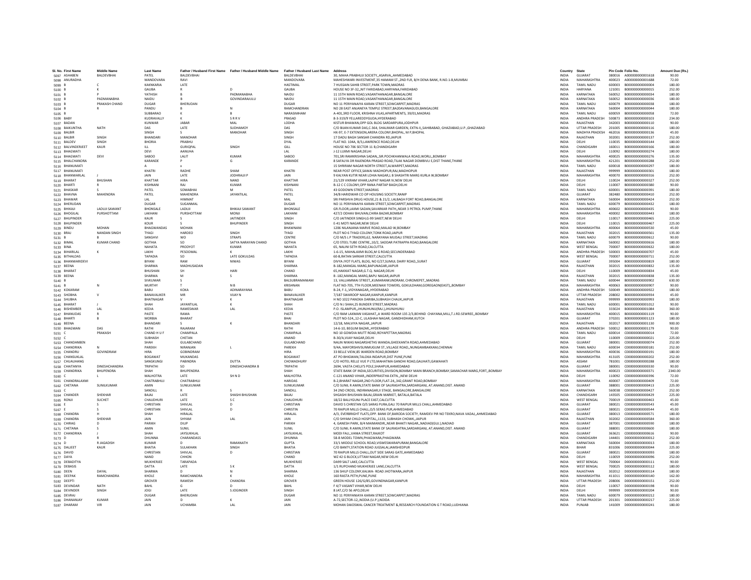| Sl. No. | First Name | Middle Name | Last Name | Father / Husband First Name | Father / Husband Middle Name | Father / Husband Last Name | Address | Country | State | Pin Code | Folio No. | Amount Due (Rs.) |
|---|---|---|---|---|---|---|---|---|---|---|---|---|
| 5097 | ASHABEN | BALDEVBHAI | PATEL | BALDEVBHAI | | BALDEVBHAI | 30, MAHA PRABHUJI SOCIETY,,ASARVA,,AHMEDABAD | INDIA | GUJARAT | 380016 | A000000000001618 | 90.00 |
| 5098 | ANURADHA | | MANDOVARA | RAVI | | MANDOVARA | MAHESHWARI INVESTMENT,35 HAMAM ST.,2ND FLR, B/H DENA BANK, R.NO.1-B,MUMBAI | INDIA | MAHARASHTRA | 400023 | A000000000001688 | 72.00 |
| 5099 | B | C | KAKNKARIA | LATE | | HASTIMAL | 7 HUSSAIN SAHIB STREET,PARK TOWN,MADRAS | INDIA | TAMIL NADU | 600003 | B000000000000004 | 180.00 |
| 5100 | B | K | GAUBA | R | D | GAUBA | HOUSE NO 3F-32,,NIT FARIDABAD,HARYANA,FARIDABAD | INDIA | HARYANA | 121001 | B000000000000015 | 252.00 |
| 5101 | B | P | YATHISH | B | PADMANABHA | NAIDU | 11 15TH MAIN ROAD,VASANTHANAGAR,BANGALORE | INDIA | KARNATAKA | 560052 | B000000000000034 | 180.00 |
| 5102 | B | PADMANABHA | NAIDU | B | GOVINDARAJULU | NAIDU | 11 15TH MAIN ROAD,VASANTHANAGAR,BANGALORE | INDIA | KARNATAKA | 560052 | B000000000000036 | 180.00 |
| 5103 | B | PRAKASH CHAND | DUGAR | BHERUDAN | | DUGAR | NO 11 PERIYANAIYA KARAN STREET,SOWCARPET,MADRAS | INDIA | TAMIL NADU | 600079 | B000000000000038 | 180.00 |
| 5104 | B | R | PANDU | B | N | RAMCHANDRAN | NO 28 EAST ANJANEYA TEMPLE STREET,BA20AVANAGUDI,BANGALORE | INDIA | KARNATAKA | 560004 | B000000000000044 | 180.00 |
| 5105 | B | | SUBBARAO | K | B | NARASIMHAM | A-401,3RD FLOOR, KRISHNA VILAS,APARTMENTS, 39/01,MADRAS | INDIA | TAMIL NADU | 600059 | B000000000000058 | 72.00 |
| 5106 | BABY | | KUDRAVALLY | K | S R R V | PRASAD | 8-3-319/9 YELLAREDDYGUDA,HYDERABAD | INDIA | ANDHRA PRADESH | 500873 | B000000000000103 | 234.00 |
| 5107 | BADAN | | KUNWAR | JABAR | MAL | LODHA | KISTUR BHAWAN,OPP GOL BLDG SARDARPURA,JODHPUR | INDIA | RAJASTHAN | 342003 | B000000000000110 | 90.00 |
| 5108 | BAIKUNTHA | NATH | DAS | LATE | SUDHAMOY | DAS | C/O BIJAN KUMAR DAS,C-364, SHALIMAR GARDEN, EXTN-II,,SAHIBABAD, GHAZIABAD,U.P.,GHAZIABAD | INDIA | UTTAR PRADESH | 201005 | B000000000000116 | 180.00 |
| 5109 | BALBIR | | SINGH | S | MANOHAR | SINGH | HX-97, E-7 EXTENSION,ARERA COLONY,BHOPAL, M P,BHOPAL | INDIA | MADHYA PRADESH | 462016 | B000000000000136 | 45.00 |
| 5110 | BALBIR | SINGH | BHANDARI | MANOHAR | | SINGH | 17 DADU BAGH SANSAR CHANDRA RD,JAIPUR | INDIA | RAJASTHAN | 302001 | B000000000000137 | 252.00 |
| 5111 | BALDEV | SINGH | BHORIA | PRABHU | | DYAL | FLAT NO. 104A, B/3,LAWRENCE ROAD,DELHI | INDIA | DELHI | 110035 | B000000000000144 | 180.00 |
| 5112 | BALVINDERJEET | KAUR | ILL | GURIQPAL | SINGH | GILL | HOUSE NO 706 SECTOR 11 B,CHANDIGARH | INDIA | CHANDIGARH | 160011 | B000000000000166 | 180.00 |
| 5113 | BHAGWATI | | DEVI | AANUHA | | LAL | J-12 LUXMI NAGAR,DELHI | INDIA | DELHI | 110092 | B000000000000274 | 180.00 |
| 5114 | BHAGWATI | DEVI | SABOO | LALIT | KUMAR | SABOO | 701,SRI RAMKRISHNA SADAN,,SIR.POCHKHANWALA ROAD,WORLI,,BOMBAY | INDIA | MAHARASHTRA | 400025 | B000000000000276 | 135.00 |
| 5115 | BHALCHANDRA | | KARANDE | P | G | KARANDE | 8 SAFALYA DR RAJENDRA PRASAD ROAD,TILAK NAGAR DOMBIVLI E,DIST THANE,THANE | INDIA | MAHARASHTRA | 421201 | B000000000000288 | 252.00 |
| 5116 | BHANUMATI | | A | x | | | 15 SHRIRAM NAGAR NORTH STREET,ALWARPET,MADRAS | INDIA | TAMIL NADU | 600018 | B000000000000297 | 180.00 |
| 5117 | BHANUMATI | | KHATRI | RADHE | SHAM | KHATRI | NEAR POST OFFICE,SAWAI MADHOPUR,RAJ,MADHOPUR | INDIA | RAJASTHAN | 999999 | B000000000000301 | 180.00 |
| 5118 | BHANWARLAL | J | JAIN | LATE | JODHRAJJI P | JAIN | 9 KALYAN KUTIR NEAR LOHIA NAGAR,L B SHASHTRI MARG KURLA W,BOMBAY | INDIA | MAHARASHTRA | 400070 | B000000000000316 | 252.00 |
| 5119 | BHARAT | BHUSHAN | KHATTAR | HIRA | NAND | KHATTAR | 21/129 VIKRAM VIHAR,LAJPAT NAGAR IV,NEW DELHI | INDIA | DELHI | 110024 | B000000000000327 | 252.00 |
| 5120 | BHARTI | R | KISHNANI | RAJ | KUMAR | KISHNANI | B-12 C C COLONY,OPP RANA PARTAP BAGH,DELHI | INDIA | DELHI | 110007 | B000000000000380 | 90.00 |
| 5121 | BHASKAR | S | PATEL | SOMABHAI | M | PATEL | 43 GODOWN STREET,MADRAS | INDIA | TAMIL NADU | 600001 | B000000000000391 | 180.00 |
| 5122 | BHAVNA | MAHENDRA | PATEL | MAHENDRA | JAYANTILAL | PATEL | 34/B HARIDWAR CO OP HOUSING SOCIETY,RANIP | INDIA | GUJARAT | 382480 | B000000000000410 | 252.00 |
| 5123 | BHAWAR | | LAL | HIMMAT | | MAL | SRI PARSHVA DRUG HOUSE,21 & 21/2, LALBAGH FORT ROAD,BANGALORE | INDIA | KARNATAKA | 560004 | B000000000000424 | 252.00 |
| 5124 | BHERUDAN | | DUGAR | SUGANMAL | | DUGAR | NO 11 PERIYANAIYA KARAN STREET,SOWCARPET,MADRAS | INDIA | TAMIL NADU | 600079 | B000000000000432 | 180.00 |
| 5125 | BHIKAJI | LADUJI SAWANT | BHONSALE | LADUJI | BHIKAJI SAWANT | BHONSALE | GR.FLOOR,LAXMI SADAN,SAVARKAR PATH,,NEAR 3 PETROL PUMP,THANE | INDIA | MAHARASHTRA | 400602 | B000000000000435 | 90.00 |
| 5126 | BHOGILAL | PURSHOTTAM | LAKHANI | PURSHOTTAM | MONJI | LAKHANI | 427/2 ODHAV BHUVAN,CHIRA BAZAR,BOMBAY | INDIA | MAHARASHTRA | 400002 | B000000000000443 | 180.00 |
| 5127 | BHUPINDER | | KAUR | S | JAITINDER | SINGH | C/O JAITINDER SINGH,G-99 SAKET,NEW DELHI | INDIA | DELHI | 110017 | B000000000000465 | 225.00 |
| 5128 | BHUPINDER | | KOUR | S | BHUPINDER | SINGH | E-41 MOTI NAGAR,NEW DELHI | INDIA | DELHI | 110015 | B000000000000467 | 225.00 |
| 5129 | BINDU | MOHAN | BHAGWANDAS | MOHAN | | BHAWNANI | 1206 NILANJANA MARVE ROAD,MALAD W,BOMBAY | INDIA | MAHARASHTRA | 400064 | B000000000000530 | 45.00 |
| 5130 | BRAJ | NANDAN SINGH | TYAGI | HARDEO | SINGH | TYAGI | PLOT NO 6 TYAGI COLONY,TONK ROAD,JAIPUR | INDIA | RAJASTHAN | 302015 | B000000000000561 | 135.00 |
| 5131 | B | B | SANGHVI | WO | STRAPS | CENTRE | C/O M/S L P TRADERS,62, NARAYANA MUDALI STREET,MADRAS | INDIA | TAMIL NADU | 600079 | B000000000000612 | 90.00 |
| 5132 | BIMAL | KUMAR CHAND | GOTHIA | SO | SATYA NARAYAN CHAND | GOTHIA | C/O STEEL TUBE CENTRE,,10/2, SADDAR PATRAPPA ROAD,BANGALORE | INDIA | KARNATAKA | 560002 | B000000000000616 | 180.00 |
| 5133 | BINA | | NAHATA | PRODYOT | KUMAR | NAHATA | 65, NALINI SETH ROAD,CALCUTTA | INDIA | WEST BENGAL | 700007 | B000000000000632 | 180.00 |
| 5134 | BIHARILAL | K | LAKHI | PESOOMAL | K | LAKHI | 1-6-15, MAHALAXMI BLDG,M G ROAD,SECUNDERABAD | INDIA | ANDHRA PRADESH | 500003 | B000000000000707 | 45.00 |
| 5135 | BITHALDAS | | TAPADIA | SO | LATE GOKULDAS | TAPADIA | 60-B,RATAN SARKAR STREET,CALCUTTA | INDIA | WEST BENGAL | 700007 | B000000000000711 | 252.00 |
| 5136 | BHANWARIDEVI | | BIYANI | RAM | NIWAS | BIYANI | DIVYA JYOT FLATS, BLDG, NO E/27,SUMUL DAIRY ROAD,,SURAT | INDIA | GUJARAT | 395004 | B000000000000819 | 180.00 |
| 5137 | BEENA | | SHARMA | MADHUSADAN | | SHARMA | B-182,MANGAL MARG,BAPUNAGAR,JAIPUR | INDIA | RAJASTHAN | 302015 | B000000000000832 | 135.00 |
| 5138 | BHARAT | | BHUSHAN | SH | HARI | CHAND | 65,HAKIKAT NAGAR,G.T.Q. NAGAR,DELHI | INDIA | DELHI | 110009 | B000000000000834 | 45.00 |
| 5139 | BEENA | | SHARMA | M | S | SHARMA | B -182,MANGAL MARG,BAPU NAGAR,JAIPUR | INDIA | RAJASTHAN | 302015 | B000000000000838 | 135.00 |
| 5140 | B | | SIVKUMAR | S | | BALSUBRAMANIAM | 13, VALLIAMMAI STREET,,KUMARANKUNDRAM, CHROMEPET,,MADRAS | INDIA | TAMIL NADU | 600044 | B000000000000902 | 630.00 |
| 5141 | B | N | MURTHY | T | N B | KRISHNAN | FLAT NO-705, 7TH FLOOR,MEENAXI TOWERS, GOKULDHAM,GOREGAON(EAST),,BOMBAY | INDIA | MAHARASHTRA | 400063 | B000000000000907 | 90.00 |
| 5142 | KOKARAM | | BABU | KOKA | ADINARAYANA | BABU | B-24, F-1,,VIDYANAGAR,,HYDERABAD | INDIA | ANDHRA PRADESH | 500049 | B000000000000922 | 180.00 |
| 5143 | SHOBHA | V | BANAVALIKER | MR | VIJAY N | BANAVALIKER | 7/187 SWAROOP NAGAR,KANPUR,KANPUR | INDIA | UTTAR PRADESH | 208002 | B000000000000934 | 45.00 |
| 5144 | SHUBHA | | BHATNAGAR | V | K | BHATNAGAR | H NO 1022 PANOKA DARIBA,SUBHASH CHAUK,JAIPUR | INDIA | RAJASTHAN | 999999 | B000000000000993 | 180.00 |
| 5145 | BHARAT | J | SHAH | JAYANTILAL | K | SHAH | C/O N J SHAH,25 BUNDER STREET,MADRAS | INDIA | TAMIL NADU | 600001 | B000000000001012 | 90.00 |
| 5146 | BISHEMBER | LAL | KEDIA | RAMESWAR | LAL | KEDIA | P.O. ISLAMPUR,,JHUNJHUNU(RAJ.),JHUNJHUNU | INDIA | RAJASTHAN | 333024 | B000000000001084 | 360.00 |
| 5147 | BHANUDAS | R | PASTE | RAMA | | PASTE | C/O RAM LAXMAN VASAHAT,,A WARD ROOM 135 2/3,BEHIND CHAYANA,MILL,T.J.RD.SEWREE,,BOMBAY | INDIA | MAHARASHTRA | 400015 | B000000000001119 | 90.00 |
| 5148 | BHARTI | B | MORBIA | BHARAT | | BHAI | PLOT NO-524,,12-C, LILASHAH NAGAR, GANDHIDHAM,KUTCH | INDIA | GUJARAT | 370201 | B000000000001123 | 180.00 |
| 5149 | BEENA | | BHANDARI | S | K | BHANDARI | 12/18, MALVIYA NAGAR,,JAIPUR | INDIA | RAJASTHAN | 302017 | B000000000001130 | 900.00 |
| 5150 | BHAGWAN | DAS | RATHI | RAJARAM | | RATHI | 14-6-10, BEGUM BAZAR,,HYDERABAD | INDIA | ANDHRA PRADESH | 500012 | B000000000001179 | 90.00 |
| 5151 | C | PRAKASH | CHAND H U F | CHAMPALA | | CHAMPALA | NO 10 GOWDIA MUTT ROAD,ROYAPETTAH,MADRAS | INDIA | TAMIL NADU | 600014 | C000000000000014 | 72.00 |
| 5152 | C | | SUBHASH | CHETAN | | ANAND | B-30/A,VIJAY NAGAR,DELHI | INDIA | DELHI | 110009 | C000000000000021 | 225.00 |
| 5153 | CHANDANBEN | | SHAH | GULABCHAND | | GULABCHAND | NALIN NIWAS NAGARSHETHS WANDA,GHEEKANTA ROAD,AHMEDABAD | INDIA | GUJARAT | 380001 | C000000000000074 | 252.00 |
| 5154 | CHANDRIKA | N | PAREKH | NIRANJAN | L | PAREKH | 9/4A, MAYORSHIVSUNMUGUM ST.,VILLAGE ROAD,,NUNGAMBAKKAM,CHENNAI | INDIA | TAMIL NADU | 600034 | C000000000000181 | 252.00 |
| 5155 | CHANDRU | GOVINDRAM | HIRA | GOBINDRAM | | HIRA | 33 BELLE VIEW,85 WARDEN ROAD,BOMBAY | INDIA | MAHARASHTRA | 400036 | C000000000000191 | 180.00 |
| 5156 | CHANSUKLAL | | BOGAWAT | MUKANDAS | | BOGAWAT | AT PO BHIGWAN,TALOKA INDAPUR,DIST PUNE,PUNE | INDIA | MAHARASHTRA | 413105 | C000000000000202 | 252.00 |
| 5157 | CHUAUHANG | | SANGKUNGI | PABINDRA | DUTTA | CHOWADHURY | C/O HOTEL RELLE VUE P LTD,MAHATMA GANDHI ROAD,GAUHATI,GAWAHATI | INDIA | ASSAM | 781001 | C000000000000288 | 180.00 |
| 5158 | CHAITANYA | DINESHCHANDRA | TRIPATHI | SO | DINESHCHANDRA B | TRIPATHI | 2694, VASTA CHELJI'S POLE,SHAHPUR,AHMEDABAD | INDIA | GUJARAT | 380001 | C000000000000330 | 90.00 |
| 5159 | CHANDRIKA | BHUPENDRA | SHAH | BHUPENDRA | | SHAH | STATE BANK OF INDIA,SECURITIES,DIVISION,BOMBAY MAIN BRANCH,BOMBAY,SAMACHAR MARG,FORT,,BOMBAY | INDIA | MAHARASHTRA | 400023 | C000000000000371 | 2340.00 |
| 5160 | C | L | MALHOTRA | LATE | SH N D | MALHOTRA | C-121 ANAND VIHAR,,INDERPRASTHA EXTN.,,NEW DELHI | INDIA | DELHI | 110092 | C000000000000396 | 72.00 |
| 5161 | CHANDRALAXMI | | CHATRABHUJ | CHATRABHUJ | | HARIDAS | B-2,BHARAT NAGAR,2ND FLOOR,FLAT-24,,342,GRANT ROAD,BOMBAY | INDIA | MAHARASHTRA | 400007 | C000000000000409 | 72.00 |
| 5162 | CHETANA | SUNILKUMAR | AMIN | SUNILKUMAR | | SUNILKUMAR | C/O SUNIL R AMIN,STATE BANK OF SAURASHTRA,SARDARGANJ, AT.ANAND,DIST. ANAND | INDIA | GUJARAT | 388001 | C000000000000413 | 225.00 |
| 5163 | C | | SANDILL | R | S | SANDILL | 34 2ND CROSS, INDIRANAGAR,II STAGE, BANGALORE,BANGALORE | INDIA | KARNATAKA | 560038 | C000000000000427 | 252.00 |
| 5164 | CHANDER | SHEKHAR | BAJAJ | LATE | SHASHI BHUSHAN | BAJAJ | SHGASHI BHUSHAN BAJAJ,GRAIN MARKET, BATALA,BATALA | INDIA | CHANDIGARH | 143505 | C000000000000429 | 225.00 |
| 5165 | RONJI | SUCHET | CHAUDHURI | LATE | S C | CHAUDHURI | 18/22 BALLYGUNJ PLACE EAST,CALCUTTA | INDIA | WEST BENGAL | 700019 | C000000000000463 | 45.00 |
| 5166 | E | S | CHRISTIAN | SHIVLAL | D | CHRISTIAN | DAVID S CHRISTAN O/S SARAS PURA,GALI 70 RAIPUR MILLS CHALL,AHMEDABAD | INDIA | GUJARAT | 380021 | C000000000000543 | 45.00 |
| 5167 | E | S | CHRISTIAN | SHIVLAL | D | CHRISTIN | 70 RAIPUR MILLS CHALL,O/S SERAS PUR,AHMEDABAD | INDIA | GUJARAT | 380021 | C000000000000544 | 45.00 |
| 5168 | CHANDRA | H | SHAH | HIRALAL | | HIRALAL | A/3, EVERBRIGHT FLATS,OPP. BANK OF,BARODA SOCIETY, RAMDEV PIR NO TEKRO,NAVA VADAJ,,AHMEDABAD | INDIA | GUJARAT | 380013 | C000000000000571 | 180.00 |
| 5169 | CHANDRA | SHEKHAR | JAIN | SHYAM | LAL | JAIN | C/O SHYAM CHILD HOSPITAL,,1133, SUBHASH CHOWK,,JAIPUR | INDIA | RAJASTHAN | 302002 | C000000000000584 | 360.00 |
| 5170 | CHIRAG | D | PARIKH | DILIP | | PARIKH | 4, GANESH PARK, B/4 MAIMANDIR,,NEAR BHAKTI NAGAR,,NADIAD(GUJ.),NADIAD | INDIA | GUJARAT | 387001 | C000000000000590 | 180.00 |
| 5171 | CHETANA | S | AMIN | SUNIL | | SUNIL | C/O SUNIL R AMIN,STATE BANK OF SAURASHTRA,SARDARGANJ, AT.ANAND,DIST. ANAND | INDIA | GUJARAT | 388001 | C000000000000600 | 180.00 |
| 5172 | CHANDRIKA | J | SHAH | JAYSUKHLAL | | JAYSUKHLAL | MODI FALI,,VANIA STREET,RAJKOT | INDIA | GUJARAT | 363621 | C000000000000616 | 90.00 |
| 5173 | D | R | DHUNNA | CHARANDASS | | DHUNNA | 58-B MODEL TOWN,PHAGWARA,PHAGWARA | INDIA | CHANDIGARH | 144401 | D000000000000012 | 252.00 |
| 5174 | D | R JAGADISH | KUMAR | D | RAMANATH | GUPTA | 33/1 MIDDLE SCHOOL ROAD,VISWESWARAPURAM,BANGALORE | INDIA | KARNATAKA | 560004 | D000000000000013 | 180.00 |
| 5175 | DALJEET | KAUR | BHATIA | SULAKHAN | SINGH | BHATIA | C/O BANTY,STATION ROAD JUGSALAI,JAMSHEDPUR | INDIA | BIHAR | 831006 | D000000000000044 | 225.00 |
| 5176 | DAVID | | CHRISTIAN | SHIVLAL | D | CHRISTIAN | 70 RAIPUR MILLS CHALL,OUT SIDE SARAS GATE,AHMEDABAD | INDIA | GUJARAT | 380021 | D000000000000093 | 180.00 |
| 5177 | DAYA | | NAND | CHHON | | CHAND | WZ 42 G BLOCK,UTTAM NAGAR,NEW DELHI | INDIA | DELHI | 110059 | D000000000000096 | 252.00 |
| 5178 | DEBADITYA | | MUKHERJEE | TARAPADA | | MUKHERJEE | DA99 SALT LAKE,CALCUTTA | INDIA | WEST BENGAL | 700064 | D000000000000111 | 90.00 |
| 5179 | DEBASIS | | DATTA | LATE | S K | DATTA | 1/1 RUPCHAND MUKHERJEE LANE,CALCUTTA | INDIA | WEST BENGAL | 700025 | D000000000000112 | 180.00 |
| 5180 | DEEN | DAYAL | SHARMA | D | N | SHARMA | 136 SHILP COLONY,KALWA- ROAD JHOTWARA,JAIPUR | INDIA | RAJASTHAN | 302012 | D000000000000114 | 180.00 |
| 5181 | DEEPAK | RAMCHANDRA | KHOLE | RAMCHANDRA | K | KHOLE | 160 RASTA PETH,PUNE,PUNE | INDIA | MAHARASHTRA | 411011 | D000000000000140 | 162.00 |
| 5182 | DEEPTI | | GROVER | RAMESH | CHANDRA | GROVER | GREEN HOUSE 126/G/85,GOVINDNAGAR,KANPUR | INDIA | UTTAR PRADESH | 208006 | D000000000000151 | 252.00 |
| 5183 | DEVINDAR | NATH | BAHL | G | D | BAHL | F 4/7 VASANT VIHAR,NEW DELHI | INDIA | DELHI | 110057 | D000000000000198 | 90.00 |
| 5184 | DEVINDER | SINGH | JOGI | LATE | S JOGINDER | SINGH | 8 JAT,C/O 56 APO,DELHI | INDIA | DELHI | 999999 | D000000000000204 | 90.00 |
| 5185 | DEVRAJ | | DUGAR | BHERUDAN | | DUGAR | NO 11 PERIYANAIYA KARAN STREET,SOWCARPET,MADRAS | INDIA | TAMIL NADU | 600079 | D000000000000212 | 180.00 |
| 5186 | DHANANJAY | KUMAR | JAIN | D | K | JAIN | A-72,SECTOR-12,,NODIA (U.P.),NOIDA | INDIA | UTTAR PRADESH | 201301 | D000000000000217 | 225.00 |
| 5187 | DHARAM | VIR | JAIN | UCHAMBA | LAL | JAIN | MOHAN DAIOSWAL CANCER TREATMENT &,RESEARCH FOUNDATION G T ROAD,LUDHIANA | INDIA | PUNJAB | 141009 | D000000000000241 | 180.00 |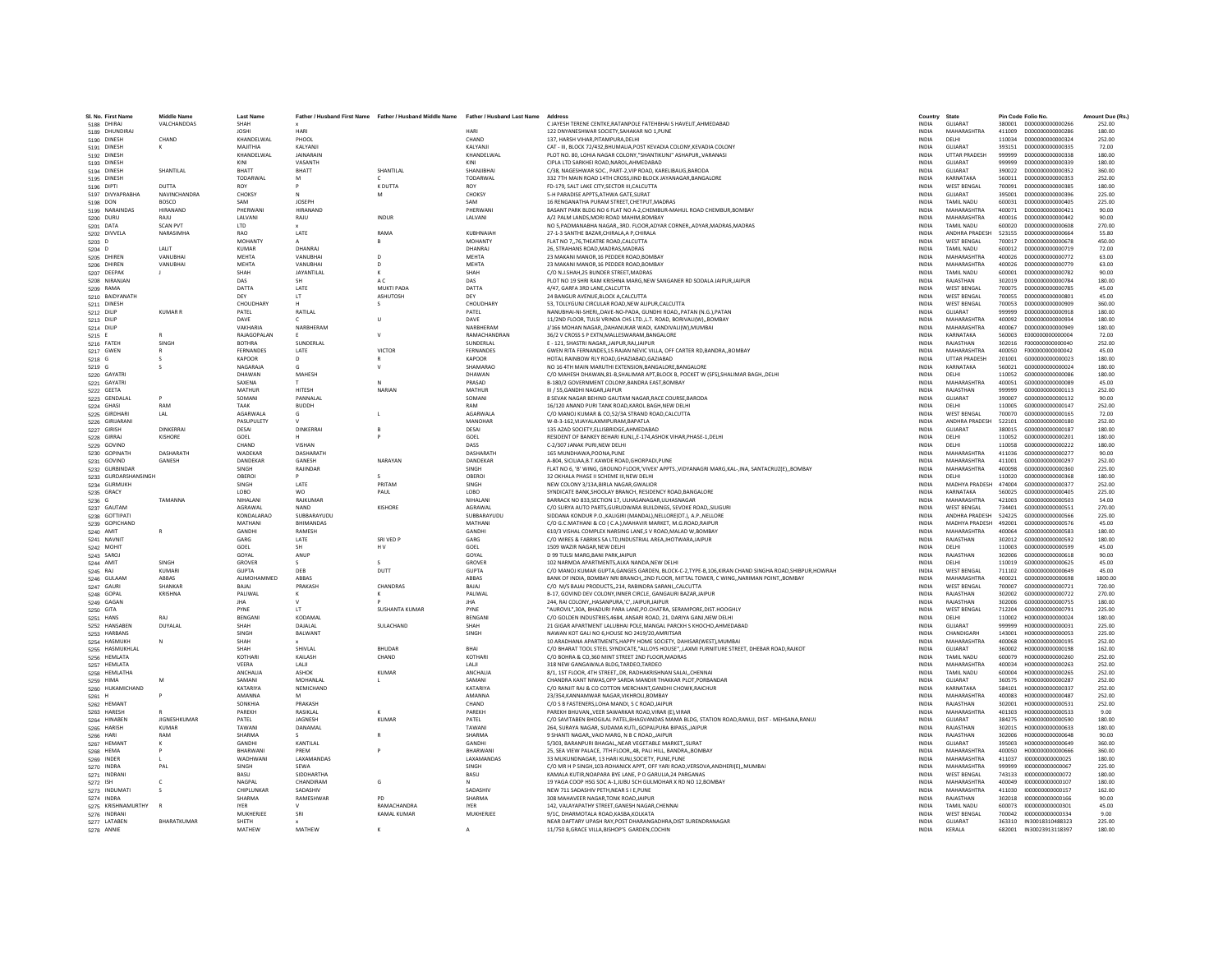| Sl. No. | First Name | Middle Name | Last Name | Father / Husband First Name | Father / Husband Middle Name | Father / Husband Last Name | Address | Country | State | Pin Code | Folio No. | Amount Due (Rs.) |
|---|---|---|---|---|---|---|---|---|---|---|---|---|
| 5188 | DHIRAJ | VALCHANDDAS | SHAH | x | | | C JAYESH TERENE CENTRE,RATANPOLE FATEHBHAI S HAVELIT,AHMEDABAD | INDIA | GUJARAT | 380001 | D000000000000266 | 252.00 |
| 5189 | DHUNDIRAJ | | JOSHI | HARI | | HARI | 122 DNYANESHWAR SOCIETY,SAHAKAR NO 1,PUNE | INDIA | MAHARASHTRA | 411009 | D000000000000286 | 180.00 |
| 5190 | DINESH | CHAND | KHANDELWAL | PHOOL | | CHAND | 137, HARSH VIHAR,PITAMPURA,DELHI | INDIA | DELHI | 110034 | D000000000000324 | 252.00 |
| 5191 | DINESH | K | MAJITHIA | KALYANJI | | KALYANJI | CAT - III, BLOCK 72/432,BHUMALIA,POST KEVADIA COLONY,KEVADIA COLONY | INDIA | GUJARAT | 393151 | D000000000000335 | 72.00 |
| 5192 | DINESH | | KHANDELWAL | JAINARAIN | | KHANDELWAL | PLOT NO. 80, LOHIA NAGAR COLONY,"SHANTIKUNJ" ASHAPUR,,VARANASI | INDIA | UTTAR PRADESH | 999999 | D000000000000338 | 180.00 |
| 5193 | DINESH | | KINI | VASANTH | | KINI | CIPLA LTD SARKHEI ROAD,NAROL,AHMEDABAD | INDIA | GUJARAT | 999999 | D000000000000339 | 180.00 |
| 5194 | DINESH | SHANTILAL | BHATT | BHATT | SHANTILAL | SHANJIBHAI | C/38, NAGESHWAR SOC., PART-2,VIP ROAD, KARELIBAUG,BARODA | INDIA | GUJARAT | 390022 | D000000000000352 | 360.00 |
| 5195 | DINESH | | TODARWAL | M | C | TODARWAL | 332 7TH MAIN ROAD 14TH CROSS,IIND BLOCK JAYANAGAR,BANGALORE | INDIA | KARNATAKA | 560011 | D000000000000353 | 252.00 |
| 5196 | DIPTI | DUTTA | ROY | P | K DUTTA | ROY | FD-179, SALT LAKE CITY,SECTOR III,CALCUTTA | INDIA | WEST BENGAL | 700091 | D000000000000385 | 180.00 |
| 5197 | DIVYAPRABHA | NAVINCHANDRA | CHOKSY | N | M | CHOKSY | 5-H PARADISE APPTS,ATHWA GATE,SURAT | INDIA | GUJARAT | 395001 | D000000000000396 | 225.00 |
| 5198 | DON | BOSCO | SAM | JOSEPH | | SAM | 16 RENGANATHA PURAM STREET,CHETPUT,MADRAS | INDIA | TAMIL NADU | 600031 | D000000000000405 | 225.00 |
| 5199 | NARAINDAS | HIRANAND | PHERWANI | HIRANAND | | PHERWANI | BASANT PARK BLDG NO 6 FLAT NO A-2,CHEMBUR-MAHUL ROAD CHEMBUR,BOMBAY | INDIA | MAHARASHTRA | 400071 | D000000000000421 | 90.00 |
| 5200 | DURU | RAJU | LALVANI | RAJU | INDUR | LALVANI | A/2 PALM LANDS,MORI ROAD MAHIM,BOMBAY | INDIA | MAHARASHTRA | 400016 | D000000000000442 | 90.00 |
| 5201 | DATA | SCAN PVT | LTD | x | | | NO 5,PADMANABHA NAGAR,,3RD. FLOOR,ADYAR CORNER,,ADYAR,MADRAS,MADRAS | INDIA | TAMIL NADU | 600020 | D000000000000608 | 270.00 |
| 5202 | DIVVELA | NARASIMHA | RAO | LATE | RAMA | KUBHNAIAH | 27-1-3 SANTHE BAZAR,CHIRALA,A P,CHIRALA | INDIA | ANDHRA PRADESH | 523155 | D000000000000664 | 55.80 |
| 5203 | D | | MOHANTY | A | B | MOHANTY | FLAT NO 7,,76,THEATRE ROAD,CALCUTTA | INDIA | WEST BENGAL | 700017 | D000000000000678 | 450.00 |
| 5204 | D | LALIT | KUMAR | DHANRAJ | | DHANRAJ | 26, STRAHANS ROAD,MADRAS,MADRAS | INDIA | TAMIL NADU | 600012 | D000000000000719 | 72.00 |
| 5205 | DHIREN | VANUBHAI | MEHTA | VANUBHAI | D | MEHTA | 23 MAKANI MANOR,16 PEDDER ROAD,BOMBAY | INDIA | MAHARASHTRA | 400026 | D000000000000772 | 63.00 |
| 5206 | DHIREN | VANUBHAI | MEHTA | VANUBHAI | D | MEHTA | 23 MAKANI MANOR,16 PEDDER ROAD,BOMBAY | INDIA | MAHARASHTRA | 400026 | D000000000000779 | 63.00 |
| 5207 | DEEPAK | J | SHAH | JAYANTILAL | K | SHAH | C/O N.J.SHAH,25 BUNDER STREET,MADRAS | INDIA | TAMIL NADU | 600001 | D000000000000782 | 90.00 |
| 5208 | NIRANJAN | | DAS | SH | A C | DAS | PLOT NO 19 SHRI RAM KRISHNA MARG,NEW SANGANER RD SODALA JAIPUR,JAIPUR | INDIA | RAJASTHAN | 302019 | D000000000000784 | 180.00 |
| 5209 | RAMA | | DATTA | LATE | MUKTI PADA | DATTA | 4/47, GARFA 3RD LANE,CALCUTTA | INDIA | WEST BENGAL | 700075 | D000000000000785 | 45.00 |
| 5210 | BAIDYANATH | | DEY | LT | ASHUTOSH | DEY | 24 BANGUR AVENUE,BLOCK A,CALCUTTA | INDIA | WEST BENGAL | 700055 | D000000000000801 | 45.00 |
| 5211 | DINESH | | CHOUDHARY | H | S | CHOUDHARY | 53, TOLLYGUNJ CIRCULAR ROAD,NEW ALIPUR,CALCUTTA | INDIA | WEST BENGAL | 700053 | D000000000000909 | 360.00 |
| 5212 | DILIP | KUMAR R | PATEL | RATILAL | | PATEL | NANUBHAI-NI-SHERI,,DAVE-NO-PADA, GUNDHI ROAD,,PATAN (N.G.),PATAN | INDIA | GUJARAT | 999999 | D000000000000918 | 180.00 |
| 5213 | DILIP | | DAVE | C | U | DAVE | 11/2ND FLOOR, TULSI VRINDA CHS LTD.,L.T. ROAD, BORIVALI(W),,BOMBAY | INDIA | MAHARASHTRA | 400092 | D000000000000934 | 180.00 |
| 5214 | DILIP | | VAKHARIA | NARBHERAM | | NARBHERAM | J/166 MOHAN NAGAR,,DAHANUKAR WADI, KANDIVALI(W),MUMBAI | INDIA | MAHARASHTRA | 400067 | D000000000000949 | 180.00 |
| 5215 | E | R | RAJAGOPALAN | E | V | RAMACHANDRAN | 36/2 V CROSS S P EXTN,MALLESWARAM,BANGALORE | INDIA | KARNATAKA | 560003 | E000000000000004 | 72.00 |
| 5216 | FATEH | SINGH | BOTHRA | SUNDERLAL | | SUNDERLAL | E - 121, SHASTRI NAGAR,,JAIPUR,RAJ,JAIPUR | INDIA | RAJASTHAN | 302016 | F000000000000040 | 252.00 |
| 5217 | GWEN | R | FERNANDES | LATE | VICTOR | FERNANDES | GWEN RITA FERNANDES,15 RAJAN NEVIC VILLA, OFF CARTER RD,BANDRA,,BOMBAY | INDIA | MAHARASHTRA | 400050 | F000000000000042 | 45.00 |
| 5218 | G | S | KAPOOR | D | R | KAPOOR | HOTAL RAINBOW RLY ROAD,GHAZIABAD,GAZIABAD | INDIA | UTTAR PRADESH | 201001 | G000000000000023 | 180.00 |
| 5219 | G | S | NAGARAJA | G | V | SHAMARAO | NO 16 4TH MAIN MARUTHI EXTENSION,BANGALORE,BANGALORE | INDIA | KARNATAKA | 560021 | G000000000000024 | 180.00 |
| 5220 | GAYATRI | | DHAWAN | MAHESH | | DHAWAN | C/O MAHESH DHAWAN,81-B,SHALIMAR APT,BLOCK B, POCKET W (SFS),SHALIMAR BAGH,,DELHI | INDIA | DELHI | 110052 | G000000000000086 | 180.00 |
| 5221 | GAYATRI | | SAXENA | T | N | PRASAD | B-180/2 GOVERNMENT COLONY,BANDRA EAST,BOMBAY | INDIA | MAHARASHTRA | 400051 | G000000000000089 | 45.00 |
| 5222 | GEETA | | MATHUR | HITESH | NARIAN | MATHUR | III / 55,GANDHI NAGAR,JAIPUR | INDIA | RAJASTHAN | 999999 | G000000000000113 | 252.00 |
| 5223 | GENDALAL | P | SOMANI | PANNALAL | | SOMANI | 8 SEVAK NAGAR BEHIND GAUTAM NAGAR,RACE COURSE,BARODA | INDIA | GUJARAT | 390007 | G000000000000132 | 90.00 |
| 5224 | GHASI | RAM | TAAK | BUDDH | | RAM | 16/120 ANAND PURI TANK ROAD,KAROL BAGH,NEW DELHI | INDIA | DELHI | 110005 | G000000000000147 | 252.00 |
| 5225 | GIRDHARI | LAL | AGARWALA | G | L | AGARWALA | C/O MANOJ KUMAR & CO,52/3A STRAND ROAD,CALCUTTA | INDIA | WEST BENGAL | 700070 | G000000000000165 | 72.00 |
| 5226 | GIRIJARANI | | PASUPULETY | V | | MANOHAR | W-B-3-162,VIJAYALAXMIPURAM,BAPATLA | INDIA | ANDHRA PRADESH | 522101 | G000000000000180 | 252.00 |
| 5227 | GIRISH | DINKERRAI | DESAI | DINKERRAI | B | DESAI | 135 AZAD SOCIETY,ELLISBRIDGE,AHMEDABAD | INDIA | GUJARAT | 380015 | G000000000000187 | 180.00 |
| 5228 | GIRRAJ | KISHORE | GOEL | H | P | GOEL | RESIDENT OF BANKEY BEHARI KUNJ,,E-174,ASHOK VIHAR,PHASE-1,DELHI | INDIA | DELHI | 110052 | G000000000000201 | 180.00 |
| 5229 | GOVIND | | CHAND | VISHAN | | DASS | C-2/307 JANAK PURI,NEW DELHI | INDIA | DELHI | 110058 | G000000000000222 | 180.00 |
| 5230 | GOPINATH | DASHARATH | WADEKAR | DASHARATH | | DASHARATH | 165 MUNDHAWA,POONA,PUNE | INDIA | MAHARASHTRA | 411036 | G000000000000277 | 90.00 |
| 5231 | GOVIND | GANESH | DANDEKAR | GANESH | NARAYAN | DANDEKAR | A-804, SICILIAA,B.T.KAWDE ROAD,GHORPADI,PUNE | INDIA | MAHARASHTRA | 411001 | G000000000000297 | 252.00 |
| 5232 | GURBINDAR | | SINGH | RAJINDAR | | SINGH | FLAT NO 6, 'B' WING, GROUND FLOOR,'VIVEK' APPTS.,VIDYANAGRI MARG,KAL-,INA, SANTACRUZ(E),,BOMBAY | INDIA | MAHARASHTRA | 400098 | G000000000000360 | 225.00 |
| 5233 | GURDARSHANSINGH | | OBEROI | P | S | OBEROI | 32 OKHALA PHASE II SCHEME III,NEW DELHI | INDIA | DELHI | 110020 | G000000000000368 | 180.00 |
| 5234 | GURMUKH | | SINGH | LATE | PRITAM | SINGH | NEW COLONY 3/13A,BIRLA NAGAR,GWALIOR | INDIA | MADHYA PRADESH | 474004 | G000000000000377 | 252.00 |
| 5235 | GRACY | | LOBO | WO | PAUL | LOBO | SYNDICATE BANK,SHOOLAY BRANCH, RESIDENCY ROAD,BANGALORE | INDIA | KARNATAKA | 560025 | G000000000000405 | 225.00 |
| 5236 | G | TAMANNA | NIHALANI | RAJKUMAR | | NIHALANI | BARRACK NO 833,SECTION 17, ULHASANAGAR,ULHASNAGAR | INDIA | MAHARASHTRA | 421003 | G000000000000503 | 54.00 |
| 5237 | GAUTAM | | AGRAWAL | NAND | KISHORE | AGRAWAL | C/O SURYA AUTO PARTS,GURUDWARA BUILDINGS, SEVOKE ROAD,,SILIGURI | INDIA | WEST BENGAL | 734401 | G000000000000551 | 270.00 |
| 5238 | GOTTIPATI | | KONDALARAO | SUBBARAYUDU | | SUBBARAYUDU | SIDDANA KONDUR P.O.,KALIGIRI (MANDAL),NELLORE(DT.), A.P.,NELLORE | INDIA | ANDHRA PRADESH | 524225 | G000000000000566 | 225.00 |
| 5239 | GOPICHAND | | MATHANI | BHIMANDAS | | MATHANI | C/O G.C.MATHANI & CO ( C.A.),MAHAVIR MARKET, M.G.ROAD,RAIPUR | INDIA | MADHYA PRADESH | 492001 | G000000000000576 | 45.00 |
| 5240 | AMIT | R | GANDHI | RAMESH | | GANDHI | 610/3 VISHAL COMPLEX NARSING LANE,S V ROAD,MALAD W,BOMBAY | INDIA | MAHARASHTRA | 400064 | G000000000000583 | 180.00 |
| 5241 | NAVNIT | | GARG | LATE | SRI VED P | GARG | C/O WIRES & FABRIKS SA LTD,INDUSTRIAL AREA,JHOTWARA,JAIPUR | INDIA | RAJASTHAN | 302012 | G000000000000592 | 180.00 |
| 5242 | MOHIT | | GOEL | SH | H V | GOEL | 1509 WAZIR NAGAR,NEW DELHI | INDIA | DELHI | 110003 | G000000000000599 | 45.00 |
| 5243 | SAROJ | | GOYAL | ANUP | | GOYAL | D 99 TULSI MARG,BANI PARK,JAIPUR | INDIA | RAJASTHAN | 302006 | G000000000000618 | 90.00 |
| 5244 | AMIT | SINGH | GROVER | S | S | GROVER | 102 NARMDA APARTMENTS,ALKA NANDA,NEW DELHI | INDIA | DELHI | 110019 | G000000000000625 | 45.00 |
| 5245 | RAJ | KUMARI | GUPTA | DEB | DUTT | GUPTA | C/O MANOJ KUMAR GUPTA,GANGES GARDEN, BLOCK-C-2,TYPE-B,106,KIRAN CHAND SINGHA ROAD,SHIBPUR,HOWRAH | INDIA | WEST BENGAL | 711102 | G000000000000649 | 45.00 |
| 5246 | GULAAM | ABBAS | ALIMOHAMMED | ABBAS | | ABBAS | BANK OF INDIA, BOMBAY NRI BRANCH,,2ND FLOOR, MITTAL TOWER, C WING,,NARIMAN POINT,,BOMBAY | INDIA | MAHARASHTRA | 400021 | G000000000000698 | 1800.00 |
| 5247 | GAURI | SHANKAR | BAJAJ | PRAKASH | CHANDRAS | BAJAJ | C/O M/S BAJAJ PRODUCTS,,214, RABINDRA SARANI,,CALCUTTA | INDIA | WEST BENGAL | 700007 | G000000000000721 | 720.00 |
| 5248 | GOPAL | KRISHNA | PALIWAL | K | K | PALIWAL | B-17, GOVIND DEV COLONY,INNER CIRCLE, GANGAURI BAZAR,JAIPUR | INDIA | RAJASTHAN | 302002 | G000000000000722 | 270.00 |
| 5249 | GAGAN | | JHA | V | P | JHA | 244, RAI COLONY,,HASANPURA,'C',JAIPUR,JAIPUR | INDIA | RAJASTHAN | 302006 | G000000000000755 | 180.00 |
| 5250 | GITA | | PYNE | LT | SUSHANTA KUMAR | PYNE | "AUROVIL",30A, BHADURI PARA LANE,PO.CHATRA, SERAMPORE,DIST.HOOGHLY | INDIA | WEST BENGAL | 712204 | G000000000000791 | 225.00 |
| 5251 | HANS | RAJ | BENGANI | KODAMAL | | BENGANI | C/O GOLDEN INDUSTRIES,4684, ANSARI ROAD, 21, DARIYA GANJ,NEW DELHI | INDIA | DELHI | 110002 | H000000000000024 | 180.00 |
| 5252 | HANSABEN | DUYALAL | SHAH | DAJALAL | SULACHAND | SHAH | 21 GIGAR APARTMENT LALUBHAI POLE,MANGAL PARCKH S KHOCHO,AHMEDABAD | INDIA | GUJARAT | 999999 | H000000000000031 | 225.00 |
| 5253 | HARBANS | | SINGH | BALWANT | | SINGH | NAWAN KOT GALI NO 6,HOUSE NO 2419/20,AMRITSAR | INDIA | CHANDIGARH | 143001 | H000000000000053 | 225.00 |
| 5254 | HASMUKH | N | SHAH | x | | | 10 ARADHANA APARTMENTS,HAPPY HOME SOCIETY, DAHISAR(WEST),MUMBAI | INDIA | MAHARASHTRA | 400068 | H000000000000195 | 252.00 |
| 5255 | HASMUKHLAL | | SHAH | SHIVLAL | BHUDAR | BHAI | C/O BHARAT TOOL STEEL SYNDICATE,"ALLOYS HOUSE",,LAXMI FURNITURE STREET, DHEBAR ROAD,RAJKOT | INDIA | GUJARAT | 360002 | H000000000000198 | 162.00 |
| 5256 | HEMLATA | | KOTHARI | KAILASH | CHAND | KOTHARI | C/O BOHRA & CO,360 MINT STREET 2ND FLOOR,MADRAS | INDIA | TAMIL NADU | 600079 | H000000000000260 | 252.00 |
| 5257 | HEMLATA | | VEERA | LALJI | | LALJI | 318 NEW GANGAWALA BLDG,TARDEO,TARDEO | INDIA | MAHARASHTRA | 400034 | H000000000000263 | 252.00 |
| 5258 | HEMLATHA | | ANCHALIA | ASHOK | KUMAR | ANCHALIA | 8/1, 1ST FLOOR, 4TH STREET,,DR, RADHAKRISHNAN SALAI,,CHENNAI | INDIA | TAMIL NADU | 600004 | H000000000000265 | 252.00 |
| 5259 | HIMA | M | SAMANI | MOHANLAL | L | SAMANI | CHANDRA KANT NIWAS,OPP SARDA MANDIR THAKKAR PLOT,PORBANDAR | INDIA | GUJARAT | 360575 | H000000000000287 | 252.00 |
| 5260 | HUKAMICHAND | | KATARIYA | NEMICHAND | | KATARIYA | C/O RANJIT RAJ & CO COTTON MERCHANT,GANDHI CHOWK,RAICHUR | INDIA | KARNATAKA | 584101 | H000000000000337 | 252.00 |
| 5261 | H | P | AMANNA | M | | AMANNA | 23/354,KANNAMWAR NAGAR,VIKHROLI,BOMBAY | INDIA | MAHARASHTRA | 400083 | H000000000000487 | 252.00 |
| 5262 | HEMANT | | SONKHIA | PRAKASH | | CHAND | C/O S B FASTENERS,LOHA MANDI, S C ROAD,JAIPUR | INDIA | RAJASTHAN | 302001 | H000000000000531 | 252.00 |
| 5263 | HARESH | R | PAREKH | RASIKLAL | K | PAREKH | PAREKH BHUVAN,,VEER SAWARKAR ROAD,VIRAR (E),VIRAR | INDIA | MAHARASHTRA | 401303 | H000000000000533 | 9.00 |
| 5264 | HINABEN | JIGNESHKUMAR | PATEL | JAGNESH | KUMAR | PATEL | C/O SAVITABEN BHOGILAL PATEL,BHAGVANDAS MAMA BLDG, STATION ROAD,RANUJ, DIST - MEHSANA,RANUJ | INDIA | GUJARAT | 384275 | H000000000000590 | 180.00 |
| 5265 | HARISH | KUMAR | TAWANI | DANAMAL | | TAWANI | 264, SURAYA NAGAR, SUDAMA KUTI,,GOPALPURA BIPASS,,JAIPUR | INDIA | RAJASTHAN | 302015 | H000000000000633 | 180.00 |
| 5266 | HARI | RAM | SHARMA | S | R | SHARMA | 9 SHANTI NAGAR,,VAID MARG, N B C ROAD,,JAIPUR | INDIA | RAJASTHAN | 302006 | H000000000000648 | 90.00 |
| 5267 | HEMANT | K | GANDHI | KANTILAL | | GANDHI | 5/303, BARANPURI BHAGAL,,NEAR VEGETABLE MARKET,,SURAT | INDIA | GUJARAT | 395003 | H000000000000649 | 360.00 |
| 5268 | HEMA | P | BHARWANI | PREM | P | BHARWANI | 25, SEA VIEW PALACE, 7TH FLOOR,,48, PALI HILL, BANDRA,,BOMBAY | INDIA | MAHARASHTRA | 400050 | H000000000000666 | 360.00 |
| 5269 | INDER | L | WADHWANI | LAXAMANDAS | | LAXAMANDAS | 33 MUKUNDNAGAR, 13 HARI KUNJ SOCIETY, PUNE,PUNE | INDIA | MAHARASHTRA | 411037 | I000000000000025 | 180.00 |
| 5270 | INDRA | PAL | SINGH | SEWA | | SINGH | C/O MR H P SINGH,103-ROHANICK APPT, OFF YARI ROAD,VERSOVA,ANDHERI(E),,MUMBAI | INDIA | MAHARASHTRA | 999999 | I000000000000067 | 225.00 |
| 5271 | INDRANI | | BASU | SIDDHARTHA | | BASU | KAMALA KUTIR,NOAPARA BYE LANE, P O GARULIA,24 PARGANAS | INDIA | WEST BENGAL | 743133 | I000000000000072 | 180.00 |
| 5272 | ISH | C | NAGPAL | CHANDIRAM | G | N | 19 YAGA COOP HSG SOC A-1,JUBU SCH GULMOHAR X RD NO 12,BOMBAY | INDIA | MAHARASHTRA | 400049 | I000000000000107 | 180.00 |
| 5273 | INDUMATI | S | CHIPLUNKAR | SADASHIV | | SADASHIV | NEW 711 SADASHIV PETH,NEAR S I E,PUNE | INDIA | MAHARASHTRA | 411030 | I000000000000157 | 162.00 |
| 5274 | INDRA | | SHARMA | RAMESHWAR | PD | SHARMA | 308 MAHAVEER NAGAR,TONK ROAD,JAIPUR | INDIA | RAJASTHAN | 302018 | I000000000000166 | 90.00 |
| 5275 | KRISHNAMURTHY | R | IYER | V | RAMACHANDRA | IYER | 142, VALAYAPATHY STREET,GANESH NAGAR,CHENNAI | INDIA | TAMIL NADU | 600073 | I000000000000301 | 45.00 |
| 5276 | INDRANI | | MUKHERJEE | SRI | KAMAL KUMAR | MUKHERJEE | 9/1C, DHARMOTALA ROAD,KASBA,KOLKATA | INDIA | WEST BENGAL | 700042 | I000000000000334 | 9.00 |
| 5277 | LATABEN | BHARATKUMAR | SHETH | x | | | NEAR DAFTARY UPASH RAY,POST DHARANGADHRA,DIST SURENDRANAGAR | INDIA | GUJARAT | 363310 | IN30018310488323 | 225.00 |
| 5278 | ANNIE | | MATHEW | MATHEW | K | A | 11/750 B,GRACE VILLA,BISHOP'S GARDEN,COCHIN | INDIA | KERALA | 682001 | IN30023913118397 | 180.00 |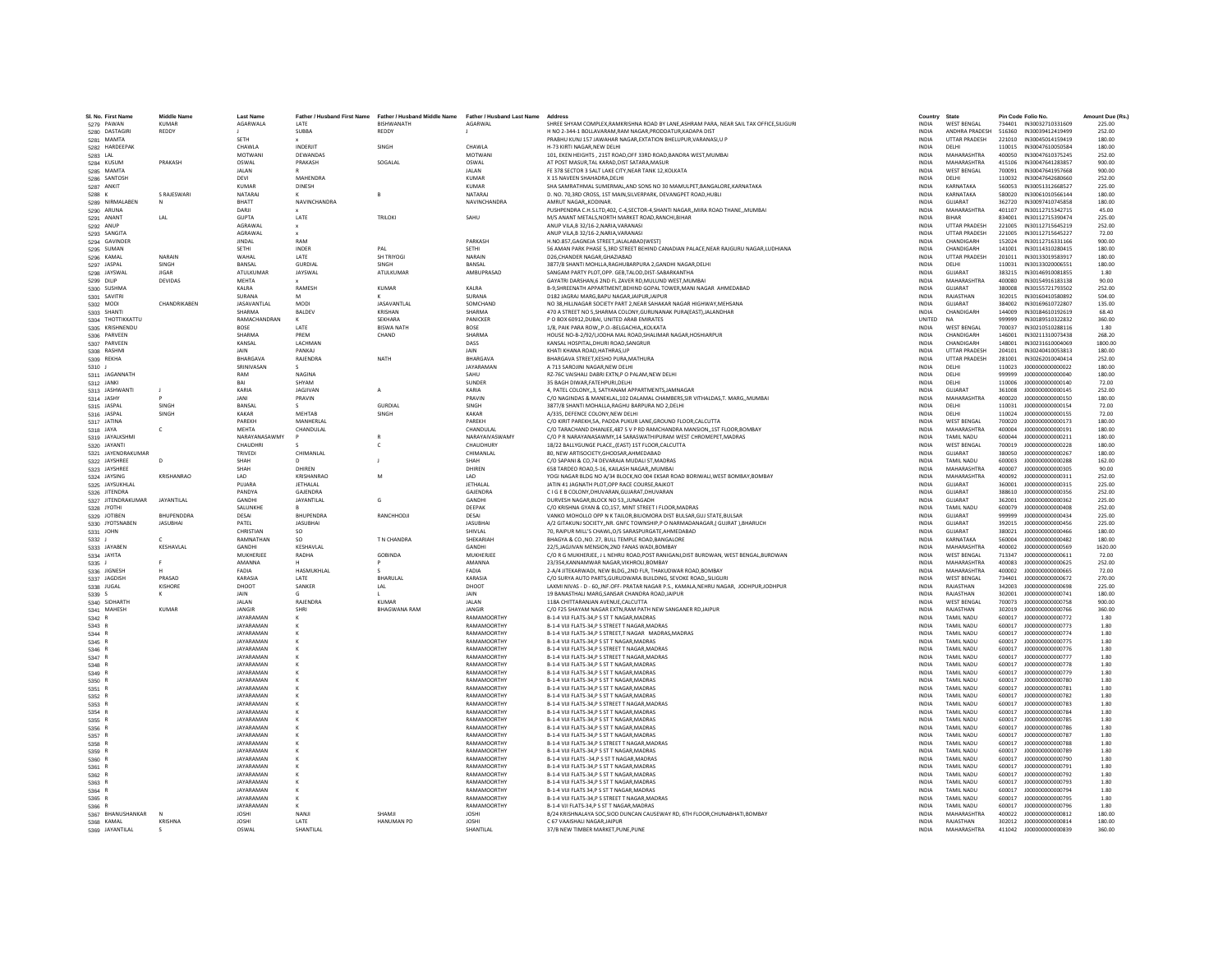| Sl. No. | First Name | Middle Name | Last Name | Father / Husband First Name | Father / Husband Middle Name | Father / Husband Last Name | Address | Country | State | Pin Code | Folio No. | Amount Due (Rs.) |
|---|---|---|---|---|---|---|---|---|---|---|---|---|
| 5279 | PAWAN | KUMAR | AGARWALA | LATE | BISHWANATH | AGARWAL | SHREE SHYAM COMPLEX,RAMKRISHNA ROAD BY LANE,ASHRAM PARA, NEAR SAIL TAX OFFICE,SILIGURI | INDIA | WEST BENGAL | 734401 | IN30032710331609 | 225.00 |
| 5280 | DASTAGIRI | REDDY | J | SUBBA | REDDY | J | H NO 2-344-1 BOLLAVARAM,RAM NAGAR,PRODDATUR,KADAPA DIST | INDIA | ANDHRA PRADESH | 516360 | IN30039412419499 | 252.00 |
| 5281 | MAMTA | | SETH | x | | | PRABHU KUNJ 157 JAWAHAR NAGAR,EXTATION BHELUPUR,VARANASI,U P | INDIA | UTTAR PRADESH | 221010 | IN30045014159419 | 180.00 |
| 5282 | HARDEEPAK | | CHAWLA | INDERJIT | SINGH | CHAWLA | H-73 KIRTI NAGAR,NEW DELHI | INDIA | DELHI | 110015 | IN30047610050584 | 180.00 |
| 5283 | LAL | | MOTWANI | DEWANDAS | | MOTWANI | 101, EKEN HEIGHTS , 21ST ROAD,OFF 33RD ROAD,BANDRA WEST,MUMBAI | INDIA | MAHARASHTRA | 400050 | IN30047610375245 | 252.00 |
| 5284 | KUSUM | PRAKASH | OSWAL | PRAKASH | SOGALAL | OSWAL | AT POST MASUR,TAL KARAD,DIST SATARA,MASUR | INDIA | MAHARASHTRA | 415106 | IN30047641283857 | 900.00 |
| 5285 | MAMTA | | JALAN | R | | JALAN | FE 378 SECTOR 3 SALT LAKE CITY,NEAR TANK 12,KOLKATA | INDIA | WEST BENGAL | 700091 | IN30047641957668 | 900.00 |
| 5286 | SANTOSH | | DEVI | MAHENDRA | | KUMAR | X 15 NAVEEN SHAHADRA,DELHI | INDIA | DELHI | 110032 | IN30047642680660 | 252.00 |
| 5287 | ANKIT | | KUMAR | DINESH | | KUMAR | SHA SAMRATHMAL SUMERMAL,AND SONS NO 30 MAMULPET,BANGALORE,KARNATAKA | INDIA | KARNATAKA | 560053 | IN30051312668527 | 225.00 |
| 5288 | K | S RAJESWARI | NATARAJ | K | B | NATARAJ | D. NO. 70,3RD CROSS, 1ST MAIN,SILVERPARK, DEVANGPET ROAD,HUBLI | INDIA | KARNATAKA | 580020 | IN30061010566144 | 180.00 |
| 5289 | NIRMALABEN | N | BHATT | NAVINCHANDRA | | NAVINCHANDRA | AMRUT NAGAR,,KODINAR. | INDIA | GUJARAT | 362720 | IN30097410745858 | 180.00 |
| 5290 | ARUNA | | DARJI | x | | | PUSHPENDRA C.H.S.LTD,402, C-4,SECTOR-4,SHANTI NAGAR,,MIRA ROAD THANE,,MUMBAI | INDIA | MAHARASHTRA | 401107 | IN30112715342715 | 45.00 |
| 5291 | ANANT | LAL | GUPTA | LATE | TRILOKI | SAHU | M/S ANANT METALS,NORTH MARKET ROAD,RANCHI,BIHAR | INDIA | BIHAR | 834001 | IN30112715390474 | 225.00 |
| 5292 | ANUP | | AGRAWAL | x | | | ANUP VILA,B 32/16-2,NARIA,VARANASI | INDIA | UTTAR PRADESH | 221005 | IN30112715645219 | 252.00 |
| 5293 | SANGITA | | AGRAWAL | x | | | ANUP VILA,B 32/16-2,NARIA,VARANASI | INDIA | UTTAR PRADESH | 221005 | IN30112715645227 | 72.00 |
| 5294 | GAVINDER | | JINDAL | RAM | | PARKASH | H.NO.857,GAGNEJA STREET,JALALABAD(WEST) | INDIA | CHANDIGARH | 152024 | IN30112716331166 | 900.00 |
| 5295 | SUMAN | | SETHI | INDER | PAL | SETHI | 56 AMAN PARK PHASE 5,3RD STREET BEHIND CANADIAN PALACE,NEAR RAJGURU NAGAR,LUDHIANA | INDIA | CHANDIGARH | 141001 | IN30114310280415 | 180.00 |
| 5296 | KAMAL | NARAIN | WAHAL | LATE | SH TRIYOGI | NARAIN | D26,CHANDER NAGAR,GHAZIABAD | INDIA | UTTAR PRADESH | 201011 | IN30133019583917 | 180.00 |
| 5297 | JASPAL | SINGH | BANSAL | GURDIAL | SINGH | BANSAL | 3877/8 SHANTI MOHLLA,RAGHUBARPURA 2,GANDHI NAGAR,DELHI | INDIA | DELHI | 110031 | IN30133020006551 | 180.00 |
| 5298 | JAYSWAL | JIGAR | ATULKUMAR | JAYSWAL | ATULKUMAR | AMBUPRASAD | SANGAM PARTY PLOT,OPP. GEB,TALOD,DIST-SABARKANTHA | INDIA | GUJARAT | 383215 | IN30146910081855 | 1.80 |
| 5299 | DILIP | DEVIDAS | MEHTA | x | | | GAYATRI DARSHAN,6 2ND FL ZAVER RD,MULUND WEST,MUMBAI | INDIA | MAHARASHTRA | 400080 | IN30154916183138 | 90.00 |
| 5300 | SUSHMA | | KALRA | RAMESH | KUMAR | KALRA | B-9,SHREENATH APPARTMENT,BEHIND GOPAL TOWER,MANI NAGAR AHMEDABAD | INDIA | GUJARAT | 380008 | IN30155721793502 | 252.00 |
| 5301 | SAVITRI | | SURANA | M | K | SURANA | D182 JAGRAJ MARG,BAPU NAGAR,JAIPUR,JAIPUR | INDIA | RAJASTHAN | 302015 | IN30160410580892 | 504.00 |
| 5302 | MODI | CHANDRIKABEN | JASAVANTLAL | MODI | JASAVANTLAL | SOMCHAND | NO 38,HILLNAGAR SOCIETY PART 2,NEAR SAHAKAR NAGAR HIGHWAY,MEHSANA | INDIA | GUJARAT | 384002 | IN30169610722807 | 135.00 |
| 5303 | SHANTI | | SHARMA | BALDEV | KRISHAN | SHARMA | 470 A STREET NO 5,SHARMA COLONY,GURUNANAK PURA(EAST),JALANDHAR | INDIA | CHANDIGARH | 144009 | IN30184610192619 | 68.40 |
| 5304 | THOTTIKKATTU | | RAMACHANDRAN | K | SEKHARA | PANICKER | P O BOX 60912,DUBAI, UNITED ARAB EMIRATES | UNITED | NA | 999999 | IN30189510322832 | 360.00 |
| 5305 | KRISHNENDU | | BOSE | LATE | BISWA NATH | BOSE | 1/8, PAIK PARA ROW,,P.O.-BELGACHIA,,KOLKATA | INDIA | WEST BENGAL | 700037 | IN30210510288116 | 1.80 |
| 5306 | PARVEEN | | SHARMA | PREM | CHAND | SHARMA | HOUSE NO-B-2/92/l,JODHA MAL ROAD,SHALIMAR NAGAR,HOSHIARPUR | INDIA | CHANDIGARH | 146001 | IN30211310073438 | 268.20 |
| 5307 | PARVEEN | | KANSAL | LACHMAN | | DASS | KANSAL HOSPITAL,DHURI ROAD,SANGRUR | INDIA | CHANDIGARH | 148001 | IN30231610004069 | 1800.00 |
| 5308 | RASHMI | | JAIN | PANKAJ | | JAIN | KHATI KHANA ROAD,HATHRAS,UP | INDIA | UTTAR PRADESH | 204101 | IN30240410053813 | 180.00 |
| 5309 | REKHA | | BHARGAVA | RAJENDRA | NATH | BHARGAVA | BHARGAVA STREET,KESHO PURA,MATHURA | INDIA | UTTAR PRADESH | 281001 | IN30262010040414 | 252.00 |
| 5310 | J | | SRINIVASAN | S | | JAYARAMAN | A 713 SAROJINI NAGAR,NEW DELHI | INDIA | DELHI | 110023 | J000000000000022 | 180.00 |
| 5311 | JAGANNATH | | RAM | NAGINA | | SAHU | RZ-76C VAISHALI DABRI EXTN,P O PALAM,NEW DELHI | INDIA | DELHI | 999999 | J000000000000040 | 180.00 |
| 5312 | JANKI | | BAI | SHYAM | | SUNDER | 35 BAGH DIWAR,FATEHPURI,DELHI | INDIA | DELHI | 110006 | J000000000000140 | 72.00 |
| 5313 | JASHWANTI | J | KARIA | JAGJIVAN | A | KARIA | 4, PATEL COLONY,,3, SATYANAM APPARTMENTS,JAMNAGAR | INDIA | GUJARAT | 361008 | J000000000000145 | 252.00 |
| 5314 | JASHY | P | JANI | PRAVIN | | PRAVIN | C/O NAGINDAS & MANEKLAL,102 DALAMAL CHAMBERS,SIR VITHALDAS,T. MARG,,MUMBAI | INDIA | MAHARASHTRA | 400020 | J000000000000150 | 180.00 |
| 5315 | JASPAL | SINGH | BANSAL | S | GURDIAL | SINGH | 3877/8 SHANTI MOHALLA,RAGHU BARPURA NO 2,DELHI | INDIA | DELHI | 110031 | J000000000000154 | 72.00 |
| 5316 | JASPAL | SINGH | KAKAR | MEHTAB | SINGH | KAKAR | A/335, DEFENCE COLONY,NEW DELHI | INDIA | DELHI | 110024 | J000000000000155 | 72.00 |
| 5317 | JATINA | | PAREKH | MANHERLAL | | PAREKH | C/O KIRIT PAREKH,5A, PADDA PUKUR LANE,GROUND FLOOR,CALCUTTA | INDIA | WEST BENGAL | 700020 | J000000000000173 | 180.00 |
| 5318 | JAYA | C | MEHTA | CHANDULAL | | CHANDULAL | C/O TARACHAND DHANJEE,487 S V P RD RAMCHANDRA MANSION,,1ST FLOOR,BOMBAY | INDIA | MAHARASHTRA | 400004 | J000000000000191 | 180.00 |
| 5319 | JAYALKSHMI | | NARAYANASAWMY | P | R | NARAYANASAWMY | C/O P R NARAYANASAWMY,14 SARASWATHIPURAM WEST CHROMEPET,MADRAS | INDIA | TAMIL NADU | 600044 | J000000000000211 | 180.00 |
| 5320 | JAYANTI | | CHAUDHRI | S | C | CHAUDHURY | 18/22 BALLYGUNGE PLACE,,(EAST) 1ST FLOOR,CALCUTTA | INDIA | WEST BENGAL | 700019 | J000000000000228 | 180.00 |
| 5321 | JAYENDRAKUMAR | | TRIVEDI | CHIMANLAL | | CHIMANLAL | 80, NEW ARTISOCIETY,GHODSAR,AHMEDABAD | INDIA | GUJARAT | 380050 | J000000000000267 | 180.00 |
| 5322 | JAYSHREE | D | SHAH | D | | SHAH | C/O SAPANI & CO,74 DEVARAJA MUDALI ST,MADRAS | INDIA | TAMIL NADU | 600003 | J000000000000288 | 162.00 |
| 5323 | JAYSHREE | | SHAH | DHIREN | | DHIREN | 658 TARDEO ROAD,5-16, KAILASH NAGAR,,MUMBAI | INDIA | MAHARASHTRA | 400007 | J000000000000305 | 90.00 |
| 5324 | JAYSING | KRISHANRAO | LAD | KRISHANRAO | M | LAD | YOGI NAGAR BLDG NO A/34 BLOCK,NO 004 EKSAR ROAD BORIWALI,WEST BOMBAY,BOMBAY | INDIA | MAHARASHTRA | 400092 | J000000000000311 | 252.00 |
| 5325 | JAYSUKHLAL | | PUJARA | JETHALAL | | JETHALAL | JATIN 41 JAGNATH PLOT,OPP RACE COURSE,RAJKOT | INDIA | GUJARAT | 360001 | J000000000000315 | 225.00 |
| 5326 | JITENDRA | | PANDYA | GAJENDRA | | GAJENDRA | C I G E B COLONY,DHUVARAN,GUJARAT,DHUVARAN | INDIA | GUJARAT | 388610 | J000000000000356 | 252.00 |
| 5327 | JITENDRAKUMAR | JAYANTILAL | GANDHI | JAYANTILAL | G | GANDHI | DURVESH NAGAR,BLOCK NO 53,,JUNAGADH | INDIA | GUJARAT | 362001 | J000000000000362 | 225.00 |
| 5328 | JYOTHI | | SALUNKHE | B | | DEEPAK | C/O KRISHNA GYAN & CO,157, MINT STREET I FLOOR,MADRAS | INDIA | TAMIL NADU | 600079 | J000000000000408 | 252.00 |
| 5329 | JOTIBEN | BHUPENDDRA | DESAI | BHUPENDRA | RANCHHODJI | DESAI | VANKO MOHOLLO OPP N K TAILOR,BILIOMORA DIST BULSAR,GUJ STATE,BULSAR | INDIA | GUJARAT | 999999 | J000000000000434 | 225.00 |
| 5330 | JYOTSNABEN | JASUBHAI | PATEL | JASUBHAI | | JASUBHAI | A/2 GITAKUNJ SOCIETY,,NR. GNFC TOWNSHIP,P O NARMADANAGAR,( GUJRAT ),BHARUCH | INDIA | GUJARAT | 392015 | J000000000000456 | 225.00 |
| 5331 | JOHN | | CHRISTIAN | SO | | SHIVLAL | 70, RAIPUR MILL'S CHAWL,O/S SARASPURGATE,AHMEDABAD | INDIA | GUJARAT | 380021 | J000000000000466 | 180.00 |
| 5332 | J | C | RAMNATHAN | SO | T N CHANDRA | SHEKARIAH | BHAGYA & CO.,NO. 27, BULL TEMPLE ROAD,BANGALORE | INDIA | KARNATAKA | 560004 | J000000000000482 | 180.00 |
| 5333 | JAYABEN | KESHAVLAL | GANDHI | KESHAVLAL | | GANDHI | 22/5,JAGJIVAN MENSION,2ND FANAS WADI,BOMBAY | INDIA | MAHARASHTRA | 400002 | J000000000000569 | 1620.00 |
| 5334 | JAYITA | | MUKHERJEE | RADHA | GOBINDA | MUKHERJEE | C/O R G MUKHERJEE, J L NEHRU ROAD,POST RANIGANJ,DIST BURDWAN, WEST BENGAL,BURDWAN | INDIA | WEST BENGAL | 713347 | J000000000000611 | 72.00 |
| 5335 | J | F | AMANNA | H | P | AMANNA | 23/354,KANNAMWAR NAGAR,VIKHROLI,BOMBAY | INDIA | MAHARASHTRA | 400083 | J000000000000625 | 252.00 |
| 5336 | JIGNESH | H | FADIA | HASMUKHLAL | S | FADIA | 2-A/4 JITEKARWADI, NEW BLDG,,2ND FLR, THAKUDWAR ROAD,BOMBAY | INDIA | MAHARASHTRA | 400002 | J000000000000665 | 72.00 |
| 5337 | JAGDISH | PRASAD | KARASIA | LATE | BHARULAL | KARASIA | C/O SURYA AUTO PARTS,GURUDWARA BUILDING, SEVOKE ROAD,,SILIGURI | INDIA | WEST BENGAL | 734401 | J000000000000672 | 270.00 |
| 5338 | JUGAL | KISHORE | DHOOT | SANKER | LAL | DHOOT | LAXMI NIVAS - D - 60,,INF.OFF- PRATAR NAGAR P.S., KAMALA,NEHRU NAGAR, JODHPUR,JODHPUR | INDIA | RAJASTHAN | 342003 | J000000000000698 | 225.00 |
| 5339 | S | K | JAIN | G | L | JAIN | 19 BANASTHALI MARG,SANSAR CHANDRA ROAD,JAIPUR | INDIA | RAJASTHAN | 302001 | J000000000000741 | 180.00 |
| 5340 | SIDHARTH | | JALAN | RAJENDRA | KUMAR | JALAN | 11BA CHITTARANJAN AVENUE,CALCUTTA | INDIA | WEST BENGAL | 700073 | J000000000000758 | 900.00 |
| 5341 | MAHESH | KUMAR | JANGIR | SHRI | BHAGWANA RAM | JANGIR | C/O F25 SHAYAM NAGAR EXTN,RAM PATH NEW SANGANER RD,JAIPUR | INDIA | RAJASTHAN | 302019 | J000000000000766 | 360.00 |
| 5342 | R | | JAYARAMAN | K | | RAMAMOORTHY | B-1-4 VIJI FLATS-34,P S T NAGAR,MADRAS | INDIA | TAMIL NADU | 600017 | J000000000000772 | 1.80 |
| 5343 | R | | JAYARAMAN | K | | RAMAMOORTHY | B-1-4 VIJI FLATS-34,P S STREET T NAGAR,MADRAS | INDIA | TAMIL NADU | 600017 | J000000000000773 | 1.80 |
| 5344 | R | | JAYARAMAN | K | | RAMAMOORTHY | B-1-4 VIJI FLATS-34,P S STREET,T NAGAR MADRAS,MADRAS | INDIA | TAMIL NADU | 600017 | J000000000000774 | 1.80 |
| 5345 | R | | JAYARAMAN | K | | RAMAMOORTHY | B-1-4 VIJI FLATS-34,P S T NAGAR,MADRAS | INDIA | TAMIL NADU | 600017 | J000000000000775 | 1.80 |
| 5346 | R | | JAYARAMAN | K | | RAMAMOORTHY | B-1-4 VIJI FLATS-34,P S STREET T NAGAR,MADRAS | INDIA | TAMIL NADU | 600017 | J000000000000776 | 1.80 |
| 5347 | R | | JAYARAMAN | K | | RAMAMOORTHY | B-1-4 VIJI FLATS-34,P S STREET T NAGAR,MADRAS | INDIA | TAMIL NADU | 600017 | J000000000000777 | 1.80 |
| 5348 | R | | JAYARAMAN | K | | RAMAMOORTHY | B-1-4 VIJI FLATS-34,P S ST T NAGAR,MADRAS | INDIA | TAMIL NADU | 600017 | J000000000000778 | 1.80 |
| 5349 | R | | JAYARAMAN | K | | RAMAMOORTHY | B-1-4 VIJI FLATS-34,P S ST T NAGAR,MADRAS | INDIA | TAMIL NADU | 600017 | J000000000000779 | 1.80 |
| 5350 | R | | JAYARAMAN | K | | RAMAMOORTHY | B-1-4 VIJI FLATS-34,P S ST T NAGAR,MADRAS | INDIA | TAMIL NADU | 600017 | J000000000000780 | 1.80 |
| 5351 | R | | JAYARAMAN | K | | RAMAMOORTHY | B-1-4 VIJI FLATS-34,P S ST T NAGAR,MADRAS | INDIA | TAMIL NADU | 600017 | J000000000000781 | 1.80 |
| 5352 | R | | JAYARAMAN | K | | RAMAMOORTHY | B-1-4 VIJI FLATS-34,P S ST T NAGAR,MADRAS | INDIA | TAMIL NADU | 600017 | J000000000000782 | 1.80 |
| 5353 | R | | JAYARAMAN | K | | RAMAMOORTHY | B-1-4 VIJI FLATS-34,P S STREET T NAGAR,MADRAS | INDIA | TAMIL NADU | 600017 | J000000000000783 | 1.80 |
| 5354 | R | | JAYARAMAN | K | | RAMAMOORTHY | B-1-4 VIJI FLATS-34,P S ST T NAGAR,MADRAS | INDIA | TAMIL NADU | 600017 | J000000000000784 | 1.80 |
| 5355 | R | | JAYARAMAN | K | | RAMAMOORTHY | B-1-4 VIJI FLATS-34,P S ST T NAGAR,MADRAS | INDIA | TAMIL NADU | 600017 | J000000000000785 | 1.80 |
| 5356 | R | | JAYARAMAN | K | | RAMAMOORTHY | B-1-4 VIJI FLATS-34,P S ST T NAGAR,MADRAS | INDIA | TAMIL NADU | 600017 | J000000000000786 | 1.80 |
| 5357 | R | | JAYARAMAN | K | | RAMAMOORTHY | B-1-4 VIJI FLATS-34,P S ST T NAGAR,MADRAS | INDIA | TAMIL NADU | 600017 | J000000000000787 | 1.80 |
| 5358 | R | | JAYARAMAN | K | | RAMAMOORTHY | B-1-4 VIJI FLATS-34,P S STREET T NAGAR,MADRAS | INDIA | TAMIL NADU | 600017 | J000000000000788 | 1.80 |
| 5359 | R | | JAYARAMAN | K | | RAMAMOORTHY | B-1-4 VIJI FLATS-34,P S ST T NAGAR,MADRAS | INDIA | TAMIL NADU | 600017 | J000000000000789 | 1.80 |
| 5360 | R | | JAYARAMAN | K | | RAMAMOORTHY | B-1-4 VIJI FLATS -34,P S ST T NAGAR,MADRAS | INDIA | TAMIL NADU | 600017 | J000000000000790 | 1.80 |
| 5361 | R | | JAYARAMAN | K | | RAMAMOORTHY | B-1-4 VIJI FLATS-34,P S ST T NAGAR,MADRAS | INDIA | TAMIL NADU | 600017 | J000000000000791 | 1.80 |
| 5362 | R | | JAYARAMAN | K | | RAMAMOORTHY | B-1-4 VIJI FLATS-34,P S ST T NAGAR,MADRAS | INDIA | TAMIL NADU | 600017 | J000000000000792 | 1.80 |
| 5363 | R | | JAYARAMAN | K | | RAMAMOORTHY | B-1-4 VIJI FLATS-34,P S ST T NAGAR,MADRAS | INDIA | TAMIL NADU | 600017 | J000000000000793 | 1.80 |
| 5364 | R | | JAYARAMAN | K | | RAMAMOORTHY | B-1-4 VIJI FLATS 34,P S ST T NAGAR,MADRAS | INDIA | TAMIL NADU | 600017 | J000000000000794 | 1.80 |
| 5365 | R | | JAYARAMAN | K | | RAMAMOORTHY | B-1-4 VIJI FLATS-34,P S STREET T NAGAR,MADRAS | INDIA | TAMIL NADU | 600017 | J000000000000795 | 1.80 |
| 5366 | R | | JAYARAMAN | K | | RAMAMOORTHY | B-1-4 VIJI FLATS-34,P S ST T NAGAR,MADRAS | INDIA | TAMIL NADU | 600017 | J000000000000796 | 1.80 |
| 5367 | BHANUSHANKAR | N | JOSHI | NANJI | SHAMJI | JOSHI | B/24 KRISHNALAYA SOC,SIOD DUNCAN CAUSEWAY RD, 6TH FLOOR,CHUNABHATI,BOMBAY | INDIA | MAHARASHTRA | 400022 | J000000000000812 | 180.00 |
| 5368 | KAMAL | KRISHNA | JOSHI | LATE | HANUMAN PD | JOSHI | C 67 VAAISHALI NAGAR,JAIPUR | INDIA | RAJASTHAN | 302012 | J000000000000814 | 180.00 |
| 5369 | JAYANTILAL | S | OSWAL | SHANTILAL | | SHANTILAL | 37/B NEW TIMBER MARKET,PUNE,PUNE | INDIA | MAHARASHTRA | 411042 | J000000000000839 | 360.00 |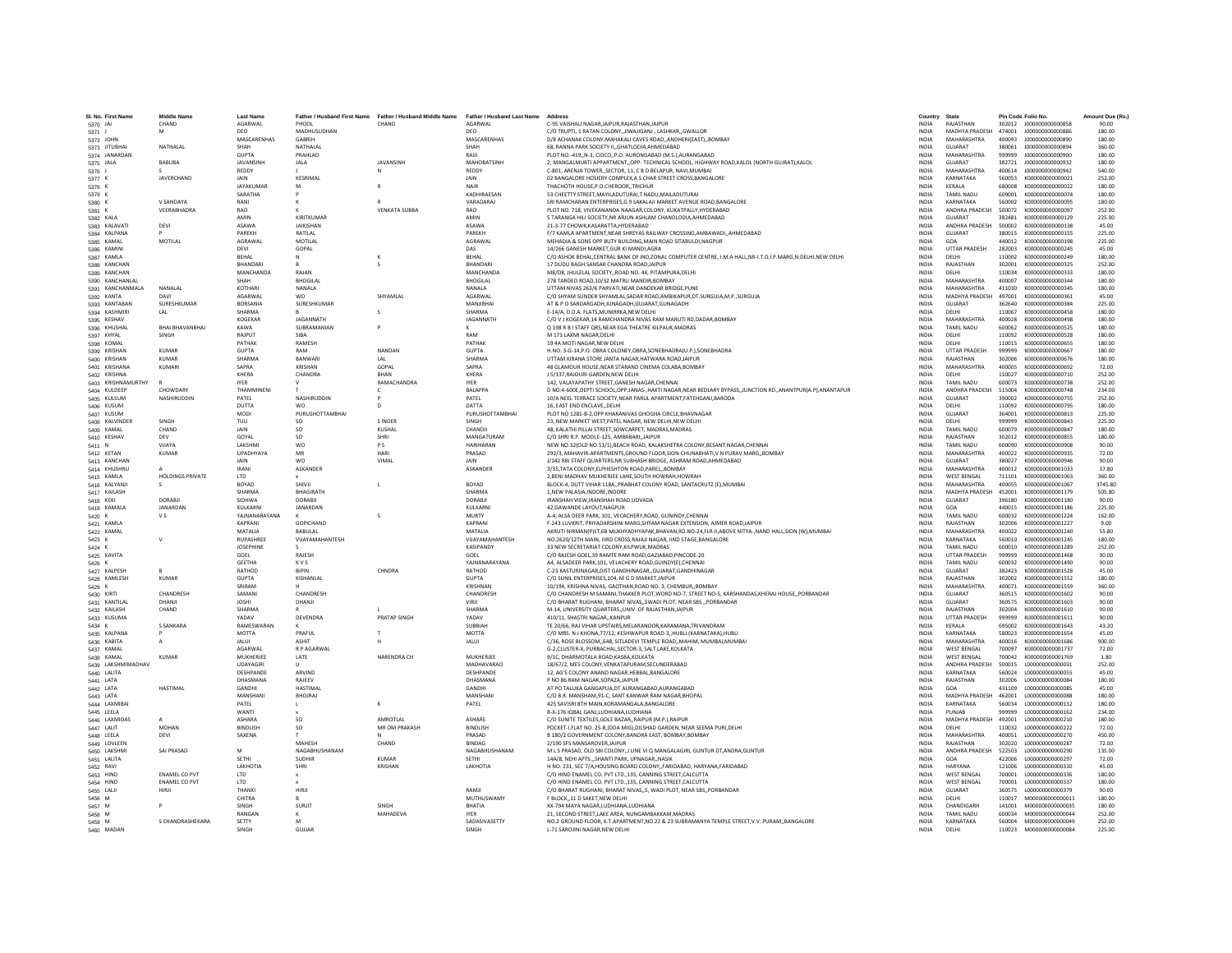| Sl. No. | First Name | Middle Name | Last Name | Father / Husband First Name | Father / Husband Middle Name | Father / Husband Last Name | Address | Country | State | Pin Code | Folio No. | Amount Due (Rs.) |
|---|---|---|---|---|---|---|---|---|---|---|---|---|
| 5370 | JAI | CHAND | AGARWAL | PHOOL | CHAND | AGARWAL | C-95 VAISHALI NAGAR,JAIPUR,RAJASTHAN,JAIPUR | INDIA | RAJASTHAN | 302012 | J000000000000858 | 90.00 |
| 5371 | J | M | DEO | MADHUSUDHAN | | DEO | C/O TRUPTI, 1 RATAN COLONY,,JIWAJIGANJ , LASHKAR,,GWALLOR | INDIA | MADHYA PRADESH | 474001 | J000000000000886 | 180.00 |
| 5372 | JOHN | | MASCARENHAS | GABRIH | | MASCARENHAS | D/8 ACHANAK COLONY,MAHAKALI CAVES ROAD,,ANDHERI(EAST),,BOMBAY | INDIA | MAHARASHTRA | 400093 | J000000000000890 | 180.00 |
| 5373 | JITUBHAI | NATHALAL | SHAH | NATHALAL | | SHAH | 68, RANNA PARK SOCIETY II,,GHATLODIA,AHMEDABAD | INDIA | GUJARAT | 380061 | J000000000000894 | 360.00 |
| 5374 | JANARDAN | | GUPTA | PRAHLAD | | RAIJI | PLOT NO.-419,,N-3, CIDCO,,P.O. AURONGABAD (M.S.),AURANGABAD | INDIA | MAHARASHTRA | 999999 | J000000000000900 | 180.00 |
| 5375 | JALA | BABUBA | JAVANSINH | JALA | JAVANSINH | MAHOBATSINH | 2, MANGALMURTI APPARTMENT,,OPP- TECHNICAL SCHOOL, HIGHWAY ROAD,KALOL (NORTH GUJRAT),KALOL | INDIA | GUJARAT | 382721 | J000000000000932 | 180.00 |
| 5376 | J | S | REDDY | J | N | REDDY | C-801, ARENJA TOWER,,SECTOR, 11, C B D BELAPUR, NAVI,MUMBAI | INDIA | MAHARASHTRA | 400614 | J000000000000942 | 540.00 |
| 5377 | K | JAVERCHAND | JAIN | KESRIMAL | | JAIN | 02 BANGALORE HOSIERY COMPLEX,A S CHAR STREET CROSS,BANGALORE | INDIA | KARNATAKA | 560053 | K000000000000021 | 252.00 |
| 5378 | K | | JAYAKUMAR | M | R | NAIR | THACHOTH HOUSE,P.O.CHEROOR,,TRICHUR | INDIA | KERALA | 680008 | K000000000000022 | 180.00 |
| 5379 | K | | SARATHA | P | | KADHIRAESAN | 53 CHEETTY STREET,MAYILADUTURAI,T.NADU,MAILADUTURAI | INDIA | TAMIL NADU | 609001 | K000000000000074 | 180.00 |
| 5380 | K | V SANDAYA | RANI | K | R | VARADARAJ | SRI RAMCHARAN ENTERPRISES,G 9 SAKALAJI MARKET AVENUE ROAD,BANGALORE | INDIA | KARNATAKA | 560002 | K000000000000095 | 180.00 |
| 5381 | K | VEERABHADRA | RAO | K | VENKATA SUBBA | RAO | PLOT NO. 718, VIVEKANANDA NAAGAR,COLONY, KUKATPALLY,HYDERABAD | INDIA | ANDHRA PRADESH | 500072 | K000000000000097 | 252.00 |
| 5382 | KALA | | AMIN | KIRITKUMAR | | AMIN | 5 TARANGA HILI SOCIETY,NR ARJUN ASHLAM CHANDLODIA,AHMEDABAD | INDIA | GUJARAT | 382481 | K000000000000129 | 225.00 |
| 5383 | KALAVATI | DEVI | ASAWA | JAIKISHAN | | ASAWA | 21-3-77 CHOWK,KASARATTA,HYDERABAD | INDIA | ANDHRA PRADESH | 500002 | K000000000000138 | 45.00 |
| 5384 | KALPANA | P | PAREKH | RATILAL | | PAREKH | F/7 KAMLA APARTMENT,NEAR SHREYAS RAILWAY CROSSING,AMBAWADI,,AHMEDABAD | INDIA | GUJARAT | 380015 | K000000000000155 | 225.00 |
| 5385 | KAMAL | MOTILAL | AGRAWAL | MOTILAL | | AGRAWAL | MEHADIA & SONS OPP BUTY BUILDING,MAIN ROAD SITABULDI,NAGPUR | INDIA | GOA | 440012 | K000000000000198 | 225.00 |
| 5386 | KAMINI | | DEVI | GOPAL | | DAS | 14/266 GANESH MARKET,GUR KI MANDI,AGRA | INDIA | UTTAR PRADESH | 282003 | K000000000000245 | 45.00 |
| 5387 | KAMLA | | BEHAL | N | K | BEHAL | C/O ASHOK BEHAL,CENTRAL BANK OF IND,ZONAL COMPUTER CENTRE, I.M.A HALL,NR-I.T.O,I.P.MARG,N.DELHI,NEW DELHI | INDIA | DELHI | 110002 | K000000000000249 | 180.00 |
| 5388 | KANCHAN | | BHANDARI | B | S | BHANDARI | 17 DUDU BAGH SANSAR CHANDRA ROAD,JAIPUR | INDIA | RAJASTHAN | 302001 | K000000000000325 | 252.00 |
| 5389 | KANCHAN | | MANCHANDA | RAJAN | | MANCHANDA | MB/D8, JHULELAL SOCIETY,,ROAD NO. 44, PITAMPURA,DELHI | INDIA | DELHI | 110034 | K000000000000333 | 180.00 |
| 5390 | KANCHANLAL | | SHAH | BHOGILAL | | BHOGILAL | 278 TARDEO ROAD,10/32 MATRU MANDIR,BOMBAY | INDIA | MAHARASHTRA | 400007 | K000000000000344 | 180.00 |
| 5391 | KANCHANMALA | NANALAL | KOTHARI | NANALA | | NANALA | UTTAM NIVAS 263/6 PARVATI,NEAR DANDEKAR BRIDGE,PUNE | INDIA | MAHARASHTRA | 411030 | K000000000000345 | 180.00 |
| 5392 | KANTA | DAVI | AGARWAL | WO | SHYAMLAL | AGRAWAL | C/O SHYAM SUNDER SHYAMLAL,SADAR ROAD,AMBIKAPUR,DT.SURGUJA,M.P.,SURGUJA | INDIA | MADHYA PRADESH | 497001 | K000000000000361 | 45.00 |
| 5393 | KANTABAN | SURESHKUMAR | BORSANIA | SURESHKUMAR | | MANJIBHAI | AT & P O SARDARGADH,JUNAGADH,GUJARAT,GUNAGADH | INDIA | GUJARAT | 362640 | K000000000000384 | 225.00 |
| 5394 | KASHMIRI | LAL | SHARMA | B | S | SHARMA | E-14/A, D.D.A. FLATS,MUNIRRKA,NEW DELHI | INDIA | DELHI | 110067 | K000000000000458 | 180.00 |
| 5395 | KESHAV | | KOGEKAR | JAGANNATH | | JAGANNATH | C/O V J KOGEKAR,14 RAMCHANDRA NIVAS RAM MARUTI RD,DADAR,BOMBAY | INDIA | MAHARASHTRA | 400028 | K000000000000498 | 180.00 |
| 5396 | KHUSHAL | BHAI BHAVANBHAI | KAWA | SUBRAMANIAN | P | K | Q 198 R B I STAFF QRS,NEAR EGA THEATRE KILPAUK,MADRAS | INDIA | TAMIL NADU | 600062 | K000000000000525 | 180.00 |
| 5397 | KHYAL | SINGH | RAJPUT | SIBA | | RAM | M 173 LAXMI NAGAR,DELHI | INDIA | DELHI | 110092 | K000000000000528 | 180.00 |
| 5398 | KOMAL | | PATHAK | RAMESH | | PATHAK | 19 4A MOTI NAGAR,NEW DELHI | INDIA | DELHI | 110015 | K000000000000655 | 180.00 |
| 5399 | KRISHAN | KUMAR | GUPTA | RAM | NANDAN | GUPTA | H.NO. 3-G-14,P.O. OBRA COLONEY,OBRA,SONEBHADRA(U.P.),SONEBHADRA | INDIA | UTTAR PRADESH | 999999 | K000000000000667 | 180.00 |
| 5400 | KRISHAN | KUMAR | SHARMA | BANWARI | LAL | SHARMA | UTTAM KIRANA STORE JANTA NAGAR,HATWARA ROAD,JAIPUR | INDIA | RAJASTHAN | 302006 | K000000000000676 | 180.00 |
| 5401 | KRISHANA | KUMARI | SAPRA | KRISHAN | GOPAL | SAPRA | 48 GLAMOUR HOUSE,NEAR STARAND CINEMA COLABA,BOMBAY | INDIA | MAHARASHTRA | 400005 | K000000000000692 | 72.00 |
| 5402 | KRISHNA | | KHERA | CHANDRA | BHAN | KHERA | J 5/137,RAJOURI GARDEN,NEW DELHI | INDIA | DELHI | 110027 | K000000000000710 | 252.00 |
| 5403 | KRISHNAMURTHY | R | IYER | V | RAMACHANDRA | IYER | 142, VALAYAPATHY STREET,GANESH NAGAR,CHENNAI | INDIA | TAMIL NADU | 600073 | K000000000000738 | 252.00 |
| 5404 | KULDEEP | CHOWDARY | THAMMINENI | T | C | BALAPPA | D NO.4-600E,DEPTI SCHOOL,OPP:JANAS-.HAKTI NAGAR,NEAR BEDLARY BYPASS,,JUNCTION RD.,ANANTPUR(A.P),ANANTAPUR | INDIA | ANDHRA PRADESH | 515004 | K000000000000748 | 234.00 |
| 5405 | KULSUM | NASHIRUDDIN | PATEL | NASHIRUDDIN | P | PATEL | 10/A NEEL TERRACE SOCIETY,NEAR PARUL APARTMENT,FATEHGANJ,BARODA | INDIA | GUJARAT | 390002 | K000000000000755 | 252.00 |
| 5406 | KUSUM | | DUTTA | WO | D | DATTA | 16, EAST END ENCLAVE,,DELHI | INDIA | DELHI | 110092 | K000000000000795 | 180.00 |
| 5407 | KUSUM | | MODI | PURUSHOTTAMBHAI | | PURUSHOTTAMBHAI | PLOT NO 1281-B-2,OPP KHARANIVAS GHOGHA CIRCLE,BHAVNAGAR | INDIA | GUJARAT | 364001 | K000000000000813 | 225.00 |
| 5408 | KALVINDER | SINGH | TULI | SO | S INDER | SINGH | 23, NEW MARKET WEST,PATEL NAGAR, NEW DELHI,NEW DELHI | INDIA | DELHI | 999999 | K000000000000843 | 225.00 |
| 5409 | KAMAL | CHAND | JAIN | SO | KUSHAL | CHANDJI | 48, KALATHI PILLAI STREET,SOWCARPET, MADRAS,MADRAS | INDIA | TAMIL NADU | 600079 | K000000000000847 | 180.00 |
| 5410 | KESHAV | DEV | GOYAL | SO | SHRI | MANGATURAM | C/O SHRI R.P. MODI,E-125, AMBABARI,,JAIPUR | INDIA | RAJASTHAN | 302012 | K000000000000855 | 180.00 |
| 5411 | N | VIJAYA | LAKSHMI | WO | P S | HARIHARAN | NEW NO.32(OLD NO.53/1),BEACH ROAD, KALAKSHETRA COLONY,BESANT NAGAR,CHENNAI | INDIA | TAMIL NADU | 600090 | K000000000000908 | 90.00 |
| 5412 | KETAN | KUMAR | UPADHYAYA | MR | HARI | PRASAD | 292/3, MAHAVIR-APARTMENTS,GROUND FLOOR,SION-CHUNABHATI,V N PURAV MARG,,BOMBAY | INDIA | MAHARASHTRA | 400022 | K000000000000935 | 72.00 |
| 5413 | KANCHAN | | JAIN | WO | VIMAL | JAIN | J/142 RBI STAFF QUARTERS,NR SUBHASH BRIDGE, ASHRAM ROAD,AHMEDABAD | INDIA | GUJARAT | 380027 | K000000000000946 | 90.00 |
| 5414 | KHUSHRU | A | IRANI | ASKANDER | | ASKANDER | 3/35,TATA COLONY,ELPHESHTON ROAD,PAREL,,BOMBAY | INDIA | MAHARASHTRA | 400012 | K000000000001033 | 37.80 |
| 5415 | KAMLA | HOLDINGS PRIVATE | LTD | x | | | 2,BENI MADHAV MUKHERJEE LANE,SOUTH HOWRAH,HOWRAH | INDIA | WEST BENGAL | 711101 | K000000000001063 | 360.00 |
| 5416 | KALYANJI | S | BOYAD | SHIVJI | L | BOYAD | BLOCK-4, DUTT VIHAR 11BA,,PRABHAT COLONY ROAD, SANTACRUTZ (E),MUMBAI | INDIA | MAHARASHTRA | 400055 | K000000000001067 | 3745.80 |
| 5417 | KAILASH | | SHARMA | BHAGIRATH | | SHARMA | 1,NEW PALASIA,INDORE,INDORE | INDIA | MADHYA PRADESH | 452001 | K000000000001179 | 505.80 |
| 5418 | KEKI | DORABJI | SIDHWA | DORABJI | | DORABJI | IRANSHAH VIEW,IRANSHAH ROAD,UDVADA | INDIA | GUJARAT | 396180 | K000000000001180 | 90.00 |
| 5419 | KAMALA | JANARDAN | KULKARNI | JANARDAN | | KULKARNI | 42,GAWANDE LAYOUT,NAGPUR | INDIA | GOA | 440015 | K000000000001186 | 225.00 |
| 5420 | K | V S | YAJNANARAYANA | K | S | MURTY | A-4, ALSA DEER PARK, 101, VECACHERY,ROAD, GUNINDY,CHENNAI | INDIA | TAMIL NADU | 600032 | K000000000001224 | 162.00 |
| 5421 | KAMLA | | KAPRANI | GOPICHAND | | KAPRANI | F-243 LUVKRIT, PRIYADARSHINI MARG,SHYAM NAGAR EXTENSION, AJMER ROAD,JAIPUR | INDIA | RAJASTHAN | 302006 | K000000000001227 | 9.00 |
| 5422 | KAMAL | | MATALIA | BABULAL | | MATALIA | AKRUTI NIRMAN(P)LT,6B MUKHYADHYAPAK,BHAVAN,RD.NO-24,FLR-II,ABOVE NITYA-,NAND HALL,SION (W),MUMBAI | INDIA | MAHARASHTRA | 400022 | K000000000001240 | 55.80 |
| 5423 | K | V | RUPASHREE | VIJAYAMAHANTESH | | VIJAYAMAHANTESH | NO.2620/12TH MAIN, IIIRD CROSS,RAJAJI NAGAR, IIND STAGE,BANGALORE | INDIA | KARNATAKA | 560010 | K000000000001245 | 180.00 |
| 5424 | K | | JOSEPHINE | S | | KASIPANDY | 33 NEW SECRETARIAT COLONY,KILPWUK,MADRAS | INDIA | TAMIL NADU | 600010 | K000000000001289 | 252.00 |
| 5425 | KAVITA | | GOEL | RAJESH | | GOEL | C/O RAJESH GOEL,39 RAMTE RAM ROAD,GAZIABAD,PINCODE-20 | INDIA | UTTAR PRADESH | 999999 | K000000000001468 | 90.00 |
| 5426 | K | | GEETHA | K V S | | YAJNANARAYANA | A4, ALSADEER PARK,101, VELACHERY ROAD,GUINDY(E),CHENNAI | INDIA | TAMIL NADU | 600032 | K000000000001490 | 90.00 |
| 5427 | KALPESH | B | RATHOD | BIPIN | CHNDRA | RATHOD | C-23 KASTURINAGAR,DIST GANDHINAGAR,,GUJARAT,GANDHINAGAR | INDIA | GUJARAT | 382423 | K000000000001528 | 45.00 |
| 5428 | KAMLESH | KUMAR | GUPTA | KISHANLAL | | GUPTA | C/O SUNIL ENTERPRISES,104, M G D MARKET,JAIPUR | INDIA | RAJASTHAN | 302002 | K000000000001552 | 180.00 |
| 5429 | K | | SRIRAM | H | | KRISHNAN | 10/194, KRISHNA NIVAS, GAOTHAN,ROAD NO. 3, CHEMBUR,,BOMBAY | INDIA | MAHARASHTRA | 400071 | K000000000001559 | 360.00 |
| 5430 | KIRTI | CHANDRESH | SAMANI | CHANDRESH | | CHANDRESH | C/O CHANDRESH M SAMANI,THAKKER PLOT,WORD NO-7, STREET NO-5, KARSHANDAS,KHERAJ HOUSE,,PORBANDAR | INDIA | GUJARAT | 360515 | K000000000001602 | 90.00 |
| 5431 | KANTILAL | DHANJI | JOSHI | DHANJI | | VIRJI | C/O BHARAT RUGHANI, BHARAT NIVAS,,SWADI PLOT, NEAR SBS ,,PORBANDAR | INDIA | GUJARAT | 360575 | K000000000001603 | 90.00 |
| 5432 | KAILASH | CHAND | SHARMA | R | L | SHARMA | M-14, UNIVERSITY QUARTERS,,UNIV. OF RAJASTHAN,JAIPUR | INDIA | RAJASTHAN | 302004 | K000000000001610 | 90.00 |
| 5433 | KUSUMA | | YADAV | DEVENDRA | PRATAP SINGH | YADAV | 410/11, SHASTRI NAGAR,,KANPUR | INDIA | UTTAR PRADESH | 999999 | K000000000001611 | 90.00 |
| 5434 | K | S SANKARA | RAMESWARAN | K | | SUBBIAH | TE 20/66, RAJ VIHAR UPSTAIRS,MELARANOOR,KARAMANA,TRIVANDRAM | INDIA | KERALA | 695002 | K000000000001643 | 43.20 |
| 5435 | KALPANA | P | MOTTA | PRAFUL | T | MOTTA | C/O MRS. N J KHONA,77/12, KESHWAPUR ROAD-3,,HUBLI (KARNATAKA),HUBLI | INDIA | KARNATAKA | 580023 | K000000000001654 | 45.00 |
| 5436 | KABITA | A | JALUI | ASHIT | H | JALUI | C/36, ROSE BLOSSOM,,64B, SITLADEVI TEMPLE ROAD,,MAHIM, MUMBAI,MUMBAI | INDIA | MAHARASHTRA | 400016 | K000000000001686 | 900.00 |
| 5437 | KAMAL | | AGARWAL | R P AGARWAL | | | G-2,CLUSTER-X, PURBACHAL,SECTOR-3, SALT LAKE,KOLKATA | INDIA | WEST BENGAL | 700097 | K000000000001737 | 72.00 |
| 5438 | KAMAL | KUMAR | MUKHERJEE | LATE | NARENDRA CH | MUKHERJEE | 9/1C, DHARMOTALA ROAD,KASBA,KOLKATA | INDIA | WEST BENGAL | 700042 | K000000000001769 | 1.80 |
| 5439 | LAKSHMIMADHAV | | UDAYAGIRI | U | | MADHAVARAO | 18/67/2, MES COLONY,VENKATAPURAM,SECUNDERABAD | INDIA | ANDHRA PRADESH | 500015 | L000000000000031 | 252.00 |
| 5440 | LALITA | | DESHPANDE | ARVIND | | DESHPANDE | 12, AG'S COLONY ANAND NAGAR,HEBBAL,BANGALORE | INDIA | KARNATAKA | 560024 | L000000000000055 | 45.00 |
| 5441 | LATA | | DHASMANA | RAJEEV | | DHASMANA | P NO 86 RAM NAGAR,SOPAZA,JAIPUR | INDIA | RAJASTHAN | 302006 | L000000000000084 | 180.00 |
| 5442 | LATA | HASTIMAL | GANDHI | HASTIMAL | | GANDHI | AT PO TALUKA GANGAPUA,DT AURANGABAD,AURANGABAD | INDIA | GOA | 431109 | L000000000000085 | 45.00 |
| 5443 | LATA | | MANSHANI | BHOJRAJ | | MANSHANI | C/O B.R. MANSHANI,91-C, SANT KANWAR RAM NAGAR,BHOPAL | INDIA | MADHYA PRADESH | 462001 | L000000000000088 | 180.00 |
| 5444 | LAXMIBAI | | PATEL | L | K | PATEL | 425 SAVISRI 8TH MAIN,KORAMANGALA,BANGALORE | INDIA | KARNATAKA | 560034 | L000000000000132 | 180.00 |
| 5445 | LEELA | | WANTI | x | | | B-X-176 IQBAL GANJ,LUDHIANA,LUDHIANA | INDIA | PUNJAB | 999999 | L000000000000162 | 234.00 |
| 5446 | LAXMIDAS | A | ASHARA | SO | AMROTLAL | ASHARS | C/O SUNITE TEXTILES,GOLE BAZAR,,RAIPUR (M.P.),RAIPUR | INDIA | MADHYA PRADESH | 492001 | L000000000000210 | 180.00 |
| 5447 | LALIT | MOHAN | BINDLISH | SO | MR OM PRAKASH | BINDLISH | POCKET-I,FLAT NO. 25-B,(DDA MIG),DILSHAD GARDEN, NEAR SEEMA PURI,DELHI | INDIA | DELHI | 110032 | L000000000000222 | 72.00 |
| 5448 | LEELA | DEVI | SAXENA | T | N | PRASAD | B 180/2 GOVERNMENT COLONY,BANDRA EAST, BOMBAY,BOMBAY | INDIA | MAHARASHTRA | 400051 | L000000000000270 | 450.00 |
| 5449 | LOVLEEN | | | MAHESH | CHAND | BINDAG | 2/190 SFS MANSAROVER,JAIPUR | INDIA | RAJASTHAN | 302020 | L000000000000287 | 72.00 |
| 5450 | LAKSHMI | SAI PRASAD | M | NAGABHUSHANAM | | NAGABHUSHANAM | M L S PRASAD, OLD SBI COLONY,,I LINE VI Q MANGALAGIRI, GUNTUR DT,ANDRA,GUNTUR | INDIA | ANDHRA PRADESH | 522503 | L000000000000290 | 135.00 |
| 5451 | LALITA | | SETHI | SUDHIR | KUMAR | SETHI | 14A/8, NEHI APTS.,,SHANTI PARK, UPNAGAR,,NASIK | INDIA | GOA | 422006 | L000000000000297 | 72.00 |
| 5452 | RAVI | | LAKHOTIA | SHRI | KRISHAN | LAKHOTIA | H NO. 231, SEC 7/A,HOUSING BOARD COLONY,,FARIDABAD, HARYANA,FARIDABAD | INDIA | HARYANA | 121006 | L000000000000310 | 45.00 |
| 5453 | HIND | ENAMEL CO PVT | LTD | x | | | C/O HIND ENAMEL CO. PVT LTD.,135, CANNING STREET,CALCUTTA | INDIA | WEST BENGAL | 700001 | L000000000000336 | 180.00 |
| 5454 | HIND | ENAMEL CO PVT | LTD | x | | | C/O HIND ENAMEL CO. PVT LTD.,135, CANNING STREET,CALCUTTA | INDIA | WEST BENGAL | 700001 | L000000000000337 | 180.00 |
| 5455 | LALJI | HIRJI | THANKI | HIRJI | | RAMJI | C/O BHARAT RUGHANI, BHARAT NIVAS,,5, WADI PLOT, NEAR SBS,,PORBANDAR | INDIA | GUJARAT | 360575 | L000000000000379 | 90.00 |
| 5456 | M | | CHITRA | B | | MUTHUSWAMY | F BLOCK,,11 D SAKET,NEW DELHI | INDIA | DELHI | 110017 | M000000000000011 | 180.00 |
| 5457 | M | P | SINGH | SURJIT | SINGH | BHATIA | XX-794 MAYA NAGAR,LUDHIANA,LUDHIANA | INDIA | CHANDIGARH | 141001 | M000000000000035 | 180.00 |
| 5458 | M | | RANGAN | K | MAHADEVA | IYER | 21, SECOND STREET,LAKE AREA, NUNGAMBAKKAM,MADRAS | INDIA | TAMIL NADU | 600034 | M000000000000044 | 252.00 |
| 5459 | M | S CHANDRASHEKARA | SETTY | M | | SADASIVASETTY | NO.2 GROUND FLOOR, K.T.APARTMENT,NO.22 & 23 SUBRAMANYA TEMPLE STREET,V.V. PURAM,,BANGALORE | INDIA | KARNATAKA | 560004 | M000000000000049 | 252.00 |
| 5460 | MADAN | | SINGH | GUJJAR | | SINGH | L-71 SAROJINI NAGAR,NEW DELHI | INDIA | DELHI | 110023 | M000000000000084 | 225.00 |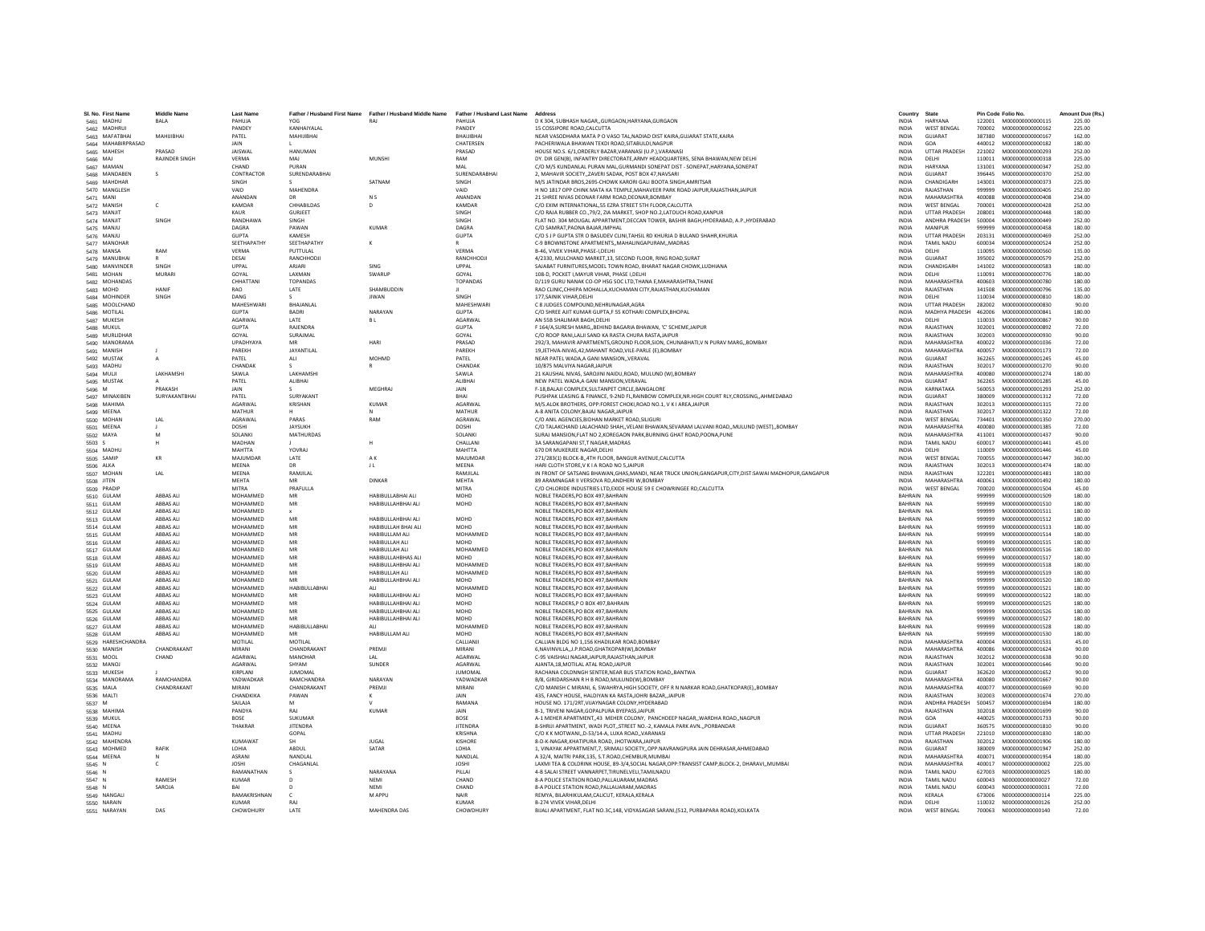| Sl. No. | First Name | Middle Name | Last Name | Father / Husband First Name | Father / Husband Middle Name | Father / Husband Last Name | Address | Country | State | Pin Code | Folio No. | Amount Due (Rs.) |
|---|---|---|---|---|---|---|---|---|---|---|---|---|
| 5461 | MADHU | BALA | PAHUJA | YOG | RAJ | PAHUJA | D K 304, SUBHASH NAGAR,,GURGAON,HARYANA,GURGAON | INDIA | HARYANA | 122001 | M000000000000115 | 225.00 |
| 5462 | MADHRUI | | PANDEY | KANHAIYALAL | | PANDEY | 15 COSSIPORE ROAD,CALCUTTA | INDIA | WEST BENGAL | 700002 | M000000000000162 | 225.00 |
| 5463 | MAFATBHAI | MAHIJIBHAI | PATEL | MAHIJIBHAI | | BHAIJIBHAI | NEAR VASODHARA MATA P O VASO TAL.NADIAD DIST KAIRA,GUJARAT STATE,KAIRA | INDIA | GUJARAT | 387380 | M000000000000167 | 162.00 |
| 5464 | MAHABIRPRASAD | | JAIN | L | | CHATERSEN | PACHERIWALA BHAWAN TEKDI ROAD,SITABULDI,NAGPUR | INDIA | GOA | 440012 | M000000000000182 | 180.00 |
| 5465 | MAHESH | PRASAD | JAISWAL | HANUMAN | | PRASAD | HOUSE NO.S. 6/1,ORDERLY BAZAR,VARANASI (U.P.),VARANASI | INDIA | UTTAR PRADESH | 221002 | M000000000000293 | 252.00 |
| 5466 | MAJ | RAJINDER SINGH | VERMA | MAJ | MUNSHI | RAM | DY. DIR GEN(B), INFANTRY DIRECTORATE,ARMY HEADQUARTERS, SENA BHAWAN,NEW DELHI | INDIA | DELHI | 110011 | M000000000000318 | 225.00 |
| 5467 | MAMAN | | CHAND | PURAN | | MAL | C/O M/S KUNDANLAL PURAN MAL,GURMANDI SONEPAT DIST - SONEPAT,HARYANA,SONEPAT | INDIA | HARYANA | 131001 | M000000000000347 | 252.00 |
| 5468 | MANDABEN | S | CONTRACTOR | SURENDARABHAI | | SURENDARABHAI | 2, MAHAVIR SOCIETY,,ZAVERI SADAK, POST BOX 47,NAVSARI | INDIA | GUJARAT | 396445 | M000000000000370 | 252.00 |
| 5469 | MAHDHAR | | SINGH | S | SATNAM | SINGH | M/S JATINDAR BROS,2695-CHOWK KARORI GALI BOOTA SINGH,AMRITSAR | INDIA | CHANDIGARH | 143001 | M000000000000373 | 225.00 |
| 5470 | MANGLESH | | VAID | MAHENDRA | | VAID | H NO 1817 OPP CHINK MATA KA TEMPLE,MAHAVEER PARK ROAD JAIPUR,RAJASTHAN,JAIPUR | INDIA | RAJASTHAN | 999999 | M000000000000405 | 252.00 |
| 5471 | MANI | | ANANDAN | DR | N S | ANANDAN | 21 SHREE NIVAS DEONAR FARM ROAD,DEONAR,BOMBAY | INDIA | MAHARASHTRA | 400088 | M000000000000408 | 234.00 |
| 5472 | MANISH | C | KAMDAR | CHHABILDAS | D | KAMDAR | C/O EXIM INTERNATIONAL,55 EZRA STREET 5TH FLOOR,CALCUTTA | INDIA | WEST BENGAL | 700001 | M000000000000428 | 252.00 |
| 5473 | MANJIT | | KAUR | GURJEET | | SINGH | C/O RAJA RUBBER CO.,79/2, ZIA MARKET, SHOP NO.2,LATOUCH ROAD,KANPUR | INDIA | UTTAR PRADESH | 208001 | M000000000000448 | 180.00 |
| 5474 | MANJIT | SINGH | RANDHAWA | SINGH | | SINGH | FLAT NO. 304 MOUGAL APPARTMENT,DECCAN TOWER, BASHIR BAGH,HYDERABAD, A.P.,HYDERABAD | INDIA | ANDHRA PRADESH | 500004 | M000000000000449 | 252.00 |
| 5475 | MANJU | | DAGRA | PAWAN | KUMAR | DAGRA | C/O SAMRAT,PAONA BAJAR,IMPHAL | INDIA | MANIPUR | 999999 | M000000000000458 | 180.00 |
| 5476 | MANJU | | GUPTA | KAMESH | | GUPTA | C/O S J P GUPTA STR O BASUDEV CLINI,TAHSIL RD KHURJA D BULAND SHAHR,KHURJA | INDIA | UTTAR PRADESH | 203131 | M000000000000469 | 252.00 |
| 5477 | MANOHAR | | SEETHAPATHY | SEETHAPATHY | K | R | C-9 BROWNSTONE APARTMENTS,,MAHALINGAPURAM,,MADRAS | INDIA | TAMIL NADU | 600034 | M000000000000524 | 252.00 |
| 5478 | MANSA | RAM | VERMA | PUTTULAL | | VERMA | B-46, VIVEK VIHAR,PHASE-I,DELHI | INDIA | DELHI | 110095 | M000000000000560 | 135.00 |
| 5479 | MANUBHAI | R | DESAI | RANCHHODJI | | RANCHHODJI | 4/2330, MULCHAND MARKET,13, SECOND FLOOR, RING ROAD,SURAT | INDIA | GUJARAT | 395002 | M000000000000579 | 252.00 |
| 5480 | MANVINDER | SINGH | UPPAL | ARJARI | SING | UPPAL | SAJABAT FURNITURES,MODEL TOWN ROAD, BHARAT NAGAR CHOWK,LUDHIANA | INDIA | CHANDIGARH | 141002 | M000000000000583 | 180.00 |
| 5481 | MOHAN | MURARI | GOYAL | LAXMAN | SWARUP | GOYAL | 108-D, POCKET I,MAYUR VIHAR, PHASE I,DELHI | INDIA | DELHI | 110091 | M000000000000776 | 180.00 |
| 5482 | MOHANDAS | | CHHATTANI | TOPANDAS | | TOPANDAS | D/119 GURU NANAK CO-OP HSG SOC LTD,THANA E,MAHARASHTRA,THANE | INDIA | MAHARASHTRA | 400603 | M000000000000780 | 180.00 |
| 5483 | MOHD | HANIF | RAO | LATE | SHAMBUDDIN | JI | RAO CLINIC,CHHIPA MOHALLA,KUCHAMAN CITY,RAJASTHAN,KUCHAMAN | INDIA | RAJASTHAN | 341508 | M000000000000796 | 135.00 |
| 5484 | MOHINDER | SINGH | DANG | S | JIWAN | SINGH | 177,SAINIK VIHAR,DELHI | INDIA | DELHI | 110034 | M000000000000810 | 180.00 |
| 5485 | MOOLCHAND | | MAHESHWARI | BHAJANLAL | | MAHESHWARI | C 8 JUDGES COMPOUND,NEHRUNAGAR,AGRA | INDIA | UTTAR PRADESH | 282002 | M000000000000830 | 90.00 |
| 5486 | MOTILAL | | GUPTA | BADRI | NARAYAN | GUPTA | C/O SHREE AJIT KUMAR GUPTA,F 55 KOTHARI COMPLEX,BHOPAL | INDIA | MADHYA PRADESH | 462006 | M000000000000841 | 180.00 |
| 5487 | MUKESH | | AGARWAL | LATE | B L | AGARWAL | AN 55B SHALIMAR BAGH,DELHI | INDIA | DELHI | 110033 | M000000000000867 | 90.00 |
| 5488 | MUKUL | | GUPTA | RAJENDRA | | GUPTA | F 164/A,SURESH MARG,,BEHIND BAGARIA BHAWAN, 'C' SCHEME,JAIPUR | INDIA | RAJASTHAN | 302001 | M000000000000892 | 72.00 |
| 5489 | MURLIDHAR | | GOYAL | SURAJMAL | | GOYAL | C/O ROOP RANI,LALJI SAND KA RASTA CHURA RASTA,JAIPUR | INDIA | RAJASTHAN | 302003 | M000000000000930 | 90.00 |
| 5490 | MANORAMA | | UPADHYAYA | MR | HARI | PRASAD | 292/3, MAHAVIR APARTMENTS,GROUND FLOOR,SION, CHUNABHATI,V N PURAV MARG,,BOMBAY | INDIA | MAHARASHTRA | 400022 | M000000000001036 | 72.00 |
| 5491 | MANISH | J | PAREKH | JAYANTILAL | | PAREKH | 19,JETHVA-NIVAS,42,MAHANT ROAD,VILE-PARLE (E),BOMBAY | INDIA | MAHARASHTRA | 400057 | M000000000001173 | 72.00 |
| 5492 | MUSTAK | A | PATEL | ALI | MOHMD | PATEL | NEAR PATEL WADA,A GANI MANSION,,VERAVAL | INDIA | GUJARAT | 362265 | M000000000001245 | 45.00 |
| 5493 | MADHU | | CHANDAK | S | R | CHANDAK | 10/875 MALVIYA NAGAR,JAIPUR | INDIA | RAJASTHAN | 302017 | M000000000001270 | 90.00 |
| 5494 | MULJI | LAKHAMSHI | SAWLA | LAKHAMSHI | | SAWLA | 21 KAUSHAL NIVAS, SAROJINI NAIDU,ROAD, MULUND (W),BOMBAY | INDIA | MAHARASHTRA | 400080 | M000000000001274 | 180.00 |
| 5495 | MUSTAK | A | PATEL | ALIBHAI | | ALIBHAI | NEW PATEL WADA,A GANI MANSION,VERAVAL | INDIA | GUJARAT | 362265 | M000000000001285 | 45.00 |
| 5496 | M | PRAKASH | JAIN | S | MEGHRAJ | JAIN | F-18,BALAJI COMPLEX,SULTANPET CIRCLE,BANGALORE | INDIA | KARNATAKA | 560053 | M000000000001293 | 252.00 |
| 5497 | MINAXIBEN | SURYAKANTBHAI | PATEL | SURYAKANT | | BHAI | PUSHPAK LEASING & FINANCE, 9-2ND FL,RAINBOW COMPLEX,NR.HIGH COURT RLY,CROSSING,,AHMEDABAD | INDIA | GUJARAT | 380009 | M000000000001312 | 72.00 |
| 5498 | MAHIMA | | AGARWAL | KRISHAN | KUMAR | AGARWAL | M/S.ALOK BROTHERS, OPP.FOREST CHOKI,ROAD NO.1, V K I AREA,JAIPUR | INDIA | RAJASTHAN | 302013 | M000000000001315 | 72.00 |
| 5499 | MEENA | | MATHUR | H | N | MATHUR | A-8 ANITA COLONY,BAJAJ NAGAR,JAIPUR | INDIA | RAJASTHAN | 302017 | M000000000001322 | 72.00 |
| 5500 | MOHAN | LAL | AGRAWAL | PARAS | RAM | AGRAWAL | C/O ANIL AGENCIES,BIDHAN MARKET ROAD,SILIGURI | INDIA | WEST BENGAL | 734401 | M000000000001350 | 270.00 |
| 5501 | MEENA | J | DOSHI | JAYSUKH | | DOSHI | C/O TALAKCHAND LALACHAND SHAH,,VELANI BHAWAN,SEVARAM LALVANI ROAD,,MULUND (WEST),,BOMBAY | INDIA | MAHARASHTRA | 400080 | M000000000001385 | 72.00 |
| 5502 | MAYA | M | SOLANKI | MATHURDAS | | SOLANKI | SURAJ MANSION,FLAT NO 2,KOREGAON PARK,BURNING GHAT ROAD,POONA,PUNE | INDIA | MAHARASHTRA | 411001 | M000000000001437 | 90.00 |
| 5503 | S | H | MADHAN | J | H | CHALLANI | 3A SARANGAPANI ST,T NAGAR,MADRAS | INDIA | TAMIL NADU | 600017 | M000000000001441 | 45.00 |
| 5504 | MADHU | | MAHTTA | YOVRAJ | | MAHTTA | 670 DR MUKERJEE NAGAR,DELHI | INDIA | DELHI | 110009 | M000000000001446 | 45.00 |
| 5505 | SAMIP | KR | MAJUMDAR | LATE | A K | MAJUMDAR | 271/283(1) BLOCK-B,,4TH FLOOR, BANGUR AVENUE,CALCUTTA | INDIA | WEST BENGAL | 700055 | M000000000001447 | 360.00 |
| 5506 | ALKA | | MEENA | DR | J L | MEENA | HARI CLOTH STORE,V K I A ROAD NO 5,JAIPUR | INDIA | RAJASTHAN | 302013 | M000000000001474 | 180.00 |
| 5507 | MOHAN | LAL | MEENA | RAMJILAL | | RAMJILAL | IN FRONT OF SATSANG BHAWAN,GHAS,MANDI, NEAR TRUCK UNION,GANGAPUR,CITY,DIST:SAWAI MADHOPUR,GANGAPUR | INDIA | RAJASTHAN | 322201 | M000000000001481 | 180.00 |
| 5508 | JITEN | | MEHTA | MR | DINKAR | MEHTA | 89 ARAMNAGAR II VERSOVA RD,ANDHERI W,BOMBAY | INDIA | MAHARASHTRA | 400061 | M000000000001492 | 180.00 |
| 5509 | PRADIP | | MITRA | PRAFULLA | | MITRA | C/O CHLORIDE INDUSTRIES LTD,EXIDE HOUSE 59 E CHOWRINGEE RD,CALCUTTA | INDIA | WEST BENGAL | 700020 | M000000000001504 | 45.00 |
| 5510 | GULAM | ABBAS ALI | MOHAMMED | MR | HABIBULLABHAI ALI | MOHD | NOBLE TRADERS,PO BOX 497,BAHRAIN | BAHRAIN | NA | 999999 | M000000000001509 | 180.00 |
| 5511 | GULAM | ABBAS ALI | MOHAMMED | MR | HABIBULLAHBHAI ALI | MOHD | NOBLE TRADERS,PO BOX 497,BAHRAIN | BAHRAIN | NA | 999999 | M000000000001510 | 180.00 |
| 5512 | GULAM | ABBAS ALI | MOHAMMED | x | | | NOBLE TRADERS,PO BOX 497,BAHRAIN | BAHRAIN | NA | 999999 | M000000000001511 | 180.00 |
| 5513 | GULAM | ABBAS ALI | MOHAMMED | MR | HABIBULLAHBHAI ALI | MOHD | NOBLE TRADERS,PO BOX 497,BAHRAIN | BAHRAIN | NA | 999999 | M000000000001512 | 180.00 |
| 5514 | GULAM | ABBAS ALI | MOHAMMED | MR | HABIBULLAH BHAI ALI | MOHD | NOBLE TRADERS,PO BOX 497,BAHRAIN | BAHRAIN | NA | 999999 | M000000000001513 | 180.00 |
| 5515 | GULAM | ABBAS ALI | MOHAMMED | MR | HABIBULLAM ALI | MOHAMMED | NOBLE TRADERS,PO BOX 497,BAHRAIN | BAHRAIN | NA | 999999 | M000000000001514 | 180.00 |
| 5516 | GULAM | ABBAS ALI | MOHAMMED | MR | HABIBULLAH ALI | MOHD | NOBLE TRADERS,PO BOX 497,BAHRAIN | BAHRAIN | NA | 999999 | M000000000001515 | 180.00 |
| 5517 | GULAM | ABBAS ALI | MOHAMMED | MR | HABIBULLAH ALI | MOHAMMED | NOBLE TRADERS,PO BOX 497,BAHRAIN | BAHRAIN | NA | 999999 | M000000000001516 | 180.00 |
| 5518 | GULAM | ABBAS ALI | MOHAMMED | MR | HABIBULLAHBHAS ALI | MOHD | NOBLE TRADERS,PO BOX 497,BAHRAIN | BAHRAIN | NA | 999999 | M000000000001517 | 180.00 |
| 5519 | GULAM | ABBAS ALI | MOHAMMED | MR | HABIBULLAHBHAI ALI | MOHAMMED | NOBLE TRADERS,PO BOX 497,BAHRAIN | BAHRAIN | NA | 999999 | M000000000001518 | 180.00 |
| 5520 | GULAM | ABBAS ALI | MOHAMMED | MR | HABIBULLAH ALI | MOHAMMED | NOBLE TRADERS,PO BOX 497,BAHRAIN | BAHRAIN | NA | 999999 | M000000000001519 | 180.00 |
| 5521 | GULAM | ABBAS ALI | MOHAMMED | MR | HABIBULLAHBHAI ALI | MOHD | NOBLE TRADERS,PO BOX 497,BAHRAIN | BAHRAIN | NA | 999999 | M000000000001520 | 180.00 |
| 5522 | GULAM | ABBAS ALI | MOHAMMED | HABIBULLABHAI | ALI | MOHAMMED | NOBLE TRADERS,PO BOX 497,BAHRAIN | BAHRAIN | NA | 999999 | M000000000001521 | 180.00 |
| 5523 | GULAM | ABBAS ALI | MOHAMMED | MR | HABIBULLAHBHAI ALI | MOHD | NOBLE TRADERS,PO BOX 497,BAHRAIN | BAHRAIN | NA | 999999 | M000000000001522 | 180.00 |
| 5524 | GULAM | ABBAS ALI | MOHAMMED | MR | HABIBULLAHBHAI ALI | MOHD | NOBLE TRADERS,P O BOX 497,BAHRAIN | BAHRAIN | NA | 999999 | M000000000001525 | 180.00 |
| 5525 | GULAM | ABBAS ALI | MOHAMMED | MR | HABIBULLAHBHAI ALI | MOHD | NOBLE TRADERS,PO BOX 497,BAHRAIN | BAHRAIN | NA | 999999 | M000000000001526 | 180.00 |
| 5526 | GULAM | ABBAS ALI | MOHAMMED | MR | HABIBULLAHBHAI ALI | MOHD | NOBLE TRADERS,PO BOX 497,BAHRAIN | BAHRAIN | NA | 999999 | M000000000001527 | 180.00 |
| 5527 | GULAM | ABBAS ALI | MOHAMMED | HABIBULLABHAI | ALI | MOHAMMED | NOBLE TRADERS,PO BOX 497,BAHRAIN | BAHRAIN | NA | 999999 | M000000000001528 | 180.00 |
| 5528 | GULAM | ABBAS ALI | MOHAMMED | MR | HABIBULLAM ALI | MOHAMMED | NOBLE TRADERS,PO BOX 497,BAHRAIN | BAHRAIN | NA | 999999 | M000000000001530 | 180.00 |
| 5529 | HARESHCHANDRA | | MOTILAL | MOTILAL | | CALLIANJI | CALLIAN BLDG NO 1,156 KHADILKAR ROAD,BOMBAY | INDIA | MAHARASHTRA | 400004 | M000000000001531 | 45.00 |
| 5530 | MANISH | CHANDRAKANT | MIRANI | CHANDRAKANT | PREMJI | MIRANI | 6,NAVINVILLA,,J.P.ROAD,GHATKOPAR(W),BOMBAY | INDIA | MAHARASHTRA | 400086 | M000000000001624 | 90.00 |
| 5531 | MOOL | CHAND | AGARWAL | MANOHAR | LAL | AGARWAL | C-95 VAISHALI NAGAR,JAIPUR,RAJASTHAN,JAIPUR | INDIA | RAJASTHAN | 302012 | M000000000001638 | 90.00 |
| 5532 | MANOJ | | AGARWAL | SHYAM | SUNDER | AGARWAL | AJANTA,18,MOTILAL ATAL ROAD,JAIPUR | INDIA | RAJASTHAN | 302001 | M000000000001646 | 90.00 |
| 5533 | MUKESH | J | KIRPLANI | JUMOMAL | | JUMOMAL | RACHANA COLONNGH SENTER,NEAR BUS STATION ROAD,,BANTWA | INDIA | GUJARAT | 362620 | M000000000001652 | 90.00 |
| 5534 | MANORAMA | RAMCHANDRA | YADWADKAR | RAMCHANDRA | NARAYAN | YADWADKAR | B/8, GIRIDARSHAN R H B ROAD,MULUND(W),BOMBAY | INDIA | MAHARASHTRA | 400080 | M000000000001667 | 90.00 |
| 5535 | MALA | CHANDRAKANT | MIRANI | CHANDRAKANT | PREMJI | MIRANI | C/O MANISH C MIRANI, 6, SWAHRYA,HIGH SOCIETY, OFF R N NARKAR ROAD,GHATKOPAR(E),,BOMBAY | INDIA | MAHARASHTRA | 400077 | M000000000001669 | 90.00 |
| 5536 | MALTI | | CHANDKIKA | PAWAN | K | JAIN | 435, FANCY HOUSE, HALDIYAN KA RASTA,JOHRI BAZAR,,JAIPUR | INDIA | RAJASTHAN | 302003 | M000000000001674 | 270.00 |
| 5537 | M | | SAILAJA | M | V | RAMANA | HOUSE NO. 171/2RT,VIJAYNAGAR COLONY,HYDERABAD | INDIA | ANDHRA PRADESH | 500457 | M000000000001694 | 180.00 |
| 5538 | MAHIMA | | PANDYA | RAJ | KUMAR | JAIN | B-1, TRIVENI NAGAR,GOPALPURA BYEPASS,JAIPUR | INDIA | RAJASTHAN | 302018 | M000000000001699 | 90.00 |
| 5539 | MUKUL | | BOSE | SUKUMAR | | BOSE | A-1 MEHER APARTMENT,,43 MEHER COLONY, PANCHDEEP NAGAR,,WARDHA ROAD,,NAGPUR | INDIA | GOA | 440025 | M000000000001733 | 90.00 |
| 5540 | MEENA | | THAKRAR | JITENDRA | | JITENDRA | 8-SHRIJI APARTMENT, WADI PLOT,,STREET NO.-2, KAMALA PARK AVN.,,PORBANDAR | INDIA | GUJARAT | 360575 | M000000000001810 | 90.00 |
| 5541 | MADHU | | | GOPAL | | KRISHNA | C/O K K MOTWANI,,D-53/14-A, LUXA ROAD,,VARANASI | INDIA | UTTAR PRADESH | 221010 | M000000000001830 | 180.00 |
| 5542 | MAHENDRA | | KUMAWAT | SH | JUGAL | KISHORE | 8-D-K-NAGAR,KHATIPURA ROAD, JHOTWARA,JAIPUR | INDIA | RAJASTHAN | 302012 | M000000000001906 | 180.00 |
| 5543 | MOHMED | RAFIK | LOHIA | ABDUL | SATAR | LOHIA | 1, VINAYAK APPARTMENT,7, SRIMALI SOCIETY,,OPP.NAVRANGPURA JAIN DEHRASAR,AHMEDABAD | INDIA | GUJARAT | 380009 | M000000000001947 | 252.00 |
| 5544 | MEENA | N | ASRANI | NANDLAL | | NANDLAL | A 32/4, MAITRI PARK,135, S.T.ROAD,CHEMBUR,MUMBAI | INDIA | MAHARASHTRA | 400071 | M000000000001954 | 180.00 |
| 5545 | N | C | JOSHI | CHAGANLAL | | JOSHI | LAXMI TEA & COLDRINK HOUSE, 89-3/4,SOCIAL NAGAR,OPP:TRANSIST CAMP,BLOCK-2, DHARAVI,,MUMBAI | INDIA | MAHARASHTRA | 400017 | N000000000000002 | 225.00 |
| 5546 | N | | RAMANATHAN | S | NARAYANA | PILLAI | 4-B SALAI STREET VANNARPET,TIRUNELVELI,TAMILNADU | INDIA | TAMIL NADU | 627003 | N000000000000025 | 180.00 |
| 5547 | N | RAMESH | KUMAR | D | NEMI | CHAND | 8-A POLICE STATIION ROAD,PALLAUARAM,MADRAS | INDIA | TAMIL NADU | 600043 | N000000000000027 | 72.00 |
| 5548 | N | SAROJA | BAI | D | NEMI | CHAND | 8-A POLICE STATION ROAD,PALLAUARAM,MADRAS | INDIA | TAMIL NADU | 600043 | N000000000000031 | 72.00 |
| 5549 | NANGALI | | RAMAKRISHNAN | C | M APPU | NAIR | REMYA, BILARHIKULAM,CALICUT, KERALA,KERALA | INDIA | KERALA | 673006 | N000000000000114 | 225.00 |
| 5550 | NARAIN | | KUMAR | RAJ | | KUMAR | B-274 VIVEK VIHAR,DELHI | INDIA | DELHI | 110032 | N000000000000126 | 252.00 |
| 5551 | NARAYAN | DAS | CHOWDHURY | LATE | MAHENDRA DAS | CHOWDHURY | BIJALI APARTMENT, FLAT NO.3C,148, VIDYASAGAR SARANI,(512, PURBAPARA ROAD),KOLKATA | INDIA | WEST BENGAL | 700063 | N000000000000140 | 72.00 |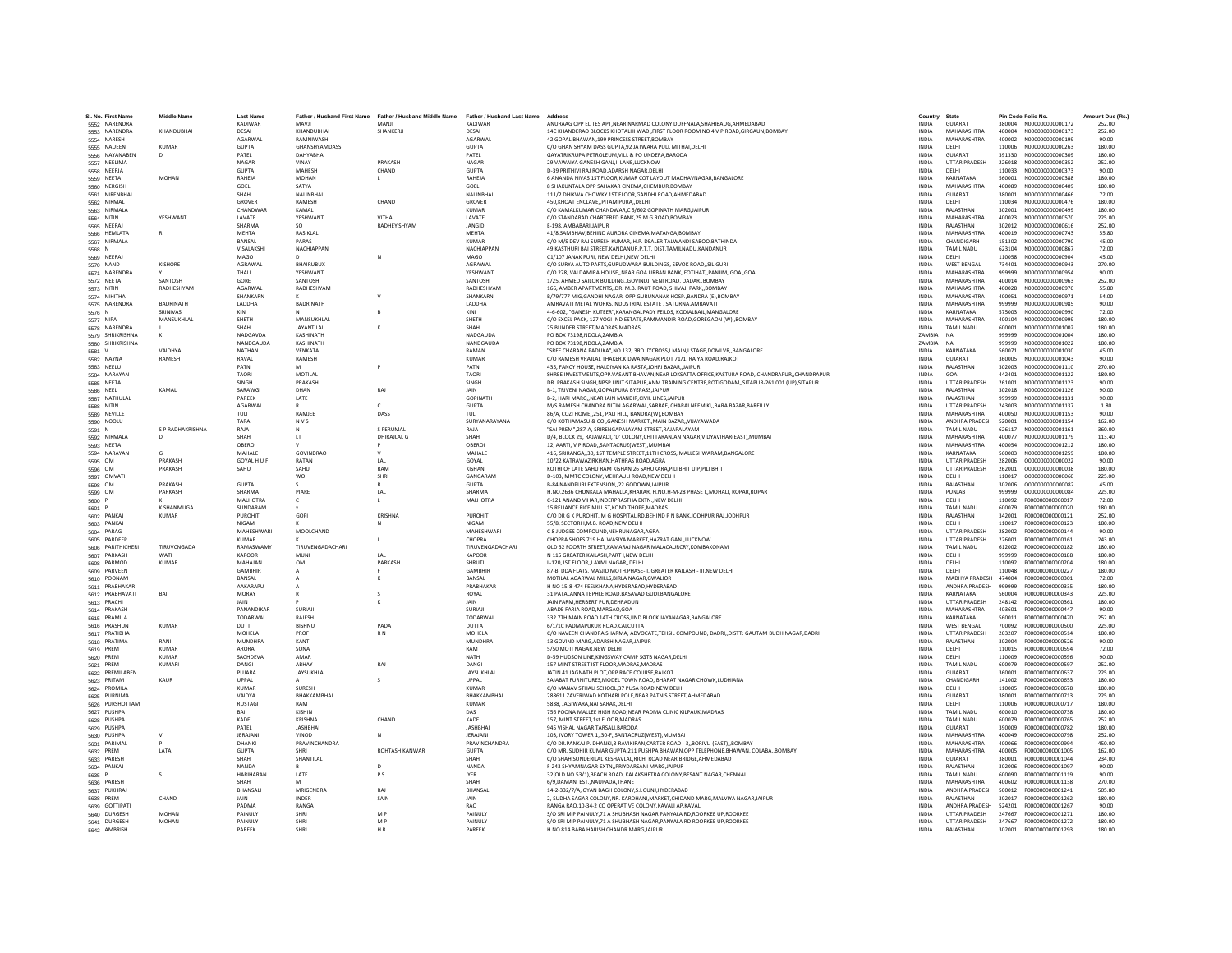| Sl. No. | First Name | Middle Name | Last Name | Father / Husband First Name | Father / Husband Middle Name | Father / Husband Last Name | Address | Country | State | Pin Code | Folio No. | Amount Due (Rs.) |
|---|---|---|---|---|---|---|---|---|---|---|---|---|
| 5552 | NARENDRA | | KADIWAR | MAVJI | MANJI | KADIWAR | ANURAAG OPP ELITES APT,NEAR NARMAD COLONY DUFFNALA,SHAHIBAUG,AHMEDABAD | INDIA | GUJARAT | 380004 | N000000000000172 | 252.00 |
| 5553 | NARENDRA | KHANDUBHAI | DESAI | KHANDUBHAI | SHANKERJI | DESAI | 14C KHANDERAO BLOCKS KHOTALHI WADI,FIRST FLOOR ROOM NO 4 V P ROAD,GIRGAUN,BOMBAY | INDIA | MAHARASHTRA | 400004 | N000000000000173 | 252.00 |
| 5554 | NARESH | | AGARWAL | RAMNIWASH | | AGARWAL | 42 GOPAL BHAWAN,199 PRINCESS STREET,BOMBAY | INDIA | MAHARASHTRA | 400002 | N000000000000199 | 90.00 |
| 5555 | NAUEEN | KUMAR | GUPTA | GHANSHYAMDASS | | GUPTA | C/O GHAN SHYAM DASS GUPTA,92 JATWARA PULL MITHAI,DELHI | INDIA | DELHI | 110006 | N000000000000263 | 180.00 |
| 5556 | NAYANABEN | D | PATEL | DAHYABHAI | | PATEL | GAYATRIKRUPA PETROLEUM,VILL & PO UNDERA,BARODA | INDIA | GUJARAT | 391330 | N000000000000309 | 180.00 |
| 5557 | NEELIMA | | NAGAR | VINAY | PRAKASH | NAGAR | 29 VAWAIYA GANESH GANJ,II LANE,LUCKNOW | INDIA | UTTAR PRADESH | 226018 | N000000000000352 | 252.00 |
| 5558 | NEERJA | | GUPTA | MAHESH | CHAND | GUPTA | D-39 PRITHIVI RAJ ROAD,ADARSH NAGAR,DELHI | INDIA | DELHI | 110033 | N000000000000373 | 90.00 |
| 5559 | NEETA | MOHAN | RAHEJA | MOHAN | L | RAHEJA | 6 ANANDA NIVAS 1ST FLOOR,KUMAR COT LAYOUT MADHAVNAGAR,BANGALORE | INDIA | KARNATAKA | 560001 | N000000000000388 | 180.00 |
| 5560 | NERGISH | | GOEL | SATYA | | GOEL | 8 SHAKUNTALA OPP SAHAKAR CINEMA,CHEMBUR,BOMBAY | INDIA | MAHARASHTRA | 400089 | N000000000000409 | 180.00 |
| 5561 | NIRENBHAI | | SHAH | NALINBHAI | | NALINBHAI | 111/2 DHIKWA CHOWKY 1ST FLOOR,GANDHI ROAD,AHMEDABAD | INDIA | GUJARAT | 380001 | N000000000000466 | 72.00 |
| 5562 | NIRMAL | | GROVER | RAMESH | CHAND | GROVER | 450,KHOAT ENCLAVE,,PITAM PURA,,DELHI | INDIA | DELHI | 110034 | N000000000000476 | 180.00 |
| 5563 | NIRMALA | | CHANDWAR | KAMAL | | KUMAR | C/O KAMALKUMAR CHANDWAR,C 5/602 GOPINATH MARG,JAIPUR | INDIA | RAJASTHAN | 302001 | N000000000000499 | 180.00 |
| 5564 | NITIN | YESHWANT | LAVATE | YESHWANT | VITHAL | LAVATE | C/O STANDARAD CHARTERED BANK,25 M G ROAD,BOMBAY | INDIA | MAHARASHTRA | 400023 | N000000000000570 | 225.00 |
| 5565 | NEERAJ | | SHARMA | SO | RADHEY SHYAM | JANGID | E-198, AMBABARI,JAIPUR | INDIA | RAJASTHAN | 302012 | N000000000000616 | 252.00 |
| 5566 | HEMLATA | R | MEHTA | RASIKLAL | | MEHTA | 41/8,SAMBHAV,BEHIND AURORA CINEMA,MATANGA,BOMBAY | INDIA | MAHARASHTRA | 400019 | N000000000000743 | 55.80 |
| 5567 | NIRMALA | | BANSAL | PARAS | | KUMAR | C/O M/S DEV RAJ SURESH KUMAR,,H.P. DEALER TALWANDI SABOO,BATHINDA | INDIA | CHANDIGARH | 151302 | N000000000000790 | 45.00 |
| 5568 | N | | VISALAKSHI | NACHIAPPAN | | NACHIAPPAN | 49,KASTHURI BAI STREET,KANDANUR,P.T.T. DIST,TAMILNADU,KANDANUR | INDIA | TAMIL NADU | 623104 | N000000000000867 | 72.00 |
| 5569 | NEERAJ | | MAGO | D | N | MAGO | C1/107 JANAK PURI, NEW DELHI,NEW DELHI | INDIA | DELHI | 110058 | N000000000000904 | 45.00 |
| 5570 | NAND | KISHORE | AGRAWAL | BHAIRUBUX | | AGRAWAL | C/O SURYA AUTO PARTS,GURUDWARA BUILDINGS, SEVOK ROAD,,SILIGURI | INDIA | WEST BENGAL | 734401 | N000000000000943 | 270.00 |
| 5571 | NARENDRA | Y | THALI | YESHWANT | | YESHWANT | C/O 278, VALDAMIRA HOUSE,,NEAR GOA URBAN BANK, FOTIHAT,,PANJIM, GOA.,GOA | INDIA | MAHARASHTRA | 999999 | N000000000000954 | 90.00 |
| 5572 | NEETA | SANTOSH | GORE | SANTOSH | | SANTOSH | 1/25, AHMED SAILOR BUILDING,,GOVINDJI VENI ROAD, DADAR,,BOMBAY | INDIA | MAHARASHTRA | 400014 | N000000000000963 | 252.00 |
| 5573 | NITIN | RADHESHYAM | AGARWAL | RADHESHYAM | | RADHESHYAM | 166, AMBER APARTMENTS,,DR. M.B. RAUT ROAD, SHIVAJI PARK,,BOMBAY | INDIA | MAHARASHTRA | 400028 | N000000000000970 | 55.80 |
| 5574 | NIHITHA | | SHANKARN | K | V | SHANKARN | B/79/777 MIG,GANDHI NAGAR, OPP GURUNANAK HOSP.,BANDRA (E),BOMBAY | INDIA | MAHARASHTRA | 400051 | N000000000000971 | 54.00 |
| 5575 | NARENDRA | BADRINATH | LADDHA | BADRINATH | | LADDHA | AMRAVATI METAL WORKS,INDUSTRIAL ESTATE , SATURNA,AMRAVATI | INDIA | MAHARASHTRA | 999999 | N000000000000985 | 90.00 |
| 5576 | N | SRINIVAS | KINI | N | B | KINI | 4-6-602, "GANESH KUTEER",KARANGALPADY FEILDS, KODIALBAIL,MANGALORE | INDIA | KARNATAKA | 575003 | N000000000000990 | 72.00 |
| 5577 | NIPA | MANSUKHLAL | SHETH | MANSUKHLAL | | SHETH | C/O EXCEL PACK, 127 YOGI IND.ESTATE,RAMMANDIR ROAD,GOREGAON (W),,BOMBAY | INDIA | MAHARASHTRA | 400104 | N000000000000999 | 180.00 |
| 5578 | NARENDRA | J | SHAH | JAYANTILAL | K | SHAH | 25 BUNDER STREET,MADRAS,MADRAS | INDIA | TAMIL NADU | 600001 | N000000000001002 | 180.00 |
| 5579 | SHRIKRISHNA | K | NADGAVDA | KASHINATH | | NADGAUDA | PO BOX 73198,NDOLA,ZAMBIA | ZAMBIA | NA | 999999 | N000000000001004 | 180.00 |
| 5580 | SHRIKRISHNA | | NANDGAUDA | KASHINATH | | NANDGAUDA | PO BOX 73198,NDOLA,ZAMBIA | ZAMBIA | NA | 999999 | N000000000001022 | 180.00 |
| 5581 | V | VAIDHYA | NATHAN | VENKATA | | RAMAN | "SREE CHARANA PADUKA",NO.132, 3RD 'D'CROSS,I MAIN,I STAGE,DOMLVR,,BANGALORE | INDIA | KARNATAKA | 560071 | N000000000001030 | 45.00 |
| 5582 | NAYNA | RAMESH | RAVAL | RAMESH | | KUMAR | C/O RAMESH VRAJLAL THAKER,KIDWAINAGAR PLOT 71/1, RAIYA ROAD,RAJKOT | INDIA | GUJARAT | 360005 | N000000000001043 | 90.00 |
| 5583 | NEELU | | PATNI | M | P | PATNI | 435, FANCY HOUSE, HALDIYAN KA RASTA,JOHRI BAZAR,,JAIPUR | INDIA | RAJASTHAN | 302003 | N000000000001110 | 270.00 |
| 5584 | NARAYAN | | TAORI | MOTILAL | | TAORI | SHREE INVESTMENTS,OPP.VASANT BHAVAN,NEAR LOKSATTA OFFICE,KASTURA ROAD,,CHANDRAPUR,,CHANDRAPUR | INDIA | GOA | 442401 | N000000000001122 | 180.00 |
| 5585 | NEETA | | SINGH | PRAKASH | | SINGH | DR. PRAKASH SINGH,NPSP UNIT:SITAPUR,ANM TRAINING CENTRE,ROTIGODAM,,SITAPUR-261 001 (UP),SITAPUR | INDIA | UTTAR PRADESH | 261001 | N000000000001123 | 90.00 |
| 5586 | NEEL | KAMAL | SARAWGI | DHAN | RAJ | JAIN | B-1, TRIVENI NAGAR,GOPALPURA BYEPASS,JAIPUR | INDIA | RAJASTHAN | 302018 | N000000000001126 | 90.00 |
| 5587 | NATHULAL | | PAREEK | LATE | | GOPINATH | B-2, HARI MARG,,NEAR JAIN MANDIR,CIVIL LINES,JAIPUR | INDIA | RAJASTHAN | 999999 | N000000000001131 | 90.00 |
| 5588 | NITIN | | AGARWAL | R | C | GUPTA | M/S RAMESH CHANDRA NITIN AGARWAL,SARRAF, CHARAI NEEM KI,,BARA BAZAR,BAREILLY | INDIA | UTTAR PRADESH | 243003 | N000000000001137 | 1.80 |
| 5589 | NEVILLE | | TULI | RAMJEE | DASS | TULI | 86/A, COZI HOME,,251, PALI HILL, BANDRA(W),BOMBAY | INDIA | MAHARASHTRA | 400050 | N000000000001153 | 90.00 |
| 5590 | NOOLU | | TARA | N V S | | SURYANARAYANA | C/O KOTHAMASU & CO.,GANESH MARKET,,MAIN BAZAR,,VIJAYAWADA | INDIA | ANDHRA PRADESH | 520001 | N000000000001154 | 162.00 |
| 5591 | N | S P RADHAKRISHNA | RAJA | N | S PERUMAL | RAJA | "SAI PREM",287-A, SRIRENGAPALAYAM STREET,RAJAPALAYAM | INDIA | TAMIL NADU | 626117 | N000000000001161 | 360.00 |
| 5592 | NIRMALA | D | SHAH | LT | DHIRAJLAL G | SHAH | D/4, BLOCK 29, RAJAWADI, 'D' COLONY,CHITTARANJAN NAGAR,VIDYAVIHAR(EAST),MUMBAI | INDIA | MAHARASHTRA | 400077 | N000000000001179 | 113.40 |
| 5593 | NEETA | | OBEROI | V | P | OBEROI | 12, AARTI, V P ROAD,,SANTACRUZ(WEST),MUMBAI | INDIA | MAHARASHTRA | 400054 | N000000000001212 | 180.00 |
| 5594 | NARAYAN | G | MAHALE | GOVINDRAO | V | MAHALE | 416, SRIRANGA,,30, 1ST TEMPLE STREET,11TH CROSS, MALLESHWARAM,BANGALORE | INDIA | KARNATAKA | 560003 | N000000000001259 | 180.00 |
| 5595 | OM | PRAKASH | GOYAL H U F | RATAN | LAL | GOYAL | 10/22 KATRAWAZIRKHAN,HATHRAS ROAD,AGRA | INDIA | UTTAR PRADESH | 282006 | O000000000000022 | 90.00 |
| 5596 | OM | PRAKASH | SAHU | SAHU | RAM | KISHAN | KOTHI OF LATE SAHU RAM KISHAN,26 SAHUKARA,PILI BHIT U P,PILI BHIT | INDIA | UTTAR PRADESH | 262001 | O000000000000038 | 180.00 |
| 5597 | OMVATI | | | WO | SHRI | GANGARAM | D-103, MMTC COLONY,MEHRAULI ROAD,NEW DELHI | INDIA | DELHI | 110017 | O000000000000060 | 225.00 |
| 5598 | OM | PRAKASH | GUPTA | S | R | GUPTA | B-84 NANDPURI EXTENSION,,22 GODOWN,JAIPUR | INDIA | RAJASTHAN | 302006 | O000000000000082 | 45.00 |
| 5599 | OM | PARKASH | SHARMA | PIARE | LAL | SHARMA | H.NO.2636 CHONKALA MAHALLA,KHARAR, H.NO.H-M-28 PHASE I,,MOHALI, ROPAR,ROPAR | INDIA | PUNJAB | 999999 | O000000000000084 | 225.00 |
| 5600 | P | K | MALHOTRA | C | L | MALHOTRA | C-121 ANAND VIHAR,INDERPRASTHA EXTN.,NEW DELHI | INDIA | DELHI | 110092 | P000000000000017 | 72.00 |
| 5601 | P | K SHANMUGA | SUNDARAM | x | | | 15 RELIANCE RICE MILL ST,KONDITHOPE,MADRAS | INDIA | TAMIL NADU | 600079 | P000000000000020 | 180.00 |
| 5602 | PANKAJ | KUMAR | PUROHIT | GOPI | KRISHNA | PUROHIT | C/O DR G K PUROHIT, M G HOSPITAL RD,BEHIND P N BANK,JODHPUR RAJ,JODHPUR | INDIA | RAJASTHAN | 342001 | P000000000000121 | 252.00 |
| 5603 | PANKAJ | | NIGAM | K | N | NIGAM | 55/8, SECTORI I,M.B. ROAD,NEW DELHI | INDIA | DELHI | 110017 | P000000000000123 | 180.00 |
| 5604 | PARAG | | MAHESHWARI | MOOLCHAND | | MAHESHWARI | C 8 JUDGES COMPOUND,NEHRUNAGAR,AGRA | INDIA | UTTAR PRADESH | 282002 | P000000000000144 | 90.00 |
| 5605 | PARDEEP | | KUMAR | K | L | CHOPRA | CHOPRA SHOES 719 HALWASIYA MARKET,HAZRAT GANJ,LUCKNOW | INDIA | UTTAR PRADESH | 226001 | P000000000000161 | 243.00 |
| 5606 | PARITHICHERI | TIRUVCNGADA | RAMASWAMY | TIRUVENGADACHARI | | TIRUVENGADACHARI | OLD 32 FOORTH STREET,KAMARAJ NAGAR MALACAURCRY,KOMBAKONAM | INDIA | TAMIL NADU | 612002 | P000000000000182 | 180.00 |
| 5607 | PARKASH | WATI | KAPOOR | MUNI | LAL | KAPOOR | N 115 GREATER KAILASH,PART I,NEW DELHI | INDIA | DELHI | 999999 | P000000000000188 | 180.00 |
| 5608 | PARMOD | KUMAR | MAHAJAN | OM | PARKASH | SHRUTI | L-120, IST FLOOR,,LAXMI NAGAR,,DELHI | INDIA | DELHI | 110092 | P000000000000204 | 180.00 |
| 5609 | PARVEEN | | GAMBHIR | A | F | GAMBHIR | 87-B, DDA FLATS, MASJID MOTH,PHASE-II, GREATER KAILASH - III,NEW DELHI | INDIA | DELHI | 110048 | P000000000000227 | 180.00 |
| 5610 | POONAM | | BANSAL | A | K | BANSAL | MOTILAL AGARWAL MILLS,BIRLA NAGAR,GWALIOR | INDIA | MADHYA PRADESH | 474004 | P000000000000301 | 72.00 |
| 5611 | PRABHAKAR | | AAKARAPU | A | | PRABHAKAR | H NO 15-8-474 FEELKHANA,HYDERABAD,HYDERABAD | INDIA | ANDHRA PRADESH | 999999 | P000000000000335 | 180.00 |
| 5612 | PRABHAVATI | BAI | MORAY | R | S | ROYAL | 31 PATALANNA TEPHLE ROAD,BASAVAD GUDI,BANGALORE | INDIA | KARNATAKA | 560004 | P000000000000343 | 225.00 |
| 5613 | PRACHI | | JAIN | P | K | JAIN | JAIN FARM,HERBERT PUR,DEHRADUN | INDIA | UTTAR PRADESH | 248142 | P000000000000361 | 180.00 |
| 5614 | PRAKASH | | PANANDIKAR | SURIAJI | | SURIAJI | ABADE FARIA ROAD,MARGAO,GOA | INDIA | MAHARASHTRA | 403601 | P000000000000447 | 90.00 |
| 5615 | PRAMILA | | TODARWAL | RAJESH | | TODARWAL | 332 7TH MAIN ROAD 14TH CROSS,IIND BLOCK JAYANAGAR,BANGALORE | INDIA | KARNATAKA | 560011 | P000000000000470 | 252.00 |
| 5616 | PRASHUN | KUMAR | DUTT | BISHNU | PADA | DUTTA | 6/1/1C PADMAPUKUR ROAD,CALCUTTA | INDIA | WEST BENGAL | 700092 | P000000000000500 | 225.00 |
| 5617 | PRATIBHA | | MOHELA | PROF | R N | MOHELA | C/O NAVEEN CHANDRA SHARMA, ADVOCATE,TEHSIL COMPOUND, DADRI,,DISTT: GAUTAM BUDH NAGAR,DADRI | INDIA | UTTAR PRADESH | 203207 | P000000000000514 | 180.00 |
| 5618 | PRATIMA | RANI | MUNDHRA | KANT | | MUNDHRA | 13 GOVIND MARG,ADARSH NAGAR,JAIPUR | INDIA | RAJASTHAN | 302004 | P000000000000526 | 90.00 |
| 5619 | PREM | KUMAR | ARORA | SONA | | RAM | 5/50 MOTI NAGAR,NEW DELHI | INDIA | DELHI | 110015 | P000000000000594 | 72.00 |
| 5620 | PREM | KUMAR | SACHDEVA | AMAR | | NATH | D-59 HUDSON LINE,KINGSWAY CAMP SGTB NAGAR,DELHI | INDIA | DELHI | 110009 | P000000000000596 | 90.00 |
| 5621 | PREM | KUMARI | DANGI | ABHAY | RAJ | DANGI | 157 MINT STREET IST FLOOR,MADRAS,MADRAS | INDIA | TAMIL NADU | 600079 | P000000000000597 | 252.00 |
| 5622 | PREMILABEN | | PUJARA | JAYSUKHLAL | | JAYSUKHLAL | JATIN 41 JAGNATH PLOT,OPP RACE COURSE,RAJKOT | INDIA | GUJARAT | 360001 | P000000000000637 | 225.00 |
| 5623 | PRITAM | KAUR | UPPAL | A | S | UPPAL | SAJABAT FURNITURES,MODEL TOWN ROAD, BHARAT NAGAR CHOWK,LUDHIANA | INDIA | CHANDIGARH | 141002 | P000000000000653 | 180.00 |
| 5624 | PROMILA | | KUMAR | SURESH | | KUMAR | C/O MANAV STHALI SCHOOL,37 PUSA ROAD,NEW DELHI | INDIA | DELHI | 110005 | P000000000000678 | 180.00 |
| 5625 | PURNIMA | | VAIDYA | BHAKKAMBHAI | | BHAKKAMBHAI | 288611 ZAVERIWAD KOTHARI POLE,NEAR PATNIS STREET,AHMEDABAD | INDIA | GUJARAT | 380001 | P000000000000713 | 225.00 |
| 5626 | PURSHOTTAM | | RUSTAGI | RAM | | KUMAR | 5838, JAGIWARA,NAI SARAK,DELHI | INDIA | DELHI | 110006 | P000000000000717 | 180.00 |
| 5627 | PUSHPA | | BAI | KISHIN | | DAS | 756 POONA MALLEE HIGH ROAD,NEAR PADMA CLINIC KILPAUK,MADRAS | INDIA | TAMIL NADU | 600010 | P000000000000738 | 180.00 |
| 5628 | PUSHPA | | KADEL | KRISHNA | CHAND | KADEL | 157, MINT STREET,1st FLOOR,MADRAS | INDIA | TAMIL NADU | 600079 | P000000000000765 | 252.00 |
| 5629 | PUSHPA | | PATEL | JASHBHAI | | JASHBHAI | 945 VISHAL NAGAR,TARSALI,BARODA | INDIA | GUJARAT | 390009 | P000000000000782 | 180.00 |
| 5630 | PUSHPA | V | JERAJANI | VINOD | N | JERAJANI | 103, IVORY TOWER 1,,30-F,,SANTACRUZ[WEST],MUMBAI | INDIA | MAHARASHTRA | 400049 | P000000000000798 | 252.00 |
| 5631 | PARIMAL | P | DHANKI | PRAVINCHANDRA | | PRAVINCHANDRA | C/O DR.PANKAJ P. DHANKI,3-RAVIKIRAN,CARTER ROAD - 3,,BORIVLI (EAST),,BOMBAY | INDIA | MAHARASHTRA | 400066 | P000000000000994 | 450.00 |
| 5632 | PREM | LATA | GUPTA | SHRI | ROHTASH KANWAR | GUPTA | C/O MR. SUDHIR KUMAR GUPTA,211 PUSHPA BHAWAN,OPP TELEPHONE,BHAWAN, COLABA,,BOMBAY | INDIA | MAHARASHTRA | 400005 | P000000000001005 | 162.00 |
| 5633 | PARESH | | SHAH | SHANTILAL | | SHAH | C/O SHAH SUNDERLAL KESHAVLAL,RICHI ROAD NEAR BRIDGE,AHMEDABAD | INDIA | GUJARAT | 380001 | P000000000001044 | 234.00 |
| 5634 | PANKAJ | | NANDA | B | D | NANDA | F-243 SHYAMNAGAR-EXTN,,PRIYDARSANI MARG,JAIPUR | INDIA | RAJASTHAN | 302006 | P000000000001097 | 90.00 |
| 5635 | P | S | HARIHARAN | LATE | P S | IYER | 32(OLD NO.53/1),BEACH ROAD, KALAKSHETRA COLONY,BESANT NAGAR,CHENNAI | INDIA | TAMIL NADU | 600090 | P000000000001119 | 90.00 |
| 5636 | PARESH | | SHAH | M | | SHAH | 6/9,DAMANI EST.,NAUPADA,THANE | INDIA | MAHARASHTRA | 400602 | P000000000001138 | 270.00 |
| 5637 | PUKHRAJ | | BHANSALI | MRIGENDRA | RAJ | BHANSALI | 14-2-332/7/A, GYAN BAGH COLONY,S.I.GUNJ,HYDERABAD | INDIA | ANDHRA PRADESH | 500012 | P000000000001241 | 505.80 |
| 5638 | PREM | CHAND | JAIN | INDER | SAIN | JAIN | 2, SUDHA SAGAR COLONY,NR. KARDHANI,MARKET,CHIDAND MARG,MALVIYA NAGAR,JAIPUR | INDIA | RAJASTHAN | 302017 | P000000000001262 | 180.00 |
| 5639 | GOTTIPATI | | PADMA | RANGA | | RAO | RANGA RAO,10-34-2 CO OPERATIVE COLONY,KAVALI AP,KAVALI | INDIA | ANDHRA PRADESH | 524201 | P000000000001267 | 90.00 |
| 5640 | DURGESH | MOHAN | PAINULY | SHRI | M P | PAINULY | S/O SRI M P PAINULY,71 A SHUBHASH NAGAR PANYALA RD,ROORKEE UP,ROORKEE | INDIA | UTTAR PRADESH | 247667 | P000000000001271 | 180.00 |
| 5641 | DURGESH | MOHAN | PAINULY | SHRI | M P | PAINULY | S/O SRI M P PAINULY,71 A SHUBHASH NAGAR,PANYALA RD ROORKEE UP,ROORKEE | INDIA | UTTAR PRADESH | 247667 | P000000000001272 | 180.00 |
| 5642 | AMBRISH | | PAREEK | SHRI | H R | PAREEK | H NO 814 BABA HARISH CHANDR MARG,JAIPUR | INDIA | RAJASTHAN | 302001 | P000000000001293 | 180.00 |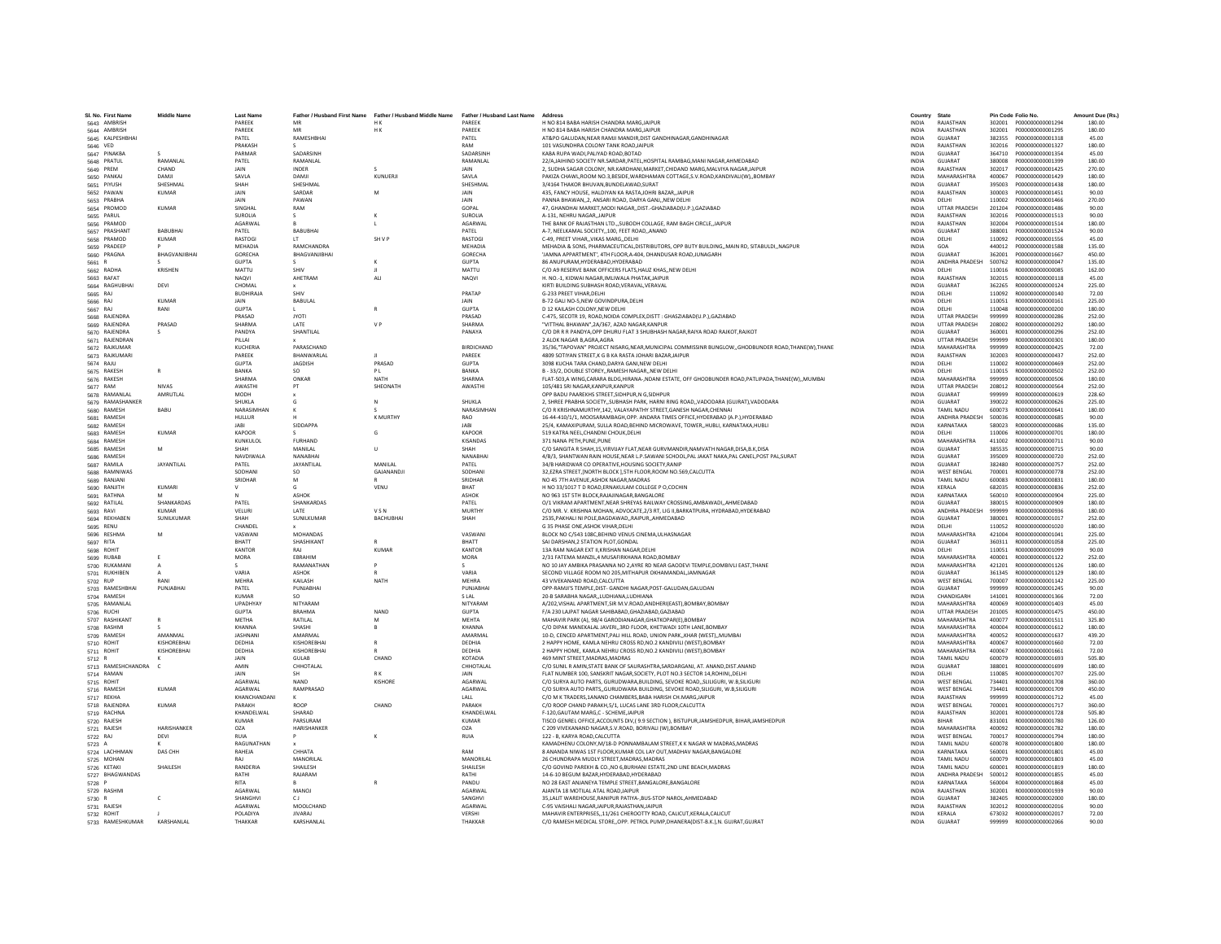| Sl. No. | First Name | Middle Name | Last Name | Father / Husband First Name | Father / Husband Middle Name | Father / Husband Last Name | Address | Country | State | Pin Code | Folio No. | Amount Due (Rs.) |
|---|---|---|---|---|---|---|---|---|---|---|---|---|
| 5643 | AMBRISH | | PAREEK | MR | H K | PAREEK | H NO 814 BABA HARISH CHANDRA MARG,JAIPUR | INDIA | RAJASTHAN | 302001 | P000000000001294 | 180.00 |
| 5644 | AMBRISH | | PAREEK | MR | H K | PAREEK | H NO 814 BABA HARISH CHANDRA MARG,JAIPUR | INDIA | RAJASTHAN | 302001 | P000000000001295 | 180.00 |
| 5645 | KALPESHBHAI | | PATEL | RAMESHBHAI | | PATEL | AT&PO GALUDAN,NEAR RAMJI MANDIR,DIST GANDHINAGAR,GANDHINAGAR | INDIA | GUJARAT | 382355 | P000000000001318 | 45.00 |
| 5646 | VED | | PRAKASH | S | | RAM | 101 VASUNDHRA COLONY TANK ROAD,JAIPUR | INDIA | RAJASTHAN | 302016 | P000000000001327 | 180.00 |
| 5647 | PINAKBA | S | PARMAR | SADARSINH | | SADARSINH | KABA RUPA WADI,PALIYAD ROAD,BOTAD | INDIA | GUJARAT | 364710 | P000000000001354 | 45.00 |
| 5648 | PRATUL | RAMANLAL | PATEL | RAMANLAL | | RAMANLAL | 22/A,JAIHIND SOCIETY NR.SARDAR,PATEL,HOSPITAL RAMBAG,MANI NAGAR,AHMEDABAD | INDIA | GUJARAT | 380008 | P000000000001399 | 180.00 |
| 5649 | PREM | CHAND | JAIN | INDER | S | JAIN | 2, SUDHA SAGAR COLONY, NR.KARDHANI,MARKET,CHIDAND MARG,MALVIYA NAGAR,JAIPUR | INDIA | RAJASTHAN | 302017 | P000000000001425 | 270.00 |
| 5650 | PANKAJ | DAMJI | SAVLA | DAMJI | KUNUERJI | SAVLA | PAKIZA CHAWL,ROOM NO.3,BESIDE,WARDHAMAN COTTAGE,S.V.ROAD,KANDIVALI(W),,BOMBAY | INDIA | MAHARASHTRA | 400067 | P000000000001429 | 180.00 |
| 5651 | PIYUSH | SHESHMAL | SHAH | SHESHMAL | | SHESHMAL | 3/4164 THAKOR BHUVAN,BUNDELAWAD,SURAT | INDIA | GUJARAT | 395003 | P000000000001438 | 180.00 |
| 5652 | PAWAN | KUMAR | JAIN | SARDAR | M | JAIN | 435, FANCY HOUSE, HALDIYAN KA RASTA,JOHRI BAZAR,,JAIPUR | INDIA | RAJASTHAN | 300003 | P000000000001451 | 90.00 |
| 5653 | PRABHA | | JAIN | PAWAN | | JAIN | PANNA BHAWAN,,2, ANSARI ROAD, DARYA GANJ,,NEW DELHI | INDIA | DELHI | 110002 | P000000000001466 | 270.00 |
| 5654 | PROMOD | KUMAR | SINGHAL | RAM | | GOPAL | 47, GHANDHAI MARKET,MODI NAGAR,,DIST.-GHAZIABAD(U.P.),GAZIABAD | INDIA | UTTAR PRADESH | 201204 | P000000000001486 | 90.00 |
| 5655 | PARUL | | SUROLIA | S | K | SUROLIA | A-131, NEHRU NAGAR,,JAIPUR | INDIA | RAJASTHAN | 302016 | P000000000001513 | 90.00 |
| 5656 | PRAMOD | | AGARWAL | B | L | AGARWAL | THE BANK OF RAJASTHAN LTD.,,SUBODH COLLAGE, RAM BAGH CIRCLE,,JAIPUR | INDIA | RAJASTHAN | 302004 | P000000000001514 | 180.00 |
| 5657 | PRASHANT | BABUBHAI | PATEL | BABUBHAI | | PATEL | A-7, NEELKAMAL SOCIETY,,100, FEET ROAD,,ANAND | INDIA | GUJARAT | 388001 | P000000000001524 | 90.00 |
| 5658 | PRAMOD | KUMAR | RASTOGI | LT | SH V P | RASTOGI | C-49, PREET VIHAR,,VIKAS MARG,,DELHI | INDIA | DELHI | 110092 | P000000000001556 | 45.00 |
| 5659 | PRADEEP | P | MEHADIA | RAMCHANDRA | | MEHADIA | MEHADIA & SONS, PHARMACEUTICAL,DISTRIBUTORS, OPP BUTY BUILDING,,MAIN RD, SITABULDI,,NAGPUR | INDIA | GOA | 440012 | P000000000001588 | 135.00 |
| 5660 | PRAGNA | BHAGVANJIBHAI | GORECHA | BHAGVANJIBHAI | | GORECHA | 'JAMNA APPARTMENT', 4TH FLOOR,A-404, DHANDUSAR ROAD,JUNAGARH | INDIA | GUJARAT | 362001 | P000000000001667 | 450.00 |
| 5661 | R | S | GUPTA | S | K | GUPTA | 86 ANUPURAM,HYDERABAD,HYDERABAD | INDIA | ANDHRA PRADESH | 500762 | R000000000000047 | 135.00 |
| 5662 | RADHA | KRISHEN | MATTU | SHIV | JI | MATTU | C/O A9 RESERVE BANK OFFICERS FLATS,HAUZ KHAS,,NEW DELHI | INDIA | DELHI | 110016 | R000000000000085 | 162.00 |
| 5663 | RAFAT | | NAQVI | AHETRAM | ALI | NAQVI | H. NO.-1, KIDWAI NAGAR,IMLIWALA PHATAK,JAIPUR | INDIA | RAJASTHAN | 302015 | R000000000000118 | 45.00 |
| 5664 | RAGHUBHAI | DEVI | CHOMAL | x | | | KIRTI BUILDING SUBHASH ROAD,VERAVAL,VERAVAL | INDIA | GUJARAT | 362265 | R000000000000124 | 225.00 |
| 5665 | RAJ | | BUDHIRAJA | SHIV | | PRATAP | G-233 PREET VIHAR,DELHI | INDIA | DELHI | 110092 | R000000000000140 | 72.00 |
| 5666 | RAJ | KUMAR | JAIN | BABULAL | | JAIN | B-72 GALI NO-5,NEW GOVINDPURA,DELHI | INDIA | DELHI | 110051 | R000000000000161 | 225.00 |
| 5667 | RAJ | RANI | GUPTA | L | R | GUPTA | D 12 KAILASH COLONY,NEW DELHI | INDIA | DELHI | 110048 | R000000000000200 | 180.00 |
| 5668 | RAJENDRA | | PRASAD | JYOTI | | PRASAD | C-475, SECOTR 19, ROAD,NOIDA COMPLEX,DISTT : GHASZIABAD(U.P.),GAZIABAD | INDIA | UTTAR PRADESH | 999999 | R000000000000286 | 252.00 |
| 5669 | RAJENDRA | PRASAD | SHARMA | LATE | V P | SHARMA | "VITTHAL BHAWAN",2A/367, AZAD NAGAR,KANPUR | INDIA | UTTAR PRADESH | 208002 | R000000000000292 | 180.00 |
| 5670 | RAJENDRA | S | PANDYA | SHANTILAL | | PANAYA | C/O DR R R PANDYA,OPP DHURU FLAT 3 SHUBHASH NAGAR,RAIYA ROAD RAJKOT,RAJKOT | INDIA | GUJARAT | 360001 | R000000000000296 | 252.00 |
| 5671 | RAJENDRAN | | PILLAI | x | | | 2 ALOK NAGAR B,AGRA,AGRA | INDIA | UTTAR PRADESH | 999999 | R000000000000301 | 180.00 |
| 5672 | RAJKUMAR | | KUCHERIA | PARASCHAND | | BIRDICHAND | 35/36,"TAPOVAN" PROJECT NISARG,NEAR,MUNICIPAL COMMISSINR BUNGLOW,,GHODBUNDER ROAD,THANE(W),THANE | INDIA | MAHARASHTRA | 999999 | R000000000000425 | 72.00 |
| 5673 | RAJKUMARI | | PAREEK | BHANWARLAL | JI | PAREEK | 4809 SOTIYAN STREET,K G B KA RASTA JOHARI BAZAR,JAIPUR | INDIA | RAJASTHAN | 302003 | R000000000000437 | 252.00 |
| 5674 | RAJU | | GUPTA | JAGDISH | PRASAD | GUPTA | 3098 KUCHA TARA CHAND,DARYA GANJ,NEW DELHI | INDIA | DELHI | 110002 | R000000000000469 | 252.00 |
| 5675 | RAKESH | R | BANKA | SO | P L | BANKA | B - 33/2, DOUBLE STOREY,,RAMESH NAGAR,,NEW DELHI | INDIA | DELHI | 110015 | R000000000000502 | 252.00 |
| 5676 | RAKESH | | SHARMA | ONKAR | NATH | SHARMA | FLAT-503,A WING,CARARA BLDG,HIRANA-,NDANI ESTATE, OFF GHODBUNDER ROAD,PATLIPADA,THANE(W),,MUMBAI | INDIA | MAHARASHTRA | 999999 | R000000000000506 | 180.00 |
| 5677 | RAM | NIVAS | AWASTHI | PT | SHEONATH | AWASTHI | 105/481 SRI NAGAR,KANPUR,KANPUR | INDIA | UTTAR PRADESH | 208012 | R000000000000564 | 252.00 |
| 5678 | RAMANLAL | AMRUTLAL | MODH | x | | | OPP BADU PAAREKHS STREET,SIDHPUR,N G,SIDHPUR | INDIA | GUJARAT | 999999 | R000000000000619 | 228.60 |
| 5679 | RAMASHANKER | | SHUKLA | G | N | SHUKLA | 2, SHREE PRABHA SOCIETY,,SUBHASH PARK, HARNI RING ROAD,,VADODARA (GUJRAT),VADODARA | INDIA | GUJARAT | 390022 | R000000000000626 | 225.00 |
| 5680 | RAMESH | BABU | NARASIMHAN | K | S | NARASIMHAN | C/O R KRISHNAMURTHY,142, VALAYAPATHY STREET,GANESH NAGAR,CHENNAI | INDIA | TAMIL NADU | 600073 | R000000000000641 | 180.00 |
| 5681 | RAMESH | | HULLUR | H | K MURTHY | RAO | 16-44-410/1/1, MOOSARAMBAGH,OPP. ANDARA TIMES OFFICE,HYDERABAD (A.P.),HYDERABAD | INDIA | ANDHRA PRADESH | 500036 | R000000000000685 | 90.00 |
| 5682 | RAMESH | | JABI | SIDDAPPA | | JABI | 25/4, KAMAXIPURAM, SULLA ROAD,BEHIND MICROWAVE, TOWER,,HUBLI, KARNATAKA,HUBLI | INDIA | KARNATAKA | 580023 | R000000000000686 | 135.00 |
| 5683 | RAMESH | KUMAR | KAPOOR | S | G | KAPOOR | 519 KATRA NEEL,CHANDNI CHOUK,DELHI | INDIA | DELHI | 110006 | R000000000000701 | 180.00 |
| 5684 | RAMESH | | KUNKULOL | FURHAND | | KISANDAS | 371 NANA PETH,PUNE,PUNE | INDIA | MAHARASHTRA | 411002 | R000000000000711 | 90.00 |
| 5685 | RAMESH | M | SHAH | MANILAL | U | SHAH | C/O SANGITA R SHAH,15,VIRVIJAY FLAT,NEAR GURVMANDIR,NAMVATH NAGAR,DISA,B.K,DISA | INDIA | GUJARAT | 385535 | R000000000000715 | 90.00 |
| 5686 | RAMESH | | NAVDIWALA | NANABHAI | | NANABHAI | 4/B/3, SHANTWAN RAIN HOUSE,NEAR L.P.SAWANI SCHOOL,PAL JAKAT NAKA,PAL CANEL,POST PAL,SURAT | INDIA | GUJARAT | 395009 | R000000000000720 | 252.00 |
| 5687 | RAMILA | JAYANTILAL | PATEL | JAYANTILAL | MANILAL | PATEL | 34/B HARIDWAR CO OPERATIVE,HOUSING SOCIETY,RANIP | INDIA | GUJARAT | 382480 | R000000000000757 | 252.00 |
| 5688 | RAMNIWAS | | SODHANI | SO | GAJANANDJI | SODHANI | 32,EZRA STREET,[NORTH BLOCK ],5TH FLOOR,ROOM NO.569,CALCUTTA | INDIA | WEST BENGAL | 700001 | R000000000000778 | 252.00 |
| 5689 | RANJANI | | SRIDHAR | M | R | SRIDHAR | NO 45 7TH AVENUE,ASHOK NAGAR,MADRAS | INDIA | TAMIL NADU | 600083 | R000000000000831 | 180.00 |
| 5690 | RANJITH | KUMARI | V | G | VENU | BHAT | H NO 33/1017 T D ROAD,ERNAKULAM COLLEGE P O,COCHIN | INDIA | KERALA | 682035 | R000000000000836 | 252.00 |
| 5691 | RATHNA | M | N | ASHOK | | ASHOK | NO 963 1ST 5TH BLOCK,RAJAJINAGAR,BANGALORE | INDIA | KARNATAKA | 560010 | R000000000000904 | 225.00 |
| 5692 | RATILAL | SHANKARDAS | PATEL | SHANKARDAS | | PATEL | O/1 VIKRAM APARTMENT,NEAR SHREYAS RAILWAY CROSSING,AMBAWADI,,AHMEDABAD | INDIA | GUJARAT | 380015 | R000000000000909 | 180.00 |
| 5693 | RAVI | KUMAR | VELURI | LATE | V S N | MURTHY | C/O MR. V. KRISHNA MOHAN, ADVOCATE,2/3 RT, LIG II,BARKATPURA, HYDRABAD,HYDRABAD | INDIA | ANDHRA PRADESH | 999999 | R000000000000936 | 180.00 |
| 5694 | REKHABEN | SUNILKUMAR | SHAH | SUNILKUMAR | BACHUBHAI | SHAH | 2535,PAKHALI NI POLE,BAGDAWAD,,RAIPUR,,AHMEDABAD | INDIA | GUJARAT | 380001 | R000000000001017 | 252.00 |
| 5695 | RENU | | CHANDEL | x | | | G 35 PHASE ONE,ASHOK VIHAR,DELHI | INDIA | DELHI | 110052 | R000000000001020 | 180.00 |
| 5696 | RESHMA | M | VASWANI | MOHANDAS | | VASWANI | BLOCK NO C/543 108C,BEHIND VENUS CINEMA,ULHASNAGAR | INDIA | MAHARASHTRA | 421004 | R000000000001041 | 225.00 |
| 5697 | RITA | | BHATT | SHASHIKANT | R | BHATT | SAI DARSHAN,2 STATION PLOT,GONDAL | INDIA | GUJARAT | 360311 | R000000000001058 | 225.00 |
| 5698 | ROHIT | | KANTOR | RAJ | KUMAR | KANTOR | 13A RAM NAGAR EXT II,KRISHAN NAGAR,DELHI | INDIA | DELHI | 110051 | R000000000001099 | 90.00 |
| 5699 | RUBAB | E | MORA | EBRAHIM | | MORA | 2/31 FATEMA MANZIL,4 MUSAFIRKHANA ROAD,BOMBAY | INDIA | MAHARASHTRA | 400001 | R000000000001122 | 252.00 |
| 5700 | RUKAMANI | A | S | RAMANATHAN | P | S | NO 10 JAY AMBIKA PRASANNA NO 2,AYRE RD NEAR GAODEVI TEMPLE,DOMBIVLI EAST,THANE | INDIA | MAHARASHTRA | 421201 | R000000000001126 | 180.00 |
| 5701 | RUKHIBEN | A | VARIA | ASHOK | R | VARIA | SECOND VILLAGE ROOM NO 205,MITHAPUR OKHAMANDAL,JAMNAGAR | INDIA | GUJARAT | 361345 | R000000000001129 | 180.00 |
| 5702 | RUP | RANI | MEHRA | KAILASH | NATH | MEHRA | 43 VIVEKANAND ROAD,CALCUTTA | INDIA | WEST BENGAL | 700007 | R000000000001142 | 225.00 |
| 5703 | RAMESHBHAI | PUNJABHAI | PATEL | PUNJABHAI | | PUNJABHAI | OPP-RAMJI'S TEMPLE,DIST- GANDHI NAGAR,POST-GALUDAN,GALUDAN | INDIA | GUJARAT | 999999 | R000000000001245 | 90.00 |
| 5704 | RAMESH | | KUMAR | SO | | S LAL | 20-B SARABHA NAGAR,,LUDHIANA,LUDHIANA | INDIA | CHANDIGARH | 141001 | R000000000001366 | 72.00 |
| 5705 | RAMANLAL | | UPADHYAY | NITYARAM | | NITYARAM | A/202,VISHAL APARTMENT,SIR M.V.ROAD,ANDHERI(EAST),BOMBAY,BOMBAY | INDIA | MAHARASHTRA | 400069 | R000000000001403 | 45.00 |
| 5706 | RUCHI | | GUPTA | BRAHMA | NAND | GUPTA | F/A 230 LAJPAT NAGAR SAHIBABAD,GHAZIABAD,GAZIABAD | INDIA | UTTAR PRADESH | 201005 | R000000000001475 | 450.00 |
| 5707 | RASHIKANT | R | METHA | RATILAL | M | MEHTA | MAHAVIR PARK (A), 98/4 GARODIANAGAR,GHATKOPAR(E),BOMBAY | INDIA | MAHARASHTRA | 400077 | R000000000001511 | 325.80 |
| 5708 | RASHMI | S | KHANNA | SHASHI | B | KHANNA | C/O DIPAK MANEKALAL JAVERI,,3RD FLOOR, KHETWADI 10TH LANE,BOMBAY | INDIA | MAHARASHTRA | 400004 | R000000000001612 | 180.00 |
| 5709 | RAMESH | AMANMAL | JASHNANI | AMARMAL | | AMARMAL | 10-D, CENCED APARTMENT,PALI HILL ROAD, UNION PARK,,KHAR (WEST),,MUMBAI | INDIA | MAHARASHTRA | 400052 | R000000000001637 | 439.20 |
| 5710 | ROHIT | KISHOREBHAI | DEDHIA | KISHOREBHAI | R | DEDHIA | 2 HAPPY HOME, KAMLA NEHRU CROSS RD,NO.2 KANDIVILI (WEST),BOMBAY | INDIA | MAHARASHTRA | 400067 | R000000000001660 | 72.00 |
| 5711 | ROHIT | KISHOREBHAI | DEDHIA | KISHOREBHAI | R | DEDHIA | 2 HAPPY HOME, KAMLA NEHRU CROSS RD,NO.2 KANDIVILI (WEST),BOMBAY | INDIA | MAHARASHTRA | 400067 | R000000000001661 | 72.00 |
| 5712 | R | K | JAIN | GULAB | CHAND | KOTADIA | 469 MINT STREET,MADRAS,MADRAS | INDIA | TAMIL NADU | 600079 | R000000000001693 | 505.80 |
| 5713 | RAMESHCHANDRA | C | AMIN | CHHOTALAL | | CHHOTALAL | C/O SUNIL R AMIN,STATE BANK OF SAURASHTRA,SARDARGANJ, AT. ANAND,DIST.ANAND | INDIA | GUJARAT | 388001 | R000000000001699 | 180.00 |
| 5714 | RAMAN | | JAIN | SH | R K | JAIN | FLAT NUMBER 100, SANSKRIT NAGAR,SOCIETY, PLOT NO.3 SECTOR 14,ROHINI,,DELHI | INDIA | DELHI | 110085 | R000000000001707 | 225.00 |
| 5715 | ROHIT | | AGARWAL | NAND | KISHORE | AGARWAL | C/O SURYA AUTO PARTS, GURUDWARA,BUILDING, SEVOKE ROAD,,SILIGURI, W.B,SILIGURI | INDIA | WEST BENGAL | 734401 | R000000000001708 | 360.00 |
| 5716 | RAMESH | KUMAR | AGARWAL | RAMPRASAD | | AGARWAL | C/O SURYA AUTO PARTS,,GURUDWARA BUILDING, SEVOKE ROAD,SILIGURI, W.B,SILIGURI | INDIA | WEST BENGAL | 734401 | R000000000001709 | 450.00 |
| 5717 | REKHA | | KHANCHANDANI | K | | LALL | C/O M K TRADERS,1ANAND CHAMBERS,BABA HARISH CH.MARG,JAIPUR | INDIA | RAJASTHAN | 999999 | R000000000001712 | 45.00 |
| 5718 | RAJENDRA | KUMAR | PARAKH | ROOP | CHAND | PARAKH | C/O ROOP CHAND PARAKH,5/1, LUCAS LANE 3RD FLOOR,CALCUTTA | INDIA | WEST BENGAL | 700001 | R000000000001717 | 360.00 |
| 5719 | RACHNA | | KHANDELWAL | SHARAD | | KHANDELWAL | F-120,GAUTAM MARG,C - SCHEME,JAIPUR | INDIA | RAJASTHAN | 302001 | R000000000001728 | 505.80 |
| 5720 | RAJESH | | KUMAR | PARSURAM | | KUMAR | TISCO GENREL OFFICE,ACCOUNTS DIV,( 9.9 SECTION ), BISTUPUR,JAMSHEDPUR, BIHAR,JAMSHEDPUR | INDIA | BIHAR | 831001 | R000000000001780 | 126.00 |
| 5721 | RAJESH | HARISHANKER | OZA | HARISHANKER | | OZA | C 209 VIVEKANAND NAGAR,S.V.ROAD, BORIVALI (W),BOMBAY | INDIA | MAHARASHTRA | 400092 | R000000000001782 | 180.00 |
| 5722 | RAJ | DEVI | RUIA | P | K | RUIA | 122 - B, KARYA ROAD,CALCUTTA | INDIA | WEST BENGAL | 700017 | R000000000001794 | 180.00 |
| 5723 | A | K | RAGUNATHAN | x | | | KAMADHENU COLONY,M/18-D PONNAMBALAM STREET,K K NAGAR W MADRAS,MADRAS | INDIA | TAMIL NADU | 600078 | R000000000001800 | 180.00 |
| 5724 | LACHHMAN | DAS CHH | RAHEJA | CHHATA | | RAM | 8 ANANDA NIWAS 1ST FLOOR,KUMAR COL LAY OUT,MADHAV NAGAR,BANGALORE | INDIA | KARNATAKA | 560001 | R000000000001801 | 45.00 |
| 5725 | MOHAN | | RAJ | MANORILAL | | MANORILAL | 26 CHUNDRAPA MUDLY STREET,MADRAS,MADRAS | INDIA | TAMIL NADU | 600079 | R000000000001803 | 45.00 |
| 5726 | KETAKI | SHAILESH | RANDERIA | SHAILESH | | SHAILESH | C/O GOVIND PAREKH & CO.,NO.6,BURHANI ESTATE,2ND LINE BEACH,MADRAS | INDIA | TAMIL NADU | 600001 | R000000000001819 | 180.00 |
| 5727 | BHAGWANDAS | | RATHI | RAJARAM | | RATHI | 14-6-10 BEGUM BAZAR,HYDERABAD,HYDERABAD | INDIA | ANDHRA PRADESH | 500012 | R000000000001855 | 45.00 |
| 5728 | P | | RITA | B | R | PANDU | NO 28 EAST ANJANEYA TEMPLE STREET,BANGALORE,BANGALORE | INDIA | KARNATAKA | 560004 | R000000000001868 | 45.00 |
| 5729 | RASHMI | | AGARWAL | MANOJ | | AGARWAL | AJANTA 18 MOTILAL ATAL ROAD,JAIPUR | INDIA | RAJASTHAN | 302001 | R000000000001939 | 90.00 |
| 5730 | R | C | SHANGHVI | C J | | SANGHVI | 35,LALIT WAREHOUSE,RANIPUR PATIYA-,BUS-STOP NAROL,AHMEDABAD | INDIA | GUJARAT | 382405 | R000000000002000 | 180.00 |
| 5731 | RAJESH | | AGARWAL | MOOLCHAND | | AGARWAL | C-95 VAISHALI NAGAR,JAIPUR,RAJASTHAN,JAIPUR | INDIA | RAJASTHAN | 302012 | R000000000002016 | 90.00 |
| 5732 | ROHIT | J | POLADIYA | JIVARAJ | | VERSHI | MAHAVIR ENTERPRISES,,11/261 CHEROOTTY ROAD, CALICUT,KERALA,CALICUT | INDIA | KERALA | 673032 | R000000000002017 | 72.00 |
| 5733 | RAMESHKUMAR | KARSHANLAL | THAKKAR | KARSHANLAL | | THAKKAR | C/O RAMESH MEDICAL STORE,,OPP. PETROL PUMP,DHANERA(DIST-B.K.),N. GUJRAT,GUJRAT | INDIA | GUJARAT | 999999 | R000000000002066 | 90.00 |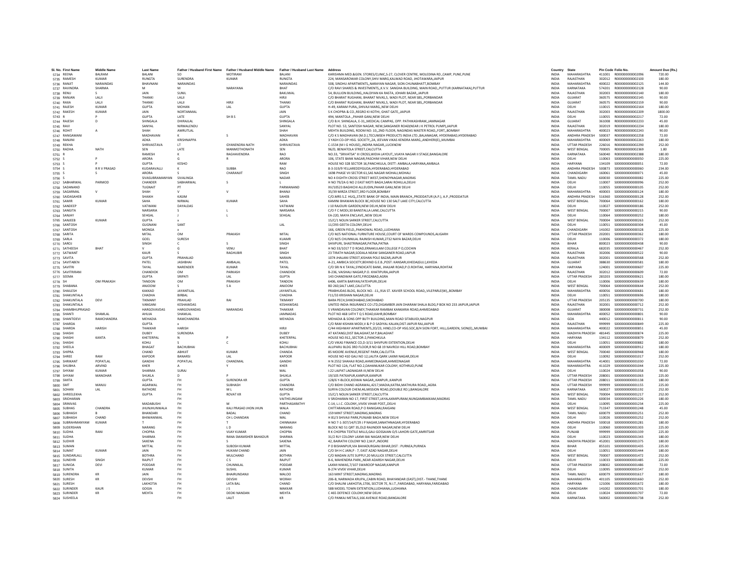| Sl. No. | First Name | Middle Name | Last Name | Father / Husband First Name | Father / Husband Middle Name | Father / Husband Last Name | Address | Country | State | Pin Code | Folio No. | Amount Due (Rs.) |
|---|---|---|---|---|---|---|---|---|---|---|---|---|
| 5734 | REENA | BALRAM | BALANI | SO | MOTIRAM | BALANI | KARISHMA MED.&GEN. STORES/CLINIC,S-27, CLOVER CENTRE, MOLEDINA RD.,CAMP, PUNE,PUNE | INDIA | MAHARASHTRA | 411001 | R000000000002096 | 720.00 |
| 5735 | RAMESH | KUMAR | RUNGTA | SURENDRA | KUMAR | RUNGTA | 224, MANSAROWAR COLONY,SHIV MARG,KALWAD ROAD, JHOTAWARA,JAIPUR | INDIA | RAJASTHAN | 302012 | R000000000002100 | 180.00 |
| 5736 | RANJIT | NARAINDAS | BHAVNANI | NARAINDAS | | NARAINDAS | 508, SINDHU APARTMENTS,,NARAYAN NAGAR, SION CHUNABHATT,BOMBAY | INDIA | MAHARASHTRA | 400022 | R000000000002125 | 144.00 |
| 5737 | RAVINDRA | SHARMA | M | M | NARAYANA | BHAT | C/O RAVI SHARES & INVESTMENTS,,K.V.V. SANGHA BUILDING, MAIN ROAD,,PUTTUR (KARNATAKA),PUTTUR | INDIA | KARNATAKA | 574201 | R000000000002128 | 90.00 |
| 5738 | RENU | S | JAIN | SUNIL | | BAKLIWAL | 54, BULLION BUILDING,,HALDIYAN KA RASTA, JOHARI BAZAR,,JAIPUR | INDIA | RAJASTHAN | 302003 | R000000000002140 | 180.00 |
| 5739 | RANJAN | LALJI | THANKI | LALJI | | HIRJI | C/O BHARAT RUGHANI, BHARAT NIVAS,5, WADI PLOT, NEAR SBS,,PORBANDAR | INDIA | GUJARAT | 360575 | R000000000002145 | 90.00 |
| 5740 | RAXA | LALJI | THANKI | LALJI | HIRJI | THANKI | C/O BHARAT RUGHANI, BHARAT NIVAS,5, WADI PLOT, NEAR SBS,,PORBANDAR | INDIA | GUJARAT | 360575 | R000000000002159 | 90.00 |
| 5741 | RAJESH | KUMAR | GUPTA | MOHAN | LAL | GUPTA | H-49, KARAM PURA,,SHIVAJI MARG,,NEW DELHI | INDIA | DELHI | 110015 | R000000000002164 | 180.00 |
| 5742 | RAKESH | KUMAR | JAIN | NORTANMAL | | JAIN | S K CHOPRA & CO.,REGRO KI KOTHI, GHAT GATE,,JAIPUR | INDIA | RAJASTHAN | 302003 | R000000000002209 | 1800.00 |
| 5743 | R | P | GUPTA | LATE | SH B S | GUPTA | 494, MANTOLA ,,PAHAR GANJ,NEW DELHI | INDIA | DELHI | 110055 | R000000000002217 | 72.00 |
| 5744 | RAJESH | D | SHINGALA | DHIRAJLAL | | SHINGALA | C/O B.H. SHINGALA, E-31,,MEDICAL CAMPAS, OPP. PATHIKASHRAM,,JAMNAGAR | INDIA | GUJARAT | 361008 | R000000000002233 | 45.00 |
| 5745 | RAVI | | SANYAL | NIRMALENDU | | SANYAL | PLOT NO. 53, SANTOSH NAGAR, NEW,SANGANER ROAD(NEAR J K PETROL PUMP),JAIPUR | INDIA | RAJASTHAN | 302019 | R000000000002234 | 180.00 |
| 5746 | ROHIT | A | SHAH | AMRUTLAL | | SHAH | MEHTA BUILDING, ROOM NO: 10,,2ND FLOOR, NAGINDAS MASTER ROAD,,FORT,,BOMBAY | INDIA | MAHARASHTRA | 400023 | R000000000002243 | 90.00 |
| 5747 | RANGAMANI | | MADHAVAN | K | S | MADHAVAN | C/O K S MADHAVAN (M.D.),TECUMSEH PRODUCTS INDIA LTD.,BALANAGAR, HYDERABAD,HYDERABAD | INDIA | ANDHRA PRADESH | 500037 | R000000000002258 | 72.00 |
| 5748 | RANJINI | | ADKA | KRISHNAPPA | | ADKA | 3 YASH CO-OP HSG. SOCIETY,,2A, JEEVAN VIKAS KENDRA MARG,,ANDHERI(E),,MUMBAI | INDIA | MAHARASHTRA | 400069 | R000000000002263 | 180.00 |
| 5749 | REKHA | | SHRIVASTAVA | LT | GYANENDRA NATH | SHRIVASTAVA | C-1534 (M I G HOUSE),,INDIRA NAGAR,,LUCKNOW | INDIA | UTTAR PRADESH | 226016 | R000000000002290 | 252.00 |
| 5750 | RADHA | NATH | SEN | LATE | MANMOTHONATH | SEN | 96/D, BENIATOLA STREET,CALCUTTA | INDIA | WEST BENGAL | 700005 | R000000000002369 | 1.80 |
| 5751 | R | | RAMESH | K | RAGHAVENDRA | RAO | NO.33, "SRIVATSA" III CROSS,WIDIA LAYOUT,,VIJAYA NAGAR II STAGE,BANGALORE | INDIA | KARNATAKA | 560040 | R000000000002388 | 180.00 |
| 5752 | S | P | ARORA | G | R | ARORA | 106, STATE BANK NAGAR,PASCHIM VIHAR,NEW DELHI | INDIA | DELHI | 110063 | S000000000000050 | 225.00 |
| 5753 | S | P | GUPTA | KESHO | | RAM | HOUSE NO 328 SECTOR 16,PANCHKULA, DISTT: AMBALA,HARYANA,AMBALA | INDIA | HARYANA | 134109 | S000000000000051 | 72.00 |
| 5754 | S | R R V PRASAD | KUDARAVALLI | K | SUBBA | RAO | 8-3-319/9 YELLAREDDYGUDA,HYDERABAD,HYDERABAD | INDIA | ANDHRA PRADESH | 500873 | S000000000000060 | 234.00 |
| 5755 | S | S | ARORA | S | CHARANJIT | SINGH | 1698 PHASE VII SECTOR 61,SAS NAGAR MOHALI,MOHALI | INDIA | CHANDIGARH | 160061 | S000000000000071 | 45.00 |
| 5756 | S | | SIVASUBRAMANYAN | SIVALINGA | | NADAR | NO 4 EIGHTH CROSS STREET WEST,SHENOYNAGAR,MADRAS | INDIA | TAMIL NADU | 600030 | S000000000000082 | 225.00 |
| 5757 | SABHARWAL | PARMOD | CHANDER | SABHARWAL | S | L | H NO 79/2A G NO 2 EAST MOTI BAGH,SARAI ROHILLA,DELHI | INDIA | DELHI | 110007 | S000000000000096 | 252.00 |
| 5758 | SADANAND | | TUGNAIT | PT | | PARMANAND | XV/10523 BAGHICHI ALLEUDIN,PAHAR GANJ,NEW DELHI | INDIA | DELHI | 110055 | S000000000000105 | 252.00 |
| 5759 | SAGARMAL | V | SHAH | V | V | BHANJI | 35/39 MIRZA STREET,3RD FLOOR,BOMBAY | INDIA | MAHARASHTRA | 400003 | S000000000000124 | 180.00 |
| 5760 | SAIDASAHEB | | SHAIKH | KASIM | | SAHEB | C/O.MRS S.Z. HUQ,,STATE BANK OF INDIA, MAIN BRANCH,,PRODDATUR (A.P.), A.P.,PRODDATUR | INDIA | ANDHRA PRADESH | 516360 | S000000000000128 | 252.00 |
| 5761 | SAMIR | KUMAR | SAHA | NIRMAL | KUMAR | SAHA | KAMINI BHAWAN BLOCK BC,HOUSE NO 130 SALT LAKE CITY,CALCUTTA | INDIA | WEST BENGAL | 700064 | S000000000000162 | 180.00 |
| 5762 | SANDEEP | | VATWANI | DAYALDAS | | VATWANI | J 10 RAJOURI GARDEN,NEW DELHI,NEW DELHI | INDIA | DELHI | 110027 | S000000000000186 | 252.00 |
| 5763 | SANGITA | | NARSARIA | S | L | NARSARIA | C/O F C MODI,30 BANSTALLA LANE,CALCUTTA | INDIA | WEST BENGAL | 700007 | S000000000000215 | 90.00 |
| 5764 | SANJAY | | SEHGAL | J | L | SEHGAL | EA-220, MAYA ENCLAVE,,NEW DELHI | INDIA | DELHI | 110064 | S000000000000252 | 180.00 |
| 5765 | SANJEEB | KUMAR | GUPTA | x | | | 15/C/1 NOLIN SARKER STREET,CALCUTTA | INDIA | WEST BENGAL | 700004 | S000000000000263 | 252.00 |
| 5766 | SANTOSH | | GUGNANI | SANT | | LAL | 11/293 GEETA COLONY,DELHI | INDIA | DELHI | 110051 | S000000000000304 | 45.00 |
| 5767 | SANTOSH | | MONGA | x | | | 166, GREEN FIELD,,PAKHOWAL ROAD,,LUDHIANA | INDIA | CHANDIGARH | 141002 | S000000000000328 | 225.00 |
| 5768 | SARITA | | MITAL | OM | PRAKASH | MITAL | C/O M/S NATIONAL FURNITURE HOUSE,COURT OF WARDS COMPOUNDS,ALIGARH | INDIA | UTTAR PRADESH | 202001 | S000000000000362 | 180.00 |
| 5769 | SARLA | | GOEL | SURESH | | KUAMR | C/O M/S CHUNNILAL RAJNISH KUMAR,2732 NAYA BAZAR,DELHI | INDIA | DELHI | 110006 | S000000000000372 | 180.00 |
| 5770 | SAROJ | | SINGH | C | S | SINGH | SHIVPURI, SHASTRINAGAR,PATNA,PATNA | INDIA | BIHAR | 800023 | S000000000000438 | 90.00 |
| 5771 | SATHEESH | BHAT | V | G | VENU | BHAT | H NO 33/1017 T D ROAD,ERNAKULAM COLLEGE P O,COCHIN | INDIA | KERALA | 682035 | S000000000000467 | 252.00 |
| 5772 | SATWANT | | KAUR | S | RAGHUBIR | SINGH | 23 TIRATH NAGAR,SODALA NEAW SANGANER ROAD,JAIPUR | INDIA | RAJASTHAN | 302006 | S000000000000522 | 90.00 |
| 5773 | SAVITA | | GUPTA | PRAHALAD | | NARAIN | 1074 JHALANI STREET,KISHAN POLE BAZAR,JAIPUR | INDIA | RAJASTHAN | 302001 | S000000000000568 | 252.00 |
| 5774 | SAVITABEN | | PATEL | JASHBHAI | AMBALAL | PATEL | A-21, AMBICA SOCIETY,BEHIND G.E.B.,POST: KANSARI,KHEDA(GUJ.),KHEDA | INDIA | GUJARAT | 388630 | S000000000000581 | 180.00 |
| 5775 | SAVITRI | | TAYAL | NARENDER | KUMAR | TAYAL | C/O SRI N K TAYAL,SYNDICATE BANK, JHAJJAR ROAD,P.O.ROHTAK, HARYANA,ROHTAK | INDIA | HARYANA | 124001 | S000000000000607 | 225.00 |
| 5776 | SAVITRIRANI | | CHANDIOK | OM | PARKASH | CHANDIOK | B-236, VAISHALI NAGAR,P.O. KHATIPURA,JAIPUR | INDIA | RAJASTHAN | 302012 | S000000000000609 | 72.00 |
| 5777 | SEEMA | | GUPTA | SRIPATI | LAL | GUPTA | 143 CHANDWAR GATE,FIROZABAD,AGRA | INDIA | UTTAR PRADESH | 283203 | S000000000000621 | 180.00 |
| 5778 | SH | OM PRAKASH | TANDON | OM | PRAKASH | TANDON | 6406, KARTA BARYAN,FATEHPURI,DELHI | INDIA | DELHI | 110006 | S000000000000639 | 180.00 |
| 5779 | SHABANA | | ANJOOM | S | S A | ANJOOM | BD 260,SALT LAKE,CALCUTTA | INDIA | WEST BENGAL | 700064 | S000000000000644 | 252.00 |
| 5780 | SHAILESH | | KAKKAD | JAYANTILAL | | JAYANTILAL | PRABHUDAS BLDG, BLOCK NO. -11,,91A ST. XAVIER SCHOOL ROAD,,VILEPARLE(W),,BOMBAY | INDIA | MAHARASHTRA | 400056 | S000000000000681 | 180.00 |
| 5781 | SHAKUNTALA | | CHADHA | BIRBAL | | CHADHA | F11/33 KRISHAN NAGAR,DELHI | INDIA | DELHI | 110051 | S000000000000696 | 180.00 |
| 5782 | SHAKUNTALA | DEVI | TIKMANY | PRAHLAD | RAI | TIKMANY | BARA PECH,SHIKOHABAD,SIKOHABAD | INDIA | UTTAR PRADESH | 205135 | S000000000000700 | 180.00 |
| 5783 | SHAKUNTALA | | VANGANI | KESHAWDAS | | KESHAWDAS | UNITED INDIA INSURANCE CO LTD,DIGAMBER JAIN DHARAM SHALA BLDG,P BOX NO 233 JAIPUR,JAIPUR | INDIA | RAJASTHAN | 302001 | S000000000000712 | 252.00 |
| 5784 | SHAMBHUPRASAD | | HARGOVADAS | HARGOVANDAS | NARANDAS | THAKKAR | 5 VRANDAVAN COLONEY,THAKKAR RAMBAK KANKARIA ROAD,AHMEDABAD | INDIA | GUJARAT | 380008 | S000000000000731 | 252.00 |
| 5785 | SHANTI | SHAMLAL | AHUJA | SHAMLAL | | JAMNADAS | PLOT NO 468 14TH T Q S ROAD,KAHR,BOMBAY | INDIA | MAHARASHTRA | 400052 | S000000000000801 | 90.00 |
| 5786 | SHANTIDEVI | RAMCHANDRA | MEHADIA | RAMCHANDRA | | MEHADIA | MEHADIA & SONS OPP BUTY BUILDING,MAIN ROAD SITABUIDI,NAGPUR | INDIA | GOA | 440012 | S000000000000811 | 90.00 |
| 5787 | SHARDA | | GUPTA | x | | | C/O RAM KISHAN MODI,V & P O SADIYAL KALAN,DIST JAIPUR RAJ,JAIPUR | INDIA | RAJASTHAN | 999999 | S000000000000849 | 225.00 |
| 5788 | SHARDA | HARISH | THAKKAR | HARISH | | HIRJI | C/44 HIGHWAY APARTMENTS,2D/23, HIND,CO-OP HSG.SOC,B/H SION FORT, HILL,GARDEN, SION(E),,MUMBAI | INDIA | MAHARASHTRA | 400022 | S000000000000851 | 45.00 |
| 5789 | SHASHI | | DUBEY | SURENDRA | | DUBEY | AT KATANGI,DIST BALAGHAT,M P,BALAGHAT | INDIA | MADHYA PRADESH | 481445 | S000000000000874 | 225.00 |
| 5790 | SHASHI | KANTA | KHETERPAL | N | P | KHETERPAL | HOUSE NO.912,,SECTOR-2,PANCHKULA | INDIA | HARYANA | 134112 | S000000000000879 | 252.00 |
| 5791 | SHASHI | | KOHLI | S | C | KOHLI | C/O VIKAS FINANCE CO,D-3/11 SHIVPURI EXTENTION,DELHI | INDIA | DELHI | 110051 | S000000000000882 | 180.00 |
| 5792 | SHEELA | | BHAGAT | BACHUBHAI | | BACHUBHAI | ALUPARU BLDG 3RD FLOOR,R NO 68 19 NAVROJI HILL ROAD,BOMBAY | INDIA | MAHARASHTRA | 400009 | S000000000000912 | 180.00 |
| 5793 | SHIPRA | | CHAND | ABHIJIT | KUMAR | CHANDA | 85 MOORE AVENUE,REGENT PARK,CALCUTTA | INDIA | WEST BENGAL | 700040 | S000000000000948 | 180.00 |
| 5794 | SHREE | RAM | KAPOOR | BANARSI | LAL | KAPOOR | HOUSE NO 410 GALI NO 12,LALITA QARK LAXMI NAGAR,DELHI | INDIA | DELHI | 110092 | S000000000001017 | 252.00 |
| 5795 | SHRIKANT | POPATLAL | GANDHI | POPATLAL | CHANDMAL | GANDHI | H N 2552 SHAHAJI ROAD,AHMEDNAGAR,AHMEDNAGAR | INDIA | MAHARASHTRA | 414001 | S000000000001030 | 72.00 |
| 5796 | SHUBHA | ARVIND | KHER | A | Y | KHER | PLOT NO 12A, FLAT NO 2,DAHANUKAR COLONY, KOTHRUD,PUNE | INDIA | MAHARASHTRA | 411029 | S000000000001044 | 225.00 |
| 5797 | SHYAM | KUMAR | SHARMA | SURAJ | | MAL | I-22 LAJPAT LAGNAGAR-III,NEW DELHI | INDIA | DELHI | 110024 | S000000000001058 | 90.00 |
| 5798 | SHYAM | MANOHAR | SHUKLA | D | P | SHUKLA | 19/105 PATKAPUR,KANPUR,KANPUR | INDIA | UTTAR PRADESH | 208001 | S000000000001063 | 225.00 |
| 5799 | SMITA | | GUPTA | FH | SURENDRA KR | GUPTA | 128/6 Y-BLOCK,KIDWAI NAGAR,,KANPUR.,KANPUR | INDIA | UTTAR PRADESH | 208011 | S000000000001138 | 180.00 |
| 5800 | SMT | MANJU | AGRAWAL | FH | SUBHASH | CHANDRA | C/O BIDHI CHAND AGRAWAL,4217,MADIA,KATRA,MATHURA ROAD,,AGRA | INDIA | UTTAR PRADESH | 999999 | S000000000001155 | 225.00 |
| 5801 | SOHAN | LAL | RATHORE | FH | M L | RATHORE | SURYA COLOUR CHEM,46,MISSION ROAD,(DOUBLE RD.),BANGALORE | INDIA | KARNATAKA | 560027 | S000000000001192 | 252.00 |
| 5802 | SHREELEKHA | | GUPTA | FH | ROVAT KR | GUPTA | 15/C/1 NOLIN SARKER STREET,CALCUTTA | INDIA | WEST BENGAL | 700004 | S000000000001217 | 252.00 |
| 5803 | SRIDHARAN | | | FH | | VAITHELINGAM | V SRIDHARAN NO 17, FIRST STREET,JAYALAXMIPURAM,NUNGAMBAKKAM,MADRAS | INDIA | TAMIL NADU | 600034 | S000000000001226 | 180.00 |
| 5804 | SRINIVAS | | MADABUSHI | FH | M | PARTHASARATHY | C-14, L.I.C. COLONY,,VIVEK VIHAR POST,,DELHI | INDIA | DELHI | 110095 | S000000000001234 | 225.00 |
| 5805 | SUBHAS | CHANDRA | JHUNJHUNWALA | FH | KALI PRASAD JHON JHUN | WALA | CHITTARANJAN ROAD,P O RANIGANJ,RAIGANJ | INDIA | WEST BENGAL | 713347 | S000000000001248 | 45.00 |
| 5806 | SUBHASH | B | BHANDARI | FH | BADAL | CHAND | 159 MINT STREET,MADRAS,MADRAS | INDIA | TAMIL NADU | 600079 | S000000000001251 | 252.00 |
| 5807 | SUBHASH | CHAND | BHIWANIWAL | FH | CH L CHANDAN | MAL | H 81/3 SHIVAJI PARK,PUNJABI BAGH,NEW DELHI | INDIA | DELHI | 110026 | S000000000001252 | 252.00 |
| 5808 | SUBRAHMANYAM | KUMAR | T | FH | T | CHINNAIAH | H NO 7-1-307/14/F/29 J P NAGAR,SANATHNAGAR,HYDERABAD | INDIA | ANDHRA PRADESH | 500018 | S000000000001281 | 180.00 |
| 5809 | SUDERSHAN | | NARANG | FH | L D | NARANG | BLOCK NO 51 QRT 35,OLD RAJINDER NAGAR,NEW DELHI | INDIA | DELHI | 110060 | S000000000001303 | 225.00 |
| 5810 | SUDHA | RANI | CHOPRA | FH | VIJAY KUMAR | CHOPRA | R K CHOPRA TEXTILE MILLS,GALI GOSSAIAN O/S LAHORI GATE,AMRITSAR | INDIA | PUNJAB | 999999 | S000000000001339 | 225.00 |
| 5811 | SUDHA | | SHARMA | FH | RANA SMAMSHER BAHADUR | SHARMA | 31/2 RLY COLONY LAXMI BAI NAGAR,NEW DELHI | INDIA | DELHI | 110023 | S000000000001343 | 180.00 |
| 5812 | SUDHIR | | SAXENA | FH | S | SAXENA | 42, BAIRATHI COLONY NO 2,M.P.,INDORE | INDIA | MADHYA PRADESH | 452001 | S000000000001375 | 180.00 |
| 5813 | SUMAN | | MITTAL | FH | SUBOSH KUMAR | MITTAL | P O BISHANPUR,VIA BAHADURGANJ BIHAR,DIST : PURNEA,PURNEA | INDIA | BIHAR | 855101 | S000000000001435 | 225.00 |
| 5814 | SUMAT | KUMAR | JAIN | FH | HUKAM CHAND | JAIN | C/O SH H C JAIN,P - 7, EAST AZAD NAGAR,DELHI | INDIA | DELHI | 110051 | S000000000001444 | 180.00 |
| 5815 | SUNDARLALL | | BOTHRA | FH | MULCHAND | BOTHRA | C/O MADAN JUTE SUPPLY,20 MULLICK STREET,CALCUTTA | INDIA | WEST BENGAL | 700007 | S000000000001472 | 252.00 |
| 5816 | SUNEHRI | SINGH | RAJPUT | FH | C S | RAJPUT | B-6, MAHENDRA PARK,,NEAR ADARSH NAGAR,DELHI | INDIA | DELHI | 110033 | S000000000001485 | 225.00 |
| 5817 | SUNIOA | DEVI | PODDAR | FH | CHUNNILAL | PODDAR | LAXMI NIWAS,7/107 SWAROOP NAGAR,KANPUR | INDIA | UTTAR PRADESH | 208002 | S000000000001486 | 72.00 |
| 5818 | SUNITA | | KUMAR | FH | SUSHIL | KUMAR | B-274 VIVEK VIHAR,DELHI | INDIA | DELHI | 110095 | S000000000001547 | 252.00 |
| 5819 | SURENDRA | KR | JAIN | FH | BHAIRUNDANJI | MALOO | 163 MINT STREET,MADRAS,MADRAS | INDIA | TAMIL NADU | 600079 | S000000000001617 | 180.00 |
| 5820 | SURESH | KR | DEVSHI | FH | DEVSHI | WORAH | 206-B, NARMADA KRUPA,,CABIN ROAD, BHAYANDAR (EAST),DIST.- THANE,THANE | INDIA | MAHARASHTRA | 401105 | S000000000001660 | 252.00 |
| 5821 | SURESH | | LAKHOTIA | FH | LATA BAL | CHAND | C/O SHALIN LAKHOTIA,1706, SECTOR 7E, N.I.T.,FARIDABAD, HARYANA,FARIDABAD | INDIA | HARYANA | 121006 | S000000000001672 | 180.00 |
| 5822 | SURINDER | KAUR | GOGIA | FH | J S | MAKKAR | 58B MODEL TOWN EXTENTION,LUDHIANA,LUDHIANA | INDIA | CHANDIGARH | 141002 | S000000000001701 | 180.00 |
| 5823 | SURINDER | KR | MEHTA | FH | DEOKI NANDAN | MEHTA | C 465 DEFENCE COLONY,NEW DELHI | INDIA | DELHI | 110024 | S000000000001707 | 72.00 |
| 5824 | SUSHEELA | | | FH | LALIT | KR | C/O PANKAJ METALS,166 AVENUE ROAD,BANGALORE | INDIA | KARNATAKA | 560002 | S000000000001738 | 252.00 |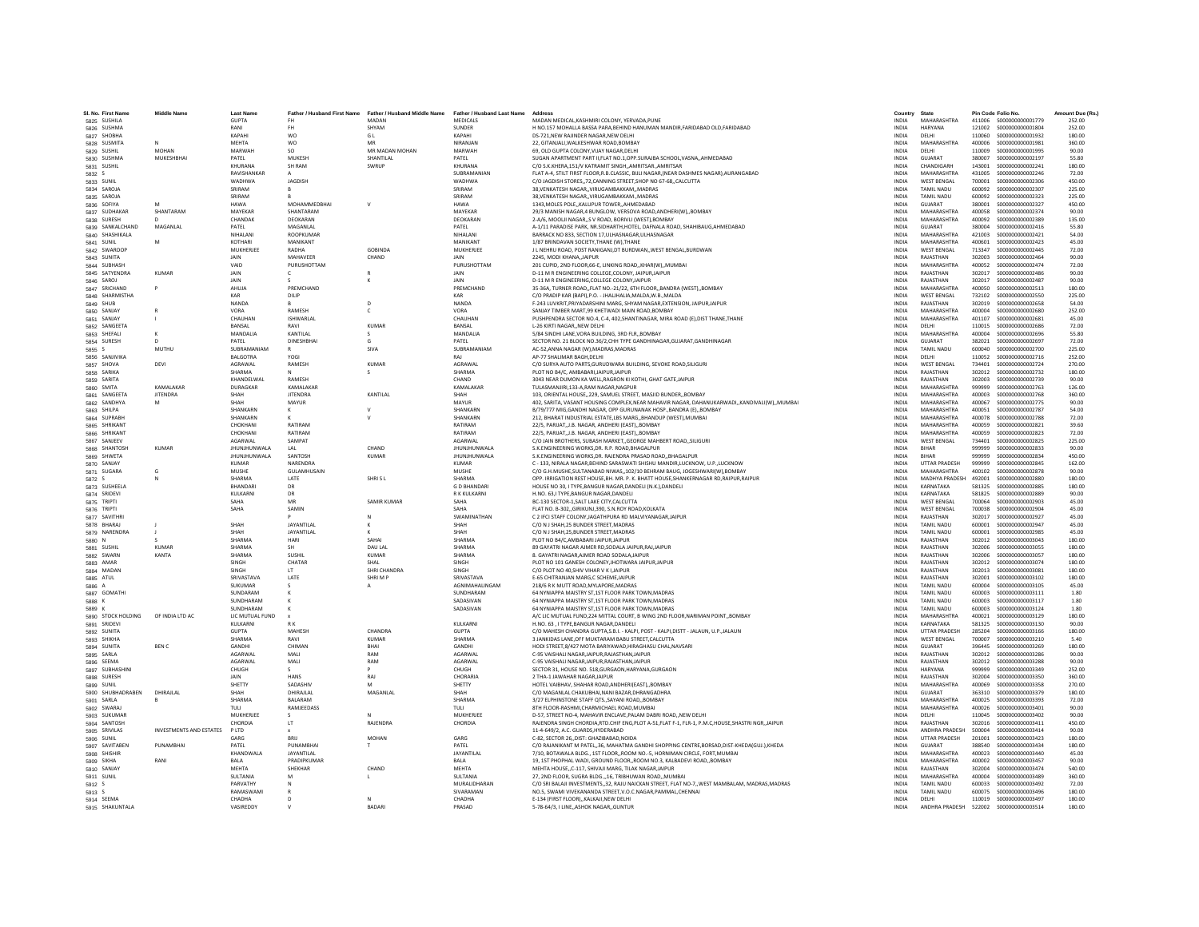| Sl. No. | First Name | Middle Name | Last Name | Father / Husband First Name | Father / Husband Middle Name | Father / Husband Last Name | Address | Country | State | Pin Code | Folio No. | Amount Due (Rs.) |
|---|---|---|---|---|---|---|---|---|---|---|---|---|
| 5825 | SUSHILA | | GUPTA | FH | MADAN | MEDICALS | MADAN MEDICAL,KASHMIRI COLONY, YERVADA,PUNE | INDIA | MAHARASHTRA | 411006 | S000000000001779 | 252.00 |
| 5826 | SUSHMA | | RANI | FH | SHYAM | SUNDER | H NO.157 MOHALLA BASSA PARA,BEHIND HANUMAN MANDIR,FARIDABAD OLD,FARIDABAD | INDIA | HARYANA | 121002 | S000000000001804 | 252.00 |
| 5827 | SHOBHA | | KAPAHI | WO | G L | KAPAHI | DS-721,NEW RAJINDER NAGAR,NEW DELHI | INDIA | DELHI | 110060 | S000000000001932 | 180.00 |
| 5828 | SUSMITA | N | MEHTA | WO | MR | NIRANJAN | 22, GITANJALI,WALKESHWAR ROAD,BOMBAY | INDIA | MAHARASHTRA | 400006 | S000000000001981 | 360.00 |
| 5829 | SUSHIL | MOHAN | MARWAH | SO | MR MADAN MOHAN | MARWAH | 69, OLD GUPTA COLONY,VIJAY NAGAR,DELHI | INDIA | DELHI | 110009 | S000000000001995 | 90.00 |
| 5830 | SUSHMA | MUKESHBHAI | PATEL | MUKESH | SHANTILAL | PATEL | SUGAN APARTMENT PART II,FLAT NO.1,OPP.SURAJBA SCHOOL,VASNA,,AHMEDABAD | INDIA | GUJARAT | 380007 | S000000000002197 | 55.80 |
| 5831 | SUSHIL | | KHURANA | SH RAM | SWRUP | KHURANA | C/O S.K.KHERA,151/V KATRAMIT SINGH,,AMRITSAR.,AMRITSAR | INDIA | CHANDIGARH | 143001 | S000000000002241 | 180.00 |
| 5832 | S | | RAVISHANKAR | A | | SUBRAMANIAN | FLAT A-4, STILT FIRST FLOOR,R.B.CLASSIC, BIJLI NAGAR,(NEAR DASHMES NAGAR),AURANGABAD | INDIA | MAHARASHTRA | 431005 | S000000000002246 | 72.00 |
| 5833 | SUNIL | | WADHWA | JAGDISH | | WADHWA | C/O JAGDISH STORES,,72,CANNING STREET,SHOP NO 67-68,,CALCUTTA | INDIA | WEST BENGAL | 700001 | S000000000002306 | 450.00 |
| 5834 | SAROJA | | SRIRAM | B | | SRIRAM | 38,VENKATESH NAGAR,,VIRUGAMBAKKAM,,MADRAS | INDIA | TAMIL NADU | 600092 | S000000000002307 | 225.00 |
| 5835 | SAROJA | | SRIRAM | B | | SRIRAM | 38,VENKATESH NAGAR,,VIRUGAMBAKKAM,,MADRAS | INDIA | TAMIL NADU | 600092 | S000000000002323 | 225.00 |
| 5836 | SOFIYA | M | HAWA | MOHAMMEDBHAI | V | HAWA | 1343,MOLES POLE,,KALUPUR TOWER,,AHMEDABAD | INDIA | GUJARAT | 380001 | S000000000002327 | 450.00 |
| 5837 | SUDHAKAR | SHANTARAM | MAYEKAR | SHANTARAM | | MAYEKAR | 29/3 MANISH NAGAR,4 BUNGLOW, VERSOVA ROAD,ANDHERI(W),,BOMBAY | INDIA | MAHARASHTRA | 400058 | S000000000002374 | 90.00 |
| 5838 | SURESH | D | CHANDAK | DEOKARAN | | DEOKARAN | 2-A/6, MOOLJI NAGAR,,S V ROAD, BORIVLI (WEST),BOMBAY | INDIA | MAHARASHTRA | 400092 | S000000000002389 | 135.00 |
| 5839 | SANKALCHAND | MAGANLAL | PATEL | MAGANLAL | | PATEL | A-1/11 PARADISE PARK, NR.SIDHARTH,HOTEL, DAFNALA ROAD, SHAHIBAUG,AHMEDABAD | INDIA | GUJARAT | 380004 | S000000000002416 | 55.80 |
| 5840 | SHASHIKALA | | NIHALANI | ROOPKUMAR | | NIHALANI | BARRACK NO 833, SECTION 17,ULHASNAGAR,ULHASNAGAR | INDIA | MAHARASHTRA | 421003 | S000000000002421 | 54.00 |
| 5841 | SUNIL | M | KOTHARI | MANIKANT | | MANIKANT | 1/87 BRINDAVAN SOCIETY,THANE (W),THANE | INDIA | MAHARASHTRA | 400601 | S000000000002423 | 45.00 |
| 5842 | SWAROOP | | MUKHERJEE | RADHA | GOBINDA | MUKHERJEE | J L NEHRU ROAD, POST RANIGANJ,DT BURDWAN,,WEST BENGAL,BURDWAN | INDIA | WEST BENGAL | 713347 | S000000000002445 | 72.00 |
| 5843 | SUNITA | | JAIN | MAHAVEER | CHAND | JAIN | 2245, MODI KHANA,,JAIPUR | INDIA | RAJASTHAN | 302003 | S000000000002464 | 90.00 |
| 5844 | SUBHASH | | VAID | PURUSHOTTAM | | PURUSHOTTAM | 201 CUPID, 2ND FLOOR,66-E, LINKING ROAD,,KHAR(W),,MUMBAI | INDIA | MAHARASHTRA | 400052 | S000000000002474 | 72.00 |
| 5845 | SATYENDRA | KUMAR | JAIN | C | R | JAIN | D-11 M R ENGINEERING COLLEGE,COLONY, JAIPUR,JAIPUR | INDIA | RAJASTHAN | 302017 | S000000000002486 | 90.00 |
| 5846 | SAROJ | | JAIN | S | K | JAIN | D-11 M R ENGINEERING,COLLEGE COLONY,JAIPUR | INDIA | RAJASTHAN | 302017 | S000000000002487 | 90.00 |
| 5847 | SRICHAND | P | AHUJA | PREMCHAND | | PREMCHAND | 35-36A, TURNER ROAD,,FLAT NO.-21/22, 6TH FLOOR,,BANDRA (WEST),,BOMBAY | INDIA | MAHARASHTRA | 400050 | S000000000002513 | 180.00 |
| 5848 | SHARMISTHA | | KAR | DILIP | | KAR | C/O PRADIP KAR (BAPI),P.O. - JHALJHALIA,MALDA,W.B.,MALDA | INDIA | WEST BENGAL | 732102 | S000000000002550 | 225.00 |
| 5849 | SHUB | | NANDA | B | D | NANDA | F-243 LUVKRIT,PRIYADARSHINI MARG, SHYAM NAGAR,EXTENSION, JAIPUR,JAIPUR | INDIA | RAJASTHAN | 302019 | S000000000002658 | 54.00 |
| 5850 | SANJAY | R | VORA | RAMESH | C | VORA | SANJAY TIMBER MART,99 KHETWADI MAIN ROAD,BOMBAY | INDIA | MAHARASHTRA | 400004 | S000000000002680 | 252.00 |
| 5851 | SANJAY | I | CHAUHAN | ISHWARLAL | | CHAUHAN | PUSHPENDRA SECTOR NO.4, C-4, 402,SHANTINAGAR, MIRA ROAD (E),DIST THANE,THANE | INDIA | MAHARASHTRA | 401107 | S000000000002681 | 45.00 |
| 5852 | SANGEETA | | BANSAL | RAVI | KUMAR | BANSAL | L-26 KIRTI NAGAR,,NEW DELHI | INDIA | DELHI | 110015 | S000000000002686 | 72.00 |
| 5853 | SHEFALI | K | MANDALIA | KANTILAL | S | MANDALIA | 5/84 SINDHI LANE,VORA BUILDING, 3RD FLR,,BOMBAY | INDIA | MAHARASHTRA | 400004 | S000000000002696 | 55.80 |
| 5854 | SURESH | D | PATEL | DINESHBHAI | G | PATEL | SECTOR NO. 21 BLOCK NO.36/2,CHH TYPE GANDHINAGAR,GUJARAT,GANDHINAGAR | INDIA | GUJARAT | 382021 | S000000000002697 | 72.00 |
| 5855 | S | MUTHU | SUBRAMANIAM | R | SIVA | SUBRAMANIAM | AC-52,ANNA NAGAR (W),MADRAS,MADRAS | INDIA | TAMIL NADU | 600040 | S000000000002700 | 225.00 |
| 5856 | SANJIVIKA | | BALGOTRA | YOGI | | RAJ | AP-77 SHALIMAR BAGH,DELHI | INDIA | DELHI | 110052 | S000000000002716 | 252.00 |
| 5857 | SHOVA | DEVI | AGRAWAL | RAMESH | KUMAR | AGRAWAL | C/O SURYA AUTO PARTS,GURUDWARA BUILDING, SEVOKE ROAD,SILIGURI | INDIA | WEST BENGAL | 734401 | S000000000002724 | 270.00 |
| 5858 | SARIKA | | SHARMA | N | S | SHARMA | PLOT NO 84/C, AMBABARI,JAIPUR,JAIPUR | INDIA | RAJASTHAN | 302012 | S000000000002732 | 180.00 |
| 5859 | SARITA | | KHANDELWAL | RAMESH | | CHAND | 3043 NEAR DUMON KA WELL,RAGRON KI KOTHI, GHAT GATE,JAIPUR | INDIA | RAJASTHAN | 302003 | S000000000002739 | 90.00 |
| 5860 | SMITA | KAMALAKAR | DURAGKAR | KAMALAKAR | | KAMALAKAR | TULASMANJIRI,133-A,RAM NAGAR,NAGPUR | INDIA | MAHARASHTRA | 999999 | S000000000002763 | 126.00 |
| 5861 | SANGEETA | JITENDRA | SHAH | JITENDRA | KANTILAL | SHAH | 103, ORIENTAL HOUSE,,229, SAMUEL STREET, MASJID BUNDER,,BOMBAY | INDIA | MAHARASHTRA | 400003 | S000000000002768 | 360.00 |
| 5862 | SANDHYA | M | SHAH | MAYUR | | MAYUR | 402, SARITA, VASANT HOUSING COMPLEX,NEAR MAHAVIR NAGAR, DAHANUKARWADI,,KANDIVALI(W),,MUMBAI | INDIA | MAHARASHTRA | 400067 | S000000000002775 | 90.00 |
| 5863 | SHILPA | | SHANKARN | K | V | SHANKARN | B/79/777 MIG,GANDHI NAGAR, OPP GURUNANAK HOSP.,BANDRA (E),,BOMBAY | INDIA | MAHARASHTRA | 400051 | S000000000002787 | 54.00 |
| 5864 | SUPRABH | | SHANKARN | K | V | SHANKARN | 212, BHARAT INDUSTRIAL ESTATE,LBS MARG,,BHANDUP (WEST),MUMBAI | INDIA | MAHARASHTRA | 400078 | S000000000002788 | 72.00 |
| 5865 | SHRIKANT | | CHOKHANI | RATIRAM | | RATIRAM | 22/5, PARIJAT,,J.B. NAGAR, ANDHERI (EAST),,BOMBAY | INDIA | MAHARASHTRA | 400059 | S000000000002821 | 39.60 |
| 5866 | SHRIKANT | | CHOKHANI | RATIRAM | | RATIRAM | 22/5, PARIJAT,,J.B. NAGAR, ANDHERI (EAST),,BOMBAY | INDIA | MAHARASHTRA | 400059 | S000000000002823 | 72.00 |
| 5867 | SANJEEV | | AGARWAL | SAMPAT | | AGARWAL | C/O JAIN BROTHERS, SUBASH MARKET,,GEORGE MAHBERT ROAD,,SILIGURI | INDIA | WEST BENGAL | 734401 | S000000000002825 | 225.00 |
| 5868 | SHANTOSH | KUMAR | JHUNJHUNWALA | LAL | CHAND | JHUNJHUNWALA | S.K.ENGINEERING WORKS,DR. R.P. ROAD,BHAGALPUR | INDIA | BIHAR | 999999 | S000000000002833 | 90.00 |
| 5869 | SHWETA | | JHUNJHUNWALA | SANTOSH | KUMAR | JHUNJHUNWALA | S.K.ENGINEERING WORKS,DR. RAJENDRA PRASAD ROAD,,BHAGALPUR | INDIA | BIHAR | 999999 | S000000000002834 | 450.00 |
| 5870 | SANJAY | | KUMAR | NARENDRA | | KUMAR | C - 133, NIRALA NAGAR,BEHIND SARASWATI SHISHU MANDIR,LUCKNOW, U.P.,LUCKNOW | INDIA | UTTAR PRADESH | 999999 | S000000000002845 | 162.00 |
| 5871 | SUGARA | G | MUSHE | GULAMHUSAIN | | MUSHE | C/O G.H.MUSHE,SULTANABAD NIWAS,,102/10 BEHRAM BAUG, JOGESHWARI(W),BOMBAY | INDIA | MAHARASHTRA | 400102 | S000000000002878 | 90.00 |
| 5872 | S | N | SHARMA | LATE | SHRI S L | SHARMA | OPP. IRRIGATION REST HOUSE,BH. MR. P. K. BHATT HOUSE,SHANKERNAGAR RD,RAIPUR,RAIPUR | INDIA | MADHYA PRADESH | 492001 | S000000000002880 | 180.00 |
| 5873 | SUSHEELA | | BHANDARI | DR | | G D BHANDARI | HOUSE NO 30, I TYPE,BANGUR NAGAR,DANDELI (N.K.),DANDELI | INDIA | KARNATAKA | 581325 | S000000000002885 | 180.00 |
| 5874 | SRIDEVI | | KULKARNI | DR | | R K KULKARNI | H.NO. 63,I TYPE,BANGUR NAGAR,DANDELI | INDIA | KARNATAKA | 581825 | S000000000002889 | 90.00 |
| 5875 | TRIPTI | | SAHA | MR | SAMIR KUMAR | SAHA | BC-130 SECTOR-1,SALT LAKE CITY,CALCUTTA | INDIA | WEST BENGAL | 700064 | S000000000002903 | 45.00 |
| 5876 | TRIPTI | | SAHA | SAMIN | | SAHA | FLAT NO. B-302,,GIRIKUNJ,390, S.N.ROY ROAD,KOLKATA | INDIA | WEST BENGAL | 700038 | S000000000002904 | 45.00 |
| 5877 | SAVITHRI | | | P | N | SWAMINATHAN | C 2 IFCI STAFF COLONY,JAGATHPURA RD MALVIYANAGAR,JAIPUR | INDIA | RAJASTHAN | 302017 | S000000000002927 | 45.00 |
| 5878 | BHARAJ | J | SHAH | JAYANTILAL | K | SHAH | C/O N J SHAH,25 BUNDER STREET,MADRAS | INDIA | TAMIL NADU | 600001 | S000000000002947 | 45.00 |
| 5879 | NARENDRA | J | SHAH | JAYANTILAL | K | SHAH | C/O N J SHAH,25,BUNDER STREET,MADRAS | INDIA | TAMIL NADU | 600001 | S000000000002985 | 45.00 |
| 5880 | N | S | SHARMA | HARI | SAHAI | SHARMA | PLOT NO 84/C,AMBABARI JAIPUR,JAIPUR | INDIA | RAJASTHAN | 302012 | S000000000003043 | 180.00 |
| 5881 | SUSHIL | KUMAR | SHARMA | SH | DAU LAL | SHARMA | 89 GAYATRI NAGAR AJMER RD,SODALA JAIPUR,RAJ,JAIPUR | INDIA | RAJASTHAN | 302006 | S000000000003055 | 180.00 |
| 5882 | SWARN | KANTA | SHARMA | SUSHIL | KUMAR | SHARMA | 8. GAYATRI NAGAR,AJMER ROAD SODALA,JAIPUR | INDIA | RAJASTHAN | 302006 | S000000000003057 | 180.00 |
| 5883 | AMAR | | SINGH | CHATAR | SHAL | SINGH | PLOT NO 101 GANESH COLONEY,JHOTWARA JAIPUR,JAIPUR | INDIA | RAJASTHAN | 302012 | S000000000003074 | 180.00 |
| 5884 | MADAN | | SINGH | LT | SHRI CHANDRA | SINGH | C/O PLOT NO 40,SHIV VIHAR V K I,JAIPUR | INDIA | RAJASTHAN | 302013 | S000000000003081 | 180.00 |
| 5885 | ATUL | | SRIVASTAVA | LATE | SHRI M P | SRIVASTAVA | E-65 CHITRANJAN MARG,C SCHEME,JAIPUR | INDIA | RAJASTHAN | 302001 | S000000000003102 | 180.00 |
| 5886 | A | | SUKUMAR | S | A | AGNIMAHALINGAM | 218/6 R K MUTT ROAD,MYLAPORE,MADRAS | INDIA | TAMIL NADU | 600004 | S000000000003105 | 45.00 |
| 5887 | GOMATHI | | SUNDARAM | K | | SUNDHARAM | 64 NYNIAPPA MAISTRY ST,1ST FLOOR PARK TOWN,MADRAS | INDIA | TAMIL NADU | 600003 | S000000000003111 | 1.80 |
| 5888 | K | | SUNDHARAM | K | | SADASIVAN | 64 NYNIAPPA MAISTRY ST,1ST FLOOR PARK TOWN,MADRAS | INDIA | TAMIL NADU | 600003 | S000000000003117 | 1.80 |
| 5889 | K | | SUNDHARAM | K | | SADASIVAN | 64 NYNIAPPA MAISTRY ST,1ST FLOOR PARK TOWN,MADRAS | INDIA | TAMIL NADU | 600003 | S000000000003124 | 1.80 |
| 5890 | STOCK HOLDING | OF INDIA LTD AC | LIC MUTUAL FUND | x | | | A/C LIC MUTUAL FUND,224 MITTAL COURT, B WING 2ND FLOOR,NARIMAN POINT,,BOMBAY | INDIA | MAHARASHTRA | 400021 | S000000000003129 | 180.00 |
| 5891 | SRIDEVI | | KULKARNI | R K | | KULKARNI | H.NO. 63 , I TYPE,BANGUR NAGAR,DANDELI | INDIA | KARNATAKA | 581325 | S000000000003130 | 90.00 |
| 5892 | SUNITA | | GUPTA | MAHESH | CHANDRA | GUPTA | C/O MAHESH CHANDRA GUPTA,S.B.I. - KALPI, POST - KALPI,DISTT - JALAUN, U.P.,JALAUN | INDIA | UTTAR PRADESH | 285204 | S000000000003166 | 180.00 |
| 5893 | SHIKHA | | SHARMA | RAVI | KUMAR | SHARMA | 3 JANKIDAS LANE,OFF MUKTARAM BABU STREET,CALCUTTA | INDIA | WEST BENGAL | 700007 | S000000000003210 | 5.40 |
| 5894 | SUNITA | BEN C | GANDHI | CHIMAN | BHAI | GANDHI | HODI STREET,8/427 MOTA BARIYAWAD,HIRAGHASU CHAL,NAVSARI | INDIA | GUJARAT | 396445 | S000000000003269 | 180.00 |
| 5895 | SARLA | | AGARWAL | MALI | RAM | AGARWAL | C-95 VAISHALI NAGAR,JAIPUR,RAJASTHAN,JAIPUR | INDIA | RAJASTHAN | 302012 | S000000000003286 | 90.00 |
| 5896 | SEEMA | | AGARWAL | MALI | RAM | AGARWAL | C-95 VAISHALI NAGAR,JAIPUR,RAJASTHAN,JAIPUR | INDIA | RAJASTHAN | 302012 | S000000000003288 | 90.00 |
| 5897 | SUBHASHINI | | CHUGH | S | P | CHUGH | SECTOR 31, HOUSE NO. 518,GURGAON,HARYANA,GURGAON | INDIA | HARYANA | 999999 | S000000000003349 | 252.00 |
| 5898 | SURESH | | JAIN | HANS | RAJ | CHORARIA | 2 THA-1 JAWAHAR NAGAR,JAIPUR | INDIA | RAJASTHAN | 302004 | S000000000003350 | 360.00 |
| 5899 | SUNIL | | SHETTY | SADASHIV | M | SHETTY | HOTEL VAIBHAV, SHAHAR ROAD,ANDHERI(EAST),,BOMBAY | INDIA | MAHARASHTRA | 400069 | S000000000003358 | 270.00 |
| 5900 | SHUBHADRABEN | DHIRAJLAL | SHAH | DHIRAJLAL | MAGANLAL | SHAH | C/O MAGANLAL CHAKUBHAI,NANI BAZAR,DHRANGADHRA | INDIA | GUJARAT | 363310 | S000000000003379 | 180.00 |
| 5901 | SARLA | B | SHARMA | BALARAM | | SHARMA | 3/27 ELPHINSTONE STAFF QTS.,SAYANI ROAD,,BOMBAY | INDIA | MAHARASHTRA | 400025 | S000000000003393 | 72.00 |
| 5902 | SWARAJ | | TULI | RAMJEEDASS | | TULI | 8TH FLOOR-RASHMI,CHARMICHAEL ROAD,MUMBAI | INDIA | MAHARASHTRA | 400026 | S000000000003401 | 90.00 |
| 5903 | SUKUMAR | | MUKHERJEE | S | N | MUKHERJEE | D-57, STREET NO-4, MAHAVIR ENCLAVE,PALAM DABRI ROAD,,NEW DELHI | INDIA | DELHI | 110045 | S000000000003402 | 90.00 |
| 5904 | SANTOSH | | CHORDIA | LT | RAJENDRA | CHORDIA | RAJENDRA SINGH CHORDIA,RTD.CHIF ENG,PLOT A-51,FLAT F-1, FLR-1, P.M.C,HOUSE,SHASTRI NGR,,JAIPUR | INDIA | RAJASTHAN | 302016 | S000000000003411 | 450.00 |
| 5905 | SRIVILAS | INVESTMENTS AND ESTATES | P LTD | x | | | 11-4-649/2, A.C..GUARDS,HYDERABAD | INDIA | ANDHRA PRADESH | 500004 | S000000000003414 | 90.00 |
| 5906 | SUNIL | | GARG | BRIJ | MOHAN | GARG | C-82, SECTOR 26,,DIST.: GHAZIABAD,NOIDA | INDIA | UTTAR PRADESH | 201001 | S000000000003423 | 180.00 |
| 5907 | SAVITABEN | PUNAMBHAI | PATEL | PUNAMBHAI | T | PATEL | C/O RAJANIKANT M PATEL,,36, MAHATMA GANDHI SHOPPING CENTRE,BORSAD,DIST-KHEDA(GUJ.),KHEDA | INDIA | GUJARAT | 388540 | S000000000003434 | 180.00 |
| 5908 | SHISHIR | | KHANDWALA | JAYANTILAL | | JAYANTILAL | 7/10, BOTAWALA BLDG., 1ST FLOOR,,ROOM NO.-5, HORNIMAN CIRCLE, FORT,MUMBAI | INDIA | MAHARASHTRA | 400023 | S000000000003440 | 45.00 |
| 5909 | SIKHA | RANI | BALA | PRADIPKUMAR | | BALA | 19, 1ST PHOPHAL WADI, GROUND FLOOR,,ROOM NO.3, KALBADEVI ROAD,,BOMBAY | INDIA | MAHARASHTRA | 400002 | S000000000003457 | 90.00 |
| 5910 | SANJAY | | MEHTA | SHEKHAR | CHAND | MEHTA | MEHTA HOUSE,,C-117, SHIVAJI MARG, TILAK NAGAR,JAIPUR | INDIA | RAJASTHAN | 302004 | S000000000003474 | 540.00 |
| 5911 | SUNIL | | SULTANIA | M | L | SULTANIA | 27, 2ND FLOOR, SUGRA BLDG.,,16, TRIBHUWAN ROAD,,MUMBAI | INDIA | MAHARASHTRA | 400004 | S000000000003489 | 360.00 |
| 5912 | S | | PARVATHY | N | | MURALIDHARAN | C/O SRI BALAJI INVESTMENTS,,32, RAJU NAICKAN STREET, FLAT NO-7,,WEST MAMBALAM, MADRAS,MADRAS | INDIA | TAMIL NADU | 600033 | S000000000003492 | 72.00 |
| 5913 | S | | RAMASWAMI | R | | SIVARAMAN | NO.5, SWAMI VIVEKANANDA STREET,V.O.C.NAGAR,PAMMAL,CHENNAI | INDIA | TAMIL NADU | 600075 | S000000000003496 | 180.00 |
| 5914 | SEEMA | | CHADHA | D | N | CHADHA | E-134 (FIRST FLOOR),,KALKAJI,NEW DELHI | INDIA | DELHI | 110019 | S000000000003497 | 180.00 |
| 5915 | SHAKUNTALA | | VASIREDDY | V | BADARI | PRASAD | 5-78-64/3, I LINE,,ASHOK NAGAR,,GUNTUR | INDIA | ANDHRA PRADESH | 522002 | S000000000003514 | 180.00 |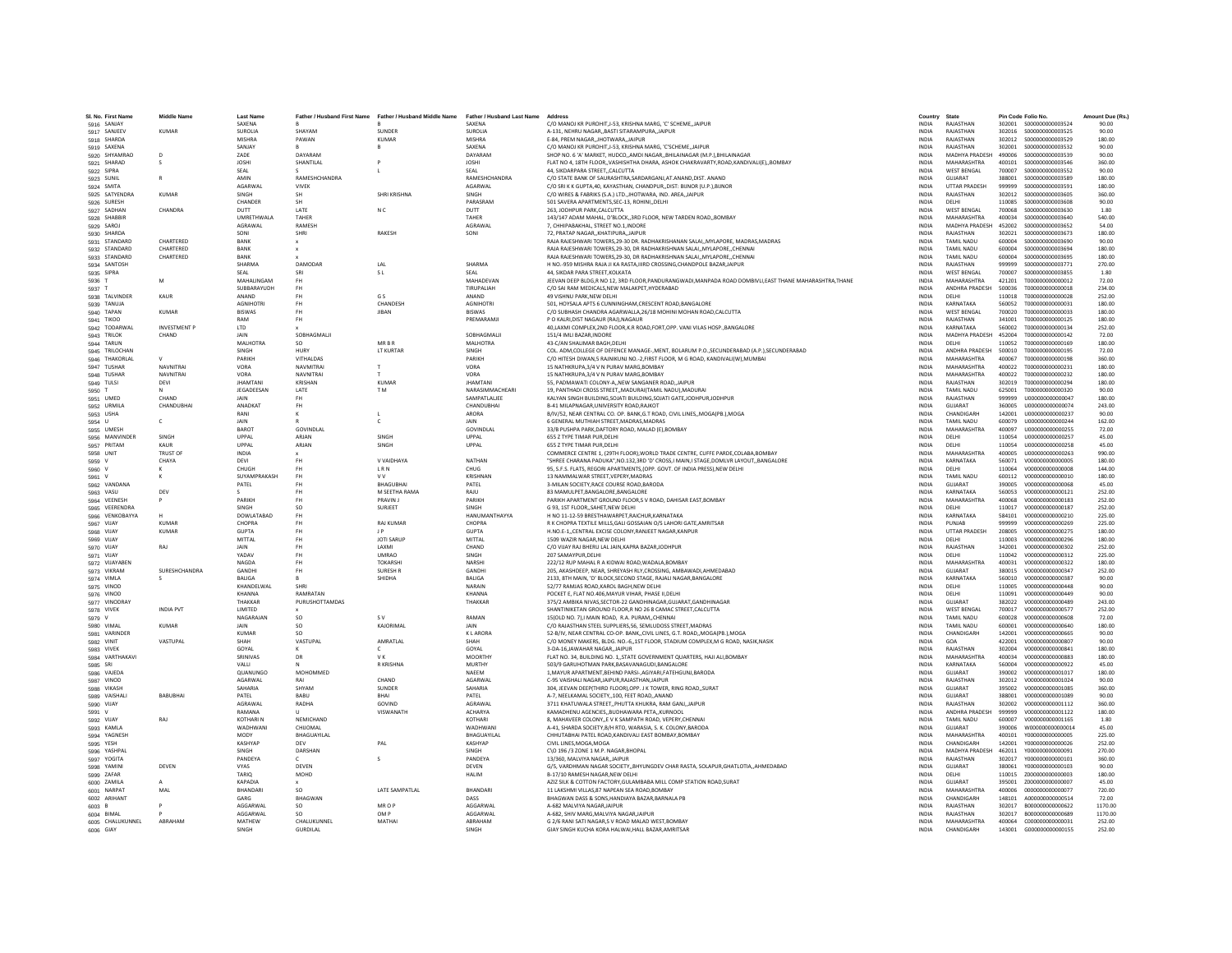| Sl. No. | First Name | Middle Name | Last Name | Father / Husband First Name | Father / Husband Middle Name | Father / Husband Last Name | Address | Country | State | Pin Code | Folio No. | Amount Due (Rs.) |
|---|---|---|---|---|---|---|---|---|---|---|---|---|
| 5916 | SANJAY | | SAXENA | B | B | SAXENA | C/O MANOJ KR PUROHIT,J-53, KRISHNA MARG, 'C' SCHEME,,JAIPUR | INDIA | RAJASTHAN | 302001 | S000000000003524 | 90.00 |
| 5917 | SANJEEV | KUMAR | SUROLIA | SHAYAM | SUNDER | SUROLIA | A-131, NEHRU NAGAR,,BASTI SITARAMPURA,,JAIPUR | INDIA | RAJASTHAN | 302016 | S000000000003525 | 90.00 |
| 5918 | SHARDA | | MISHRA | PAWAN | KUMAR | MISHRA | E-84, PREM NAGAR,,JHOTWARA,,JAIPUR | INDIA | RAJASTHAN | 302012 | S000000000003529 | 180.00 |
| 5919 | SAXENA | | SANJAY | B | B | SAXENA | C/O MANOJ KR PUROHIT,J-53, KRISHNA MARG, 'C'SCHEME,,JAIPUR | INDIA | RAJASTHAN | 302001 | S000000000003532 | 90.00 |
| 5920 | SHYAMRAO | D | ZADE | DAYARAM | | DAYARAM | SHOP NO. 6 'A' MARKET, HUDCO,,AMDI NAGAR,,BHILAINAGAR (M.P.),BHILAINAGAR | INDIA | MADHYA PRADESH | 490006 | S000000000003539 | 90.00 |
| 5921 | SHARAD | S | JOSHI | SHANTILAL | P | JOSHI | FLAT NO 4, 18TH FLOOR,,VASHISHTHA DHARA, ASHOK CHAKRAVARTY,ROAD,KANDIVALI(E),,BOMBAY | INDIA | MAHARASHTRA | 400101 | S000000000003546 | 360.00 |
| 5922 | SIPRA | | SEAL | S | L | SEAL | 44, SIKDARPARA STREET,,CALCUTTA | INDIA | WEST BENGAL | 700007 | S000000000003552 | 90.00 |
| 5923 | SUNIL | R | AMIN | RAMESHCHANDRA | | RAMESHCHANDRA | C/O STATE BANK OF SAURASHTRA,SARDARGANJ,AT.ANAND,DIST. ANAND | INDIA | GUJARAT | 388001 | S000000000003589 | 180.00 |
| 5924 | SMITA | | AGARWAL | VIVEK | | AGARWAL | C/O SRI K K GUPTA,40, KAYASTHAN, CHANDPUR,,DIST: BIJNOR (U.P.),BIJNOR | INDIA | UTTAR PRADESH | 999999 | S000000000003591 | 180.00 |
| 5925 | SATYENDRA | KUMAR | SINGH | SH | SHRI KRISHNA | SINGH | C/O WIRES & FABRIKS (S.A.) LTD.,,JHOTWARA, IND. AREA,,JAIPUR | INDIA | RAJASTHAN | 302012 | S000000000003605 | 360.00 |
| 5926 | SURESH | | CHANDER | SH | | PARASRAM | 501 SAVERA APARTMENTS,SEC-13, ROHINI,,DELHI | INDIA | DELHI | 110085 | S000000000003608 | 90.00 |
| 5927 | SADHAN | CHANDRA | DUTT | LATE | N C | DUTT | 263, JODHPUR PARK,CALCUTTA | INDIA | WEST BENGAL | 700068 | S000000000003630 | 1.80 |
| 5928 | SHABBIR | | UMRETHWALA | TAHER | | TAHER | 143/147 ADAM MAHAL, D'BLOCK,,3RD FLOOR, NEW TARDEN ROAD,,BOMBAY | INDIA | MAHARASHTRA | 400034 | S000000000003640 | 540.00 |
| 5929 | SAROJ | | AGRAWAL | RAMESH | | AGRAWAL | 7, CHHIPABAKHAL, STREET NO.1,INDORE | INDIA | MADHYA PRADESH | 452002 | S000000000003652 | 54.00 |
| 5930 | SHARDA | | SONI | SHRI | RAKESH | SONI | 72, PRATAP NAGAR,,KHATIPURA,,JAIPUR | INDIA | RAJASTHAN | 302021 | S000000000003673 | 180.00 |
| 5931 | STANDARD | CHARTERED | BANK | x | | | RAJA RAJESHWARI TOWERS,29-30 DR. RADHAKRISHANAN SALAI,,MYLAPORE, MADRAS,MADRAS | INDIA | TAMIL NADU | 600004 | S000000000003690 | 90.00 |
| 5932 | STANDARD | CHARTERED | BANK | x | | | RAJA RAJESHWARI TOWERS,29-30, DR RADHAKRISHNAN SALAI,,MYLAPORE,,CHENNAI | INDIA | TAMIL NADU | 600004 | S000000000003694 | 180.00 |
| 5933 | STANDARD | CHARTERED | BANK | x | | | RAJA RAJESHWARI TOWERS,29-30, DR RADHAKRISHNAN SALAI,,MYLAPORE,,CHENNAI | INDIA | TAMIL NADU | 600004 | S000000000003695 | 180.00 |
| 5934 | SANTOSH | | SHARMA | DAMODAR | LAL | SHARMA | H NO.-959 MISHRA RAJA JI KA RASTA,IIRD CROSSING,CHANDPOLE BAZAR,JAIPUR | INDIA | RAJASTHAN | 999999 | S000000000003771 | 270.00 |
| 5935 | SIPRA | | SEAL | SRI | S L | SEAL | 44, SIKDAR PARA STREET,KOLKATA | INDIA | WEST BENGAL | 700007 | S000000000003855 | 1.80 |
| 5936 | T | M | MAHALINGAM | FH | | MAHADEVAN | JEEVAN DEEP BLDG,R NO 12, 3RD FLOOR,PANDURANGWADI,MANPADA ROAD DOMBIVLI,EAST THANE MAHARASHTRA,THANE | INDIA | MAHARASHTRA | 421201 | T000000000000012 | 72.00 |
| 5937 | T | | SUBBARAYUDH | FH | | TIRUPALIAH | C/O SAI RAM MEDICALS,NEW MALAKPET,HYDERABAD | INDIA | ANDHRA PRADESH | 500036 | T000000000000018 | 234.00 |
| 5938 | TALVINDER | KAUR | ANAND | FH | G S | ANAND | 49 VISHNU PARK,NEW DELHI | INDIA | DELHI | 110018 | T000000000000028 | 252.00 |
| 5939 | TANUJA | | AGNIHOTRI | FH | CHANDESH | AGNIHOTRI | 501, HOYSALA APTS 6 CUNNINGHAM,CRESCENT ROAD,BANGALORE | INDIA | KARNATAKA | 560052 | T000000000000031 | 180.00 |
| 5940 | TAPAN | KUMAR | BISWAS | FH | JIBAN | BISWAS | C/O SUBHASH CHANDRA AGARWALLA,26/18 MOHINI MOHAN ROAD,CALCUTTA | INDIA | WEST BENGAL | 700020 | T000000000000033 | 180.00 |
| 5941 | TIKOO | | RAM | FH | | PREMARAMJI | P O KALRI,DIST NAGAUR (RAJ),NAGAUR | INDIA | RAJASTHAN | 341001 | T000000000000125 | 180.00 |
| 5942 | TODARWAL | INVESTMENT P | LTD | x | | | 40,LAXMI COMPLEX,2ND FLOOR,K R ROAD,FORT,OPP. VANI VILAS HOSP.,BANGALORE | INDIA | KARNATAKA | 560002 | T000000000000134 | 252.00 |
| 5943 | TRILOK | CHAND | JAIN | SOBHAGMALJI | | SOBHAGMALJI | 151/4 IMLI BAZAR,INDORE | INDIA | MADHYA PRADESH | 452004 | T000000000000142 | 72.00 |
| 5944 | TARUN | | MALHOTRA | SO | MR B R | MALHOTRA | 43-C/AN SHALIMAR BAGH,DELHI | INDIA | DELHI | 110052 | T000000000000169 | 180.00 |
| 5945 | TRILOCHAN | | SINGH | HURY | LT KURTAR | SINGH | COL. ADM,COLLEGE OF DEFENCE MANAGE-,MENT, BOLARUM P.O.,SECUNDERABAD (A.P.),SECUNDERABAD | INDIA | ANDHRA PRADESH | 500010 | T000000000000195 | 72.00 |
| 5946 | THAKORLAL | V | PARIKH | VITHALDAS | | PARIKH | C/O HITESH DIWAN,5 RAJNIKUNJ NO.-2,FIRST FLOOR, M G ROAD, KANDIVALI(W),MUMBAI | INDIA | MAHARASHTRA | 400067 | T000000000000198 | 360.00 |
| 5947 | TUSHAR | NAVNITRAI | VORA | NAVNITRAI | T | VORA | 15 NATHKRUPA,3/4 V N PURAV MARG,BOMBAY | INDIA | MAHARASHTRA | 400022 | T000000000000231 | 180.00 |
| 5948 | TUSHAR | NAVNITRAI | VORA | NAVNITRAI | T | VORA | 15 NATHKRUPA,3/4 V N PURAV MARG,BOMBAY | INDIA | MAHARASHTRA | 400022 | T000000000000232 | 180.00 |
| 5949 | TULSI | DEVI | JHAMTANI | KRISHAN | KUMAR | JHAMTANI | 55, PADMAWATI COLONY-A,,NEW SANGANER ROAD,,JAIPUR | INDIA | RAJASTHAN | 302019 | T000000000000294 | 180.00 |
| 5950 | T | N | JEGADEESAN | LATE | T M | NARASIMMACHEARI | 19, PANTHADI CROSS STREET,,MADURAI(TAMIL NADU),MADURAI | INDIA | TAMIL NADU | 625001 | T000000000000320 | 90.00 |
| 5951 | UMED | CHAND | JAIN | FH | | SAMPATLALJEE | KALYAN SINGH BUILDING,SOJATI BUILDING,SOJATI GATE,JODHPUR,JODHPUR | INDIA | RAJASTHAN | 999999 | U000000000000047 | 180.00 |
| 5952 | URMILA | CHANDUBHAI | ANADKAT | FH | | CHANDUBHAI | B-41 MILAPNAGAR,UNIVERSITY ROAD,RAJKOT | INDIA | GUJARAT | 360005 | U000000000000074 | 243.00 |
| 5953 | USHA | | RANI | K | L | ARORA | B/IV/52, NEAR CENTRAL CO. OP. BANK,G.T ROAD, CIVIL LINES,,MOGA(PB.),MOGA | INDIA | CHANDIGARH | 142001 | U000000000000237 | 90.00 |
| 5954 | U | C | JAIN | R | C | JAIN | 6 GENERAL MUTHIAH STREET,MADRAS,MADRAS | INDIA | TAMIL NADU | 600079 | U000000000000244 | 162.00 |
| 5955 | UMESH | | BAROT | GOVINDLAL | | GOVINDLAL | 33/B PUSHPA PARK,DAFTORY ROAD, MALAD (E),BOMBAY | INDIA | MAHARASHTRA | 400097 | U000000000000255 | 72.00 |
| 5956 | MANVINDER | SINGH | UPPAL | ARJAN | SINGH | UPPAL | 65S 2 TYPE TIMAR PUR,DELHI | INDIA | DELHI | 110054 | U000000000000257 | 45.00 |
| 5957 | PRITAM | KAUR | UPPAL | ARJAN | SINGH | UPPAL | 65S 2 TYPE TIMAR PUR,DELHI | INDIA | DELHI | 110054 | U000000000000258 | 45.00 |
| 5958 | UNIT | TRUST OF | INDIA | x | | | COMMERCE CENTRE 1, (29TH FLOOR),WORLD TRADE CENTRE, CUFFE PARDE,COLABA,BOMBAY | INDIA | MAHARASHTRA | 400005 | U000000000000263 | 990.00 |
| 5959 | V | CHAYA | DEVI | FH | V VAIDHAYA | NATHAN | "SHREE CHARANA PADUKA",NO.132,3RD 'D' CROSS,I MAIN,I STAGE,DOMLVR LAYOUT,,BANGALORE | INDIA | KARNATAKA | 560071 | V000000000000005 | 180.00 |
| 5960 | V | K | CHUGH | FH | L R N | CHUG | 95, S.F.S. FLATS, REGORI APARTMENTS,(OPP. GOVT. OF INDIA PRESS),NEW DELHI | INDIA | DELHI | 110064 | V000000000000008 | 144.00 |
| 5961 | V | K | SUYAMPRAKASH | FH | V V | KRISHNAN | 13 NAMMALWAR STREET,VEPERY,MADRAS | INDIA | TAMIL NADU | 600112 | V000000000000010 | 180.00 |
| 5962 | VANDANA | | PATEL | FH | BHAGUBHAI | PATEL | 3-MILAN SOCIETY,RACE COURSE ROAD,BARODA | INDIA | GUJARAT | 390005 | V000000000000068 | 45.00 |
| 5963 | VASU | DEV | S | FH | M SEETHA RAMA | RAJU | 83 MAMULPET,BANGALORE,BANGALORE | INDIA | KARNATAKA | 560053 | V000000000000121 | 252.00 |
| 5964 | VEENESH | P | PARIKH | FH | PRAVIN J | PARIKH | PARIKH APARTMENT GROUND FLOOR,S V ROAD, DAHISAR EAST,BOMBAY | INDIA | MAHARASHTRA | 400068 | V000000000000183 | 252.00 |
| 5965 | VEERENDRA | | SINGH | SO | SURJEET | SINGH | G 93, 1ST FLOOR,,SAHET,NEW DELHI | INDIA | DELHI | 110017 | V000000000000187 | 252.00 |
| 5966 | VENKOBAYYA | H | DOWLATABAD | FH | | HANUMANTHAYYA | H NO 11-12-59 BRESTHAWARPET,RAICHUR,KARNATAKA | INDIA | KARNATAKA | 584101 | V000000000000210 | 225.00 |
| 5967 | VIJAY | KUMAR | CHOPRA | FH | RAJ KUMAR | CHOPRA | R K CHOPRA TEXTILE MILLS,GALI GOSSAIAN O/S LAHORI GATE,AMRITSAR | INDIA | PUNJAB | 999999 | V000000000000269 | 225.00 |
| 5968 | VIJAY | KUMAR | GUPTA | FH | J P | GUPTA | H.NO.E-1,,CENTRAL EXCISE COLONY,RANJEET NAGAR,KANPUR | INDIA | UTTAR PRADESH | 208005 | V000000000000275 | 180.00 |
| 5969 | VIJAY | | MITTAL | FH | JOTI SARUP | MITTAL | 1509 WAZIR NAGAR,NEW DELHI | INDIA | DELHI | 110003 | V000000000000296 | 180.00 |
| 5970 | VIJAY | RAJ | JAIN | FH | LAXMI | CHAND | C/O VIJAY RAJ BHERU LAL JAIN,KAPRA BAZAR,JODHPUR | INDIA | RAJASTHAN | 342001 | V000000000000302 | 252.00 |
| 5971 | VIJAY | | YADAV | FH | UMRAO | SINGH | 207 SAMAYPUR,DELHI | INDIA | DELHI | 110042 | V000000000000312 | 225.00 |
| 5972 | VIJAYABEN | | NAGDA | FH | TOKARSHI | NARSHI | 222/12 RUP MAHAL R A KIDWAI ROAD,WADALA,BOMBAY | INDIA | MAHARASHTRA | 400031 | V000000000000322 | 180.00 |
| 5973 | VIKRAM | SURESHCHANDRA | GANDHI | FH | SURESH R | GANDHI | 205, AKASHDEEP, NEAR, SHREYASH RLY,CROSSING, AMBAWADI,AHMEDABAD | INDIA | GUJARAT | 380015 | V000000000000347 | 252.00 |
| 5974 | VIMLA | S | BALIGA | B | SHIDHA | BALIGA | 2133, 8TH MAIN, 'D' BLOCK,SECOND STAGE, RAJALI NAGAR,BANGALORE | INDIA | KARNATAKA | 560010 | V000000000000387 | 90.00 |
| 5975 | VINOD | | KHANDELWAL | SHRI | | NARAIN | 52/77 RAMJAS ROAD,KAROL BAGH,NEW DELHI | INDIA | DELHI | 110005 | V000000000000448 | 90.00 |
| 5976 | VINOD | | KHANNA | RAMRATAN | | KHANNA | POCKET E, FLAT NO.406,MAYUR VIHAR, PHASE II,DELHI | INDIA | DELHI | 110091 | V000000000000449 | 90.00 |
| 5977 | VINODRAY | | THAKKAR | PURUSHOTTAMDAS | | THAKKAR | 375/2 AMBIKA NIVAS,SECTOR-22 GANDHINAGAR,GUJARAT,GANDHINAGAR | INDIA | GUJARAT | 382022 | V000000000000489 | 243.00 |
| 5978 | VIVEK | INDIA PVT | LIMITED | x | | | SHANTINIKETAN GROUND FLOOR,R NO 26 8 CAMAC STREET,CALCUTTA | INDIA | WEST BENGAL | 700017 | V000000000000577 | 252.00 |
| 5979 | V | | NAGARAJAN | SO | S V | RAMAN | 15(OLD NO. 7),I MAIN ROAD, R.A. PURAM,,CHENNAI | INDIA | TAMIL NADU | 600028 | V000000000000608 | 72.00 |
| 5980 | VIMAL | KUMAR | JAIN | SO | KAJORIMAL | JAIN | C/O RAJASTHAN STEEL SUPPLIERS,56, SEMLUDOSS STREET,MADRAS | INDIA | TAMIL NADU | 600001 | V000000000000640 | 180.00 |
| 5981 | VARINDER | | KUMAR | SO | | K L ARORA | 52-B/IV, NEAR CENTRAL CO-OP. BANK,,CIVIL LINES, G.T. ROAD,,MOGA(PB.),MOGA | INDIA | CHANDIGARH | 142001 | V000000000000665 | 90.00 |
| 5982 | VINIT | VASTUPAL | SHAH | VASTUPAL | AMRATLAL | SHAH | C/O MONEY MAKERS, BLDG. NO.-6,,1ST FLOOR, STADIUM COMPLEX,M G ROAD, NASIK,NASIK | INDIA | GOA | 422001 | V000000000000807 | 90.00 |
| 5983 | VIVEK | | GOYAL | K | C | GOYAL | 3-DA-16,JAWAHAR NAGAR,,JAIPUR | INDIA | RAJASTHAN | 302004 | V000000000000841 | 180.00 |
| 5984 | VARTHAKAVI | | SRINIVAS | DR | V K | MOORTHY | FLAT NO. 34, BUILDING NO. 1,,STATE GOVERNMENT QUARTERS, HAJI ALI,BOMBAY | INDIA | MAHARASHTRA | 400034 | V000000000000883 | 180.00 |
| 5985 | SRI | | VALLI | N | R KRISHNA | MURTHY | 503/9 GARUHOTMAN PARK,BASAVANAGUDI,BANGALORE | INDIA | KARNATAKA | 560004 | V000000000000922 | 45.00 |
| 5986 | VAJEDA | | QUANUNGO | MOHOMMED | | NAEEM | 1,MAYUR APARTMENT,BEHIND PARSI-.AGIYARI,FATEHGUNJ,BARODA | INDIA | GUJARAT | 390002 | V000000000001017 | 180.00 |
| 5987 | VINOD | | AGARWAL | RAI | CHAND | AGARWAL | C-95 VAISHALI NAGAR,JAIPUR,RAJASTHAN,JAIPUR | INDIA | RAJASTHAN | 302012 | V000000000001024 | 90.00 |
| 5988 | VIKASH | | SAHARIA | SHYAM | SUNDER | SAHARIA | 304, JEEVAN DEEP(THIRD FLOOR),OPP. J K TOWER, RING ROAD,,SURAT | INDIA | GUJARAT | 395002 | V000000000001085 | 360.00 |
| 5989 | VAISHALI | BABUBHAI | PATEL | BABU | BHAI | PATEL | A-7, NEELKAMAL SOCIETY,,100, FEET ROAD,,ANAND | INDIA | GUJARAT | 388001 | V000000000001089 | 90.00 |
| 5990 | VIJAY | | AGRAWAL | RADHA | GOVIND | AGRAWAL | 3711 KHATUWALA STREET,,PHUTTA KHUKRA, RAM GANJ,,JAIPUR | INDIA | RAJASTHAN | 302002 | V000000000001112 | 360.00 |
| 5991 | V | | RAMANA | U | VISWANATH | ACHARYA | KAMADHENU AGENCIES,,BUDHAWARA PETA,,KURNOOL | INDIA | ANDHRA PRADESH | 999999 | V000000000001122 | 180.00 |
| 5992 | VIJAY | RAJ | KOTHARI N | NEMICHAND | | KOTHARI | 8, MAHAVEER COLONY,,E V K SAMPATH ROAD, VEPERY,CHENNAI | INDIA | TAMIL NADU | 600007 | V000000000001165 | 1.80 |
| 5993 | KAMLA | | WADHWANI | CHIJOMAL | | WADHWANI | A-41, SHARDA SOCIETY,B/H RTO, WARASIA, S. K. COLONY,BARODA | INDIA | GUJARAT | 390006 | W000000000000014 | 45.00 |
| 5994 | YAGNESH | | MODY | BHAGUAYILAL | | BHAGUAYILAL | CHHUTABHAI PATEL ROAD,KANDIVALI EAST BOMBAY,BOMBAY | INDIA | MAHARASHTRA | 400101 | Y000000000000005 | 225.00 |
| 5995 | YESH | | KASHYAP | DEV | PAL | KASHYAP | CIVIL LINES,MOGA,MOGA | INDIA | CHANDIGARH | 142001 | Y000000000000026 | 252.00 |
| 5996 | YASHPAL | | SINGH | DARSHAN | | SINGH | C\O 196 /3 ZONE 1 M.P. NAGAR,BHOPAL | INDIA | MADHYA PRADESH | 462011 | Y000000000000091 | 270.00 |
| 5997 | YOGITA | | PANDEYA | C | S | PANDEYA | 13/360, MALVIYA NAGAR,,JAIPUR | INDIA | RAJASTHAN | 302017 | Y000000000000101 | 360.00 |
| 5998 | YAMINI | DEVEN | VYAS | DEVEN | | DEVEN | G/5, VARDHMAN NAGAR SOCIETY,,BHYUNGDEV CHAR RASTA, SOLAPUR,GHATLOTIA,,AHMEDABAD | INDIA | GUJARAT | 380061 | Y000000000000103 | 90.00 |
| 5999 | ZAFAR | | TARIQ | MOHD | | HALIM | B-17/10 RAMESH NAGAR,NEW DELHI | INDIA | DELHI | 110015 | Z000000000000003 | 180.00 |
| 6000 | ZAMILA | A | KAPADIA | x | | | AZIZ SILK & COTTON FACTORY,GULAMBABA MILL COMP STATION ROAD,SURAT | INDIA | GUJARAT | 395001 | Z000000000000007 | 45.00 |
| 6001 | NARPAT | MAL | BHANDARI | SO | LATE SAMPATLAL | BHANDARI | 11 LAKSHMI VILLAS,87 NAPEAN SEA ROAD,BOMBAY | INDIA | MAHARASHTRA | 400006 | 0000000000000077 | 720.00 |
| 6002 | ARIHANT | | GARG | BHAGWAN | | DASS | BHAGWAN DASS & SONS,HANDIAYA BAZAR,BARNALA PB | INDIA | CHANDIGARH | 148101 | A000000000000514 | 72.00 |
| 6003 | B | P | AGGARWAL | SO | MR O P | AGGARWAL | A-682 MALVIYA NAGAR,JAIPUR | INDIA | RAJASTHAN | 302017 | B000000000000622 | 1170.00 |
| 6004 | BIMAL | P | AGGARWAL | SO | OM P | AGGARWAL | A-682, SHIV MARG,MALVIYA NAGAR,JAIPUR | INDIA | RAJASTHAN | 302017 | B000000000000689 | 1170.00 |
| 6005 | CHALUKUNNEL | ABRAHAM | MATHEW | CHALUKUNNEL | MATHAI | ABRAHAM | G 2/6 RANI SATI NAGAR,S V ROAD MALAD WEST,BOMBAY | INDIA | MAHARASHTRA | 400064 | C000000000000031 | 252.00 |
| 6006 | GIAY | | SINGH | GURDILAL | | SINGH | GIAY SINGH KUCHA KORA HALWAI,HALL BAZAR,AMRITSAR | INDIA | CHANDIGARH | 143001 | G000000000000155 | 252.00 |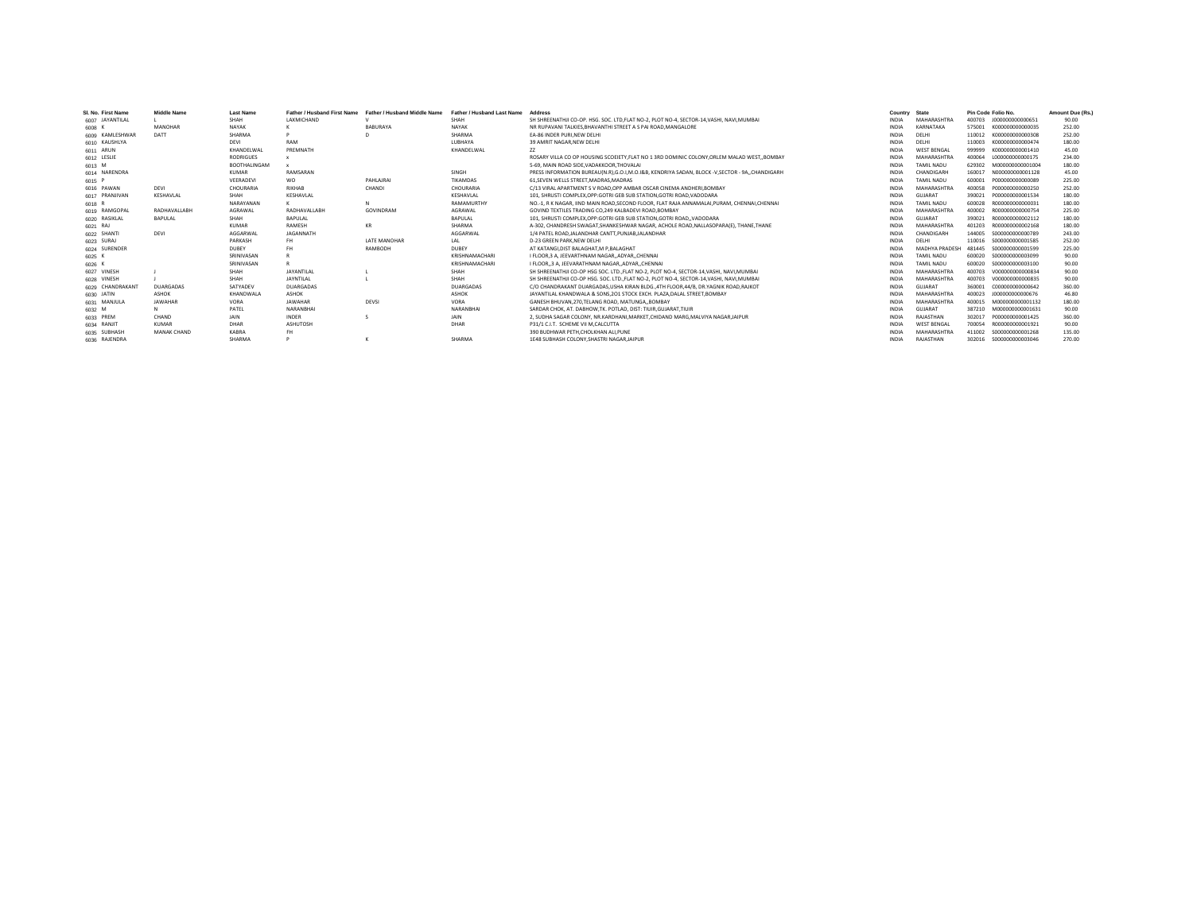| Sl. No. | First Name | Middle Name | Last Name | Father / Husband First Name | Father / Husband Middle Name | Father / Husband Last Name | Address | Country | State | Pin Code | Folio No. | Amount Due (Rs.) |
|---|---|---|---|---|---|---|---|---|---|---|---|---|
| 6007 | JAYANTILAL | L | SHAH | LAXMICHAND | V | SHAH | SH SHREENATHJI CO-OP. HSG. SOC. LTD,FLAT NO-2, PLOT NO-4, SECTOR-14,VASHI, NAVI,MUMBAI | INDIA | MAHARASHTRA | 400703 | J000000000000651 | 90.00 |
| 6008 | K | MANOHAR | NAYAK | K | BABURAYA | NAYAK | NR RUPAVANI TALKIES,BHAVANTHI STREET A S PAI ROAD,MANGALORE | INDIA | KARNATAKA | 575001 | K000000000000035 | 252.00 |
| 6009 | KAMLESHWAR | DATT | SHARMA | P | D | SHARMA | EA-86 INDER PURI,NEW DELHI | INDIA | DELHI | 110012 | K000000000000308 | 252.00 |
| 6010 | KAUSHLYA | | DEVI | RAM | | LUBHAYA | 39 AMRIT NAGAR,NEW DELHI | INDIA | DELHI | 110003 | K000000000000474 | 180.00 |
| 6011 | ARUN | | KHANDELWAL | PREMNATH | | KHANDELWAL | ZZ | INDIA | WEST BENGAL | 999999 | K000000000001410 | 45.00 |
| 6012 | LESLIE | | RODRIGUES | x | | | ROSARY VILLA CO OP HOUSING SCOEIETY,FLAT NO 1 3RD DOMINIC COLONY,ORLEM MALAD WEST,,BOMBAY | INDIA | MAHARASHTRA | 400064 | L000000000000175 | 234.00 |
| 6013 | M | | BOOTHALINGAM | x | | | 5-69, MAIN ROAD SIDE,VADAKKOOR,THOVALAI | INDIA | TAMIL NADU | 629302 | M000000000001004 | 180.00 |
| 6014 | NARENDRA | | KUMAR | RAMSARAN | | SINGH | PRESS INFORMATION BUREAU(N.R),G.O.I,M.O.I&B, KENDRIYA SADAN, BLOCK -V,SECTOR - 9A,,CHANDIGARH | INDIA | CHANDIGARH | 160017 | N000000000001128 | 45.00 |
| 6015 | P | | VEERADEVI | WO | PAHLAJRAI | TIKAMDAS | 61,SEVEN WELLS STREET,MADRAS,MADRAS | INDIA | TAMIL NADU | 600001 | P000000000000089 | 225.00 |
| 6016 | PAWAN | DEVI | CHOURARIA | RIKHAB | CHANDI | CHOURARIA | C/13 VIRAL APARTMENT S V ROAD,OPP AMBAR OSCAR CINEMA ANDHERI,BOMBAY | INDIA | MAHARASHTRA | 400058 | P000000000000250 | 252.00 |
| 6017 | PRANJIVAN | KESHAVLAL | SHAH | KESHAVLAL | | KESHAVLAL | 101, SHRUSTI COMPLEX,OPP:GOTRI GEB SUB STATION,GOTRI ROAD,VADODARA | INDIA | GUJARAT | 390021 | P000000000001534 | 180.00 |
| 6018 | R | | NARAYANAN | K | N | RAMAMURTHY | NO.-1, R K NAGAR, IIND MAIN ROAD,SECOND FLOOR, FLAT RAJA ANNAMALAI,PURAM, CHENNAI,CHENNAI | INDIA | TAMIL NADU | 600028 | R000000000000031 | 180.00 |
| 6019 | RAMGOPAL | RADHAVALLABH | AGRAWAL | RADHAVALLABH | GOVINDRAM | AGRAWAL | GOVIND TEXTILES TRADING CO,249 KALBADEVI ROAD,BOMBAY | INDIA | MAHARASHTRA | 400002 | R000000000000754 | 225.00 |
| 6020 | RASIKLAL | BAPULAL | SHAH | BAPULAL | | BAPULAL | 101, SHRUSTI COMPLEX,OPP:GOTRI GEB SUB STATION,GOTRI ROAD,,VADODARA | INDIA | GUJARAT | 390021 | R000000000002112 | 180.00 |
| 6021 | RAJ | | KUMAR | RAMESH | KR | SHARMA | A-302, CHANDRESH SWAGAT,SHANKESHWAR NAGAR, ACHOLE ROAD,NALLASOPARA(E), THANE,THANE | INDIA | MAHARASHTRA | 401203 | R000000000002168 | 180.00 |
| 6022 | SHANTI | DEVI | AGGARWAL | JAGANNATH | | AGGARWAL | 1/4 PATEL ROAD,JALANDHAR CANTT,PUNJAB,JALANDHAR | INDIA | CHANDIGARH | 144005 | S000000000000789 | 243.00 |
| 6023 | SURAJ | | PARKASH | FH | LATE MANOHAR | LAL | D-23 GREEN PARK,NEW DELHI | INDIA | DELHI | 110016 | S000000000001585 | 252.00 |
| 6024 | SURENDER | | DUBEY | FH | RAMBODH | DUBEY | AT KATANGI,DIST BALAGHAT,M P,BALAGHAT | INDIA | MADHYA PRADESH | 481445 | S000000000001599 | 225.00 |
| 6025 | K | | SRINIVASAN | R | | KRISHNAMACHARI | I FLOOR,3 A, JEEVARTHNAM NAGAR,,ADYAR,,CHENNAI | INDIA | TAMIL NADU | 600020 | S000000000003099 | 90.00 |
| 6026 | K | | SRINIVASAN | R | | KRISHNAMACHARI | I FLOOR,,3 A, JEEVARATHNAM NAGAR,,ADYAR,,CHENNAI | INDIA | TAMIL NADU | 600020 | S000000000003100 | 90.00 |
| 6027 | VINESH | J | SHAH | JAYANTILAL | L | SHAH | SH SHREENATHJI CO-OP HSG SOC. LTD.,FLAT NO-2, PLOT NO-4, SECTOR-14,VASHI, NAVI,MUMBAI | INDIA | MAHARASHTRA | 400703 | V000000000000834 | 90.00 |
| 6028 | VINESH | J | SHAH | JAYNTILAL | L | SHAH | SH SHREENATHJI CO-OP HSG. SOC. LTD.,FLAT NO-2, PLOT NO-4, SECTOR-14,VASHI, NAVI,MUMBAI | INDIA | MAHARASHTRA | 400703 | V000000000000835 | 90.00 |
| 6029 | CHANDRAKANT | DUARGADAS | SATYADEV | DUARGADAS | | DUARGADAS | C/O CHANDRAKANT DUARGADAS,USHA KIRAN BLDG.,4TH FLOOR,44/B, DR.YAGNIK ROAD,RAJKOT | INDIA | GUJARAT | 360001 | C000000000000642 | 360.00 |
| 6030 | JATIN | ASHOK | KHANDWALA | ASHOK | | ASHOK | JAYANTILAL KHANDWALA & SONS,2O1 STOCK EXCH. PLAZA,DALAL STREET,BOMBAY | INDIA | MAHARASHTRA | 400023 | J000000000000676 | 46.80 |
| 6031 | MANJULA | JAWAHAR | VORA | JAWAHAR | DEVSI | VORA | GANESH BHUVAN,270,TELANG ROAD, MATUNGA,,BOMBAY | INDIA | MAHARASHTRA | 400015 | M000000000001132 | 180.00 |
| 6032 | M | N | PATEL | NARANBHAI | | NARANBHAI | SARDAR CHOK, AT. DABHOW,TK. POTLAD, DIST. TIJJR,GUJARAT,TIJJR | INDIA | GUJARAT | 387210 | M000000000001631 | 90.00 |
| 6033 | PREM | CHAND | JAIN | INDER | S | JAIN | 2, SUDHA SAGAR COLONY, NR.KARDHANI,MARKET,CHIDAND MARG,MALVIYA NAGAR,JAIPUR | INDIA | RAJASTHAN | 302017 | P000000000001425 | 360.00 |
| 6034 | RANJIT | KUMAR | DHAR | ASHUTOSH | | DHAR | P31/1 C.I.T. SCHEME VII M,CALCUTTA | INDIA | WEST BENGAL | 700054 | R000000000001921 | 90.00 |
| 6035 | SUBHASH | MANAK CHAND | KABRA | FH | | | 390 BUDHWAR PETH,CHOLKHAN ALI,PUNE | INDIA | MAHARASHTRA | 411002 | S000000000001268 | 135.00 |
| 6036 | RAJENDRA | | SHARMA | P | K | SHARMA | 1E48 SUBHASH COLONY,SHASTRI NAGAR,JAIPUR | INDIA | RAJASTHAN | 302016 | S000000000003046 | 270.00 |